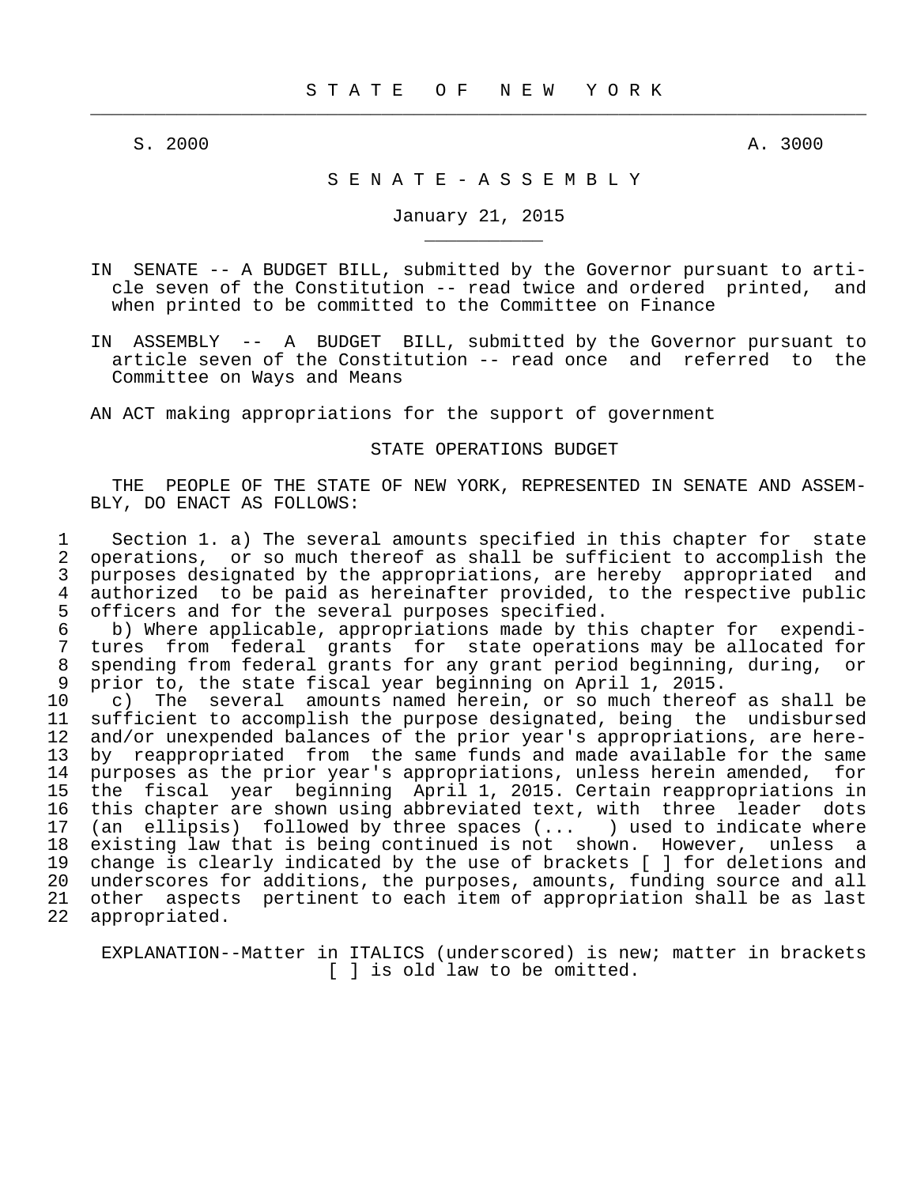# STATE OF NEW YORK

S. 2000 A. 3000

## SENATE - ASSEMBLY

January 21, 2015

IN SENATE -- A BUDGET BILL, submitted by the Governor pursuant to article seven of the Constitution -- read twice and ordered printed, and when printed to be committed to the Committee on Finance

IN ASSEMBLY -- A BUDGET BILL, submitted by the Governor pursuant to article seven of the Constitution -- read once and referred to the Committee on Ways and Means

AN ACT making appropriations for the support of government

### STATE OPERATIONS BUDGET

THE PEOPLE OF THE STATE OF NEW YORK, REPRESENTED IN SENATE AND ASSEMBLY, DO ENACT AS FOLLOWS:

Section 1. a) The several amounts specified in this chapter for state operations, or so much thereof as shall be sufficient to accomplish the purposes designated by the appropriations, are hereby appropriated and authorized to be paid as hereinafter provided, to the respective public officers and for the several purposes specified.

b) Where applicable, appropriations made by this chapter for expenditures from federal grants for state operations may be allocated for spending from federal grants for any grant period beginning, during, or prior to, the state fiscal year beginning on April 1, 2015.

c) The several amounts named herein, or so much thereof as shall be sufficient to accomplish the purpose designated, being the undisbursed and/or unexpended balances of the prior year's appropriations, are hereby reappropriated from the same funds and made available for the same purposes as the prior year's appropriations, unless herein amended, for the fiscal year beginning April 1, 2015. Certain reappropriations in this chapter are shown using abbreviated text, with three leader dots (an ellipsis) followed by three spaces (...   ) used to indicate where existing law that is being continued is not shown. However, unless a change is clearly indicated by the use of brackets [ ] for deletions and underscores for additions, the purposes, amounts, funding source and all other aspects pertinent to each item of appropriation shall be as last appropriated.

EXPLANATION--Matter in ITALICS (underscored) is new; matter in brackets [ ] is old law to be omitted.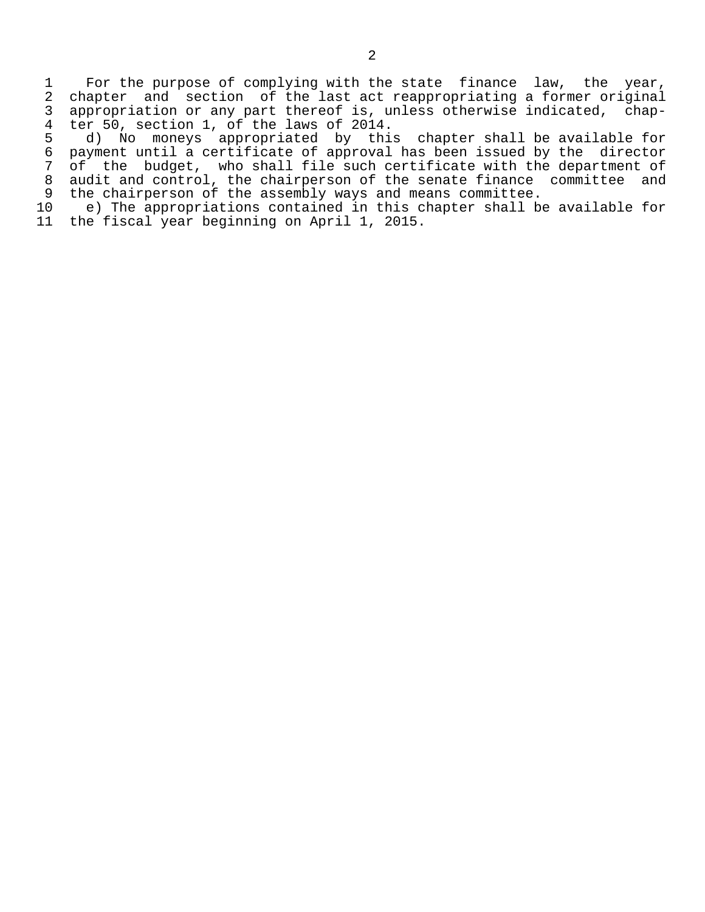For the purpose of complying with the state finance law, the year, chapter and section of the last act reappropriating a former original appropriation or any part thereof is, unless otherwise indicated, chapter 50, section 1, of the laws of 2014.

d) No moneys appropriated by this chapter shall be available for payment until a certificate of approval has been issued by the director of the budget, who shall file such certificate with the department of audit and control, the chairperson of the senate finance committee and the chairperson of the assembly ways and means committee.

e) The appropriations contained in this chapter shall be available for the fiscal year beginning on April 1, 2015.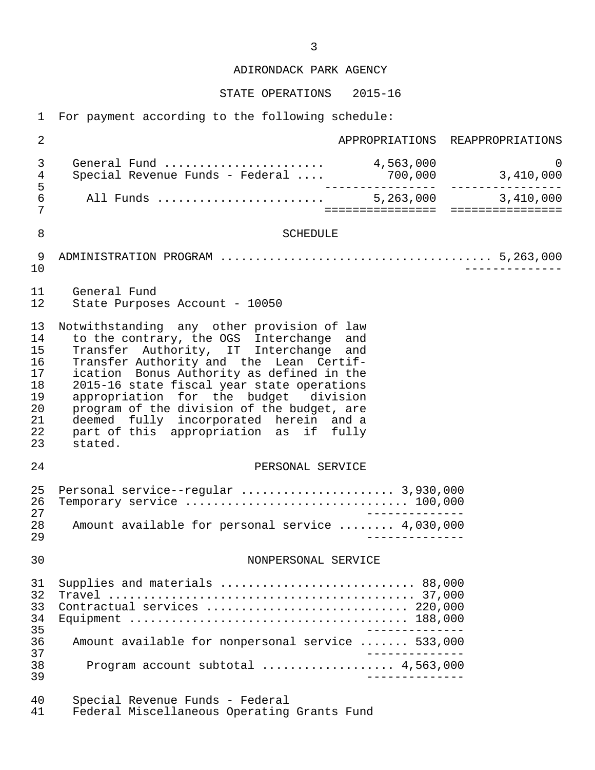# ADIRONDACK PARK AGENCY

## STATE OPERATIONS 2015-16

For payment according to the following schedule:

| | APPROPRIATIONS | REAPPROPRIATIONS |
|---|---|---|
| General Fund | 4,563,000 | 0 |
| Special Revenue Funds - Federal | 700,000 | 3,410,000 |
| All Funds | 5,263,000 | 3,410,000 |

### SCHEDULE

ADMINISTRATION PROGRAM ....................................... 5,263,000

General Fund
State Purposes Account - 10050

Notwithstanding any other provision of law to the contrary, the OGS Interchange and Transfer Authority, IT Interchange and Transfer Authority and the Lean Certification Bonus Authority as defined in the 2015-16 state fiscal year state operations appropriation for the budget division program of the division of the budget, are deemed fully incorporated herein and a part of this appropriation as if fully stated.

#### PERSONAL SERVICE

| | |
|---|---|
| Personal service--regular | 3,930,000 |
| Temporary service | 100,000 |
| Amount available for personal service | 4,030,000 |

#### NONPERSONAL SERVICE

| | |
|---|---|
| Supplies and materials | 88,000 |
| Travel | 37,000 |
| Contractual services | 220,000 |
| Equipment | 188,000 |
| Amount available for nonpersonal service | 533,000 |
| Program account subtotal | 4,563,000 |

Special Revenue Funds - Federal
Federal Miscellaneous Operating Grants Fund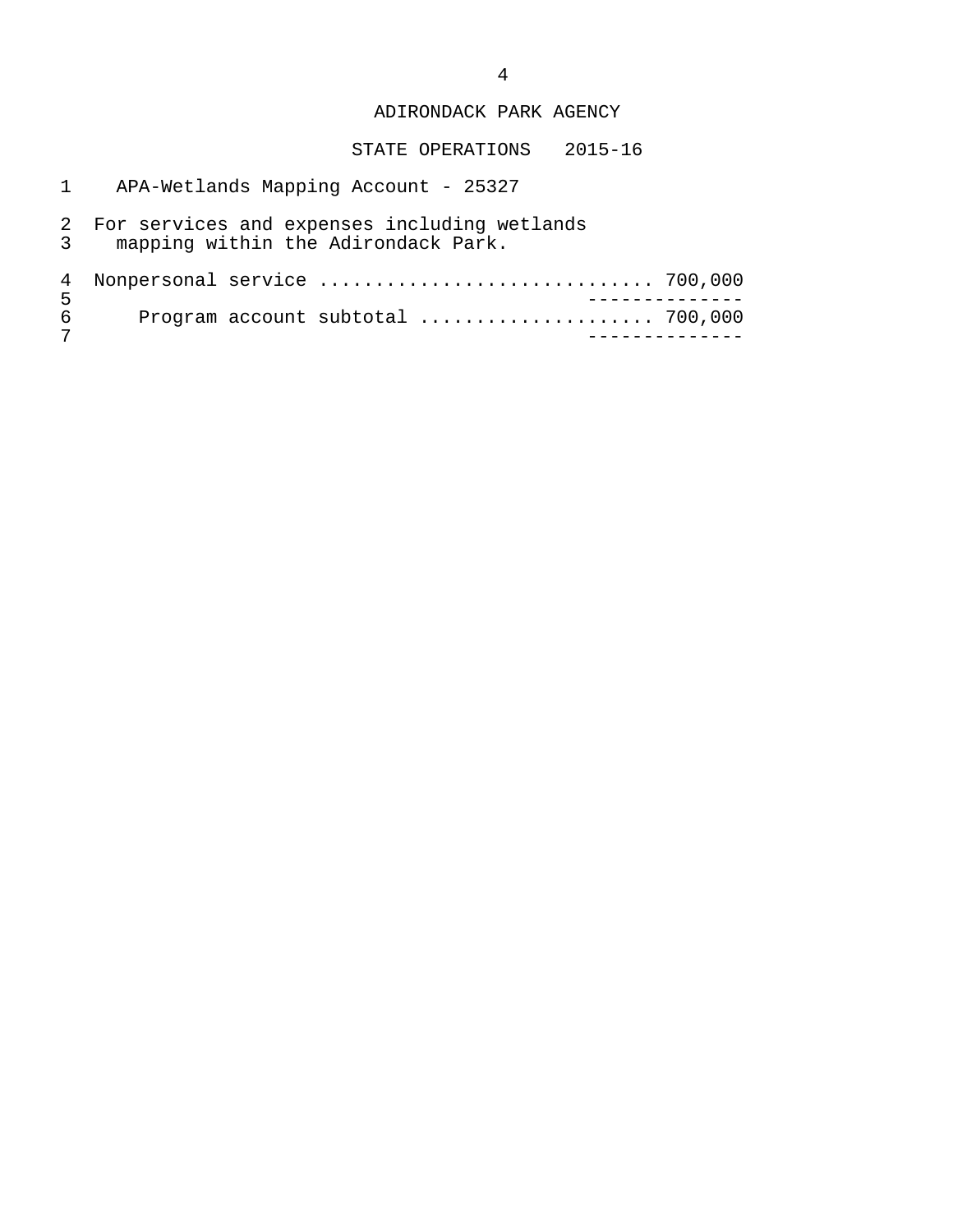ADIRONDACK PARK AGENCY

STATE OPERATIONS 2015-16

APA-Wetlands Mapping Account - 25327

For services and expenses including wetlands mapping within the Adirondack Park.

Nonpersonal service .............................. 700,000

--------------

Program account subtotal .................... 700,000

--------------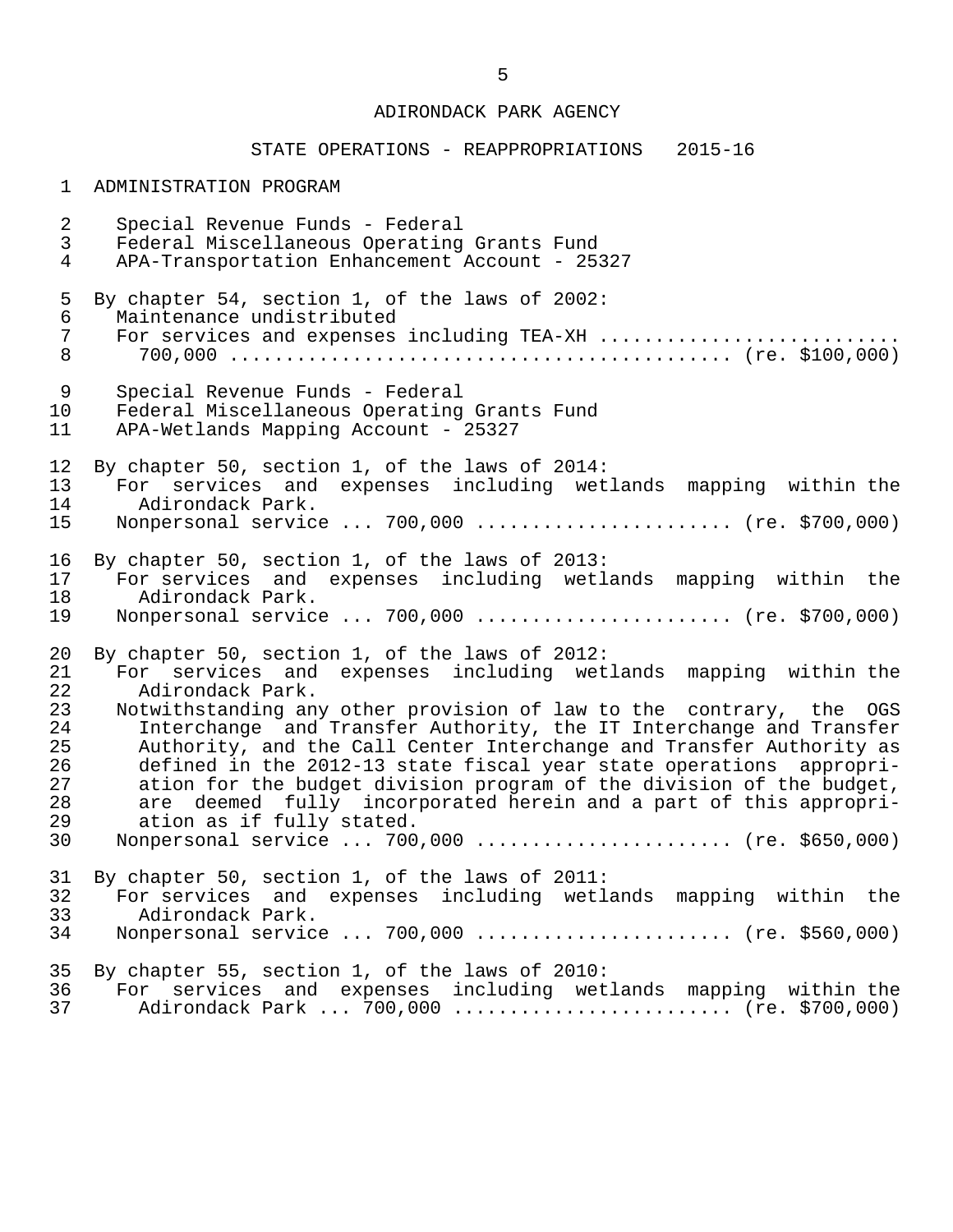ADIRONDACK PARK AGENCY

STATE OPERATIONS - REAPPROPRIATIONS 2015-16

ADMINISTRATION PROGRAM

Special Revenue Funds - Federal
Federal Miscellaneous Operating Grants Fund
APA-Transportation Enhancement Account - 25327

By chapter 54, section 1, of the laws of 2002:
Maintenance undistributed
For services and expenses including TEA-XH ..........................
700,000 ............................................ (re. $100,000)

Special Revenue Funds - Federal
Federal Miscellaneous Operating Grants Fund
APA-Wetlands Mapping Account - 25327

By chapter 50, section 1, of the laws of 2014:
For services and expenses including wetlands mapping within the Adirondack Park.
Nonpersonal service ... 700,000 ...................... (re. $700,000)

By chapter 50, section 1, of the laws of 2013:
For services and expenses including wetlands mapping within the Adirondack Park.
Nonpersonal service ... 700,000 ...................... (re. $700,000)

By chapter 50, section 1, of the laws of 2012:
For services and expenses including wetlands mapping within the Adirondack Park.
Notwithstanding any other provision of law to the contrary, the OGS Interchange and Transfer Authority, the IT Interchange and Transfer Authority, and the Call Center Interchange and Transfer Authority as defined in the 2012-13 state fiscal year state operations appropriation for the budget division program of the division of the budget, are deemed fully incorporated herein and a part of this appropriation as if fully stated.
Nonpersonal service ... 700,000 ...................... (re. $650,000)

By chapter 50, section 1, of the laws of 2011:
For services and expenses including wetlands mapping within the Adirondack Park.
Nonpersonal service ... 700,000 ...................... (re. $560,000)

By chapter 55, section 1, of the laws of 2010:
For services and expenses including wetlands mapping within the Adirondack Park ... 700,000 ........................ (re. $700,000)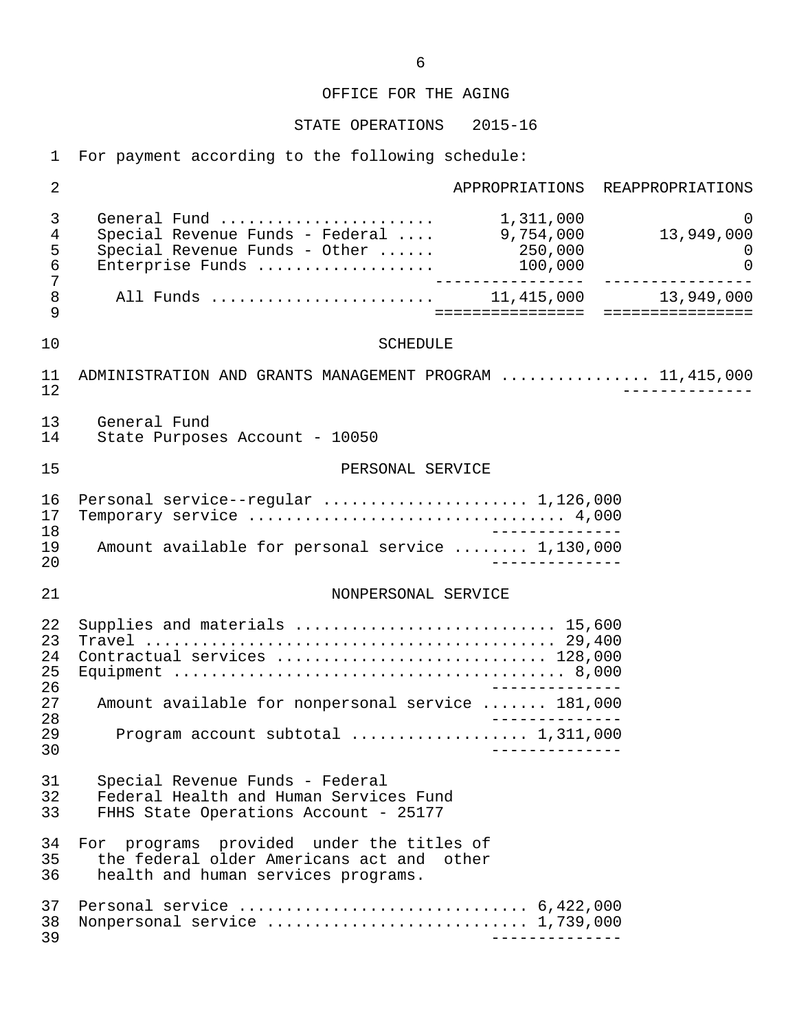# OFFICE FOR THE AGING

## STATE OPERATIONS 2015-16

For payment according to the following schedule:

| | APPROPRIATIONS | REAPPROPRIATIONS |
|---|---|---|
| General Fund | 1,311,000 | 0 |
| Special Revenue Funds - Federal | 9,754,000 | 13,949,000 |
| Special Revenue Funds - Other | 250,000 | 0 |
| Enterprise Funds | 100,000 | 0 |
| All Funds | 11,415,000 | 13,949,000 |

## SCHEDULE

ADMINISTRATION AND GRANTS MANAGEMENT PROGRAM ............... 11,415,000

General Fund
State Purposes Account - 10050

### PERSONAL SERVICE

| | |
|---|---|
| Personal service--regular | 1,126,000 |
| Temporary service | 4,000 |
| Amount available for personal service | 1,130,000 |

### NONPERSONAL SERVICE

| | |
|---|---|
| Supplies and materials | 15,600 |
| Travel | 29,400 |
| Contractual services | 128,000 |
| Equipment | 8,000 |
| Amount available for nonpersonal service | 181,000 |
| Program account subtotal | 1,311,000 |

Special Revenue Funds - Federal
Federal Health and Human Services Fund
FHHS State Operations Account - 25177

For programs provided under the titles of the federal older Americans act and other health and human services programs.

| | |
|---|---|
| Personal service | 6,422,000 |
| Nonpersonal service | 1,739,000 |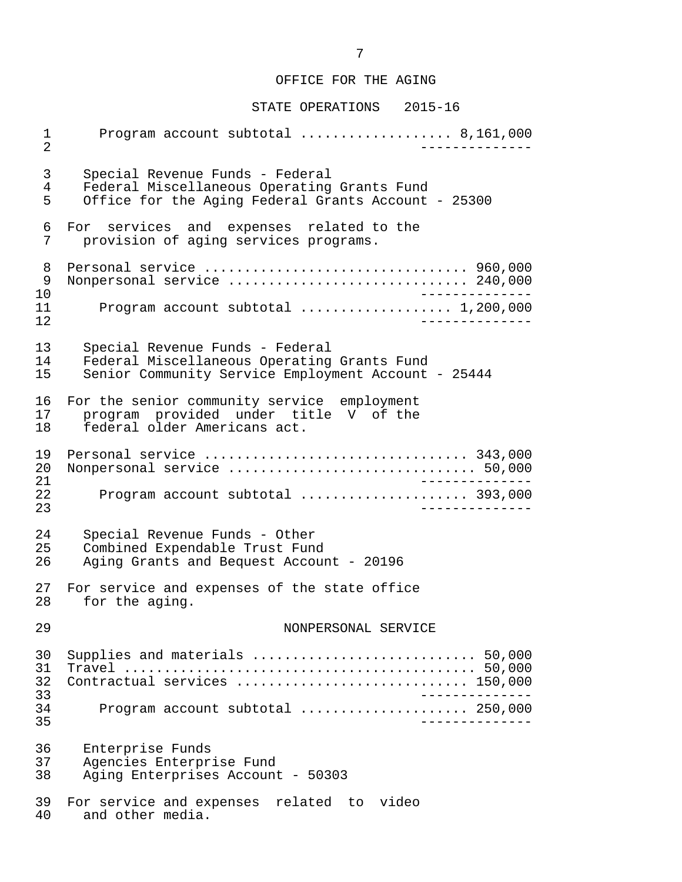OFFICE FOR THE AGING

STATE OPERATIONS 2015-16

Program account subtotal .................. 8,161,000

Special Revenue Funds - Federal
Federal Miscellaneous Operating Grants Fund
Office for the Aging Federal Grants Account - 25300

For services and expenses related to the provision of aging services programs.

| | |
|---|---|
| Personal service | 960,000 |
| Nonpersonal service | 240,000 |
| Program account subtotal | 1,200,000 |

Special Revenue Funds - Federal
Federal Miscellaneous Operating Grants Fund
Senior Community Service Employment Account - 25444

For the senior community service employment program provided under title V of the federal older Americans act.

| | |
|---|---|
| Personal service | 343,000 |
| Nonpersonal service | 50,000 |
| Program account subtotal | 393,000 |

Special Revenue Funds - Other
Combined Expendable Trust Fund
Aging Grants and Bequest Account - 20196

For service and expenses of the state office for the aging.

NONPERSONAL SERVICE

| | |
|---|---|
| Supplies and materials | 50,000 |
| Travel | 50,000 |
| Contractual services | 150,000 |
| Program account subtotal | 250,000 |

Enterprise Funds
Agencies Enterprise Fund
Aging Enterprises Account - 50303

For service and expenses related to video and other media.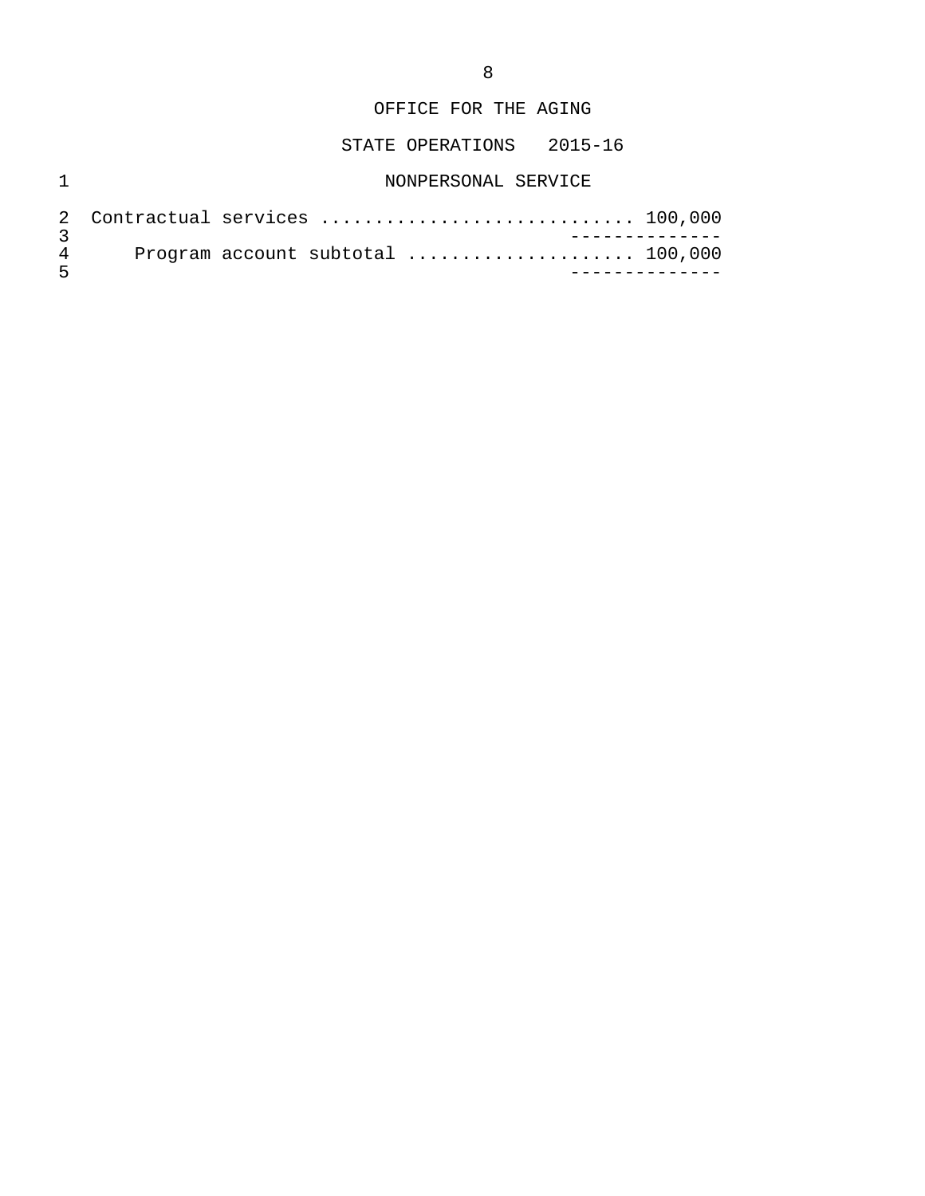OFFICE FOR THE AGING

STATE OPERATIONS 2015-16

NONPERSONAL SERVICE

Contractual services ............................. 100,000

--------------

Program account subtotal ..................... 100,000

--------------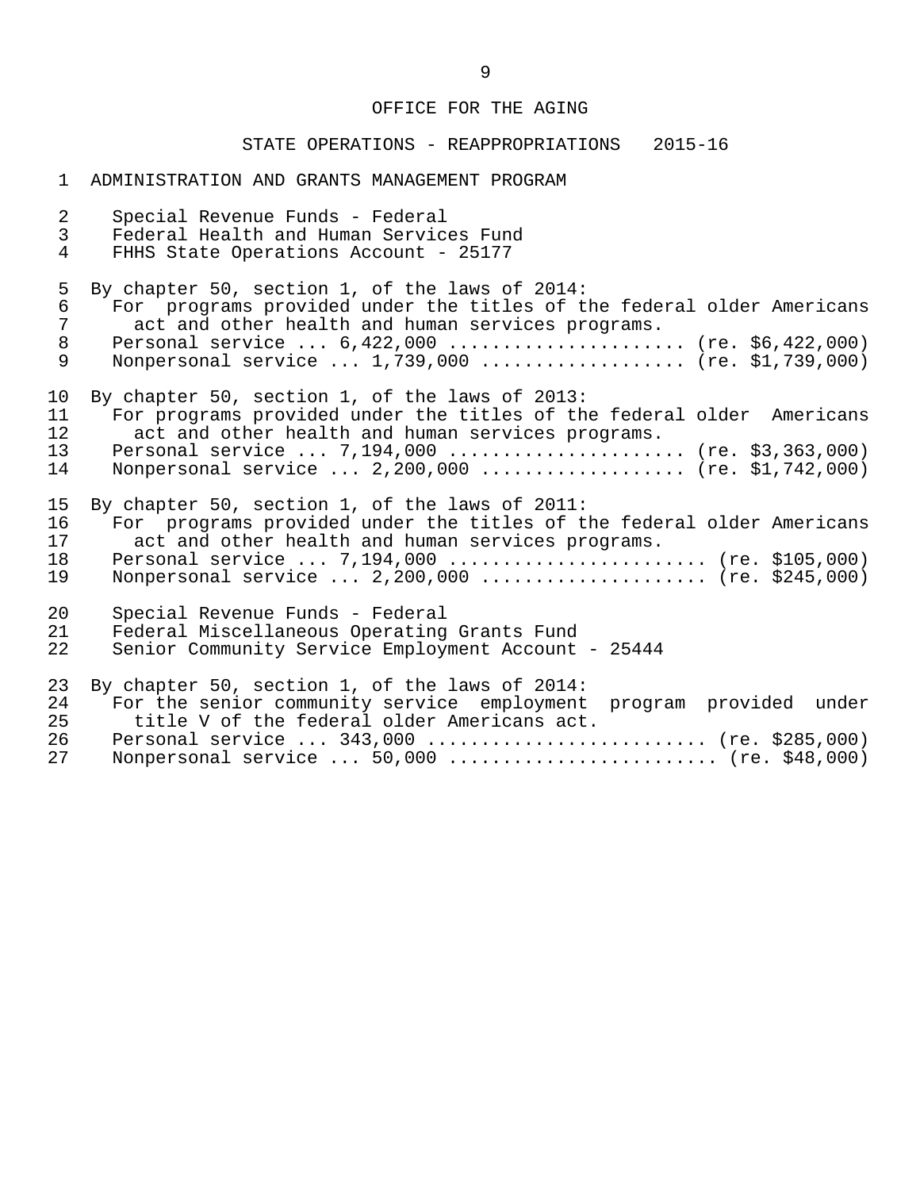OFFICE FOR THE AGING

STATE OPERATIONS - REAPPROPRIATIONS 2015-16

ADMINISTRATION AND GRANTS MANAGEMENT PROGRAM

Special Revenue Funds - Federal
Federal Health and Human Services Fund
FHHS State Operations Account - 25177

By chapter 50, section 1, of the laws of 2014:
For programs provided under the titles of the federal older Americans act and other health and human services programs.
Personal service ... 6,422,000 ...................... (re. $6,422,000)
Nonpersonal service ... 1,739,000 .................. (re. $1,739,000)

By chapter 50, section 1, of the laws of 2013:
For programs provided under the titles of the federal older Americans act and other health and human services programs.
Personal service ... 7,194,000 ...................... (re. $3,363,000)
Nonpersonal service ... 2,200,000 .................. (re. $1,742,000)

By chapter 50, section 1, of the laws of 2011:
For programs provided under the titles of the federal older Americans act and other health and human services programs.
Personal service ... 7,194,000 ........................ (re. $105,000)
Nonpersonal service ... 2,200,000 .................... (re. $245,000)

Special Revenue Funds - Federal
Federal Miscellaneous Operating Grants Fund
Senior Community Service Employment Account - 25444

By chapter 50, section 1, of the laws of 2014:
For the senior community service employment program provided under title V of the federal older Americans act.
Personal service ... 343,000 .......................... (re. $285,000)
Nonpersonal service ... 50,000 ......................... (re. $48,000)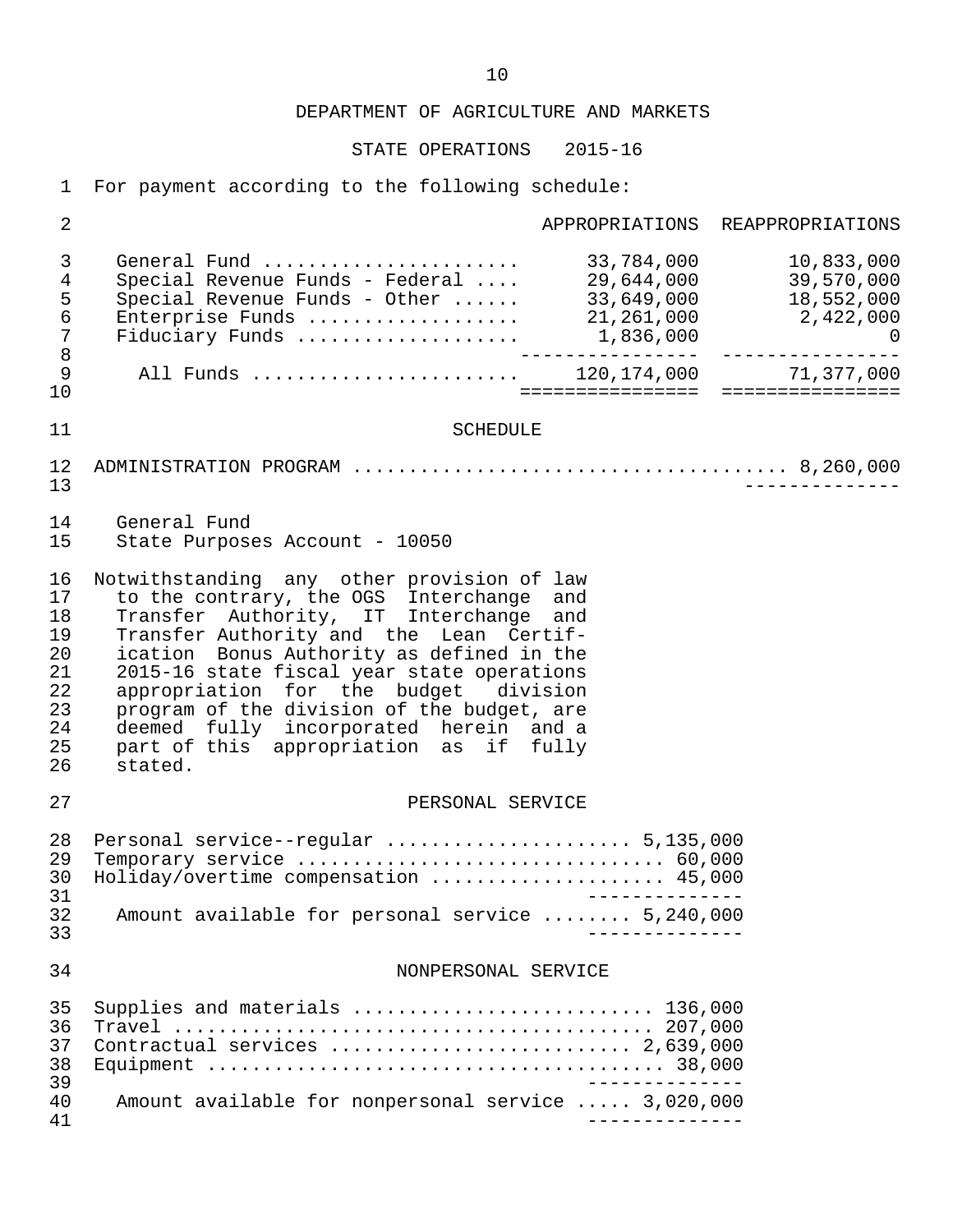## DEPARTMENT OF AGRICULTURE AND MARKETS

### STATE OPERATIONS 2015-16

For payment according to the following schedule:

| | APPROPRIATIONS | REAPPROPRIATIONS |
|---|---|---|
| General Fund | 33,784,000 | 10,833,000 |
| Special Revenue Funds - Federal | 29,644,000 | 39,570,000 |
| Special Revenue Funds - Other | 33,649,000 | 18,552,000 |
| Enterprise Funds | 21,261,000 | 2,422,000 |
| Fiduciary Funds | 1,836,000 | 0 |
| All Funds | 120,174,000 | 71,377,000 |

### SCHEDULE

ADMINISTRATION PROGRAM .................................... 8,260,000

General Fund
State Purposes Account - 10050

Notwithstanding any other provision of law to the contrary, the OGS Interchange and Transfer Authority, IT Interchange and Transfer Authority and the Lean Certification Bonus Authority as defined in the 2015-16 state fiscal year state operations appropriation for the budget division program of the division of the budget, are deemed fully incorporated herein and a part of this appropriation as if fully stated.

#### PERSONAL SERVICE

| | |
|---|---|
| Personal service--regular | 5,135,000 |
| Temporary service | 60,000 |
| Holiday/overtime compensation | 45,000 |
| Amount available for personal service | 5,240,000 |

#### NONPERSONAL SERVICE

| | |
|---|---|
| Supplies and materials | 136,000 |
| Travel | 207,000 |
| Contractual services | 2,639,000 |
| Equipment | 38,000 |
| Amount available for nonpersonal service | 3,020,000 |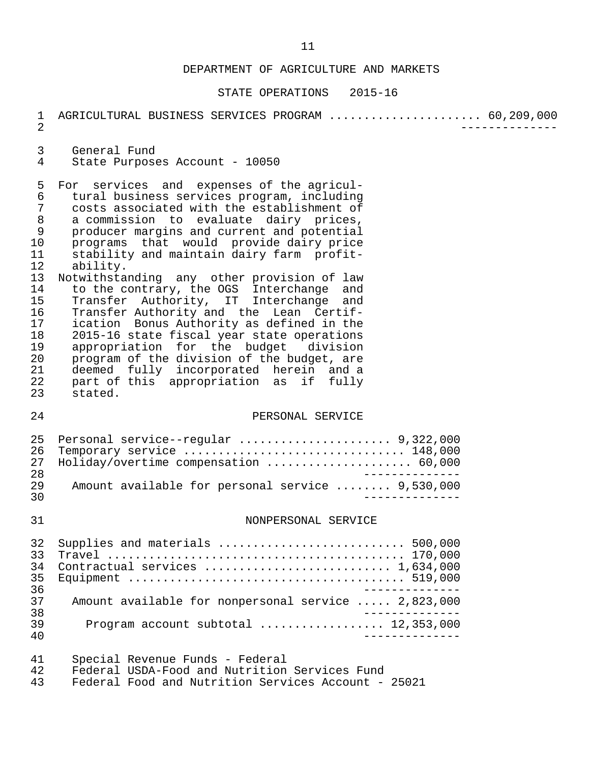DEPARTMENT OF AGRICULTURE AND MARKETS

STATE OPERATIONS 2015-16

AGRICULTURAL BUSINESS SERVICES PROGRAM ..................... 60,209,000

General Fund
State Purposes Account - 10050

For services and expenses of the agricultural business services program, including costs associated with the establishment of a commission to evaluate dairy prices, producer margins and current and potential programs that would provide dairy price stability and maintain dairy farm profitability.

Notwithstanding any other provision of law to the contrary, the OGS Interchange and Transfer Authority, IT Interchange and Transfer Authority and the Lean Certification Bonus Authority as defined in the 2015-16 state fiscal year state operations appropriation for the budget division program of the division of the budget, are deemed fully incorporated herein and a part of this appropriation as if fully stated.

PERSONAL SERVICE

| Item | Amount |
|---|---|
| Personal service--regular | 9,322,000 |
| Temporary service | 148,000 |
| Holiday/overtime compensation | 60,000 |
| Amount available for personal service | 9,530,000 |

NONPERSONAL SERVICE

| Item | Amount |
|---|---|
| Supplies and materials | 500,000 |
| Travel | 170,000 |
| Contractual services | 1,634,000 |
| Equipment | 519,000 |
| Amount available for nonpersonal service | 2,823,000 |
| Program account subtotal | 12,353,000 |

Special Revenue Funds - Federal
Federal USDA-Food and Nutrition Services Fund
Federal Food and Nutrition Services Account - 25021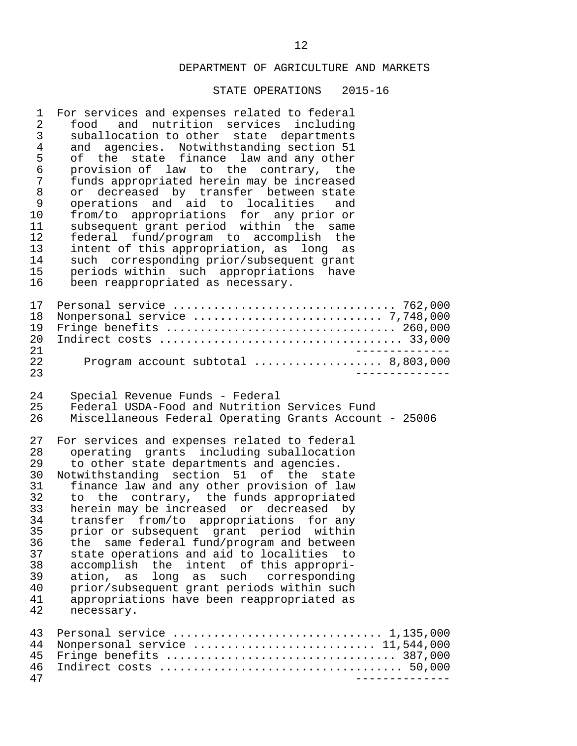DEPARTMENT OF AGRICULTURE AND MARKETS

STATE OPERATIONS 2015-16

For services and expenses related to federal food and nutrition services including suballocation to other state departments and agencies. Notwithstanding section 51 of the state finance law and any other provision of law to the contrary, the funds appropriated herein may be increased or decreased by transfer between state operations and aid to localities and from/to appropriations for any prior or subsequent grant period within the same federal fund/program to accomplish the intent of this appropriation, as long as such corresponding prior/subsequent grant periods within such appropriations have been reappropriated as necessary.

| | |
|---|---:|
| Personal service | 762,000 |
| Nonpersonal service | 7,748,000 |
| Fringe benefits | 260,000 |
| Indirect costs | 33,000 |
| Program account subtotal | 8,803,000 |

Special Revenue Funds - Federal
Federal USDA-Food and Nutrition Services Fund
Miscellaneous Federal Operating Grants Account - 25006

For services and expenses related to federal operating grants including suballocation to other state departments and agencies. Notwithstanding section 51 of the state finance law and any other provision of law to the contrary, the funds appropriated herein may be increased or decreased by transfer from/to appropriations for any prior or subsequent grant period within the same federal fund/program and between state operations and aid to localities to accomplish the intent of this appropriation, as long as such corresponding prior/subsequent grant periods within such appropriations have been reappropriated as necessary.

| | |
|---|---:|
| Personal service | 1,135,000 |
| Nonpersonal service | 11,544,000 |
| Fringe benefits | 387,000 |
| Indirect costs | 50,000 |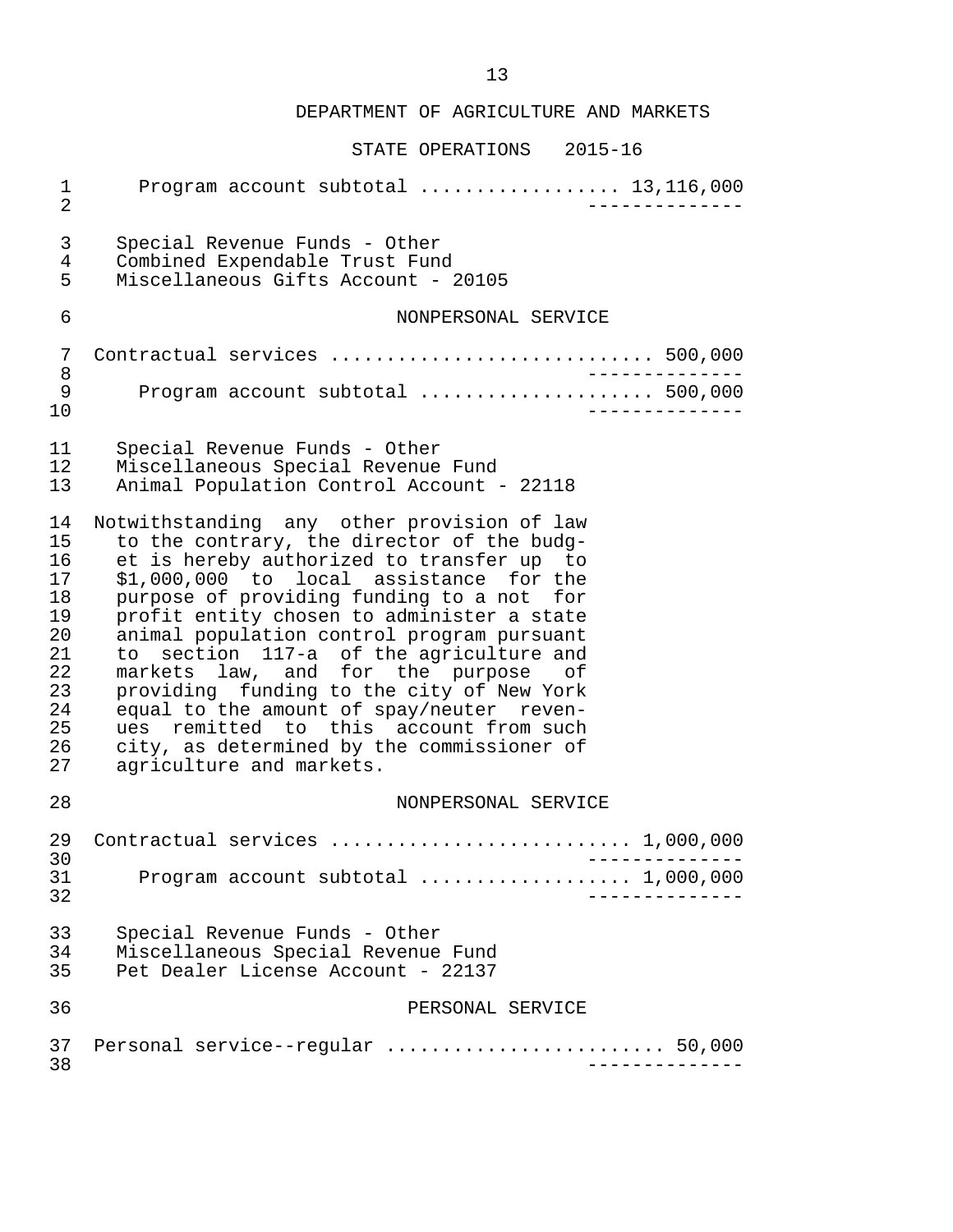DEPARTMENT OF AGRICULTURE AND MARKETS

STATE OPERATIONS 2015-16

Program account subtotal .................. 13,116,000

Special Revenue Funds - Other
Combined Expendable Trust Fund
Miscellaneous Gifts Account - 20105

NONPERSONAL SERVICE

Contractual services ............................ 500,000

Program account subtotal ..................... 500,000

Special Revenue Funds - Other
Miscellaneous Special Revenue Fund
Animal Population Control Account - 22118

Notwithstanding any other provision of law to the contrary, the director of the budget is hereby authorized to transfer up to $1,000,000 to local assistance for the purpose of providing funding to a not for profit entity chosen to administer a state animal population control program pursuant to section 117-a of the agriculture and markets law, and for the purpose of providing funding to the city of New York equal to the amount of spay/neuter revenues remitted to this account from such city, as determined by the commissioner of agriculture and markets.

NONPERSONAL SERVICE

Contractual services .......................... 1,000,000

Program account subtotal .................. 1,000,000

Special Revenue Funds - Other
Miscellaneous Special Revenue Fund
Pet Dealer License Account - 22137

PERSONAL SERVICE

Personal service--regular ........................ 50,000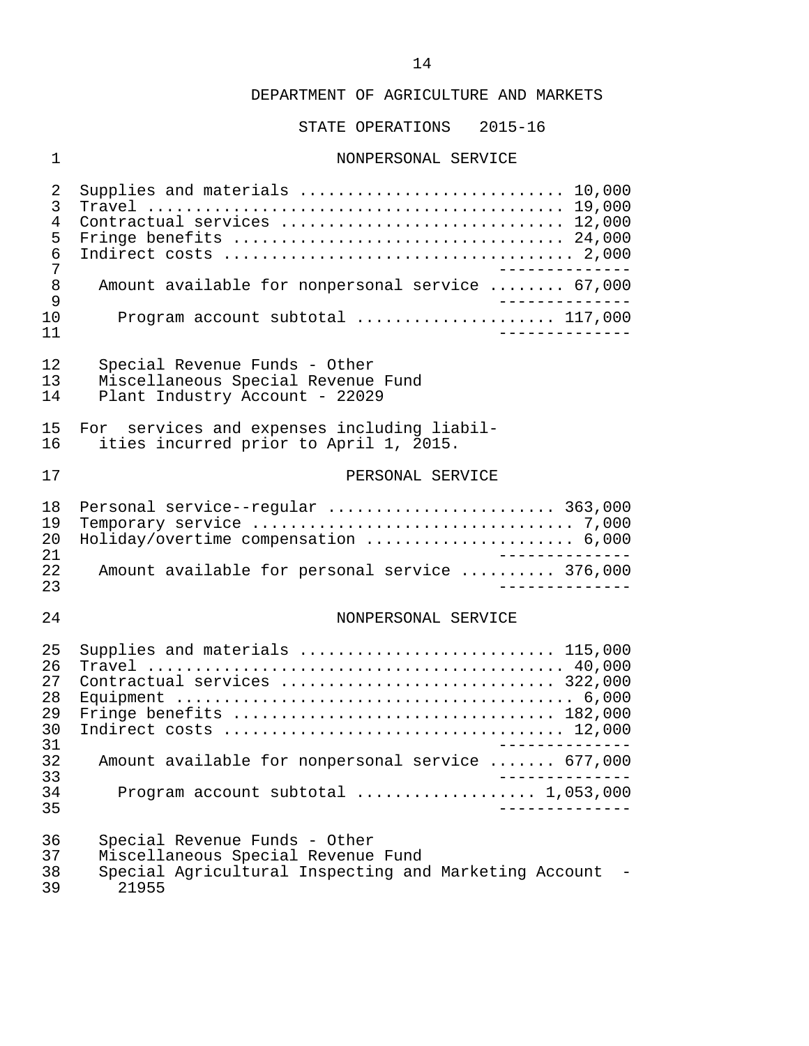DEPARTMENT OF AGRICULTURE AND MARKETS

STATE OPERATIONS 2015-16

NONPERSONAL SERVICE

| | |
|---|---|
| Supplies and materials | 10,000 |
| Travel | 19,000 |
| Contractual services | 12,000 |
| Fringe benefits | 24,000 |
| Indirect costs | 2,000 |
| Amount available for nonpersonal service | 67,000 |
| Program account subtotal | 117,000 |

Special Revenue Funds - Other
Miscellaneous Special Revenue Fund
Plant Industry Account - 22029

For services and expenses including liabilities incurred prior to April 1, 2015.

PERSONAL SERVICE

| | |
|---|---|
| Personal service--regular | 363,000 |
| Temporary service | 7,000 |
| Holiday/overtime compensation | 6,000 |
| Amount available for personal service | 376,000 |

NONPERSONAL SERVICE

| | |
|---|---|
| Supplies and materials | 115,000 |
| Travel | 40,000 |
| Contractual services | 322,000 |
| Equipment | 6,000 |
| Fringe benefits | 182,000 |
| Indirect costs | 12,000 |
| Amount available for nonpersonal service | 677,000 |
| Program account subtotal | 1,053,000 |

Special Revenue Funds - Other
Miscellaneous Special Revenue Fund
Special Agricultural Inspecting and Marketing Account - 21955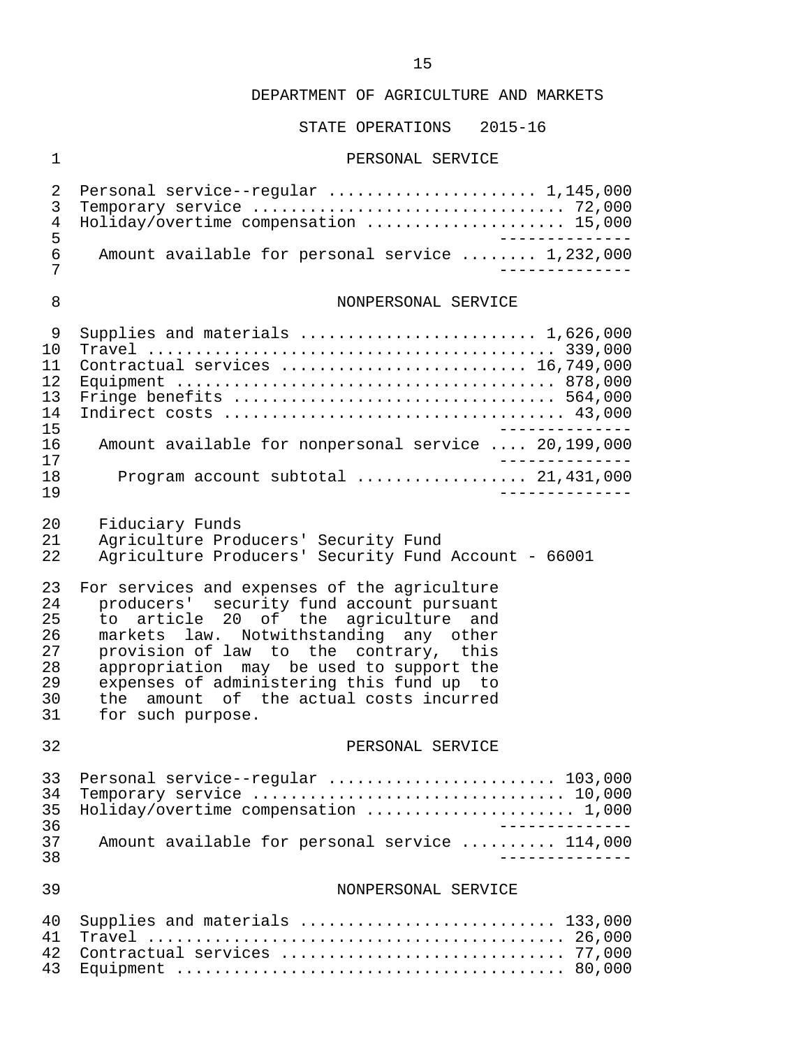DEPARTMENT OF AGRICULTURE AND MARKETS

STATE OPERATIONS 2015-16

PERSONAL SERVICE

| Item | Amount |
|---|---|
| Personal service--regular | 1,145,000 |
| Temporary service | 72,000 |
| Holiday/overtime compensation | 15,000 |
| Amount available for personal service | 1,232,000 |

NONPERSONAL SERVICE

| Item | Amount |
|---|---|
| Supplies and materials | 1,626,000 |
| Travel | 339,000 |
| Contractual services | 16,749,000 |
| Equipment | 878,000 |
| Fringe benefits | 564,000 |
| Indirect costs | 43,000 |
| Amount available for nonpersonal service | 20,199,000 |
| Program account subtotal | 21,431,000 |

Fiduciary Funds
Agriculture Producers' Security Fund
Agriculture Producers' Security Fund Account - 66001

For services and expenses of the agriculture producers' security fund account pursuant to article 20 of the agriculture and markets law. Notwithstanding any other provision of law to the contrary, this appropriation may be used to support the expenses of administering this fund up to the amount of the actual costs incurred for such purpose.

PERSONAL SERVICE

| Item | Amount |
|---|---|
| Personal service--regular | 103,000 |
| Temporary service | 10,000 |
| Holiday/overtime compensation | 1,000 |
| Amount available for personal service | 114,000 |

NONPERSONAL SERVICE

| Item | Amount |
|---|---|
| Supplies and materials | 133,000 |
| Travel | 26,000 |
| Contractual services | 77,000 |
| Equipment | 80,000 |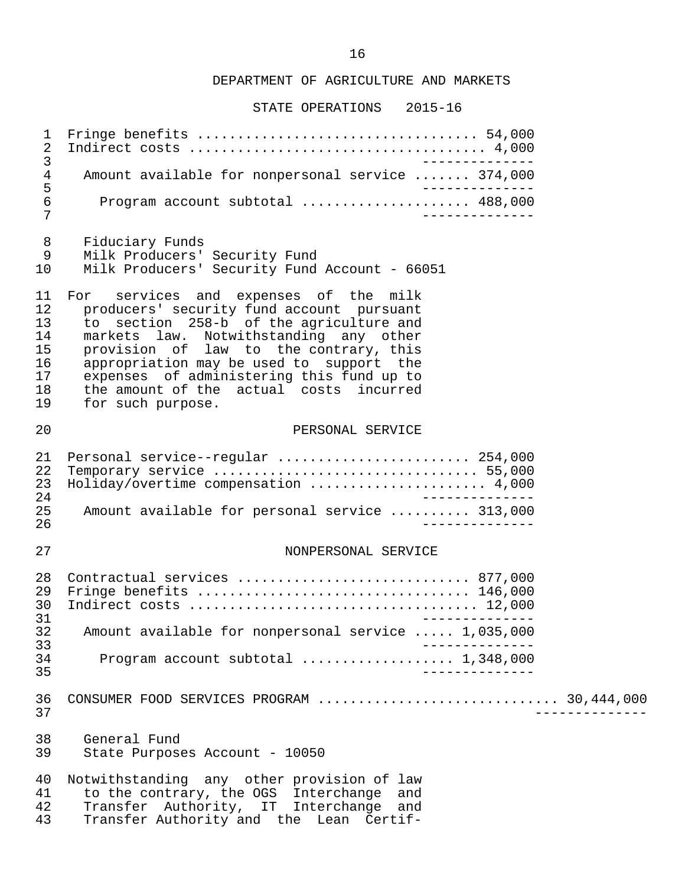DEPARTMENT OF AGRICULTURE AND MARKETS

STATE OPERATIONS 2015-16

| | |
|---|---|
| Fringe benefits | 54,000 |
| Indirect costs | 4,000 |
| Amount available for nonpersonal service | 374,000 |
| Program account subtotal | 488,000 |

Fiduciary Funds
Milk Producers' Security Fund
Milk Producers' Security Fund Account - 66051

For services and expenses of the milk producers' security fund account pursuant to section 258-b of the agriculture and markets law. Notwithstanding any other provision of law to the contrary, this appropriation may be used to support the expenses of administering this fund up to the amount of the actual costs incurred for such purpose.

PERSONAL SERVICE

| | |
|---|---|
| Personal service--regular | 254,000 |
| Temporary service | 55,000 |
| Holiday/overtime compensation | 4,000 |
| Amount available for personal service | 313,000 |

NONPERSONAL SERVICE

| | |
|---|---|
| Contractual services | 877,000 |
| Fringe benefits | 146,000 |
| Indirect costs | 12,000 |
| Amount available for nonpersonal service | 1,035,000 |
| Program account subtotal | 1,348,000 |

CONSUMER FOOD SERVICES PROGRAM ............................. 30,444,000

General Fund
State Purposes Account - 10050

Notwithstanding any other provision of law to the contrary, the OGS Interchange and Transfer Authority, IT Interchange and Transfer Authority and the Lean Certif-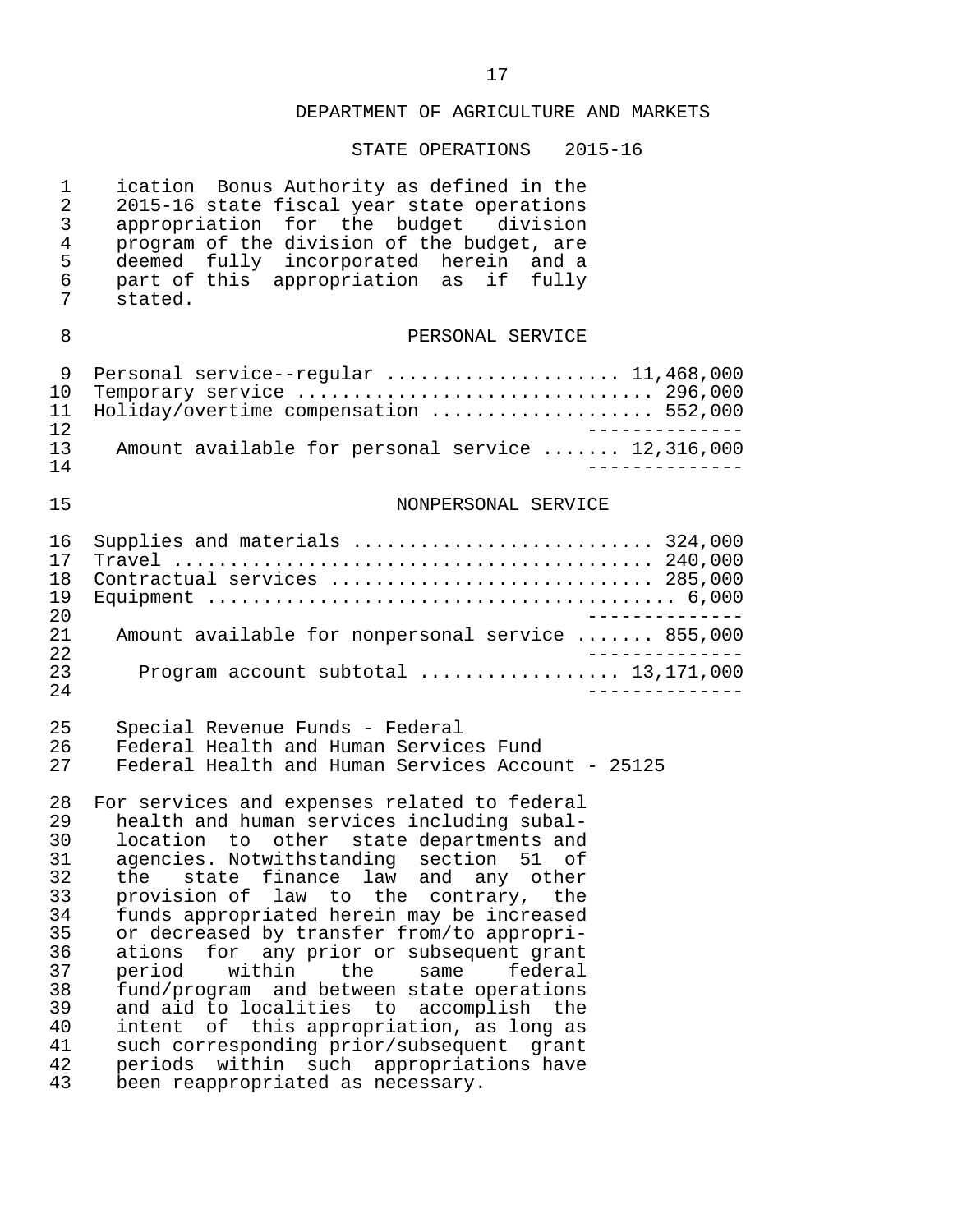DEPARTMENT OF AGRICULTURE AND MARKETS

STATE OPERATIONS 2015-16

ication Bonus Authority as defined in the 2015-16 state fiscal year state operations appropriation for the budget division program of the division of the budget, are deemed fully incorporated herein and a part of this appropriation as if fully stated.

PERSONAL SERVICE

| | |
|---|---|
| Personal service--regular | 11,468,000 |
| Temporary service | 296,000 |
| Holiday/overtime compensation | 552,000 |
| Amount available for personal service | 12,316,000 |

NONPERSONAL SERVICE

| | |
|---|---|
| Supplies and materials | 324,000 |
| Travel | 240,000 |
| Contractual services | 285,000 |
| Equipment | 6,000 |
| Amount available for nonpersonal service | 855,000 |
| Program account subtotal | 13,171,000 |

Special Revenue Funds - Federal
Federal Health and Human Services Fund
Federal Health and Human Services Account - 25125

For services and expenses related to federal health and human services including suballocation to other state departments and agencies. Notwithstanding section 51 of the state finance law and any other provision of law to the contrary, the funds appropriated herein may be increased or decreased by transfer from/to appropriations for any prior or subsequent grant period within the same federal fund/program and between state operations and aid to localities to accomplish the intent of this appropriation, as long as such corresponding prior/subsequent grant periods within such appropriations have been reappropriated as necessary.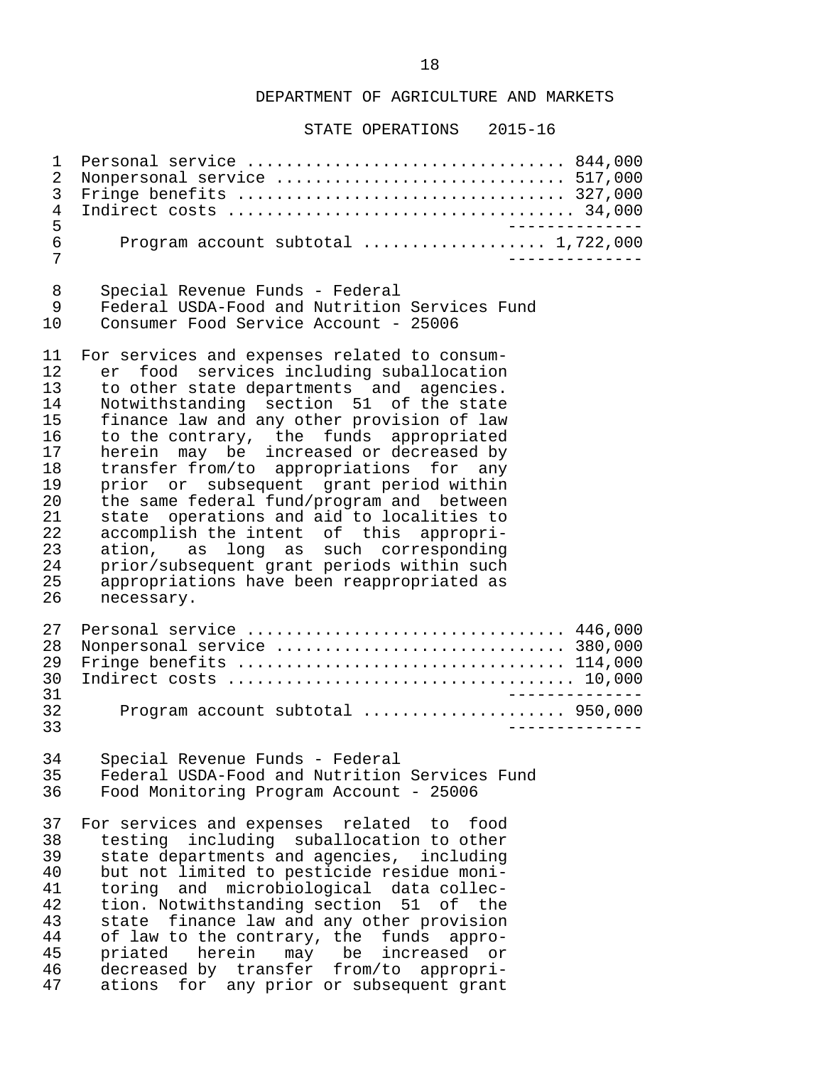DEPARTMENT OF AGRICULTURE AND MARKETS

STATE OPERATIONS 2015-16

| | |
|---|---|
| Personal service | 844,000 |
| Nonpersonal service | 517,000 |
| Fringe benefits | 327,000 |
| Indirect costs | 34,000 |
| Program account subtotal | 1,722,000 |

Special Revenue Funds - Federal
Federal USDA-Food and Nutrition Services Fund
Consumer Food Service Account - 25006

For services and expenses related to consumer food services including suballocation to other state departments and agencies. Notwithstanding section 51 of the state finance law and any other provision of law to the contrary, the funds appropriated herein may be increased or decreased by transfer from/to appropriations for any prior or subsequent grant period within the same federal fund/program and between state operations and aid to localities to accomplish the intent of this appropriation, as long as such corresponding prior/subsequent grant periods within such appropriations have been reappropriated as necessary.

| | |
|---|---|
| Personal service | 446,000 |
| Nonpersonal service | 380,000 |
| Fringe benefits | 114,000 |
| Indirect costs | 10,000 |
| Program account subtotal | 950,000 |

Special Revenue Funds - Federal
Federal USDA-Food and Nutrition Services Fund
Food Monitoring Program Account - 25006

For services and expenses related to food testing including suballocation to other state departments and agencies, including but not limited to pesticide residue monitoring and microbiological data collection. Notwithstanding section 51 of the state finance law and any other provision of law to the contrary, the funds appropriated herein may be increased or decreased by transfer from/to appropriations for any prior or subsequent grant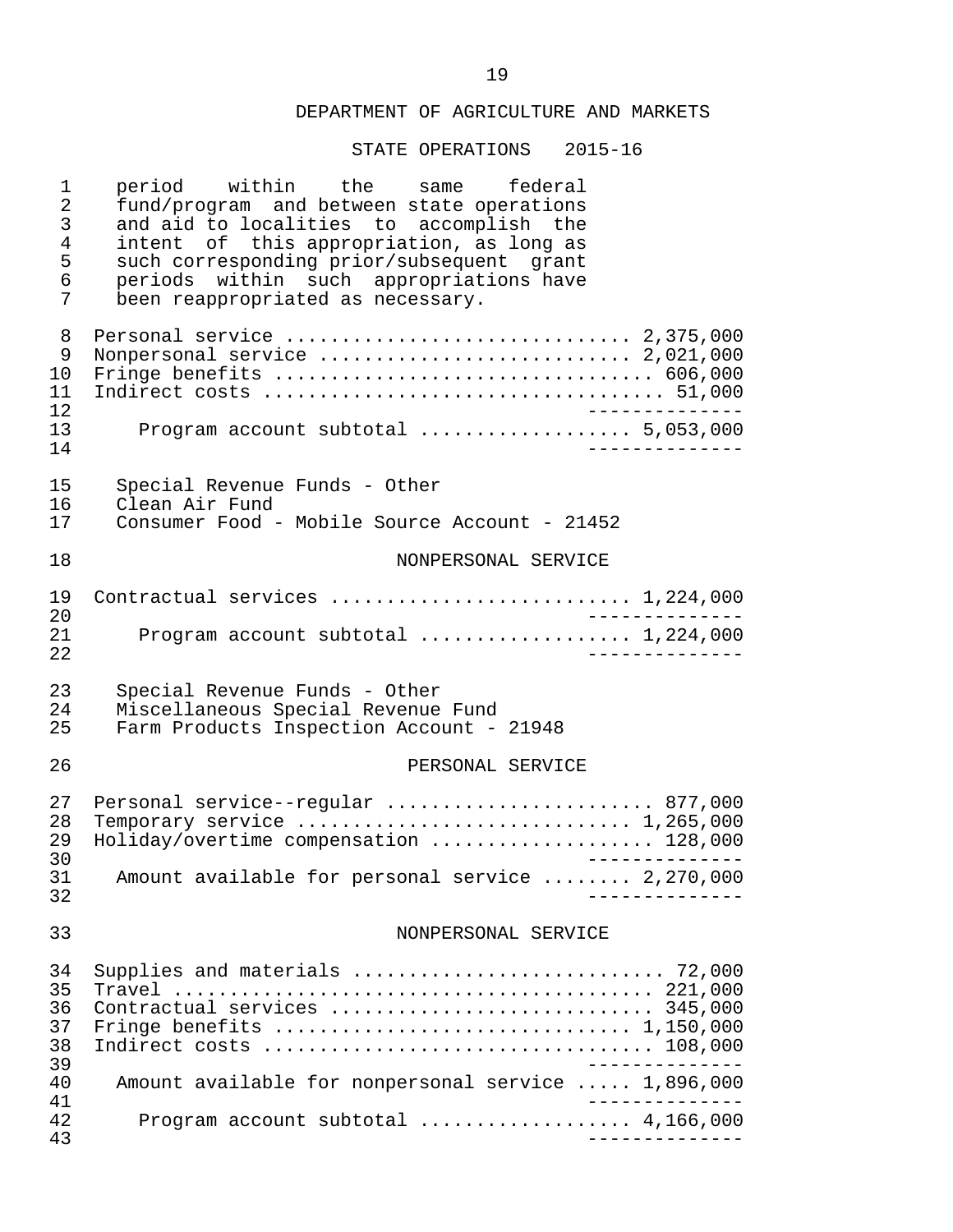period within the same federal fund/program and between state operations and aid to localities to accomplish the intent of this appropriation, as long as such corresponding prior/subsequent grant periods within such appropriations have been reappropriated as necessary.

| | |
|---|---|
| Personal service | 2,375,000 |
| Nonpersonal service | 2,021,000 |
| Fringe benefits | 606,000 |
| Indirect costs | 51,000 |
| Program account subtotal | 5,053,000 |

Special Revenue Funds - Other
Clean Air Fund
Consumer Food - Mobile Source Account - 21452

NONPERSONAL SERVICE

| | |
|---|---|
| Contractual services | 1,224,000 |
| Program account subtotal | 1,224,000 |

Special Revenue Funds - Other
Miscellaneous Special Revenue Fund
Farm Products Inspection Account - 21948

PERSONAL SERVICE

| | |
|---|---|
| Personal service--regular | 877,000 |
| Temporary service | 1,265,000 |
| Holiday/overtime compensation | 128,000 |
| Amount available for personal service | 2,270,000 |

NONPERSONAL SERVICE

| | |
|---|---|
| Supplies and materials | 72,000 |
| Travel | 221,000 |
| Contractual services | 345,000 |
| Fringe benefits | 1,150,000 |
| Indirect costs | 108,000 |
| Amount available for nonpersonal service | 1,896,000 |
| Program account subtotal | 4,166,000 |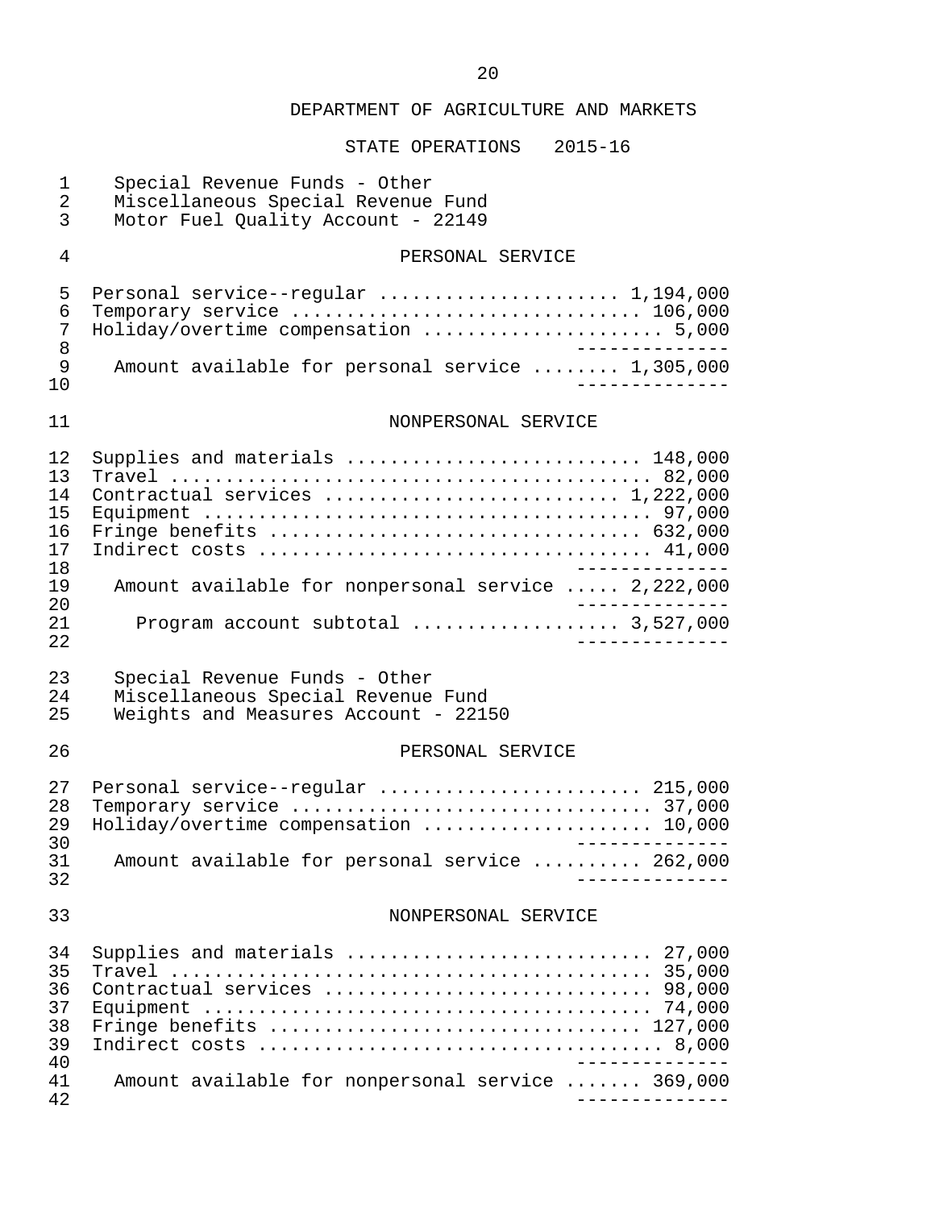DEPARTMENT OF AGRICULTURE AND MARKETS

STATE OPERATIONS 2015-16

Special Revenue Funds - Other
Miscellaneous Special Revenue Fund
Motor Fuel Quality Account - 22149

PERSONAL SERVICE

| Item | Amount |
|---|---|
| Personal service--regular | 1,194,000 |
| Temporary service | 106,000 |
| Holiday/overtime compensation | 5,000 |
| Amount available for personal service | 1,305,000 |

NONPERSONAL SERVICE

| Item | Amount |
|---|---|
| Supplies and materials | 148,000 |
| Travel | 82,000 |
| Contractual services | 1,222,000 |
| Equipment | 97,000 |
| Fringe benefits | 632,000 |
| Indirect costs | 41,000 |
| Amount available for nonpersonal service | 2,222,000 |
| Program account subtotal | 3,527,000 |

Special Revenue Funds - Other
Miscellaneous Special Revenue Fund
Weights and Measures Account - 22150

PERSONAL SERVICE

| Item | Amount |
|---|---|
| Personal service--regular | 215,000 |
| Temporary service | 37,000 |
| Holiday/overtime compensation | 10,000 |
| Amount available for personal service | 262,000 |

NONPERSONAL SERVICE

| Item | Amount |
|---|---|
| Supplies and materials | 27,000 |
| Travel | 35,000 |
| Contractual services | 98,000 |
| Equipment | 74,000 |
| Fringe benefits | 127,000 |
| Indirect costs | 8,000 |
| Amount available for nonpersonal service | 369,000 |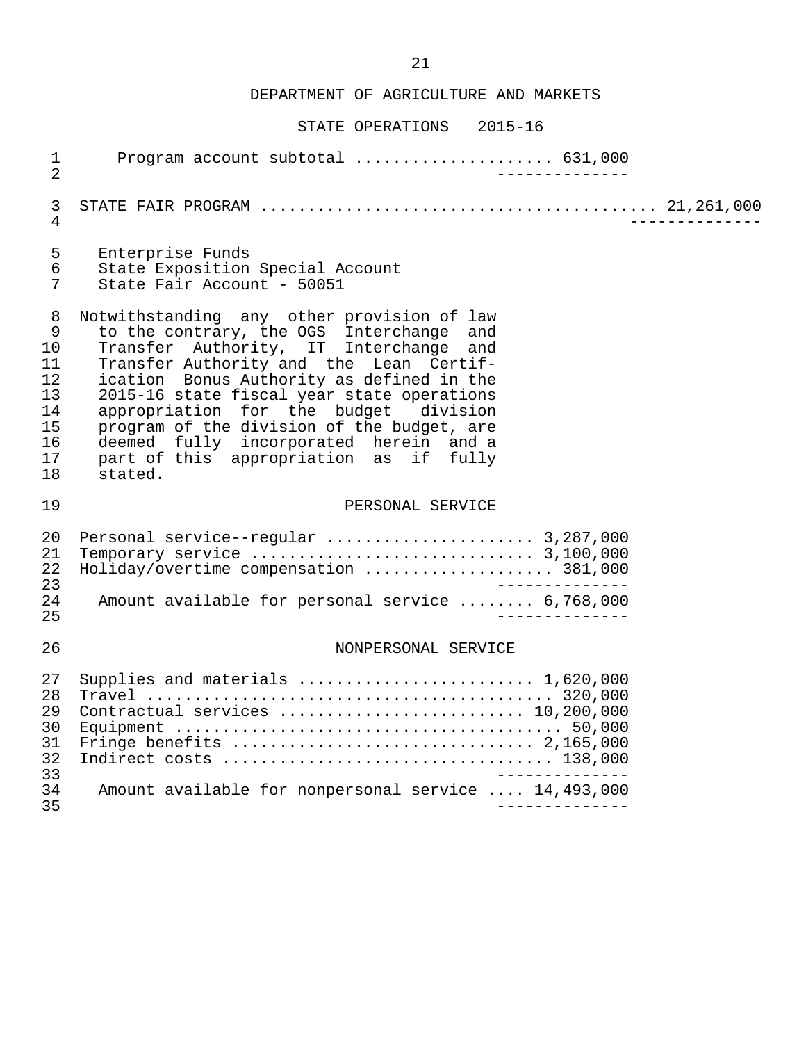DEPARTMENT OF AGRICULTURE AND MARKETS

STATE OPERATIONS 2015-16

Program account subtotal .................... 631,000

STATE FAIR PROGRAM ........................................ 21,261,000

Enterprise Funds
State Exposition Special Account
State Fair Account - 50051

Notwithstanding any other provision of law to the contrary, the OGS Interchange and Transfer Authority, IT Interchange and Transfer Authority and the Lean Certification Bonus Authority as defined in the 2015-16 state fiscal year state operations appropriation for the budget division program of the division of the budget, are deemed fully incorporated herein and a part of this appropriation as if fully stated.

PERSONAL SERVICE

| Item | Amount |
|---|---|
| Personal service--regular | 3,287,000 |
| Temporary service | 3,100,000 |
| Holiday/overtime compensation | 381,000 |
| Amount available for personal service | 6,768,000 |

NONPERSONAL SERVICE

| Item | Amount |
|---|---|
| Supplies and materials | 1,620,000 |
| Travel | 320,000 |
| Contractual services | 10,200,000 |
| Equipment | 50,000 |
| Fringe benefits | 2,165,000 |
| Indirect costs | 138,000 |
| Amount available for nonpersonal service | 14,493,000 |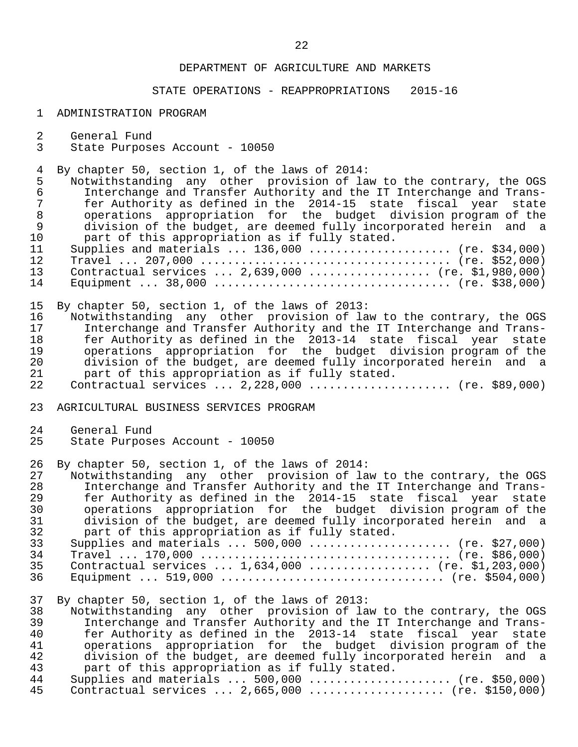DEPARTMENT OF AGRICULTURE AND MARKETS

STATE OPERATIONS - REAPPROPRIATIONS 2015-16

ADMINISTRATION PROGRAM

General Fund
State Purposes Account - 10050

By chapter 50, section 1, of the laws of 2014:
Notwithstanding any other provision of law to the contrary, the OGS Interchange and Transfer Authority and the IT Interchange and Transfer Authority as defined in the 2014-15 state fiscal year state operations appropriation for the budget division program of the division of the budget, are deemed fully incorporated herein and a part of this appropriation as if fully stated.
Supplies and materials ... 136,000 .................... (re. $34,000)
Travel ... 207,000 .................................... (re. $52,000)
Contractual services ... 2,639,000 ................. (re. $1,980,000)
Equipment ... 38,000 .................................. (re. $38,000)

By chapter 50, section 1, of the laws of 2013:
Notwithstanding any other provision of law to the contrary, the OGS Interchange and Transfer Authority and the IT Interchange and Transfer Authority as defined in the 2013-14 state fiscal year state operations appropriation for the budget division program of the division of the budget, are deemed fully incorporated herein and a part of this appropriation as if fully stated.
Contractual services ... 2,228,000 .................... (re. $89,000)

AGRICULTURAL BUSINESS SERVICES PROGRAM

General Fund
State Purposes Account - 10050

By chapter 50, section 1, of the laws of 2014:
Notwithstanding any other provision of law to the contrary, the OGS Interchange and Transfer Authority and the IT Interchange and Transfer Authority as defined in the 2014-15 state fiscal year state operations appropriation for the budget division program of the division of the budget, are deemed fully incorporated herein and a part of this appropriation as if fully stated.
Supplies and materials ... 500,000 .................... (re. $27,000)
Travel ... 170,000 .................................... (re. $86,000)
Contractual services ... 1,634,000 ................. (re. $1,203,000)
Equipment ... 519,000 ............................... (re. $504,000)

By chapter 50, section 1, of the laws of 2013:
Notwithstanding any other provision of law to the contrary, the OGS Interchange and Transfer Authority and the IT Interchange and Transfer Authority as defined in the 2013-14 state fiscal year state operations appropriation for the budget division program of the division of the budget, are deemed fully incorporated herein and a part of this appropriation as if fully stated.
Supplies and materials ... 500,000 .................... (re. $50,000)
Contractual services ... 2,665,000 ................... (re. $150,000)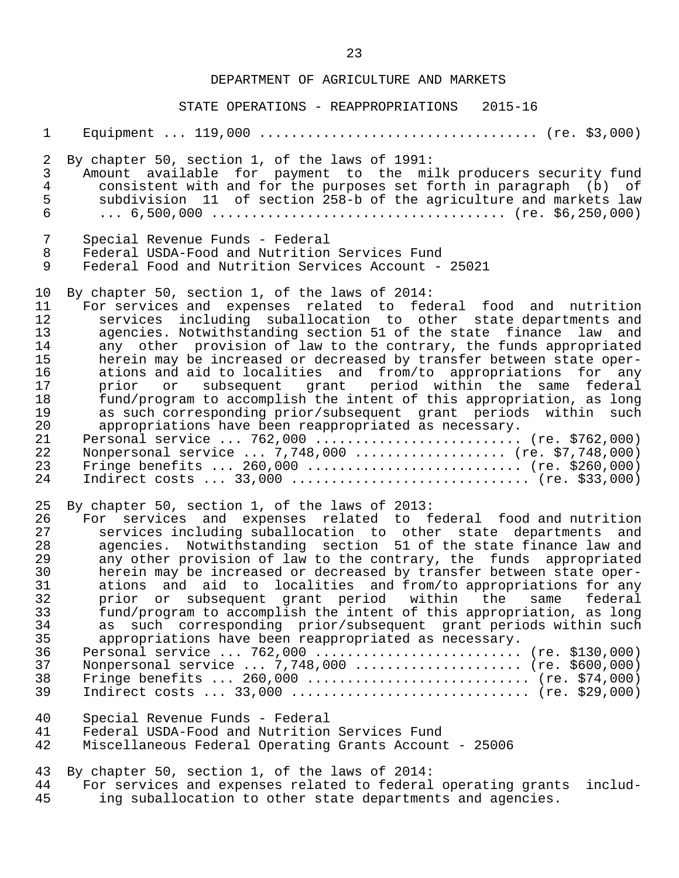DEPARTMENT OF AGRICULTURE AND MARKETS

STATE OPERATIONS - REAPPROPRIATIONS 2015-16

Equipment ... 119,000 ................................. (re. $3,000)

By chapter 50, section 1, of the laws of 1991:
Amount available for payment to the milk producers security fund consistent with and for the purposes set forth in paragraph (b) of subdivision 11 of section 258-b of the agriculture and markets law ... 6,500,000 .................................. (re. $6,250,000)

Special Revenue Funds - Federal
Federal USDA-Food and Nutrition Services Fund
Federal Food and Nutrition Services Account - 25021

By chapter 50, section 1, of the laws of 2014:
For services and expenses related to federal food and nutrition services including suballocation to other state departments and agencies. Notwithstanding section 51 of the state finance law and any other provision of law to the contrary, the funds appropriated herein may be increased or decreased by transfer between state operations and aid to localities and from/to appropriations for any prior or subsequent grant period within the same federal fund/program to accomplish the intent of this appropriation, as long as such corresponding prior/subsequent grant periods within such appropriations have been reappropriated as necessary.
Personal service ... 762,000 ......................... (re. $762,000)
Nonpersonal service ... 7,748,000 .................. (re. $7,748,000)
Fringe benefits ... 260,000 .......................... (re. $260,000)
Indirect costs ... 33,000 ............................ (re. $33,000)

By chapter 50, section 1, of the laws of 2013:
For services and expenses related to federal food and nutrition services including suballocation to other state departments and agencies. Notwithstanding section 51 of the state finance law and any other provision of law to the contrary, the funds appropriated herein may be increased or decreased by transfer between state operations and aid to localities and from/to appropriations for any prior or subsequent grant period within the same federal fund/program to accomplish the intent of this appropriation, as long as such corresponding prior/subsequent grant periods within such appropriations have been reappropriated as necessary.
Personal service ... 762,000 ......................... (re. $130,000)
Nonpersonal service ... 7,748,000 .................... (re. $600,000)
Fringe benefits ... 260,000 ........................... (re. $74,000)
Indirect costs ... 33,000 ............................ (re. $29,000)

Special Revenue Funds - Federal
Federal USDA-Food and Nutrition Services Fund
Miscellaneous Federal Operating Grants Account - 25006

By chapter 50, section 1, of the laws of 2014:
For services and expenses related to federal operating grants including suballocation to other state departments and agencies.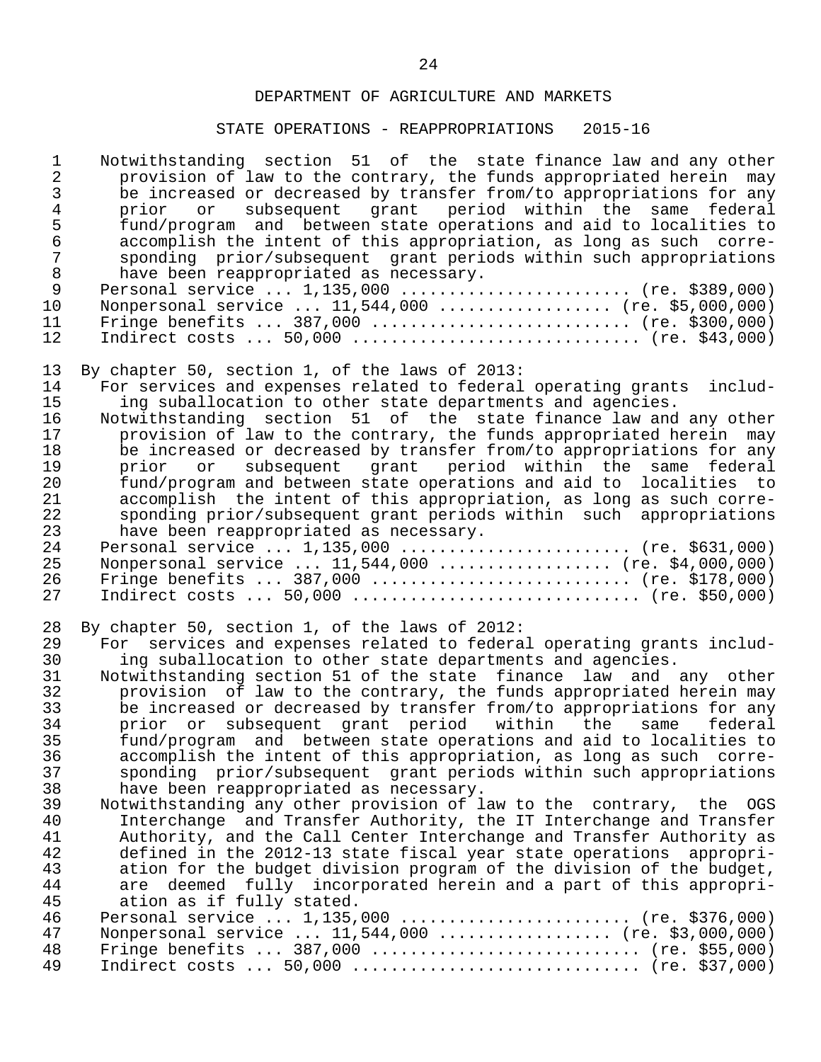DEPARTMENT OF AGRICULTURE AND MARKETS

STATE OPERATIONS - REAPPROPRIATIONS 2015-16

Notwithstanding section 51 of the state finance law and any other provision of law to the contrary, the funds appropriated herein may be increased or decreased by transfer from/to appropriations for any prior or subsequent grant period within the same federal fund/program and between state operations and aid to localities to accomplish the intent of this appropriation, as long as such corresponding prior/subsequent grant periods within such appropriations have been reappropriated as necessary.

Personal service ... 1,135,000 ....................... (re. $389,000)
Nonpersonal service ... 11,544,000 ................. (re. $5,000,000)
Fringe benefits ... 387,000 .......................... (re. $300,000)
Indirect costs ... 50,000 ............................. (re. $43,000)

By chapter 50, section 1, of the laws of 2013:

For services and expenses related to federal operating grants including suballocation to other state departments and agencies.

Notwithstanding section 51 of the state finance law and any other provision of law to the contrary, the funds appropriated herein may be increased or decreased by transfer from/to appropriations for any prior or subsequent grant period within the same federal fund/program and between state operations and aid to localities to accomplish the intent of this appropriation, as long as such corresponding prior/subsequent grant periods within such appropriations have been reappropriated as necessary.

Personal service ... 1,135,000 ....................... (re. $631,000)
Nonpersonal service ... 11,544,000 ................. (re. $4,000,000)
Fringe benefits ... 387,000 .......................... (re. $178,000)
Indirect costs ... 50,000 ............................. (re. $50,000)

By chapter 50, section 1, of the laws of 2012:

For services and expenses related to federal operating grants including suballocation to other state departments and agencies.

Notwithstanding section 51 of the state finance law and any other provision of law to the contrary, the funds appropriated herein may be increased or decreased by transfer from/to appropriations for any prior or subsequent grant period within the same federal fund/program and between state operations and aid to localities to accomplish the intent of this appropriation, as long as such corresponding prior/subsequent grant periods within such appropriations have been reappropriated as necessary.

Notwithstanding any other provision of law to the contrary, the OGS Interchange and Transfer Authority, the IT Interchange and Transfer Authority, and the Call Center Interchange and Transfer Authority as defined in the 2012-13 state fiscal year state operations appropriation for the budget division program of the division of the budget, are deemed fully incorporated herein and a part of this appropriation as if fully stated.

Personal service ... 1,135,000 ....................... (re. $376,000)
Nonpersonal service ... 11,544,000 ................. (re. $3,000,000)
Fringe benefits ... 387,000 ........................... (re. $55,000)
Indirect costs ... 50,000 ............................. (re. $37,000)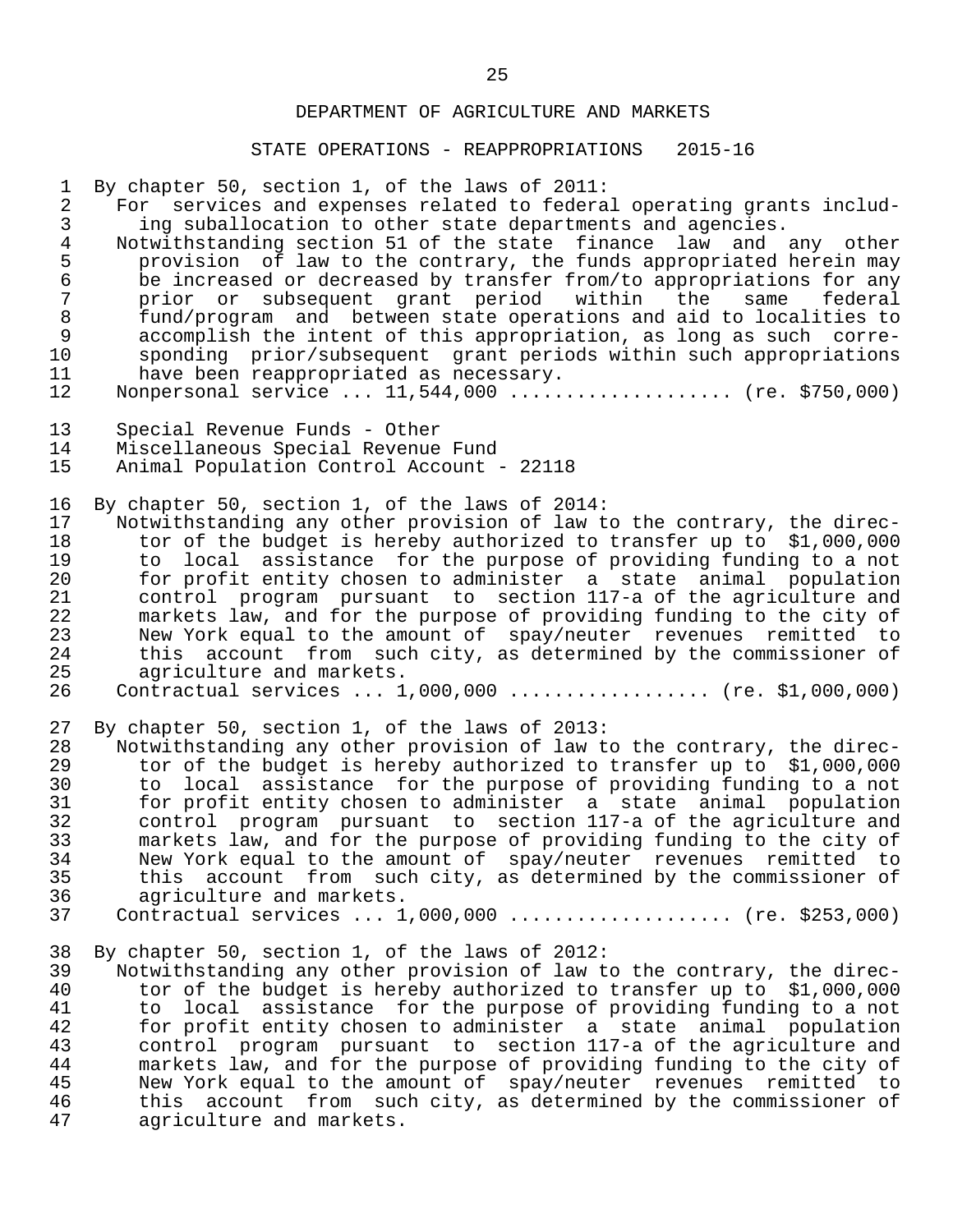## DEPARTMENT OF AGRICULTURE AND MARKETS

### STATE OPERATIONS - REAPPROPRIATIONS 2015-16

By chapter 50, section 1, of the laws of 2011:

For services and expenses related to federal operating grants including suballocation to other state departments and agencies.

Notwithstanding section 51 of the state finance law and any other provision of law to the contrary, the funds appropriated herein may be increased or decreased by transfer from/to appropriations for any prior or subsequent grant period within the same federal fund/program and between state operations and aid to localities to accomplish the intent of this appropriation, as long as such corresponding prior/subsequent grant periods within such appropriations have been reappropriated as necessary.

Nonpersonal service ... 11,544,000 .................... (re. $750,000)

Special Revenue Funds - Other
Miscellaneous Special Revenue Fund
Animal Population Control Account - 22118

By chapter 50, section 1, of the laws of 2014:

Notwithstanding any other provision of law to the contrary, the director of the budget is hereby authorized to transfer up to $1,000,000 to local assistance for the purpose of providing funding to a not for profit entity chosen to administer a state animal population control program pursuant to section 117-a of the agriculture and markets law, and for the purpose of providing funding to the city of New York equal to the amount of spay/neuter revenues remitted to this account from such city, as determined by the commissioner of agriculture and markets.

Contractual services ... 1,000,000 .................. (re. $1,000,000)

By chapter 50, section 1, of the laws of 2013:

Notwithstanding any other provision of law to the contrary, the director of the budget is hereby authorized to transfer up to $1,000,000 to local assistance for the purpose of providing funding to a not for profit entity chosen to administer a state animal population control program pursuant to section 117-a of the agriculture and markets law, and for the purpose of providing funding to the city of New York equal to the amount of spay/neuter revenues remitted to this account from such city, as determined by the commissioner of agriculture and markets.

Contractual services ... 1,000,000 .................... (re. $253,000)

By chapter 50, section 1, of the laws of 2012:

Notwithstanding any other provision of law to the contrary, the director of the budget is hereby authorized to transfer up to $1,000,000 to local assistance for the purpose of providing funding to a not for profit entity chosen to administer a state animal population control program pursuant to section 117-a of the agriculture and markets law, and for the purpose of providing funding to the city of New York equal to the amount of spay/neuter revenues remitted to this account from such city, as determined by the commissioner of agriculture and markets.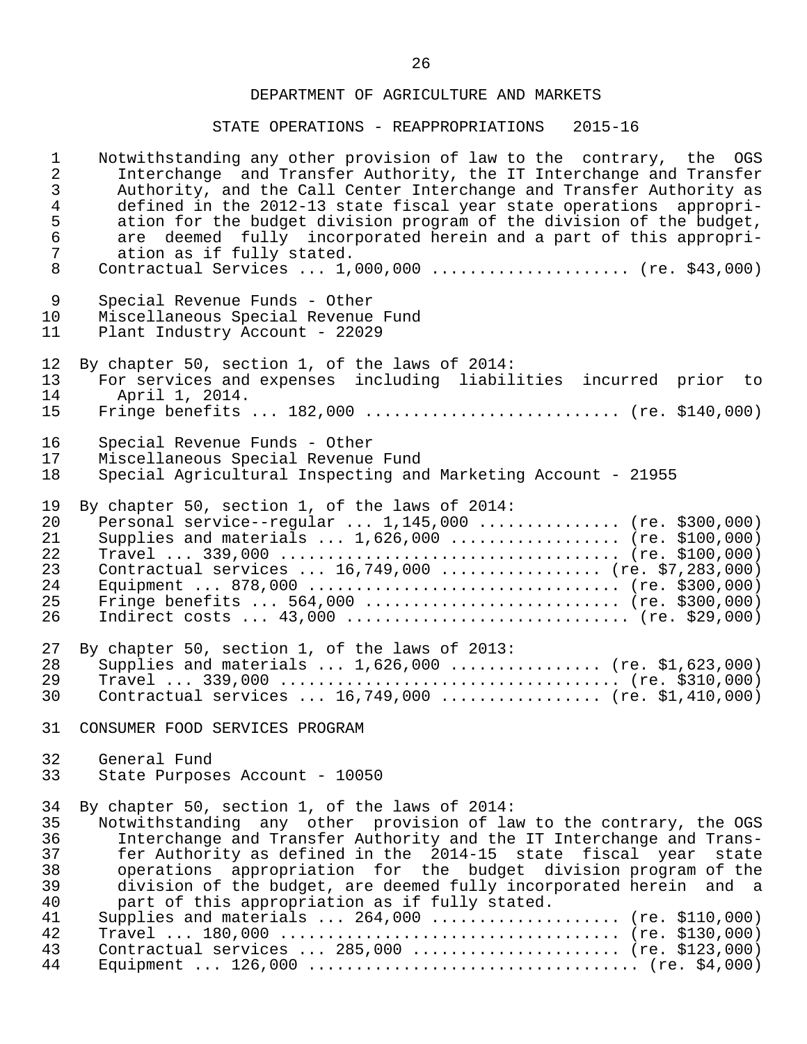DEPARTMENT OF AGRICULTURE AND MARKETS

STATE OPERATIONS - REAPPROPRIATIONS 2015-16

Notwithstanding any other provision of law to the contrary, the OGS Interchange and Transfer Authority, the IT Interchange and Transfer Authority, and the Call Center Interchange and Transfer Authority as defined in the 2012-13 state fiscal year state operations appropriation for the budget division program of the division of the budget, are deemed fully incorporated herein and a part of this appropriation as if fully stated.

Contractual Services ... 1,000,000 .................... (re. $43,000)

Special Revenue Funds - Other
Miscellaneous Special Revenue Fund
Plant Industry Account - 22029

By chapter 50, section 1, of the laws of 2014:

For services and expenses including liabilities incurred prior to April 1, 2014.

Fringe benefits ... 182,000 .......................... (re. $140,000)

Special Revenue Funds - Other
Miscellaneous Special Revenue Fund
Special Agricultural Inspecting and Marketing Account - 21955

By chapter 50, section 1, of the laws of 2014:

Personal service--regular ... 1,145,000 ............... (re. $300,000)
Supplies and materials ... 1,626,000 .................. (re. $100,000)
Travel ... 339,000 .................................... (re. $100,000)
Contractual services ... 16,749,000 ................. (re. $7,283,000)
Equipment ... 878,000 ................................. (re. $300,000)
Fringe benefits ... 564,000 ........................... (re. $300,000)
Indirect costs ... 43,000 .............................. (re. $29,000)

By chapter 50, section 1, of the laws of 2013:

Supplies and materials ... 1,626,000 ................ (re. $1,623,000)
Travel ... 339,000 .................................... (re. $310,000)
Contractual services ... 16,749,000 ................. (re. $1,410,000)

CONSUMER FOOD SERVICES PROGRAM

General Fund
State Purposes Account - 10050

By chapter 50, section 1, of the laws of 2014:

Notwithstanding any other provision of law to the contrary, the OGS Interchange and Transfer Authority and the IT Interchange and Transfer Authority as defined in the 2014-15 state fiscal year state operations appropriation for the budget division program of the division of the budget, are deemed fully incorporated herein and a part of this appropriation as if fully stated.

Supplies and materials ... 264,000 .................... (re. $110,000)
Travel ... 180,000 .................................... (re. $130,000)
Contractual services ... 285,000 ...................... (re. $123,000)
Equipment ... 126,000 .................................. (re. $4,000)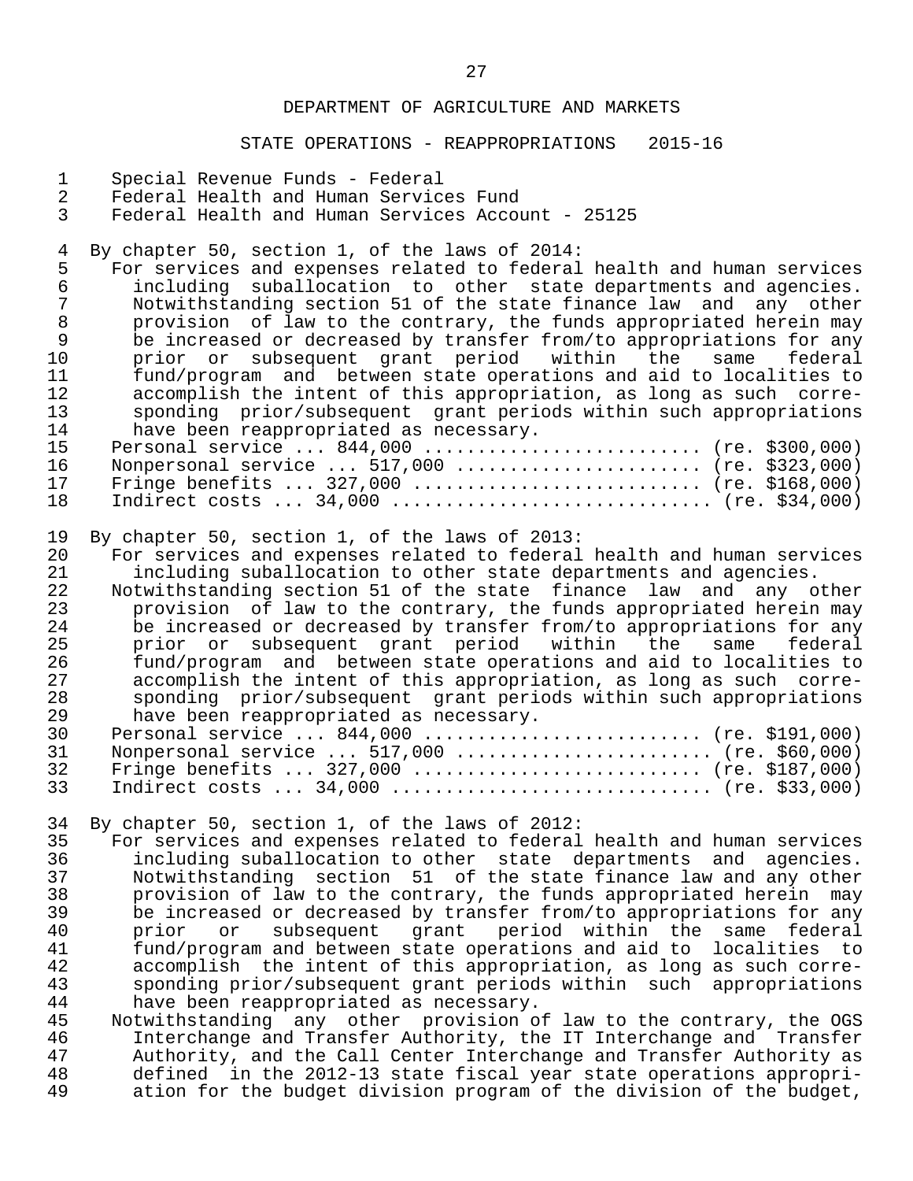DEPARTMENT OF AGRICULTURE AND MARKETS

STATE OPERATIONS - REAPPROPRIATIONS 2015-16

Special Revenue Funds - Federal
Federal Health and Human Services Fund
Federal Health and Human Services Account - 25125

By chapter 50, section 1, of the laws of 2014:

For services and expenses related to federal health and human services including suballocation to other state departments and agencies. Notwithstanding section 51 of the state finance law and any other provision of law to the contrary, the funds appropriated herein may be increased or decreased by transfer from/to appropriations for any prior or subsequent grant period within the same federal fund/program and between state operations and aid to localities to accomplish the intent of this appropriation, as long as such corresponding prior/subsequent grant periods within such appropriations have been reappropriated as necessary.

Personal service ... 844,000 .......................... (re. $300,000)
Nonpersonal service ... 517,000 ....................... (re. $323,000)
Fringe benefits ... 327,000 ........................... (re. $168,000)
Indirect costs ... 34,000 ............................. (re. $34,000)

By chapter 50, section 1, of the laws of 2013:

For services and expenses related to federal health and human services including suballocation to other state departments and agencies.

Notwithstanding section 51 of the state finance law and any other provision of law to the contrary, the funds appropriated herein may be increased or decreased by transfer from/to appropriations for any prior or subsequent grant period within the same federal fund/program and between state operations and aid to localities to accomplish the intent of this appropriation, as long as such corresponding prior/subsequent grant periods within such appropriations have been reappropriated as necessary.

Personal service ... 844,000 .......................... (re. $191,000)
Nonpersonal service ... 517,000 ....................... (re. $60,000)
Fringe benefits ... 327,000 ........................... (re. $187,000)
Indirect costs ... 34,000 ............................. (re. $33,000)

By chapter 50, section 1, of the laws of 2012:

For services and expenses related to federal health and human services including suballocation to other state departments and agencies. Notwithstanding section 51 of the state finance law and any other provision of law to the contrary, the funds appropriated herein may be increased or decreased by transfer from/to appropriations for any prior or subsequent grant period within the same federal fund/program and between state operations and aid to localities to accomplish the intent of this appropriation, as long as such corresponding prior/subsequent grant periods within such appropriations have been reappropriated as necessary.

Notwithstanding any other provision of law to the contrary, the OGS Interchange and Transfer Authority, the IT Interchange and Transfer Authority, and the Call Center Interchange and Transfer Authority as defined in the 2012-13 state fiscal year state operations appropriation for the budget division program of the division of the budget,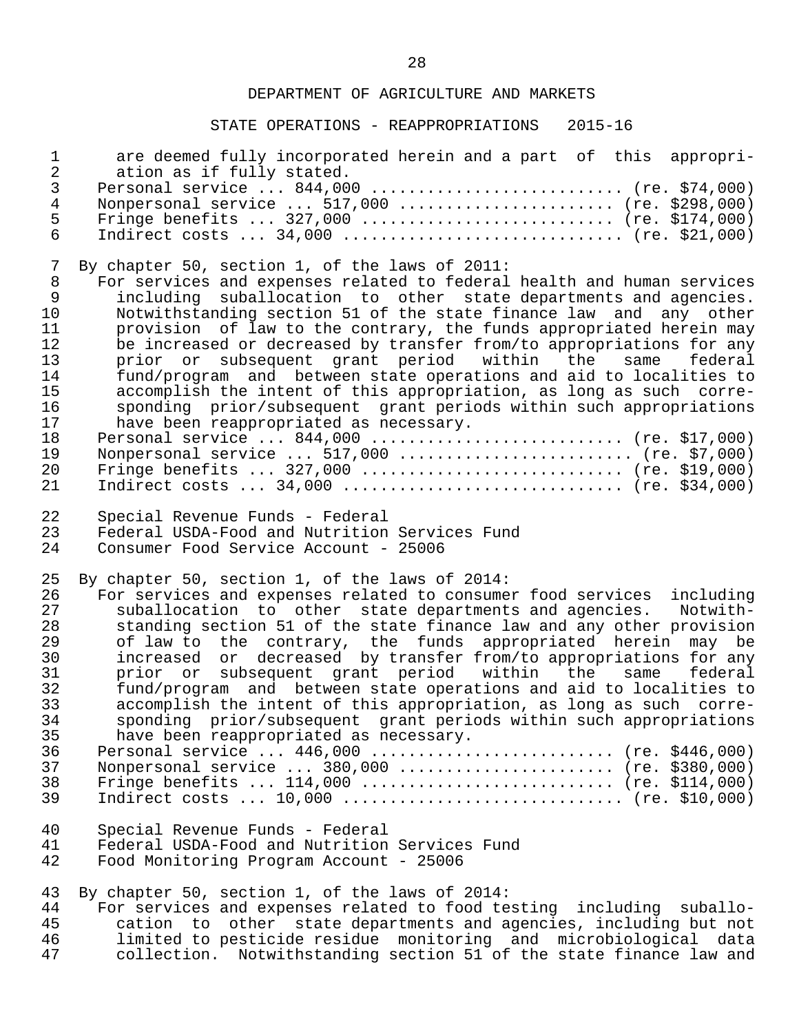DEPARTMENT OF AGRICULTURE AND MARKETS

STATE OPERATIONS - REAPPROPRIATIONS 2015-16

are deemed fully incorporated herein and a part of this appropriation as if fully stated.

Personal service ... 844,000 .......................... (re. $74,000)
Nonpersonal service ... 517,000 ...................... (re. $298,000)
Fringe benefits ... 327,000 .......................... (re. $174,000)
Indirect costs ... 34,000 ............................. (re. $21,000)

By chapter 50, section 1, of the laws of 2011:

For services and expenses related to federal health and human services including suballocation to other state departments and agencies. Notwithstanding section 51 of the state finance law and any other provision of law to the contrary, the funds appropriated herein may be increased or decreased by transfer from/to appropriations for any prior or subsequent grant period within the same federal fund/program and between state operations and aid to localities to accomplish the intent of this appropriation, as long as such corresponding prior/subsequent grant periods within such appropriations have been reappropriated as necessary.

Personal service ... 844,000 .......................... (re. $17,000)
Nonpersonal service ... 517,000 ........................ (re. $7,000)
Fringe benefits ... 327,000 ........................... (re. $19,000)
Indirect costs ... 34,000 ............................. (re. $34,000)

Special Revenue Funds - Federal
Federal USDA-Food and Nutrition Services Fund
Consumer Food Service Account - 25006

By chapter 50, section 1, of the laws of 2014:

For services and expenses related to consumer food services including suballocation to other state departments and agencies. Notwithstanding section 51 of the state finance law and any other provision of law to the contrary, the funds appropriated herein may be increased or decreased by transfer from/to appropriations for any prior or subsequent grant period within the same federal fund/program and between state operations and aid to localities to accomplish the intent of this appropriation, as long as such corresponding prior/subsequent grant periods within such appropriations have been reappropriated as necessary.

Personal service ... 446,000 ......................... (re. $446,000)
Nonpersonal service ... 380,000 ...................... (re. $380,000)
Fringe benefits ... 114,000 .......................... (re. $114,000)
Indirect costs ... 10,000 ............................. (re. $10,000)

Special Revenue Funds - Federal
Federal USDA-Food and Nutrition Services Fund
Food Monitoring Program Account - 25006

By chapter 50, section 1, of the laws of 2014:

For services and expenses related to food testing including suballocation to other state departments and agencies, including but not limited to pesticide residue monitoring and microbiological data collection. Notwithstanding section 51 of the state finance law and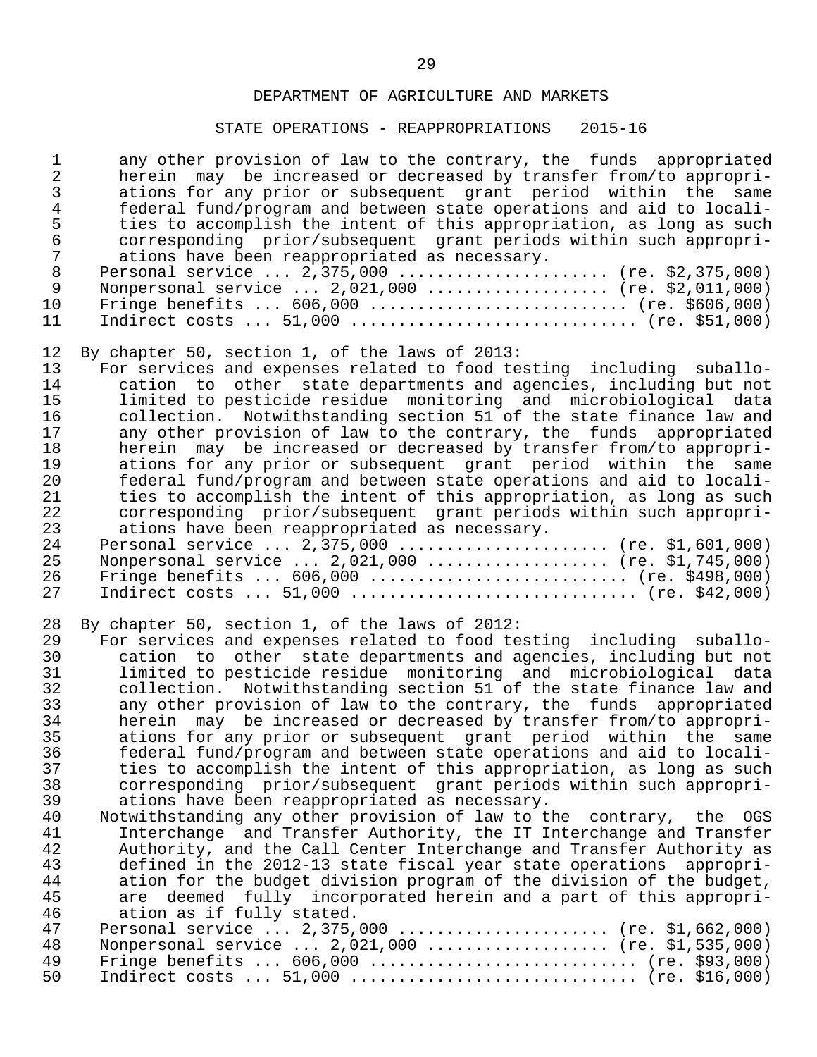any other provision of law to the contrary, the funds appropriated herein may be increased or decreased by transfer from/to appropriations for any prior or subsequent grant period within the same federal fund/program and between state operations and aid to localities to accomplish the intent of this appropriation, as long as such corresponding prior/subsequent grant periods within such appropriations have been reappropriated as necessary.

Personal service ... 2,375,000 ...................... (re. $2,375,000)
Nonpersonal service ... 2,021,000 ................... (re. $2,011,000)
Fringe benefits ... 606,000 ........................... (re. $606,000)
Indirect costs ... 51,000 .............................. (re. $51,000)

By chapter 50, section 1, of the laws of 2013:

For services and expenses related to food testing including suballocation to other state departments and agencies, including but not limited to pesticide residue monitoring and microbiological data collection. Notwithstanding section 51 of the state finance law and any other provision of law to the contrary, the funds appropriated herein may be increased or decreased by transfer from/to appropriations for any prior or subsequent grant period within the same federal fund/program and between state operations and aid to localities to accomplish the intent of this appropriation, as long as such corresponding prior/subsequent grant periods within such appropriations have been reappropriated as necessary.

Personal service ... 2,375,000 ...................... (re. $1,601,000)
Nonpersonal service ... 2,021,000 ................... (re. $1,745,000)
Fringe benefits ... 606,000 ........................... (re. $498,000)
Indirect costs ... 51,000 .............................. (re. $42,000)

By chapter 50, section 1, of the laws of 2012:

For services and expenses related to food testing including suballocation to other state departments and agencies, including but not limited to pesticide residue monitoring and microbiological data collection. Notwithstanding section 51 of the state finance law and any other provision of law to the contrary, the funds appropriated herein may be increased or decreased by transfer from/to appropriations for any prior or subsequent grant period within the same federal fund/program and between state operations and aid to localities to accomplish the intent of this appropriation, as long as such corresponding prior/subsequent grant periods within such appropriations have been reappropriated as necessary.

Notwithstanding any other provision of law to the contrary, the OGS Interchange and Transfer Authority, the IT Interchange and Transfer Authority, and the Call Center Interchange and Transfer Authority as defined in the 2012-13 state fiscal year state operations appropriation for the budget division program of the division of the budget, are deemed fully incorporated herein and a part of this appropriation as if fully stated.

Personal service ... 2,375,000 ...................... (re. $1,662,000)
Nonpersonal service ... 2,021,000 ................... (re. $1,535,000)
Fringe benefits ... 606,000 ............................ (re. $93,000)
Indirect costs ... 51,000 .............................. (re. $16,000)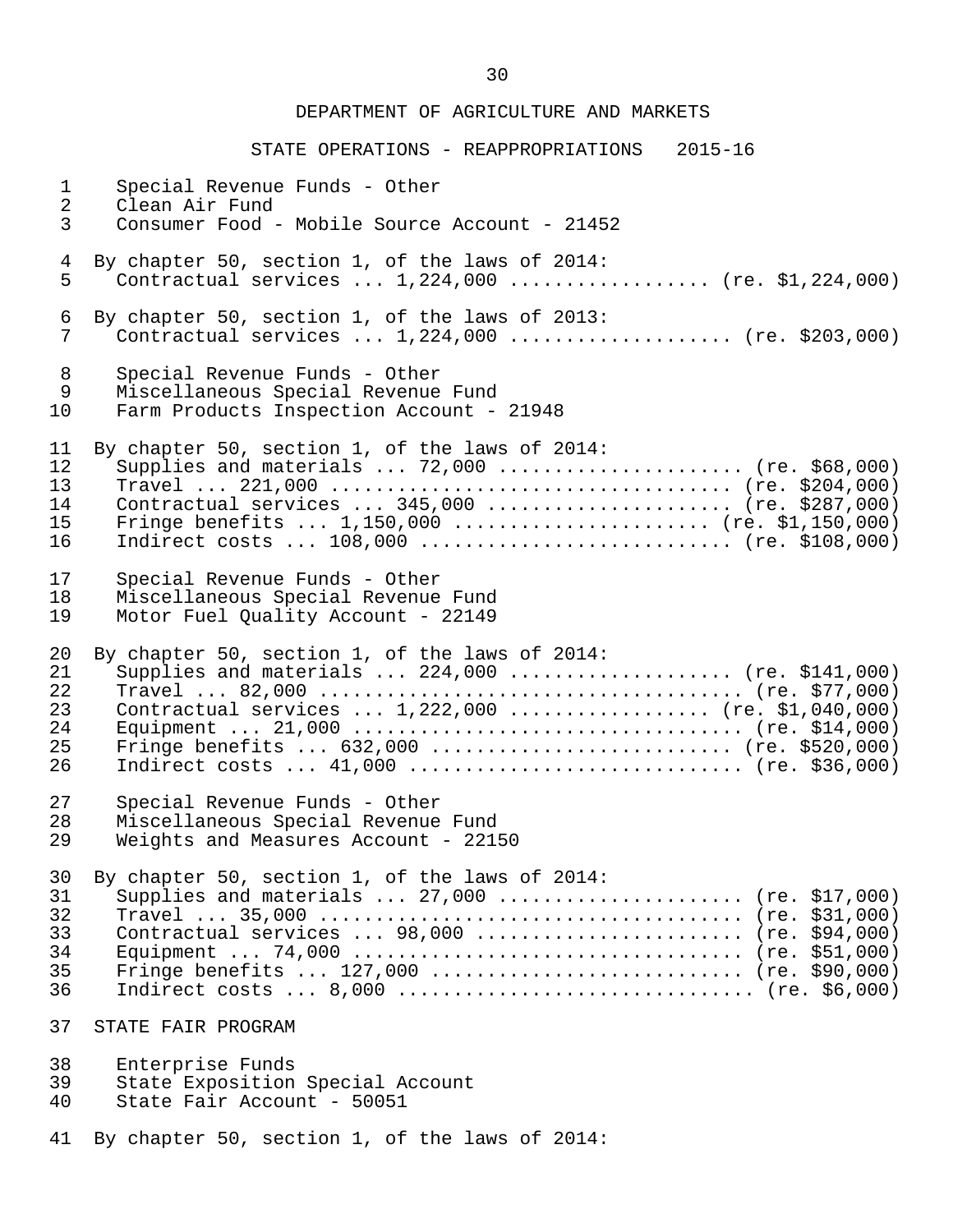DEPARTMENT OF AGRICULTURE AND MARKETS

STATE OPERATIONS - REAPPROPRIATIONS 2015-16

Special Revenue Funds - Other
Clean Air Fund
Consumer Food - Mobile Source Account - 21452

By chapter 50, section 1, of the laws of 2014:
Contractual services ... 1,224,000 .................. (re. $1,224,000)

By chapter 50, section 1, of the laws of 2013:
Contractual services ... 1,224,000 .................... (re. $203,000)

Special Revenue Funds - Other
Miscellaneous Special Revenue Fund
Farm Products Inspection Account - 21948

By chapter 50, section 1, of the laws of 2014:
Supplies and materials ... 72,000 ...................... (re. $68,000)
Travel ... 221,000 .................................... (re. $204,000)
Contractual services ... 345,000 ...................... (re. $287,000)
Fringe benefits ... 1,150,000 ....................... (re. $1,150,000)
Indirect costs ... 108,000 ............................ (re. $108,000)

Special Revenue Funds - Other
Miscellaneous Special Revenue Fund
Motor Fuel Quality Account - 22149

By chapter 50, section 1, of the laws of 2014:
Supplies and materials ... 224,000 .................... (re. $141,000)
Travel ... 82,000 ....................................... (re. $77,000)
Contractual services ... 1,222,000 .................. (re. $1,040,000)
Equipment ... 21,000 .................................... (re. $14,000)
Fringe benefits ... 632,000 ........................... (re. $520,000)
Indirect costs ... 41,000 ............................... (re. $36,000)

Special Revenue Funds - Other
Miscellaneous Special Revenue Fund
Weights and Measures Account - 22150

By chapter 50, section 1, of the laws of 2014:
Supplies and materials ... 27,000 ...................... (re. $17,000)
Travel ... 35,000 ....................................... (re. $31,000)
Contractual services ... 98,000 ........................ (re. $94,000)
Equipment ... 74,000 .................................... (re. $51,000)
Fringe benefits ... 127,000 ............................ (re. $90,000)
Indirect costs ... 8,000 ................................. (re. $6,000)

STATE FAIR PROGRAM

Enterprise Funds
State Exposition Special Account
State Fair Account - 50051

By chapter 50, section 1, of the laws of 2014: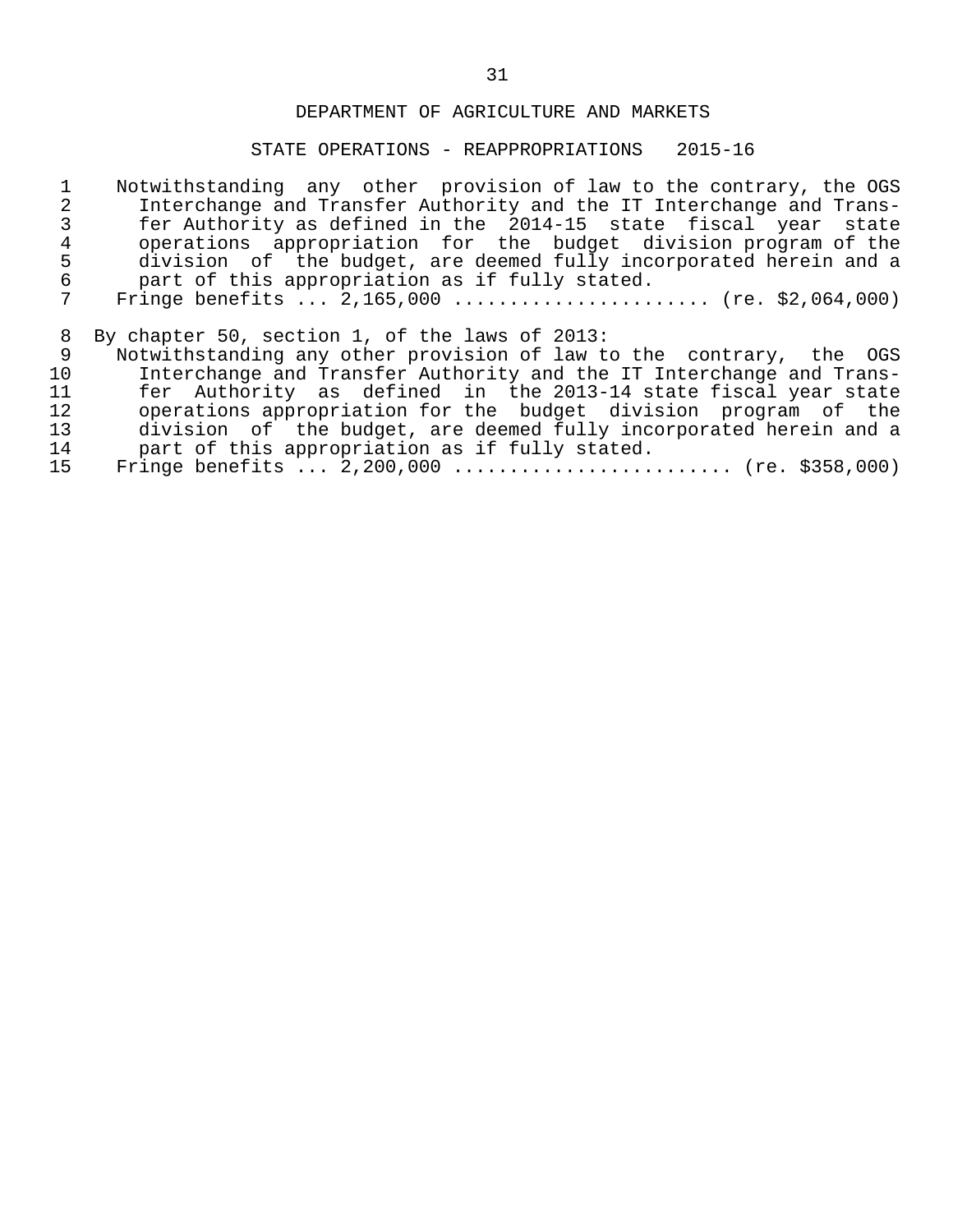## DEPARTMENT OF AGRICULTURE AND MARKETS

### STATE OPERATIONS - REAPPROPRIATIONS 2015-16

Notwithstanding any other provision of law to the contrary, the OGS Interchange and Transfer Authority and the IT Interchange and Transfer Authority as defined in the 2014-15 state fiscal year state operations appropriation for the budget division program of the division of the budget, are deemed fully incorporated herein and a part of this appropriation as if fully stated.

Fringe benefits ... 2,165,000 ...................... (re. $2,064,000)

By chapter 50, section 1, of the laws of 2013:

Notwithstanding any other provision of law to the contrary, the OGS Interchange and Transfer Authority and the IT Interchange and Transfer Authority as defined in the 2013-14 state fiscal year state operations appropriation for the budget division program of the division of the budget, are deemed fully incorporated herein and a part of this appropriation as if fully stated.

Fringe benefits ... 2,200,000 ........................ (re. $358,000)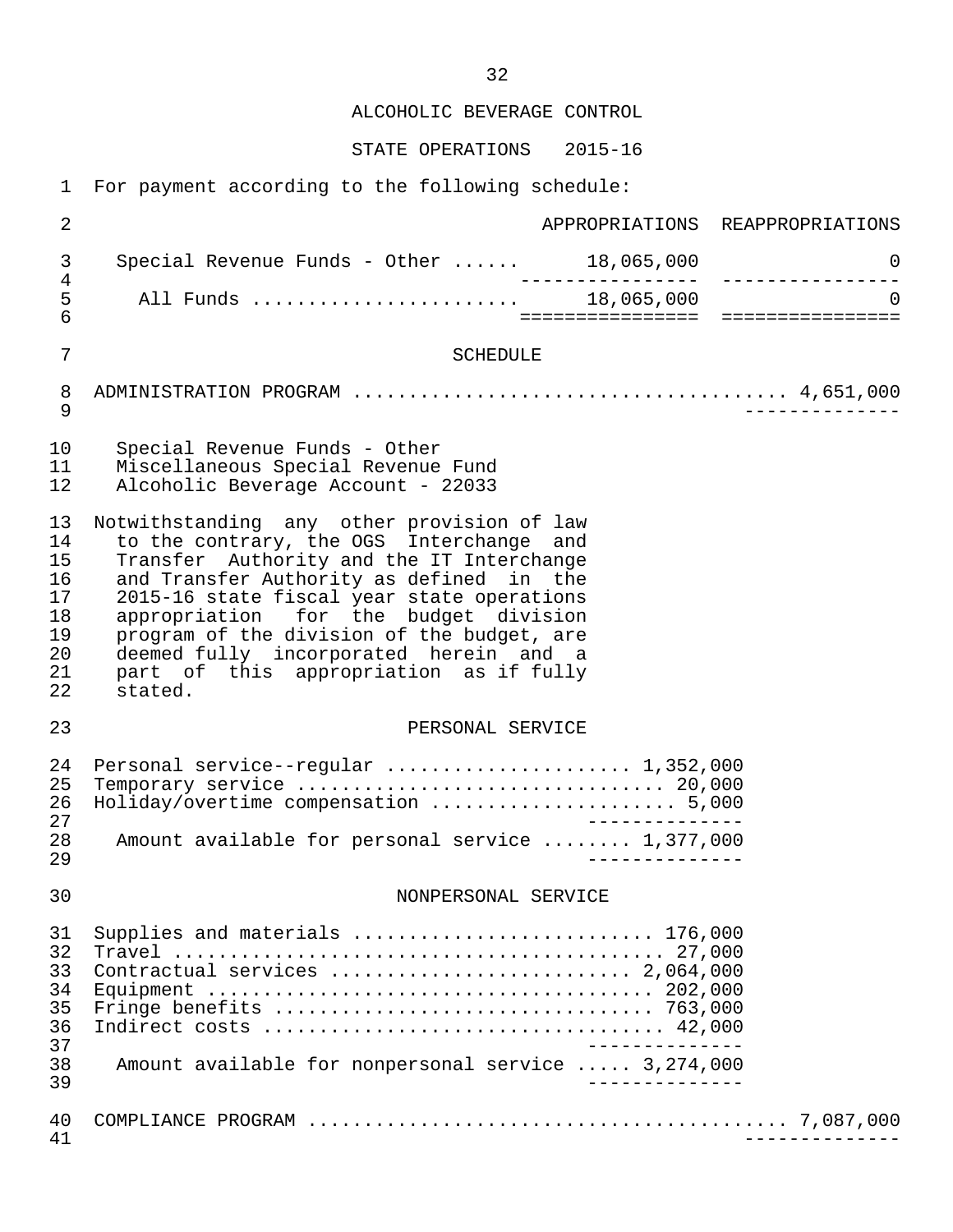ALCOHOLIC BEVERAGE CONTROL

STATE OPERATIONS 2015-16

For payment according to the following schedule:

| | APPROPRIATIONS | REAPPROPRIATIONS |
|---|---|---|
| Special Revenue Funds - Other ...... | 18,065,000 | 0 |
| All Funds ........................ | 18,065,000 | 0 |

SCHEDULE

ADMINISTRATION PROGRAM ...................................... 4,651,000

Special Revenue Funds - Other
Miscellaneous Special Revenue Fund
Alcoholic Beverage Account - 22033

Notwithstanding any other provision of law to the contrary, the OGS Interchange and Transfer Authority and the IT Interchange and Transfer Authority as defined in the 2015-16 state fiscal year state operations appropriation for the budget division program of the division of the budget, are deemed fully incorporated herein and a part of this appropriation as if fully stated.

PERSONAL SERVICE

| | |
|---|---|
| Personal service--regular ..................... | 1,352,000 |
| Temporary service ................................ | 20,000 |
| Holiday/overtime compensation ...................... | 5,000 |
| Amount available for personal service ........ | 1,377,000 |

NONPERSONAL SERVICE

| | |
|---|---|
| Supplies and materials .......................... | 176,000 |
| Travel ........................................... | 27,000 |
| Contractual services .......................... | 2,064,000 |
| Equipment ....................................... | 202,000 |
| Fringe benefits ................................. | 763,000 |
| Indirect costs .................................. | 42,000 |
| Amount available for nonpersonal service ..... | 3,274,000 |

COMPLIANCE PROGRAM ........................................... 7,087,000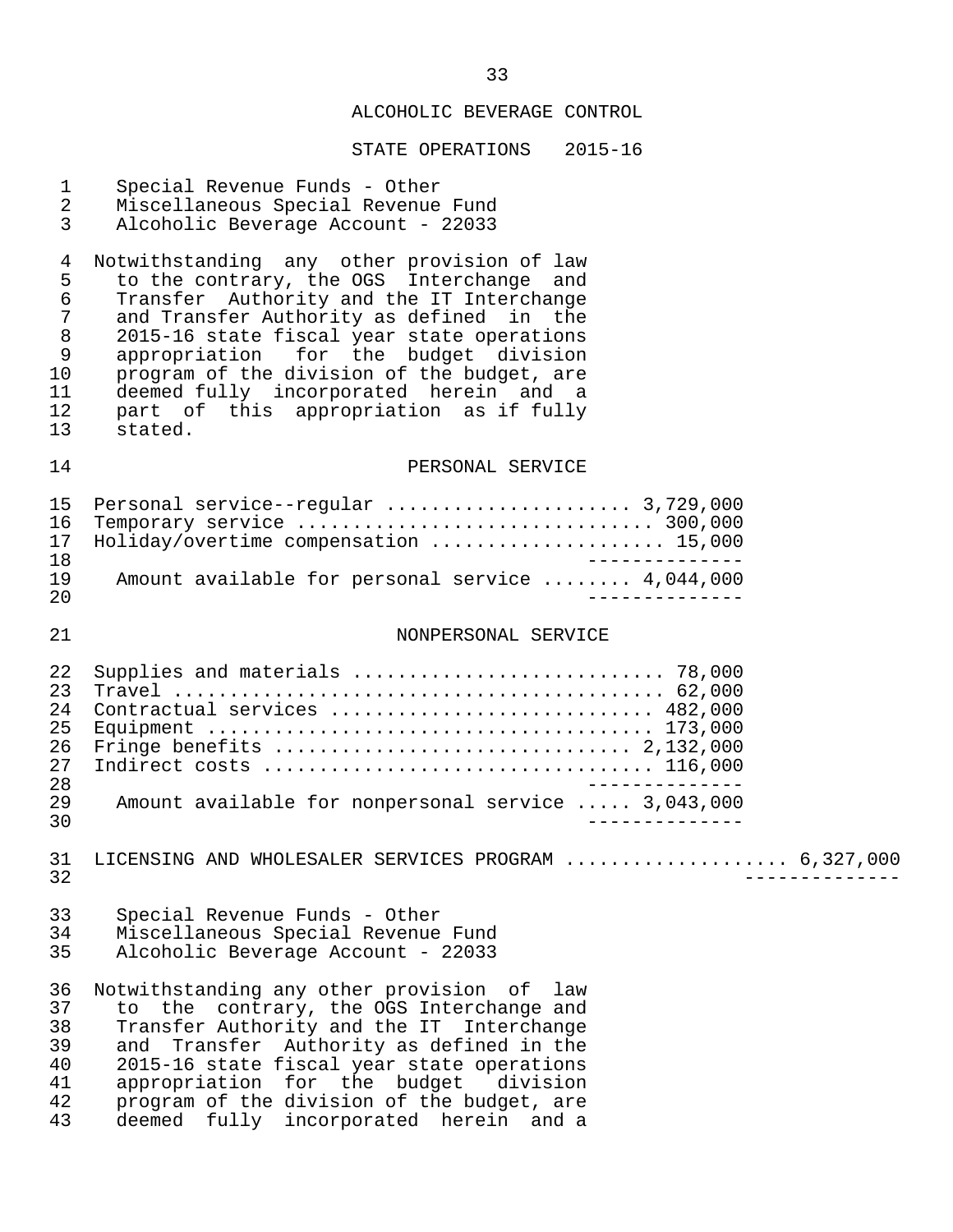## ALCOHOLIC BEVERAGE CONTROL

### STATE OPERATIONS 2015-16

Special Revenue Funds - Other
Miscellaneous Special Revenue Fund
Alcoholic Beverage Account - 22033

Notwithstanding any other provision of law to the contrary, the OGS Interchange and Transfer Authority and the IT Interchange and Transfer Authority as defined in the 2015-16 state fiscal year state operations appropriation for the budget division program of the division of the budget, are deemed fully incorporated herein and a part of this appropriation as if fully stated.

#### PERSONAL SERVICE

| | |
|---|---|
| Personal service--regular | 3,729,000 |
| Temporary service | 300,000 |
| Holiday/overtime compensation | 15,000 |
| Amount available for personal service | 4,044,000 |

#### NONPERSONAL SERVICE

| | |
|---|---|
| Supplies and materials | 78,000 |
| Travel | 62,000 |
| Contractual services | 482,000 |
| Equipment | 173,000 |
| Fringe benefits | 2,132,000 |
| Indirect costs | 116,000 |
| Amount available for nonpersonal service | 3,043,000 |

LICENSING AND WHOLESALER SERVICES PROGRAM .................... 6,327,000

Special Revenue Funds - Other
Miscellaneous Special Revenue Fund
Alcoholic Beverage Account - 22033

Notwithstanding any other provision of law to the contrary, the OGS Interchange and Transfer Authority and the IT Interchange and Transfer Authority as defined in the 2015-16 state fiscal year state operations appropriation for the budget division program of the division of the budget, are deemed fully incorporated herein and a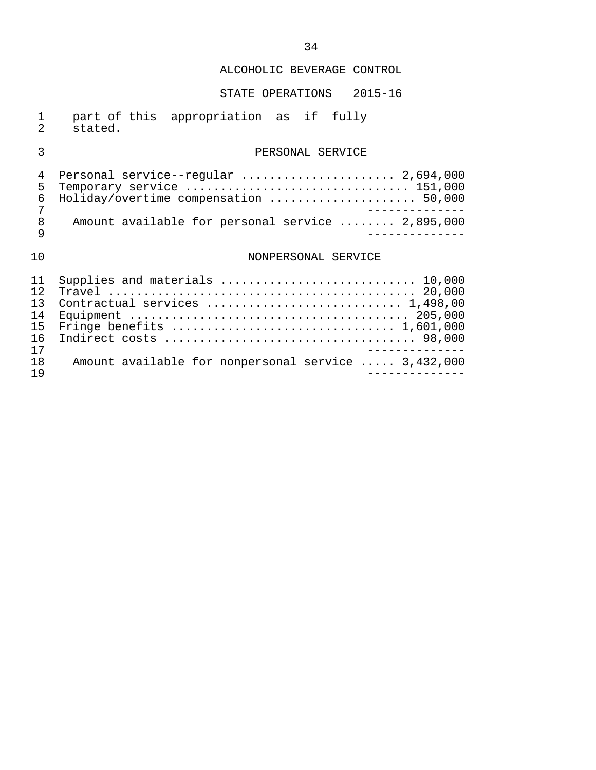ALCOHOLIC BEVERAGE CONTROL

STATE OPERATIONS 2015-16

part of this appropriation as if fully stated.

PERSONAL SERVICE

| | |
|---|---|
| Personal service--regular | 2,694,000 |
| Temporary service | 151,000 |
| Holiday/overtime compensation | 50,000 |
| Amount available for personal service | 2,895,000 |

NONPERSONAL SERVICE

| | |
|---|---|
| Supplies and materials | 10,000 |
| Travel | 20,000 |
| Contractual services | 1,498,00 |
| Equipment | 205,000 |
| Fringe benefits | 1,601,000 |
| Indirect costs | 98,000 |
| Amount available for nonpersonal service | 3,432,000 |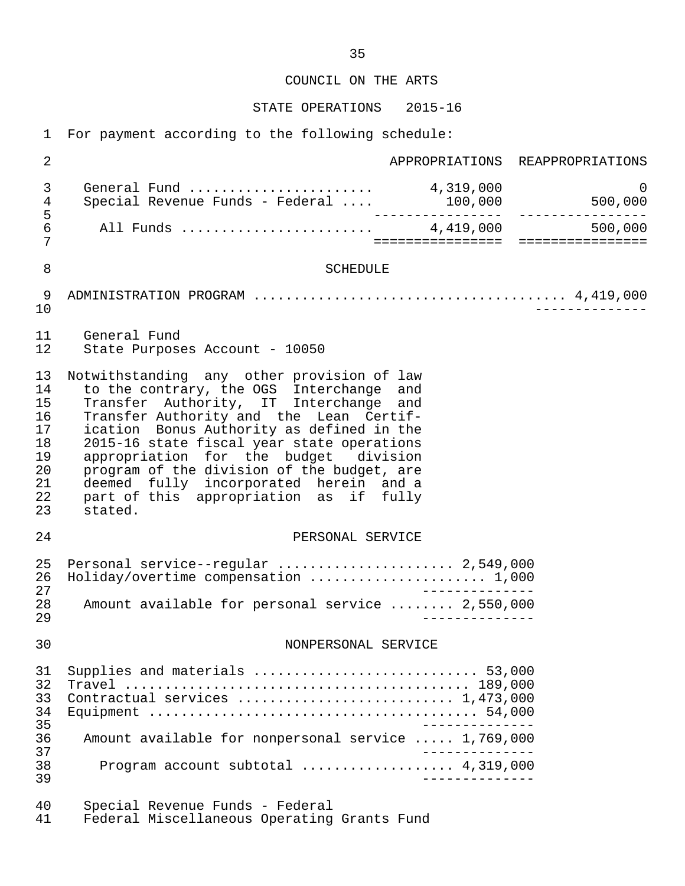COUNCIL ON THE ARTS

STATE OPERATIONS 2015-16

For payment according to the following schedule:

| | APPROPRIATIONS | REAPPROPRIATIONS |
|---|---|---|
| General Fund | 4,319,000 | 0 |
| Special Revenue Funds - Federal | 100,000 | 500,000 |
| All Funds | 4,419,000 | 500,000 |

SCHEDULE

ADMINISTRATION PROGRAM .................................... 4,419,000

General Fund
State Purposes Account - 10050

Notwithstanding any other provision of law to the contrary, the OGS Interchange and Transfer Authority, IT Interchange and Transfer Authority and the Lean Certification Bonus Authority as defined in the 2015-16 state fiscal year state operations appropriation for the budget division program of the division of the budget, are deemed fully incorporated herein and a part of this appropriation as if fully stated.

PERSONAL SERVICE

| | |
|---|---|
| Personal service--regular | 2,549,000 |
| Holiday/overtime compensation | 1,000 |
| Amount available for personal service | 2,550,000 |

NONPERSONAL SERVICE

| | |
|---|---|
| Supplies and materials | 53,000 |
| Travel | 189,000 |
| Contractual services | 1,473,000 |
| Equipment | 54,000 |
| Amount available for nonpersonal service | 1,769,000 |
| Program account subtotal | 4,319,000 |

Special Revenue Funds - Federal
Federal Miscellaneous Operating Grants Fund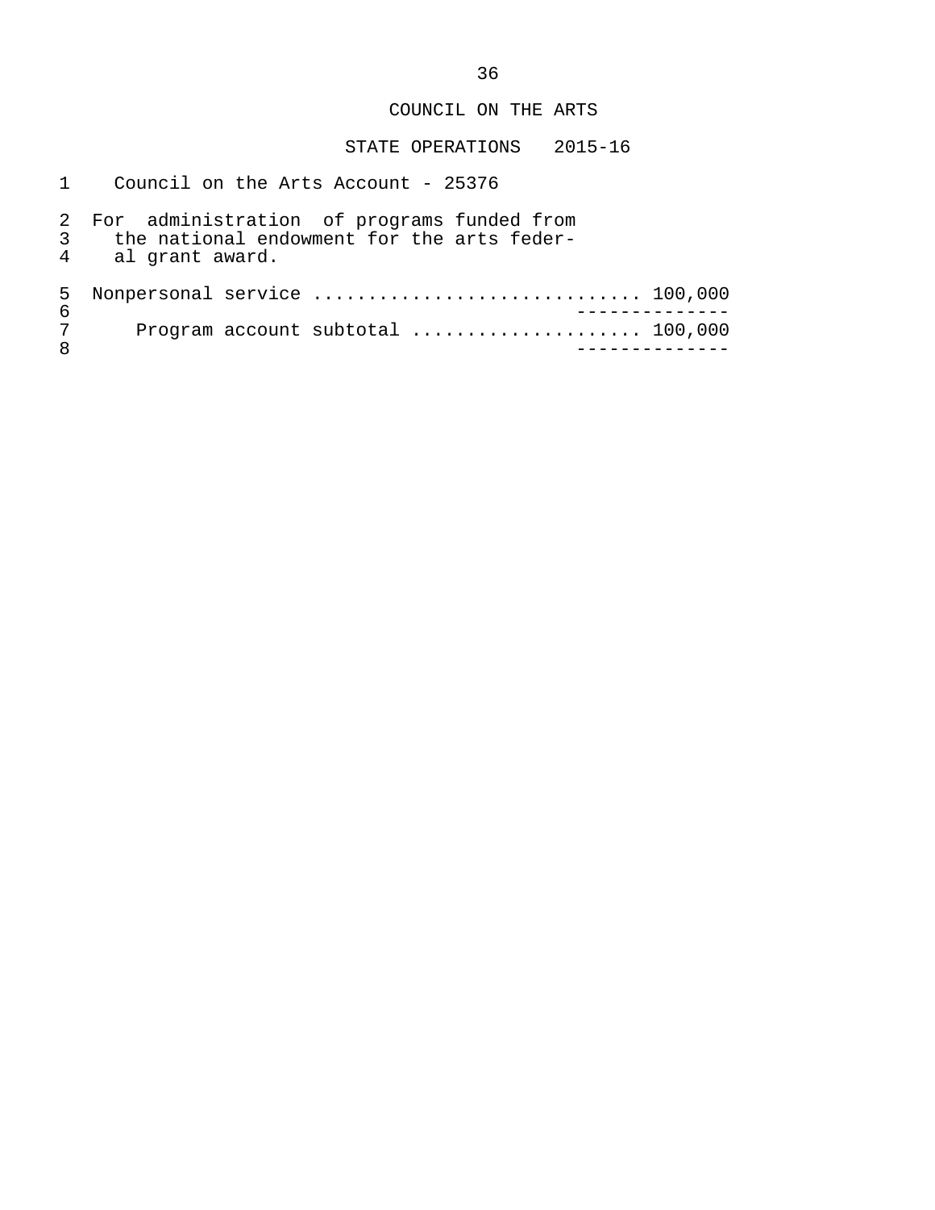# COUNCIL ON THE ARTS

## STATE OPERATIONS 2015-16

Council on the Arts Account - 25376

For administration of programs funded from the national endowment for the arts federal grant award.

Nonpersonal service .............................. 100,000

Program account subtotal ..................... 100,000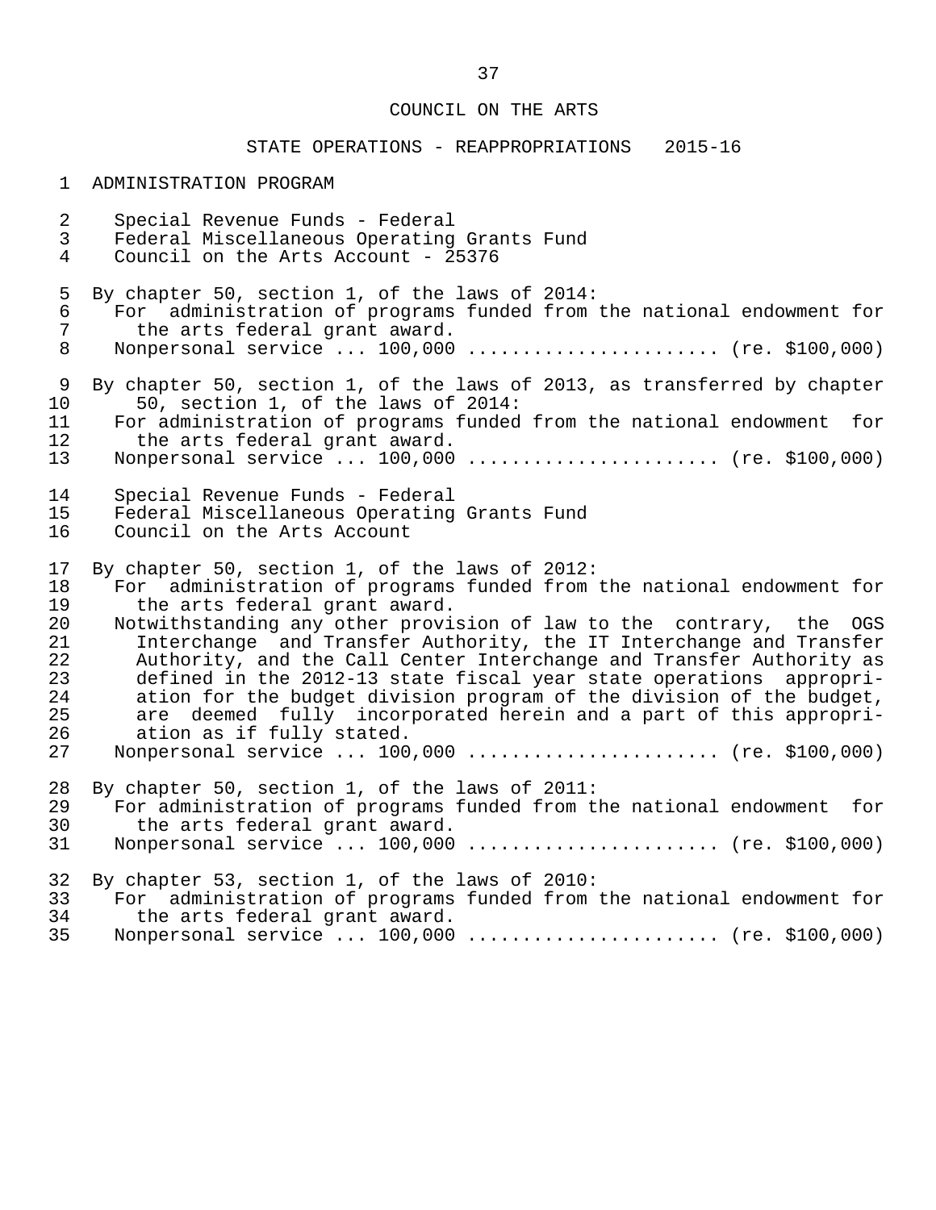COUNCIL ON THE ARTS

STATE OPERATIONS - REAPPROPRIATIONS 2015-16

ADMINISTRATION PROGRAM

Special Revenue Funds - Federal
Federal Miscellaneous Operating Grants Fund
Council on the Arts Account - 25376

By chapter 50, section 1, of the laws of 2014:
For administration of programs funded from the national endowment for the arts federal grant award.
Nonpersonal service ... 100,000 ...................... (re. $100,000)

By chapter 50, section 1, of the laws of 2013, as transferred by chapter 50, section 1, of the laws of 2014:
For administration of programs funded from the national endowment for the arts federal grant award.
Nonpersonal service ... 100,000 ...................... (re. $100,000)

Special Revenue Funds - Federal
Federal Miscellaneous Operating Grants Fund
Council on the Arts Account

By chapter 50, section 1, of the laws of 2012:
For administration of programs funded from the national endowment for the arts federal grant award.
Notwithstanding any other provision of law to the contrary, the OGS Interchange and Transfer Authority, the IT Interchange and Transfer Authority, and the Call Center Interchange and Transfer Authority as defined in the 2012-13 state fiscal year state operations appropriation for the budget division program of the division of the budget, are deemed fully incorporated herein and a part of this appropriation as if fully stated.
Nonpersonal service ... 100,000 ...................... (re. $100,000)

By chapter 50, section 1, of the laws of 2011:
For administration of programs funded from the national endowment for the arts federal grant award.
Nonpersonal service ... 100,000 ...................... (re. $100,000)

By chapter 53, section 1, of the laws of 2010:
For administration of programs funded from the national endowment for the arts federal grant award.
Nonpersonal service ... 100,000 ...................... (re. $100,000)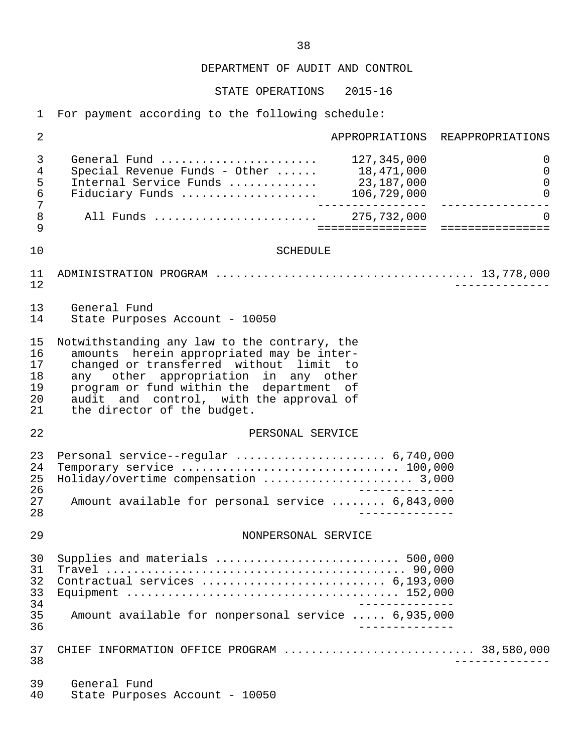DEPARTMENT OF AUDIT AND CONTROL

STATE OPERATIONS 2015-16

For payment according to the following schedule:

| | APPROPRIATIONS | REAPPROPRIATIONS |
|---|---|---|
| General Fund | 127,345,000 | 0 |
| Special Revenue Funds - Other | 18,471,000 | 0 |
| Internal Service Funds | 23,187,000 | 0 |
| Fiduciary Funds | 106,729,000 | 0 |
| All Funds | 275,732,000 | 0 |

SCHEDULE

ADMINISTRATION PROGRAM .................................... 13,778,000

General Fund
State Purposes Account - 10050

Notwithstanding any law to the contrary, the amounts herein appropriated may be interchanged or transferred without limit to any other appropriation in any other program or fund within the department of audit and control, with the approval of the director of the budget.

PERSONAL SERVICE

| | |
|---|---|
| Personal service--regular | 6,740,000 |
| Temporary service | 100,000 |
| Holiday/overtime compensation | 3,000 |
| Amount available for personal service | 6,843,000 |

NONPERSONAL SERVICE

| | |
|---|---|
| Supplies and materials | 500,000 |
| Travel | 90,000 |
| Contractual services | 6,193,000 |
| Equipment | 152,000 |
| Amount available for nonpersonal service | 6,935,000 |

CHIEF INFORMATION OFFICE PROGRAM ........................... 38,580,000

General Fund
State Purposes Account - 10050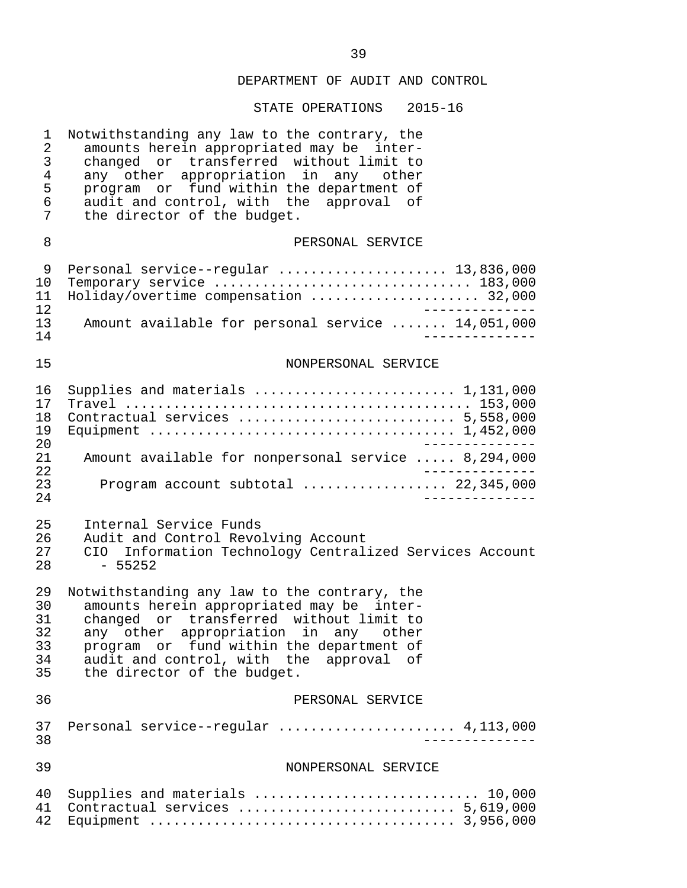DEPARTMENT OF AUDIT AND CONTROL

STATE OPERATIONS 2015-16

Notwithstanding any law to the contrary, the amounts herein appropriated may be interchanged or transferred without limit to any other appropriation in any other program or fund within the department of audit and control, with the approval of the director of the budget.

PERSONAL SERVICE

| Item | Amount |
|---|---|
| Personal service--regular | 13,836,000 |
| Temporary service | 183,000 |
| Holiday/overtime compensation | 32,000 |
| Amount available for personal service | 14,051,000 |

NONPERSONAL SERVICE

| Item | Amount |
|---|---|
| Supplies and materials | 1,131,000 |
| Travel | 153,000 |
| Contractual services | 5,558,000 |
| Equipment | 1,452,000 |
| Amount available for nonpersonal service | 8,294,000 |
| Program account subtotal | 22,345,000 |

Internal Service Funds
Audit and Control Revolving Account
CIO Information Technology Centralized Services Account - 55252

Notwithstanding any law to the contrary, the amounts herein appropriated may be interchanged or transferred without limit to any other appropriation in any other program or fund within the department of audit and control, with the approval of the director of the budget.

PERSONAL SERVICE

| Item | Amount |
|---|---|
| Personal service--regular | 4,113,000 |

NONPERSONAL SERVICE

| Item | Amount |
|---|---|
| Supplies and materials | 10,000 |
| Contractual services | 5,619,000 |
| Equipment | 3,956,000 |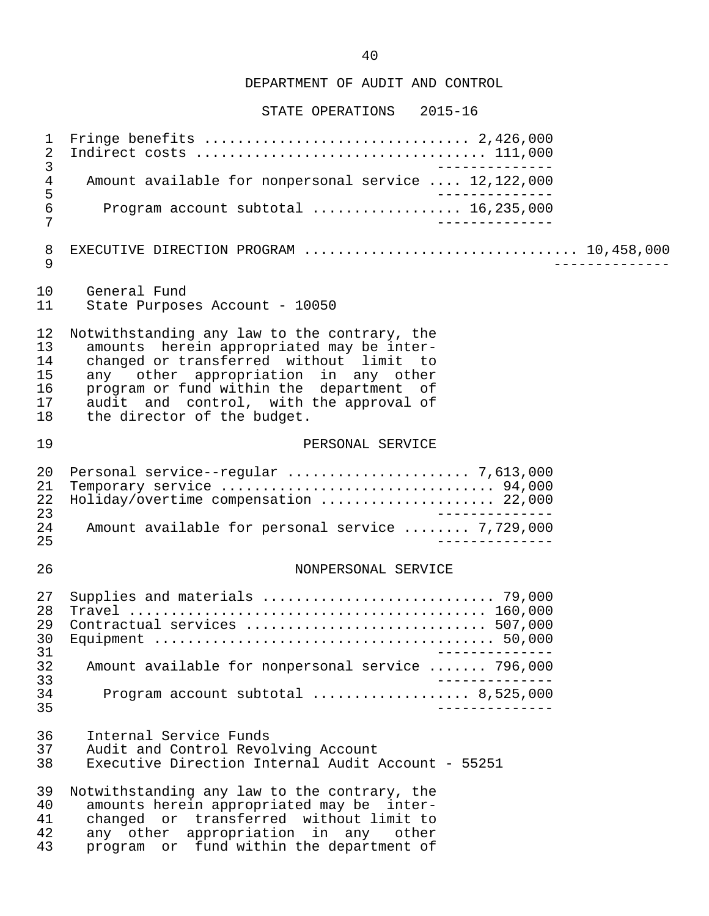DEPARTMENT OF AUDIT AND CONTROL

STATE OPERATIONS 2015-16

| | | |
|---|---|---|
| Fringe benefits | 2,426,000 | |
| Indirect costs | 111,000 | |
| Amount available for nonpersonal service | 12,122,000 | |
| Program account subtotal | 16,235,000 | |

| | |
|---|---|
| EXECUTIVE DIRECTION PROGRAM | 10,458,000 |

General Fund
State Purposes Account - 10050

Notwithstanding any law to the contrary, the amounts herein appropriated may be interchanged or transferred without limit to any other appropriation in any other program or fund within the department of audit and control, with the approval of the director of the budget.

PERSONAL SERVICE

| | |
|---|---|
| Personal service--regular | 7,613,000 |
| Temporary service | 94,000 |
| Holiday/overtime compensation | 22,000 |
| Amount available for personal service | 7,729,000 |

NONPERSONAL SERVICE

| | |
|---|---|
| Supplies and materials | 79,000 |
| Travel | 160,000 |
| Contractual services | 507,000 |
| Equipment | 50,000 |
| Amount available for nonpersonal service | 796,000 |
| Program account subtotal | 8,525,000 |

Internal Service Funds
Audit and Control Revolving Account
Executive Direction Internal Audit Account - 55251

Notwithstanding any law to the contrary, the amounts herein appropriated may be interchanged or transferred without limit to any other appropriation in any other program or fund within the department of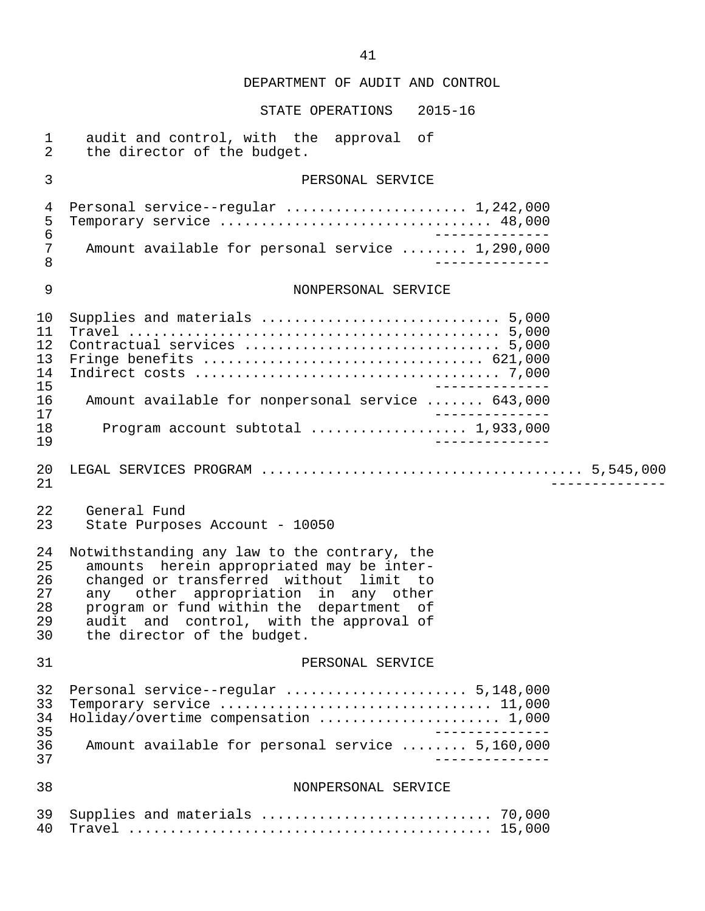DEPARTMENT OF AUDIT AND CONTROL

STATE OPERATIONS 2015-16

audit and control, with the approval of the director of the budget.

PERSONAL SERVICE

| | |
|---|---|
| Personal service--regular | 1,242,000 |
| Temporary service | 48,000 |
| Amount available for personal service | 1,290,000 |

NONPERSONAL SERVICE

| | |
|---|---|
| Supplies and materials | 5,000 |
| Travel | 5,000 |
| Contractual services | 5,000 |
| Fringe benefits | 621,000 |
| Indirect costs | 7,000 |
| Amount available for nonpersonal service | 643,000 |
| Program account subtotal | 1,933,000 |

LEGAL SERVICES PROGRAM .................................... 5,545,000

General Fund
State Purposes Account - 10050

Notwithstanding any law to the contrary, the amounts herein appropriated may be interchanged or transferred without limit to any other appropriation in any other program or fund within the department of audit and control, with the approval of the director of the budget.

PERSONAL SERVICE

| | |
|---|---|
| Personal service--regular | 5,148,000 |
| Temporary service | 11,000 |
| Holiday/overtime compensation | 1,000 |
| Amount available for personal service | 5,160,000 |

NONPERSONAL SERVICE

| | |
|---|---|
| Supplies and materials | 70,000 |
| Travel | 15,000 |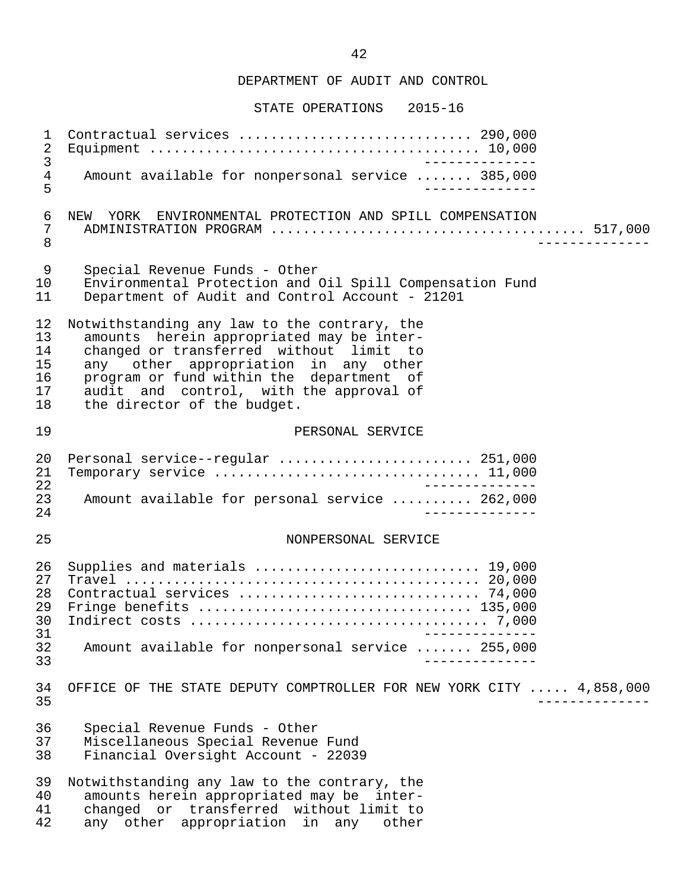DEPARTMENT OF AUDIT AND CONTROL

STATE OPERATIONS 2015-16

Contractual services ............................ 290,000
Equipment ........................................ 10,000

Amount available for nonpersonal service ....... 385,000

NEW YORK ENVIRONMENTAL PROTECTION AND SPILL COMPENSATION ADMINISTRATION PROGRAM ..................................... 517,000

Special Revenue Funds - Other
Environmental Protection and Oil Spill Compensation Fund
Department of Audit and Control Account - 21201

Notwithstanding any law to the contrary, the amounts herein appropriated may be interchanged or transferred without limit to any other appropriation in any other program or fund within the department of audit and control, with the approval of the director of the budget.

PERSONAL SERVICE

Personal service--regular ....................... 251,000
Temporary service ................................ 11,000

Amount available for personal service .......... 262,000

NONPERSONAL SERVICE

Supplies and materials ........................... 19,000
Travel ........................................... 20,000
Contractual services ............................. 74,000
Fringe benefits ................................. 135,000
Indirect costs .................................... 7,000

Amount available for nonpersonal service ....... 255,000

OFFICE OF THE STATE DEPUTY COMPTROLLER FOR NEW YORK CITY ..... 4,858,000

Special Revenue Funds - Other
Miscellaneous Special Revenue Fund
Financial Oversight Account - 22039

Notwithstanding any law to the contrary, the amounts herein appropriated may be interchanged or transferred without limit to any other appropriation in any other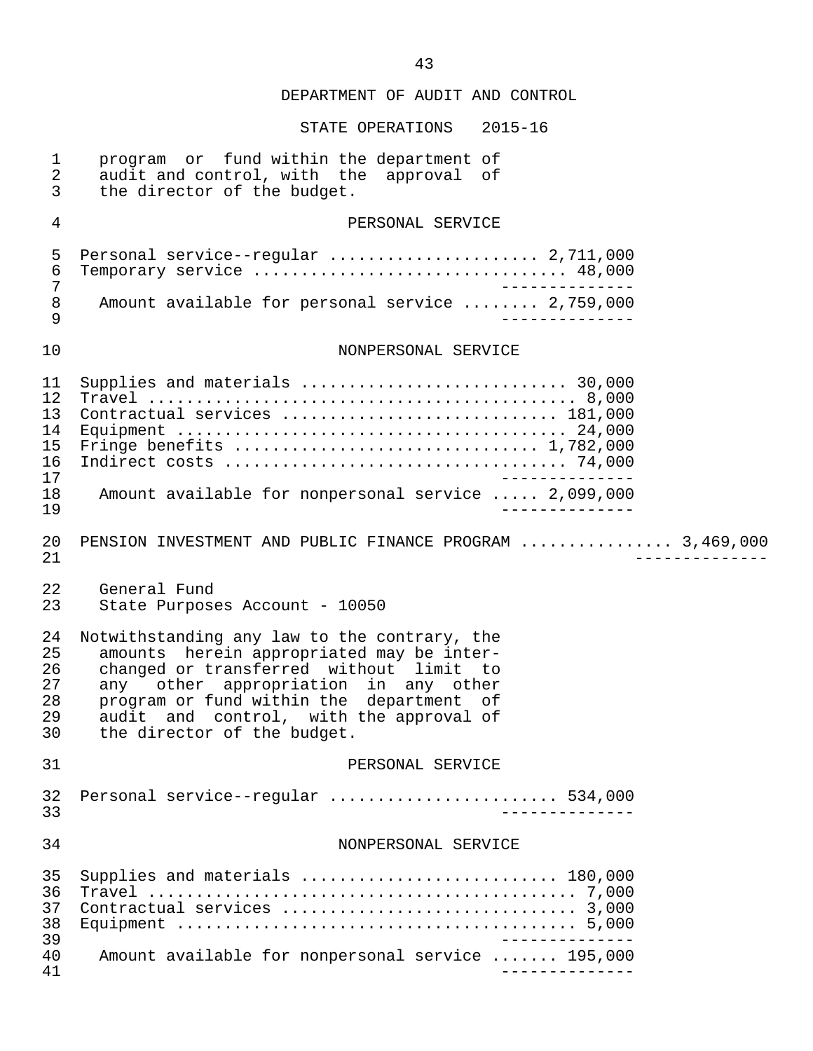## DEPARTMENT OF AUDIT AND CONTROL

### STATE OPERATIONS 2015-16

program or fund within the department of audit and control, with the approval of the director of the budget.

#### PERSONAL SERVICE

| Item | Amount |
|---|---|
| Personal service--regular | 2,711,000 |
| Temporary service | 48,000 |
| Amount available for personal service | 2,759,000 |

#### NONPERSONAL SERVICE

| Item | Amount |
|---|---|
| Supplies and materials | 30,000 |
| Travel | 8,000 |
| Contractual services | 181,000 |
| Equipment | 24,000 |
| Fringe benefits | 1,782,000 |
| Indirect costs | 74,000 |
| Amount available for nonpersonal service | 2,099,000 |

PENSION INVESTMENT AND PUBLIC FINANCE PROGRAM ............... 3,469,000

General Fund
State Purposes Account - 10050

Notwithstanding any law to the contrary, the amounts herein appropriated may be interchanged or transferred without limit to any other appropriation in any other program or fund within the department of audit and control, with the approval of the director of the budget.

#### PERSONAL SERVICE

| Item | Amount |
|---|---|
| Personal service--regular | 534,000 |

#### NONPERSONAL SERVICE

| Item | Amount |
|---|---|
| Supplies and materials | 180,000 |
| Travel | 7,000 |
| Contractual services | 3,000 |
| Equipment | 5,000 |
| Amount available for nonpersonal service | 195,000 |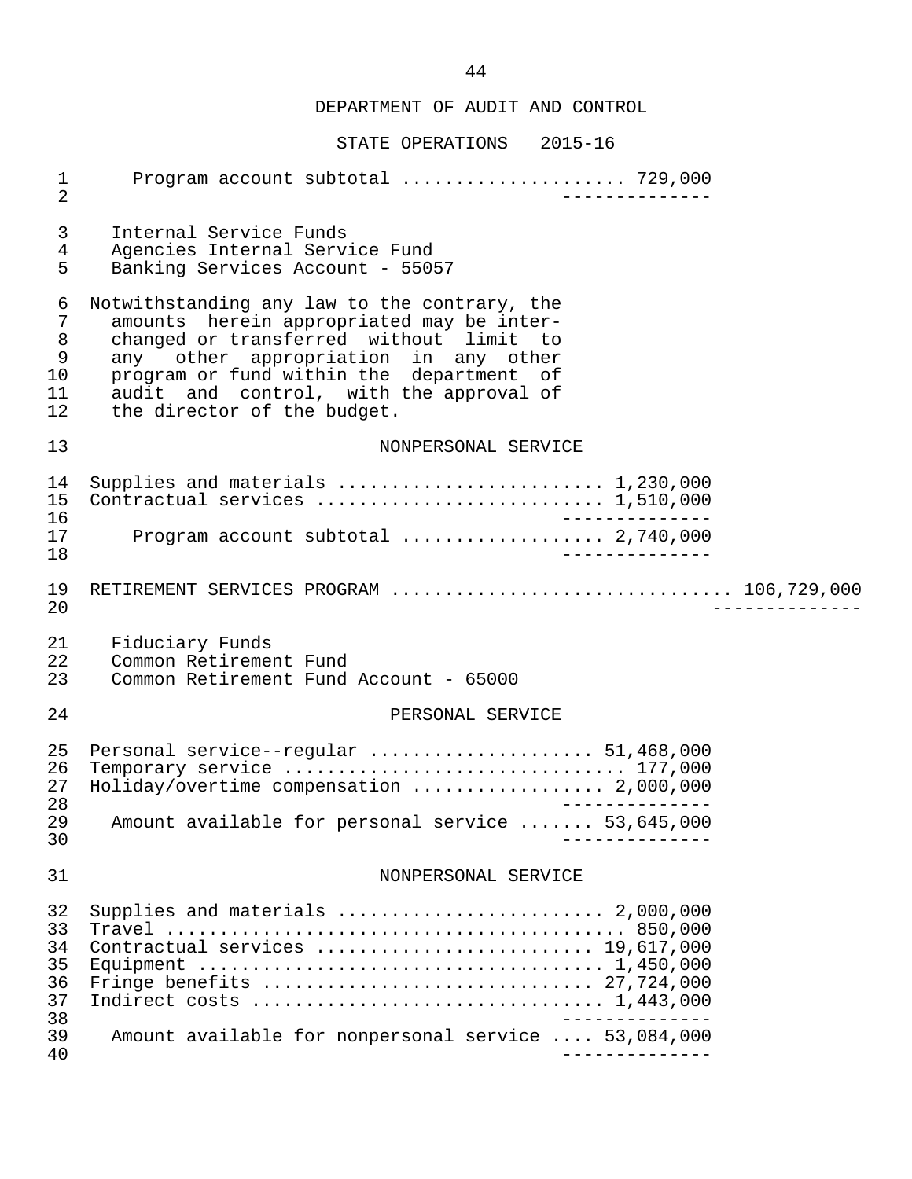DEPARTMENT OF AUDIT AND CONTROL

STATE OPERATIONS 2015-16

Program account subtotal .................... 729,000

Internal Service Funds
Agencies Internal Service Fund
Banking Services Account - 55057

Notwithstanding any law to the contrary, the amounts herein appropriated may be interchanged or transferred without limit to any other appropriation in any other program or fund within the department of audit and control, with the approval of the director of the budget.

NONPERSONAL SERVICE

| | |
|---|---|
| Supplies and materials | 1,230,000 |
| Contractual services | 1,510,000 |
| Program account subtotal | 2,740,000 |

RETIREMENT SERVICES PROGRAM ............................... 106,729,000

Fiduciary Funds
Common Retirement Fund
Common Retirement Fund Account - 65000

PERSONAL SERVICE

| | |
|---|---|
| Personal service--regular | 51,468,000 |
| Temporary service | 177,000 |
| Holiday/overtime compensation | 2,000,000 |
| Amount available for personal service | 53,645,000 |

NONPERSONAL SERVICE

| | |
|---|---|
| Supplies and materials | 2,000,000 |
| Travel | 850,000 |
| Contractual services | 19,617,000 |
| Equipment | 1,450,000 |
| Fringe benefits | 27,724,000 |
| Indirect costs | 1,443,000 |
| Amount available for nonpersonal service | 53,084,000 |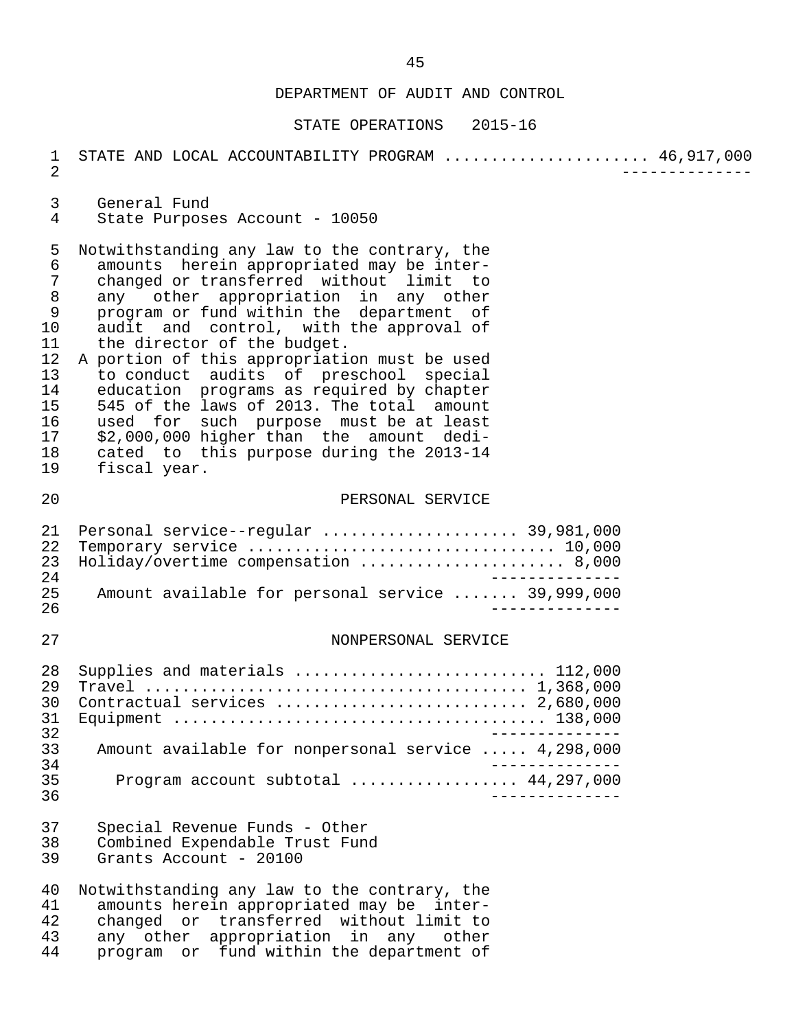DEPARTMENT OF AUDIT AND CONTROL

STATE OPERATIONS 2015-16

STATE AND LOCAL ACCOUNTABILITY PROGRAM ..................... 46,917,000

General Fund
State Purposes Account - 10050

Notwithstanding any law to the contrary, the amounts herein appropriated may be interchanged or transferred without limit to any other appropriation in any other program or fund within the department of audit and control, with the approval of the director of the budget.

A portion of this appropriation must be used to conduct audits of preschool special education programs as required by chapter 545 of the laws of 2013. The total amount used for such purpose must be at least $2,000,000 higher than the amount dedicated to this purpose during the 2013-14 fiscal year.

PERSONAL SERVICE

| Item | Amount |
| --- | --- |
| Personal service--regular | 39,981,000 |
| Temporary service | 10,000 |
| Holiday/overtime compensation | 8,000 |
| Amount available for personal service | 39,999,000 |

NONPERSONAL SERVICE

| Item | Amount |
| --- | --- |
| Supplies and materials | 112,000 |
| Travel | 1,368,000 |
| Contractual services | 2,680,000 |
| Equipment | 138,000 |
| Amount available for nonpersonal service | 4,298,000 |
| Program account subtotal | 44,297,000 |

Special Revenue Funds - Other
Combined Expendable Trust Fund
Grants Account - 20100

Notwithstanding any law to the contrary, the amounts herein appropriated may be interchanged or transferred without limit to any other appropriation in any other program or fund within the department of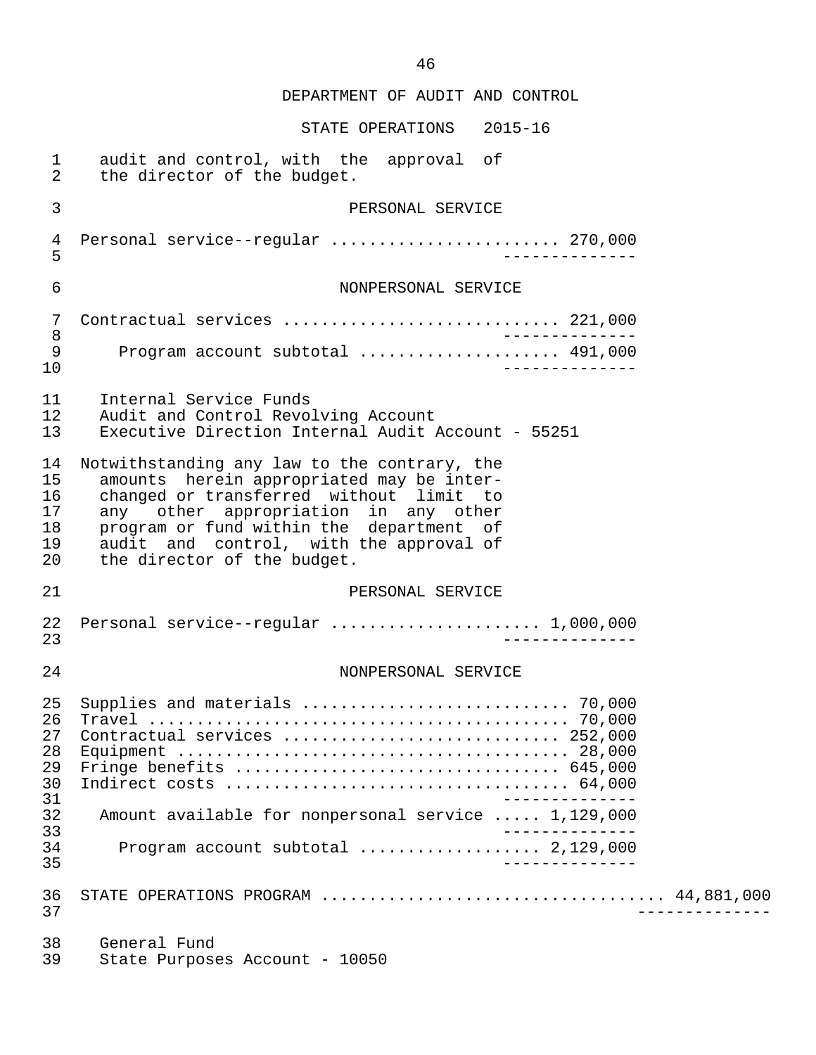DEPARTMENT OF AUDIT AND CONTROL

STATE OPERATIONS 2015-16

audit and control, with the approval of the director of the budget.

PERSONAL SERVICE

| | |
|---|---|
| Personal service--regular | 270,000 |

NONPERSONAL SERVICE

| | |
|---|---|
| Contractual services | 221,000 |
| Program account subtotal | 491,000 |

Internal Service Funds
Audit and Control Revolving Account
Executive Direction Internal Audit Account - 55251

Notwithstanding any law to the contrary, the amounts herein appropriated may be interchanged or transferred without limit to any other appropriation in any other program or fund within the department of audit and control, with the approval of the director of the budget.

PERSONAL SERVICE

| | |
|---|---|
| Personal service--regular | 1,000,000 |

NONPERSONAL SERVICE

| | |
|---|---|
| Supplies and materials | 70,000 |
| Travel | 70,000 |
| Contractual services | 252,000 |
| Equipment | 28,000 |
| Fringe benefits | 645,000 |
| Indirect costs | 64,000 |
| Amount available for nonpersonal service | 1,129,000 |
| Program account subtotal | 2,129,000 |

| | |
|---|---|
| STATE OPERATIONS PROGRAM | 44,881,000 |

General Fund
State Purposes Account - 10050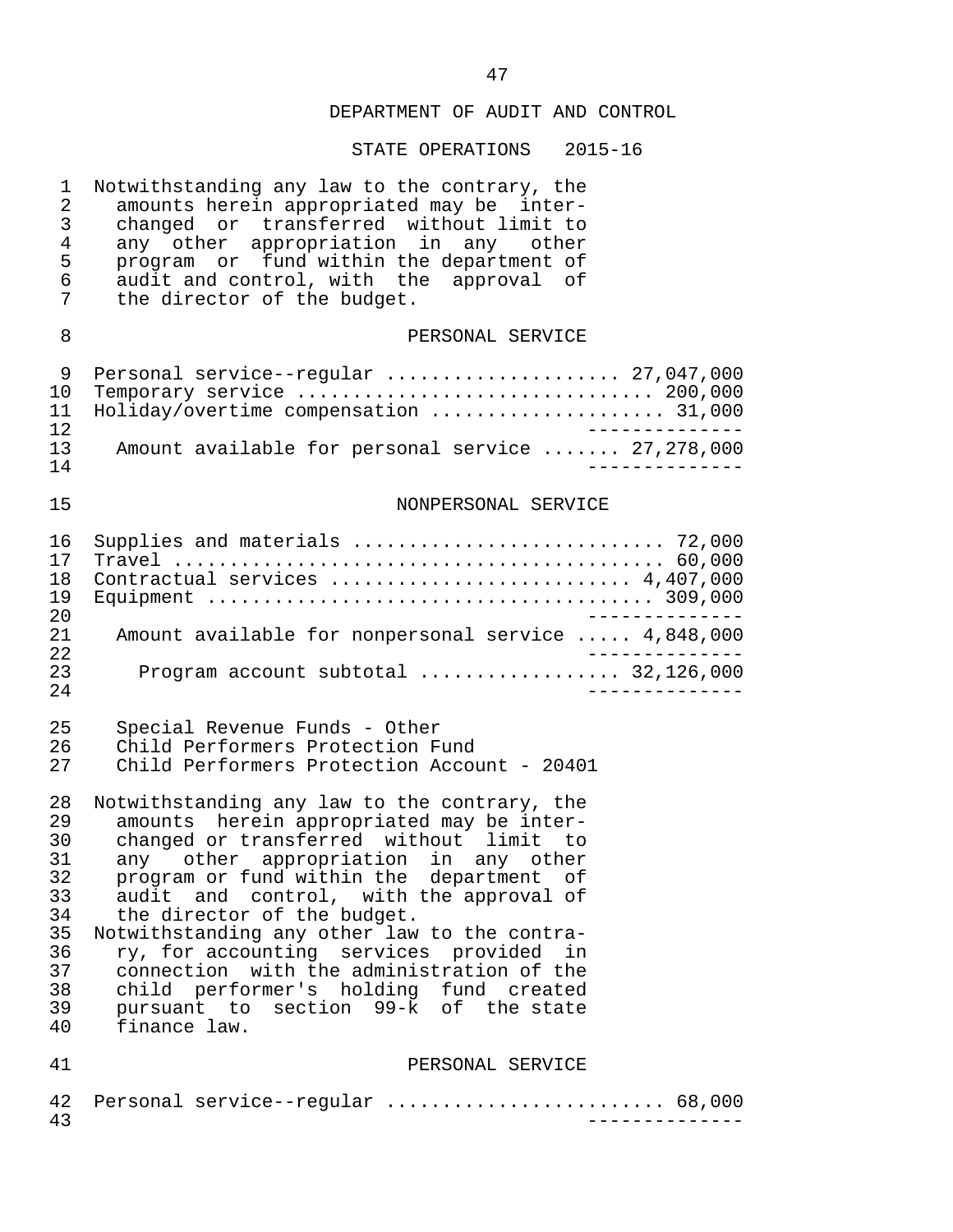DEPARTMENT OF AUDIT AND CONTROL

STATE OPERATIONS 2015-16

Notwithstanding any law to the contrary, the amounts herein appropriated may be interchanged or transferred without limit to any other appropriation in any other program or fund within the department of audit and control, with the approval of the director of the budget.

PERSONAL SERVICE

| | |
|---|---|
| Personal service--regular | 27,047,000 |
| Temporary service | 200,000 |
| Holiday/overtime compensation | 31,000 |
| Amount available for personal service | 27,278,000 |

NONPERSONAL SERVICE

| | |
|---|---|
| Supplies and materials | 72,000 |
| Travel | 60,000 |
| Contractual services | 4,407,000 |
| Equipment | 309,000 |
| Amount available for nonpersonal service | 4,848,000 |
| Program account subtotal | 32,126,000 |

Special Revenue Funds - Other
Child Performers Protection Fund
Child Performers Protection Account - 20401

Notwithstanding any law to the contrary, the amounts herein appropriated may be interchanged or transferred without limit to any other appropriation in any other program or fund within the department of audit and control, with the approval of the director of the budget.

Notwithstanding any other law to the contrary, for accounting services provided in connection with the administration of the child performer's holding fund created pursuant to section 99-k of the state finance law.

PERSONAL SERVICE

| | |
|---|---|
| Personal service--regular | 68,000 |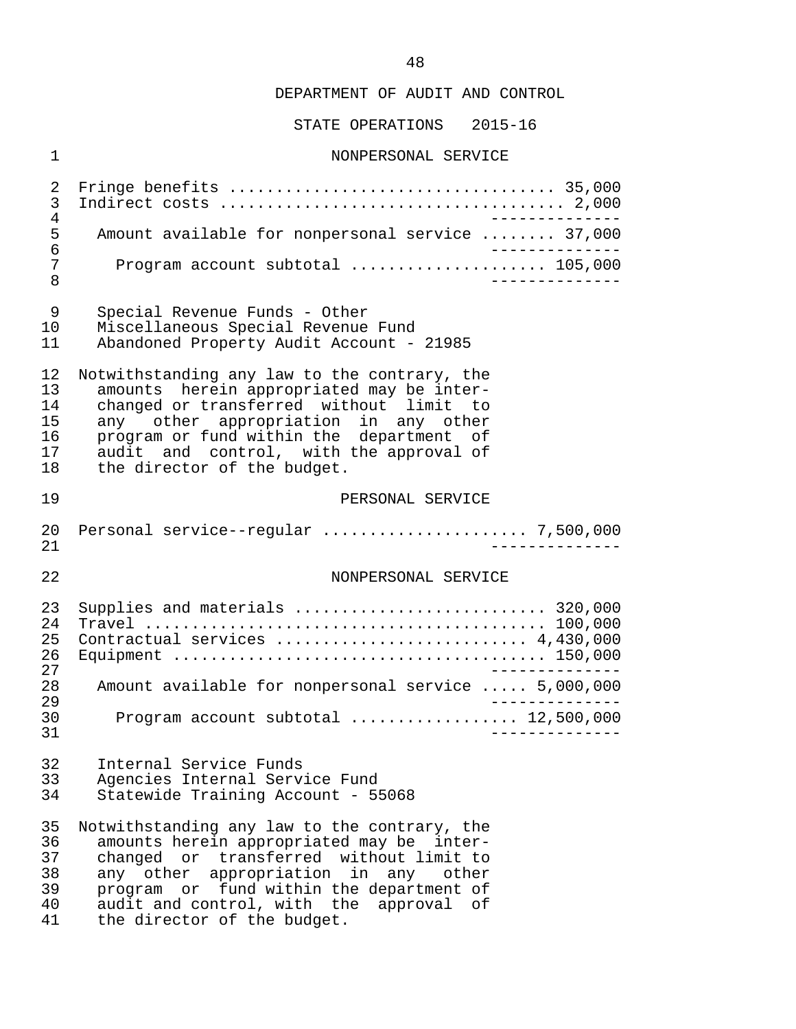DEPARTMENT OF AUDIT AND CONTROL

STATE OPERATIONS 2015-16

NONPERSONAL SERVICE

| | |
|---|---|
| Fringe benefits | 35,000 |
| Indirect costs | 2,000 |
| Amount available for nonpersonal service | 37,000 |
| Program account subtotal | 105,000 |

Special Revenue Funds - Other
Miscellaneous Special Revenue Fund
Abandoned Property Audit Account - 21985

Notwithstanding any law to the contrary, the amounts herein appropriated may be interchanged or transferred without limit to any other appropriation in any other program or fund within the department of audit and control, with the approval of the director of the budget.

PERSONAL SERVICE

| | |
|---|---|
| Personal service--regular | 7,500,000 |

NONPERSONAL SERVICE

| | |
|---|---|
| Supplies and materials | 320,000 |
| Travel | 100,000 |
| Contractual services | 4,430,000 |
| Equipment | 150,000 |
| Amount available for nonpersonal service | 5,000,000 |
| Program account subtotal | 12,500,000 |

Internal Service Funds
Agencies Internal Service Fund
Statewide Training Account - 55068

Notwithstanding any law to the contrary, the amounts herein appropriated may be interchanged or transferred without limit to any other appropriation in any other program or fund within the department of audit and control, with the approval of the director of the budget.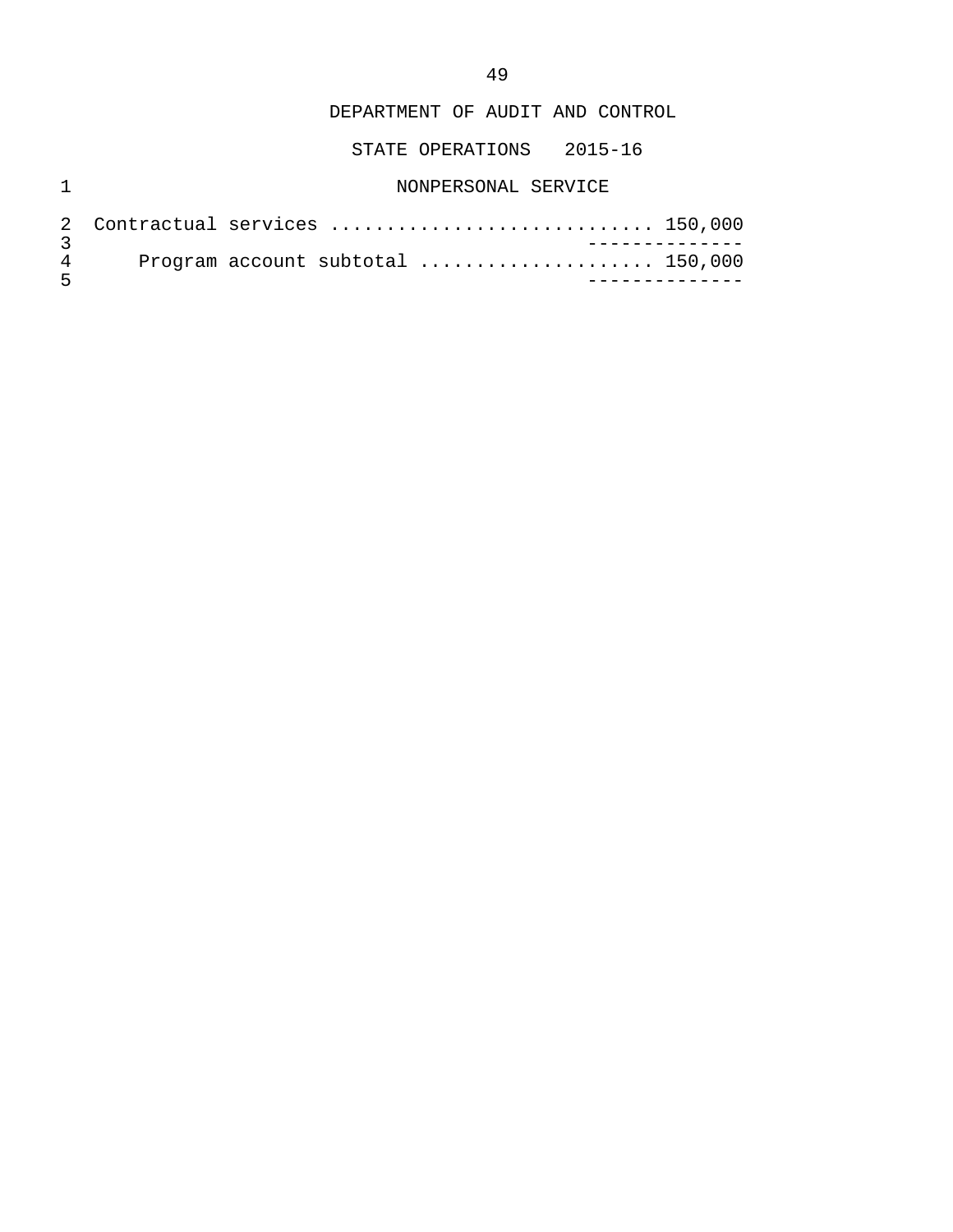DEPARTMENT OF AUDIT AND CONTROL

STATE OPERATIONS 2015-16

NONPERSONAL SERVICE

| | |
|---|---|
| Contractual services | 150,000 |
| Program account subtotal | 150,000 |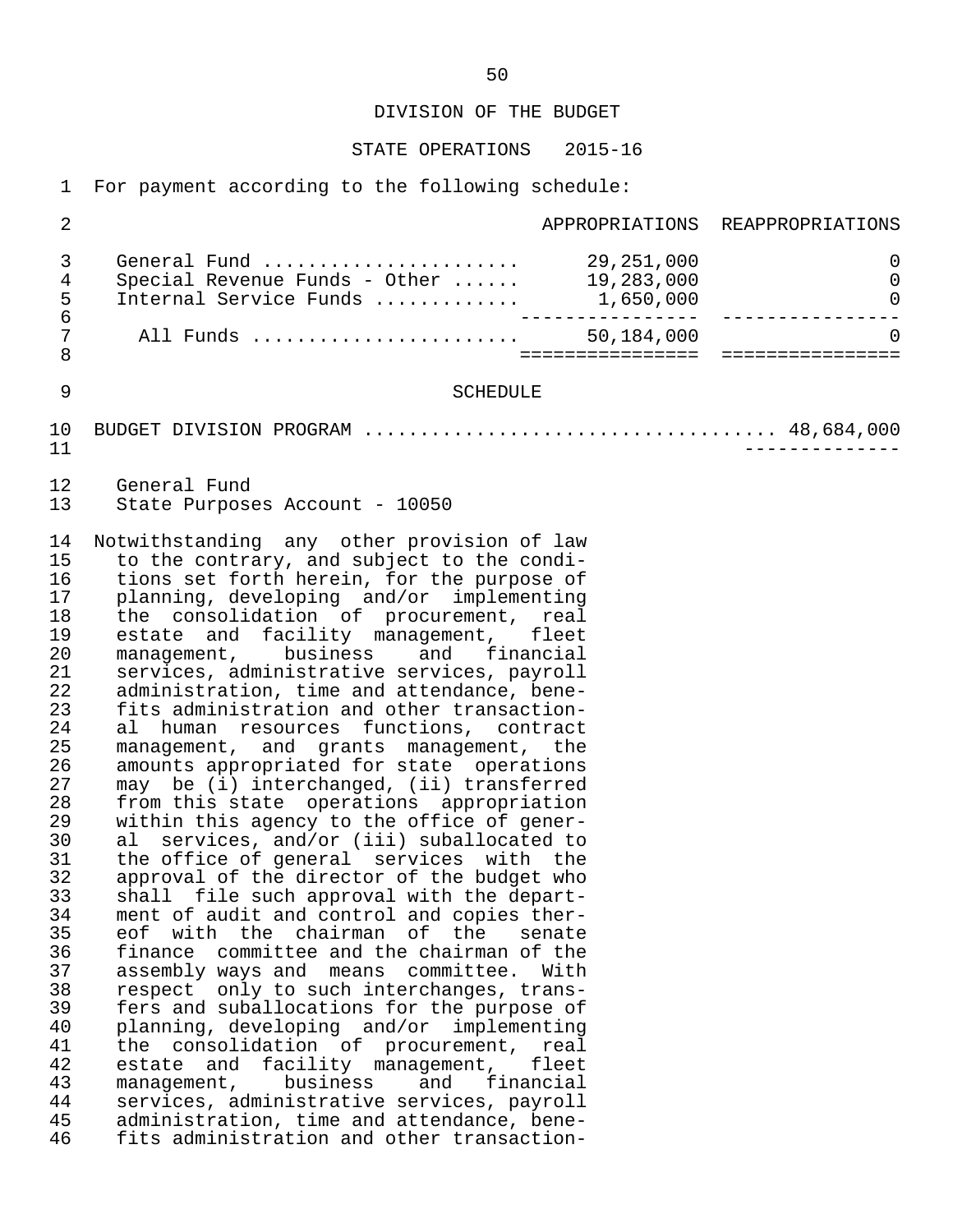DIVISION OF THE BUDGET

STATE OPERATIONS 2015-16

For payment according to the following schedule:

| | APPROPRIATIONS | REAPPROPRIATIONS |
|---|---|---|
| General Fund | 29,251,000 | 0 |
| Special Revenue Funds - Other | 19,283,000 | 0 |
| Internal Service Funds | 1,650,000 | 0 |
| All Funds | 50,184,000 | 0 |

SCHEDULE

BUDGET DIVISION PROGRAM .................................... 48,684,000

General Fund
State Purposes Account - 10050

Notwithstanding any other provision of law to the contrary, and subject to the conditions set forth herein, for the purpose of planning, developing and/or implementing the consolidation of procurement, real estate and facility management, fleet management, business and financial services, administrative services, payroll administration, time and attendance, benefits administration and other transactional human resources functions, contract management, and grants management, the amounts appropriated for state operations may be (i) interchanged, (ii) transferred from this state operations appropriation within this agency to the office of general services, and/or (iii) suballocated to the office of general services with the approval of the director of the budget who shall file such approval with the department of audit and control and copies thereof with the chairman of the senate finance committee and the chairman of the assembly ways and means committee. With respect only to such interchanges, transfers and suballocations for the purpose of planning, developing and/or implementing the consolidation of procurement, real estate and facility management, fleet management, business and financial services, administrative services, payroll administration, time and attendance, benefits administration and other transaction-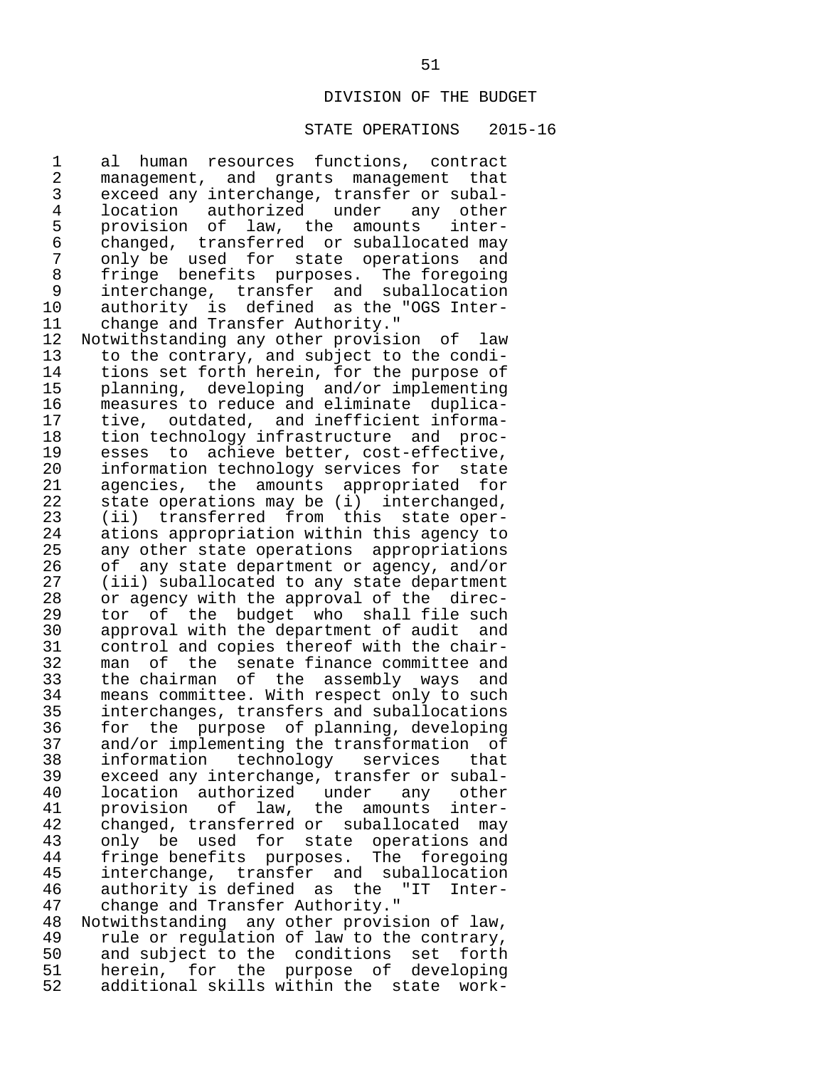al human resources functions, contract management, and grants management that exceed any interchange, transfer or suballocation authorized under any other provision of law, the amounts interchanged, transferred or suballocated may only be used for state operations and fringe benefits purposes. The foregoing interchange, transfer and suballocation authority is defined as the "OGS Interchange and Transfer Authority."

Notwithstanding any other provision of law to the contrary, and subject to the conditions set forth herein, for the purpose of planning, developing and/or implementing measures to reduce and eliminate duplicative, outdated, and inefficient information technology infrastructure and processes to achieve better, cost-effective, information technology services for state agencies, the amounts appropriated for state operations may be (i) interchanged, (ii) transferred from this state operations appropriation within this agency to any other state operations appropriations of any state department or agency, and/or (iii) suballocated to any state department or agency with the approval of the director of the budget who shall file such approval with the department of audit and control and copies thereof with the chairman of the senate finance committee and the chairman of the assembly ways and means committee. With respect only to such interchanges, transfers and suballocations for the purpose of planning, developing and/or implementing the transformation of information technology services that exceed any interchange, transfer or suballocation authorized under any other provision of law, the amounts interchanged, transferred or suballocated may only be used for state operations and fringe benefits purposes. The foregoing interchange, transfer and suballocation authority is defined as the "IT Interchange and Transfer Authority."

Notwithstanding any other provision of law, rule or regulation of law to the contrary, and subject to the conditions set forth herein, for the purpose of developing additional skills within the state work-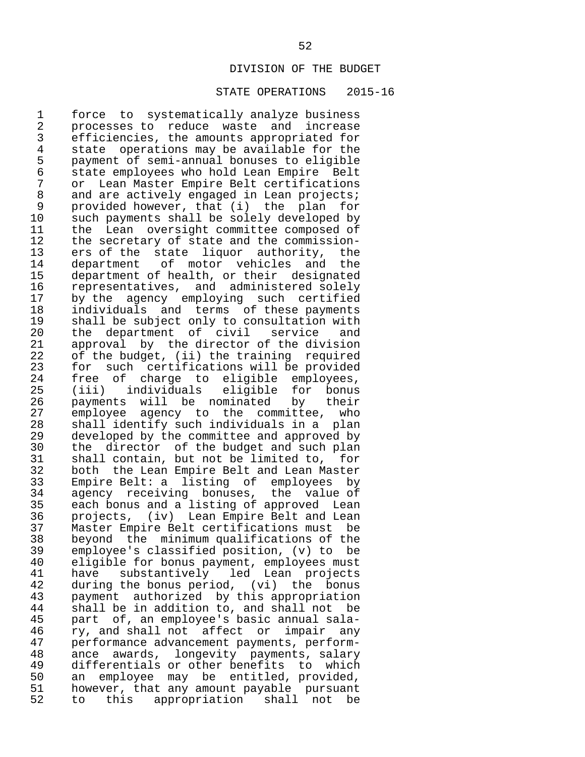DIVISION OF THE BUDGET

STATE OPERATIONS 2015-16

force to systematically analyze business processes to reduce waste and increase efficiencies, the amounts appropriated for state operations may be available for the payment of semi-annual bonuses to eligible state employees who hold Lean Empire Belt or Lean Master Empire Belt certifications and are actively engaged in Lean projects; provided however, that (i) the plan for such payments shall be solely developed by the Lean oversight committee composed of the secretary of state and the commissioners of the state liquor authority, the department of motor vehicles and the department of health, or their designated representatives, and administered solely by the agency employing such certified individuals and terms of these payments shall be subject only to consultation with the department of civil service and approval by the director of the division of the budget, (ii) the training required for such certifications will be provided free of charge to eligible employees, (iii) individuals eligible for bonus payments will be nominated by their employee agency to the committee, who shall identify such individuals in a plan developed by the committee and approved by the director of the budget and such plan shall contain, but not be limited to, for both the Lean Empire Belt and Lean Master Empire Belt: a listing of employees by agency receiving bonuses, the value of each bonus and a listing of approved Lean projects, (iv) Lean Empire Belt and Lean Master Empire Belt certifications must be beyond the minimum qualifications of the employee's classified position, (v) to be eligible for bonus payment, employees must have substantively led Lean projects during the bonus period, (vi) the bonus payment authorized by this appropriation shall be in addition to, and shall not be part of, an employee's basic annual salary, and shall not affect or impair any performance advancement payments, performance awards, longevity payments, salary differentials or other benefits to which an employee may be entitled, provided, however, that any amount payable pursuant to this appropriation shall not be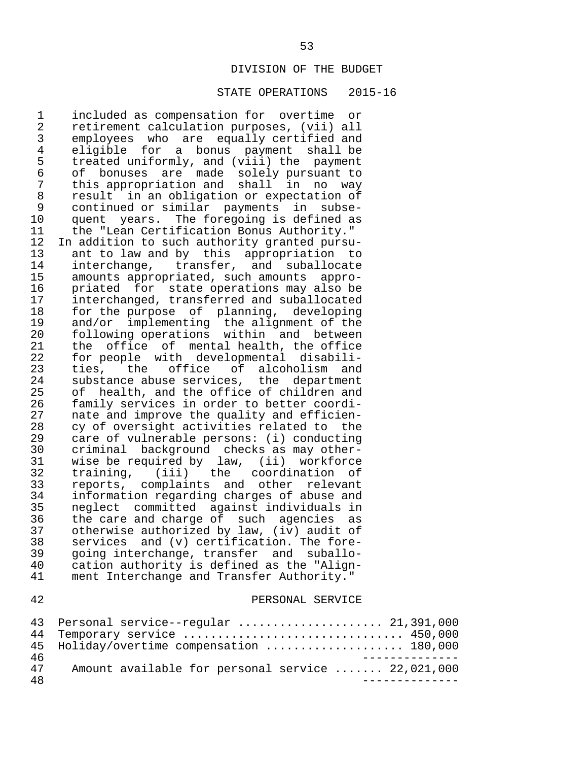DIVISION OF THE BUDGET

STATE OPERATIONS 2015-16

included as compensation for overtime or retirement calculation purposes, (vii) all employees who are equally certified and eligible for a bonus payment shall be treated uniformly, and (viii) the payment of bonuses are made solely pursuant to this appropriation and shall in no way result in an obligation or expectation of continued or similar payments in subsequent years. The foregoing is defined as the "Lean Certification Bonus Authority."

In addition to such authority granted pursuant to law and by this appropriation to interchange, transfer, and suballocate amounts appropriated, such amounts appropriated for state operations may also be interchanged, transferred and suballocated for the purpose of planning, developing and/or implementing the alignment of the following operations within and between the office of mental health, the office for people with developmental disabilities, the office of alcoholism and substance abuse services, the department of health, and the office of children and family services in order to better coordinate and improve the quality and efficiency of oversight activities related to the care of vulnerable persons: (i) conducting criminal background checks as may otherwise be required by law, (ii) workforce training, (iii) the coordination of reports, complaints and other relevant information regarding charges of abuse and neglect committed against individuals in the care and charge of such agencies as otherwise authorized by law, (iv) audit of services and (v) certification. The foregoing interchange, transfer and suballocation authority is defined as the "Alignment Interchange and Transfer Authority."

PERSONAL SERVICE

| | |
|---|---|
| Personal service--regular | 21,391,000 |
| Temporary service | 450,000 |
| Holiday/overtime compensation | 180,000 |
| Amount available for personal service | 22,021,000 |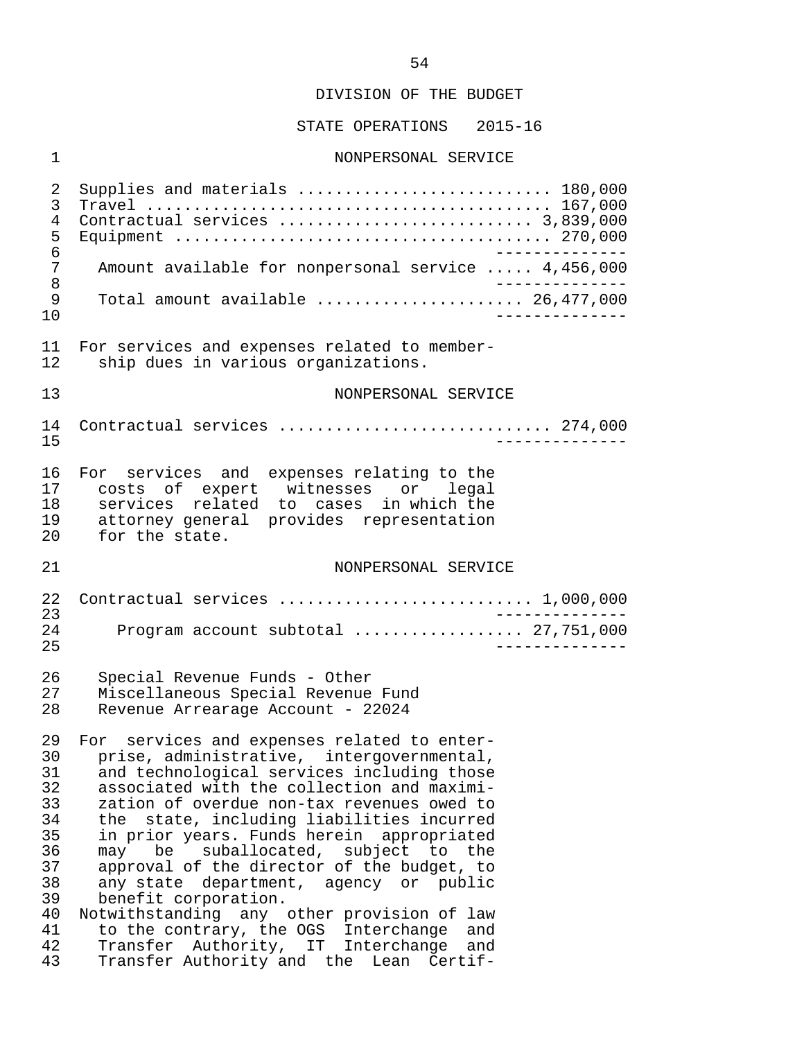DIVISION OF THE BUDGET

STATE OPERATIONS 2015-16

NONPERSONAL SERVICE

| | |
|---|---:|
| Supplies and materials | 180,000 |
| Travel | 167,000 |
| Contractual services | 3,839,000 |
| Equipment | 270,000 |
| Amount available for nonpersonal service | 4,456,000 |
| Total amount available | 26,477,000 |

For services and expenses related to membership dues in various organizations.

NONPERSONAL SERVICE

| | |
|---|---:|
| Contractual services | 274,000 |

For services and expenses relating to the costs of expert witnesses or legal services related to cases in which the attorney general provides representation for the state.

NONPERSONAL SERVICE

| | |
|---|---:|
| Contractual services | 1,000,000 |
| Program account subtotal | 27,751,000 |

Special Revenue Funds - Other
Miscellaneous Special Revenue Fund
Revenue Arrearage Account - 22024

For services and expenses related to enterprise, administrative, intergovernmental, and technological services including those associated with the collection and maximization of overdue non-tax revenues owed to the state, including liabilities incurred in prior years. Funds herein appropriated may be suballocated, subject to the approval of the director of the budget, to any state department, agency or public benefit corporation.

Notwithstanding any other provision of law to the contrary, the OGS Interchange and Transfer Authority, IT Interchange and Transfer Authority and the Lean Certif-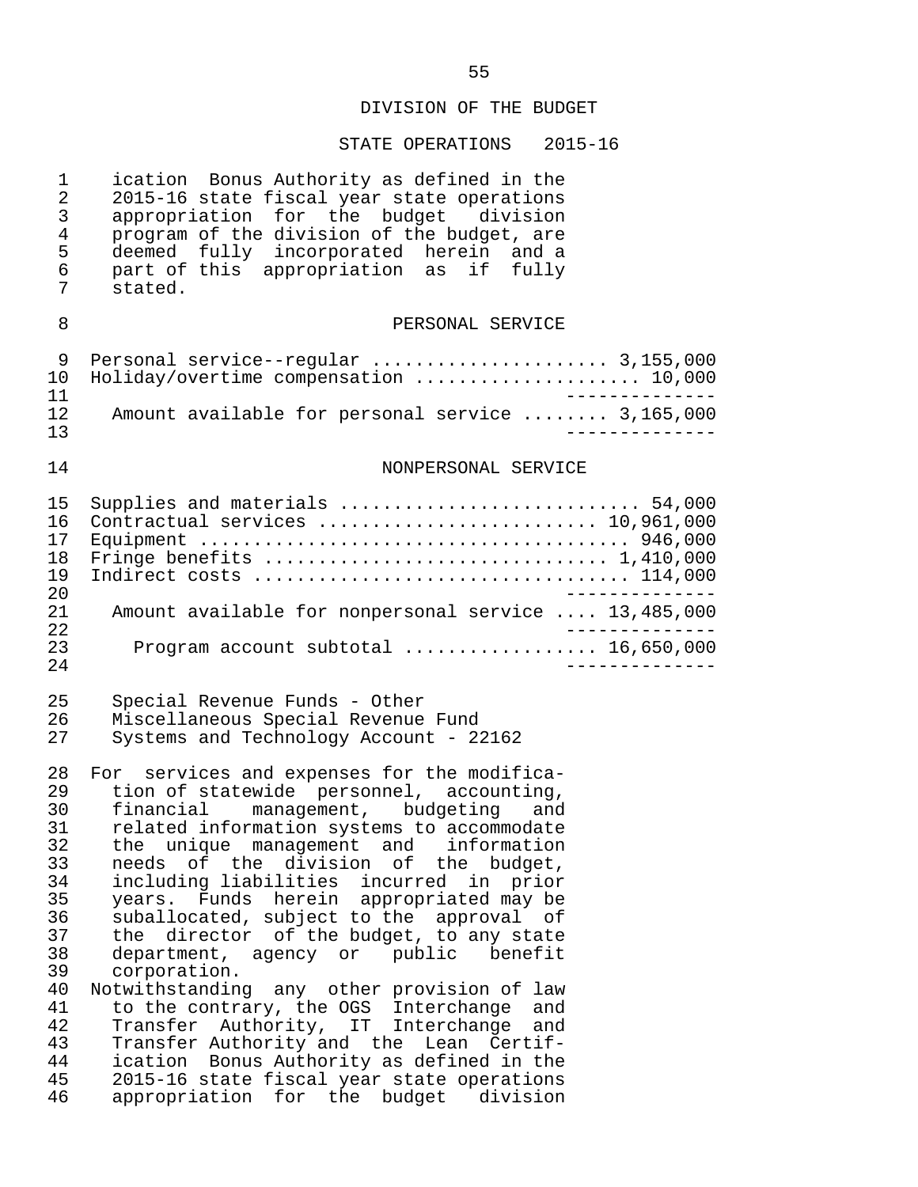DIVISION OF THE BUDGET

STATE OPERATIONS 2015-16

ication Bonus Authority as defined in the 2015-16 state fiscal year state operations appropriation for the budget division program of the division of the budget, are deemed fully incorporated herein and a part of this appropriation as if fully stated.

PERSONAL SERVICE

| Item | Amount |
|---|---|
| Personal service--regular | 3,155,000 |
| Holiday/overtime compensation | 10,000 |
| Amount available for personal service | 3,165,000 |

NONPERSONAL SERVICE

| Item | Amount |
|---|---|
| Supplies and materials | 54,000 |
| Contractual services | 10,961,000 |
| Equipment | 946,000 |
| Fringe benefits | 1,410,000 |
| Indirect costs | 114,000 |
| Amount available for nonpersonal service | 13,485,000 |
| Program account subtotal | 16,650,000 |

Special Revenue Funds - Other
Miscellaneous Special Revenue Fund
Systems and Technology Account - 22162

For services and expenses for the modification of statewide personnel, accounting, financial management, budgeting and related information systems to accommodate the unique management and information needs of the division of the budget, including liabilities incurred in prior years. Funds herein appropriated may be suballocated, subject to the approval of the director of the budget, to any state department, agency or public benefit corporation.

Notwithstanding any other provision of law to the contrary, the OGS Interchange and Transfer Authority, IT Interchange and Transfer Authority and the Lean Certification Bonus Authority as defined in the 2015-16 state fiscal year state operations appropriation for the budget division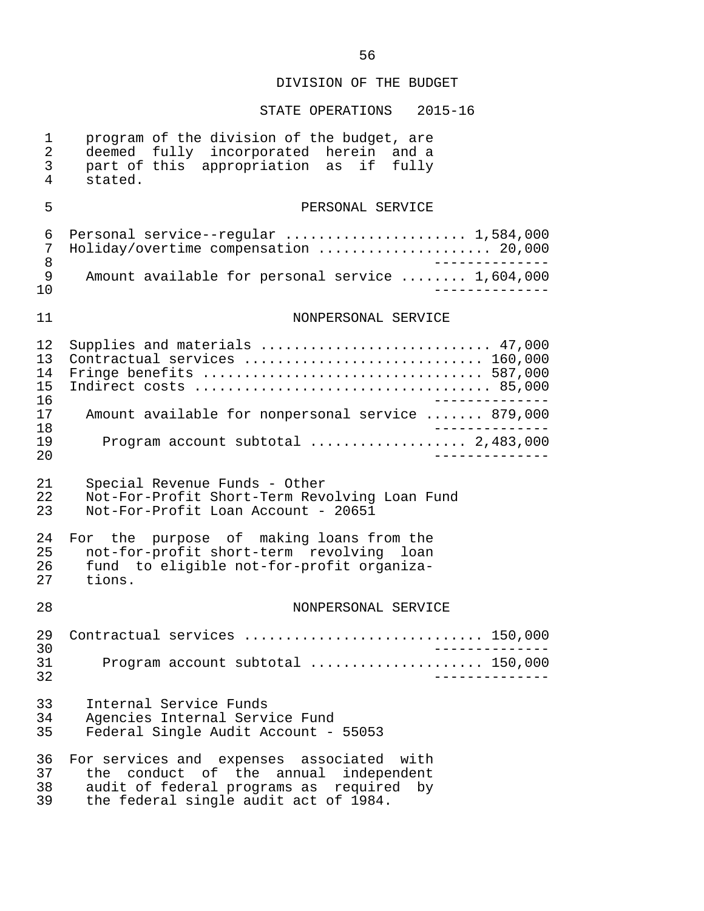program of the division of the budget, are deemed fully incorporated herein and a part of this appropriation as if fully stated.

PERSONAL SERVICE

| | |
|---|---|
| Personal service--regular | 1,584,000 |
| Holiday/overtime compensation | 20,000 |
| Amount available for personal service | 1,604,000 |

NONPERSONAL SERVICE

| | |
|---|---|
| Supplies and materials | 47,000 |
| Contractual services | 160,000 |
| Fringe benefits | 587,000 |
| Indirect costs | 85,000 |
| Amount available for nonpersonal service | 879,000 |
| Program account subtotal | 2,483,000 |

Special Revenue Funds - Other
Not-For-Profit Short-Term Revolving Loan Fund
Not-For-Profit Loan Account - 20651

For the purpose of making loans from the not-for-profit short-term revolving loan fund to eligible not-for-profit organizations.

NONPERSONAL SERVICE

| | |
|---|---|
| Contractual services | 150,000 |
| Program account subtotal | 150,000 |

Internal Service Funds
Agencies Internal Service Fund
Federal Single Audit Account - 55053

For services and expenses associated with the conduct of the annual independent audit of federal programs as required by the federal single audit act of 1984.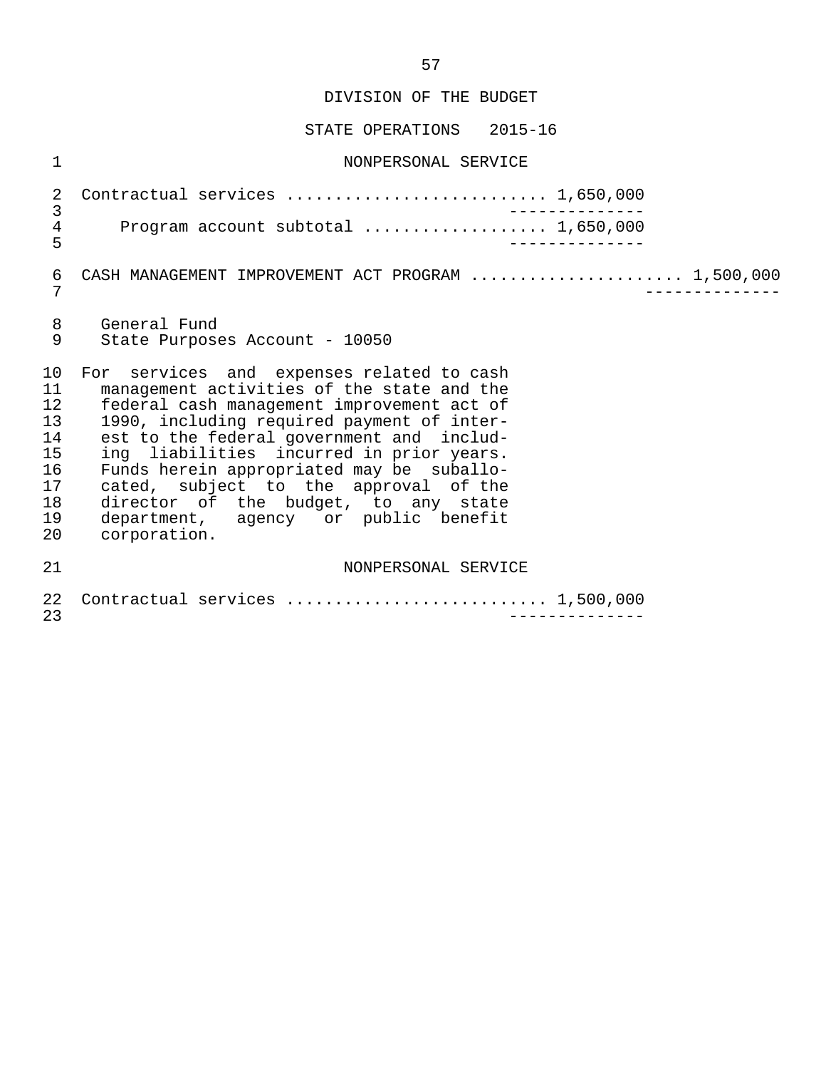NONPERSONAL SERVICE

Contractual services .......................... 1,650,000

Program account subtotal .................. 1,650,000

CASH MANAGEMENT IMPROVEMENT ACT PROGRAM ...................... 1,500,000

General Fund
State Purposes Account - 10050

For services and expenses related to cash management activities of the state and the federal cash management improvement act of 1990, including required payment of interest to the federal government and including liabilities incurred in prior years. Funds herein appropriated may be suballocated, subject to the approval of the director of the budget, to any state department, agency or public benefit corporation.

NONPERSONAL SERVICE

Contractual services .......................... 1,500,000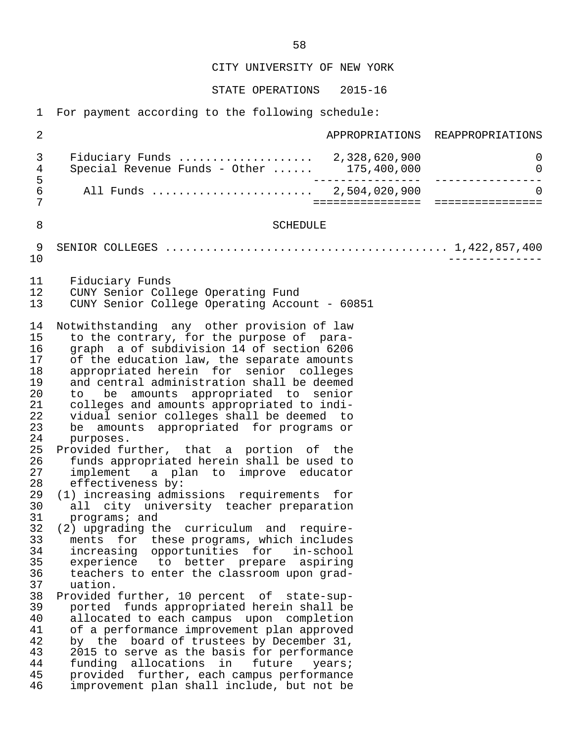## CITY UNIVERSITY OF NEW YORK

### STATE OPERATIONS 2015-16

For payment according to the following schedule:

| | APPROPRIATIONS | REAPPROPRIATIONS |
|---|---|---|
| Fiduciary Funds | 2,328,620,900 | 0 |
| Special Revenue Funds - Other | 175,400,000 | 0 |
| All Funds | 2,504,020,900 | 0 |

### SCHEDULE

SENIOR COLLEGES ........................................ 1,422,857,400

Fiduciary Funds
CUNY Senior College Operating Fund
CUNY Senior College Operating Account - 60851

Notwithstanding any other provision of law to the contrary, for the purpose of paragraph a of subdivision 14 of section 6206 of the education law, the separate amounts appropriated herein for senior colleges and central administration shall be deemed to be amounts appropriated to senior colleges and amounts appropriated to individual senior colleges shall be deemed to be amounts appropriated for programs or purposes.

Provided further, that a portion of the funds appropriated herein shall be used to implement a plan to improve educator effectiveness by:

(1) increasing admissions requirements for all city university teacher preparation programs; and

(2) upgrading the curriculum and requirements for these programs, which includes increasing opportunities for in-school experience to better prepare aspiring teachers to enter the classroom upon graduation.

Provided further, 10 percent of state-supported funds appropriated herein shall be allocated to each campus upon completion of a performance improvement plan approved by the board of trustees by December 31, 2015 to serve as the basis for performance funding allocations in future years; provided further, each campus performance improvement plan shall include, but not be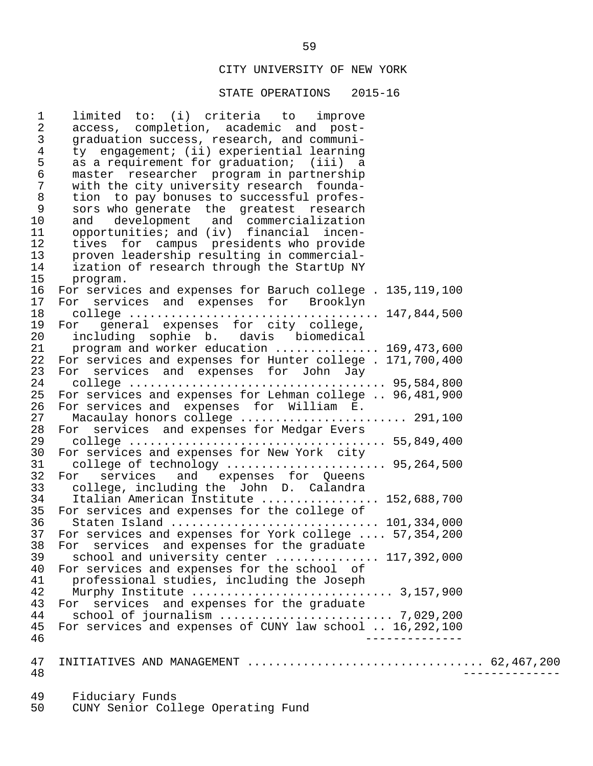CITY UNIVERSITY OF NEW YORK

STATE OPERATIONS 2015-16

limited to: (i) criteria to improve access, completion, academic and post-graduation success, research, and community engagement; (ii) experiential learning as a requirement for graduation; (iii) a master researcher program in partnership with the city university research foundation to pay bonuses to successful professors who generate the greatest research and development and commercialization opportunities; and (iv) financial incentives for campus presidents who provide proven leadership resulting in commercialization of research through the StartUp NY program.

| Item | Amount | Total |
|---|---|---|
| For services and expenses for Baruch college | 135,119,100 | |
| For services and expenses for Brooklyn college | 147,844,500 | |
| For general expenses for city college, including sophie b. davis biomedical program and worker education | 169,473,600 | |
| For services and expenses for Hunter college | 171,700,400 | |
| For services and expenses for John Jay college | 95,584,800 | |
| For services and expenses for Lehman college | 96,481,900 | |
| For services and expenses for William E. Macaulay honors college | 291,100 | |
| For services and expenses for Medgar Evers college | 55,849,400 | |
| For services and expenses for New York city college of technology | 95,264,500 | |
| For services and expenses for Queens college, including the John D. Calandra Italian American Institute | 152,688,700 | |
| For services and expenses for the college of Staten Island | 101,334,000 | |
| For services and expenses for York college | 57,354,200 | |
| For services and expenses for the graduate school and university center | 117,392,000 | |
| For services and expenses for the school of professional studies, including the Joseph Murphy Institute | 3,157,900 | |
| For services and expenses for the graduate school of journalism | 7,029,200 | |
| For services and expenses of CUNY law school | 16,292,100 | |
| | -------------- | |
| INITIATIVES AND MANAGEMENT | | 62,467,200 |
| | | -------------- |

Fiduciary Funds
CUNY Senior College Operating Fund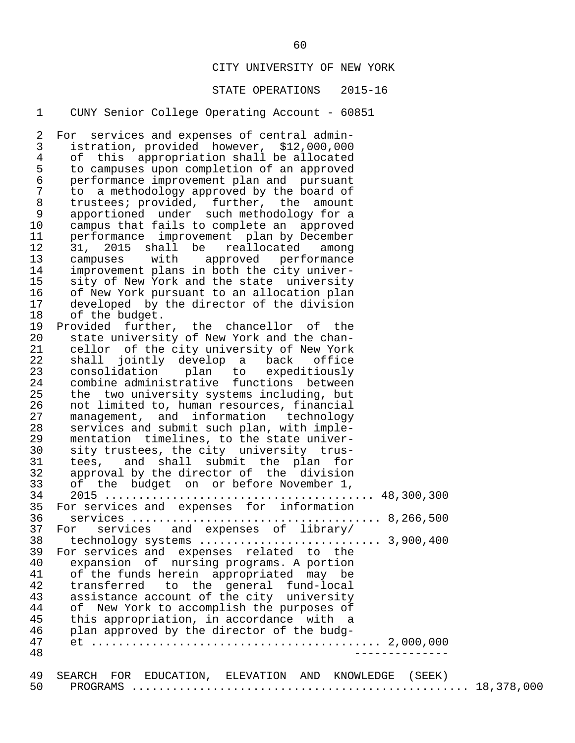CITY UNIVERSITY OF NEW YORK

STATE OPERATIONS 2015-16

CUNY Senior College Operating Account - 60851

| | | |
|---|---|---|
| For services and expenses of central administration, provided however, $12,000,000 of this appropriation shall be allocated to campuses upon completion of an approved performance improvement plan and pursuant to a methodology approved by the board of trustees; provided, further, the amount apportioned under such methodology for a campus that fails to complete an approved performance improvement plan by December 31, 2015 shall be reallocated among campuses with approved performance improvement plans in both the city university of New York and the state university of New York pursuant to an allocation plan developed by the director of the division of the budget. Provided further, the chancellor of the state university of New York and the chancellor of the city university of New York shall jointly develop a back office consolidation plan to expeditiously combine administrative functions between the two university systems including, but not limited to, human resources, financial management, and information technology services and submit such plan, with implementation timelines, to the state university trustees, the city university trustees, and shall submit the plan for approval by the director of the division of the budget on or before November 1, 2015 | 48,300,300 | |
| For services and expenses for information services | 8,266,500 | |
| For services and expenses of library/technology systems | 3,900,400 | |
| For services and expenses related to the expansion of nursing programs. A portion of the funds herein appropriated may be transferred to the general fund-local assistance account of the city university of New York to accomplish the purposes of this appropriation, in accordance with a plan approved by the director of the budget | 2,000,000 | |
| | -------------- | |
| SEARCH FOR EDUCATION, ELEVATION AND KNOWLEDGE (SEEK) PROGRAMS | | 18,378,000 |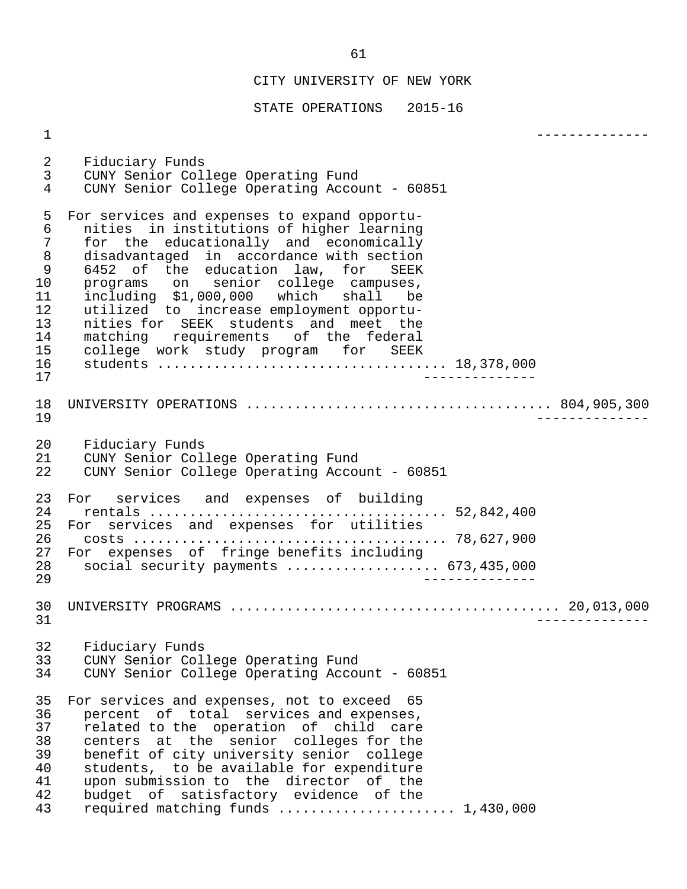# CITY UNIVERSITY OF NEW YORK

## STATE OPERATIONS 2015-16

--------------

Fiduciary Funds
CUNY Senior College Operating Fund
CUNY Senior College Operating Account - 60851

For services and expenses to expand opportunities in institutions of higher learning for the educationally and economically disadvantaged in accordance with section 6452 of the education law, for SEEK programs on senior college campuses, including $1,000,000 which shall be utilized to increase employment opportunities for SEEK students and meet the matching requirements of the federal college work study program for SEEK students .................................. 18,378,000

--------------

UNIVERSITY OPERATIONS .................................... 804,905,300

--------------

Fiduciary Funds
CUNY Senior College Operating Fund
CUNY Senior College Operating Account - 60851

For services and expenses of building rentals .................................... 52,842,400

For services and expenses for utilities costs ...................................... 78,627,900

For expenses of fringe benefits including social security payments .................. 673,435,000

--------------

UNIVERSITY PROGRAMS ........................................ 20,013,000

--------------

Fiduciary Funds
CUNY Senior College Operating Fund
CUNY Senior College Operating Account - 60851

For services and expenses, not to exceed 65 percent of total services and expenses, related to the operation of child care centers at the senior colleges for the benefit of city university senior college students, to be available for expenditure upon submission to the director of the budget of satisfactory evidence of the required matching funds ..................... 1,430,000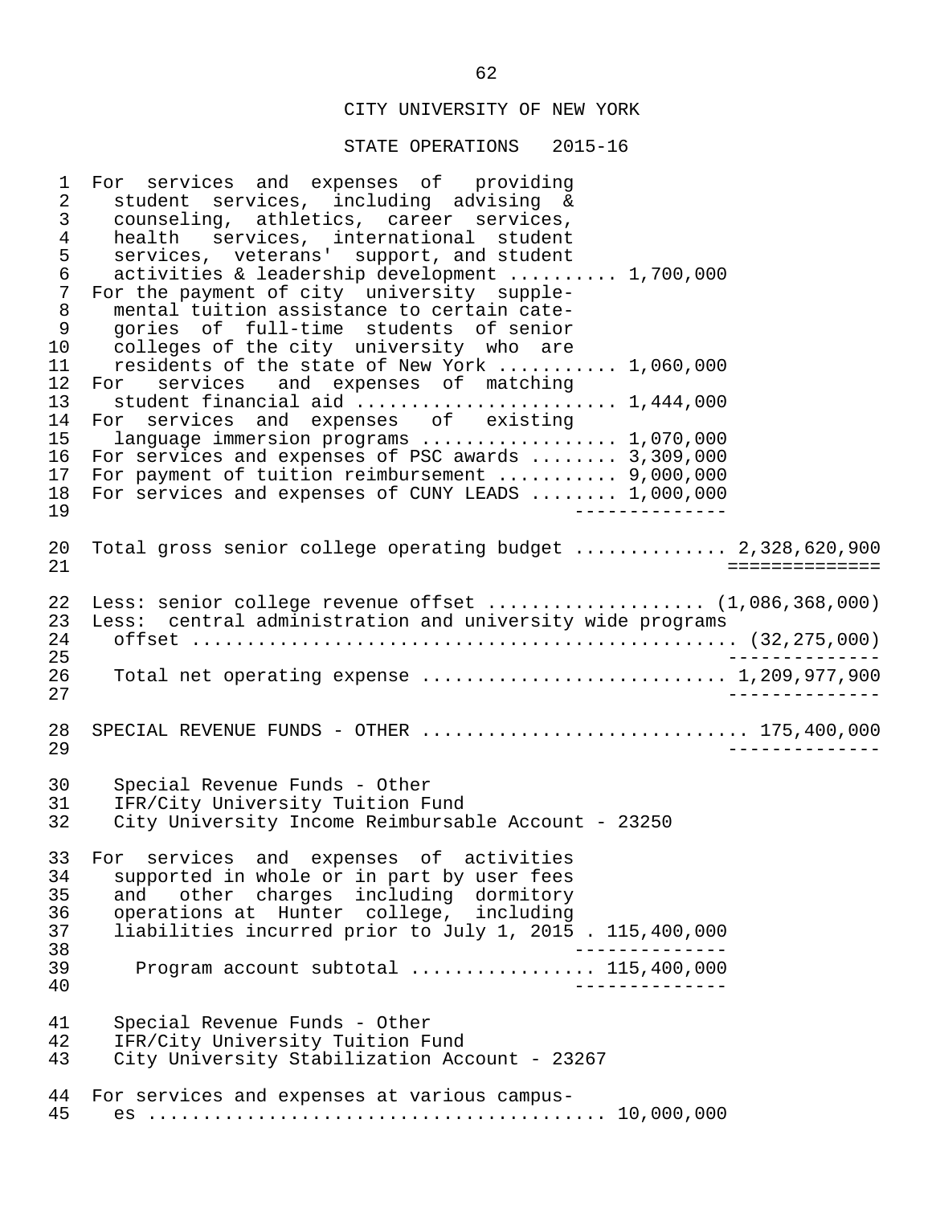## CITY UNIVERSITY OF NEW YORK

## STATE OPERATIONS 2015-16

For services and expenses of providing student services, including advising & counseling, athletics, career services, health services, international student services, veterans' support, and student activities & leadership development .......... 1,700,000
For the payment of city university supplemental tuition assistance to certain categories of full-time students of senior colleges of the city university who are residents of the state of New York ........... 1,060,000
For services and expenses of matching student financial aid ........................ 1,444,000
For services and expenses of existing language immersion programs .................. 1,070,000
For services and expenses of PSC awards ........ 3,309,000
For payment of tuition reimbursement ........... 9,000,000
For services and expenses of CUNY LEADS ........ 1,000,000

Total gross senior college operating budget ............. 2,328,620,900

Less: senior college revenue offset .................... (1,086,368,000)
Less: central administration and university wide programs offset .................................................. (32,275,000)

Total net operating expense ............................ 1,209,977,900

SPECIAL REVENUE FUNDS - OTHER .............................. 175,400,000

Special Revenue Funds - Other
IFR/City University Tuition Fund
City University Income Reimbursable Account - 23250

For services and expenses of activities supported in whole or in part by user fees and other charges including dormitory operations at Hunter college, including liabilities incurred prior to July 1, 2015 . 115,400,000

Program account subtotal ................. 115,400,000

Special Revenue Funds - Other
IFR/City University Tuition Fund
City University Stabilization Account - 23267

For services and expenses at various campuses ......................................... 10,000,000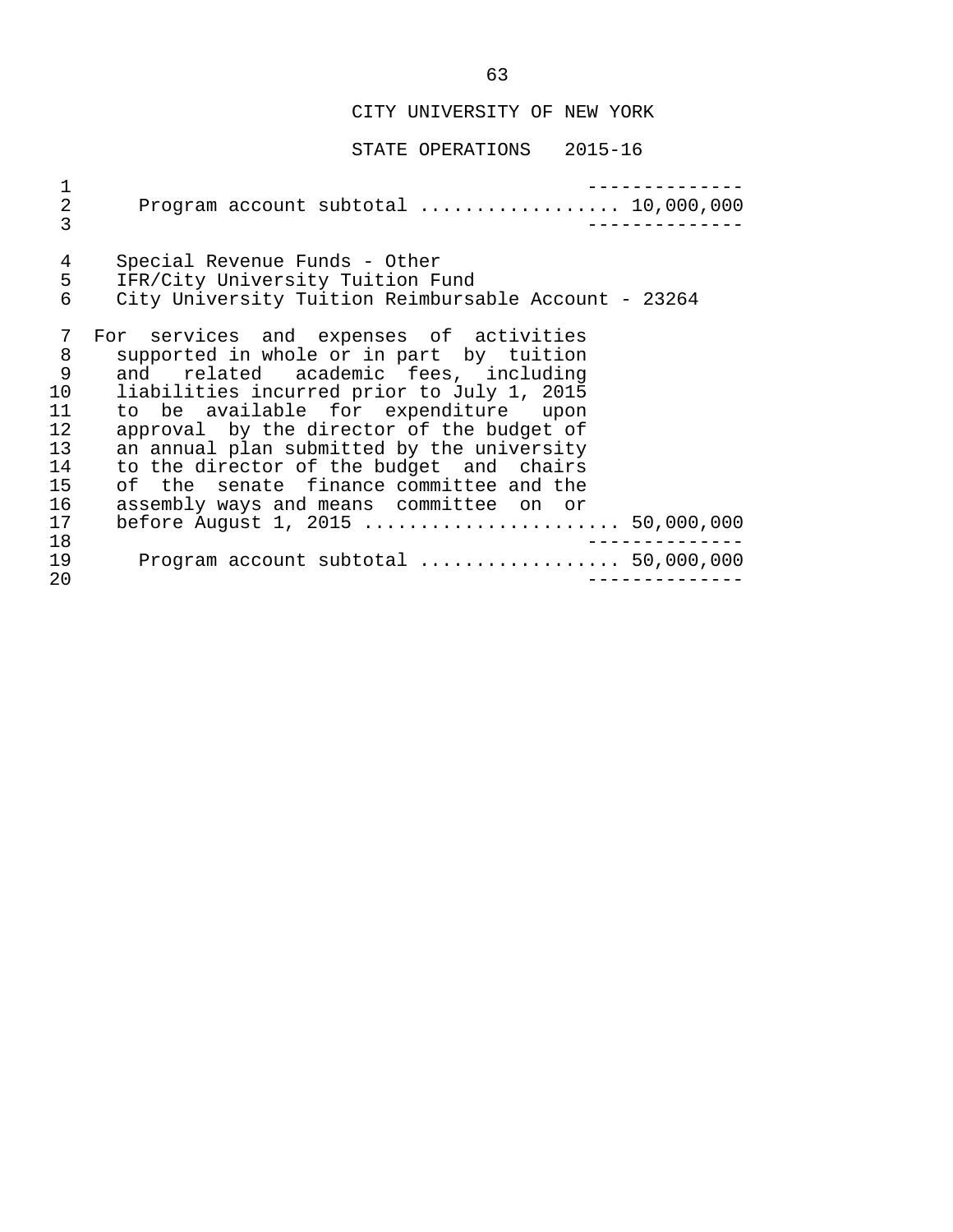CITY UNIVERSITY OF NEW YORK

STATE OPERATIONS 2015-16

Program account subtotal .................. 10,000,000

Special Revenue Funds - Other
IFR/City University Tuition Fund
City University Tuition Reimbursable Account - 23264

For services and expenses of activities supported in whole or in part by tuition and related academic fees, including liabilities incurred prior to July 1, 2015 to be available for expenditure upon approval by the director of the budget of an annual plan submitted by the university to the director of the budget and chairs of the senate finance committee and the assembly ways and means committee on or before August 1, 2015 ....................... 50,000,000

Program account subtotal .................. 50,000,000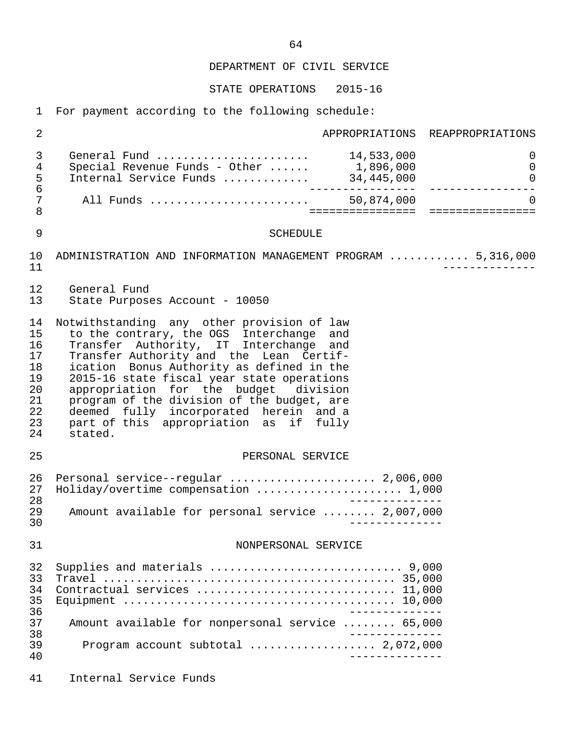DEPARTMENT OF CIVIL SERVICE

STATE OPERATIONS 2015-16

For payment according to the following schedule:

| | APPROPRIATIONS | REAPPROPRIATIONS |
|---|---|---|
| General Fund | 14,533,000 | 0 |
| Special Revenue Funds - Other | 1,896,000 | 0 |
| Internal Service Funds | 34,445,000 | 0 |
| All Funds | 50,874,000 | 0 |

SCHEDULE

ADMINISTRATION AND INFORMATION MANAGEMENT PROGRAM ............ 5,316,000

General Fund
State Purposes Account - 10050

Notwithstanding any other provision of law to the contrary, the OGS Interchange and Transfer Authority, IT Interchange and Transfer Authority and the Lean Certification Bonus Authority as defined in the 2015-16 state fiscal year state operations appropriation for the budget division program of the division of the budget, are deemed fully incorporated herein and a part of this appropriation as if fully stated.

PERSONAL SERVICE

| | |
|---|---|
| Personal service--regular | 2,006,000 |
| Holiday/overtime compensation | 1,000 |
| Amount available for personal service | 2,007,000 |

NONPERSONAL SERVICE

| | |
|---|---|
| Supplies and materials | 9,000 |
| Travel | 35,000 |
| Contractual services | 11,000 |
| Equipment | 10,000 |
| Amount available for nonpersonal service | 65,000 |
| Program account subtotal | 2,072,000 |

Internal Service Funds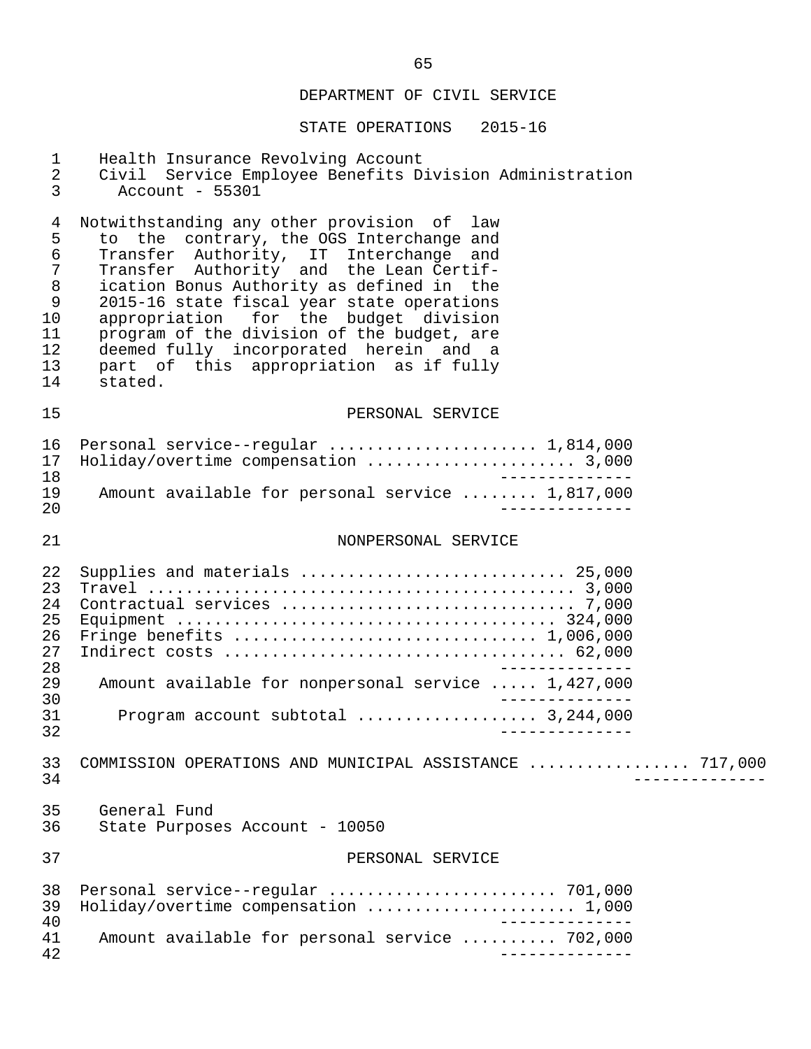## DEPARTMENT OF CIVIL SERVICE

### STATE OPERATIONS 2015-16

Health Insurance Revolving Account
Civil Service Employee Benefits Division Administration Account - 55301

Notwithstanding any other provision of law to the contrary, the OGS Interchange and Transfer Authority, IT Interchange and Transfer Authority and the Lean Certification Bonus Authority as defined in the 2015-16 state fiscal year state operations appropriation for the budget division program of the division of the budget, are deemed fully incorporated herein and a part of this appropriation as if fully stated.

#### PERSONAL SERVICE

| Item | Amount |
|---|---|
| Personal service--regular | 1,814,000 |
| Holiday/overtime compensation | 3,000 |
| Amount available for personal service | 1,817,000 |

#### NONPERSONAL SERVICE

| Item | Amount |
|---|---|
| Supplies and materials | 25,000 |
| Travel | 3,000 |
| Contractual services | 7,000 |
| Equipment | 324,000 |
| Fringe benefits | 1,006,000 |
| Indirect costs | 62,000 |
| Amount available for nonpersonal service | 1,427,000 |
| Program account subtotal | 3,244,000 |

COMMISSION OPERATIONS AND MUNICIPAL ASSISTANCE ................ 717,000

General Fund
State Purposes Account - 10050

#### PERSONAL SERVICE

| Item | Amount |
|---|---|
| Personal service--regular | 701,000 |
| Holiday/overtime compensation | 1,000 |
| Amount available for personal service | 702,000 |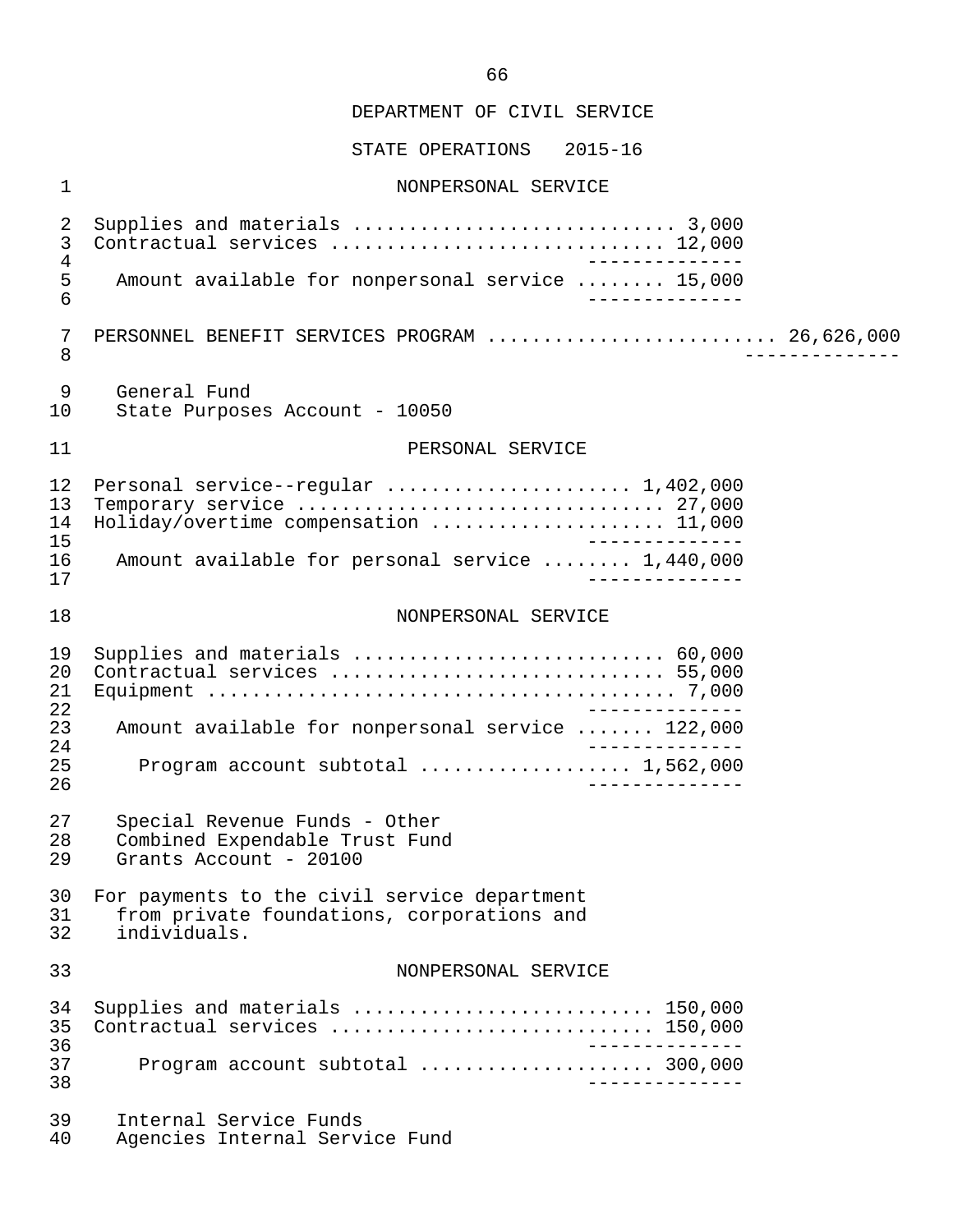DEPARTMENT OF CIVIL SERVICE

STATE OPERATIONS 2015-16

NONPERSONAL SERVICE

| | | |
|---|---|---|
| Supplies and materials | 3,000 | |
| Contractual services | 12,000 | |
| Amount available for nonpersonal service | 15,000 | |

| | | |
|---|---|---|
| PERSONNEL BENEFIT SERVICES PROGRAM | | 26,626,000 |

General Fund
State Purposes Account - 10050

PERSONAL SERVICE

| | | |
|---|---|---|
| Personal service--regular | 1,402,000 | |
| Temporary service | 27,000 | |
| Holiday/overtime compensation | 11,000 | |
| Amount available for personal service | 1,440,000 | |

NONPERSONAL SERVICE

| | | |
|---|---|---|
| Supplies and materials | 60,000 | |
| Contractual services | 55,000 | |
| Equipment | 7,000 | |
| Amount available for nonpersonal service | 122,000 | |
| Program account subtotal | 1,562,000 | |

Special Revenue Funds - Other
Combined Expendable Trust Fund
Grants Account - 20100

For payments to the civil service department from private foundations, corporations and individuals.

NONPERSONAL SERVICE

| | | |
|---|---|---|
| Supplies and materials | 150,000 | |
| Contractual services | 150,000 | |
| Program account subtotal | 300,000 | |

Internal Service Funds
Agencies Internal Service Fund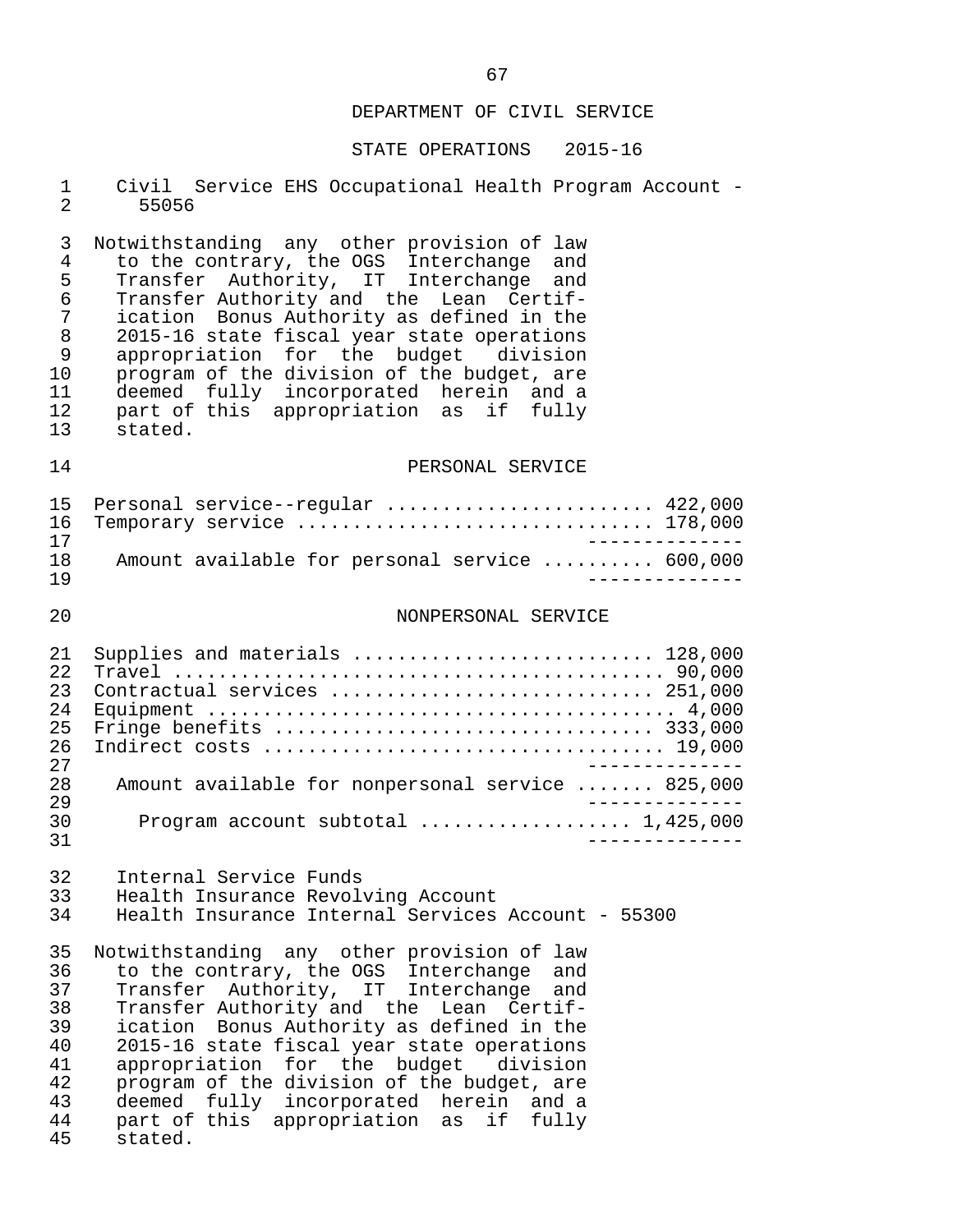## DEPARTMENT OF CIVIL SERVICE

### STATE OPERATIONS 2015-16

Civil Service EHS Occupational Health Program Account - 55056

Notwithstanding any other provision of law to the contrary, the OGS Interchange and Transfer Authority, IT Interchange and Transfer Authority and the Lean Certification Bonus Authority as defined in the 2015-16 state fiscal year state operations appropriation for the budget division program of the division of the budget, are deemed fully incorporated herein and a part of this appropriation as if fully stated.

#### PERSONAL SERVICE

| | |
|---|---:|
| Personal service--regular | 422,000 |
| Temporary service | 178,000 |
| Amount available for personal service | 600,000 |

#### NONPERSONAL SERVICE

| | |
|---|---:|
| Supplies and materials | 128,000 |
| Travel | 90,000 |
| Contractual services | 251,000 |
| Equipment | 4,000 |
| Fringe benefits | 333,000 |
| Indirect costs | 19,000 |
| Amount available for nonpersonal service | 825,000 |
| Program account subtotal | 1,425,000 |

Internal Service Funds
Health Insurance Revolving Account
Health Insurance Internal Services Account - 55300

Notwithstanding any other provision of law to the contrary, the OGS Interchange and Transfer Authority, IT Interchange and Transfer Authority and the Lean Certification Bonus Authority as defined in the 2015-16 state fiscal year state operations appropriation for the budget division program of the division of the budget, are deemed fully incorporated herein and a part of this appropriation as if fully stated.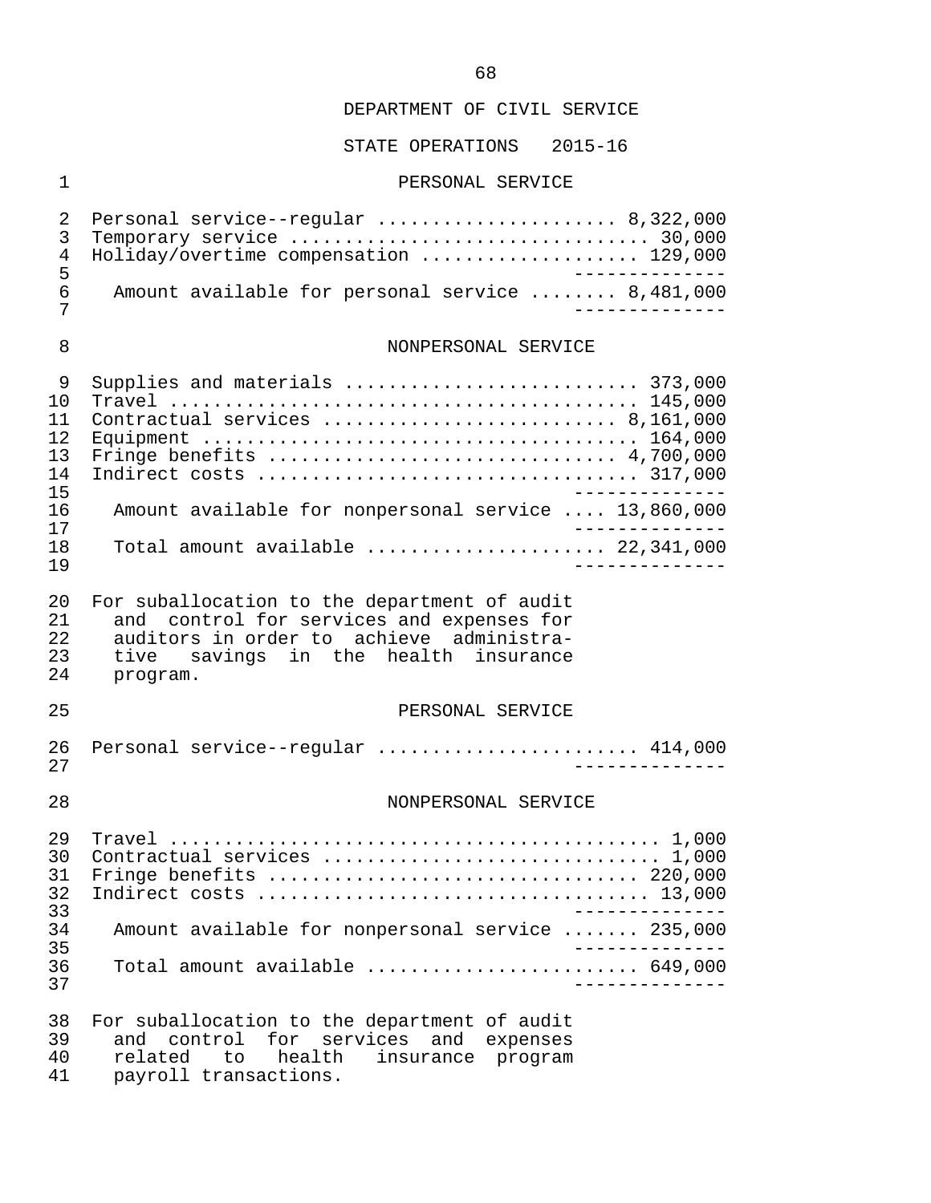DEPARTMENT OF CIVIL SERVICE

STATE OPERATIONS 2015-16

PERSONAL SERVICE

| Item | Amount |
|---|---|
| Personal service--regular | 8,322,000 |
| Temporary service | 30,000 |
| Holiday/overtime compensation | 129,000 |
| Amount available for personal service | 8,481,000 |

NONPERSONAL SERVICE

| Item | Amount |
|---|---|
| Supplies and materials | 373,000 |
| Travel | 145,000 |
| Contractual services | 8,161,000 |
| Equipment | 164,000 |
| Fringe benefits | 4,700,000 |
| Indirect costs | 317,000 |
| Amount available for nonpersonal service | 13,860,000 |
| Total amount available | 22,341,000 |

For suballocation to the department of audit and control for services and expenses for auditors in order to achieve administrative savings in the health insurance program.

PERSONAL SERVICE

| Item | Amount |
|---|---|
| Personal service--regular | 414,000 |

NONPERSONAL SERVICE

| Item | Amount |
|---|---|
| Travel | 1,000 |
| Contractual services | 1,000 |
| Fringe benefits | 220,000 |
| Indirect costs | 13,000 |
| Amount available for nonpersonal service | 235,000 |
| Total amount available | 649,000 |

For suballocation to the department of audit and control for services and expenses related to health insurance program payroll transactions.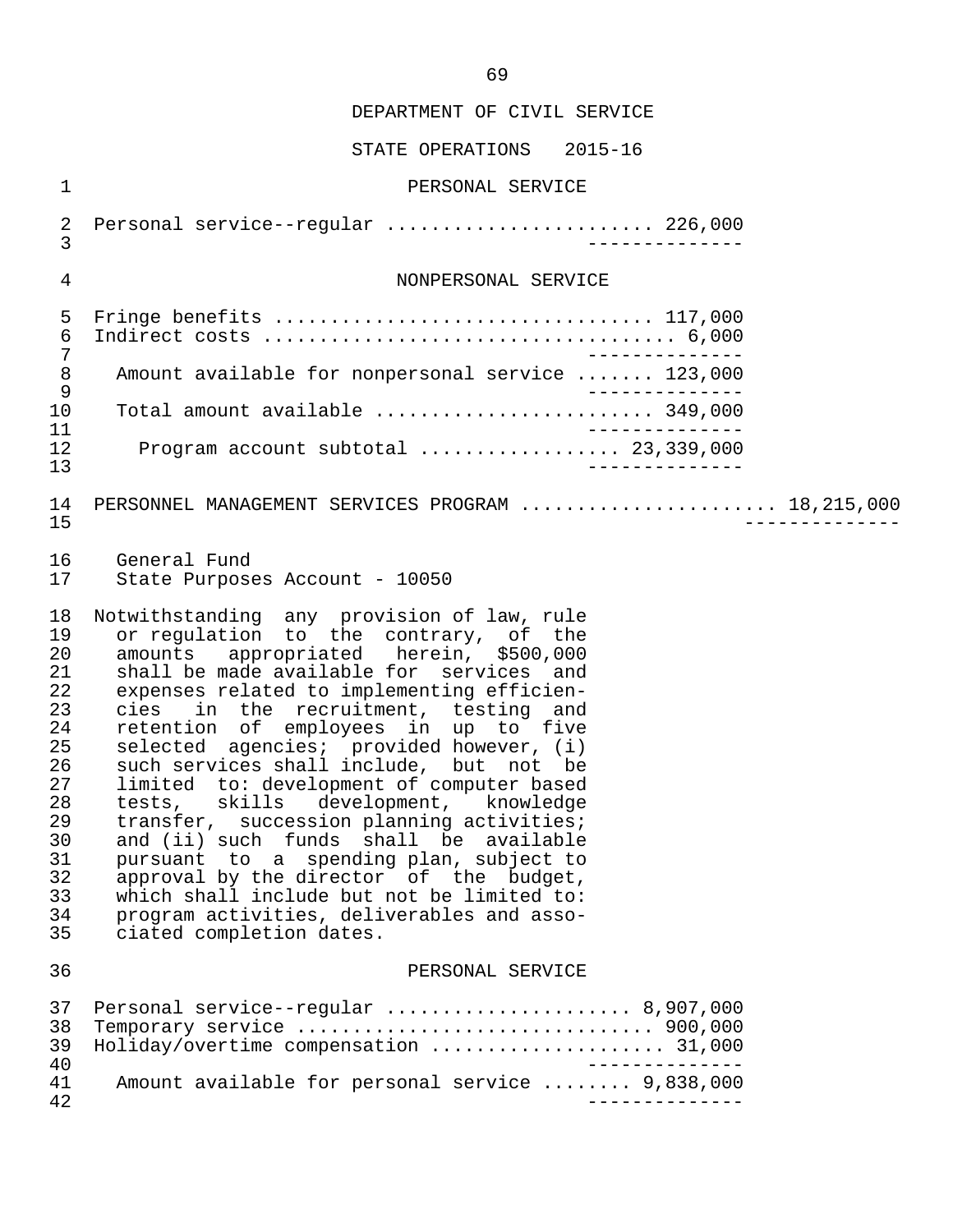DEPARTMENT OF CIVIL SERVICE

STATE OPERATIONS 2015-16

PERSONAL SERVICE

| | | |
|---|---|---|
| Personal service--regular | 226,000 | |

NONPERSONAL SERVICE

| | | |
|---|---|---|
| Fringe benefits | 117,000 | |
| Indirect costs | 6,000 | |
| Amount available for nonpersonal service | 123,000 | |
| Total amount available | 349,000 | |
| Program account subtotal | 23,339,000 | |

| | | |
|---|---|---|
| PERSONNEL MANAGEMENT SERVICES PROGRAM | | 18,215,000 |

General Fund
State Purposes Account - 10050

Notwithstanding any provision of law, rule or regulation to the contrary, of the amounts appropriated herein, $500,000 shall be made available for services and expenses related to implementing efficiencies in the recruitment, testing and retention of employees in up to five selected agencies; provided however, (i) such services shall include, but not be limited to: development of computer based tests, skills development, knowledge transfer, succession planning activities; and (ii) such funds shall be available pursuant to a spending plan, subject to approval by the director of the budget, which shall include but not be limited to: program activities, deliverables and associated completion dates.

PERSONAL SERVICE

| | | |
|---|---|---|
| Personal service--regular | 8,907,000 | |
| Temporary service | 900,000 | |
| Holiday/overtime compensation | 31,000 | |
| Amount available for personal service | 9,838,000 | |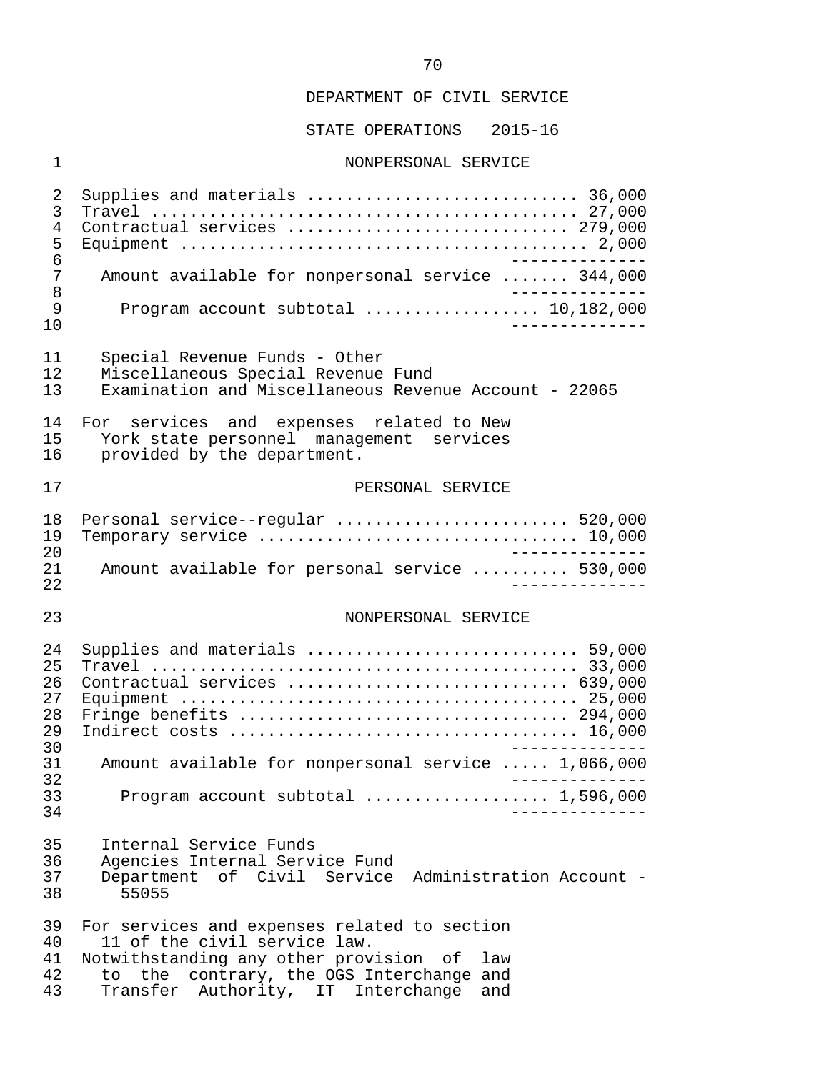DEPARTMENT OF CIVIL SERVICE

STATE OPERATIONS 2015-16

NONPERSONAL SERVICE

| | |
|---|---|
| Supplies and materials | 36,000 |
| Travel | 27,000 |
| Contractual services | 279,000 |
| Equipment | 2,000 |
| Amount available for nonpersonal service | 344,000 |
| Program account subtotal | 10,182,000 |

Special Revenue Funds - Other
Miscellaneous Special Revenue Fund
Examination and Miscellaneous Revenue Account - 22065

For services and expenses related to New York state personnel management services provided by the department.

PERSONAL SERVICE

| | |
|---|---|
| Personal service--regular | 520,000 |
| Temporary service | 10,000 |
| Amount available for personal service | 530,000 |

NONPERSONAL SERVICE

| | |
|---|---|
| Supplies and materials | 59,000 |
| Travel | 33,000 |
| Contractual services | 639,000 |
| Equipment | 25,000 |
| Fringe benefits | 294,000 |
| Indirect costs | 16,000 |
| Amount available for nonpersonal service | 1,066,000 |
| Program account subtotal | 1,596,000 |

Internal Service Funds
Agencies Internal Service Fund
Department of Civil Service Administration Account - 55055

For services and expenses related to section 11 of the civil service law.
Notwithstanding any other provision of law to the contrary, the OGS Interchange and Transfer Authority, IT Interchange and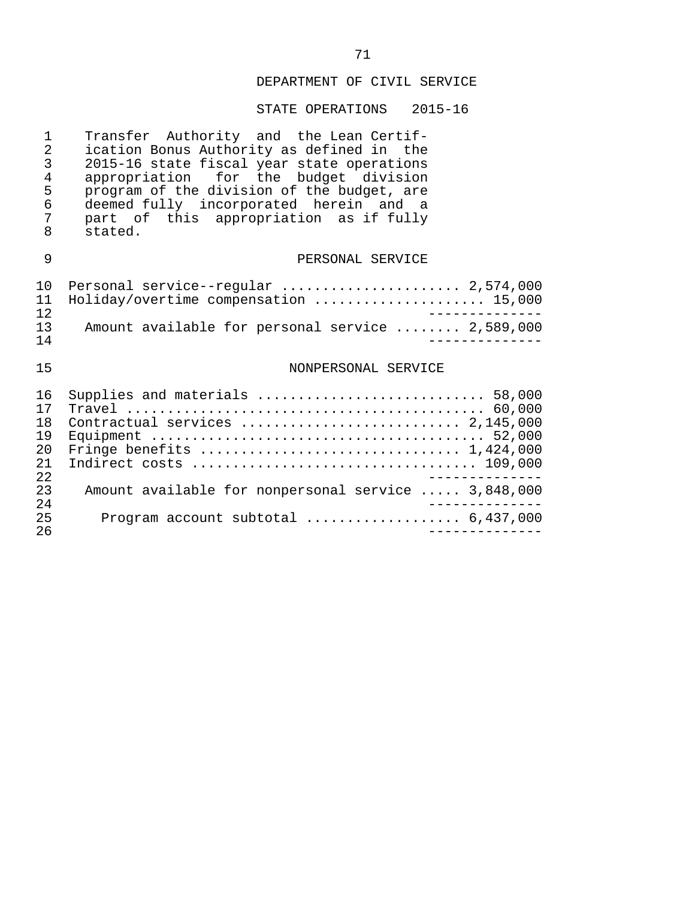DEPARTMENT OF CIVIL SERVICE

STATE OPERATIONS 2015-16

Transfer Authority and the Lean Certification Bonus Authority as defined in the 2015-16 state fiscal year state operations appropriation for the budget division program of the division of the budget, are deemed fully incorporated herein and a part of this appropriation as if fully stated.

PERSONAL SERVICE

| Item | Amount |
|---|---|
| Personal service--regular | 2,574,000 |
| Holiday/overtime compensation | 15,000 |
| Amount available for personal service | 2,589,000 |

NONPERSONAL SERVICE

| Item | Amount |
|---|---|
| Supplies and materials | 58,000 |
| Travel | 60,000 |
| Contractual services | 2,145,000 |
| Equipment | 52,000 |
| Fringe benefits | 1,424,000 |
| Indirect costs | 109,000 |
| Amount available for nonpersonal service | 3,848,000 |
| Program account subtotal | 6,437,000 |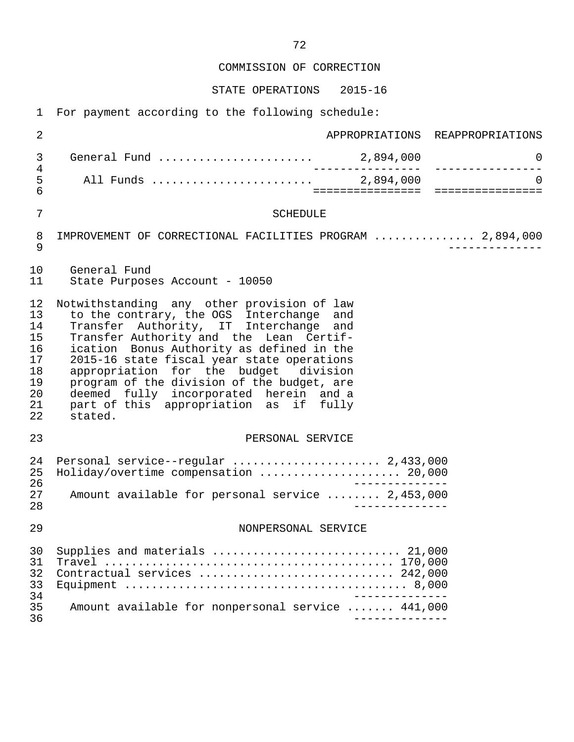COMMISSION OF CORRECTION

STATE OPERATIONS 2015-16

For payment according to the following schedule:

| | APPROPRIATIONS | REAPPROPRIATIONS |
|---|---|---|
| General Fund | 2,894,000 | 0 |
| All Funds | 2,894,000 | 0 |

SCHEDULE

IMPROVEMENT OF CORRECTIONAL FACILITIES PROGRAM .............. 2,894,000

General Fund
State Purposes Account - 10050

Notwithstanding any other provision of law to the contrary, the OGS Interchange and Transfer Authority, IT Interchange and Transfer Authority and the Lean Certification Bonus Authority as defined in the 2015-16 state fiscal year state operations appropriation for the budget division program of the division of the budget, are deemed fully incorporated herein and a part of this appropriation as if fully stated.

PERSONAL SERVICE

Personal service--regular ..................... 2,433,000
Holiday/overtime compensation .................... 20,000

Amount available for personal service ........ 2,453,000

NONPERSONAL SERVICE

Supplies and materials ........................... 21,000
Travel .......................................... 170,000
Contractual services ............................ 242,000
Equipment ......................................... 8,000

Amount available for nonpersonal service ....... 441,000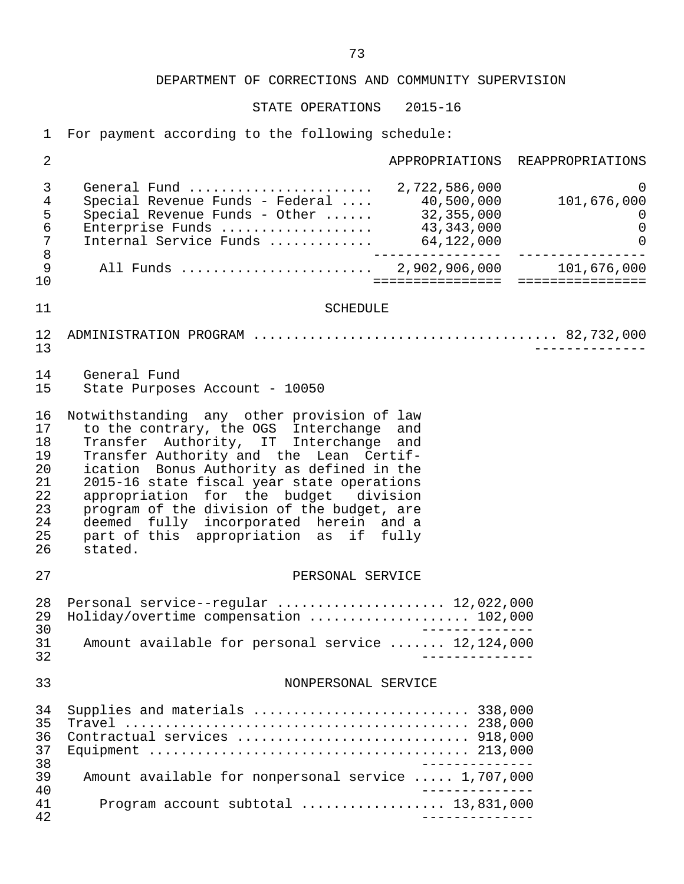## DEPARTMENT OF CORRECTIONS AND COMMUNITY SUPERVISION

### STATE OPERATIONS 2015-16

For payment according to the following schedule:

| | APPROPRIATIONS | REAPPROPRIATIONS |
|---|---|---|
| General Fund | 2,722,586,000 | 0 |
| Special Revenue Funds - Federal | 40,500,000 | 101,676,000 |
| Special Revenue Funds - Other | 32,355,000 | 0 |
| Enterprise Funds | 43,343,000 | 0 |
| Internal Service Funds | 64,122,000 | 0 |
| All Funds | 2,902,906,000 | 101,676,000 |

### SCHEDULE

ADMINISTRATION PROGRAM .................................... 82,732,000

General Fund
State Purposes Account - 10050

Notwithstanding any other provision of law to the contrary, the OGS Interchange and Transfer Authority, IT Interchange and Transfer Authority and the Lean Certification Bonus Authority as defined in the 2015-16 state fiscal year state operations appropriation for the budget division program of the division of the budget, are deemed fully incorporated herein and a part of this appropriation as if fully stated.

#### PERSONAL SERVICE

| | |
|---|---|
| Personal service--regular | 12,022,000 |
| Holiday/overtime compensation | 102,000 |
| Amount available for personal service | 12,124,000 |

#### NONPERSONAL SERVICE

| | |
|---|---|
| Supplies and materials | 338,000 |
| Travel | 238,000 |
| Contractual services | 918,000 |
| Equipment | 213,000 |
| Amount available for nonpersonal service | 1,707,000 |
| Program account subtotal | 13,831,000 |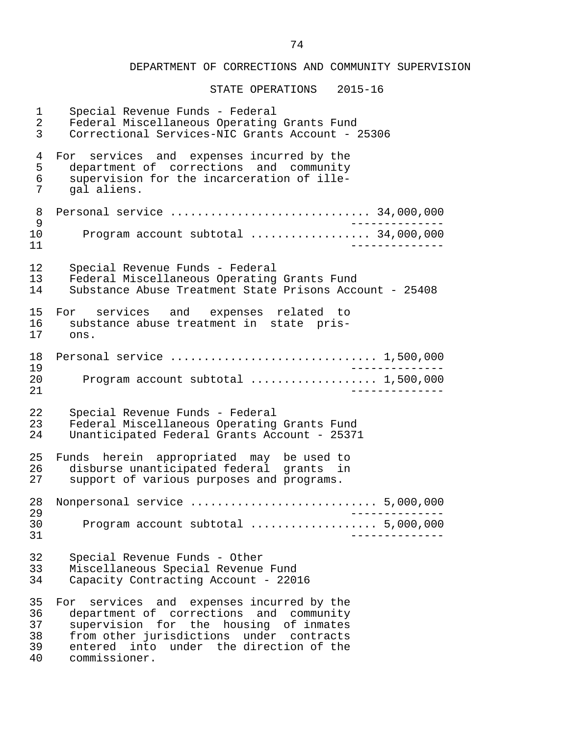DEPARTMENT OF CORRECTIONS AND COMMUNITY SUPERVISION

STATE OPERATIONS 2015-16

Special Revenue Funds - Federal
Federal Miscellaneous Operating Grants Fund
Correctional Services-NIC Grants Account - 25306

For services and expenses incurred by the department of corrections and community supervision for the incarceration of illegal aliens.

Personal service ............................ 34,000,000

Program account subtotal ................. 34,000,000

Special Revenue Funds - Federal
Federal Miscellaneous Operating Grants Fund
Substance Abuse Treatment State Prisons Account - 25408

For services and expenses related to substance abuse treatment in state prisons.

Personal service .............................. 1,500,000

Program account subtotal .................. 1,500,000

Special Revenue Funds - Federal
Federal Miscellaneous Operating Grants Fund
Unanticipated Federal Grants Account - 25371

Funds herein appropriated may be used to disburse unanticipated federal grants in support of various purposes and programs.

Nonpersonal service ........................... 5,000,000

Program account subtotal .................. 5,000,000

Special Revenue Funds - Other
Miscellaneous Special Revenue Fund
Capacity Contracting Account - 22016

For services and expenses incurred by the department of corrections and community supervision for the housing of inmates from other jurisdictions under contracts entered into under the direction of the commissioner.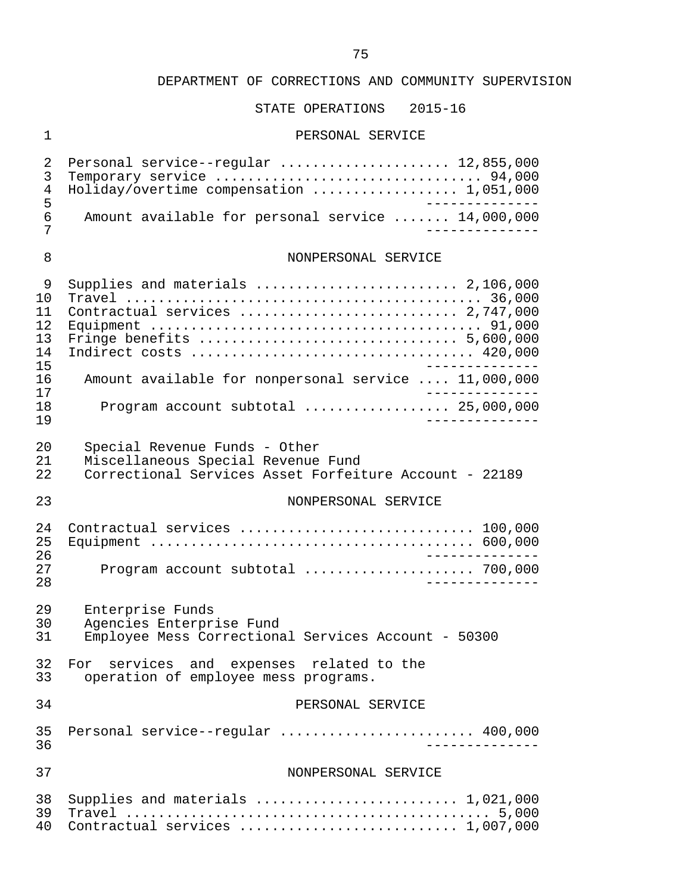DEPARTMENT OF CORRECTIONS AND COMMUNITY SUPERVISION

STATE OPERATIONS 2015-16

PERSONAL SERVICE

| | |
|---|---|
| Personal service--regular | 12,855,000 |
| Temporary service | 94,000 |
| Holiday/overtime compensation | 1,051,000 |
| Amount available for personal service | 14,000,000 |

NONPERSONAL SERVICE

| | |
|---|---|
| Supplies and materials | 2,106,000 |
| Travel | 36,000 |
| Contractual services | 2,747,000 |
| Equipment | 91,000 |
| Fringe benefits | 5,600,000 |
| Indirect costs | 420,000 |
| Amount available for nonpersonal service | 11,000,000 |
| Program account subtotal | 25,000,000 |

Special Revenue Funds - Other
Miscellaneous Special Revenue Fund
Correctional Services Asset Forfeiture Account - 22189

NONPERSONAL SERVICE

| | |
|---|---|
| Contractual services | 100,000 |
| Equipment | 600,000 |
| Program account subtotal | 700,000 |

Enterprise Funds
Agencies Enterprise Fund
Employee Mess Correctional Services Account - 50300

For services and expenses related to the operation of employee mess programs.

PERSONAL SERVICE

| | |
|---|---|
| Personal service--regular | 400,000 |

NONPERSONAL SERVICE

| | |
|---|---|
| Supplies and materials | 1,021,000 |
| Travel | 5,000 |
| Contractual services | 1,007,000 |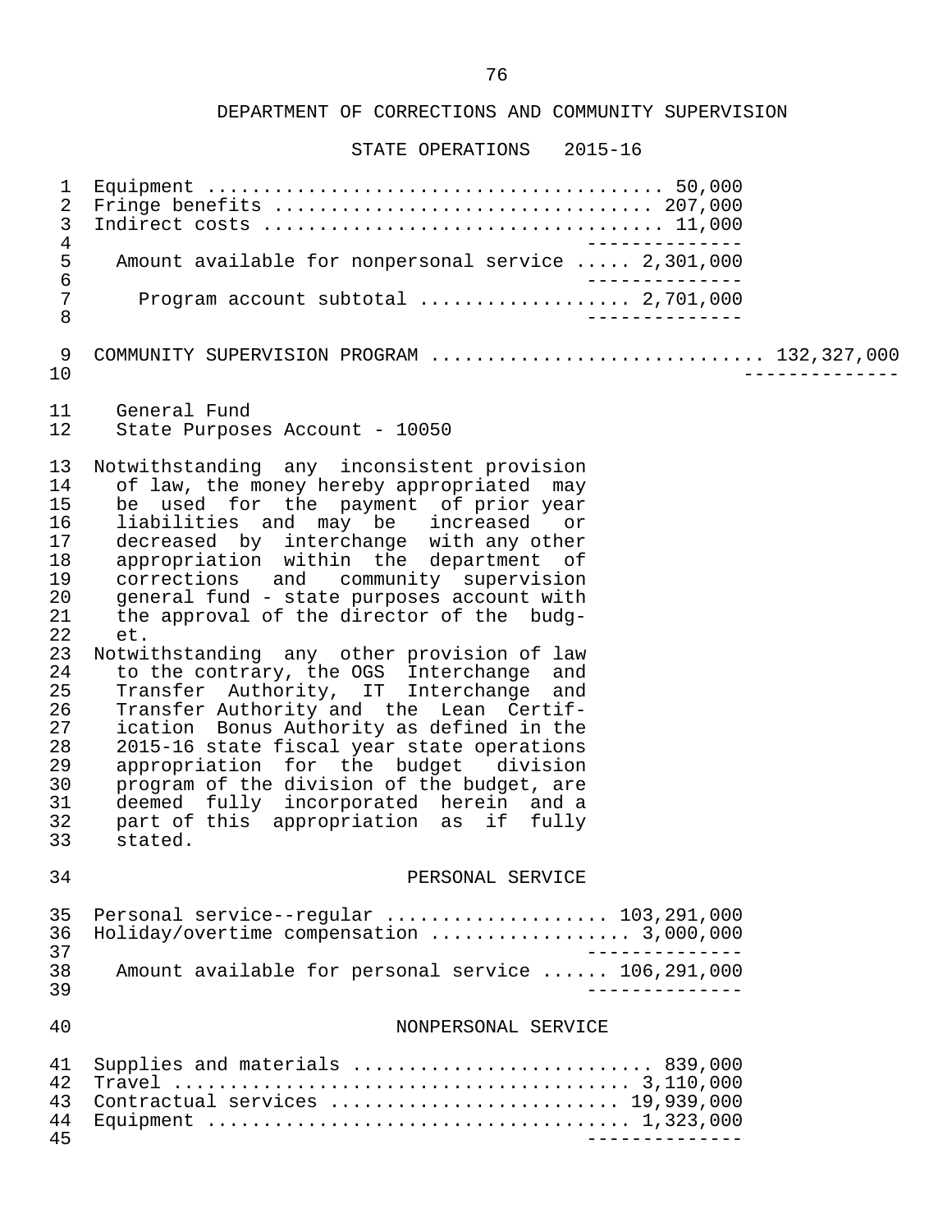DEPARTMENT OF CORRECTIONS AND COMMUNITY SUPERVISION

STATE OPERATIONS 2015-16

Equipment ........................................ 50,000
Fringe benefits ................................. 207,000
Indirect costs .................................. 11,000

Amount available for nonpersonal service ..... 2,301,000

Program account subtotal .................. 2,701,000

COMMUNITY SUPERVISION PROGRAM ............................ 132,327,000

General Fund
State Purposes Account - 10050

Notwithstanding any inconsistent provision of law, the money hereby appropriated may be used for the payment of prior year liabilities and may be increased or decreased by interchange with any other appropriation within the department of corrections and community supervision general fund - state purposes account with the approval of the director of the budget.

Notwithstanding any other provision of law to the contrary, the OGS Interchange and Transfer Authority, IT Interchange and Transfer Authority and the Lean Certification Bonus Authority as defined in the 2015-16 state fiscal year state operations appropriation for the budget division program of the division of the budget, are deemed fully incorporated herein and a part of this appropriation as if fully stated.

PERSONAL SERVICE

Personal service--regular .................... 103,291,000
Holiday/overtime compensation ................. 3,000,000

Amount available for personal service ...... 106,291,000

NONPERSONAL SERVICE

Supplies and materials .......................... 839,000
Travel ........................................ 3,110,000
Contractual services ......................... 19,939,000
Equipment ..................................... 1,323,000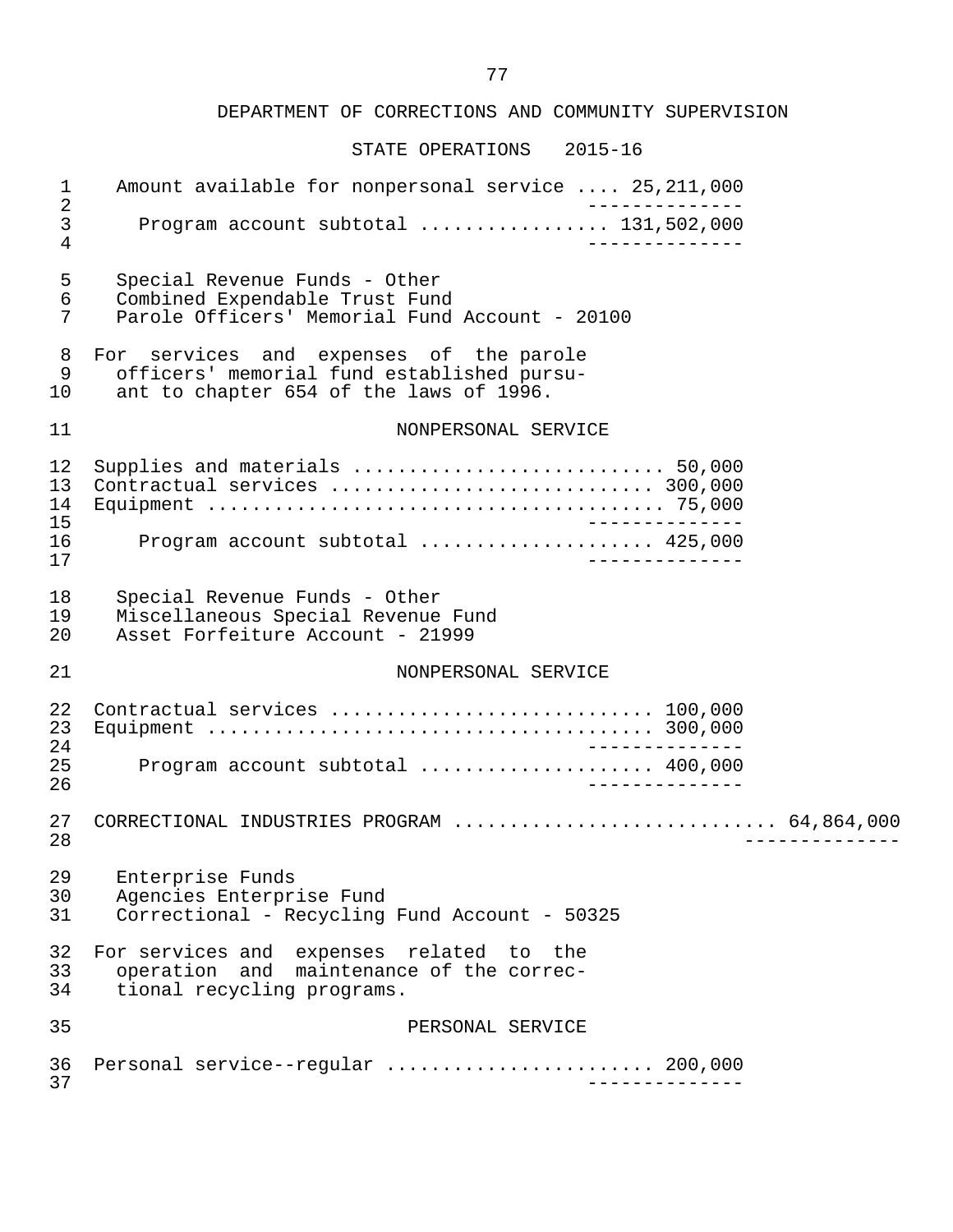DEPARTMENT OF CORRECTIONS AND COMMUNITY SUPERVISION

STATE OPERATIONS 2015-16

Amount available for nonpersonal service .... 25,211,000

Program account subtotal ................ 131,502,000

Special Revenue Funds - Other
Combined Expendable Trust Fund
Parole Officers' Memorial Fund Account - 20100

For services and expenses of the parole officers' memorial fund established pursuant to chapter 654 of the laws of 1996.

NONPERSONAL SERVICE

| Item | Amount |
|---|---|
| Supplies and materials | 50,000 |
| Contractual services | 300,000 |
| Equipment | 75,000 |
| Program account subtotal | 425,000 |

Special Revenue Funds - Other
Miscellaneous Special Revenue Fund
Asset Forfeiture Account - 21999

NONPERSONAL SERVICE

| Item | Amount |
|---|---|
| Contractual services | 100,000 |
| Equipment | 300,000 |
| Program account subtotal | 400,000 |

CORRECTIONAL INDUSTRIES PROGRAM ............................ 64,864,000

Enterprise Funds
Agencies Enterprise Fund
Correctional - Recycling Fund Account - 50325

For services and expenses related to the operation and maintenance of the correctional recycling programs.

PERSONAL SERVICE

| Item | Amount |
|---|---|
| Personal service--regular | 200,000 |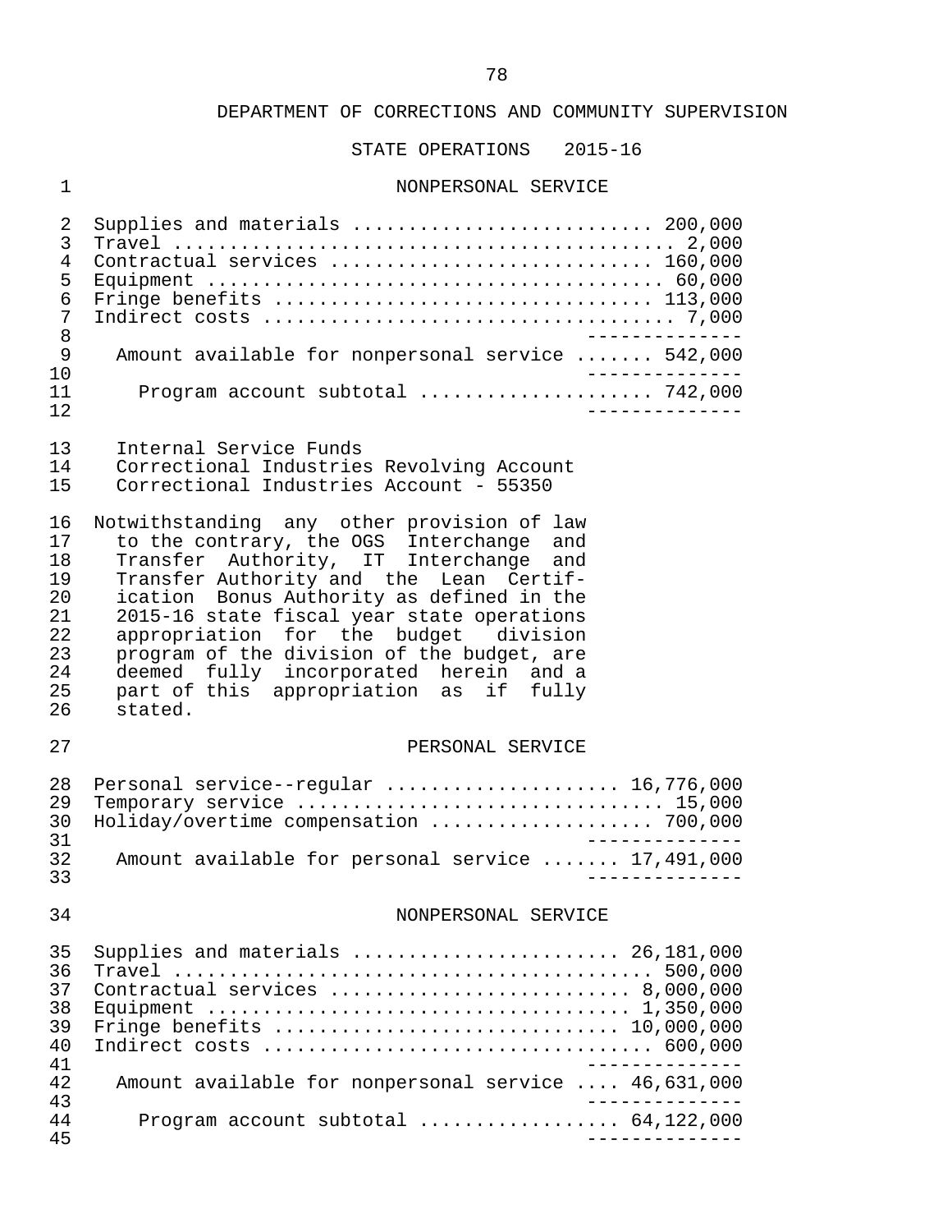DEPARTMENT OF CORRECTIONS AND COMMUNITY SUPERVISION

STATE OPERATIONS 2015-16

NONPERSONAL SERVICE

| | |
|---|---|
| Supplies and materials | 200,000 |
| Travel | 2,000 |
| Contractual services | 160,000 |
| Equipment | 60,000 |
| Fringe benefits | 113,000 |
| Indirect costs | 7,000 |
| Amount available for nonpersonal service | 542,000 |
| Program account subtotal | 742,000 |

Internal Service Funds
Correctional Industries Revolving Account
Correctional Industries Account - 55350

Notwithstanding any other provision of law to the contrary, the OGS Interchange and Transfer Authority, IT Interchange and Transfer Authority and the Lean Certification Bonus Authority as defined in the 2015-16 state fiscal year state operations appropriation for the budget division program of the division of the budget, are deemed fully incorporated herein and a part of this appropriation as if fully stated.

PERSONAL SERVICE

| | |
|---|---|
| Personal service--regular | 16,776,000 |
| Temporary service | 15,000 |
| Holiday/overtime compensation | 700,000 |
| Amount available for personal service | 17,491,000 |

NONPERSONAL SERVICE

| | |
|---|---|
| Supplies and materials | 26,181,000 |
| Travel | 500,000 |
| Contractual services | 8,000,000 |
| Equipment | 1,350,000 |
| Fringe benefits | 10,000,000 |
| Indirect costs | 600,000 |
| Amount available for nonpersonal service | 46,631,000 |
| Program account subtotal | 64,122,000 |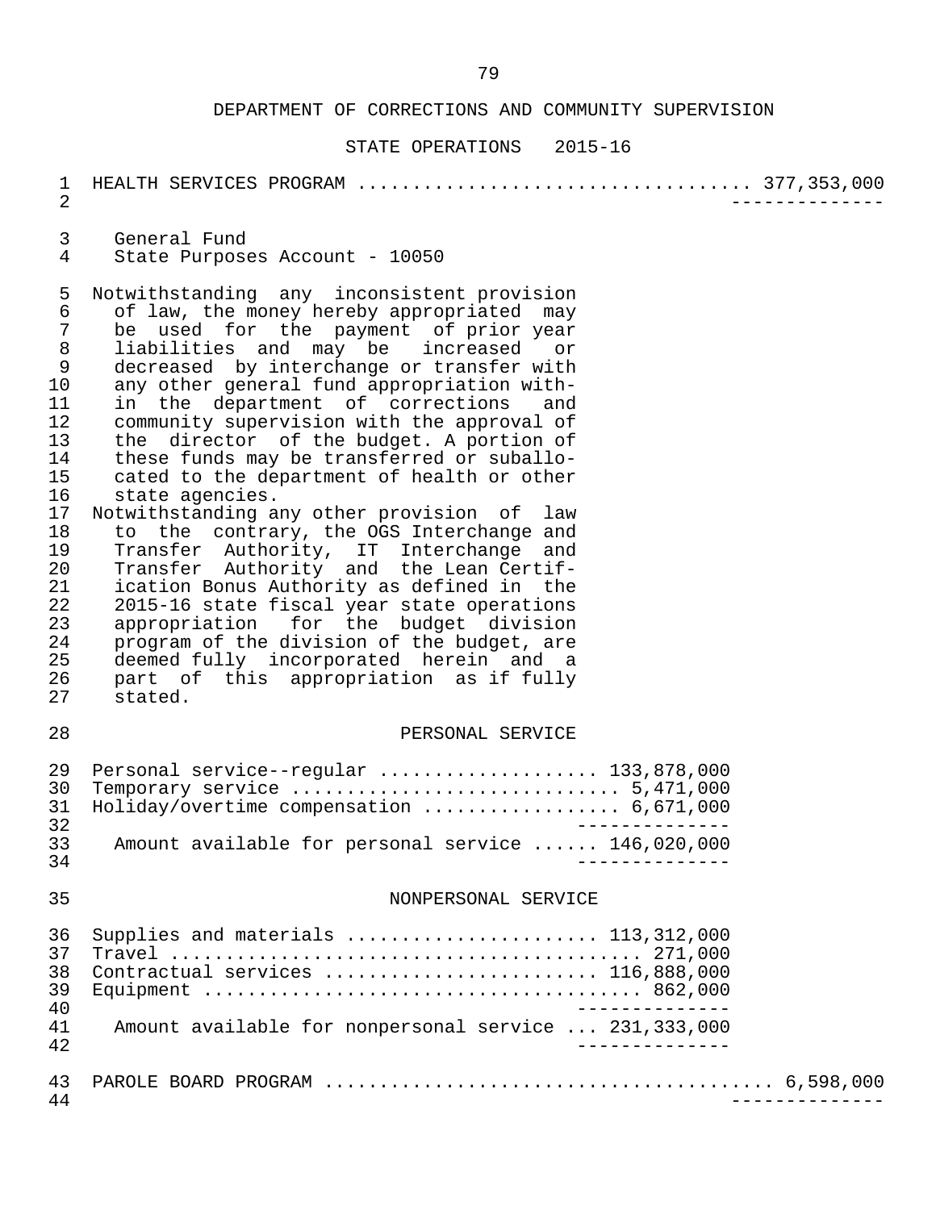DEPARTMENT OF CORRECTIONS AND COMMUNITY SUPERVISION

STATE OPERATIONS 2015-16

HEALTH SERVICES PROGRAM .................................. 377,353,000

General Fund
State Purposes Account - 10050

Notwithstanding any inconsistent provision of law, the money hereby appropriated may be used for the payment of prior year liabilities and may be increased or decreased by interchange or transfer with any other general fund appropriation within the department of corrections and community supervision with the approval of the director of the budget. A portion of these funds may be transferred or suballocated to the department of health or other state agencies.

Notwithstanding any other provision of law to the contrary, the OGS Interchange and Transfer Authority, IT Interchange and Transfer Authority and the Lean Certification Bonus Authority as defined in the 2015-16 state fiscal year state operations appropriation for the budget division program of the division of the budget, are deemed fully incorporated herein and a part of this appropriation as if fully stated.

PERSONAL SERVICE

| Item | Amount |
|---|---|
| Personal service--regular | 133,878,000 |
| Temporary service | 5,471,000 |
| Holiday/overtime compensation | 6,671,000 |
| Amount available for personal service | 146,020,000 |

NONPERSONAL SERVICE

| Item | Amount |
|---|---|
| Supplies and materials | 113,312,000 |
| Travel | 271,000 |
| Contractual services | 116,888,000 |
| Equipment | 862,000 |
| Amount available for nonpersonal service | 231,333,000 |

PAROLE BOARD PROGRAM ........................................ 6,598,000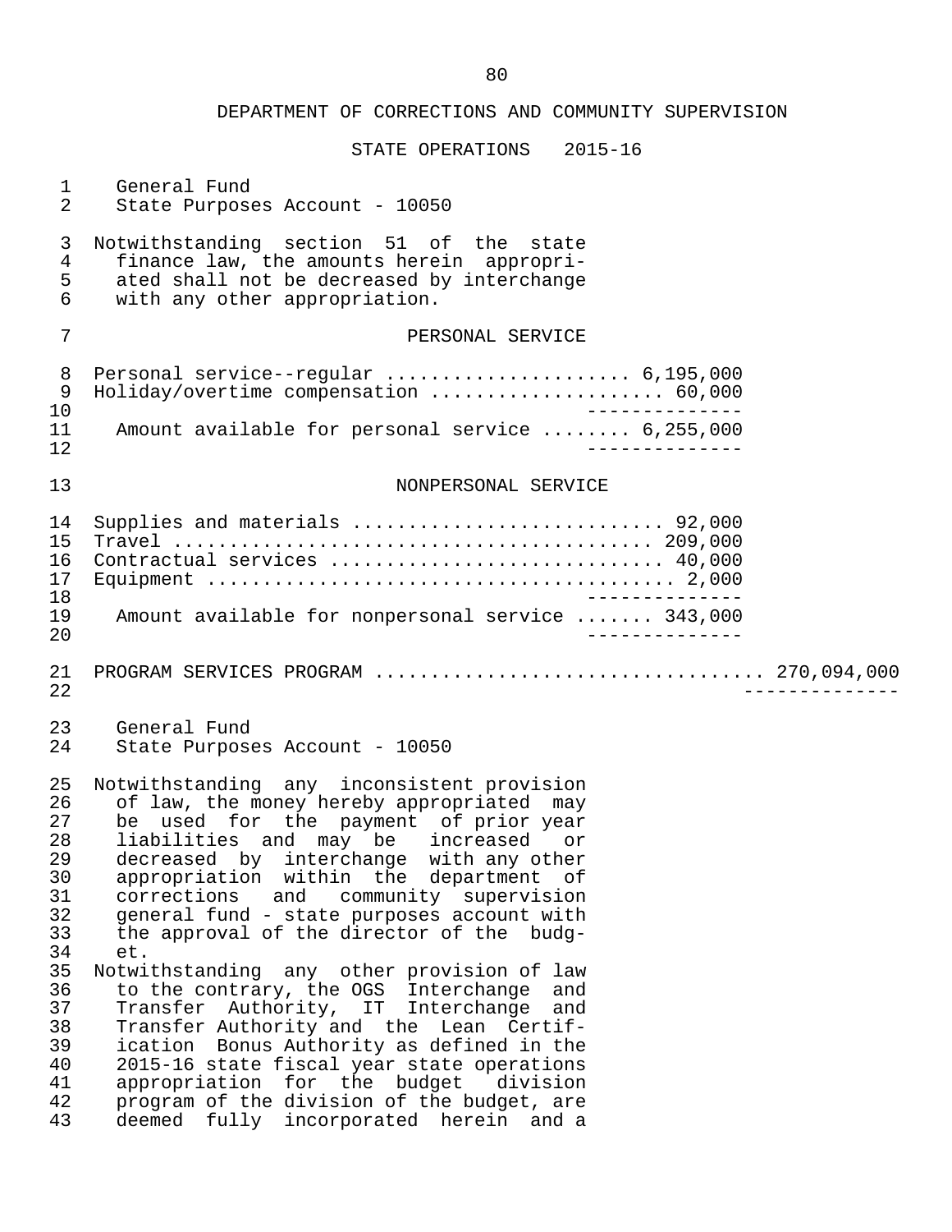DEPARTMENT OF CORRECTIONS AND COMMUNITY SUPERVISION

STATE OPERATIONS 2015-16

General Fund
State Purposes Account - 10050

Notwithstanding section 51 of the state finance law, the amounts herein appropriated shall not be decreased by interchange with any other appropriation.

PERSONAL SERVICE

| | |
|---|---|
| Personal service--regular | 6,195,000 |
| Holiday/overtime compensation | 60,000 |
| Amount available for personal service | 6,255,000 |

NONPERSONAL SERVICE

| | |
|---|---|
| Supplies and materials | 92,000 |
| Travel | 209,000 |
| Contractual services | 40,000 |
| Equipment | 2,000 |
| Amount available for nonpersonal service | 343,000 |

PROGRAM SERVICES PROGRAM .................................. 270,094,000

General Fund
State Purposes Account - 10050

Notwithstanding any inconsistent provision of law, the money hereby appropriated may be used for the payment of prior year liabilities and may be increased or decreased by interchange with any other appropriation within the department of corrections and community supervision general fund - state purposes account with the approval of the director of the budget.

Notwithstanding any other provision of law to the contrary, the OGS Interchange and Transfer Authority, IT Interchange and Transfer Authority and the Lean Certification Bonus Authority as defined in the 2015-16 state fiscal year state operations appropriation for the budget division program of the division of the budget, are deemed fully incorporated herein and a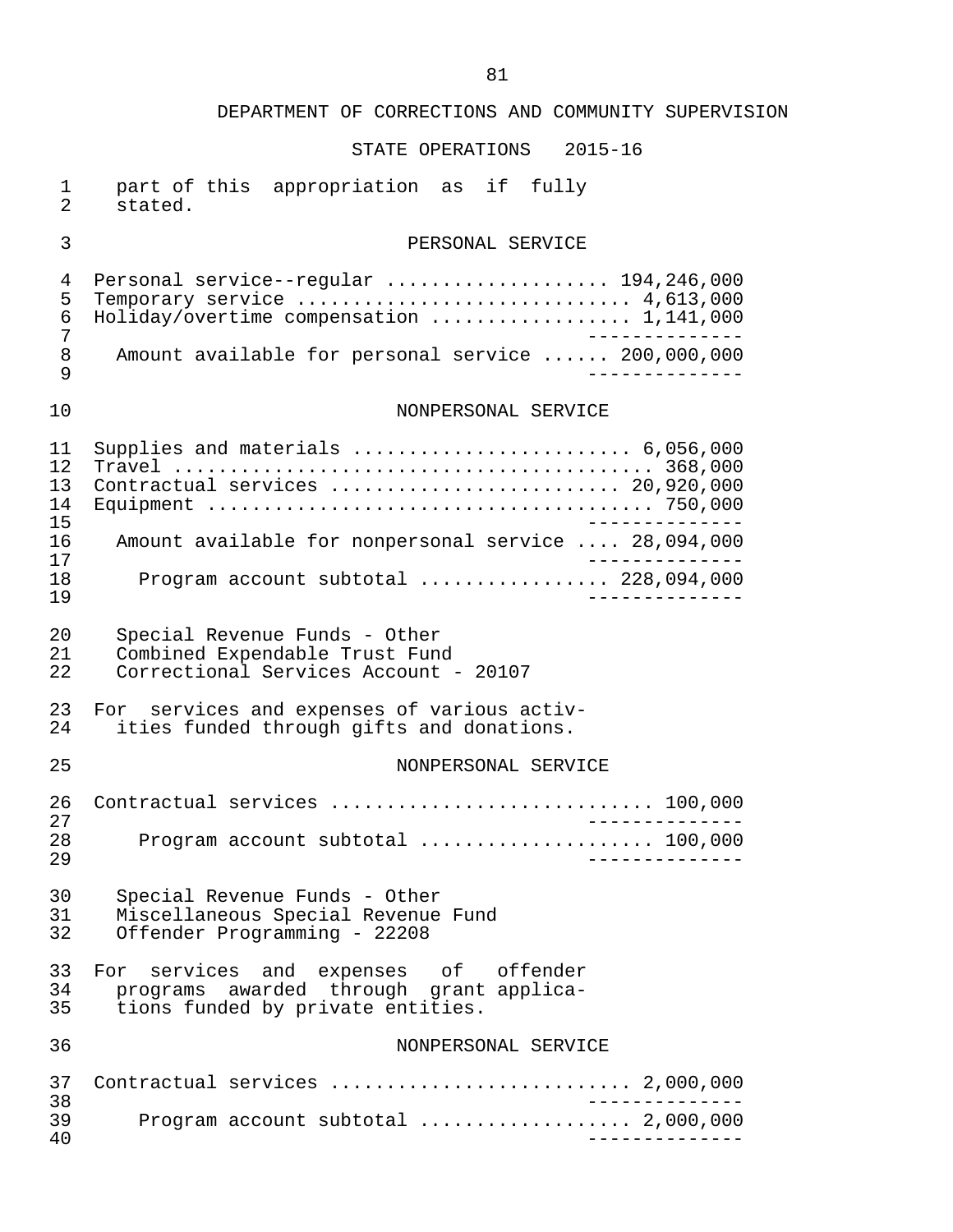part of this appropriation as if fully stated.

PERSONAL SERVICE

| | |
|---|---|
| Personal service--regular | 194,246,000 |
| Temporary service | 4,613,000 |
| Holiday/overtime compensation | 1,141,000 |
| Amount available for personal service | 200,000,000 |

NONPERSONAL SERVICE

| | |
|---|---|
| Supplies and materials | 6,056,000 |
| Travel | 368,000 |
| Contractual services | 20,920,000 |
| Equipment | 750,000 |
| Amount available for nonpersonal service | 28,094,000 |
| Program account subtotal | 228,094,000 |

Special Revenue Funds - Other
Combined Expendable Trust Fund
Correctional Services Account - 20107

For services and expenses of various activities funded through gifts and donations.

NONPERSONAL SERVICE

| | |
|---|---|
| Contractual services | 100,000 |
| Program account subtotal | 100,000 |

Special Revenue Funds - Other
Miscellaneous Special Revenue Fund
Offender Programming - 22208

For services and expenses of offender programs awarded through grant applications funded by private entities.

NONPERSONAL SERVICE

| | |
|---|---|
| Contractual services | 2,000,000 |
| Program account subtotal | 2,000,000 |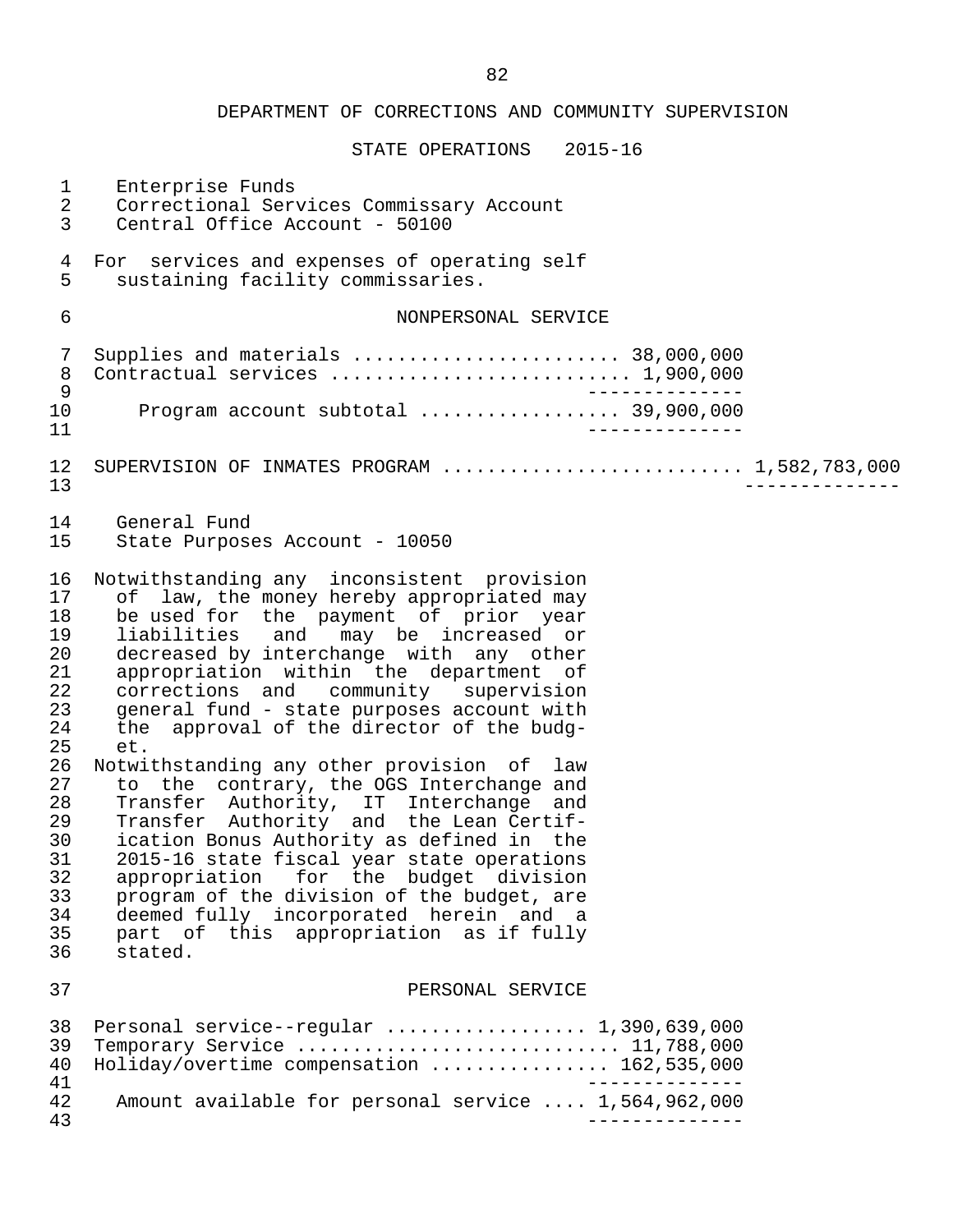DEPARTMENT OF CORRECTIONS AND COMMUNITY SUPERVISION

STATE OPERATIONS 2015-16

Enterprise Funds
Correctional Services Commissary Account
Central Office Account - 50100

For services and expenses of operating self sustaining facility commissaries.

NONPERSONAL SERVICE

| | |
|---|---|
| Supplies and materials | 38,000,000 |
| Contractual services | 1,900,000 |
| Program account subtotal | 39,900,000 |

SUPERVISION OF INMATES PROGRAM .......................... 1,582,783,000

General Fund
State Purposes Account - 10050

Notwithstanding any inconsistent provision of law, the money hereby appropriated may be used for the payment of prior year liabilities and may be increased or decreased by interchange with any other appropriation within the department of corrections and community supervision general fund - state purposes account with the approval of the director of the budget.

Notwithstanding any other provision of law to the contrary, the OGS Interchange and Transfer Authority, IT Interchange and Transfer Authority and the Lean Certification Bonus Authority as defined in the 2015-16 state fiscal year state operations appropriation for the budget division program of the division of the budget, are deemed fully incorporated herein and a part of this appropriation as if fully stated.

PERSONAL SERVICE

| | |
|---|---|
| Personal service--regular | 1,390,639,000 |
| Temporary Service | 11,788,000 |
| Holiday/overtime compensation | 162,535,000 |
| Amount available for personal service | 1,564,962,000 |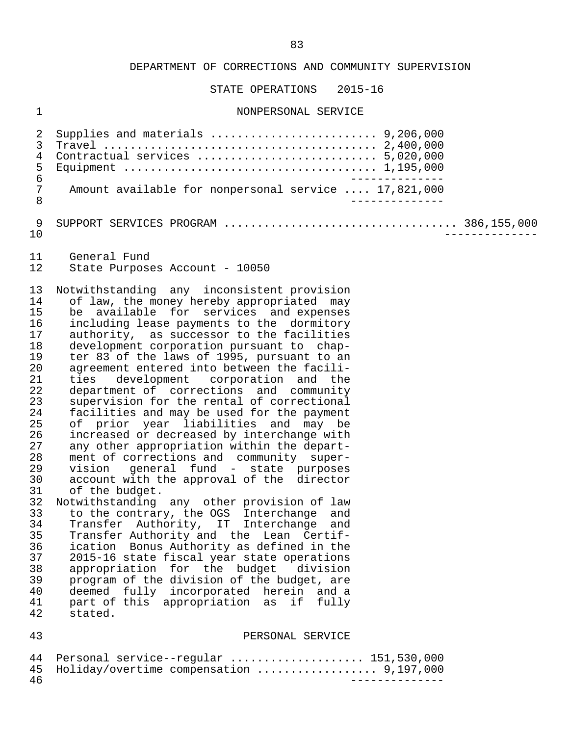## DEPARTMENT OF CORRECTIONS AND COMMUNITY SUPERVISION

### STATE OPERATIONS 2015-16

#### NONPERSONAL SERVICE

| | |
|---|---|
| Supplies and materials | 9,206,000 |
| Travel | 2,400,000 |
| Contractual services | 5,020,000 |
| Equipment | 1,195,000 |
| Amount available for nonpersonal service | 17,821,000 |

SUPPORT SERVICES PROGRAM ................................. 386,155,000

General Fund
State Purposes Account - 10050

Notwithstanding any inconsistent provision of law, the money hereby appropriated may be available for services and expenses including lease payments to the dormitory authority, as successor to the facilities development corporation pursuant to chapter 83 of the laws of 1995, pursuant to an agreement entered into between the facilities development corporation and the department of corrections and community supervision for the rental of correctional facilities and may be used for the payment of prior year liabilities and may be increased or decreased by interchange with any other appropriation within the department of corrections and community supervision general fund - state purposes account with the approval of the director of the budget.

Notwithstanding any other provision of law to the contrary, the OGS Interchange and Transfer Authority, IT Interchange and Transfer Authority and the Lean Certification Bonus Authority as defined in the 2015-16 state fiscal year state operations appropriation for the budget division program of the division of the budget, are deemed fully incorporated herein and a part of this appropriation as if fully stated.

#### PERSONAL SERVICE

| | |
|---|---|
| Personal service--regular | 151,530,000 |
| Holiday/overtime compensation | 9,197,000 |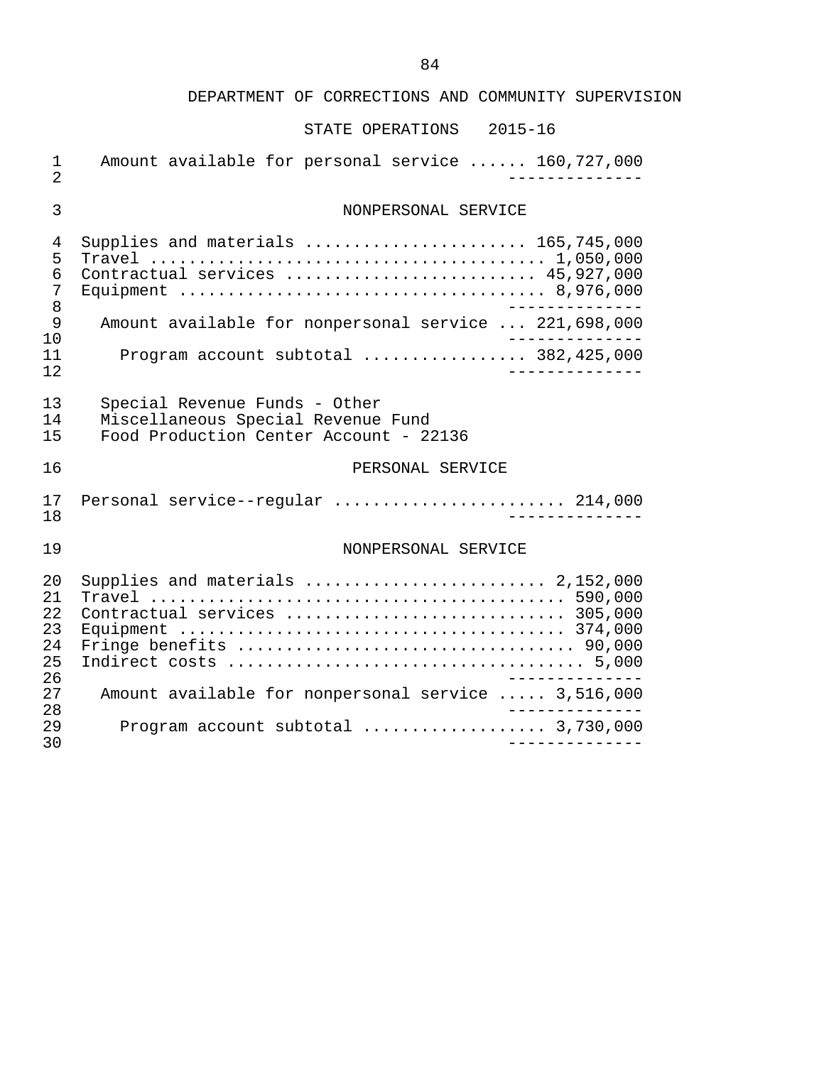DEPARTMENT OF CORRECTIONS AND COMMUNITY SUPERVISION

STATE OPERATIONS 2015-16

| | |
|---|---|
| Amount available for personal service | 160,727,000 |

NONPERSONAL SERVICE

| | |
|---|---|
| Supplies and materials | 165,745,000 |
| Travel | 1,050,000 |
| Contractual services | 45,927,000 |
| Equipment | 8,976,000 |
| Amount available for nonpersonal service | 221,698,000 |
| Program account subtotal | 382,425,000 |

Special Revenue Funds - Other
Miscellaneous Special Revenue Fund
Food Production Center Account - 22136

PERSONAL SERVICE

| | |
|---|---|
| Personal service--regular | 214,000 |

NONPERSONAL SERVICE

| | |
|---|---|
| Supplies and materials | 2,152,000 |
| Travel | 590,000 |
| Contractual services | 305,000 |
| Equipment | 374,000 |
| Fringe benefits | 90,000 |
| Indirect costs | 5,000 |
| Amount available for nonpersonal service | 3,516,000 |
| Program account subtotal | 3,730,000 |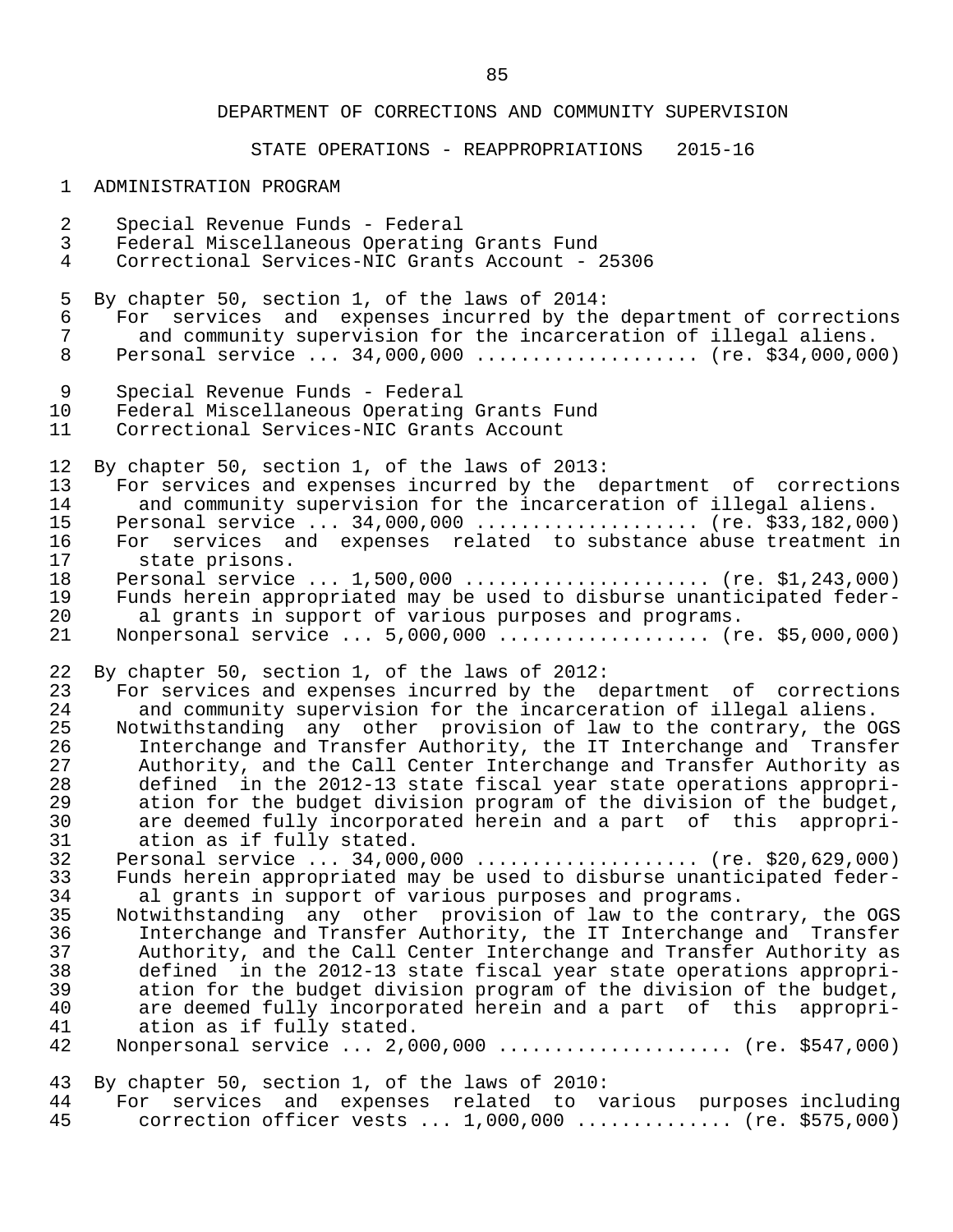DEPARTMENT OF CORRECTIONS AND COMMUNITY SUPERVISION

STATE OPERATIONS - REAPPROPRIATIONS 2015-16

ADMINISTRATION PROGRAM

Special Revenue Funds - Federal
Federal Miscellaneous Operating Grants Fund
Correctional Services-NIC Grants Account - 25306

By chapter 50, section 1, of the laws of 2014:
For services and expenses incurred by the department of corrections and community supervision for the incarceration of illegal aliens.
Personal service ... 34,000,000 .................... (re. $34,000,000)

Special Revenue Funds - Federal
Federal Miscellaneous Operating Grants Fund
Correctional Services-NIC Grants Account

By chapter 50, section 1, of the laws of 2013:
For services and expenses incurred by the department of corrections and community supervision for the incarceration of illegal aliens.
Personal service ... 34,000,000 .................... (re. $33,182,000)
For services and expenses related to substance abuse treatment in state prisons.
Personal service ... 1,500,000 ...................... (re. $1,243,000)
Funds herein appropriated may be used to disburse unanticipated federal grants in support of various purposes and programs.
Nonpersonal service ... 5,000,000 .................. (re. $5,000,000)

By chapter 50, section 1, of the laws of 2012:
For services and expenses incurred by the department of corrections and community supervision for the incarceration of illegal aliens.
Notwithstanding any other provision of law to the contrary, the OGS Interchange and Transfer Authority, the IT Interchange and Transfer Authority, and the Call Center Interchange and Transfer Authority as defined in the 2012-13 state fiscal year state operations appropriation for the budget division program of the division of the budget, are deemed fully incorporated herein and a part of this appropriation as if fully stated.
Personal service ... 34,000,000 .................... (re. $20,629,000)
Funds herein appropriated may be used to disburse unanticipated federal grants in support of various purposes and programs.
Notwithstanding any other provision of law to the contrary, the OGS Interchange and Transfer Authority, the IT Interchange and Transfer Authority, and the Call Center Interchange and Transfer Authority as defined in the 2012-13 state fiscal year state operations appropriation for the budget division program of the division of the budget, are deemed fully incorporated herein and a part of this appropriation as if fully stated.
Nonpersonal service ... 2,000,000 .................... (re. $547,000)

By chapter 50, section 1, of the laws of 2010:
For services and expenses related to various purposes including correction officer vests ... 1,000,000 .............. (re. $575,000)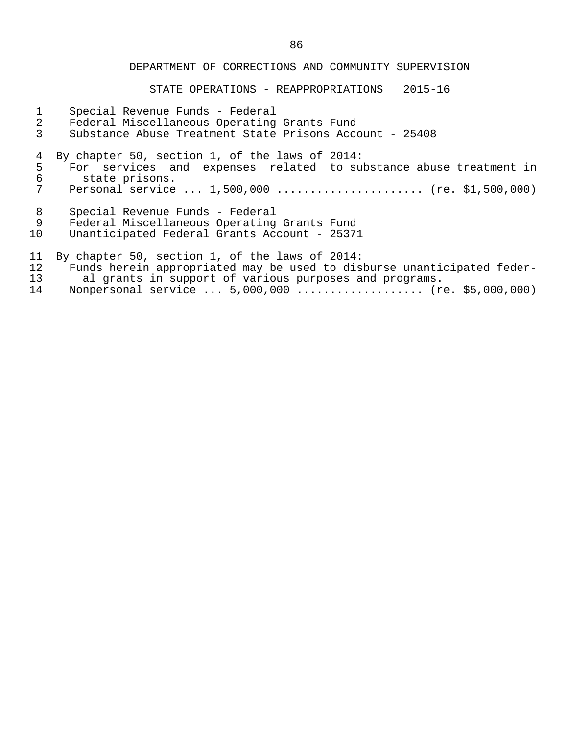DEPARTMENT OF CORRECTIONS AND COMMUNITY SUPERVISION

STATE OPERATIONS - REAPPROPRIATIONS 2015-16

Special Revenue Funds - Federal
Federal Miscellaneous Operating Grants Fund
Substance Abuse Treatment State Prisons Account - 25408

By chapter 50, section 1, of the laws of 2014:
For services and expenses related to substance abuse treatment in state prisons.
Personal service ... 1,500,000 ...................... (re. $1,500,000)

Special Revenue Funds - Federal
Federal Miscellaneous Operating Grants Fund
Unanticipated Federal Grants Account - 25371

By chapter 50, section 1, of the laws of 2014:
Funds herein appropriated may be used to disburse unanticipated federal grants in support of various purposes and programs.
Nonpersonal service ... 5,000,000 ................... (re. $5,000,000)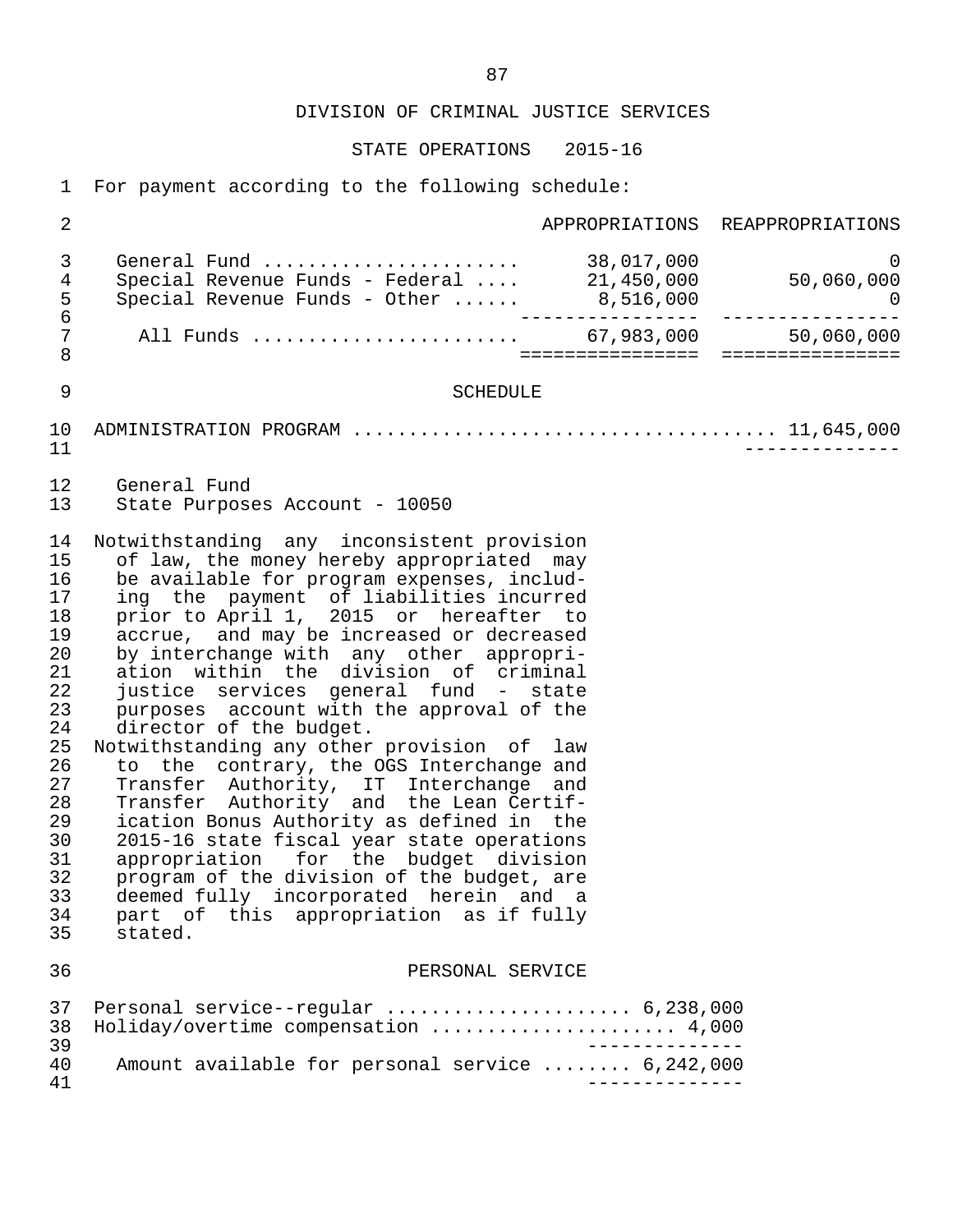DIVISION OF CRIMINAL JUSTICE SERVICES

STATE OPERATIONS 2015-16

For payment according to the following schedule:

| | APPROPRIATIONS | REAPPROPRIATIONS |
|---|---|---|
| General Fund | 38,017,000 | 0 |
| Special Revenue Funds - Federal | 21,450,000 | 50,060,000 |
| Special Revenue Funds - Other | 8,516,000 | 0 |
| All Funds | 67,983,000 | 50,060,000 |

SCHEDULE

ADMINISTRATION PROGRAM .................................... 11,645,000

General Fund
State Purposes Account - 10050

Notwithstanding any inconsistent provision of law, the money hereby appropriated may be available for program expenses, including the payment of liabilities incurred prior to April 1, 2015 or hereafter to accrue, and may be increased or decreased by interchange with any other appropriation within the division of criminal justice services general fund - state purposes account with the approval of the director of the budget.

Notwithstanding any other provision of law to the contrary, the OGS Interchange and Transfer Authority, IT Interchange and Transfer Authority and the Lean Certification Bonus Authority as defined in the 2015-16 state fiscal year state operations appropriation for the budget division program of the division of the budget, are deemed fully incorporated herein and a part of this appropriation as if fully stated.

PERSONAL SERVICE

Personal service--regular ..................... 6,238,000
Holiday/overtime compensation ..................... 4,000

Amount available for personal service ........ 6,242,000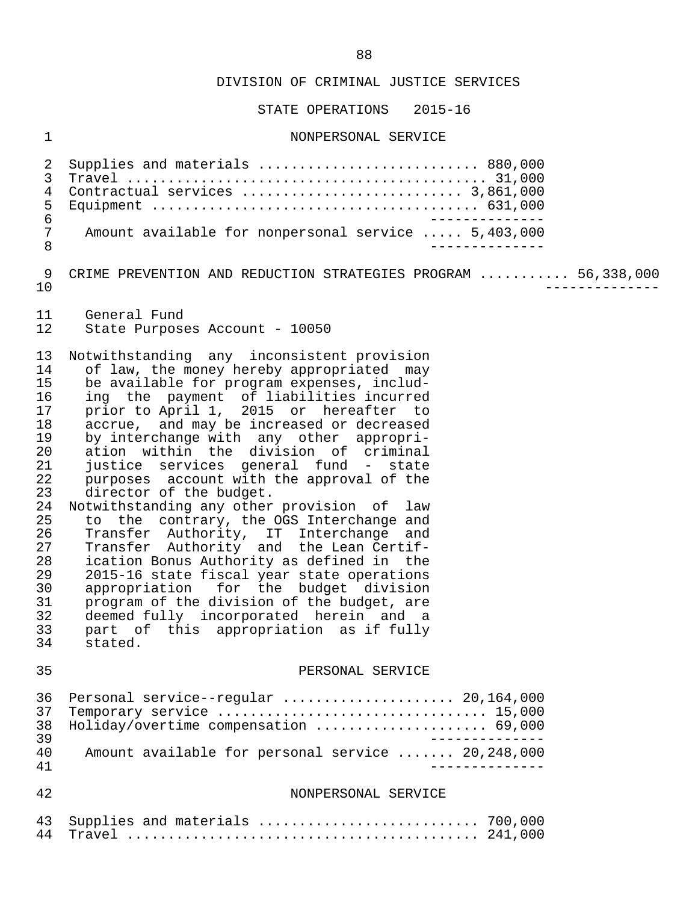DIVISION OF CRIMINAL JUSTICE SERVICES

STATE OPERATIONS 2015-16

NONPERSONAL SERVICE

| Item | Amount |
| --- | --- |
| Supplies and materials | 880,000 |
| Travel | 31,000 |
| Contractual services | 3,861,000 |
| Equipment | 631,000 |
| Amount available for nonpersonal service | 5,403,000 |

CRIME PREVENTION AND REDUCTION STRATEGIES PROGRAM .......... 56,338,000

General Fund
State Purposes Account - 10050

Notwithstanding any inconsistent provision of law, the money hereby appropriated may be available for program expenses, including the payment of liabilities incurred prior to April 1, 2015 or hereafter to accrue, and may be increased or decreased by interchange with any other appropriation within the division of criminal justice services general fund - state purposes account with the approval of the director of the budget.

Notwithstanding any other provision of law to the contrary, the OGS Interchange and Transfer Authority, IT Interchange and Transfer Authority and the Lean Certification Bonus Authority as defined in the 2015-16 state fiscal year state operations appropriation for the budget division program of the division of the budget, are deemed fully incorporated herein and a part of this appropriation as if fully stated.

PERSONAL SERVICE

| Item | Amount |
| --- | --- |
| Personal service--regular | 20,164,000 |
| Temporary service | 15,000 |
| Holiday/overtime compensation | 69,000 |
| Amount available for personal service | 20,248,000 |

NONPERSONAL SERVICE

| Item | Amount |
| --- | --- |
| Supplies and materials | 700,000 |
| Travel | 241,000 |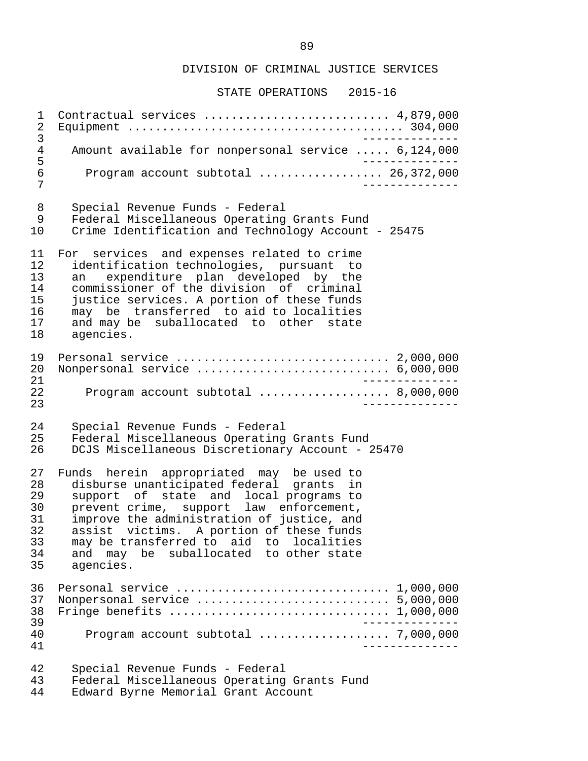DIVISION OF CRIMINAL JUSTICE SERVICES

STATE OPERATIONS 2015-16

Contractual services .......................... 4,879,000
Equipment ....................................... 304,000

Amount available for nonpersonal service ..... 6,124,000

Program account subtotal .................. 26,372,000

Special Revenue Funds - Federal
Federal Miscellaneous Operating Grants Fund
Crime Identification and Technology Account - 25475

For services and expenses related to crime identification technologies, pursuant to an expenditure plan developed by the commissioner of the division of criminal justice services. A portion of these funds may be transferred to aid to localities and may be suballocated to other state agencies.

Personal service ............................. 2,000,000
Nonpersonal service .......................... 6,000,000

Program account subtotal .................. 8,000,000

Special Revenue Funds - Federal
Federal Miscellaneous Operating Grants Fund
DCJS Miscellaneous Discretionary Account - 25470

Funds herein appropriated may be used to disburse unanticipated federal grants in support of state and local programs to prevent crime, support law enforcement, improve the administration of justice, and assist victims. A portion of these funds may be transferred to aid to localities and may be suballocated to other state agencies.

Personal service ............................. 1,000,000
Nonpersonal service .......................... 5,000,000
Fringe benefits .............................. 1,000,000

Program account subtotal .................. 7,000,000

Special Revenue Funds - Federal
Federal Miscellaneous Operating Grants Fund
Edward Byrne Memorial Grant Account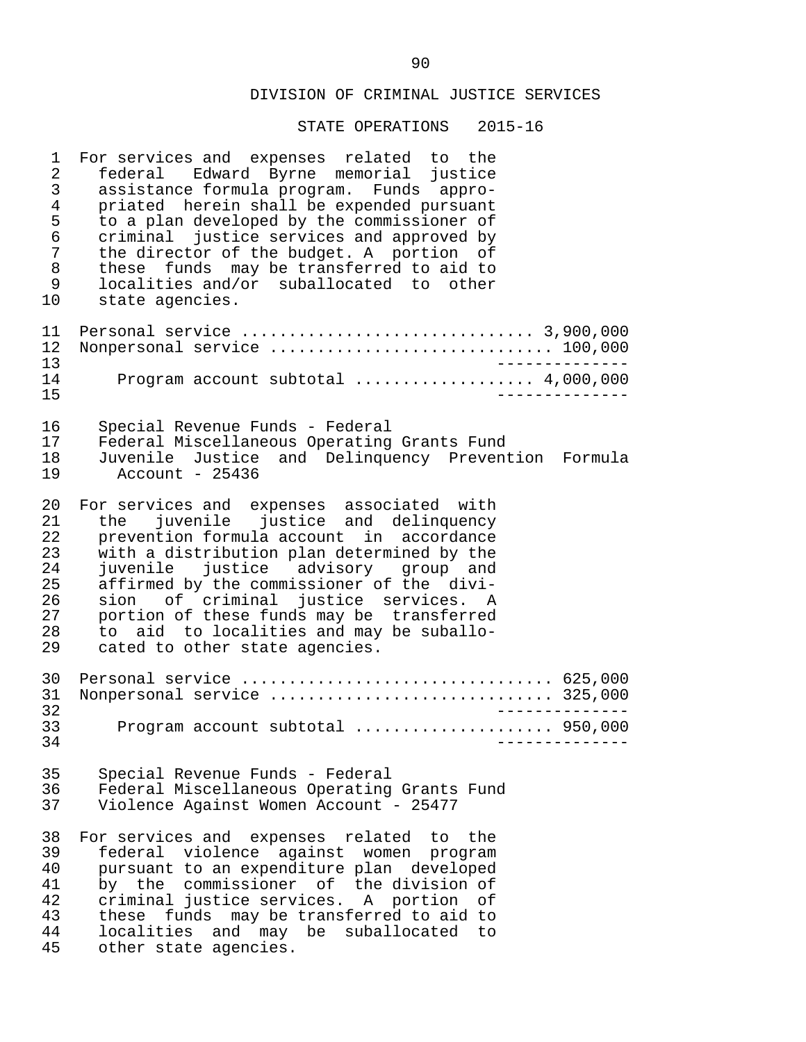DIVISION OF CRIMINAL JUSTICE SERVICES

STATE OPERATIONS 2015-16

For services and expenses related to the federal Edward Byrne memorial justice assistance formula program. Funds appropriated herein shall be expended pursuant to a plan developed by the commissioner of criminal justice services and approved by the director of the budget. A portion of these funds may be transferred to aid to localities and/or suballocated to other state agencies.

| | |
|---|---|
| Personal service | 3,900,000 |
| Nonpersonal service | 100,000 |
| Program account subtotal | 4,000,000 |

Special Revenue Funds - Federal
Federal Miscellaneous Operating Grants Fund
Juvenile Justice and Delinquency Prevention Formula Account - 25436

For services and expenses associated with the juvenile justice and delinquency prevention formula account in accordance with a distribution plan determined by the juvenile justice advisory group and affirmed by the commissioner of the division of criminal justice services. A portion of these funds may be transferred to aid to localities and may be suballocated to other state agencies.

| | |
|---|---|
| Personal service | 625,000 |
| Nonpersonal service | 325,000 |
| Program account subtotal | 950,000 |

Special Revenue Funds - Federal
Federal Miscellaneous Operating Grants Fund
Violence Against Women Account - 25477

For services and expenses related to the federal violence against women program pursuant to an expenditure plan developed by the commissioner of the division of criminal justice services. A portion of these funds may be transferred to aid to localities and may be suballocated to other state agencies.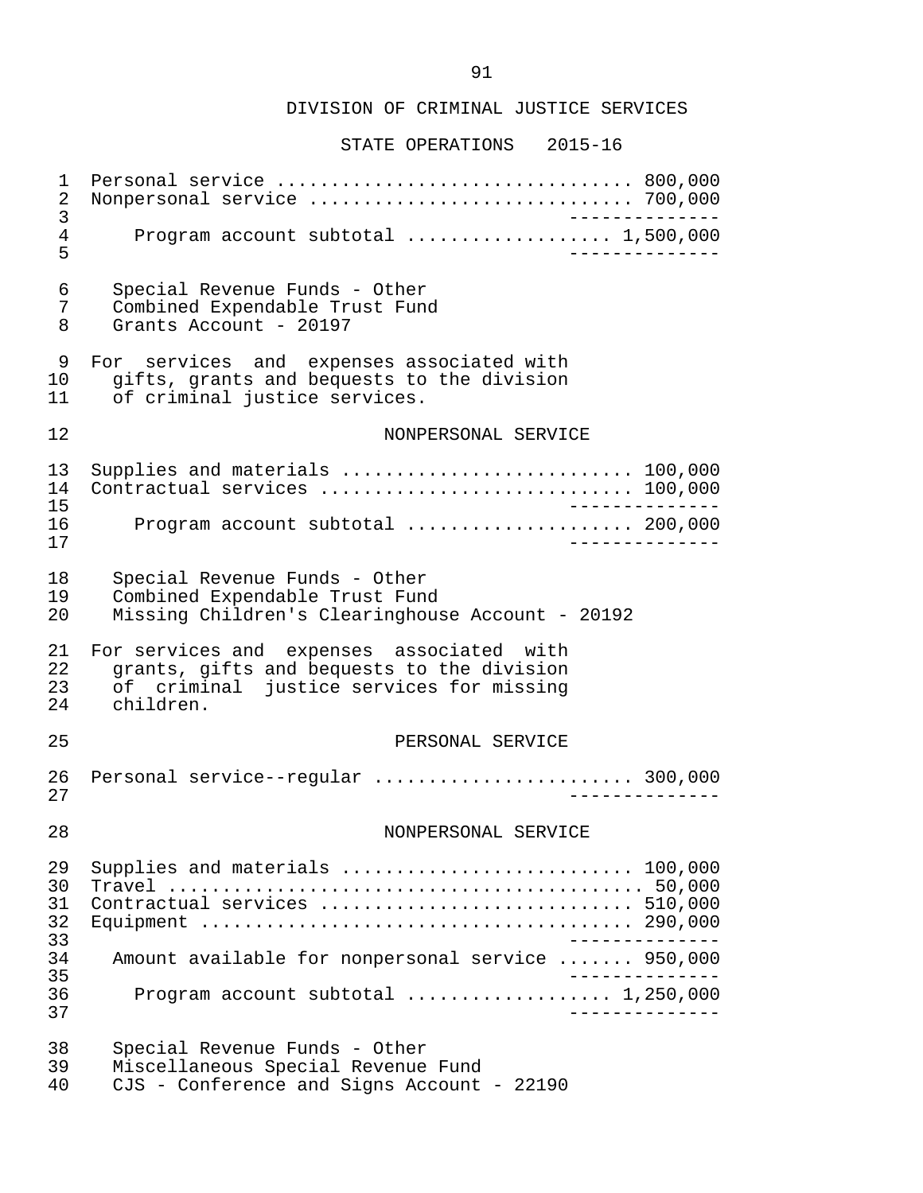DIVISION OF CRIMINAL JUSTICE SERVICES

STATE OPERATIONS 2015-16

| | |
|---|---|
| Personal service | 800,000 |
| Nonpersonal service | 700,000 |
| Program account subtotal | 1,500,000 |

Special Revenue Funds - Other
Combined Expendable Trust Fund
Grants Account - 20197

For services and expenses associated with gifts, grants and bequests to the division of criminal justice services.

NONPERSONAL SERVICE

| | |
|---|---|
| Supplies and materials | 100,000 |
| Contractual services | 100,000 |
| Program account subtotal | 200,000 |

Special Revenue Funds - Other
Combined Expendable Trust Fund
Missing Children's Clearinghouse Account - 20192

For services and expenses associated with grants, gifts and bequests to the division of criminal justice services for missing children.

PERSONAL SERVICE

| | |
|---|---|
| Personal service--regular | 300,000 |

NONPERSONAL SERVICE

| | |
|---|---|
| Supplies and materials | 100,000 |
| Travel | 50,000 |
| Contractual services | 510,000 |
| Equipment | 290,000 |
| Amount available for nonpersonal service | 950,000 |
| Program account subtotal | 1,250,000 |

Special Revenue Funds - Other
Miscellaneous Special Revenue Fund
CJS - Conference and Signs Account - 22190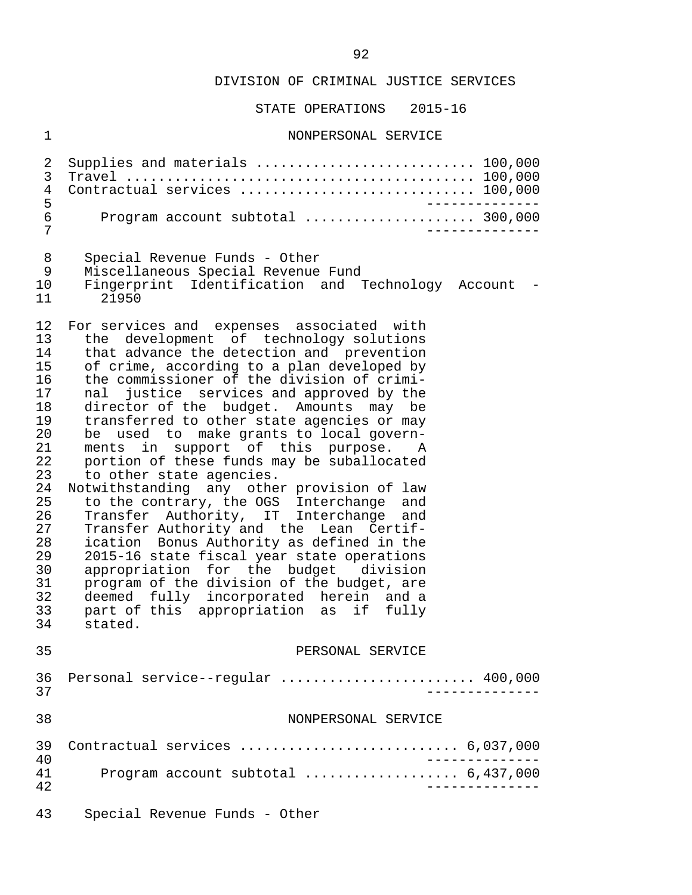DIVISION OF CRIMINAL JUSTICE SERVICES

STATE OPERATIONS 2015-16

NONPERSONAL SERVICE

| | |
|---|---|
| Supplies and materials | 100,000 |
| Travel | 100,000 |
| Contractual services | 100,000 |
| Program account subtotal | 300,000 |

Special Revenue Funds - Other
Miscellaneous Special Revenue Fund
Fingerprint Identification and Technology Account - 21950

For services and expenses associated with the development of technology solutions that advance the detection and prevention of crime, according to a plan developed by the commissioner of the division of criminal justice services and approved by the director of the budget. Amounts may be transferred to other state agencies or may be used to make grants to local governments in support of this purpose. A portion of these funds may be suballocated to other state agencies.

Notwithstanding any other provision of law to the contrary, the OGS Interchange and Transfer Authority, IT Interchange and Transfer Authority and the Lean Certification Bonus Authority as defined in the 2015-16 state fiscal year state operations appropriation for the budget division program of the division of the budget, are deemed fully incorporated herein and a part of this appropriation as if fully stated.

PERSONAL SERVICE

| | |
|---|---|
| Personal service--regular | 400,000 |

NONPERSONAL SERVICE

| | |
|---|---|
| Contractual services | 6,037,000 |
| Program account subtotal | 6,437,000 |

Special Revenue Funds - Other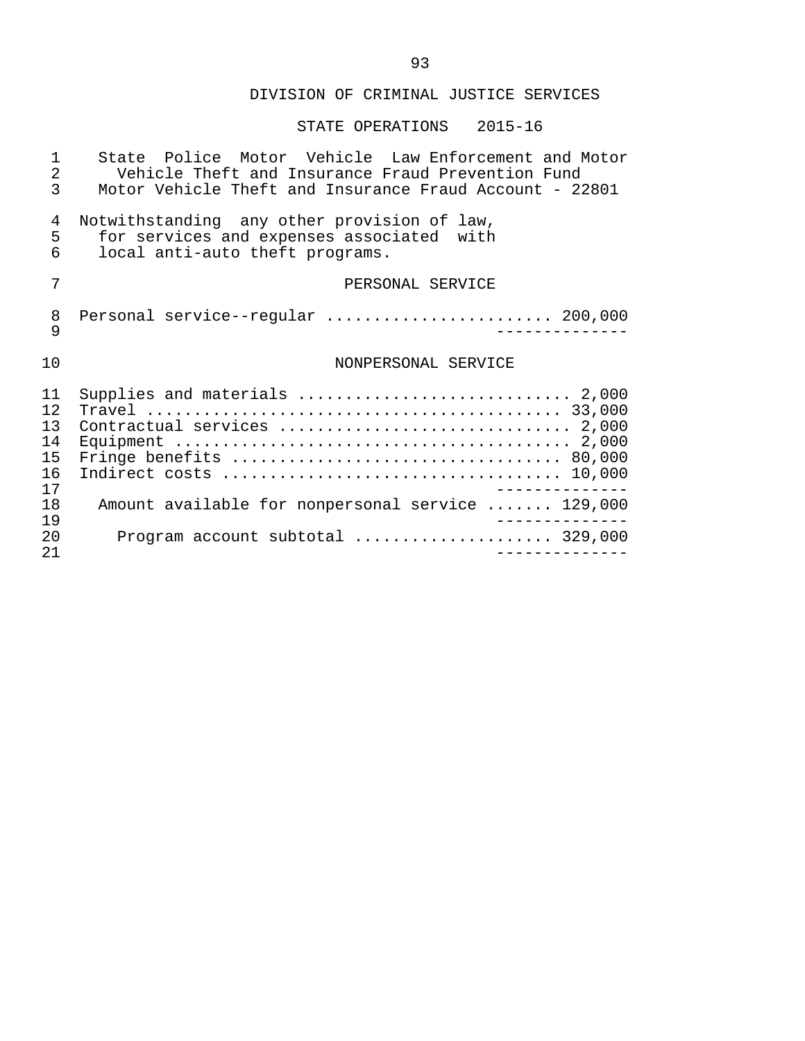DIVISION OF CRIMINAL JUSTICE SERVICES

STATE OPERATIONS 2015-16

State Police Motor Vehicle Law Enforcement and Motor Vehicle Theft and Insurance Fraud Prevention Fund
Motor Vehicle Theft and Insurance Fraud Account - 22801

Notwithstanding any other provision of law, for services and expenses associated with local anti-auto theft programs.

PERSONAL SERVICE

| Item | Amount |
| --- | --- |
| Personal service--regular | 200,000 |

NONPERSONAL SERVICE

| Item | Amount |
| --- | --- |
| Supplies and materials | 2,000 |
| Travel | 33,000 |
| Contractual services | 2,000 |
| Equipment | 2,000 |
| Fringe benefits | 80,000 |
| Indirect costs | 10,000 |
| Amount available for nonpersonal service | 129,000 |
| Program account subtotal | 329,000 |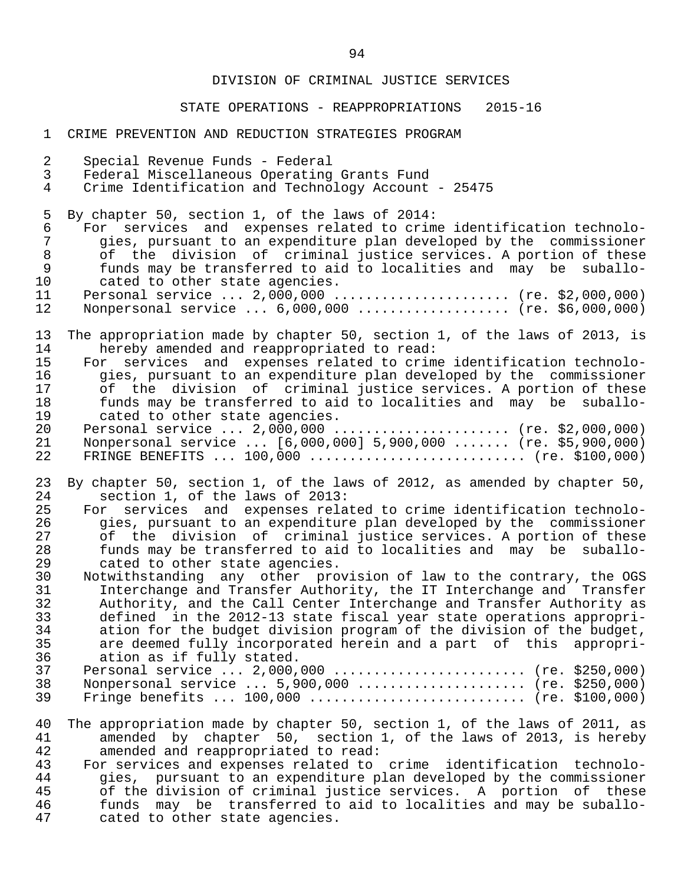DIVISION OF CRIMINAL JUSTICE SERVICES

STATE OPERATIONS - REAPPROPRIATIONS 2015-16

CRIME PREVENTION AND REDUCTION STRATEGIES PROGRAM

Special Revenue Funds - Federal
Federal Miscellaneous Operating Grants Fund
Crime Identification and Technology Account - 25475

By chapter 50, section 1, of the laws of 2014:

For services and expenses related to crime identification technologies, pursuant to an expenditure plan developed by the commissioner of the division of criminal justice services. A portion of these funds may be transferred to aid to localities and may be suballocated to other state agencies.

Personal service ... 2,000,000 ..................... (re. $2,000,000)
Nonpersonal service ... 6,000,000 .................. (re. $6,000,000)

The appropriation made by chapter 50, section 1, of the laws of 2013, is hereby amended and reappropriated to read:

For services and expenses related to crime identification technologies, pursuant to an expenditure plan developed by the commissioner of the division of criminal justice services. A portion of these funds may be transferred to aid to localities and may be suballocated to other state agencies.

Personal service ... 2,000,000 ..................... (re. $2,000,000)
Nonpersonal service ... [6,000,000] 5,900,000 ....... (re. $5,900,000)
FRINGE BENEFITS ... 100,000 ......................... (re. $100,000)

By chapter 50, section 1, of the laws of 2012, as amended by chapter 50, section 1, of the laws of 2013:

For services and expenses related to crime identification technologies, pursuant to an expenditure plan developed by the commissioner of the division of criminal justice services. A portion of these funds may be transferred to aid to localities and may be suballocated to other state agencies.

Notwithstanding any other provision of law to the contrary, the OGS Interchange and Transfer Authority, the IT Interchange and Transfer Authority, and the Call Center Interchange and Transfer Authority as defined in the 2012-13 state fiscal year state operations appropriation for the budget division program of the division of the budget, are deemed fully incorporated herein and a part of this appropriation as if fully stated.

Personal service ... 2,000,000 ....................... (re. $250,000)
Nonpersonal service ... 5,900,000 .................... (re. $250,000)
Fringe benefits ... 100,000 .......................... (re. $100,000)

The appropriation made by chapter 50, section 1, of the laws of 2011, as amended by chapter 50, section 1, of the laws of 2013, is hereby amended and reappropriated to read:

For services and expenses related to crime identification technologies, pursuant to an expenditure plan developed by the commissioner of the division of criminal justice services. A portion of these funds may be transferred to aid to localities and may be suballocated to other state agencies.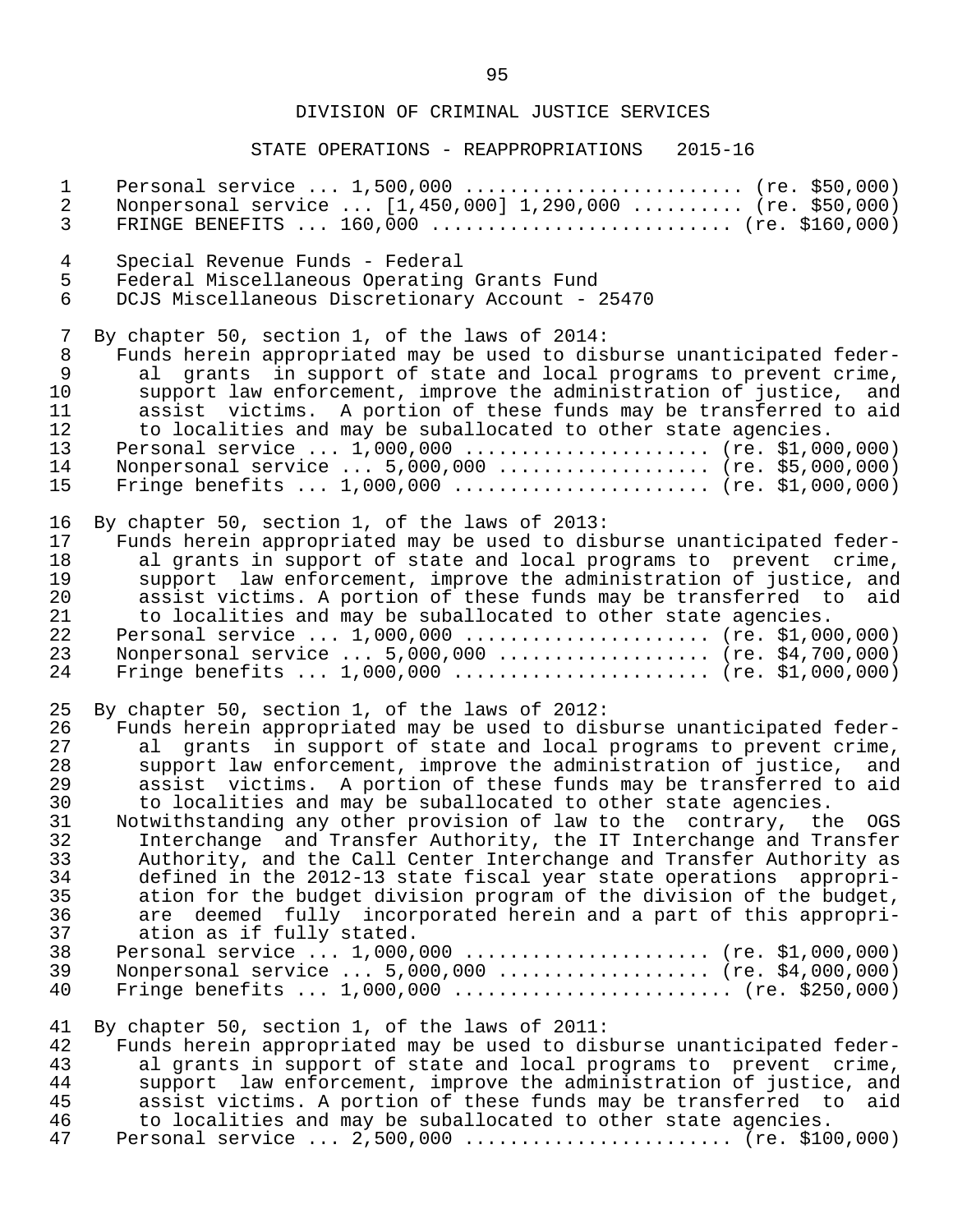DIVISION OF CRIMINAL JUSTICE SERVICES

STATE OPERATIONS - REAPPROPRIATIONS 2015-16

Personal service ... 1,500,000 ........................ (re. $50,000)
Nonpersonal service ... [1,450,000] 1,290,000 .......... (re. $50,000)
FRINGE BENEFITS ... 160,000 .......................... (re. $160,000)

Special Revenue Funds - Federal
Federal Miscellaneous Operating Grants Fund
DCJS Miscellaneous Discretionary Account - 25470

By chapter 50, section 1, of the laws of 2014:
Funds herein appropriated may be used to disburse unanticipated federal grants in support of state and local programs to prevent crime, support law enforcement, improve the administration of justice, and assist victims. A portion of these funds may be transferred to aid to localities and may be suballocated to other state agencies.
Personal service ... 1,000,000 ..................... (re. $1,000,000)
Nonpersonal service ... 5,000,000 .................. (re. $5,000,000)
Fringe benefits ... 1,000,000 ...................... (re. $1,000,000)

By chapter 50, section 1, of the laws of 2013:
Funds herein appropriated may be used to disburse unanticipated federal grants in support of state and local programs to prevent crime, support law enforcement, improve the administration of justice, and assist victims. A portion of these funds may be transferred to aid to localities and may be suballocated to other state agencies.
Personal service ... 1,000,000 ..................... (re. $1,000,000)
Nonpersonal service ... 5,000,000 .................. (re. $4,700,000)
Fringe benefits ... 1,000,000 ...................... (re. $1,000,000)

By chapter 50, section 1, of the laws of 2012:
Funds herein appropriated may be used to disburse unanticipated federal grants in support of state and local programs to prevent crime, support law enforcement, improve the administration of justice, and assist victims. A portion of these funds may be transferred to aid to localities and may be suballocated to other state agencies.
Notwithstanding any other provision of law to the contrary, the OGS Interchange and Transfer Authority, the IT Interchange and Transfer Authority, and the Call Center Interchange and Transfer Authority as defined in the 2012-13 state fiscal year state operations appropriation for the budget division program of the division of the budget, are deemed fully incorporated herein and a part of this appropriation as if fully stated.
Personal service ... 1,000,000 ..................... (re. $1,000,000)
Nonpersonal service ... 5,000,000 .................. (re. $4,000,000)
Fringe benefits ... 1,000,000 ........................ (re. $250,000)

By chapter 50, section 1, of the laws of 2011:
Funds herein appropriated may be used to disburse unanticipated federal grants in support of state and local programs to prevent crime, support law enforcement, improve the administration of justice, and assist victims. A portion of these funds may be transferred to aid to localities and may be suballocated to other state agencies.
Personal service ... 2,500,000 ....................... (re. $100,000)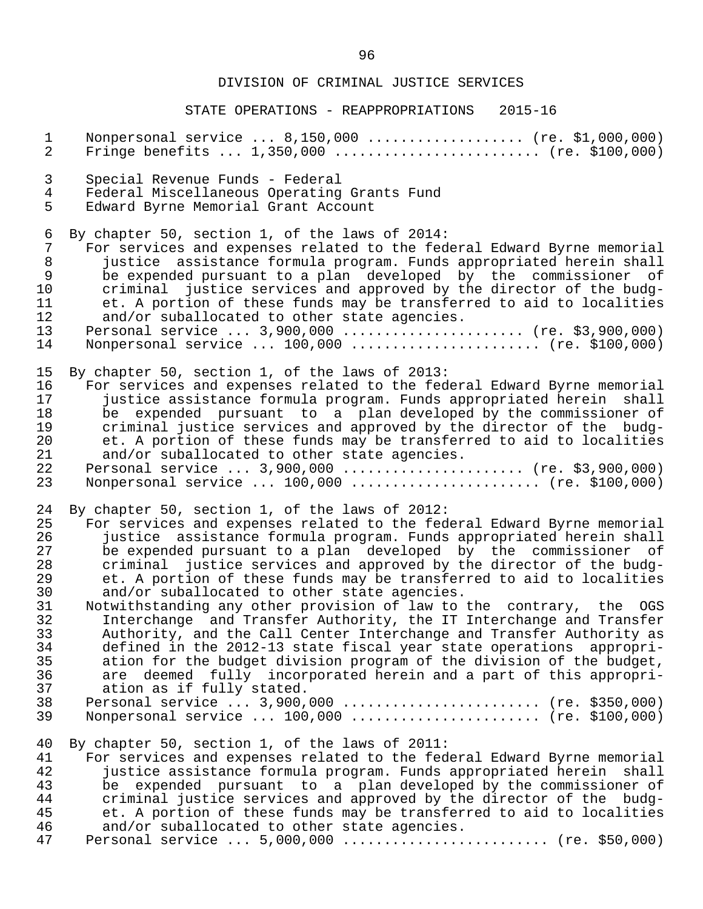DIVISION OF CRIMINAL JUSTICE SERVICES

STATE OPERATIONS - REAPPROPRIATIONS 2015-16

Nonpersonal service ... 8,150,000 .................. (re. $1,000,000)
Fringe benefits ... 1,350,000 ........................ (re. $100,000)

Special Revenue Funds - Federal
Federal Miscellaneous Operating Grants Fund
Edward Byrne Memorial Grant Account

By chapter 50, section 1, of the laws of 2014:

For services and expenses related to the federal Edward Byrne memorial justice assistance formula program. Funds appropriated herein shall be expended pursuant to a plan developed by the commissioner of criminal justice services and approved by the director of the budget. A portion of these funds may be transferred to aid to localities and/or suballocated to other state agencies.

Personal service ... 3,900,000 ..................... (re. $3,900,000)
Nonpersonal service ... 100,000 ...................... (re. $100,000)

By chapter 50, section 1, of the laws of 2013:

For services and expenses related to the federal Edward Byrne memorial justice assistance formula program. Funds appropriated herein shall be expended pursuant to a plan developed by the commissioner of criminal justice services and approved by the director of the budget. A portion of these funds may be transferred to aid to localities and/or suballocated to other state agencies.

Personal service ... 3,900,000 ..................... (re. $3,900,000)
Nonpersonal service ... 100,000 ...................... (re. $100,000)

By chapter 50, section 1, of the laws of 2012:

For services and expenses related to the federal Edward Byrne memorial justice assistance formula program. Funds appropriated herein shall be expended pursuant to a plan developed by the commissioner of criminal justice services and approved by the director of the budget. A portion of these funds may be transferred to aid to localities and/or suballocated to other state agencies.

Notwithstanding any other provision of law to the contrary, the OGS Interchange and Transfer Authority, the IT Interchange and Transfer Authority, and the Call Center Interchange and Transfer Authority as defined in the 2012-13 state fiscal year state operations appropriation for the budget division program of the division of the budget, are deemed fully incorporated herein and a part of this appropriation as if fully stated.

Personal service ... 3,900,000 ....................... (re. $350,000)
Nonpersonal service ... 100,000 ...................... (re. $100,000)

By chapter 50, section 1, of the laws of 2011:

For services and expenses related to the federal Edward Byrne memorial justice assistance formula program. Funds appropriated herein shall be expended pursuant to a plan developed by the commissioner of criminal justice services and approved by the director of the budget. A portion of these funds may be transferred to aid to localities and/or suballocated to other state agencies.

Personal service ... 5,000,000 ........................ (re. $50,000)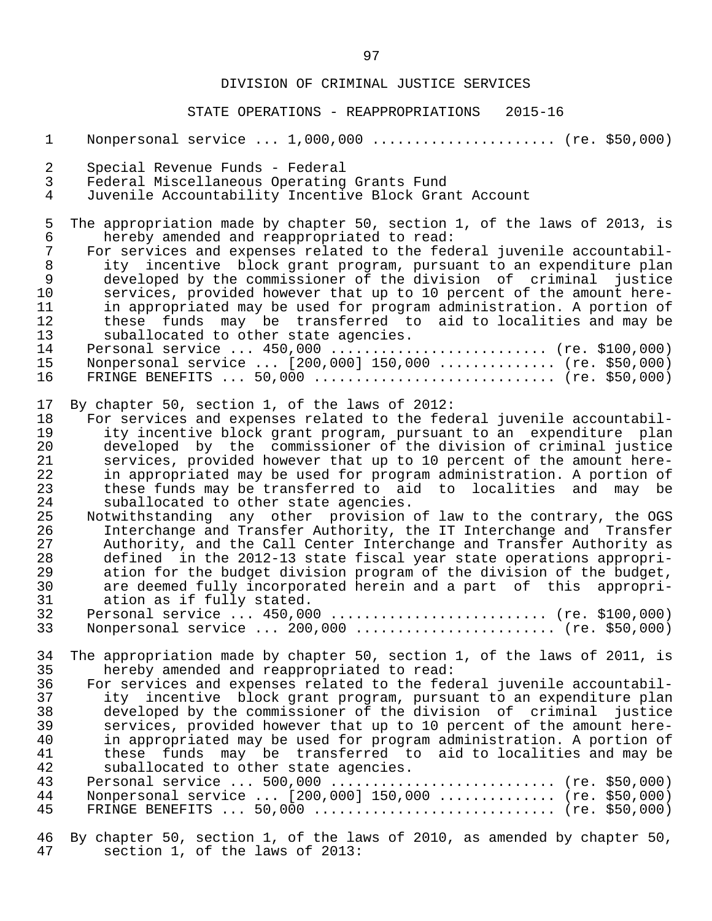DIVISION OF CRIMINAL JUSTICE SERVICES

STATE OPERATIONS - REAPPROPRIATIONS 2015-16

Nonpersonal service ... 1,000,000 ..................... (re. $50,000)

Special Revenue Funds - Federal
Federal Miscellaneous Operating Grants Fund
Juvenile Accountability Incentive Block Grant Account

The appropriation made by chapter 50, section 1, of the laws of 2013, is hereby amended and reappropriated to read:

For services and expenses related to the federal juvenile accountability incentive block grant program, pursuant to an expenditure plan developed by the commissioner of the division of criminal justice services, provided however that up to 10 percent of the amount herein appropriated may be used for program administration. A portion of these funds may be transferred to aid to localities and may be suballocated to other state agencies.

Personal service ... 450,000 ......................... (re. $100,000)
Nonpersonal service ... [200,000] 150,000 ............. (re. $50,000)
FRINGE BENEFITS ... 50,000 ............................ (re. $50,000)

By chapter 50, section 1, of the laws of 2012:

For services and expenses related to the federal juvenile accountability incentive block grant program, pursuant to an expenditure plan developed by the commissioner of the division of criminal justice services, provided however that up to 10 percent of the amount herein appropriated may be used for program administration. A portion of these funds may be transferred to aid to localities and may be suballocated to other state agencies.

Notwithstanding any other provision of law to the contrary, the OGS Interchange and Transfer Authority, the IT Interchange and Transfer Authority, and the Call Center Interchange and Transfer Authority as defined in the 2012-13 state fiscal year state operations appropriation for the budget division program of the division of the budget, are deemed fully incorporated herein and a part of this appropriation as if fully stated.

Personal service ... 450,000 ......................... (re. $100,000)
Nonpersonal service ... 200,000 ....................... (re. $50,000)

The appropriation made by chapter 50, section 1, of the laws of 2011, is hereby amended and reappropriated to read:

For services and expenses related to the federal juvenile accountability incentive block grant program, pursuant to an expenditure plan developed by the commissioner of the division of criminal justice services, provided however that up to 10 percent of the amount herein appropriated may be used for program administration. A portion of these funds may be transferred to aid to localities and may be suballocated to other state agencies.

Personal service ... 500,000 .......................... (re. $50,000)
Nonpersonal service ... [200,000] 150,000 ............. (re. $50,000)
FRINGE BENEFITS ... 50,000 ............................ (re. $50,000)

By chapter 50, section 1, of the laws of 2010, as amended by chapter 50, section 1, of the laws of 2013: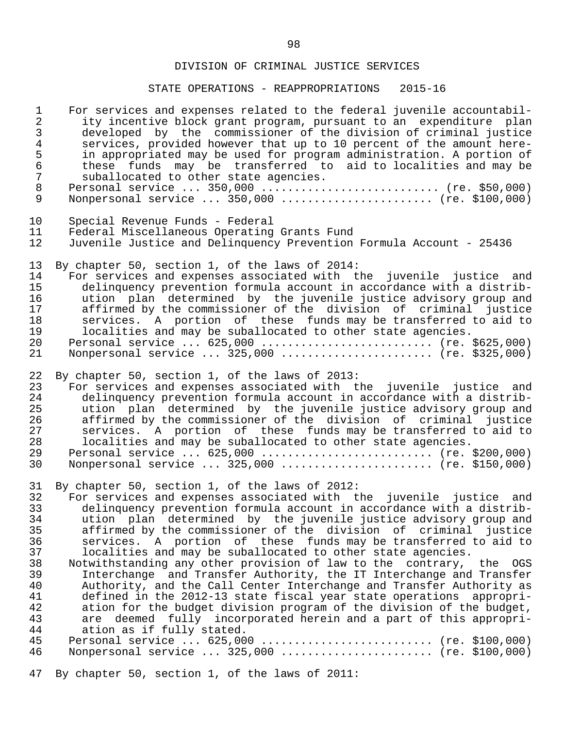DIVISION OF CRIMINAL JUSTICE SERVICES

STATE OPERATIONS - REAPPROPRIATIONS 2015-16

For services and expenses related to the federal juvenile accountability incentive block grant program, pursuant to an expenditure plan developed by the commissioner of the division of criminal justice services, provided however that up to 10 percent of the amount herein appropriated may be used for program administration. A portion of these funds may be transferred to aid to localities and may be suballocated to other state agencies.
Personal service ... 350,000 .......................... (re. $50,000)
Nonpersonal service ... 350,000 ...................... (re. $100,000)

Special Revenue Funds - Federal
Federal Miscellaneous Operating Grants Fund
Juvenile Justice and Delinquency Prevention Formula Account - 25436

By chapter 50, section 1, of the laws of 2014:
For services and expenses associated with the juvenile justice and delinquency prevention formula account in accordance with a distribution plan determined by the juvenile justice advisory group and affirmed by the commissioner of the division of criminal justice services. A portion of these funds may be transferred to aid to localities and may be suballocated to other state agencies.
Personal service ... 625,000 ......................... (re. $625,000)
Nonpersonal service ... 325,000 ...................... (re. $325,000)

By chapter 50, section 1, of the laws of 2013:
For services and expenses associated with the juvenile justice and delinquency prevention formula account in accordance with a distribution plan determined by the juvenile justice advisory group and affirmed by the commissioner of the division of criminal justice services. A portion of these funds may be transferred to aid to localities and may be suballocated to other state agencies.
Personal service ... 625,000 ......................... (re. $200,000)
Nonpersonal service ... 325,000 ...................... (re. $150,000)

By chapter 50, section 1, of the laws of 2012:
For services and expenses associated with the juvenile justice and delinquency prevention formula account in accordance with a distribution plan determined by the juvenile justice advisory group and affirmed by the commissioner of the division of criminal justice services. A portion of these funds may be transferred to aid to localities and may be suballocated to other state agencies.
Notwithstanding any other provision of law to the contrary, the OGS Interchange and Transfer Authority, the IT Interchange and Transfer Authority, and the Call Center Interchange and Transfer Authority as defined in the 2012-13 state fiscal year state operations appropriation for the budget division program of the division of the budget, are deemed fully incorporated herein and a part of this appropriation as if fully stated.
Personal service ... 625,000 ......................... (re. $100,000)
Nonpersonal service ... 325,000 ...................... (re. $100,000)

By chapter 50, section 1, of the laws of 2011: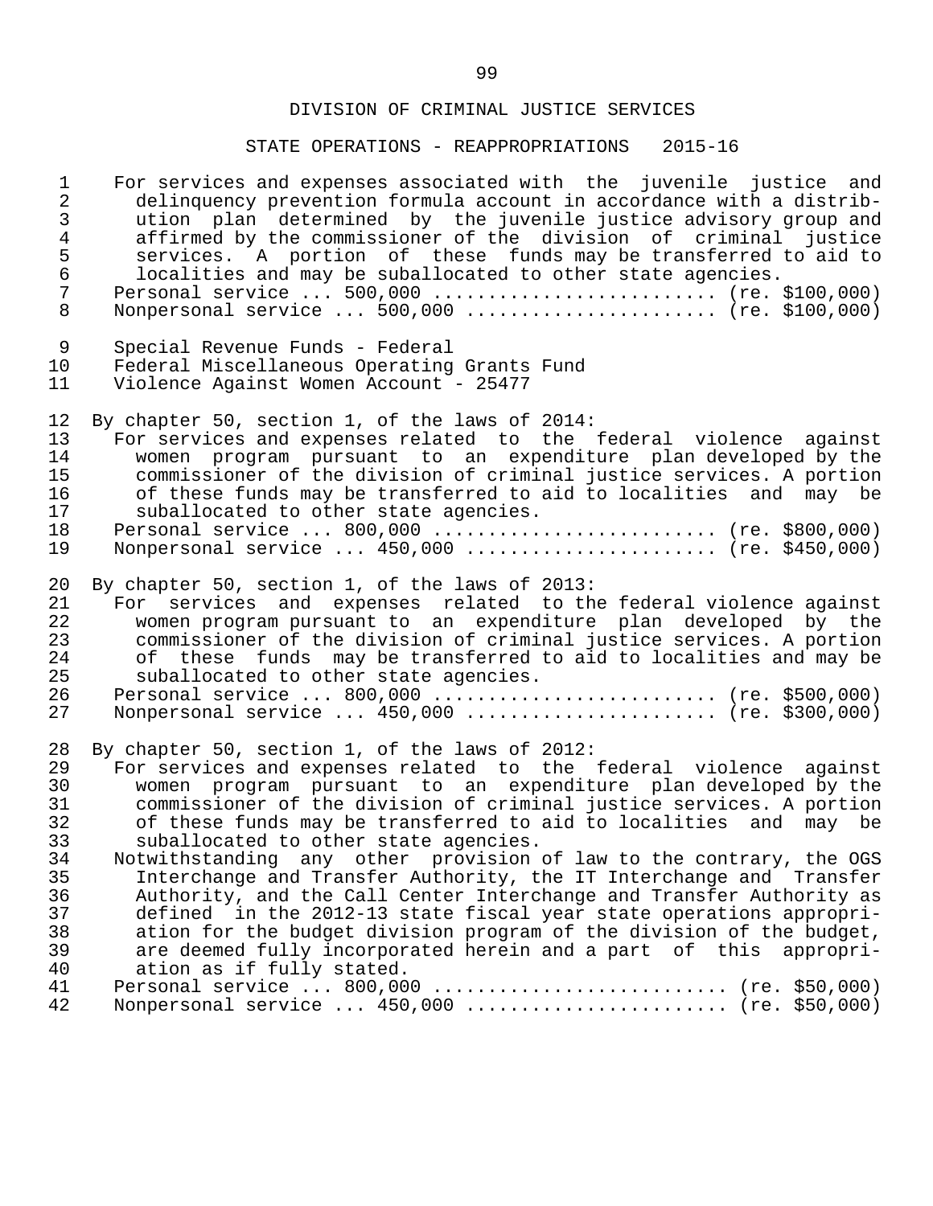DIVISION OF CRIMINAL JUSTICE SERVICES

STATE OPERATIONS - REAPPROPRIATIONS 2015-16

For services and expenses associated with the juvenile justice and delinquency prevention formula account in accordance with a distribution plan determined by the juvenile justice advisory group and affirmed by the commissioner of the division of criminal justice services. A portion of these funds may be transferred to aid to localities and may be suballocated to other state agencies.

Personal service ... 500,000 .......................... (re. $100,000)

Nonpersonal service ... 500,000 ....................... (re. $100,000)

Special Revenue Funds - Federal
Federal Miscellaneous Operating Grants Fund
Violence Against Women Account - 25477

By chapter 50, section 1, of the laws of 2014:

For services and expenses related to the federal violence against women program pursuant to an expenditure plan developed by the commissioner of the division of criminal justice services. A portion of these funds may be transferred to aid to localities and may be suballocated to other state agencies.

Personal service ... 800,000 .......................... (re. $800,000)

Nonpersonal service ... 450,000 ....................... (re. $450,000)

By chapter 50, section 1, of the laws of 2013:

For services and expenses related to the federal violence against women program pursuant to an expenditure plan developed by the commissioner of the division of criminal justice services. A portion of these funds may be transferred to aid to localities and may be suballocated to other state agencies.

Personal service ... 800,000 .......................... (re. $500,000)

Nonpersonal service ... 450,000 ....................... (re. $300,000)

By chapter 50, section 1, of the laws of 2012:

For services and expenses related to the federal violence against women program pursuant to an expenditure plan developed by the commissioner of the division of criminal justice services. A portion of these funds may be transferred to aid to localities and may be suballocated to other state agencies.

Notwithstanding any other provision of law to the contrary, the OGS Interchange and Transfer Authority, the IT Interchange and Transfer Authority, and the Call Center Interchange and Transfer Authority as defined in the 2012-13 state fiscal year state operations appropriation for the budget division program of the division of the budget, are deemed fully incorporated herein and a part of this appropriation as if fully stated.

Personal service ... 800,000 ........................... (re. $50,000)

Nonpersonal service ... 450,000 ........................ (re. $50,000)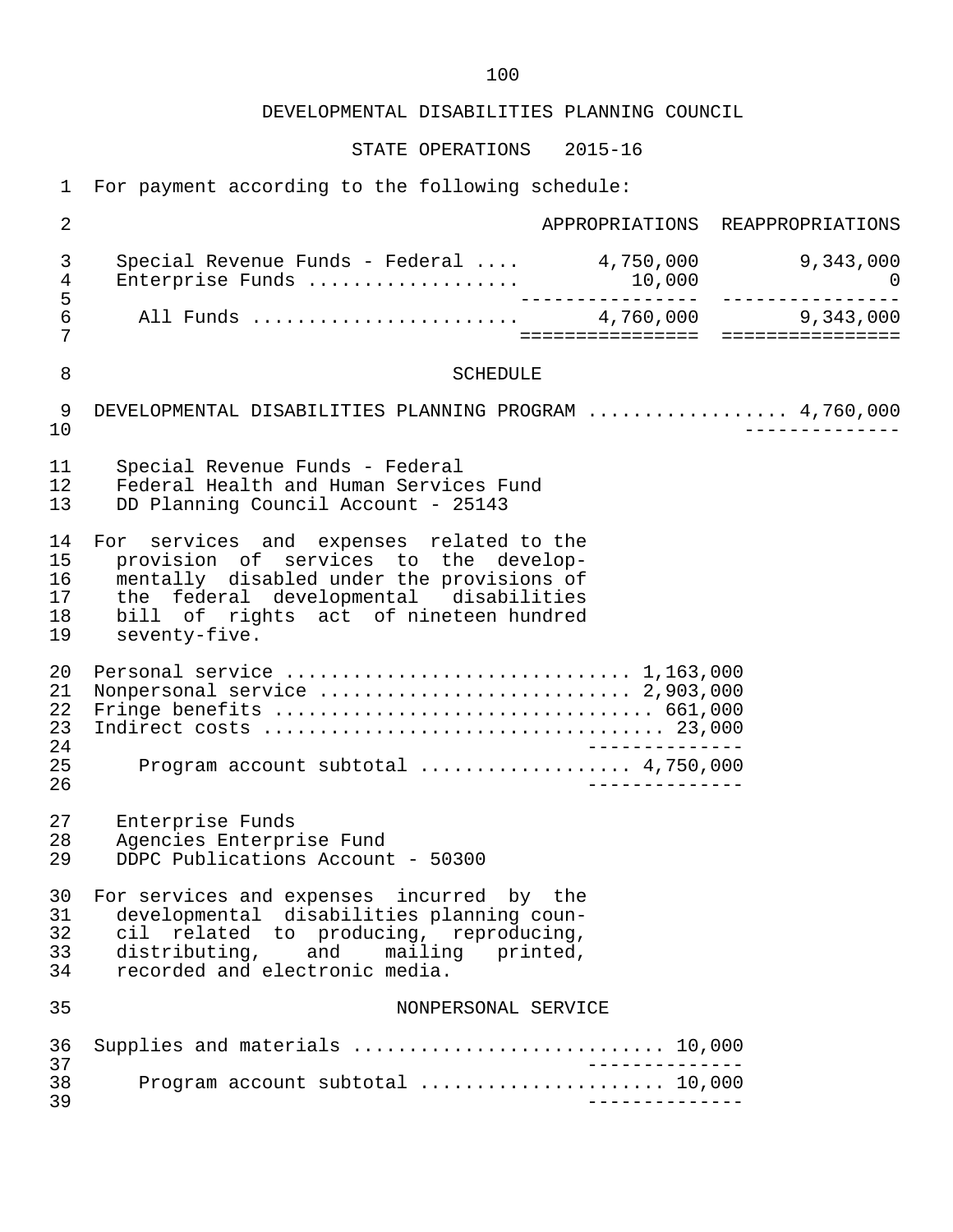DEVELOPMENTAL DISABILITIES PLANNING COUNCIL

STATE OPERATIONS 2015-16

For payment according to the following schedule:

| | APPROPRIATIONS | REAPPROPRIATIONS |
|---|---|---|
| Special Revenue Funds - Federal .... | 4,750,000 | 9,343,000 |
| Enterprise Funds .................. | 10,000 | 0 |
| All Funds ....................... | 4,760,000 | 9,343,000 |

SCHEDULE

DEVELOPMENTAL DISABILITIES PLANNING PROGRAM ................. 4,760,000

Special Revenue Funds - Federal
Federal Health and Human Services Fund
DD Planning Council Account - 25143

For services and expenses related to the provision of services to the developmentally disabled under the provisions of the federal developmental disabilities bill of rights act of nineteen hundred seventy-five.

| | |
|---|---|
| Personal service .............................. | 1,163,000 |
| Nonpersonal service ........................... | 2,903,000 |
| Fringe benefits ............................... | 661,000 |
| Indirect costs ................................ | 23,000 |
| Program account subtotal .................. | 4,750,000 |

Enterprise Funds
Agencies Enterprise Fund
DDPC Publications Account - 50300

For services and expenses incurred by the developmental disabilities planning council related to producing, reproducing, distributing, and mailing printed, recorded and electronic media.

NONPERSONAL SERVICE

| | |
|---|---|
| Supplies and materials ........................ | 10,000 |
| Program account subtotal ..................... | 10,000 |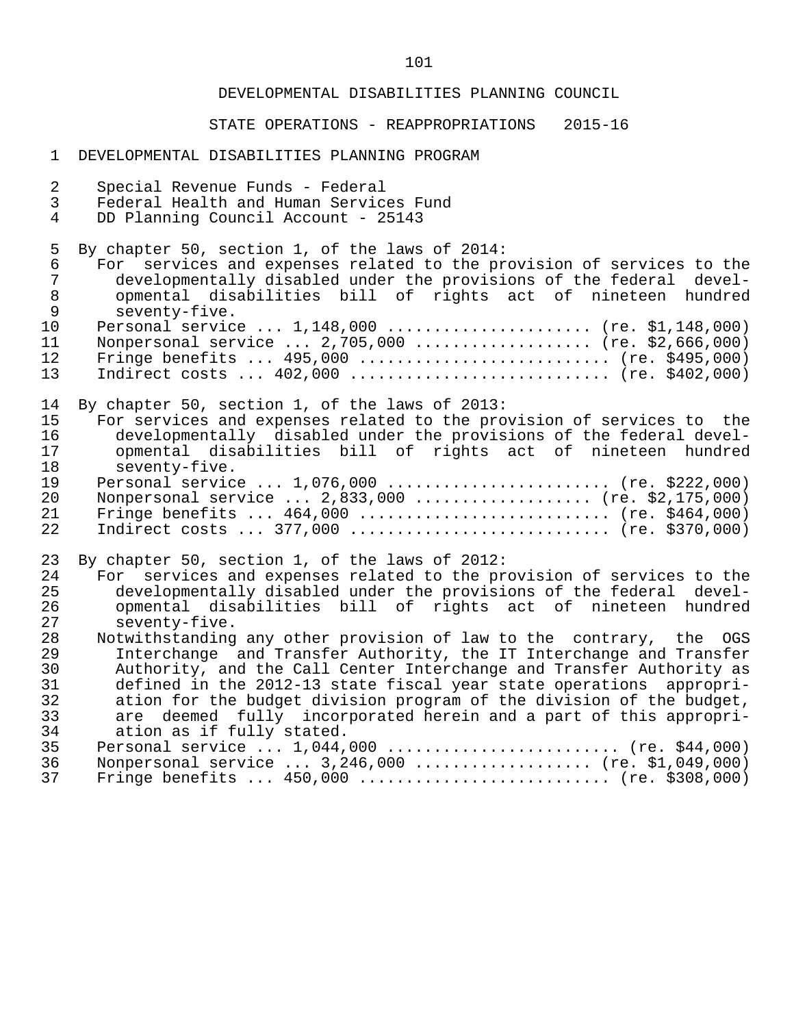DEVELOPMENTAL DISABILITIES PLANNING COUNCIL

STATE OPERATIONS - REAPPROPRIATIONS 2015-16

DEVELOPMENTAL DISABILITIES PLANNING PROGRAM

Special Revenue Funds - Federal
Federal Health and Human Services Fund
DD Planning Council Account - 25143

By chapter 50, section 1, of the laws of 2014:

For services and expenses related to the provision of services to the developmentally disabled under the provisions of the federal developmental disabilities bill of rights act of nineteen hundred seventy-five.

Personal service ... 1,148,000 ...................... (re. $1,148,000)
Nonpersonal service ... 2,705,000 ................... (re. $2,666,000)
Fringe benefits ... 495,000 .......................... (re. $495,000)
Indirect costs ... 402,000 ........................... (re. $402,000)

By chapter 50, section 1, of the laws of 2013:

For services and expenses related to the provision of services to the developmentally disabled under the provisions of the federal developmental disabilities bill of rights act of nineteen hundred seventy-five.

Personal service ... 1,076,000 ........................ (re. $222,000)
Nonpersonal service ... 2,833,000 ................... (re. $2,175,000)
Fringe benefits ... 464,000 .......................... (re. $464,000)
Indirect costs ... 377,000 ........................... (re. $370,000)

By chapter 50, section 1, of the laws of 2012:

For services and expenses related to the provision of services to the developmentally disabled under the provisions of the federal developmental disabilities bill of rights act of nineteen hundred seventy-five.

Notwithstanding any other provision of law to the contrary, the OGS Interchange and Transfer Authority, the IT Interchange and Transfer Authority, and the Call Center Interchange and Transfer Authority as defined in the 2012-13 state fiscal year state operations appropriation for the budget division program of the division of the budget, are deemed fully incorporated herein and a part of this appropriation as if fully stated.

Personal service ... 1,044,000 ......................... (re. $44,000)
Nonpersonal service ... 3,246,000 ................... (re. $1,049,000)
Fringe benefits ... 450,000 .......................... (re. $308,000)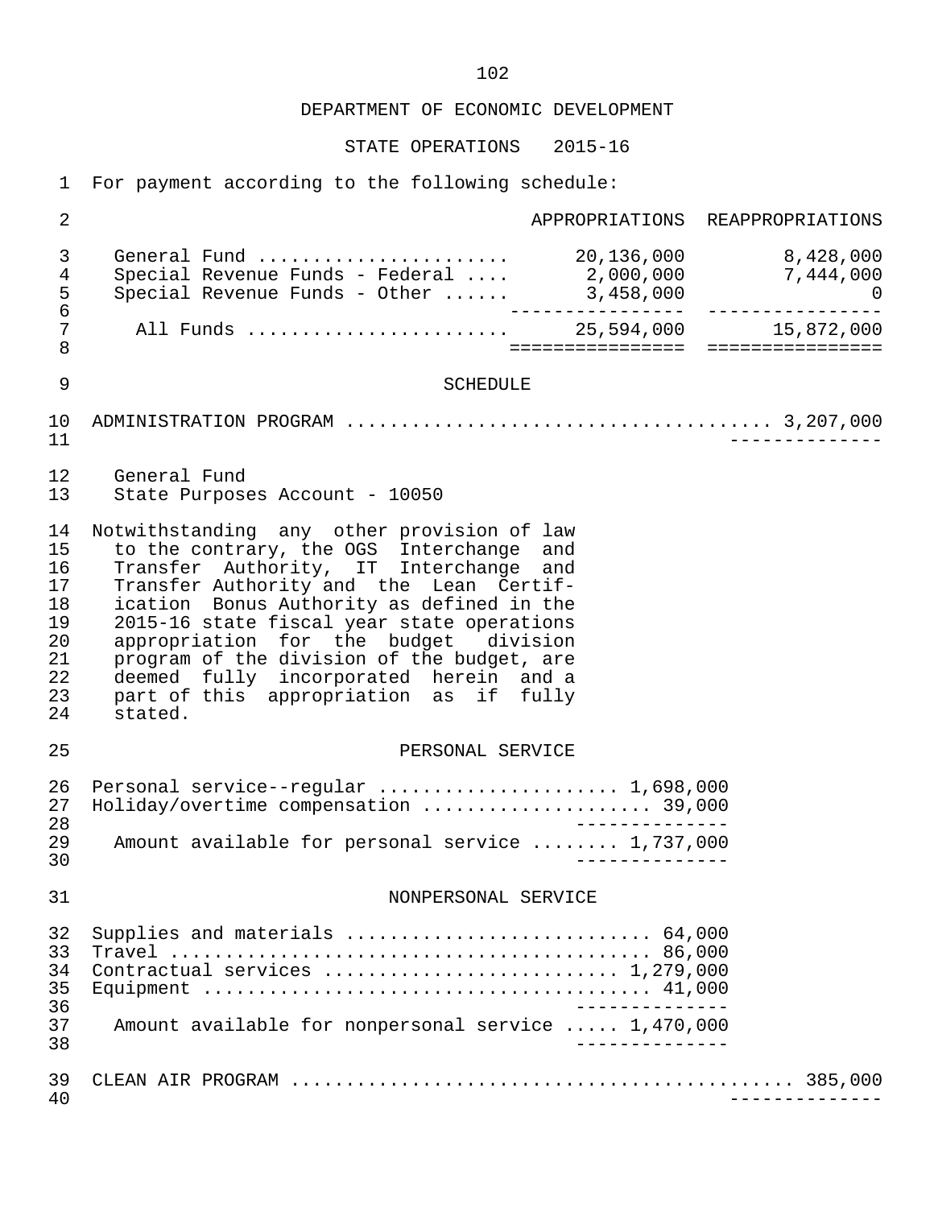DEPARTMENT OF ECONOMIC DEVELOPMENT

STATE OPERATIONS 2015-16

For payment according to the following schedule:

| | APPROPRIATIONS | REAPPROPRIATIONS |
|---|---|---|
| General Fund | 20,136,000 | 8,428,000 |
| Special Revenue Funds - Federal | 2,000,000 | 7,444,000 |
| Special Revenue Funds - Other | 3,458,000 | 0 |
| All Funds | 25,594,000 | 15,872,000 |

SCHEDULE

ADMINISTRATION PROGRAM .................................... 3,207,000

General Fund
State Purposes Account - 10050

Notwithstanding any other provision of law to the contrary, the OGS Interchange and Transfer Authority, IT Interchange and Transfer Authority and the Lean Certification Bonus Authority as defined in the 2015-16 state fiscal year state operations appropriation for the budget division program of the division of the budget, are deemed fully incorporated herein and a part of this appropriation as if fully stated.

PERSONAL SERVICE

Personal service--regular ..................... 1,698,000
Holiday/overtime compensation .................... 39,000

Amount available for personal service ........ 1,737,000

NONPERSONAL SERVICE

Supplies and materials .......................... 64,000
Travel ........................................... 86,000
Contractual services .......................... 1,279,000
Equipment ........................................ 41,000

Amount available for nonpersonal service ..... 1,470,000

CLEAN AIR PROGRAM ............................................ 385,000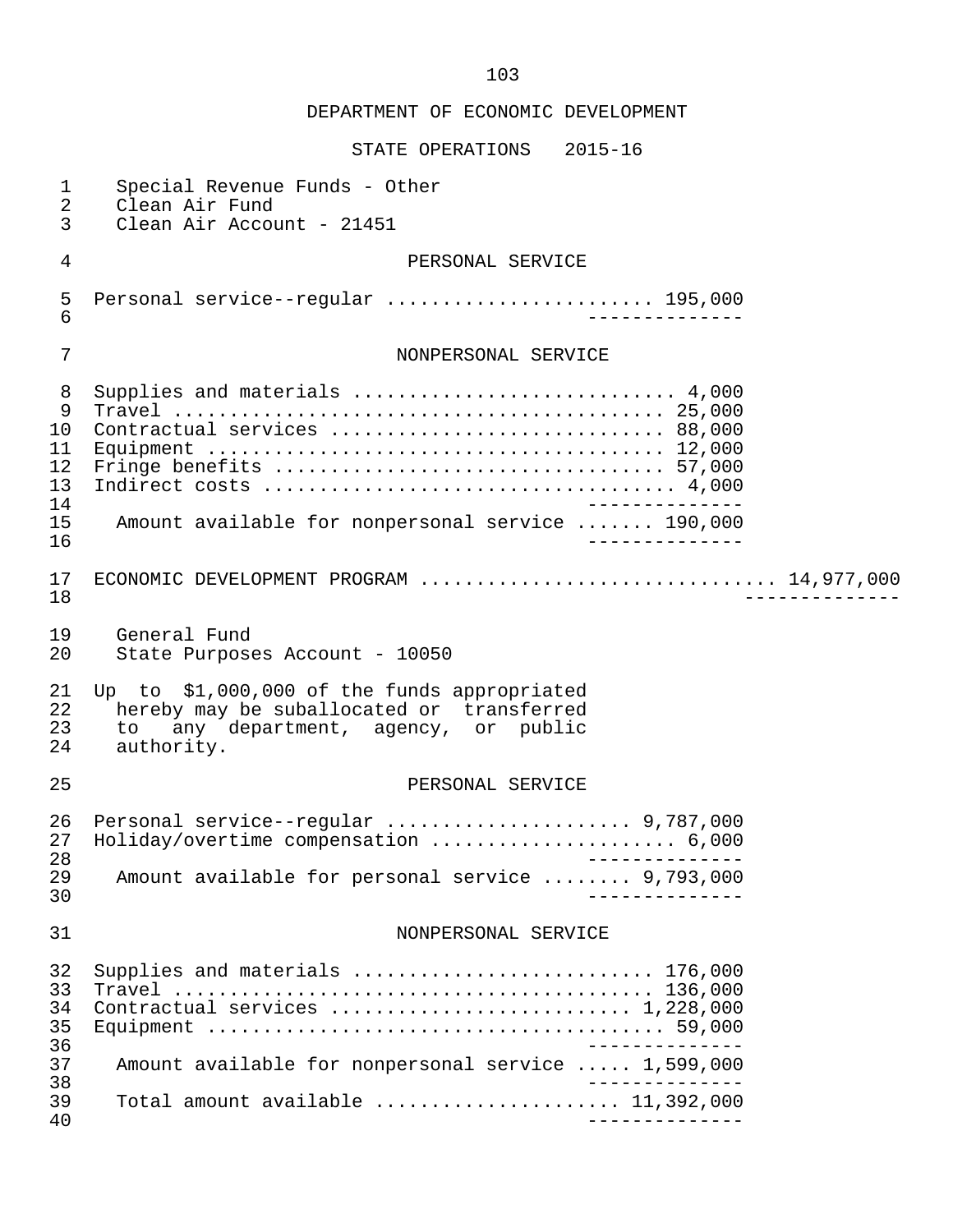DEPARTMENT OF ECONOMIC DEVELOPMENT

STATE OPERATIONS 2015-16

Special Revenue Funds - Other
Clean Air Fund
Clean Air Account - 21451

PERSONAL SERVICE

| | |
|---|---|
| Personal service--regular | 195,000 |

NONPERSONAL SERVICE

| | |
|---|---|
| Supplies and materials | 4,000 |
| Travel | 25,000 |
| Contractual services | 88,000 |
| Equipment | 12,000 |
| Fringe benefits | 57,000 |
| Indirect costs | 4,000 |
| Amount available for nonpersonal service | 190,000 |

ECONOMIC DEVELOPMENT PROGRAM ............................... 14,977,000

General Fund
State Purposes Account - 10050

Up to $1,000,000 of the funds appropriated hereby may be suballocated or transferred to any department, agency, or public authority.

PERSONAL SERVICE

| | |
|---|---|
| Personal service--regular | 9,787,000 |
| Holiday/overtime compensation | 6,000 |
| Amount available for personal service | 9,793,000 |

NONPERSONAL SERVICE

| | |
|---|---|
| Supplies and materials | 176,000 |
| Travel | 136,000 |
| Contractual services | 1,228,000 |
| Equipment | 59,000 |
| Amount available for nonpersonal service | 1,599,000 |
| Total amount available | 11,392,000 |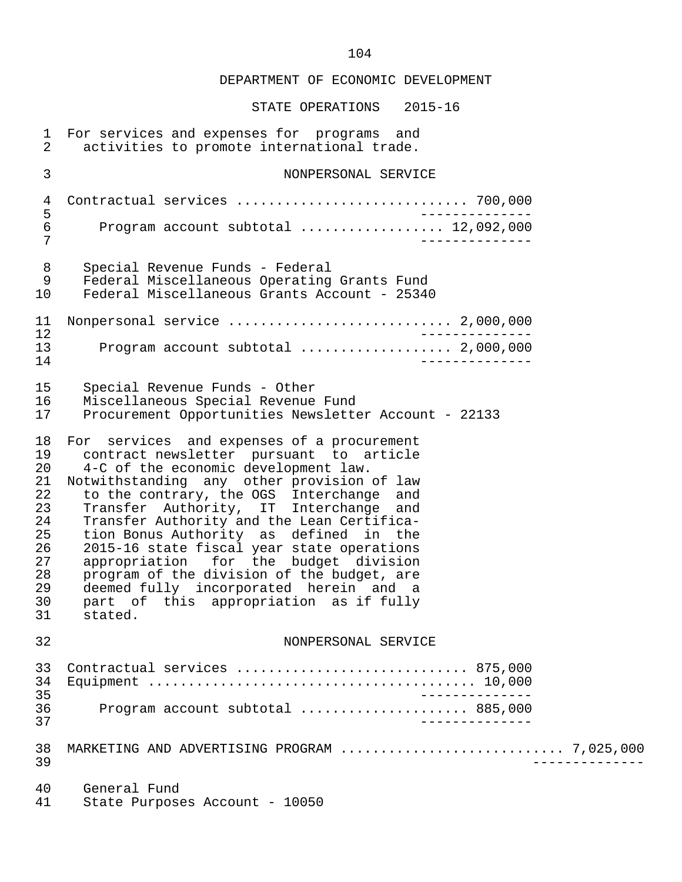DEPARTMENT OF ECONOMIC DEVELOPMENT

STATE OPERATIONS 2015-16

For services and expenses for programs and activities to promote international trade.

NONPERSONAL SERVICE

| | |
|---|---|
| Contractual services | 700,000 |
| Program account subtotal | 12,092,000 |

Special Revenue Funds - Federal
Federal Miscellaneous Operating Grants Fund
Federal Miscellaneous Grants Account - 25340

| | |
|---|---|
| Nonpersonal service | 2,000,000 |
| Program account subtotal | 2,000,000 |

Special Revenue Funds - Other
Miscellaneous Special Revenue Fund
Procurement Opportunities Newsletter Account - 22133

For services and expenses of a procurement contract newsletter pursuant to article 4-C of the economic development law.

Notwithstanding any other provision of law to the contrary, the OGS Interchange and Transfer Authority, IT Interchange and Transfer Authority and the Lean Certification Bonus Authority as defined in the 2015-16 state fiscal year state operations appropriation for the budget division program of the division of the budget, are deemed fully incorporated herein and a part of this appropriation as if fully stated.

NONPERSONAL SERVICE

| | |
|---|---|
| Contractual services | 875,000 |
| Equipment | 10,000 |
| Program account subtotal | 885,000 |

MARKETING AND ADVERTISING PROGRAM .......... 7,025,000

General Fund
State Purposes Account - 10050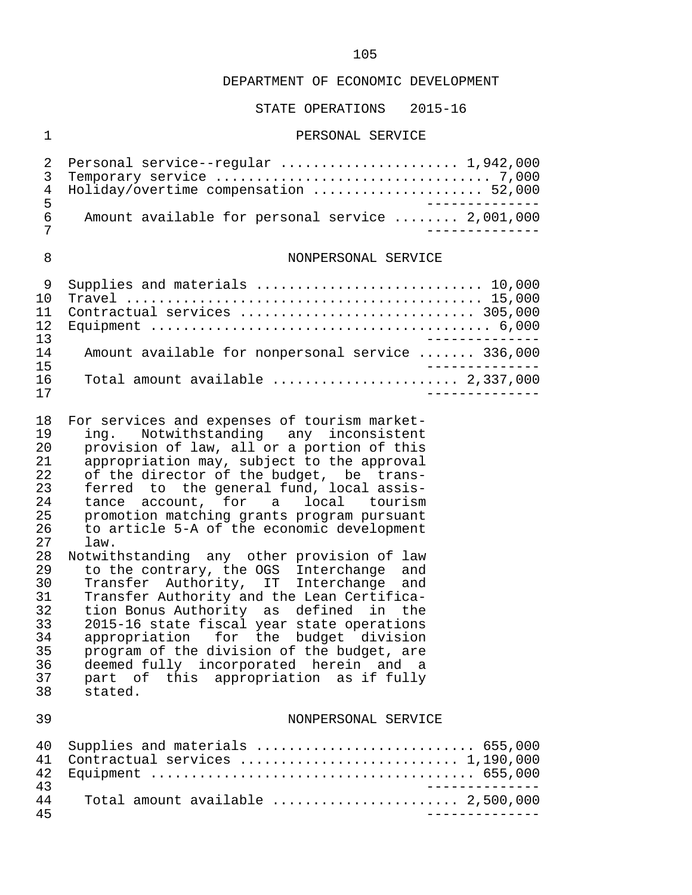DEPARTMENT OF ECONOMIC DEVELOPMENT

STATE OPERATIONS 2015-16

PERSONAL SERVICE

| | |
|---|---|
| Personal service--regular | 1,942,000 |
| Temporary service | 7,000 |
| Holiday/overtime compensation | 52,000 |
| Amount available for personal service | 2,001,000 |

NONPERSONAL SERVICE

| | |
|---|---|
| Supplies and materials | 10,000 |
| Travel | 15,000 |
| Contractual services | 305,000 |
| Equipment | 6,000 |
| Amount available for nonpersonal service | 336,000 |
| Total amount available | 2,337,000 |

For services and expenses of tourism marketing. Notwithstanding any inconsistent provision of law, all or a portion of this appropriation may, subject to the approval of the director of the budget, be transferred to the general fund, local assistance account, for a local tourism promotion matching grants program pursuant to article 5-A of the economic development law.

Notwithstanding any other provision of law to the contrary, the OGS Interchange and Transfer Authority, IT Interchange and Transfer Authority and the Lean Certification Bonus Authority as defined in the 2015-16 state fiscal year state operations appropriation for the budget division program of the division of the budget, are deemed fully incorporated herein and a part of this appropriation as if fully stated.

NONPERSONAL SERVICE

| | |
|---|---|
| Supplies and materials | 655,000 |
| Contractual services | 1,190,000 |
| Equipment | 655,000 |
| Total amount available | 2,500,000 |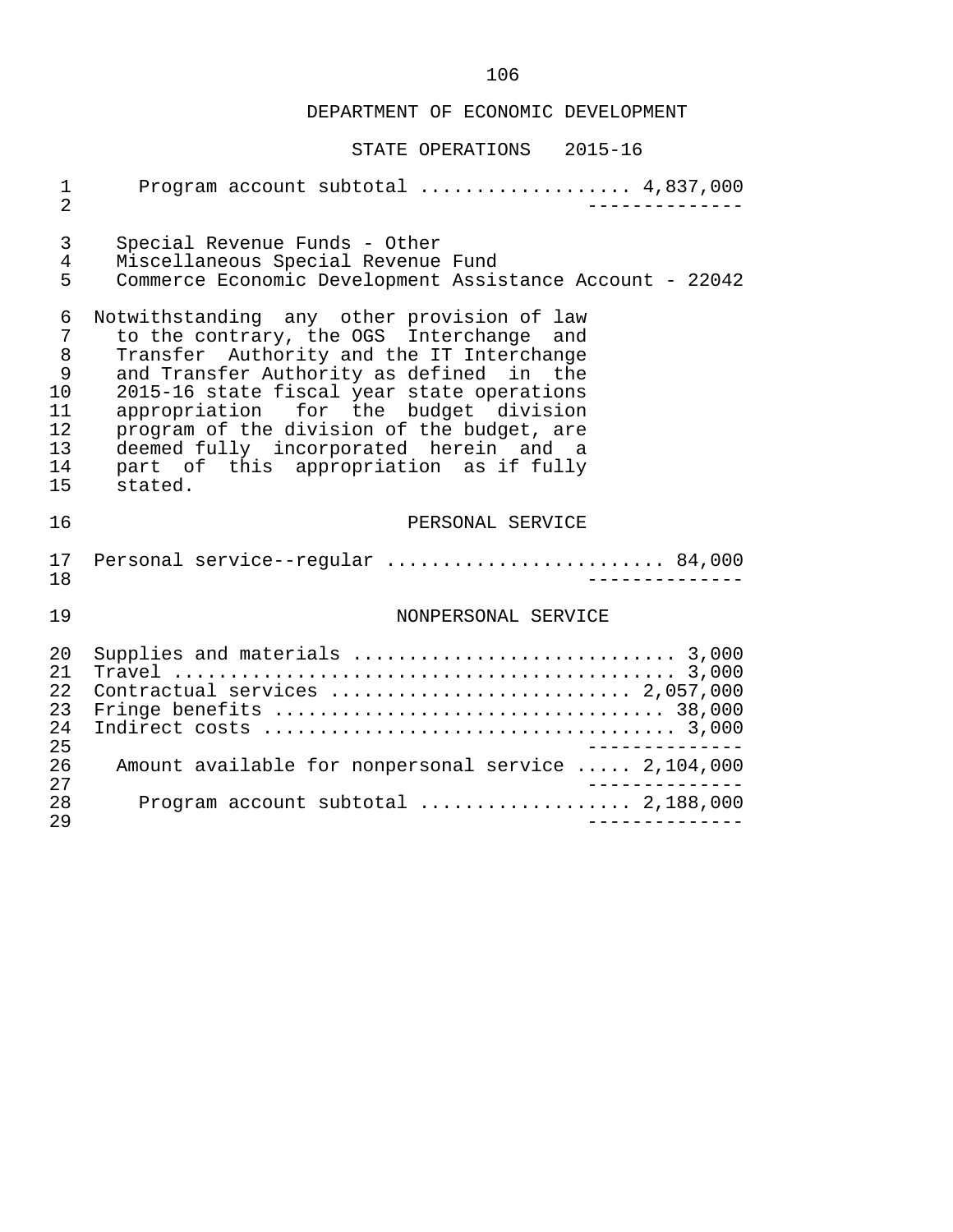## DEPARTMENT OF ECONOMIC DEVELOPMENT

### STATE OPERATIONS 2015-16

Program account subtotal .................. 4,837,000

Special Revenue Funds - Other
Miscellaneous Special Revenue Fund
Commerce Economic Development Assistance Account - 22042

Notwithstanding any other provision of law to the contrary, the OGS Interchange and Transfer Authority and the IT Interchange and Transfer Authority as defined in the 2015-16 state fiscal year state operations appropriation for the budget division program of the division of the budget, are deemed fully incorporated herein and a part of this appropriation as if fully stated.

#### PERSONAL SERVICE

| | |
|---|---|
| Personal service--regular | 84,000 |

#### NONPERSONAL SERVICE

| | |
|---|---|
| Supplies and materials | 3,000 |
| Travel | 3,000 |
| Contractual services | 2,057,000 |
| Fringe benefits | 38,000 |
| Indirect costs | 3,000 |
| Amount available for nonpersonal service | 2,104,000 |
| Program account subtotal | 2,188,000 |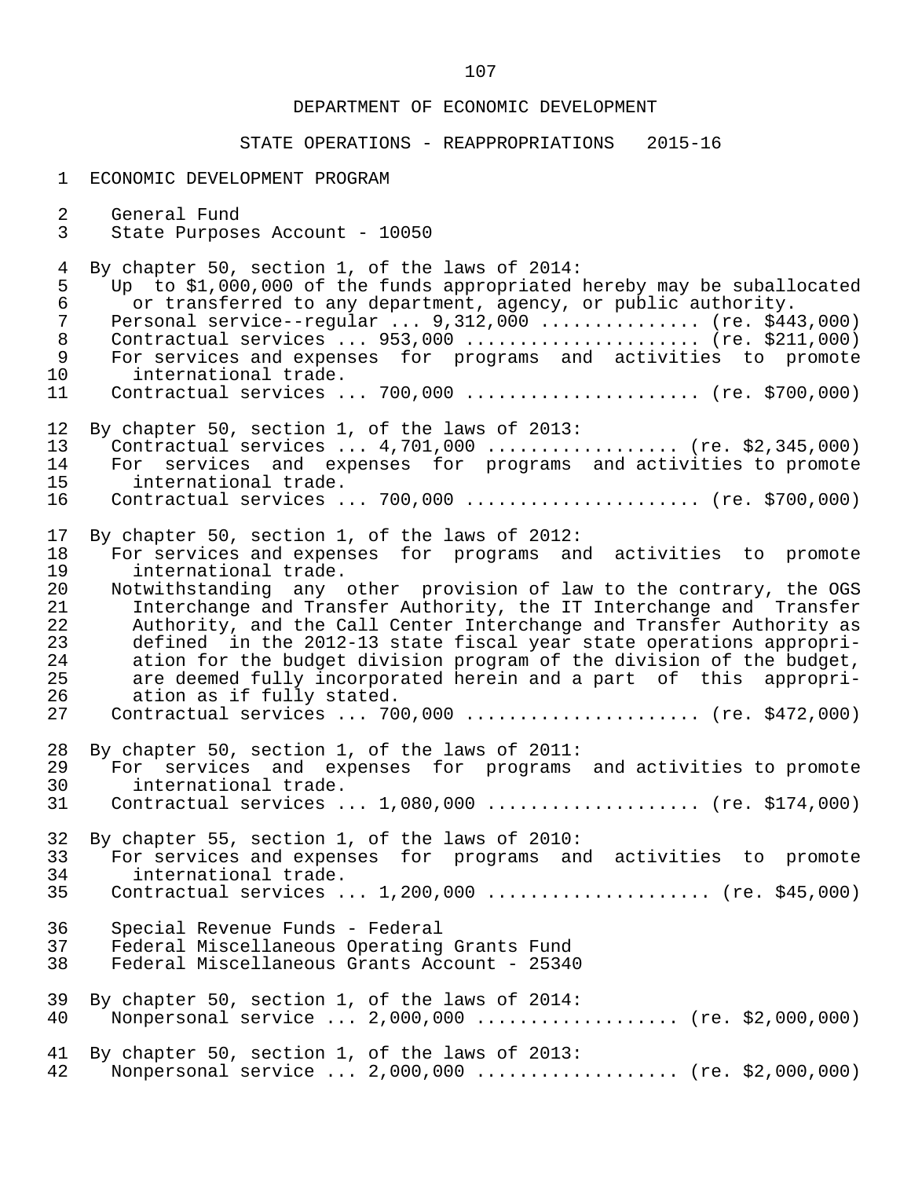DEPARTMENT OF ECONOMIC DEVELOPMENT

STATE OPERATIONS - REAPPROPRIATIONS 2015-16

ECONOMIC DEVELOPMENT PROGRAM

General Fund
State Purposes Account - 10050

By chapter 50, section 1, of the laws of 2014:
Up to $1,000,000 of the funds appropriated hereby may be suballocated or transferred to any department, agency, or public authority.
Personal service--regular ... 9,312,000 .............. (re. $443,000)
Contractual services ... 953,000 ...................... (re. $211,000)
For services and expenses for programs and activities to promote international trade.
Contractual services ... 700,000 ...................... (re. $700,000)

By chapter 50, section 1, of the laws of 2013:
Contractual services ... 4,701,000 .................. (re. $2,345,000)
For services and expenses for programs and activities to promote international trade.
Contractual services ... 700,000 ...................... (re. $700,000)

By chapter 50, section 1, of the laws of 2012:
For services and expenses for programs and activities to promote international trade.
Notwithstanding any other provision of law to the contrary, the OGS Interchange and Transfer Authority, the IT Interchange and Transfer Authority, and the Call Center Interchange and Transfer Authority as defined in the 2012-13 state fiscal year state operations appropriation for the budget division program of the division of the budget, are deemed fully incorporated herein and a part of this appropriation as if fully stated.
Contractual services ... 700,000 ...................... (re. $472,000)

By chapter 50, section 1, of the laws of 2011:
For services and expenses for programs and activities to promote international trade.
Contractual services ... 1,080,000 .................... (re. $174,000)

By chapter 55, section 1, of the laws of 2010:
For services and expenses for programs and activities to promote international trade.
Contractual services ... 1,200,000 ..................... (re. $45,000)

Special Revenue Funds - Federal
Federal Miscellaneous Operating Grants Fund
Federal Miscellaneous Grants Account - 25340

By chapter 50, section 1, of the laws of 2014:
Nonpersonal service ... 2,000,000 ................... (re. $2,000,000)

By chapter 50, section 1, of the laws of 2013:
Nonpersonal service ... 2,000,000 ................... (re. $2,000,000)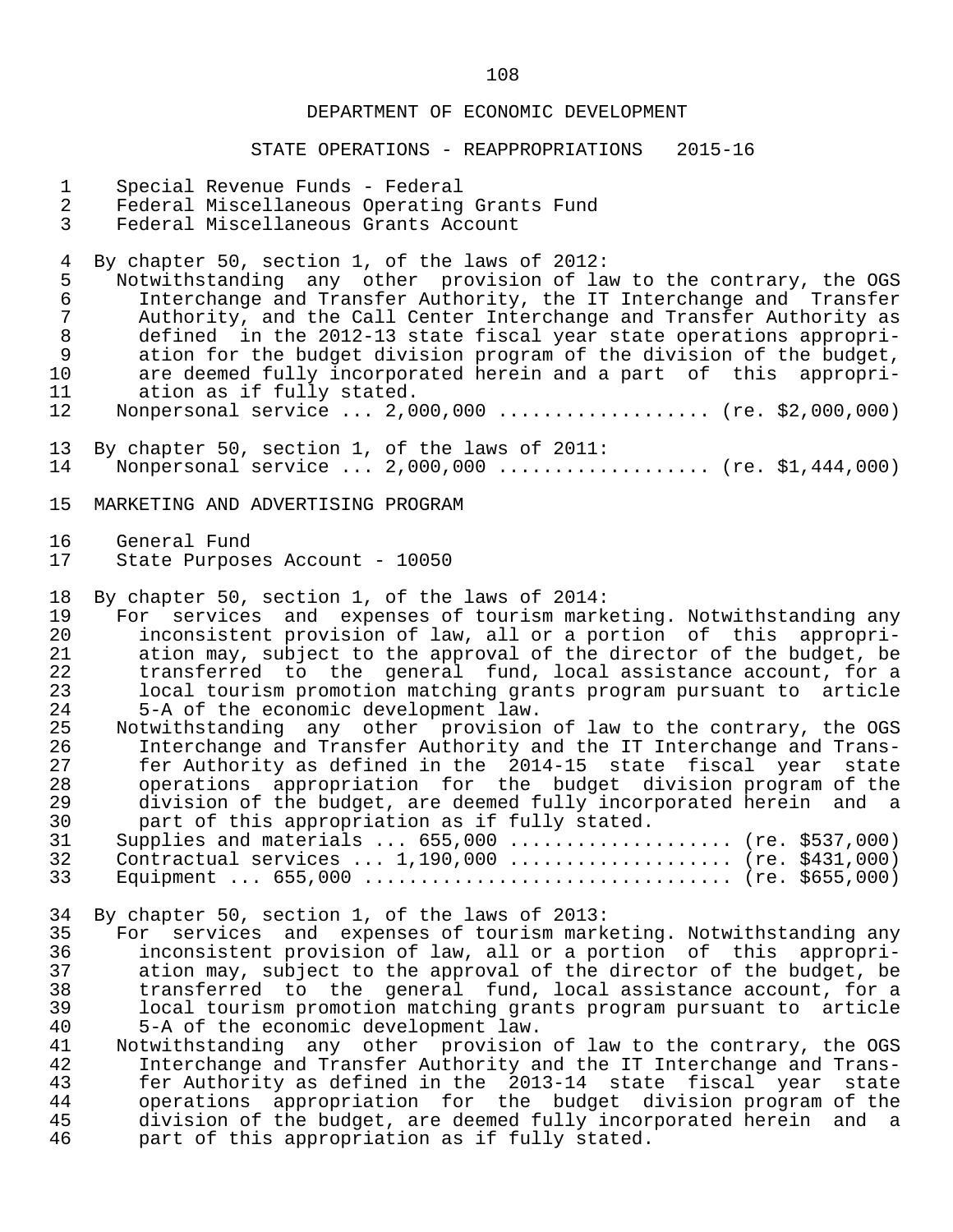DEPARTMENT OF ECONOMIC DEVELOPMENT

STATE OPERATIONS - REAPPROPRIATIONS 2015-16

Special Revenue Funds - Federal
Federal Miscellaneous Operating Grants Fund
Federal Miscellaneous Grants Account

By chapter 50, section 1, of the laws of 2012:
Notwithstanding any other provision of law to the contrary, the OGS Interchange and Transfer Authority, the IT Interchange and Transfer Authority, and the Call Center Interchange and Transfer Authority as defined in the 2012-13 state fiscal year state operations appropriation for the budget division program of the division of the budget, are deemed fully incorporated herein and a part of this appropriation as if fully stated.
Nonpersonal service ... 2,000,000 .................. (re. $2,000,000)

By chapter 50, section 1, of the laws of 2011:
Nonpersonal service ... 2,000,000 .................. (re. $1,444,000)

MARKETING AND ADVERTISING PROGRAM

General Fund
State Purposes Account - 10050

By chapter 50, section 1, of the laws of 2014:
For services and expenses of tourism marketing. Notwithstanding any inconsistent provision of law, all or a portion of this appropriation may, subject to the approval of the director of the budget, be transferred to the general fund, local assistance account, for a local tourism promotion matching grants program pursuant to article 5-A of the economic development law.
Notwithstanding any other provision of law to the contrary, the OGS Interchange and Transfer Authority and the IT Interchange and Transfer Authority as defined in the 2014-15 state fiscal year state operations appropriation for the budget division program of the division of the budget, are deemed fully incorporated herein and a part of this appropriation as if fully stated.
Supplies and materials ... 655,000 ................... (re. $537,000)
Contractual services ... 1,190,000 ................... (re. $431,000)
Equipment ... 655,000 ................................ (re. $655,000)

By chapter 50, section 1, of the laws of 2013:
For services and expenses of tourism marketing. Notwithstanding any inconsistent provision of law, all or a portion of this appropriation may, subject to the approval of the director of the budget, be transferred to the general fund, local assistance account, for a local tourism promotion matching grants program pursuant to article 5-A of the economic development law.
Notwithstanding any other provision of law to the contrary, the OGS Interchange and Transfer Authority and the IT Interchange and Transfer Authority as defined in the 2013-14 state fiscal year state operations appropriation for the budget division program of the division of the budget, are deemed fully incorporated herein and a part of this appropriation as if fully stated.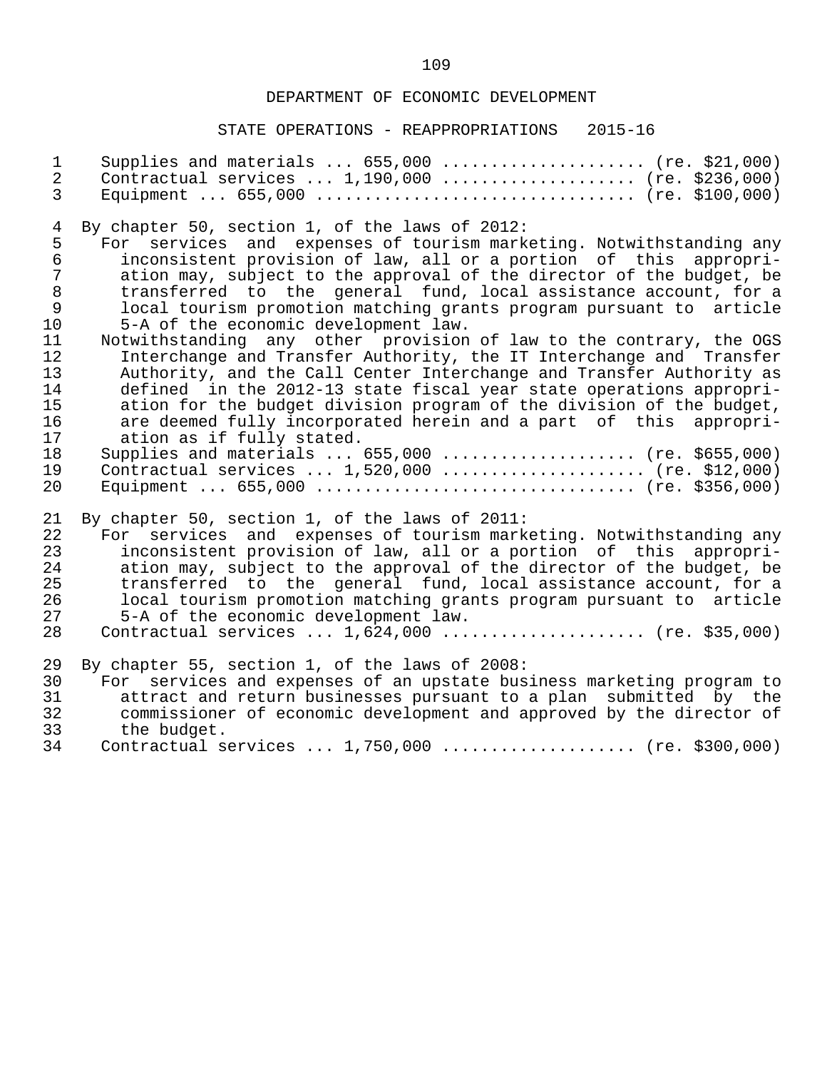DEPARTMENT OF ECONOMIC DEVELOPMENT

STATE OPERATIONS - REAPPROPRIATIONS 2015-16

Supplies and materials ... 655,000 .................... (re. $21,000)
Contractual services ... 1,190,000 ................... (re. $236,000)
Equipment ... 655,000 ................................ (re. $100,000)

By chapter 50, section 1, of the laws of 2012:

For services and expenses of tourism marketing. Notwithstanding any inconsistent provision of law, all or a portion of this appropriation may, subject to the approval of the director of the budget, be transferred to the general fund, local assistance account, for a local tourism promotion matching grants program pursuant to article 5-A of the economic development law.

Notwithstanding any other provision of law to the contrary, the OGS Interchange and Transfer Authority, the IT Interchange and Transfer Authority, and the Call Center Interchange and Transfer Authority as defined in the 2012-13 state fiscal year state operations appropriation for the budget division program of the division of the budget, are deemed fully incorporated herein and a part of this appropriation as if fully stated.

Supplies and materials ... 655,000 ................... (re. $655,000)
Contractual services ... 1,520,000 .................... (re. $12,000)
Equipment ... 655,000 ................................ (re. $356,000)

By chapter 50, section 1, of the laws of 2011:

For services and expenses of tourism marketing. Notwithstanding any inconsistent provision of law, all or a portion of this appropriation may, subject to the approval of the director of the budget, be transferred to the general fund, local assistance account, for a local tourism promotion matching grants program pursuant to article 5-A of the economic development law.

Contractual services ... 1,624,000 .................... (re. $35,000)

By chapter 55, section 1, of the laws of 2008:

For services and expenses of an upstate business marketing program to attract and return businesses pursuant to a plan submitted by the commissioner of economic development and approved by the director of the budget.

Contractual services ... 1,750,000 ................... (re. $300,000)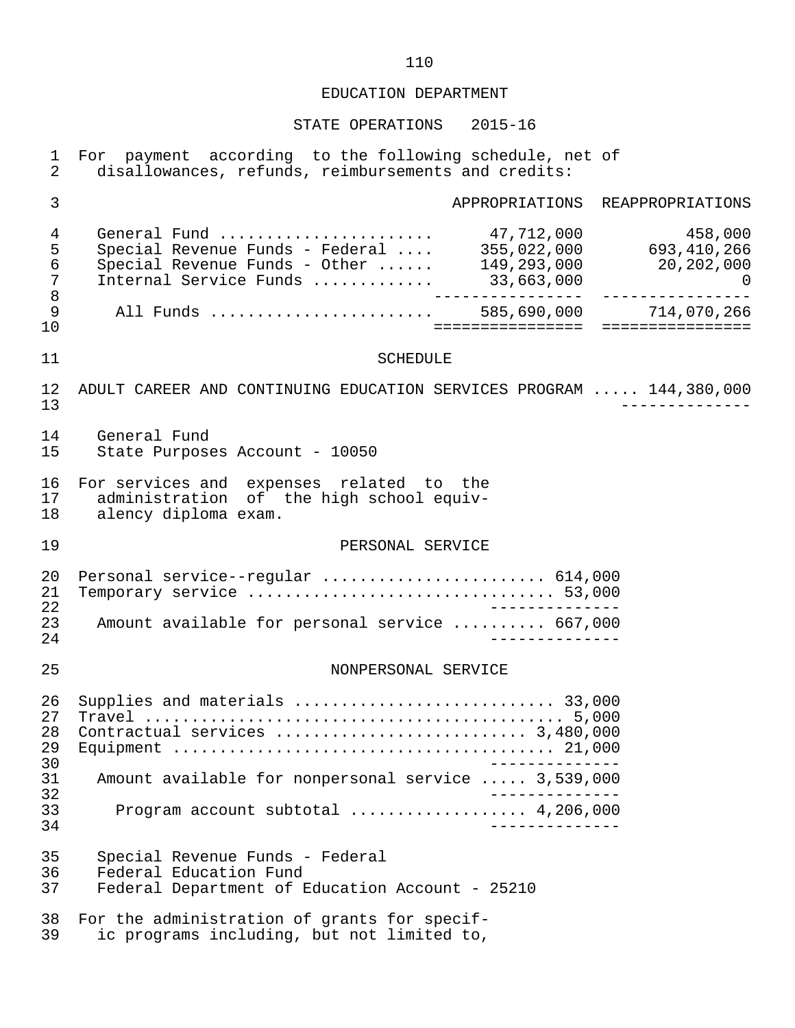EDUCATION DEPARTMENT

STATE OPERATIONS 2015-16

For payment according to the following schedule, net of disallowances, refunds, reimbursements and credits:

| | APPROPRIATIONS | REAPPROPRIATIONS |
|---|---|---|
| General Fund | 47,712,000 | 458,000 |
| Special Revenue Funds - Federal | 355,022,000 | 693,410,266 |
| Special Revenue Funds - Other | 149,293,000 | 20,202,000 |
| Internal Service Funds | 33,663,000 | 0 |
| All Funds | 585,690,000 | 714,070,266 |

SCHEDULE

ADULT CAREER AND CONTINUING EDUCATION SERVICES PROGRAM ..... 144,380,000

General Fund
State Purposes Account - 10050

For services and expenses related to the administration of the high school equivalency diploma exam.

PERSONAL SERVICE

| | |
|---|---|
| Personal service--regular | 614,000 |
| Temporary service | 53,000 |
| Amount available for personal service | 667,000 |

NONPERSONAL SERVICE

| | |
|---|---|
| Supplies and materials | 33,000 |
| Travel | 5,000 |
| Contractual services | 3,480,000 |
| Equipment | 21,000 |
| Amount available for nonpersonal service | 3,539,000 |
| Program account subtotal | 4,206,000 |

Special Revenue Funds - Federal
Federal Education Fund
Federal Department of Education Account - 25210

For the administration of grants for specific programs including, but not limited to,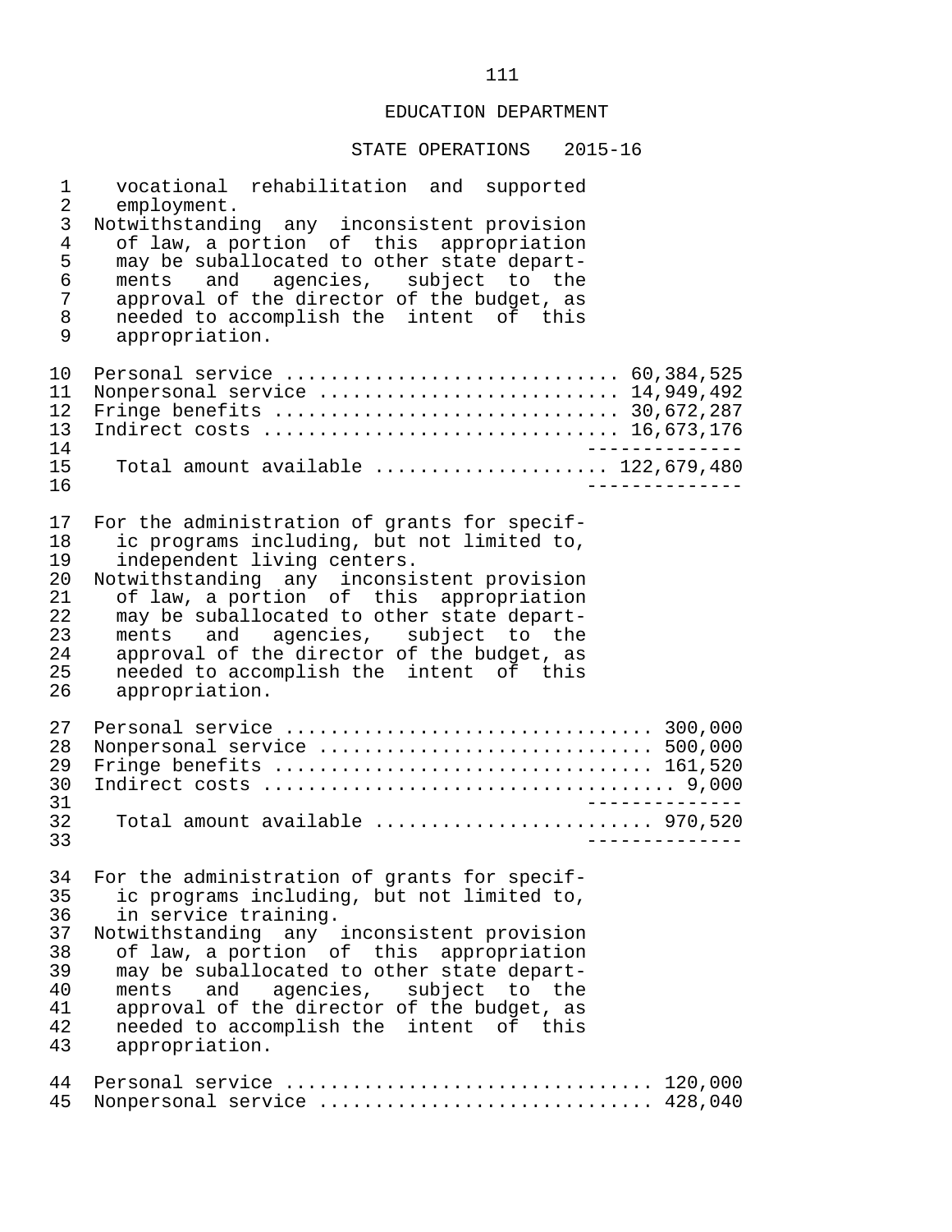## EDUCATION DEPARTMENT

### STATE OPERATIONS 2015-16

vocational rehabilitation and supported employment.

Notwithstanding any inconsistent provision of law, a portion of this appropriation may be suballocated to other state departments and agencies, subject to the approval of the director of the budget, as needed to accomplish the intent of this appropriation.

| | |
|---|---:|
| Personal service | 60,384,525 |
| Nonpersonal service | 14,949,492 |
| Fringe benefits | 30,672,287 |
| Indirect costs | 16,673,176 |
| Total amount available | 122,679,480 |

For the administration of grants for specific programs including, but not limited to, independent living centers.

Notwithstanding any inconsistent provision of law, a portion of this appropriation may be suballocated to other state departments and agencies, subject to the approval of the director of the budget, as needed to accomplish the intent of this appropriation.

| | |
|---|---:|
| Personal service | 300,000 |
| Nonpersonal service | 500,000 |
| Fringe benefits | 161,520 |
| Indirect costs | 9,000 |
| Total amount available | 970,520 |

For the administration of grants for specific programs including, but not limited to, in service training.

Notwithstanding any inconsistent provision of law, a portion of this appropriation may be suballocated to other state departments and agencies, subject to the approval of the director of the budget, as needed to accomplish the intent of this appropriation.

| | |
|---|---:|
| Personal service | 120,000 |
| Nonpersonal service | 428,040 |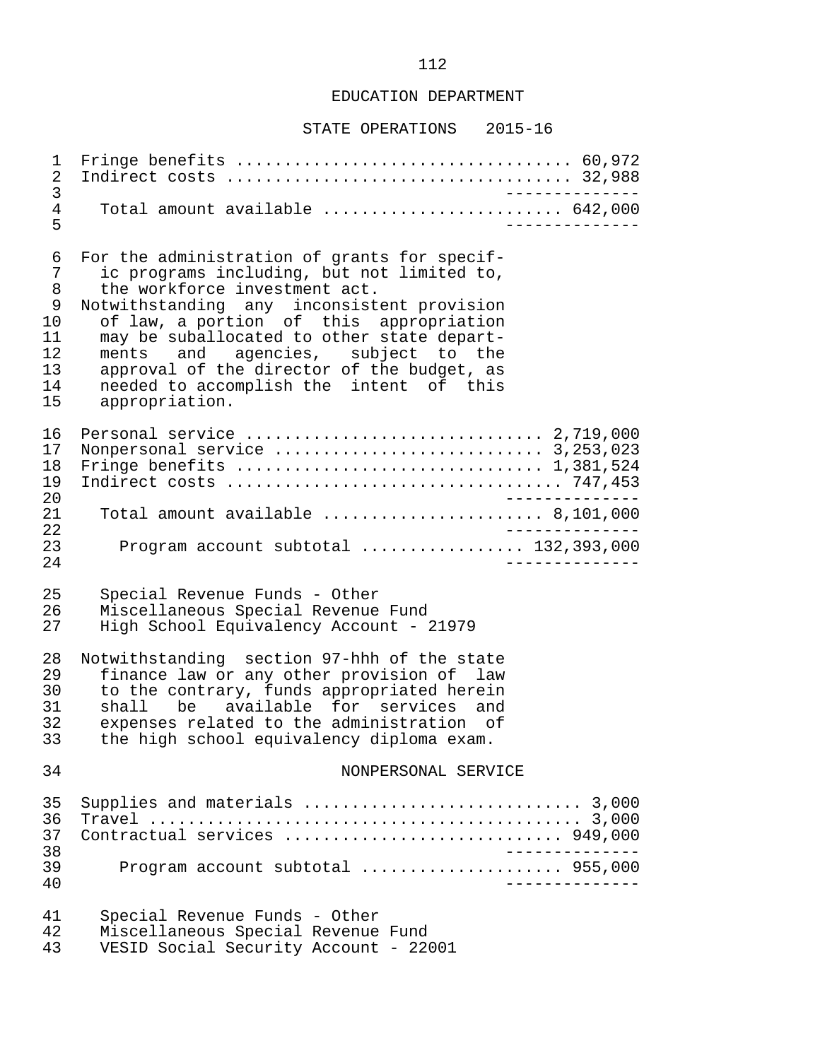| | |
|---|---|
| Fringe benefits | 60,972 |
| Indirect costs | 32,988 |
| Total amount available | 642,000 |

For the administration of grants for specific programs including, but not limited to, the workforce investment act.
Notwithstanding any inconsistent provision of law, a portion of this appropriation may be suballocated to other state departments and agencies, subject to the approval of the director of the budget, as needed to accomplish the intent of this appropriation.

| | |
|---|---|
| Personal service | 2,719,000 |
| Nonpersonal service | 3,253,023 |
| Fringe benefits | 1,381,524 |
| Indirect costs | 747,453 |
| Total amount available | 8,101,000 |
| Program account subtotal | 132,393,000 |

Special Revenue Funds - Other
Miscellaneous Special Revenue Fund
High School Equivalency Account - 21979

Notwithstanding section 97-hhh of the state finance law or any other provision of law to the contrary, funds appropriated herein shall be available for services and expenses related to the administration of the high school equivalency diploma exam.

NONPERSONAL SERVICE

| | |
|---|---|
| Supplies and materials | 3,000 |
| Travel | 3,000 |
| Contractual services | 949,000 |
| Program account subtotal | 955,000 |

Special Revenue Funds - Other
Miscellaneous Special Revenue Fund
VESID Social Security Account - 22001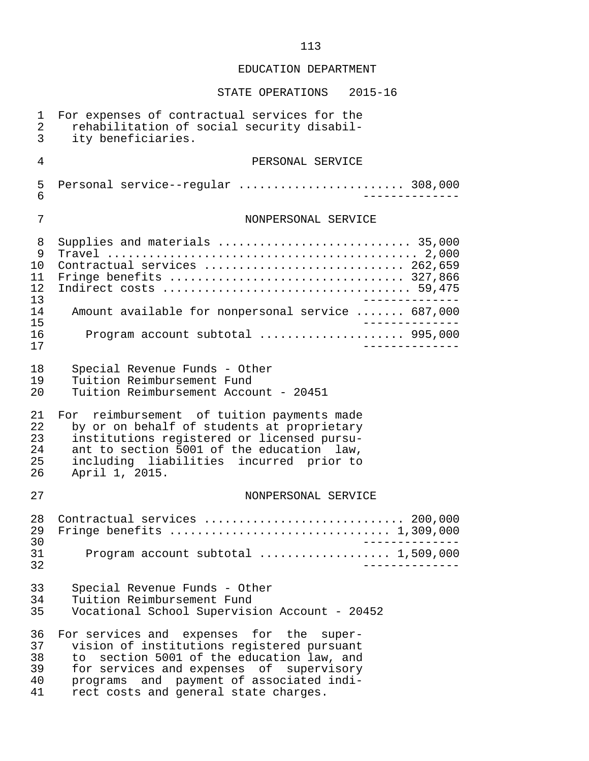EDUCATION DEPARTMENT

STATE OPERATIONS 2015-16

For expenses of contractual services for the rehabilitation of social security disability beneficiaries.

PERSONAL SERVICE

| Item | Amount |
|---|---|
| Personal service--regular | 308,000 |

NONPERSONAL SERVICE

| Item | Amount |
|---|---|
| Supplies and materials | 35,000 |
| Travel | 2,000 |
| Contractual services | 262,659 |
| Fringe benefits | 327,866 |
| Indirect costs | 59,475 |
| Amount available for nonpersonal service | 687,000 |
| Program account subtotal | 995,000 |

Special Revenue Funds - Other
Tuition Reimbursement Fund
Tuition Reimbursement Account - 20451

For reimbursement of tuition payments made by or on behalf of students at proprietary institutions registered or licensed pursuant to section 5001 of the education law, including liabilities incurred prior to April 1, 2015.

NONPERSONAL SERVICE

| Item | Amount |
|---|---|
| Contractual services | 200,000 |
| Fringe benefits | 1,309,000 |
| Program account subtotal | 1,509,000 |

Special Revenue Funds - Other
Tuition Reimbursement Fund
Vocational School Supervision Account - 20452

For services and expenses for the supervision of institutions registered pursuant to section 5001 of the education law, and for services and expenses of supervisory programs and payment of associated indirect costs and general state charges.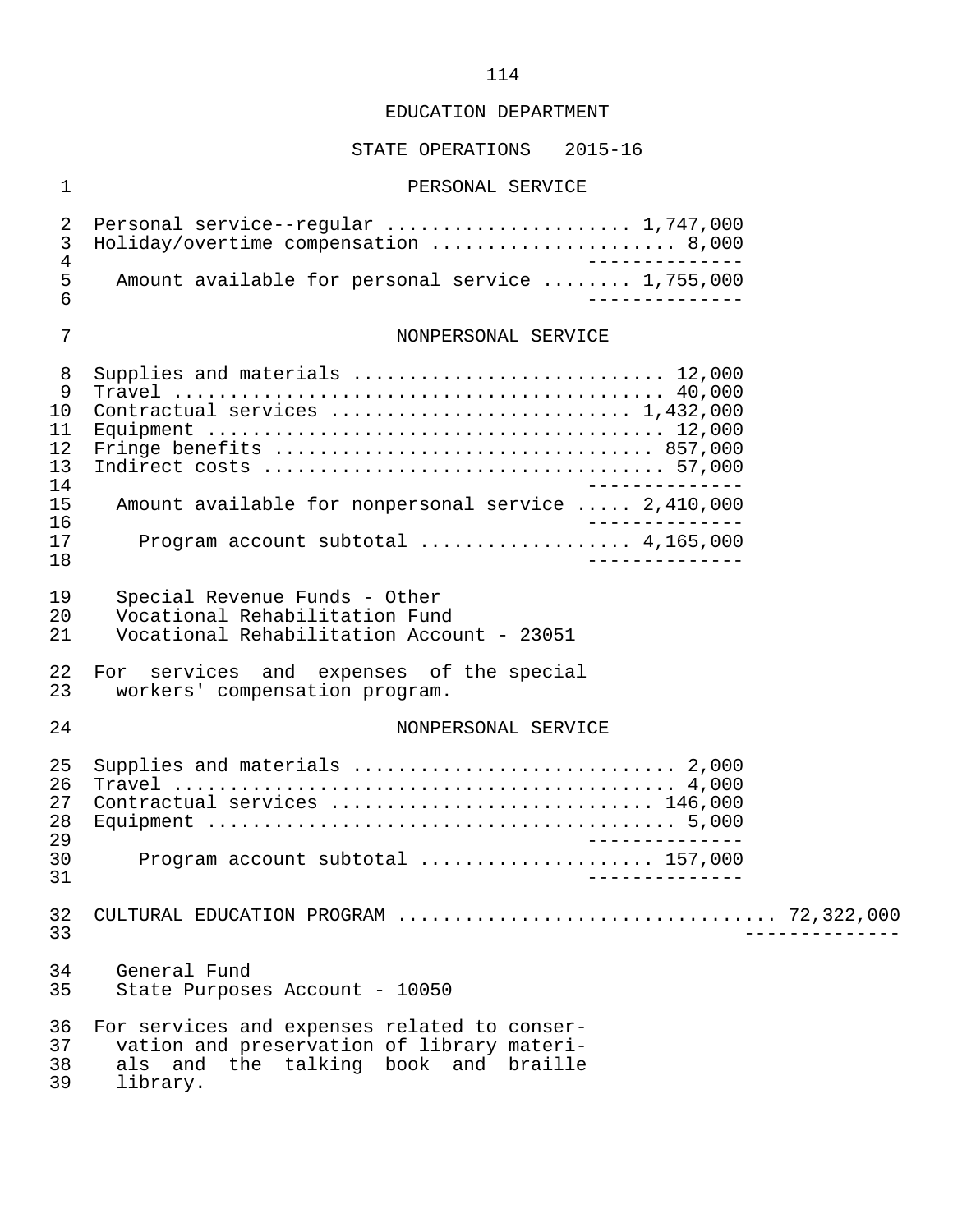EDUCATION DEPARTMENT

STATE OPERATIONS 2015-16

PERSONAL SERVICE

| | |
|---|---|
| Personal service--regular | 1,747,000 |
| Holiday/overtime compensation | 8,000 |
| Amount available for personal service | 1,755,000 |

NONPERSONAL SERVICE

| | |
|---|---|
| Supplies and materials | 12,000 |
| Travel | 40,000 |
| Contractual services | 1,432,000 |
| Equipment | 12,000 |
| Fringe benefits | 857,000 |
| Indirect costs | 57,000 |
| Amount available for nonpersonal service | 2,410,000 |
| Program account subtotal | 4,165,000 |

Special Revenue Funds - Other
Vocational Rehabilitation Fund
Vocational Rehabilitation Account - 23051

For services and expenses of the special workers' compensation program.

NONPERSONAL SERVICE

| | |
|---|---|
| Supplies and materials | 2,000 |
| Travel | 4,000 |
| Contractual services | 146,000 |
| Equipment | 5,000 |
| Program account subtotal | 157,000 |

CULTURAL EDUCATION PROGRAM ................................. 72,322,000

General Fund
State Purposes Account - 10050

For services and expenses related to conservation and preservation of library materials and the talking book and braille library.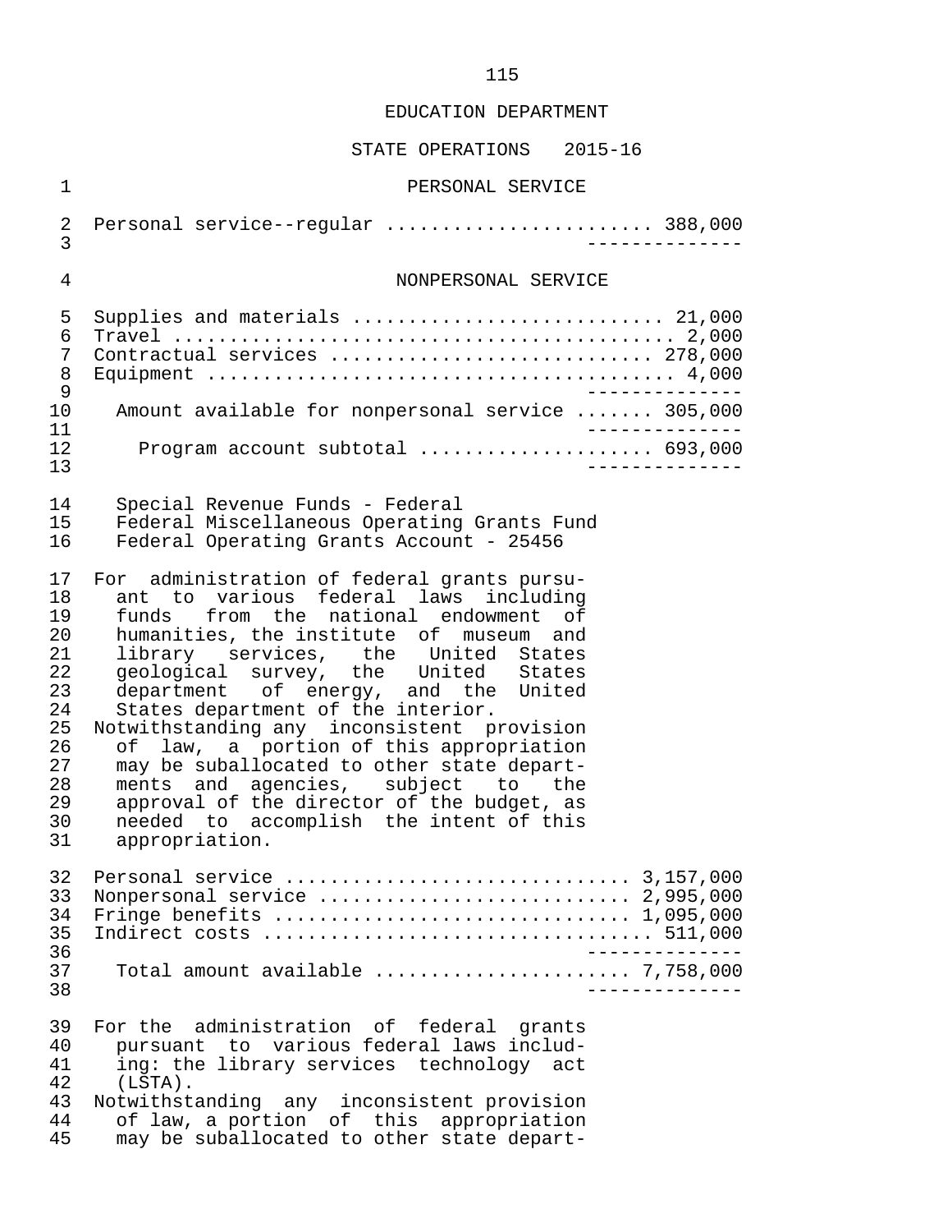EDUCATION DEPARTMENT

STATE OPERATIONS 2015-16

PERSONAL SERVICE

| | |
|---|---|
| Personal service--regular | 388,000 |

NONPERSONAL SERVICE

| | |
|---|---|
| Supplies and materials | 21,000 |
| Travel | 2,000 |
| Contractual services | 278,000 |
| Equipment | 4,000 |
| Amount available for nonpersonal service | 305,000 |
| Program account subtotal | 693,000 |

Special Revenue Funds - Federal
Federal Miscellaneous Operating Grants Fund
Federal Operating Grants Account - 25456

For administration of federal grants pursuant to various federal laws including funds from the national endowment of humanities, the institute of museum and library services, the United States geological survey, the United States department of energy, and the United States department of the interior.

Notwithstanding any inconsistent provision of law, a portion of this appropriation may be suballocated to other state departments and agencies, subject to the approval of the director of the budget, as needed to accomplish the intent of this appropriation.

| | |
|---|---|
| Personal service | 3,157,000 |
| Nonpersonal service | 2,995,000 |
| Fringe benefits | 1,095,000 |
| Indirect costs | 511,000 |
| Total amount available | 7,758,000 |

For the administration of federal grants pursuant to various federal laws including: the library services technology act (LSTA).

Notwithstanding any inconsistent provision of law, a portion of this appropriation may be suballocated to other state depart-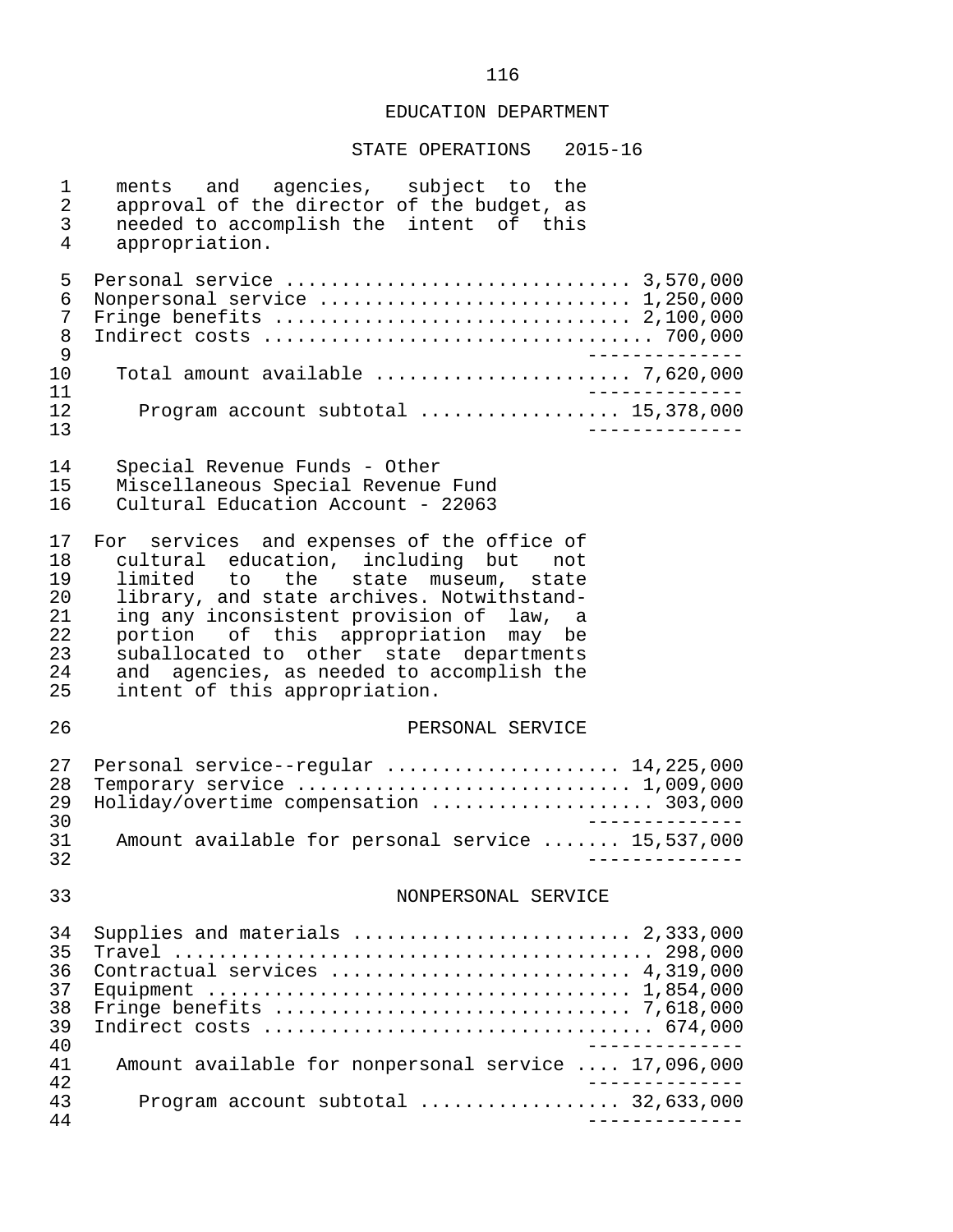ments and agencies, subject to the approval of the director of the budget, as needed to accomplish the intent of this appropriation.

| | |
|---|---|
| Personal service | 3,570,000 |
| Nonpersonal service | 1,250,000 |
| Fringe benefits | 2,100,000 |
| Indirect costs | 700,000 |
| Total amount available | 7,620,000 |
| Program account subtotal | 15,378,000 |

Special Revenue Funds - Other
Miscellaneous Special Revenue Fund
Cultural Education Account - 22063

For services and expenses of the office of cultural education, including but not limited to the state museum, state library, and state archives. Notwithstanding any inconsistent provision of law, a portion of this appropriation may be suballocated to other state departments and agencies, as needed to accomplish the intent of this appropriation.

PERSONAL SERVICE

| | |
|---|---|
| Personal service--regular | 14,225,000 |
| Temporary service | 1,009,000 |
| Holiday/overtime compensation | 303,000 |
| Amount available for personal service | 15,537,000 |

NONPERSONAL SERVICE

| | |
|---|---|
| Supplies and materials | 2,333,000 |
| Travel | 298,000 |
| Contractual services | 4,319,000 |
| Equipment | 1,854,000 |
| Fringe benefits | 7,618,000 |
| Indirect costs | 674,000 |
| Amount available for nonpersonal service | 17,096,000 |
| Program account subtotal | 32,633,000 |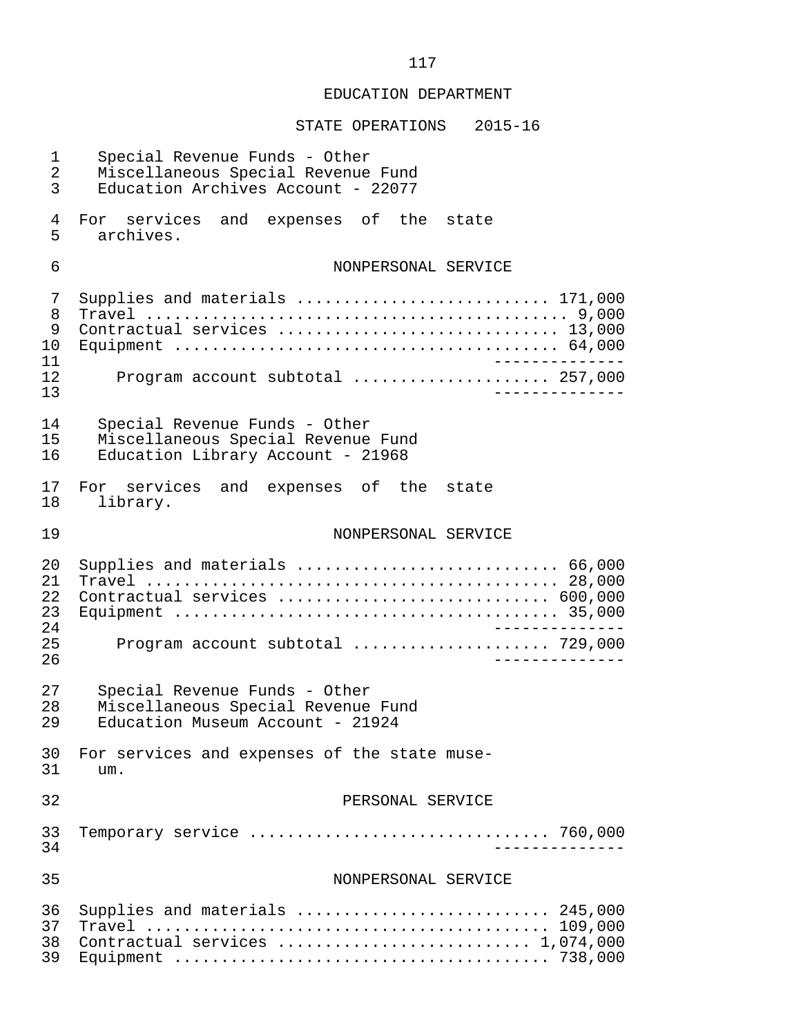EDUCATION DEPARTMENT

STATE OPERATIONS 2015-16

Special Revenue Funds - Other
Miscellaneous Special Revenue Fund
Education Archives Account - 22077

For services and expenses of the state archives.

NONPERSONAL SERVICE

| | |
|---|---|
| Supplies and materials | 171,000 |
| Travel | 9,000 |
| Contractual services | 13,000 |
| Equipment | 64,000 |
| Program account subtotal | 257,000 |

Special Revenue Funds - Other
Miscellaneous Special Revenue Fund
Education Library Account - 21968

For services and expenses of the state library.

NONPERSONAL SERVICE

| | |
|---|---|
| Supplies and materials | 66,000 |
| Travel | 28,000 |
| Contractual services | 600,000 |
| Equipment | 35,000 |
| Program account subtotal | 729,000 |

Special Revenue Funds - Other
Miscellaneous Special Revenue Fund
Education Museum Account - 21924

For services and expenses of the state museum.

PERSONAL SERVICE

| | |
|---|---|
| Temporary service | 760,000 |

NONPERSONAL SERVICE

| | |
|---|---|
| Supplies and materials | 245,000 |
| Travel | 109,000 |
| Contractual services | 1,074,000 |
| Equipment | 738,000 |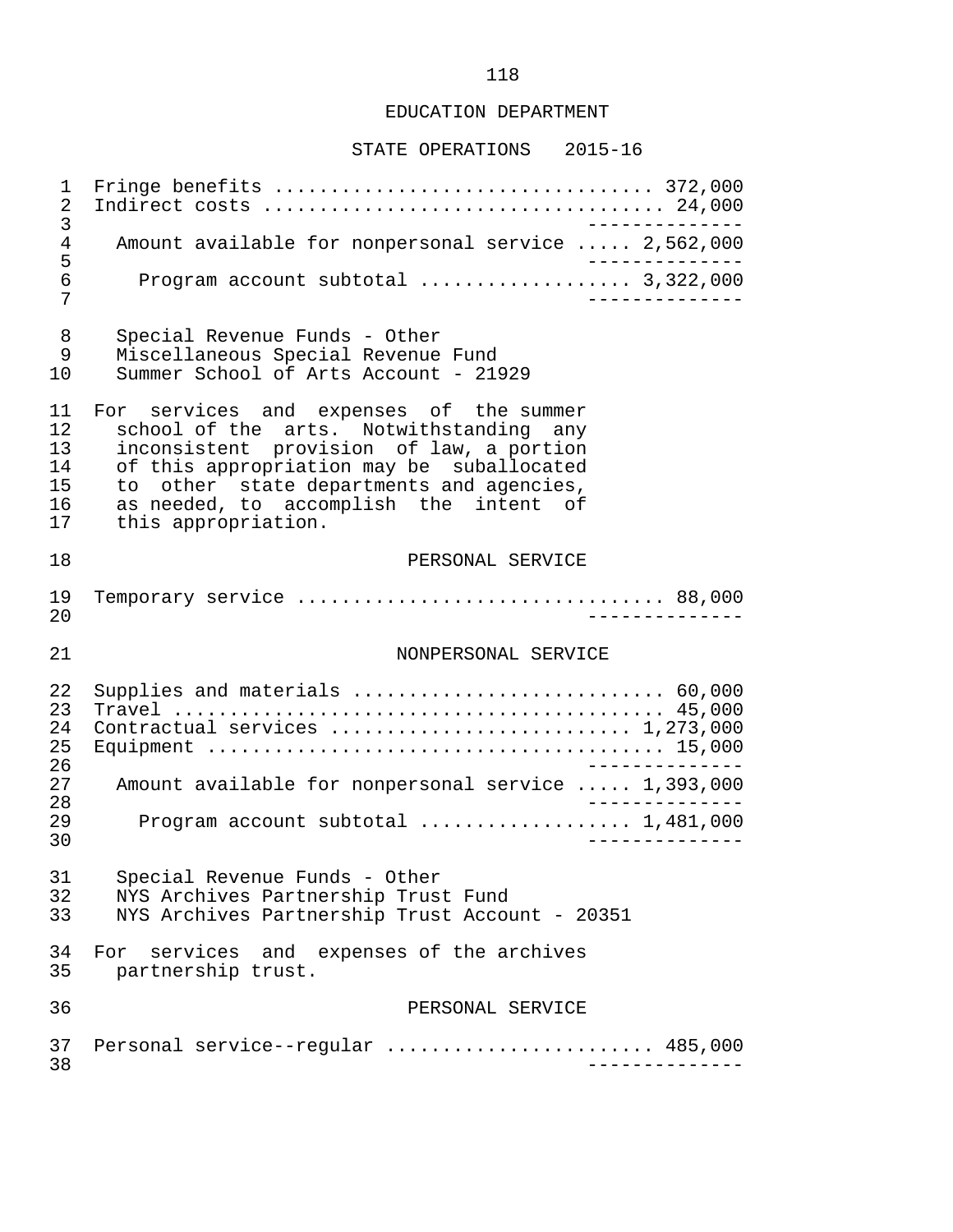Fringe benefits ................................. 372,000
Indirect costs .................................. 24,000

Amount available for nonpersonal service ..... 2,562,000

Program account subtotal .................. 3,322,000

Special Revenue Funds - Other
Miscellaneous Special Revenue Fund
Summer School of Arts Account - 21929

For services and expenses of the summer school of the arts. Notwithstanding any inconsistent provision of law, a portion of this appropriation may be suballocated to other state departments and agencies, as needed, to accomplish the intent of this appropriation.

PERSONAL SERVICE

Temporary service ................................ 88,000

NONPERSONAL SERVICE

Supplies and materials ........................... 60,000
Travel ........................................... 45,000
Contractual services .......................... 1,273,000
Equipment ........................................ 15,000

Amount available for nonpersonal service ..... 1,393,000

Program account subtotal .................. 1,481,000

Special Revenue Funds - Other
NYS Archives Partnership Trust Fund
NYS Archives Partnership Trust Account - 20351

For services and expenses of the archives partnership trust.

PERSONAL SERVICE

Personal service--regular ....................... 485,000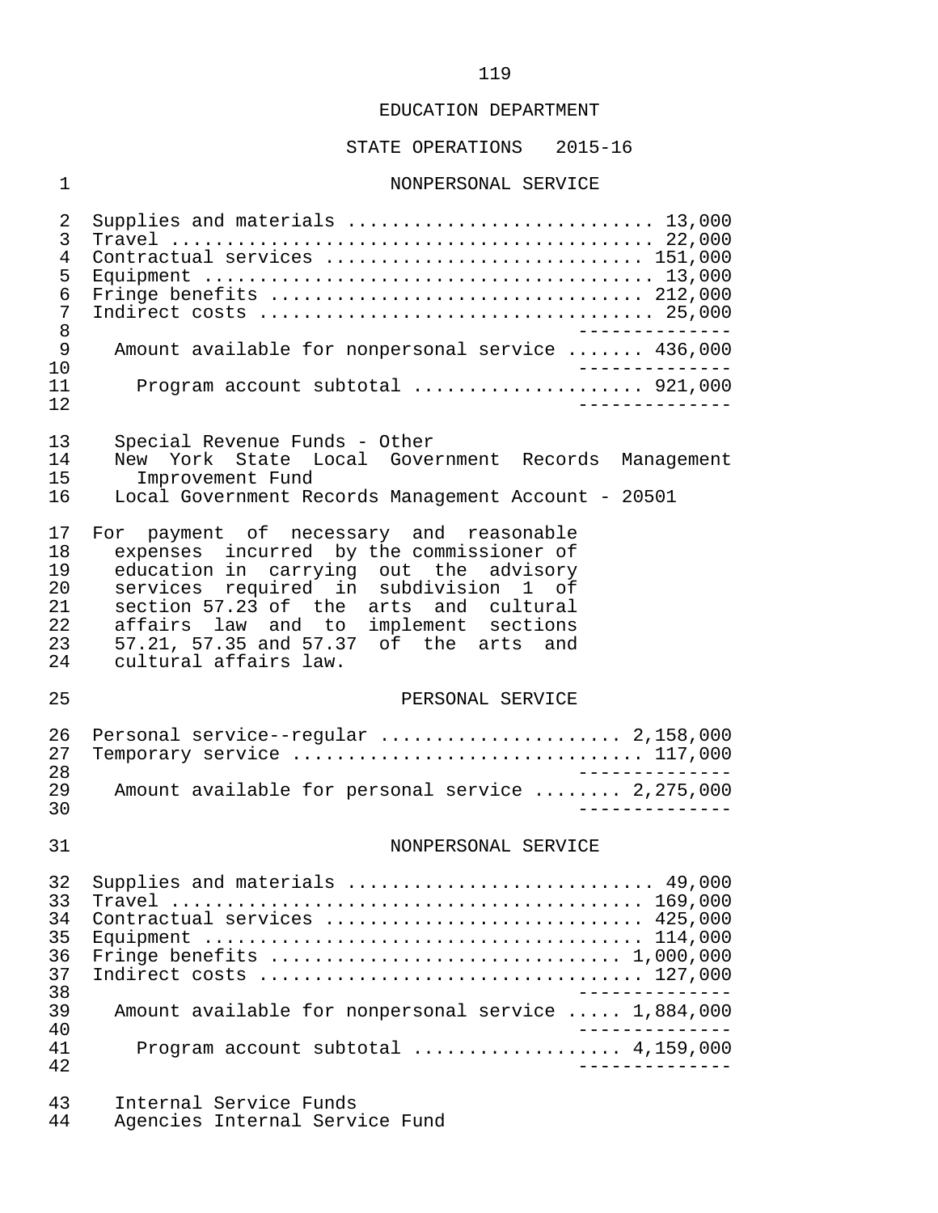EDUCATION DEPARTMENT

STATE OPERATIONS 2015-16

NONPERSONAL SERVICE

| | |
|---|---|
| Supplies and materials | 13,000 |
| Travel | 22,000 |
| Contractual services | 151,000 |
| Equipment | 13,000 |
| Fringe benefits | 212,000 |
| Indirect costs | 25,000 |
| Amount available for nonpersonal service | 436,000 |
| Program account subtotal | 921,000 |

Special Revenue Funds - Other
New York State Local Government Records Management Improvement Fund
Local Government Records Management Account - 20501

For payment of necessary and reasonable expenses incurred by the commissioner of education in carrying out the advisory services required in subdivision 1 of section 57.23 of the arts and cultural affairs law and to implement sections 57.21, 57.35 and 57.37 of the arts and cultural affairs law.

PERSONAL SERVICE

| | |
|---|---|
| Personal service--regular | 2,158,000 |
| Temporary service | 117,000 |
| Amount available for personal service | 2,275,000 |

NONPERSONAL SERVICE

| | |
|---|---|
| Supplies and materials | 49,000 |
| Travel | 169,000 |
| Contractual services | 425,000 |
| Equipment | 114,000 |
| Fringe benefits | 1,000,000 |
| Indirect costs | 127,000 |
| Amount available for nonpersonal service | 1,884,000 |
| Program account subtotal | 4,159,000 |

Internal Service Funds
Agencies Internal Service Fund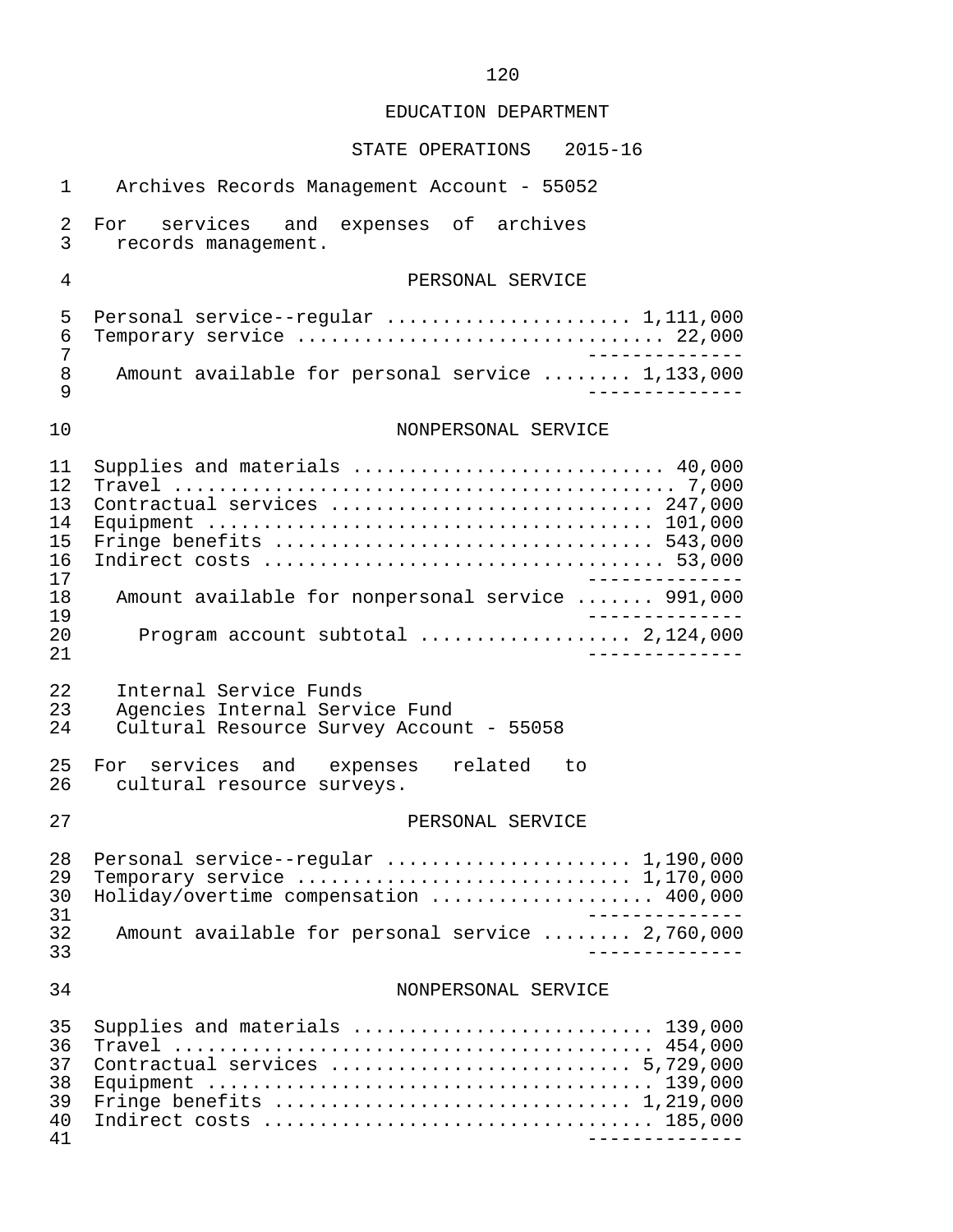EDUCATION DEPARTMENT

STATE OPERATIONS 2015-16

Archives Records Management Account - 55052

For services and expenses of archives records management.

PERSONAL SERVICE

| | |
|---|---|
| Personal service--regular | 1,111,000 |
| Temporary service | 22,000 |
| Amount available for personal service | 1,133,000 |

NONPERSONAL SERVICE

| | |
|---|---|
| Supplies and materials | 40,000 |
| Travel | 7,000 |
| Contractual services | 247,000 |
| Equipment | 101,000 |
| Fringe benefits | 543,000 |
| Indirect costs | 53,000 |
| Amount available for nonpersonal service | 991,000 |
| Program account subtotal | 2,124,000 |

Internal Service Funds
Agencies Internal Service Fund
Cultural Resource Survey Account - 55058

For services and expenses related to cultural resource surveys.

PERSONAL SERVICE

| | |
|---|---|
| Personal service--regular | 1,190,000 |
| Temporary service | 1,170,000 |
| Holiday/overtime compensation | 400,000 |
| Amount available for personal service | 2,760,000 |

NONPERSONAL SERVICE

| | |
|---|---|
| Supplies and materials | 139,000 |
| Travel | 454,000 |
| Contractual services | 5,729,000 |
| Equipment | 139,000 |
| Fringe benefits | 1,219,000 |
| Indirect costs | 185,000 |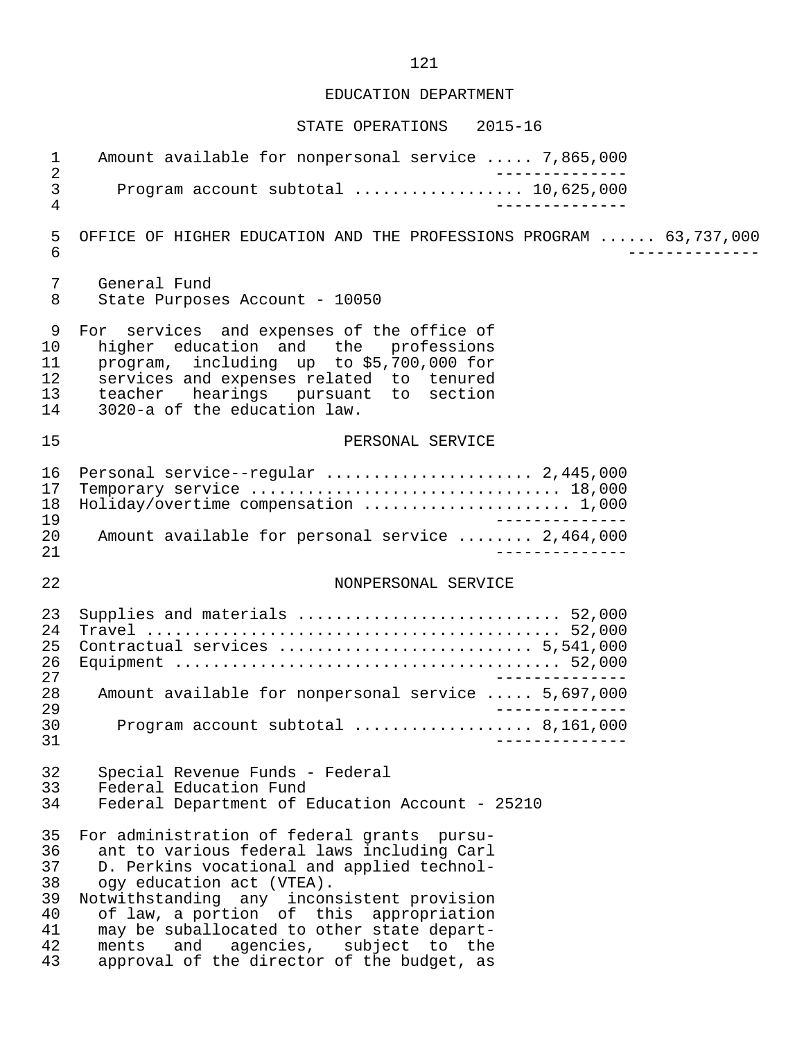EDUCATION DEPARTMENT

STATE OPERATIONS 2015-16

| | |
|---|---|
| Amount available for nonpersonal service | 7,865,000 |
| Program account subtotal | 10,625,000 |

OFFICE OF HIGHER EDUCATION AND THE PROFESSIONS PROGRAM ...... 63,737,000

General Fund
State Purposes Account - 10050

For services and expenses of the office of higher education and the professions program, including up to $5,700,000 for services and expenses related to tenured teacher hearings pursuant to section 3020-a of the education law.

PERSONAL SERVICE

| | |
|---|---|
| Personal service--regular | 2,445,000 |
| Temporary service | 18,000 |
| Holiday/overtime compensation | 1,000 |
| Amount available for personal service | 2,464,000 |

NONPERSONAL SERVICE

| | |
|---|---|
| Supplies and materials | 52,000 |
| Travel | 52,000 |
| Contractual services | 5,541,000 |
| Equipment | 52,000 |
| Amount available for nonpersonal service | 5,697,000 |
| Program account subtotal | 8,161,000 |

Special Revenue Funds - Federal
Federal Education Fund
Federal Department of Education Account - 25210

For administration of federal grants pursuant to various federal laws including Carl D. Perkins vocational and applied technology education act (VTEA).
Notwithstanding any inconsistent provision of law, a portion of this appropriation may be suballocated to other state departments and agencies, subject to the approval of the director of the budget, as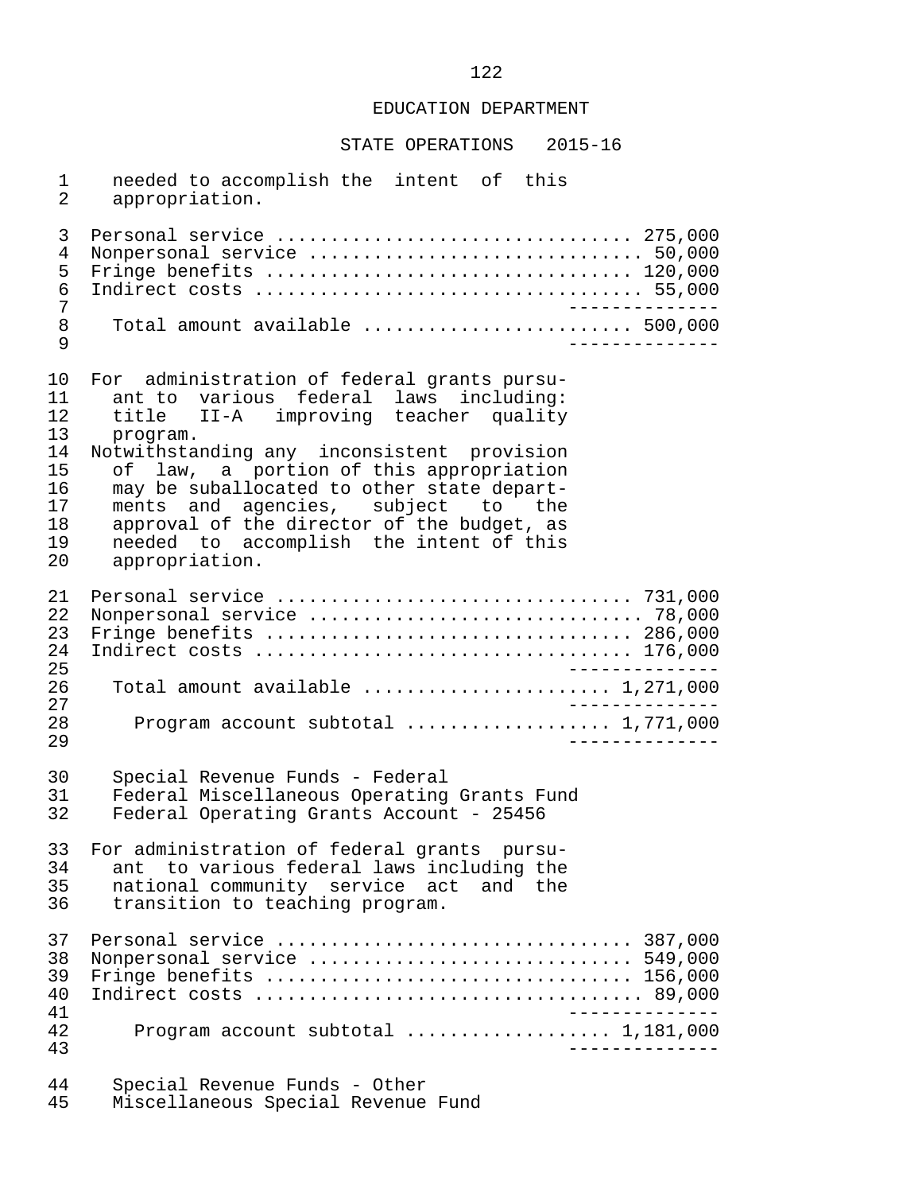needed to accomplish the intent of this appropriation.

| | |
|---|---|
| Personal service | 275,000 |
| Nonpersonal service | 50,000 |
| Fringe benefits | 120,000 |
| Indirect costs | 55,000 |
| Total amount available | 500,000 |

For administration of federal grants pursuant to various federal laws including: title II-A improving teacher quality program.

Notwithstanding any inconsistent provision of law, a portion of this appropriation may be suballocated to other state departments and agencies, subject to the approval of the director of the budget, as needed to accomplish the intent of this appropriation.

| | |
|---|---|
| Personal service | 731,000 |
| Nonpersonal service | 78,000 |
| Fringe benefits | 286,000 |
| Indirect costs | 176,000 |
| Total amount available | 1,271,000 |
| Program account subtotal | 1,771,000 |

Special Revenue Funds - Federal
Federal Miscellaneous Operating Grants Fund
Federal Operating Grants Account - 25456

For administration of federal grants pursuant to various federal laws including the national community service act and the transition to teaching program.

| | |
|---|---|
| Personal service | 387,000 |
| Nonpersonal service | 549,000 |
| Fringe benefits | 156,000 |
| Indirect costs | 89,000 |
| Program account subtotal | 1,181,000 |

Special Revenue Funds - Other
Miscellaneous Special Revenue Fund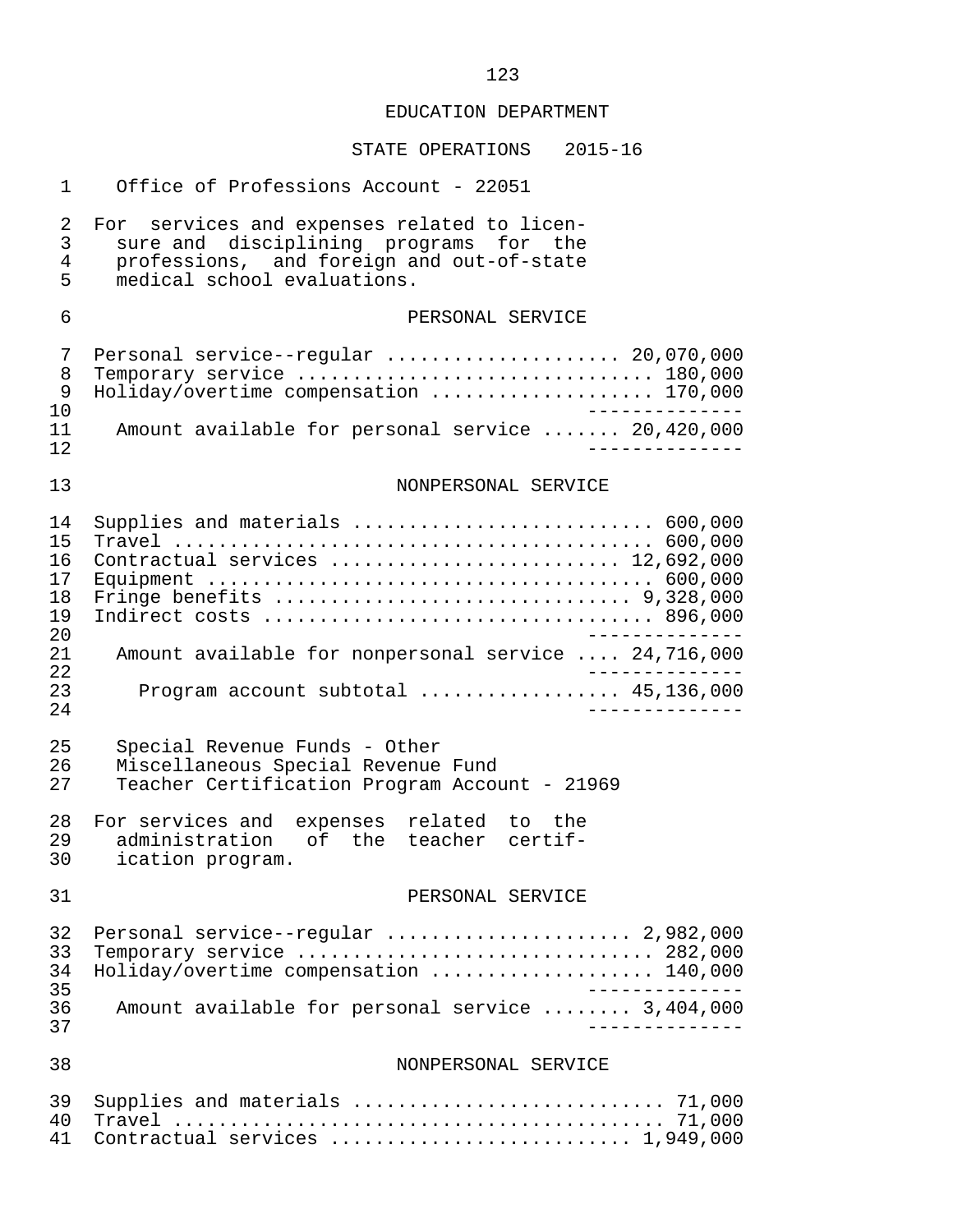EDUCATION DEPARTMENT

STATE OPERATIONS 2015-16

Office of Professions Account - 22051

For services and expenses related to licensure and disciplining programs for the professions, and foreign and out-of-state medical school evaluations.

PERSONAL SERVICE

| Item | Amount |
|---|---|
| Personal service--regular | 20,070,000 |
| Temporary service | 180,000 |
| Holiday/overtime compensation | 170,000 |
| Amount available for personal service | 20,420,000 |

NONPERSONAL SERVICE

| Item | Amount |
|---|---|
| Supplies and materials | 600,000 |
| Travel | 600,000 |
| Contractual services | 12,692,000 |
| Equipment | 600,000 |
| Fringe benefits | 9,328,000 |
| Indirect costs | 896,000 |
| Amount available for nonpersonal service | 24,716,000 |
| Program account subtotal | 45,136,000 |

Special Revenue Funds - Other
Miscellaneous Special Revenue Fund
Teacher Certification Program Account - 21969

For services and expenses related to the administration of the teacher certification program.

PERSONAL SERVICE

| Item | Amount |
|---|---|
| Personal service--regular | 2,982,000 |
| Temporary service | 282,000 |
| Holiday/overtime compensation | 140,000 |
| Amount available for personal service | 3,404,000 |

NONPERSONAL SERVICE

| Item | Amount |
|---|---|
| Supplies and materials | 71,000 |
| Travel | 71,000 |
| Contractual services | 1,949,000 |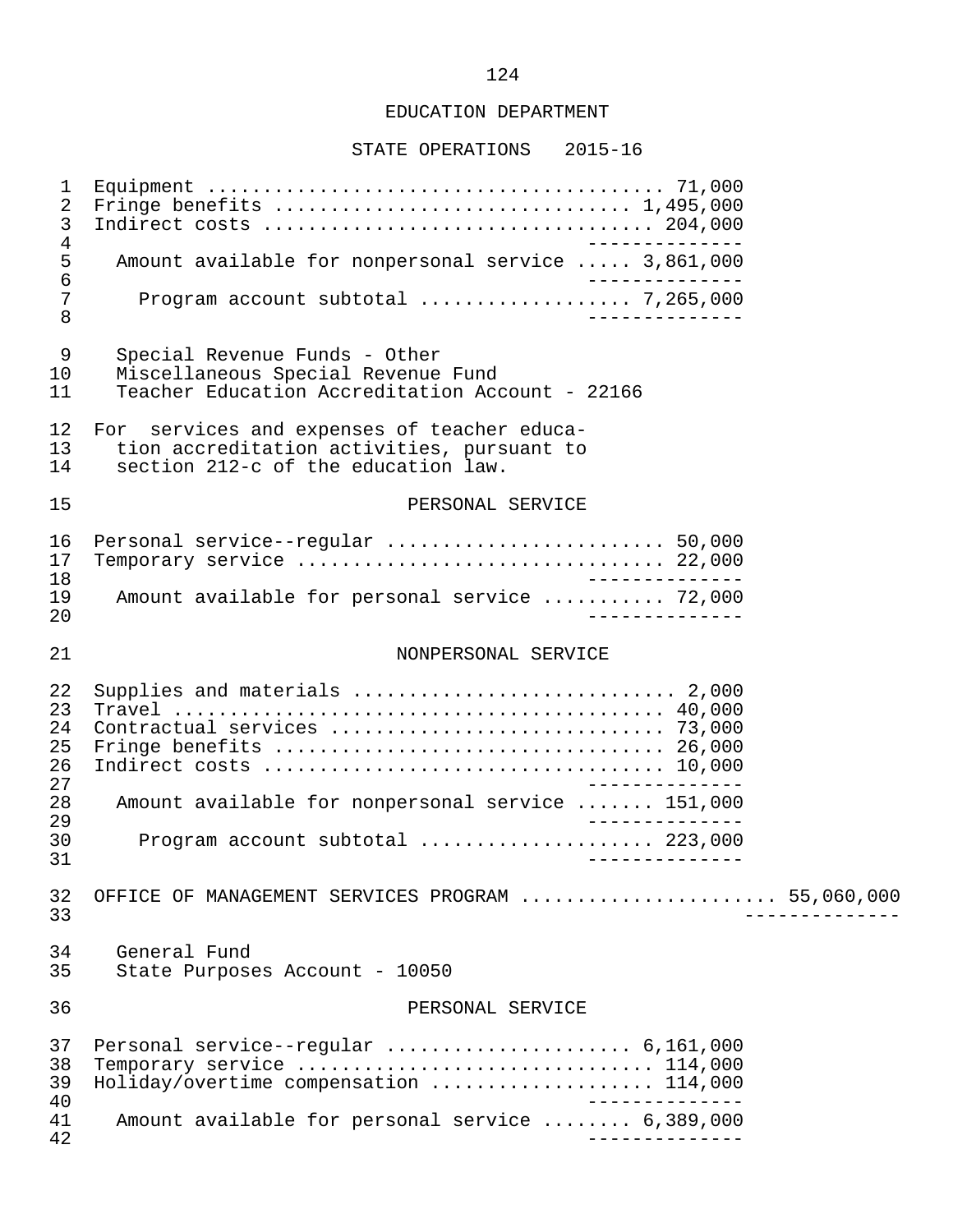## EDUCATION DEPARTMENT

### STATE OPERATIONS 2015-16

```
 1  Equipment ......................................... 71,000
 2  Fringe benefits ............................... 1,495,000
 3  Indirect costs ................................. 204,000
 4                                            --------------
 5    Amount available for nonpersonal service ..... 3,861,000
 6                                            --------------
 7      Program account subtotal .................. 7,265,000
 8                                            --------------

 9    Special Revenue Funds - Other
10    Miscellaneous Special Revenue Fund
11    Teacher Education Accreditation Account - 22166

12  For  services and expenses of teacher educa-
13    tion accreditation activities, pursuant to
14    section 212-c of the education law.

15                           PERSONAL SERVICE

16  Personal service--regular ........................ 50,000
17  Temporary service ................................ 22,000
18                                            --------------
19    Amount available for personal service ........... 72,000
20                                            --------------

21                          NONPERSONAL SERVICE

22  Supplies and materials ............................ 2,000
23  Travel ........................................... 40,000
24  Contractual services ............................. 73,000
25  Fringe benefits .................................. 26,000
26  Indirect costs ................................... 10,000
27                                            --------------
28    Amount available for nonpersonal service ....... 151,000
29                                            --------------
30      Program account subtotal .................... 223,000
31                                            --------------

32  OFFICE OF MANAGEMENT SERVICES PROGRAM ...................... 55,060,000
33                                                           --------------

34    General Fund
35    State Purposes Account - 10050

36                           PERSONAL SERVICE

37  Personal service--regular ..................... 6,161,000
38  Temporary service ............................... 114,000
39  Holiday/overtime compensation ................... 114,000
40                                            --------------
41    Amount available for personal service ........ 6,389,000
42                                            --------------
```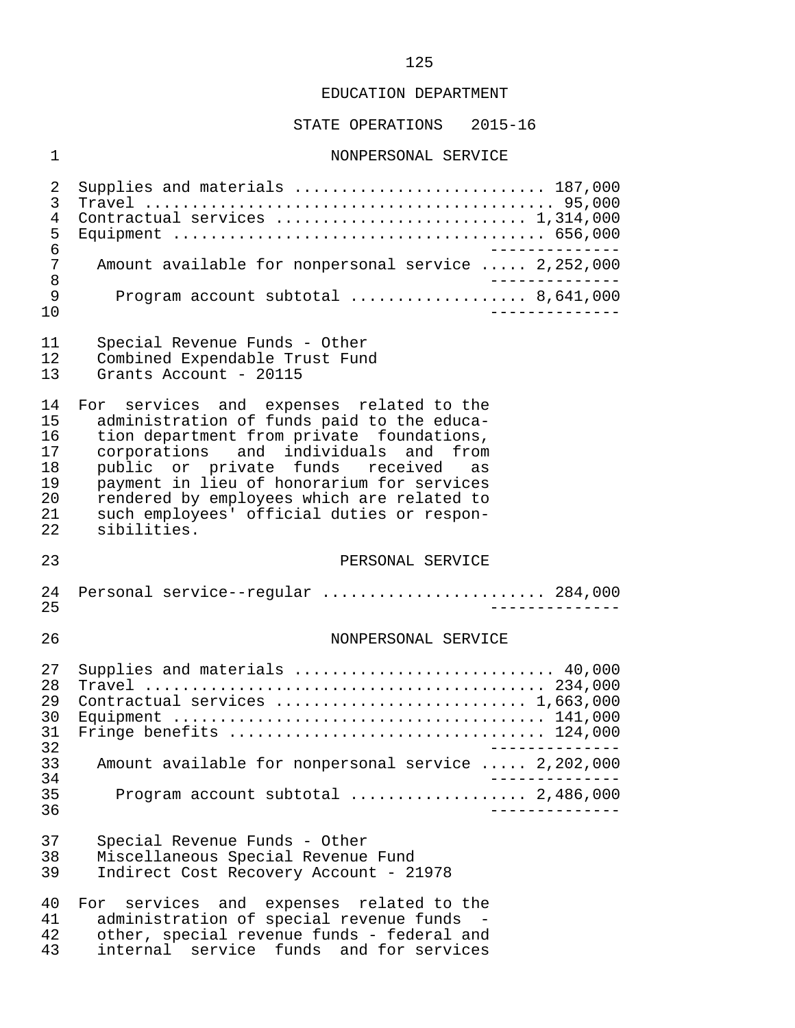EDUCATION DEPARTMENT

STATE OPERATIONS 2015-16

NONPERSONAL SERVICE

| | |
|---|---|
| Supplies and materials | 187,000 |
| Travel | 95,000 |
| Contractual services | 1,314,000 |
| Equipment | 656,000 |
| Amount available for nonpersonal service | 2,252,000 |
| Program account subtotal | 8,641,000 |

Special Revenue Funds - Other
Combined Expendable Trust Fund
Grants Account - 20115

For services and expenses related to the administration of funds paid to the education department from private foundations, corporations and individuals and from public or private funds received as payment in lieu of honorarium for services rendered by employees which are related to such employees' official duties or responsibilities.

PERSONAL SERVICE

| | |
|---|---|
| Personal service--regular | 284,000 |

NONPERSONAL SERVICE

| | |
|---|---|
| Supplies and materials | 40,000 |
| Travel | 234,000 |
| Contractual services | 1,663,000 |
| Equipment | 141,000 |
| Fringe benefits | 124,000 |
| Amount available for nonpersonal service | 2,202,000 |
| Program account subtotal | 2,486,000 |

Special Revenue Funds - Other
Miscellaneous Special Revenue Fund
Indirect Cost Recovery Account - 21978

For services and expenses related to the administration of special revenue funds - other, special revenue funds - federal and internal service funds and for services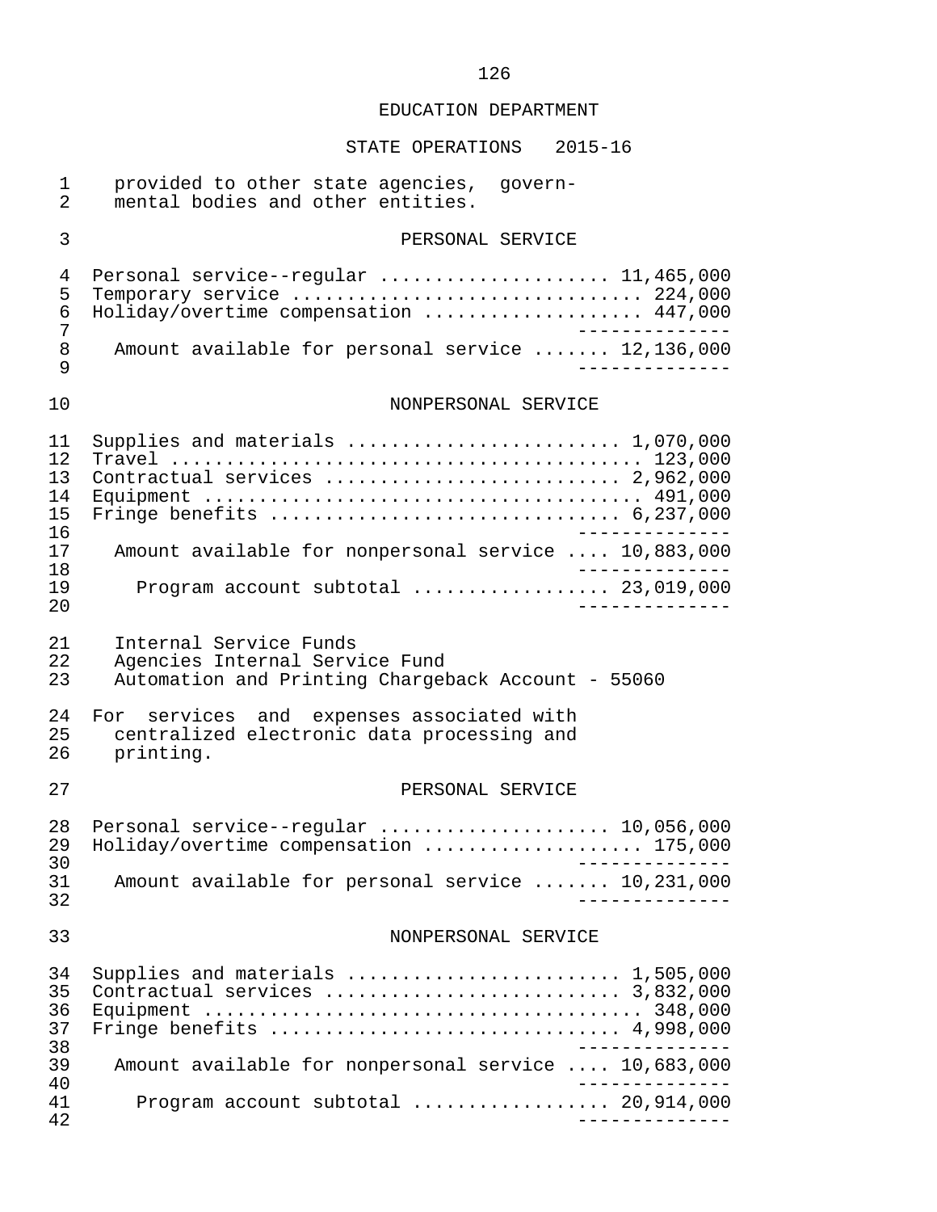EDUCATION DEPARTMENT

STATE OPERATIONS 2015-16

provided to other state agencies, governmental bodies and other entities.

### PERSONAL SERVICE

| | |
|---|---:|
| Personal service--regular | 11,465,000 |
| Temporary service | 224,000 |
| Holiday/overtime compensation | 447,000 |
| Amount available for personal service | 12,136,000 |

### NONPERSONAL SERVICE

| | |
|---|---:|
| Supplies and materials | 1,070,000 |
| Travel | 123,000 |
| Contractual services | 2,962,000 |
| Equipment | 491,000 |
| Fringe benefits | 6,237,000 |
| Amount available for nonpersonal service | 10,883,000 |
| Program account subtotal | 23,019,000 |

Internal Service Funds
Agencies Internal Service Fund
Automation and Printing Chargeback Account - 55060

For services and expenses associated with centralized electronic data processing and printing.

### PERSONAL SERVICE

| | |
|---|---:|
| Personal service--regular | 10,056,000 |
| Holiday/overtime compensation | 175,000 |
| Amount available for personal service | 10,231,000 |

### NONPERSONAL SERVICE

| | |
|---|---:|
| Supplies and materials | 1,505,000 |
| Contractual services | 3,832,000 |
| Equipment | 348,000 |
| Fringe benefits | 4,998,000 |
| Amount available for nonpersonal service | 10,683,000 |
| Program account subtotal | 20,914,000 |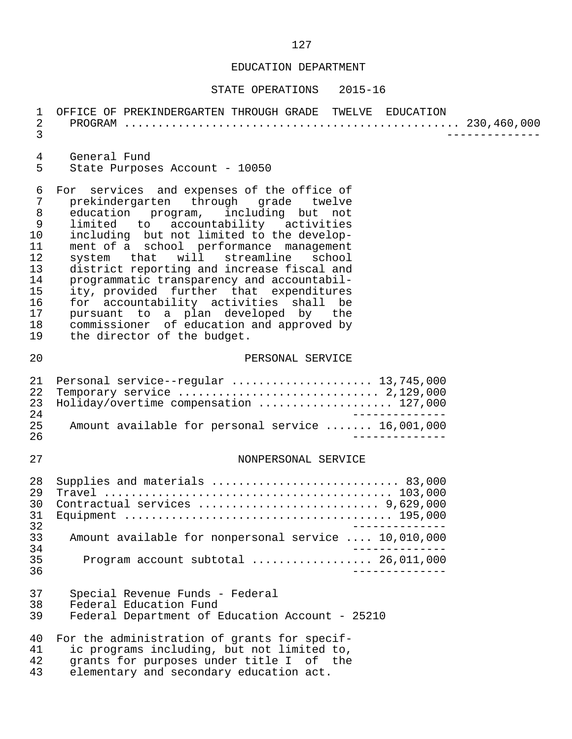# EDUCATION DEPARTMENT

## STATE OPERATIONS 2015-16

OFFICE OF PREKINDERGARTEN THROUGH GRADE TWELVE EDUCATION PROGRAM ................................................ 230,460,000

General Fund
State Purposes Account - 10050

For services and expenses of the office of prekindergarten through grade twelve education program, including but not limited to accountability activities including but not limited to the development of a school performance management system that will streamline school district reporting and increase fiscal and programmatic transparency and accountability, provided further that expenditures for accountability activities shall be pursuant to a plan developed by the commissioner of education and approved by the director of the budget.

### PERSONAL SERVICE

| Item | Amount |
|---|---|
| Personal service--regular | 13,745,000 |
| Temporary service | 2,129,000 |
| Holiday/overtime compensation | 127,000 |
| Amount available for personal service | 16,001,000 |

### NONPERSONAL SERVICE

| Item | Amount |
|---|---|
| Supplies and materials | 83,000 |
| Travel | 103,000 |
| Contractual services | 9,629,000 |
| Equipment | 195,000 |
| Amount available for nonpersonal service | 10,010,000 |
| Program account subtotal | 26,011,000 |

Special Revenue Funds - Federal
Federal Education Fund
Federal Department of Education Account - 25210

For the administration of grants for specific programs including, but not limited to, grants for purposes under title I of the elementary and secondary education act.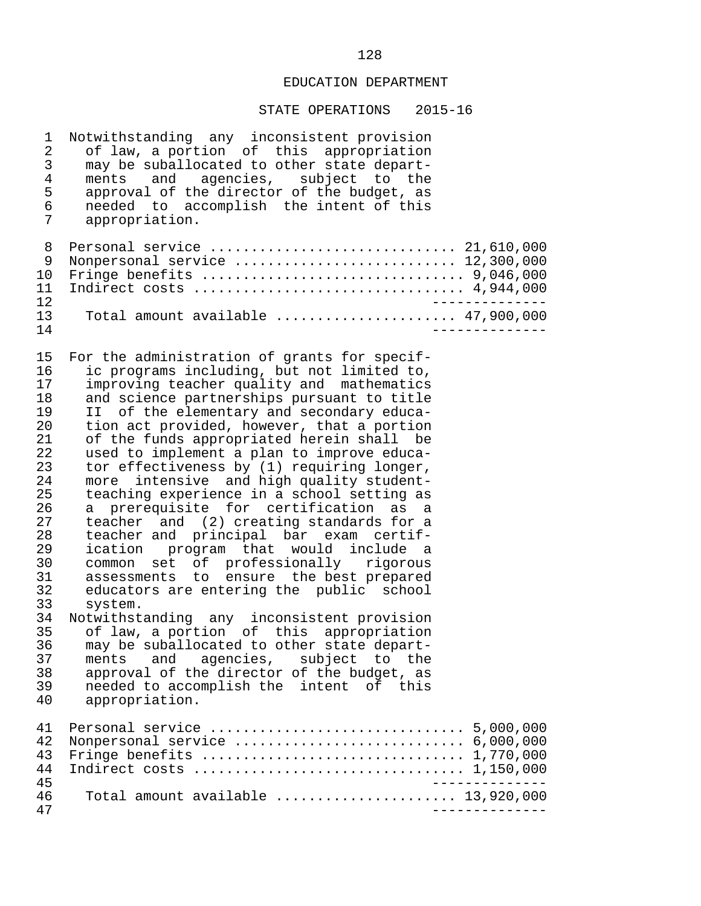## EDUCATION DEPARTMENT

### STATE OPERATIONS 2015-16

Notwithstanding any inconsistent provision of law, a portion of this appropriation may be suballocated to other state departments and agencies, subject to the approval of the director of the budget, as needed to accomplish the intent of this appropriation.

| | |
|---|---|
| Personal service | 21,610,000 |
| Nonpersonal service | 12,300,000 |
| Fringe benefits | 9,046,000 |
| Indirect costs | 4,944,000 |
| Total amount available | 47,900,000 |

For the administration of grants for specific programs including, but not limited to, improving teacher quality and mathematics and science partnerships pursuant to title II of the elementary and secondary education act provided, however, that a portion of the funds appropriated herein shall be used to implement a plan to improve educator effectiveness by (1) requiring longer, more intensive and high quality student-teaching experience in a school setting as a prerequisite for certification as a teacher and (2) creating standards for a teacher and principal bar exam certification program that would include a common set of professionally rigorous assessments to ensure the best prepared educators are entering the public school system.

Notwithstanding any inconsistent provision of law, a portion of this appropriation may be suballocated to other state departments and agencies, subject to the approval of the director of the budget, as needed to accomplish the intent of this appropriation.

| | |
|---|---|
| Personal service | 5,000,000 |
| Nonpersonal service | 6,000,000 |
| Fringe benefits | 1,770,000 |
| Indirect costs | 1,150,000 |
| Total amount available | 13,920,000 |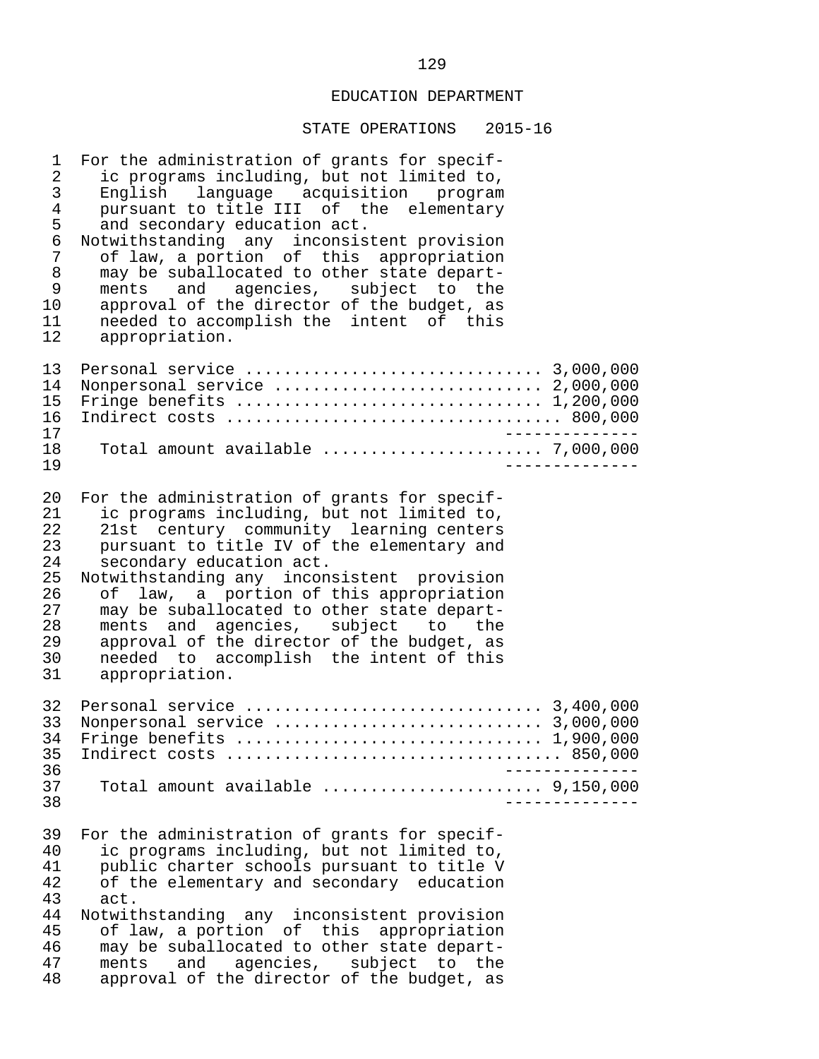EDUCATION DEPARTMENT

STATE OPERATIONS 2015-16

For the administration of grants for specific programs including, but not limited to, English language acquisition program pursuant to title III of the elementary and secondary education act.

Notwithstanding any inconsistent provision of law, a portion of this appropriation may be suballocated to other state departments and agencies, subject to the approval of the director of the budget, as needed to accomplish the intent of this appropriation.

| | |
|---|---|
| Personal service | 3,000,000 |
| Nonpersonal service | 2,000,000 |
| Fringe benefits | 1,200,000 |
| Indirect costs | 800,000 |
| Total amount available | 7,000,000 |

For the administration of grants for specific programs including, but not limited to, 21st century community learning centers pursuant to title IV of the elementary and secondary education act.

Notwithstanding any inconsistent provision of law, a portion of this appropriation may be suballocated to other state departments and agencies, subject to the approval of the director of the budget, as needed to accomplish the intent of this appropriation.

| | |
|---|---|
| Personal service | 3,400,000 |
| Nonpersonal service | 3,000,000 |
| Fringe benefits | 1,900,000 |
| Indirect costs | 850,000 |
| Total amount available | 9,150,000 |

For the administration of grants for specific programs including, but not limited to, public charter schools pursuant to title V of the elementary and secondary education act.

Notwithstanding any inconsistent provision of law, a portion of this appropriation may be suballocated to other state departments and agencies, subject to the approval of the director of the budget, as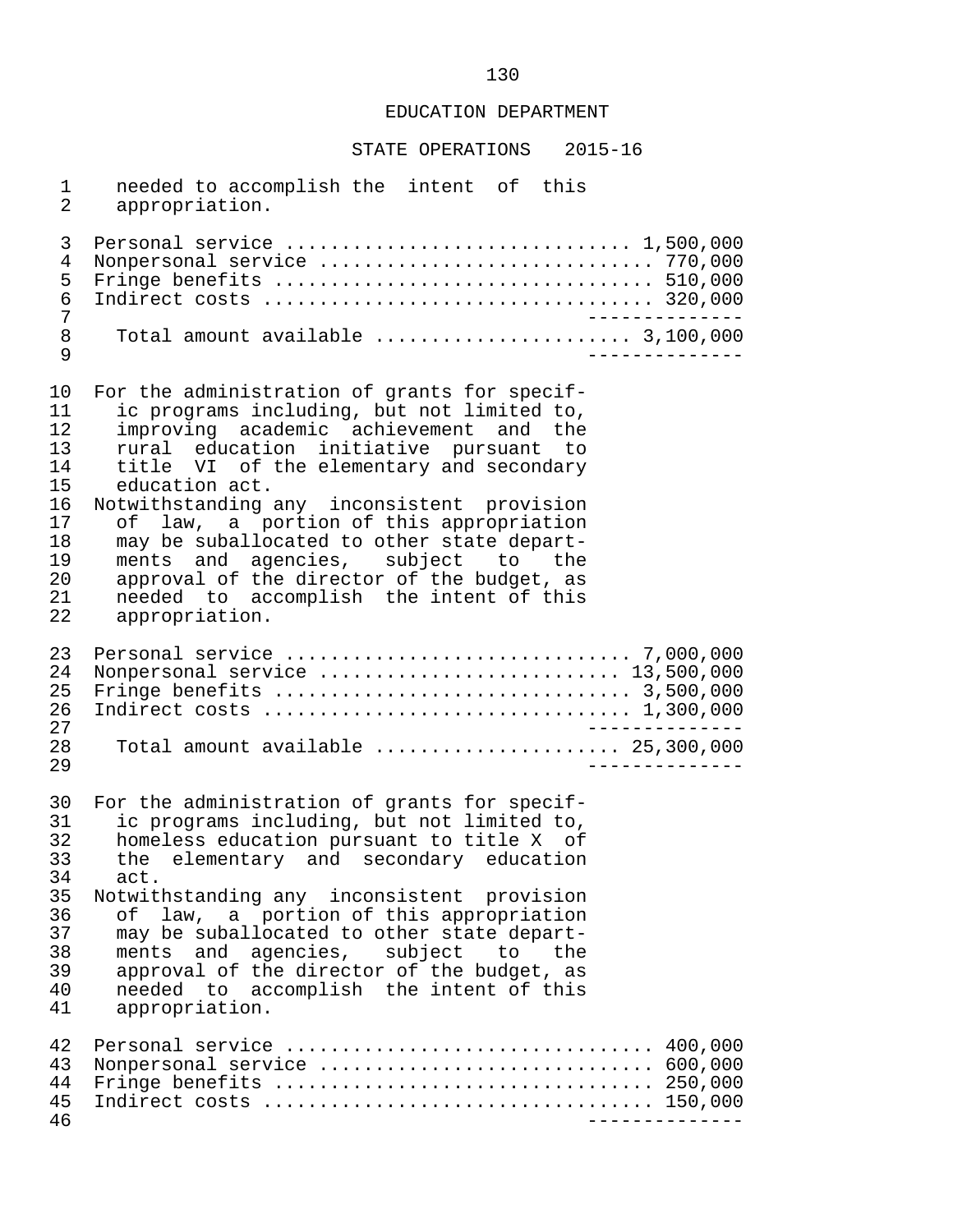# EDUCATION DEPARTMENT

## STATE OPERATIONS 2015-16

needed to accomplish the intent of this appropriation.

| | |
|---|---|
| Personal service | 1,500,000 |
| Nonpersonal service | 770,000 |
| Fringe benefits | 510,000 |
| Indirect costs | 320,000 |
| Total amount available | 3,100,000 |

For the administration of grants for specific programs including, but not limited to, improving academic achievement and the rural education initiative pursuant to title VI of the elementary and secondary education act.

Notwithstanding any inconsistent provision of law, a portion of this appropriation may be suballocated to other state departments and agencies, subject to the approval of the director of the budget, as needed to accomplish the intent of this appropriation.

| | |
|---|---|
| Personal service | 7,000,000 |
| Nonpersonal service | 13,500,000 |
| Fringe benefits | 3,500,000 |
| Indirect costs | 1,300,000 |
| Total amount available | 25,300,000 |

For the administration of grants for specific programs including, but not limited to, homeless education pursuant to title X of the elementary and secondary education act.

Notwithstanding any inconsistent provision of law, a portion of this appropriation may be suballocated to other state departments and agencies, subject to the approval of the director of the budget, as needed to accomplish the intent of this appropriation.

| | |
|---|---|
| Personal service | 400,000 |
| Nonpersonal service | 600,000 |
| Fringe benefits | 250,000 |
| Indirect costs | 150,000 |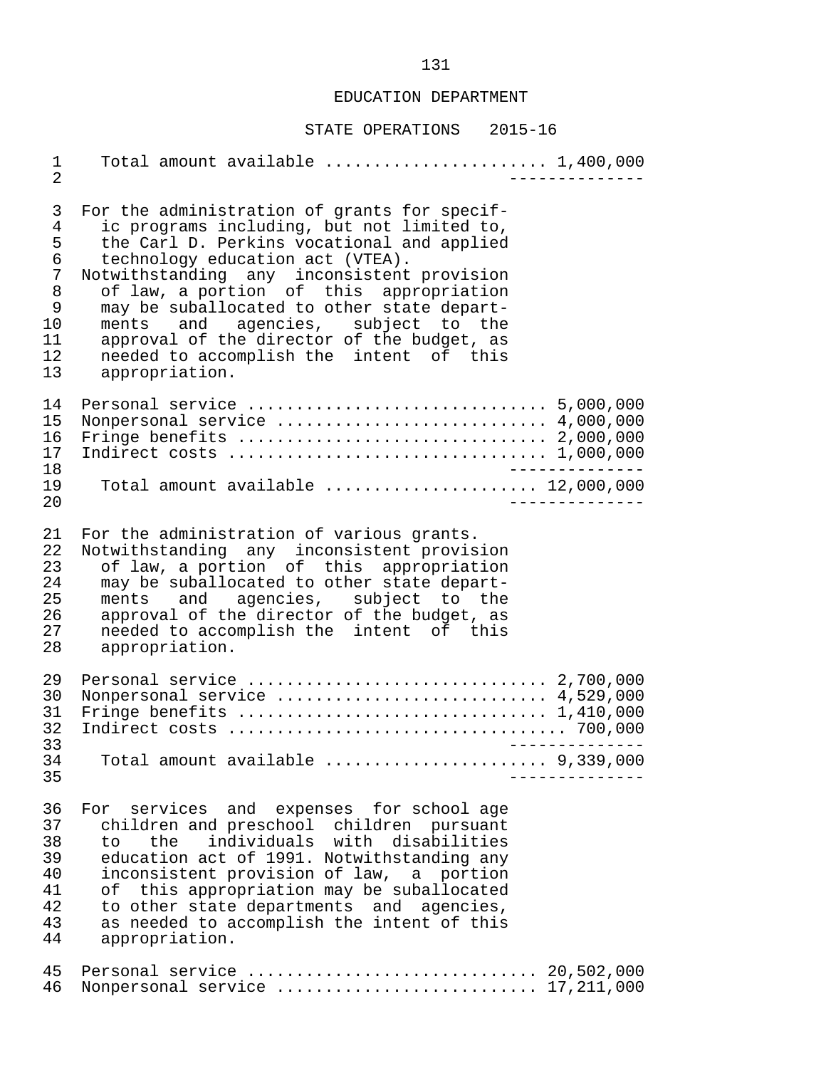Total amount available ...................... 1,400,000

--------------

For the administration of grants for specific programs including, but not limited to, the Carl D. Perkins vocational and applied technology education act (VTEA). Notwithstanding any inconsistent provision of law, a portion of this appropriation may be suballocated to other state departments and agencies, subject to the approval of the director of the budget, as needed to accomplish the intent of this appropriation.

| | |
|---|---|
| Personal service | 5,000,000 |
| Nonpersonal service | 4,000,000 |
| Fringe benefits | 2,000,000 |
| Indirect costs | 1,000,000 |
| Total amount available | 12,000,000 |

For the administration of various grants. Notwithstanding any inconsistent provision of law, a portion of this appropriation may be suballocated to other state departments and agencies, subject to the approval of the director of the budget, as needed to accomplish the intent of this appropriation.

| | |
|---|---|
| Personal service | 2,700,000 |
| Nonpersonal service | 4,529,000 |
| Fringe benefits | 1,410,000 |
| Indirect costs | 700,000 |
| Total amount available | 9,339,000 |

For services and expenses for school age children and preschool children pursuant to the individuals with disabilities education act of 1991. Notwithstanding any inconsistent provision of law, a portion of this appropriation may be suballocated to other state departments and agencies, as needed to accomplish the intent of this appropriation.

| | |
|---|---|
| Personal service | 20,502,000 |
| Nonpersonal service | 17,211,000 |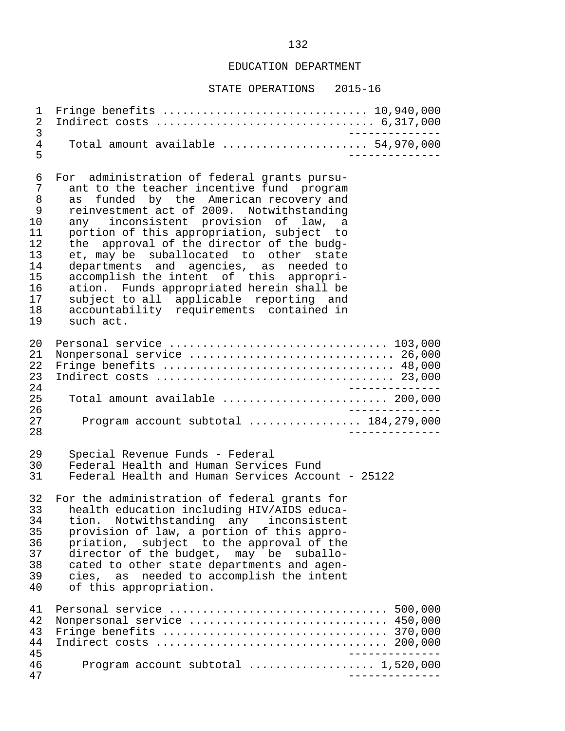## EDUCATION DEPARTMENT

### STATE OPERATIONS 2015-16

| | |
|---|---|
| Fringe benefits | 10,940,000 |
| Indirect costs | 6,317,000 |
| Total amount available | 54,970,000 |

For administration of federal grants pursuant to the teacher incentive fund program as funded by the American recovery and reinvestment act of 2009. Notwithstanding any inconsistent provision of law, a portion of this appropriation, subject to the approval of the director of the budget, may be suballocated to other state departments and agencies, as needed to accomplish the intent of this appropriation. Funds appropriated herein shall be subject to all applicable reporting and accountability requirements contained in such act.

| | |
|---|---|
| Personal service | 103,000 |
| Nonpersonal service | 26,000 |
| Fringe benefits | 48,000 |
| Indirect costs | 23,000 |
| Total amount available | 200,000 |
| Program account subtotal | 184,279,000 |

Special Revenue Funds - Federal
Federal Health and Human Services Fund
Federal Health and Human Services Account - 25122

For the administration of federal grants for health education including HIV/AIDS education. Notwithstanding any inconsistent provision of law, a portion of this appropriation, subject to the approval of the director of the budget, may be suballocated to other state departments and agencies, as needed to accomplish the intent of this appropriation.

| | |
|---|---|
| Personal service | 500,000 |
| Nonpersonal service | 450,000 |
| Fringe benefits | 370,000 |
| Indirect costs | 200,000 |
| Program account subtotal | 1,520,000 |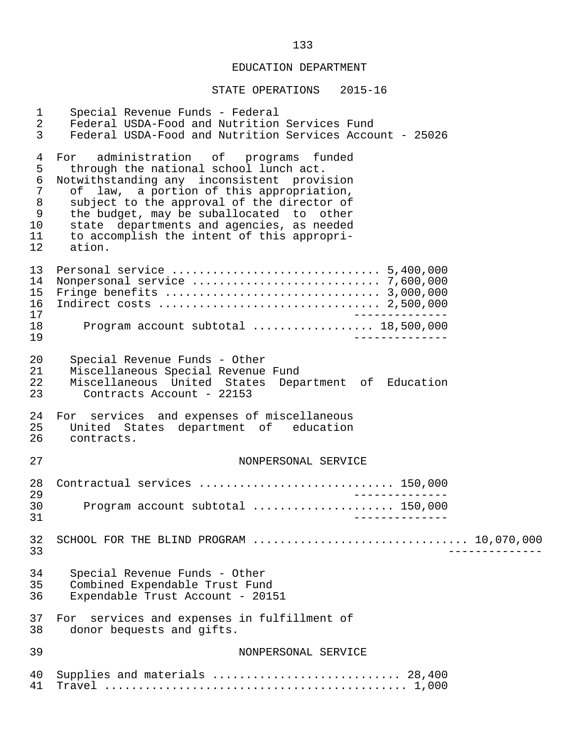EDUCATION DEPARTMENT

STATE OPERATIONS 2015-16

Special Revenue Funds - Federal
Federal USDA-Food and Nutrition Services Fund
Federal USDA-Food and Nutrition Services Account - 25026

For administration of programs funded through the national school lunch act. Notwithstanding any inconsistent provision of law, a portion of this appropriation, subject to the approval of the director of the budget, may be suballocated to other state departments and agencies, as needed to accomplish the intent of this appropriation.

| | |
|---|---|
| Personal service | 5,400,000 |
| Nonpersonal service | 7,600,000 |
| Fringe benefits | 3,000,000 |
| Indirect costs | 2,500,000 |
| Program account subtotal | 18,500,000 |

Special Revenue Funds - Other
Miscellaneous Special Revenue Fund
Miscellaneous United States Department of Education Contracts Account - 22153

For services and expenses of miscellaneous United States department of education contracts.

NONPERSONAL SERVICE

| | |
|---|---|
| Contractual services | 150,000 |
| Program account subtotal | 150,000 |

SCHOOL FOR THE BLIND PROGRAM .............................. 10,070,000

Special Revenue Funds - Other
Combined Expendable Trust Fund
Expendable Trust Account - 20151

For services and expenses in fulfillment of donor bequests and gifts.

NONPERSONAL SERVICE

| | |
|---|---|
| Supplies and materials | 28,400 |
| Travel | 1,000 |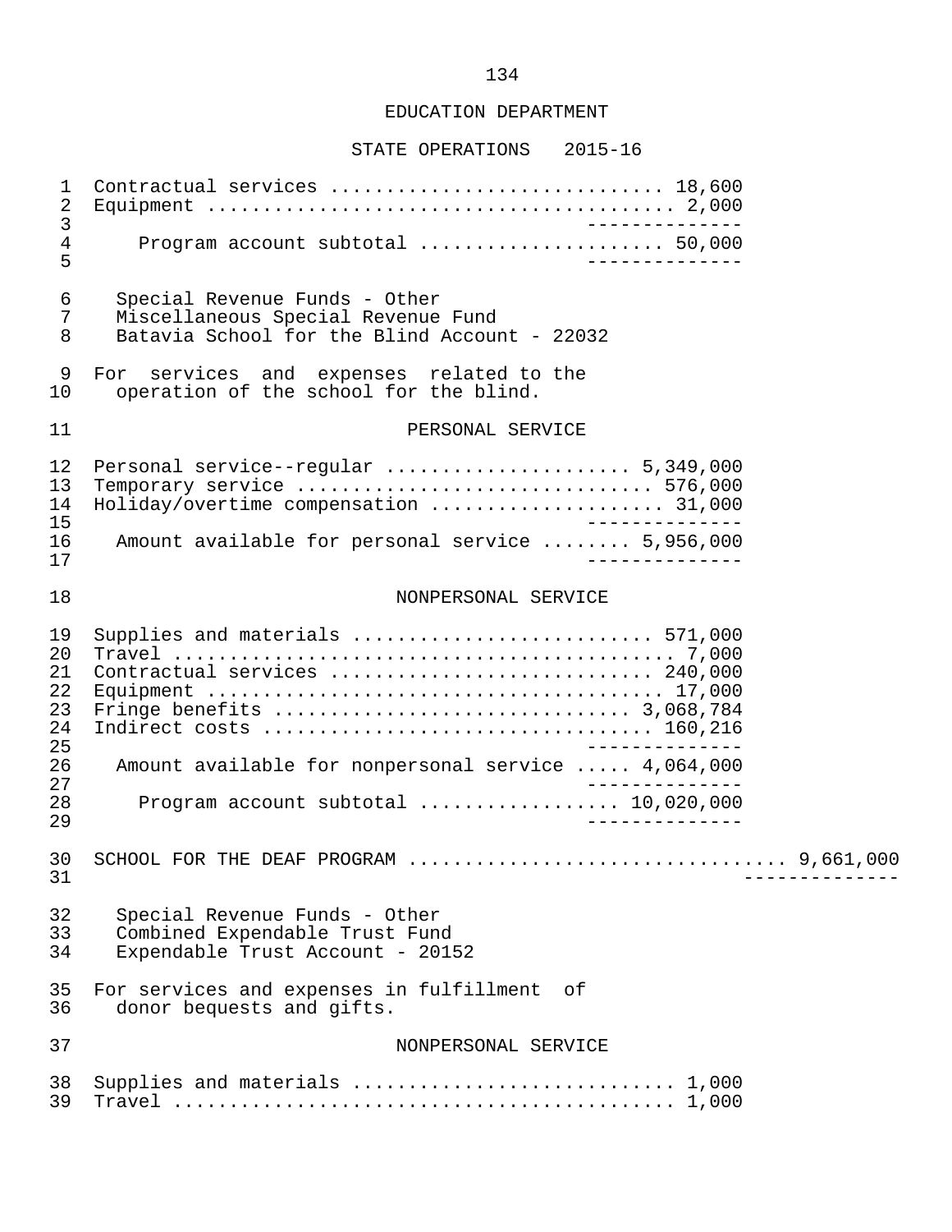EDUCATION DEPARTMENT

STATE OPERATIONS 2015-16

Contractual services ............................ 18,600
Equipment ......................................... 2,000
--------------
Program account subtotal ..................... 50,000
--------------

Special Revenue Funds - Other
Miscellaneous Special Revenue Fund
Batavia School for the Blind Account - 22032

For services and expenses related to the operation of the school for the blind.

PERSONAL SERVICE

Personal service--regular ..................... 5,349,000
Temporary service ............................... 576,000
Holiday/overtime compensation .................... 31,000
--------------
Amount available for personal service ........ 5,956,000
--------------

NONPERSONAL SERVICE

Supplies and materials .......................... 571,000
Travel ............................................ 7,000
Contractual services ............................ 240,000
Equipment ........................................ 17,000
Fringe benefits ............................... 3,068,784
Indirect costs .................................. 160,216
--------------
Amount available for nonpersonal service ..... 4,064,000
--------------
Program account subtotal ................. 10,020,000
--------------

SCHOOL FOR THE DEAF PROGRAM ................................ 9,661,000
--------------

Special Revenue Funds - Other
Combined Expendable Trust Fund
Expendable Trust Account - 20152

For services and expenses in fulfillment of donor bequests and gifts.

NONPERSONAL SERVICE

Supplies and materials ............................ 1,000
Travel ............................................ 1,000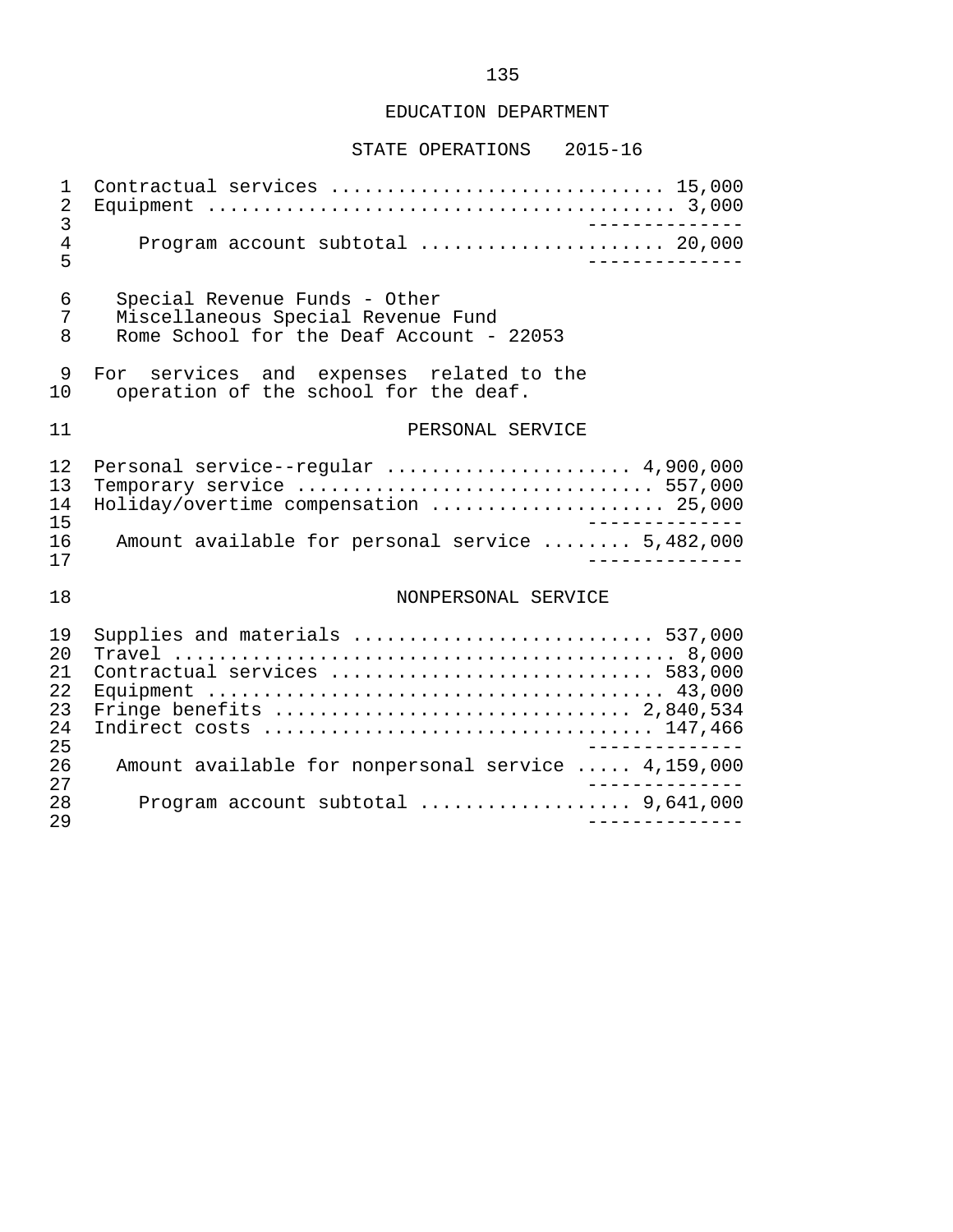EDUCATION DEPARTMENT

STATE OPERATIONS 2015-16

Contractual services ............................. 15,000
Equipment ......................................... 3,000
--------------
Program account subtotal ..................... 20,000
--------------

Special Revenue Funds - Other
Miscellaneous Special Revenue Fund
Rome School for the Deaf Account - 22053

For services and expenses related to the operation of the school for the deaf.

PERSONAL SERVICE

Personal service--regular ..................... 4,900,000
Temporary service ............................... 557,000
Holiday/overtime compensation ..................... 25,000
--------------
Amount available for personal service ........ 5,482,000
--------------

NONPERSONAL SERVICE

Supplies and materials .......................... 537,000
Travel ............................................ 8,000
Contractual services ............................ 583,000
Equipment ........................................ 43,000
Fringe benefits ............................... 2,840,534
Indirect costs .................................. 147,466
--------------
Amount available for nonpersonal service ..... 4,159,000
--------------
Program account subtotal .................. 9,641,000
--------------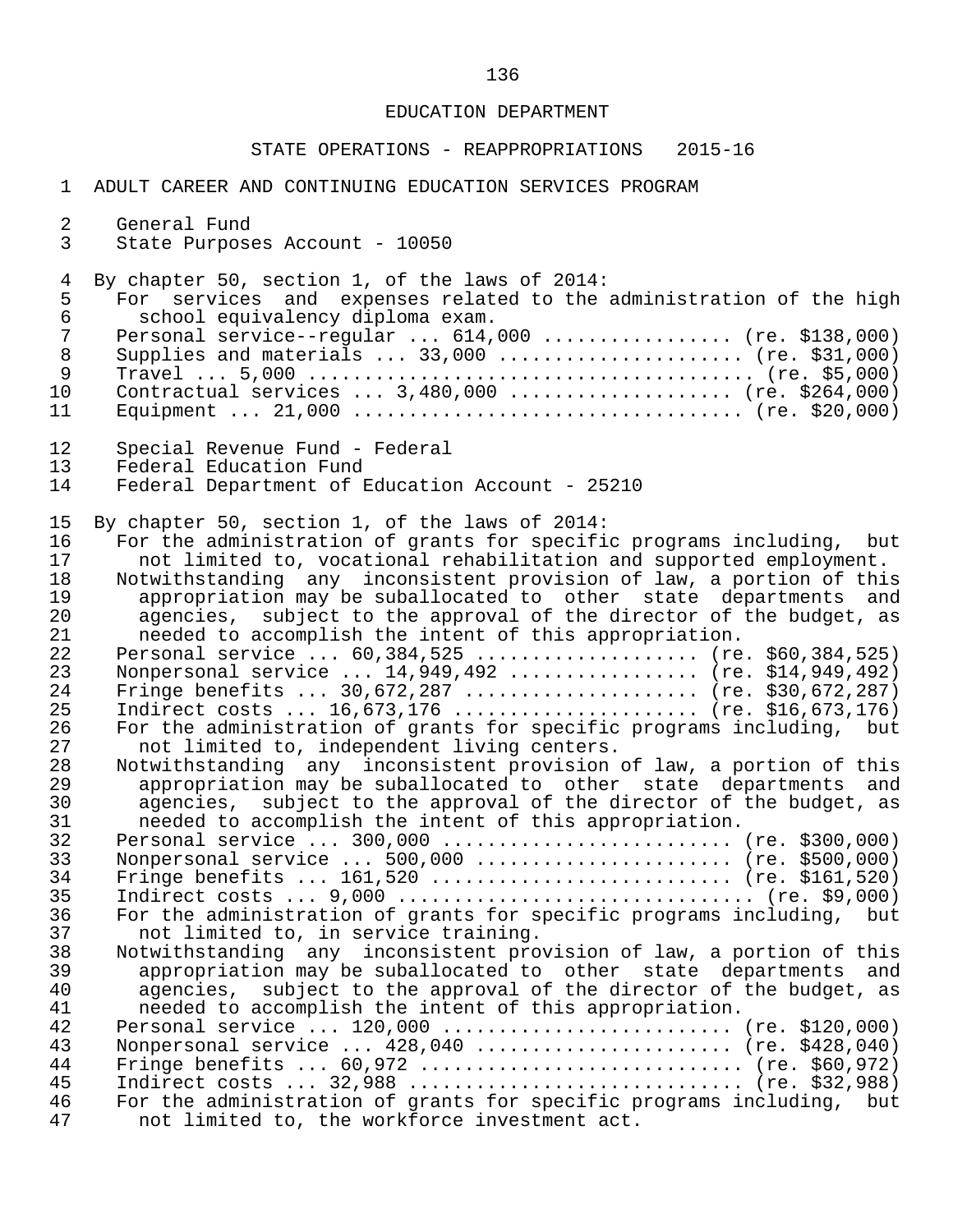EDUCATION DEPARTMENT

STATE OPERATIONS - REAPPROPRIATIONS 2015-16

ADULT CAREER AND CONTINUING EDUCATION SERVICES PROGRAM

General Fund
State Purposes Account - 10050

By chapter 50, section 1, of the laws of 2014:

For services and expenses related to the administration of the high school equivalency diploma exam.

Personal service--regular ... 614,000 ................ (re. $138,000)
Supplies and materials ... 33,000 ..................... (re. $31,000)
Travel ... 5,000 ........................................ (re. $5,000)
Contractual services ... 3,480,000 .................... (re. $264,000)
Equipment ... 21,000 .................................. (re. $20,000)

Special Revenue Fund - Federal
Federal Education Fund
Federal Department of Education Account - 25210

By chapter 50, section 1, of the laws of 2014:

For the administration of grants for specific programs including, but not limited to, vocational rehabilitation and supported employment.

Notwithstanding any inconsistent provision of law, a portion of this appropriation may be suballocated to other state departments and agencies, subject to the approval of the director of the budget, as needed to accomplish the intent of this appropriation.

Personal service ... 60,384,525 .................... (re. $60,384,525)
Nonpersonal service ... 14,949,492 ................. (re. $14,949,492)
Fringe benefits ... 30,672,287 ..................... (re. $30,672,287)
Indirect costs ... 16,673,176 ...................... (re. $16,673,176)

For the administration of grants for specific programs including, but not limited to, independent living centers.

Notwithstanding any inconsistent provision of law, a portion of this appropriation may be suballocated to other state departments and agencies, subject to the approval of the director of the budget, as needed to accomplish the intent of this appropriation.

Personal service ... 300,000 ......................... (re. $300,000)
Nonpersonal service ... 500,000 ...................... (re. $500,000)
Fringe benefits ... 161,520 .......................... (re. $161,520)
Indirect costs ... 9,000 ............................... (re. $9,000)

For the administration of grants for specific programs including, but not limited to, in service training.

Notwithstanding any inconsistent provision of law, a portion of this appropriation may be suballocated to other state departments and agencies, subject to the approval of the director of the budget, as needed to accomplish the intent of this appropriation.

Personal service ... 120,000 ......................... (re. $120,000)
Nonpersonal service ... 428,040 ...................... (re. $428,040)
Fringe benefits ... 60,972 ............................ (re. $60,972)
Indirect costs ... 32,988 ............................. (re. $32,988)

For the administration of grants for specific programs including, but not limited to, the workforce investment act.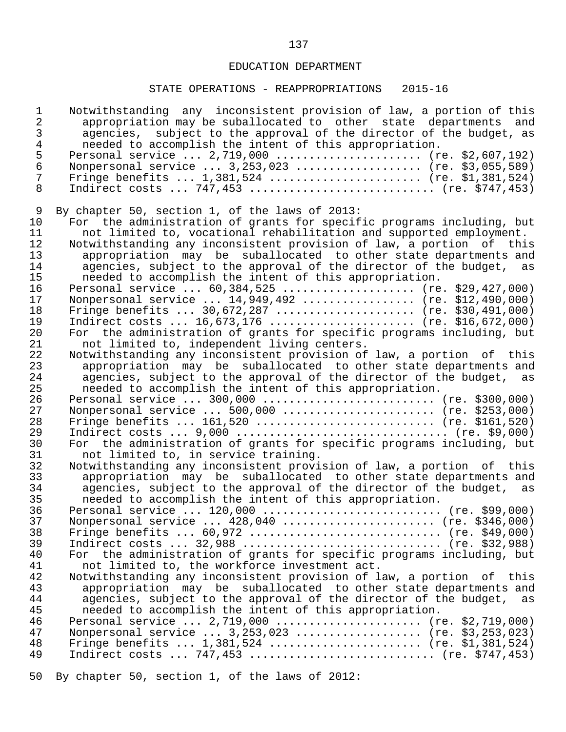## EDUCATION DEPARTMENT

### STATE OPERATIONS - REAPPROPRIATIONS 2015-16

Notwithstanding any inconsistent provision of law, a portion of this appropriation may be suballocated to other state departments and agencies, subject to the approval of the director of the budget, as needed to accomplish the intent of this appropriation.

Personal service ... 2,719,000 ...................... (re. $2,607,192)
Nonpersonal service ... 3,253,023 ................... (re. $3,055,589)
Fringe benefits ... 1,381,524 ....................... (re. $1,381,524)
Indirect costs ... 747,453 ........................... (re. $747,453)

By chapter 50, section 1, of the laws of 2013:

For the administration of grants for specific programs including, but not limited to, vocational rehabilitation and supported employment.

Notwithstanding any inconsistent provision of law, a portion of this appropriation may be suballocated to other state departments and agencies, subject to the approval of the director of the budget, as needed to accomplish the intent of this appropriation.

Personal service ... 60,384,525 .................... (re. $29,427,000)
Nonpersonal service ... 14,949,492 ................. (re. $12,490,000)
Fringe benefits ... 30,672,287 ..................... (re. $30,491,000)
Indirect costs ... 16,673,176 ...................... (re. $16,672,000)

For the administration of grants for specific programs including, but not limited to, independent living centers.

Notwithstanding any inconsistent provision of law, a portion of this appropriation may be suballocated to other state departments and agencies, subject to the approval of the director of the budget, as needed to accomplish the intent of this appropriation.

Personal service ... 300,000 .......................... (re. $300,000)
Nonpersonal service ... 500,000 ....................... (re. $253,000)
Fringe benefits ... 161,520 ........................... (re. $161,520)
Indirect costs ... 9,000 ................................ (re. $9,000)

For the administration of grants for specific programs including, but not limited to, in service training.

Notwithstanding any inconsistent provision of law, a portion of this appropriation may be suballocated to other state departments and agencies, subject to the approval of the director of the budget, as needed to accomplish the intent of this appropriation.

Personal service ... 120,000 ........................... (re. $99,000)
Nonpersonal service ... 428,040 ....................... (re. $346,000)
Fringe benefits ... 60,972 ............................. (re. $49,000)
Indirect costs ... 32,988 .............................. (re. $32,988)

For the administration of grants for specific programs including, but not limited to, the workforce investment act.

Notwithstanding any inconsistent provision of law, a portion of this appropriation may be suballocated to other state departments and agencies, subject to the approval of the director of the budget, as needed to accomplish the intent of this appropriation.

Personal service ... 2,719,000 ...................... (re. $2,719,000)
Nonpersonal service ... 3,253,023 ................... (re. $3,253,023)
Fringe benefits ... 1,381,524 ....................... (re. $1,381,524)
Indirect costs ... 747,453 ........................... (re. $747,453)

By chapter 50, section 1, of the laws of 2012: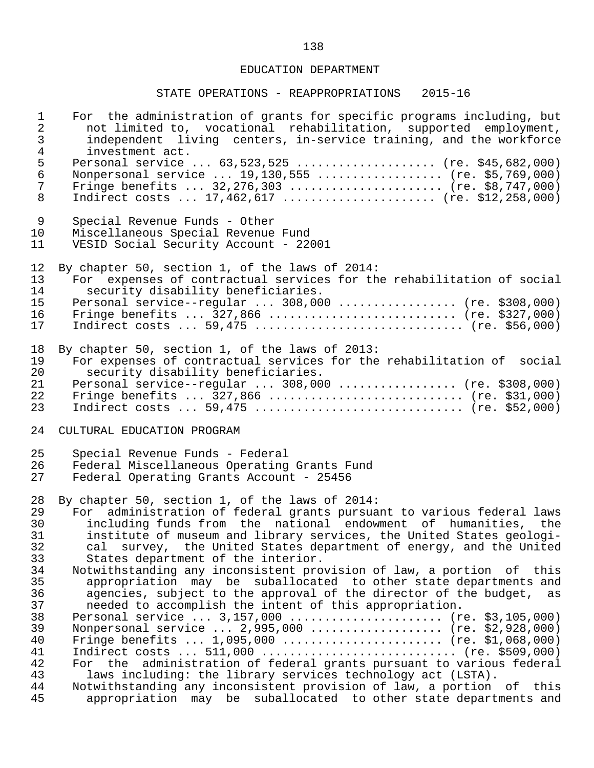For the administration of grants for specific programs including, but not limited to, vocational rehabilitation, supported employment, independent living centers, in-service training, and the workforce investment act.

Personal service ... 63,523,525 .................... (re. $45,682,000)
Nonpersonal service ... 19,130,555 .................. (re. $5,769,000)
Fringe benefits ... 32,276,303 ...................... (re. $8,747,000)
Indirect costs ... 17,462,617 ...................... (re. $12,258,000)

Special Revenue Funds - Other
Miscellaneous Special Revenue Fund
VESID Social Security Account - 22001

By chapter 50, section 1, of the laws of 2014:

For expenses of contractual services for the rehabilitation of social security disability beneficiaries.

Personal service--regular ... 308,000 ................. (re. $308,000)
Fringe benefits ... 327,866 ........................... (re. $327,000)
Indirect costs ... 59,475 ............................. (re. $56,000)

By chapter 50, section 1, of the laws of 2013:

For expenses of contractual services for the rehabilitation of social security disability beneficiaries.

Personal service--regular ... 308,000 ................. (re. $308,000)
Fringe benefits ... 327,866 ........................... (re. $31,000)
Indirect costs ... 59,475 ............................. (re. $52,000)

CULTURAL EDUCATION PROGRAM

Special Revenue Funds - Federal
Federal Miscellaneous Operating Grants Fund
Federal Operating Grants Account - 25456

By chapter 50, section 1, of the laws of 2014:

For administration of federal grants pursuant to various federal laws including funds from the national endowment of humanities, the institute of museum and library services, the United States geological survey, the United States department of energy, and the United States department of the interior.

Notwithstanding any inconsistent provision of law, a portion of this appropriation may be suballocated to other state departments and agencies, subject to the approval of the director of the budget, as needed to accomplish the intent of this appropriation.

Personal service ... 3,157,000 ...................... (re. $3,105,000)
Nonpersonal service ... 2,995,000 ................... (re. $2,928,000)
Fringe benefits ... 1,095,000 ....................... (re. $1,068,000)
Indirect costs ... 511,000 ........................... (re. $509,000)

For the administration of federal grants pursuant to various federal laws including: the library services technology act (LSTA).

Notwithstanding any inconsistent provision of law, a portion of this appropriation may be suballocated to other state departments and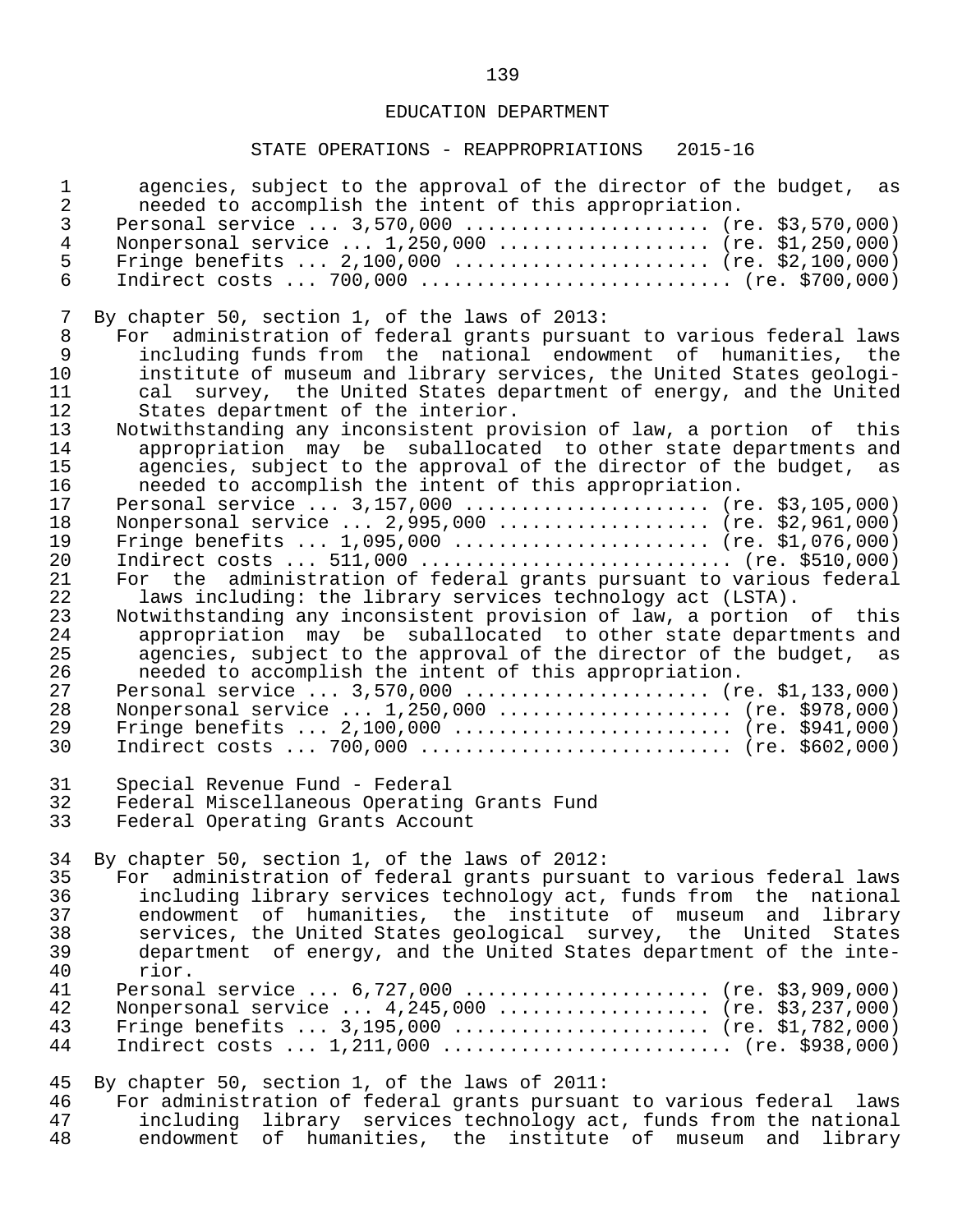agencies, subject to the approval of the director of the budget, as needed to accomplish the intent of this appropriation.

Personal service ... 3,570,000 ...................... (re. $3,570,000)
Nonpersonal service ... 1,250,000 .................. (re. $1,250,000)
Fringe benefits ... 2,100,000 ...................... (re. $2,100,000)
Indirect costs ... 700,000 .......................... (re. $700,000)

By chapter 50, section 1, of the laws of 2013:

For administration of federal grants pursuant to various federal laws including funds from the national endowment of humanities, the institute of museum and library services, the United States geological survey, the United States department of energy, and the United States department of the interior.

Notwithstanding any inconsistent provision of law, a portion of this appropriation may be suballocated to other state departments and agencies, subject to the approval of the director of the budget, as needed to accomplish the intent of this appropriation.

Personal service ... 3,157,000 ...................... (re. $3,105,000)
Nonpersonal service ... 2,995,000 .................. (re. $2,961,000)
Fringe benefits ... 1,095,000 ...................... (re. $1,076,000)
Indirect costs ... 511,000 .......................... (re. $510,000)

For the administration of federal grants pursuant to various federal laws including: the library services technology act (LSTA).

Notwithstanding any inconsistent provision of law, a portion of this appropriation may be suballocated to other state departments and agencies, subject to the approval of the director of the budget, as needed to accomplish the intent of this appropriation.

Personal service ... 3,570,000 ...................... (re. $1,133,000)
Nonpersonal service ... 1,250,000 .................... (re. $978,000)
Fringe benefits ... 2,100,000 ........................ (re. $941,000)
Indirect costs ... 700,000 .......................... (re. $602,000)

Special Revenue Fund - Federal
Federal Miscellaneous Operating Grants Fund
Federal Operating Grants Account

By chapter 50, section 1, of the laws of 2012:

For administration of federal grants pursuant to various federal laws including library services technology act, funds from the national endowment of humanities, the institute of museum and library services, the United States geological survey, the United States department of energy, and the United States department of the interior.

Personal service ... 6,727,000 ...................... (re. $3,909,000)
Nonpersonal service ... 4,245,000 .................. (re. $3,237,000)
Fringe benefits ... 3,195,000 ...................... (re. $1,782,000)
Indirect costs ... 1,211,000 ........................ (re. $938,000)

By chapter 50, section 1, of the laws of 2011:

For administration of federal grants pursuant to various federal laws including library services technology act, funds from the national endowment of humanities, the institute of museum and library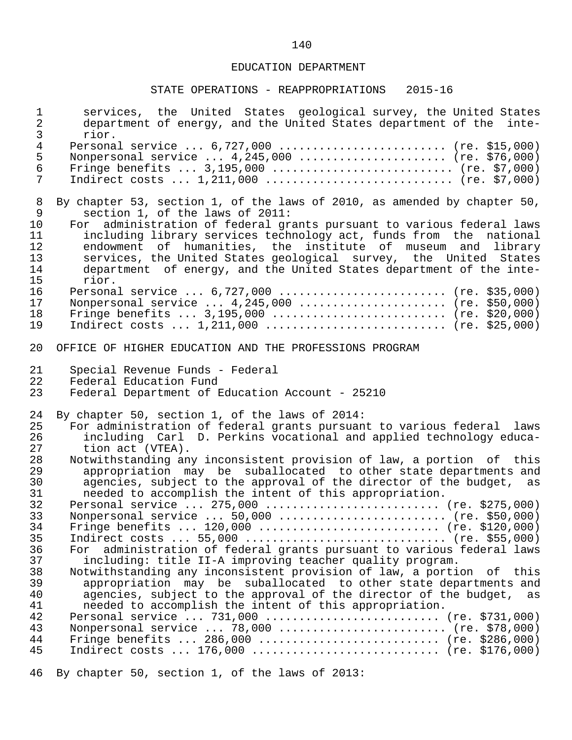services, the United States geological survey, the United States department of energy, and the United States department of the interior.

Personal service ... 6,727,000 ........................ (re. $15,000)
Nonpersonal service ... 4,245,000 ..................... (re. $76,000)
Fringe benefits ... 3,195,000 .......................... (re. $7,000)
Indirect costs ... 1,211,000 ........................... (re. $7,000)

By chapter 53, section 1, of the laws of 2010, as amended by chapter 50, section 1, of the laws of 2011:

For administration of federal grants pursuant to various federal laws including library services technology act, funds from the national endowment of humanities, the institute of museum and library services, the United States geological survey, the United States department of energy, and the United States department of the interior.

Personal service ... 6,727,000 ........................ (re. $35,000)
Nonpersonal service ... 4,245,000 ..................... (re. $50,000)
Fringe benefits ... 3,195,000 ......................... (re. $20,000)
Indirect costs ... 1,211,000 .......................... (re. $25,000)

OFFICE OF HIGHER EDUCATION AND THE PROFESSIONS PROGRAM

Special Revenue Funds - Federal
Federal Education Fund
Federal Department of Education Account - 25210

By chapter 50, section 1, of the laws of 2014:

For administration of federal grants pursuant to various federal laws including Carl D. Perkins vocational and applied technology education act (VTEA).

Notwithstanding any inconsistent provision of law, a portion of this appropriation may be suballocated to other state departments and agencies, subject to the approval of the director of the budget, as needed to accomplish the intent of this appropriation.

Personal service ... 275,000 ......................... (re. $275,000)
Nonpersonal service ... 50,000 ........................ (re. $50,000)
Fringe benefits ... 120,000 .......................... (re. $120,000)
Indirect costs ... 55,000 ............................. (re. $55,000)

For administration of federal grants pursuant to various federal laws including: title II-A improving teacher quality program.

Notwithstanding any inconsistent provision of law, a portion of this appropriation may be suballocated to other state departments and agencies, subject to the approval of the director of the budget, as needed to accomplish the intent of this appropriation.

Personal service ... 731,000 ......................... (re. $731,000)
Nonpersonal service ... 78,000 ........................ (re. $78,000)
Fringe benefits ... 286,000 .......................... (re. $286,000)
Indirect costs ... 176,000 ........................... (re. $176,000)

By chapter 50, section 1, of the laws of 2013: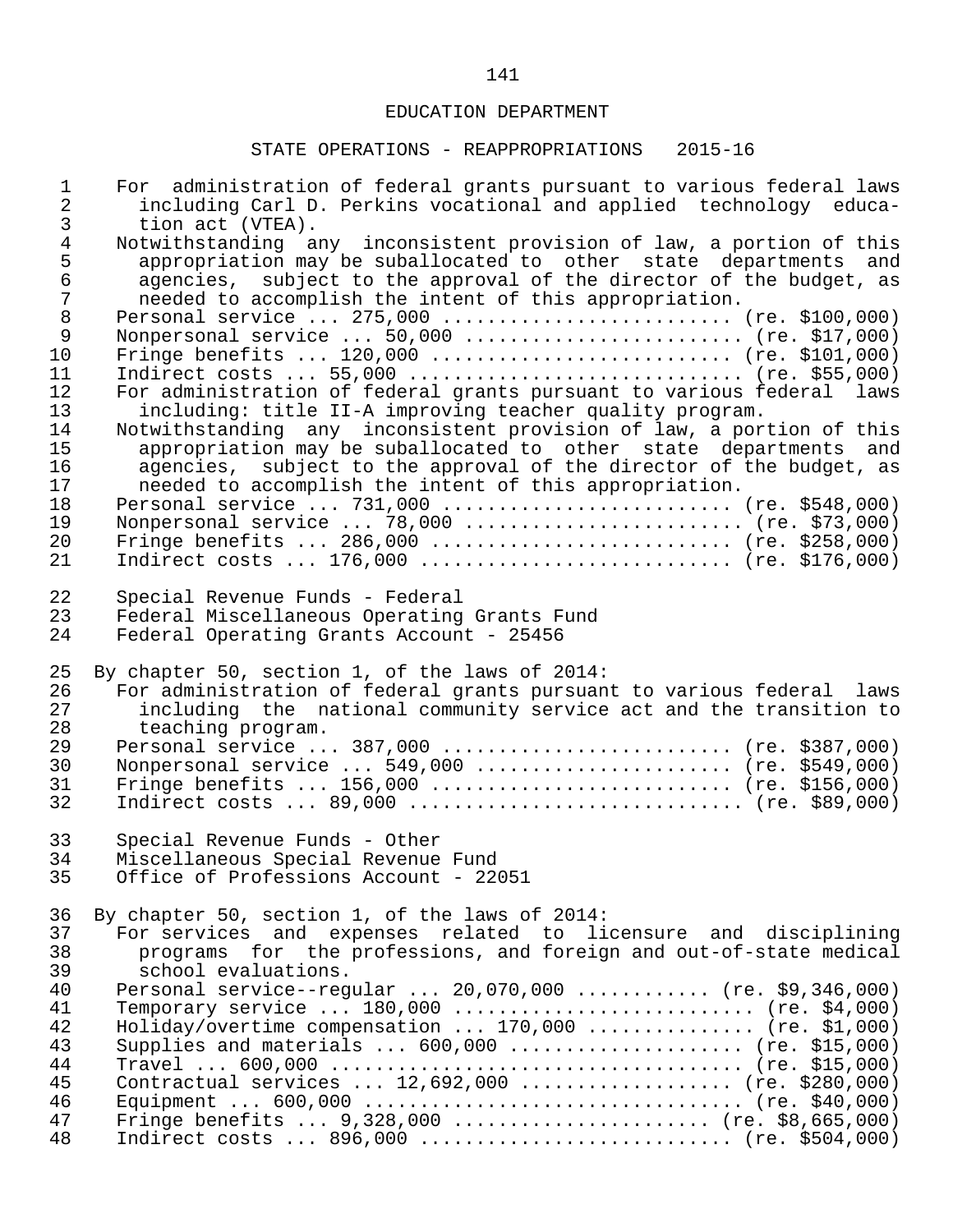For administration of federal grants pursuant to various federal laws including Carl D. Perkins vocational and applied technology education act (VTEA).

Notwithstanding any inconsistent provision of law, a portion of this appropriation may be suballocated to other state departments and agencies, subject to the approval of the director of the budget, as needed to accomplish the intent of this appropriation.

Personal service ... 275,000 .......................... (re. $100,000)
Nonpersonal service ... 50,000 ......................... (re. $17,000)
Fringe benefits ... 120,000 ........................... (re. $101,000)
Indirect costs ... 55,000 .............................. (re. $55,000)

For administration of federal grants pursuant to various federal laws including: title II-A improving teacher quality program.

Notwithstanding any inconsistent provision of law, a portion of this appropriation may be suballocated to other state departments and agencies, subject to the approval of the director of the budget, as needed to accomplish the intent of this appropriation.

Personal service ... 731,000 .......................... (re. $548,000)
Nonpersonal service ... 78,000 ......................... (re. $73,000)
Fringe benefits ... 286,000 ........................... (re. $258,000)
Indirect costs ... 176,000 ............................ (re. $176,000)

Special Revenue Funds - Federal
Federal Miscellaneous Operating Grants Fund
Federal Operating Grants Account - 25456

By chapter 50, section 1, of the laws of 2014:

For administration of federal grants pursuant to various federal laws including the national community service act and the transition to teaching program.

Personal service ... 387,000 .......................... (re. $387,000)
Nonpersonal service ... 549,000 ....................... (re. $549,000)
Fringe benefits ... 156,000 ........................... (re. $156,000)
Indirect costs ... 89,000 .............................. (re. $89,000)

Special Revenue Funds - Other
Miscellaneous Special Revenue Fund
Office of Professions Account - 22051

By chapter 50, section 1, of the laws of 2014:

For services and expenses related to licensure and disciplining programs for the professions, and foreign and out-of-state medical school evaluations.

Personal service--regular ... 20,070,000 ............ (re. $9,346,000)
Temporary service ... 180,000 ........................... (re. $4,000)
Holiday/overtime compensation ... 170,000 ............... (re. $1,000)
Supplies and materials ... 600,000 ..................... (re. $15,000)
Travel ... 600,000 ..................................... (re. $15,000)
Contractual services ... 12,692,000 ................... (re. $280,000)
Equipment ... 600,000 .................................. (re. $40,000)
Fringe benefits ... 9,328,000 ....................... (re. $8,665,000)
Indirect costs ... 896,000 ............................ (re. $504,000)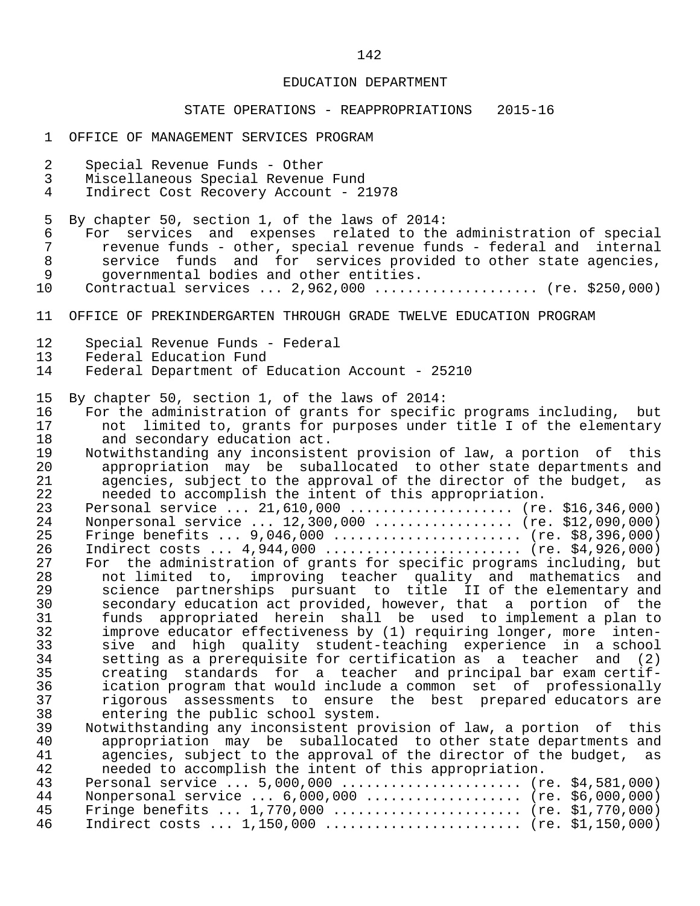EDUCATION DEPARTMENT

STATE OPERATIONS - REAPPROPRIATIONS 2015-16

OFFICE OF MANAGEMENT SERVICES PROGRAM

Special Revenue Funds - Other
Miscellaneous Special Revenue Fund
Indirect Cost Recovery Account - 21978

By chapter 50, section 1, of the laws of 2014:

For services and expenses related to the administration of special revenue funds - other, special revenue funds - federal and internal service funds and for services provided to other state agencies, governmental bodies and other entities.

Contractual services ... 2,962,000 .................... (re. $250,000)

OFFICE OF PREKINDERGARTEN THROUGH GRADE TWELVE EDUCATION PROGRAM

Special Revenue Funds - Federal
Federal Education Fund
Federal Department of Education Account - 25210

By chapter 50, section 1, of the laws of 2014:

For the administration of grants for specific programs including, but not limited to, grants for purposes under title I of the elementary and secondary education act.

Notwithstanding any inconsistent provision of law, a portion of this appropriation may be suballocated to other state departments and agencies, subject to the approval of the director of the budget, as needed to accomplish the intent of this appropriation.

Personal service ... 21,610,000 .................... (re. $16,346,000)
Nonpersonal service ... 12,300,000 ................. (re. $12,090,000)
Fringe benefits ... 9,046,000 ....................... (re. $8,396,000)
Indirect costs ... 4,944,000 ........................ (re. $4,926,000)

For the administration of grants for specific programs including, but not limited to, improving teacher quality and mathematics and science partnerships pursuant to title II of the elementary and secondary education act provided, however, that a portion of the funds appropriated herein shall be used to implement a plan to improve educator effectiveness by (1) requiring longer, more intensive and high quality student-teaching experience in a school setting as a prerequisite for certification as a teacher and (2) creating standards for a teacher and principal bar exam certification program that would include a common set of professionally rigorous assessments to ensure the best prepared educators are entering the public school system.

Notwithstanding any inconsistent provision of law, a portion of this appropriation may be suballocated to other state departments and agencies, subject to the approval of the director of the budget, as needed to accomplish the intent of this appropriation.

Personal service ... 5,000,000 ...................... (re. $4,581,000)
Nonpersonal service ... 6,000,000 ................... (re. $6,000,000)
Fringe benefits ... 1,770,000 ....................... (re. $1,770,000)
Indirect costs ... 1,150,000 ........................ (re. $1,150,000)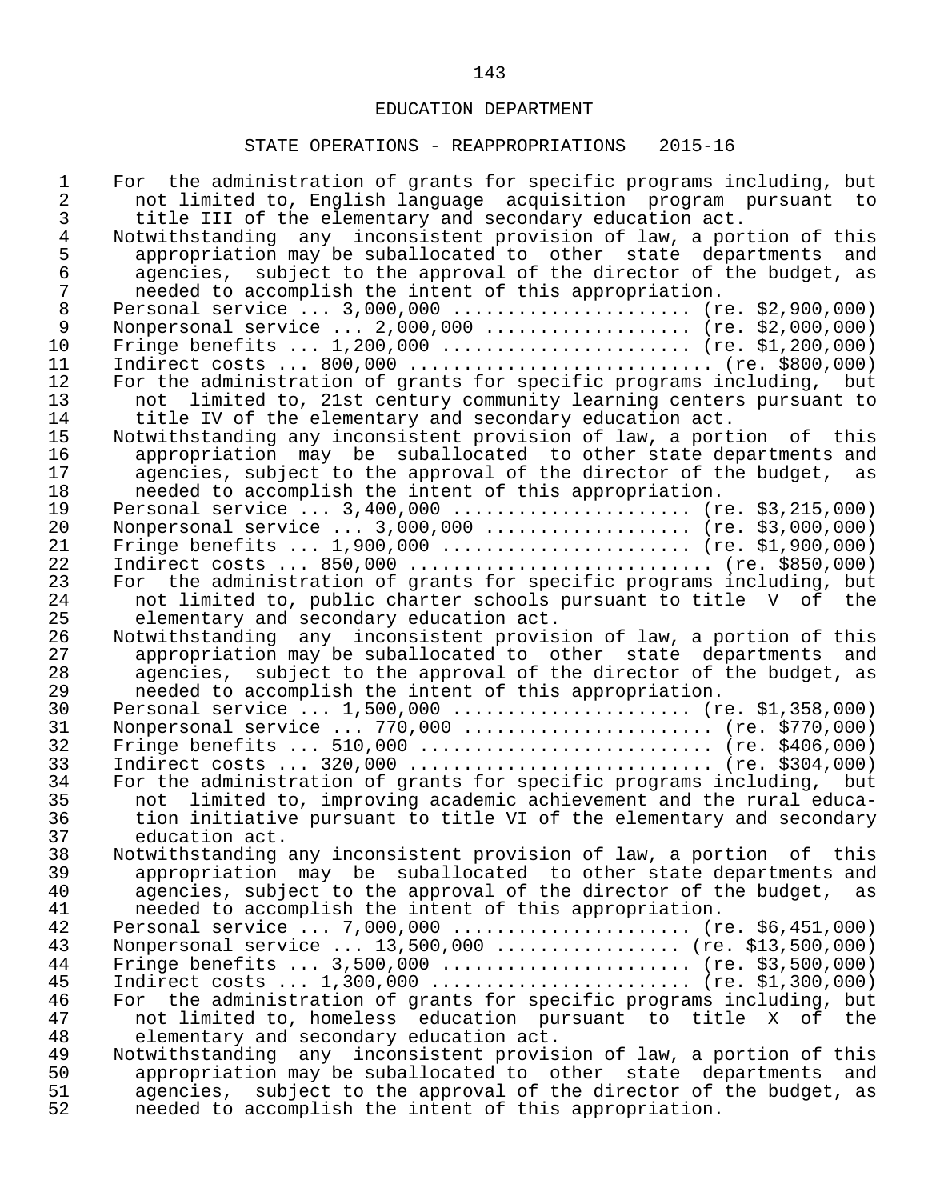## EDUCATION DEPARTMENT

### STATE OPERATIONS - REAPPROPRIATIONS 2015-16

For the administration of grants for specific programs including, but not limited to, English language acquisition program pursuant to title III of the elementary and secondary education act.

Notwithstanding any inconsistent provision of law, a portion of this appropriation may be suballocated to other state departments and agencies, subject to the approval of the director of the budget, as needed to accomplish the intent of this appropriation.

Personal service ... 3,000,000 ...................... (re. $2,900,000)
Nonpersonal service ... 2,000,000 ................... (re. $2,000,000)
Fringe benefits ... 1,200,000 ....................... (re. $1,200,000)
Indirect costs ... 800,000 ............................ (re. $800,000)

For the administration of grants for specific programs including, but not limited to, 21st century community learning centers pursuant to title IV of the elementary and secondary education act.

Notwithstanding any inconsistent provision of law, a portion of this appropriation may be suballocated to other state departments and agencies, subject to the approval of the director of the budget, as needed to accomplish the intent of this appropriation.

Personal service ... 3,400,000 ...................... (re. $3,215,000)
Nonpersonal service ... 3,000,000 ................... (re. $3,000,000)
Fringe benefits ... 1,900,000 ....................... (re. $1,900,000)
Indirect costs ... 850,000 ............................ (re. $850,000)

For the administration of grants for specific programs including, but not limited to, public charter schools pursuant to title V of the elementary and secondary education act.

Notwithstanding any inconsistent provision of law, a portion of this appropriation may be suballocated to other state departments and agencies, subject to the approval of the director of the budget, as needed to accomplish the intent of this appropriation.

Personal service ... 1,500,000 ...................... (re. $1,358,000)
Nonpersonal service ... 770,000 ....................... (re. $770,000)
Fringe benefits ... 510,000 ........................... (re. $406,000)
Indirect costs ... 320,000 ............................ (re. $304,000)

For the administration of grants for specific programs including, but not limited to, improving academic achievement and the rural education initiative pursuant to title VI of the elementary and secondary education act.

Notwithstanding any inconsistent provision of law, a portion of this appropriation may be suballocated to other state departments and agencies, subject to the approval of the director of the budget, as needed to accomplish the intent of this appropriation.

Personal service ... 7,000,000 ...................... (re. $6,451,000)
Nonpersonal service ... 13,500,000 ................. (re. $13,500,000)
Fringe benefits ... 3,500,000 ....................... (re. $3,500,000)
Indirect costs ... 1,300,000 ........................ (re. $1,300,000)

For the administration of grants for specific programs including, but not limited to, homeless education pursuant to title X of the elementary and secondary education act.

Notwithstanding any inconsistent provision of law, a portion of this appropriation may be suballocated to other state departments and agencies, subject to the approval of the director of the budget, as needed to accomplish the intent of this appropriation.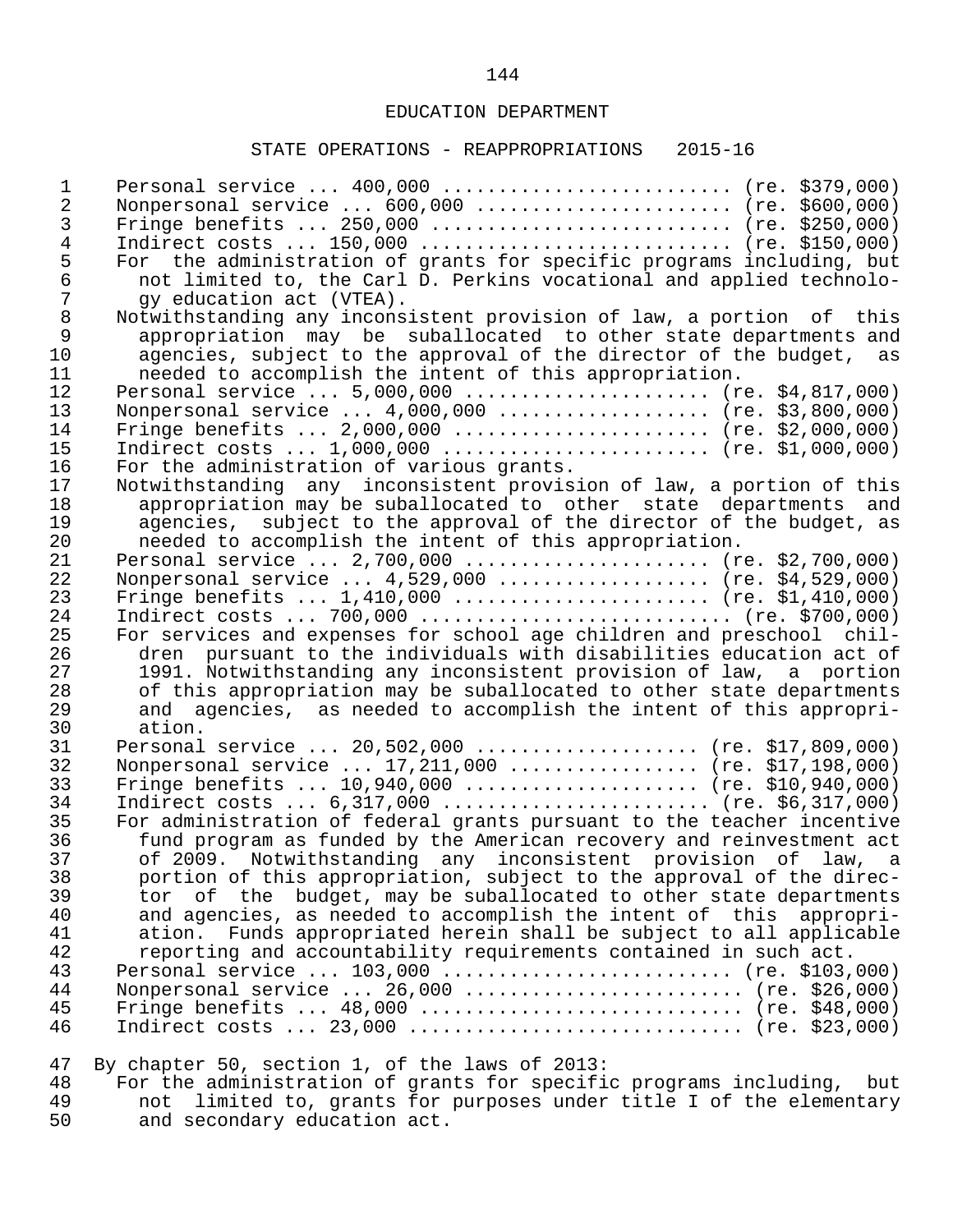EDUCATION DEPARTMENT

STATE OPERATIONS - REAPPROPRIATIONS 2015-16

Personal service ... 400,000 ......................... (re. $379,000)
Nonpersonal service ... 600,000 ...................... (re. $600,000)
Fringe benefits ... 250,000 .......................... (re. $250,000)
Indirect costs ... 150,000 ........................... (re. $150,000)

For the administration of grants for specific programs including, but not limited to, the Carl D. Perkins vocational and applied technology education act (VTEA).

Notwithstanding any inconsistent provision of law, a portion of this appropriation may be suballocated to other state departments and agencies, subject to the approval of the director of the budget, as needed to accomplish the intent of this appropriation.

Personal service ... 5,000,000 ..................... (re. $4,817,000)
Nonpersonal service ... 4,000,000 .................. (re. $3,800,000)
Fringe benefits ... 2,000,000 ...................... (re. $2,000,000)
Indirect costs ... 1,000,000 ....................... (re. $1,000,000)

For the administration of various grants.

Notwithstanding any inconsistent provision of law, a portion of this appropriation may be suballocated to other state departments and agencies, subject to the approval of the director of the budget, as needed to accomplish the intent of this appropriation.

Personal service ... 2,700,000 ..................... (re. $2,700,000)
Nonpersonal service ... 4,529,000 .................. (re. $4,529,000)
Fringe benefits ... 1,410,000 ...................... (re. $1,410,000)
Indirect costs ... 700,000 ........................... (re. $700,000)

For services and expenses for school age children and preschool children pursuant to the individuals with disabilities education act of 1991. Notwithstanding any inconsistent provision of law, a portion of this appropriation may be suballocated to other state departments and agencies, as needed to accomplish the intent of this appropriation.

Personal service ... 20,502,000 ................... (re. $17,809,000)
Nonpersonal service ... 17,211,000 ................ (re. $17,198,000)
Fringe benefits ... 10,940,000 .................... (re. $10,940,000)
Indirect costs ... 6,317,000 ....................... (re. $6,317,000)

For administration of federal grants pursuant to the teacher incentive fund program as funded by the American recovery and reinvestment act of 2009. Notwithstanding any inconsistent provision of law, a portion of this appropriation, subject to the approval of the director of the budget, may be suballocated to other state departments and agencies, as needed to accomplish the intent of this appropriation. Funds appropriated herein shall be subject to all applicable reporting and accountability requirements contained in such act.

Personal service ... 103,000 ......................... (re. $103,000)
Nonpersonal service ... 26,000 ........................ (re. $26,000)
Fringe benefits ... 48,000 ............................ (re. $48,000)
Indirect costs ... 23,000 ............................. (re. $23,000)

By chapter 50, section 1, of the laws of 2013:

For the administration of grants for specific programs including, but not limited to, grants for purposes under title I of the elementary and secondary education act.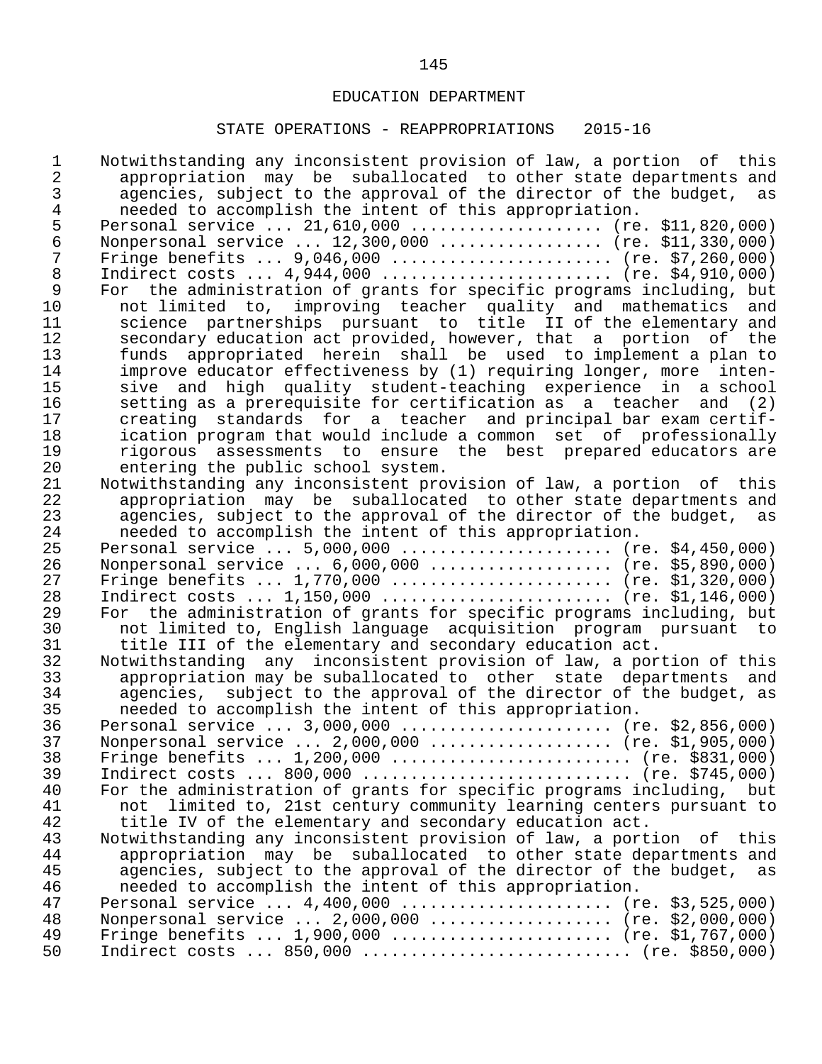EDUCATION DEPARTMENT

STATE OPERATIONS - REAPPROPRIATIONS 2015-16

Notwithstanding any inconsistent provision of law, a portion of this appropriation may be suballocated to other state departments and agencies, subject to the approval of the director of the budget, as needed to accomplish the intent of this appropriation.

Personal service ... 21,610,000 .................... (re. $11,820,000)
Nonpersonal service ... 12,300,000 ................. (re. $11,330,000)
Fringe benefits ... 9,046,000 ....................... (re. $7,260,000)
Indirect costs ... 4,944,000 ........................ (re. $4,910,000)

For the administration of grants for specific programs including, but not limited to, improving teacher quality and mathematics and science partnerships pursuant to title II of the elementary and secondary education act provided, however, that a portion of the funds appropriated herein shall be used to implement a plan to improve educator effectiveness by (1) requiring longer, more intensive and high quality student-teaching experience in a school setting as a prerequisite for certification as a teacher and (2) creating standards for a teacher and principal bar exam certification program that would include a common set of professionally rigorous assessments to ensure the best prepared educators are entering the public school system.

Notwithstanding any inconsistent provision of law, a portion of this appropriation may be suballocated to other state departments and agencies, subject to the approval of the director of the budget, as needed to accomplish the intent of this appropriation.

Personal service ... 5,000,000 ...................... (re. $4,450,000)
Nonpersonal service ... 6,000,000 ................... (re. $5,890,000)
Fringe benefits ... 1,770,000 ....................... (re. $1,320,000)
Indirect costs ... 1,150,000 ........................ (re. $1,146,000)

For the administration of grants for specific programs including, but not limited to, English language acquisition program pursuant to title III of the elementary and secondary education act.

Notwithstanding any inconsistent provision of law, a portion of this appropriation may be suballocated to other state departments and agencies, subject to the approval of the director of the budget, as needed to accomplish the intent of this appropriation.

Personal service ... 3,000,000 ...................... (re. $2,856,000)
Nonpersonal service ... 2,000,000 ................... (re. $1,905,000)
Fringe benefits ... 1,200,000 ......................... (re. $831,000)
Indirect costs ... 800,000 ............................ (re. $745,000)

For the administration of grants for specific programs including, but not limited to, 21st century community learning centers pursuant to title IV of the elementary and secondary education act.

Notwithstanding any inconsistent provision of law, a portion of this appropriation may be suballocated to other state departments and agencies, subject to the approval of the director of the budget, as needed to accomplish the intent of this appropriation.

Personal service ... 4,400,000 ...................... (re. $3,525,000)
Nonpersonal service ... 2,000,000 ................... (re. $2,000,000)
Fringe benefits ... 1,900,000 ....................... (re. $1,767,000)
Indirect costs ... 850,000 ............................ (re. $850,000)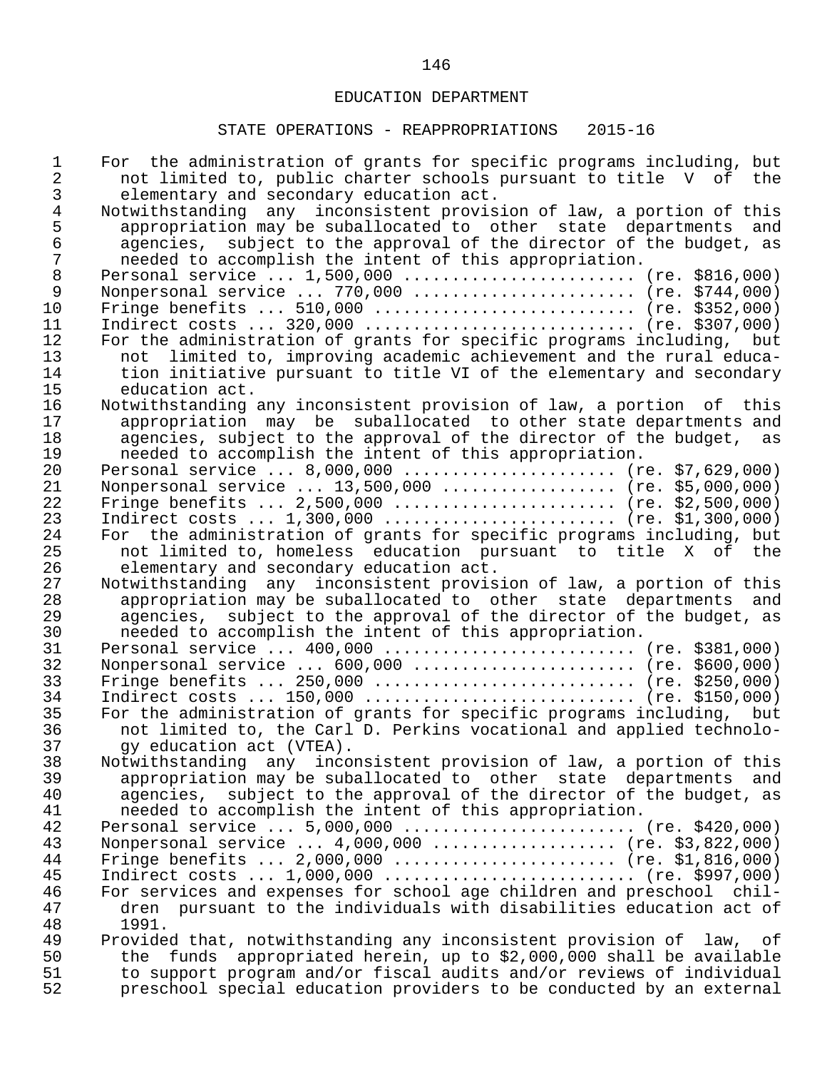EDUCATION DEPARTMENT

STATE OPERATIONS - REAPPROPRIATIONS 2015-16

For the administration of grants for specific programs including, but not limited to, public charter schools pursuant to title V of the elementary and secondary education act.

Notwithstanding any inconsistent provision of law, a portion of this appropriation may be suballocated to other state departments and agencies, subject to the approval of the director of the budget, as needed to accomplish the intent of this appropriation.

Personal service ... 1,500,000 ........................ (re. $816,000)
Nonpersonal service ... 770,000 ....................... (re. $744,000)
Fringe benefits ... 510,000 ........................... (re. $352,000)
Indirect costs ... 320,000 ............................ (re. $307,000)

For the administration of grants for specific programs including, but not limited to, improving academic achievement and the rural education initiative pursuant to title VI of the elementary and secondary education act.

Notwithstanding any inconsistent provision of law, a portion of this appropriation may be suballocated to other state departments and agencies, subject to the approval of the director of the budget, as needed to accomplish the intent of this appropriation.

Personal service ... 8,000,000 ..................... (re. $7,629,000)
Nonpersonal service ... 13,500,000 ................. (re. $5,000,000)
Fringe benefits ... 2,500,000 ...................... (re. $2,500,000)
Indirect costs ... 1,300,000 ....................... (re. $1,300,000)

For the administration of grants for specific programs including, but not limited to, homeless education pursuant to title X of the elementary and secondary education act.

Notwithstanding any inconsistent provision of law, a portion of this appropriation may be suballocated to other state departments and agencies, subject to the approval of the director of the budget, as needed to accomplish the intent of this appropriation.

Personal service ... 400,000 .......................... (re. $381,000)
Nonpersonal service ... 600,000 ....................... (re. $600,000)
Fringe benefits ... 250,000 ........................... (re. $250,000)
Indirect costs ... 150,000 ............................ (re. $150,000)

For the administration of grants for specific programs including, but not limited to, the Carl D. Perkins vocational and applied technology education act (VTEA).

Notwithstanding any inconsistent provision of law, a portion of this appropriation may be suballocated to other state departments and agencies, subject to the approval of the director of the budget, as needed to accomplish the intent of this appropriation.

Personal service ... 5,000,000 ........................ (re. $420,000)
Nonpersonal service ... 4,000,000 .................. (re. $3,822,000)
Fringe benefits ... 2,000,000 ...................... (re. $1,816,000)
Indirect costs ... 1,000,000 .......................... (re. $997,000)

For services and expenses for school age children and preschool children pursuant to the individuals with disabilities education act of 1991.

Provided that, notwithstanding any inconsistent provision of law, of the funds appropriated herein, up to $2,000,000 shall be available to support program and/or fiscal audits and/or reviews of individual preschool special education providers to be conducted by an external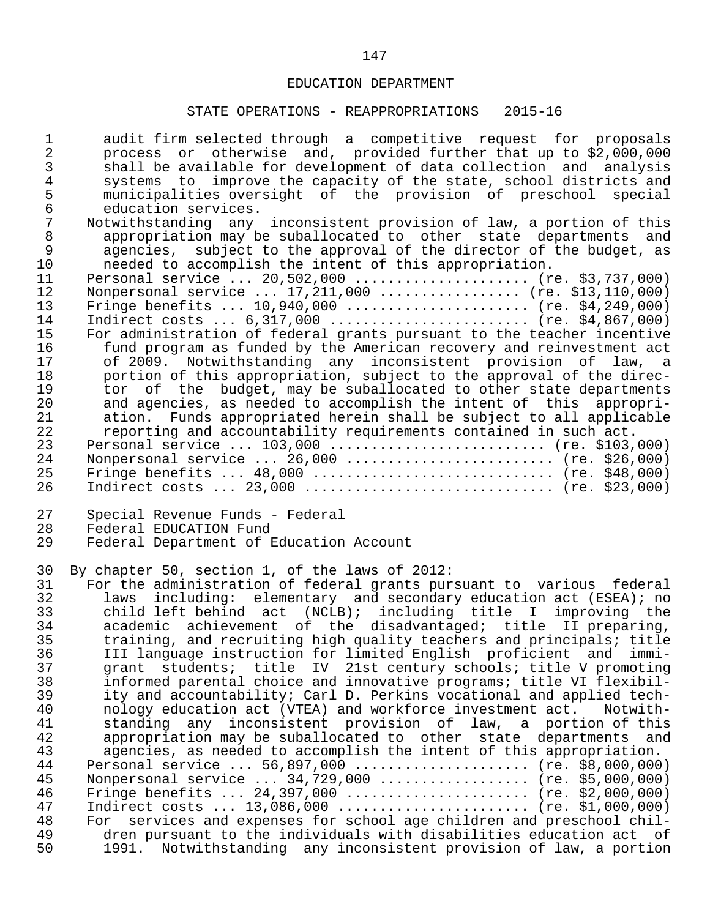audit firm selected through a competitive request for proposals process or otherwise and, provided further that up to $2,000,000 shall be available for development of data collection and analysis systems to improve the capacity of the state, school districts and municipalities oversight of the provision of preschool special education services.

Notwithstanding any inconsistent provision of law, a portion of this appropriation may be suballocated to other state departments and agencies, subject to the approval of the director of the budget, as needed to accomplish the intent of this appropriation.

Personal service ... 20,502,000 .................... (re. $3,737,000)
Nonpersonal service ... 17,211,000 ................ (re. $13,110,000)
Fringe benefits ... 10,940,000 ..................... (re. $4,249,000)
Indirect costs ... 6,317,000 ....................... (re. $4,867,000)

For administration of federal grants pursuant to the teacher incentive fund program as funded by the American recovery and reinvestment act of 2009. Notwithstanding any inconsistent provision of law, a portion of this appropriation, subject to the approval of the director of the budget, may be suballocated to other state departments and agencies, as needed to accomplish the intent of this appropriation. Funds appropriated herein shall be subject to all applicable reporting and accountability requirements contained in such act.

Personal service ... 103,000 ......................... (re. $103,000)
Nonpersonal service ... 26,000 ........................ (re. $26,000)
Fringe benefits ... 48,000 ............................ (re. $48,000)
Indirect costs ... 23,000 ............................. (re. $23,000)

Special Revenue Funds - Federal
Federal EDUCATION Fund
Federal Department of Education Account

By chapter 50, section 1, of the laws of 2012:

For the administration of federal grants pursuant to various federal laws including: elementary and secondary education act (ESEA); no child left behind act (NCLB); including title I improving the academic achievement of the disadvantaged; title II preparing, training, and recruiting high quality teachers and principals; title III language instruction for limited English proficient and immigrant students; title IV 21st century schools; title V promoting informed parental choice and innovative programs; title VI flexibility and accountability; Carl D. Perkins vocational and applied technology education act (VTEA) and workforce investment act. Notwithstanding any inconsistent provision of law, a portion of this appropriation may be suballocated to other state departments and agencies, as needed to accomplish the intent of this appropriation.

Personal service ... 56,897,000 .................... (re. $8,000,000)
Nonpersonal service ... 34,729,000 ................. (re. $5,000,000)
Fringe benefits ... 24,397,000 ..................... (re. $2,000,000)
Indirect costs ... 13,086,000 ...................... (re. $1,000,000)

For services and expenses for school age children and preschool children pursuant to the individuals with disabilities education act of 1991. Notwithstanding any inconsistent provision of law, a portion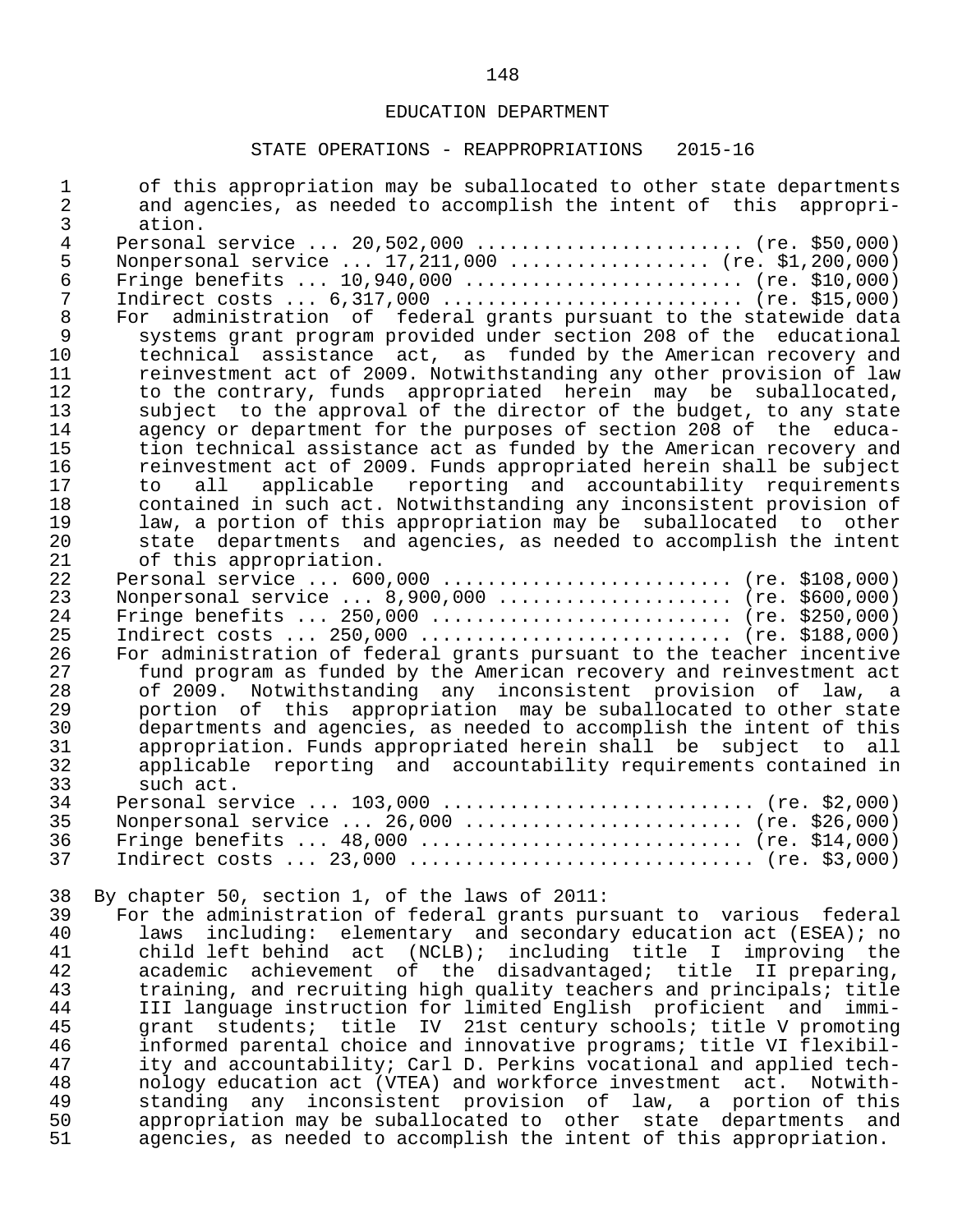of this appropriation may be suballocated to other state departments and agencies, as needed to accomplish the intent of this appropriation.

Personal service ... 20,502,000 ........................ (re. $50,000)
Nonpersonal service ... 17,211,000 .................. (re. $1,200,000)
Fringe benefits ... 10,940,000 ......................... (re. $10,000)
Indirect costs ... 6,317,000 ........................... (re. $15,000)

For administration of federal grants pursuant to the statewide data systems grant program provided under section 208 of the educational technical assistance act, as funded by the American recovery and reinvestment act of 2009. Notwithstanding any other provision of law to the contrary, funds appropriated herein may be suballocated, subject to the approval of the director of the budget, to any state agency or department for the purposes of section 208 of the education technical assistance act as funded by the American recovery and reinvestment act of 2009. Funds appropriated herein shall be subject to all applicable reporting and accountability requirements contained in such act. Notwithstanding any inconsistent provision of law, a portion of this appropriation may be suballocated to other state departments and agencies, as needed to accomplish the intent of this appropriation.

Personal service ... 600,000 .......................... (re. $108,000)
Nonpersonal service ... 8,900,000 ..................... (re. $600,000)
Fringe benefits ... 250,000 ........................... (re. $250,000)
Indirect costs ... 250,000 ............................ (re. $188,000)

For administration of federal grants pursuant to the teacher incentive fund program as funded by the American recovery and reinvestment act of 2009. Notwithstanding any inconsistent provision of law, a portion of this appropriation may be suballocated to other state departments and agencies, as needed to accomplish the intent of this appropriation. Funds appropriated herein shall be subject to all applicable reporting and accountability requirements contained in such act.

Personal service ... 103,000 ............................ (re. $2,000)
Nonpersonal service ... 26,000 ......................... (re. $26,000)
Fringe benefits ... 48,000 ............................. (re. $14,000)
Indirect costs ... 23,000 ............................... (re. $3,000)

By chapter 50, section 1, of the laws of 2011:

For the administration of federal grants pursuant to various federal laws including: elementary and secondary education act (ESEA); no child left behind act (NCLB); including title I improving the academic achievement of the disadvantaged; title II preparing, training, and recruiting high quality teachers and principals; title III language instruction for limited English proficient and immigrant students; title IV 21st century schools; title V promoting informed parental choice and innovative programs; title VI flexibility and accountability; Carl D. Perkins vocational and applied technology education act (VTEA) and workforce investment act. Notwithstanding any inconsistent provision of law, a portion of this appropriation may be suballocated to other state departments and agencies, as needed to accomplish the intent of this appropriation.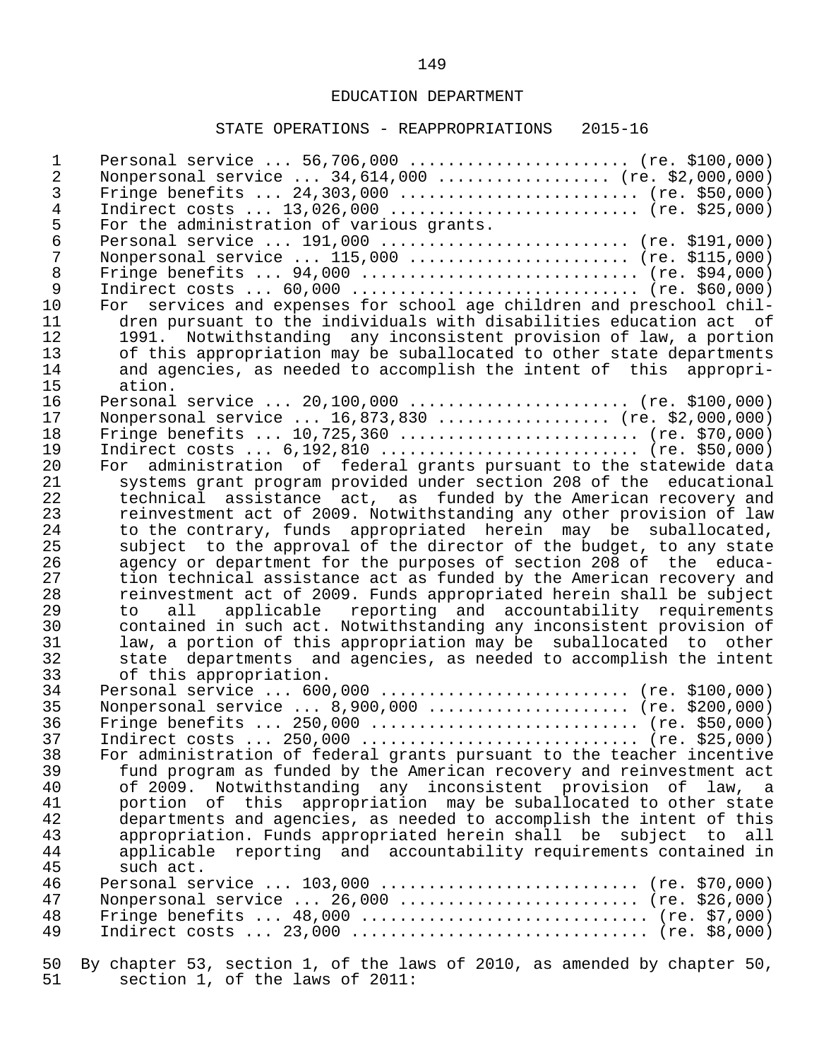EDUCATION DEPARTMENT

STATE OPERATIONS - REAPPROPRIATIONS 2015-16

Personal service ... 56,706,000 ...................... (re. $100,000)
Nonpersonal service ... 34,614,000 ................. (re. $2,000,000)
Fringe benefits ... 24,303,000 ........................ (re. $50,000)
Indirect costs ... 13,026,000 ......................... (re. $25,000)

For the administration of various grants.

Personal service ... 191,000 ......................... (re. $191,000)
Nonpersonal service ... 115,000 ...................... (re. $115,000)
Fringe benefits ... 94,000 ........................... (re. $94,000)
Indirect costs ... 60,000 ............................ (re. $60,000)

For services and expenses for school age children and preschool children pursuant to the individuals with disabilities education act of 1991. Notwithstanding any inconsistent provision of law, a portion of this appropriation may be suballocated to other state departments and agencies, as needed to accomplish the intent of this appropriation.

Personal service ... 20,100,000 ...................... (re. $100,000)
Nonpersonal service ... 16,873,830 ................. (re. $2,000,000)
Fringe benefits ... 10,725,360 ........................ (re. $70,000)
Indirect costs ... 6,192,810 .......................... (re. $50,000)

For administration of federal grants pursuant to the statewide data systems grant program provided under section 208 of the educational technical assistance act, as funded by the American recovery and reinvestment act of 2009. Notwithstanding any other provision of law to the contrary, funds appropriated herein may be suballocated, subject to the approval of the director of the budget, to any state agency or department for the purposes of section 208 of the education technical assistance act as funded by the American recovery and reinvestment act of 2009. Funds appropriated herein shall be subject to all applicable reporting and accountability requirements contained in such act. Notwithstanding any inconsistent provision of law, a portion of this appropriation may be suballocated to other state departments and agencies, as needed to accomplish the intent of this appropriation.

Personal service ... 600,000 ......................... (re. $100,000)
Nonpersonal service ... 8,900,000 .................... (re. $200,000)
Fringe benefits ... 250,000 ........................... (re. $50,000)
Indirect costs ... 250,000 ............................ (re. $25,000)

For administration of federal grants pursuant to the teacher incentive fund program as funded by the American recovery and reinvestment act of 2009. Notwithstanding any inconsistent provision of law, a portion of this appropriation may be suballocated to other state departments and agencies, as needed to accomplish the intent of this appropriation. Funds appropriated herein shall be subject to all applicable reporting and accountability requirements contained in such act.

Personal service ... 103,000 .......................... (re. $70,000)
Nonpersonal service ... 26,000 ........................ (re. $26,000)
Fringe benefits ... 48,000 ............................. (re. $7,000)
Indirect costs ... 23,000 .............................. (re. $8,000)

By chapter 53, section 1, of the laws of 2010, as amended by chapter 50, section 1, of the laws of 2011: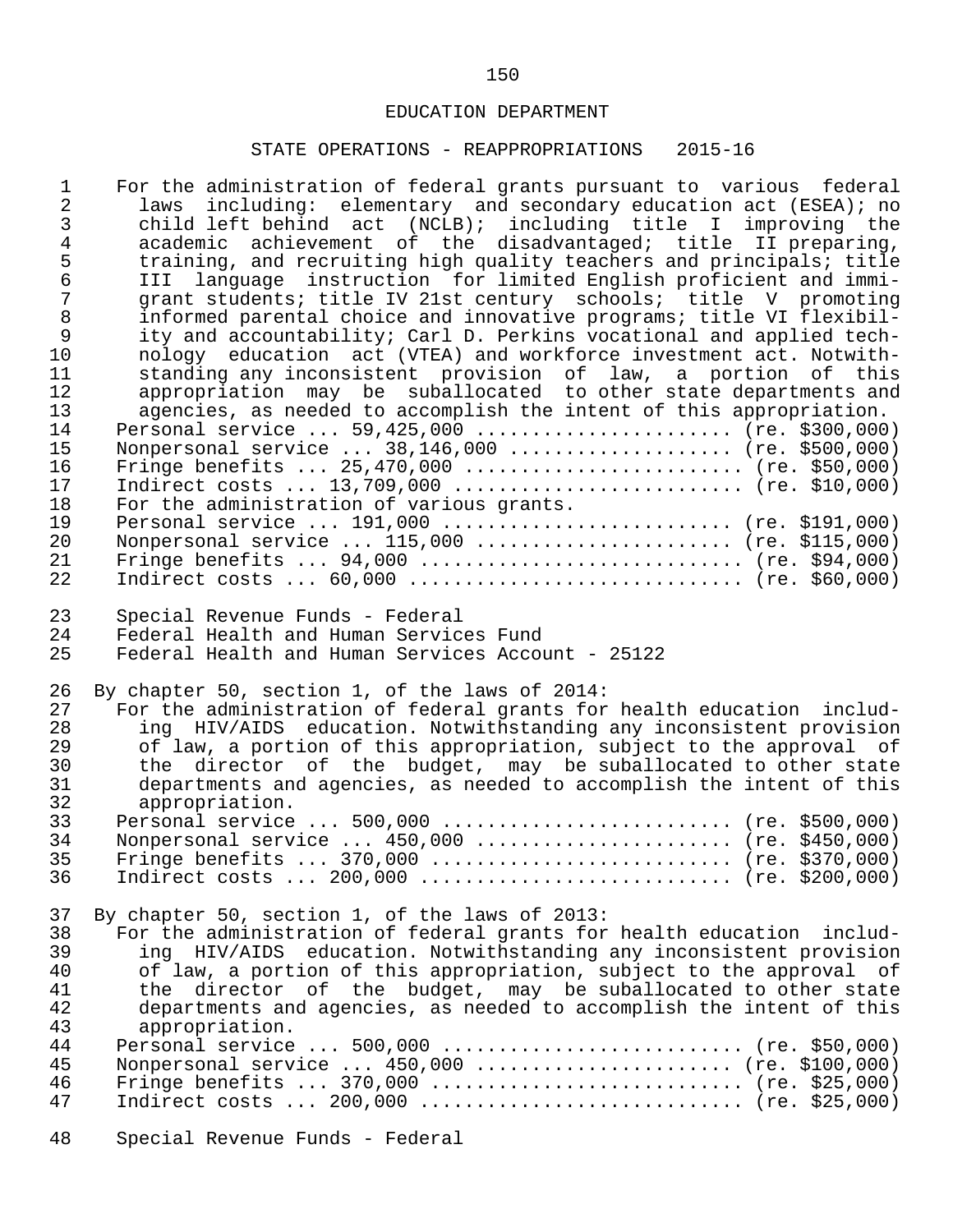EDUCATION DEPARTMENT

STATE OPERATIONS - REAPPROPRIATIONS 2015-16

For the administration of federal grants pursuant to various federal laws including: elementary and secondary education act (ESEA); no child left behind act (NCLB); including title I improving the academic achievement of the disadvantaged; title II preparing, training, and recruiting high quality teachers and principals; title III language instruction for limited English proficient and immigrant students; title IV 21st century schools; title V promoting informed parental choice and innovative programs; title VI flexibility and accountability; Carl D. Perkins vocational and applied technology education act (VTEA) and workforce investment act. Notwithstanding any inconsistent provision of law, a portion of this appropriation may be suballocated to other state departments and agencies, as needed to accomplish the intent of this appropriation.

Personal service ... 59,425,000 ...................... (re. $300,000)
Nonpersonal service ... 38,146,000 ................... (re. $500,000)
Fringe benefits ... 25,470,000 ........................ (re. $50,000)
Indirect costs ... 13,709,000 ......................... (re. $10,000)

For the administration of various grants.

Personal service ... 191,000 ......................... (re. $191,000)
Nonpersonal service ... 115,000 ...................... (re. $115,000)
Fringe benefits ... 94,000 ............................ (re. $94,000)
Indirect costs ... 60,000 ............................. (re. $60,000)

Special Revenue Funds - Federal
Federal Health and Human Services Fund
Federal Health and Human Services Account - 25122

By chapter 50, section 1, of the laws of 2014:

For the administration of federal grants for health education including HIV/AIDS education. Notwithstanding any inconsistent provision of law, a portion of this appropriation, subject to the approval of the director of the budget, may be suballocated to other state departments and agencies, as needed to accomplish the intent of this appropriation.

Personal service ... 500,000 ......................... (re. $500,000)
Nonpersonal service ... 450,000 ...................... (re. $450,000)
Fringe benefits ... 370,000 .......................... (re. $370,000)
Indirect costs ... 200,000 ........................... (re. $200,000)

By chapter 50, section 1, of the laws of 2013:

For the administration of federal grants for health education including HIV/AIDS education. Notwithstanding any inconsistent provision of law, a portion of this appropriation, subject to the approval of the director of the budget, may be suballocated to other state departments and agencies, as needed to accomplish the intent of this appropriation.

Personal service ... 500,000 .......................... (re. $50,000)
Nonpersonal service ... 450,000 ...................... (re. $100,000)
Fringe benefits ... 370,000 ........................... (re. $25,000)
Indirect costs ... 200,000 ............................ (re. $25,000)

Special Revenue Funds - Federal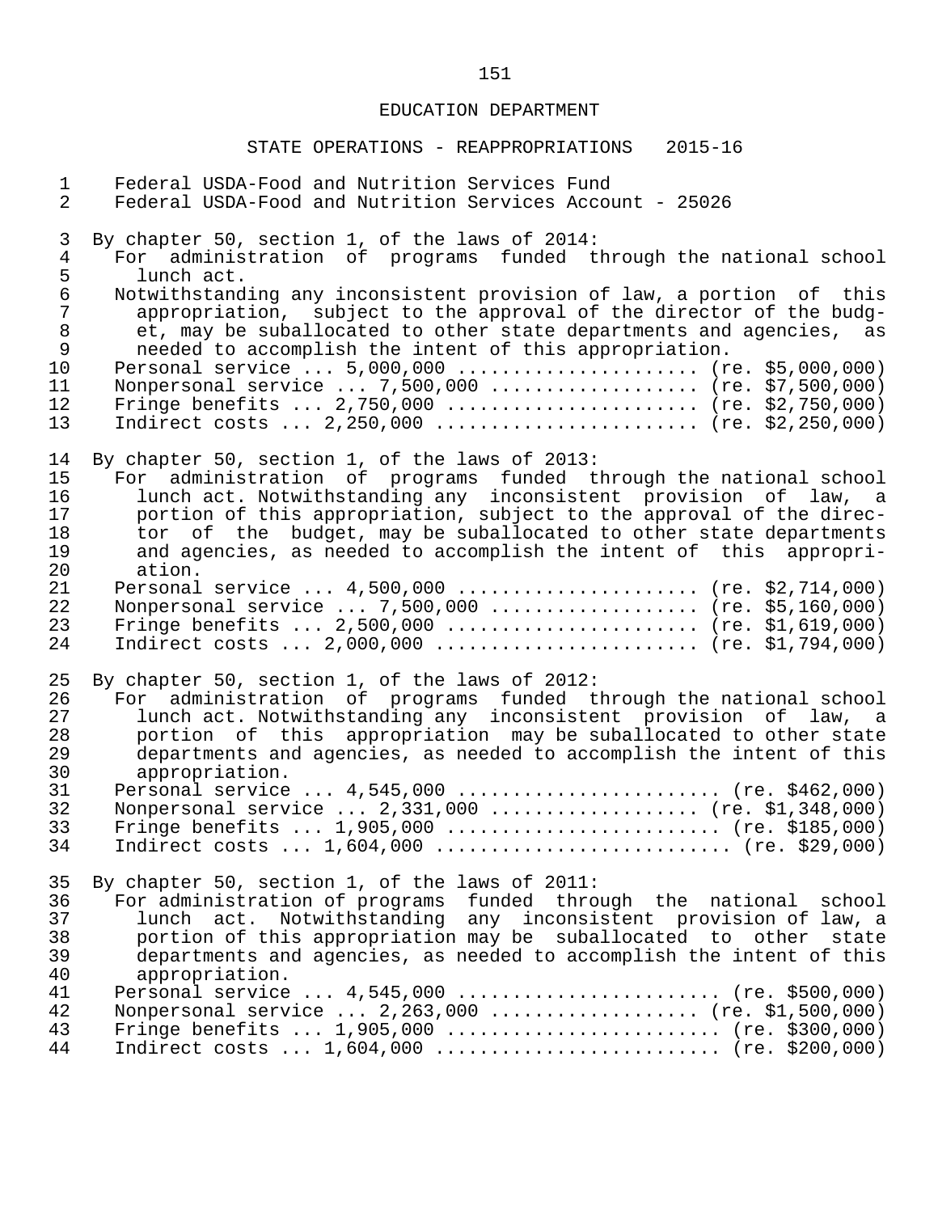Federal USDA-Food and Nutrition Services Fund
Federal USDA-Food and Nutrition Services Account - 25026

By chapter 50, section 1, of the laws of 2014:
For administration of programs funded through the national school lunch act.
Notwithstanding any inconsistent provision of law, a portion of this appropriation, subject to the approval of the director of the budget, may be suballocated to other state departments and agencies, as needed to accomplish the intent of this appropriation.
Personal service ... 5,000,000 ...................... (re. $5,000,000)
Nonpersonal service ... 7,500,000 .................. (re. $7,500,000)
Fringe benefits ... 2,750,000 ...................... (re. $2,750,000)
Indirect costs ... 2,250,000 ....................... (re. $2,250,000)

By chapter 50, section 1, of the laws of 2013:
For administration of programs funded through the national school lunch act. Notwithstanding any inconsistent provision of law, a portion of this appropriation, subject to the approval of the director of the budget, may be suballocated to other state departments and agencies, as needed to accomplish the intent of this appropriation.
Personal service ... 4,500,000 ...................... (re. $2,714,000)
Nonpersonal service ... 7,500,000 .................. (re. $5,160,000)
Fringe benefits ... 2,500,000 ...................... (re. $1,619,000)
Indirect costs ... 2,000,000 ....................... (re. $1,794,000)

By chapter 50, section 1, of the laws of 2012:
For administration of programs funded through the national school lunch act. Notwithstanding any inconsistent provision of law, a portion of this appropriation may be suballocated to other state departments and agencies, as needed to accomplish the intent of this appropriation.
Personal service ... 4,545,000 ....................... (re. $462,000)
Nonpersonal service ... 2,331,000 .................. (re. $1,348,000)
Fringe benefits ... 1,905,000 ....................... (re. $185,000)
Indirect costs ... 1,604,000 ......................... (re. $29,000)

By chapter 50, section 1, of the laws of 2011:
For administration of programs funded through the national school lunch act. Notwithstanding any inconsistent provision of law, a portion of this appropriation may be suballocated to other state departments and agencies, as needed to accomplish the intent of this appropriation.
Personal service ... 4,545,000 ....................... (re. $500,000)
Nonpersonal service ... 2,263,000 .................. (re. $1,500,000)
Fringe benefits ... 1,905,000 ....................... (re. $300,000)
Indirect costs ... 1,604,000 ........................ (re. $200,000)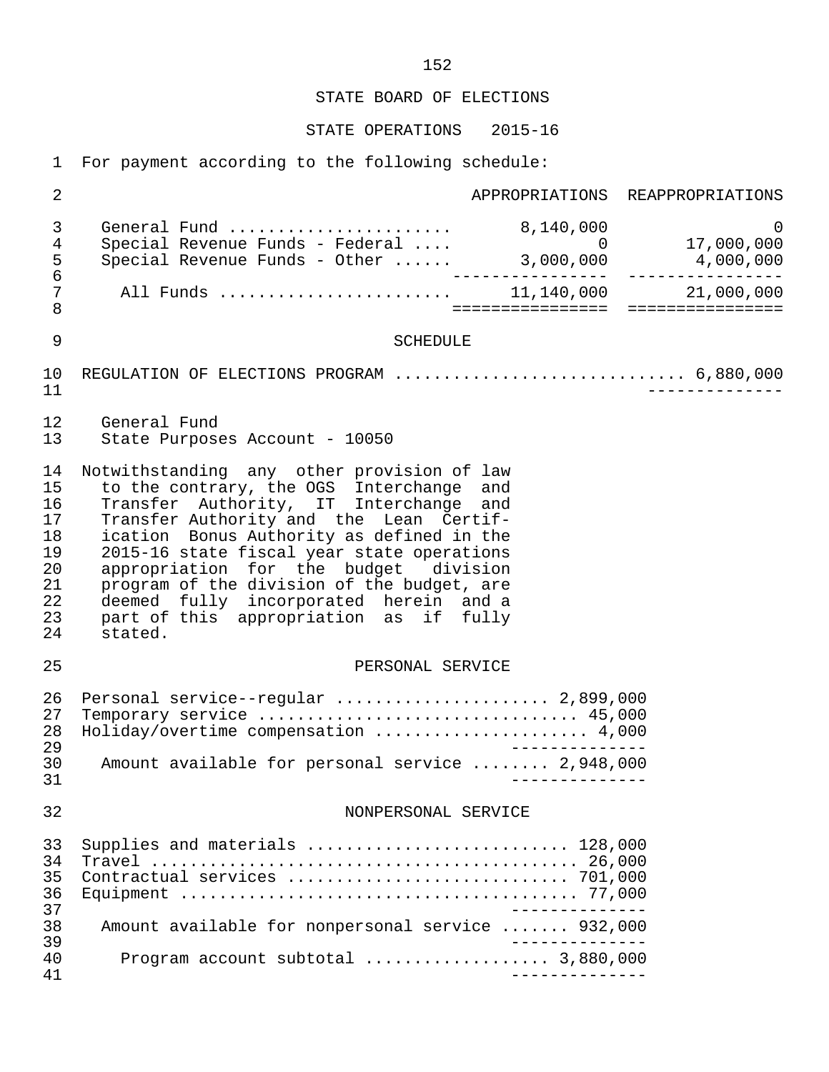STATE BOARD OF ELECTIONS

STATE OPERATIONS 2015-16

For payment according to the following schedule:

| | APPROPRIATIONS | REAPPROPRIATIONS |
|---|---|---|
| General Fund | 8,140,000 | 0 |
| Special Revenue Funds - Federal | 0 | 17,000,000 |
| Special Revenue Funds - Other | 3,000,000 | 4,000,000 |
| All Funds | 11,140,000 | 21,000,000 |

SCHEDULE

REGULATION OF ELECTIONS PROGRAM ............................ 6,880,000

General Fund
State Purposes Account - 10050

Notwithstanding any other provision of law to the contrary, the OGS Interchange and Transfer Authority, IT Interchange and Transfer Authority and the Lean Certification Bonus Authority as defined in the 2015-16 state fiscal year state operations appropriation for the budget division program of the division of the budget, are deemed fully incorporated herein and a part of this appropriation as if fully stated.

PERSONAL SERVICE

| | |
|---|---|
| Personal service--regular | 2,899,000 |
| Temporary service | 45,000 |
| Holiday/overtime compensation | 4,000 |
| Amount available for personal service | 2,948,000 |

NONPERSONAL SERVICE

| | |
|---|---|
| Supplies and materials | 128,000 |
| Travel | 26,000 |
| Contractual services | 701,000 |
| Equipment | 77,000 |
| Amount available for nonpersonal service | 932,000 |
| Program account subtotal | 3,880,000 |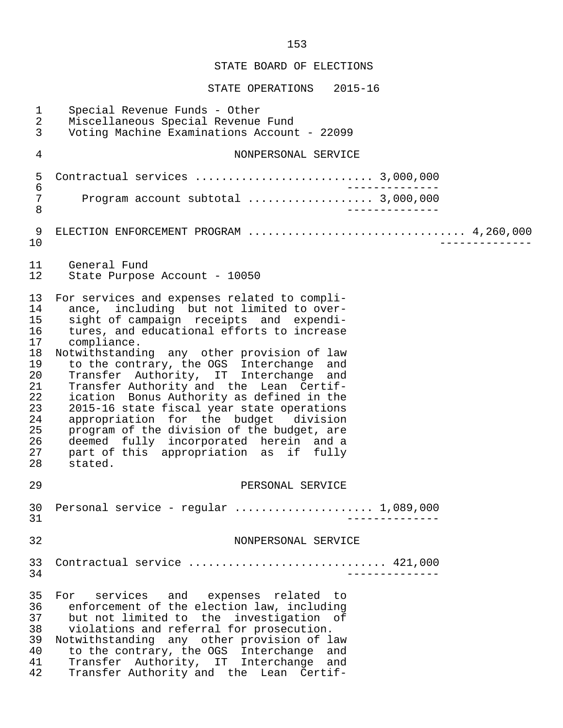STATE BOARD OF ELECTIONS

STATE OPERATIONS 2015-16

Special Revenue Funds - Other
Miscellaneous Special Revenue Fund
Voting Machine Examinations Account - 22099

NONPERSONAL SERVICE

Contractual services .......................... 3,000,000

Program account subtotal .................. 3,000,000

ELECTION ENFORCEMENT PROGRAM ................................ 4,260,000

General Fund
State Purpose Account - 10050

For services and expenses related to compliance, including but not limited to oversight of campaign receipts and expenditures, and educational efforts to increase compliance.

Notwithstanding any other provision of law to the contrary, the OGS Interchange and Transfer Authority, IT Interchange and Transfer Authority and the Lean Certification Bonus Authority as defined in the 2015-16 state fiscal year state operations appropriation for the budget division program of the division of the budget, are deemed fully incorporated herein and a part of this appropriation as if fully stated.

PERSONAL SERVICE

Personal service - regular .................... 1,089,000

NONPERSONAL SERVICE

Contractual service ............................ 421,000

For services and expenses related to enforcement of the election law, including but not limited to the investigation of violations and referral for prosecution.

Notwithstanding any other provision of law to the contrary, the OGS Interchange and Transfer Authority, IT Interchange and Transfer Authority and the Lean Certif-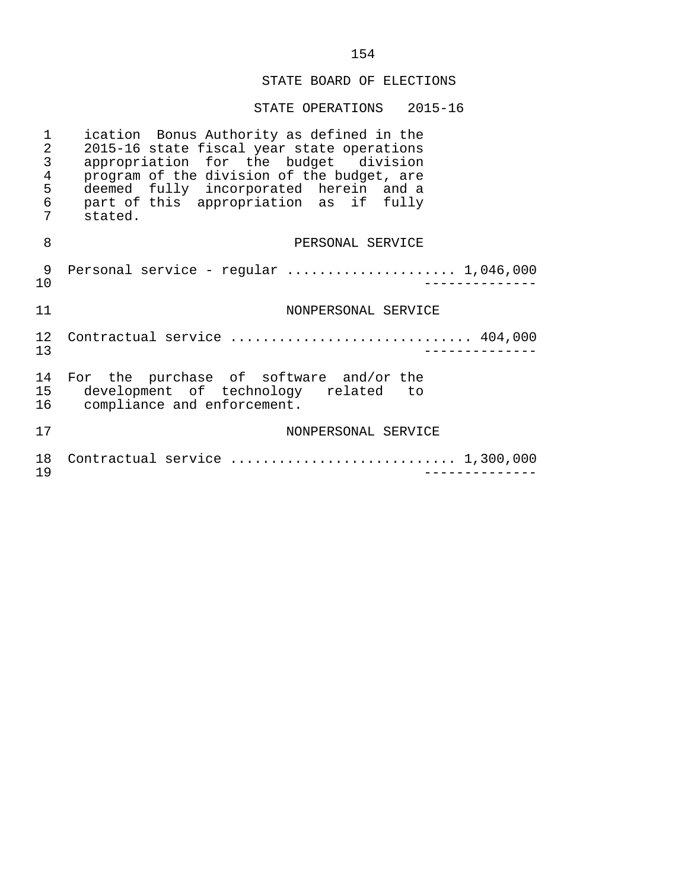## STATE BOARD OF ELECTIONS

### STATE OPERATIONS 2015-16

ication Bonus Authority as defined in the 2015-16 state fiscal year state operations appropriation for the budget division program of the division of the budget, are deemed fully incorporated herein and a part of this appropriation as if fully stated.

PERSONAL SERVICE

Personal service - regular .................... 1,046,000

--------------

NONPERSONAL SERVICE

Contractual service ............................ 404,000

--------------

For the purchase of software and/or the development of technology related to compliance and enforcement.

NONPERSONAL SERVICE

Contractual service .......................... 1,300,000

--------------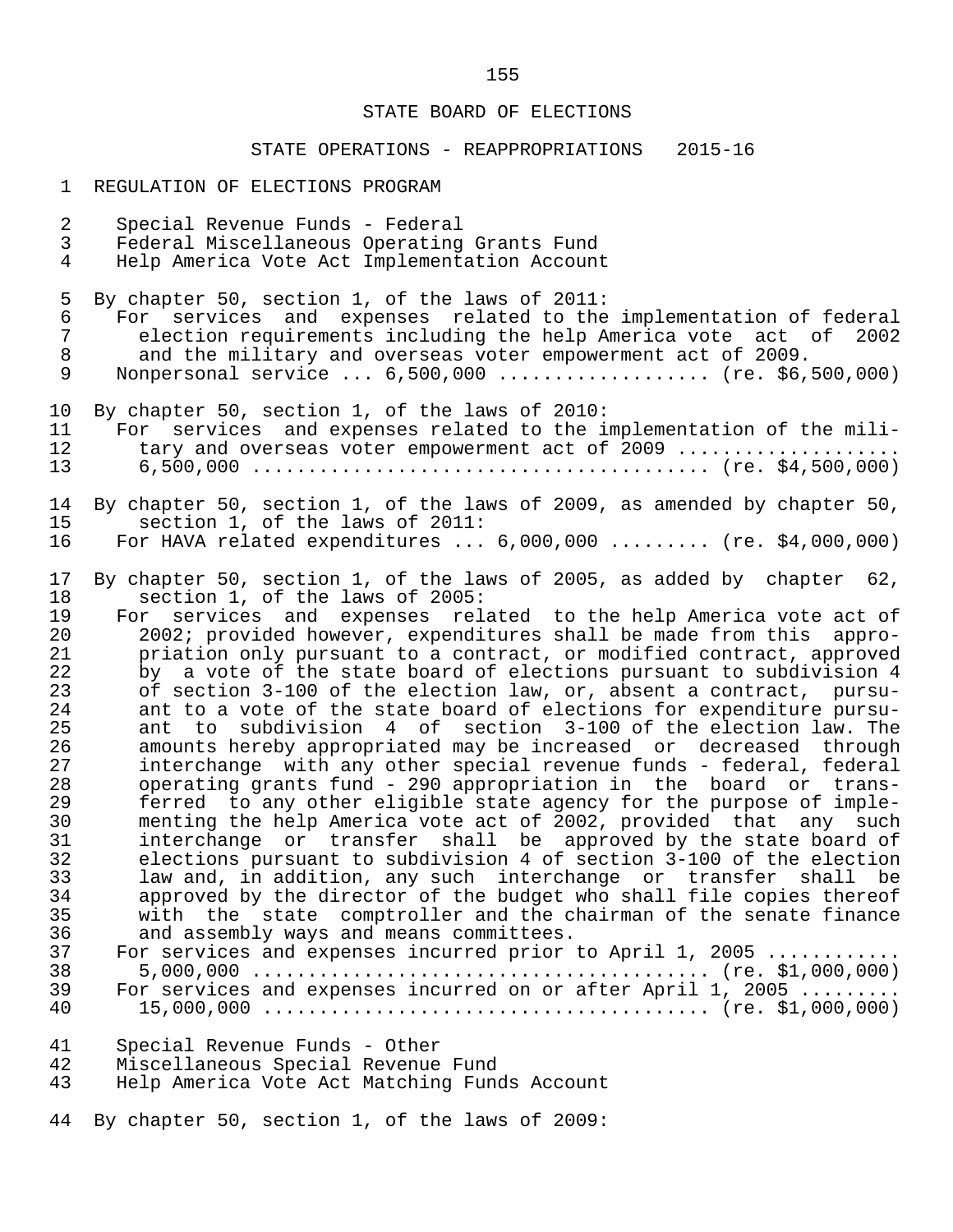STATE BOARD OF ELECTIONS

STATE OPERATIONS - REAPPROPRIATIONS 2015-16

REGULATION OF ELECTIONS PROGRAM

Special Revenue Funds - Federal
Federal Miscellaneous Operating Grants Fund
Help America Vote Act Implementation Account

By chapter 50, section 1, of the laws of 2011:
For services and expenses related to the implementation of federal election requirements including the help America vote act of 2002 and the military and overseas voter empowerment act of 2009.
Nonpersonal service ... 6,500,000 .................. (re. $6,500,000)

By chapter 50, section 1, of the laws of 2010:
For services and expenses related to the implementation of the military and overseas voter empowerment act of 2009 ....................
6,500,000 ....................................... (re. $4,500,000)

By chapter 50, section 1, of the laws of 2009, as amended by chapter 50, section 1, of the laws of 2011:
For HAVA related expenditures ... 6,000,000 ......... (re. $4,000,000)

By chapter 50, section 1, of the laws of 2005, as added by chapter 62, section 1, of the laws of 2005:
For services and expenses related to the help America vote act of 2002; provided however, expenditures shall be made from this appropriation only pursuant to a contract, or modified contract, approved by a vote of the state board of elections pursuant to subdivision 4 of section 3-100 of the election law, or, absent a contract, pursuant to a vote of the state board of elections for expenditure pursuant to subdivision 4 of section 3-100 of the election law. The amounts hereby appropriated may be increased or decreased through interchange with any other special revenue funds - federal, federal operating grants fund - 290 appropriation in the board or transferred to any other eligible state agency for the purpose of implementing the help America vote act of 2002, provided that any such interchange or transfer shall be approved by the state board of elections pursuant to subdivision 4 of section 3-100 of the election law and, in addition, any such interchange or transfer shall be approved by the director of the budget who shall file copies thereof with the state comptroller and the chairman of the senate finance and assembly ways and means committees.
For services and expenses incurred prior to April 1, 2005 ............
5,000,000 ....................................... (re. $1,000,000)
For services and expenses incurred on or after April 1, 2005 .........
15,000,000 ...................................... (re. $1,000,000)

Special Revenue Funds - Other
Miscellaneous Special Revenue Fund
Help America Vote Act Matching Funds Account

By chapter 50, section 1, of the laws of 2009: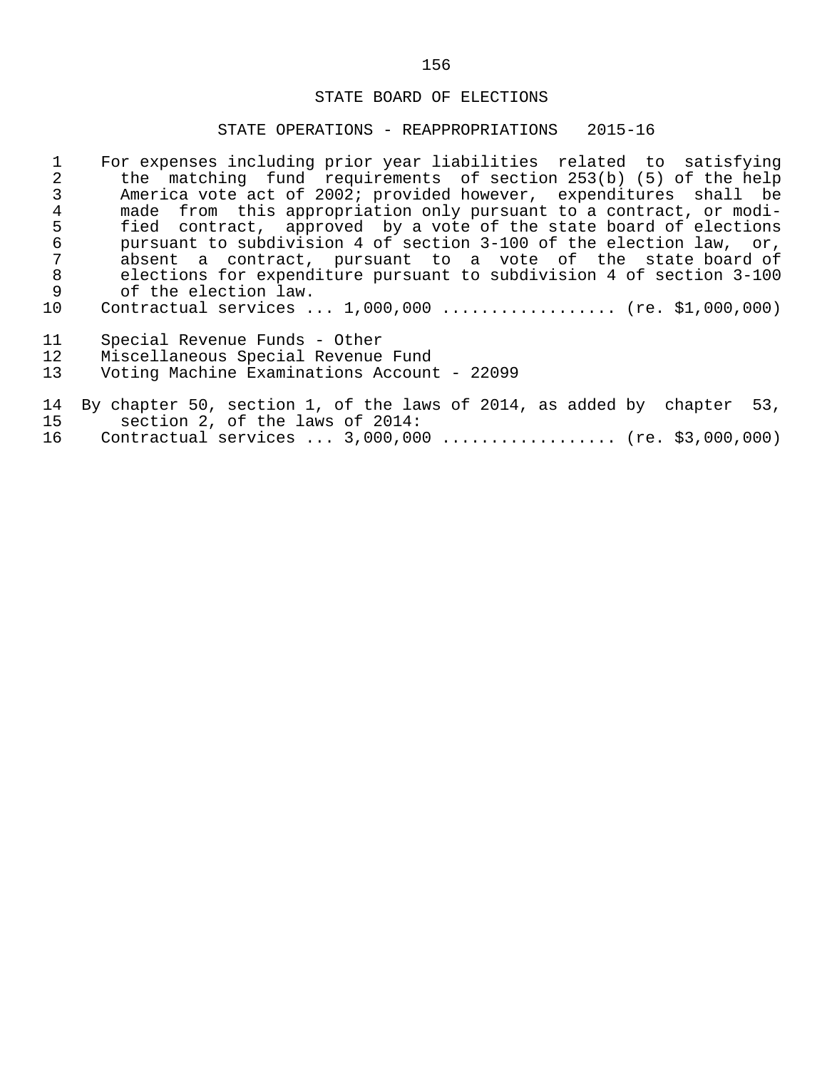## STATE BOARD OF ELECTIONS

### STATE OPERATIONS - REAPPROPRIATIONS 2015-16

For expenses including prior year liabilities related to satisfying the matching fund requirements of section 253(b) (5) of the help America vote act of 2002; provided however, expenditures shall be made from this appropriation only pursuant to a contract, or modified contract, approved by a vote of the state board of elections pursuant to subdivision 4 of section 3-100 of the election law, or, absent a contract, pursuant to a vote of the state board of elections for expenditure pursuant to subdivision 4 of section 3-100 of the election law.

Contractual services ... 1,000,000 ................. (re. $1,000,000)

Special Revenue Funds - Other
Miscellaneous Special Revenue Fund
Voting Machine Examinations Account - 22099

By chapter 50, section 1, of the laws of 2014, as added by chapter 53, section 2, of the laws of 2014:

Contractual services ... 3,000,000 ................. (re. $3,000,000)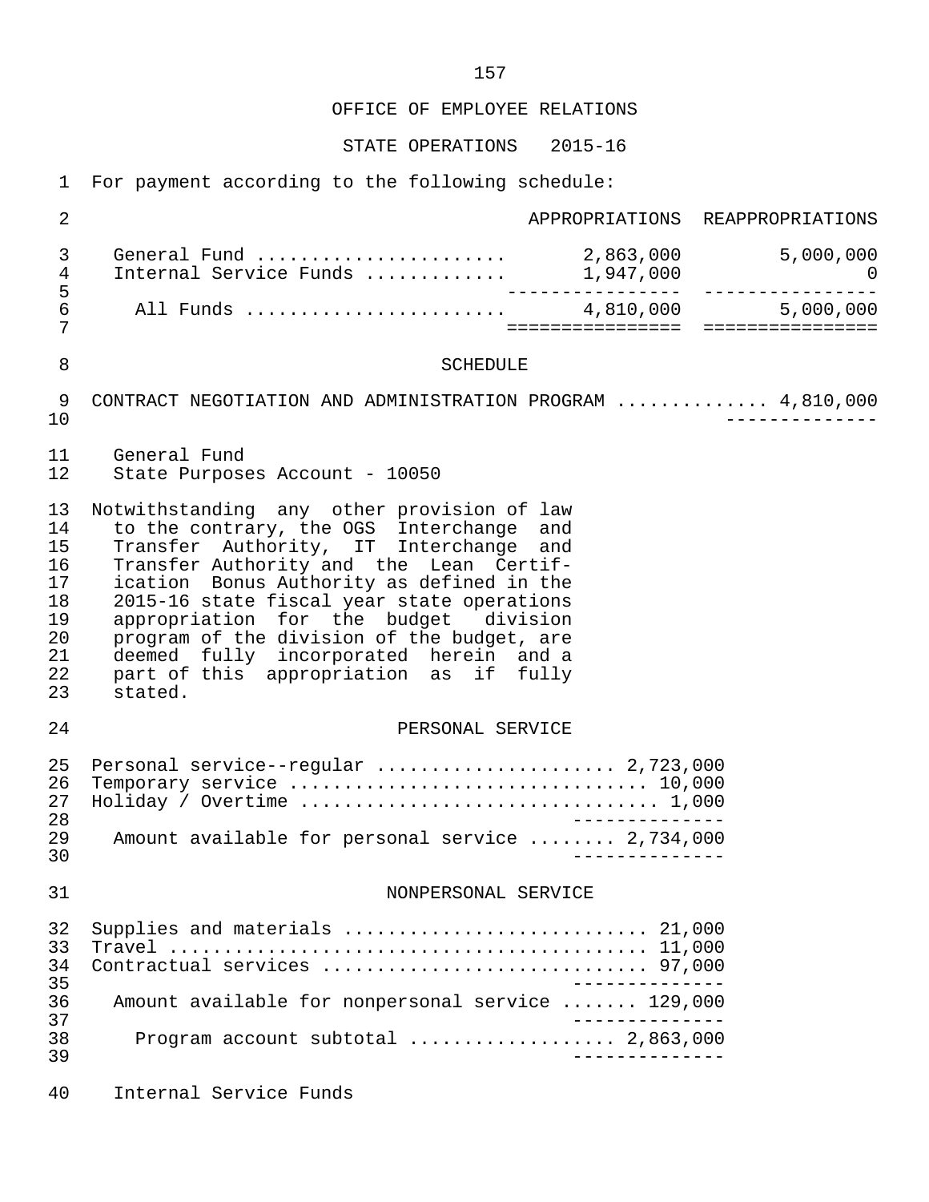OFFICE OF EMPLOYEE RELATIONS

STATE OPERATIONS 2015-16

For payment according to the following schedule:

| | APPROPRIATIONS | REAPPROPRIATIONS |
|---|---|---|
| General Fund | 2,863,000 | 5,000,000 |
| Internal Service Funds | 1,947,000 | 0 |
| All Funds | 4,810,000 | 5,000,000 |

SCHEDULE

CONTRACT NEGOTIATION AND ADMINISTRATION PROGRAM .............. 4,810,000

General Fund
State Purposes Account - 10050

Notwithstanding any other provision of law to the contrary, the OGS Interchange and Transfer Authority, IT Interchange and Transfer Authority and the Lean Certification Bonus Authority as defined in the 2015-16 state fiscal year state operations appropriation for the budget division program of the division of the budget, are deemed fully incorporated herein and a part of this appropriation as if fully stated.

PERSONAL SERVICE

| | |
|---|---|
| Personal service--regular | 2,723,000 |
| Temporary service | 10,000 |
| Holiday / Overtime | 1,000 |
| Amount available for personal service | 2,734,000 |

NONPERSONAL SERVICE

| | |
|---|---|
| Supplies and materials | 21,000 |
| Travel | 11,000 |
| Contractual services | 97,000 |
| Amount available for nonpersonal service | 129,000 |
| Program account subtotal | 2,863,000 |

Internal Service Funds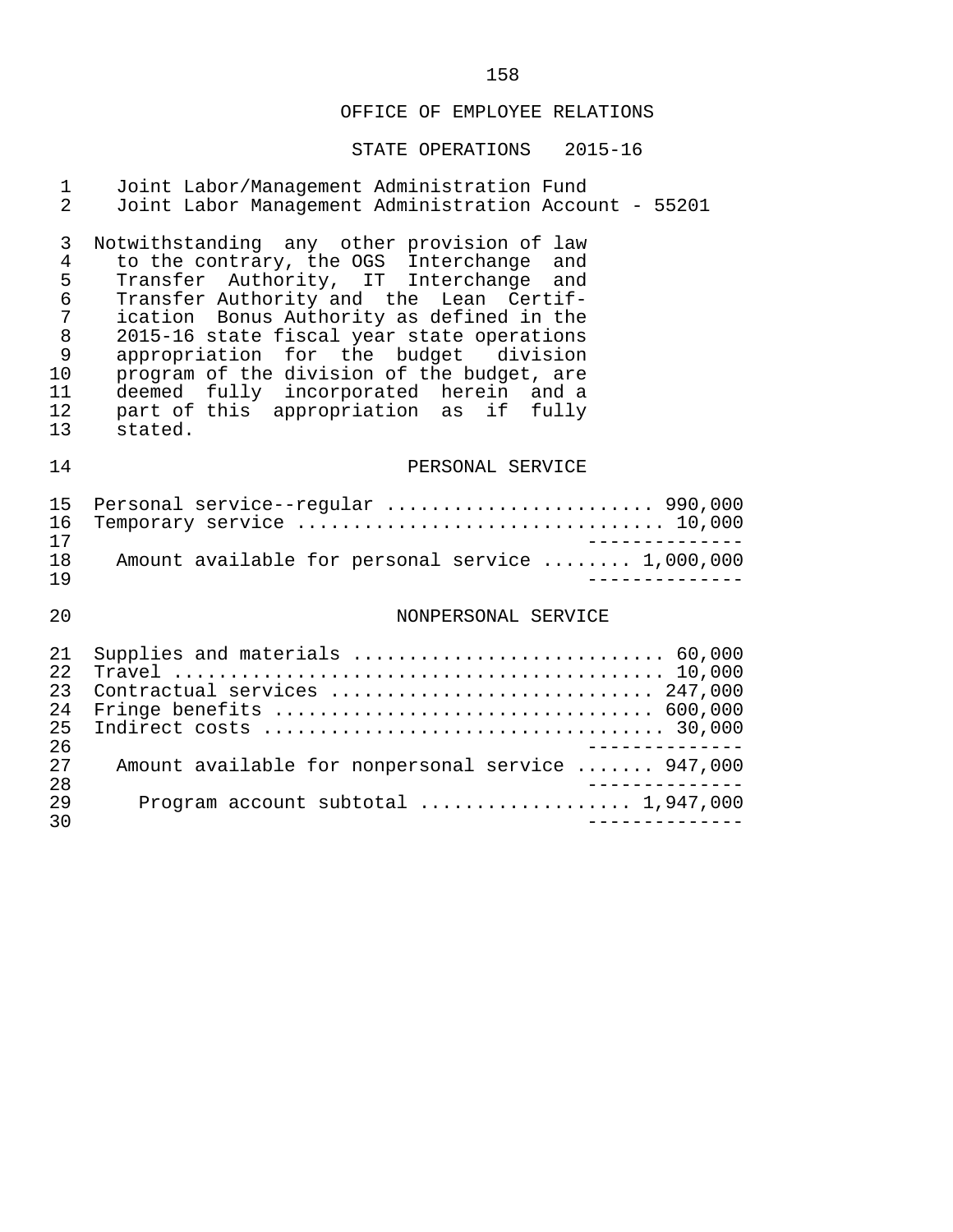OFFICE OF EMPLOYEE RELATIONS

STATE OPERATIONS 2015-16

Joint Labor/Management Administration Fund
Joint Labor Management Administration Account - 55201

Notwithstanding any other provision of law to the contrary, the OGS Interchange and Transfer Authority, IT Interchange and Transfer Authority and the Lean Certification Bonus Authority as defined in the 2015-16 state fiscal year state operations appropriation for the budget division program of the division of the budget, are deemed fully incorporated herein and a part of this appropriation as if fully stated.

PERSONAL SERVICE

| | |
|---|---|
| Personal service--regular | 990,000 |
| Temporary service | 10,000 |
| Amount available for personal service | 1,000,000 |

NONPERSONAL SERVICE

| | |
|---|---|
| Supplies and materials | 60,000 |
| Travel | 10,000 |
| Contractual services | 247,000 |
| Fringe benefits | 600,000 |
| Indirect costs | 30,000 |
| Amount available for nonpersonal service | 947,000 |
| Program account subtotal | 1,947,000 |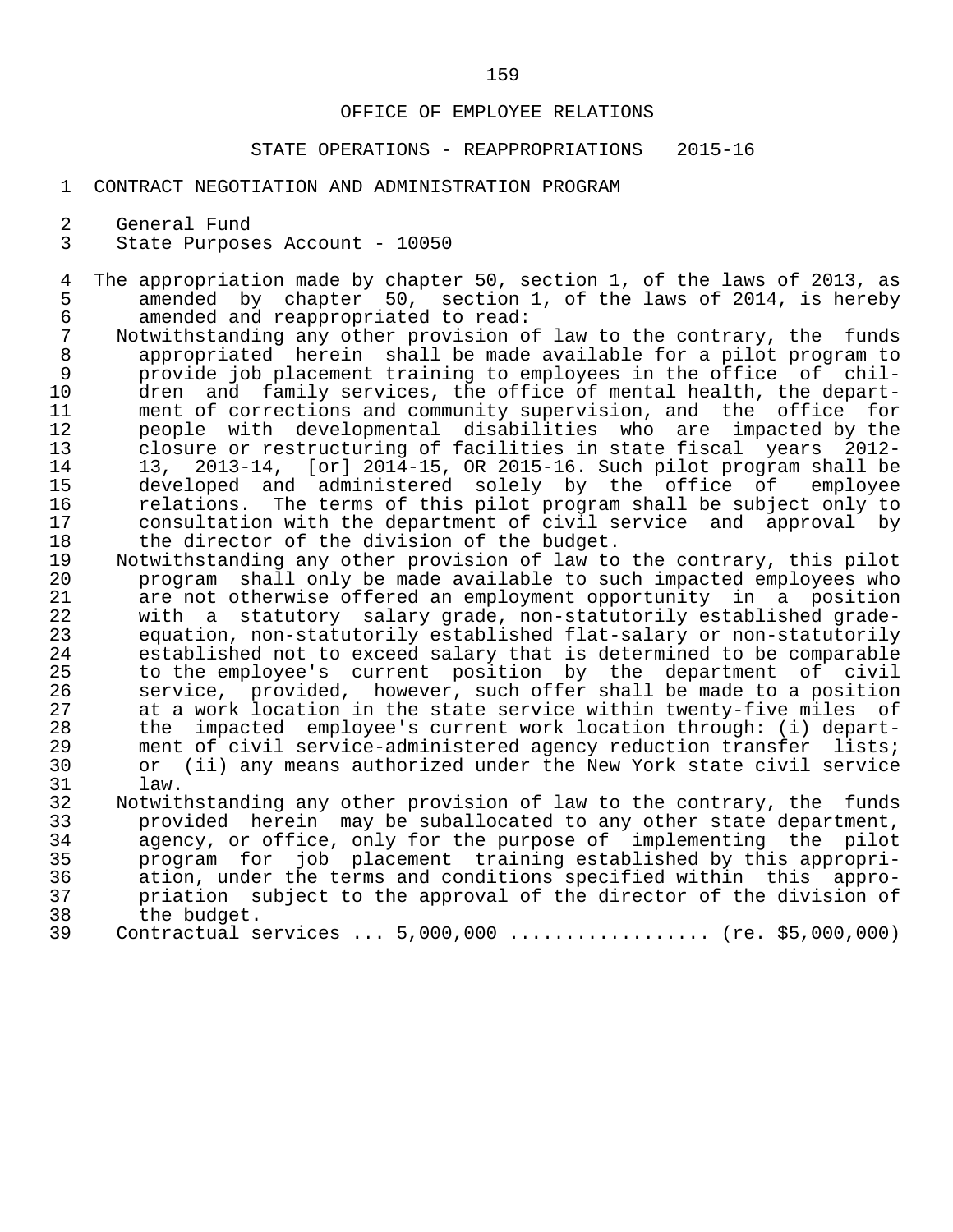OFFICE OF EMPLOYEE RELATIONS

STATE OPERATIONS - REAPPROPRIATIONS 2015-16

CONTRACT NEGOTIATION AND ADMINISTRATION PROGRAM

General Fund
State Purposes Account - 10050

The appropriation made by chapter 50, section 1, of the laws of 2013, as amended by chapter 50, section 1, of the laws of 2014, is hereby amended and reappropriated to read:

Notwithstanding any other provision of law to the contrary, the funds appropriated herein shall be made available for a pilot program to provide job placement training to employees in the office of children and family services, the office of mental health, the department of corrections and community supervision, and the office for people with developmental disabilities who are impacted by the closure or restructuring of facilities in state fiscal years 2012-13, 2013-14, [or] 2014-15, OR 2015-16. Such pilot program shall be developed and administered solely by the office of employee relations. The terms of this pilot program shall be subject only to consultation with the department of civil service and approval by the director of the division of the budget.

Notwithstanding any other provision of law to the contrary, this pilot program shall only be made available to such impacted employees who are not otherwise offered an employment opportunity in a position with a statutory salary grade, non-statutorily established grade-equation, non-statutorily established flat-salary or non-statutorily established not to exceed salary that is determined to be comparable to the employee's current position by the department of civil service, provided, however, such offer shall be made to a position at a work location in the state service within twenty-five miles of the impacted employee's current work location through: (i) department of civil service-administered agency reduction transfer lists; or (ii) any means authorized under the New York state civil service law.

Notwithstanding any other provision of law to the contrary, the funds provided herein may be suballocated to any other state department, agency, or office, only for the purpose of implementing the pilot program for job placement training established by this appropriation, under the terms and conditions specified within this appropriation subject to the approval of the director of the division of the budget.

Contractual services ... 5,000,000 .................. (re. $5,000,000)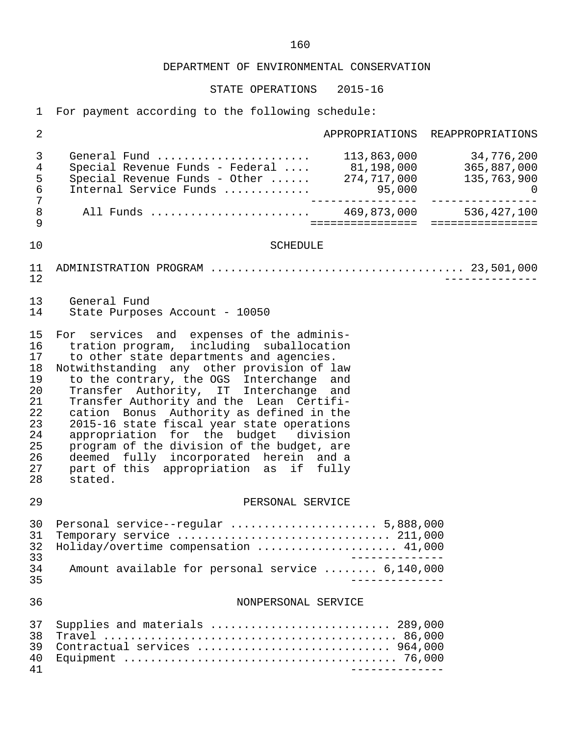DEPARTMENT OF ENVIRONMENTAL CONSERVATION

STATE OPERATIONS 2015-16

For payment according to the following schedule:

| | APPROPRIATIONS | REAPPROPRIATIONS |
|---|---|---|
| General Fund | 113,863,000 | 34,776,200 |
| Special Revenue Funds - Federal | 81,198,000 | 365,887,000 |
| Special Revenue Funds - Other | 274,717,000 | 135,763,900 |
| Internal Service Funds | 95,000 | 0 |
| All Funds | 469,873,000 | 536,427,100 |

SCHEDULE

ADMINISTRATION PROGRAM .................................... 23,501,000

General Fund
State Purposes Account - 10050

For services and expenses of the administration program, including suballocation to other state departments and agencies.
Notwithstanding any other provision of law to the contrary, the OGS Interchange and Transfer Authority, IT Interchange and Transfer Authority and the Lean Certification Bonus Authority as defined in the 2015-16 state fiscal year state operations appropriation for the budget division program of the division of the budget, are deemed fully incorporated herein and a part of this appropriation as if fully stated.

PERSONAL SERVICE

| | |
|---|---|
| Personal service--regular | 5,888,000 |
| Temporary service | 211,000 |
| Holiday/overtime compensation | 41,000 |
| Amount available for personal service | 6,140,000 |

NONPERSONAL SERVICE

| | |
|---|---|
| Supplies and materials | 289,000 |
| Travel | 86,000 |
| Contractual services | 964,000 |
| Equipment | 76,000 |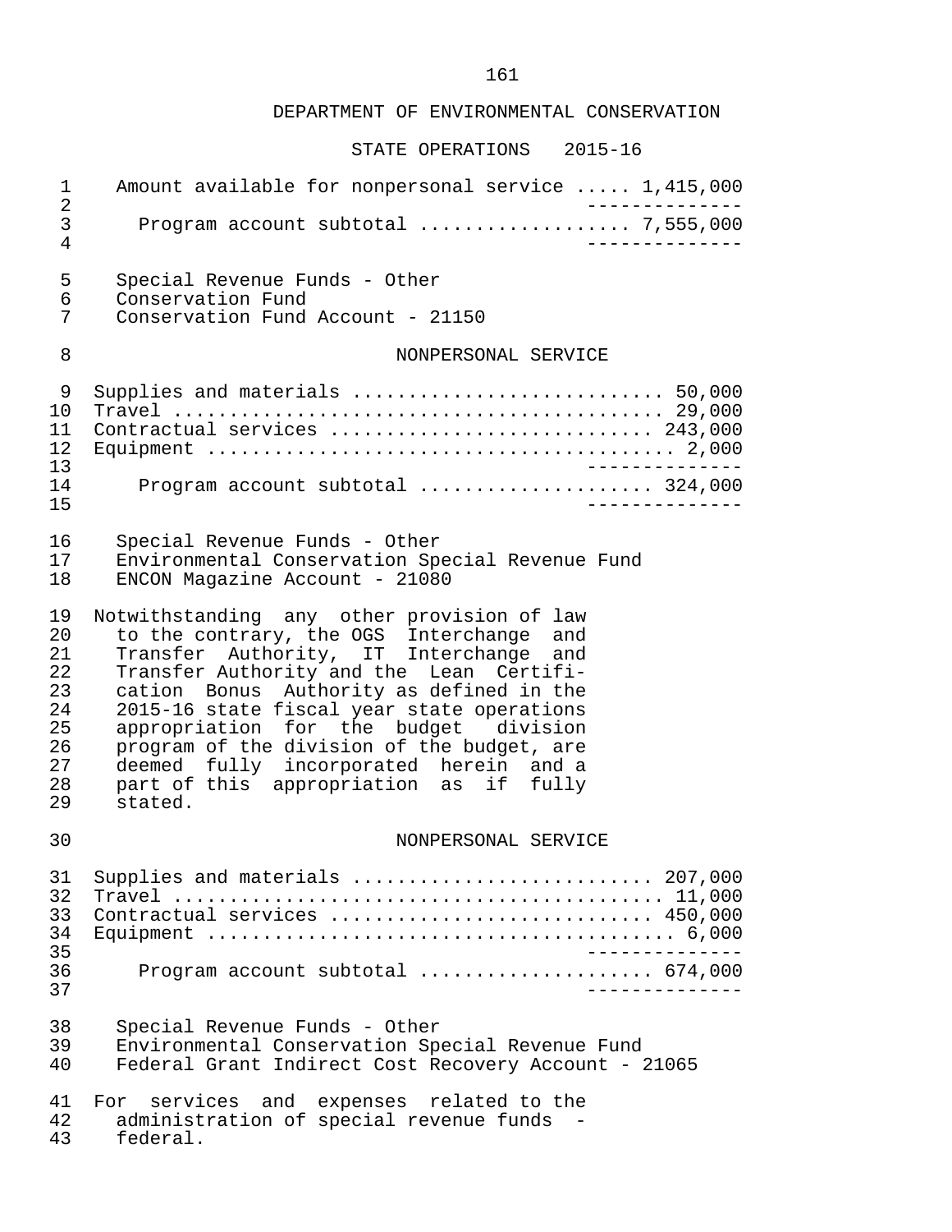# DEPARTMENT OF ENVIRONMENTAL CONSERVATION

## STATE OPERATIONS 2015-16

Amount available for nonpersonal service ..... 1,415,000

Program account subtotal .................. 7,555,000

Special Revenue Funds - Other
Conservation Fund
Conservation Fund Account - 21150

### NONPERSONAL SERVICE

| | |
|---|---|
| Supplies and materials | 50,000 |
| Travel | 29,000 |
| Contractual services | 243,000 |
| Equipment | 2,000 |
| Program account subtotal | 324,000 |

Special Revenue Funds - Other
Environmental Conservation Special Revenue Fund
ENCON Magazine Account - 21080

Notwithstanding any other provision of law to the contrary, the OGS Interchange and Transfer Authority, IT Interchange and Transfer Authority and the Lean Certification Bonus Authority as defined in the 2015-16 state fiscal year state operations appropriation for the budget division program of the division of the budget, are deemed fully incorporated herein and a part of this appropriation as if fully stated.

### NONPERSONAL SERVICE

| | |
|---|---|
| Supplies and materials | 207,000 |
| Travel | 11,000 |
| Contractual services | 450,000 |
| Equipment | 6,000 |
| Program account subtotal | 674,000 |

Special Revenue Funds - Other
Environmental Conservation Special Revenue Fund
Federal Grant Indirect Cost Recovery Account - 21065

For services and expenses related to the administration of special revenue funds - federal.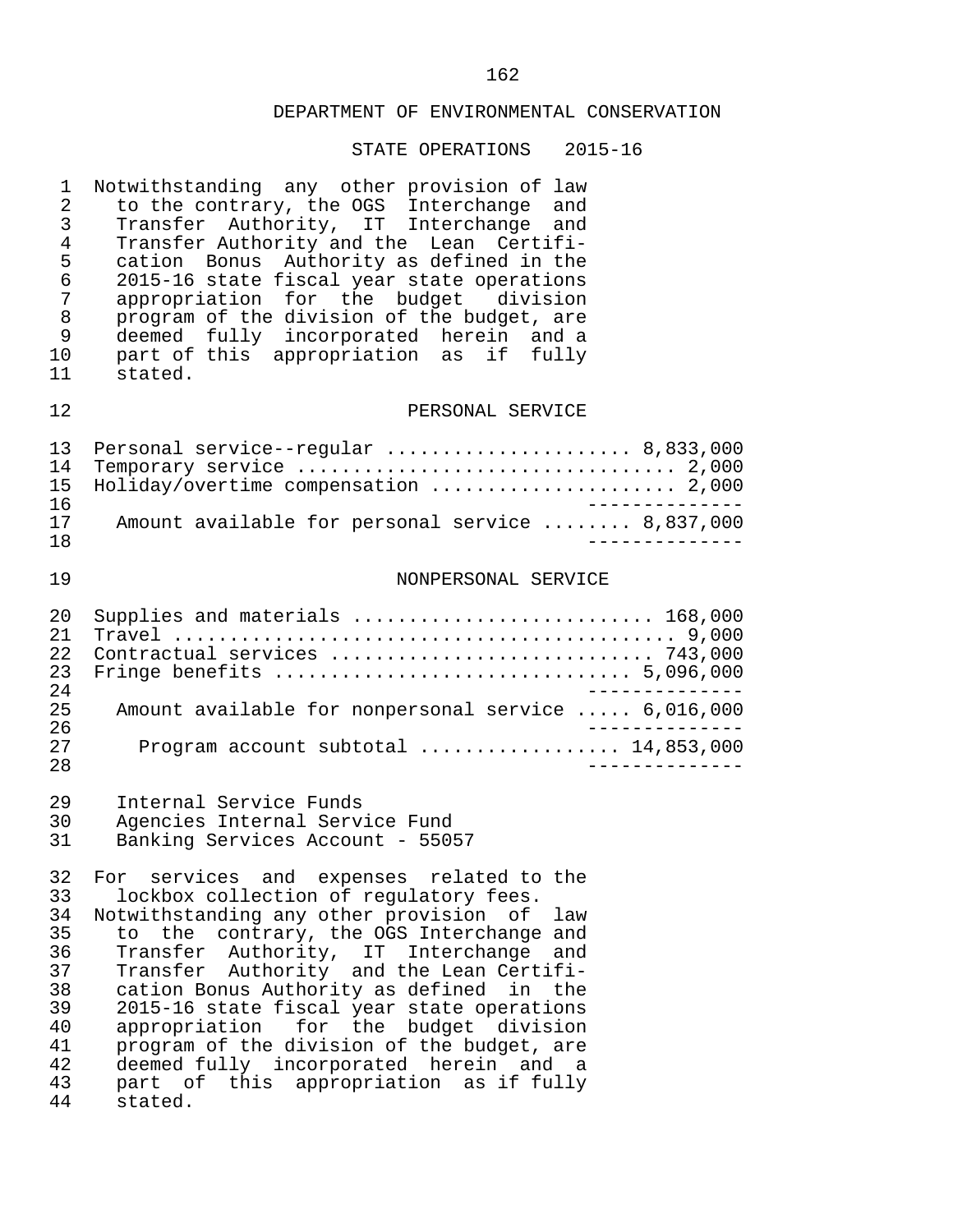## DEPARTMENT OF ENVIRONMENTAL CONSERVATION

### STATE OPERATIONS 2015-16

Notwithstanding any other provision of law to the contrary, the OGS Interchange and Transfer Authority, IT Interchange and Transfer Authority and the Lean Certification Bonus Authority as defined in the 2015-16 state fiscal year state operations appropriation for the budget division program of the division of the budget, are deemed fully incorporated herein and a part of this appropriation as if fully stated.

### PERSONAL SERVICE

| | |
|---|---|
| Personal service--regular | 8,833,000 |
| Temporary service | 2,000 |
| Holiday/overtime compensation | 2,000 |
| Amount available for personal service | 8,837,000 |

### NONPERSONAL SERVICE

| | |
|---|---|
| Supplies and materials | 168,000 |
| Travel | 9,000 |
| Contractual services | 743,000 |
| Fringe benefits | 5,096,000 |
| Amount available for nonpersonal service | 6,016,000 |
| Program account subtotal | 14,853,000 |

Internal Service Funds
Agencies Internal Service Fund
Banking Services Account - 55057

For services and expenses related to the lockbox collection of regulatory fees.
Notwithstanding any other provision of law to the contrary, the OGS Interchange and Transfer Authority, IT Interchange and Transfer Authority and the Lean Certification Bonus Authority as defined in the 2015-16 state fiscal year state operations appropriation for the budget division program of the division of the budget, are deemed fully incorporated herein and a part of this appropriation as if fully stated.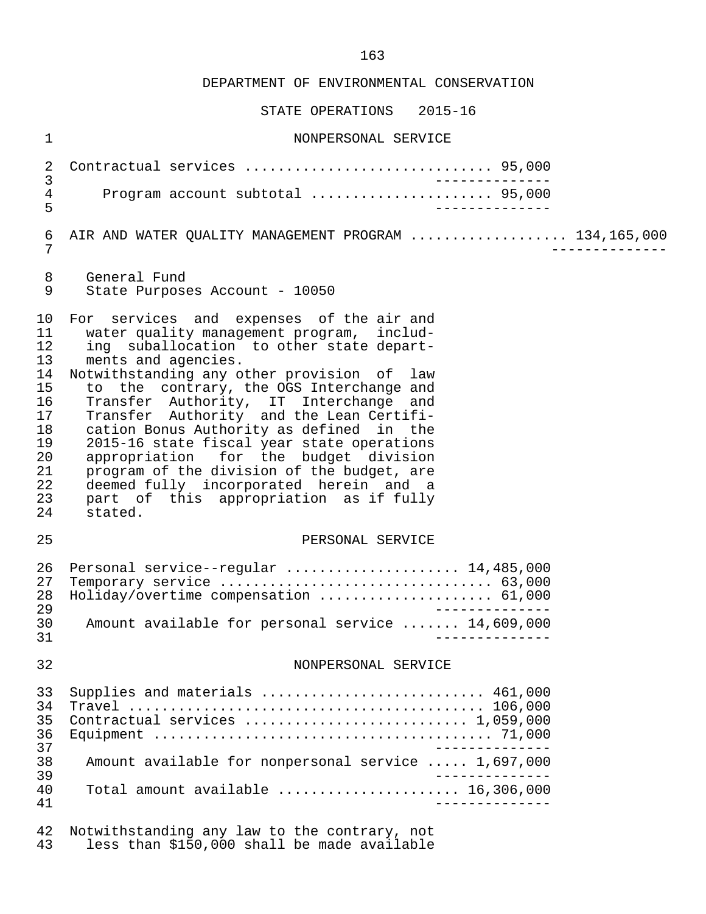DEPARTMENT OF ENVIRONMENTAL CONSERVATION

STATE OPERATIONS 2015-16

NONPERSONAL SERVICE

| | |
|---|---|
| Contractual services | 95,000 |
| Program account subtotal | 95,000 |

AIR AND WATER QUALITY MANAGEMENT PROGRAM .................. 134,165,000

General Fund
State Purposes Account - 10050

For services and expenses of the air and water quality management program, including suballocation to other state departments and agencies.

Notwithstanding any other provision of law to the contrary, the OGS Interchange and Transfer Authority, IT Interchange and Transfer Authority and the Lean Certification Bonus Authority as defined in the 2015-16 state fiscal year state operations appropriation for the budget division program of the division of the budget, are deemed fully incorporated herein and a part of this appropriation as if fully stated.

PERSONAL SERVICE

| | |
|---|---|
| Personal service--regular | 14,485,000 |
| Temporary service | 63,000 |
| Holiday/overtime compensation | 61,000 |
| Amount available for personal service | 14,609,000 |

NONPERSONAL SERVICE

| | |
|---|---|
| Supplies and materials | 461,000 |
| Travel | 106,000 |
| Contractual services | 1,059,000 |
| Equipment | 71,000 |
| Amount available for nonpersonal service | 1,697,000 |
| Total amount available | 16,306,000 |

Notwithstanding any law to the contrary, not less than $150,000 shall be made available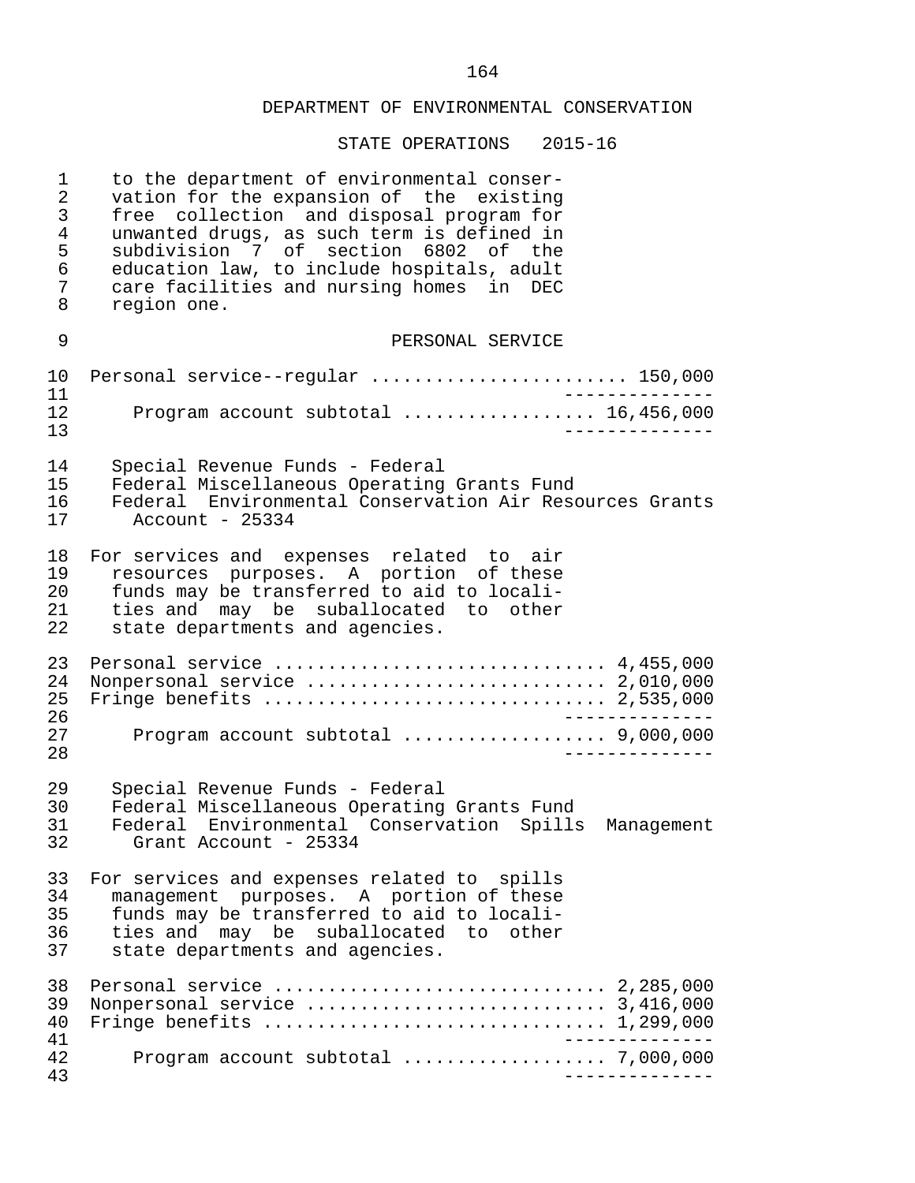## DEPARTMENT OF ENVIRONMENTAL CONSERVATION

### STATE OPERATIONS 2015-16

to the department of environmental conservation for the expansion of the existing free collection and disposal program for unwanted drugs, as such term is defined in subdivision 7 of section 6802 of the education law, to include hospitals, adult care facilities and nursing homes in DEC region one.

PERSONAL SERVICE

| | |
|---|---|
| Personal service--regular | 150,000 |
| Program account subtotal | 16,456,000 |

Special Revenue Funds - Federal
Federal Miscellaneous Operating Grants Fund
Federal Environmental Conservation Air Resources Grants Account - 25334

For services and expenses related to air resources purposes. A portion of these funds may be transferred to aid to localities and may be suballocated to other state departments and agencies.

| | |
|---|---|
| Personal service | 4,455,000 |
| Nonpersonal service | 2,010,000 |
| Fringe benefits | 2,535,000 |
| Program account subtotal | 9,000,000 |

Special Revenue Funds - Federal
Federal Miscellaneous Operating Grants Fund
Federal Environmental Conservation Spills Management Grant Account - 25334

For services and expenses related to spills management purposes. A portion of these funds may be transferred to aid to localities and may be suballocated to other state departments and agencies.

| | |
|---|---|
| Personal service | 2,285,000 |
| Nonpersonal service | 3,416,000 |
| Fringe benefits | 1,299,000 |
| Program account subtotal | 7,000,000 |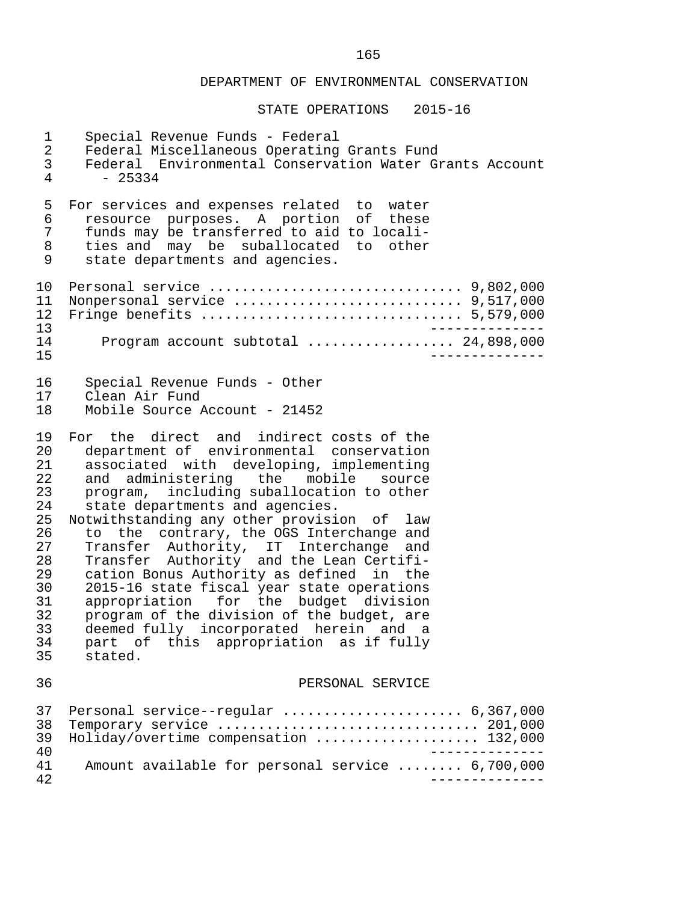## DEPARTMENT OF ENVIRONMENTAL CONSERVATION

### STATE OPERATIONS 2015-16

Special Revenue Funds - Federal
Federal Miscellaneous Operating Grants Fund
Federal Environmental Conservation Water Grants Account - 25334

For services and expenses related to water resource purposes. A portion of these funds may be transferred to aid to localities and may be suballocated to other state departments and agencies.

| | |
|---|---:|
| Personal service | 9,802,000 |
| Nonpersonal service | 9,517,000 |
| Fringe benefits | 5,579,000 |
| Program account subtotal | 24,898,000 |

Special Revenue Funds - Other
Clean Air Fund
Mobile Source Account - 21452

For the direct and indirect costs of the department of environmental conservation associated with developing, implementing and administering the mobile source program, including suballocation to other state departments and agencies.

Notwithstanding any other provision of law to the contrary, the OGS Interchange and Transfer Authority, IT Interchange and Transfer Authority and the Lean Certification Bonus Authority as defined in the 2015-16 state fiscal year state operations appropriation for the budget division program of the division of the budget, are deemed fully incorporated herein and a part of this appropriation as if fully stated.

PERSONAL SERVICE

| | |
|---|---:|
| Personal service--regular | 6,367,000 |
| Temporary service | 201,000 |
| Holiday/overtime compensation | 132,000 |
| Amount available for personal service | 6,700,000 |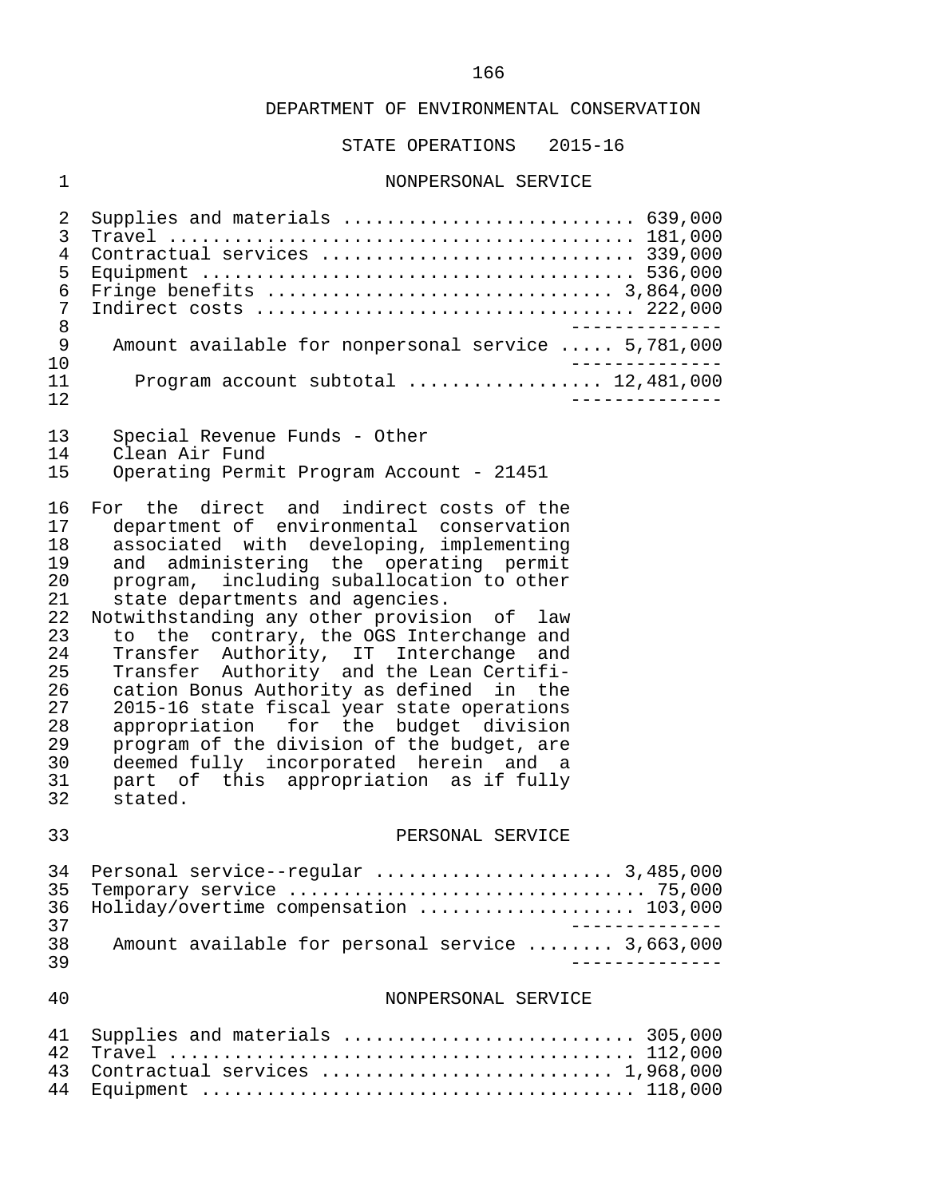DEPARTMENT OF ENVIRONMENTAL CONSERVATION

STATE OPERATIONS 2015-16

NONPERSONAL SERVICE

| | |
|---|---|
| Supplies and materials | 639,000 |
| Travel | 181,000 |
| Contractual services | 339,000 |
| Equipment | 536,000 |
| Fringe benefits | 3,864,000 |
| Indirect costs | 222,000 |
| Amount available for nonpersonal service | 5,781,000 |
| Program account subtotal | 12,481,000 |

Special Revenue Funds - Other
Clean Air Fund
Operating Permit Program Account - 21451

For the direct and indirect costs of the department of environmental conservation associated with developing, implementing and administering the operating permit program, including suballocation to other state departments and agencies.

Notwithstanding any other provision of law to the contrary, the OGS Interchange and Transfer Authority, IT Interchange and Transfer Authority and the Lean Certification Bonus Authority as defined in the 2015-16 state fiscal year state operations appropriation for the budget division program of the division of the budget, are deemed fully incorporated herein and a part of this appropriation as if fully stated.

PERSONAL SERVICE

| | |
|---|---|
| Personal service--regular | 3,485,000 |
| Temporary service | 75,000 |
| Holiday/overtime compensation | 103,000 |
| Amount available for personal service | 3,663,000 |

NONPERSONAL SERVICE

| | |
|---|---|
| Supplies and materials | 305,000 |
| Travel | 112,000 |
| Contractual services | 1,968,000 |
| Equipment | 118,000 |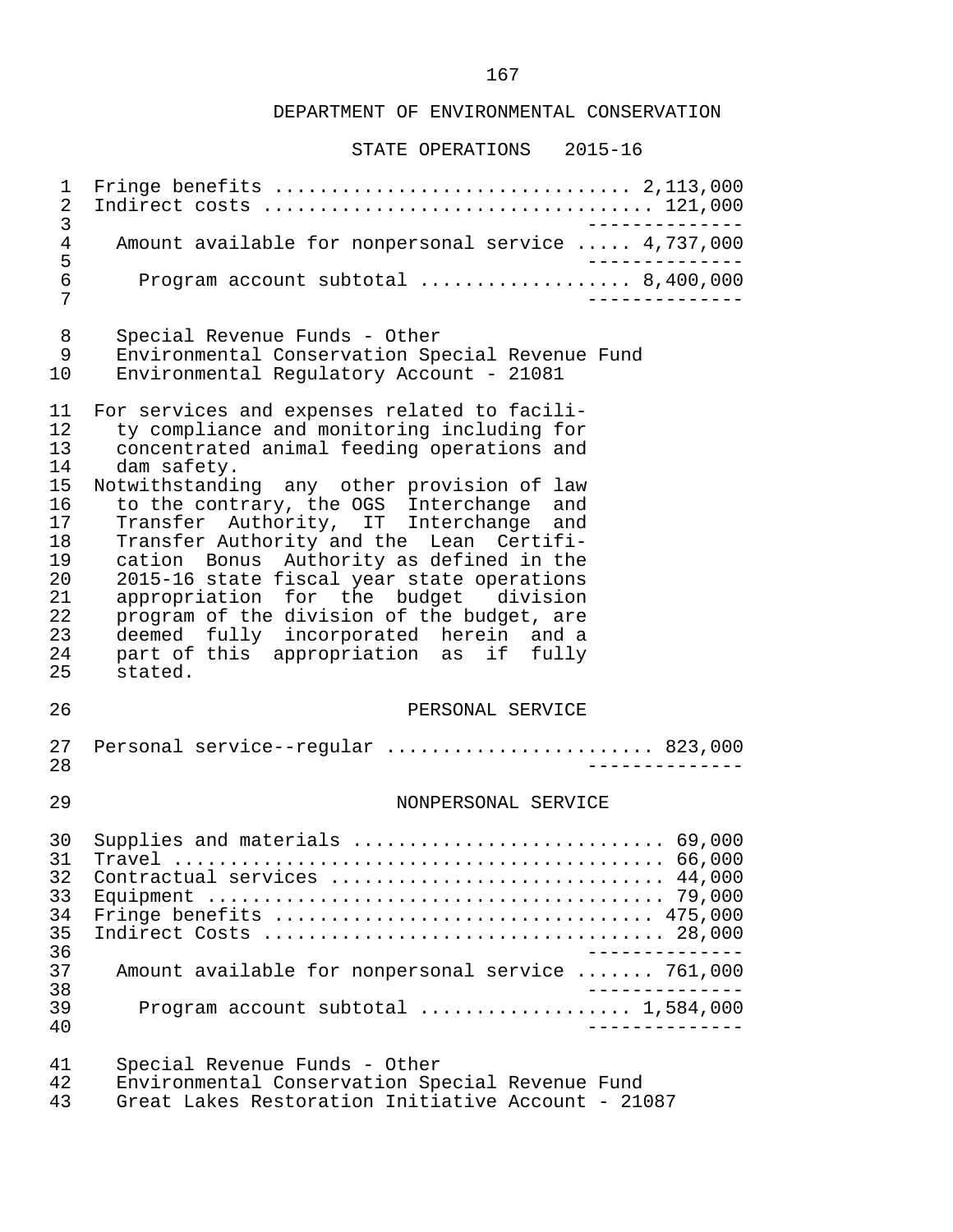# DEPARTMENT OF ENVIRONMENTAL CONSERVATION

## STATE OPERATIONS 2015-16

| | |
|---|---|
| Fringe benefits | 2,113,000 |
| Indirect costs | 121,000 |
| Amount available for nonpersonal service | 4,737,000 |
| Program account subtotal | 8,400,000 |

Special Revenue Funds - Other
Environmental Conservation Special Revenue Fund
Environmental Regulatory Account - 21081

For services and expenses related to facility compliance and monitoring including for concentrated animal feeding operations and dam safety.

Notwithstanding any other provision of law to the contrary, the OGS Interchange and Transfer Authority, IT Interchange and Transfer Authority and the Lean Certification Bonus Authority as defined in the 2015-16 state fiscal year state operations appropriation for the budget division program of the division of the budget, are deemed fully incorporated herein and a part of this appropriation as if fully stated.

### PERSONAL SERVICE

| | |
|---|---|
| Personal service--regular | 823,000 |

### NONPERSONAL SERVICE

| | |
|---|---|
| Supplies and materials | 69,000 |
| Travel | 66,000 |
| Contractual services | 44,000 |
| Equipment | 79,000 |
| Fringe benefits | 475,000 |
| Indirect Costs | 28,000 |
| Amount available for nonpersonal service | 761,000 |
| Program account subtotal | 1,584,000 |

Special Revenue Funds - Other
Environmental Conservation Special Revenue Fund
Great Lakes Restoration Initiative Account - 21087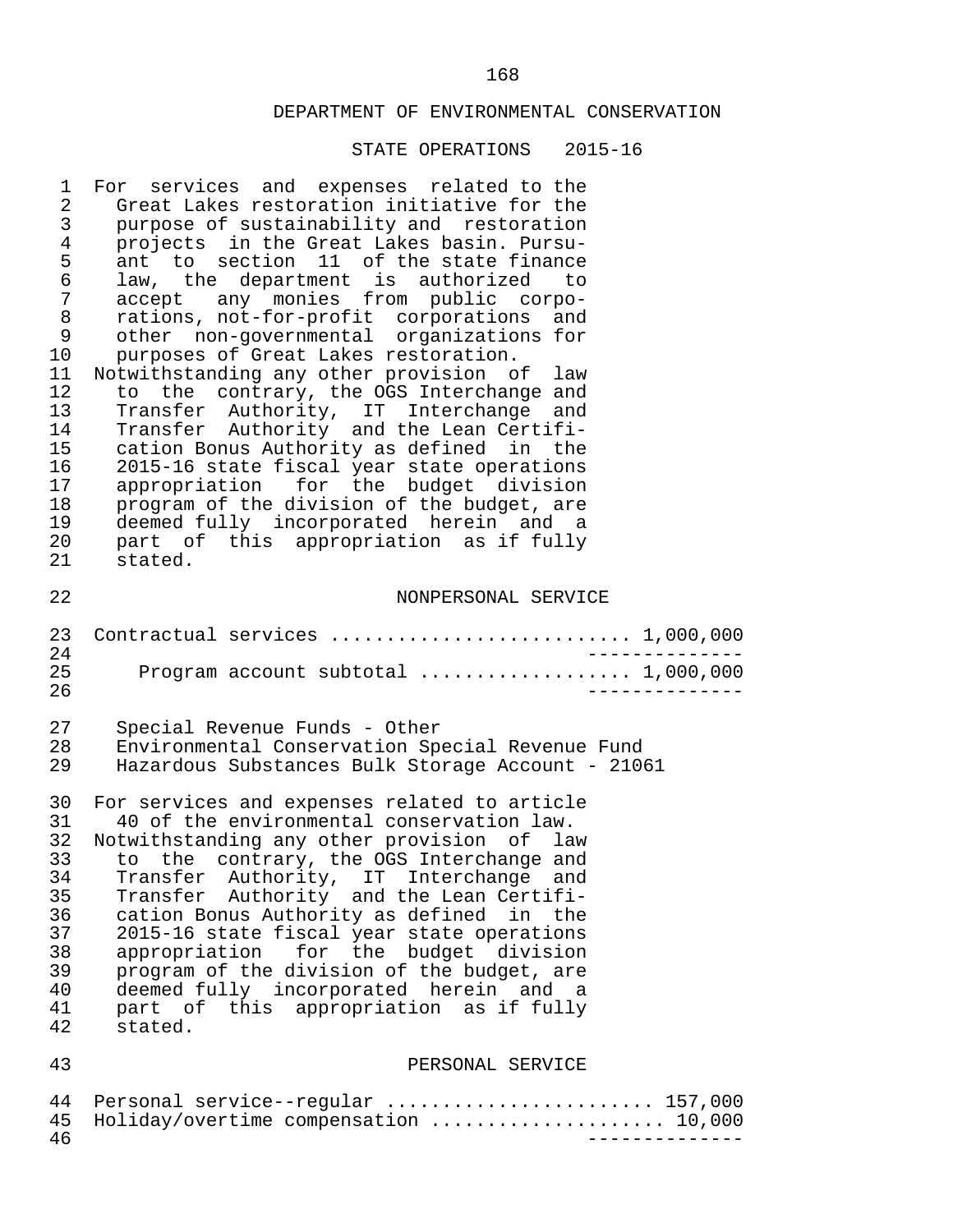## DEPARTMENT OF ENVIRONMENTAL CONSERVATION

### STATE OPERATIONS 2015-16

For services and expenses related to the Great Lakes restoration initiative for the purpose of sustainability and restoration projects in the Great Lakes basin. Pursuant to section 11 of the state finance law, the department is authorized to accept any monies from public corporations, not-for-profit corporations and other non-governmental organizations for purposes of Great Lakes restoration.

Notwithstanding any other provision of law to the contrary, the OGS Interchange and Transfer Authority, IT Interchange and Transfer Authority and the Lean Certification Bonus Authority as defined in the 2015-16 state fiscal year state operations appropriation for the budget division program of the division of the budget, are deemed fully incorporated herein and a part of this appropriation as if fully stated.

NONPERSONAL SERVICE

| | |
|---|---|
| Contractual services | 1,000,000 |
| Program account subtotal | 1,000,000 |

Special Revenue Funds - Other
Environmental Conservation Special Revenue Fund
Hazardous Substances Bulk Storage Account - 21061

For services and expenses related to article 40 of the environmental conservation law.

Notwithstanding any other provision of law to the contrary, the OGS Interchange and Transfer Authority, IT Interchange and Transfer Authority and the Lean Certification Bonus Authority as defined in the 2015-16 state fiscal year state operations appropriation for the budget division program of the division of the budget, are deemed fully incorporated herein and a part of this appropriation as if fully stated.

PERSONAL SERVICE

| | |
|---|---|
| Personal service--regular | 157,000 |
| Holiday/overtime compensation | 10,000 |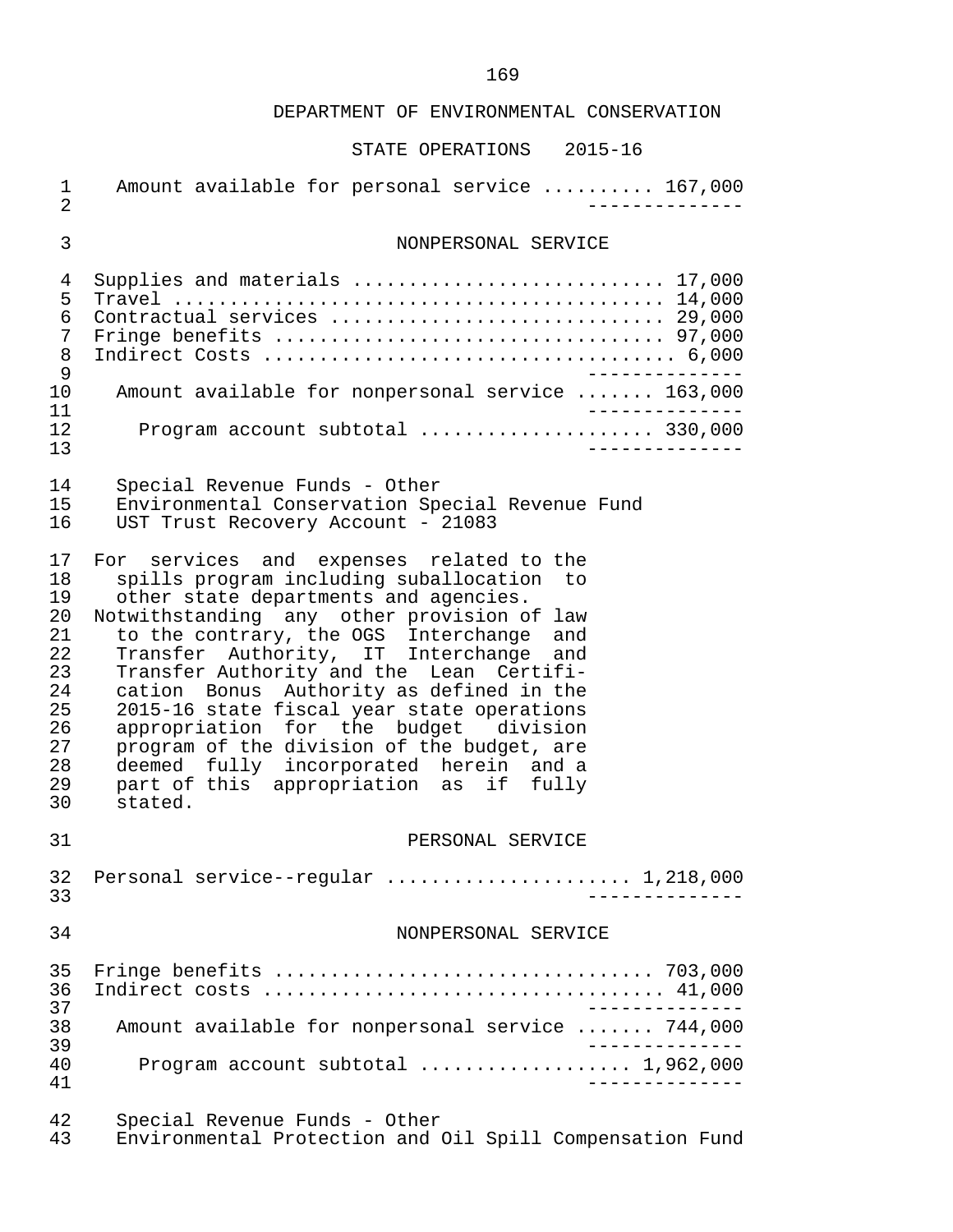## DEPARTMENT OF ENVIRONMENTAL CONSERVATION

### STATE OPERATIONS 2015-16

Amount available for personal service .......... 167,000

--------------

NONPERSONAL SERVICE

| | |
|---|---|
| Supplies and materials ........................... | 17,000 |
| Travel ........................................... | 14,000 |
| Contractual services ............................. | 29,000 |
| Fringe benefits .................................. | 97,000 |
| Indirect Costs ................................... | 6,000 |

--------------

Amount available for nonpersonal service ....... 163,000

--------------

Program account subtotal ..................... 330,000

--------------

Special Revenue Funds - Other
Environmental Conservation Special Revenue Fund
UST Trust Recovery Account - 21083

For services and expenses related to the spills program including suballocation to other state departments and agencies.

Notwithstanding any other provision of law to the contrary, the OGS Interchange and Transfer Authority, IT Interchange and Transfer Authority and the Lean Certification Bonus Authority as defined in the 2015-16 state fiscal year state operations appropriation for the budget division program of the division of the budget, are deemed fully incorporated herein and a part of this appropriation as if fully stated.

PERSONAL SERVICE

Personal service--regular ..................... 1,218,000

--------------

NONPERSONAL SERVICE

| | |
|---|---|
| Fringe benefits .................................. | 703,000 |
| Indirect costs ................................... | 41,000 |

--------------

Amount available for nonpersonal service ....... 744,000

--------------

Program account subtotal .................. 1,962,000

--------------

Special Revenue Funds - Other
Environmental Protection and Oil Spill Compensation Fund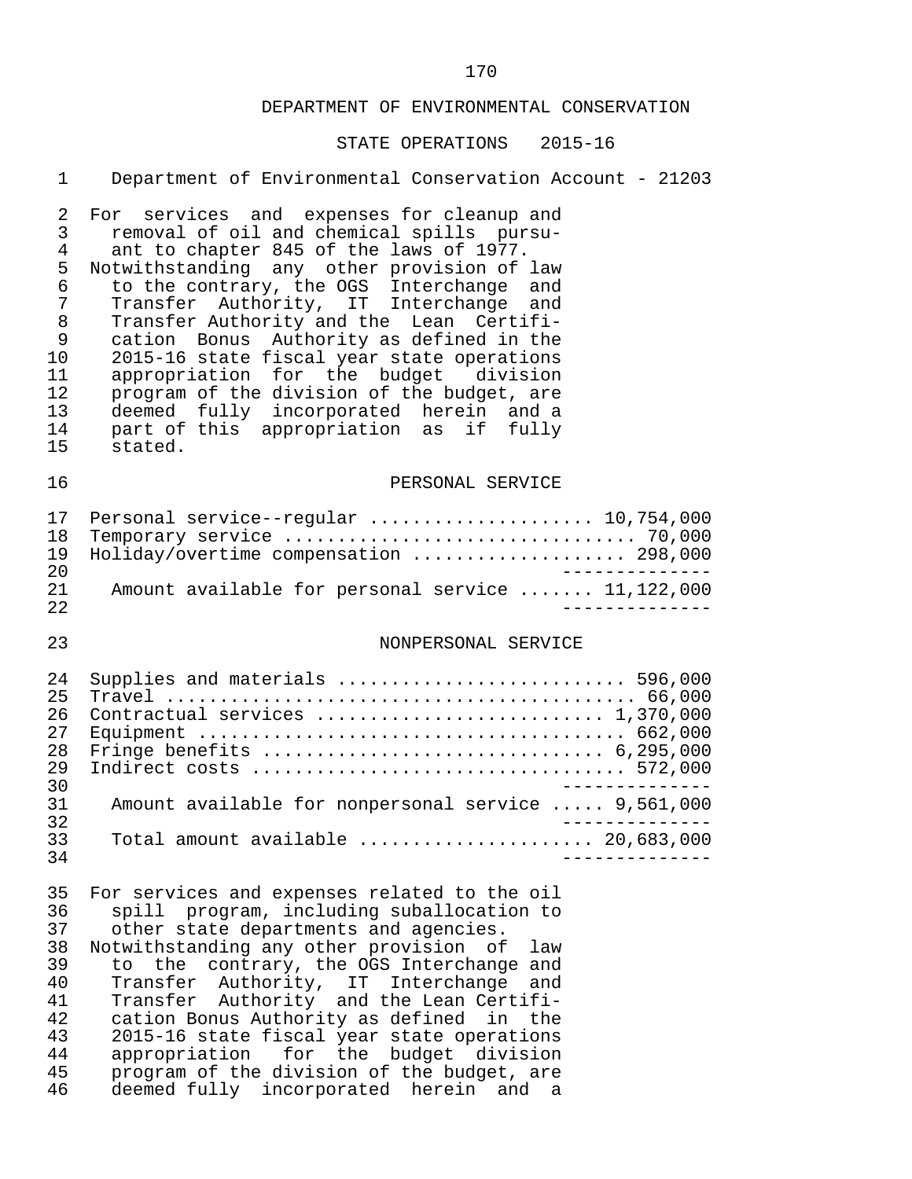DEPARTMENT OF ENVIRONMENTAL CONSERVATION

STATE OPERATIONS 2015-16

Department of Environmental Conservation Account - 21203

For services and expenses for cleanup and removal of oil and chemical spills pursuant to chapter 845 of the laws of 1977.
Notwithstanding any other provision of law to the contrary, the OGS Interchange and Transfer Authority, IT Interchange and Transfer Authority and the Lean Certification Bonus Authority as defined in the 2015-16 state fiscal year state operations appropriation for the budget division program of the division of the budget, are deemed fully incorporated herein and a part of this appropriation as if fully stated.

PERSONAL SERVICE

| | |
|---|---|
| Personal service--regular | 10,754,000 |
| Temporary service | 70,000 |
| Holiday/overtime compensation | 298,000 |
| Amount available for personal service | 11,122,000 |

NONPERSONAL SERVICE

| | |
|---|---|
| Supplies and materials | 596,000 |
| Travel | 66,000 |
| Contractual services | 1,370,000 |
| Equipment | 662,000 |
| Fringe benefits | 6,295,000 |
| Indirect costs | 572,000 |
| Amount available for nonpersonal service | 9,561,000 |
| Total amount available | 20,683,000 |

For services and expenses related to the oil spill program, including suballocation to other state departments and agencies.
Notwithstanding any other provision of law to the contrary, the OGS Interchange and Transfer Authority, IT Interchange and Transfer Authority and the Lean Certification Bonus Authority as defined in the 2015-16 state fiscal year state operations appropriation for the budget division program of the division of the budget, are deemed fully incorporated herein and a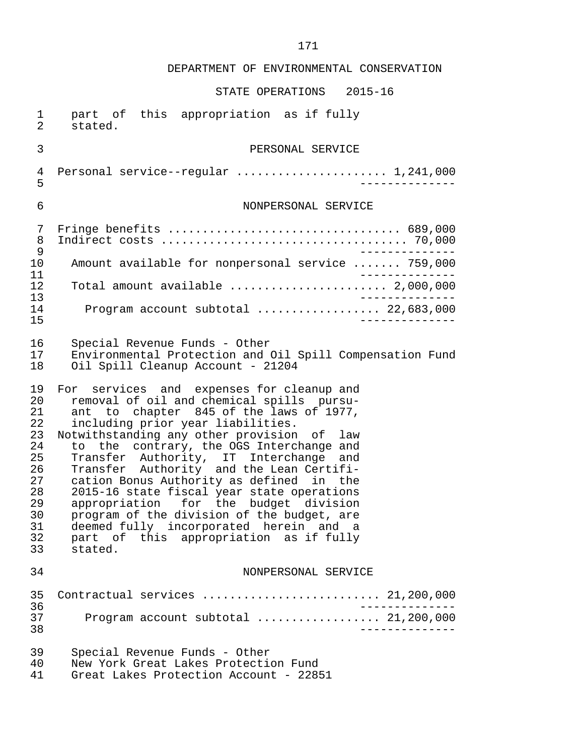part of this appropriation as if fully stated.

PERSONAL SERVICE

| | |
|---|---|
| Personal service--regular | 1,241,000 |

NONPERSONAL SERVICE

| | |
|---|---|
| Fringe benefits | 689,000 |
| Indirect costs | 70,000 |
| Amount available for nonpersonal service | 759,000 |
| Total amount available | 2,000,000 |
| Program account subtotal | 22,683,000 |

Special Revenue Funds - Other
Environmental Protection and Oil Spill Compensation Fund
Oil Spill Cleanup Account - 21204

For services and expenses for cleanup and removal of oil and chemical spills pursuant to chapter 845 of the laws of 1977, including prior year liabilities.
Notwithstanding any other provision of law to the contrary, the OGS Interchange and Transfer Authority, IT Interchange and Transfer Authority and the Lean Certification Bonus Authority as defined in the 2015-16 state fiscal year state operations appropriation for the budget division program of the division of the budget, are deemed fully incorporated herein and a part of this appropriation as if fully stated.

NONPERSONAL SERVICE

| | |
|---|---|
| Contractual services | 21,200,000 |
| Program account subtotal | 21,200,000 |

Special Revenue Funds - Other
New York Great Lakes Protection Fund
Great Lakes Protection Account - 22851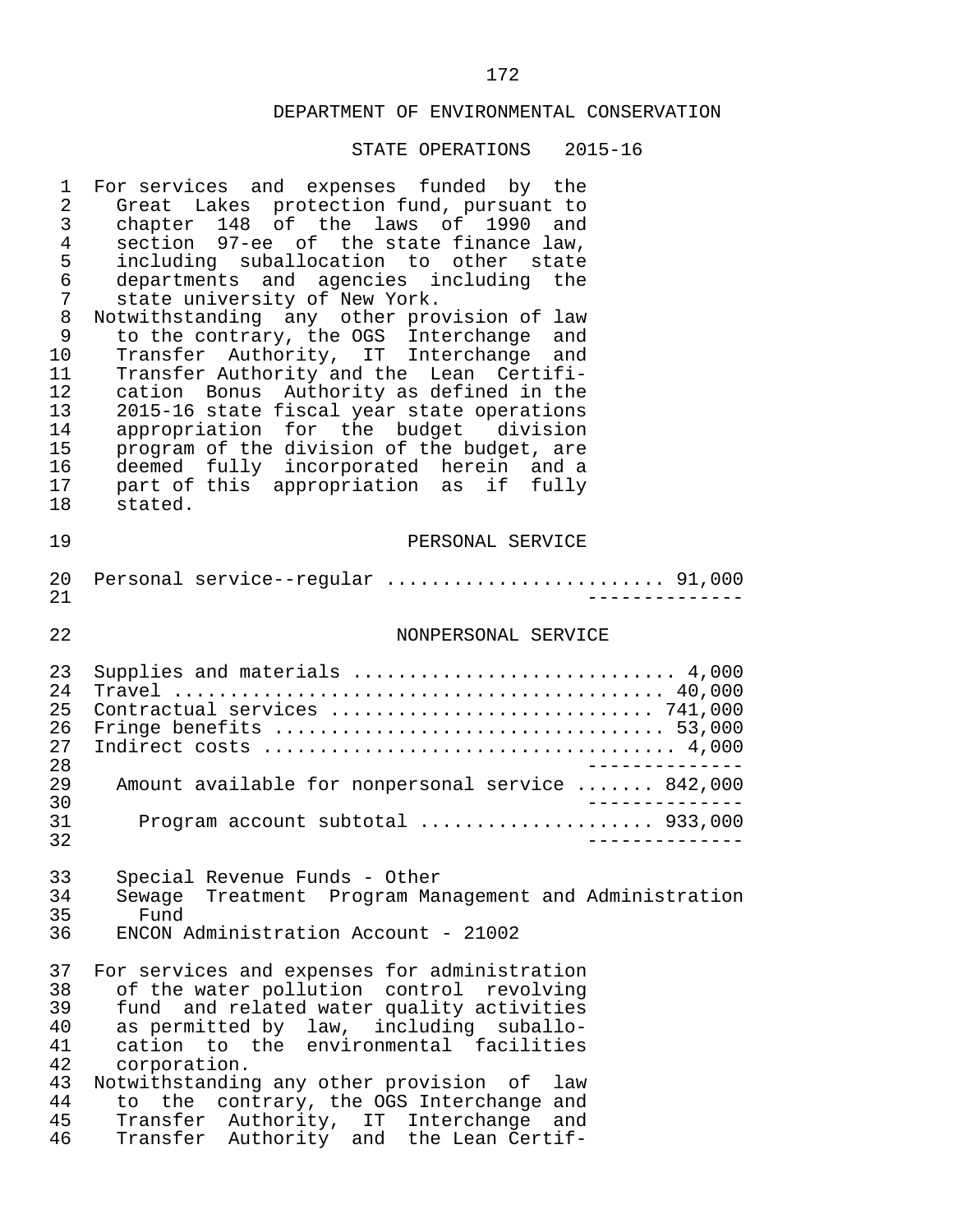DEPARTMENT OF ENVIRONMENTAL CONSERVATION

STATE OPERATIONS 2015-16

For services and expenses funded by the Great Lakes protection fund, pursuant to chapter 148 of the laws of 1990 and section 97-ee of the state finance law, including suballocation to other state departments and agencies including the state university of New York.

Notwithstanding any other provision of law to the contrary, the OGS Interchange and Transfer Authority, IT Interchange and Transfer Authority and the Lean Certification Bonus Authority as defined in the 2015-16 state fiscal year state operations appropriation for the budget division program of the division of the budget, are deemed fully incorporated herein and a part of this appropriation as if fully stated.

PERSONAL SERVICE

| | |
|---|---|
| Personal service--regular | 91,000 |

NONPERSONAL SERVICE

| | |
|---|---|
| Supplies and materials | 4,000 |
| Travel | 40,000 |
| Contractual services | 741,000 |
| Fringe benefits | 53,000 |
| Indirect costs | 4,000 |
| Amount available for nonpersonal service | 842,000 |
| Program account subtotal | 933,000 |

Special Revenue Funds - Other
Sewage Treatment Program Management and Administration Fund
ENCON Administration Account - 21002

For services and expenses for administration of the water pollution control revolving fund and related water quality activities as permitted by law, including suballocation to the environmental facilities corporation.

Notwithstanding any other provision of law to the contrary, the OGS Interchange and Transfer Authority, IT Interchange and Transfer Authority and the Lean Certif-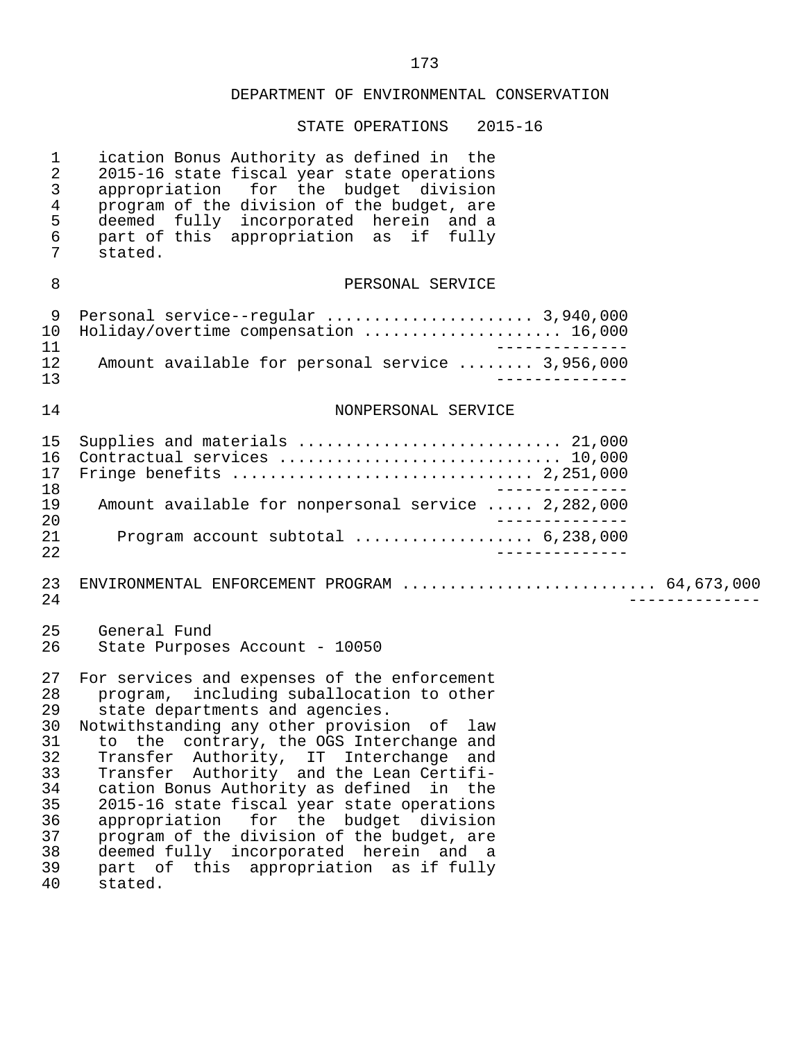ication Bonus Authority as defined in the 2015-16 state fiscal year state operations appropriation for the budget division program of the division of the budget, are deemed fully incorporated herein and a part of this appropriation as if fully stated.

PERSONAL SERVICE

| | |
|---|---|
| Personal service--regular | 3,940,000 |
| Holiday/overtime compensation | 16,000 |
| Amount available for personal service | 3,956,000 |

NONPERSONAL SERVICE

| | |
|---|---|
| Supplies and materials | 21,000 |
| Contractual services | 10,000 |
| Fringe benefits | 2,251,000 |
| Amount available for nonpersonal service | 2,282,000 |
| Program account subtotal | 6,238,000 |

ENVIRONMENTAL ENFORCEMENT PROGRAM .......................... 64,673,000

General Fund
State Purposes Account - 10050

For services and expenses of the enforcement program, including suballocation to other state departments and agencies.
Notwithstanding any other provision of law to the contrary, the OGS Interchange and Transfer Authority, IT Interchange and Transfer Authority and the Lean Certification Bonus Authority as defined in the 2015-16 state fiscal year state operations appropriation for the budget division program of the division of the budget, are deemed fully incorporated herein and a part of this appropriation as if fully stated.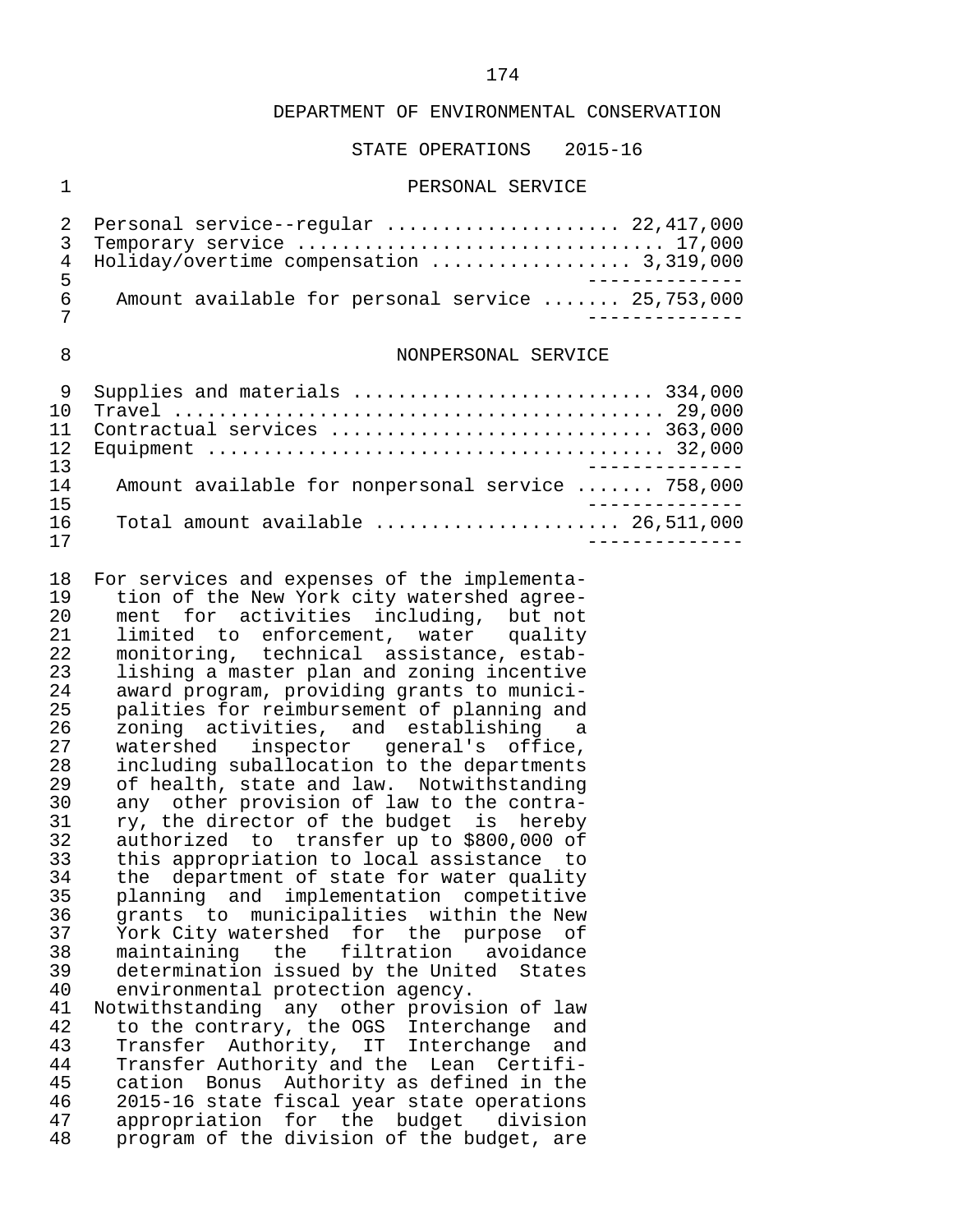DEPARTMENT OF ENVIRONMENTAL CONSERVATION

STATE OPERATIONS 2015-16

## PERSONAL SERVICE

| | |
|---|---|
| Personal service--regular | 22,417,000 |
| Temporary service | 17,000 |
| Holiday/overtime compensation | 3,319,000 |
| Amount available for personal service | 25,753,000 |

## NONPERSONAL SERVICE

| | |
|---|---|
| Supplies and materials | 334,000 |
| Travel | 29,000 |
| Contractual services | 363,000 |
| Equipment | 32,000 |
| Amount available for nonpersonal service | 758,000 |
| Total amount available | 26,511,000 |

For services and expenses of the implementation of the New York city watershed agreement for activities including, but not limited to enforcement, water quality monitoring, technical assistance, establishing a master plan and zoning incentive award program, providing grants to municipalities for reimbursement of planning and zoning activities, and establishing a watershed inspector general's office, including suballocation to the departments of health, state and law. Notwithstanding any other provision of law to the contrary, the director of the budget is hereby authorized to transfer up to $800,000 of this appropriation to local assistance to the department of state for water quality planning and implementation competitive grants to municipalities within the New York City watershed for the purpose of maintaining the filtration avoidance determination issued by the United States environmental protection agency.

Notwithstanding any other provision of law to the contrary, the OGS Interchange and Transfer Authority, IT Interchange and Transfer Authority and the Lean Certification Bonus Authority as defined in the 2015-16 state fiscal year state operations appropriation for the budget division program of the division of the budget, are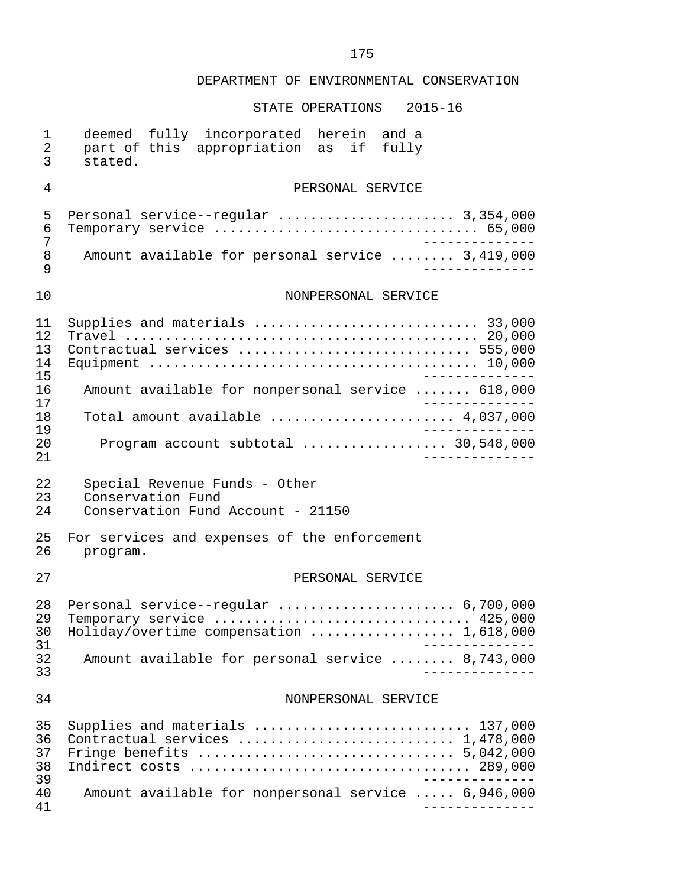DEPARTMENT OF ENVIRONMENTAL CONSERVATION

STATE OPERATIONS 2015-16

deemed fully incorporated herein and a part of this appropriation as if fully stated.

PERSONAL SERVICE

| Item | Amount |
|---|---|
| Personal service--regular | 3,354,000 |
| Temporary service | 65,000 |
| Amount available for personal service | 3,419,000 |

NONPERSONAL SERVICE

| Item | Amount |
|---|---|
| Supplies and materials | 33,000 |
| Travel | 20,000 |
| Contractual services | 555,000 |
| Equipment | 10,000 |
| Amount available for nonpersonal service | 618,000 |
| Total amount available | 4,037,000 |
| Program account subtotal | 30,548,000 |

Special Revenue Funds - Other
Conservation Fund
Conservation Fund Account - 21150

For services and expenses of the enforcement program.

PERSONAL SERVICE

| Item | Amount |
|---|---|
| Personal service--regular | 6,700,000 |
| Temporary service | 425,000 |
| Holiday/overtime compensation | 1,618,000 |
| Amount available for personal service | 8,743,000 |

NONPERSONAL SERVICE

| Item | Amount |
|---|---|
| Supplies and materials | 137,000 |
| Contractual services | 1,478,000 |
| Fringe benefits | 5,042,000 |
| Indirect costs | 289,000 |
| Amount available for nonpersonal service | 6,946,000 |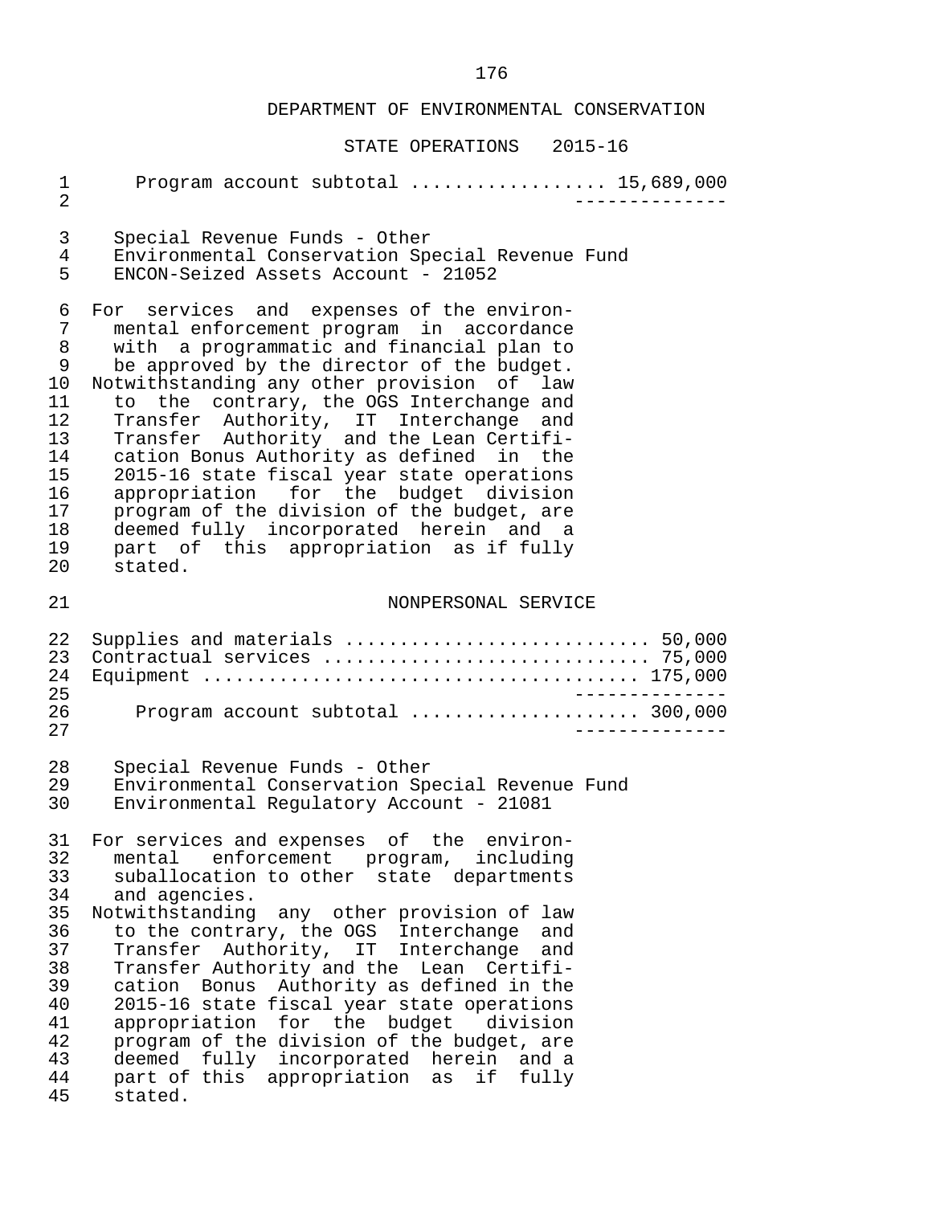# DEPARTMENT OF ENVIRONMENTAL CONSERVATION

## STATE OPERATIONS 2015-16

Program account subtotal ................. 15,689,000

---

Special Revenue Funds - Other
Environmental Conservation Special Revenue Fund
ENCON-Seized Assets Account - 21052

For services and expenses of the environmental enforcement program in accordance with a programmatic and financial plan to be approved by the director of the budget.
Notwithstanding any other provision of law to the contrary, the OGS Interchange and Transfer Authority, IT Interchange and Transfer Authority and the Lean Certification Bonus Authority as defined in the 2015-16 state fiscal year state operations appropriation for the budget division program of the division of the budget, are deemed fully incorporated herein and a part of this appropriation as if fully stated.

### NONPERSONAL SERVICE

| | |
|---|---|
| Supplies and materials | 50,000 |
| Contractual services | 75,000 |
| Equipment | 175,000 |
| Program account subtotal | 300,000 |

Special Revenue Funds - Other
Environmental Conservation Special Revenue Fund
Environmental Regulatory Account - 21081

For services and expenses of the environmental enforcement program, including suballocation to other state departments and agencies.
Notwithstanding any other provision of law to the contrary, the OGS Interchange and Transfer Authority, IT Interchange and Transfer Authority and the Lean Certification Bonus Authority as defined in the 2015-16 state fiscal year state operations appropriation for the budget division program of the division of the budget, are deemed fully incorporated herein and a part of this appropriation as if fully stated.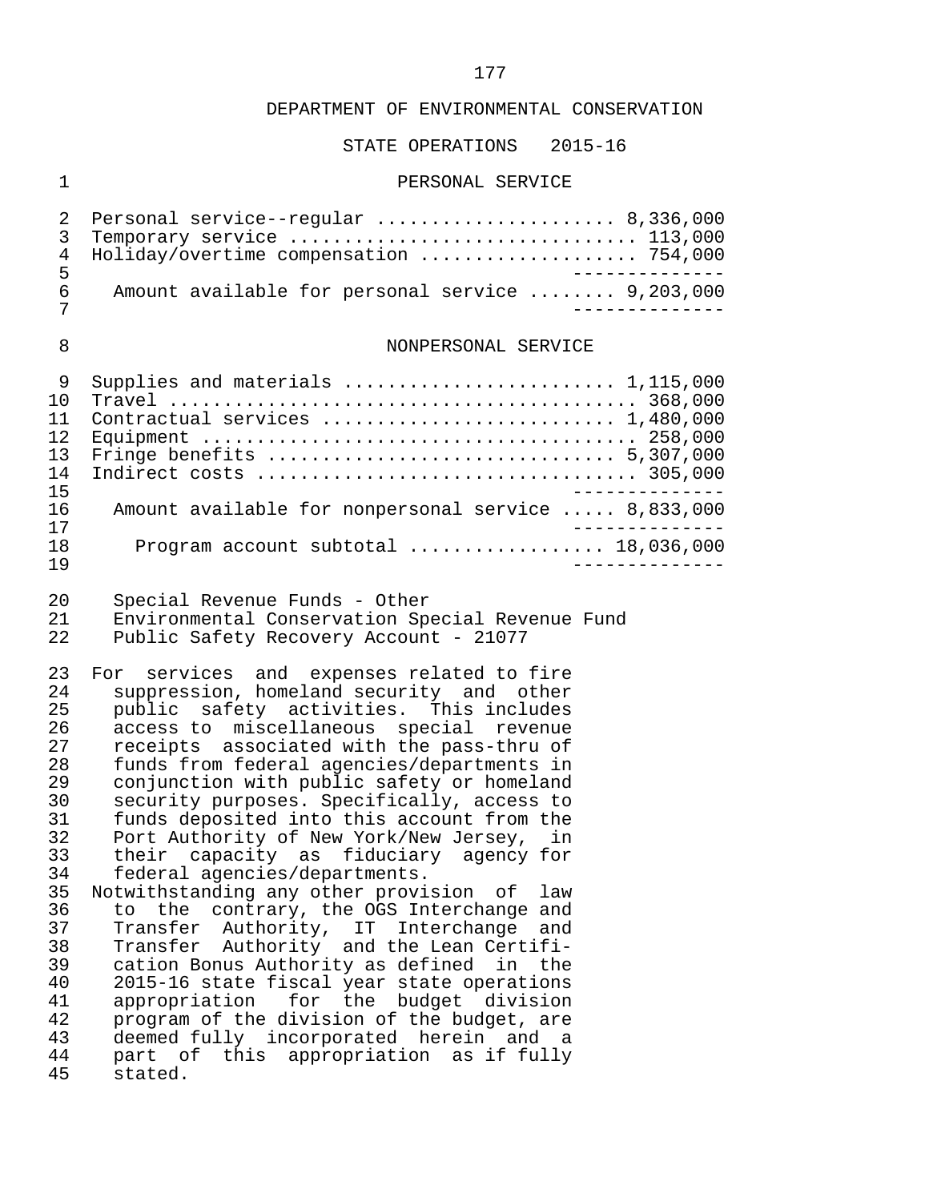DEPARTMENT OF ENVIRONMENTAL CONSERVATION

STATE OPERATIONS 2015-16

PERSONAL SERVICE

| | |
|---|---|
| Personal service--regular | 8,336,000 |
| Temporary service | 113,000 |
| Holiday/overtime compensation | 754,000 |
| Amount available for personal service | 9,203,000 |

NONPERSONAL SERVICE

| | |
|---|---|
| Supplies and materials | 1,115,000 |
| Travel | 368,000 |
| Contractual services | 1,480,000 |
| Equipment | 258,000 |
| Fringe benefits | 5,307,000 |
| Indirect costs | 305,000 |
| Amount available for nonpersonal service | 8,833,000 |
| Program account subtotal | 18,036,000 |

Special Revenue Funds - Other
Environmental Conservation Special Revenue Fund
Public Safety Recovery Account - 21077

For services and expenses related to fire suppression, homeland security and other public safety activities. This includes access to miscellaneous special revenue receipts associated with the pass-thru of funds from federal agencies/departments in conjunction with public safety or homeland security purposes. Specifically, access to funds deposited into this account from the Port Authority of New York/New Jersey, in their capacity as fiduciary agency for federal agencies/departments.

Notwithstanding any other provision of law to the contrary, the OGS Interchange and Transfer Authority, IT Interchange and Transfer Authority and the Lean Certification Bonus Authority as defined in the 2015-16 state fiscal year state operations appropriation for the budget division program of the division of the budget, are deemed fully incorporated herein and a part of this appropriation as if fully stated.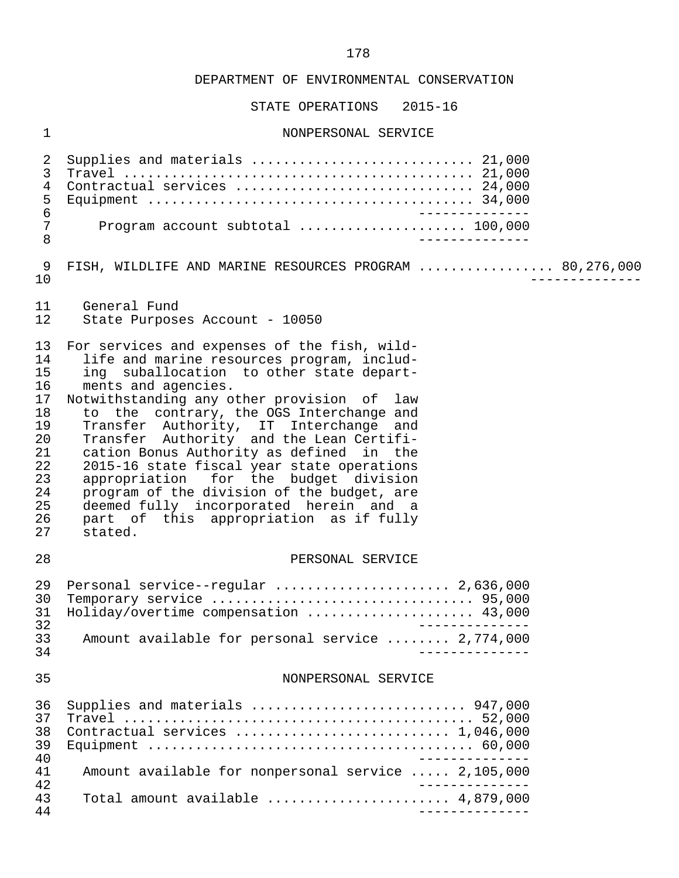DEPARTMENT OF ENVIRONMENTAL CONSERVATION

STATE OPERATIONS 2015-16

NONPERSONAL SERVICE

| | |
|---|---|
| Supplies and materials | 21,000 |
| Travel | 21,000 |
| Contractual services | 24,000 |
| Equipment | 34,000 |
| Program account subtotal | 100,000 |

FISH, WILDLIFE AND MARINE RESOURCES PROGRAM ................. 80,276,000

General Fund
State Purposes Account - 10050

For services and expenses of the fish, wildlife and marine resources program, including suballocation to other state departments and agencies.

Notwithstanding any other provision of law to the contrary, the OGS Interchange and Transfer Authority, IT Interchange and Transfer Authority and the Lean Certification Bonus Authority as defined in the 2015-16 state fiscal year state operations appropriation for the budget division program of the division of the budget, are deemed fully incorporated herein and a part of this appropriation as if fully stated.

PERSONAL SERVICE

| | |
|---|---|
| Personal service--regular | 2,636,000 |
| Temporary service | 95,000 |
| Holiday/overtime compensation | 43,000 |
| Amount available for personal service | 2,774,000 |

NONPERSONAL SERVICE

| | |
|---|---|
| Supplies and materials | 947,000 |
| Travel | 52,000 |
| Contractual services | 1,046,000 |
| Equipment | 60,000 |
| Amount available for nonpersonal service | 2,105,000 |
| Total amount available | 4,879,000 |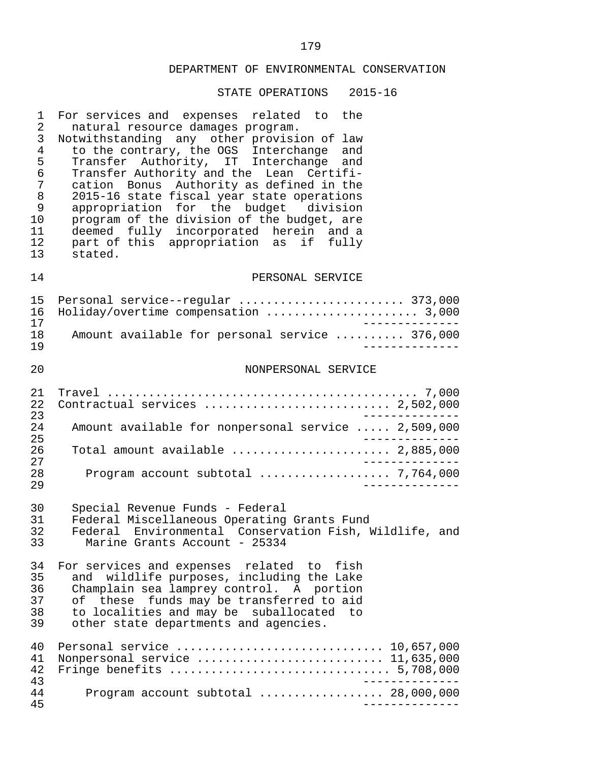## DEPARTMENT OF ENVIRONMENTAL CONSERVATION

### STATE OPERATIONS 2015-16

For services and expenses related to the natural resource damages program.

Notwithstanding any other provision of law to the contrary, the OGS Interchange and Transfer Authority, IT Interchange and Transfer Authority and the Lean Certification Bonus Authority as defined in the 2015-16 state fiscal year state operations appropriation for the budget division program of the division of the budget, are deemed fully incorporated herein and a part of this appropriation as if fully stated.

#### PERSONAL SERVICE

| | |
|---|---|
| Personal service--regular | 373,000 |
| Holiday/overtime compensation | 3,000 |
| Amount available for personal service | 376,000 |

#### NONPERSONAL SERVICE

| | |
|---|---|
| Travel | 7,000 |
| Contractual services | 2,502,000 |
| Amount available for nonpersonal service | 2,509,000 |
| Total amount available | 2,885,000 |
| Program account subtotal | 7,764,000 |

Special Revenue Funds - Federal
Federal Miscellaneous Operating Grants Fund
Federal Environmental Conservation Fish, Wildlife, and Marine Grants Account - 25334

For services and expenses related to fish and wildlife purposes, including the Lake Champlain sea lamprey control. A portion of these funds may be transferred to aid to localities and may be suballocated to other state departments and agencies.

| | |
|---|---|
| Personal service | 10,657,000 |
| Nonpersonal service | 11,635,000 |
| Fringe benefits | 5,708,000 |
| Program account subtotal | 28,000,000 |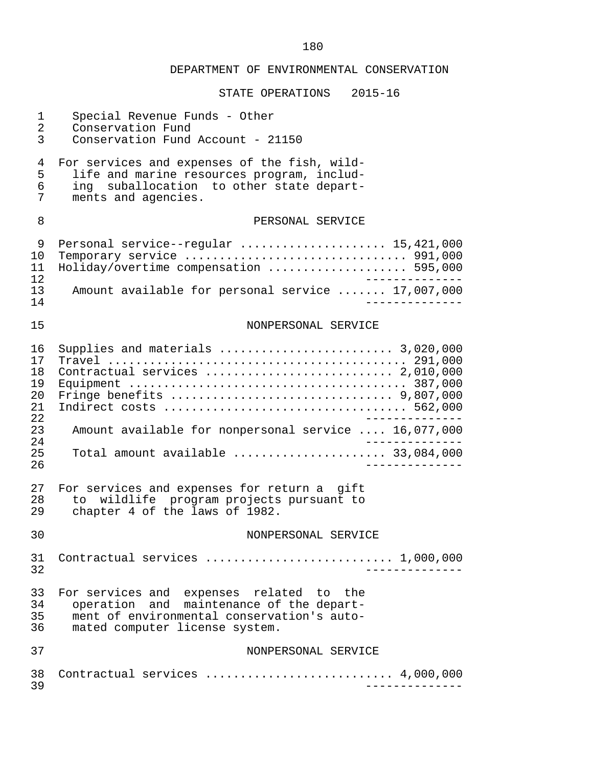DEPARTMENT OF ENVIRONMENTAL CONSERVATION

STATE OPERATIONS 2015-16

Special Revenue Funds - Other
Conservation Fund
Conservation Fund Account - 21150

For services and expenses of the fish, wildlife and marine resources program, including suballocation to other state departments and agencies.

PERSONAL SERVICE

| | |
|---|---|
| Personal service--regular | 15,421,000 |
| Temporary service | 991,000 |
| Holiday/overtime compensation | 595,000 |
| Amount available for personal service | 17,007,000 |

NONPERSONAL SERVICE

| | |
|---|---|
| Supplies and materials | 3,020,000 |
| Travel | 291,000 |
| Contractual services | 2,010,000 |
| Equipment | 387,000 |
| Fringe benefits | 9,807,000 |
| Indirect costs | 562,000 |
| Amount available for nonpersonal service | 16,077,000 |
| Total amount available | 33,084,000 |

For services and expenses for return a gift to wildlife program projects pursuant to chapter 4 of the laws of 1982.

NONPERSONAL SERVICE

| | |
|---|---|
| Contractual services | 1,000,000 |

For services and expenses related to the operation and maintenance of the department of environmental conservation's automated computer license system.

NONPERSONAL SERVICE

| | |
|---|---|
| Contractual services | 4,000,000 |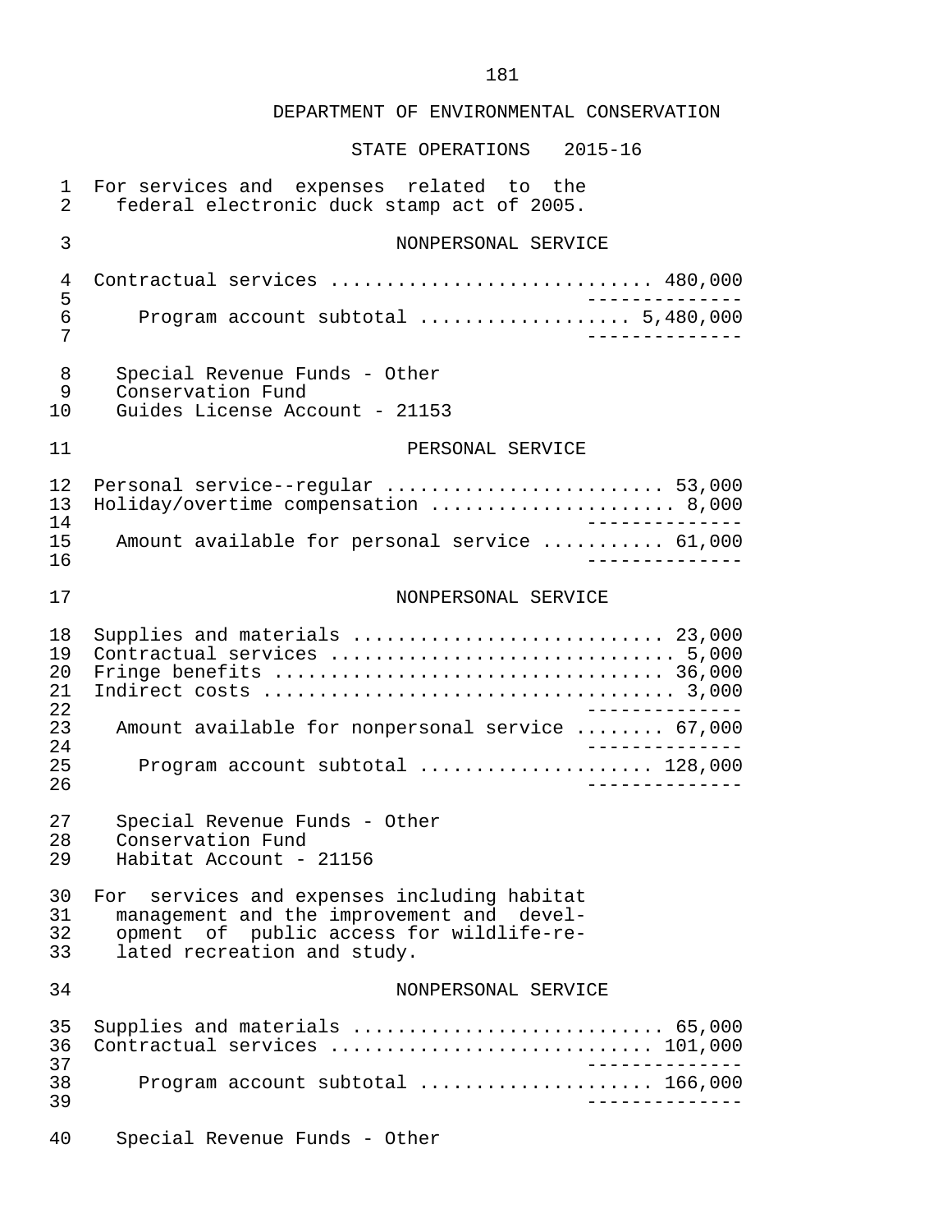DEPARTMENT OF ENVIRONMENTAL CONSERVATION

STATE OPERATIONS 2015-16

For services and expenses related to the federal electronic duck stamp act of 2005.

NONPERSONAL SERVICE

| | |
|---|---|
| Contractual services | 480,000 |
| Program account subtotal | 5,480,000 |

Special Revenue Funds - Other
Conservation Fund
Guides License Account - 21153

PERSONAL SERVICE

| | |
|---|---|
| Personal service--regular | 53,000 |
| Holiday/overtime compensation | 8,000 |
| Amount available for personal service | 61,000 |

NONPERSONAL SERVICE

| | |
|---|---|
| Supplies and materials | 23,000 |
| Contractual services | 5,000 |
| Fringe benefits | 36,000 |
| Indirect costs | 3,000 |
| Amount available for nonpersonal service | 67,000 |
| Program account subtotal | 128,000 |

Special Revenue Funds - Other
Conservation Fund
Habitat Account - 21156

For services and expenses including habitat management and the improvement and development of public access for wildlife-related recreation and study.

NONPERSONAL SERVICE

| | |
|---|---|
| Supplies and materials | 65,000 |
| Contractual services | 101,000 |
| Program account subtotal | 166,000 |

Special Revenue Funds - Other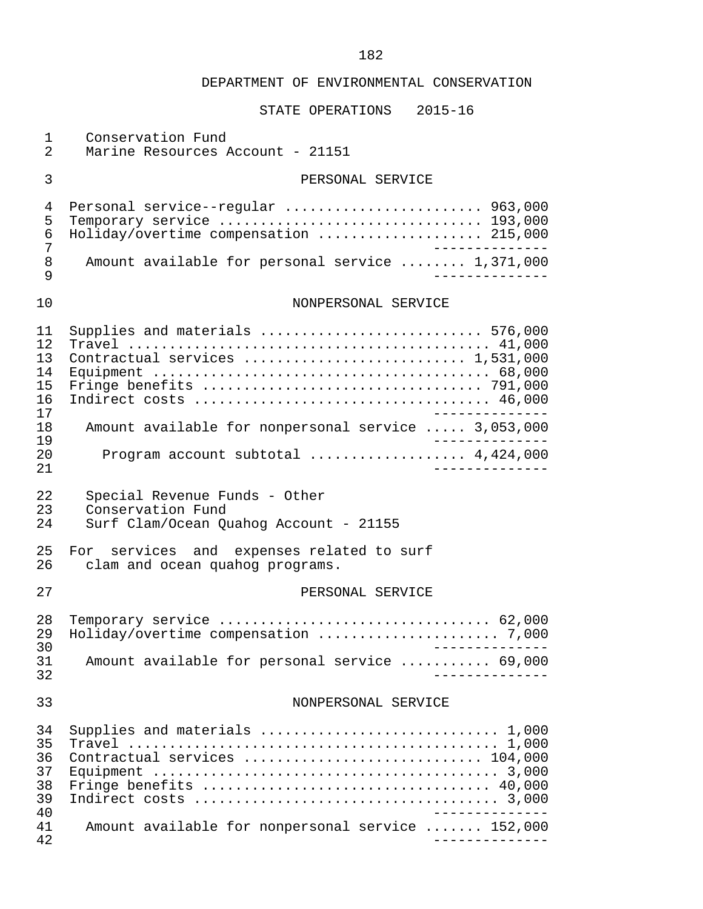## DEPARTMENT OF ENVIRONMENTAL CONSERVATION

### STATE OPERATIONS 2015-16

Conservation Fund
Marine Resources Account - 21151

#### PERSONAL SERVICE

| Item | Amount |
|---|---|
| Personal service--regular | 963,000 |
| Temporary service | 193,000 |
| Holiday/overtime compensation | 215,000 |
| Amount available for personal service | 1,371,000 |

#### NONPERSONAL SERVICE

| Item | Amount |
|---|---|
| Supplies and materials | 576,000 |
| Travel | 41,000 |
| Contractual services | 1,531,000 |
| Equipment | 68,000 |
| Fringe benefits | 791,000 |
| Indirect costs | 46,000 |
| Amount available for nonpersonal service | 3,053,000 |
| Program account subtotal | 4,424,000 |

Special Revenue Funds - Other
Conservation Fund
Surf Clam/Ocean Quahog Account - 21155

For services and expenses related to surf clam and ocean quahog programs.

#### PERSONAL SERVICE

| Item | Amount |
|---|---|
| Temporary service | 62,000 |
| Holiday/overtime compensation | 7,000 |
| Amount available for personal service | 69,000 |

#### NONPERSONAL SERVICE

| Item | Amount |
|---|---|
| Supplies and materials | 1,000 |
| Travel | 1,000 |
| Contractual services | 104,000 |
| Equipment | 3,000 |
| Fringe benefits | 40,000 |
| Indirect costs | 3,000 |
| Amount available for nonpersonal service | 152,000 |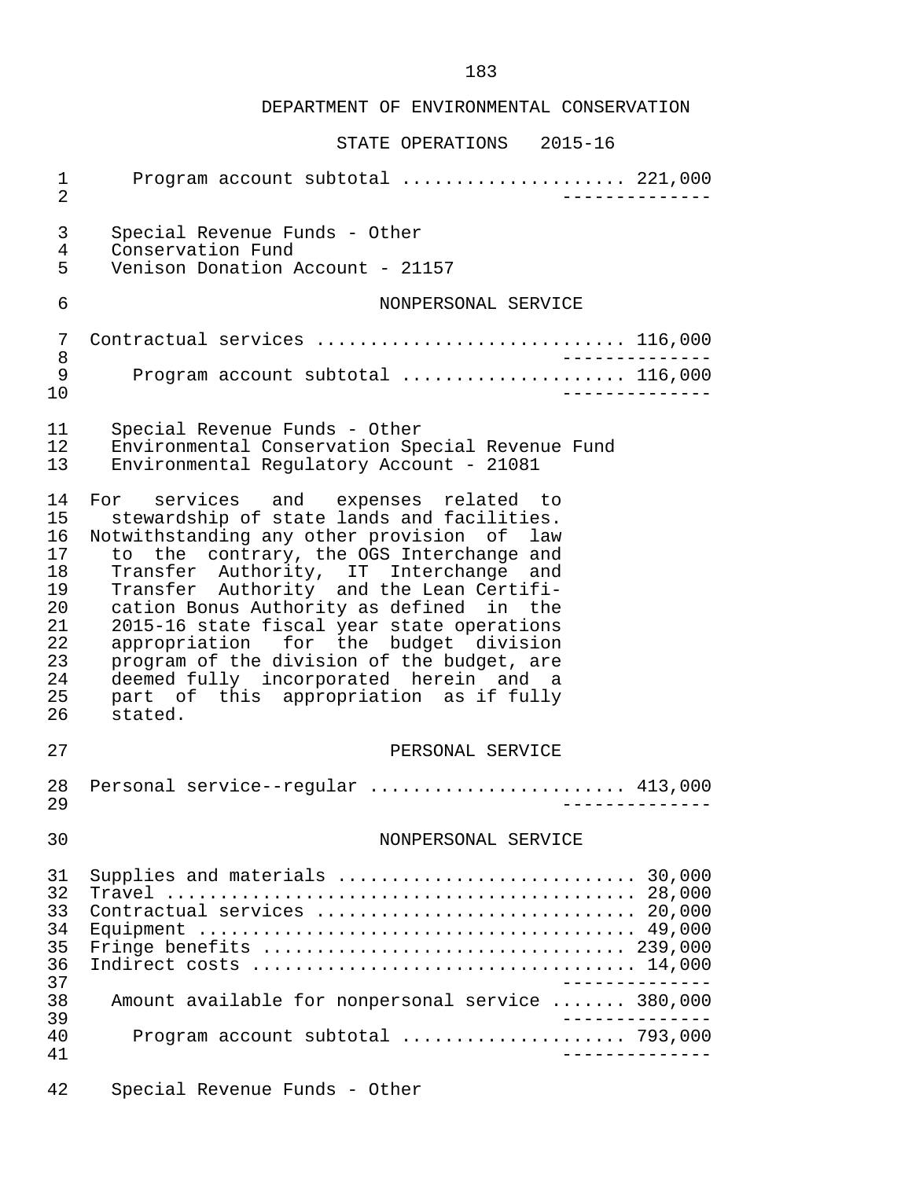# DEPARTMENT OF ENVIRONMENTAL CONSERVATION

## STATE OPERATIONS 2015-16

Program account subtotal .................... 221,000

Special Revenue Funds - Other
Conservation Fund
Venison Donation Account - 21157

NONPERSONAL SERVICE

Contractual services ............................ 116,000

Program account subtotal .................... 116,000

Special Revenue Funds - Other
Environmental Conservation Special Revenue Fund
Environmental Regulatory Account - 21081

For services and expenses related to stewardship of state lands and facilities. Notwithstanding any other provision of law to the contrary, the OGS Interchange and Transfer Authority, IT Interchange and Transfer Authority and the Lean Certification Bonus Authority as defined in the 2015-16 state fiscal year state operations appropriation for the budget division program of the division of the budget, are deemed fully incorporated herein and a part of this appropriation as if fully stated.

PERSONAL SERVICE

Personal service--regular ....................... 413,000

NONPERSONAL SERVICE

Supplies and materials .......................... 30,000
Travel .......................................... 28,000
Contractual services ............................ 20,000
Equipment ....................................... 49,000
Fringe benefits ................................. 239,000
Indirect costs .................................. 14,000

Amount available for nonpersonal service ....... 380,000

Program account subtotal .................... 793,000

Special Revenue Funds - Other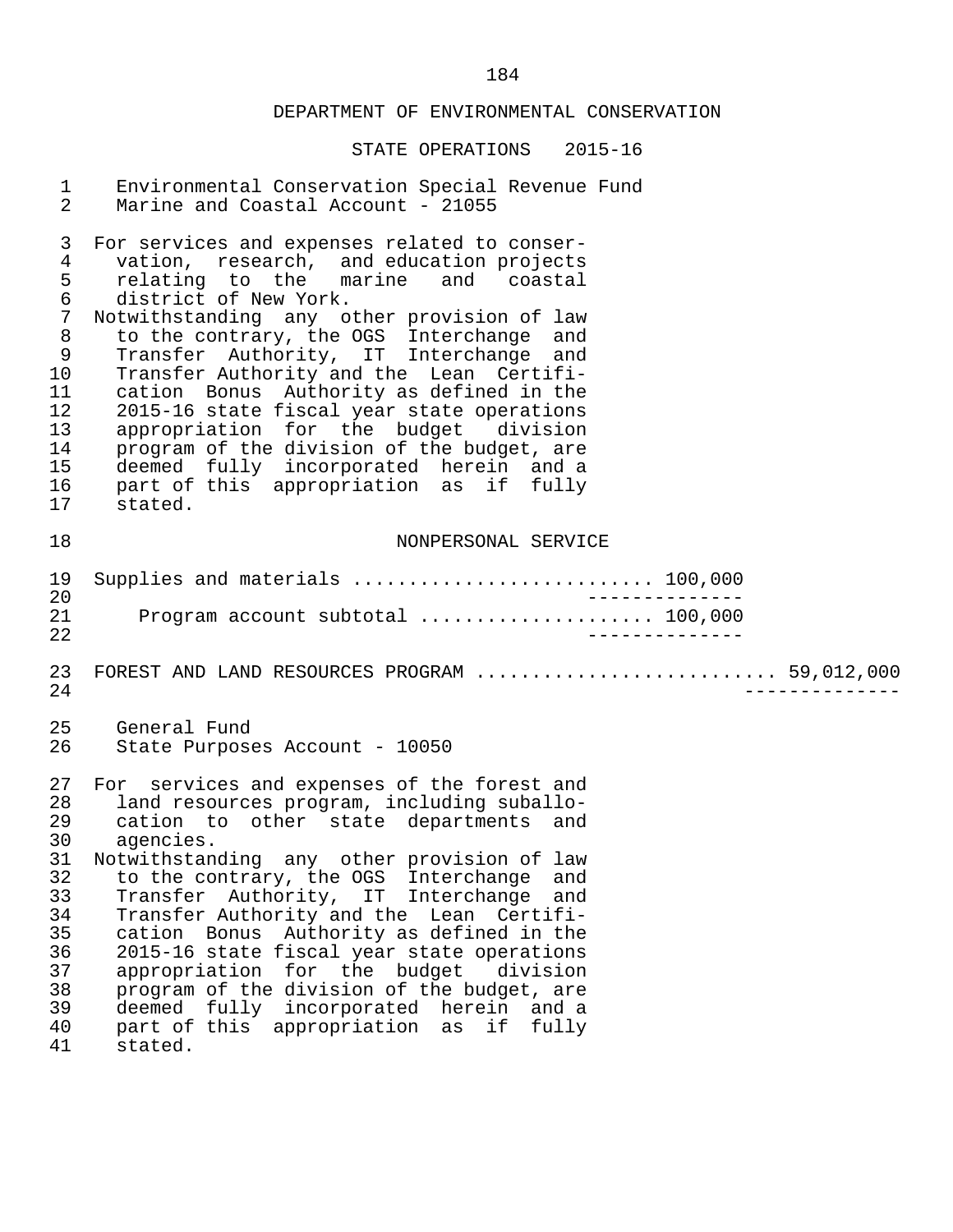## DEPARTMENT OF ENVIRONMENTAL CONSERVATION

### STATE OPERATIONS 2015-16

Environmental Conservation Special Revenue Fund
Marine and Coastal Account - 21055

For services and expenses related to conservation, research, and education projects relating to the marine and coastal district of New York.

Notwithstanding any other provision of law to the contrary, the OGS Interchange and Transfer Authority, IT Interchange and Transfer Authority and the Lean Certification Bonus Authority as defined in the 2015-16 state fiscal year state operations appropriation for the budget division program of the division of the budget, are deemed fully incorporated herein and a part of this appropriation as if fully stated.

NONPERSONAL SERVICE

Supplies and materials .......................... 100,000

Program account subtotal .................... 100,000

FOREST AND LAND RESOURCES PROGRAM .......................... 59,012,000

General Fund
State Purposes Account - 10050

For services and expenses of the forest and land resources program, including suballocation to other state departments and agencies.

Notwithstanding any other provision of law to the contrary, the OGS Interchange and Transfer Authority, IT Interchange and Transfer Authority and the Lean Certification Bonus Authority as defined in the 2015-16 state fiscal year state operations appropriation for the budget division program of the division of the budget, are deemed fully incorporated herein and a part of this appropriation as if fully stated.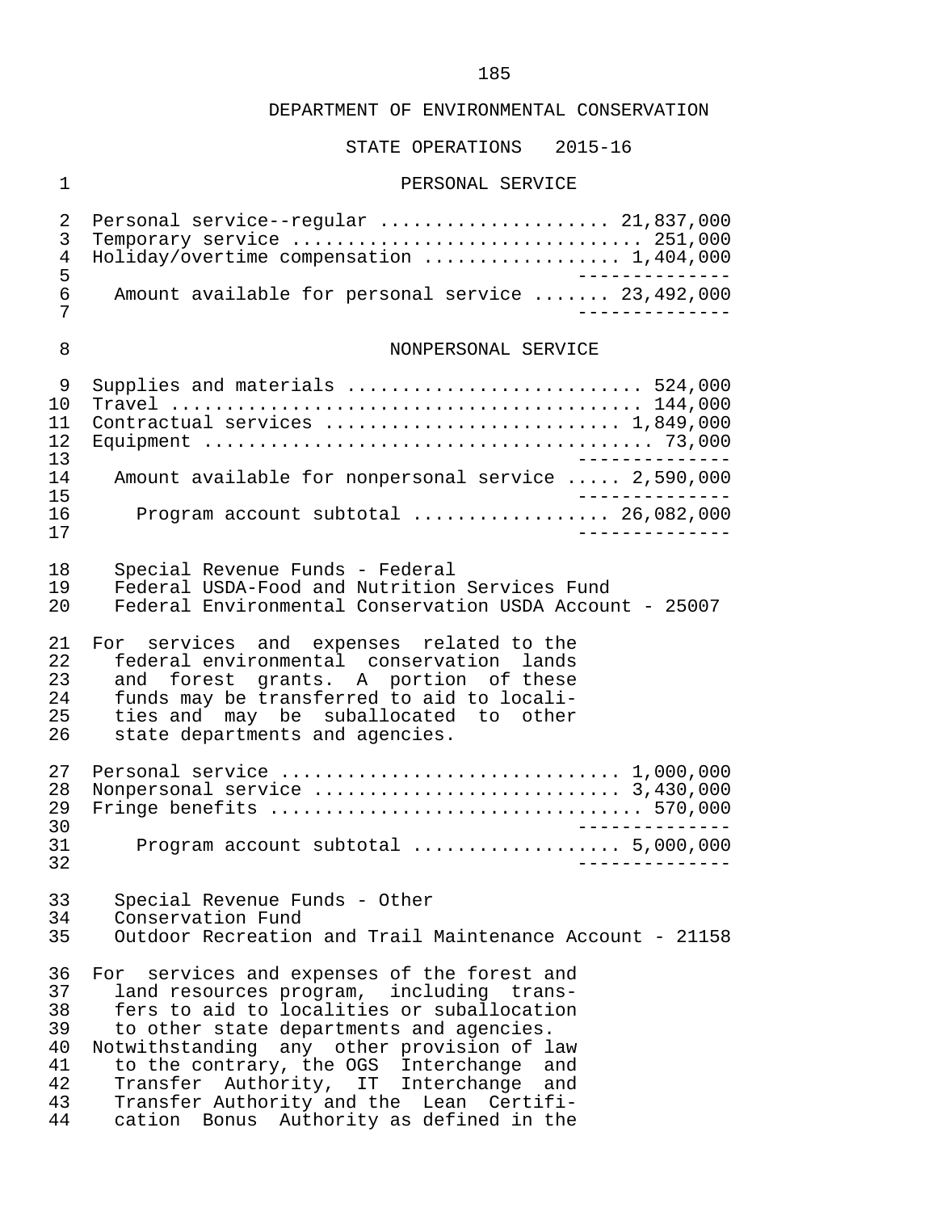DEPARTMENT OF ENVIRONMENTAL CONSERVATION

STATE OPERATIONS 2015-16

PERSONAL SERVICE

| | |
|---|---|
| Personal service--regular | 21,837,000 |
| Temporary service | 251,000 |
| Holiday/overtime compensation | 1,404,000 |
| Amount available for personal service | 23,492,000 |

NONPERSONAL SERVICE

| | |
|---|---|
| Supplies and materials | 524,000 |
| Travel | 144,000 |
| Contractual services | 1,849,000 |
| Equipment | 73,000 |
| Amount available for nonpersonal service | 2,590,000 |
| Program account subtotal | 26,082,000 |

Special Revenue Funds - Federal
Federal USDA-Food and Nutrition Services Fund
Federal Environmental Conservation USDA Account - 25007

For services and expenses related to the federal environmental conservation lands and forest grants. A portion of these funds may be transferred to aid to localities and may be suballocated to other state departments and agencies.

| | |
|---|---|
| Personal service | 1,000,000 |
| Nonpersonal service | 3,430,000 |
| Fringe benefits | 570,000 |
| Program account subtotal | 5,000,000 |

Special Revenue Funds - Other
Conservation Fund
Outdoor Recreation and Trail Maintenance Account - 21158

For services and expenses of the forest and land resources program, including transfers to aid to localities or suballocation to other state departments and agencies.
Notwithstanding any other provision of law to the contrary, the OGS Interchange and Transfer Authority, IT Interchange and Transfer Authority and the Lean Certification Bonus Authority as defined in the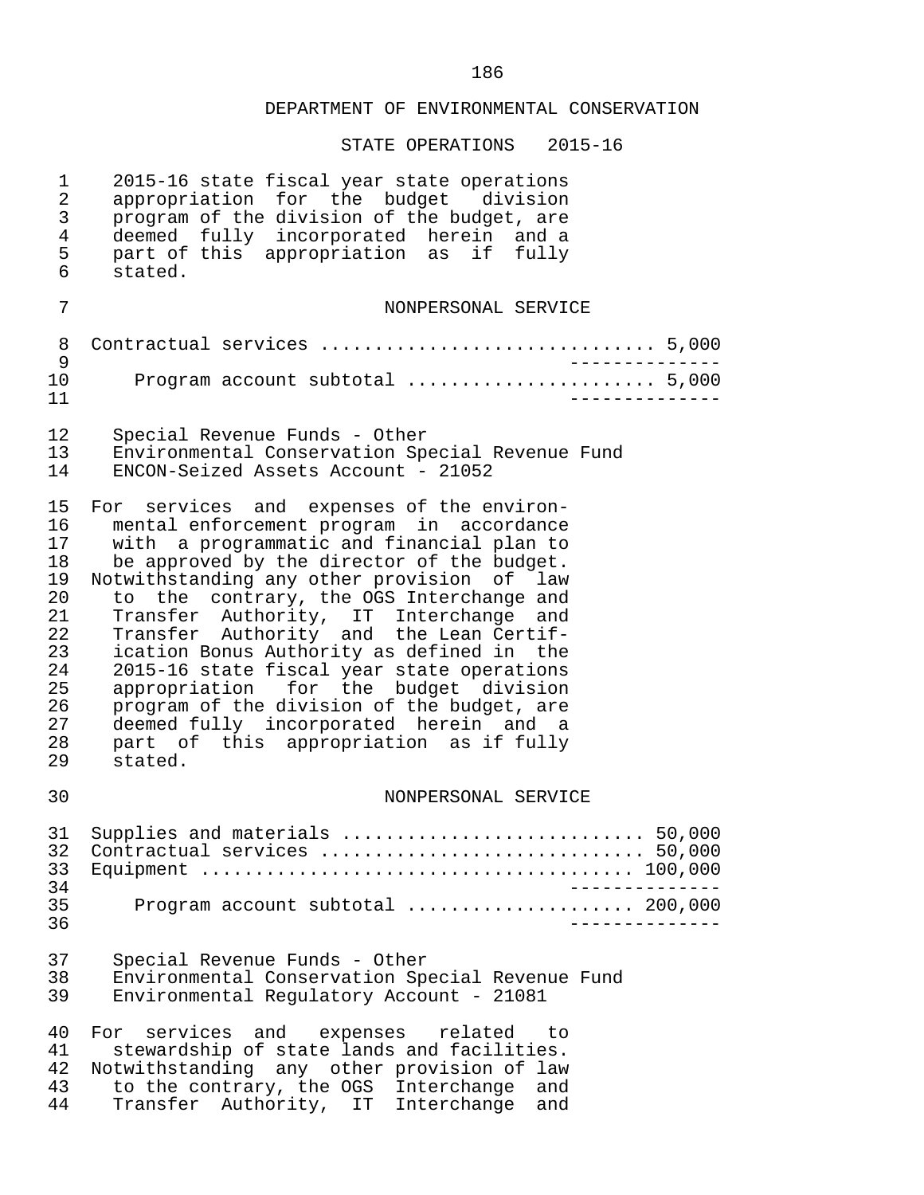DEPARTMENT OF ENVIRONMENTAL CONSERVATION

STATE OPERATIONS 2015-16

2015-16 state fiscal year state operations appropriation for the budget division program of the division of the budget, are deemed fully incorporated herein and a part of this appropriation as if fully stated.

NONPERSONAL SERVICE

| | |
|---|---|
| Contractual services | 5,000 |
| Program account subtotal | 5,000 |

Special Revenue Funds - Other
Environmental Conservation Special Revenue Fund
ENCON-Seized Assets Account - 21052

For services and expenses of the environmental enforcement program in accordance with a programmatic and financial plan to be approved by the director of the budget.
Notwithstanding any other provision of law to the contrary, the OGS Interchange and Transfer Authority, IT Interchange and Transfer Authority and the Lean Certification Bonus Authority as defined in the 2015-16 state fiscal year state operations appropriation for the budget division program of the division of the budget, are deemed fully incorporated herein and a part of this appropriation as if fully stated.

NONPERSONAL SERVICE

| | |
|---|---|
| Supplies and materials | 50,000 |
| Contractual services | 50,000 |
| Equipment | 100,000 |
| Program account subtotal | 200,000 |

Special Revenue Funds - Other
Environmental Conservation Special Revenue Fund
Environmental Regulatory Account - 21081

For services and expenses related to stewardship of state lands and facilities.
Notwithstanding any other provision of law to the contrary, the OGS Interchange and Transfer Authority, IT Interchange and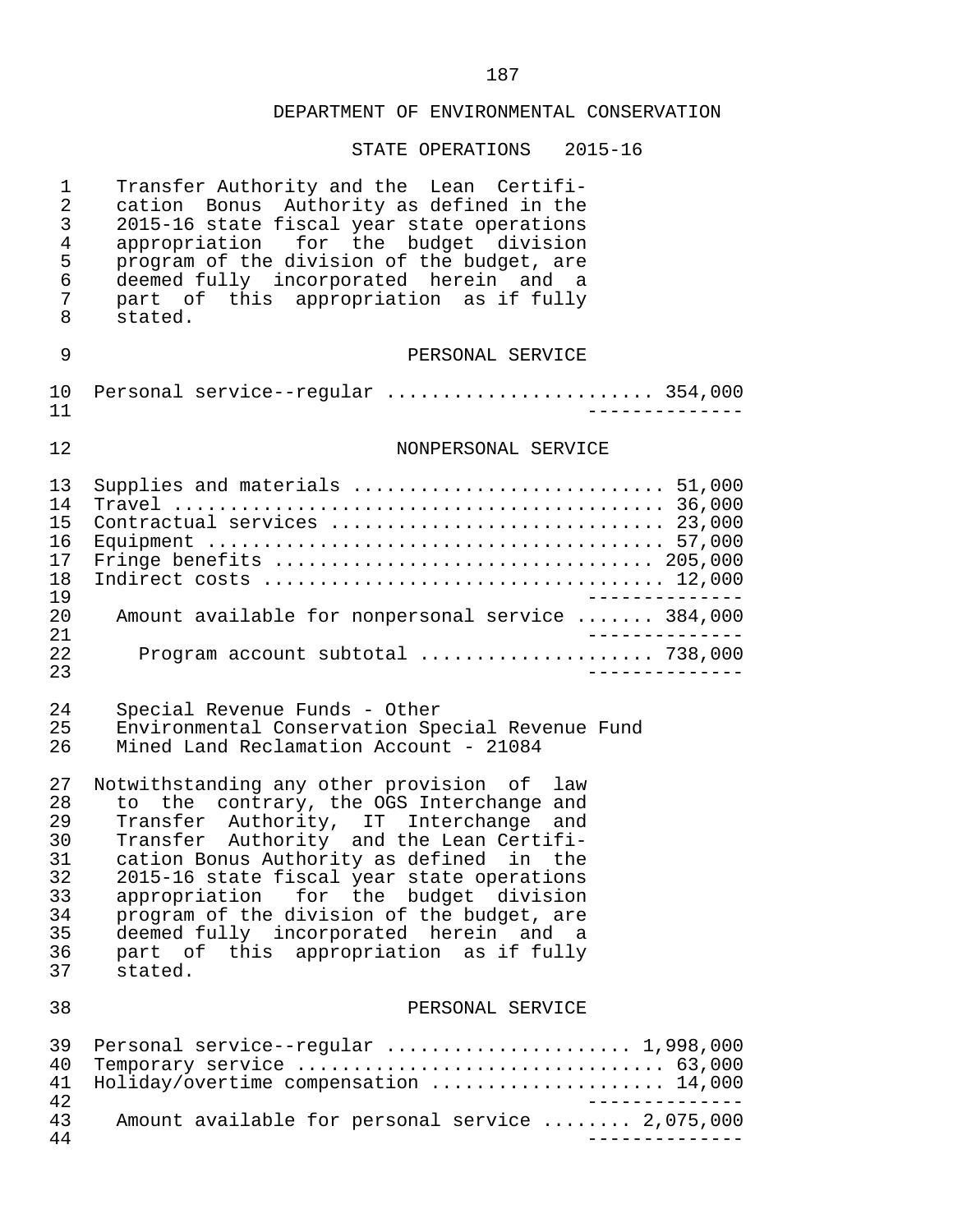## DEPARTMENT OF ENVIRONMENTAL CONSERVATION

### STATE OPERATIONS 2015-16

Transfer Authority and the Lean Certification Bonus Authority as defined in the 2015-16 state fiscal year state operations appropriation for the budget division program of the division of the budget, are deemed fully incorporated herein and a part of this appropriation as if fully stated.

#### PERSONAL SERVICE

| | |
|---|---|
| Personal service--regular | 354,000 |

#### NONPERSONAL SERVICE

| | |
|---|---|
| Supplies and materials | 51,000 |
| Travel | 36,000 |
| Contractual services | 23,000 |
| Equipment | 57,000 |
| Fringe benefits | 205,000 |
| Indirect costs | 12,000 |
| Amount available for nonpersonal service | 384,000 |
| Program account subtotal | 738,000 |

Special Revenue Funds - Other
Environmental Conservation Special Revenue Fund
Mined Land Reclamation Account - 21084

Notwithstanding any other provision of law to the contrary, the OGS Interchange and Transfer Authority, IT Interchange and Transfer Authority and the Lean Certification Bonus Authority as defined in the 2015-16 state fiscal year state operations appropriation for the budget division program of the division of the budget, are deemed fully incorporated herein and a part of this appropriation as if fully stated.

#### PERSONAL SERVICE

| | |
|---|---|
| Personal service--regular | 1,998,000 |
| Temporary service | 63,000 |
| Holiday/overtime compensation | 14,000 |
| Amount available for personal service | 2,075,000 |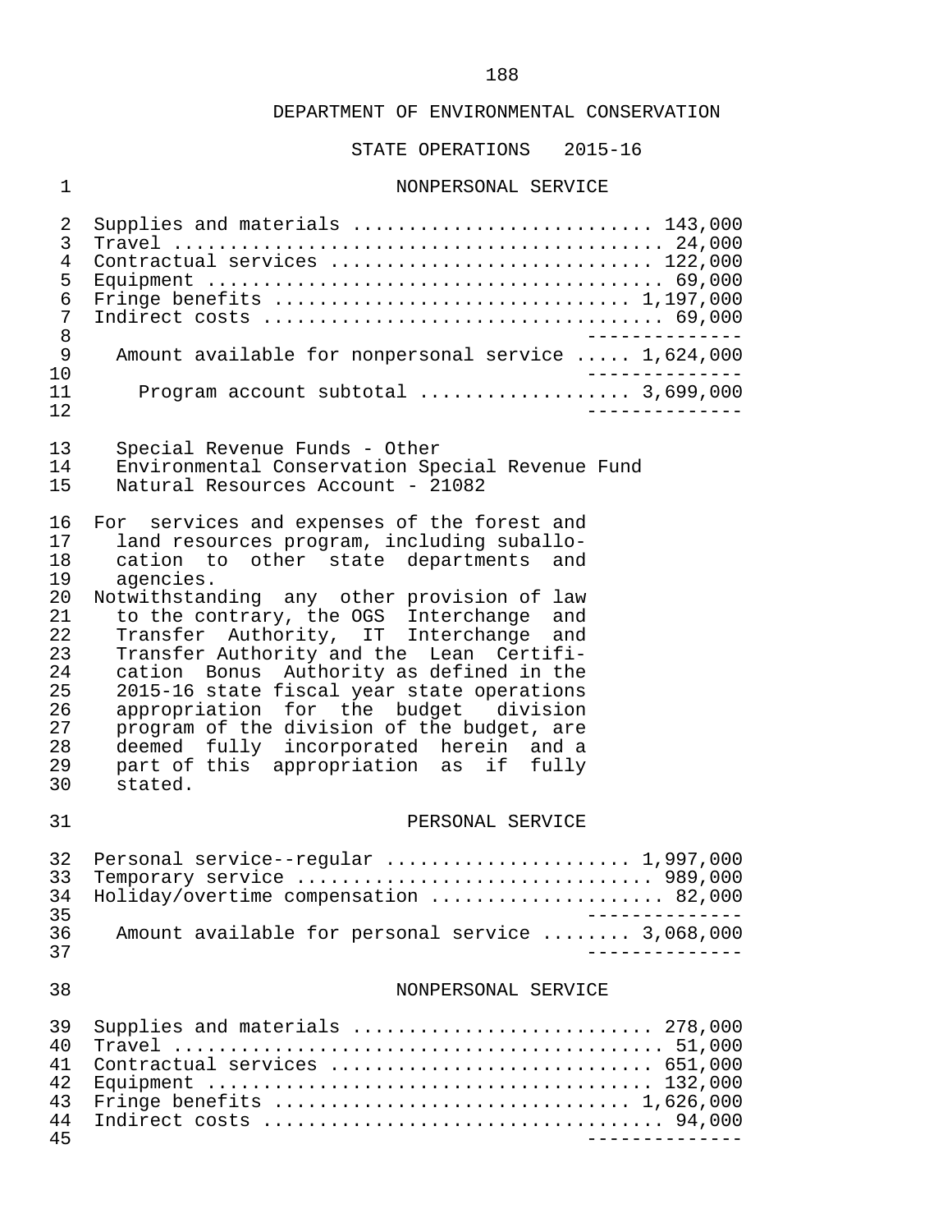DEPARTMENT OF ENVIRONMENTAL CONSERVATION

STATE OPERATIONS 2015-16

NONPERSONAL SERVICE

| | |
|---|---|
| Supplies and materials | 143,000 |
| Travel | 24,000 |
| Contractual services | 122,000 |
| Equipment | 69,000 |
| Fringe benefits | 1,197,000 |
| Indirect costs | 69,000 |
| Amount available for nonpersonal service | 1,624,000 |
| Program account subtotal | 3,699,000 |

Special Revenue Funds - Other
Environmental Conservation Special Revenue Fund
Natural Resources Account - 21082

For services and expenses of the forest and land resources program, including suballocation to other state departments and agencies.

Notwithstanding any other provision of law to the contrary, the OGS Interchange and Transfer Authority, IT Interchange and Transfer Authority and the Lean Certification Bonus Authority as defined in the 2015-16 state fiscal year state operations appropriation for the budget division program of the division of the budget, are deemed fully incorporated herein and a part of this appropriation as if fully stated.

PERSONAL SERVICE

| | |
|---|---|
| Personal service--regular | 1,997,000 |
| Temporary service | 989,000 |
| Holiday/overtime compensation | 82,000 |
| Amount available for personal service | 3,068,000 |

NONPERSONAL SERVICE

| | |
|---|---|
| Supplies and materials | 278,000 |
| Travel | 51,000 |
| Contractual services | 651,000 |
| Equipment | 132,000 |
| Fringe benefits | 1,626,000 |
| Indirect costs | 94,000 |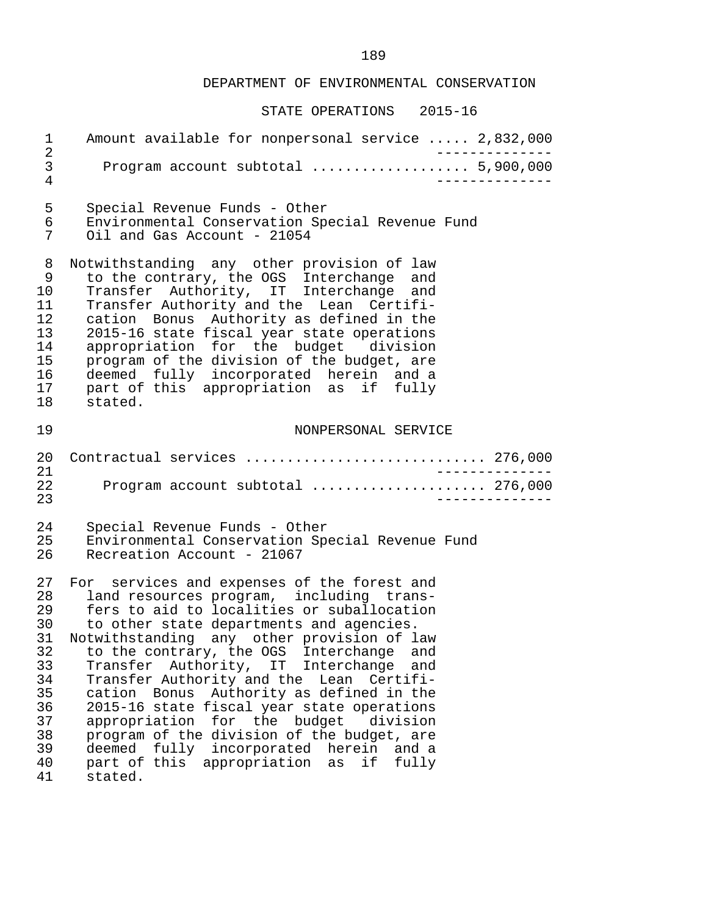## DEPARTMENT OF ENVIRONMENTAL CONSERVATION

### STATE OPERATIONS 2015-16

Amount available for nonpersonal service ..... 2,832,000

Program account subtotal .................. 5,900,000

Special Revenue Funds - Other
Environmental Conservation Special Revenue Fund
Oil and Gas Account - 21054

Notwithstanding any other provision of law to the contrary, the OGS Interchange and Transfer Authority, IT Interchange and Transfer Authority and the Lean Certification Bonus Authority as defined in the 2015-16 state fiscal year state operations appropriation for the budget division program of the division of the budget, are deemed fully incorporated herein and a part of this appropriation as if fully stated.

NONPERSONAL SERVICE

Contractual services ............................ 276,000

Program account subtotal .................... 276,000

Special Revenue Funds - Other
Environmental Conservation Special Revenue Fund
Recreation Account - 21067

For services and expenses of the forest and land resources program, including transfers to aid to localities or suballocation to other state departments and agencies.
Notwithstanding any other provision of law to the contrary, the OGS Interchange and Transfer Authority, IT Interchange and Transfer Authority and the Lean Certification Bonus Authority as defined in the 2015-16 state fiscal year state operations appropriation for the budget division program of the division of the budget, are deemed fully incorporated herein and a part of this appropriation as if fully stated.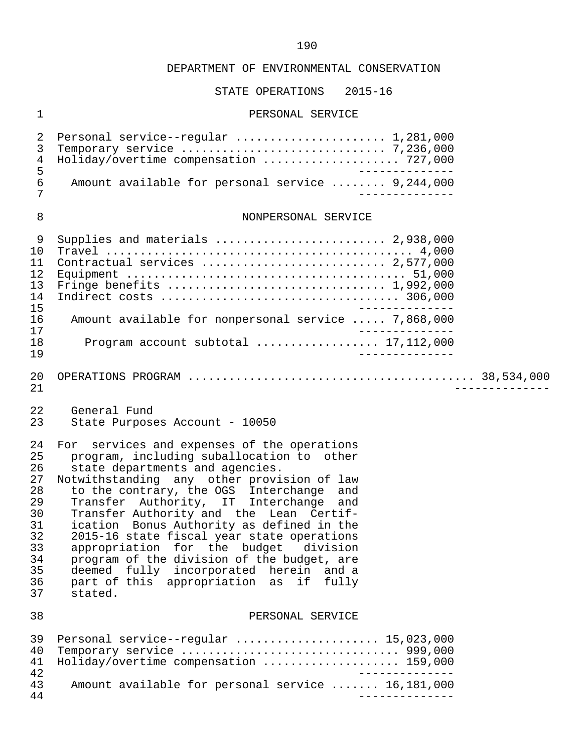DEPARTMENT OF ENVIRONMENTAL CONSERVATION

STATE OPERATIONS 2015-16

PERSONAL SERVICE

| | |
|---|---|
| Personal service--regular | 1,281,000 |
| Temporary service | 7,236,000 |
| Holiday/overtime compensation | 727,000 |
| Amount available for personal service | 9,244,000 |

NONPERSONAL SERVICE

| | |
|---|---|
| Supplies and materials | 2,938,000 |
| Travel | 4,000 |
| Contractual services | 2,577,000 |
| Equipment | 51,000 |
| Fringe benefits | 1,992,000 |
| Indirect costs | 306,000 |
| Amount available for nonpersonal service | 7,868,000 |
| Program account subtotal | 17,112,000 |

OPERATIONS PROGRAM .......................................... 38,534,000

General Fund
State Purposes Account - 10050

For services and expenses of the operations program, including suballocation to other state departments and agencies.

Notwithstanding any other provision of law to the contrary, the OGS Interchange and Transfer Authority, IT Interchange and Transfer Authority and the Lean Certification Bonus Authority as defined in the 2015-16 state fiscal year state operations appropriation for the budget division program of the division of the budget, are deemed fully incorporated herein and a part of this appropriation as if fully stated.

PERSONAL SERVICE

| | |
|---|---|
| Personal service--regular | 15,023,000 |
| Temporary service | 999,000 |
| Holiday/overtime compensation | 159,000 |
| Amount available for personal service | 16,181,000 |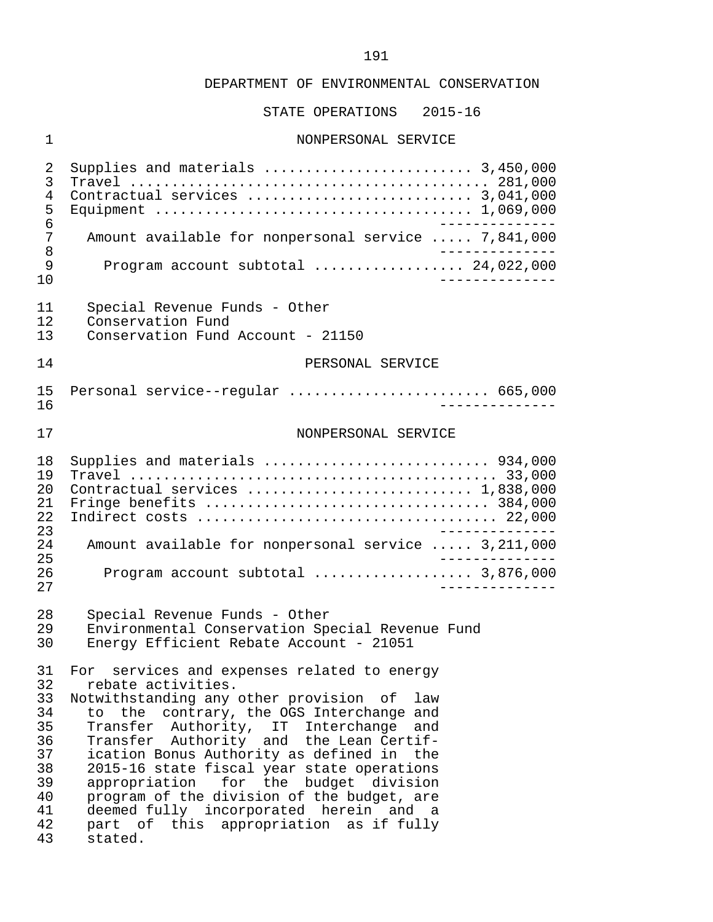## DEPARTMENT OF ENVIRONMENTAL CONSERVATION

### STATE OPERATIONS 2015-16

#### NONPERSONAL SERVICE

| | |
|---|---|
| Supplies and materials | 3,450,000 |
| Travel | 281,000 |
| Contractual services | 3,041,000 |
| Equipment | 1,069,000 |
| Amount available for nonpersonal service | 7,841,000 |
| Program account subtotal | 24,022,000 |

Special Revenue Funds - Other
Conservation Fund
Conservation Fund Account - 21150

#### PERSONAL SERVICE

| | |
|---|---|
| Personal service--regular | 665,000 |

#### NONPERSONAL SERVICE

| | |
|---|---|
| Supplies and materials | 934,000 |
| Travel | 33,000 |
| Contractual services | 1,838,000 |
| Fringe benefits | 384,000 |
| Indirect costs | 22,000 |
| Amount available for nonpersonal service | 3,211,000 |
| Program account subtotal | 3,876,000 |

Special Revenue Funds - Other
Environmental Conservation Special Revenue Fund
Energy Efficient Rebate Account - 21051

For services and expenses related to energy rebate activities.

Notwithstanding any other provision of law to the contrary, the OGS Interchange and Transfer Authority, IT Interchange and Transfer Authority and the Lean Certification Bonus Authority as defined in the 2015-16 state fiscal year state operations appropriation for the budget division program of the division of the budget, are deemed fully incorporated herein and a part of this appropriation as if fully stated.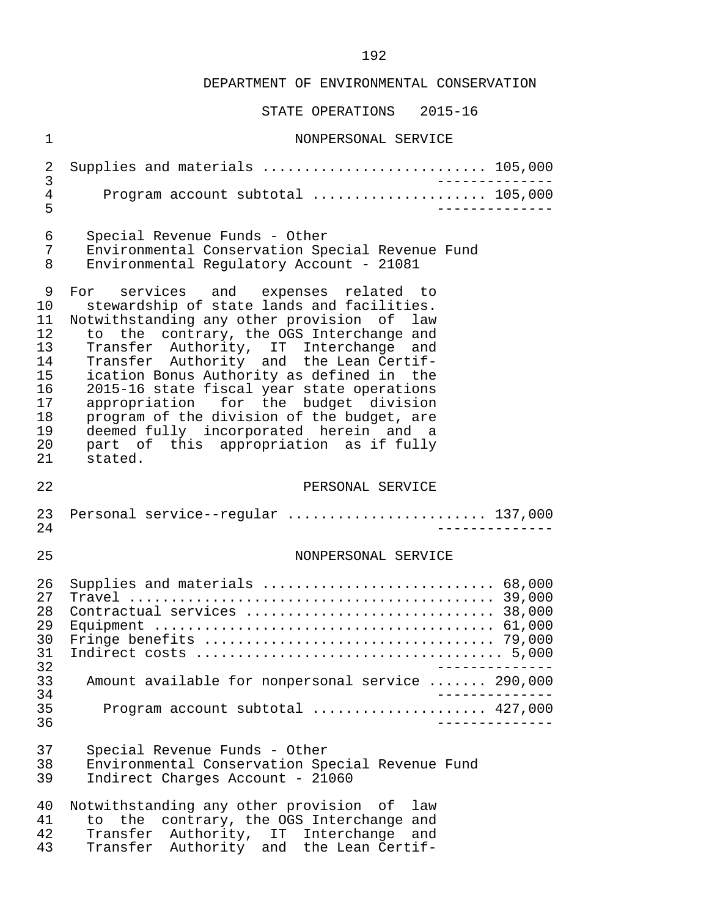DEPARTMENT OF ENVIRONMENTAL CONSERVATION

STATE OPERATIONS 2015-16

NONPERSONAL SERVICE

| | |
|---|---|
| Supplies and materials | 105,000 |
| Program account subtotal | 105,000 |

Special Revenue Funds - Other
Environmental Conservation Special Revenue Fund
Environmental Regulatory Account - 21081

For services and expenses related to stewardship of state lands and facilities. Notwithstanding any other provision of law to the contrary, the OGS Interchange and Transfer Authority, IT Interchange and Transfer Authority and the Lean Certification Bonus Authority as defined in the 2015-16 state fiscal year state operations appropriation for the budget division program of the division of the budget, are deemed fully incorporated herein and a part of this appropriation as if fully stated.

PERSONAL SERVICE

| | |
|---|---|
| Personal service--regular | 137,000 |

NONPERSONAL SERVICE

| | |
|---|---|
| Supplies and materials | 68,000 |
| Travel | 39,000 |
| Contractual services | 38,000 |
| Equipment | 61,000 |
| Fringe benefits | 79,000 |
| Indirect costs | 5,000 |
| Amount available for nonpersonal service | 290,000 |
| Program account subtotal | 427,000 |

Special Revenue Funds - Other
Environmental Conservation Special Revenue Fund
Indirect Charges Account - 21060

Notwithstanding any other provision of law to the contrary, the OGS Interchange and Transfer Authority, IT Interchange and Transfer Authority and the Lean Certif-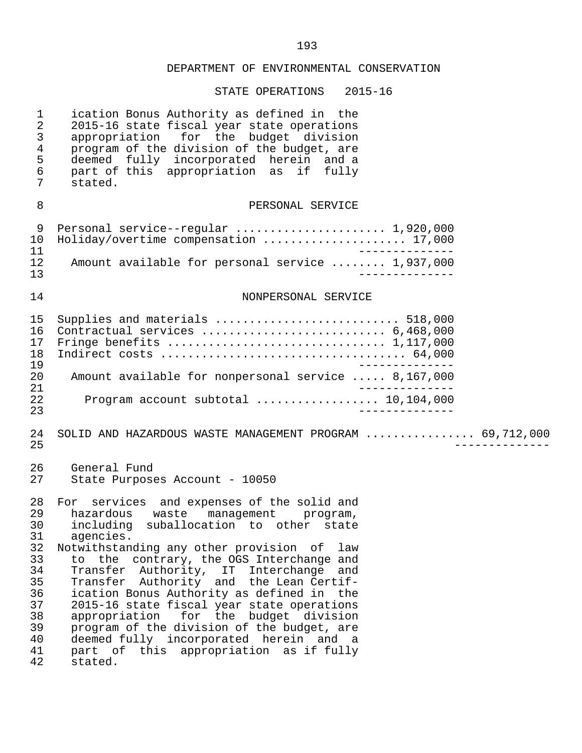ication Bonus Authority as defined in the 2015-16 state fiscal year state operations appropriation for the budget division program of the division of the budget, are deemed fully incorporated herein and a part of this appropriation as if fully stated.

PERSONAL SERVICE

| | |
|---|---|
| Personal service--regular | 1,920,000 |
| Holiday/overtime compensation | 17,000 |
| Amount available for personal service | 1,937,000 |

NONPERSONAL SERVICE

| | |
|---|---|
| Supplies and materials | 518,000 |
| Contractual services | 6,468,000 |
| Fringe benefits | 1,117,000 |
| Indirect costs | 64,000 |
| Amount available for nonpersonal service | 8,167,000 |
| Program account subtotal | 10,104,000 |

SOLID AND HAZARDOUS WASTE MANAGEMENT PROGRAM ............... 69,712,000

General Fund
State Purposes Account - 10050

For services and expenses of the solid and hazardous waste management program, including suballocation to other state agencies.

Notwithstanding any other provision of law to the contrary, the OGS Interchange and Transfer Authority, IT Interchange and Transfer Authority and the Lean Certification Bonus Authority as defined in the 2015-16 state fiscal year state operations appropriation for the budget division program of the division of the budget, are deemed fully incorporated herein and a part of this appropriation as if fully stated.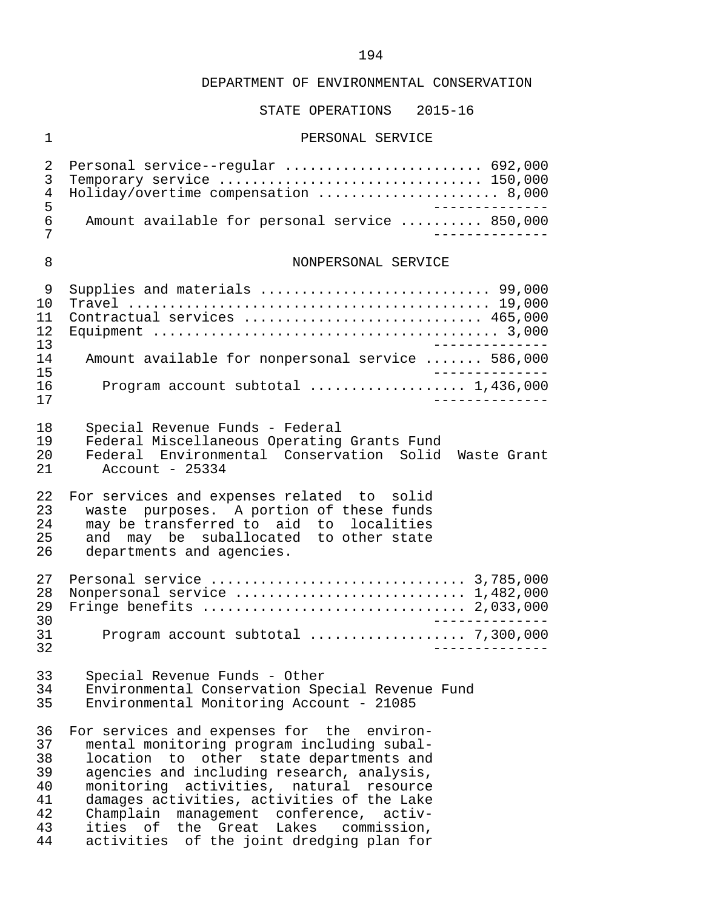DEPARTMENT OF ENVIRONMENTAL CONSERVATION

STATE OPERATIONS 2015-16

PERSONAL SERVICE

| | |
|---|---|
| Personal service--regular | 692,000 |
| Temporary service | 150,000 |
| Holiday/overtime compensation | 8,000 |
| Amount available for personal service | 850,000 |

NONPERSONAL SERVICE

| | |
|---|---|
| Supplies and materials | 99,000 |
| Travel | 19,000 |
| Contractual services | 465,000 |
| Equipment | 3,000 |
| Amount available for nonpersonal service | 586,000 |
| Program account subtotal | 1,436,000 |

Special Revenue Funds - Federal
Federal Miscellaneous Operating Grants Fund
Federal Environmental Conservation Solid Waste Grant Account - 25334

For services and expenses related to solid waste purposes. A portion of these funds may be transferred to aid to localities and may be suballocated to other state departments and agencies.

| | |
|---|---|
| Personal service | 3,785,000 |
| Nonpersonal service | 1,482,000 |
| Fringe benefits | 2,033,000 |
| Program account subtotal | 7,300,000 |

Special Revenue Funds - Other
Environmental Conservation Special Revenue Fund
Environmental Monitoring Account - 21085

For services and expenses for the environmental monitoring program including suballocation to other state departments and agencies and including research, analysis, monitoring activities, natural resource damages activities, activities of the Lake Champlain management conference, activities of the Great Lakes commission, activities of the joint dredging plan for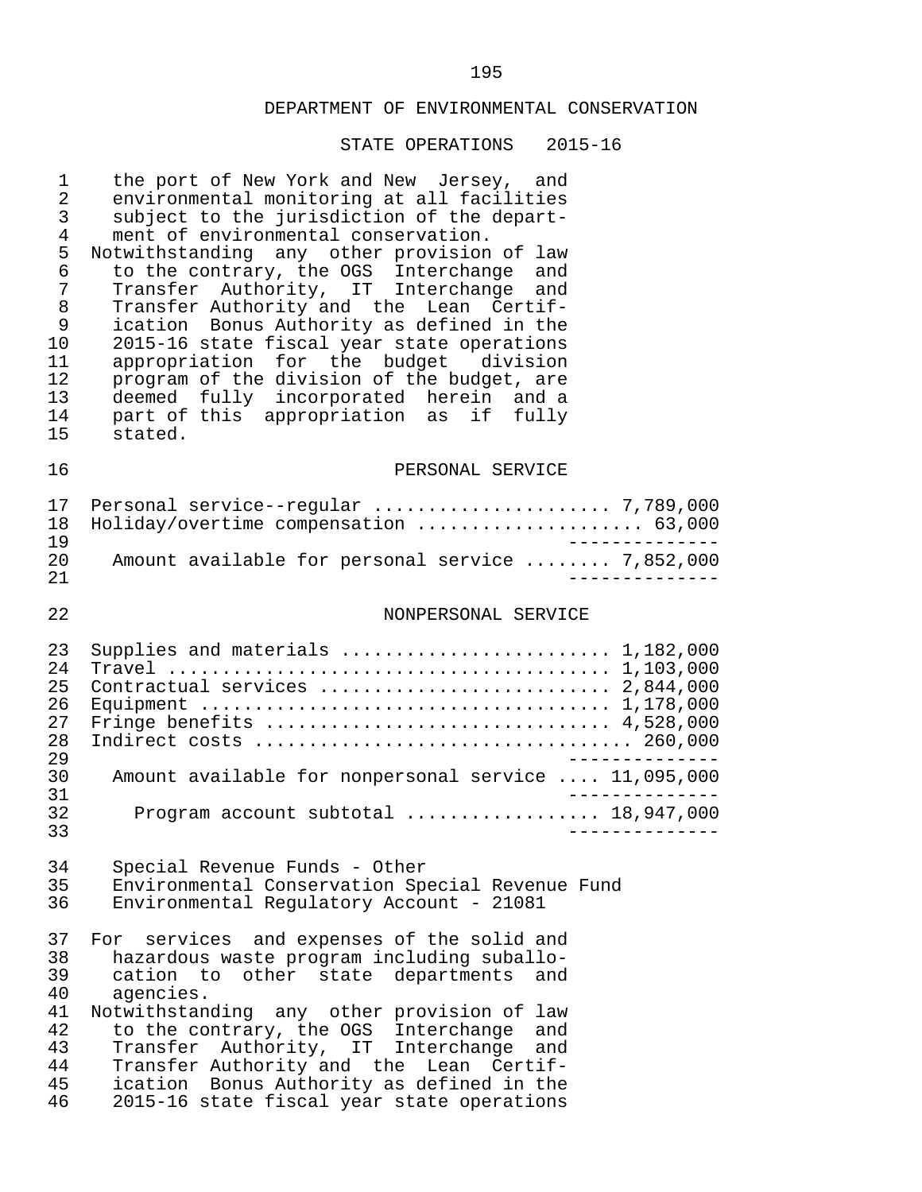## DEPARTMENT OF ENVIRONMENTAL CONSERVATION

### STATE OPERATIONS 2015-16

the port of New York and New Jersey, and environmental monitoring at all facilities subject to the jurisdiction of the department of environmental conservation.

Notwithstanding any other provision of law to the contrary, the OGS Interchange and Transfer Authority, IT Interchange and Transfer Authority and the Lean Certification Bonus Authority as defined in the 2015-16 state fiscal year state operations appropriation for the budget division program of the division of the budget, are deemed fully incorporated herein and a part of this appropriation as if fully stated.

#### PERSONAL SERVICE

| Item | Amount |
|---|---|
| Personal service--regular | 7,789,000 |
| Holiday/overtime compensation | 63,000 |
| Amount available for personal service | 7,852,000 |

#### NONPERSONAL SERVICE

| Item | Amount |
|---|---|
| Supplies and materials | 1,182,000 |
| Travel | 1,103,000 |
| Contractual services | 2,844,000 |
| Equipment | 1,178,000 |
| Fringe benefits | 4,528,000 |
| Indirect costs | 260,000 |
| Amount available for nonpersonal service | 11,095,000 |
| Program account subtotal | 18,947,000 |

Special Revenue Funds - Other
Environmental Conservation Special Revenue Fund
Environmental Regulatory Account - 21081

For services and expenses of the solid and hazardous waste program including suballocation to other state departments and agencies.

Notwithstanding any other provision of law to the contrary, the OGS Interchange and Transfer Authority, IT Interchange and Transfer Authority and the Lean Certification Bonus Authority as defined in the 2015-16 state fiscal year state operations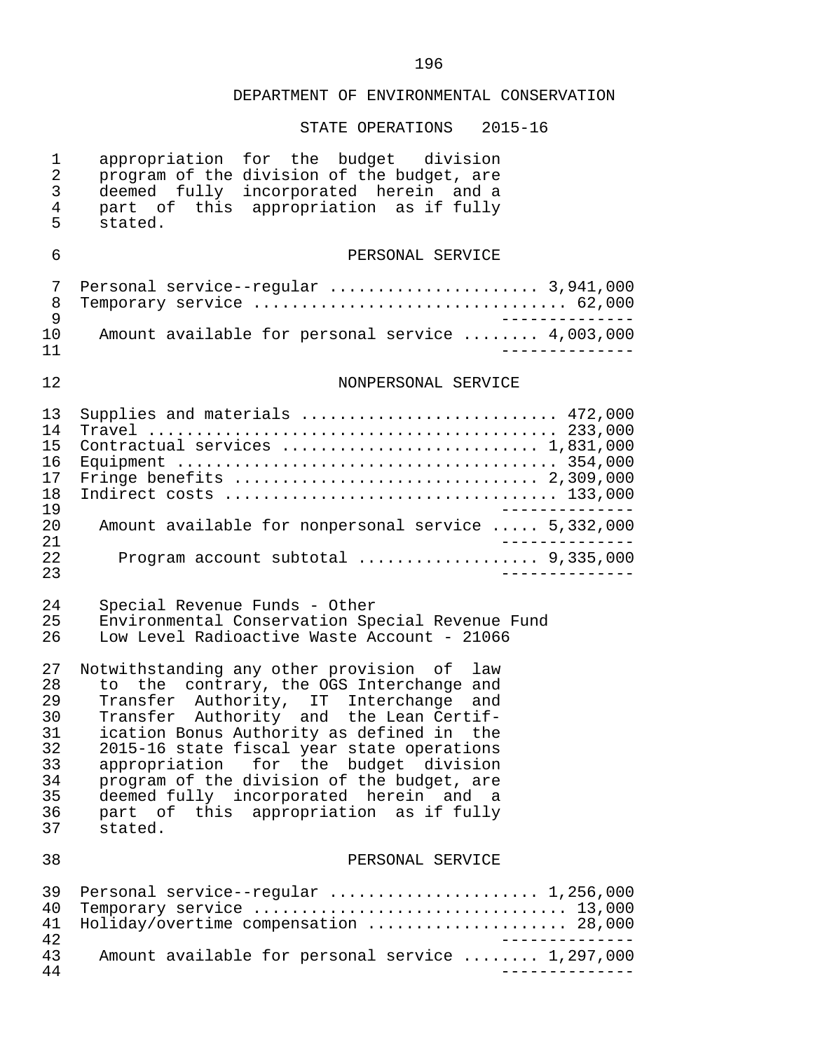## DEPARTMENT OF ENVIRONMENTAL CONSERVATION

### STATE OPERATIONS 2015-16

appropriation for the budget division program of the division of the budget, are deemed fully incorporated herein and a part of this appropriation as if fully stated.

#### PERSONAL SERVICE

| | |
|---|---|
| Personal service--regular | 3,941,000 |
| Temporary service | 62,000 |
| Amount available for personal service | 4,003,000 |

#### NONPERSONAL SERVICE

| | |
|---|---|
| Supplies and materials | 472,000 |
| Travel | 233,000 |
| Contractual services | 1,831,000 |
| Equipment | 354,000 |
| Fringe benefits | 2,309,000 |
| Indirect costs | 133,000 |
| Amount available for nonpersonal service | 5,332,000 |
| Program account subtotal | 9,335,000 |

Special Revenue Funds - Other
Environmental Conservation Special Revenue Fund
Low Level Radioactive Waste Account - 21066

Notwithstanding any other provision of law to the contrary, the OGS Interchange and Transfer Authority, IT Interchange and Transfer Authority and the Lean Certification Bonus Authority as defined in the 2015-16 state fiscal year state operations appropriation for the budget division program of the division of the budget, are deemed fully incorporated herein and a part of this appropriation as if fully stated.

#### PERSONAL SERVICE

| | |
|---|---|
| Personal service--regular | 1,256,000 |
| Temporary service | 13,000 |
| Holiday/overtime compensation | 28,000 |
| Amount available for personal service | 1,297,000 |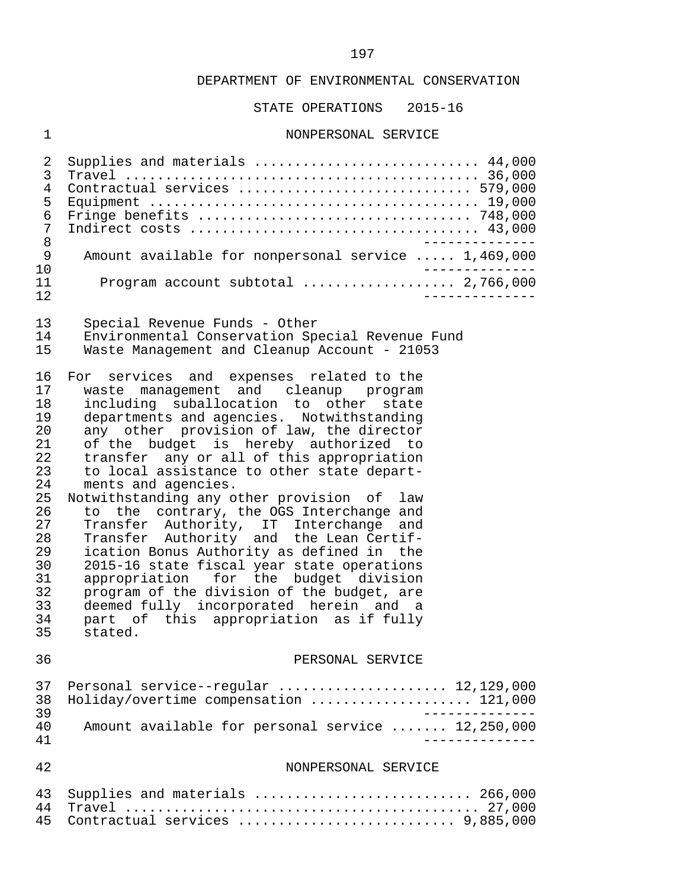## DEPARTMENT OF ENVIRONMENTAL CONSERVATION

### STATE OPERATIONS 2015-16

#### NONPERSONAL SERVICE

| Item | Amount |
|---|---|
| Supplies and materials | 44,000 |
| Travel | 36,000 |
| Contractual services | 579,000 |
| Equipment | 19,000 |
| Fringe benefits | 748,000 |
| Indirect costs | 43,000 |
| Amount available for nonpersonal service | 1,469,000 |
| Program account subtotal | 2,766,000 |

Special Revenue Funds - Other
Environmental Conservation Special Revenue Fund
Waste Management and Cleanup Account - 21053

For services and expenses related to the waste management and cleanup program including suballocation to other state departments and agencies. Notwithstanding any other provision of law, the director of the budget is hereby authorized to transfer any or all of this appropriation to local assistance to other state departments and agencies.

Notwithstanding any other provision of law to the contrary, the OGS Interchange and Transfer Authority, IT Interchange and Transfer Authority and the Lean Certification Bonus Authority as defined in the 2015-16 state fiscal year state operations appropriation for the budget division program of the division of the budget, are deemed fully incorporated herein and a part of this appropriation as if fully stated.

#### PERSONAL SERVICE

| Item | Amount |
|---|---|
| Personal service--regular | 12,129,000 |
| Holiday/overtime compensation | 121,000 |
| Amount available for personal service | 12,250,000 |

#### NONPERSONAL SERVICE

| Item | Amount |
|---|---|
| Supplies and materials | 266,000 |
| Travel | 27,000 |
| Contractual services | 9,885,000 |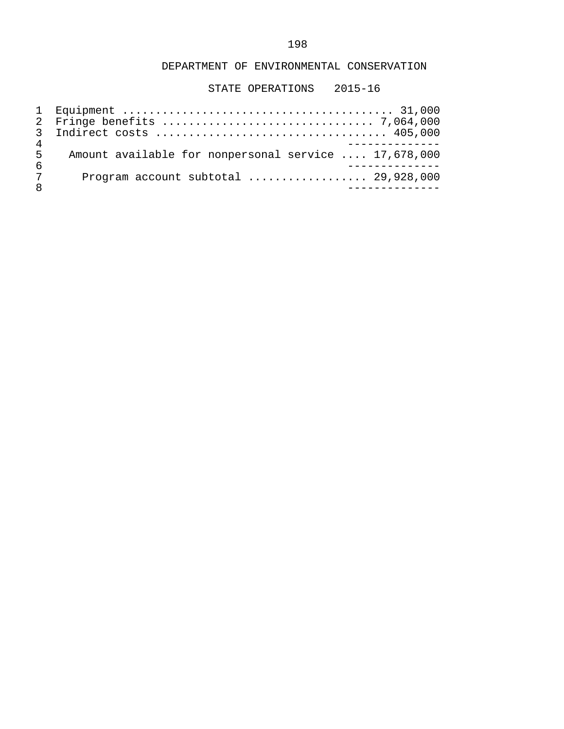DEPARTMENT OF ENVIRONMENTAL CONSERVATION

STATE OPERATIONS 2015-16

| | |
|---|---|
| Equipment | 31,000 |
| Fringe benefits | 7,064,000 |
| Indirect costs | 405,000 |
| Amount available for nonpersonal service | 17,678,000 |
| Program account subtotal | 29,928,000 |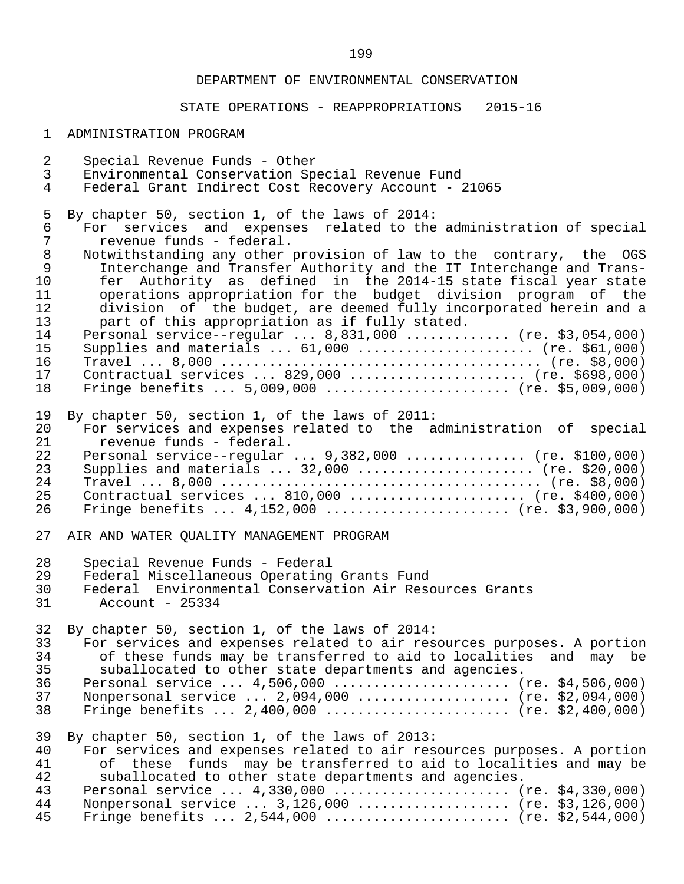DEPARTMENT OF ENVIRONMENTAL CONSERVATION

STATE OPERATIONS - REAPPROPRIATIONS 2015-16

ADMINISTRATION PROGRAM

Special Revenue Funds - Other
Environmental Conservation Special Revenue Fund
Federal Grant Indirect Cost Recovery Account - 21065

By chapter 50, section 1, of the laws of 2014:
For services and expenses related to the administration of special revenue funds - federal.
Notwithstanding any other provision of law to the contrary, the OGS Interchange and Transfer Authority and the IT Interchange and Transfer Authority as defined in the 2014-15 state fiscal year state operations appropriation for the budget division program of the division of the budget, are deemed fully incorporated herein and a part of this appropriation as if fully stated.
Personal service--regular ... 8,831,000 ............. (re. $3,054,000)
Supplies and materials ... 61,000 ...................... (re. $61,000)
Travel ... 8,000 ........................................ (re. $8,000)
Contractual services ... 829,000 ...................... (re. $698,000)
Fringe benefits ... 5,009,000 ....................... (re. $5,009,000)

By chapter 50, section 1, of the laws of 2011:
For services and expenses related to the administration of special revenue funds - federal.
Personal service--regular ... 9,382,000 ............... (re. $100,000)
Supplies and materials ... 32,000 ...................... (re. $20,000)
Travel ... 8,000 ........................................ (re. $8,000)
Contractual services ... 810,000 ...................... (re. $400,000)
Fringe benefits ... 4,152,000 ....................... (re. $3,900,000)

AIR AND WATER QUALITY MANAGEMENT PROGRAM

Special Revenue Funds - Federal
Federal Miscellaneous Operating Grants Fund
Federal Environmental Conservation Air Resources Grants Account - 25334

By chapter 50, section 1, of the laws of 2014:
For services and expenses related to air resources purposes. A portion of these funds may be transferred to aid to localities and may be suballocated to other state departments and agencies.
Personal service ... 4,506,000 ...................... (re. $4,506,000)
Nonpersonal service ... 2,094,000 ................... (re. $2,094,000)
Fringe benefits ... 2,400,000 ....................... (re. $2,400,000)

By chapter 50, section 1, of the laws of 2013:
For services and expenses related to air resources purposes. A portion of these funds may be transferred to aid to localities and may be suballocated to other state departments and agencies.
Personal service ... 4,330,000 ...................... (re. $4,330,000)
Nonpersonal service ... 3,126,000 ................... (re. $3,126,000)
Fringe benefits ... 2,544,000 ....................... (re. $2,544,000)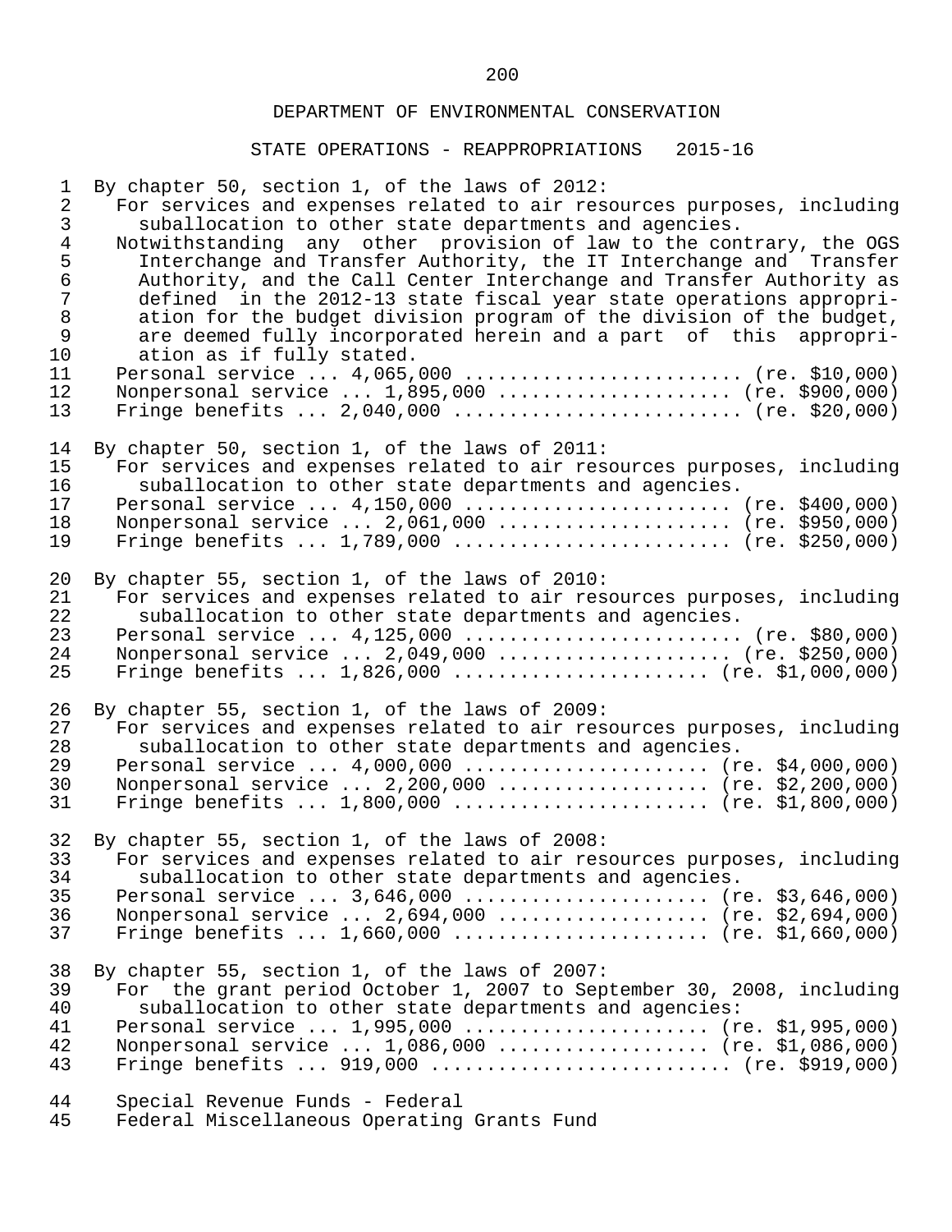DEPARTMENT OF ENVIRONMENTAL CONSERVATION

STATE OPERATIONS - REAPPROPRIATIONS 2015-16

By chapter 50, section 1, of the laws of 2012:

For services and expenses related to air resources purposes, including suballocation to other state departments and agencies.

Notwithstanding any other provision of law to the contrary, the OGS Interchange and Transfer Authority, the IT Interchange and Transfer Authority, and the Call Center Interchange and Transfer Authority as defined in the 2012-13 state fiscal year state operations appropriation for the budget division program of the division of the budget, are deemed fully incorporated herein and a part of this appropriation as if fully stated.

Personal service ... 4,065,000 ......................... (re. $10,000)
Nonpersonal service ... 1,895,000 ..................... (re. $900,000)
Fringe benefits ... 2,040,000 .......................... (re. $20,000)

By chapter 50, section 1, of the laws of 2011:

For services and expenses related to air resources purposes, including suballocation to other state departments and agencies.

Personal service ... 4,150,000 ........................ (re. $400,000)
Nonpersonal service ... 2,061,000 ..................... (re. $950,000)
Fringe benefits ... 1,789,000 ......................... (re. $250,000)

By chapter 55, section 1, of the laws of 2010:

For services and expenses related to air resources purposes, including suballocation to other state departments and agencies.

Personal service ... 4,125,000 ......................... (re. $80,000)
Nonpersonal service ... 2,049,000 ..................... (re. $250,000)
Fringe benefits ... 1,826,000 ....................... (re. $1,000,000)

By chapter 55, section 1, of the laws of 2009:

For services and expenses related to air resources purposes, including suballocation to other state departments and agencies.

Personal service ... 4,000,000 ...................... (re. $4,000,000)
Nonpersonal service ... 2,200,000 ................... (re. $2,200,000)
Fringe benefits ... 1,800,000 ....................... (re. $1,800,000)

By chapter 55, section 1, of the laws of 2008:

For services and expenses related to air resources purposes, including suballocation to other state departments and agencies.

Personal service ... 3,646,000 ...................... (re. $3,646,000)
Nonpersonal service ... 2,694,000 ................... (re. $2,694,000)
Fringe benefits ... 1,660,000 ....................... (re. $1,660,000)

By chapter 55, section 1, of the laws of 2007:

For the grant period October 1, 2007 to September 30, 2008, including suballocation to other state departments and agencies:

Personal service ... 1,995,000 ...................... (re. $1,995,000)
Nonpersonal service ... 1,086,000 ................... (re. $1,086,000)
Fringe benefits ... 919,000 ........................... (re. $919,000)

Special Revenue Funds - Federal
Federal Miscellaneous Operating Grants Fund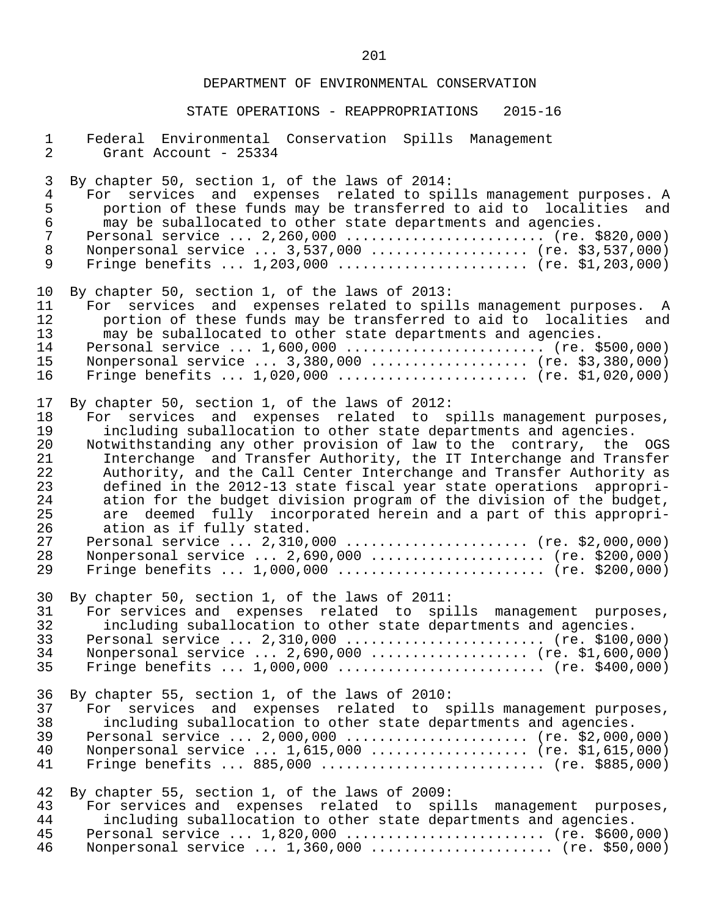DEPARTMENT OF ENVIRONMENTAL CONSERVATION

STATE OPERATIONS - REAPPROPRIATIONS 2015-16

Federal Environmental Conservation Spills Management Grant Account - 25334

By chapter 50, section 1, of the laws of 2014:

For services and expenses related to spills management purposes. A portion of these funds may be transferred to aid to localities and may be suballocated to other state departments and agencies.

Personal service ... 2,260,000 ........................ (re. $820,000)
Nonpersonal service ... 3,537,000 .................. (re. $3,537,000)
Fringe benefits ... 1,203,000 ...................... (re. $1,203,000)

By chapter 50, section 1, of the laws of 2013:

For services and expenses related to spills management purposes. A portion of these funds may be transferred to aid to localities and may be suballocated to other state departments and agencies.

Personal service ... 1,600,000 ........................ (re. $500,000)
Nonpersonal service ... 3,380,000 .................. (re. $3,380,000)
Fringe benefits ... 1,020,000 ...................... (re. $1,020,000)

By chapter 50, section 1, of the laws of 2012:

For services and expenses related to spills management purposes, including suballocation to other state departments and agencies.

Notwithstanding any other provision of law to the contrary, the OGS Interchange and Transfer Authority, the IT Interchange and Transfer Authority, and the Call Center Interchange and Transfer Authority as defined in the 2012-13 state fiscal year state operations appropriation for the budget division program of the division of the budget, are deemed fully incorporated herein and a part of this appropriation as if fully stated.

Personal service ... 2,310,000 ..................... (re. $2,000,000)
Nonpersonal service ... 2,690,000 .................... (re. $200,000)
Fringe benefits ... 1,000,000 ........................ (re. $200,000)

By chapter 50, section 1, of the laws of 2011:

For services and expenses related to spills management purposes, including suballocation to other state departments and agencies.

Personal service ... 2,310,000 ....................... (re. $100,000)
Nonpersonal service ... 2,690,000 .................. (re. $1,600,000)
Fringe benefits ... 1,000,000 ........................ (re. $400,000)

By chapter 55, section 1, of the laws of 2010:

For services and expenses related to spills management purposes, including suballocation to other state departments and agencies.

Personal service ... 2,000,000 ..................... (re. $2,000,000)
Nonpersonal service ... 1,615,000 .................. (re. $1,615,000)
Fringe benefits ... 885,000 .......................... (re. $885,000)

By chapter 55, section 1, of the laws of 2009:

For services and expenses related to spills management purposes, including suballocation to other state departments and agencies.

Personal service ... 1,820,000 ....................... (re. $600,000)
Nonpersonal service ... 1,360,000 ..................... (re. $50,000)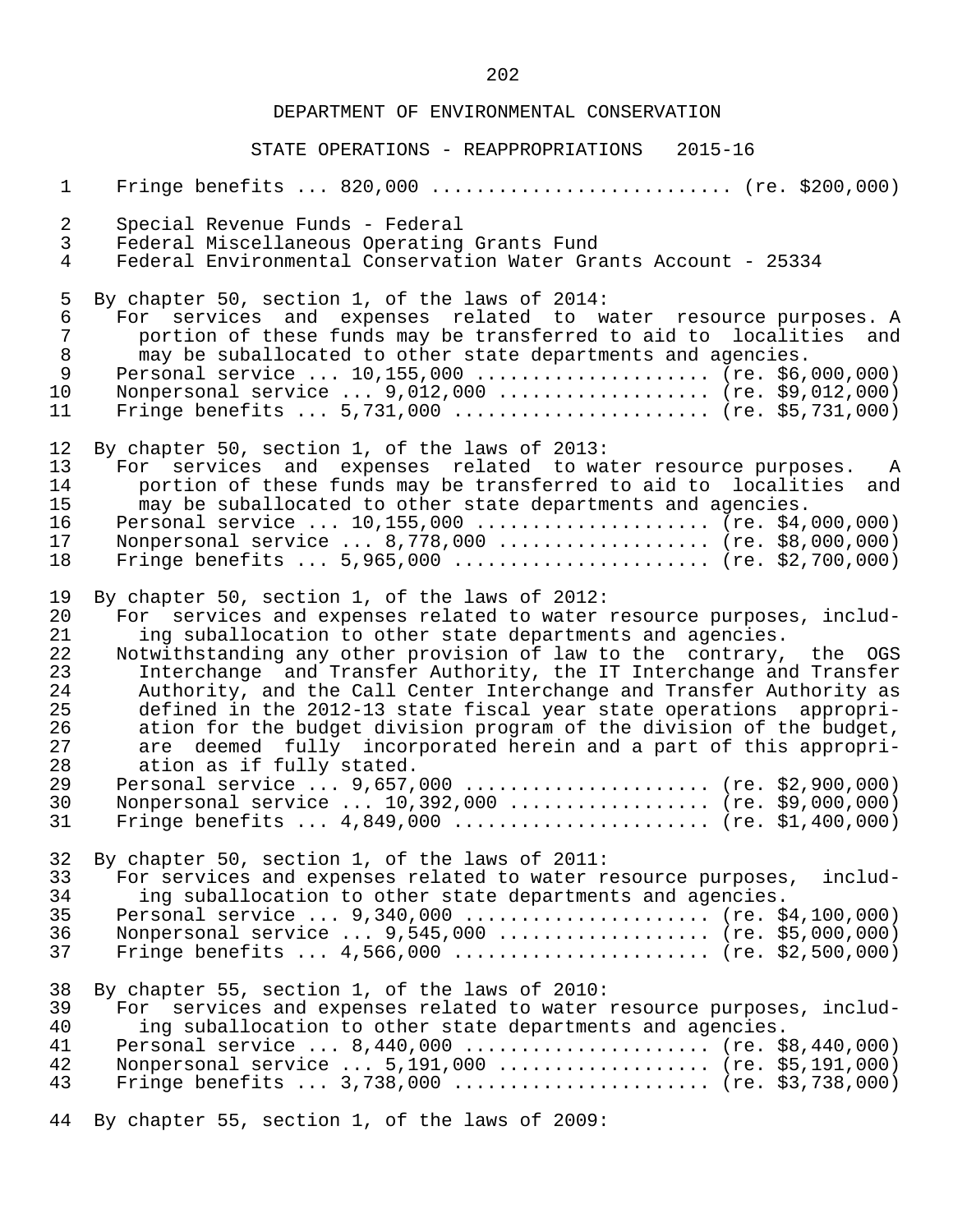DEPARTMENT OF ENVIRONMENTAL CONSERVATION

STATE OPERATIONS - REAPPROPRIATIONS 2015-16

Fringe benefits ... 820,000 .......................... (re. $200,000)

Special Revenue Funds - Federal
Federal Miscellaneous Operating Grants Fund
Federal Environmental Conservation Water Grants Account - 25334

By chapter 50, section 1, of the laws of 2014:
For services and expenses related to water resource purposes. A portion of these funds may be transferred to aid to localities and may be suballocated to other state departments and agencies.
Personal service ... 10,155,000 ..................... (re. $6,000,000)
Nonpersonal service ... 9,012,000 ................... (re. $9,012,000)
Fringe benefits ... 5,731,000 ....................... (re. $5,731,000)

By chapter 50, section 1, of the laws of 2013:
For services and expenses related to water resource purposes. A portion of these funds may be transferred to aid to localities and may be suballocated to other state departments and agencies.
Personal service ... 10,155,000 ..................... (re. $4,000,000)
Nonpersonal service ... 8,778,000 ................... (re. $8,000,000)
Fringe benefits ... 5,965,000 ....................... (re. $2,700,000)

By chapter 50, section 1, of the laws of 2012:
For services and expenses related to water resource purposes, including suballocation to other state departments and agencies.
Notwithstanding any other provision of law to the contrary, the OGS Interchange and Transfer Authority, the IT Interchange and Transfer Authority, and the Call Center Interchange and Transfer Authority as defined in the 2012-13 state fiscal year state operations appropriation for the budget division program of the division of the budget, are deemed fully incorporated herein and a part of this appropriation as if fully stated.
Personal service ... 9,657,000 ...................... (re. $2,900,000)
Nonpersonal service ... 10,392,000 .................. (re. $9,000,000)
Fringe benefits ... 4,849,000 ....................... (re. $1,400,000)

By chapter 50, section 1, of the laws of 2011:
For services and expenses related to water resource purposes, including suballocation to other state departments and agencies.
Personal service ... 9,340,000 ...................... (re. $4,100,000)
Nonpersonal service ... 9,545,000 ................... (re. $5,000,000)
Fringe benefits ... 4,566,000 ....................... (re. $2,500,000)

By chapter 55, section 1, of the laws of 2010:
For services and expenses related to water resource purposes, including suballocation to other state departments and agencies.
Personal service ... 8,440,000 ...................... (re. $8,440,000)
Nonpersonal service ... 5,191,000 ................... (re. $5,191,000)
Fringe benefits ... 3,738,000 ....................... (re. $3,738,000)

By chapter 55, section 1, of the laws of 2009: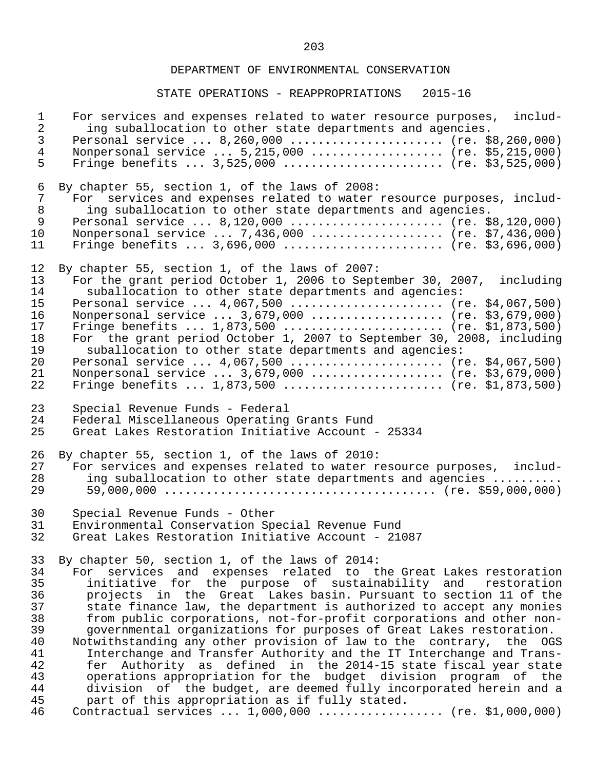DEPARTMENT OF ENVIRONMENTAL CONSERVATION

STATE OPERATIONS - REAPPROPRIATIONS 2015-16

For services and expenses related to water resource purposes, including suballocation to other state departments and agencies.
Personal service ... 8,260,000 ...................... (re. $8,260,000)
Nonpersonal service ... 5,215,000 ................... (re. $5,215,000)
Fringe benefits ... 3,525,000 ....................... (re. $3,525,000)

By chapter 55, section 1, of the laws of 2008:
For services and expenses related to water resource purposes, including suballocation to other state departments and agencies.
Personal service ... 8,120,000 ...................... (re. $8,120,000)
Nonpersonal service ... 7,436,000 ................... (re. $7,436,000)
Fringe benefits ... 3,696,000 ....................... (re. $3,696,000)

By chapter 55, section 1, of the laws of 2007:
For the grant period October 1, 2006 to September 30, 2007, including suballocation to other state departments and agencies:
Personal service ... 4,067,500 ...................... (re. $4,067,500)
Nonpersonal service ... 3,679,000 ................... (re. $3,679,000)
Fringe benefits ... 1,873,500 ....................... (re. $1,873,500)
For the grant period October 1, 2007 to September 30, 2008, including suballocation to other state departments and agencies:
Personal service ... 4,067,500 ...................... (re. $4,067,500)
Nonpersonal service ... 3,679,000 ................... (re. $3,679,000)
Fringe benefits ... 1,873,500 ....................... (re. $1,873,500)

Special Revenue Funds - Federal
Federal Miscellaneous Operating Grants Fund
Great Lakes Restoration Initiative Account - 25334

By chapter 55, section 1, of the laws of 2010:
For services and expenses related to water resource purposes, including suballocation to other state departments and agencies ..........
59,000,000 ..................................... (re. $59,000,000)

Special Revenue Funds - Other
Environmental Conservation Special Revenue Fund
Great Lakes Restoration Initiative Account - 21087

By chapter 50, section 1, of the laws of 2014:
For services and expenses related to the Great Lakes restoration initiative for the purpose of sustainability and restoration projects in the Great Lakes basin. Pursuant to section 11 of the state finance law, the department is authorized to accept any monies from public corporations, not-for-profit corporations and other non-governmental organizations for purposes of Great Lakes restoration.
Notwithstanding any other provision of law to the contrary, the OGS Interchange and Transfer Authority and the IT Interchange and Transfer Authority as defined in the 2014-15 state fiscal year state operations appropriation for the budget division program of the division of the budget, are deemed fully incorporated herein and a part of this appropriation as if fully stated.
Contractual services ... 1,000,000 ................. (re. $1,000,000)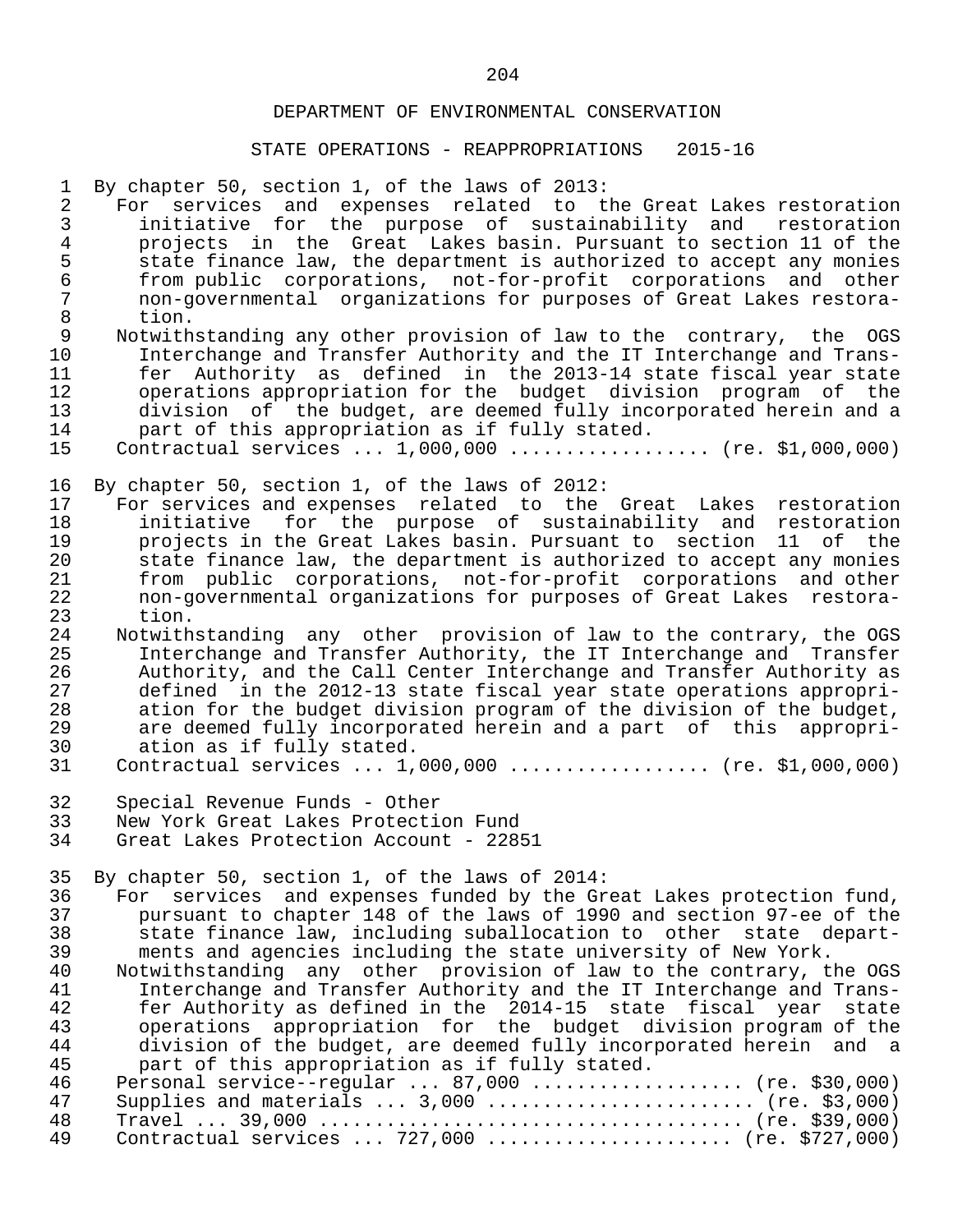DEPARTMENT OF ENVIRONMENTAL CONSERVATION

STATE OPERATIONS - REAPPROPRIATIONS 2015-16

By chapter 50, section 1, of the laws of 2013:

For services and expenses related to the Great Lakes restoration initiative for the purpose of sustainability and restoration projects in the Great Lakes basin. Pursuant to section 11 of the state finance law, the department is authorized to accept any monies from public corporations, not-for-profit corporations and other non-governmental organizations for purposes of Great Lakes restoration.

Notwithstanding any other provision of law to the contrary, the OGS Interchange and Transfer Authority and the IT Interchange and Transfer Authority as defined in the 2013-14 state fiscal year state operations appropriation for the budget division program of the division of the budget, are deemed fully incorporated herein and a part of this appropriation as if fully stated.

Contractual services ... 1,000,000 ................. (re. $1,000,000)

By chapter 50, section 1, of the laws of 2012:

For services and expenses related to the Great Lakes restoration initiative for the purpose of sustainability and restoration projects in the Great Lakes basin. Pursuant to section 11 of the state finance law, the department is authorized to accept any monies from public corporations, not-for-profit corporations and other non-governmental organizations for purposes of Great Lakes restoration.

Notwithstanding any other provision of law to the contrary, the OGS Interchange and Transfer Authority, the IT Interchange and Transfer Authority, and the Call Center Interchange and Transfer Authority as defined in the 2012-13 state fiscal year state operations appropriation for the budget division program of the division of the budget, are deemed fully incorporated herein and a part of this appropriation as if fully stated.

Contractual services ... 1,000,000 ................. (re. $1,000,000)

Special Revenue Funds - Other
New York Great Lakes Protection Fund
Great Lakes Protection Account - 22851

By chapter 50, section 1, of the laws of 2014:

For services and expenses funded by the Great Lakes protection fund, pursuant to chapter 148 of the laws of 1990 and section 97-ee of the state finance law, including suballocation to other state departments and agencies including the state university of New York.

Notwithstanding any other provision of law to the contrary, the OGS Interchange and Transfer Authority and the IT Interchange and Transfer Authority as defined in the 2014-15 state fiscal year state operations appropriation for the budget division program of the division of the budget, are deemed fully incorporated herein and a part of this appropriation as if fully stated.

Personal service--regular ... 87,000 .................. (re. $30,000)
Supplies and materials ... 3,000 ....................... (re. $3,000)
Travel ... 39,000 ..................................... (re. $39,000)
Contractual services ... 727,000 ..................... (re. $727,000)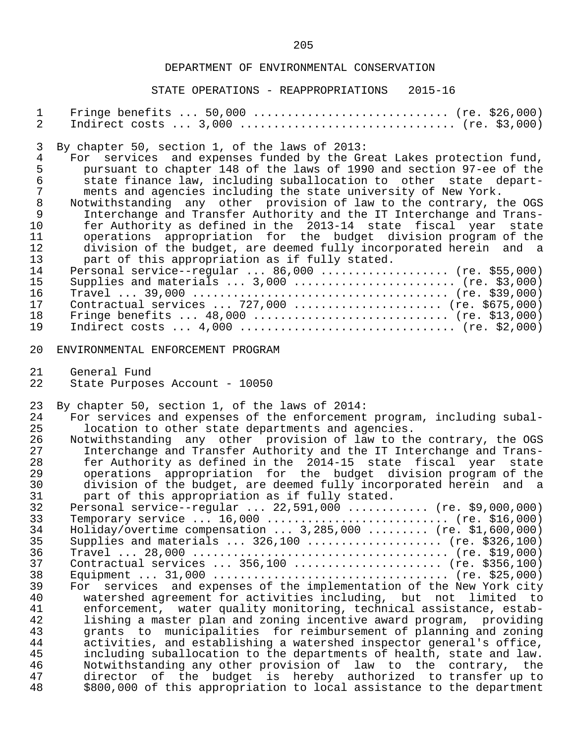Fringe benefits ... 50,000 ............................ (re. $26,000)
Indirect costs ... 3,000 ............................... (re. $3,000)

By chapter 50, section 1, of the laws of 2013:

For services and expenses funded by the Great Lakes protection fund, pursuant to chapter 148 of the laws of 1990 and section 97-ee of the state finance law, including suballocation to other state departments and agencies including the state university of New York.

Notwithstanding any other provision of law to the contrary, the OGS Interchange and Transfer Authority and the IT Interchange and Transfer Authority as defined in the 2013-14 state fiscal year state operations appropriation for the budget division program of the division of the budget, are deemed fully incorporated herein and a part of this appropriation as if fully stated.

Personal service--regular ... 86,000 .................. (re. $55,000)
Supplies and materials ... 3,000 ........................ (re. $3,000)
Travel ... 39,000 ...................................... (re. $39,000)
Contractual services ... 727,000 ..................... (re. $675,000)
Fringe benefits ... 48,000 ............................ (re. $13,000)
Indirect costs ... 4,000 ............................... (re. $2,000)

ENVIRONMENTAL ENFORCEMENT PROGRAM

General Fund
State Purposes Account - 10050

By chapter 50, section 1, of the laws of 2014:

For services and expenses of the enforcement program, including suballocation to other state departments and agencies.

Notwithstanding any other provision of law to the contrary, the OGS Interchange and Transfer Authority and the IT Interchange and Transfer Authority as defined in the 2014-15 state fiscal year state operations appropriation for the budget division program of the division of the budget, are deemed fully incorporated herein and a part of this appropriation as if fully stated.

Personal service--regular ... 22,591,000 ........... (re. $9,000,000)
Temporary service ... 16,000 .......................... (re. $16,000)
Holiday/overtime compensation ... 3,285,000 ......... (re. $1,600,000)
Supplies and materials ... 326,100 ................... (re. $326,100)
Travel ... 28,000 ...................................... (re. $19,000)
Contractual services ... 356,100 ..................... (re. $356,100)
Equipment ... 31,000 ................................... (re. $25,000)

For services and expenses of the implementation of the New York city watershed agreement for activities including, but not limited to enforcement, water quality monitoring, technical assistance, establishing a master plan and zoning incentive award program, providing grants to municipalities for reimbursement of planning and zoning activities, and establishing a watershed inspector general's office, including suballocation to the departments of health, state and law. Notwithstanding any other provision of law to the contrary, the director of the budget is hereby authorized to transfer up to $800,000 of this appropriation to local assistance to the department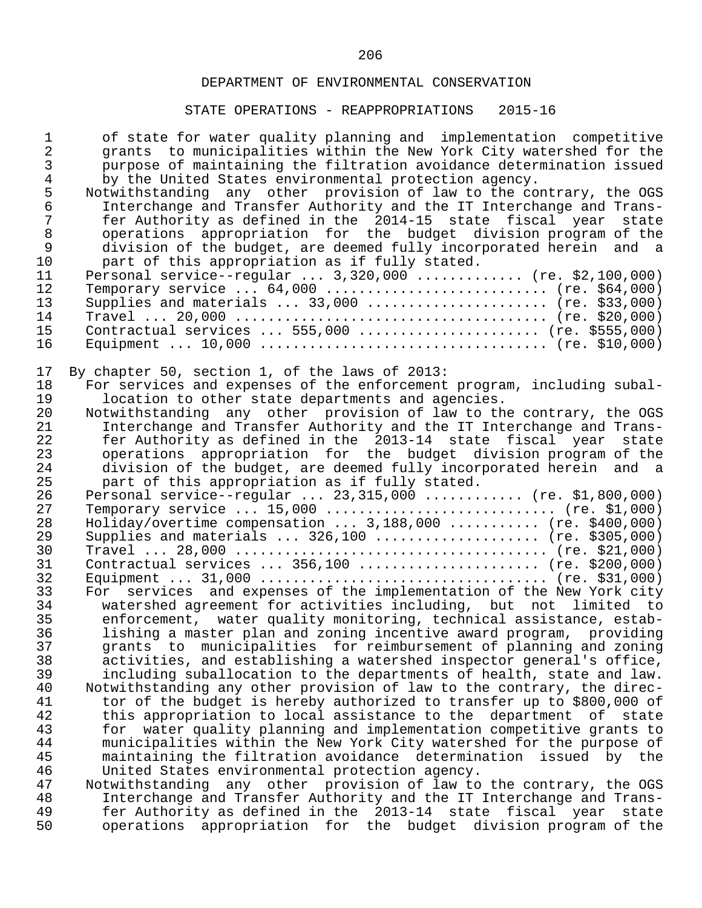## DEPARTMENT OF ENVIRONMENTAL CONSERVATION

### STATE OPERATIONS - REAPPROPRIATIONS 2015-16

of state for water quality planning and implementation competitive grants to municipalities within the New York City watershed for the purpose of maintaining the filtration avoidance determination issued by the United States environmental protection agency.

Notwithstanding any other provision of law to the contrary, the OGS Interchange and Transfer Authority and the IT Interchange and Transfer Authority as defined in the 2014-15 state fiscal year state operations appropriation for the budget division program of the division of the budget, are deemed fully incorporated herein and a part of this appropriation as if fully stated.

Personal service--regular ... 3,320,000 ............ (re. $2,100,000)
Temporary service ... 64,000 .......................... (re. $64,000)
Supplies and materials ... 33,000 ..................... (re. $33,000)
Travel ... 20,000 ..................................... (re. $20,000)
Contractual services ... 555,000 ..................... (re. $555,000)
Equipment ... 10,000 .................................. (re. $10,000)

By chapter 50, section 1, of the laws of 2013:

For services and expenses of the enforcement program, including suballocation to other state departments and agencies.

Notwithstanding any other provision of law to the contrary, the OGS Interchange and Transfer Authority and the IT Interchange and Transfer Authority as defined in the 2013-14 state fiscal year state operations appropriation for the budget division program of the division of the budget, are deemed fully incorporated herein and a part of this appropriation as if fully stated.

Personal service--regular ... 23,315,000 ........... (re. $1,800,000)
Temporary service ... 15,000 ........................... (re. $1,000)
Holiday/overtime compensation ... 3,188,000 .......... (re. $400,000)
Supplies and materials ... 326,100 ................... (re. $305,000)
Travel ... 28,000 ..................................... (re. $21,000)
Contractual services ... 356,100 ..................... (re. $200,000)
Equipment ... 31,000 .................................. (re. $31,000)

For services and expenses of the implementation of the New York city watershed agreement for activities including, but not limited to enforcement, water quality monitoring, technical assistance, establishing a master plan and zoning incentive award program, providing grants to municipalities for reimbursement of planning and zoning activities, and establishing a watershed inspector general's office, including suballocation to the departments of health, state and law.

Notwithstanding any other provision of law to the contrary, the director of the budget is hereby authorized to transfer up to $800,000 of this appropriation to local assistance to the department of state for water quality planning and implementation competitive grants to municipalities within the New York City watershed for the purpose of maintaining the filtration avoidance determination issued by the United States environmental protection agency.

Notwithstanding any other provision of law to the contrary, the OGS Interchange and Transfer Authority and the IT Interchange and Transfer Authority as defined in the 2013-14 state fiscal year state operations appropriation for the budget division program of the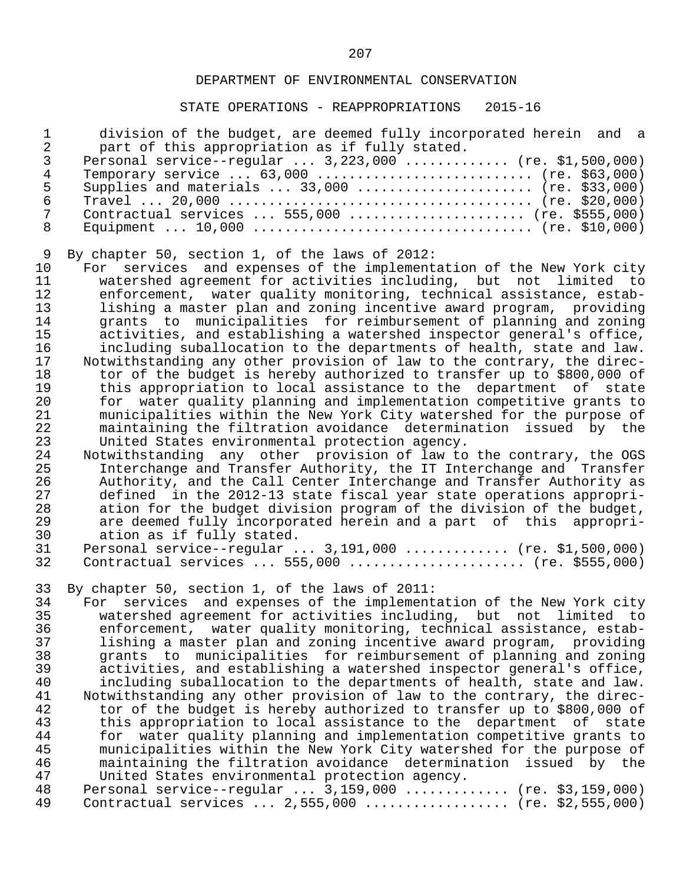division of the budget, are deemed fully incorporated herein and a part of this appropriation as if fully stated.

Personal service--regular ... 3,223,000 ............. (re. $1,500,000)
Temporary service ... 63,000 ........................... (re. $63,000)
Supplies and materials ... 33,000 ...................... (re. $33,000)
Travel ... 20,000 ...................................... (re. $20,000)
Contractual services ... 555,000 ...................... (re. $555,000)
Equipment ... 10,000 ................................... (re. $10,000)

By chapter 50, section 1, of the laws of 2012:

For services and expenses of the implementation of the New York city watershed agreement for activities including, but not limited to enforcement, water quality monitoring, technical assistance, establishing a master plan and zoning incentive award program, providing grants to municipalities for reimbursement of planning and zoning activities, and establishing a watershed inspector general's office, including suballocation to the departments of health, state and law.

Notwithstanding any other provision of law to the contrary, the director of the budget is hereby authorized to transfer up to $800,000 of this appropriation to local assistance to the department of state for water quality planning and implementation competitive grants to municipalities within the New York City watershed for the purpose of maintaining the filtration avoidance determination issued by the United States environmental protection agency.

Notwithstanding any other provision of law to the contrary, the OGS Interchange and Transfer Authority, the IT Interchange and Transfer Authority, and the Call Center Interchange and Transfer Authority as defined in the 2012-13 state fiscal year state operations appropriation for the budget division program of the division of the budget, are deemed fully incorporated herein and a part of this appropriation as if fully stated.

Personal service--regular ... 3,191,000 ............. (re. $1,500,000)
Contractual services ... 555,000 ...................... (re. $555,000)

By chapter 50, section 1, of the laws of 2011:

For services and expenses of the implementation of the New York city watershed agreement for activities including, but not limited to enforcement, water quality monitoring, technical assistance, establishing a master plan and zoning incentive award program, providing grants to municipalities for reimbursement of planning and zoning activities, and establishing a watershed inspector general's office, including suballocation to the departments of health, state and law.

Notwithstanding any other provision of law to the contrary, the director of the budget is hereby authorized to transfer up to $800,000 of this appropriation to local assistance to the department of state for water quality planning and implementation competitive grants to municipalities within the New York City watershed for the purpose of maintaining the filtration avoidance determination issued by the United States environmental protection agency.

Personal service--regular ... 3,159,000 ............. (re. $3,159,000)
Contractual services ... 2,555,000 .................. (re. $2,555,000)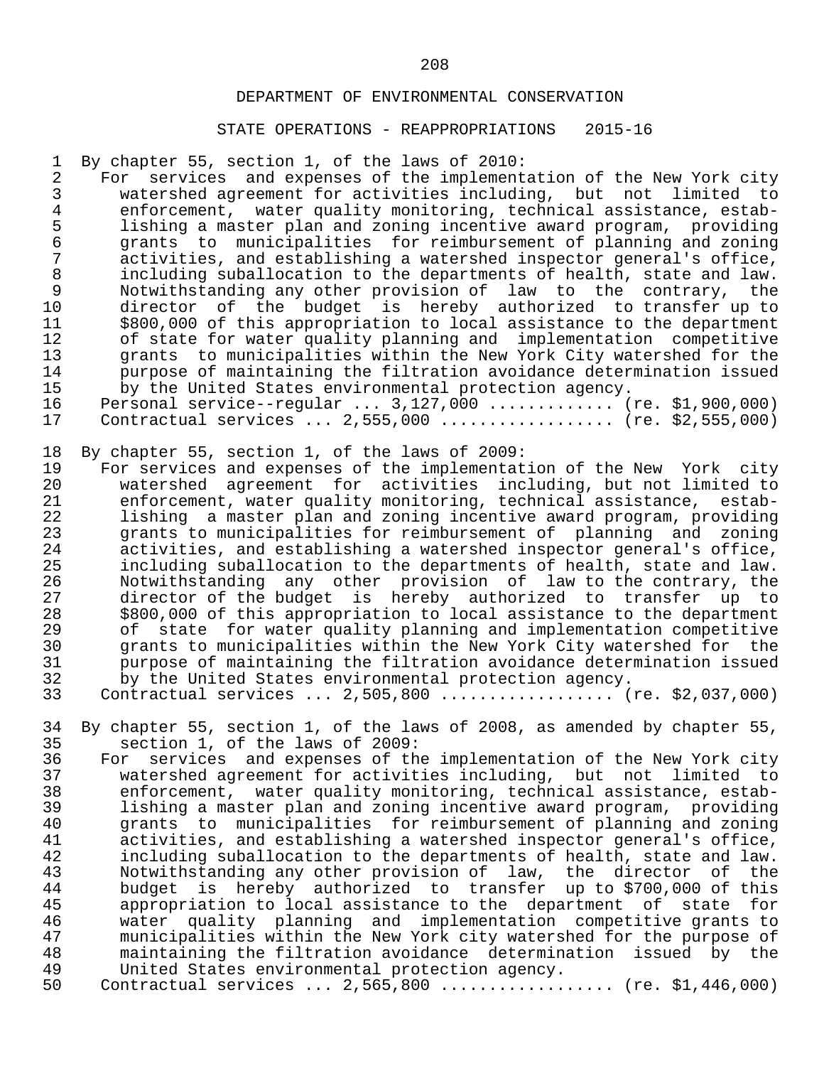DEPARTMENT OF ENVIRONMENTAL CONSERVATION

STATE OPERATIONS - REAPPROPRIATIONS 2015-16

By chapter 55, section 1, of the laws of 2010:

For services and expenses of the implementation of the New York city watershed agreement for activities including, but not limited to enforcement, water quality monitoring, technical assistance, establishing a master plan and zoning incentive award program, providing grants to municipalities for reimbursement of planning and zoning activities, and establishing a watershed inspector general's office, including suballocation to the departments of health, state and law. Notwithstanding any other provision of law to the contrary, the director of the budget is hereby authorized to transfer up to $800,000 of this appropriation to local assistance to the department of state for water quality planning and implementation competitive grants to municipalities within the New York City watershed for the purpose of maintaining the filtration avoidance determination issued by the United States environmental protection agency.

Personal service--regular ... 3,127,000 ............ (re. $1,900,000)
Contractual services ... 2,555,000 ................. (re. $2,555,000)

By chapter 55, section 1, of the laws of 2009:

For services and expenses of the implementation of the New York city watershed agreement for activities including, but not limited to enforcement, water quality monitoring, technical assistance, establishing a master plan and zoning incentive award program, providing grants to municipalities for reimbursement of planning and zoning activities, and establishing a watershed inspector general's office, including suballocation to the departments of health, state and law. Notwithstanding any other provision of law to the contrary, the director of the budget is hereby authorized to transfer up to $800,000 of this appropriation to local assistance to the department of state for water quality planning and implementation competitive grants to municipalities within the New York City watershed for the purpose of maintaining the filtration avoidance determination issued by the United States environmental protection agency.

Contractual services ... 2,505,800 ................. (re. $2,037,000)

By chapter 55, section 1, of the laws of 2008, as amended by chapter 55, section 1, of the laws of 2009:

For services and expenses of the implementation of the New York city watershed agreement for activities including, but not limited to enforcement, water quality monitoring, technical assistance, establishing a master plan and zoning incentive award program, providing grants to municipalities for reimbursement of planning and zoning activities, and establishing a watershed inspector general's office, including suballocation to the departments of health, state and law. Notwithstanding any other provision of law, the director of the budget is hereby authorized to transfer up to $700,000 of this appropriation to local assistance to the department of state for water quality planning and implementation competitive grants to municipalities within the New York city watershed for the purpose of maintaining the filtration avoidance determination issued by the United States environmental protection agency.

Contractual services ... 2,565,800 ................. (re. $1,446,000)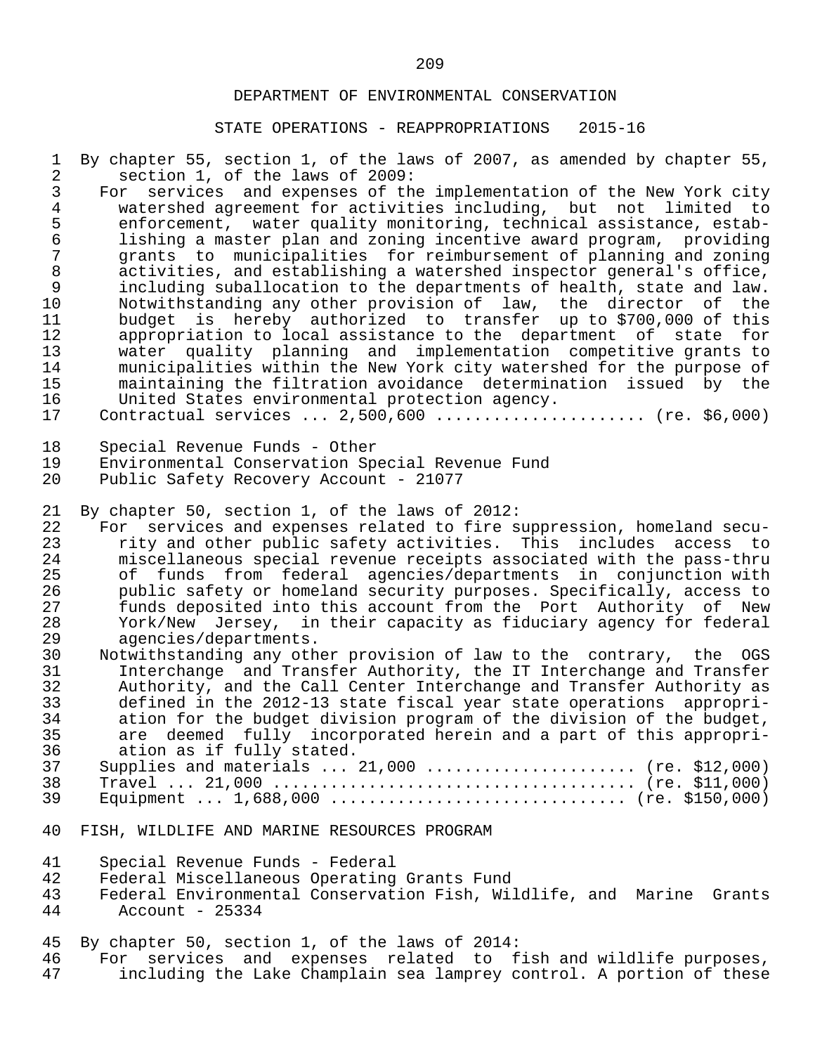DEPARTMENT OF ENVIRONMENTAL CONSERVATION

STATE OPERATIONS - REAPPROPRIATIONS 2015-16

By chapter 55, section 1, of the laws of 2007, as amended by chapter 55, section 1, of the laws of 2009:

For services and expenses of the implementation of the New York city watershed agreement for activities including, but not limited to enforcement, water quality monitoring, technical assistance, establishing a master plan and zoning incentive award program, providing grants to municipalities for reimbursement of planning and zoning activities, and establishing a watershed inspector general's office, including suballocation to the departments of health, state and law. Notwithstanding any other provision of law, the director of the budget is hereby authorized to transfer up to $700,000 of this appropriation to local assistance to the department of state for water quality planning and implementation competitive grants to municipalities within the New York city watershed for the purpose of maintaining the filtration avoidance determination issued by the United States environmental protection agency.

Contractual services ... 2,500,600 ..................... (re. $6,000)

Special Revenue Funds - Other
Environmental Conservation Special Revenue Fund
Public Safety Recovery Account - 21077

By chapter 50, section 1, of the laws of 2012:

For services and expenses related to fire suppression, homeland security and other public safety activities. This includes access to miscellaneous special revenue receipts associated with the pass-thru of funds from federal agencies/departments in conjunction with public safety or homeland security purposes. Specifically, access to funds deposited into this account from the Port Authority of New York/New Jersey, in their capacity as fiduciary agency for federal agencies/departments.

Notwithstanding any other provision of law to the contrary, the OGS Interchange and Transfer Authority, the IT Interchange and Transfer Authority, and the Call Center Interchange and Transfer Authority as defined in the 2012-13 state fiscal year state operations appropriation for the budget division program of the division of the budget, are deemed fully incorporated herein and a part of this appropriation as if fully stated.

Supplies and materials ... 21,000 ..................... (re. $12,000)
Travel ... 21,000 ..................................... (re. $11,000)
Equipment ... 1,688,000 ............................. (re. $150,000)

FISH, WILDLIFE AND MARINE RESOURCES PROGRAM

Special Revenue Funds - Federal
Federal Miscellaneous Operating Grants Fund
Federal Environmental Conservation Fish, Wildlife, and Marine Grants Account - 25334

By chapter 50, section 1, of the laws of 2014:

For services and expenses related to fish and wildlife purposes, including the Lake Champlain sea lamprey control. A portion of these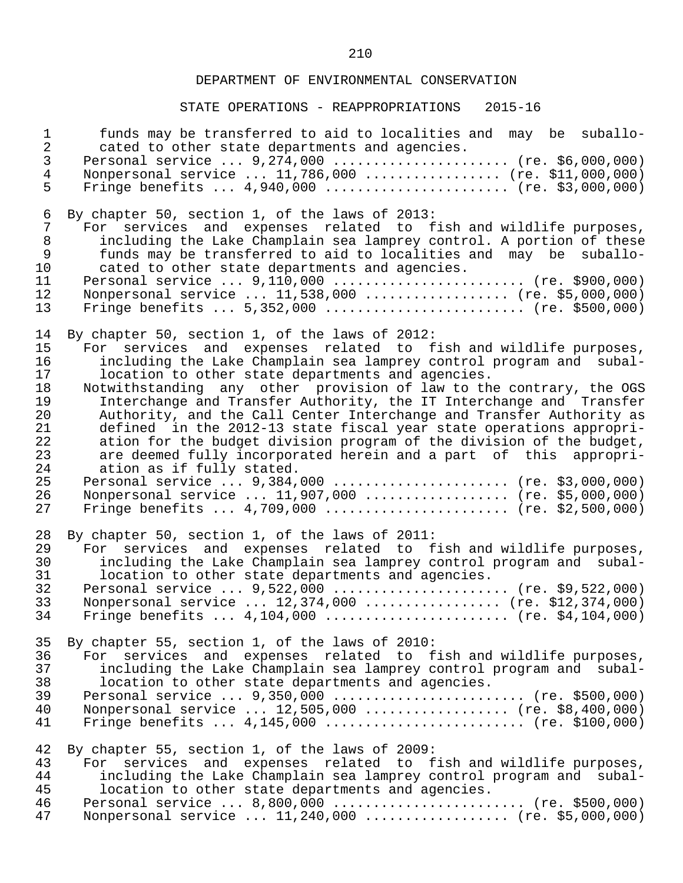## DEPARTMENT OF ENVIRONMENTAL CONSERVATION

### STATE OPERATIONS - REAPPROPRIATIONS 2015-16

funds may be transferred to aid to localities and may be suballocated to other state departments and agencies.
Personal service ... 9,274,000 ...................... (re. $6,000,000)
Nonpersonal service ... 11,786,000 ................ (re. $11,000,000)
Fringe benefits ... 4,940,000 ....................... (re. $3,000,000)

By chapter 50, section 1, of the laws of 2013:
For services and expenses related to fish and wildlife purposes, including the Lake Champlain sea lamprey control. A portion of these funds may be transferred to aid to localities and may be suballocated to other state departments and agencies.
Personal service ... 9,110,000 ........................ (re. $900,000)
Nonpersonal service ... 11,538,000 .................. (re. $5,000,000)
Fringe benefits ... 5,352,000 ......................... (re. $500,000)

By chapter 50, section 1, of the laws of 2012:
For services and expenses related to fish and wildlife purposes, including the Lake Champlain sea lamprey control program and suballocation to other state departments and agencies.
Notwithstanding any other provision of law to the contrary, the OGS Interchange and Transfer Authority, the IT Interchange and Transfer Authority, and the Call Center Interchange and Transfer Authority as defined in the 2012-13 state fiscal year state operations appropriation for the budget division program of the division of the budget, are deemed fully incorporated herein and a part of this appropriation as if fully stated.
Personal service ... 9,384,000 ...................... (re. $3,000,000)
Nonpersonal service ... 11,907,000 .................. (re. $5,000,000)
Fringe benefits ... 4,709,000 ....................... (re. $2,500,000)

By chapter 50, section 1, of the laws of 2011:
For services and expenses related to fish and wildlife purposes, including the Lake Champlain sea lamprey control program and suballocation to other state departments and agencies.
Personal service ... 9,522,000 ...................... (re. $9,522,000)
Nonpersonal service ... 12,374,000 ................ (re. $12,374,000)
Fringe benefits ... 4,104,000 ....................... (re. $4,104,000)

By chapter 55, section 1, of the laws of 2010:
For services and expenses related to fish and wildlife purposes, including the Lake Champlain sea lamprey control program and suballocation to other state departments and agencies.
Personal service ... 9,350,000 ........................ (re. $500,000)
Nonpersonal service ... 12,505,000 .................. (re. $8,400,000)
Fringe benefits ... 4,145,000 ......................... (re. $100,000)

By chapter 55, section 1, of the laws of 2009:
For services and expenses related to fish and wildlife purposes, including the Lake Champlain sea lamprey control program and suballocation to other state departments and agencies.
Personal service ... 8,800,000 ........................ (re. $500,000)
Nonpersonal service ... 11,240,000 .................. (re. $5,000,000)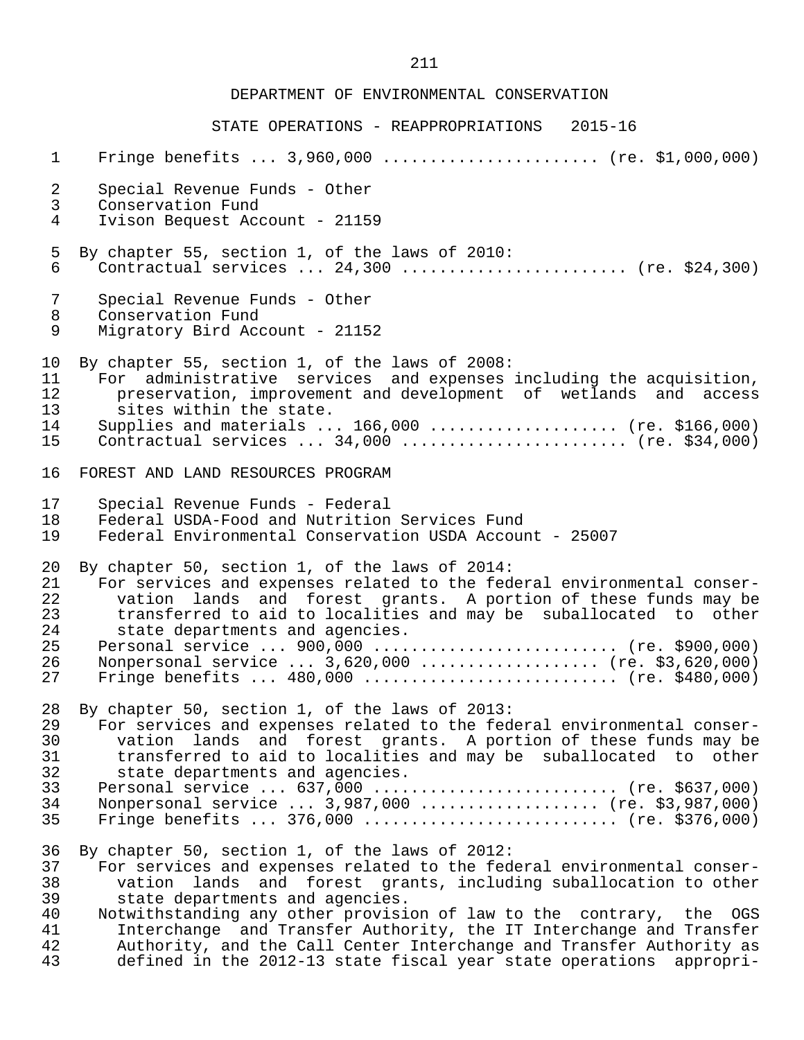Fringe benefits ... 3,960,000 ....................... (re. $1,000,000)

Special Revenue Funds - Other
Conservation Fund
Ivison Bequest Account - 21159

By chapter 55, section 1, of the laws of 2010:
Contractual services ... 24,300 ........................ (re. $24,300)

Special Revenue Funds - Other
Conservation Fund
Migratory Bird Account - 21152

By chapter 55, section 1, of the laws of 2008:
For administrative services and expenses including the acquisition, preservation, improvement and development of wetlands and access sites within the state.
Supplies and materials ... 166,000 .................... (re. $166,000)
Contractual services ... 34,000 ........................ (re. $34,000)

FOREST AND LAND RESOURCES PROGRAM

Special Revenue Funds - Federal
Federal USDA-Food and Nutrition Services Fund
Federal Environmental Conservation USDA Account - 25007

By chapter 50, section 1, of the laws of 2014:
For services and expenses related to the federal environmental conservation lands and forest grants. A portion of these funds may be transferred to aid to localities and may be suballocated to other state departments and agencies.
Personal service ... 900,000 .......................... (re. $900,000)
Nonpersonal service ... 3,620,000 .................. (re. $3,620,000)
Fringe benefits ... 480,000 ........................... (re. $480,000)

By chapter 50, section 1, of the laws of 2013:
For services and expenses related to the federal environmental conservation lands and forest grants. A portion of these funds may be transferred to aid to localities and may be suballocated to other state departments and agencies.
Personal service ... 637,000 .......................... (re. $637,000)
Nonpersonal service ... 3,987,000 .................. (re. $3,987,000)
Fringe benefits ... 376,000 ........................... (re. $376,000)

By chapter 50, section 1, of the laws of 2012:
For services and expenses related to the federal environmental conservation lands and forest grants, including suballocation to other state departments and agencies.
Notwithstanding any other provision of law to the contrary, the OGS Interchange and Transfer Authority, the IT Interchange and Transfer Authority, and the Call Center Interchange and Transfer Authority as defined in the 2012-13 state fiscal year state operations appropri-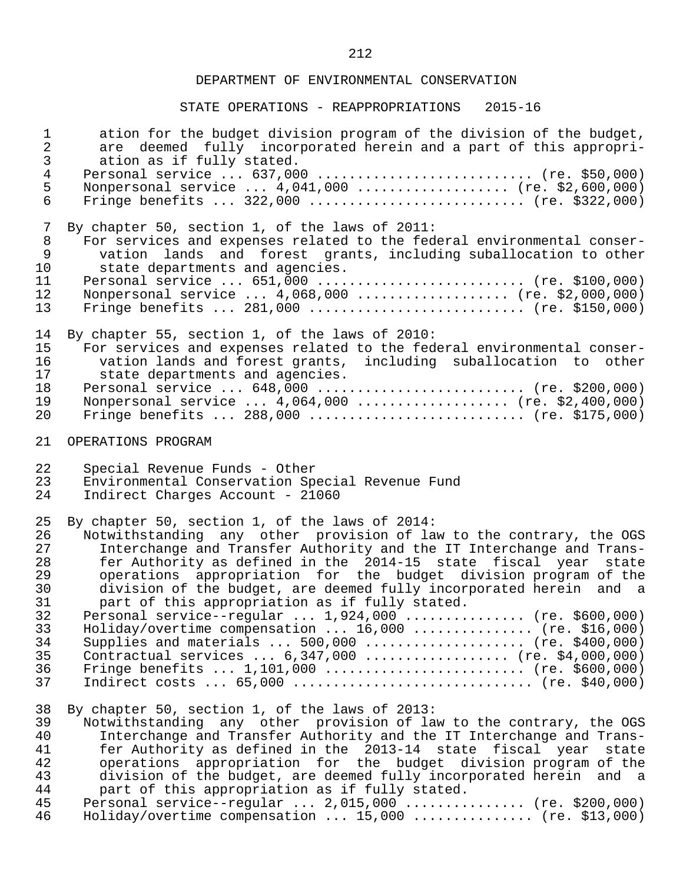ation for the budget division program of the division of the budget, are deemed fully incorporated herein and a part of this appropriation as if fully stated.

Personal service ... 637,000 .......................... (re. $50,000)
Nonpersonal service ... 4,041,000 ................... (re. $2,600,000)
Fringe benefits ... 322,000 .......................... (re. $322,000)

By chapter 50, section 1, of the laws of 2011:

For services and expenses related to the federal environmental conservation lands and forest grants, including suballocation to other state departments and agencies.

Personal service ... 651,000 .......................... (re. $100,000)
Nonpersonal service ... 4,068,000 ................... (re. $2,000,000)
Fringe benefits ... 281,000 .......................... (re. $150,000)

By chapter 55, section 1, of the laws of 2010:

For services and expenses related to the federal environmental conservation lands and forest grants, including suballocation to other state departments and agencies.

Personal service ... 648,000 .......................... (re. $200,000)
Nonpersonal service ... 4,064,000 ................... (re. $2,400,000)
Fringe benefits ... 288,000 .......................... (re. $175,000)

OPERATIONS PROGRAM

Special Revenue Funds - Other
Environmental Conservation Special Revenue Fund
Indirect Charges Account - 21060

By chapter 50, section 1, of the laws of 2014:

Notwithstanding any other provision of law to the contrary, the OGS Interchange and Transfer Authority and the IT Interchange and Transfer Authority as defined in the 2014-15 state fiscal year state operations appropriation for the budget division program of the division of the budget, are deemed fully incorporated herein and a part of this appropriation as if fully stated.

Personal service--regular ... 1,924,000 ............... (re. $600,000)
Holiday/overtime compensation ... 16,000 ............... (re. $16,000)
Supplies and materials ... 500,000 .................... (re. $400,000)
Contractual services ... 6,347,000 .................. (re. $4,000,000)
Fringe benefits ... 1,101,000 ......................... (re. $600,000)
Indirect costs ... 65,000 ............................. (re. $40,000)

By chapter 50, section 1, of the laws of 2013:

Notwithstanding any other provision of law to the contrary, the OGS Interchange and Transfer Authority and the IT Interchange and Transfer Authority as defined in the 2013-14 state fiscal year state operations appropriation for the budget division program of the division of the budget, are deemed fully incorporated herein and a part of this appropriation as if fully stated.

Personal service--regular ... 2,015,000 ............... (re. $200,000)
Holiday/overtime compensation ... 15,000 ............... (re. $13,000)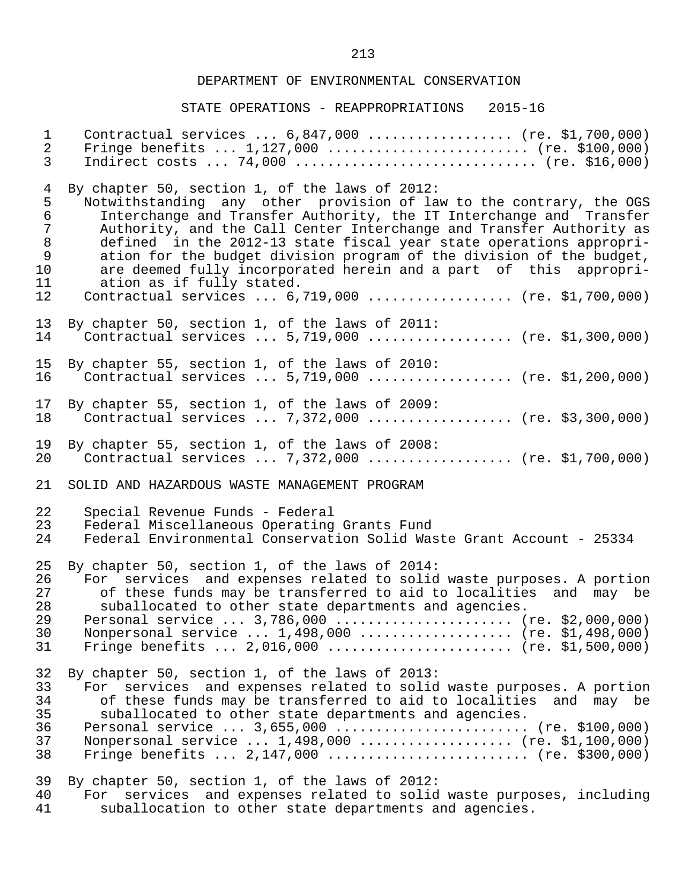DEPARTMENT OF ENVIRONMENTAL CONSERVATION

STATE OPERATIONS - REAPPROPRIATIONS 2015-16

Contractual services ... 6,847,000 .................. (re. $1,700,000)
Fringe benefits ... 1,127,000 ......................... (re. $100,000)
Indirect costs ... 74,000 ............................. (re. $16,000)

By chapter 50, section 1, of the laws of 2012:
Notwithstanding any other provision of law to the contrary, the OGS Interchange and Transfer Authority, the IT Interchange and Transfer Authority, and the Call Center Interchange and Transfer Authority as defined in the 2012-13 state fiscal year state operations appropriation for the budget division program of the division of the budget, are deemed fully incorporated herein and a part of this appropriation as if fully stated.
Contractual services ... 6,719,000 .................. (re. $1,700,000)

By chapter 50, section 1, of the laws of 2011:
Contractual services ... 5,719,000 .................. (re. $1,300,000)

By chapter 55, section 1, of the laws of 2010:
Contractual services ... 5,719,000 .................. (re. $1,200,000)

By chapter 55, section 1, of the laws of 2009:
Contractual services ... 7,372,000 .................. (re. $3,300,000)

By chapter 55, section 1, of the laws of 2008:
Contractual services ... 7,372,000 .................. (re. $1,700,000)

SOLID AND HAZARDOUS WASTE MANAGEMENT PROGRAM

Special Revenue Funds - Federal
Federal Miscellaneous Operating Grants Fund
Federal Environmental Conservation Solid Waste Grant Account - 25334

By chapter 50, section 1, of the laws of 2014:
For services and expenses related to solid waste purposes. A portion of these funds may be transferred to aid to localities and may be suballocated to other state departments and agencies.
Personal service ... 3,786,000 ...................... (re. $2,000,000)
Nonpersonal service ... 1,498,000 ................... (re. $1,498,000)
Fringe benefits ... 2,016,000 ....................... (re. $1,500,000)

By chapter 50, section 1, of the laws of 2013:
For services and expenses related to solid waste purposes. A portion of these funds may be transferred to aid to localities and may be suballocated to other state departments and agencies.
Personal service ... 3,655,000 ........................ (re. $100,000)
Nonpersonal service ... 1,498,000 ................... (re. $1,100,000)
Fringe benefits ... 2,147,000 ......................... (re. $300,000)

By chapter 50, section 1, of the laws of 2012:
For services and expenses related to solid waste purposes, including suballocation to other state departments and agencies.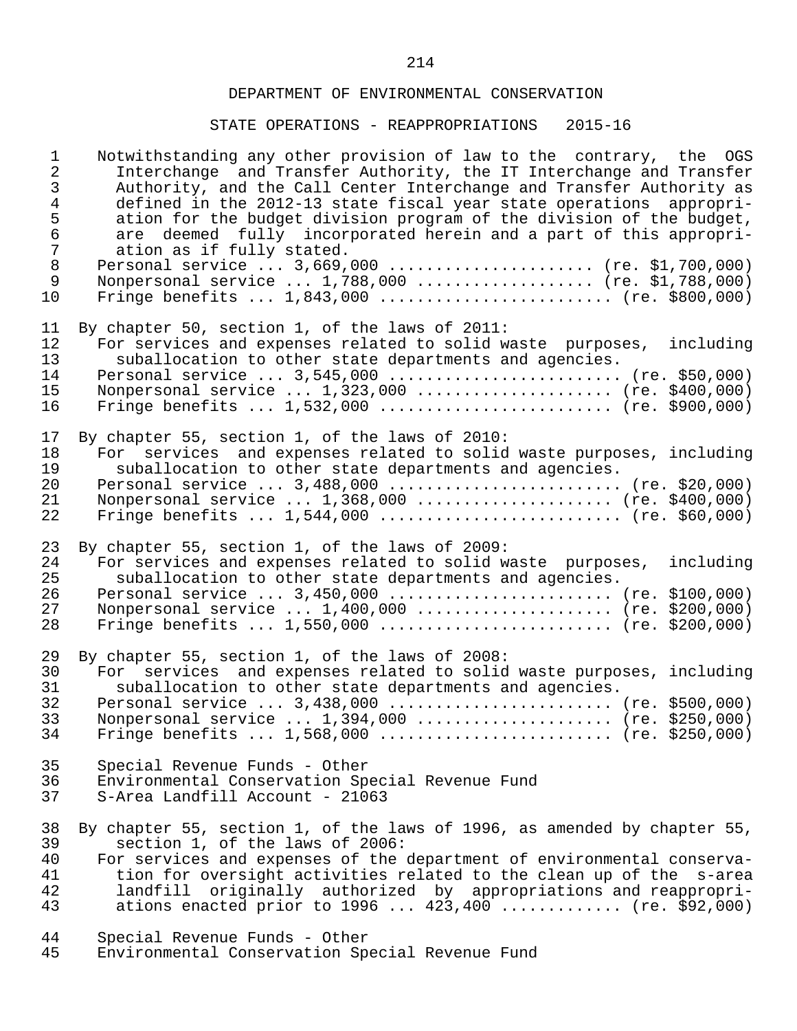## DEPARTMENT OF ENVIRONMENTAL CONSERVATION

### STATE OPERATIONS - REAPPROPRIATIONS 2015-16

Notwithstanding any other provision of law to the contrary, the OGS Interchange and Transfer Authority, the IT Interchange and Transfer Authority, and the Call Center Interchange and Transfer Authority as defined in the 2012-13 state fiscal year state operations appropriation for the budget division program of the division of the budget, are deemed fully incorporated herein and a part of this appropriation as if fully stated.

Personal service ... 3,669,000 ...................... (re. $1,700,000)
Nonpersonal service ... 1,788,000 .................. (re. $1,788,000)
Fringe benefits ... 1,843,000 ......................... (re. $800,000)

By chapter 50, section 1, of the laws of 2011:

For services and expenses related to solid waste purposes, including suballocation to other state departments and agencies.

Personal service ... 3,545,000 ........................ (re. $50,000)
Nonpersonal service ... 1,323,000 ..................... (re. $400,000)
Fringe benefits ... 1,532,000 ......................... (re. $900,000)

By chapter 55, section 1, of the laws of 2010:

For services and expenses related to solid waste purposes, including suballocation to other state departments and agencies.

Personal service ... 3,488,000 ........................ (re. $20,000)
Nonpersonal service ... 1,368,000 ..................... (re. $400,000)
Fringe benefits ... 1,544,000 .......................... (re. $60,000)

By chapter 55, section 1, of the laws of 2009:

For services and expenses related to solid waste purposes, including suballocation to other state departments and agencies.

Personal service ... 3,450,000 ........................ (re. $100,000)
Nonpersonal service ... 1,400,000 ..................... (re. $200,000)
Fringe benefits ... 1,550,000 ......................... (re. $200,000)

By chapter 55, section 1, of the laws of 2008:

For services and expenses related to solid waste purposes, including suballocation to other state departments and agencies.

Personal service ... 3,438,000 ........................ (re. $500,000)
Nonpersonal service ... 1,394,000 ..................... (re. $250,000)
Fringe benefits ... 1,568,000 ......................... (re. $250,000)

Special Revenue Funds - Other
Environmental Conservation Special Revenue Fund
S-Area Landfill Account - 21063

By chapter 55, section 1, of the laws of 1996, as amended by chapter 55, section 1, of the laws of 2006:

For services and expenses of the department of environmental conservation for oversight activities related to the clean up of the s-area landfill originally authorized by appropriations and reappropriations enacted prior to 1996 ... 423,400 ............. (re. $92,000)

Special Revenue Funds - Other
Environmental Conservation Special Revenue Fund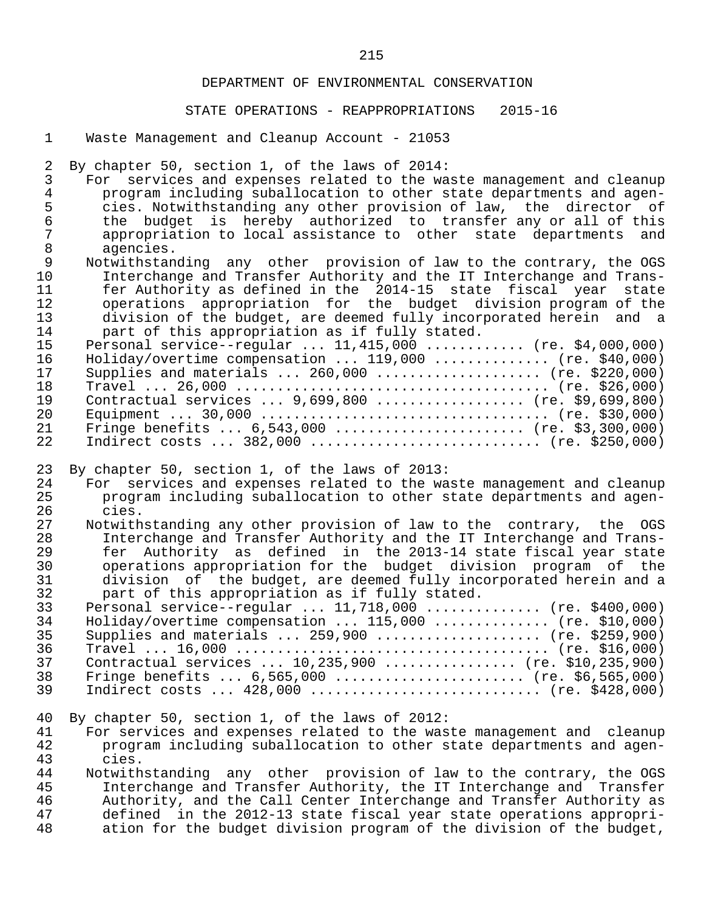DEPARTMENT OF ENVIRONMENTAL CONSERVATION

STATE OPERATIONS - REAPPROPRIATIONS 2015-16

Waste Management and Cleanup Account - 21053

By chapter 50, section 1, of the laws of 2014:

For services and expenses related to the waste management and cleanup program including suballocation to other state departments and agencies. Notwithstanding any other provision of law, the director of the budget is hereby authorized to transfer any or all of this appropriation to local assistance to other state departments and agencies.

Notwithstanding any other provision of law to the contrary, the OGS Interchange and Transfer Authority and the IT Interchange and Transfer Authority as defined in the 2014-15 state fiscal year state operations appropriation for the budget division program of the division of the budget, are deemed fully incorporated herein and a part of this appropriation as if fully stated.

Personal service--regular ... 11,415,000 ............ (re. $4,000,000)
Holiday/overtime compensation ... 119,000 ............. (re. $40,000)
Supplies and materials ... 260,000 .................... (re. $220,000)
Travel ... 26,000 ...................................... (re. $26,000)
Contractual services ... 9,699,800 ................. (re. $9,699,800)
Equipment ... 30,000 ................................... (re. $30,000)
Fringe benefits ... 6,543,000 ....................... (re. $3,300,000)
Indirect costs ... 382,000 ........................... (re. $250,000)

By chapter 50, section 1, of the laws of 2013:

For services and expenses related to the waste management and cleanup program including suballocation to other state departments and agencies.

Notwithstanding any other provision of law to the contrary, the OGS Interchange and Transfer Authority and the IT Interchange and Transfer Authority as defined in the 2013-14 state fiscal year state operations appropriation for the budget division program of the division of the budget, are deemed fully incorporated herein and a part of this appropriation as if fully stated.

Personal service--regular ... 11,718,000 ............. (re. $400,000)
Holiday/overtime compensation ... 115,000 ............. (re. $10,000)
Supplies and materials ... 259,900 .................... (re. $259,900)
Travel ... 16,000 ...................................... (re. $16,000)
Contractual services ... 10,235,900 ............... (re. $10,235,900)
Fringe benefits ... 6,565,000 ....................... (re. $6,565,000)
Indirect costs ... 428,000 ........................... (re. $428,000)

By chapter 50, section 1, of the laws of 2012:

For services and expenses related to the waste management and cleanup program including suballocation to other state departments and agencies.

Notwithstanding any other provision of law to the contrary, the OGS Interchange and Transfer Authority, the IT Interchange and Transfer Authority, and the Call Center Interchange and Transfer Authority as defined in the 2012-13 state fiscal year state operations appropriation for the budget division program of the division of the budget,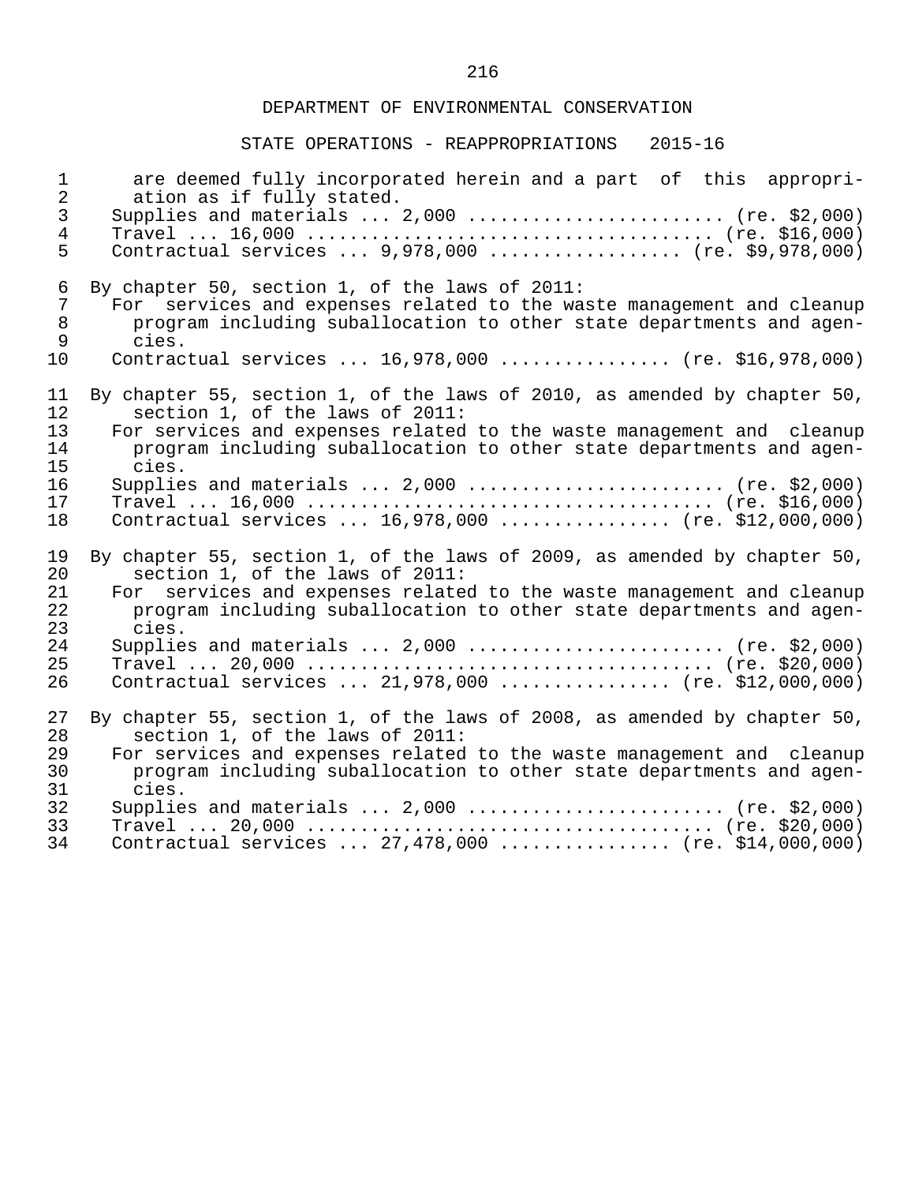are deemed fully incorporated herein and a part of this appropriation as if fully stated.

Supplies and materials ... 2,000 ........................ (re. $2,000)
Travel ... 16,000 ...................................... (re. $16,000)
Contractual services ... 9,978,000 .................. (re. $9,978,000)

By chapter 50, section 1, of the laws of 2011:

For services and expenses related to the waste management and cleanup program including suballocation to other state departments and agencies.

Contractual services ... 16,978,000 ................ (re. $16,978,000)

By chapter 55, section 1, of the laws of 2010, as amended by chapter 50, section 1, of the laws of 2011:

For services and expenses related to the waste management and cleanup program including suballocation to other state departments and agencies.

Supplies and materials ... 2,000 ........................ (re. $2,000)
Travel ... 16,000 ...................................... (re. $16,000)
Contractual services ... 16,978,000 ................ (re. $12,000,000)

By chapter 55, section 1, of the laws of 2009, as amended by chapter 50, section 1, of the laws of 2011:

For services and expenses related to the waste management and cleanup program including suballocation to other state departments and agencies.

Supplies and materials ... 2,000 ........................ (re. $2,000)
Travel ... 20,000 ...................................... (re. $20,000)
Contractual services ... 21,978,000 ................ (re. $12,000,000)

By chapter 55, section 1, of the laws of 2008, as amended by chapter 50, section 1, of the laws of 2011:

For services and expenses related to the waste management and cleanup program including suballocation to other state departments and agencies.

Supplies and materials ... 2,000 ........................ (re. $2,000)
Travel ... 20,000 ...................................... (re. $20,000)
Contractual services ... 27,478,000 ................ (re. $14,000,000)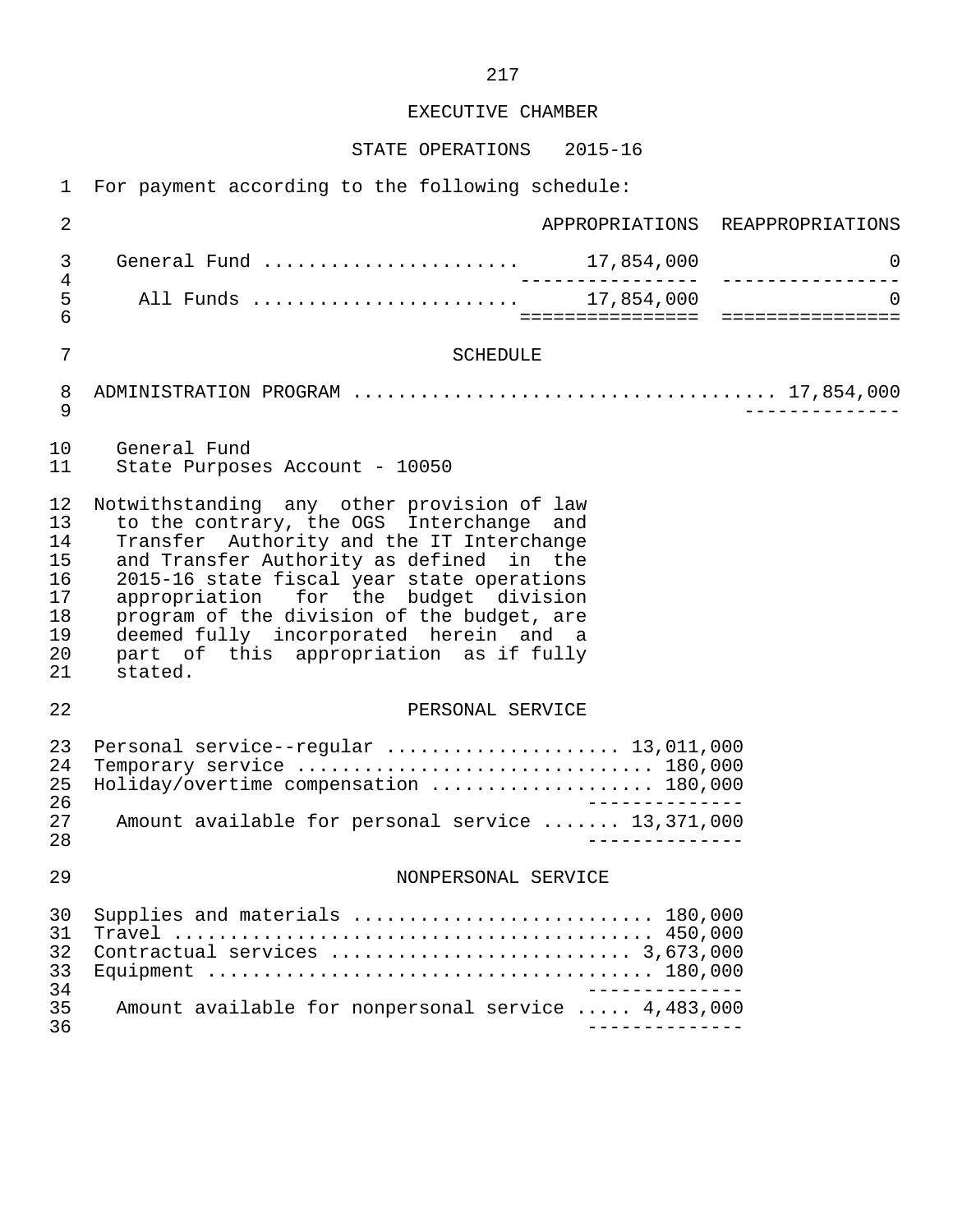EXECUTIVE CHAMBER

STATE OPERATIONS 2015-16

For payment according to the following schedule:

| | APPROPRIATIONS | REAPPROPRIATIONS |
|---|---|---|
| General Fund | 17,854,000 | 0 |
| All Funds | 17,854,000 | 0 |

SCHEDULE

ADMINISTRATION PROGRAM .................................... 17,854,000

General Fund
State Purposes Account - 10050

Notwithstanding any other provision of law to the contrary, the OGS Interchange and Transfer Authority and the IT Interchange and Transfer Authority as defined in the 2015-16 state fiscal year state operations appropriation for the budget division program of the division of the budget, are deemed fully incorporated herein and a part of this appropriation as if fully stated.

PERSONAL SERVICE

| | |
|---|---|
| Personal service--regular | 13,011,000 |
| Temporary service | 180,000 |
| Holiday/overtime compensation | 180,000 |
| Amount available for personal service | 13,371,000 |

NONPERSONAL SERVICE

| | |
|---|---|
| Supplies and materials | 180,000 |
| Travel | 450,000 |
| Contractual services | 3,673,000 |
| Equipment | 180,000 |
| Amount available for nonpersonal service | 4,483,000 |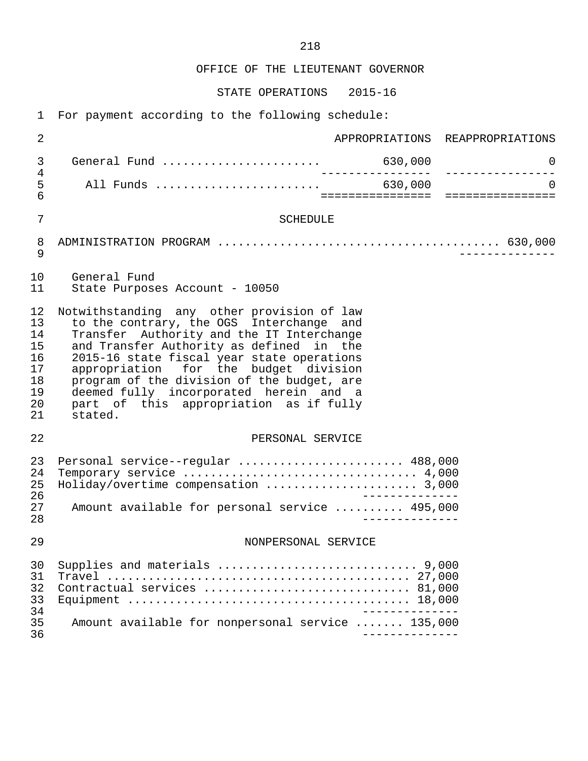# OFFICE OF THE LIEUTENANT GOVERNOR

## STATE OPERATIONS 2015-16

For payment according to the following schedule:

| | APPROPRIATIONS | REAPPROPRIATIONS |
|---|---|---|
| General Fund | 630,000 | 0 |
| All Funds | 630,000 | 0 |

### SCHEDULE

ADMINISTRATION PROGRAM .................................... 630,000

General Fund
State Purposes Account - 10050

Notwithstanding any other provision of law to the contrary, the OGS Interchange and Transfer Authority and the IT Interchange and Transfer Authority as defined in the 2015-16 state fiscal year state operations appropriation for the budget division program of the division of the budget, are deemed fully incorporated herein and a part of this appropriation as if fully stated.

#### PERSONAL SERVICE

| | |
|---|---|
| Personal service--regular | 488,000 |
| Temporary service | 4,000 |
| Holiday/overtime compensation | 3,000 |
| Amount available for personal service | 495,000 |

#### NONPERSONAL SERVICE

| | |
|---|---|
| Supplies and materials | 9,000 |
| Travel | 27,000 |
| Contractual services | 81,000 |
| Equipment | 18,000 |
| Amount available for nonpersonal service | 135,000 |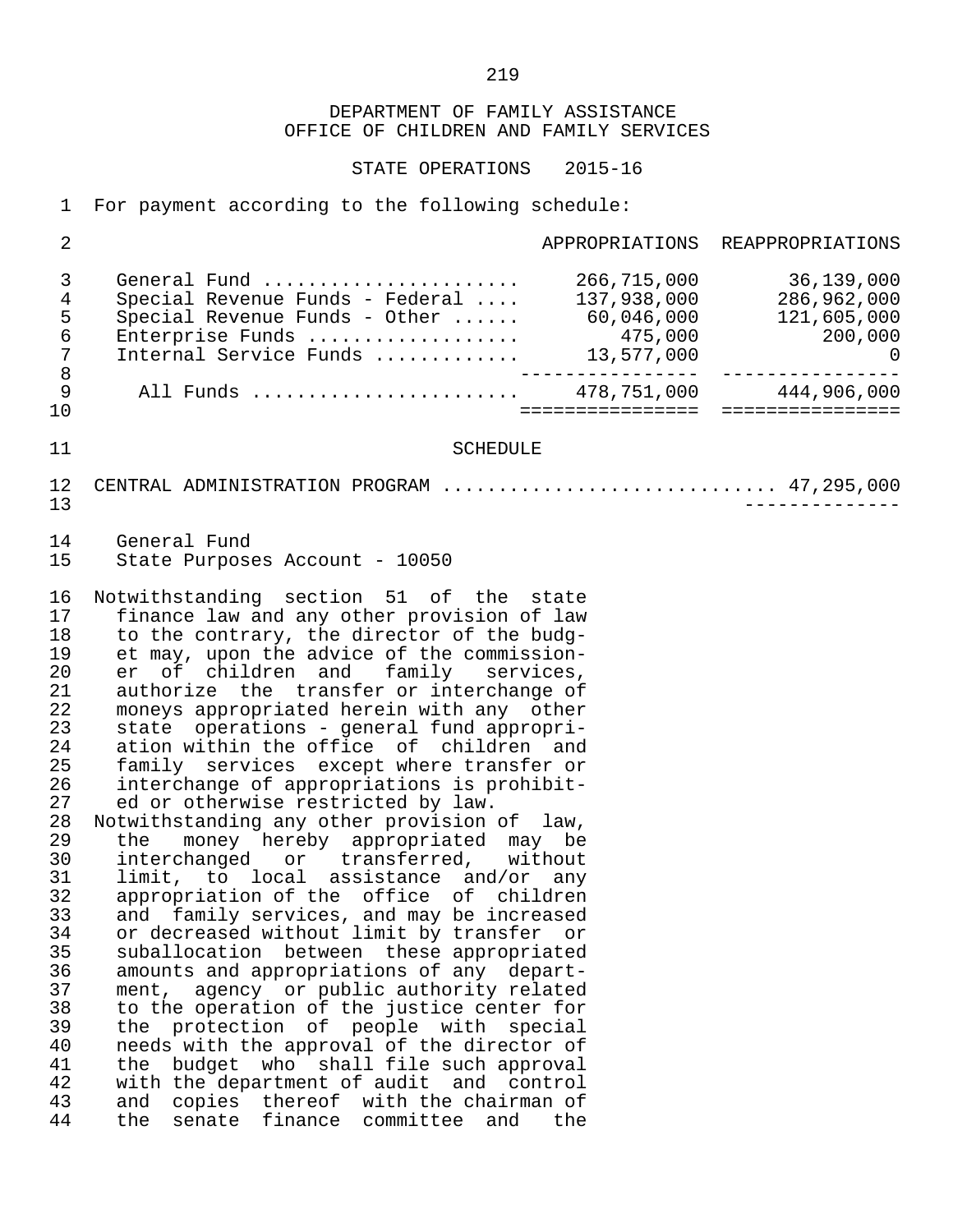DEPARTMENT OF FAMILY ASSISTANCE
OFFICE OF CHILDREN AND FAMILY SERVICES

STATE OPERATIONS 2015-16

For payment according to the following schedule:

| | APPROPRIATIONS | REAPPROPRIATIONS |
|---|---|---|
| General Fund | 266,715,000 | 36,139,000 |
| Special Revenue Funds - Federal | 137,938,000 | 286,962,000 |
| Special Revenue Funds - Other | 60,046,000 | 121,605,000 |
| Enterprise Funds | 475,000 | 200,000 |
| Internal Service Funds | 13,577,000 | 0 |
| All Funds | 478,751,000 | 444,906,000 |

SCHEDULE

CENTRAL ADMINISTRATION PROGRAM ............................. 47,295,000

General Fund
State Purposes Account - 10050

Notwithstanding section 51 of the state finance law and any other provision of law to the contrary, the director of the budget may, upon the advice of the commissioner of children and family services, authorize the transfer or interchange of moneys appropriated herein with any other state operations - general fund appropriation within the office of children and family services except where transfer or interchange of appropriations is prohibited or otherwise restricted by law.

Notwithstanding any other provision of law, the money hereby appropriated may be interchanged or transferred, without limit, to local assistance and/or any appropriation of the office of children and family services, and may be increased or decreased without limit by transfer or suballocation between these appropriated amounts and appropriations of any department, agency or public authority related to the operation of the justice center for the protection of people with special needs with the approval of the director of the budget who shall file such approval with the department of audit and control and copies thereof with the chairman of the senate finance committee and the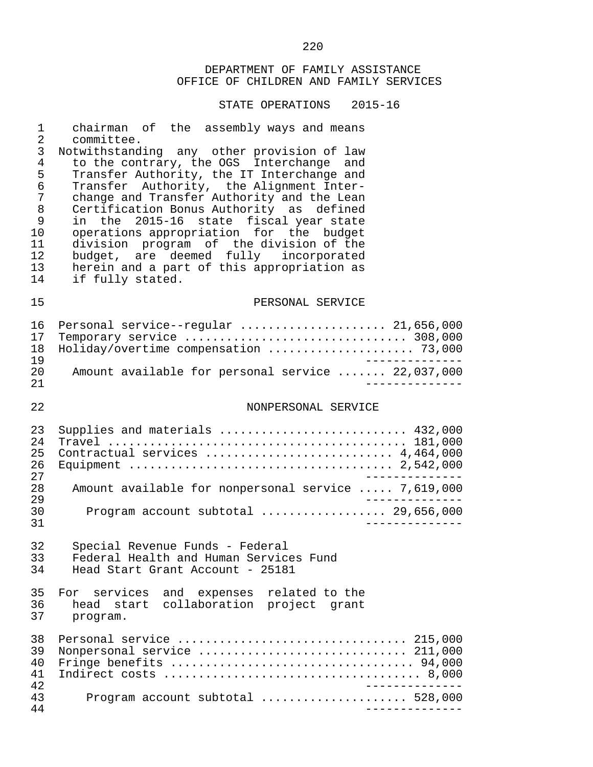DEPARTMENT OF FAMILY ASSISTANCE
OFFICE OF CHILDREN AND FAMILY SERVICES

STATE OPERATIONS 2015-16

chairman of the assembly ways and means committee.

Notwithstanding any other provision of law to the contrary, the OGS Interchange and Transfer Authority, the IT Interchange and Transfer Authority, the Alignment Interchange and Transfer Authority and the Lean Certification Bonus Authority as defined in the 2015-16 state fiscal year state operations appropriation for the budget division program of the division of the budget, are deemed fully incorporated herein and a part of this appropriation as if fully stated.

PERSONAL SERVICE

| | |
|---|---|
| Personal service--regular | 21,656,000 |
| Temporary service | 308,000 |
| Holiday/overtime compensation | 73,000 |
| Amount available for personal service | 22,037,000 |

NONPERSONAL SERVICE

| | |
|---|---|
| Supplies and materials | 432,000 |
| Travel | 181,000 |
| Contractual services | 4,464,000 |
| Equipment | 2,542,000 |
| Amount available for nonpersonal service | 7,619,000 |
| Program account subtotal | 29,656,000 |

Special Revenue Funds - Federal
Federal Health and Human Services Fund
Head Start Grant Account - 25181

For services and expenses related to the head start collaboration project grant program.

| | |
|---|---|
| Personal service | 215,000 |
| Nonpersonal service | 211,000 |
| Fringe benefits | 94,000 |
| Indirect costs | 8,000 |
| Program account subtotal | 528,000 |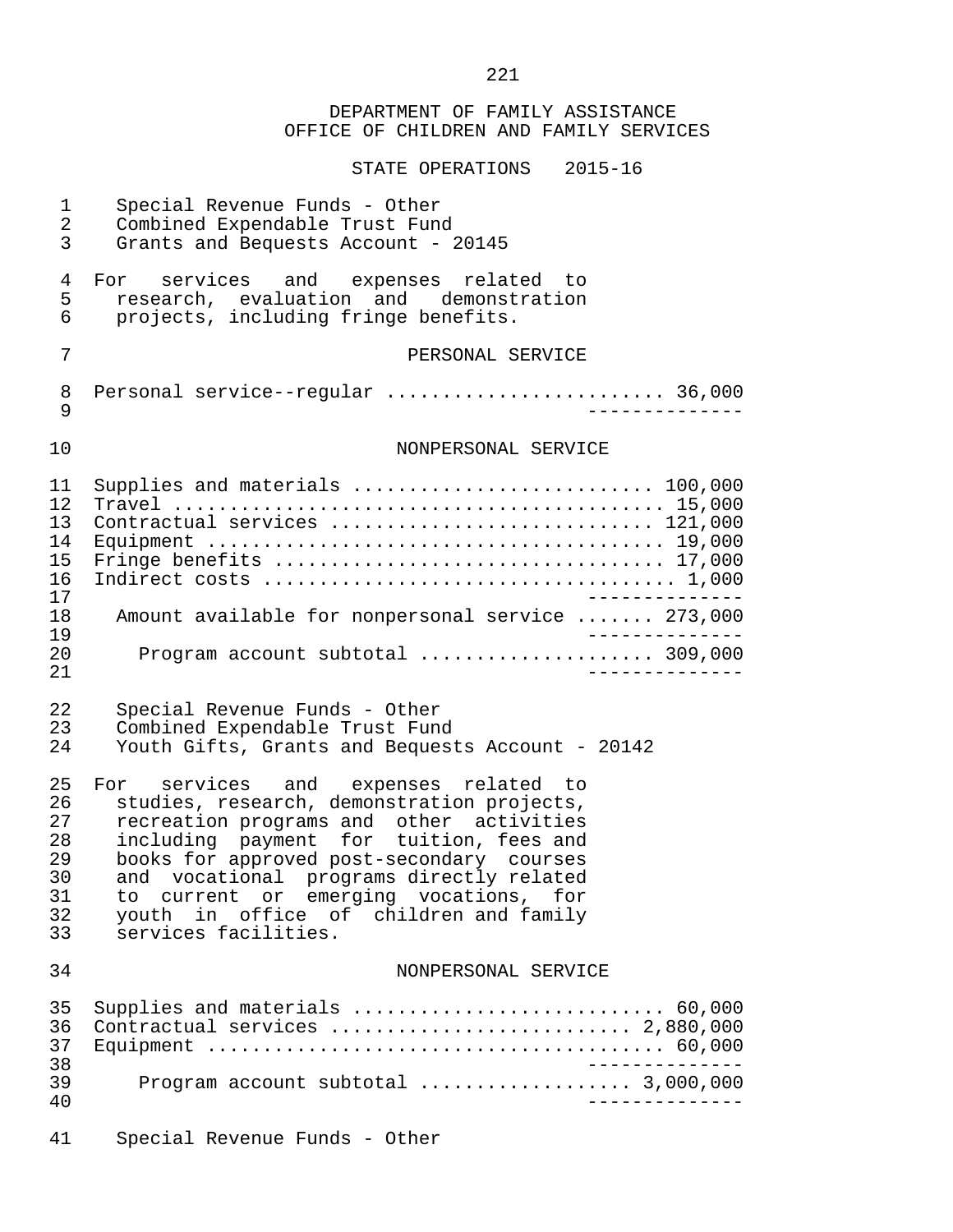DEPARTMENT OF FAMILY ASSISTANCE
OFFICE OF CHILDREN AND FAMILY SERVICES

STATE OPERATIONS 2015-16

Special Revenue Funds - Other
Combined Expendable Trust Fund
Grants and Bequests Account - 20145

For services and expenses related to research, evaluation and demonstration projects, including fringe benefits.

PERSONAL SERVICE

| | |
|---|---:|
| Personal service--regular | 36,000 |

NONPERSONAL SERVICE

| | |
|---|---:|
| Supplies and materials | 100,000 |
| Travel | 15,000 |
| Contractual services | 121,000 |
| Equipment | 19,000 |
| Fringe benefits | 17,000 |
| Indirect costs | 1,000 |
| Amount available for nonpersonal service | 273,000 |
| Program account subtotal | 309,000 |

Special Revenue Funds - Other
Combined Expendable Trust Fund
Youth Gifts, Grants and Bequests Account - 20142

For services and expenses related to studies, research, demonstration projects, recreation programs and other activities including payment for tuition, fees and books for approved post-secondary courses and vocational programs directly related to current or emerging vocations, for youth in office of children and family services facilities.

NONPERSONAL SERVICE

| | |
|---|---:|
| Supplies and materials | 60,000 |
| Contractual services | 2,880,000 |
| Equipment | 60,000 |
| Program account subtotal | 3,000,000 |

Special Revenue Funds - Other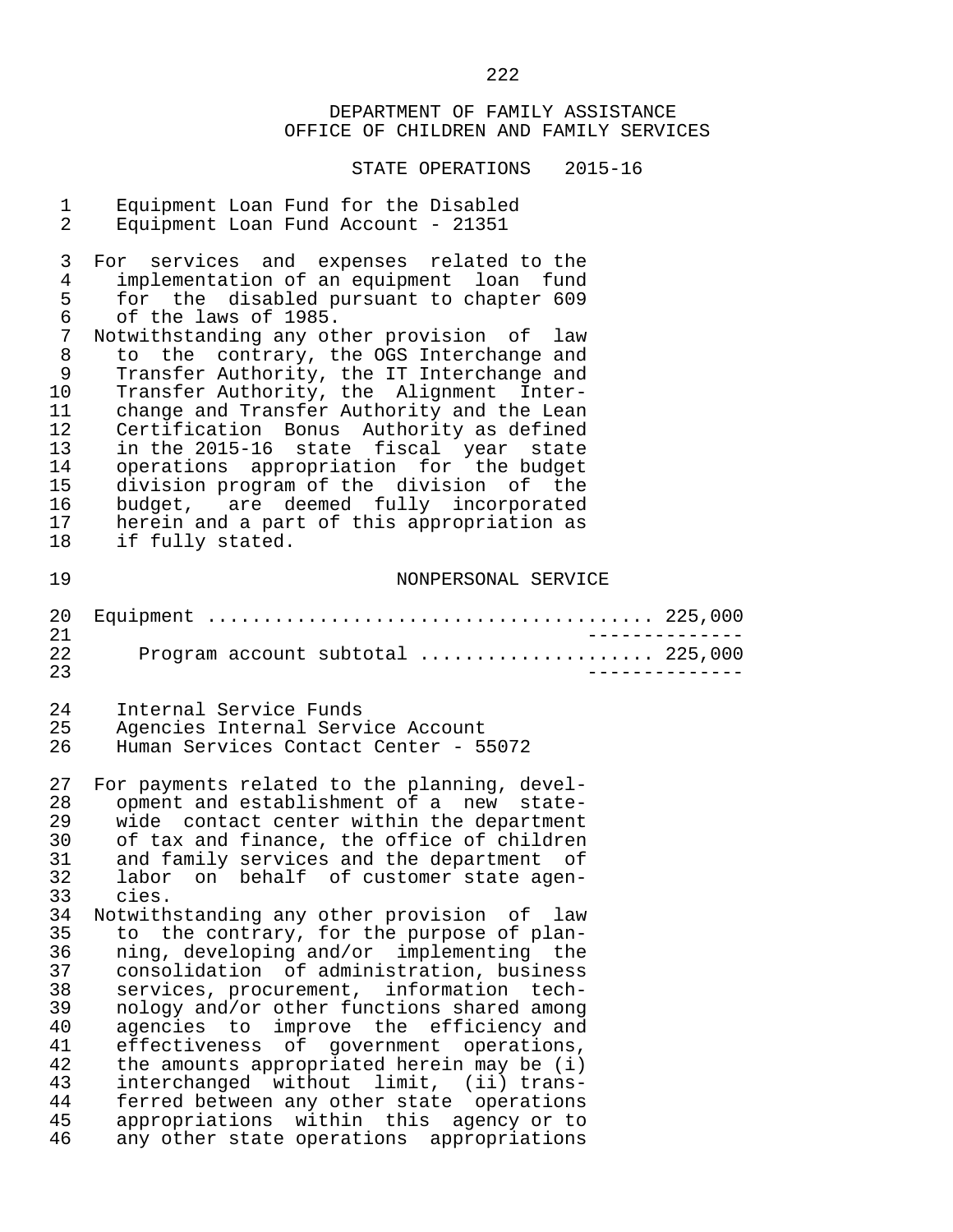DEPARTMENT OF FAMILY ASSISTANCE
OFFICE OF CHILDREN AND FAMILY SERVICES

STATE OPERATIONS 2015-16

Equipment Loan Fund for the Disabled
Equipment Loan Fund Account - 21351

For services and expenses related to the implementation of an equipment loan fund for the disabled pursuant to chapter 609 of the laws of 1985.
Notwithstanding any other provision of law to the contrary, the OGS Interchange and Transfer Authority, the IT Interchange and Transfer Authority, the Alignment Interchange and Transfer Authority and the Lean Certification Bonus Authority as defined in the 2015-16 state fiscal year state operations appropriation for the budget division program of the division of the budget, are deemed fully incorporated herein and a part of this appropriation as if fully stated.

NONPERSONAL SERVICE

| | |
|---|---|
| Equipment | 225,000 |
| Program account subtotal | 225,000 |

Internal Service Funds
Agencies Internal Service Account
Human Services Contact Center - 55072

For payments related to the planning, development and establishment of a new statewide contact center within the department of tax and finance, the office of children and family services and the department of labor on behalf of customer state agencies.
Notwithstanding any other provision of law to the contrary, for the purpose of planning, developing and/or implementing the consolidation of administration, business services, procurement, information technology and/or other functions shared among agencies to improve the efficiency and effectiveness of government operations, the amounts appropriated herein may be (i) interchanged without limit, (ii) transferred between any other state operations appropriations within this agency or to any other state operations appropriations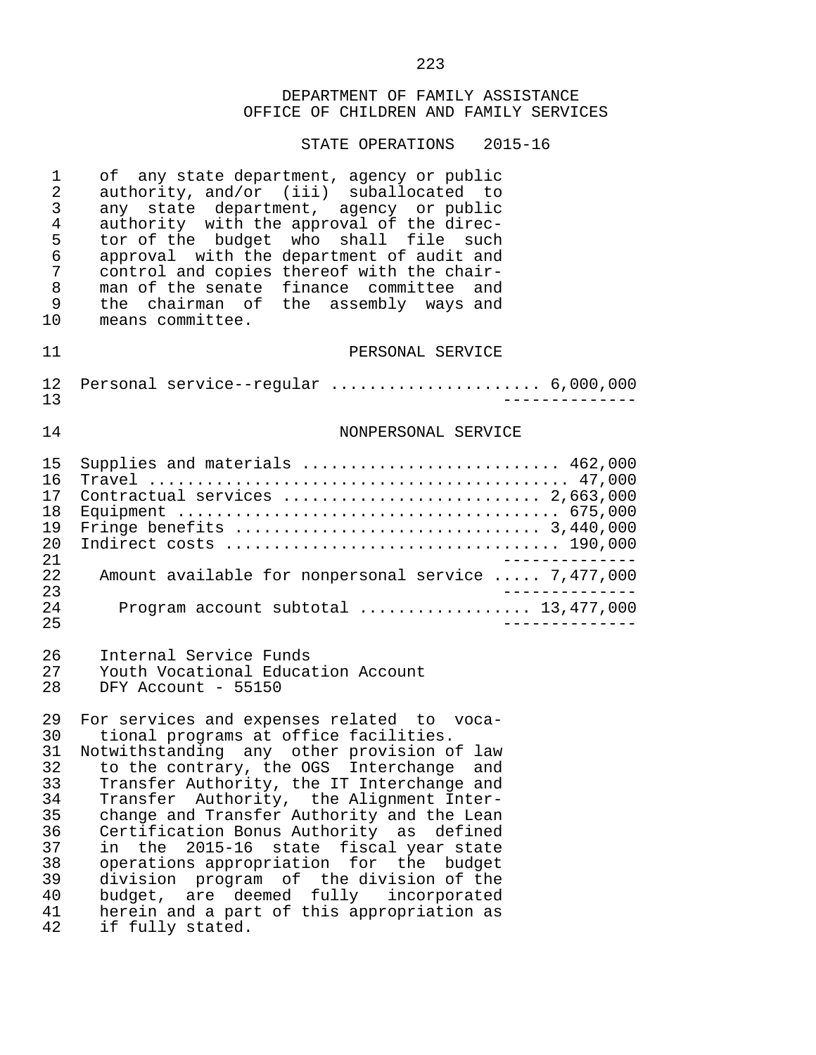DEPARTMENT OF FAMILY ASSISTANCE
OFFICE OF CHILDREN AND FAMILY SERVICES

STATE OPERATIONS 2015-16

of any state department, agency or public authority, and/or (iii) suballocated to any state department, agency or public authority with the approval of the director of the budget who shall file such approval with the department of audit and control and copies thereof with the chairman of the senate finance committee and the chairman of the assembly ways and means committee.

PERSONAL SERVICE

| | |
|---|---|
| Personal service--regular | 6,000,000 |

NONPERSONAL SERVICE

| | |
|---|---|
| Supplies and materials | 462,000 |
| Travel | 47,000 |
| Contractual services | 2,663,000 |
| Equipment | 675,000 |
| Fringe benefits | 3,440,000 |
| Indirect costs | 190,000 |
| Amount available for nonpersonal service | 7,477,000 |
| Program account subtotal | 13,477,000 |

Internal Service Funds
Youth Vocational Education Account
DFY Account - 55150

For services and expenses related to vocational programs at office facilities.
Notwithstanding any other provision of law to the contrary, the OGS Interchange and Transfer Authority, the IT Interchange and Transfer Authority, the Alignment Interchange and Transfer Authority and the Lean Certification Bonus Authority as defined in the 2015-16 state fiscal year state operations appropriation for the budget division program of the division of the budget, are deemed fully incorporated herein and a part of this appropriation as if fully stated.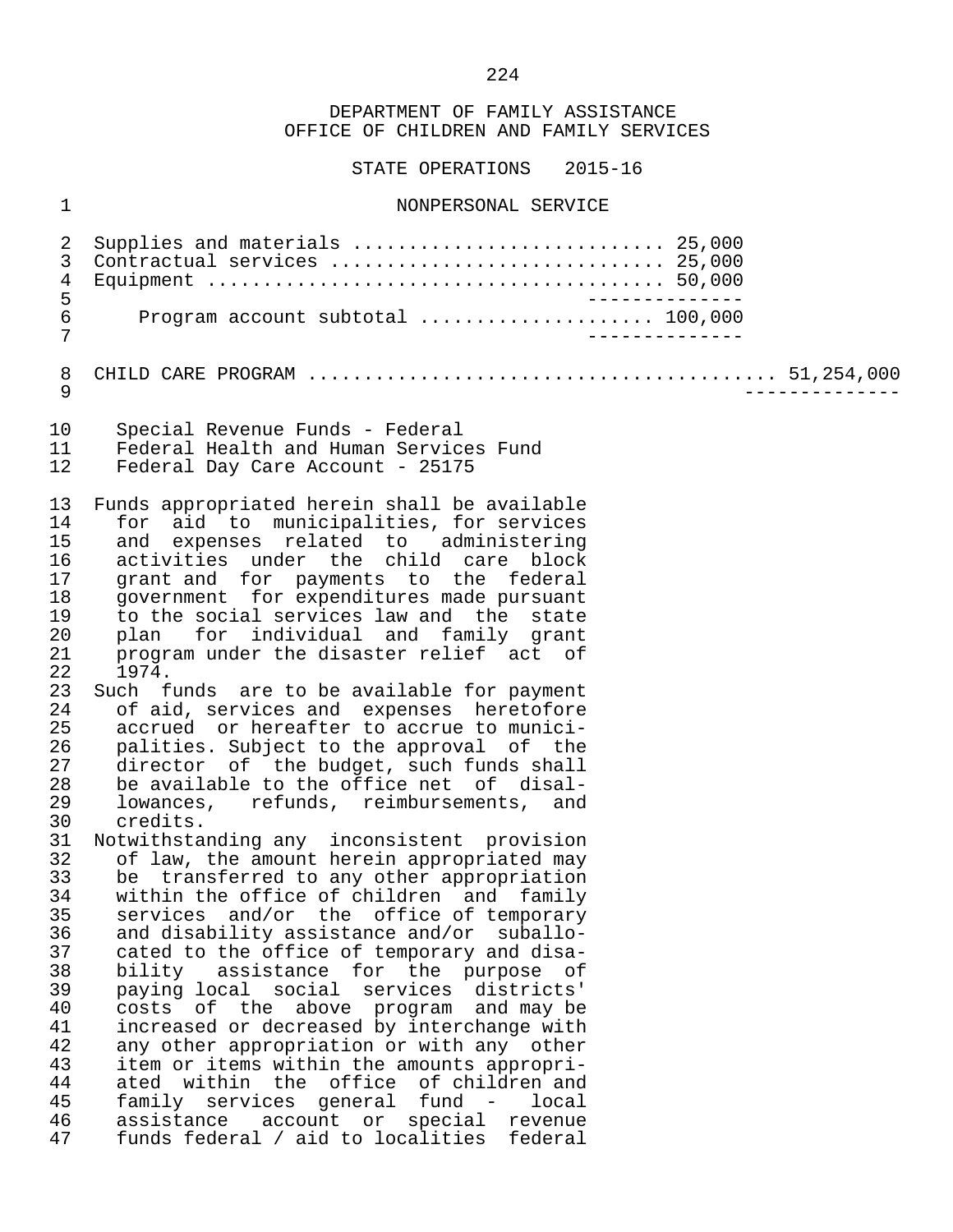DEPARTMENT OF FAMILY ASSISTANCE
OFFICE OF CHILDREN AND FAMILY SERVICES

STATE OPERATIONS 2015-16

NONPERSONAL SERVICE

| | | |
|---|---|---|
| Supplies and materials | 25,000 | |
| Contractual services | 25,000 | |
| Equipment | 50,000 | |
| Program account subtotal | 100,000 | |
| CHILD CARE PROGRAM | | 51,254,000 |

Special Revenue Funds - Federal
Federal Health and Human Services Fund
Federal Day Care Account - 25175

Funds appropriated herein shall be available for aid to municipalities, for services and expenses related to administering activities under the child care block grant and for payments to the federal government for expenditures made pursuant to the social services law and the state plan for individual and family grant program under the disaster relief act of 1974.

Such funds are to be available for payment of aid, services and expenses heretofore accrued or hereafter to accrue to municipalities. Subject to the approval of the director of the budget, such funds shall be available to the office net of disallowances, refunds, reimbursements, and credits.

Notwithstanding any inconsistent provision of law, the amount herein appropriated may be transferred to any other appropriation within the office of children and family services and/or the office of temporary and disability assistance and/or suballocated to the office of temporary and disability assistance for the purpose of paying local social services districts' costs of the above program and may be increased or decreased by interchange with any other appropriation or with any other item or items within the amounts appropriated within the office of children and family services general fund - local assistance account or special revenue funds federal / aid to localities federal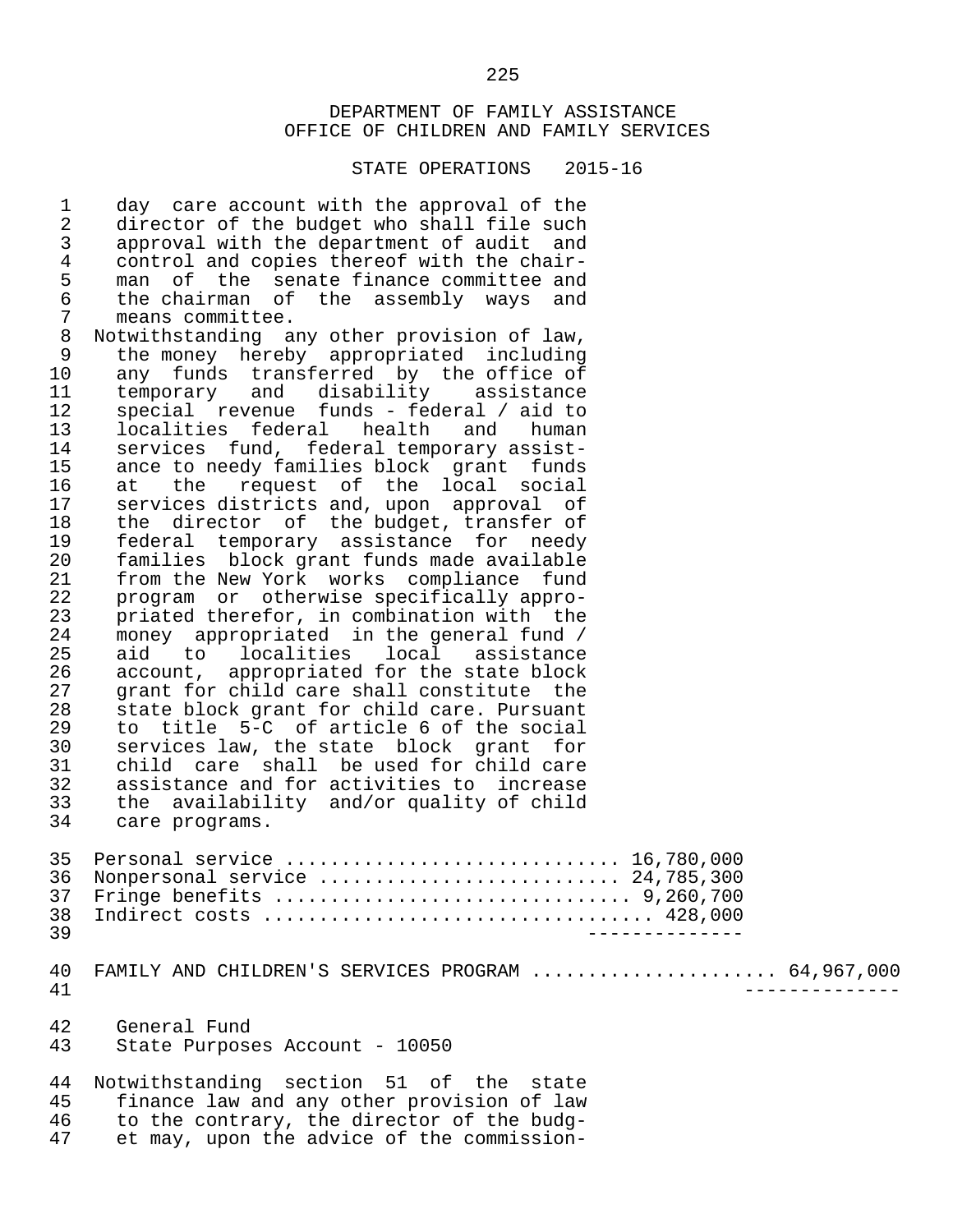DEPARTMENT OF FAMILY ASSISTANCE
OFFICE OF CHILDREN AND FAMILY SERVICES

STATE OPERATIONS 2015-16

day care account with the approval of the director of the budget who shall file such approval with the department of audit and control and copies thereof with the chairman of the senate finance committee and the chairman of the assembly ways and means committee.

Notwithstanding any other provision of law, the money hereby appropriated including any funds transferred by the office of temporary and disability assistance special revenue funds - federal / aid to localities federal health and human services fund, federal temporary assistance to needy families block grant funds at the request of the local social services districts and, upon approval of the director of the budget, transfer of federal temporary assistance for needy families block grant funds made available from the New York works compliance fund program or otherwise specifically appropriated therefor, in combination with the money appropriated in the general fund / aid to localities local assistance account, appropriated for the state block grant for child care shall constitute the state block grant for child care. Pursuant to title 5-C of article 6 of the social services law, the state block grant for child care shall be used for child care assistance and for activities to increase the availability and/or quality of child care programs.

| | |
|---|---|
| Personal service ............................ | 16,780,000 |
| Nonpersonal service ......................... | 24,785,300 |
| Fringe benefits ............................. | 9,260,700 |
| Indirect costs .............................. | 428,000 |
| | -------------- |

| | |
|---|---|
| FAMILY AND CHILDREN'S SERVICES PROGRAM ..................... | 64,967,000 |
| | -------------- |

General Fund
State Purposes Account - 10050

Notwithstanding section 51 of the state finance law and any other provision of law to the contrary, the director of the budget may, upon the advice of the commission-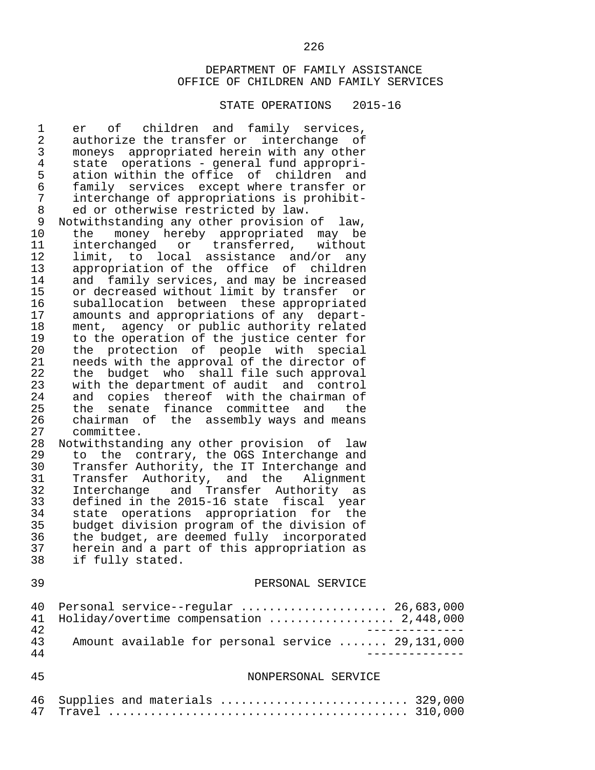DEPARTMENT OF FAMILY ASSISTANCE
OFFICE OF CHILDREN AND FAMILY SERVICES

STATE OPERATIONS 2015-16

er of children and family services, authorize the transfer or interchange of moneys appropriated herein with any other state operations - general fund appropriation within the office of children and family services except where transfer or interchange of appropriations is prohibited or otherwise restricted by law.

Notwithstanding any other provision of law, the money hereby appropriated may be interchanged or transferred, without limit, to local assistance and/or any appropriation of the office of children and family services, and may be increased or decreased without limit by transfer or suballocation between these appropriated amounts and appropriations of any department, agency or public authority related to the operation of the justice center for the protection of people with special needs with the approval of the director of the budget who shall file such approval with the department of audit and control and copies thereof with the chairman of the senate finance committee and the chairman of the assembly ways and means committee.

Notwithstanding any other provision of law to the contrary, the OGS Interchange and Transfer Authority, the IT Interchange and Transfer Authority, and the Alignment Interchange and Transfer Authority as defined in the 2015-16 state fiscal year state operations appropriation for the budget division program of the division of the budget, are deemed fully incorporated herein and a part of this appropriation as if fully stated.

PERSONAL SERVICE

| | |
|---|---|
| Personal service--regular | 26,683,000 |
| Holiday/overtime compensation | 2,448,000 |
| Amount available for personal service | 29,131,000 |

NONPERSONAL SERVICE

| | |
|---|---|
| Supplies and materials | 329,000 |
| Travel | 310,000 |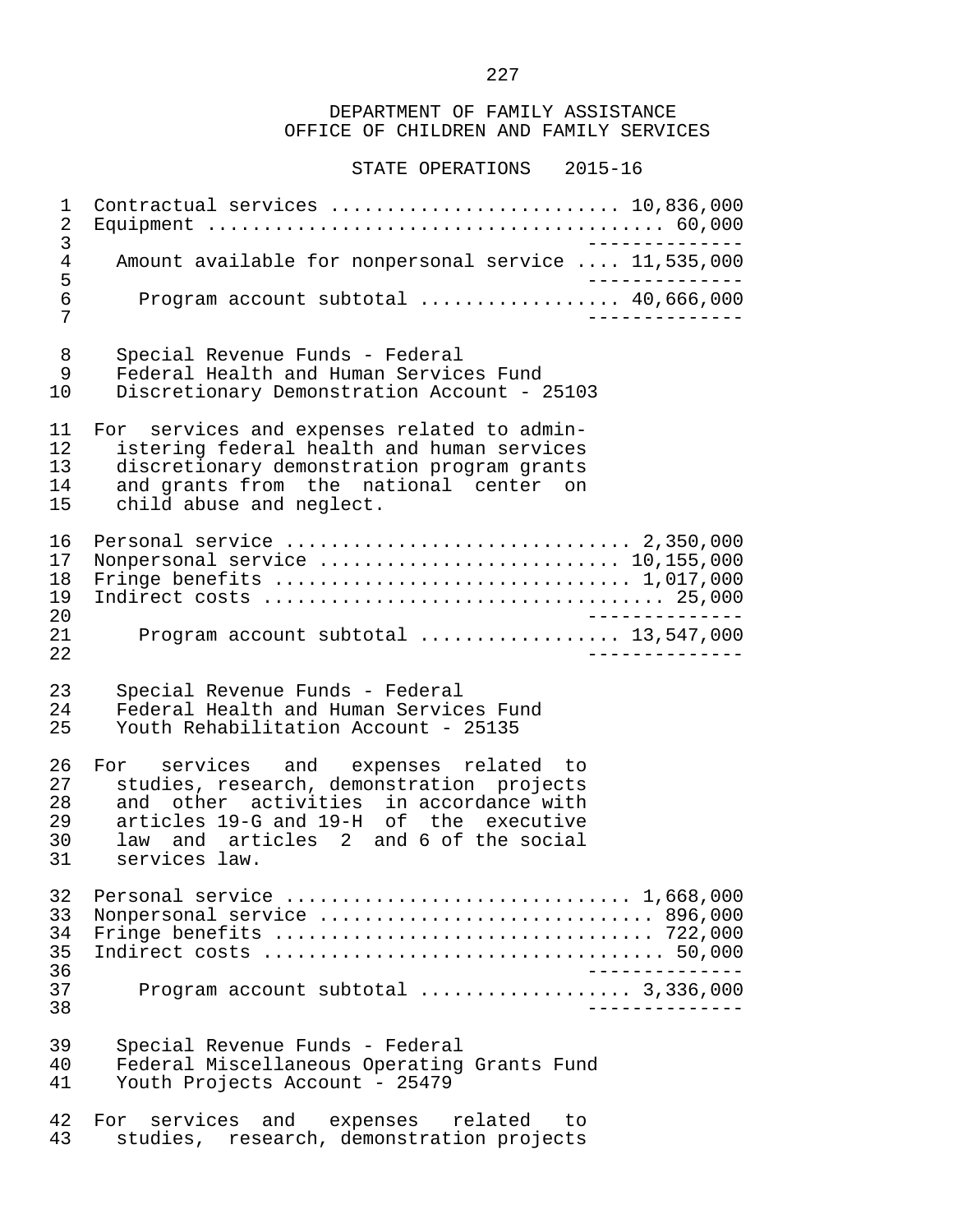DEPARTMENT OF FAMILY ASSISTANCE
OFFICE OF CHILDREN AND FAMILY SERVICES

STATE OPERATIONS 2015-16

Contractual services .......................... 10,836,000
Equipment ........................................ 60,000

Amount available for nonpersonal service .... 11,535,000

Program account subtotal .................. 40,666,000

Special Revenue Funds - Federal
Federal Health and Human Services Fund
Discretionary Demonstration Account - 25103

For services and expenses related to administering federal health and human services discretionary demonstration program grants and grants from the national center on child abuse and neglect.

Personal service .............................. 2,350,000
Nonpersonal service .......................... 10,155,000
Fringe benefits ............................... 1,017,000
Indirect costs ................................... 25,000

Program account subtotal .................. 13,547,000

Special Revenue Funds - Federal
Federal Health and Human Services Fund
Youth Rehabilitation Account - 25135

For services and expenses related to studies, research, demonstration projects and other activities in accordance with articles 19-G and 19-H of the executive law and articles 2 and 6 of the social services law.

Personal service .............................. 1,668,000
Nonpersonal service ............................. 896,000
Fringe benefits ................................. 722,000
Indirect costs ................................... 50,000

Program account subtotal ................... 3,336,000

Special Revenue Funds - Federal
Federal Miscellaneous Operating Grants Fund
Youth Projects Account - 25479

For services and expenses related to studies, research, demonstration projects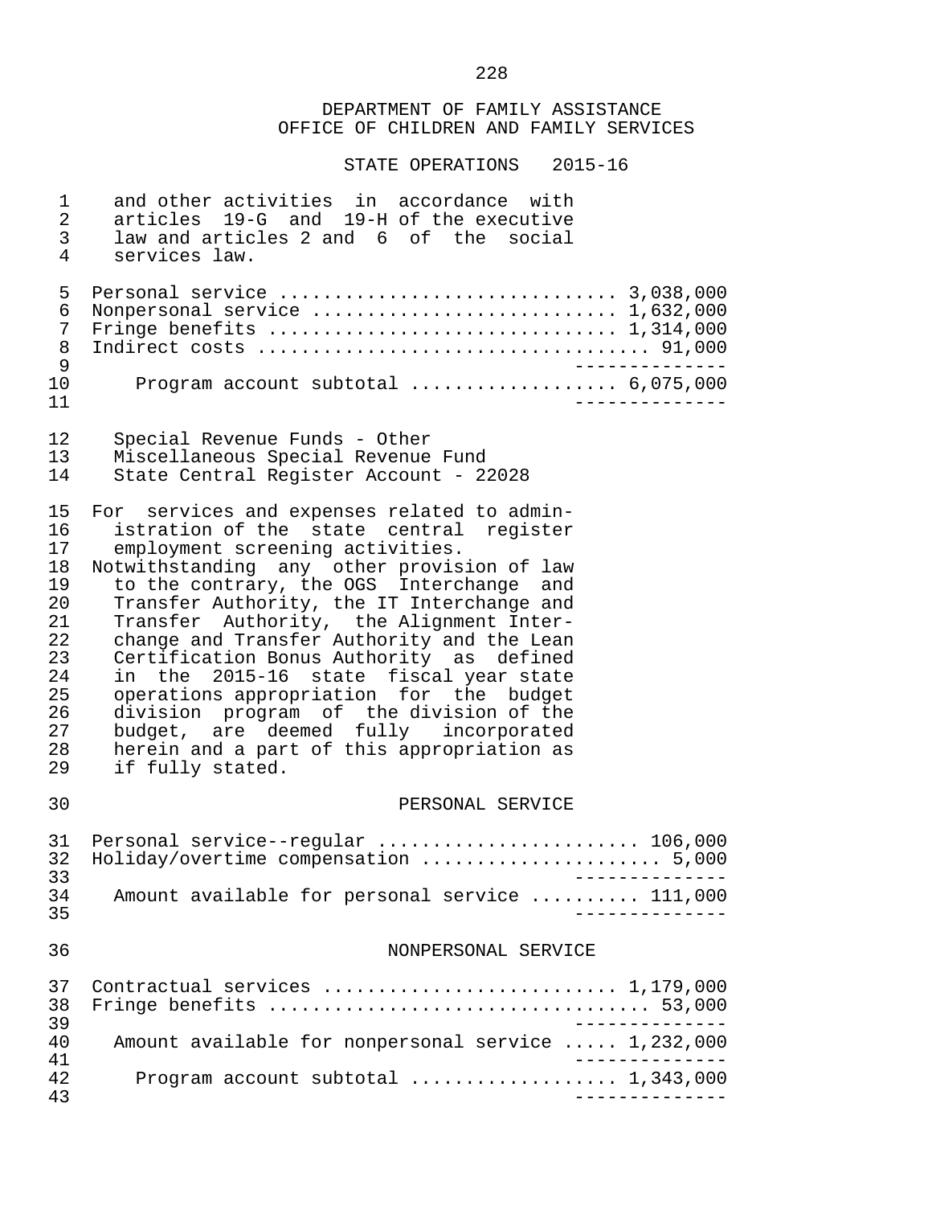DEPARTMENT OF FAMILY ASSISTANCE
OFFICE OF CHILDREN AND FAMILY SERVICES

STATE OPERATIONS 2015-16

and other activities in accordance with articles 19-G and 19-H of the executive law and articles 2 and 6 of the social services law.

| | |
|---|---|
| Personal service | 3,038,000 |
| Nonpersonal service | 1,632,000 |
| Fringe benefits | 1,314,000 |
| Indirect costs | 91,000 |
| Program account subtotal | 6,075,000 |

Special Revenue Funds - Other
Miscellaneous Special Revenue Fund
State Central Register Account - 22028

For services and expenses related to administration of the state central register employment screening activities.
Notwithstanding any other provision of law to the contrary, the OGS Interchange and Transfer Authority, the IT Interchange and Transfer Authority, the Alignment Interchange and Transfer Authority and the Lean Certification Bonus Authority as defined in the 2015-16 state fiscal year state operations appropriation for the budget division program of the division of the budget, are deemed fully incorporated herein and a part of this appropriation as if fully stated.

PERSONAL SERVICE

| | |
|---|---|
| Personal service--regular | 106,000 |
| Holiday/overtime compensation | 5,000 |
| Amount available for personal service | 111,000 |

NONPERSONAL SERVICE

| | |
|---|---|
| Contractual services | 1,179,000 |
| Fringe benefits | 53,000 |
| Amount available for nonpersonal service | 1,232,000 |
| Program account subtotal | 1,343,000 |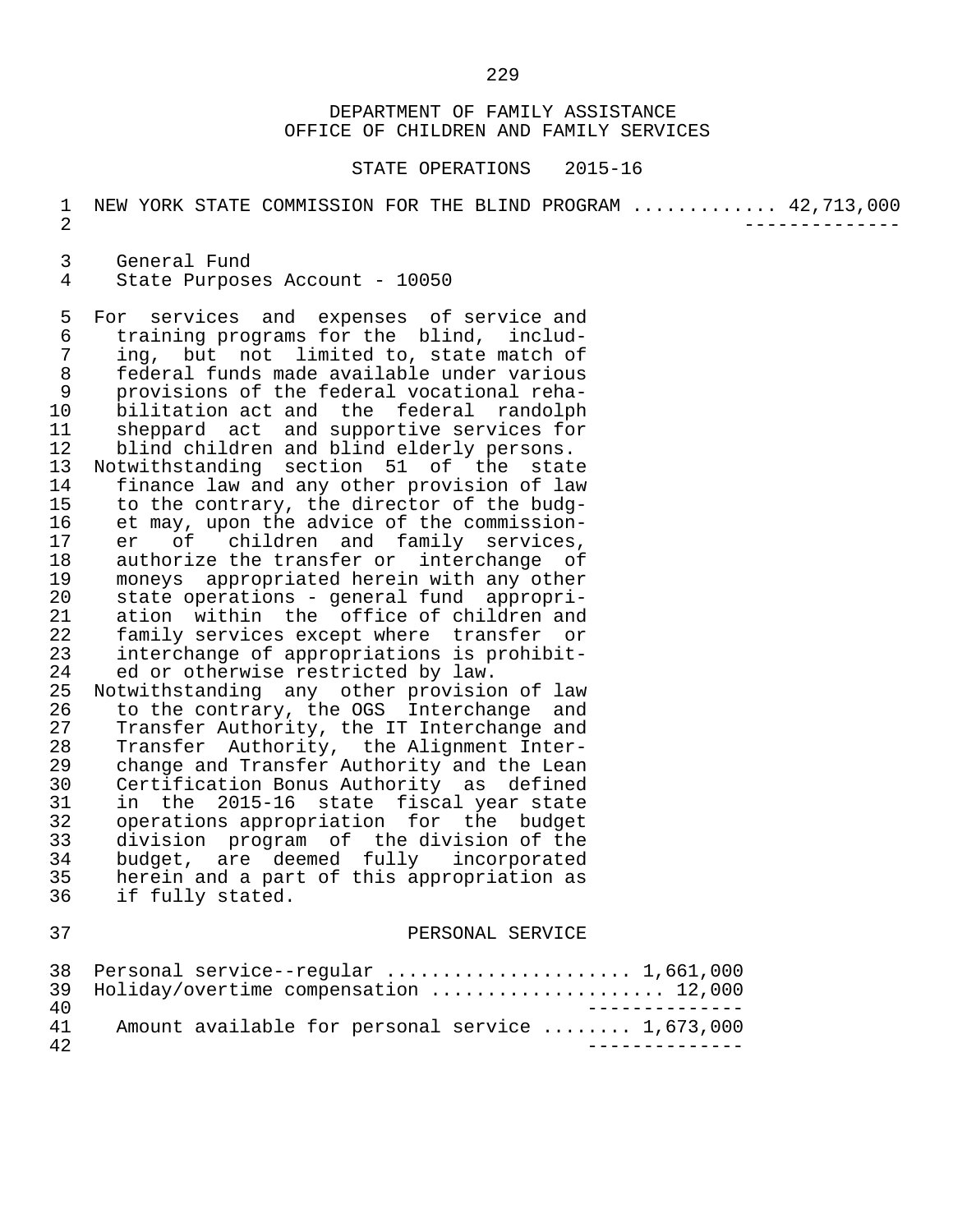DEPARTMENT OF FAMILY ASSISTANCE
OFFICE OF CHILDREN AND FAMILY SERVICES

STATE OPERATIONS 2015-16

NEW YORK STATE COMMISSION FOR THE BLIND PROGRAM ............ 42,713,000

General Fund
State Purposes Account - 10050

For services and expenses of service and training programs for the blind, including, but not limited to, state match of federal funds made available under various provisions of the federal vocational rehabilitation act and the federal randolph sheppard act and supportive services for blind children and blind elderly persons.

Notwithstanding section 51 of the state finance law and any other provision of law to the contrary, the director of the budget may, upon the advice of the commissioner of children and family services, authorize the transfer or interchange of moneys appropriated herein with any other state operations - general fund appropriation within the office of children and family services except where transfer or interchange of appropriations is prohibited or otherwise restricted by law.

Notwithstanding any other provision of law to the contrary, the OGS Interchange and Transfer Authority, the IT Interchange and Transfer Authority, the Alignment Interchange and Transfer Authority and the Lean Certification Bonus Authority as defined in the 2015-16 state fiscal year state operations appropriation for the budget division program of the division of the budget, are deemed fully incorporated herein and a part of this appropriation as if fully stated.

PERSONAL SERVICE

| | |
|---|---|
| Personal service--regular | 1,661,000 |
| Holiday/overtime compensation | 12,000 |
| Amount available for personal service | 1,673,000 |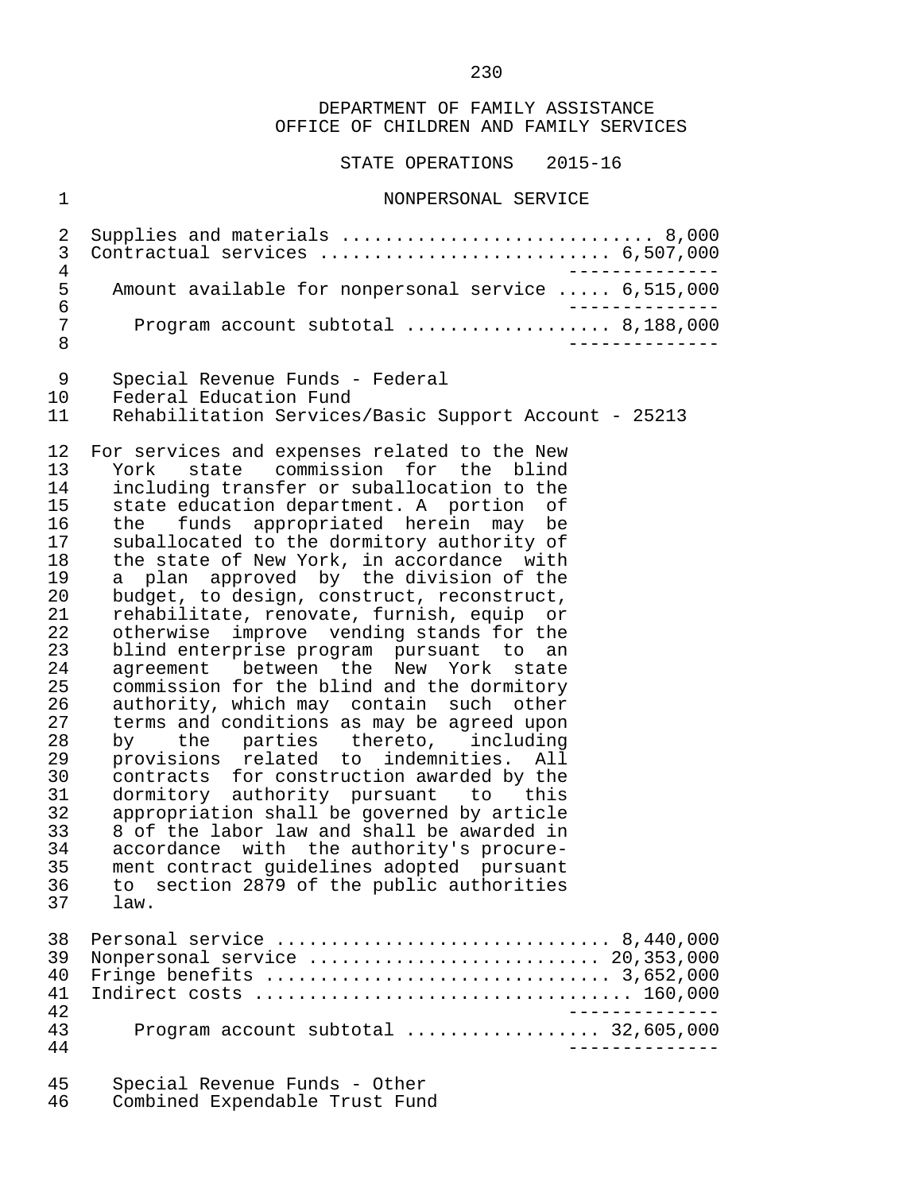DEPARTMENT OF FAMILY ASSISTANCE
OFFICE OF CHILDREN AND FAMILY SERVICES

STATE OPERATIONS 2015-16

NONPERSONAL SERVICE

| | |
|---|---|
| Supplies and materials | 8,000 |
| Contractual services | 6,507,000 |
| Amount available for nonpersonal service | 6,515,000 |
| Program account subtotal | 8,188,000 |

Special Revenue Funds - Federal
Federal Education Fund
Rehabilitation Services/Basic Support Account - 25213

For services and expenses related to the New York state commission for the blind including transfer or suballocation to the state education department. A portion of the funds appropriated herein may be suballocated to the dormitory authority of the state of New York, in accordance with a plan approved by the division of the budget, to design, construct, reconstruct, rehabilitate, renovate, furnish, equip or otherwise improve vending stands for the blind enterprise program pursuant to an agreement between the New York state commission for the blind and the dormitory authority, which may contain such other terms and conditions as may be agreed upon by the parties thereto, including provisions related to indemnities. All contracts for construction awarded by the dormitory authority pursuant to this appropriation shall be governed by article 8 of the labor law and shall be awarded in accordance with the authority's procurement contract guidelines adopted pursuant to section 2879 of the public authorities law.

| | |
|---|---|
| Personal service | 8,440,000 |
| Nonpersonal service | 20,353,000 |
| Fringe benefits | 3,652,000 |
| Indirect costs | 160,000 |
| Program account subtotal | 32,605,000 |

Special Revenue Funds - Other
Combined Expendable Trust Fund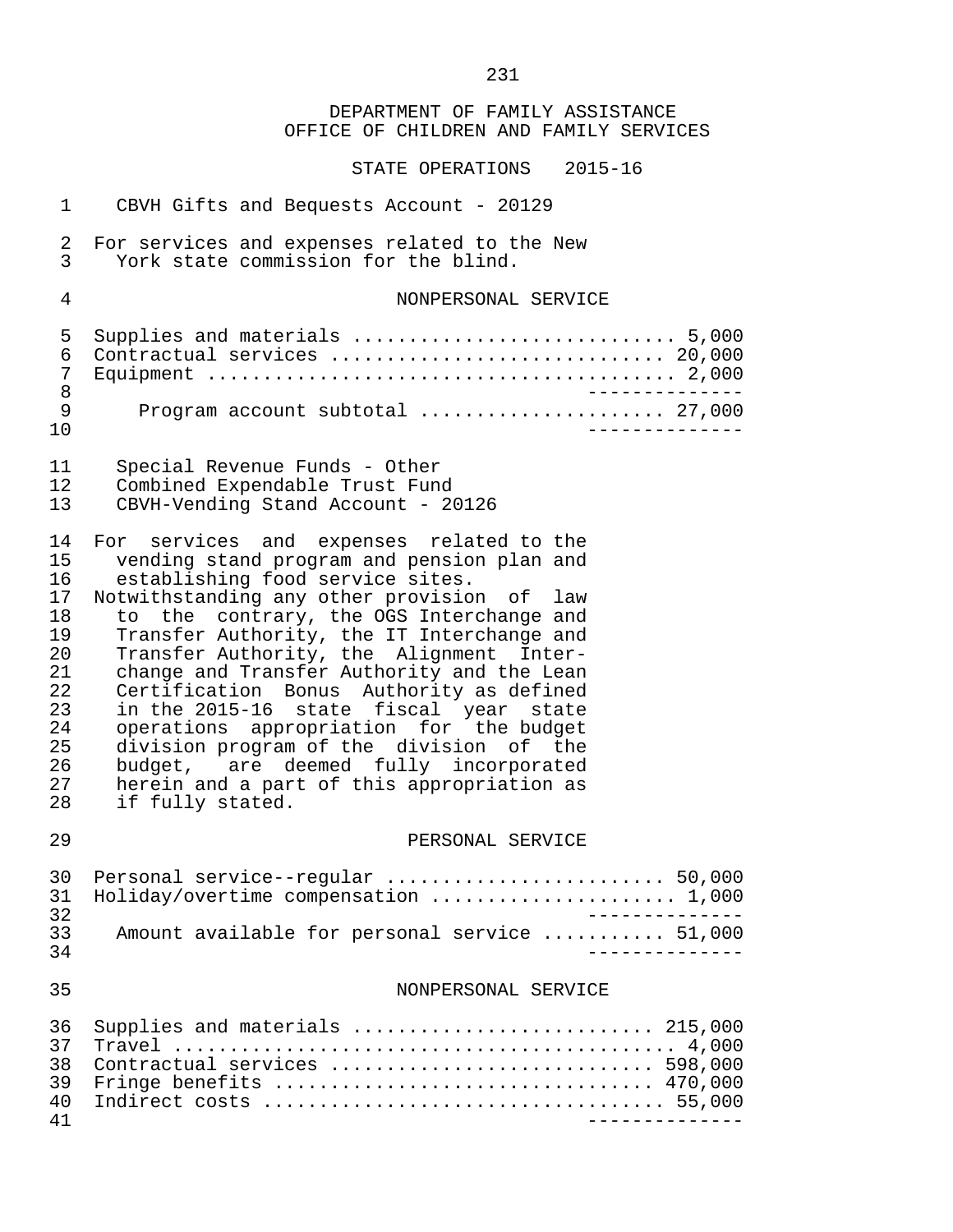DEPARTMENT OF FAMILY ASSISTANCE
OFFICE OF CHILDREN AND FAMILY SERVICES

STATE OPERATIONS 2015-16

CBVH Gifts and Bequests Account - 20129

For services and expenses related to the New York state commission for the blind.

NONPERSONAL SERVICE

| | |
|---|---|
| Supplies and materials | 5,000 |
| Contractual services | 20,000 |
| Equipment | 2,000 |
| Program account subtotal | 27,000 |

Special Revenue Funds - Other
Combined Expendable Trust Fund
CBVH-Vending Stand Account - 20126

For services and expenses related to the vending stand program and pension plan and establishing food service sites.

Notwithstanding any other provision of law to the contrary, the OGS Interchange and Transfer Authority, the IT Interchange and Transfer Authority, the Alignment Interchange and Transfer Authority and the Lean Certification Bonus Authority as defined in the 2015-16 state fiscal year state operations appropriation for the budget division program of the division of the budget, are deemed fully incorporated herein and a part of this appropriation as if fully stated.

PERSONAL SERVICE

| | |
|---|---|
| Personal service--regular | 50,000 |
| Holiday/overtime compensation | 1,000 |
| Amount available for personal service | 51,000 |

NONPERSONAL SERVICE

| | |
|---|---|
| Supplies and materials | 215,000 |
| Travel | 4,000 |
| Contractual services | 598,000 |
| Fringe benefits | 470,000 |
| Indirect costs | 55,000 |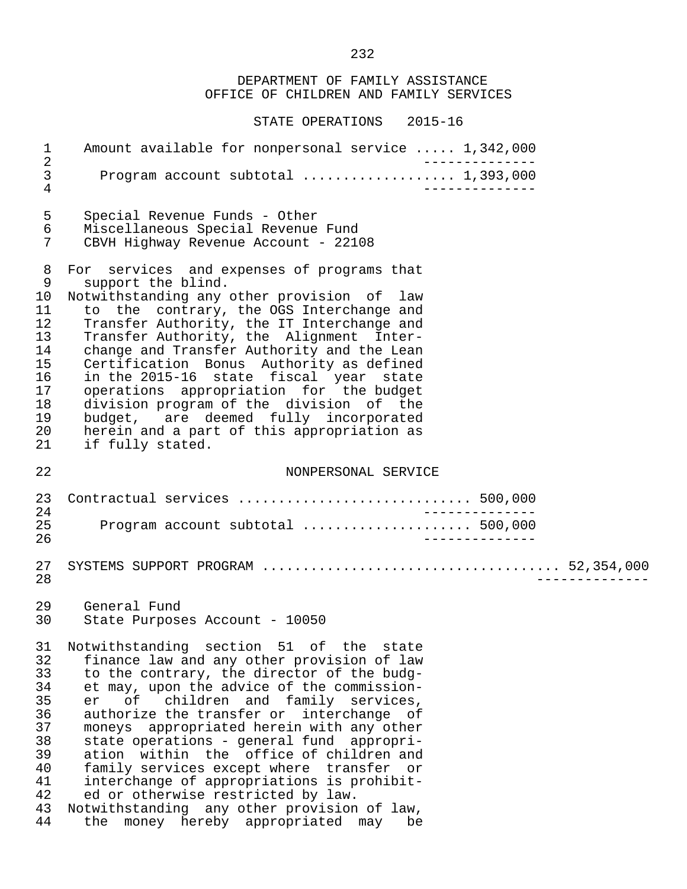DEPARTMENT OF FAMILY ASSISTANCE
OFFICE OF CHILDREN AND FAMILY SERVICES

STATE OPERATIONS 2015-16

Amount available for nonpersonal service ..... 1,342,000

Program account subtotal .................. 1,393,000

Special Revenue Funds - Other
Miscellaneous Special Revenue Fund
CBVH Highway Revenue Account - 22108

For services and expenses of programs that support the blind.
Notwithstanding any other provision of law to the contrary, the OGS Interchange and Transfer Authority, the IT Interchange and Transfer Authority, the Alignment Interchange and Transfer Authority and the Lean Certification Bonus Authority as defined in the 2015-16 state fiscal year state operations appropriation for the budget division program of the division of the budget, are deemed fully incorporated herein and a part of this appropriation as if fully stated.

NONPERSONAL SERVICE

Contractual services ............................ 500,000

Program account subtotal .................... 500,000

SYSTEMS SUPPORT PROGRAM .................................... 52,354,000

General Fund
State Purposes Account - 10050

Notwithstanding section 51 of the state finance law and any other provision of law to the contrary, the director of the budget may, upon the advice of the commissioner of children and family services, authorize the transfer or interchange of moneys appropriated herein with any other state operations - general fund appropriation within the office of children and family services except where transfer or interchange of appropriations is prohibited or otherwise restricted by law.
Notwithstanding any other provision of law, the money hereby appropriated may be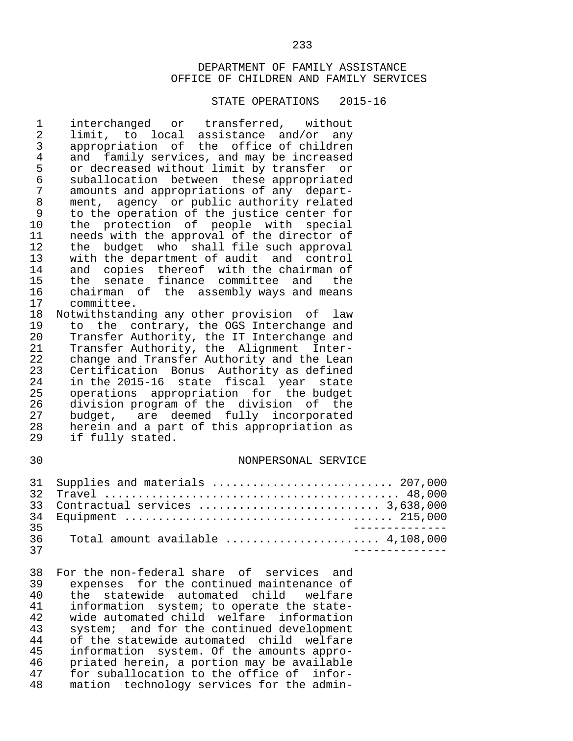DEPARTMENT OF FAMILY ASSISTANCE
OFFICE OF CHILDREN AND FAMILY SERVICES

STATE OPERATIONS 2015-16

interchanged or transferred, without limit, to local assistance and/or any appropriation of the office of children and family services, and may be increased or decreased without limit by transfer or suballocation between these appropriated amounts and appropriations of any department, agency or public authority related to the operation of the justice center for the protection of people with special needs with the approval of the director of the budget who shall file such approval with the department of audit and control and copies thereof with the chairman of the senate finance committee and the chairman of the assembly ways and means committee.

Notwithstanding any other provision of law to the contrary, the OGS Interchange and Transfer Authority, the IT Interchange and Transfer Authority, the Alignment Interchange and Transfer Authority and the Lean Certification Bonus Authority as defined in the 2015-16 state fiscal year state operations appropriation for the budget division program of the division of the budget, are deemed fully incorporated herein and a part of this appropriation as if fully stated.

NONPERSONAL SERVICE

| | |
|---|---|
| Supplies and materials | 207,000 |
| Travel | 48,000 |
| Contractual services | 3,638,000 |
| Equipment | 215,000 |
| Total amount available | 4,108,000 |

For the non-federal share of services and expenses for the continued maintenance of the statewide automated child welfare information system; to operate the statewide automated child welfare information system; and for the continued development of the statewide automated child welfare information system. Of the amounts appropriated herein, a portion may be available for suballocation to the office of information technology services for the admin-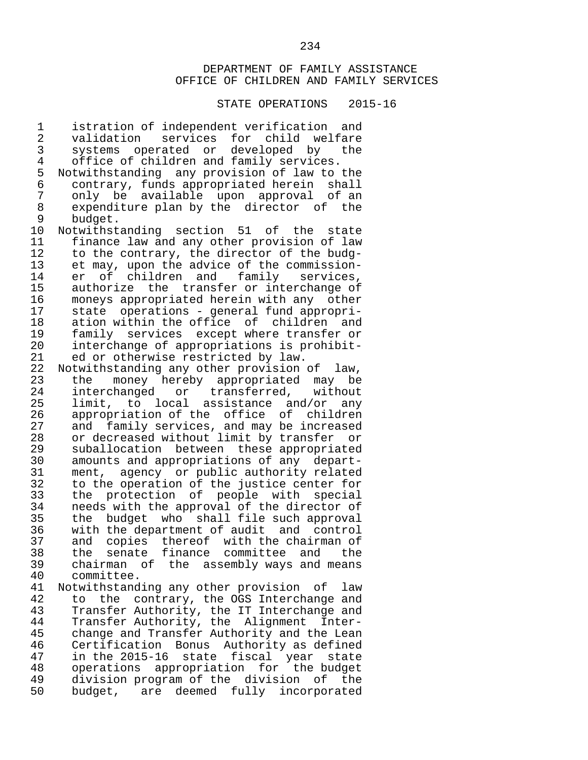DEPARTMENT OF FAMILY ASSISTANCE
OFFICE OF CHILDREN AND FAMILY SERVICES

STATE OPERATIONS 2015-16

istration of independent verification and validation services for child welfare systems operated or developed by the office of children and family services.

Notwithstanding any provision of law to the contrary, funds appropriated herein shall only be available upon approval of an expenditure plan by the director of the budget.

Notwithstanding section 51 of the state finance law and any other provision of law to the contrary, the director of the budget may, upon the advice of the commissioner of children and family services, authorize the transfer or interchange of moneys appropriated herein with any other state operations - general fund appropriation within the office of children and family services except where transfer or interchange of appropriations is prohibited or otherwise restricted by law.

Notwithstanding any other provision of law, the money hereby appropriated may be interchanged or transferred, without limit, to local assistance and/or any appropriation of the office of children and family services, and may be increased or decreased without limit by transfer or suballocation between these appropriated amounts and appropriations of any department, agency or public authority related to the operation of the justice center for the protection of people with special needs with the approval of the director of the budget who shall file such approval with the department of audit and control and copies thereof with the chairman of the senate finance committee and the chairman of the assembly ways and means committee.

Notwithstanding any other provision of law to the contrary, the OGS Interchange and Transfer Authority, the IT Interchange and Transfer Authority, the Alignment Interchange and Transfer Authority and the Lean Certification Bonus Authority as defined in the 2015-16 state fiscal year state operations appropriation for the budget division program of the division of the budget, are deemed fully incorporated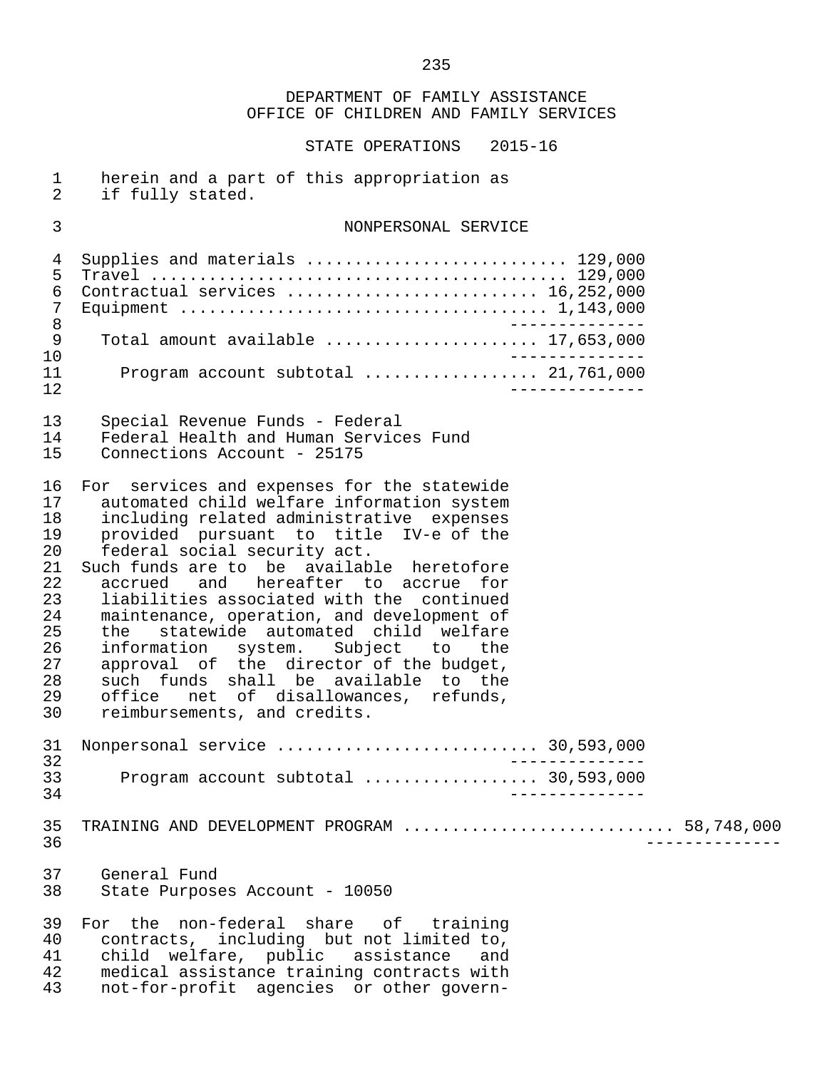DEPARTMENT OF FAMILY ASSISTANCE
OFFICE OF CHILDREN AND FAMILY SERVICES

STATE OPERATIONS 2015-16

herein and a part of this appropriation as if fully stated.

NONPERSONAL SERVICE

| Item | Amount |
|---|---|
| Supplies and materials | 129,000 |
| Travel | 129,000 |
| Contractual services | 16,252,000 |
| Equipment | 1,143,000 |
| Total amount available | 17,653,000 |
| Program account subtotal | 21,761,000 |

Special Revenue Funds - Federal
Federal Health and Human Services Fund
Connections Account - 25175

For services and expenses for the statewide automated child welfare information system including related administrative expenses provided pursuant to title IV-e of the federal social security act.
Such funds are to be available heretofore accrued and hereafter to accrue for liabilities associated with the continued maintenance, operation, and development of the statewide automated child welfare information system. Subject to the approval of the director of the budget, such funds shall be available to the office net of disallowances, refunds, reimbursements, and credits.

| Item | Amount |
|---|---|
| Nonpersonal service | 30,593,000 |
| Program account subtotal | 30,593,000 |

TRAINING AND DEVELOPMENT PROGRAM .......................... 58,748,000

General Fund
State Purposes Account - 10050

For the non-federal share of training contracts, including but not limited to, child welfare, public assistance and medical assistance training contracts with not-for-profit agencies or other govern-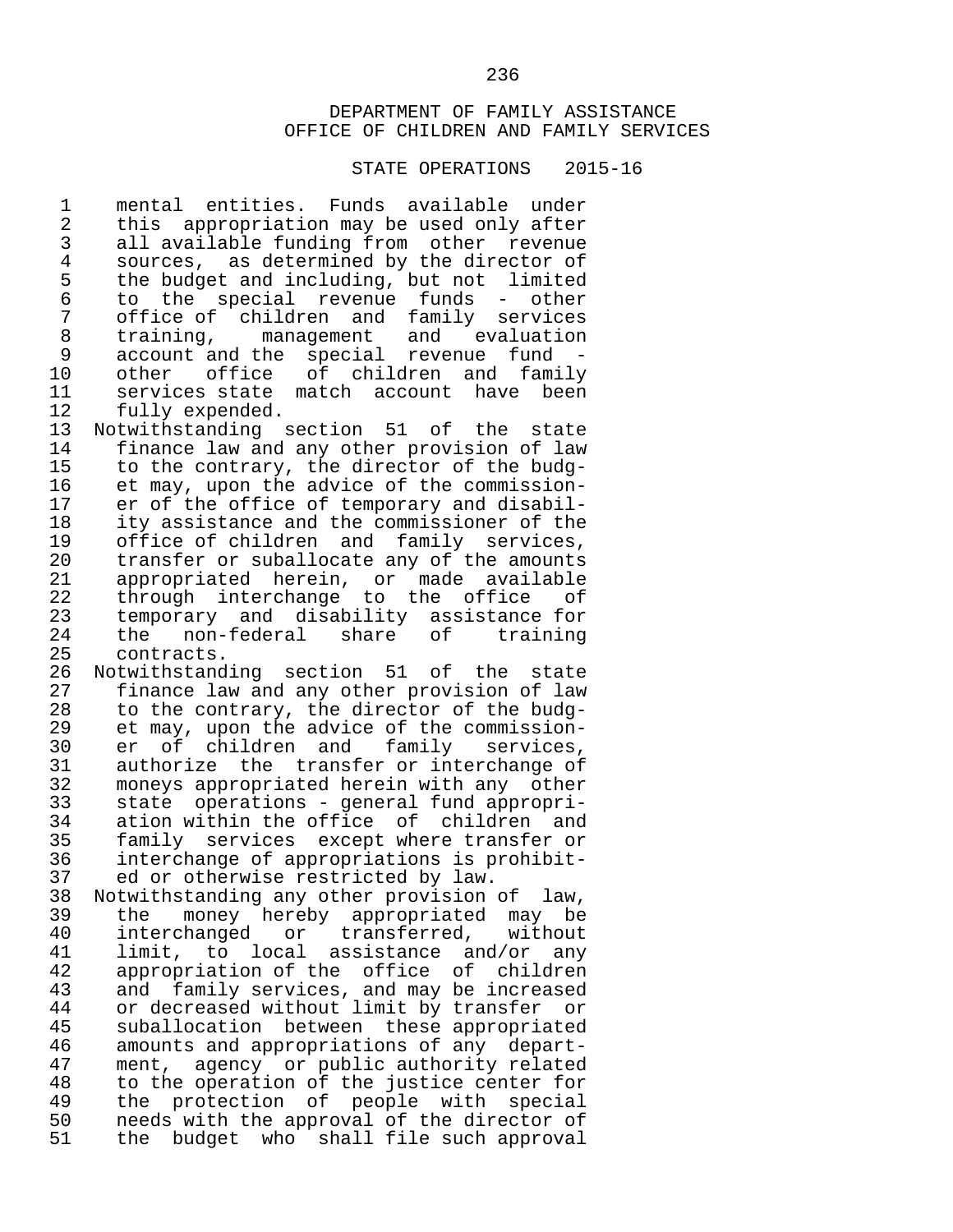DEPARTMENT OF FAMILY ASSISTANCE
OFFICE OF CHILDREN AND FAMILY SERVICES

STATE OPERATIONS 2015-16

mental entities. Funds available under this appropriation may be used only after all available funding from other revenue sources, as determined by the director of the budget and including, but not limited to the special revenue funds - other office of children and family services training, management and evaluation account and the special revenue fund - other office of children and family services state match account have been fully expended.

Notwithstanding section 51 of the state finance law and any other provision of law to the contrary, the director of the budget may, upon the advice of the commissioner of the office of temporary and disability assistance and the commissioner of the office of children and family services, transfer or suballocate any of the amounts appropriated herein, or made available through interchange to the office of temporary and disability assistance for the non-federal share of training contracts.

Notwithstanding section 51 of the state finance law and any other provision of law to the contrary, the director of the budget may, upon the advice of the commissioner of children and family services, authorize the transfer or interchange of moneys appropriated herein with any other state operations - general fund appropriation within the office of children and family services except where transfer or interchange of appropriations is prohibited or otherwise restricted by law.

Notwithstanding any other provision of law, the money hereby appropriated may be interchanged or transferred, without limit, to local assistance and/or any appropriation of the office of children and family services, and may be increased or decreased without limit by transfer or suballocation between these appropriated amounts and appropriations of any department, agency or public authority related to the operation of the justice center for the protection of people with special needs with the approval of the director of the budget who shall file such approval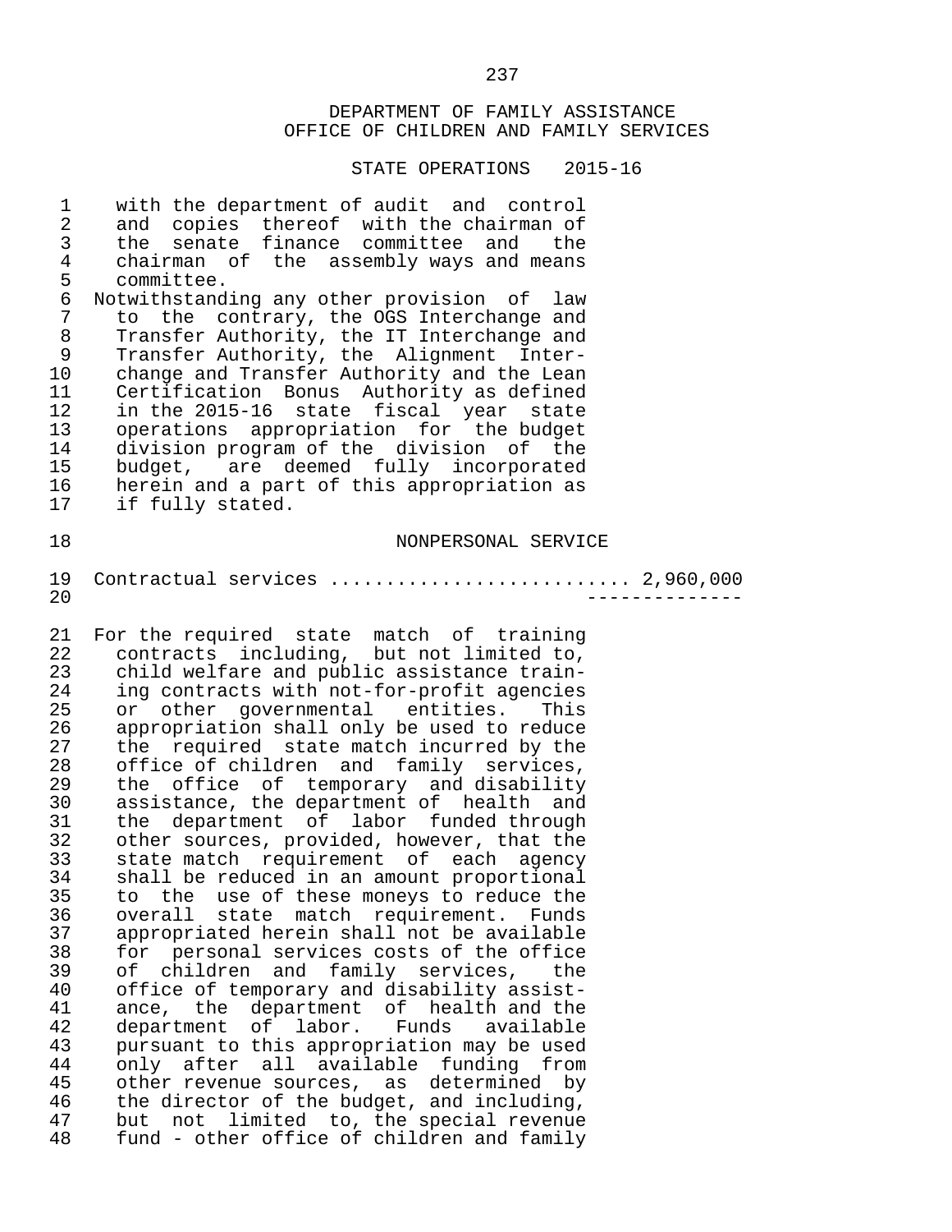DEPARTMENT OF FAMILY ASSISTANCE
OFFICE OF CHILDREN AND FAMILY SERVICES

STATE OPERATIONS 2015-16

with the department of audit and control and copies thereof with the chairman of the senate finance committee and the chairman of the assembly ways and means committee.

Notwithstanding any other provision of law to the contrary, the OGS Interchange and Transfer Authority, the IT Interchange and Transfer Authority, the Alignment Interchange and Transfer Authority and the Lean Certification Bonus Authority as defined in the 2015-16 state fiscal year state operations appropriation for the budget division program of the division of the budget, are deemed fully incorporated herein and a part of this appropriation as if fully stated.

NONPERSONAL SERVICE

Contractual services ........................... 2,960,000
--------------

For the required state match of training contracts including, but not limited to, child welfare and public assistance training contracts with not-for-profit agencies or other governmental entities. This appropriation shall only be used to reduce the required state match incurred by the office of children and family services, the office of temporary and disability assistance, the department of health and the department of labor funded through other sources, provided, however, that the state match requirement of each agency shall be reduced in an amount proportional to the use of these moneys to reduce the overall state match requirement. Funds appropriated herein shall not be available for personal services costs of the office of children and family services, the office of temporary and disability assistance, the department of health and the department of labor. Funds available pursuant to this appropriation may be used only after all available funding from other revenue sources, as determined by the director of the budget, and including, but not limited to, the special revenue fund - other office of children and family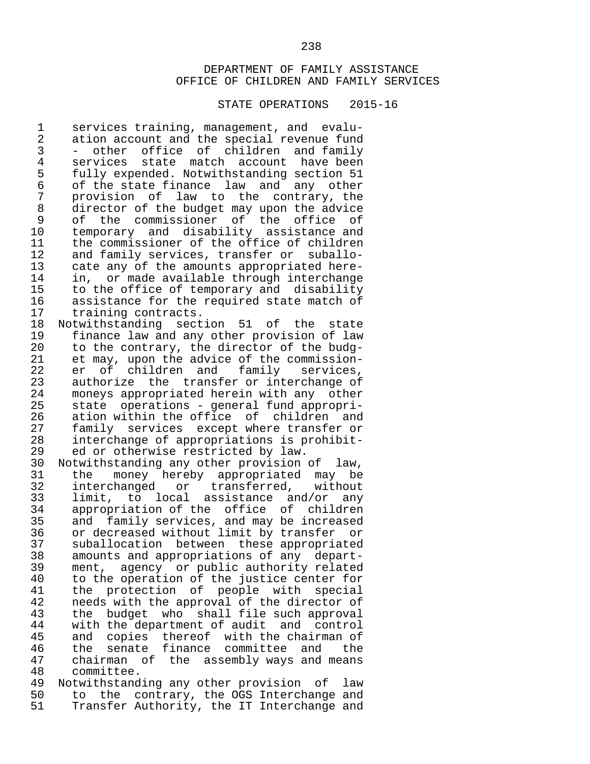DEPARTMENT OF FAMILY ASSISTANCE
OFFICE OF CHILDREN AND FAMILY SERVICES

STATE OPERATIONS 2015-16

services training, management, and evaluation account and the special revenue fund - other office of children and family services state match account have been fully expended. Notwithstanding section 51 of the state finance law and any other provision of law to the contrary, the director of the budget may upon the advice of the commissioner of the office of temporary and disability assistance and the commissioner of the office of children and family services, transfer or suballocate any of the amounts appropriated herein, or made available through interchange to the office of temporary and disability assistance for the required state match of training contracts.

Notwithstanding section 51 of the state finance law and any other provision of law to the contrary, the director of the budget may, upon the advice of the commissioner of children and family services, authorize the transfer or interchange of moneys appropriated herein with any other state operations - general fund appropriation within the office of children and family services except where transfer or interchange of appropriations is prohibited or otherwise restricted by law.

Notwithstanding any other provision of law, the money hereby appropriated may be interchanged or transferred, without limit, to local assistance and/or any appropriation of the office of children and family services, and may be increased or decreased without limit by transfer or suballocation between these appropriated amounts and appropriations of any department, agency or public authority related to the operation of the justice center for the protection of people with special needs with the approval of the director of the budget who shall file such approval with the department of audit and control and copies thereof with the chairman of the senate finance committee and the chairman of the assembly ways and means committee.

Notwithstanding any other provision of law to the contrary, the OGS Interchange and Transfer Authority, the IT Interchange and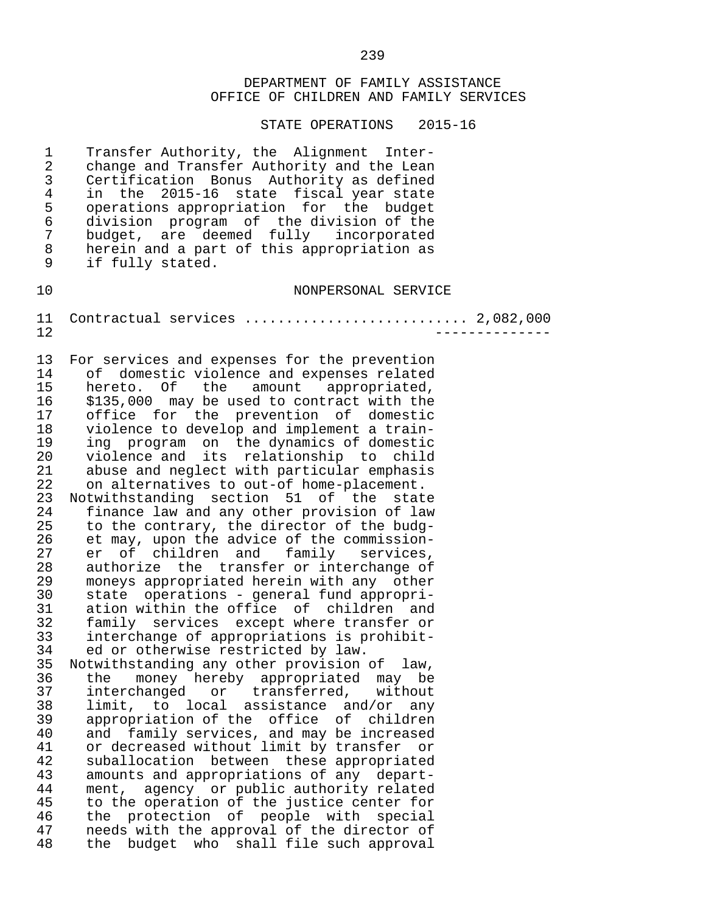DEPARTMENT OF FAMILY ASSISTANCE
OFFICE OF CHILDREN AND FAMILY SERVICES

STATE OPERATIONS 2015-16

Transfer Authority, the Alignment Interchange and Transfer Authority and the Lean Certification Bonus Authority as defined in the 2015-16 state fiscal year state operations appropriation for the budget division program of the division of the budget, are deemed fully incorporated herein and a part of this appropriation as if fully stated.

NONPERSONAL SERVICE

Contractual services .......................... 2,082,000
--------------

For services and expenses for the prevention of domestic violence and expenses related hereto. Of the amount appropriated, $135,000 may be used to contract with the office for the prevention of domestic violence to develop and implement a training program on the dynamics of domestic violence and its relationship to child abuse and neglect with particular emphasis on alternatives to out-of home-placement.

Notwithstanding section 51 of the state finance law and any other provision of law to the contrary, the director of the budget may, upon the advice of the commissioner of children and family services, authorize the transfer or interchange of moneys appropriated herein with any other state operations - general fund appropriation within the office of children and family services except where transfer or interchange of appropriations is prohibited or otherwise restricted by law.

Notwithstanding any other provision of law, the money hereby appropriated may be interchanged or transferred, without limit, to local assistance and/or any appropriation of the office of children and family services, and may be increased or decreased without limit by transfer or suballocation between these appropriated amounts and appropriations of any department, agency or public authority related to the operation of the justice center for the protection of people with special needs with the approval of the director of the budget who shall file such approval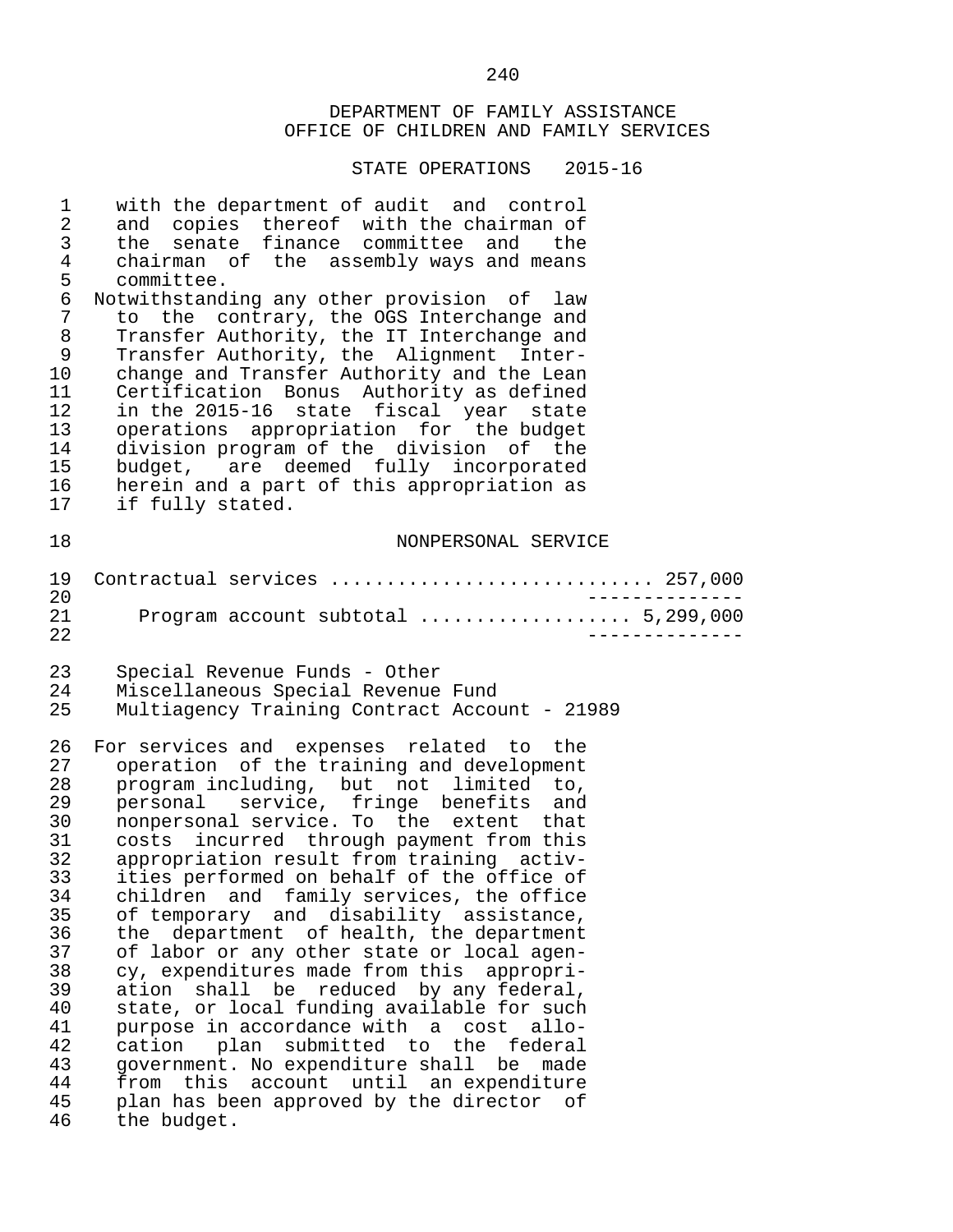DEPARTMENT OF FAMILY ASSISTANCE
OFFICE OF CHILDREN AND FAMILY SERVICES

STATE OPERATIONS 2015-16

with the department of audit and control and copies thereof with the chairman of the senate finance committee and the chairman of the assembly ways and means committee.

Notwithstanding any other provision of law to the contrary, the OGS Interchange and Transfer Authority, the IT Interchange and Transfer Authority, the Alignment Interchange and Transfer Authority and the Lean Certification Bonus Authority as defined in the 2015-16 state fiscal year state operations appropriation for the budget division program of the division of the budget, are deemed fully incorporated herein and a part of this appropriation as if fully stated.

NONPERSONAL SERVICE

Contractual services ............................ 257,000

Program account subtotal .................. 5,299,000

Special Revenue Funds - Other
Miscellaneous Special Revenue Fund
Multiagency Training Contract Account - 21989

For services and expenses related to the operation of the training and development program including, but not limited to, personal service, fringe benefits and nonpersonal service. To the extent that costs incurred through payment from this appropriation result from training activities performed on behalf of the office of children and family services, the office of temporary and disability assistance, the department of health, the department of labor or any other state or local agency, expenditures made from this appropriation shall be reduced by any federal, state, or local funding available for such purpose in accordance with a cost allocation plan submitted to the federal government. No expenditure shall be made from this account until an expenditure plan has been approved by the director of the budget.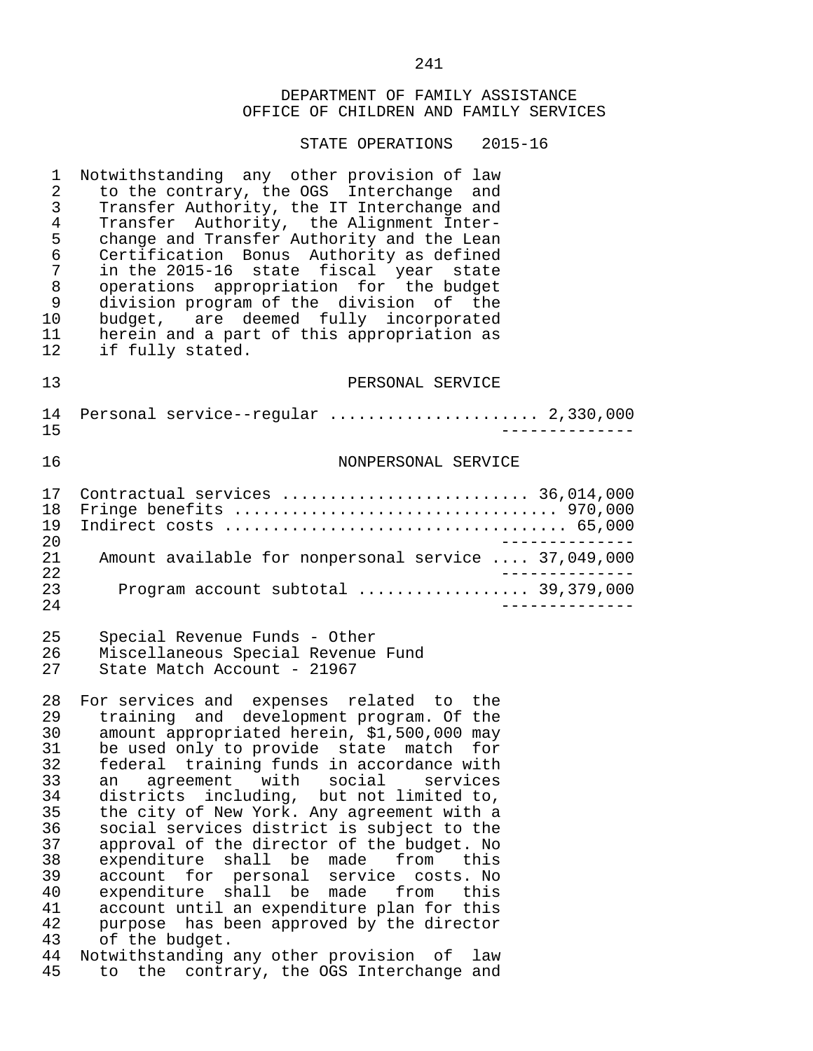DEPARTMENT OF FAMILY ASSISTANCE
OFFICE OF CHILDREN AND FAMILY SERVICES

STATE OPERATIONS 2015-16

Notwithstanding any other provision of law to the contrary, the OGS Interchange and Transfer Authority, the IT Interchange and Transfer Authority, the Alignment Interchange and Transfer Authority and the Lean Certification Bonus Authority as defined in the 2015-16 state fiscal year state operations appropriation for the budget division program of the division of the budget, are deemed fully incorporated herein and a part of this appropriation as if fully stated.

PERSONAL SERVICE

| | |
|---|---|
| Personal service--regular | 2,330,000 |

NONPERSONAL SERVICE

| | |
|---|---|
| Contractual services | 36,014,000 |
| Fringe benefits | 970,000 |
| Indirect costs | 65,000 |
| Amount available for nonpersonal service | 37,049,000 |
| Program account subtotal | 39,379,000 |

Special Revenue Funds - Other
Miscellaneous Special Revenue Fund
State Match Account - 21967

For services and expenses related to the training and development program. Of the amount appropriated herein, $1,500,000 may be used only to provide state match for federal training funds in accordance with an agreement with social services districts including, but not limited to, the city of New York. Any agreement with a social services district is subject to the approval of the director of the budget. No expenditure shall be made from this account for personal service costs. No expenditure shall be made from this account until an expenditure plan for this purpose has been approved by the director of the budget.

Notwithstanding any other provision of law to the contrary, the OGS Interchange and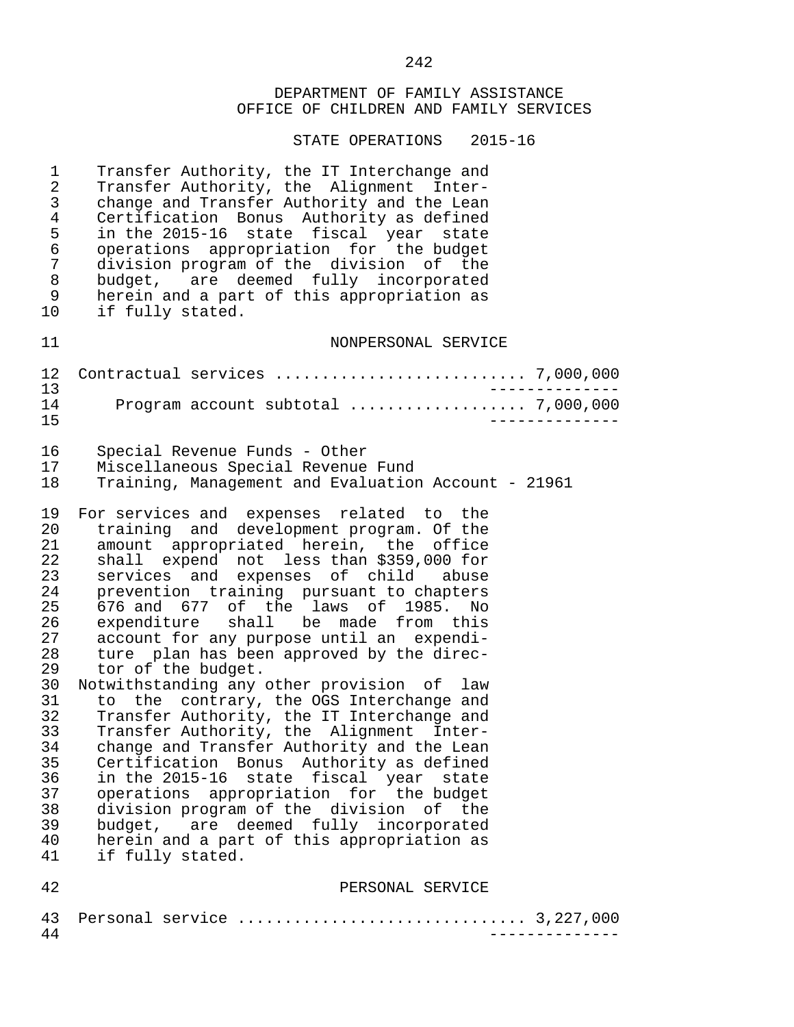DEPARTMENT OF FAMILY ASSISTANCE
OFFICE OF CHILDREN AND FAMILY SERVICES

STATE OPERATIONS 2015-16

Transfer Authority, the IT Interchange and Transfer Authority, the Alignment Interchange and Transfer Authority and the Lean Certification Bonus Authority as defined in the 2015-16 state fiscal year state operations appropriation for the budget division program of the division of the budget, are deemed fully incorporated herein and a part of this appropriation as if fully stated.

NONPERSONAL SERVICE

Contractual services .......................... 7,000,000
--------------
Program account subtotal .................. 7,000,000
--------------

Special Revenue Funds - Other
Miscellaneous Special Revenue Fund
Training, Management and Evaluation Account - 21961

For services and expenses related to the training and development program. Of the amount appropriated herein, the office shall expend not less than $359,000 for services and expenses of child abuse prevention training pursuant to chapters 676 and 677 of the laws of 1985. No expenditure shall be made from this account for any purpose until an expenditure plan has been approved by the director of the budget.

Notwithstanding any other provision of law to the contrary, the OGS Interchange and Transfer Authority, the IT Interchange and Transfer Authority, the Alignment Interchange and Transfer Authority and the Lean Certification Bonus Authority as defined in the 2015-16 state fiscal year state operations appropriation for the budget division program of the division of the budget, are deemed fully incorporated herein and a part of this appropriation as if fully stated.

PERSONAL SERVICE

Personal service .............................. 3,227,000
--------------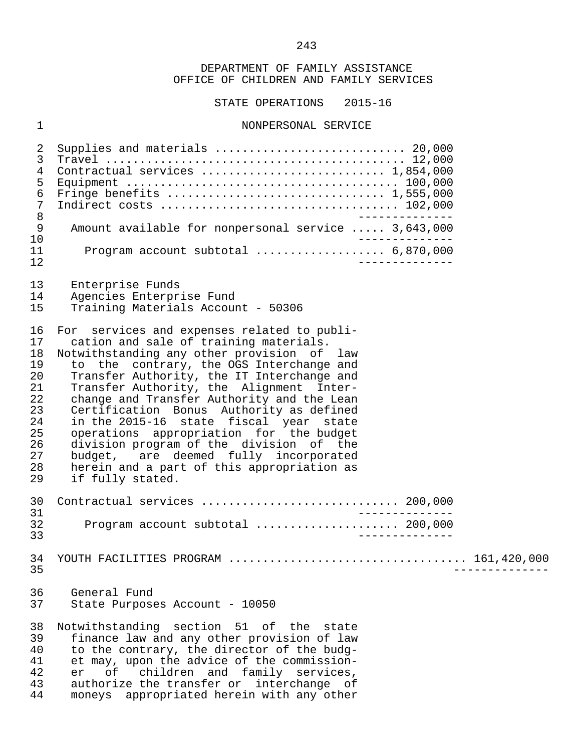DEPARTMENT OF FAMILY ASSISTANCE
OFFICE OF CHILDREN AND FAMILY SERVICES

STATE OPERATIONS 2015-16

NONPERSONAL SERVICE

Supplies and materials ........................... 20,000
Travel ........................................... 12,000
Contractual services .......................... 1,854,000
Equipment ....................................... 100,000
Fringe benefits ............................... 1,555,000
Indirect costs .................................. 102,000
--------------
Amount available for nonpersonal service ..... 3,643,000
--------------
Program account subtotal .................. 6,870,000
--------------

Enterprise Funds
Agencies Enterprise Fund
Training Materials Account - 50306

For services and expenses related to publication and sale of training materials.
Notwithstanding any other provision of law to the contrary, the OGS Interchange and Transfer Authority, the IT Interchange and Transfer Authority, the Alignment Interchange and Transfer Authority and the Lean Certification Bonus Authority as defined in the 2015-16 state fiscal year state operations appropriation for the budget division program of the division of the budget, are deemed fully incorporated herein and a part of this appropriation as if fully stated.

Contractual services ............................ 200,000
--------------
Program account subtotal .................... 200,000
--------------

YOUTH FACILITIES PROGRAM ................................. 161,420,000
--------------

General Fund
State Purposes Account - 10050

Notwithstanding section 51 of the state finance law and any other provision of law to the contrary, the director of the budget may, upon the advice of the commissioner of children and family services, authorize the transfer or interchange of moneys appropriated herein with any other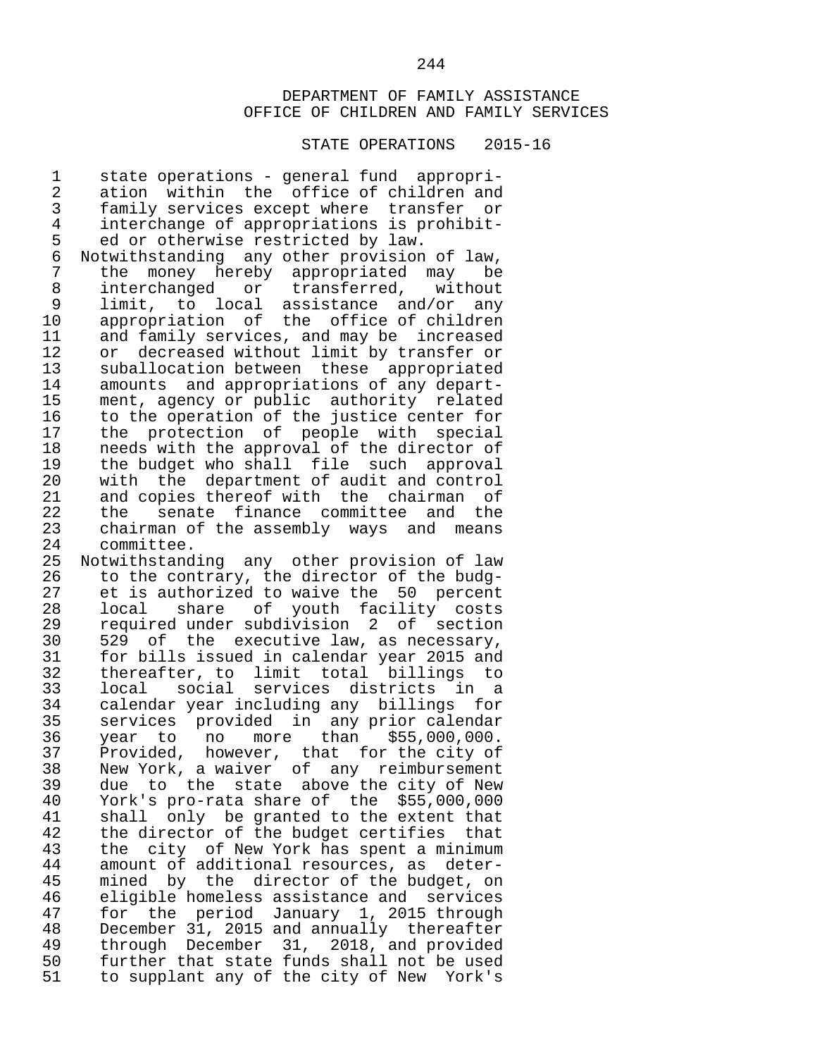DEPARTMENT OF FAMILY ASSISTANCE
OFFICE OF CHILDREN AND FAMILY SERVICES

STATE OPERATIONS 2015-16

state operations - general fund appropriation within the office of children and family services except where transfer or interchange of appropriations is prohibited or otherwise restricted by law.

Notwithstanding any other provision of law, the money hereby appropriated may be interchanged or transferred, without limit, to local assistance and/or any appropriation of the office of children and family services, and may be increased or decreased without limit by transfer or suballocation between these appropriated amounts and appropriations of any department, agency or public authority related to the operation of the justice center for the protection of people with special needs with the approval of the director of the budget who shall file such approval with the department of audit and control and copies thereof with the chairman of the senate finance committee and the chairman of the assembly ways and means committee.

Notwithstanding any other provision of law to the contrary, the director of the budget is authorized to waive the 50 percent local share of youth facility costs required under subdivision 2 of section 529 of the executive law, as necessary, for bills issued in calendar year 2015 and thereafter, to limit total billings to local social services districts in a calendar year including any billings for services provided in any prior calendar year to no more than $55,000,000. Provided, however, that for the city of New York, a waiver of any reimbursement due to the state above the city of New York's pro-rata share of the $55,000,000 shall only be granted to the extent that the director of the budget certifies that the city of New York has spent a minimum amount of additional resources, as determined by the director of the budget, on eligible homeless assistance and services for the period January 1, 2015 through December 31, 2015 and annually thereafter through December 31, 2018, and provided further that state funds shall not be used to supplant any of the city of New York's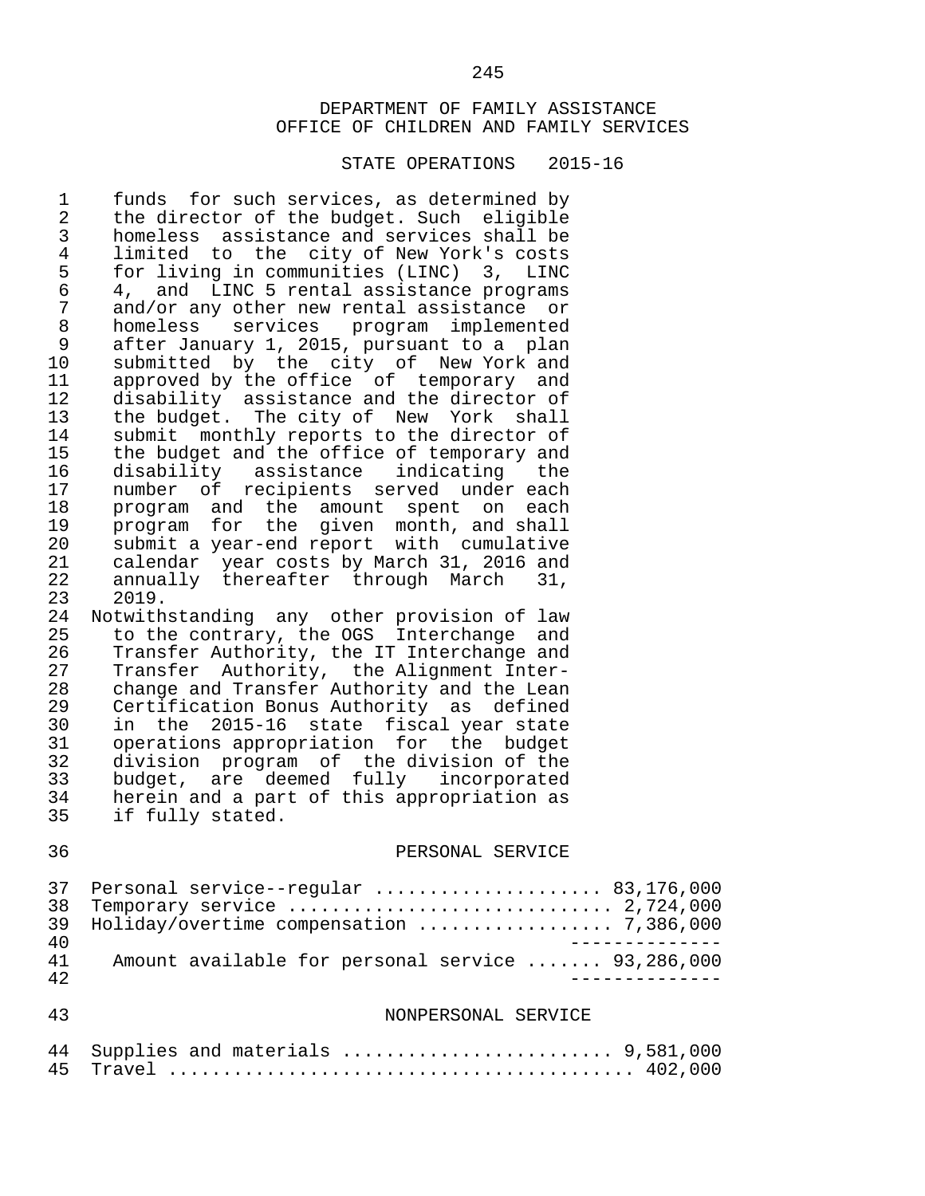DEPARTMENT OF FAMILY ASSISTANCE
OFFICE OF CHILDREN AND FAMILY SERVICES

STATE OPERATIONS 2015-16

funds for such services, as determined by the director of the budget. Such eligible homeless assistance and services shall be limited to the city of New York's costs for living in communities (LINC) 3, LINC 4, and LINC 5 rental assistance programs and/or any other new rental assistance or homeless services program implemented after January 1, 2015, pursuant to a plan submitted by the city of New York and approved by the office of temporary and disability assistance and the director of the budget. The city of New York shall submit monthly reports to the director of the budget and the office of temporary and disability assistance indicating the number of recipients served under each program and the amount spent on each program for the given month, and shall submit a year-end report with cumulative calendar year costs by March 31, 2016 and annually thereafter through March 31, 2019.

Notwithstanding any other provision of law to the contrary, the OGS Interchange and Transfer Authority, the IT Interchange and Transfer Authority, the Alignment Interchange and Transfer Authority and the Lean Certification Bonus Authority as defined in the 2015-16 state fiscal year state operations appropriation for the budget division program of the division of the budget, are deemed fully incorporated herein and a part of this appropriation as if fully stated.

PERSONAL SERVICE

| | |
|---|---|
| Personal service--regular | 83,176,000 |
| Temporary service | 2,724,000 |
| Holiday/overtime compensation | 7,386,000 |
| Amount available for personal service | 93,286,000 |

NONPERSONAL SERVICE

| | |
|---|---|
| Supplies and materials | 9,581,000 |
| Travel | 402,000 |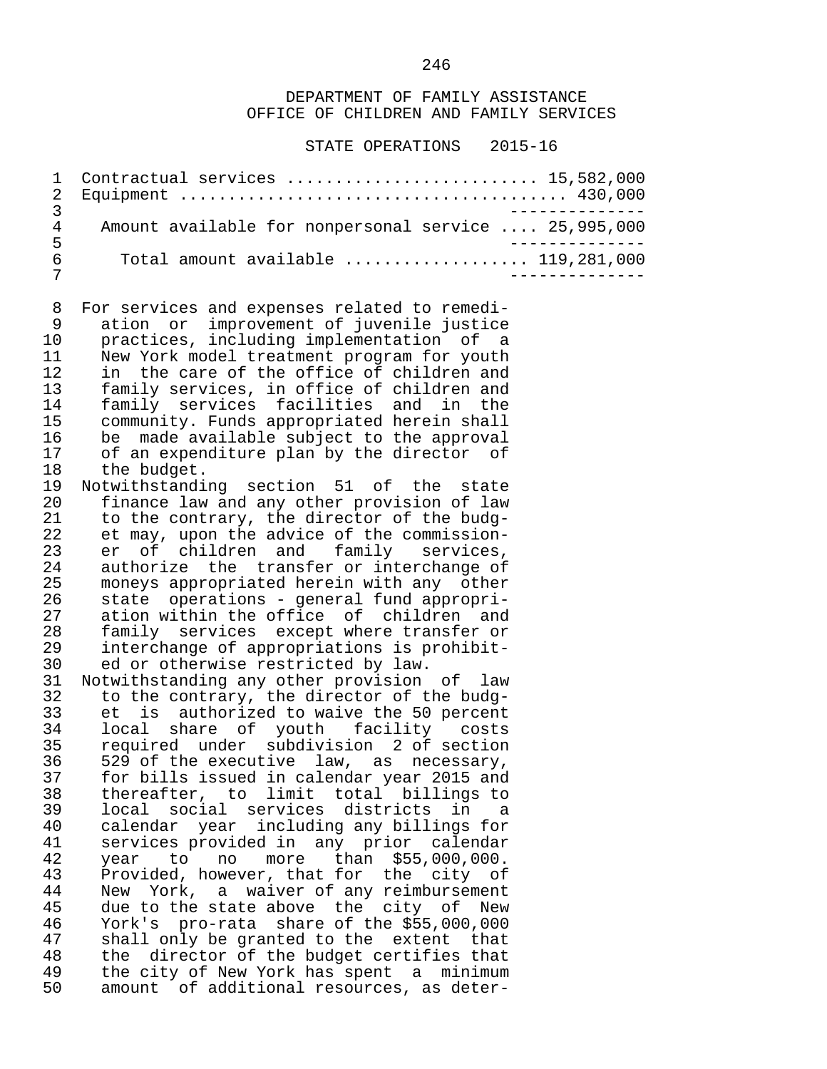DEPARTMENT OF FAMILY ASSISTANCE
OFFICE OF CHILDREN AND FAMILY SERVICES

STATE OPERATIONS 2015-16

| | |
|---|---|
| Contractual services | 15,582,000 |
| Equipment | 430,000 |
| Amount available for nonpersonal service | 25,995,000 |
| Total amount available | 119,281,000 |

For services and expenses related to remediation or improvement of juvenile justice practices, including implementation of a New York model treatment program for youth in the care of the office of children and family services, in office of children and family services facilities and in the community. Funds appropriated herein shall be made available subject to the approval of an expenditure plan by the director of the budget.

Notwithstanding section 51 of the state finance law and any other provision of law to the contrary, the director of the budget may, upon the advice of the commissioner of children and family services, authorize the transfer or interchange of moneys appropriated herein with any other state operations - general fund appropriation within the office of children and family services except where transfer or interchange of appropriations is prohibited or otherwise restricted by law.

Notwithstanding any other provision of law to the contrary, the director of the budget is authorized to waive the 50 percent local share of youth facility costs required under subdivision 2 of section 529 of the executive law, as necessary, for bills issued in calendar year 2015 and thereafter, to limit total billings to local social services districts in a calendar year including any billings for services provided in any prior calendar year to no more than $55,000,000. Provided, however, that for the city of New York, a waiver of any reimbursement due to the state above the city of New York's pro-rata share of the $55,000,000 shall only be granted to the extent that the director of the budget certifies that the city of New York has spent a minimum amount of additional resources, as deter-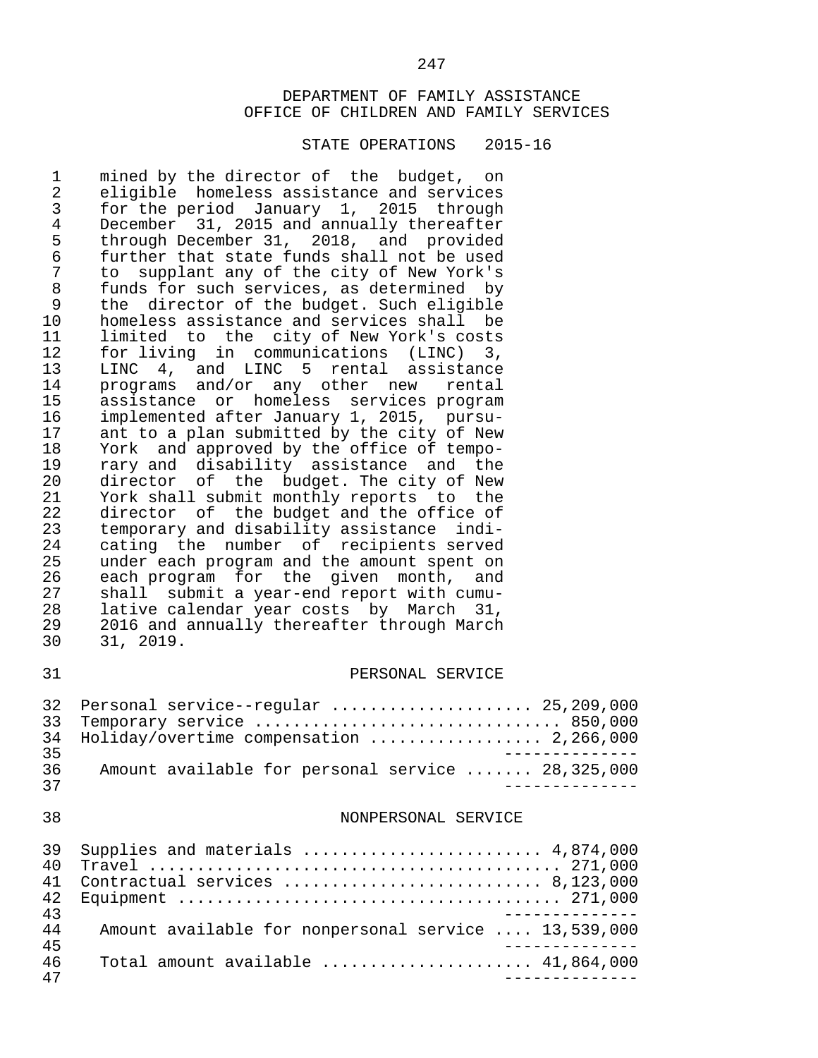DEPARTMENT OF FAMILY ASSISTANCE
OFFICE OF CHILDREN AND FAMILY SERVICES

STATE OPERATIONS 2015-16

mined by the director of the budget, on eligible homeless assistance and services for the period January 1, 2015 through December 31, 2015 and annually thereafter through December 31, 2018, and provided further that state funds shall not be used to supplant any of the city of New York's funds for such services, as determined by the director of the budget. Such eligible homeless assistance and services shall be limited to the city of New York's costs for living in communications (LINC) 3, LINC 4, and LINC 5 rental assistance programs and/or any other new rental assistance or homeless services program implemented after January 1, 2015, pursuant to a plan submitted by the city of New York and approved by the office of temporary and disability assistance and the director of the budget. The city of New York shall submit monthly reports to the director of the budget and the office of temporary and disability assistance indicating the number of recipients served under each program and the amount spent on each program for the given month, and shall submit a year-end report with cumulative calendar year costs by March 31, 2016 and annually thereafter through March 31, 2019.

## PERSONAL SERVICE

| Item | Amount |
|---|---|
| Personal service--regular | 25,209,000 |
| Temporary service | 850,000 |
| Holiday/overtime compensation | 2,266,000 |
| Amount available for personal service | 28,325,000 |

## NONPERSONAL SERVICE

| Item | Amount |
|---|---|
| Supplies and materials | 4,874,000 |
| Travel | 271,000 |
| Contractual services | 8,123,000 |
| Equipment | 271,000 |
| Amount available for nonpersonal service | 13,539,000 |
| Total amount available | 41,864,000 |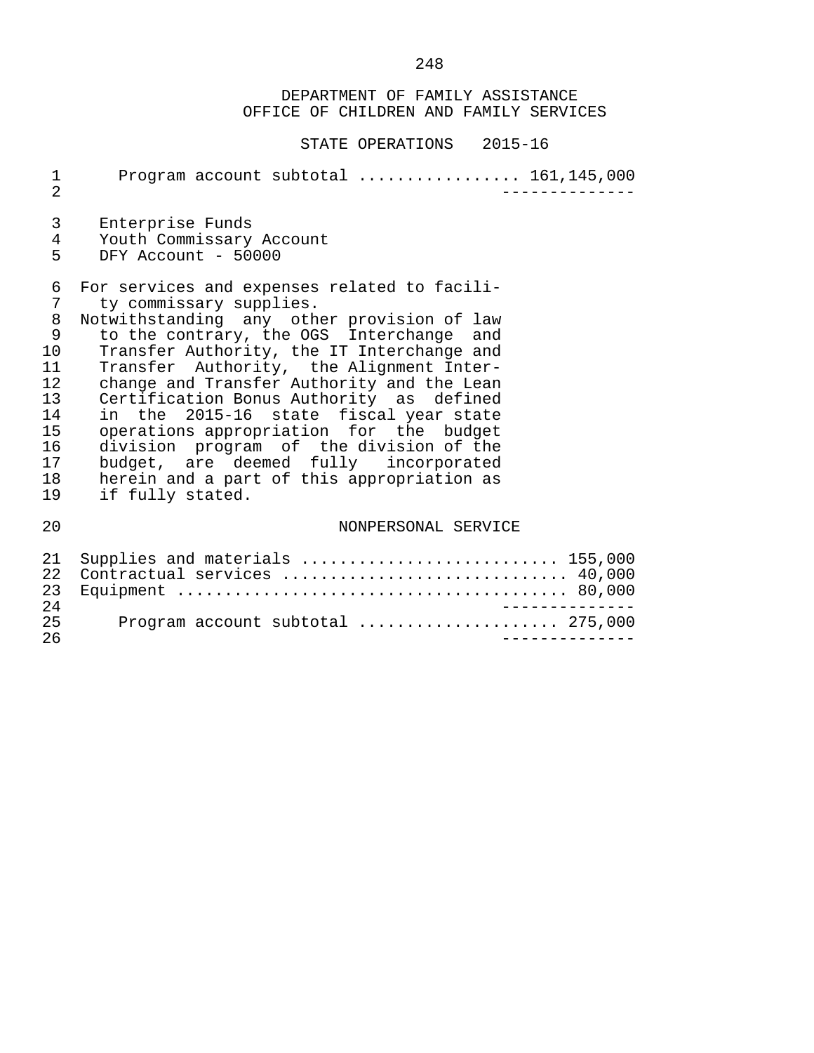DEPARTMENT OF FAMILY ASSISTANCE
OFFICE OF CHILDREN AND FAMILY SERVICES

STATE OPERATIONS 2015-16

Program account subtotal ................. 161,145,000

---

Enterprise Funds
Youth Commissary Account
DFY Account - 50000

For services and expenses related to facility commissary supplies.

Notwithstanding any other provision of law to the contrary, the OGS Interchange and Transfer Authority, the IT Interchange and Transfer Authority, the Alignment Interchange and Transfer Authority and the Lean Certification Bonus Authority as defined in the 2015-16 state fiscal year state operations appropriation for the budget division program of the division of the budget, are deemed fully incorporated herein and a part of this appropriation as if fully stated.

NONPERSONAL SERVICE

| Item | Amount |
|---|---|
| Supplies and materials | 155,000 |
| Contractual services | 40,000 |
| Equipment | 80,000 |
| Program account subtotal | 275,000 |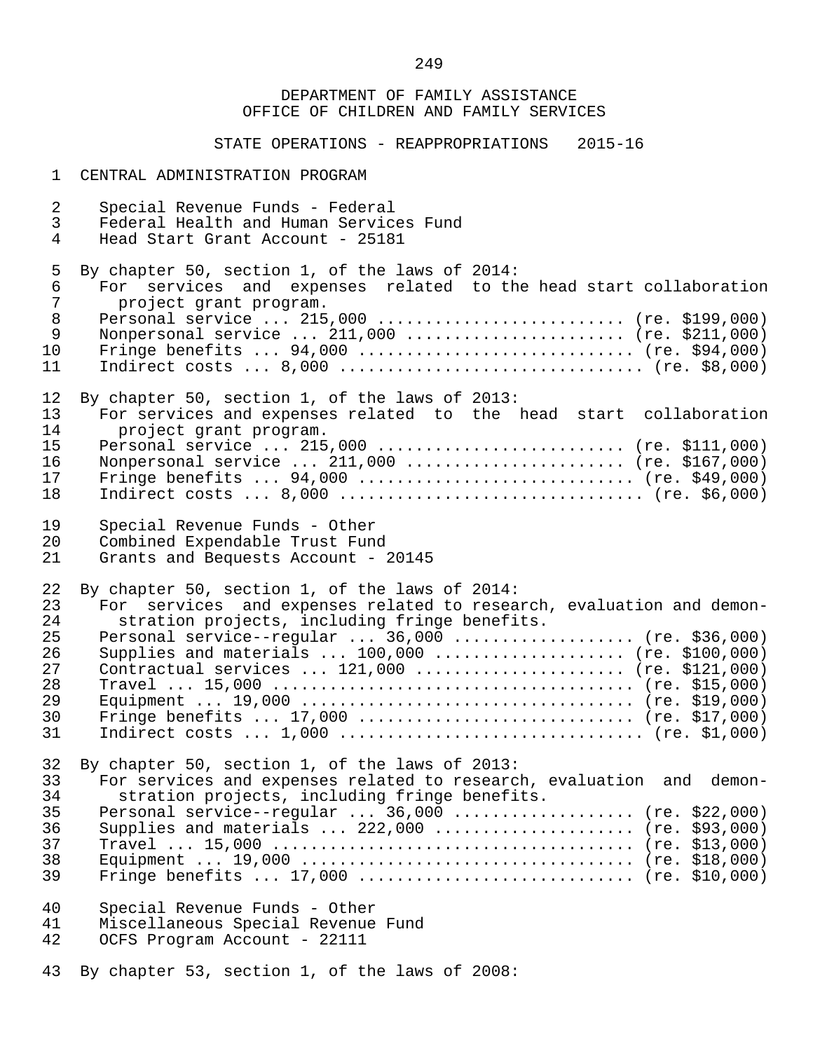DEPARTMENT OF FAMILY ASSISTANCE
OFFICE OF CHILDREN AND FAMILY SERVICES

STATE OPERATIONS - REAPPROPRIATIONS 2015-16

CENTRAL ADMINISTRATION PROGRAM

Special Revenue Funds - Federal
Federal Health and Human Services Fund
Head Start Grant Account - 25181

By chapter 50, section 1, of the laws of 2014:
For services and expenses related to the head start collaboration project grant program.
Personal service ... 215,000 .......................... (re. $199,000)
Nonpersonal service ... 211,000 ....................... (re. $211,000)
Fringe benefits ... 94,000 ............................ (re. $94,000)
Indirect costs ... 8,000 .............................. (re. $8,000)

By chapter 50, section 1, of the laws of 2013:
For services and expenses related to the head start collaboration project grant program.
Personal service ... 215,000 .......................... (re. $111,000)
Nonpersonal service ... 211,000 ....................... (re. $167,000)
Fringe benefits ... 94,000 ............................ (re. $49,000)
Indirect costs ... 8,000 .............................. (re. $6,000)

Special Revenue Funds - Other
Combined Expendable Trust Fund
Grants and Bequests Account - 20145

By chapter 50, section 1, of the laws of 2014:
For services and expenses related to research, evaluation and demonstration projects, including fringe benefits.
Personal service--regular ... 36,000 .................. (re. $36,000)
Supplies and materials ... 100,000 .................... (re. $100,000)
Contractual services ... 121,000 ...................... (re. $121,000)
Travel ... 15,000 ..................................... (re. $15,000)
Equipment ... 19,000 .................................. (re. $19,000)
Fringe benefits ... 17,000 ............................ (re. $17,000)
Indirect costs ... 1,000 .............................. (re. $1,000)

By chapter 50, section 1, of the laws of 2013:
For services and expenses related to research, evaluation and demonstration projects, including fringe benefits.
Personal service--regular ... 36,000 .................. (re. $22,000)
Supplies and materials ... 222,000 .................... (re. $93,000)
Travel ... 15,000 ..................................... (re. $13,000)
Equipment ... 19,000 .................................. (re. $18,000)
Fringe benefits ... 17,000 ............................ (re. $10,000)

Special Revenue Funds - Other
Miscellaneous Special Revenue Fund
OCFS Program Account - 22111

By chapter 53, section 1, of the laws of 2008: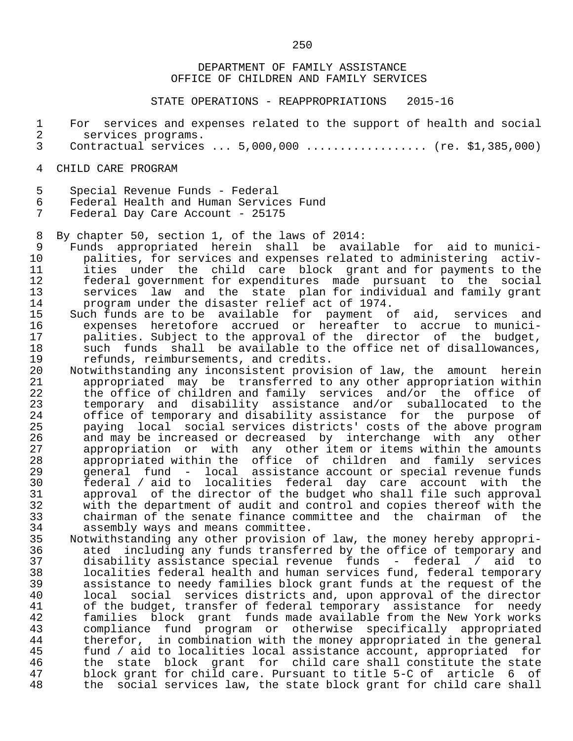DEPARTMENT OF FAMILY ASSISTANCE
OFFICE OF CHILDREN AND FAMILY SERVICES

STATE OPERATIONS - REAPPROPRIATIONS 2015-16

For services and expenses related to the support of health and social services programs.
Contractual services ... 5,000,000 ................. (re. $1,385,000)

CHILD CARE PROGRAM

Special Revenue Funds - Federal
Federal Health and Human Services Fund
Federal Day Care Account - 25175

By chapter 50, section 1, of the laws of 2014:

Funds appropriated herein shall be available for aid to municipalities, for services and expenses related to administering activities under the child care block grant and for payments to the federal government for expenditures made pursuant to the social services law and the state plan for individual and family grant program under the disaster relief act of 1974.

Such funds are to be available for payment of aid, services and expenses heretofore accrued or hereafter to accrue to municipalities. Subject to the approval of the director of the budget, such funds shall be available to the office net of disallowances, refunds, reimbursements, and credits.

Notwithstanding any inconsistent provision of law, the amount herein appropriated may be transferred to any other appropriation within the office of children and family services and/or the office of temporary and disability assistance and/or suballocated to the office of temporary and disability assistance for the purpose of paying local social services districts' costs of the above program and may be increased or decreased by interchange with any other appropriation or with any other item or items within the amounts appropriated within the office of children and family services general fund - local assistance account or special revenue funds federal / aid to localities federal day care account with the approval of the director of the budget who shall file such approval with the department of audit and control and copies thereof with the chairman of the senate finance committee and the chairman of the assembly ways and means committee.

Notwithstanding any other provision of law, the money hereby appropriated including any funds transferred by the office of temporary and disability assistance special revenue funds - federal / aid to localities federal health and human services fund, federal temporary assistance to needy families block grant funds at the request of the local social services districts and, upon approval of the director of the budget, transfer of federal temporary assistance for needy families block grant funds made available from the New York works compliance fund program or otherwise specifically appropriated therefor, in combination with the money appropriated in the general fund / aid to localities local assistance account, appropriated for the state block grant for child care shall constitute the state block grant for child care. Pursuant to title 5-C of article 6 of the social services law, the state block grant for child care shall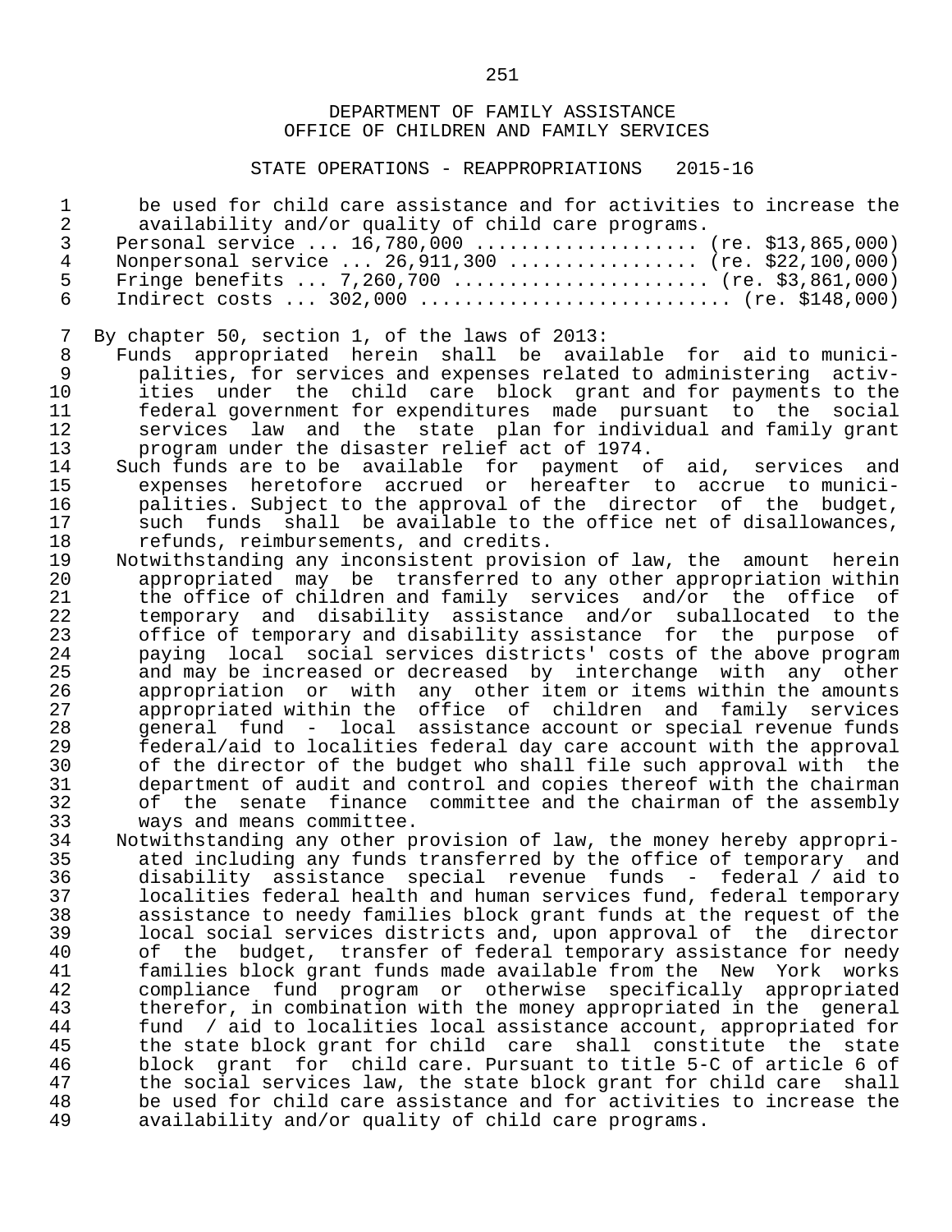DEPARTMENT OF FAMILY ASSISTANCE
OFFICE OF CHILDREN AND FAMILY SERVICES

STATE OPERATIONS - REAPPROPRIATIONS 2015-16

be used for child care assistance and for activities to increase the availability and/or quality of child care programs.

Personal service ... 16,780,000 .................... (re. $13,865,000)
Nonpersonal service ... 26,911,300 ................ (re. $22,100,000)
Fringe benefits ... 7,260,700 ...................... (re. $3,861,000)
Indirect costs ... 302,000 .......................... (re. $148,000)

By chapter 50, section 1, of the laws of 2013:

Funds appropriated herein shall be available for aid to municipalities, for services and expenses related to administering activities under the child care block grant and for payments to the federal government for expenditures made pursuant to the social services law and the state plan for individual and family grant program under the disaster relief act of 1974.

Such funds are to be available for payment of aid, services and expenses heretofore accrued or hereafter to accrue to municipalities. Subject to the approval of the director of the budget, such funds shall be available to the office net of disallowances, refunds, reimbursements, and credits.

Notwithstanding any inconsistent provision of law, the amount herein appropriated may be transferred to any other appropriation within the office of children and family services and/or the office of temporary and disability assistance and/or suballocated to the office of temporary and disability assistance for the purpose of paying local social services districts' costs of the above program and may be increased or decreased by interchange with any other appropriation or with any other item or items within the amounts appropriated within the office of children and family services general fund - local assistance account or special revenue funds federal/aid to localities federal day care account with the approval of the director of the budget who shall file such approval with the department of audit and control and copies thereof with the chairman of the senate finance committee and the chairman of the assembly ways and means committee.

Notwithstanding any other provision of law, the money hereby appropriated including any funds transferred by the office of temporary and disability assistance special revenue funds - federal / aid to localities federal health and human services fund, federal temporary assistance to needy families block grant funds at the request of the local social services districts and, upon approval of the director of the budget, transfer of federal temporary assistance for needy families block grant funds made available from the New York works compliance fund program or otherwise specifically appropriated therefor, in combination with the money appropriated in the general fund / aid to localities local assistance account, appropriated for the state block grant for child care shall constitute the state block grant for child care. Pursuant to title 5-C of article 6 of the social services law, the state block grant for child care shall be used for child care assistance and for activities to increase the availability and/or quality of child care programs.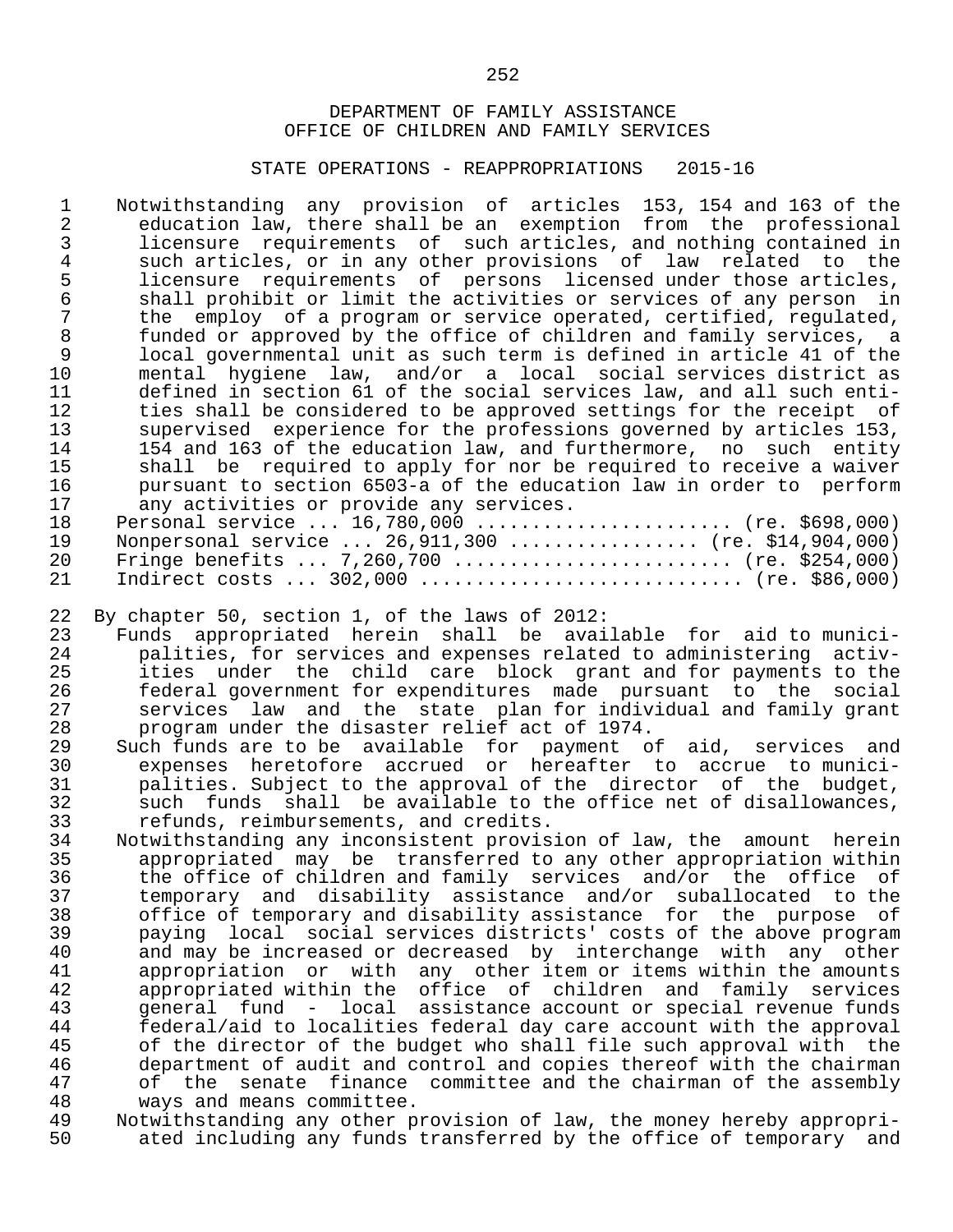DEPARTMENT OF FAMILY ASSISTANCE
OFFICE OF CHILDREN AND FAMILY SERVICES

STATE OPERATIONS - REAPPROPRIATIONS 2015-16

Notwithstanding any provision of articles 153, 154 and 163 of the education law, there shall be an exemption from the professional licensure requirements of such articles, and nothing contained in such articles, or in any other provisions of law related to the licensure requirements of persons licensed under those articles, shall prohibit or limit the activities or services of any person in the employ of a program or service operated, certified, regulated, funded or approved by the office of children and family services, a local governmental unit as such term is defined in article 41 of the mental hygiene law, and/or a local social services district as defined in section 61 of the social services law, and all such entities shall be considered to be approved settings for the receipt of supervised experience for the professions governed by articles 153, 154 and 163 of the education law, and furthermore, no such entity shall be required to apply for nor be required to receive a waiver pursuant to section 6503-a of the education law in order to perform any activities or provide any services.

Personal service ... 16,780,000 ...................... (re. $698,000)
Nonpersonal service ... 26,911,300 ................ (re. $14,904,000)
Fringe benefits ... 7,260,700 ........................ (re. $254,000)
Indirect costs ... 302,000 ............................ (re. $86,000)

By chapter 50, section 1, of the laws of 2012:

Funds appropriated herein shall be available for aid to municipalities, for services and expenses related to administering activities under the child care block grant and for payments to the federal government for expenditures made pursuant to the social services law and the state plan for individual and family grant program under the disaster relief act of 1974.

Such funds are to be available for payment of aid, services and expenses heretofore accrued or hereafter to accrue to municipalities. Subject to the approval of the director of the budget, such funds shall be available to the office net of disallowances, refunds, reimbursements, and credits.

Notwithstanding any inconsistent provision of law, the amount herein appropriated may be transferred to any other appropriation within the office of children and family services and/or the office of temporary and disability assistance and/or suballocated to the office of temporary and disability assistance for the purpose of paying local social services districts' costs of the above program and may be increased or decreased by interchange with any other appropriation or with any other item or items within the amounts appropriated within the office of children and family services general fund - local assistance account or special revenue funds federal/aid to localities federal day care account with the approval of the director of the budget who shall file such approval with the department of audit and control and copies thereof with the chairman of the senate finance committee and the chairman of the assembly ways and means committee.

Notwithstanding any other provision of law, the money hereby appropriated including any funds transferred by the office of temporary and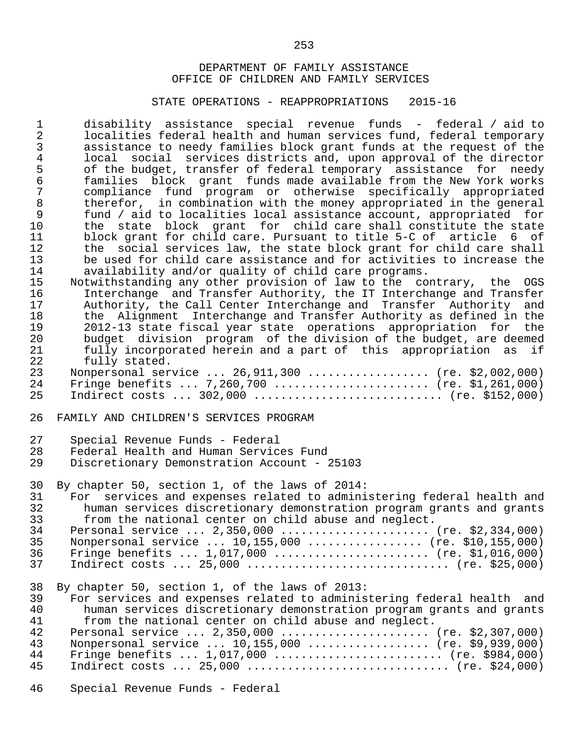DEPARTMENT OF FAMILY ASSISTANCE
OFFICE OF CHILDREN AND FAMILY SERVICES

STATE OPERATIONS - REAPPROPRIATIONS 2015-16

disability assistance special revenue funds - federal / aid to localities federal health and human services fund, federal temporary assistance to needy families block grant funds at the request of the local social services districts and, upon approval of the director of the budget, transfer of federal temporary assistance for needy families block grant funds made available from the New York works compliance fund program or otherwise specifically appropriated therefor, in combination with the money appropriated in the general fund / aid to localities local assistance account, appropriated for the state block grant for child care shall constitute the state block grant for child care. Pursuant to title 5-C of article 6 of the social services law, the state block grant for child care shall be used for child care assistance and for activities to increase the availability and/or quality of child care programs.

Notwithstanding any other provision of law to the contrary, the OGS Interchange and Transfer Authority, the IT Interchange and Transfer Authority, the Call Center Interchange and Transfer Authority and the Alignment Interchange and Transfer Authority as defined in the 2012-13 state fiscal year state operations appropriation for the budget division program of the division of the budget, are deemed fully incorporated herein and a part of this appropriation as if fully stated.

Nonpersonal service ... 26,911,300 ................. (re. $2,002,000)
Fringe benefits ... 7,260,700 ...................... (re. $1,261,000)
Indirect costs ... 302,000 .......................... (re. $152,000)

FAMILY AND CHILDREN'S SERVICES PROGRAM

Special Revenue Funds - Federal
Federal Health and Human Services Fund
Discretionary Demonstration Account - 25103

By chapter 50, section 1, of the laws of 2014:

For services and expenses related to administering federal health and human services discretionary demonstration program grants and grants from the national center on child abuse and neglect.

Personal service ... 2,350,000 ..................... (re. $2,334,000)
Nonpersonal service ... 10,155,000 ................ (re. $10,155,000)
Fringe benefits ... 1,017,000 ...................... (re. $1,016,000)
Indirect costs ... 25,000 ............................ (re. $25,000)

By chapter 50, section 1, of the laws of 2013:

For services and expenses related to administering federal health and human services discretionary demonstration program grants and grants from the national center on child abuse and neglect.

Personal service ... 2,350,000 ..................... (re. $2,307,000)
Nonpersonal service ... 10,155,000 ................. (re. $9,939,000)
Fringe benefits ... 1,017,000 ........................ (re. $984,000)
Indirect costs ... 25,000 ............................ (re. $24,000)

Special Revenue Funds - Federal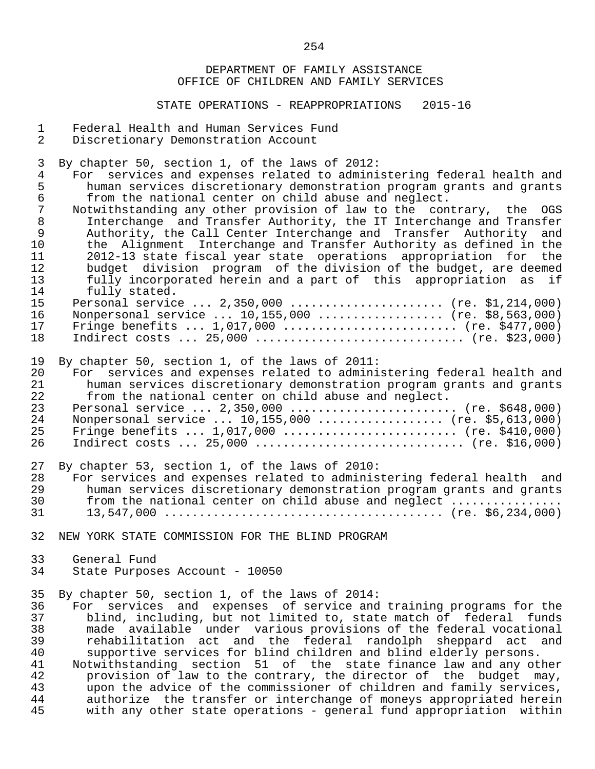DEPARTMENT OF FAMILY ASSISTANCE
OFFICE OF CHILDREN AND FAMILY SERVICES

STATE OPERATIONS - REAPPROPRIATIONS 2015-16

Federal Health and Human Services Fund
Discretionary Demonstration Account

By chapter 50, section 1, of the laws of 2012:

For services and expenses related to administering federal health and human services discretionary demonstration program grants and grants from the national center on child abuse and neglect.

Notwithstanding any other provision of law to the contrary, the OGS Interchange and Transfer Authority, the IT Interchange and Transfer Authority, the Call Center Interchange and Transfer Authority and the Alignment Interchange and Transfer Authority as defined in the 2012-13 state fiscal year state operations appropriation for the budget division program of the division of the budget, are deemed fully incorporated herein and a part of this appropriation as if fully stated.

Personal service ... 2,350,000 ...................... (re. $1,214,000)
Nonpersonal service ... 10,155,000 .................. (re. $8,563,000)
Fringe benefits ... 1,017,000 ......................... (re. $477,000)
Indirect costs ... 25,000 .............................. (re. $23,000)

By chapter 50, section 1, of the laws of 2011:

For services and expenses related to administering federal health and human services discretionary demonstration program grants and grants from the national center on child abuse and neglect.

Personal service ... 2,350,000 ........................ (re. $648,000)
Nonpersonal service ... 10,155,000 .................. (re. $5,613,000)
Fringe benefits ... 1,017,000 ......................... (re. $410,000)
Indirect costs ... 25,000 .............................. (re. $16,000)

By chapter 53, section 1, of the laws of 2010:

For services and expenses related to administering federal health and human services discretionary demonstration program grants and grants from the national center on child abuse and neglect ................ 13,547,000 ....................................... (re. $6,234,000)

NEW YORK STATE COMMISSION FOR THE BLIND PROGRAM

General Fund
State Purposes Account - 10050

By chapter 50, section 1, of the laws of 2014:

For services and expenses of service and training programs for the blind, including, but not limited to, state match of federal funds made available under various provisions of the federal vocational rehabilitation act and the federal randolph sheppard act and supportive services for blind children and blind elderly persons.

Notwithstanding section 51 of the state finance law and any other provision of law to the contrary, the director of the budget may, upon the advice of the commissioner of children and family services, authorize the transfer or interchange of moneys appropriated herein with any other state operations - general fund appropriation within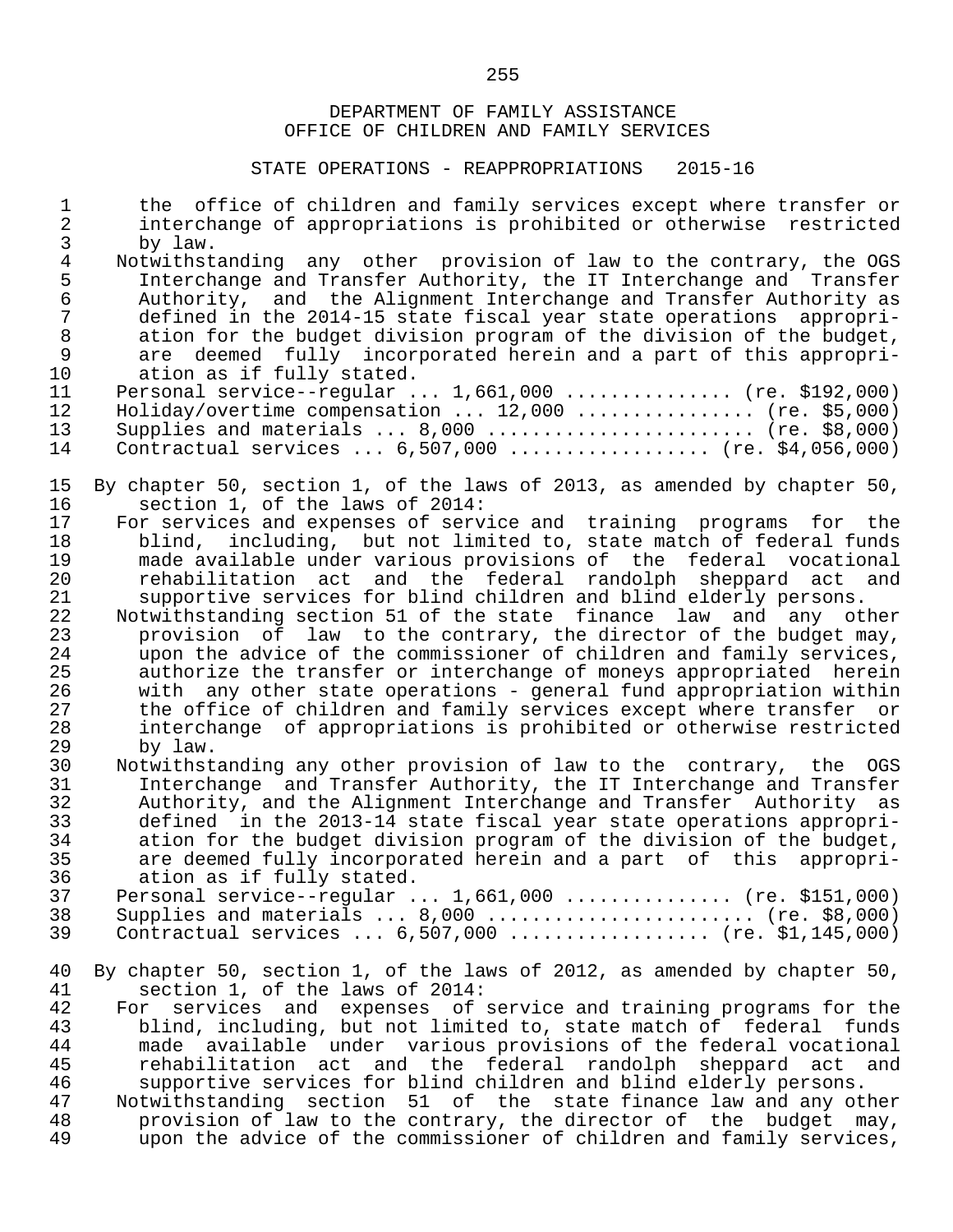DEPARTMENT OF FAMILY ASSISTANCE
OFFICE OF CHILDREN AND FAMILY SERVICES

STATE OPERATIONS - REAPPROPRIATIONS 2015-16

the office of children and family services except where transfer or interchange of appropriations is prohibited or otherwise restricted by law.

Notwithstanding any other provision of law to the contrary, the OGS Interchange and Transfer Authority, the IT Interchange and Transfer Authority, and the Alignment Interchange and Transfer Authority as defined in the 2014-15 state fiscal year state operations appropriation for the budget division program of the division of the budget, are deemed fully incorporated herein and a part of this appropriation as if fully stated.

Personal service--regular ... 1,661,000 .............. (re. $192,000)
Holiday/overtime compensation ... 12,000 ............... (re. $5,000)
Supplies and materials ... 8,000 ....................... (re. $8,000)
Contractual services ... 6,507,000 ................. (re. $4,056,000)

By chapter 50, section 1, of the laws of 2013, as amended by chapter 50, section 1, of the laws of 2014:

For services and expenses of service and training programs for the blind, including, but not limited to, state match of federal funds made available under various provisions of the federal vocational rehabilitation act and the federal randolph sheppard act and supportive services for blind children and blind elderly persons.

Notwithstanding section 51 of the state finance law and any other provision of law to the contrary, the director of the budget may, upon the advice of the commissioner of children and family services, authorize the transfer or interchange of moneys appropriated herein with any other state operations - general fund appropriation within the office of children and family services except where transfer or interchange of appropriations is prohibited or otherwise restricted by law.

Notwithstanding any other provision of law to the contrary, the OGS Interchange and Transfer Authority, the IT Interchange and Transfer Authority, and the Alignment Interchange and Transfer Authority as defined in the 2013-14 state fiscal year state operations appropriation for the budget division program of the division of the budget, are deemed fully incorporated herein and a part of this appropriation as if fully stated.

Personal service--regular ... 1,661,000 .............. (re. $151,000)
Supplies and materials ... 8,000 ....................... (re. $8,000)
Contractual services ... 6,507,000 ................. (re. $1,145,000)

By chapter 50, section 1, of the laws of 2012, as amended by chapter 50, section 1, of the laws of 2014:

For services and expenses of service and training programs for the blind, including, but not limited to, state match of federal funds made available under various provisions of the federal vocational rehabilitation act and the federal randolph sheppard act and supportive services for blind children and blind elderly persons.

Notwithstanding section 51 of the state finance law and any other provision of law to the contrary, the director of the budget may, upon the advice of the commissioner of children and family services,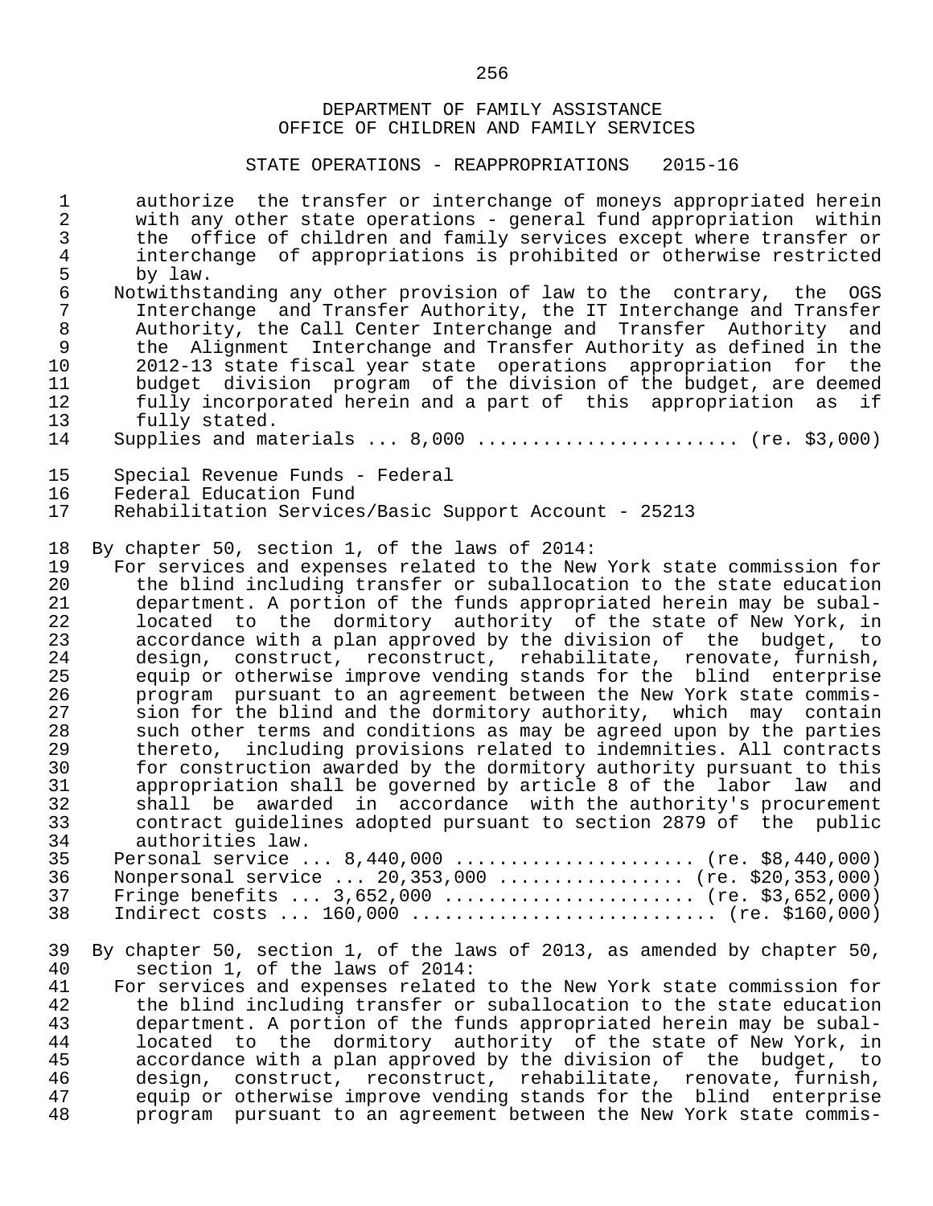DEPARTMENT OF FAMILY ASSISTANCE
OFFICE OF CHILDREN AND FAMILY SERVICES

STATE OPERATIONS - REAPPROPRIATIONS 2015-16

authorize the transfer or interchange of moneys appropriated herein with any other state operations - general fund appropriation within the office of children and family services except where transfer or interchange of appropriations is prohibited or otherwise restricted by law.

Notwithstanding any other provision of law to the contrary, the OGS Interchange and Transfer Authority, the IT Interchange and Transfer Authority, the Call Center Interchange and Transfer Authority and the Alignment Interchange and Transfer Authority as defined in the 2012-13 state fiscal year state operations appropriation for the budget division program of the division of the budget, are deemed fully incorporated herein and a part of this appropriation as if fully stated.

Supplies and materials ... 8,000 ....................... (re. $3,000)

Special Revenue Funds - Federal
Federal Education Fund
Rehabilitation Services/Basic Support Account - 25213

By chapter 50, section 1, of the laws of 2014:

For services and expenses related to the New York state commission for the blind including transfer or suballocation to the state education department. A portion of the funds appropriated herein may be suballocated to the dormitory authority of the state of New York, in accordance with a plan approved by the division of the budget, to design, construct, reconstruct, rehabilitate, renovate, furnish, equip or otherwise improve vending stands for the blind enterprise program pursuant to an agreement between the New York state commission for the blind and the dormitory authority, which may contain such other terms and conditions as may be agreed upon by the parties thereto, including provisions related to indemnities. All contracts for construction awarded by the dormitory authority pursuant to this appropriation shall be governed by article 8 of the labor law and shall be awarded in accordance with the authority's procurement contract guidelines adopted pursuant to section 2879 of the public authorities law.

Personal service ... 8,440,000 ..................... (re. $8,440,000)
Nonpersonal service ... 20,353,000 ................ (re. $20,353,000)
Fringe benefits ... 3,652,000 ...................... (re. $3,652,000)
Indirect costs ... 160,000 .......................... (re. $160,000)

By chapter 50, section 1, of the laws of 2013, as amended by chapter 50, section 1, of the laws of 2014:

For services and expenses related to the New York state commission for the blind including transfer or suballocation to the state education department. A portion of the funds appropriated herein may be suballocated to the dormitory authority of the state of New York, in accordance with a plan approved by the division of the budget, to design, construct, reconstruct, rehabilitate, renovate, furnish, equip or otherwise improve vending stands for the blind enterprise program pursuant to an agreement between the New York state commis-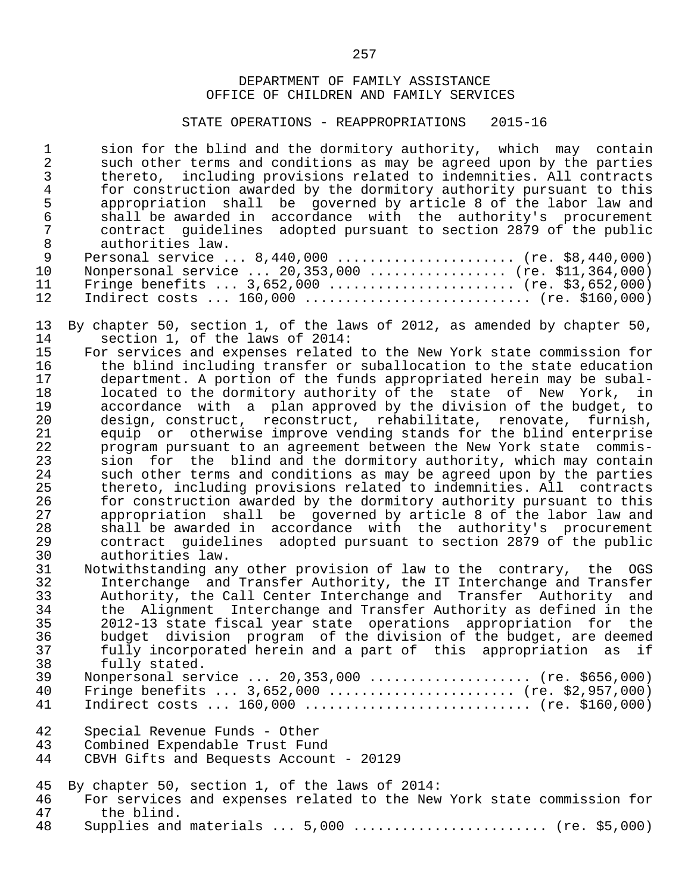DEPARTMENT OF FAMILY ASSISTANCE
OFFICE OF CHILDREN AND FAMILY SERVICES

STATE OPERATIONS - REAPPROPRIATIONS 2015-16

sion for the blind and the dormitory authority, which may contain such other terms and conditions as may be agreed upon by the parties thereto, including provisions related to indemnities. All contracts for construction awarded by the dormitory authority pursuant to this appropriation shall be governed by article 8 of the labor law and shall be awarded in accordance with the authority's procurement contract guidelines adopted pursuant to section 2879 of the public authorities law.

Personal service ... 8,440,000 ..................... (re. $8,440,000)
Nonpersonal service ... 20,353,000 ................ (re. $11,364,000)
Fringe benefits ... 3,652,000 ...................... (re. $3,652,000)
Indirect costs ... 160,000 .......................... (re. $160,000)

By chapter 50, section 1, of the laws of 2012, as amended by chapter 50, section 1, of the laws of 2014:

For services and expenses related to the New York state commission for the blind including transfer or suballocation to the state education department. A portion of the funds appropriated herein may be suballocated to the dormitory authority of the state of New York, in accordance with a plan approved by the division of the budget, to design, construct, reconstruct, rehabilitate, renovate, furnish, equip or otherwise improve vending stands for the blind enterprise program pursuant to an agreement between the New York state commission for the blind and the dormitory authority, which may contain such other terms and conditions as may be agreed upon by the parties thereto, including provisions related to indemnities. All contracts for construction awarded by the dormitory authority pursuant to this appropriation shall be governed by article 8 of the labor law and shall be awarded in accordance with the authority's procurement contract guidelines adopted pursuant to section 2879 of the public authorities law.

Notwithstanding any other provision of law to the contrary, the OGS Interchange and Transfer Authority, the IT Interchange and Transfer Authority, the Call Center Interchange and Transfer Authority and the Alignment Interchange and Transfer Authority as defined in the 2012-13 state fiscal year state operations appropriation for the budget division program of the division of the budget, are deemed fully incorporated herein and a part of this appropriation as if fully stated.

Nonpersonal service ... 20,353,000 ................... (re. $656,000)
Fringe benefits ... 3,652,000 ...................... (re. $2,957,000)
Indirect costs ... 160,000 .......................... (re. $160,000)

Special Revenue Funds - Other
Combined Expendable Trust Fund
CBVH Gifts and Bequests Account - 20129

By chapter 50, section 1, of the laws of 2014:

For services and expenses related to the New York state commission for the blind.

Supplies and materials ... 5,000 ....................... (re. $5,000)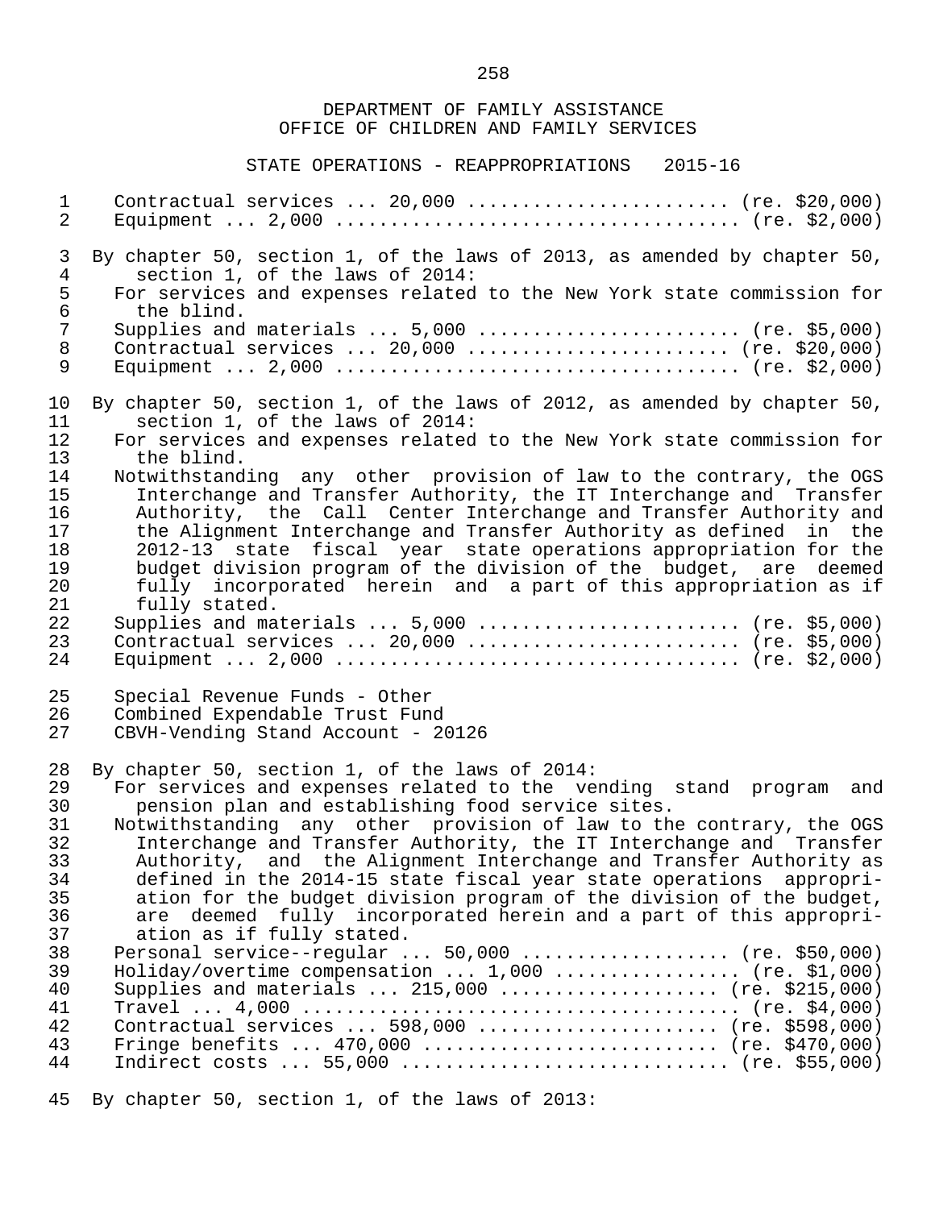DEPARTMENT OF FAMILY ASSISTANCE
OFFICE OF CHILDREN AND FAMILY SERVICES

STATE OPERATIONS - REAPPROPRIATIONS 2015-16

Contractual services ... 20,000 ....................... (re. $20,000)
Equipment ... 2,000 ................................... (re. $2,000)

By chapter 50, section 1, of the laws of 2013, as amended by chapter 50, section 1, of the laws of 2014:

For services and expenses related to the New York state commission for the blind.

Supplies and materials ... 5,000 ....................... (re. $5,000)
Contractual services ... 20,000 ....................... (re. $20,000)
Equipment ... 2,000 ................................... (re. $2,000)

By chapter 50, section 1, of the laws of 2012, as amended by chapter 50, section 1, of the laws of 2014:

For services and expenses related to the New York state commission for the blind.

Notwithstanding any other provision of law to the contrary, the OGS Interchange and Transfer Authority, the IT Interchange and Transfer Authority, the Call Center Interchange and Transfer Authority and the Alignment Interchange and Transfer Authority as defined in the 2012-13 state fiscal year state operations appropriation for the budget division program of the division of the budget, are deemed fully incorporated herein and a part of this appropriation as if fully stated.

Supplies and materials ... 5,000 ....................... (re. $5,000)
Contractual services ... 20,000 ....................... (re. $5,000)
Equipment ... 2,000 ................................... (re. $2,000)

Special Revenue Funds - Other
Combined Expendable Trust Fund
CBVH-Vending Stand Account - 20126

By chapter 50, section 1, of the laws of 2014:

For services and expenses related to the vending stand program and pension plan and establishing food service sites.

Notwithstanding any other provision of law to the contrary, the OGS Interchange and Transfer Authority, the IT Interchange and Transfer Authority, and the Alignment Interchange and Transfer Authority as defined in the 2014-15 state fiscal year state operations appropriation for the budget division program of the division of the budget, are deemed fully incorporated herein and a part of this appropriation as if fully stated.

Personal service--regular ... 50,000 .................. (re. $50,000)
Holiday/overtime compensation ... 1,000 ................ (re. $1,000)
Supplies and materials ... 215,000 .................... (re. $215,000)
Travel ... 4,000 ...................................... (re. $4,000)
Contractual services ... 598,000 ...................... (re. $598,000)
Fringe benefits ... 470,000 ........................... (re. $470,000)
Indirect costs ... 55,000 ............................. (re. $55,000)

By chapter 50, section 1, of the laws of 2013: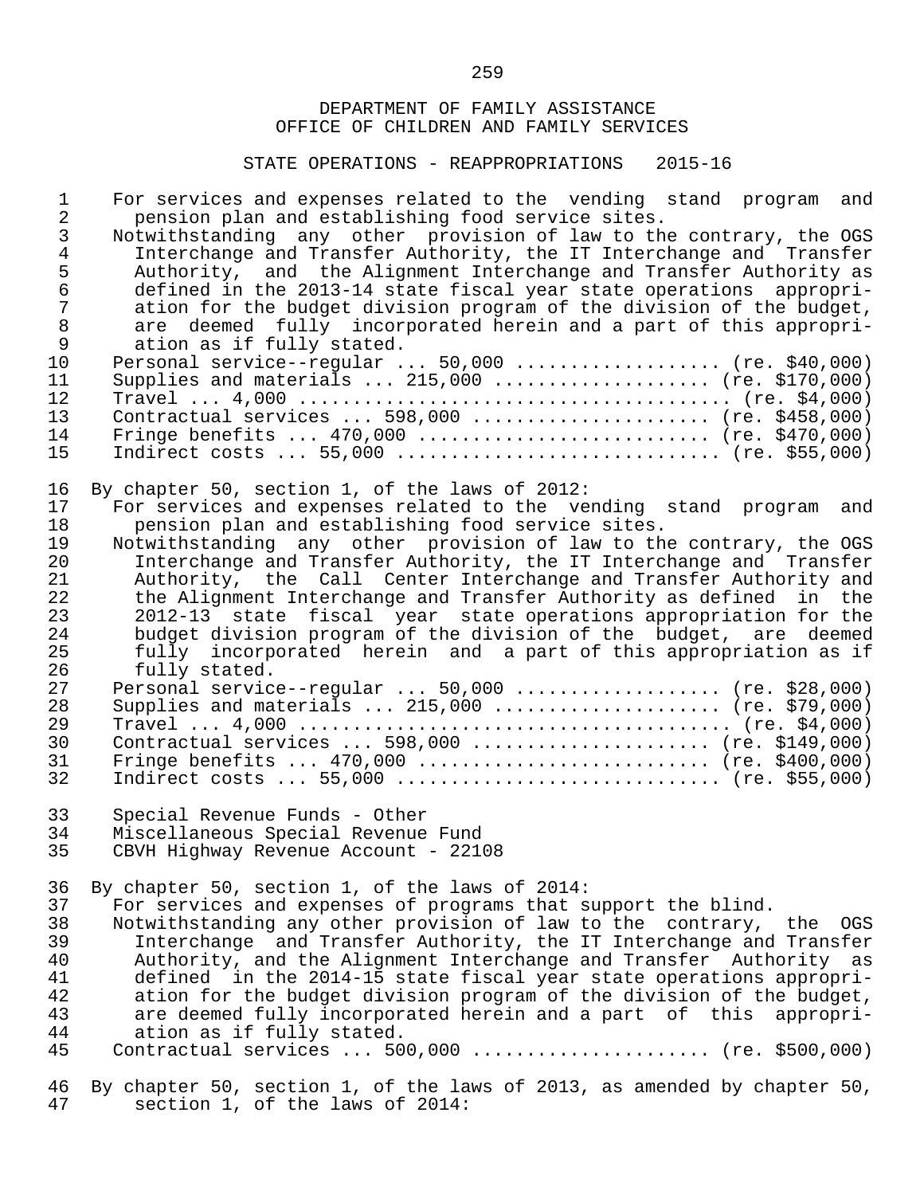DEPARTMENT OF FAMILY ASSISTANCE
OFFICE OF CHILDREN AND FAMILY SERVICES

STATE OPERATIONS - REAPPROPRIATIONS 2015-16

For services and expenses related to the vending stand program and pension plan and establishing food service sites.

Notwithstanding any other provision of law to the contrary, the OGS Interchange and Transfer Authority, the IT Interchange and Transfer Authority, and the Alignment Interchange and Transfer Authority as defined in the 2013-14 state fiscal year state operations appropriation for the budget division program of the division of the budget, are deemed fully incorporated herein and a part of this appropriation as if fully stated.

Personal service--regular ... 50,000 .................. (re. $40,000)
Supplies and materials ... 215,000 ................... (re. $170,000)
Travel ... 4,000 ...................................... (re. $4,000)
Contractual services ... 598,000 ..................... (re. $458,000)
Fringe benefits ... 470,000 .......................... (re. $470,000)
Indirect costs ... 55,000 ............................. (re. $55,000)

By chapter 50, section 1, of the laws of 2012:

For services and expenses related to the vending stand program and pension plan and establishing food service sites.

Notwithstanding any other provision of law to the contrary, the OGS Interchange and Transfer Authority, the IT Interchange and Transfer Authority, the Call Center Interchange and Transfer Authority and the Alignment Interchange and Transfer Authority as defined in the 2012-13 state fiscal year state operations appropriation for the budget division program of the division of the budget, are deemed fully incorporated herein and a part of this appropriation as if fully stated.

Personal service--regular ... 50,000 .................. (re. $28,000)
Supplies and materials ... 215,000 .................... (re. $79,000)
Travel ... 4,000 ....................................... (re. $4,000)
Contractual services ... 598,000 ..................... (re. $149,000)
Fringe benefits ... 470,000 .......................... (re. $400,000)
Indirect costs ... 55,000 ............................. (re. $55,000)

Special Revenue Funds - Other
Miscellaneous Special Revenue Fund
CBVH Highway Revenue Account - 22108

By chapter 50, section 1, of the laws of 2014:

For services and expenses of programs that support the blind.

Notwithstanding any other provision of law to the contrary, the OGS Interchange and Transfer Authority, the IT Interchange and Transfer Authority, and the Alignment Interchange and Transfer Authority as defined in the 2014-15 state fiscal year state operations appropriation for the budget division program of the division of the budget, are deemed fully incorporated herein and a part of this appropriation as if fully stated.

Contractual services ... 500,000 ..................... (re. $500,000)

By chapter 50, section 1, of the laws of 2013, as amended by chapter 50, section 1, of the laws of 2014: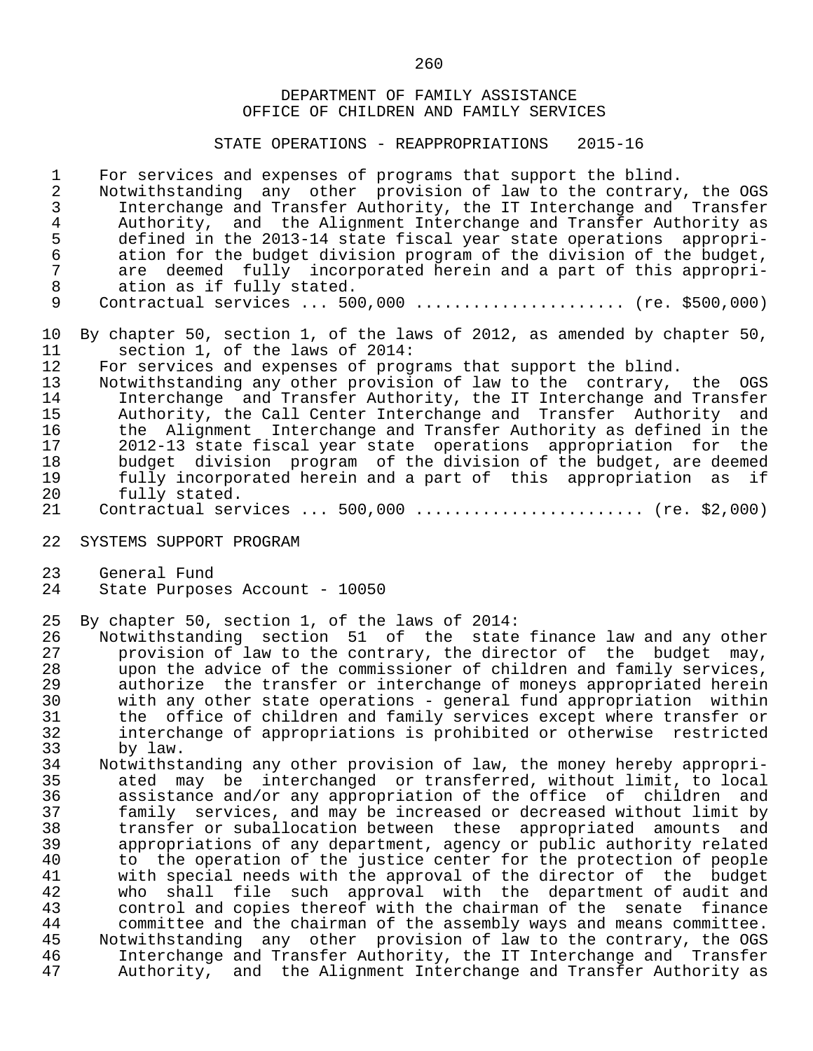DEPARTMENT OF FAMILY ASSISTANCE
OFFICE OF CHILDREN AND FAMILY SERVICES

STATE OPERATIONS - REAPPROPRIATIONS 2015-16

For services and expenses of programs that support the blind.
Notwithstanding any other provision of law to the contrary, the OGS Interchange and Transfer Authority, the IT Interchange and Transfer Authority, and the Alignment Interchange and Transfer Authority as defined in the 2013-14 state fiscal year state operations appropriation for the budget division program of the division of the budget, are deemed fully incorporated herein and a part of this appropriation as if fully stated.
Contractual services ... 500,000 ..................... (re. $500,000)

By chapter 50, section 1, of the laws of 2012, as amended by chapter 50, section 1, of the laws of 2014:
For services and expenses of programs that support the blind.
Notwithstanding any other provision of law to the contrary, the OGS Interchange and Transfer Authority, the IT Interchange and Transfer Authority, the Call Center Interchange and Transfer Authority and the Alignment Interchange and Transfer Authority as defined in the 2012-13 state fiscal year state operations appropriation for the budget division program of the division of the budget, are deemed fully incorporated herein and a part of this appropriation as if fully stated.
Contractual services ... 500,000 ....................... (re. $2,000)

SYSTEMS SUPPORT PROGRAM

General Fund
State Purposes Account - 10050

By chapter 50, section 1, of the laws of 2014:
Notwithstanding section 51 of the state finance law and any other provision of law to the contrary, the director of the budget may, upon the advice of the commissioner of children and family services, authorize the transfer or interchange of moneys appropriated herein with any other state operations - general fund appropriation within the office of children and family services except where transfer or interchange of appropriations is prohibited or otherwise restricted by law.
Notwithstanding any other provision of law, the money hereby appropriated may be interchanged or transferred, without limit, to local assistance and/or any appropriation of the office of children and family services, and may be increased or decreased without limit by transfer or suballocation between these appropriated amounts and appropriations of any department, agency or public authority related to the operation of the justice center for the protection of people with special needs with the approval of the director of the budget who shall file such approval with the department of audit and control and copies thereof with the chairman of the senate finance committee and the chairman of the assembly ways and means committee.
Notwithstanding any other provision of law to the contrary, the OGS Interchange and Transfer Authority, the IT Interchange and Transfer Authority, and the Alignment Interchange and Transfer Authority as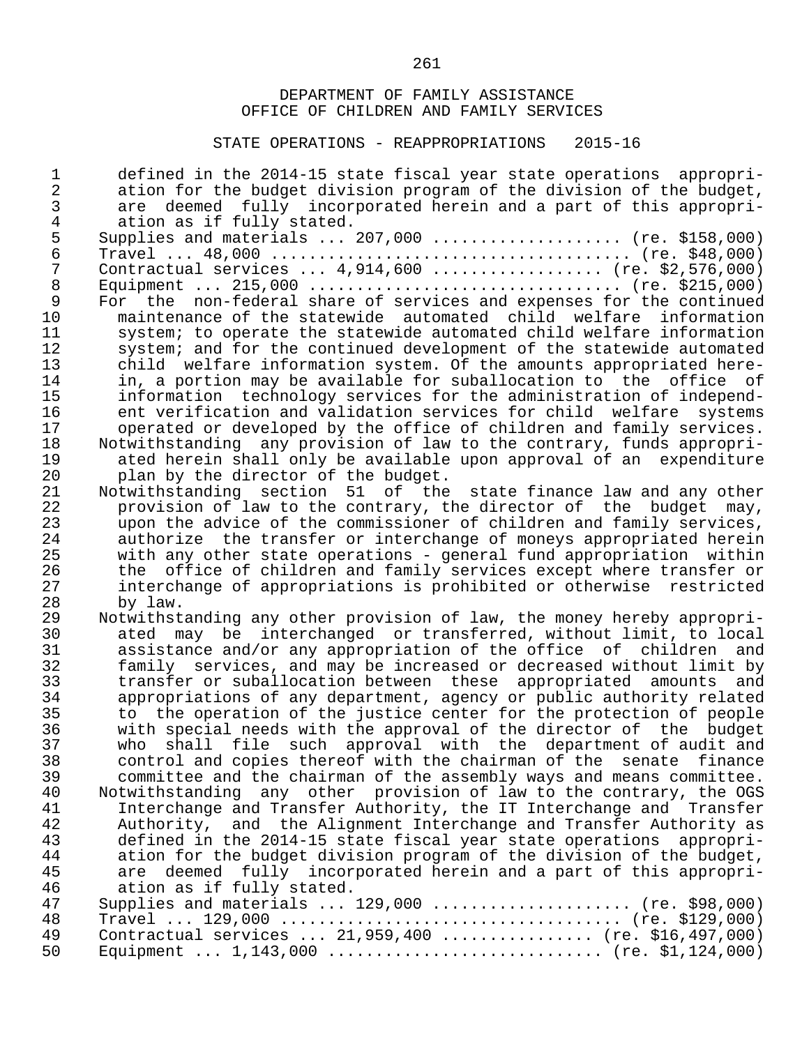DEPARTMENT OF FAMILY ASSISTANCE
OFFICE OF CHILDREN AND FAMILY SERVICES

STATE OPERATIONS - REAPPROPRIATIONS 2015-16

defined in the 2014-15 state fiscal year state operations appropriation for the budget division program of the division of the budget, are deemed fully incorporated herein and a part of this appropriation as if fully stated.

Supplies and materials ... 207,000 .................... (re. $158,000)
Travel ... 48,000 ..................................... (re. $48,000)
Contractual services ... 4,914,600 .................. (re. $2,576,000)
Equipment ... 215,000 ................................ (re. $215,000)

For the non-federal share of services and expenses for the continued maintenance of the statewide automated child welfare information system; to operate the statewide automated child welfare information system; and for the continued development of the statewide automated child welfare information system. Of the amounts appropriated herein, a portion may be available for suballocation to the office of information technology services for the administration of independent verification and validation services for child welfare systems operated or developed by the office of children and family services.

Notwithstanding any provision of law to the contrary, funds appropriated herein shall only be available upon approval of an expenditure plan by the director of the budget.

Notwithstanding section 51 of the state finance law and any other provision of law to the contrary, the director of the budget may, upon the advice of the commissioner of children and family services, authorize the transfer or interchange of moneys appropriated herein with any other state operations - general fund appropriation within the office of children and family services except where transfer or interchange of appropriations is prohibited or otherwise restricted by law.

Notwithstanding any other provision of law, the money hereby appropriated may be interchanged or transferred, without limit, to local assistance and/or any appropriation of the office of children and family services, and may be increased or decreased without limit by transfer or suballocation between these appropriated amounts and appropriations of any department, agency or public authority related to the operation of the justice center for the protection of people with special needs with the approval of the director of the budget who shall file such approval with the department of audit and control and copies thereof with the chairman of the senate finance committee and the chairman of the assembly ways and means committee.

Notwithstanding any other provision of law to the contrary, the OGS Interchange and Transfer Authority, the IT Interchange and Transfer Authority, and the Alignment Interchange and Transfer Authority as defined in the 2014-15 state fiscal year state operations appropriation for the budget division program of the division of the budget, are deemed fully incorporated herein and a part of this appropriation as if fully stated.

Supplies and materials ... 129,000 ..................... (re. $98,000)
Travel ... 129,000 .................................... (re. $129,000)
Contractual services ... 21,959,400 ................ (re. $16,497,000)
Equipment ... 1,143,000 ............................ (re. $1,124,000)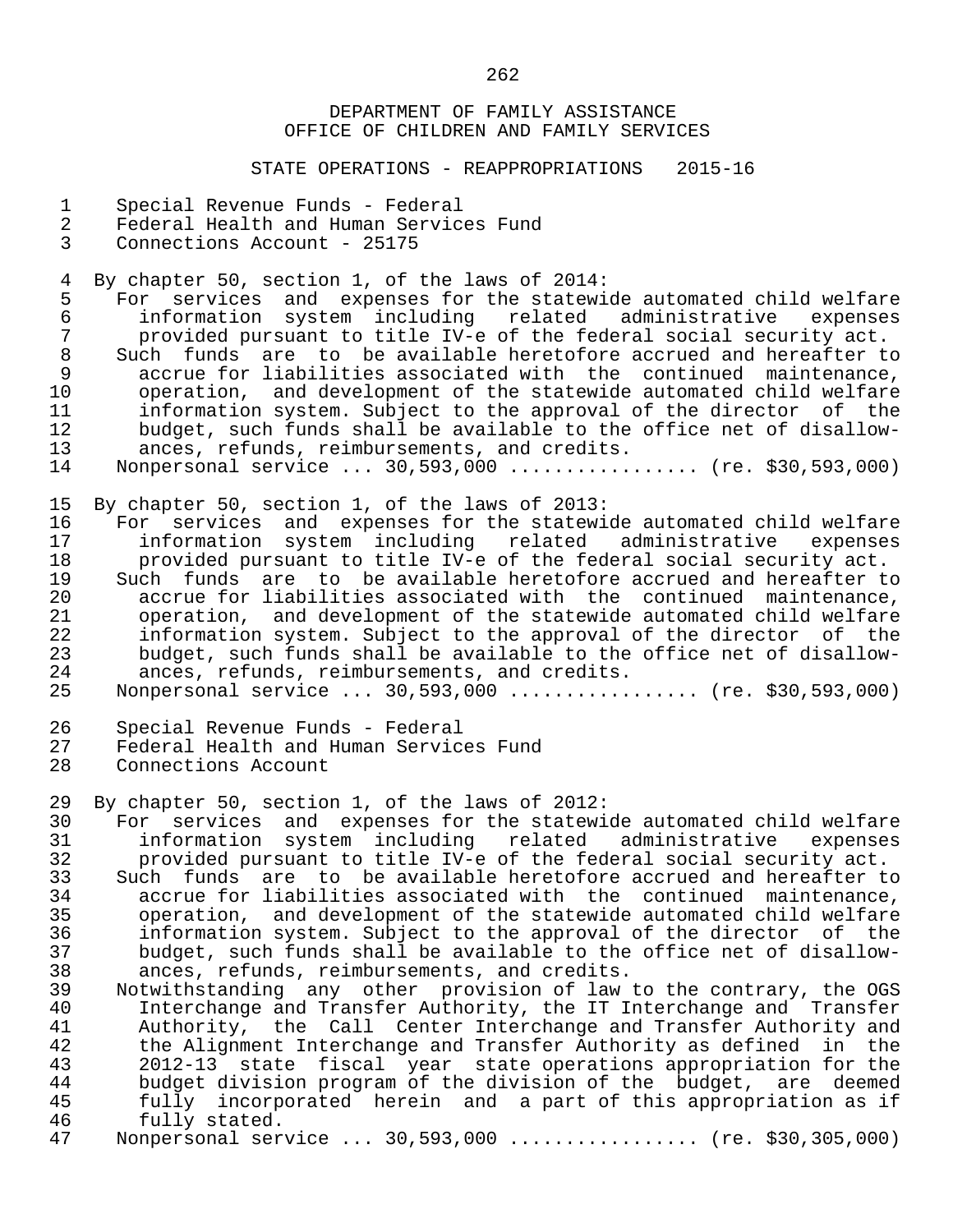DEPARTMENT OF FAMILY ASSISTANCE
OFFICE OF CHILDREN AND FAMILY SERVICES

STATE OPERATIONS - REAPPROPRIATIONS 2015-16

Special Revenue Funds - Federal
Federal Health and Human Services Fund
Connections Account - 25175

By chapter 50, section 1, of the laws of 2014:

For services and expenses for the statewide automated child welfare information system including related administrative expenses provided pursuant to title IV-e of the federal social security act.

Such funds are to be available heretofore accrued and hereafter to accrue for liabilities associated with the continued maintenance, operation, and development of the statewide automated child welfare information system. Subject to the approval of the director of the budget, such funds shall be available to the office net of disallowances, refunds, reimbursements, and credits.

Nonpersonal service ... 30,593,000 ................. (re. $30,593,000)

By chapter 50, section 1, of the laws of 2013:

For services and expenses for the statewide automated child welfare information system including related administrative expenses provided pursuant to title IV-e of the federal social security act.

Such funds are to be available heretofore accrued and hereafter to accrue for liabilities associated with the continued maintenance, operation, and development of the statewide automated child welfare information system. Subject to the approval of the director of the budget, such funds shall be available to the office net of disallowances, refunds, reimbursements, and credits.

Nonpersonal service ... 30,593,000 ................. (re. $30,593,000)

Special Revenue Funds - Federal
Federal Health and Human Services Fund
Connections Account

By chapter 50, section 1, of the laws of 2012:

For services and expenses for the statewide automated child welfare information system including related administrative expenses provided pursuant to title IV-e of the federal social security act.

Such funds are to be available heretofore accrued and hereafter to accrue for liabilities associated with the continued maintenance, operation, and development of the statewide automated child welfare information system. Subject to the approval of the director of the budget, such funds shall be available to the office net of disallowances, refunds, reimbursements, and credits.

Notwithstanding any other provision of law to the contrary, the OGS Interchange and Transfer Authority, the IT Interchange and Transfer Authority, the Call Center Interchange and Transfer Authority and the Alignment Interchange and Transfer Authority as defined in the 2012-13 state fiscal year state operations appropriation for the budget division program of the division of the budget, are deemed fully incorporated herein and a part of this appropriation as if fully stated.

Nonpersonal service ... 30,593,000 ................. (re. $30,305,000)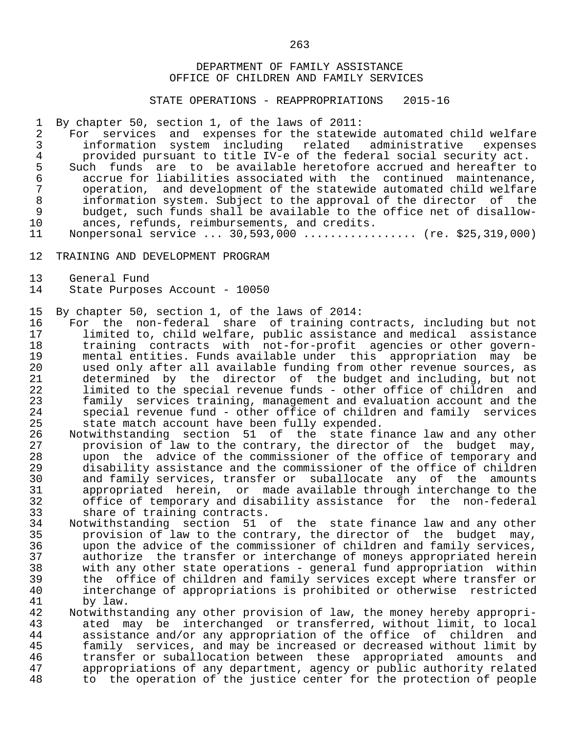DEPARTMENT OF FAMILY ASSISTANCE
OFFICE OF CHILDREN AND FAMILY SERVICES

STATE OPERATIONS - REAPPROPRIATIONS 2015-16

By chapter 50, section 1, of the laws of 2011:

For services and expenses for the statewide automated child welfare information system including related administrative expenses provided pursuant to title IV-e of the federal social security act.

Such funds are to be available heretofore accrued and hereafter to accrue for liabilities associated with the continued maintenance, operation, and development of the statewide automated child welfare information system. Subject to the approval of the director of the budget, such funds shall be available to the office net of disallowances, refunds, reimbursements, and credits.

Nonpersonal service ... 30,593,000 ................ (re. $25,319,000)

TRAINING AND DEVELOPMENT PROGRAM

General Fund
State Purposes Account - 10050

By chapter 50, section 1, of the laws of 2014:

For the non-federal share of training contracts, including but not limited to, child welfare, public assistance and medical assistance training contracts with not-for-profit agencies or other governmental entities. Funds available under this appropriation may be used only after all available funding from other revenue sources, as determined by the director of the budget and including, but not limited to the special revenue funds - other office of children and family services training, management and evaluation account and the special revenue fund - other office of children and family services state match account have been fully expended.

Notwithstanding section 51 of the state finance law and any other provision of law to the contrary, the director of the budget may, upon the advice of the commissioner of the office of temporary and disability assistance and the commissioner of the office of children and family services, transfer or suballocate any of the amounts appropriated herein, or made available through interchange to the office of temporary and disability assistance for the non-federal share of training contracts.

Notwithstanding section 51 of the state finance law and any other provision of law to the contrary, the director of the budget may, upon the advice of the commissioner of children and family services, authorize the transfer or interchange of moneys appropriated herein with any other state operations - general fund appropriation within the office of children and family services except where transfer or interchange of appropriations is prohibited or otherwise restricted by law.

Notwithstanding any other provision of law, the money hereby appropriated may be interchanged or transferred, without limit, to local assistance and/or any appropriation of the office of children and family services, and may be increased or decreased without limit by transfer or suballocation between these appropriated amounts and appropriations of any department, agency or public authority related to the operation of the justice center for the protection of people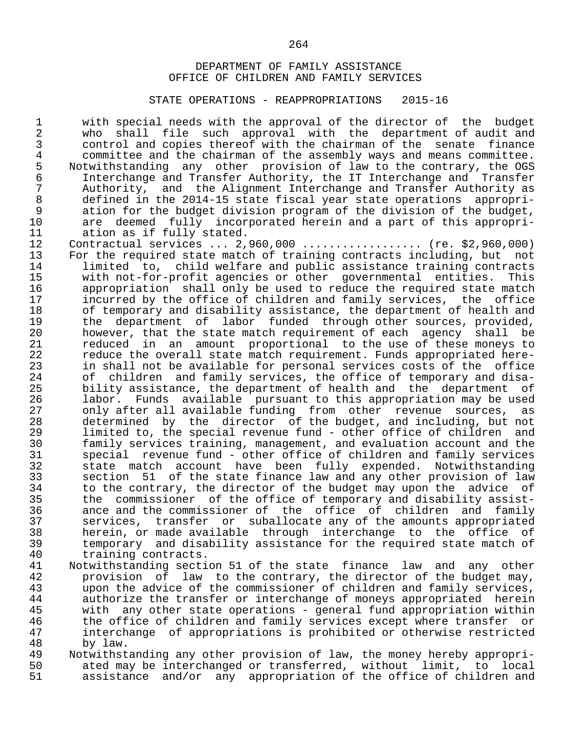DEPARTMENT OF FAMILY ASSISTANCE
OFFICE OF CHILDREN AND FAMILY SERVICES

STATE OPERATIONS - REAPPROPRIATIONS 2015-16

with special needs with the approval of the director of the budget who shall file such approval with the department of audit and control and copies thereof with the chairman of the senate finance committee and the chairman of the assembly ways and means committee.

Notwithstanding any other provision of law to the contrary, the OGS Interchange and Transfer Authority, the IT Interchange and Transfer Authority, and the Alignment Interchange and Transfer Authority as defined in the 2014-15 state fiscal year state operations appropriation for the budget division program of the division of the budget, are deemed fully incorporated herein and a part of this appropriation as if fully stated.

Contractual services ... 2,960,000 .................. (re. $2,960,000)

For the required state match of training contracts including, but not limited to, child welfare and public assistance training contracts with not-for-profit agencies or other governmental entities. This appropriation shall only be used to reduce the required state match incurred by the office of children and family services, the office of temporary and disability assistance, the department of health and the department of labor funded through other sources, provided, however, that the state match requirement of each agency shall be reduced in an amount proportional to the use of these moneys to reduce the overall state match requirement. Funds appropriated herein shall not be available for personal services costs of the office of children and family services, the office of temporary and disability assistance, the department of health and the department of labor. Funds available pursuant to this appropriation may be used only after all available funding from other revenue sources, as determined by the director of the budget, and including, but not limited to, the special revenue fund - other office of children and family services training, management, and evaluation account and the special revenue fund - other office of children and family services state match account have been fully expended. Notwithstanding section 51 of the state finance law and any other provision of law to the contrary, the director of the budget may upon the advice of the commissioner of the office of temporary and disability assistance and the commissioner of the office of children and family services, transfer or suballocate any of the amounts appropriated herein, or made available through interchange to the office of temporary and disability assistance for the required state match of training contracts.

Notwithstanding section 51 of the state finance law and any other provision of law to the contrary, the director of the budget may, upon the advice of the commissioner of children and family services, authorize the transfer or interchange of moneys appropriated herein with any other state operations - general fund appropriation within the office of children and family services except where transfer or interchange of appropriations is prohibited or otherwise restricted by law.

Notwithstanding any other provision of law, the money hereby appropriated may be interchanged or transferred, without limit, to local assistance and/or any appropriation of the office of children and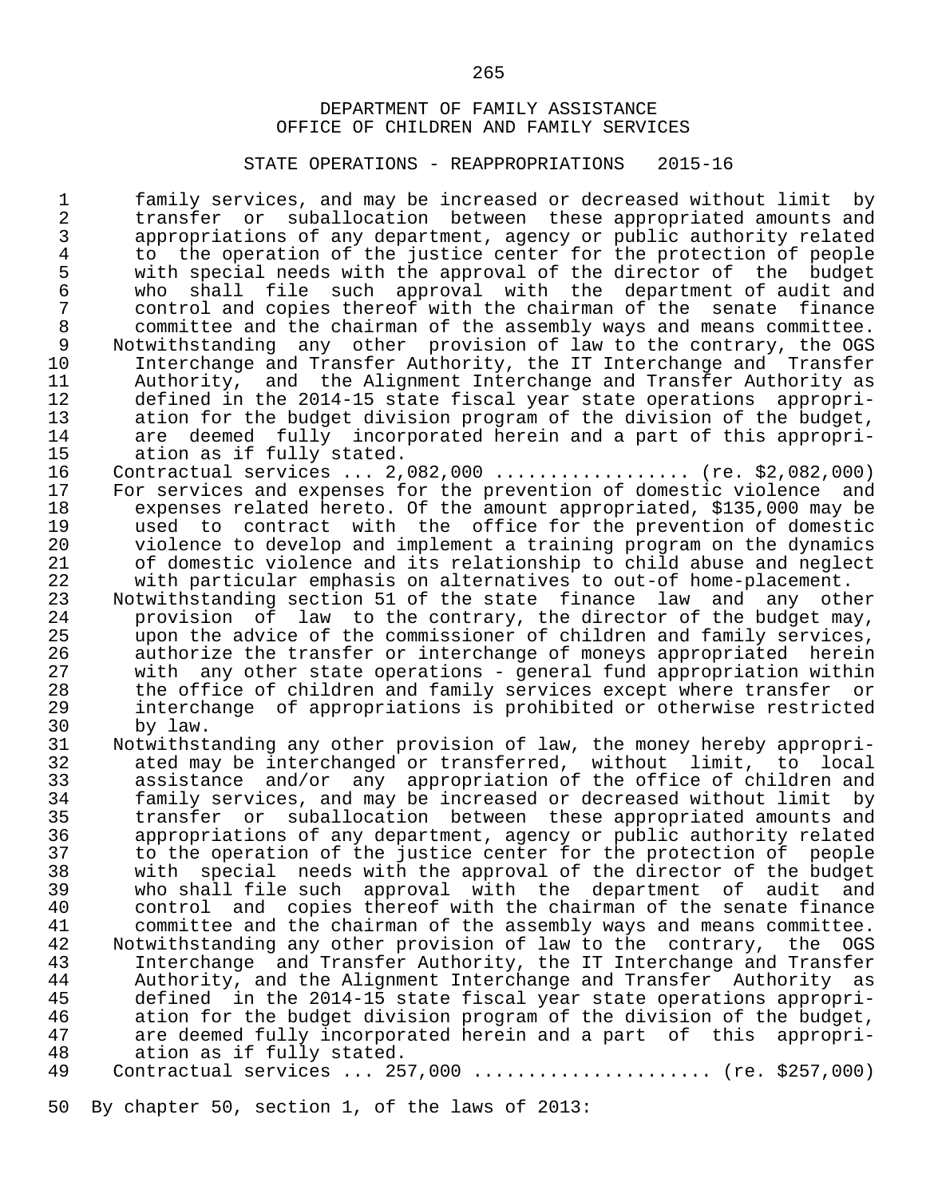DEPARTMENT OF FAMILY ASSISTANCE
OFFICE OF CHILDREN AND FAMILY SERVICES

STATE OPERATIONS - REAPPROPRIATIONS 2015-16

family services, and may be increased or decreased without limit by transfer or suballocation between these appropriated amounts and appropriations of any department, agency or public authority related to the operation of the justice center for the protection of people with special needs with the approval of the director of the budget who shall file such approval with the department of audit and control and copies thereof with the chairman of the senate finance committee and the chairman of the assembly ways and means committee.

Notwithstanding any other provision of law to the contrary, the OGS Interchange and Transfer Authority, the IT Interchange and Transfer Authority, and the Alignment Interchange and Transfer Authority as defined in the 2014-15 state fiscal year state operations appropriation for the budget division program of the division of the budget, are deemed fully incorporated herein and a part of this appropriation as if fully stated.

Contractual services ... 2,082,000 ................. (re. $2,082,000)

For services and expenses for the prevention of domestic violence and expenses related hereto. Of the amount appropriated, $135,000 may be used to contract with the office for the prevention of domestic violence to develop and implement a training program on the dynamics of domestic violence and its relationship to child abuse and neglect with particular emphasis on alternatives to out-of home-placement.

Notwithstanding section 51 of the state finance law and any other provision of law to the contrary, the director of the budget may, upon the advice of the commissioner of children and family services, authorize the transfer or interchange of moneys appropriated herein with any other state operations - general fund appropriation within the office of children and family services except where transfer or interchange of appropriations is prohibited or otherwise restricted by law.

Notwithstanding any other provision of law, the money hereby appropriated may be interchanged or transferred, without limit, to local assistance and/or any appropriation of the office of children and family services, and may be increased or decreased without limit by transfer or suballocation between these appropriated amounts and appropriations of any department, agency or public authority related to the operation of the justice center for the protection of people with special needs with the approval of the director of the budget who shall file such approval with the department of audit and control and copies thereof with the chairman of the senate finance committee and the chairman of the assembly ways and means committee.

Notwithstanding any other provision of law to the contrary, the OGS Interchange and Transfer Authority, the IT Interchange and Transfer Authority, and the Alignment Interchange and Transfer Authority as defined in the 2014-15 state fiscal year state operations appropriation for the budget division program of the division of the budget, are deemed fully incorporated herein and a part of this appropriation as if fully stated.

Contractual services ... 257,000 ..................... (re. $257,000)

By chapter 50, section 1, of the laws of 2013: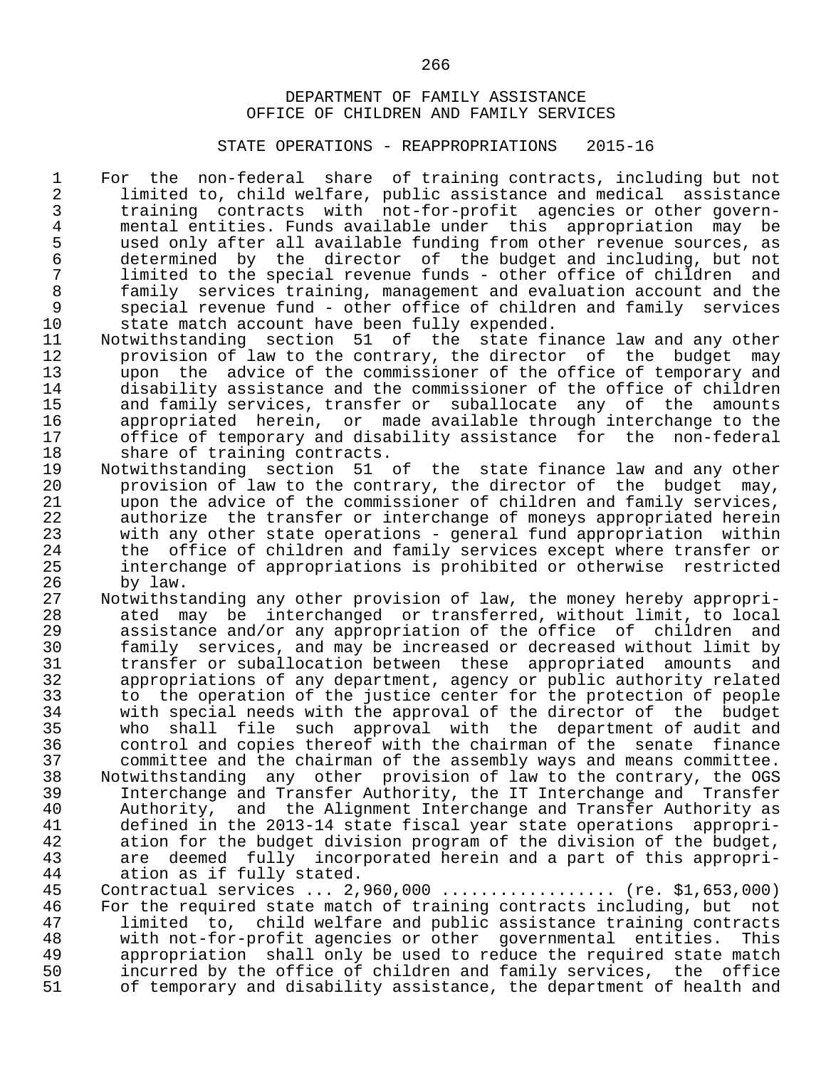DEPARTMENT OF FAMILY ASSISTANCE
OFFICE OF CHILDREN AND FAMILY SERVICES

STATE OPERATIONS - REAPPROPRIATIONS 2015-16

For the non-federal share of training contracts, including but not limited to, child welfare, public assistance and medical assistance training contracts with not-for-profit agencies or other governmental entities. Funds available under this appropriation may be used only after all available funding from other revenue sources, as determined by the director of the budget and including, but not limited to the special revenue funds - other office of children and family services training, management and evaluation account and the special revenue fund - other office of children and family services state match account have been fully expended.

Notwithstanding section 51 of the state finance law and any other provision of law to the contrary, the director of the budget may upon the advice of the commissioner of the office of temporary and disability assistance and the commissioner of the office of children and family services, transfer or suballocate any of the amounts appropriated herein, or made available through interchange to the office of temporary and disability assistance for the non-federal share of training contracts.

Notwithstanding section 51 of the state finance law and any other provision of law to the contrary, the director of the budget may, upon the advice of the commissioner of children and family services, authorize the transfer or interchange of moneys appropriated herein with any other state operations - general fund appropriation within the office of children and family services except where transfer or interchange of appropriations is prohibited or otherwise restricted by law.

Notwithstanding any other provision of law, the money hereby appropriated may be interchanged or transferred, without limit, to local assistance and/or any appropriation of the office of children and family services, and may be increased or decreased without limit by transfer or suballocation between these appropriated amounts and appropriations of any department, agency or public authority related to the operation of the justice center for the protection of people with special needs with the approval of the director of the budget who shall file such approval with the department of audit and control and copies thereof with the chairman of the senate finance committee and the chairman of the assembly ways and means committee.

Notwithstanding any other provision of law to the contrary, the OGS Interchange and Transfer Authority, the IT Interchange and Transfer Authority, and the Alignment Interchange and Transfer Authority as defined in the 2013-14 state fiscal year state operations appropriation for the budget division program of the division of the budget, are deemed fully incorporated herein and a part of this appropriation as if fully stated.

Contractual services ... 2,960,000 .................. (re. $1,653,000)

For the required state match of training contracts including, but not limited to, child welfare and public assistance training contracts with not-for-profit agencies or other governmental entities. This appropriation shall only be used to reduce the required state match incurred by the office of children and family services, the office of temporary and disability assistance, the department of health and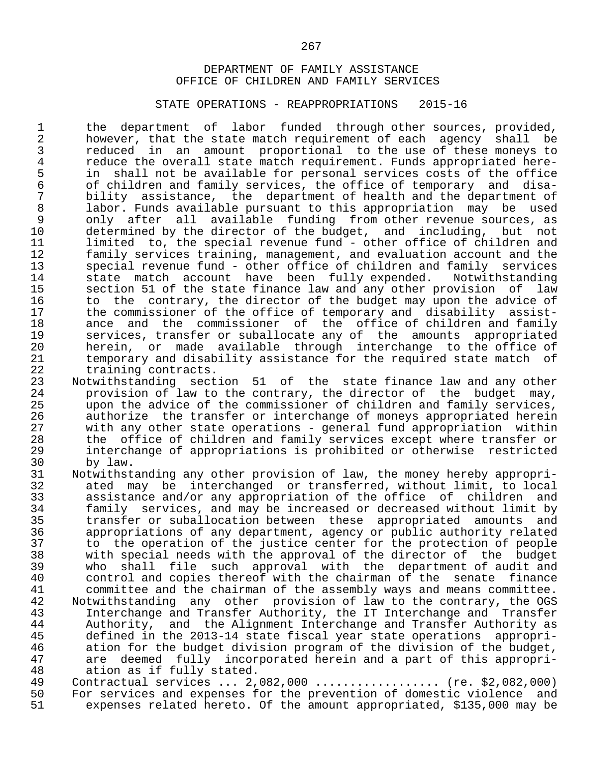DEPARTMENT OF FAMILY ASSISTANCE
OFFICE OF CHILDREN AND FAMILY SERVICES

STATE OPERATIONS - REAPPROPRIATIONS 2015-16

the department of labor funded through other sources, provided, however, that the state match requirement of each agency shall be reduced in an amount proportional to the use of these moneys to reduce the overall state match requirement. Funds appropriated herein shall not be available for personal services costs of the office of children and family services, the office of temporary and disability assistance, the department of health and the department of labor. Funds available pursuant to this appropriation may be used only after all available funding from other revenue sources, as determined by the director of the budget, and including, but not limited to, the special revenue fund - other office of children and family services training, management, and evaluation account and the special revenue fund - other office of children and family services state match account have been fully expended. Notwithstanding section 51 of the state finance law and any other provision of law to the contrary, the director of the budget may upon the advice of the commissioner of the office of temporary and disability assistance and the commissioner of the office of children and family services, transfer or suballocate any of the amounts appropriated herein, or made available through interchange to the office of temporary and disability assistance for the required state match of training contracts.

Notwithstanding section 51 of the state finance law and any other provision of law to the contrary, the director of the budget may, upon the advice of the commissioner of children and family services, authorize the transfer or interchange of moneys appropriated herein with any other state operations - general fund appropriation within the office of children and family services except where transfer or interchange of appropriations is prohibited or otherwise restricted by law.

Notwithstanding any other provision of law, the money hereby appropriated may be interchanged or transferred, without limit, to local assistance and/or any appropriation of the office of children and family services, and may be increased or decreased without limit by transfer or suballocation between these appropriated amounts and appropriations of any department, agency or public authority related to the operation of the justice center for the protection of people with special needs with the approval of the director of the budget who shall file such approval with the department of audit and control and copies thereof with the chairman of the senate finance committee and the chairman of the assembly ways and means committee.

Notwithstanding any other provision of law to the contrary, the OGS Interchange and Transfer Authority, the IT Interchange and Transfer Authority, and the Alignment Interchange and Transfer Authority as defined in the 2013-14 state fiscal year state operations appropriation for the budget division program of the division of the budget, are deemed fully incorporated herein and a part of this appropriation as if fully stated.

Contractual services ... 2,082,000 .................. (re. $2,082,000)

For services and expenses for the prevention of domestic violence and expenses related hereto. Of the amount appropriated, $135,000 may be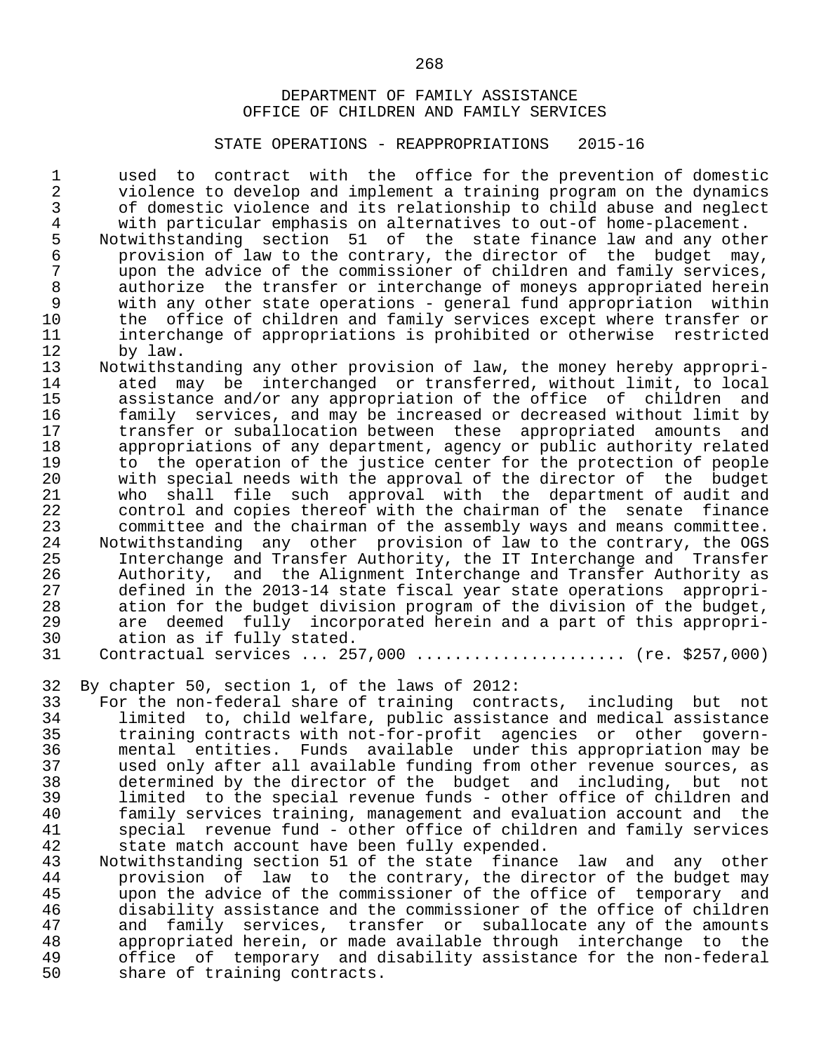DEPARTMENT OF FAMILY ASSISTANCE
OFFICE OF CHILDREN AND FAMILY SERVICES

STATE OPERATIONS - REAPPROPRIATIONS 2015-16

used to contract with the office for the prevention of domestic violence to develop and implement a training program on the dynamics of domestic violence and its relationship to child abuse and neglect with particular emphasis on alternatives to out-of home-placement.

Notwithstanding section 51 of the state finance law and any other provision of law to the contrary, the director of the budget may, upon the advice of the commissioner of children and family services, authorize the transfer or interchange of moneys appropriated herein with any other state operations - general fund appropriation within the office of children and family services except where transfer or interchange of appropriations is prohibited or otherwise restricted by law.

Notwithstanding any other provision of law, the money hereby appropriated may be interchanged or transferred, without limit, to local assistance and/or any appropriation of the office of children and family services, and may be increased or decreased without limit by transfer or suballocation between these appropriated amounts and appropriations of any department, agency or public authority related to the operation of the justice center for the protection of people with special needs with the approval of the director of the budget who shall file such approval with the department of audit and control and copies thereof with the chairman of the senate finance committee and the chairman of the assembly ways and means committee.

Notwithstanding any other provision of law to the contrary, the OGS Interchange and Transfer Authority, the IT Interchange and Transfer Authority, and the Alignment Interchange and Transfer Authority as defined in the 2013-14 state fiscal year state operations appropriation for the budget division program of the division of the budget, are deemed fully incorporated herein and a part of this appropriation as if fully stated.

Contractual services ... 257,000 ..................... (re. $257,000)

By chapter 50, section 1, of the laws of 2012:

For the non-federal share of training contracts, including but not limited to, child welfare, public assistance and medical assistance training contracts with not-for-profit agencies or other governmental entities. Funds available under this appropriation may be used only after all available funding from other revenue sources, as determined by the director of the budget and including, but not limited to the special revenue funds - other office of children and family services training, management and evaluation account and the special revenue fund - other office of children and family services state match account have been fully expended.

Notwithstanding section 51 of the state finance law and any other provision of law to the contrary, the director of the budget may upon the advice of the commissioner of the office of temporary and disability assistance and the commissioner of the office of children and family services, transfer or suballocate any of the amounts appropriated herein, or made available through interchange to the office of temporary and disability assistance for the non-federal share of training contracts.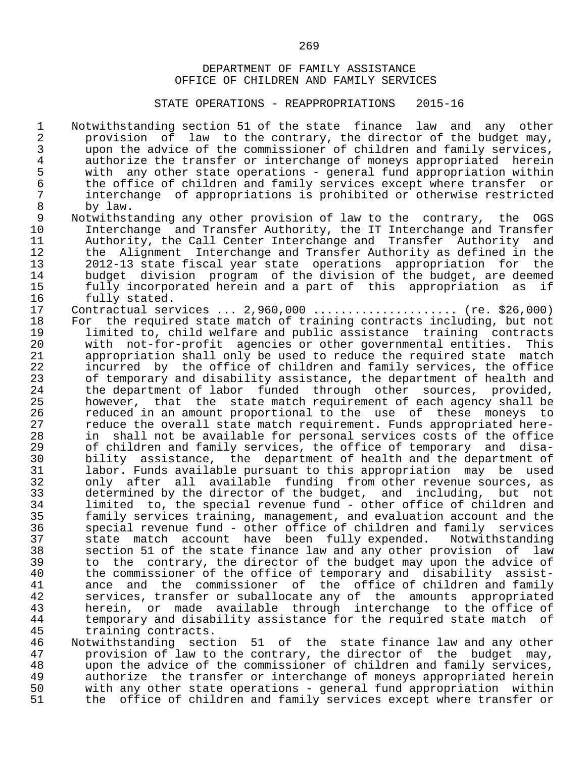DEPARTMENT OF FAMILY ASSISTANCE
OFFICE OF CHILDREN AND FAMILY SERVICES

STATE OPERATIONS - REAPPROPRIATIONS 2015-16

Notwithstanding section 51 of the state finance law and any other provision of law to the contrary, the director of the budget may, upon the advice of the commissioner of children and family services, authorize the transfer or interchange of moneys appropriated herein with any other state operations - general fund appropriation within the office of children and family services except where transfer or interchange of appropriations is prohibited or otherwise restricted by law.

Notwithstanding any other provision of law to the contrary, the OGS Interchange and Transfer Authority, the IT Interchange and Transfer Authority, the Call Center Interchange and Transfer Authority and the Alignment Interchange and Transfer Authority as defined in the 2012-13 state fiscal year state operations appropriation for the budget division program of the division of the budget, are deemed fully incorporated herein and a part of this appropriation as if fully stated.

Contractual services ... 2,960,000 .................... (re. $26,000)

For the required state match of training contracts including, but not limited to, child welfare and public assistance training contracts with not-for-profit agencies or other governmental entities. This appropriation shall only be used to reduce the required state match incurred by the office of children and family services, the office of temporary and disability assistance, the department of health and the department of labor funded through other sources, provided, however, that the state match requirement of each agency shall be reduced in an amount proportional to the use of these moneys to reduce the overall state match requirement. Funds appropriated herein shall not be available for personal services costs of the office of children and family services, the office of temporary and disability assistance, the department of health and the department of labor. Funds available pursuant to this appropriation may be used only after all available funding from other revenue sources, as determined by the director of the budget, and including, but not limited to, the special revenue fund - other office of children and family services training, management, and evaluation account and the special revenue fund - other office of children and family services state match account have been fully expended. Notwithstanding section 51 of the state finance law and any other provision of law to the contrary, the director of the budget may upon the advice of the commissioner of the office of temporary and disability assistance and the commissioner of the office of children and family services, transfer or suballocate any of the amounts appropriated herein, or made available through interchange to the office of temporary and disability assistance for the required state match of training contracts.

Notwithstanding section 51 of the state finance law and any other provision of law to the contrary, the director of the budget may, upon the advice of the commissioner of children and family services, authorize the transfer or interchange of moneys appropriated herein with any other state operations - general fund appropriation within the office of children and family services except where transfer or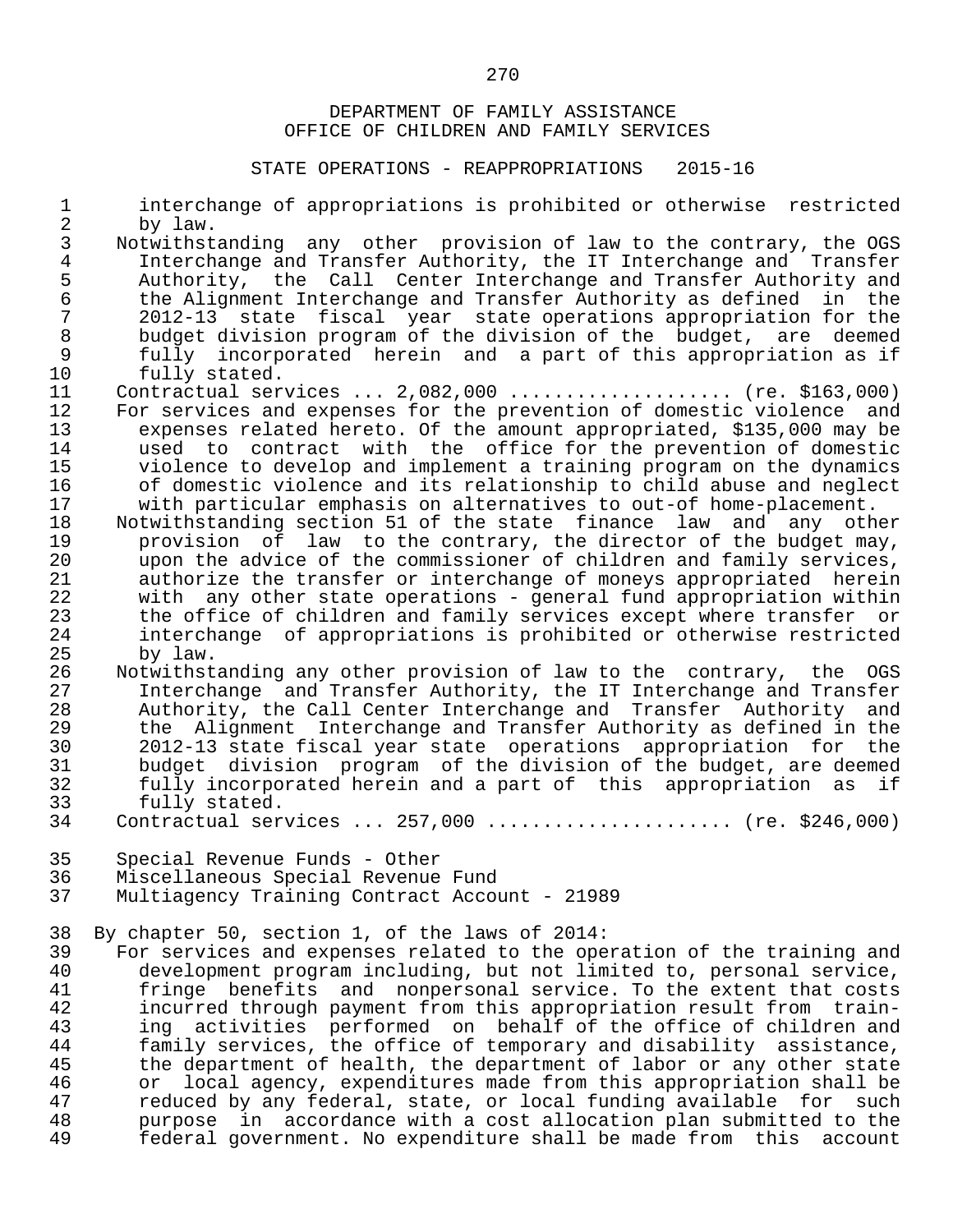DEPARTMENT OF FAMILY ASSISTANCE
OFFICE OF CHILDREN AND FAMILY SERVICES

STATE OPERATIONS - REAPPROPRIATIONS 2015-16

interchange of appropriations is prohibited or otherwise restricted by law.

Notwithstanding any other provision of law to the contrary, the OGS Interchange and Transfer Authority, the IT Interchange and Transfer Authority, the Call Center Interchange and Transfer Authority and the Alignment Interchange and Transfer Authority as defined in the 2012-13 state fiscal year state operations appropriation for the budget division program of the division of the budget, are deemed fully incorporated herein and a part of this appropriation as if fully stated.

Contractual services ... 2,082,000 .................... (re. $163,000)

For services and expenses for the prevention of domestic violence and expenses related hereto. Of the amount appropriated, $135,000 may be used to contract with the office for the prevention of domestic violence to develop and implement a training program on the dynamics of domestic violence and its relationship to child abuse and neglect with particular emphasis on alternatives to out-of home-placement.

Notwithstanding section 51 of the state finance law and any other provision of law to the contrary, the director of the budget may, upon the advice of the commissioner of children and family services, authorize the transfer or interchange of moneys appropriated herein with any other state operations - general fund appropriation within the office of children and family services except where transfer or interchange of appropriations is prohibited or otherwise restricted by law.

Notwithstanding any other provision of law to the contrary, the OGS Interchange and Transfer Authority, the IT Interchange and Transfer Authority, the Call Center Interchange and Transfer Authority and the Alignment Interchange and Transfer Authority as defined in the 2012-13 state fiscal year state operations appropriation for the budget division program of the division of the budget, are deemed fully incorporated herein and a part of this appropriation as if fully stated.

Contractual services ... 257,000 ...................... (re. $246,000)

Special Revenue Funds - Other
Miscellaneous Special Revenue Fund
Multiagency Training Contract Account - 21989

By chapter 50, section 1, of the laws of 2014:

For services and expenses related to the operation of the training and development program including, but not limited to, personal service, fringe benefits and nonpersonal service. To the extent that costs incurred through payment from this appropriation result from training activities performed on behalf of the office of children and family services, the office of temporary and disability assistance, the department of health, the department of labor or any other state or local agency, expenditures made from this appropriation shall be reduced by any federal, state, or local funding available for such purpose in accordance with a cost allocation plan submitted to the federal government. No expenditure shall be made from this account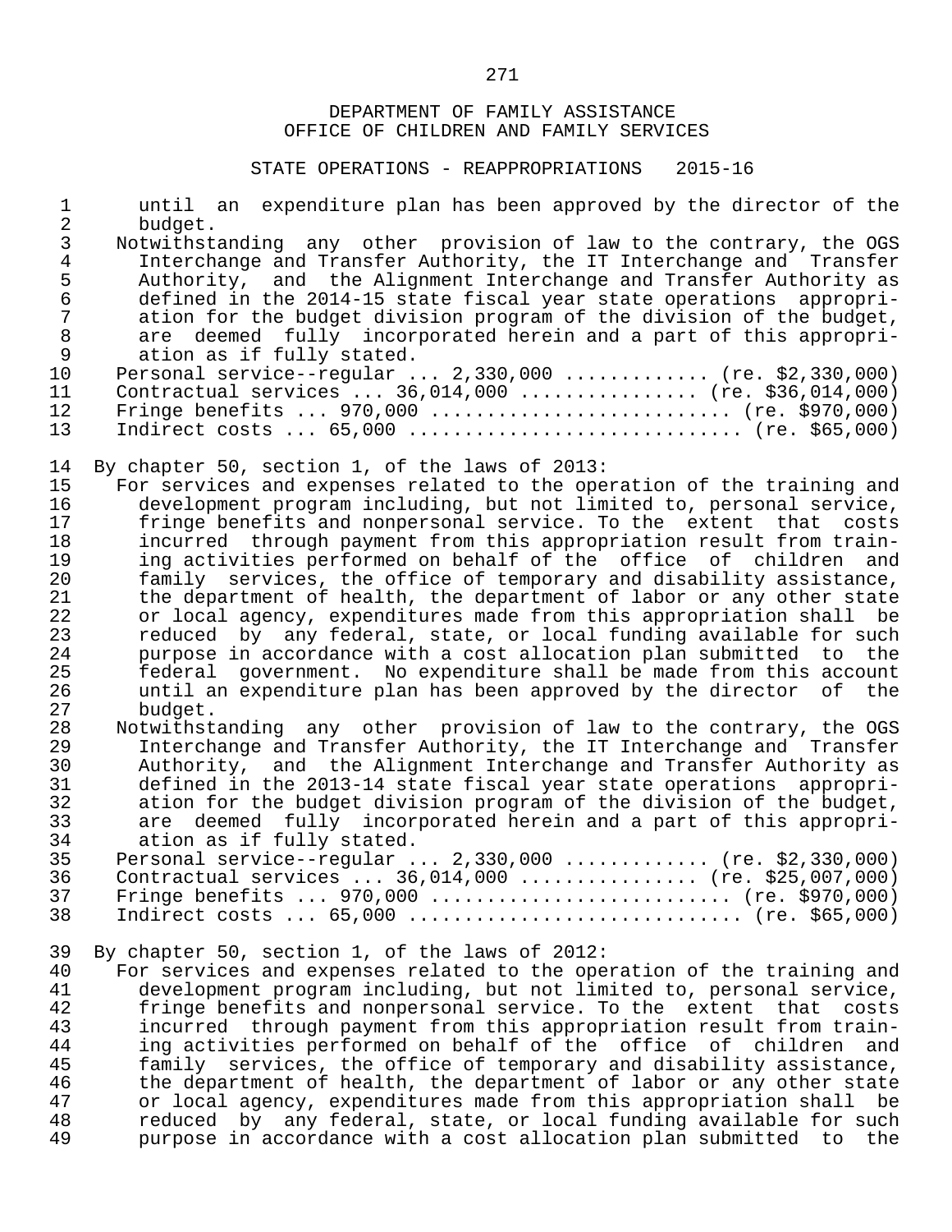DEPARTMENT OF FAMILY ASSISTANCE
OFFICE OF CHILDREN AND FAMILY SERVICES

STATE OPERATIONS - REAPPROPRIATIONS 2015-16

until an expenditure plan has been approved by the director of the budget.

Notwithstanding any other provision of law to the contrary, the OGS Interchange and Transfer Authority, the IT Interchange and Transfer Authority, and the Alignment Interchange and Transfer Authority as defined in the 2014-15 state fiscal year state operations appropriation for the budget division program of the division of the budget, are deemed fully incorporated herein and a part of this appropriation as if fully stated.

Personal service--regular ... 2,330,000 ............ (re. $2,330,000)
Contractual services ... 36,014,000 ............... (re. $36,014,000)
Fringe benefits ... 970,000 .......................... (re. $970,000)
Indirect costs ... 65,000 ............................ (re. $65,000)

By chapter 50, section 1, of the laws of 2013:

For services and expenses related to the operation of the training and development program including, but not limited to, personal service, fringe benefits and nonpersonal service. To the extent that costs incurred through payment from this appropriation result from training activities performed on behalf of the office of children and family services, the office of temporary and disability assistance, the department of health, the department of labor or any other state or local agency, expenditures made from this appropriation shall be reduced by any federal, state, or local funding available for such purpose in accordance with a cost allocation plan submitted to the federal government. No expenditure shall be made from this account until an expenditure plan has been approved by the director of the budget.

Notwithstanding any other provision of law to the contrary, the OGS Interchange and Transfer Authority, the IT Interchange and Transfer Authority, and the Alignment Interchange and Transfer Authority as defined in the 2013-14 state fiscal year state operations appropriation for the budget division program of the division of the budget, are deemed fully incorporated herein and a part of this appropriation as if fully stated.

Personal service--regular ... 2,330,000 ............ (re. $2,330,000)
Contractual services ... 36,014,000 ............... (re. $25,007,000)
Fringe benefits ... 970,000 .......................... (re. $970,000)
Indirect costs ... 65,000 ............................ (re. $65,000)

By chapter 50, section 1, of the laws of 2012:

For services and expenses related to the operation of the training and development program including, but not limited to, personal service, fringe benefits and nonpersonal service. To the extent that costs incurred through payment from this appropriation result from training activities performed on behalf of the office of children and family services, the office of temporary and disability assistance, the department of health, the department of labor or any other state or local agency, expenditures made from this appropriation shall be reduced by any federal, state, or local funding available for such purpose in accordance with a cost allocation plan submitted to the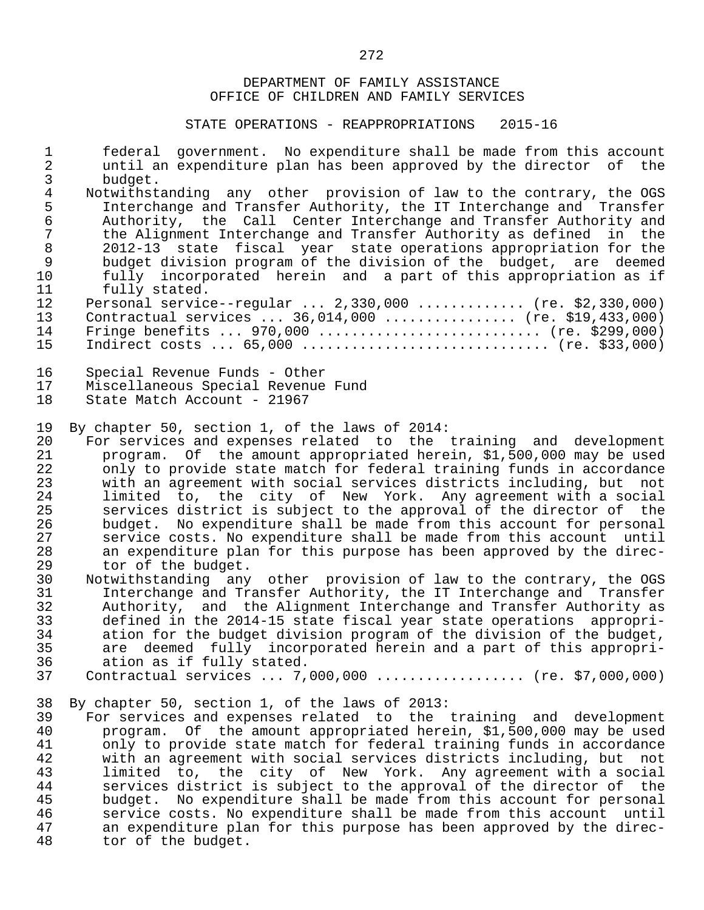DEPARTMENT OF FAMILY ASSISTANCE
OFFICE OF CHILDREN AND FAMILY SERVICES

STATE OPERATIONS - REAPPROPRIATIONS 2015-16

federal government. No expenditure shall be made from this account until an expenditure plan has been approved by the director of the budget.

Notwithstanding any other provision of law to the contrary, the OGS Interchange and Transfer Authority, the IT Interchange and Transfer Authority, the Call Center Interchange and Transfer Authority and the Alignment Interchange and Transfer Authority as defined in the 2012-13 state fiscal year state operations appropriation for the budget division program of the division of the budget, are deemed fully incorporated herein and a part of this appropriation as if fully stated.

Personal service--regular ... 2,330,000 ............ (re. $2,330,000)
Contractual services ... 36,014,000 ............... (re. $19,433,000)
Fringe benefits ... 970,000 .......................... (re. $299,000)
Indirect costs ... 65,000 ............................. (re. $33,000)

Special Revenue Funds - Other
Miscellaneous Special Revenue Fund
State Match Account - 21967

By chapter 50, section 1, of the laws of 2014:

For services and expenses related to the training and development program. Of the amount appropriated herein, $1,500,000 may be used only to provide state match for federal training funds in accordance with an agreement with social services districts including, but not limited to, the city of New York. Any agreement with a social services district is subject to the approval of the director of the budget. No expenditure shall be made from this account for personal service costs. No expenditure shall be made from this account until an expenditure plan for this purpose has been approved by the director of the budget.

Notwithstanding any other provision of law to the contrary, the OGS Interchange and Transfer Authority, the IT Interchange and Transfer Authority, and the Alignment Interchange and Transfer Authority as defined in the 2014-15 state fiscal year state operations appropriation for the budget division program of the division of the budget, are deemed fully incorporated herein and a part of this appropriation as if fully stated.

Contractual services ... 7,000,000 ................. (re. $7,000,000)

By chapter 50, section 1, of the laws of 2013:

For services and expenses related to the training and development program. Of the amount appropriated herein, $1,500,000 may be used only to provide state match for federal training funds in accordance with an agreement with social services districts including, but not limited to, the city of New York. Any agreement with a social services district is subject to the approval of the director of the budget. No expenditure shall be made from this account for personal service costs. No expenditure shall be made from this account until an expenditure plan for this purpose has been approved by the director of the budget.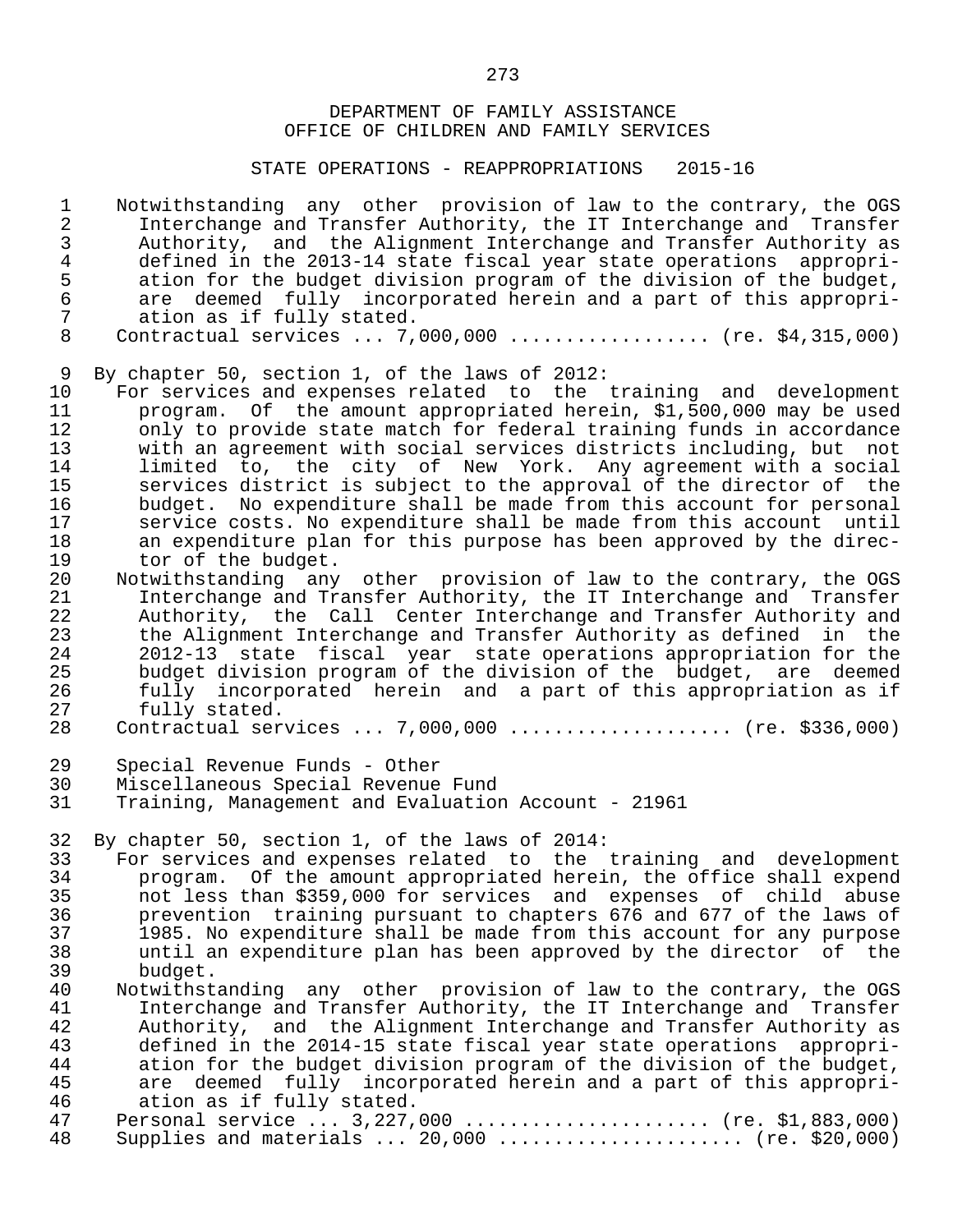DEPARTMENT OF FAMILY ASSISTANCE
OFFICE OF CHILDREN AND FAMILY SERVICES

STATE OPERATIONS - REAPPROPRIATIONS 2015-16

Notwithstanding any other provision of law to the contrary, the OGS Interchange and Transfer Authority, the IT Interchange and Transfer Authority, and the Alignment Interchange and Transfer Authority as defined in the 2013-14 state fiscal year state operations appropriation for the budget division program of the division of the budget, are deemed fully incorporated herein and a part of this appropriation as if fully stated.

Contractual services ... 7,000,000 ................. (re. $4,315,000)

By chapter 50, section 1, of the laws of 2012:

For services and expenses related to the training and development program. Of the amount appropriated herein, $1,500,000 may be used only to provide state match for federal training funds in accordance with an agreement with social services districts including, but not limited to, the city of New York. Any agreement with a social services district is subject to the approval of the director of the budget. No expenditure shall be made from this account for personal service costs. No expenditure shall be made from this account until an expenditure plan for this purpose has been approved by the director of the budget.

Notwithstanding any other provision of law to the contrary, the OGS Interchange and Transfer Authority, the IT Interchange and Transfer Authority, the Call Center Interchange and Transfer Authority and the Alignment Interchange and Transfer Authority as defined in the 2012-13 state fiscal year state operations appropriation for the budget division program of the division of the budget, are deemed fully incorporated herein and a part of this appropriation as if fully stated.

Contractual services ... 7,000,000 ................... (re. $336,000)

Special Revenue Funds - Other
Miscellaneous Special Revenue Fund
Training, Management and Evaluation Account - 21961

By chapter 50, section 1, of the laws of 2014:

For services and expenses related to the training and development program. Of the amount appropriated herein, the office shall expend not less than $359,000 for services and expenses of child abuse prevention training pursuant to chapters 676 and 677 of the laws of 1985. No expenditure shall be made from this account for any purpose until an expenditure plan has been approved by the director of the budget.

Notwithstanding any other provision of law to the contrary, the OGS Interchange and Transfer Authority, the IT Interchange and Transfer Authority, and the Alignment Interchange and Transfer Authority as defined in the 2014-15 state fiscal year state operations appropriation for the budget division program of the division of the budget, are deemed fully incorporated herein and a part of this appropriation as if fully stated.

Personal service ... 3,227,000 ...................... (re. $1,883,000)

Supplies and materials ... 20,000 ..................... (re. $20,000)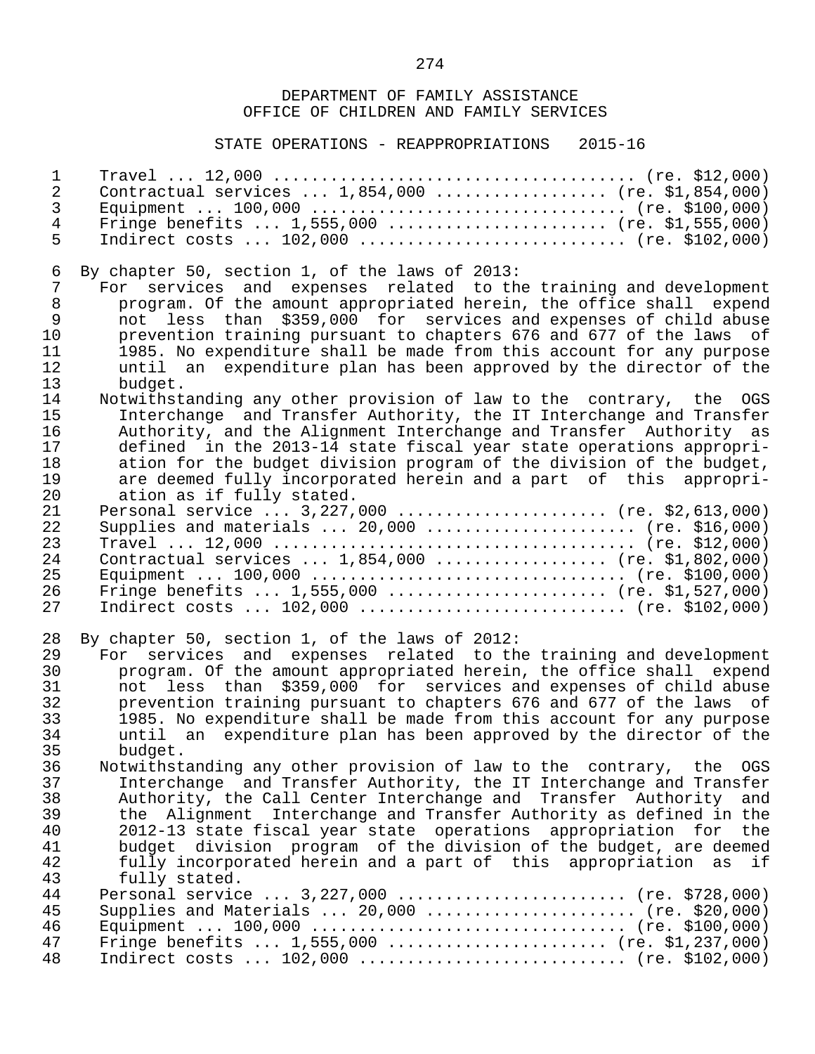DEPARTMENT OF FAMILY ASSISTANCE
OFFICE OF CHILDREN AND FAMILY SERVICES

STATE OPERATIONS - REAPPROPRIATIONS 2015-16

Travel ... 12,000 ....................................... (re. $12,000)
Contractual services ... 1,854,000 .................. (re. $1,854,000)
Equipment ... 100,000 ................................. (re. $100,000)
Fringe benefits ... 1,555,000 ....................... (re. $1,555,000)
Indirect costs ... 102,000 ........................... (re. $102,000)

By chapter 50, section 1, of the laws of 2013:

For services and expenses related to the training and development program. Of the amount appropriated herein, the office shall expend not less than $359,000 for services and expenses of child abuse prevention training pursuant to chapters 676 and 677 of the laws of 1985. No expenditure shall be made from this account for any purpose until an expenditure plan has been approved by the director of the budget.

Notwithstanding any other provision of law to the contrary, the OGS Interchange and Transfer Authority, the IT Interchange and Transfer Authority, and the Alignment Interchange and Transfer Authority as defined in the 2013-14 state fiscal year state operations appropriation for the budget division program of the division of the budget, are deemed fully incorporated herein and a part of this appropriation as if fully stated.

Personal service ... 3,227,000 ...................... (re. $2,613,000)
Supplies and materials ... 20,000 ...................... (re. $16,000)
Travel ... 12,000 ....................................... (re. $12,000)
Contractual services ... 1,854,000 .................. (re. $1,802,000)
Equipment ... 100,000 ................................. (re. $100,000)
Fringe benefits ... 1,555,000 ....................... (re. $1,527,000)
Indirect costs ... 102,000 ........................... (re. $102,000)

By chapter 50, section 1, of the laws of 2012:

For services and expenses related to the training and development program. Of the amount appropriated herein, the office shall expend not less than $359,000 for services and expenses of child abuse prevention training pursuant to chapters 676 and 677 of the laws of 1985. No expenditure shall be made from this account for any purpose until an expenditure plan has been approved by the director of the budget.

Notwithstanding any other provision of law to the contrary, the OGS Interchange and Transfer Authority, the IT Interchange and Transfer Authority, the Call Center Interchange and Transfer Authority and the Alignment Interchange and Transfer Authority as defined in the 2012-13 state fiscal year state operations appropriation for the budget division program of the division of the budget, are deemed fully incorporated herein and a part of this appropriation as if fully stated.

Personal service ... 3,227,000 ........................ (re. $728,000)
Supplies and Materials ... 20,000 ...................... (re. $20,000)
Equipment ... 100,000 ................................. (re. $100,000)
Fringe benefits ... 1,555,000 ....................... (re. $1,237,000)
Indirect costs ... 102,000 ........................... (re. $102,000)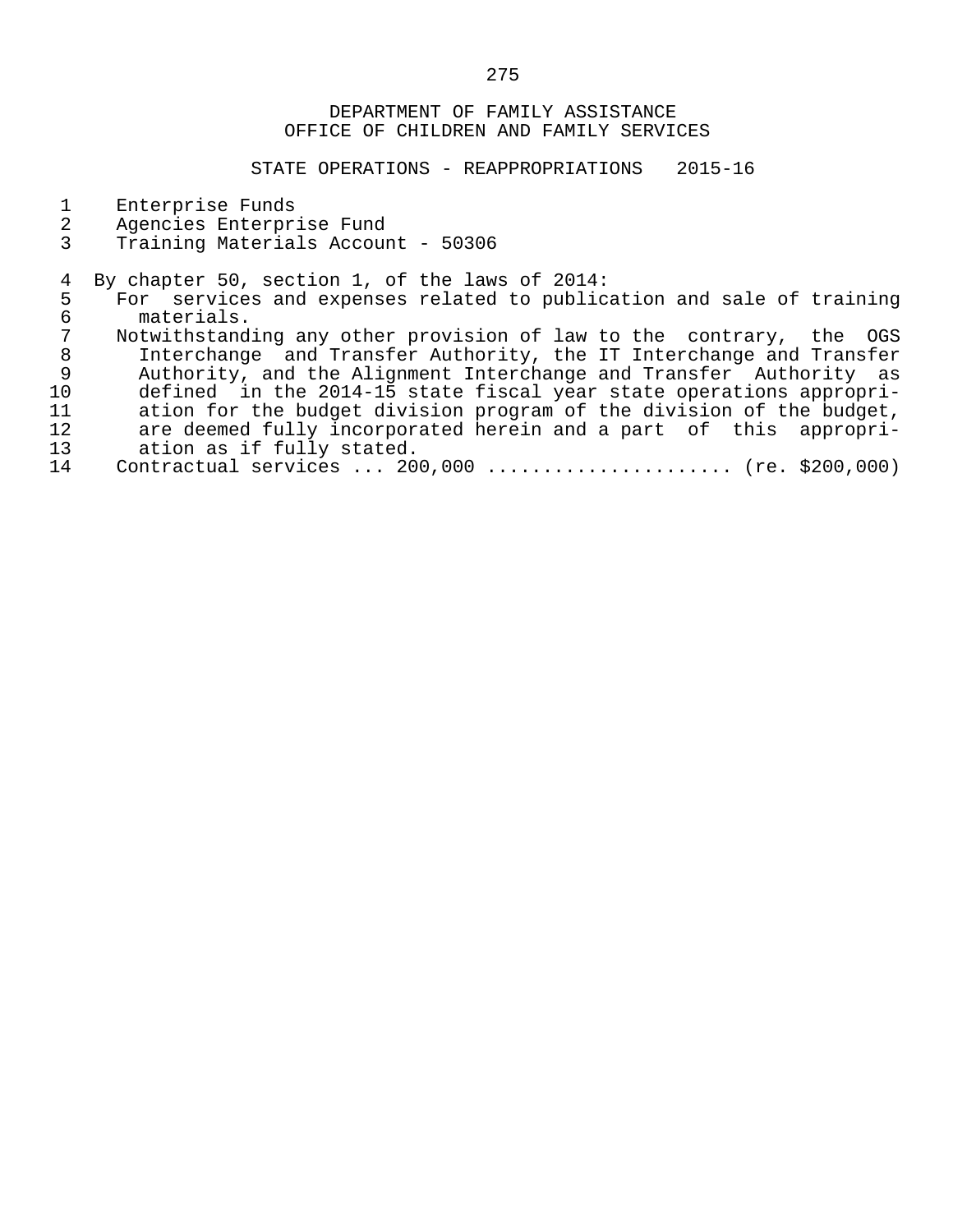DEPARTMENT OF FAMILY ASSISTANCE
OFFICE OF CHILDREN AND FAMILY SERVICES

STATE OPERATIONS - REAPPROPRIATIONS 2015-16

Enterprise Funds
Agencies Enterprise Fund
Training Materials Account - 50306

By chapter 50, section 1, of the laws of 2014:

For services and expenses related to publication and sale of training materials.

Notwithstanding any other provision of law to the contrary, the OGS Interchange and Transfer Authority, the IT Interchange and Transfer Authority, and the Alignment Interchange and Transfer Authority as defined in the 2014-15 state fiscal year state operations appropriation for the budget division program of the division of the budget, are deemed fully incorporated herein and a part of this appropriation as if fully stated.

Contractual services ... 200,000 ...................... (re. $200,000)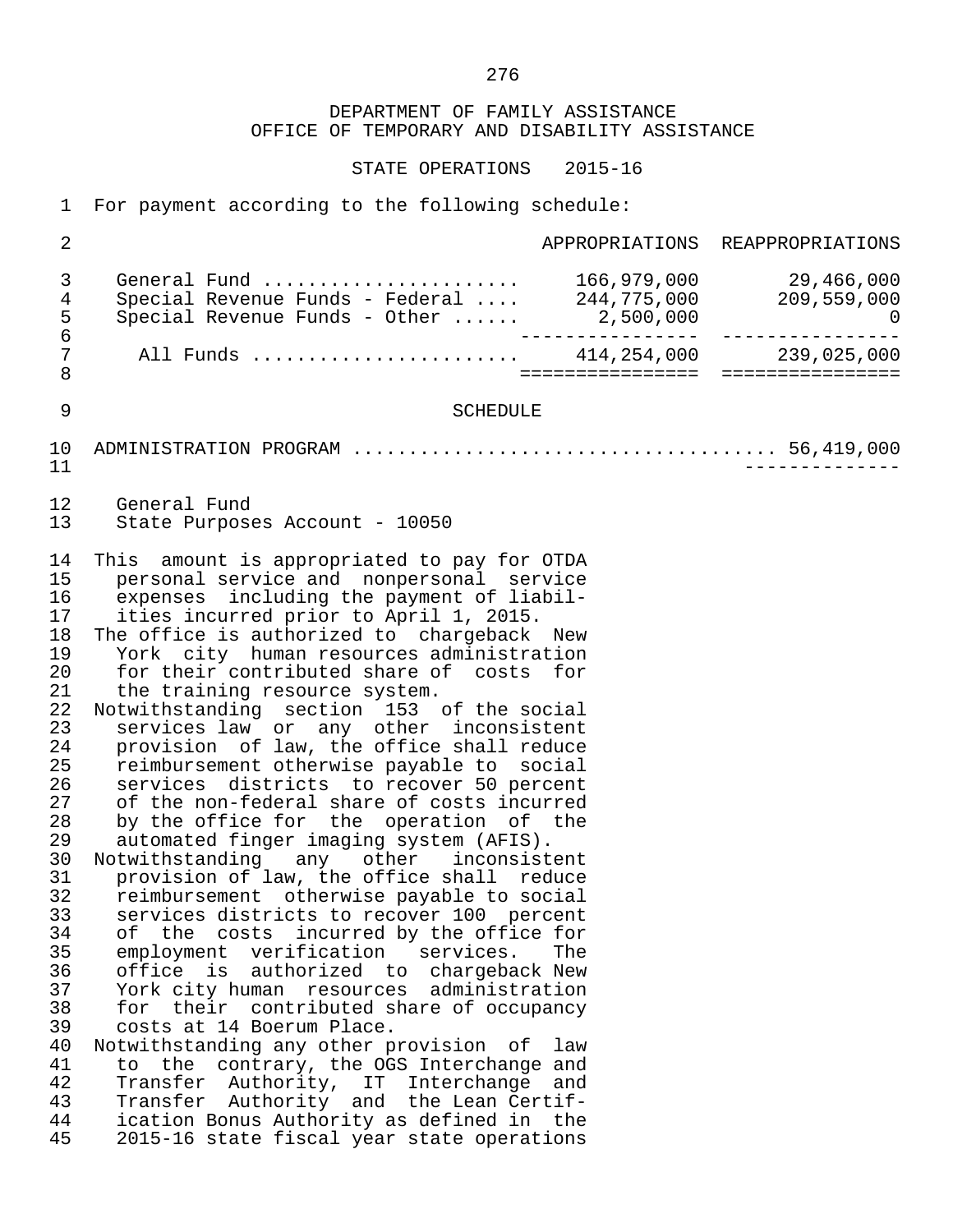DEPARTMENT OF FAMILY ASSISTANCE
OFFICE OF TEMPORARY AND DISABILITY ASSISTANCE

STATE OPERATIONS 2015-16

For payment according to the following schedule:

| | APPROPRIATIONS | REAPPROPRIATIONS |
|---|---|---|
| General Fund ....................... | 166,979,000 | 29,466,000 |
| Special Revenue Funds - Federal .... | 244,775,000 | 209,559,000 |
| Special Revenue Funds - Other ...... | 2,500,000 | 0 |
| All Funds ....................... | 414,254,000 | 239,025,000 |

SCHEDULE

ADMINISTRATION PROGRAM .................................... 56,419,000

General Fund
State Purposes Account - 10050

This amount is appropriated to pay for OTDA personal service and nonpersonal service expenses including the payment of liabilities incurred prior to April 1, 2015.
The office is authorized to chargeback New York city human resources administration for their contributed share of costs for the training resource system.
Notwithstanding section 153 of the social services law or any other inconsistent provision of law, the office shall reduce reimbursement otherwise payable to social services districts to recover 50 percent of the non-federal share of costs incurred by the office for the operation of the automated finger imaging system (AFIS).
Notwithstanding any other inconsistent provision of law, the office shall reduce reimbursement otherwise payable to social services districts to recover 100 percent of the costs incurred by the office for employment verification services. The office is authorized to chargeback New York city human resources administration for their contributed share of occupancy costs at 14 Boerum Place.
Notwithstanding any other provision of law to the contrary, the OGS Interchange and Transfer Authority, IT Interchange and Transfer Authority and the Lean Certification Bonus Authority as defined in the 2015-16 state fiscal year state operations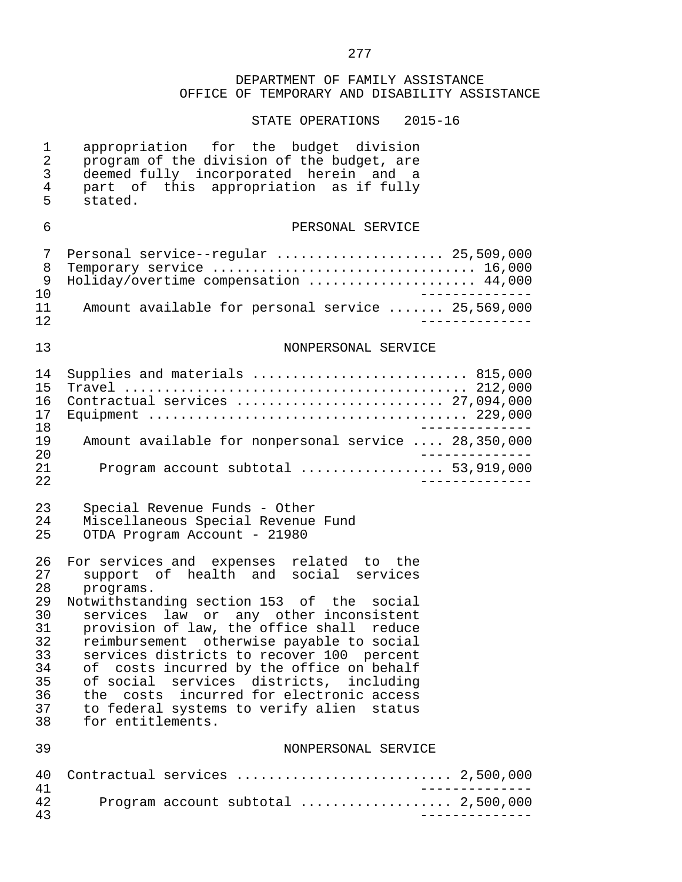appropriation for the budget division program of the division of the budget, are deemed fully incorporated herein and a part of this appropriation as if fully stated.

PERSONAL SERVICE

| | |
|---|---|
| Personal service--regular | 25,509,000 |
| Temporary service | 16,000 |
| Holiday/overtime compensation | 44,000 |
| Amount available for personal service | 25,569,000 |

NONPERSONAL SERVICE

| | |
|---|---|
| Supplies and materials | 815,000 |
| Travel | 212,000 |
| Contractual services | 27,094,000 |
| Equipment | 229,000 |
| Amount available for nonpersonal service | 28,350,000 |
| Program account subtotal | 53,919,000 |

Special Revenue Funds - Other
Miscellaneous Special Revenue Fund
OTDA Program Account - 21980

For services and expenses related to the support of health and social services programs.

Notwithstanding section 153 of the social services law or any other inconsistent provision of law, the office shall reduce reimbursement otherwise payable to social services districts to recover 100 percent of costs incurred by the office on behalf of social services districts, including the costs incurred for electronic access to federal systems to verify alien status for entitlements.

NONPERSONAL SERVICE

| | |
|---|---|
| Contractual services | 2,500,000 |
| Program account subtotal | 2,500,000 |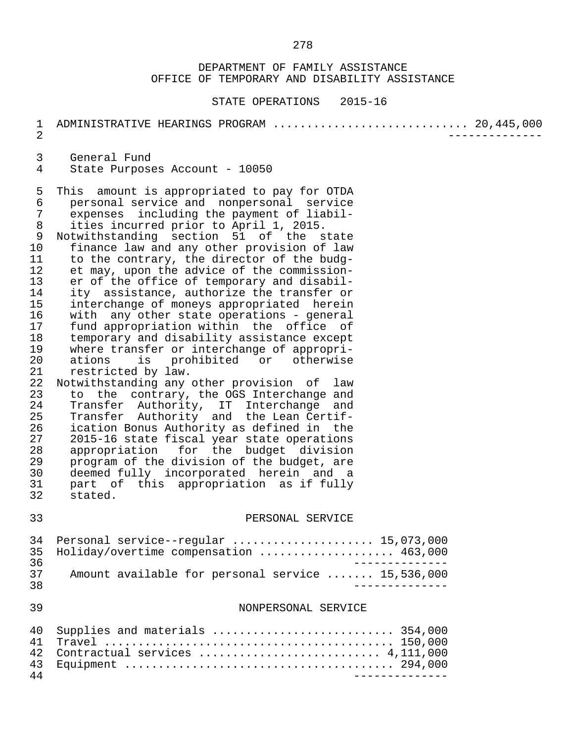DEPARTMENT OF FAMILY ASSISTANCE
OFFICE OF TEMPORARY AND DISABILITY ASSISTANCE

STATE OPERATIONS 2015-16

ADMINISTRATIVE HEARINGS PROGRAM ............................ 20,445,000

General Fund
State Purposes Account - 10050

This amount is appropriated to pay for OTDA personal service and nonpersonal service expenses including the payment of liabilities incurred prior to April 1, 2015.

Notwithstanding section 51 of the state finance law and any other provision of law to the contrary, the director of the budget may, upon the advice of the commissioner of the office of temporary and disability assistance, authorize the transfer or interchange of moneys appropriated herein with any other state operations - general fund appropriation within the office of temporary and disability assistance except where transfer or interchange of appropriations is prohibited or otherwise restricted by law.

Notwithstanding any other provision of law to the contrary, the OGS Interchange and Transfer Authority, IT Interchange and Transfer Authority and the Lean Certification Bonus Authority as defined in the 2015-16 state fiscal year state operations appropriation for the budget division program of the division of the budget, are deemed fully incorporated herein and a part of this appropriation as if fully stated.

PERSONAL SERVICE

| Item | Amount |
|---|---|
| Personal service--regular | 15,073,000 |
| Holiday/overtime compensation | 463,000 |
| Amount available for personal service | 15,536,000 |

NONPERSONAL SERVICE

| Item | Amount |
|---|---|
| Supplies and materials | 354,000 |
| Travel | 150,000 |
| Contractual services | 4,111,000 |
| Equipment | 294,000 |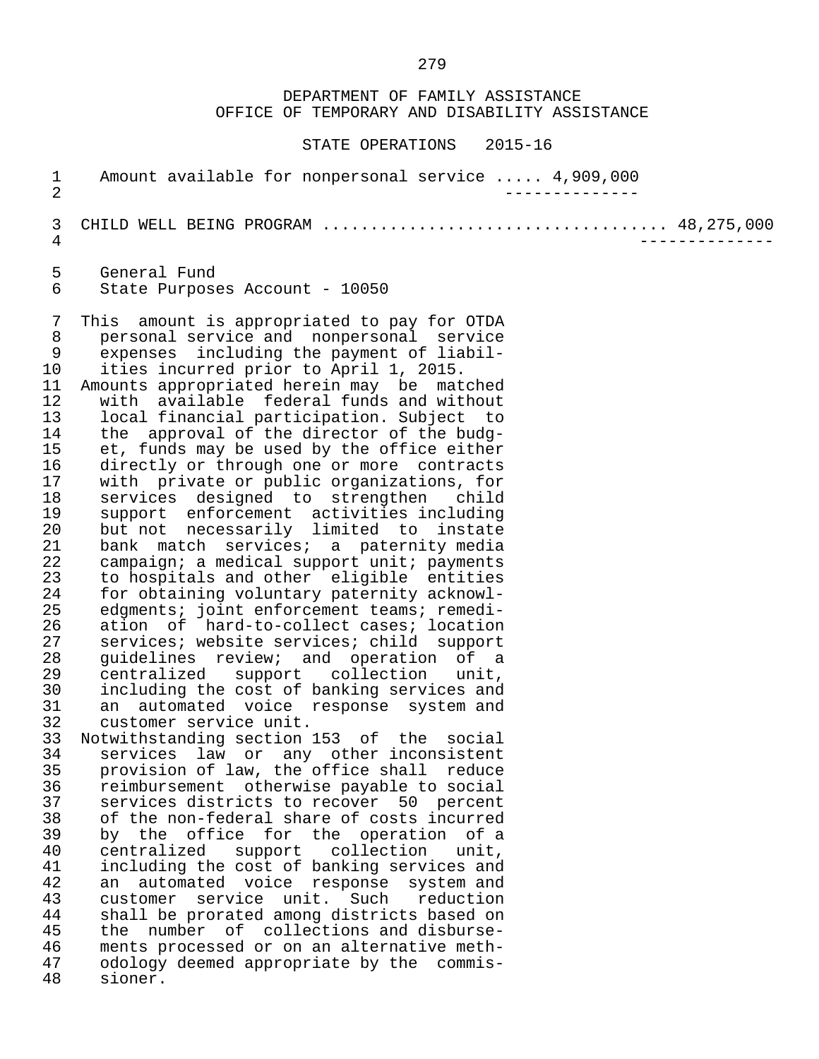DEPARTMENT OF FAMILY ASSISTANCE
OFFICE OF TEMPORARY AND DISABILITY ASSISTANCE

STATE OPERATIONS 2015-16

Amount available for nonpersonal service ..... 4,909,000

CHILD WELL BEING PROGRAM .................................. 48,275,000

General Fund
State Purposes Account - 10050

This amount is appropriated to pay for OTDA personal service and nonpersonal service expenses including the payment of liabilities incurred prior to April 1, 2015.

Amounts appropriated herein may be matched with available federal funds and without local financial participation. Subject to the approval of the director of the budget, funds may be used by the office either directly or through one or more contracts with private or public organizations, for services designed to strengthen child support enforcement activities including but not necessarily limited to instate bank match services; a paternity media campaign; a medical support unit; payments to hospitals and other eligible entities for obtaining voluntary paternity acknowledgments; joint enforcement teams; remediation of hard-to-collect cases; location services; website services; child support guidelines review; and operation of a centralized support collection unit, including the cost of banking services and an automated voice response system and customer service unit.

Notwithstanding section 153 of the social services law or any other inconsistent provision of law, the office shall reduce reimbursement otherwise payable to social services districts to recover 50 percent of the non-federal share of costs incurred by the office for the operation of a centralized support collection unit, including the cost of banking services and an automated voice response system and customer service unit. Such reduction shall be prorated among districts based on the number of collections and disbursements processed or on an alternative methodology deemed appropriate by the commissioner.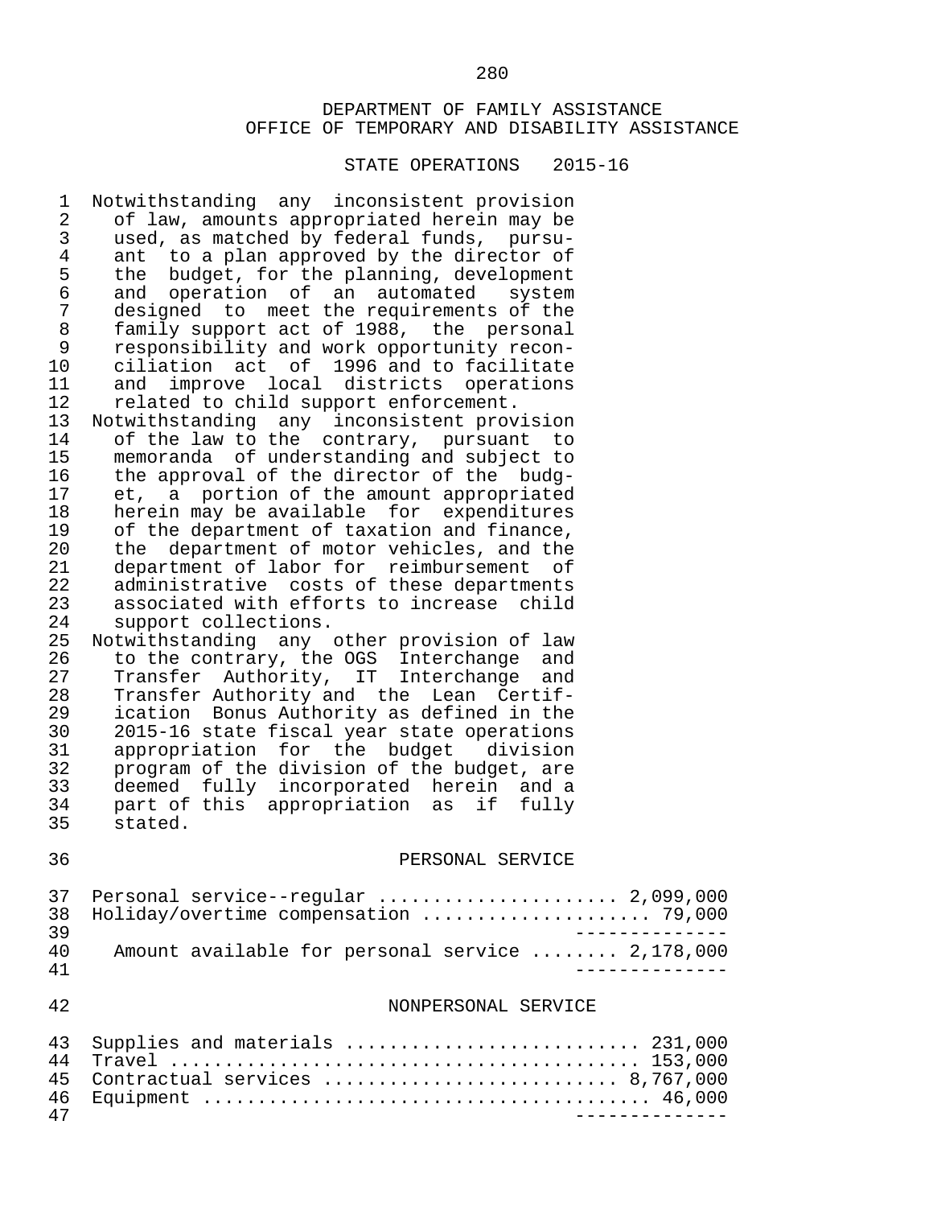DEPARTMENT OF FAMILY ASSISTANCE
OFFICE OF TEMPORARY AND DISABILITY ASSISTANCE

STATE OPERATIONS 2015-16

Notwithstanding any inconsistent provision of law, amounts appropriated herein may be used, as matched by federal funds, pursuant to a plan approved by the director of the budget, for the planning, development and operation of an automated system designed to meet the requirements of the family support act of 1988, the personal responsibility and work opportunity reconciliation act of 1996 and to facilitate and improve local districts operations related to child support enforcement.

Notwithstanding any inconsistent provision of the law to the contrary, pursuant to memoranda of understanding and subject to the approval of the director of the budget, a portion of the amount appropriated herein may be available for expenditures of the department of taxation and finance, the department of motor vehicles, and the department of labor for reimbursement of administrative costs of these departments associated with efforts to increase child support collections.

Notwithstanding any other provision of law to the contrary, the OGS Interchange and Transfer Authority, IT Interchange and Transfer Authority and the Lean Certification Bonus Authority as defined in the 2015-16 state fiscal year state operations appropriation for the budget division program of the division of the budget, are deemed fully incorporated herein and a part of this appropriation as if fully stated.

PERSONAL SERVICE

| Item | Amount |
|---|---|
| Personal service--regular | 2,099,000 |
| Holiday/overtime compensation | 79,000 |
| Amount available for personal service | 2,178,000 |

NONPERSONAL SERVICE

| Item | Amount |
|---|---|
| Supplies and materials | 231,000 |
| Travel | 153,000 |
| Contractual services | 8,767,000 |
| Equipment | 46,000 |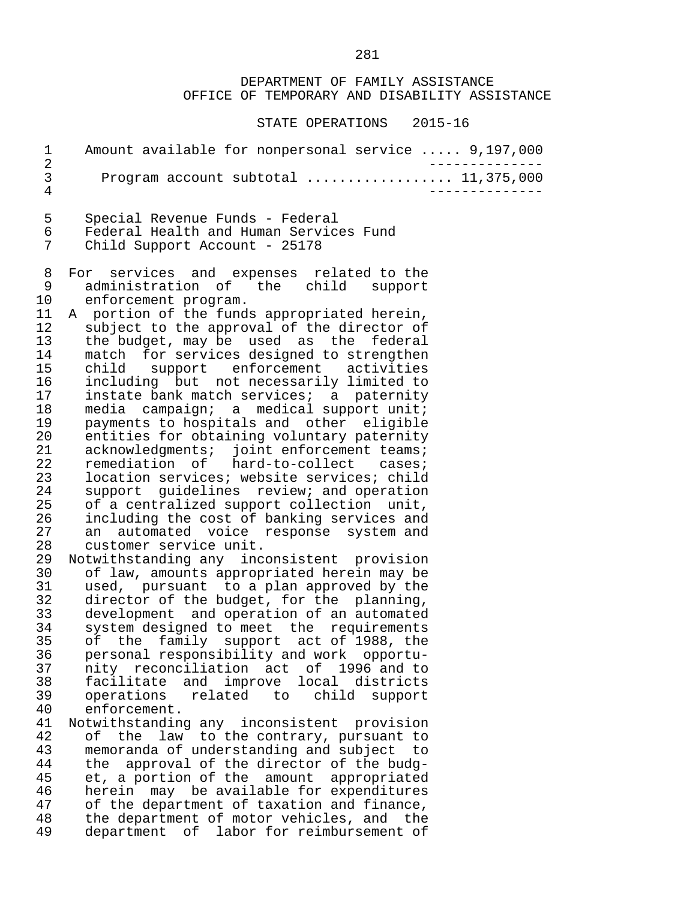DEPARTMENT OF FAMILY ASSISTANCE
OFFICE OF TEMPORARY AND DISABILITY ASSISTANCE

STATE OPERATIONS 2015-16

Amount available for nonpersonal service ..... 9,197,000

Program account subtotal ................. 11,375,000

Special Revenue Funds - Federal
Federal Health and Human Services Fund
Child Support Account - 25178

For services and expenses related to the administration of the child support enforcement program.

A portion of the funds appropriated herein, subject to the approval of the director of the budget, may be used as the federal match for services designed to strengthen child support enforcement activities including but not necessarily limited to instate bank match services; a paternity media campaign; a medical support unit; payments to hospitals and other eligible entities for obtaining voluntary paternity acknowledgments; joint enforcement teams; remediation of hard-to-collect cases; location services; website services; child support guidelines review; and operation of a centralized support collection unit, including the cost of banking services and an automated voice response system and customer service unit.

Notwithstanding any inconsistent provision of law, amounts appropriated herein may be used, pursuant to a plan approved by the director of the budget, for the planning, development and operation of an automated system designed to meet the requirements of the family support act of 1988, the personal responsibility and work opportunity reconciliation act of 1996 and to facilitate and improve local districts operations related to child support enforcement.

Notwithstanding any inconsistent provision of the law to the contrary, pursuant to memoranda of understanding and subject to the approval of the director of the budget, a portion of the amount appropriated herein may be available for expenditures of the department of taxation and finance, the department of motor vehicles, and the department of labor for reimbursement of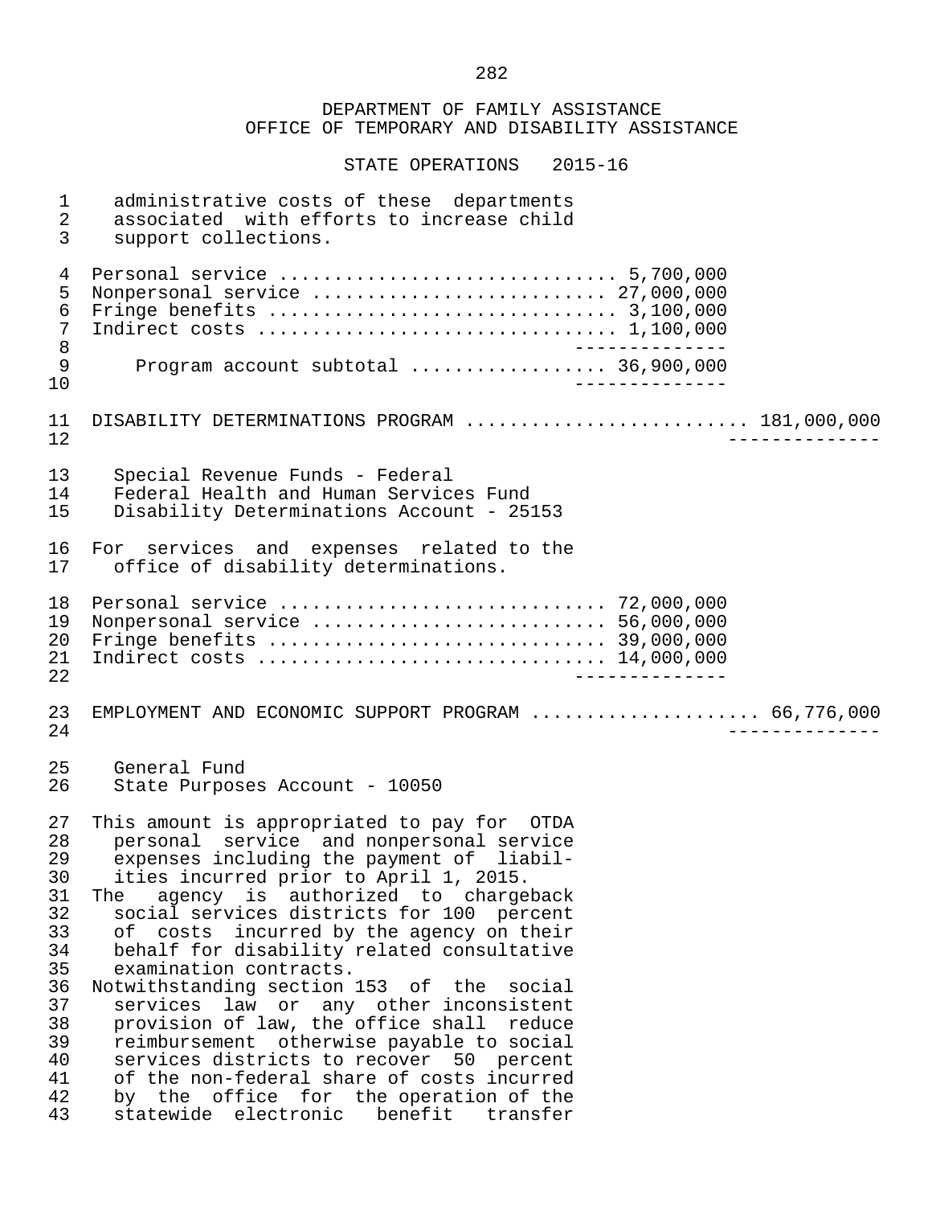DEPARTMENT OF FAMILY ASSISTANCE
OFFICE OF TEMPORARY AND DISABILITY ASSISTANCE

STATE OPERATIONS 2015-16

administrative costs of these departments associated with efforts to increase child support collections.

| | |
|---|---|
| Personal service | 5,700,000 |
| Nonpersonal service | 27,000,000 |
| Fringe benefits | 3,100,000 |
| Indirect costs | 1,100,000 |
| Program account subtotal | 36,900,000 |

DISABILITY DETERMINATIONS PROGRAM ......................... 181,000,000

Special Revenue Funds - Federal
Federal Health and Human Services Fund
Disability Determinations Account - 25153

For services and expenses related to the office of disability determinations.

| | |
|---|---|
| Personal service | 72,000,000 |
| Nonpersonal service | 56,000,000 |
| Fringe benefits | 39,000,000 |
| Indirect costs | 14,000,000 |

EMPLOYMENT AND ECONOMIC SUPPORT PROGRAM .................... 66,776,000

General Fund
State Purposes Account - 10050

This amount is appropriated to pay for OTDA personal service and nonpersonal service expenses including the payment of liabilities incurred prior to April 1, 2015.
The agency is authorized to chargeback social services districts for 100 percent of costs incurred by the agency on their behalf for disability related consultative examination contracts.
Notwithstanding section 153 of the social services law or any other inconsistent provision of law, the office shall reduce reimbursement otherwise payable to social services districts to recover 50 percent of the non-federal share of costs incurred by the office for the operation of the statewide electronic benefit transfer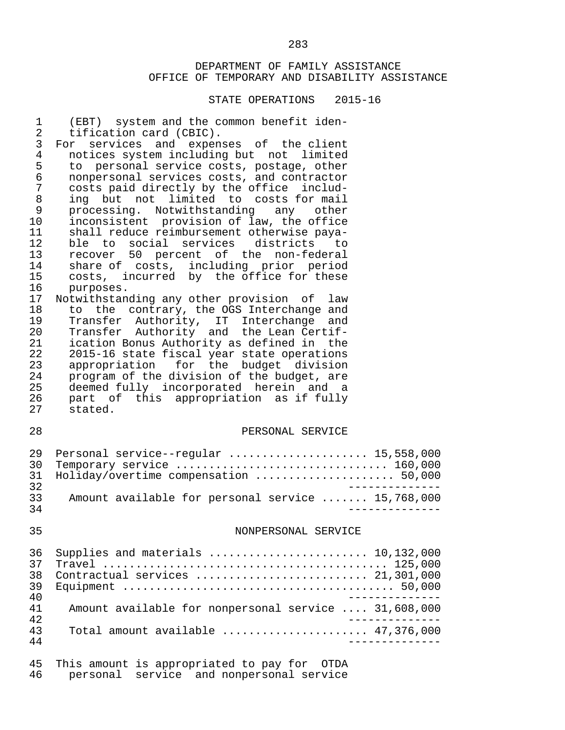DEPARTMENT OF FAMILY ASSISTANCE
OFFICE OF TEMPORARY AND DISABILITY ASSISTANCE

STATE OPERATIONS 2015-16

(EBT) system and the common benefit identification card (CBIC).

For services and expenses of the client notices system including but not limited to personal service costs, postage, other nonpersonal services costs, and contractor costs paid directly by the office including but not limited to costs for mail processing. Notwithstanding any other inconsistent provision of law, the office shall reduce reimbursement otherwise payable to social services districts to recover 50 percent of the non-federal share of costs, including prior period costs, incurred by the office for these purposes.

Notwithstanding any other provision of law to the contrary, the OGS Interchange and Transfer Authority, IT Interchange and Transfer Authority and the Lean Certification Bonus Authority as defined in the 2015-16 state fiscal year state operations appropriation for the budget division program of the division of the budget, are deemed fully incorporated herein and a part of this appropriation as if fully stated.

PERSONAL SERVICE

| Item | Amount |
|---|---|
| Personal service--regular | 15,558,000 |
| Temporary service | 160,000 |
| Holiday/overtime compensation | 50,000 |
| Amount available for personal service | 15,768,000 |

NONPERSONAL SERVICE

| Item | Amount |
|---|---|
| Supplies and materials | 10,132,000 |
| Travel | 125,000 |
| Contractual services | 21,301,000 |
| Equipment | 50,000 |
| Amount available for nonpersonal service | 31,608,000 |
| Total amount available | 47,376,000 |

This amount is appropriated to pay for OTDA personal service and nonpersonal service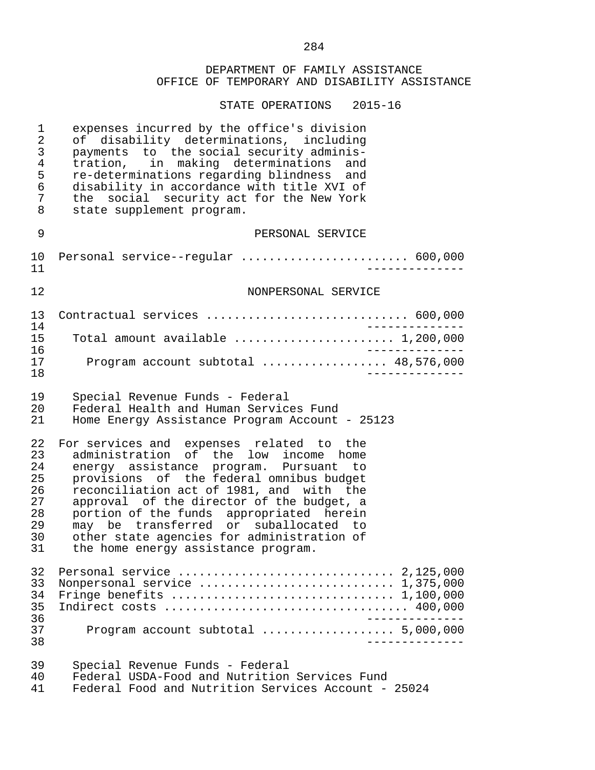DEPARTMENT OF FAMILY ASSISTANCE
OFFICE OF TEMPORARY AND DISABILITY ASSISTANCE

STATE OPERATIONS 2015-16

expenses incurred by the office's division of disability determinations, including payments to the social security administration, in making determinations and re-determinations regarding blindness and disability in accordance with title XVI of the social security act for the New York state supplement program.

PERSONAL SERVICE

| | |
|---|---:|
| Personal service--regular | 600,000 |

NONPERSONAL SERVICE

| | |
|---|---:|
| Contractual services | 600,000 |
| Total amount available | 1,200,000 |
| Program account subtotal | 48,576,000 |

Special Revenue Funds - Federal
Federal Health and Human Services Fund
Home Energy Assistance Program Account - 25123

For services and expenses related to the administration of the low income home energy assistance program. Pursuant to provisions of the federal omnibus budget reconciliation act of 1981, and with the approval of the director of the budget, a portion of the funds appropriated herein may be transferred or suballocated to other state agencies for administration of the home energy assistance program.

| | |
|---|---:|
| Personal service | 2,125,000 |
| Nonpersonal service | 1,375,000 |
| Fringe benefits | 1,100,000 |
| Indirect costs | 400,000 |
| Program account subtotal | 5,000,000 |

Special Revenue Funds - Federal
Federal USDA-Food and Nutrition Services Fund
Federal Food and Nutrition Services Account - 25024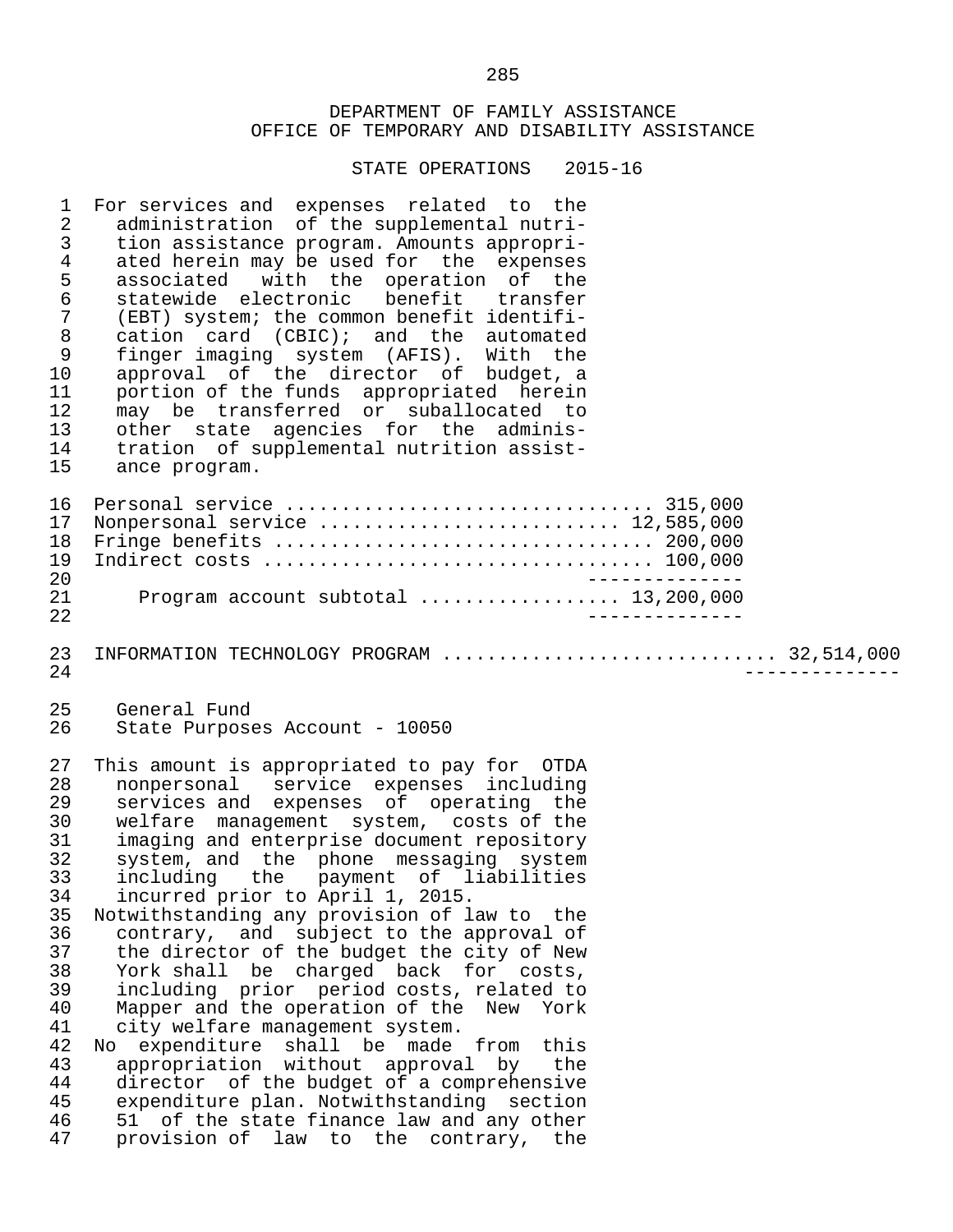DEPARTMENT OF FAMILY ASSISTANCE
OFFICE OF TEMPORARY AND DISABILITY ASSISTANCE

STATE OPERATIONS 2015-16

For services and expenses related to the administration of the supplemental nutrition assistance program. Amounts appropriated herein may be used for the expenses associated with the operation of the statewide electronic benefit transfer (EBT) system; the common benefit identification card (CBIC); and the automated finger imaging system (AFIS). With the approval of the director of budget, a portion of the funds appropriated herein may be transferred or suballocated to other state agencies for the administration of supplemental nutrition assistance program.

| | |
|---|---|
| Personal service | 315,000 |
| Nonpersonal service | 12,585,000 |
| Fringe benefits | 200,000 |
| Indirect costs | 100,000 |
| Program account subtotal | 13,200,000 |

INFORMATION TECHNOLOGY PROGRAM ............................ 32,514,000

General Fund
State Purposes Account - 10050

This amount is appropriated to pay for OTDA nonpersonal service expenses including services and expenses of operating the welfare management system, costs of the imaging and enterprise document repository system, and the phone messaging system including the payment of liabilities incurred prior to April 1, 2015.

Notwithstanding any provision of law to the contrary, and subject to the approval of the director of the budget the city of New York shall be charged back for costs, including prior period costs, related to Mapper and the operation of the New York city welfare management system.

No expenditure shall be made from this appropriation without approval by the director of the budget of a comprehensive expenditure plan. Notwithstanding section 51 of the state finance law and any other provision of law to the contrary, the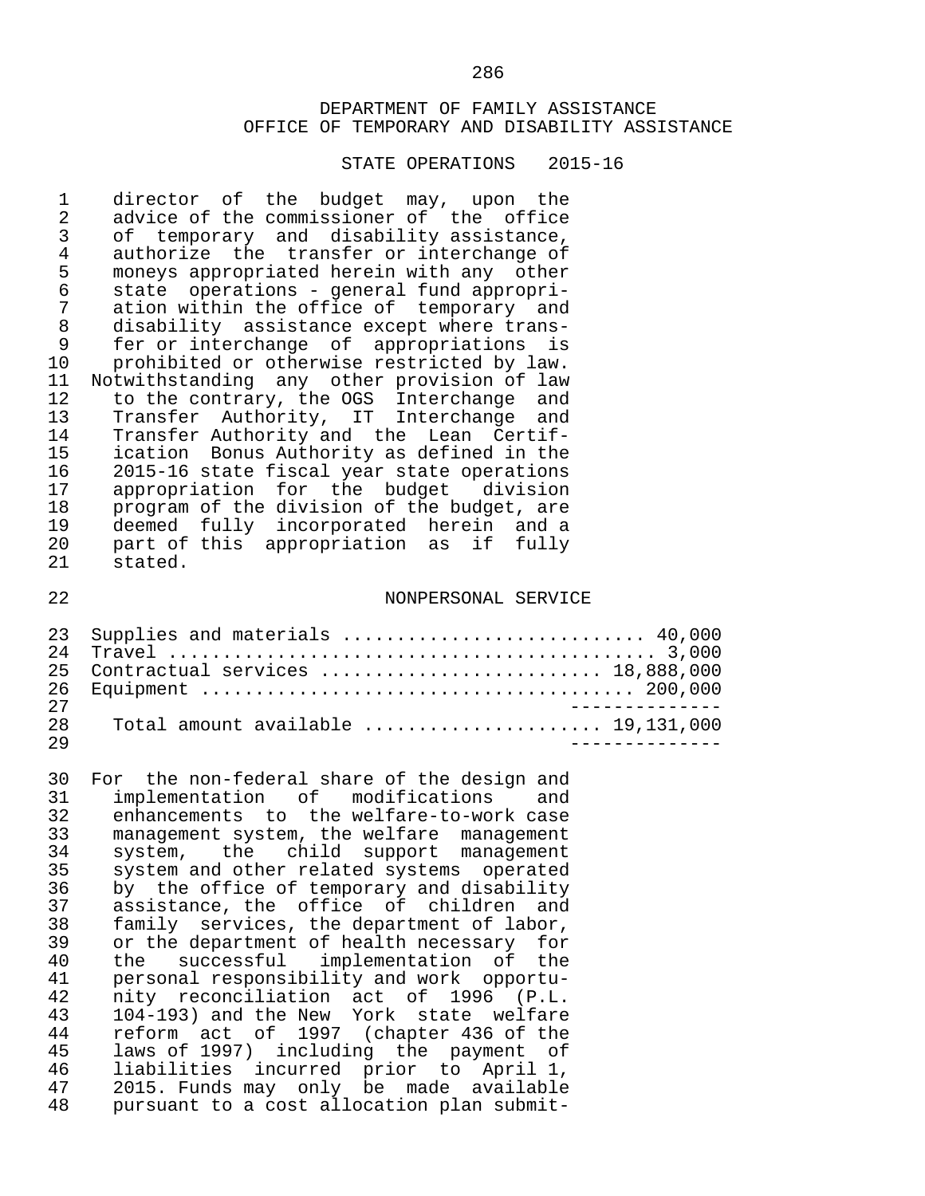DEPARTMENT OF FAMILY ASSISTANCE
OFFICE OF TEMPORARY AND DISABILITY ASSISTANCE

STATE OPERATIONS 2015-16

director of the budget may, upon the advice of the commissioner of the office of temporary and disability assistance, authorize the transfer or interchange of moneys appropriated herein with any other state operations - general fund appropriation within the office of temporary and disability assistance except where transfer or interchange of appropriations is prohibited or otherwise restricted by law.

Notwithstanding any other provision of law to the contrary, the OGS Interchange and Transfer Authority, IT Interchange and Transfer Authority and the Lean Certification Bonus Authority as defined in the 2015-16 state fiscal year state operations appropriation for the budget division program of the division of the budget, are deemed fully incorporated herein and a part of this appropriation as if fully stated.

NONPERSONAL SERVICE

| | |
|---|---:|
| Supplies and materials | 40,000 |
| Travel | 3,000 |
| Contractual services | 18,888,000 |
| Equipment | 200,000 |
| Total amount available | 19,131,000 |

For the non-federal share of the design and implementation of modifications and enhancements to the welfare-to-work case management system, the welfare management system, the child support management system and other related systems operated by the office of temporary and disability assistance, the office of children and family services, the department of labor, or the department of health necessary for the successful implementation of the personal responsibility and work opportunity reconciliation act of 1996 (P.L. 104-193) and the New York state welfare reform act of 1997 (chapter 436 of the laws of 1997) including the payment of liabilities incurred prior to April 1, 2015. Funds may only be made available pursuant to a cost allocation plan submit-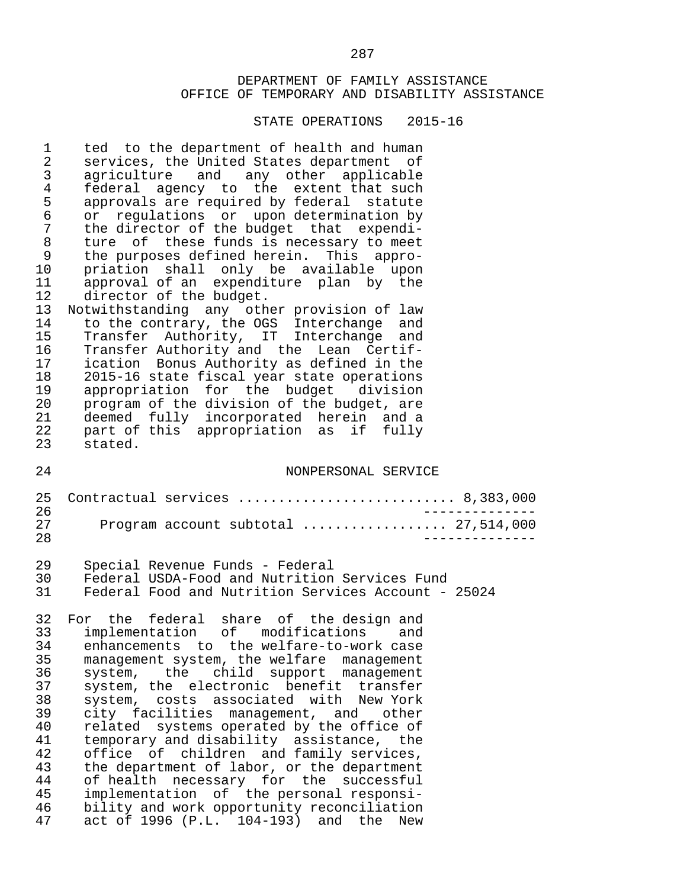DEPARTMENT OF FAMILY ASSISTANCE
OFFICE OF TEMPORARY AND DISABILITY ASSISTANCE

STATE OPERATIONS 2015-16

ted to the department of health and human services, the United States department of agriculture and any other applicable federal agency to the extent that such approvals are required by federal statute or regulations or upon determination by the director of the budget that expenditure of these funds is necessary to meet the purposes defined herein. This appropriation shall only be available upon approval of an expenditure plan by the director of the budget.

Notwithstanding any other provision of law to the contrary, the OGS Interchange and Transfer Authority, IT Interchange and Transfer Authority and the Lean Certification Bonus Authority as defined in the 2015-16 state fiscal year state operations appropriation for the budget division program of the division of the budget, are deemed fully incorporated herein and a part of this appropriation as if fully stated.

NONPERSONAL SERVICE

Contractual services .......................... 8,383,000

Program account subtotal ................. 27,514,000

Special Revenue Funds - Federal
Federal USDA-Food and Nutrition Services Fund
Federal Food and Nutrition Services Account - 25024

For the federal share of the design and implementation of modifications and enhancements to the welfare-to-work case management system, the welfare management system, the child support management system, the electronic benefit transfer system, costs associated with New York city facilities management, and other related systems operated by the office of temporary and disability assistance, the office of children and family services, the department of labor, or the department of health necessary for the successful implementation of the personal responsibility and work opportunity reconciliation act of 1996 (P.L. 104-193) and the New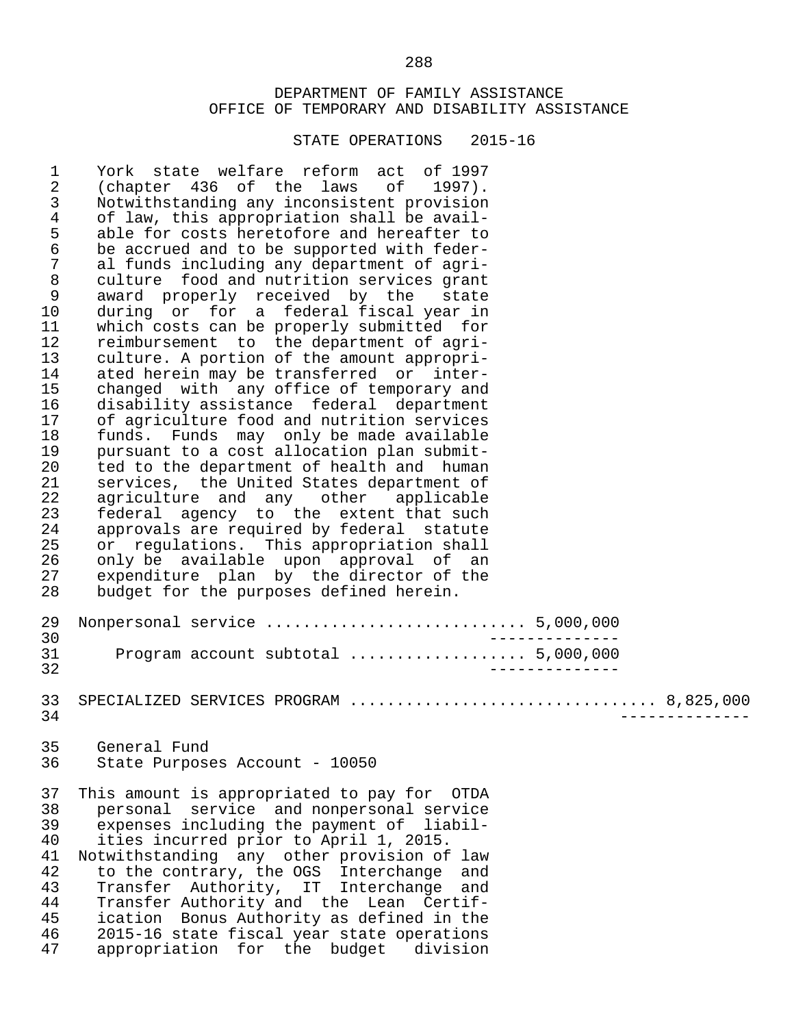DEPARTMENT OF FAMILY ASSISTANCE
OFFICE OF TEMPORARY AND DISABILITY ASSISTANCE

STATE OPERATIONS 2015-16

York state welfare reform act of 1997 (chapter 436 of the laws of 1997). Notwithstanding any inconsistent provision of law, this appropriation shall be available for costs heretofore and hereafter to be accrued and to be supported with federal funds including any department of agriculture food and nutrition services grant award properly received by the state during or for a federal fiscal year in which costs can be properly submitted for reimbursement to the department of agriculture. A portion of the amount appropriated herein may be transferred or interchanged with any office of temporary and disability assistance federal department of agriculture food and nutrition services funds. Funds may only be made available pursuant to a cost allocation plan submitted to the department of health and human services, the United States department of agriculture and any other applicable federal agency to the extent that such approvals are required by federal statute or regulations. This appropriation shall only be available upon approval of an expenditure plan by the director of the budget for the purposes defined herein.

Nonpersonal service ........................... 5,000,000

Program account subtotal .................. 5,000,000

SPECIALIZED SERVICES PROGRAM ................................ 8,825,000

General Fund
State Purposes Account - 10050

This amount is appropriated to pay for OTDA personal service and nonpersonal service expenses including the payment of liabilities incurred prior to April 1, 2015.
Notwithstanding any other provision of law to the contrary, the OGS Interchange and Transfer Authority, IT Interchange and Transfer Authority and the Lean Certification Bonus Authority as defined in the 2015-16 state fiscal year state operations appropriation for the budget division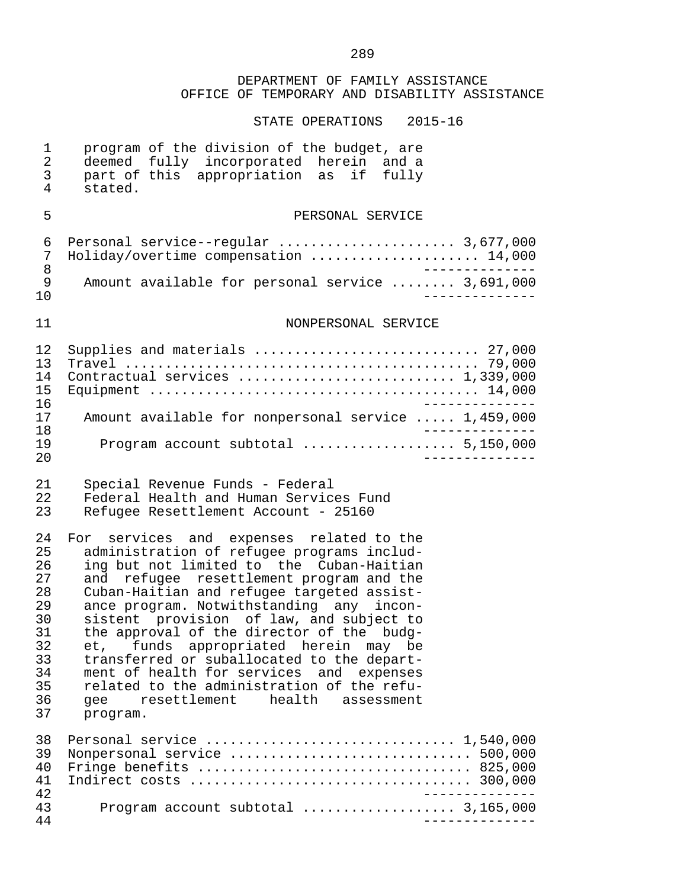DEPARTMENT OF FAMILY ASSISTANCE
OFFICE OF TEMPORARY AND DISABILITY ASSISTANCE

STATE OPERATIONS 2015-16

program of the division of the budget, are deemed fully incorporated herein and a part of this appropriation as if fully stated.

PERSONAL SERVICE

| | |
|---|---|
| Personal service--regular | 3,677,000 |
| Holiday/overtime compensation | 14,000 |
| Amount available for personal service | 3,691,000 |

NONPERSONAL SERVICE

| | |
|---|---|
| Supplies and materials | 27,000 |
| Travel | 79,000 |
| Contractual services | 1,339,000 |
| Equipment | 14,000 |
| Amount available for nonpersonal service | 1,459,000 |
| Program account subtotal | 5,150,000 |

Special Revenue Funds - Federal
Federal Health and Human Services Fund
Refugee Resettlement Account - 25160

For services and expenses related to the administration of refugee programs including but not limited to the Cuban-Haitian and refugee resettlement program and the Cuban-Haitian and refugee targeted assistance program. Notwithstanding any inconsistent provision of law, and subject to the approval of the director of the budget, funds appropriated herein may be transferred or suballocated to the department of health for services and expenses related to the administration of the refugee resettlement health assessment program.

| | |
|---|---|
| Personal service | 1,540,000 |
| Nonpersonal service | 500,000 |
| Fringe benefits | 825,000 |
| Indirect costs | 300,000 |
| Program account subtotal | 3,165,000 |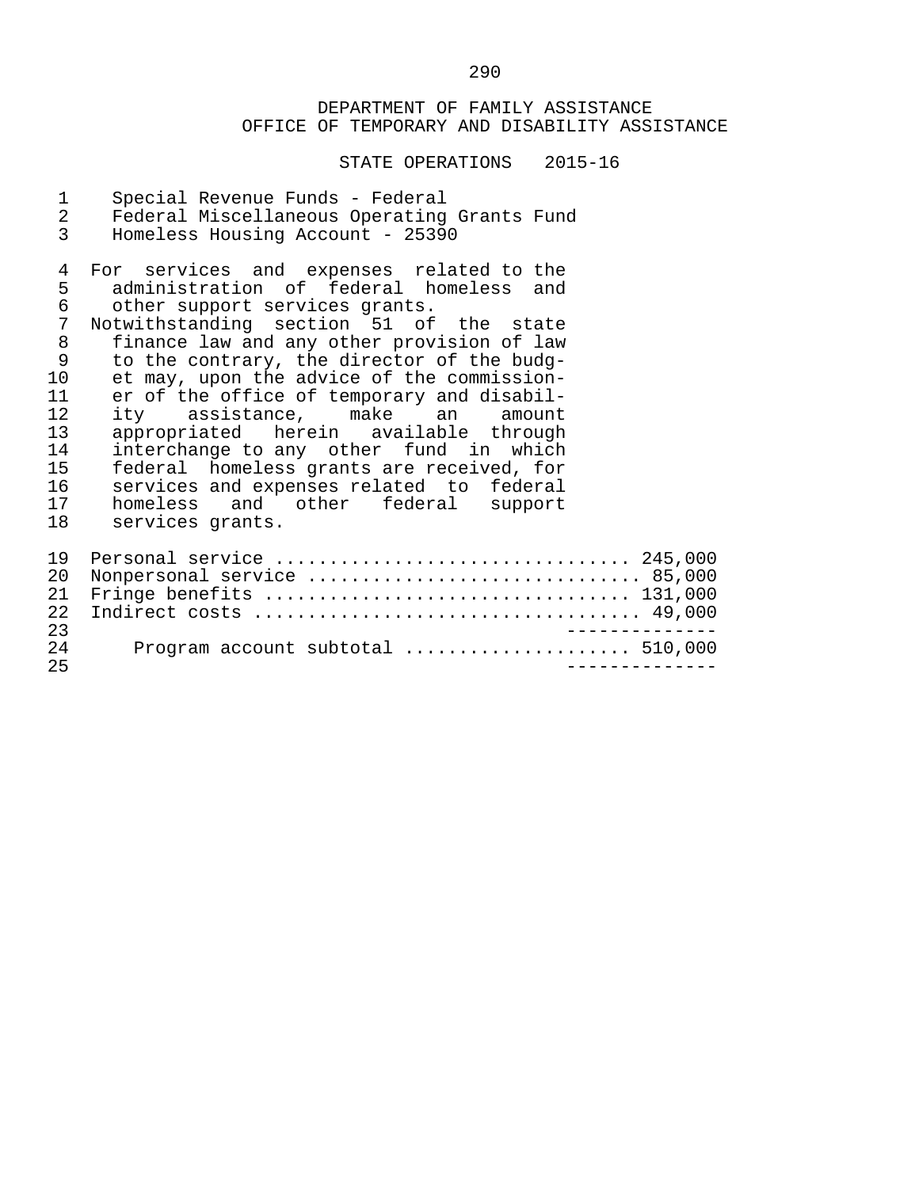DEPARTMENT OF FAMILY ASSISTANCE
OFFICE OF TEMPORARY AND DISABILITY ASSISTANCE

STATE OPERATIONS 2015-16

Special Revenue Funds - Federal
Federal Miscellaneous Operating Grants Fund
Homeless Housing Account - 25390

For services and expenses related to the administration of federal homeless and other support services grants.

Notwithstanding section 51 of the state finance law and any other provision of law to the contrary, the director of the budget may, upon the advice of the commissioner of the office of temporary and disability assistance, make an amount appropriated herein available through interchange to any other fund in which federal homeless grants are received, for services and expenses related to federal homeless and other federal support services grants.

| | |
|---|---|
| Personal service | 245,000 |
| Nonpersonal service | 85,000 |
| Fringe benefits | 131,000 |
| Indirect costs | 49,000 |
| Program account subtotal | 510,000 |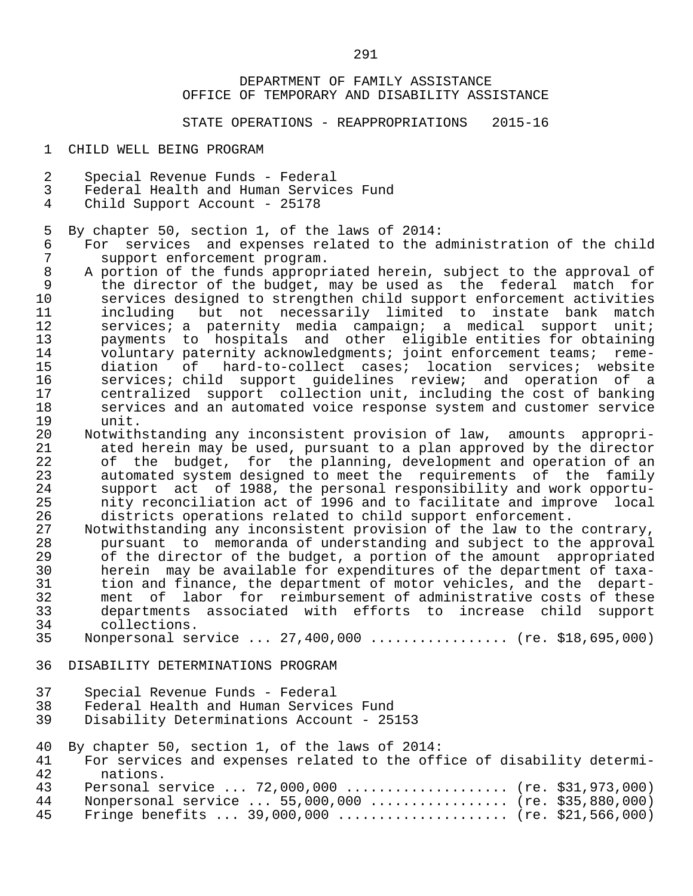DEPARTMENT OF FAMILY ASSISTANCE
OFFICE OF TEMPORARY AND DISABILITY ASSISTANCE

STATE OPERATIONS - REAPPROPRIATIONS 2015-16

CHILD WELL BEING PROGRAM

Special Revenue Funds - Federal
Federal Health and Human Services Fund
Child Support Account - 25178

By chapter 50, section 1, of the laws of 2014:

For services and expenses related to the administration of the child support enforcement program.

A portion of the funds appropriated herein, subject to the approval of the director of the budget, may be used as the federal match for services designed to strengthen child support enforcement activities including but not necessarily limited to instate bank match services; a paternity media campaign; a medical support unit; payments to hospitals and other eligible entities for obtaining voluntary paternity acknowledgments; joint enforcement teams; remediation of hard-to-collect cases; location services; website services; child support guidelines review; and operation of a centralized support collection unit, including the cost of banking services and an automated voice response system and customer service unit.

Notwithstanding any inconsistent provision of law, amounts appropriated herein may be used, pursuant to a plan approved by the director of the budget, for the planning, development and operation of an automated system designed to meet the requirements of the family support act of 1988, the personal responsibility and work opportunity reconciliation act of 1996 and to facilitate and improve local districts operations related to child support enforcement.

Notwithstanding any inconsistent provision of the law to the contrary, pursuant to memoranda of understanding and subject to the approval of the director of the budget, a portion of the amount appropriated herein may be available for expenditures of the department of taxation and finance, the department of motor vehicles, and the department of labor for reimbursement of administrative costs of these departments associated with efforts to increase child support collections.

Nonpersonal service ... 27,400,000 ................ (re. $18,695,000)

DISABILITY DETERMINATIONS PROGRAM

Special Revenue Funds - Federal
Federal Health and Human Services Fund
Disability Determinations Account - 25153

By chapter 50, section 1, of the laws of 2014:

For services and expenses related to the office of disability determinations.

Personal service ... 72,000,000 ................... (re. $31,973,000)
Nonpersonal service ... 55,000,000 ................ (re. $35,880,000)
Fringe benefits ... 39,000,000 .................... (re. $21,566,000)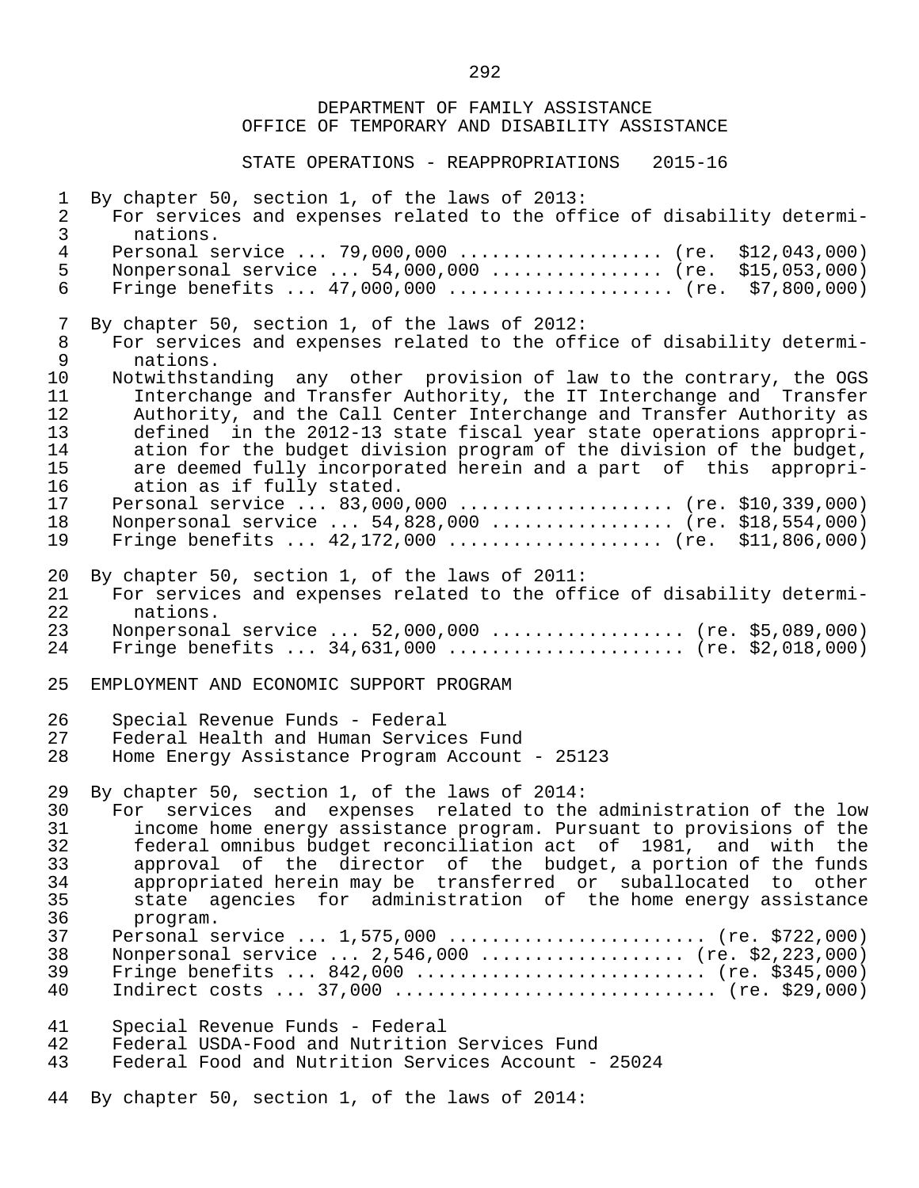DEPARTMENT OF FAMILY ASSISTANCE
OFFICE OF TEMPORARY AND DISABILITY ASSISTANCE

STATE OPERATIONS - REAPPROPRIATIONS 2015-16

By chapter 50, section 1, of the laws of 2013:
For services and expenses related to the office of disability determinations.
Personal service ... 79,000,000 .................. (re. $12,043,000)
Nonpersonal service ... 54,000,000 ................ (re. $15,053,000)
Fringe benefits ... 47,000,000 ..................... (re. $7,800,000)

By chapter 50, section 1, of the laws of 2012:
For services and expenses related to the office of disability determinations.
Notwithstanding any other provision of law to the contrary, the OGS Interchange and Transfer Authority, the IT Interchange and Transfer Authority, and the Call Center Interchange and Transfer Authority as defined in the 2012-13 state fiscal year state operations appropriation for the budget division program of the division of the budget, are deemed fully incorporated herein and a part of this appropriation as if fully stated.
Personal service ... 83,000,000 .................... (re. $10,339,000)
Nonpersonal service ... 54,828,000 ................ (re. $18,554,000)
Fringe benefits ... 42,172,000 .................... (re. $11,806,000)

By chapter 50, section 1, of the laws of 2011:
For services and expenses related to the office of disability determinations.
Nonpersonal service ... 52,000,000 ................. (re. $5,089,000)
Fringe benefits ... 34,631,000 ...................... (re. $2,018,000)

EMPLOYMENT AND ECONOMIC SUPPORT PROGRAM

Special Revenue Funds - Federal
Federal Health and Human Services Fund
Home Energy Assistance Program Account - 25123

By chapter 50, section 1, of the laws of 2014:
For services and expenses related to the administration of the low income home energy assistance program. Pursuant to provisions of the federal omnibus budget reconciliation act of 1981, and with the approval of the director of the budget, a portion of the funds appropriated herein may be transferred or suballocated to other state agencies for administration of the home energy assistance program.
Personal service ... 1,575,000 ....................... (re. $722,000)
Nonpersonal service ... 2,546,000 .................. (re. $2,223,000)
Fringe benefits ... 842,000 .......................... (re. $345,000)
Indirect costs ... 37,000 ............................ (re. $29,000)

Special Revenue Funds - Federal
Federal USDA-Food and Nutrition Services Fund
Federal Food and Nutrition Services Account - 25024

By chapter 50, section 1, of the laws of 2014: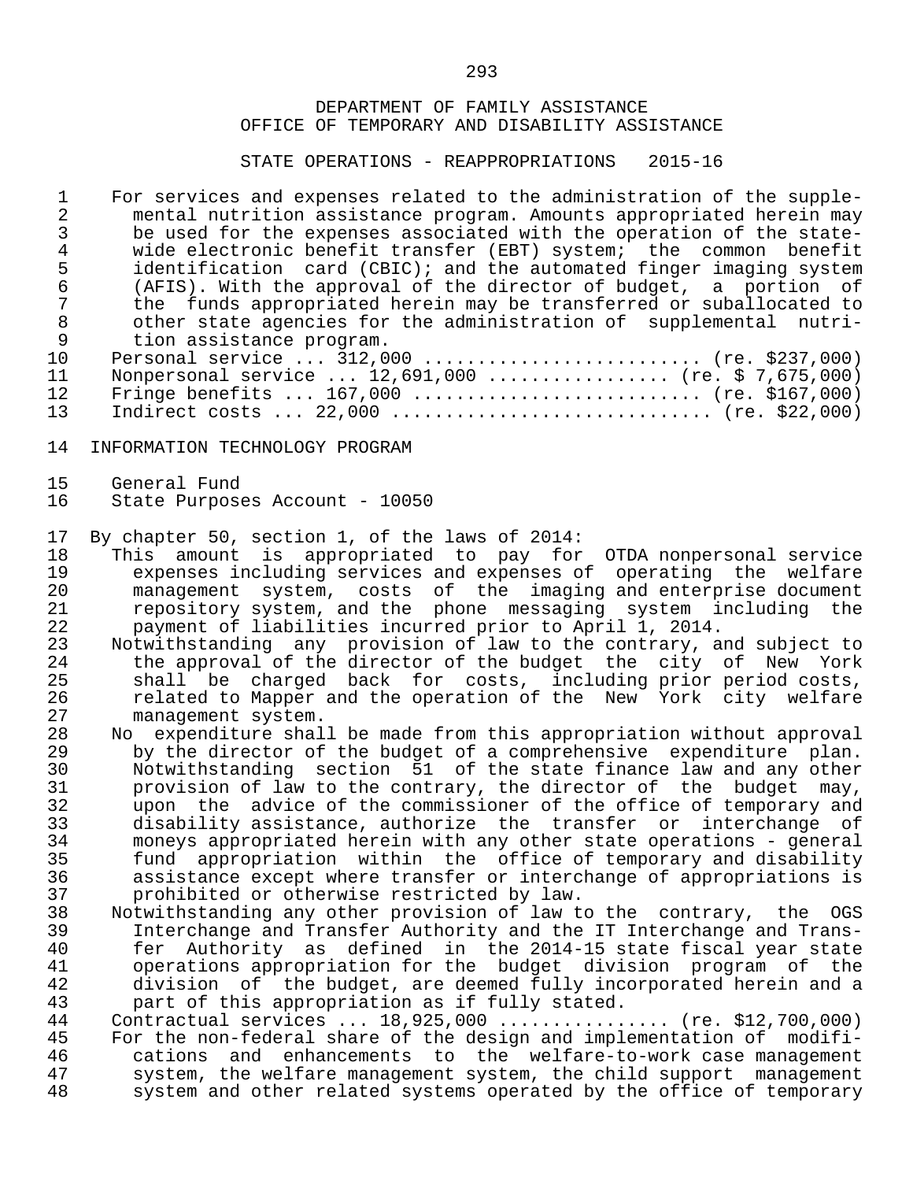DEPARTMENT OF FAMILY ASSISTANCE
OFFICE OF TEMPORARY AND DISABILITY ASSISTANCE

STATE OPERATIONS - REAPPROPRIATIONS 2015-16

For services and expenses related to the administration of the supplemental nutrition assistance program. Amounts appropriated herein may be used for the expenses associated with the operation of the statewide electronic benefit transfer (EBT) system; the common benefit identification card (CBIC); and the automated finger imaging system (AFIS). With the approval of the director of budget, a portion of the funds appropriated herein may be transferred or suballocated to other state agencies for the administration of supplemental nutrition assistance program.

Personal service ... 312,000 ......................... (re. $237,000)
Nonpersonal service ... 12,691,000 ................ (re. $ 7,675,000)
Fringe benefits ... 167,000 .......................... (re. $167,000)
Indirect costs ... 22,000 ............................ (re. $22,000)

INFORMATION TECHNOLOGY PROGRAM

General Fund
State Purposes Account - 10050

By chapter 50, section 1, of the laws of 2014:

This amount is appropriated to pay for OTDA nonpersonal service expenses including services and expenses of operating the welfare management system, costs of the imaging and enterprise document repository system, and the phone messaging system including the payment of liabilities incurred prior to April 1, 2014.

Notwithstanding any provision of law to the contrary, and subject to the approval of the director of the budget the city of New York shall be charged back for costs, including prior period costs, related to Mapper and the operation of the New York city welfare management system.

No expenditure shall be made from this appropriation without approval by the director of the budget of a comprehensive expenditure plan. Notwithstanding section 51 of the state finance law and any other provision of law to the contrary, the director of the budget may, upon the advice of the commissioner of the office of temporary and disability assistance, authorize the transfer or interchange of moneys appropriated herein with any other state operations - general fund appropriation within the office of temporary and disability assistance except where transfer or interchange of appropriations is prohibited or otherwise restricted by law.

Notwithstanding any other provision of law to the contrary, the OGS Interchange and Transfer Authority and the IT Interchange and Transfer Authority as defined in the 2014-15 state fiscal year state operations appropriation for the budget division program of the division of the budget, are deemed fully incorporated herein and a part of this appropriation as if fully stated.

Contractual services ... 18,925,000 ................ (re. $12,700,000)

For the non-federal share of the design and implementation of modifications and enhancements to the welfare-to-work case management system, the welfare management system, the child support management system and other related systems operated by the office of temporary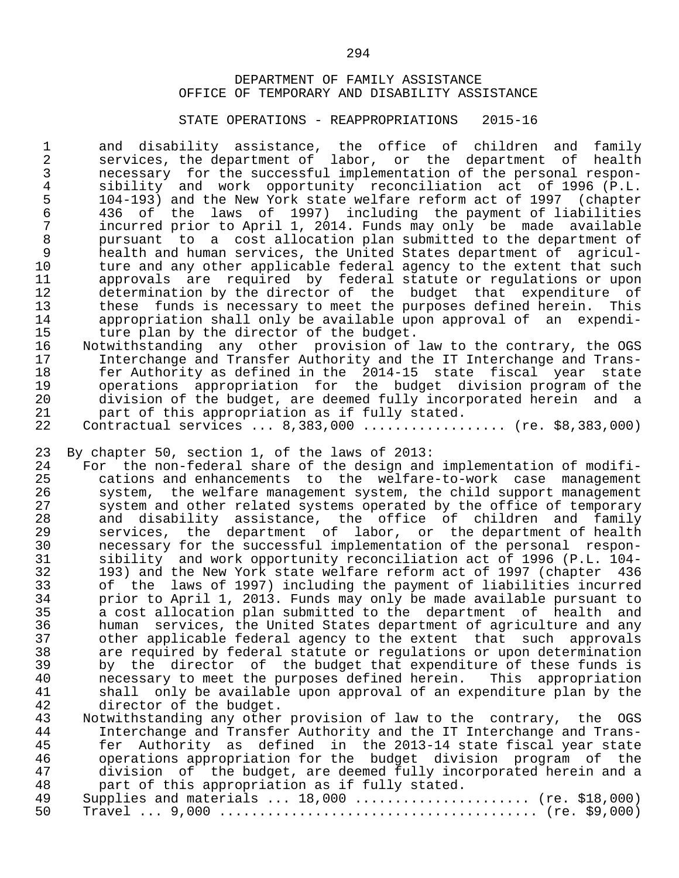DEPARTMENT OF FAMILY ASSISTANCE
OFFICE OF TEMPORARY AND DISABILITY ASSISTANCE

STATE OPERATIONS - REAPPROPRIATIONS 2015-16

and disability assistance, the office of children and family services, the department of labor, or the department of health necessary for the successful implementation of the personal responsibility and work opportunity reconciliation act of 1996 (P.L. 104-193) and the New York state welfare reform act of 1997 (chapter 436 of the laws of 1997) including the payment of liabilities incurred prior to April 1, 2014. Funds may only be made available pursuant to a cost allocation plan submitted to the department of health and human services, the United States department of agriculture and any other applicable federal agency to the extent that such approvals are required by federal statute or regulations or upon determination by the director of the budget that expenditure of these funds is necessary to meet the purposes defined herein. This appropriation shall only be available upon approval of an expenditure plan by the director of the budget.

Notwithstanding any other provision of law to the contrary, the OGS Interchange and Transfer Authority and the IT Interchange and Transfer Authority as defined in the 2014-15 state fiscal year state operations appropriation for the budget division program of the division of the budget, are deemed fully incorporated herein and a part of this appropriation as if fully stated.

Contractual services ... 8,383,000 .................. (re. $8,383,000)

By chapter 50, section 1, of the laws of 2013:

For the non-federal share of the design and implementation of modifications and enhancements to the welfare-to-work case management system, the welfare management system, the child support management system and other related systems operated by the office of temporary and disability assistance, the office of children and family services, the department of labor, or the department of health necessary for the successful implementation of the personal responsibility and work opportunity reconciliation act of 1996 (P.L. 104-193) and the New York state welfare reform act of 1997 (chapter 436 of the laws of 1997) including the payment of liabilities incurred prior to April 1, 2013. Funds may only be made available pursuant to a cost allocation plan submitted to the department of health and human services, the United States department of agriculture and any other applicable federal agency to the extent that such approvals are required by federal statute or regulations or upon determination by the director of the budget that expenditure of these funds is necessary to meet the purposes defined herein. This appropriation shall only be available upon approval of an expenditure plan by the director of the budget.

Notwithstanding any other provision of law to the contrary, the OGS Interchange and Transfer Authority and the IT Interchange and Transfer Authority as defined in the 2013-14 state fiscal year state operations appropriation for the budget division program of the division of the budget, are deemed fully incorporated herein and a part of this appropriation as if fully stated.

Supplies and materials ... 18,000 ...................... (re. $18,000)

Travel ... 9,000 ....................................... (re. $9,000)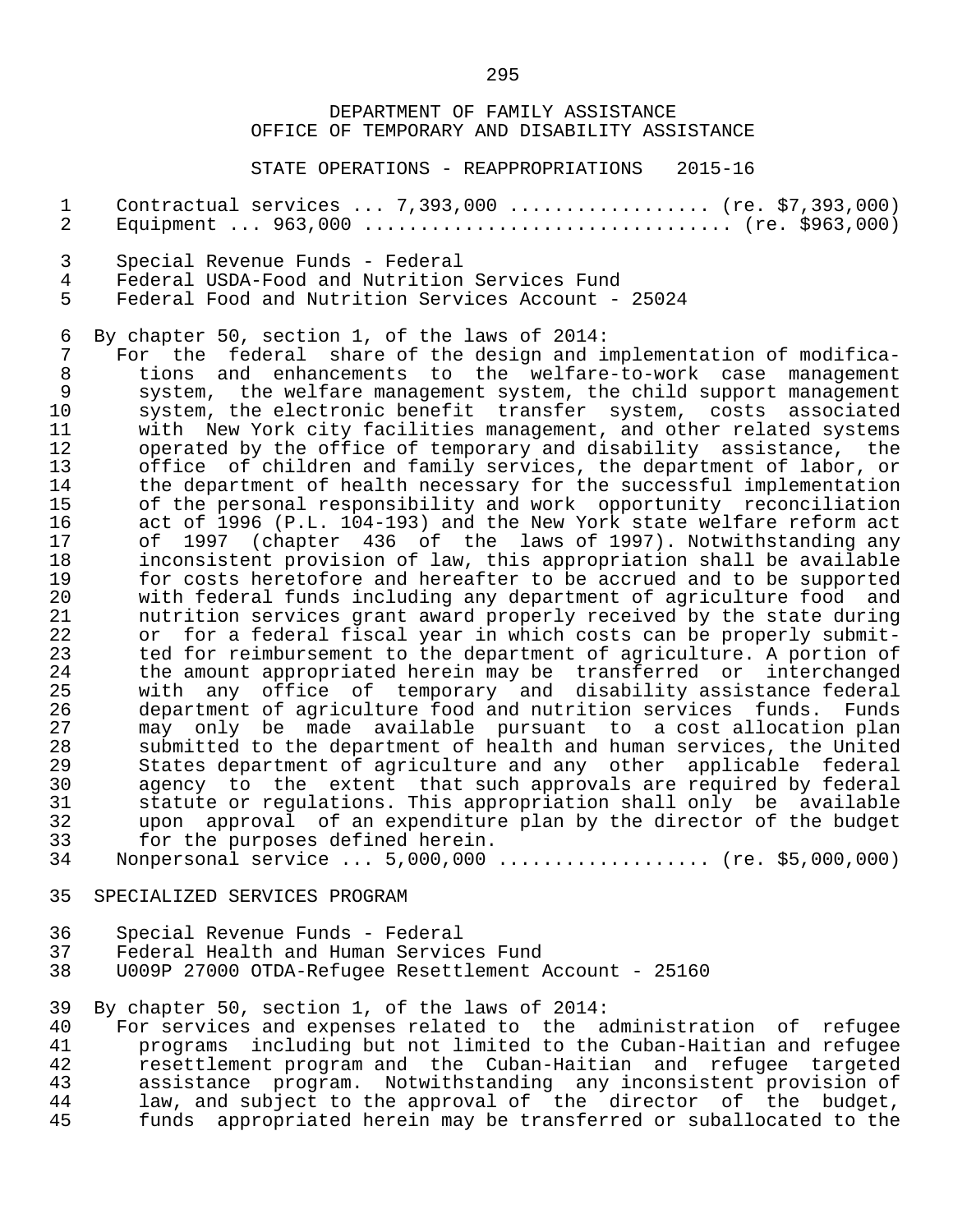DEPARTMENT OF FAMILY ASSISTANCE
OFFICE OF TEMPORARY AND DISABILITY ASSISTANCE

STATE OPERATIONS - REAPPROPRIATIONS 2015-16

Contractual services ... 7,393,000 ................. (re. $7,393,000)
Equipment ... 963,000 ............................... (re. $963,000)

Special Revenue Funds - Federal
Federal USDA-Food and Nutrition Services Fund
Federal Food and Nutrition Services Account - 25024

By chapter 50, section 1, of the laws of 2014:

For the federal share of the design and implementation of modifications and enhancements to the welfare-to-work case management system, the welfare management system, the child support management system, the electronic benefit transfer system, costs associated with New York city facilities management, and other related systems operated by the office of temporary and disability assistance, the office of children and family services, the department of labor, or the department of health necessary for the successful implementation of the personal responsibility and work opportunity reconciliation act of 1996 (P.L. 104-193) and the New York state welfare reform act of 1997 (chapter 436 of the laws of 1997). Notwithstanding any inconsistent provision of law, this appropriation shall be available for costs heretofore and hereafter to be accrued and to be supported with federal funds including any department of agriculture food and nutrition services grant award properly received by the state during or for a federal fiscal year in which costs can be properly submitted for reimbursement to the department of agriculture. A portion of the amount appropriated herein may be transferred or interchanged with any office of temporary and disability assistance federal department of agriculture food and nutrition services funds. Funds may only be made available pursuant to a cost allocation plan submitted to the department of health and human services, the United States department of agriculture and any other applicable federal agency to the extent that such approvals are required by federal statute or regulations. This appropriation shall only be available upon approval of an expenditure plan by the director of the budget for the purposes defined herein.

Nonpersonal service ... 5,000,000 .................. (re. $5,000,000)

SPECIALIZED SERVICES PROGRAM

Special Revenue Funds - Federal
Federal Health and Human Services Fund
U009P 27000 OTDA-Refugee Resettlement Account - 25160

By chapter 50, section 1, of the laws of 2014:

For services and expenses related to the administration of refugee programs including but not limited to the Cuban-Haitian and refugee resettlement program and the Cuban-Haitian and refugee targeted assistance program. Notwithstanding any inconsistent provision of law, and subject to the approval of the director of the budget, funds appropriated herein may be transferred or suballocated to the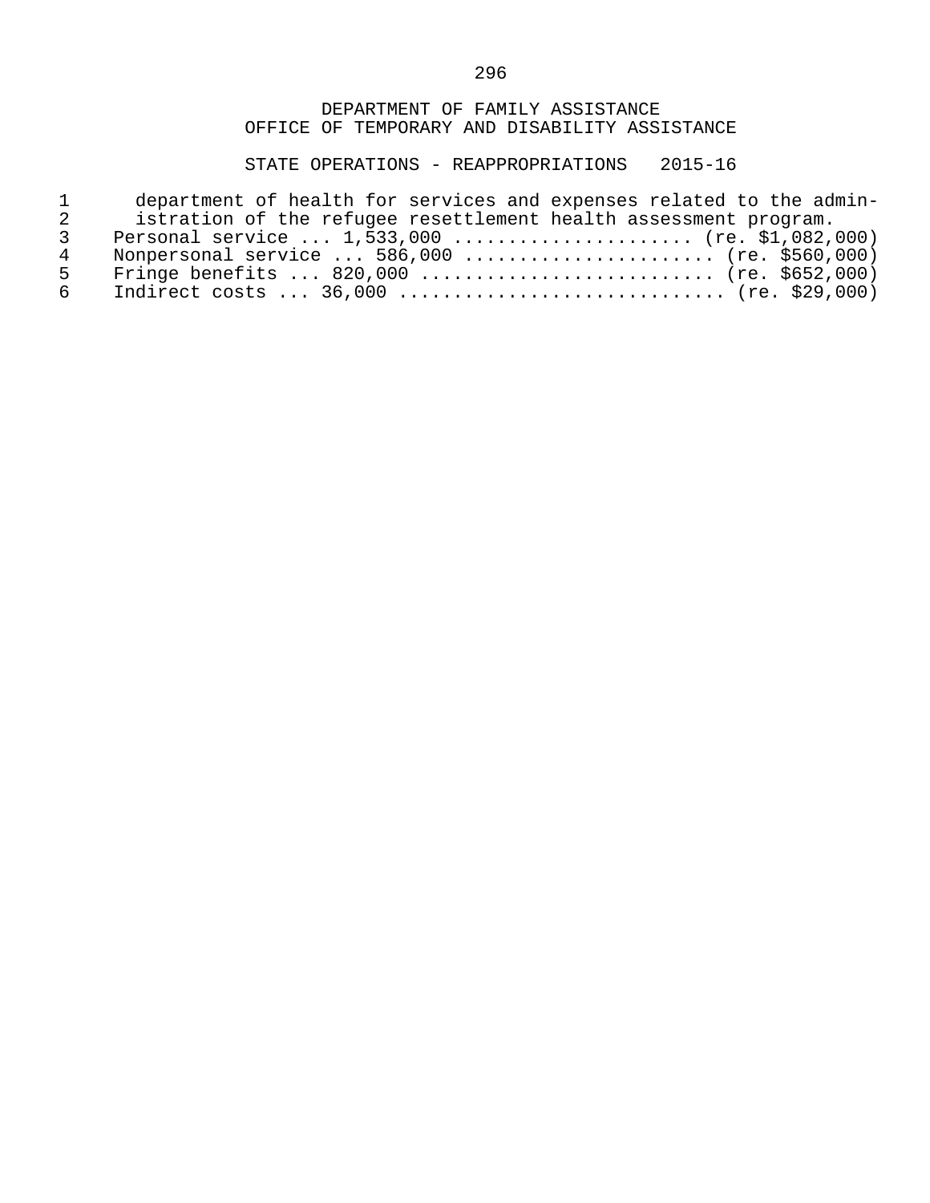DEPARTMENT OF FAMILY ASSISTANCE
OFFICE OF TEMPORARY AND DISABILITY ASSISTANCE

STATE OPERATIONS - REAPPROPRIATIONS 2015-16

department of health for services and expenses related to the administration of the refugee resettlement health assessment program.

Personal service ... 1,533,000 ...................... (re. $1,082,000)
Nonpersonal service ... 586,000 ....................... (re. $560,000)
Fringe benefits ... 820,000 ........................... (re. $652,000)
Indirect costs ... 36,000 .............................. (re. $29,000)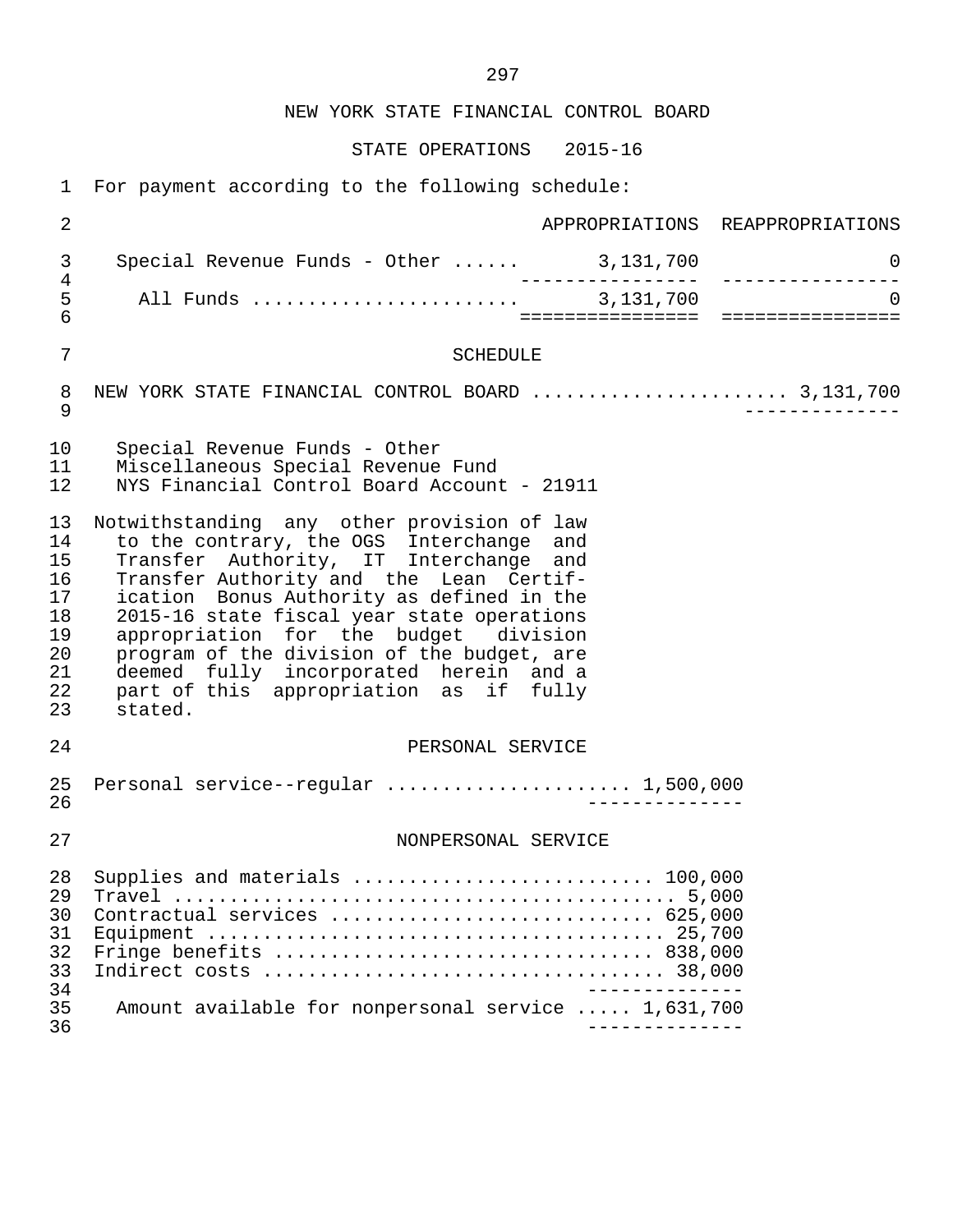NEW YORK STATE FINANCIAL CONTROL BOARD

STATE OPERATIONS 2015-16

For payment according to the following schedule:

| | APPROPRIATIONS | REAPPROPRIATIONS |
|---|---|---|
| Special Revenue Funds - Other | 3,131,700 | 0 |
| All Funds | 3,131,700 | 0 |

SCHEDULE

NEW YORK STATE FINANCIAL CONTROL BOARD ...................... 3,131,700

Special Revenue Funds - Other
Miscellaneous Special Revenue Fund
NYS Financial Control Board Account - 21911

Notwithstanding any other provision of law to the contrary, the OGS Interchange and Transfer Authority, IT Interchange and Transfer Authority and the Lean Certification Bonus Authority as defined in the 2015-16 state fiscal year state operations appropriation for the budget division program of the division of the budget, are deemed fully incorporated herein and a part of this appropriation as if fully stated.

PERSONAL SERVICE

Personal service--regular ..................... 1,500,000

NONPERSONAL SERVICE

| | |
|---|---|
| Supplies and materials | 100,000 |
| Travel | 5,000 |
| Contractual services | 625,000 |
| Equipment | 25,700 |
| Fringe benefits | 838,000 |
| Indirect costs | 38,000 |
| Amount available for nonpersonal service | 1,631,700 |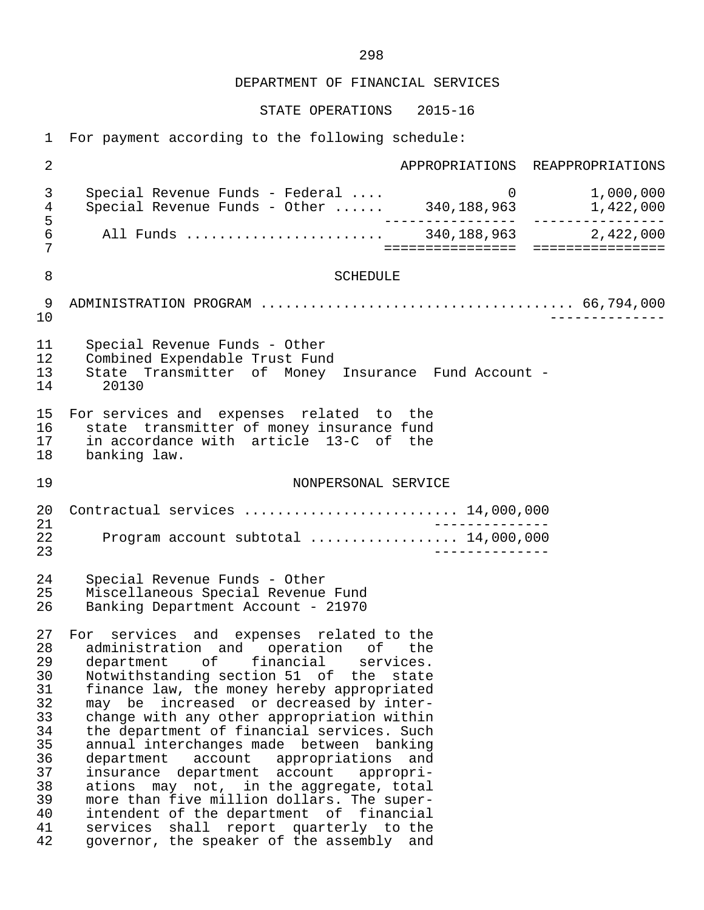DEPARTMENT OF FINANCIAL SERVICES

STATE OPERATIONS 2015-16

For payment according to the following schedule:

| | APPROPRIATIONS | REAPPROPRIATIONS |
|---|---|---|
| Special Revenue Funds - Federal .... | 0 | 1,000,000 |
| Special Revenue Funds - Other ...... | 340,188,963 | 1,422,000 |
| All Funds ........................ | 340,188,963 | 2,422,000 |

SCHEDULE

ADMINISTRATION PROGRAM .................................... 66,794,000

Special Revenue Funds - Other
Combined Expendable Trust Fund
State Transmitter of Money Insurance Fund Account - 20130

For services and expenses related to the state transmitter of money insurance fund in accordance with article 13-C of the banking law.

NONPERSONAL SERVICE

Contractual services .......................... 14,000,000

Program account subtotal ................. 14,000,000

Special Revenue Funds - Other
Miscellaneous Special Revenue Fund
Banking Department Account - 21970

For services and expenses related to the administration and operation of the department of financial services. Notwithstanding section 51 of the state finance law, the money hereby appropriated may be increased or decreased by interchange with any other appropriation within the department of financial services. Such annual interchanges made between banking department account appropriations and insurance department account appropriations may not, in the aggregate, total more than five million dollars. The superintendent of the department of financial services shall report quarterly to the governor, the speaker of the assembly and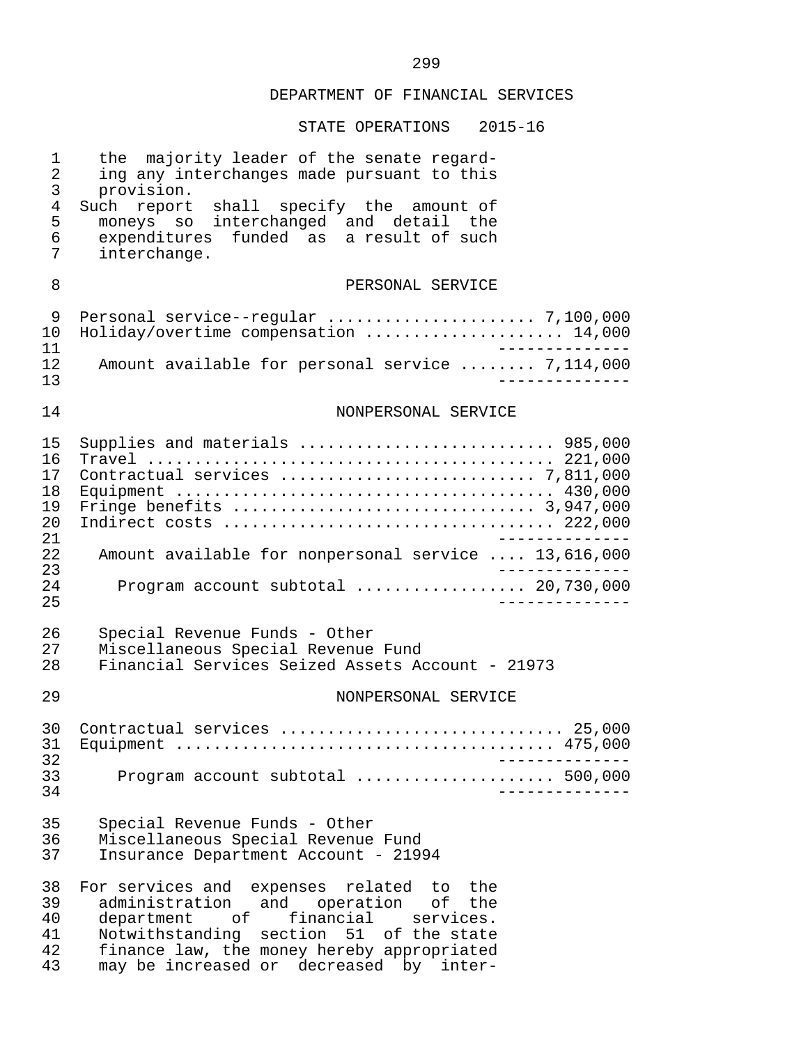## DEPARTMENT OF FINANCIAL SERVICES

### STATE OPERATIONS 2015-16

the majority leader of the senate regarding any interchanges made pursuant to this provision.
Such report shall specify the amount of moneys so interchanged and detail the expenditures funded as a result of such interchange.

#### PERSONAL SERVICE

| | |
|---|---|
| Personal service--regular | 7,100,000 |
| Holiday/overtime compensation | 14,000 |
| Amount available for personal service | 7,114,000 |

#### NONPERSONAL SERVICE

| | |
|---|---|
| Supplies and materials | 985,000 |
| Travel | 221,000 |
| Contractual services | 7,811,000 |
| Equipment | 430,000 |
| Fringe benefits | 3,947,000 |
| Indirect costs | 222,000 |
| Amount available for nonpersonal service | 13,616,000 |
| Program account subtotal | 20,730,000 |

Special Revenue Funds - Other
Miscellaneous Special Revenue Fund
Financial Services Seized Assets Account - 21973

#### NONPERSONAL SERVICE

| | |
|---|---|
| Contractual services | 25,000 |
| Equipment | 475,000 |
| Program account subtotal | 500,000 |

Special Revenue Funds - Other
Miscellaneous Special Revenue Fund
Insurance Department Account - 21994

For services and expenses related to the administration and operation of the department of financial services. Notwithstanding section 51 of the state finance law, the money hereby appropriated may be increased or decreased by inter-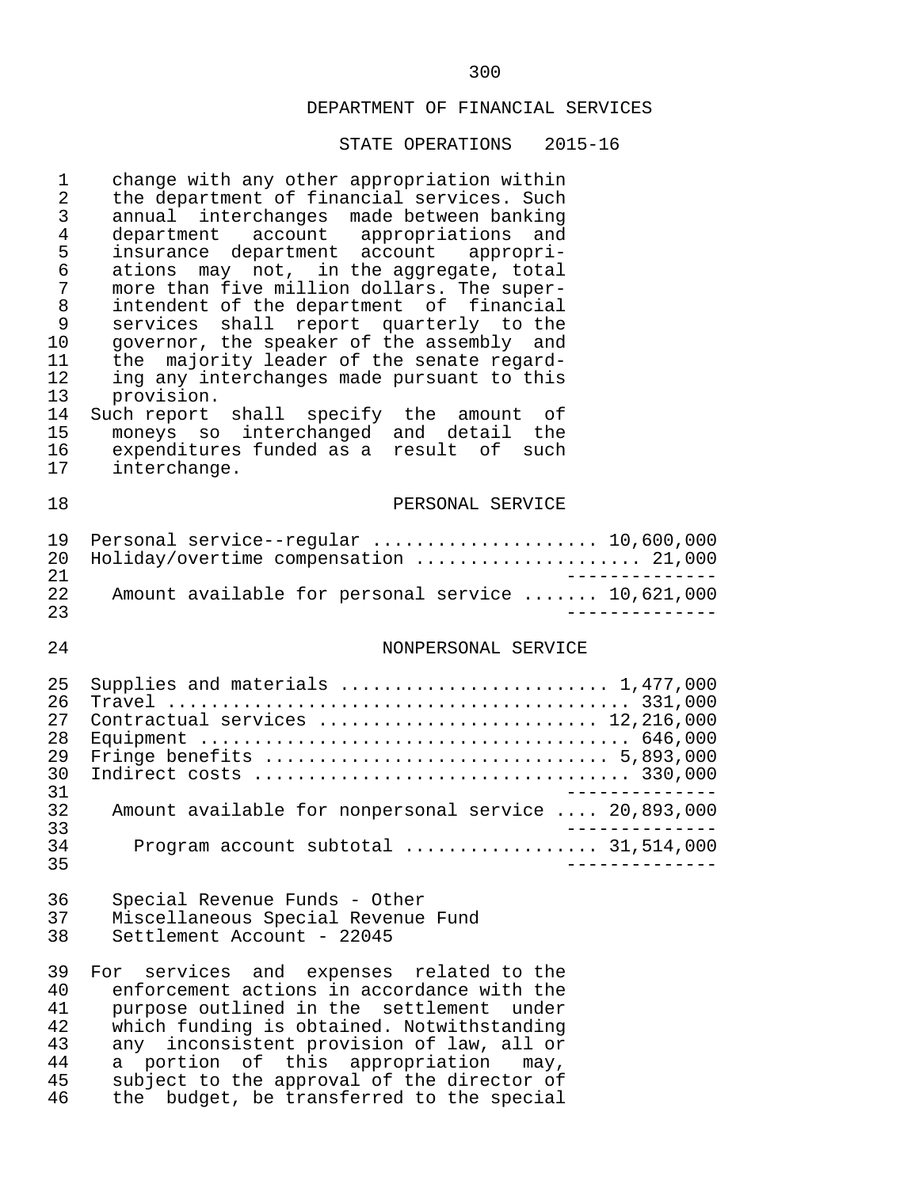## DEPARTMENT OF FINANCIAL SERVICES

### STATE OPERATIONS 2015-16

change with any other appropriation within the department of financial services. Such annual interchanges made between banking department account appropriations and insurance department account appropriations may not, in the aggregate, total more than five million dollars. The superintendent of the department of financial services shall report quarterly to the governor, the speaker of the assembly and the majority leader of the senate regarding any interchanges made pursuant to this provision.

Such report shall specify the amount of moneys so interchanged and detail the expenditures funded as a result of such interchange.

#### PERSONAL SERVICE

| | |
|---|---:|
| Personal service--regular | 10,600,000 |
| Holiday/overtime compensation | 21,000 |
| Amount available for personal service | 10,621,000 |

#### NONPERSONAL SERVICE

| | |
|---|---:|
| Supplies and materials | 1,477,000 |
| Travel | 331,000 |
| Contractual services | 12,216,000 |
| Equipment | 646,000 |
| Fringe benefits | 5,893,000 |
| Indirect costs | 330,000 |
| Amount available for nonpersonal service | 20,893,000 |
| Program account subtotal | 31,514,000 |

Special Revenue Funds - Other
Miscellaneous Special Revenue Fund
Settlement Account - 22045

For services and expenses related to the enforcement actions in accordance with the purpose outlined in the settlement under which funding is obtained. Notwithstanding any inconsistent provision of law, all or a portion of this appropriation may, subject to the approval of the director of the budget, be transferred to the special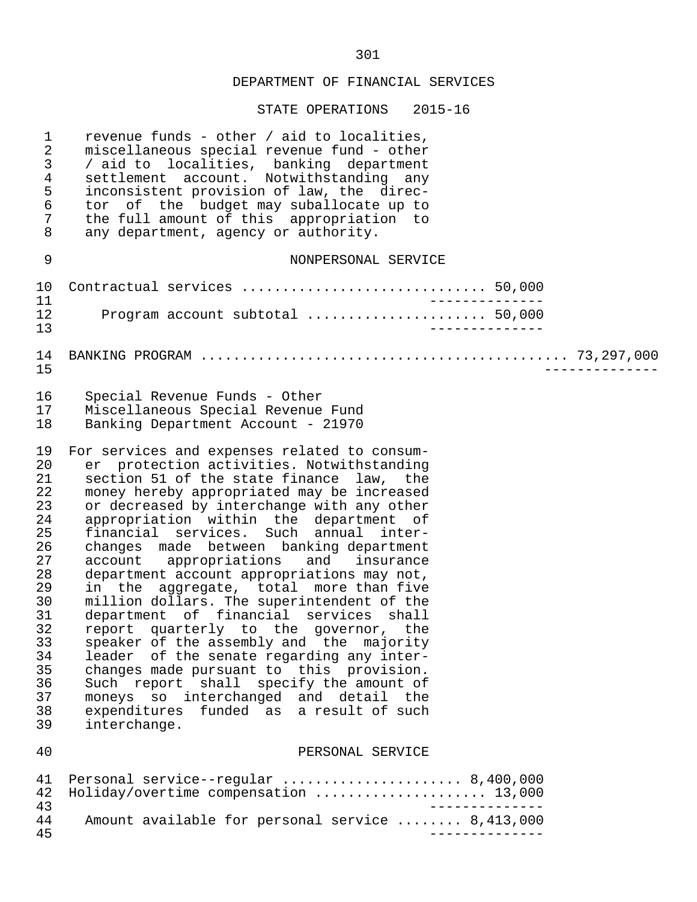## DEPARTMENT OF FINANCIAL SERVICES

### STATE OPERATIONS 2015-16

revenue funds - other / aid to localities, miscellaneous special revenue fund - other / aid to localities, banking department settlement account. Notwithstanding any inconsistent provision of law, the director of the budget may suballocate up to the full amount of this appropriation to any department, agency or authority.

NONPERSONAL SERVICE

| | | |
|---|---|---|
| Contractual services | 50,000 | |
| Program account subtotal | 50,000 | |
| BANKING PROGRAM | | 73,297,000 |

Special Revenue Funds - Other
Miscellaneous Special Revenue Fund
Banking Department Account - 21970

For services and expenses related to consumer protection activities. Notwithstanding section 51 of the state finance law, the money hereby appropriated may be increased or decreased by interchange with any other appropriation within the department of financial services. Such annual interchanges made between banking department account appropriations and insurance department account appropriations may not, in the aggregate, total more than five million dollars. The superintendent of the department of financial services shall report quarterly to the governor, the speaker of the assembly and the majority leader of the senate regarding any interchanges made pursuant to this provision. Such report shall specify the amount of moneys so interchanged and detail the expenditures funded as a result of such interchange.

PERSONAL SERVICE

| | |
|---|---|
| Personal service--regular | 8,400,000 |
| Holiday/overtime compensation | 13,000 |
| Amount available for personal service | 8,413,000 |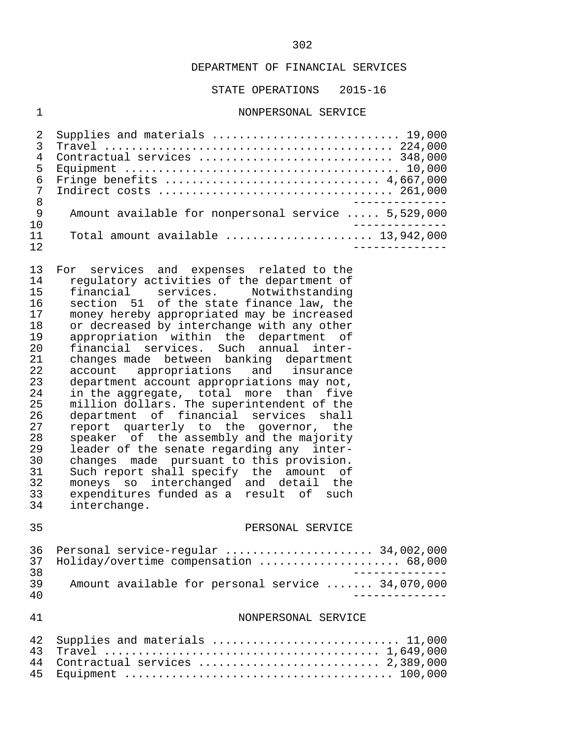DEPARTMENT OF FINANCIAL SERVICES

STATE OPERATIONS 2015-16

NONPERSONAL SERVICE

| | |
|---|---|
| Supplies and materials | 19,000 |
| Travel | 224,000 |
| Contractual services | 348,000 |
| Equipment | 10,000 |
| Fringe benefits | 4,667,000 |
| Indirect costs | 261,000 |
| Amount available for nonpersonal service | 5,529,000 |
| Total amount available | 13,942,000 |

For services and expenses related to the regulatory activities of the department of financial services. Notwithstanding section 51 of the state finance law, the money hereby appropriated may be increased or decreased by interchange with any other appropriation within the department of financial services. Such annual interchanges made between banking department account appropriations and insurance department account appropriations may not, in the aggregate, total more than five million dollars. The superintendent of the department of financial services shall report quarterly to the governor, the speaker of the assembly and the majority leader of the senate regarding any interchanges made pursuant to this provision. Such report shall specify the amount of moneys so interchanged and detail the expenditures funded as a result of such interchange.

PERSONAL SERVICE

| | |
|---|---|
| Personal service-regular | 34,002,000 |
| Holiday/overtime compensation | 68,000 |
| Amount available for personal service | 34,070,000 |

NONPERSONAL SERVICE

| | |
|---|---|
| Supplies and materials | 11,000 |
| Travel | 1,649,000 |
| Contractual services | 2,389,000 |
| Equipment | 100,000 |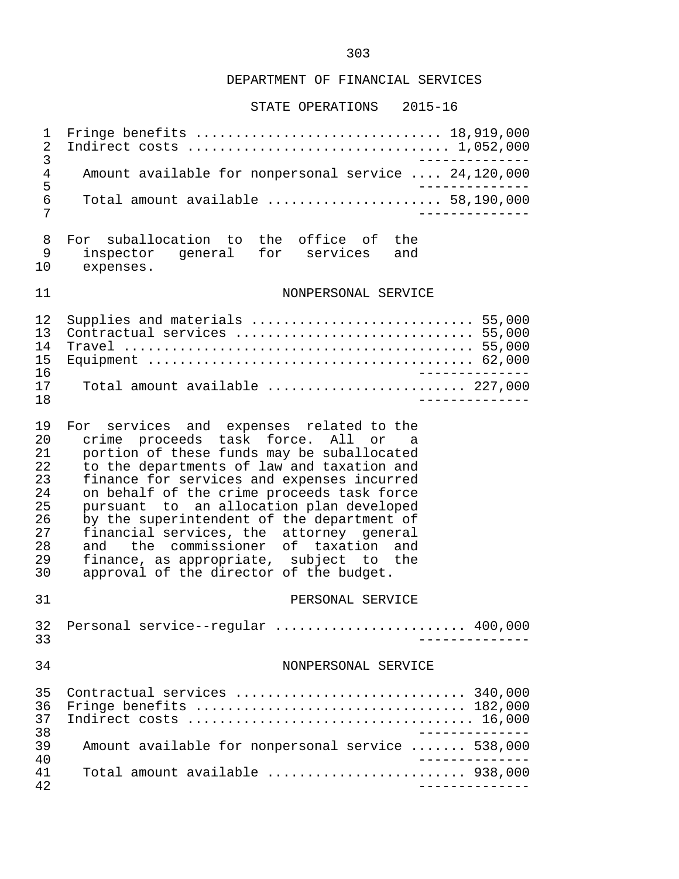DEPARTMENT OF FINANCIAL SERVICES

STATE OPERATIONS 2015-16

| | |
|---|---|
| Fringe benefits | 18,919,000 |
| Indirect costs | 1,052,000 |
| Amount available for nonpersonal service | 24,120,000 |
| Total amount available | 58,190,000 |

For suballocation to the office of the inspector general for services and expenses.

NONPERSONAL SERVICE

| | |
|---|---|
| Supplies and materials | 55,000 |
| Contractual services | 55,000 |
| Travel | 55,000 |
| Equipment | 62,000 |
| Total amount available | 227,000 |

For services and expenses related to the crime proceeds task force. All or a portion of these funds may be suballocated to the departments of law and taxation and finance for services and expenses incurred on behalf of the crime proceeds task force pursuant to an allocation plan developed by the superintendent of the department of financial services, the attorney general and the commissioner of taxation and finance, as appropriate, subject to the approval of the director of the budget.

PERSONAL SERVICE

| | |
|---|---|
| Personal service--regular | 400,000 |

NONPERSONAL SERVICE

| | |
|---|---|
| Contractual services | 340,000 |
| Fringe benefits | 182,000 |
| Indirect costs | 16,000 |
| Amount available for nonpersonal service | 538,000 |
| Total amount available | 938,000 |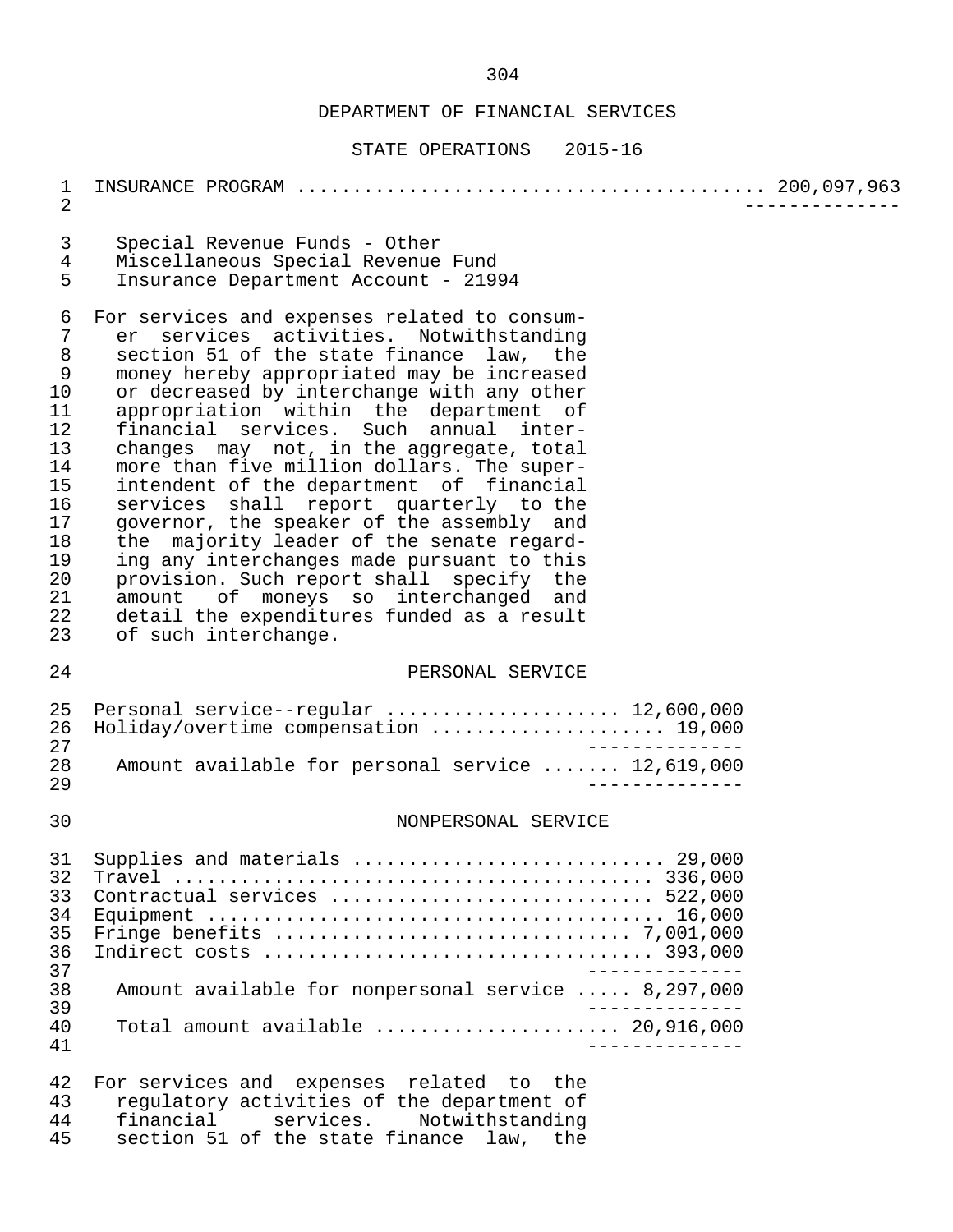DEPARTMENT OF FINANCIAL SERVICES

STATE OPERATIONS 2015-16

INSURANCE PROGRAM ........................................ 200,097,963

Special Revenue Funds - Other
Miscellaneous Special Revenue Fund
Insurance Department Account - 21994

For services and expenses related to consumer services activities. Notwithstanding section 51 of the state finance law, the money hereby appropriated may be increased or decreased by interchange with any other appropriation within the department of financial services. Such annual interchanges may not, in the aggregate, total more than five million dollars. The superintendent of the department of financial services shall report quarterly to the governor, the speaker of the assembly and the majority leader of the senate regarding any interchanges made pursuant to this provision. Such report shall specify the amount of moneys so interchanged and detail the expenditures funded as a result of such interchange.

PERSONAL SERVICE

| Item | Amount |
|---|---|
| Personal service--regular | 12,600,000 |
| Holiday/overtime compensation | 19,000 |
| Amount available for personal service | 12,619,000 |

NONPERSONAL SERVICE

| Item | Amount |
|---|---|
| Supplies and materials | 29,000 |
| Travel | 336,000 |
| Contractual services | 522,000 |
| Equipment | 16,000 |
| Fringe benefits | 7,001,000 |
| Indirect costs | 393,000 |
| Amount available for nonpersonal service | 8,297,000 |
| Total amount available | 20,916,000 |

For services and expenses related to the regulatory activities of the department of financial services. Notwithstanding section 51 of the state finance law, the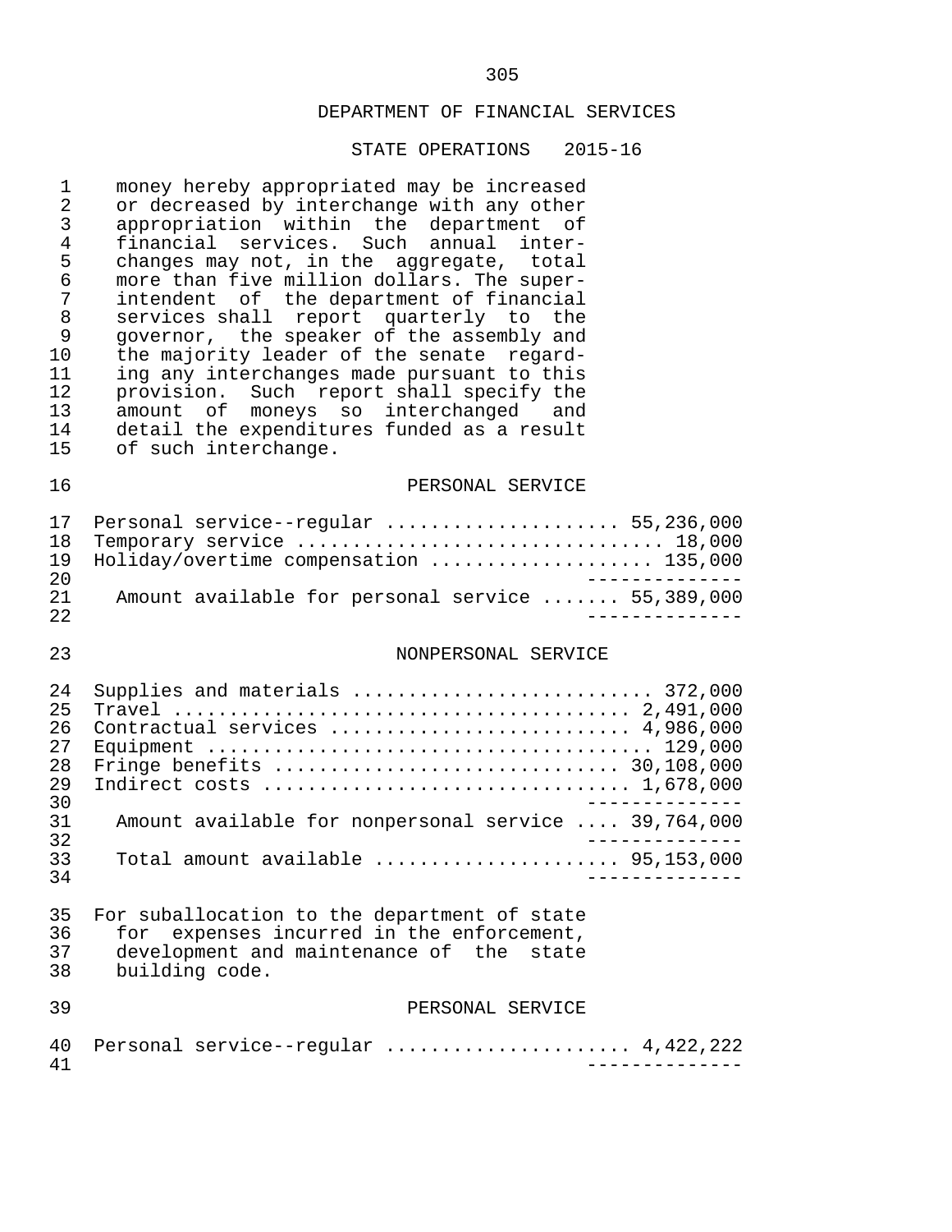## DEPARTMENT OF FINANCIAL SERVICES

### STATE OPERATIONS 2015-16

money hereby appropriated may be increased or decreased by interchange with any other appropriation within the department of financial services. Such annual interchanges may not, in the aggregate, total more than five million dollars. The superintendent of the department of financial services shall report quarterly to the governor, the speaker of the assembly and the majority leader of the senate regarding any interchanges made pursuant to this provision. Such report shall specify the amount of moneys so interchanged and detail the expenditures funded as a result of such interchange.

#### PERSONAL SERVICE

| | |
|---|---|
| Personal service--regular | 55,236,000 |
| Temporary service | 18,000 |
| Holiday/overtime compensation | 135,000 |
| Amount available for personal service | 55,389,000 |

#### NONPERSONAL SERVICE

| | |
|---|---|
| Supplies and materials | 372,000 |
| Travel | 2,491,000 |
| Contractual services | 4,986,000 |
| Equipment | 129,000 |
| Fringe benefits | 30,108,000 |
| Indirect costs | 1,678,000 |
| Amount available for nonpersonal service | 39,764,000 |
| Total amount available | 95,153,000 |

For suballocation to the department of state for expenses incurred in the enforcement, development and maintenance of the state building code.

#### PERSONAL SERVICE

| | |
|---|---|
| Personal service--regular | 4,422,222 |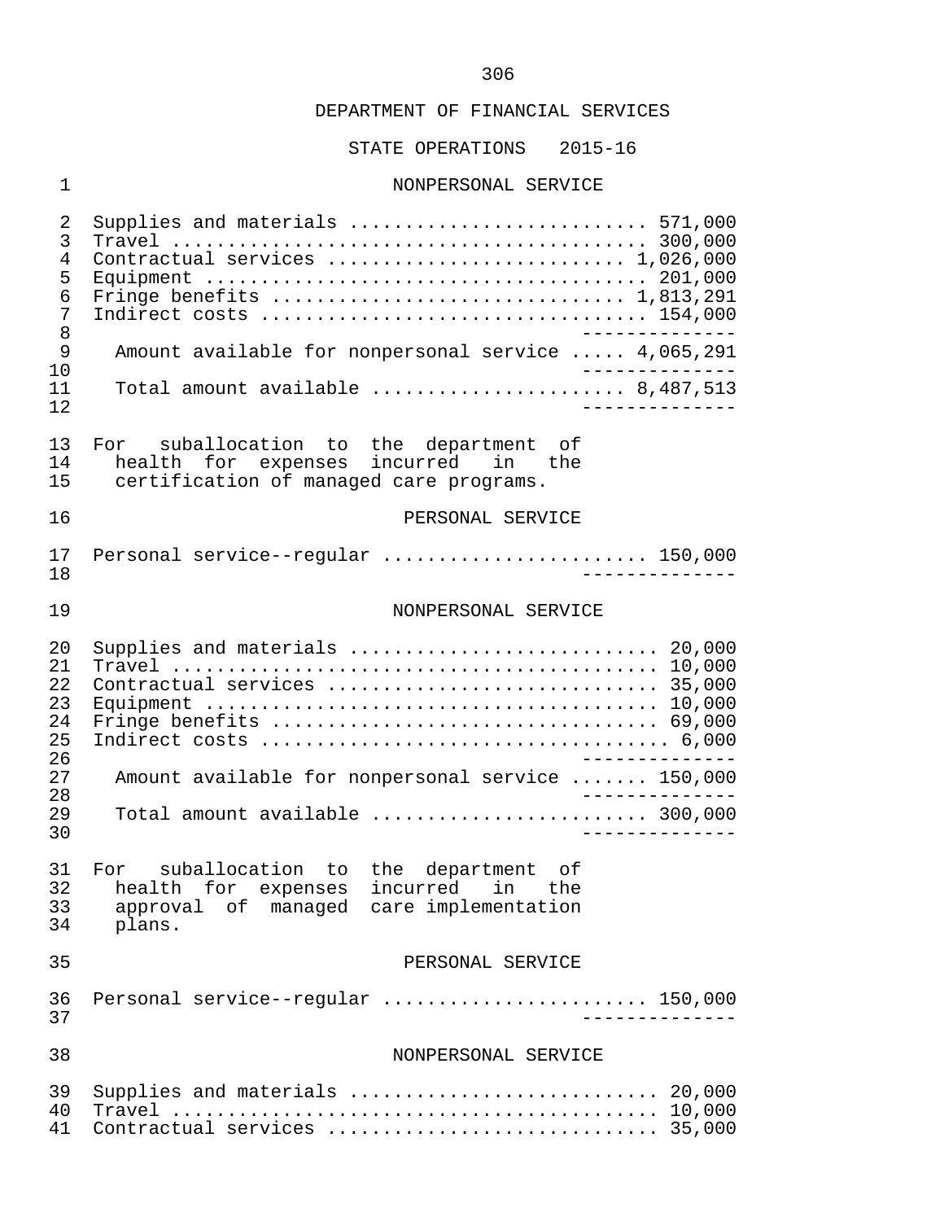DEPARTMENT OF FINANCIAL SERVICES

STATE OPERATIONS 2015-16

NONPERSONAL SERVICE

| | |
|---|---|
| Supplies and materials | 571,000 |
| Travel | 300,000 |
| Contractual services | 1,026,000 |
| Equipment | 201,000 |
| Fringe benefits | 1,813,291 |
| Indirect costs | 154,000 |
| Amount available for nonpersonal service | 4,065,291 |
| Total amount available | 8,487,513 |

For suballocation to the department of health for expenses incurred in the certification of managed care programs.

PERSONAL SERVICE

| | |
|---|---|
| Personal service--regular | 150,000 |

NONPERSONAL SERVICE

| | |
|---|---|
| Supplies and materials | 20,000 |
| Travel | 10,000 |
| Contractual services | 35,000 |
| Equipment | 10,000 |
| Fringe benefits | 69,000 |
| Indirect costs | 6,000 |
| Amount available for nonpersonal service | 150,000 |
| Total amount available | 300,000 |

For suballocation to the department of health for expenses incurred in the approval of managed care implementation plans.

PERSONAL SERVICE

| | |
|---|---|
| Personal service--regular | 150,000 |

NONPERSONAL SERVICE

| | |
|---|---|
| Supplies and materials | 20,000 |
| Travel | 10,000 |
| Contractual services | 35,000 |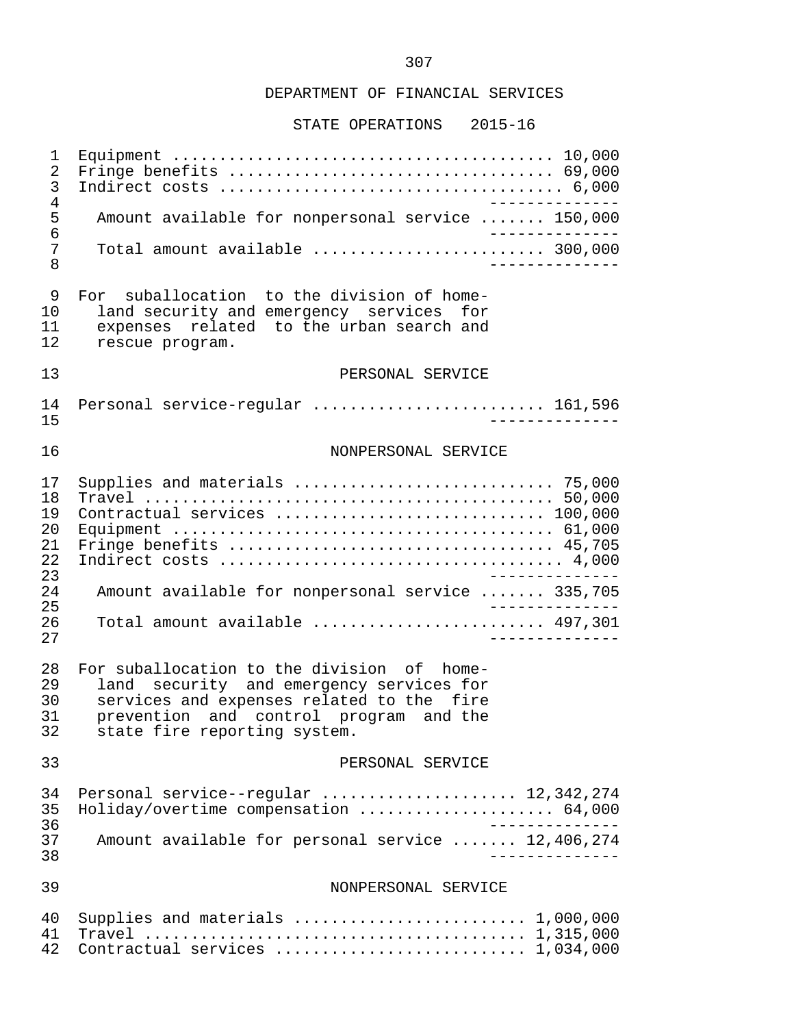## DEPARTMENT OF FINANCIAL SERVICES

### STATE OPERATIONS 2015-16

| | |
|---|---|
| Equipment | 10,000 |
| Fringe benefits | 69,000 |
| Indirect costs | 6,000 |
| Amount available for nonpersonal service | 150,000 |
| Total amount available | 300,000 |

For suballocation to the division of homeland security and emergency services for expenses related to the urban search and rescue program.

PERSONAL SERVICE

| | |
|---|---|
| Personal service-regular | 161,596 |

NONPERSONAL SERVICE

| | |
|---|---|
| Supplies and materials | 75,000 |
| Travel | 50,000 |
| Contractual services | 100,000 |
| Equipment | 61,000 |
| Fringe benefits | 45,705 |
| Indirect costs | 4,000 |
| Amount available for nonpersonal service | 335,705 |
| Total amount available | 497,301 |

For suballocation to the division of homeland security and emergency services for services and expenses related to the fire prevention and control program and the state fire reporting system.

PERSONAL SERVICE

| | |
|---|---|
| Personal service--regular | 12,342,274 |
| Holiday/overtime compensation | 64,000 |
| Amount available for personal service | 12,406,274 |

NONPERSONAL SERVICE

| | |
|---|---|
| Supplies and materials | 1,000,000 |
| Travel | 1,315,000 |
| Contractual services | 1,034,000 |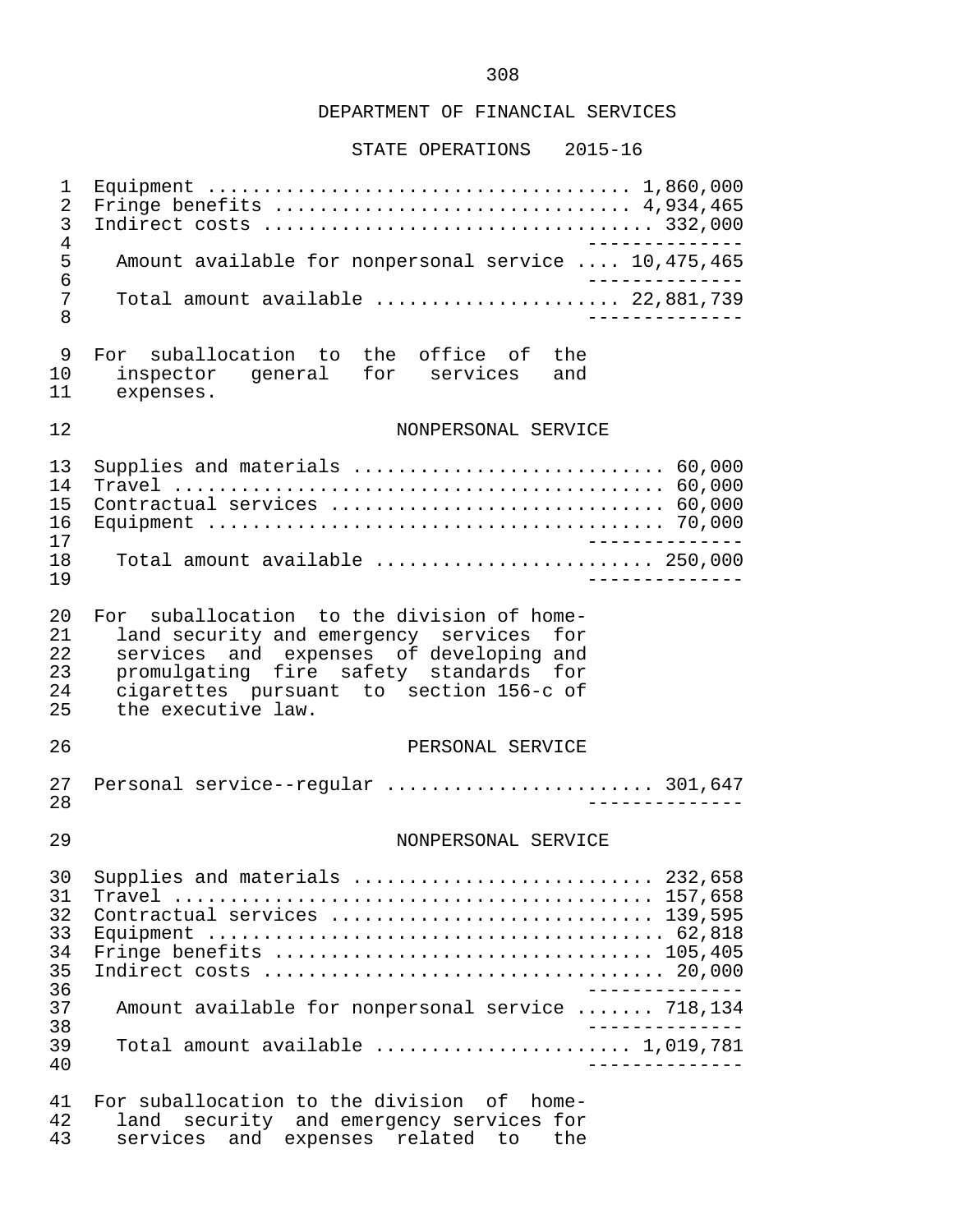## DEPARTMENT OF FINANCIAL SERVICES

### STATE OPERATIONS 2015-16

| | |
|---|---|
| Equipment | 1,860,000 |
| Fringe benefits | 4,934,465 |
| Indirect costs | 332,000 |
| Amount available for nonpersonal service | 10,475,465 |
| Total amount available | 22,881,739 |

For suballocation to the office of the inspector general for services and expenses.

NONPERSONAL SERVICE

| | |
|---|---|
| Supplies and materials | 60,000 |
| Travel | 60,000 |
| Contractual services | 60,000 |
| Equipment | 70,000 |
| Total amount available | 250,000 |

For suballocation to the division of homeland security and emergency services for services and expenses of developing and promulgating fire safety standards for cigarettes pursuant to section 156-c of the executive law.

PERSONAL SERVICE

| | |
|---|---|
| Personal service--regular | 301,647 |

NONPERSONAL SERVICE

| | |
|---|---|
| Supplies and materials | 232,658 |
| Travel | 157,658 |
| Contractual services | 139,595 |
| Equipment | 62,818 |
| Fringe benefits | 105,405 |
| Indirect costs | 20,000 |
| Amount available for nonpersonal service | 718,134 |
| Total amount available | 1,019,781 |

For suballocation to the division of homeland security and emergency services for services and expenses related to the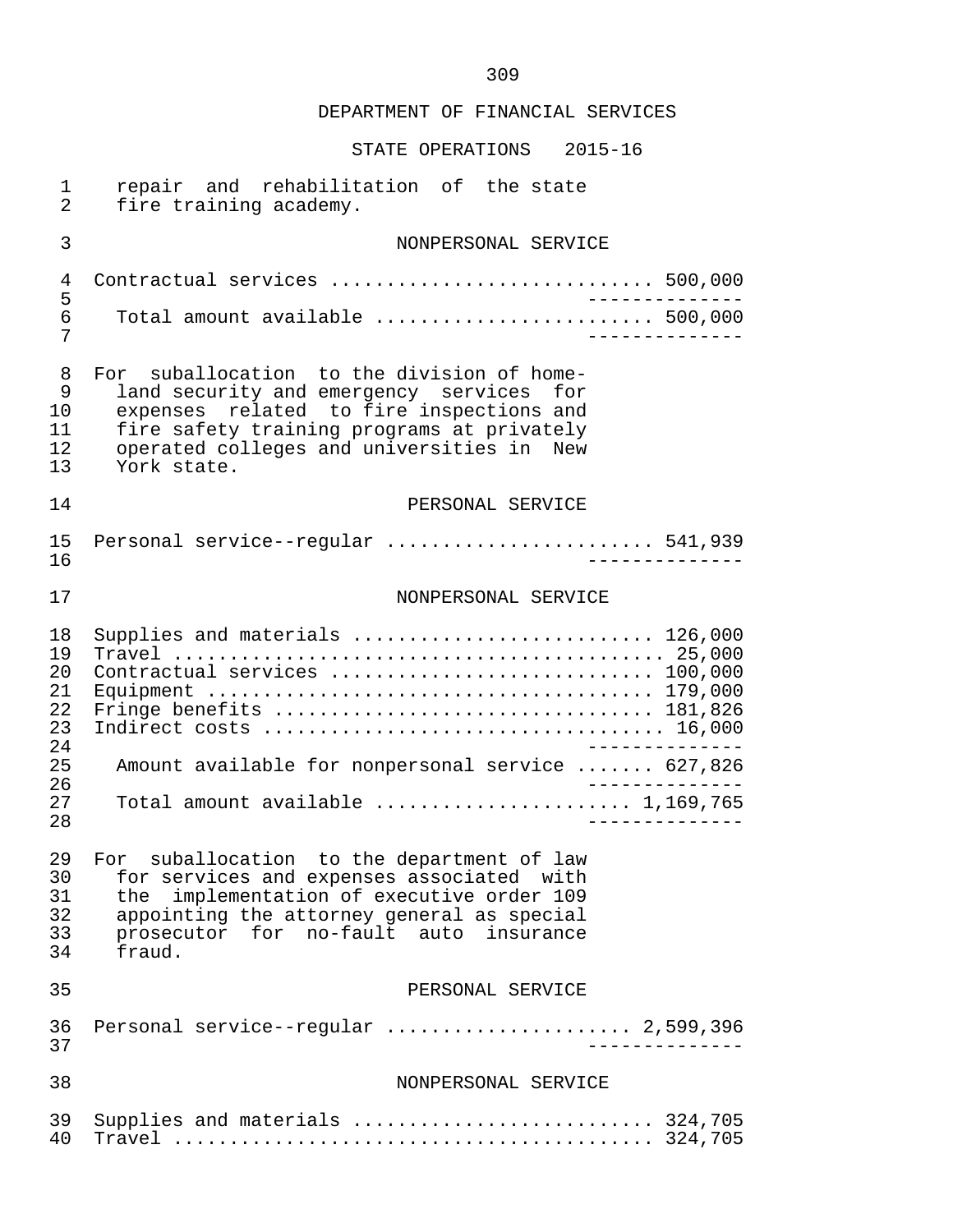DEPARTMENT OF FINANCIAL SERVICES

STATE OPERATIONS 2015-16

repair and rehabilitation of the state fire training academy.

NONPERSONAL SERVICE

| | |
|---|---|
| Contractual services | 500,000 |
| Total amount available | 500,000 |

For suballocation to the division of homeland security and emergency services for expenses related to fire inspections and fire safety training programs at privately operated colleges and universities in New York state.

PERSONAL SERVICE

| | |
|---|---|
| Personal service--regular | 541,939 |

NONPERSONAL SERVICE

| | |
|---|---|
| Supplies and materials | 126,000 |
| Travel | 25,000 |
| Contractual services | 100,000 |
| Equipment | 179,000 |
| Fringe benefits | 181,826 |
| Indirect costs | 16,000 |
| Amount available for nonpersonal service | 627,826 |
| Total amount available | 1,169,765 |

For suballocation to the department of law for services and expenses associated with the implementation of executive order 109 appointing the attorney general as special prosecutor for no-fault auto insurance fraud.

PERSONAL SERVICE

| | |
|---|---|
| Personal service--regular | 2,599,396 |

NONPERSONAL SERVICE

| | |
|---|---|
| Supplies and materials | 324,705 |
| Travel | 324,705 |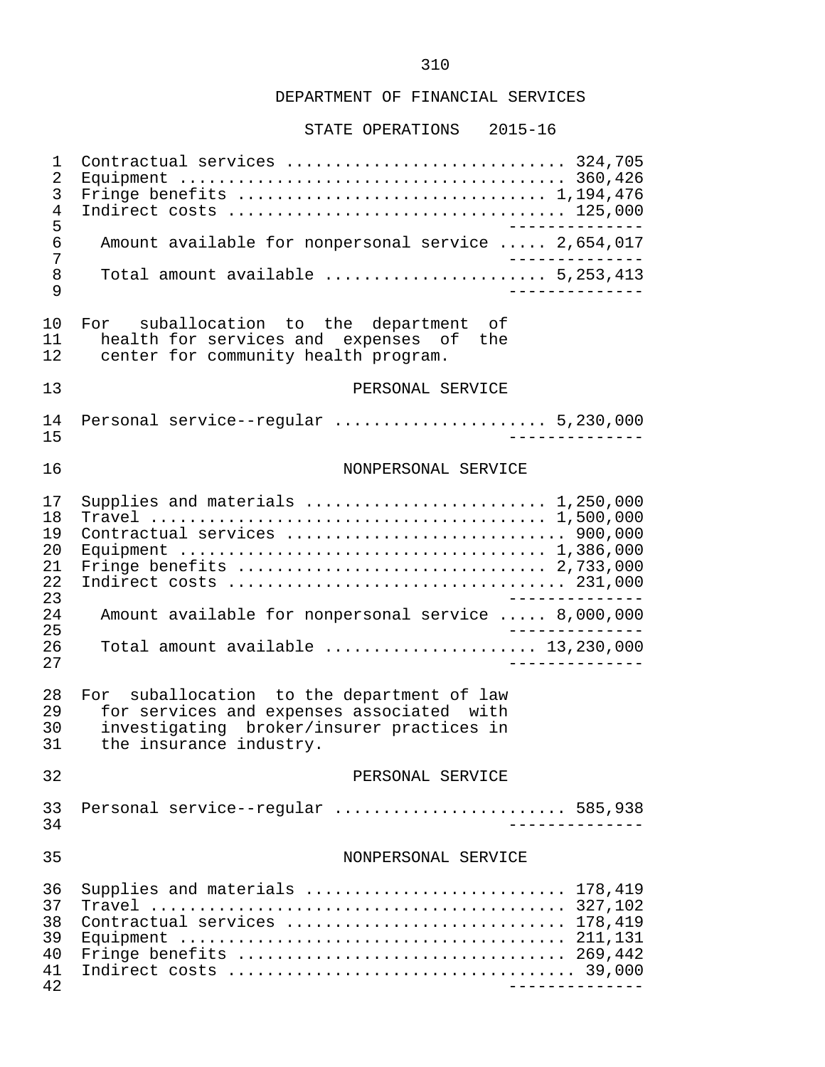DEPARTMENT OF FINANCIAL SERVICES

STATE OPERATIONS 2015-16

| | |
|---|---|
| Contractual services | 324,705 |
| Equipment | 360,426 |
| Fringe benefits | 1,194,476 |
| Indirect costs | 125,000 |
| Amount available for nonpersonal service | 2,654,017 |
| Total amount available | 5,253,413 |

For suballocation to the department of health for services and expenses of the center for community health program.

PERSONAL SERVICE

| | |
|---|---|
| Personal service--regular | 5,230,000 |

NONPERSONAL SERVICE

| | |
|---|---|
| Supplies and materials | 1,250,000 |
| Travel | 1,500,000 |
| Contractual services | 900,000 |
| Equipment | 1,386,000 |
| Fringe benefits | 2,733,000 |
| Indirect costs | 231,000 |
| Amount available for nonpersonal service | 8,000,000 |
| Total amount available | 13,230,000 |

For suballocation to the department of law for services and expenses associated with investigating broker/insurer practices in the insurance industry.

PERSONAL SERVICE

| | |
|---|---|
| Personal service--regular | 585,938 |

NONPERSONAL SERVICE

| | |
|---|---|
| Supplies and materials | 178,419 |
| Travel | 327,102 |
| Contractual services | 178,419 |
| Equipment | 211,131 |
| Fringe benefits | 269,442 |
| Indirect costs | 39,000 |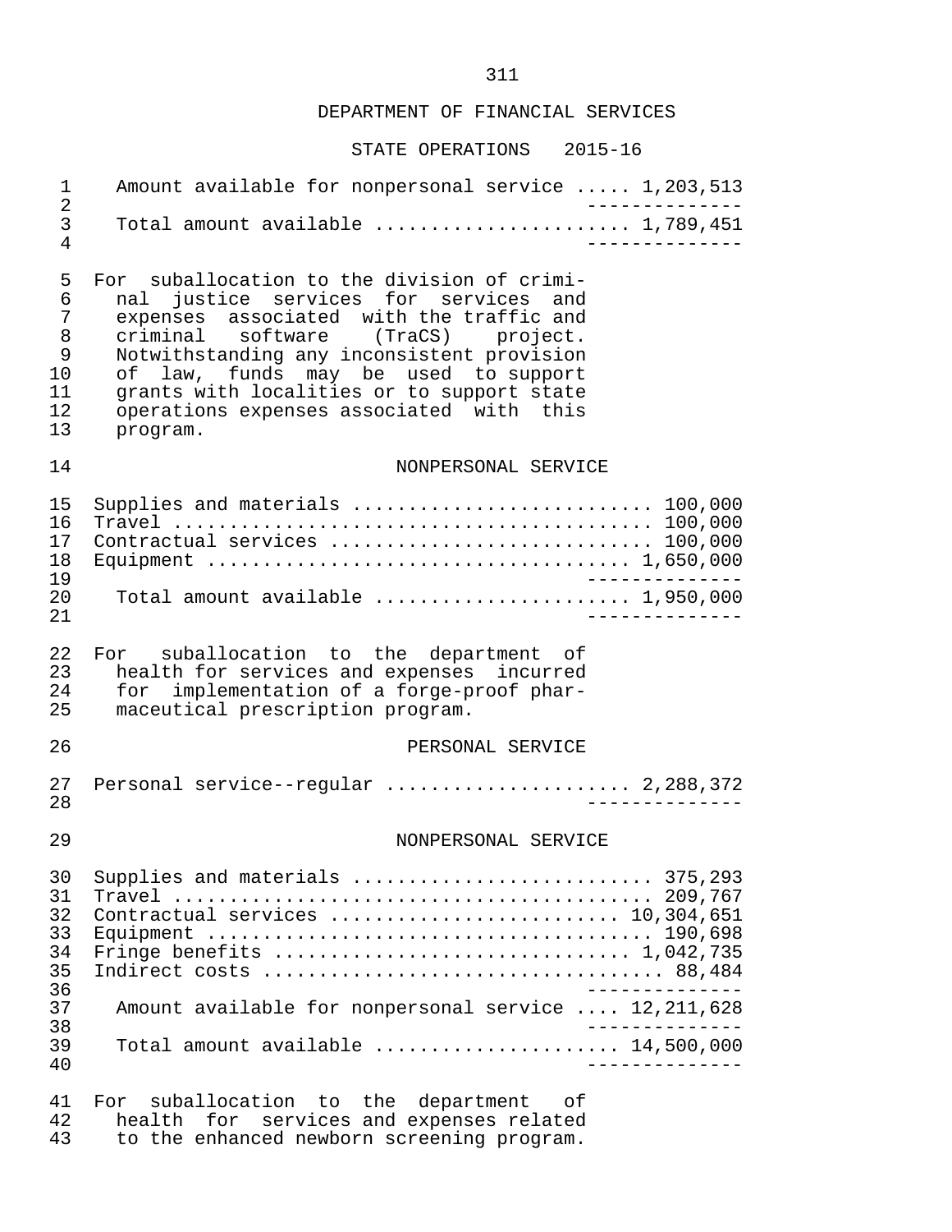## DEPARTMENT OF FINANCIAL SERVICES

### STATE OPERATIONS 2015-16

Amount available for nonpersonal service ..... 1,203,513

Total amount available ....................... 1,789,451

For suballocation to the division of criminal justice services for services and expenses associated with the traffic and criminal software (TraCS) project. Notwithstanding any inconsistent provision of law, funds may be used to support grants with localities or to support state operations expenses associated with this program.

NONPERSONAL SERVICE

| Item | Amount |
|---|---|
| Supplies and materials | 100,000 |
| Travel | 100,000 |
| Contractual services | 100,000 |
| Equipment | 1,650,000 |
| Total amount available | 1,950,000 |

For suballocation to the department of health for services and expenses incurred for implementation of a forge-proof pharmaceutical prescription program.

PERSONAL SERVICE

Personal service--regular ..................... 2,288,372

NONPERSONAL SERVICE

| Item | Amount |
|---|---|
| Supplies and materials | 375,293 |
| Travel | 209,767 |
| Contractual services | 10,304,651 |
| Equipment | 190,698 |
| Fringe benefits | 1,042,735 |
| Indirect costs | 88,484 |
| Amount available for nonpersonal service | 12,211,628 |
| Total amount available | 14,500,000 |

For suballocation to the department of health for services and expenses related to the enhanced newborn screening program.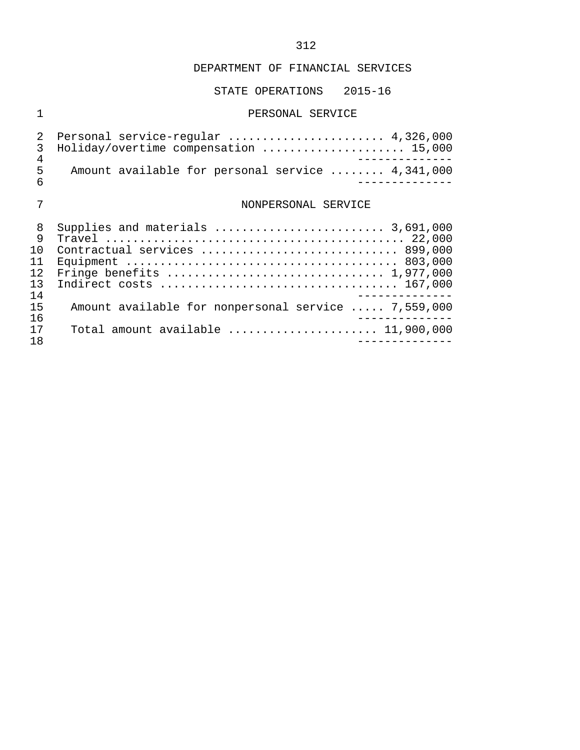DEPARTMENT OF FINANCIAL SERVICES

STATE OPERATIONS 2015-16

## PERSONAL SERVICE

| Item | Amount |
|---|---|
| Personal service-regular | 4,326,000 |
| Holiday/overtime compensation | 15,000 |
| Amount available for personal service | 4,341,000 |

## NONPERSONAL SERVICE

| Item | Amount |
|---|---|
| Supplies and materials | 3,691,000 |
| Travel | 22,000 |
| Contractual services | 899,000 |
| Equipment | 803,000 |
| Fringe benefits | 1,977,000 |
| Indirect costs | 167,000 |
| Amount available for nonpersonal service | 7,559,000 |
| Total amount available | 11,900,000 |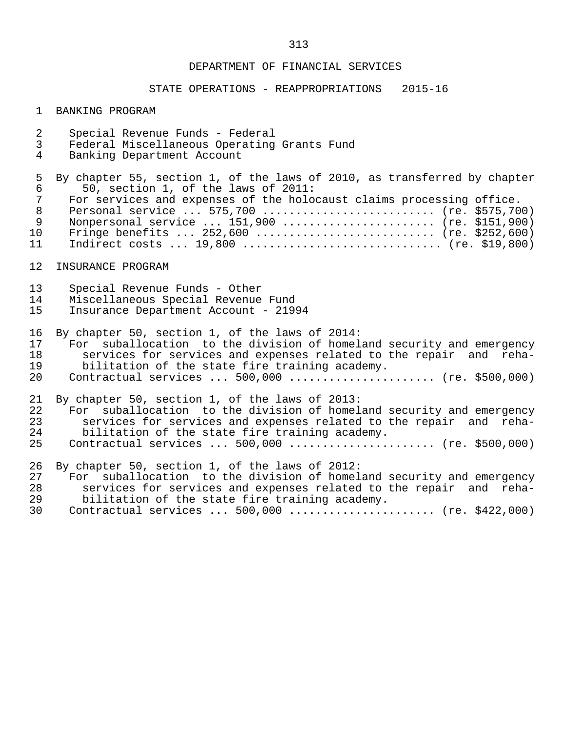DEPARTMENT OF FINANCIAL SERVICES

STATE OPERATIONS - REAPPROPRIATIONS 2015-16

BANKING PROGRAM

Special Revenue Funds - Federal
Federal Miscellaneous Operating Grants Fund
Banking Department Account

By chapter 55, section 1, of the laws of 2010, as transferred by chapter 50, section 1, of the laws of 2011:

For services and expenses of the holocaust claims processing office.
Personal service ... 575,700 .......................... (re. $575,700)
Nonpersonal service ... 151,900 ....................... (re. $151,900)
Fringe benefits ... 252,600 ........................... (re. $252,600)
Indirect costs ... 19,800 ............................. (re. $19,800)

INSURANCE PROGRAM

Special Revenue Funds - Other
Miscellaneous Special Revenue Fund
Insurance Department Account - 21994

By chapter 50, section 1, of the laws of 2014:

For suballocation to the division of homeland security and emergency services for services and expenses related to the repair and rehabilitation of the state fire training academy.
Contractual services ... 500,000 ...................... (re. $500,000)

By chapter 50, section 1, of the laws of 2013:

For suballocation to the division of homeland security and emergency services for services and expenses related to the repair and rehabilitation of the state fire training academy.
Contractual services ... 500,000 ...................... (re. $500,000)

By chapter 50, section 1, of the laws of 2012:

For suballocation to the division of homeland security and emergency services for services and expenses related to the repair and rehabilitation of the state fire training academy.
Contractual services ... 500,000 ...................... (re. $422,000)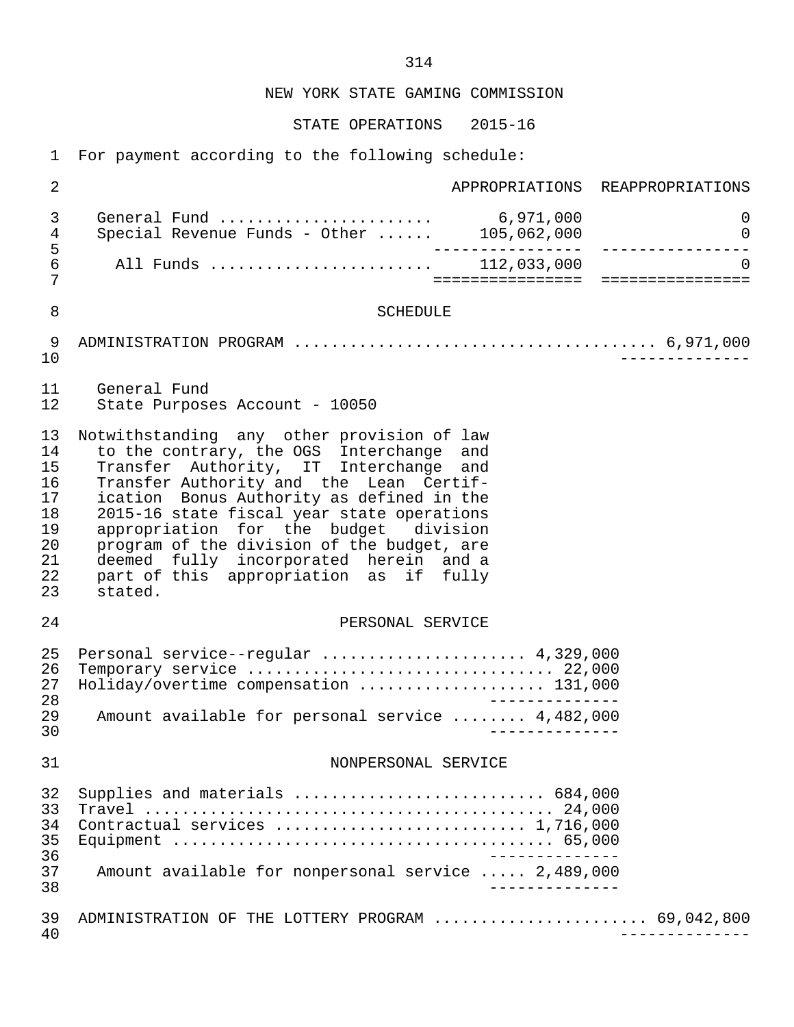NEW YORK STATE GAMING COMMISSION

STATE OPERATIONS 2015-16

For payment according to the following schedule:

| | APPROPRIATIONS | REAPPROPRIATIONS |
|---|---|---|
| General Fund | 6,971,000 | 0 |
| Special Revenue Funds - Other | 105,062,000 | 0 |
| All Funds | 112,033,000 | 0 |

SCHEDULE

ADMINISTRATION PROGRAM .................................... 6,971,000

General Fund
State Purposes Account - 10050

Notwithstanding any other provision of law to the contrary, the OGS Interchange and Transfer Authority, IT Interchange and Transfer Authority and the Lean Certification Bonus Authority as defined in the 2015-16 state fiscal year state operations appropriation for the budget division program of the division of the budget, are deemed fully incorporated herein and a part of this appropriation as if fully stated.

PERSONAL SERVICE

| | |
|---|---|
| Personal service--regular | 4,329,000 |
| Temporary service | 22,000 |
| Holiday/overtime compensation | 131,000 |
| Amount available for personal service | 4,482,000 |

NONPERSONAL SERVICE

| | |
|---|---|
| Supplies and materials | 684,000 |
| Travel | 24,000 |
| Contractual services | 1,716,000 |
| Equipment | 65,000 |
| Amount available for nonpersonal service | 2,489,000 |

ADMINISTRATION OF THE LOTTERY PROGRAM ..................... 69,042,800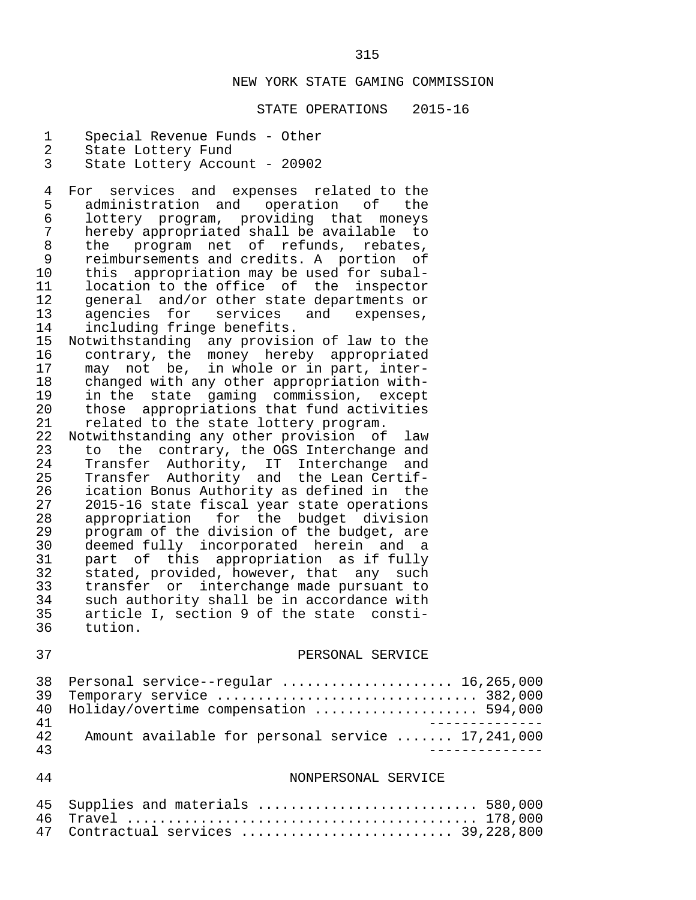NEW YORK STATE GAMING COMMISSION

STATE OPERATIONS 2015-16

Special Revenue Funds - Other
State Lottery Fund
State Lottery Account - 20902

For services and expenses related to the administration and operation of the lottery program, providing that moneys hereby appropriated shall be available to the program net of refunds, rebates, reimbursements and credits. A portion of this appropriation may be used for suballocation to the office of the inspector general and/or other state departments or agencies for services and expenses, including fringe benefits.

Notwithstanding any provision of law to the contrary, the money hereby appropriated may not be, in whole or in part, interchanged with any other appropriation within the state gaming commission, except those appropriations that fund activities related to the state lottery program.

Notwithstanding any other provision of law to the contrary, the OGS Interchange and Transfer Authority, IT Interchange and Transfer Authority and the Lean Certification Bonus Authority as defined in the 2015-16 state fiscal year state operations appropriation for the budget division program of the division of the budget, are deemed fully incorporated herein and a part of this appropriation as if fully stated, provided, however, that any such transfer or interchange made pursuant to such authority shall be in accordance with article I, section 9 of the state constitution.

PERSONAL SERVICE

| | |
|---|---|
| Personal service--regular | 16,265,000 |
| Temporary service | 382,000 |
| Holiday/overtime compensation | 594,000 |
| Amount available for personal service | 17,241,000 |

NONPERSONAL SERVICE

| | |
|---|---|
| Supplies and materials | 580,000 |
| Travel | 178,000 |
| Contractual services | 39,228,800 |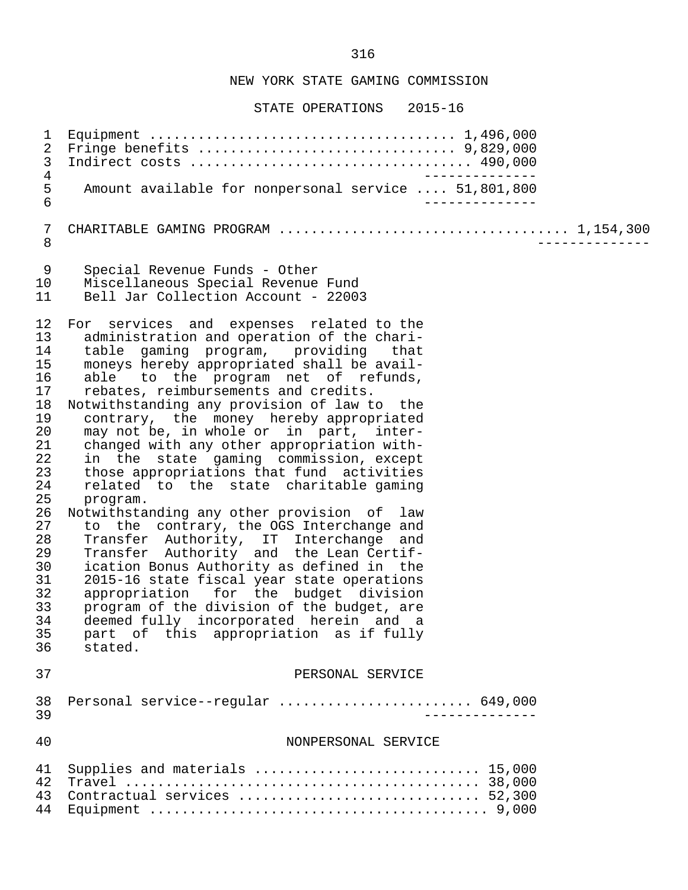## NEW YORK STATE GAMING COMMISSION

### STATE OPERATIONS 2015-16

Equipment .................................... 1,496,000
Fringe benefits .............................. 9,829,000
Indirect costs ................................. 490,000

Amount available for nonpersonal service .... 51,801,800

CHARITABLE GAMING PROGRAM .................................. 1,154,300

Special Revenue Funds - Other
Miscellaneous Special Revenue Fund
Bell Jar Collection Account - 22003

For services and expenses related to the administration and operation of the charitable gaming program, providing that moneys hereby appropriated shall be available to the program net of refunds, rebates, reimbursements and credits.

Notwithstanding any provision of law to the contrary, the money hereby appropriated may not be, in whole or in part, interchanged with any other appropriation within the state gaming commission, except those appropriations that fund activities related to the state charitable gaming program.

Notwithstanding any other provision of law to the contrary, the OGS Interchange and Transfer Authority, IT Interchange and Transfer Authority and the Lean Certification Bonus Authority as defined in the 2015-16 state fiscal year state operations appropriation for the budget division program of the division of the budget, are deemed fully incorporated herein and a part of this appropriation as if fully stated.

PERSONAL SERVICE

Personal service--regular ....................... 649,000

NONPERSONAL SERVICE

Supplies and materials ........................... 15,000
Travel ........................................... 38,000
Contractual services ............................. 52,300
Equipment ......................................... 9,000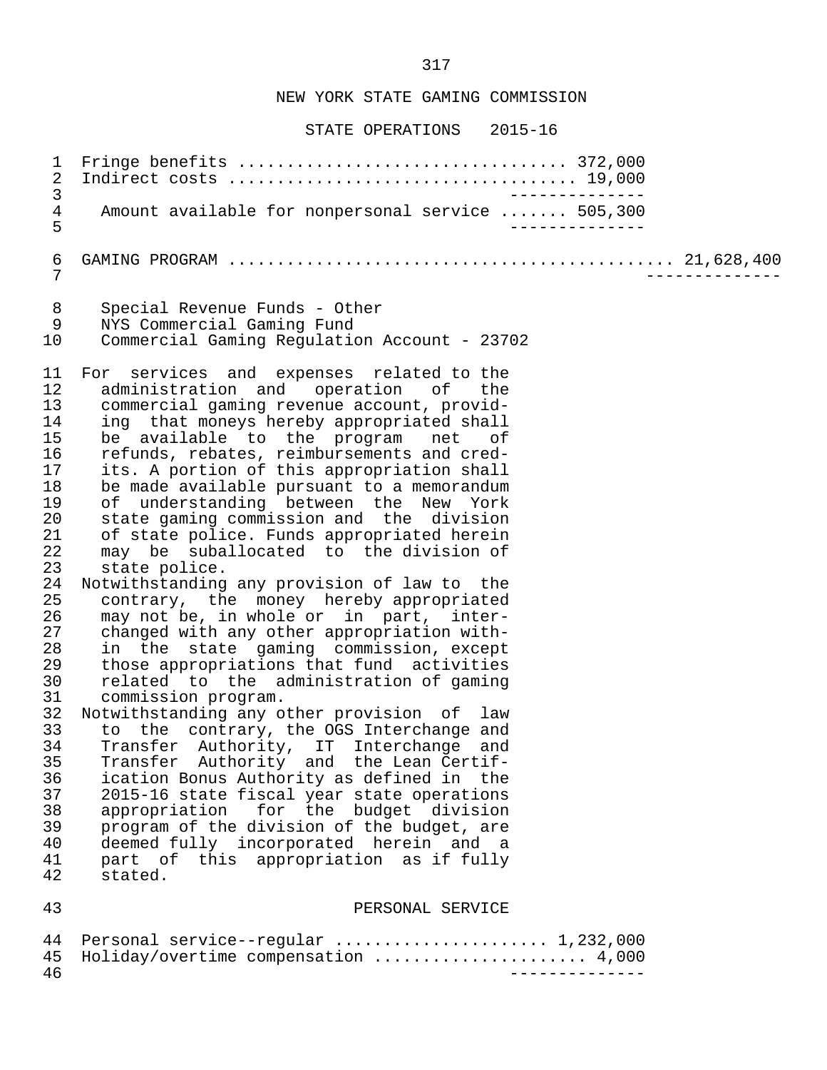NEW YORK STATE GAMING COMMISSION

STATE OPERATIONS 2015-16

| | | |
|---|---|---|
| Fringe benefits | 372,000 | |
| Indirect costs | 19,000 | |
| Amount available for nonpersonal service | 505,300 | |

GAMING PROGRAM .............................................. 21,628,400

Special Revenue Funds - Other
NYS Commercial Gaming Fund
Commercial Gaming Regulation Account - 23702

For services and expenses related to the administration and operation of the commercial gaming revenue account, providing that moneys hereby appropriated shall be available to the program net of refunds, rebates, reimbursements and credits. A portion of this appropriation shall be made available pursuant to a memorandum of understanding between the New York state gaming commission and the division of state police. Funds appropriated herein may be suballocated to the division of state police.

Notwithstanding any provision of law to the contrary, the money hereby appropriated may not be, in whole or in part, interchanged with any other appropriation within the state gaming commission, except those appropriations that fund activities related to the administration of gaming commission program.

Notwithstanding any other provision of law to the contrary, the OGS Interchange and Transfer Authority, IT Interchange and Transfer Authority and the Lean Certification Bonus Authority as defined in the 2015-16 state fiscal year state operations appropriation for the budget division program of the division of the budget, are deemed fully incorporated herein and a part of this appropriation as if fully stated.

PERSONAL SERVICE

| | |
|---|---|
| Personal service--regular | 1,232,000 |
| Holiday/overtime compensation | 4,000 |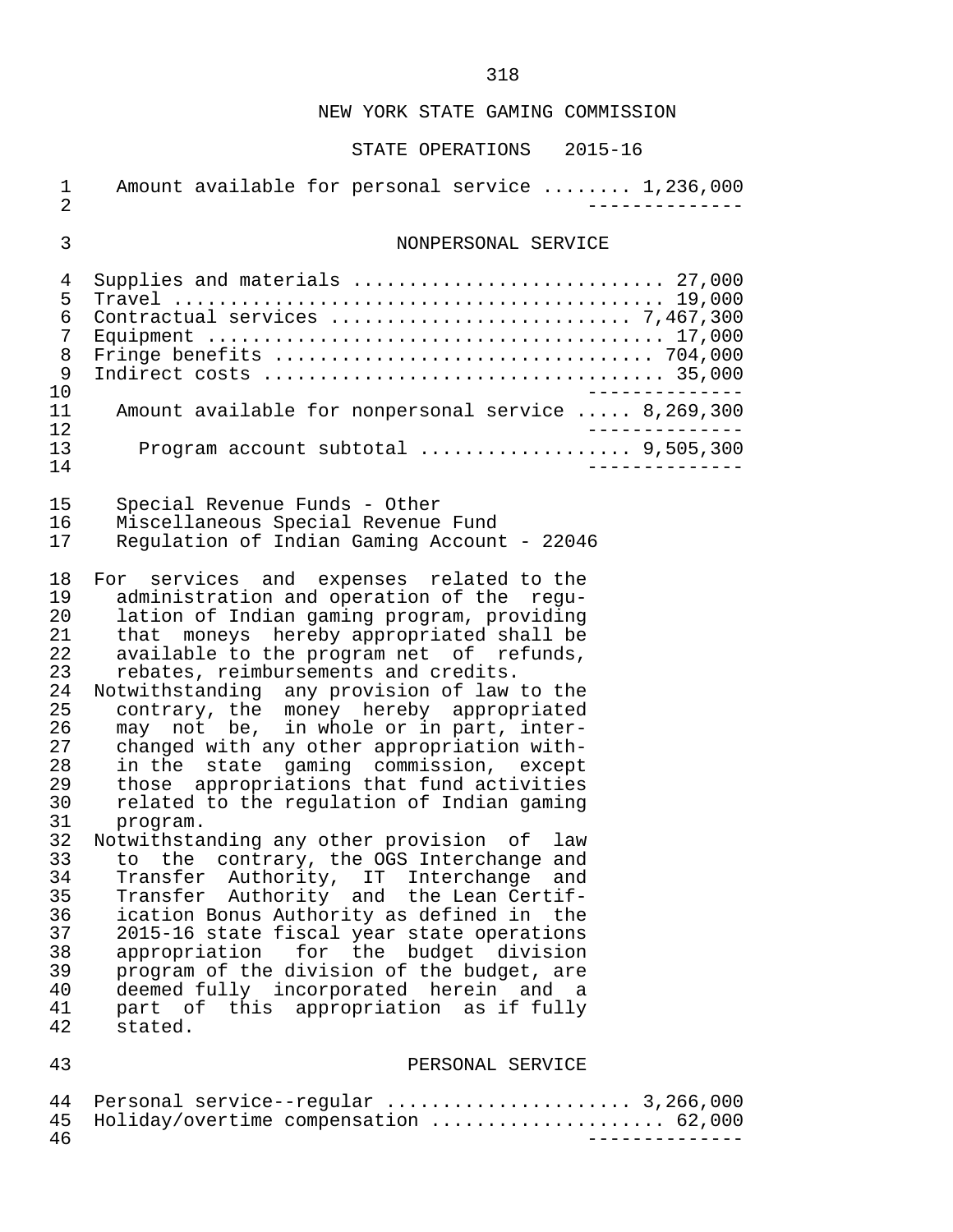Amount available for personal service ........ 1,236,000

## NONPERSONAL SERVICE

Supplies and materials ........................... 27,000
Travel ........................................... 19,000
Contractual services .......................... 7,467,300
Equipment ........................................ 17,000
Fringe benefits ................................. 704,000
Indirect costs ................................... 35,000

Amount available for nonpersonal service ..... 8,269,300

Program account subtotal .................. 9,505,300

Special Revenue Funds - Other
Miscellaneous Special Revenue Fund
Regulation of Indian Gaming Account - 22046

For services and expenses related to the administration and operation of the regulation of Indian gaming program, providing that moneys hereby appropriated shall be available to the program net of refunds, rebates, reimbursements and credits.

Notwithstanding any provision of law to the contrary, the money hereby appropriated may not be, in whole or in part, interchanged with any other appropriation within the state gaming commission, except those appropriations that fund activities related to the regulation of Indian gaming program.

Notwithstanding any other provision of law to the contrary, the OGS Interchange and Transfer Authority, IT Interchange and Transfer Authority and the Lean Certification Bonus Authority as defined in the 2015-16 state fiscal year state operations appropriation for the budget division program of the division of the budget, are deemed fully incorporated herein and a part of this appropriation as if fully stated.

## PERSONAL SERVICE

Personal service--regular ..................... 3,266,000
Holiday/overtime compensation .................... 62,000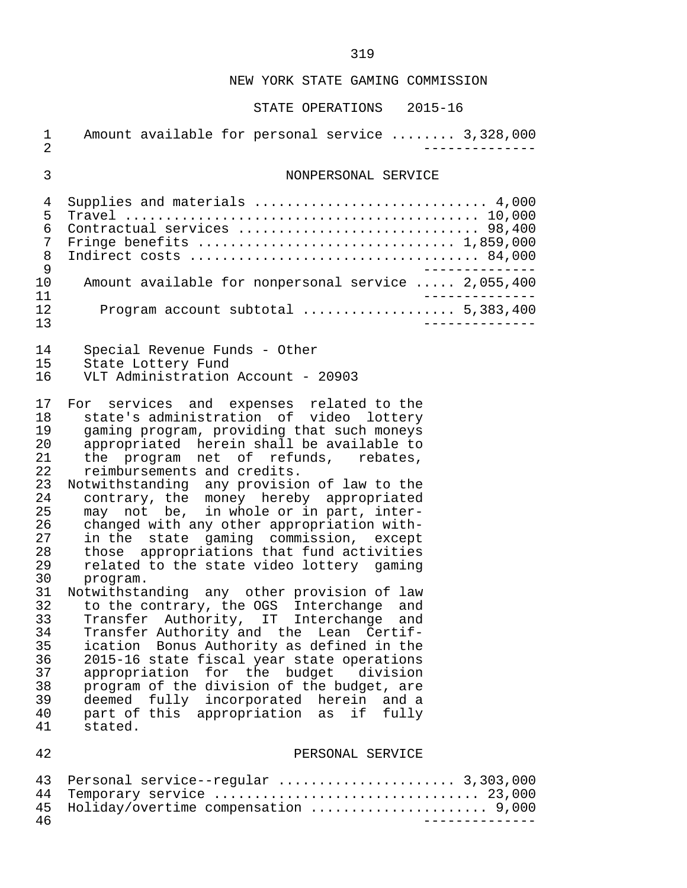NEW YORK STATE GAMING COMMISSION

STATE OPERATIONS 2015-16

| | |
|---|---|
| Amount available for personal service | 3,328,000 |

NONPERSONAL SERVICE

| | |
|---|---|
| Supplies and materials | 4,000 |
| Travel | 10,000 |
| Contractual services | 98,400 |
| Fringe benefits | 1,859,000 |
| Indirect costs | 84,000 |
| Amount available for nonpersonal service | 2,055,400 |
| Program account subtotal | 5,383,400 |

Special Revenue Funds - Other
State Lottery Fund
VLT Administration Account - 20903

For services and expenses related to the state's administration of video lottery gaming program, providing that such moneys appropriated herein shall be available to the program net of refunds, rebates, reimbursements and credits.

Notwithstanding any provision of law to the contrary, the money hereby appropriated may not be, in whole or in part, interchanged with any other appropriation within the state gaming commission, except those appropriations that fund activities related to the state video lottery gaming program.

Notwithstanding any other provision of law to the contrary, the OGS Interchange and Transfer Authority, IT Interchange and Transfer Authority and the Lean Certification Bonus Authority as defined in the 2015-16 state fiscal year state operations appropriation for the budget division program of the division of the budget, are deemed fully incorporated herein and a part of this appropriation as if fully stated.

PERSONAL SERVICE

| | |
|---|---|
| Personal service--regular | 3,303,000 |
| Temporary service | 23,000 |
| Holiday/overtime compensation | 9,000 |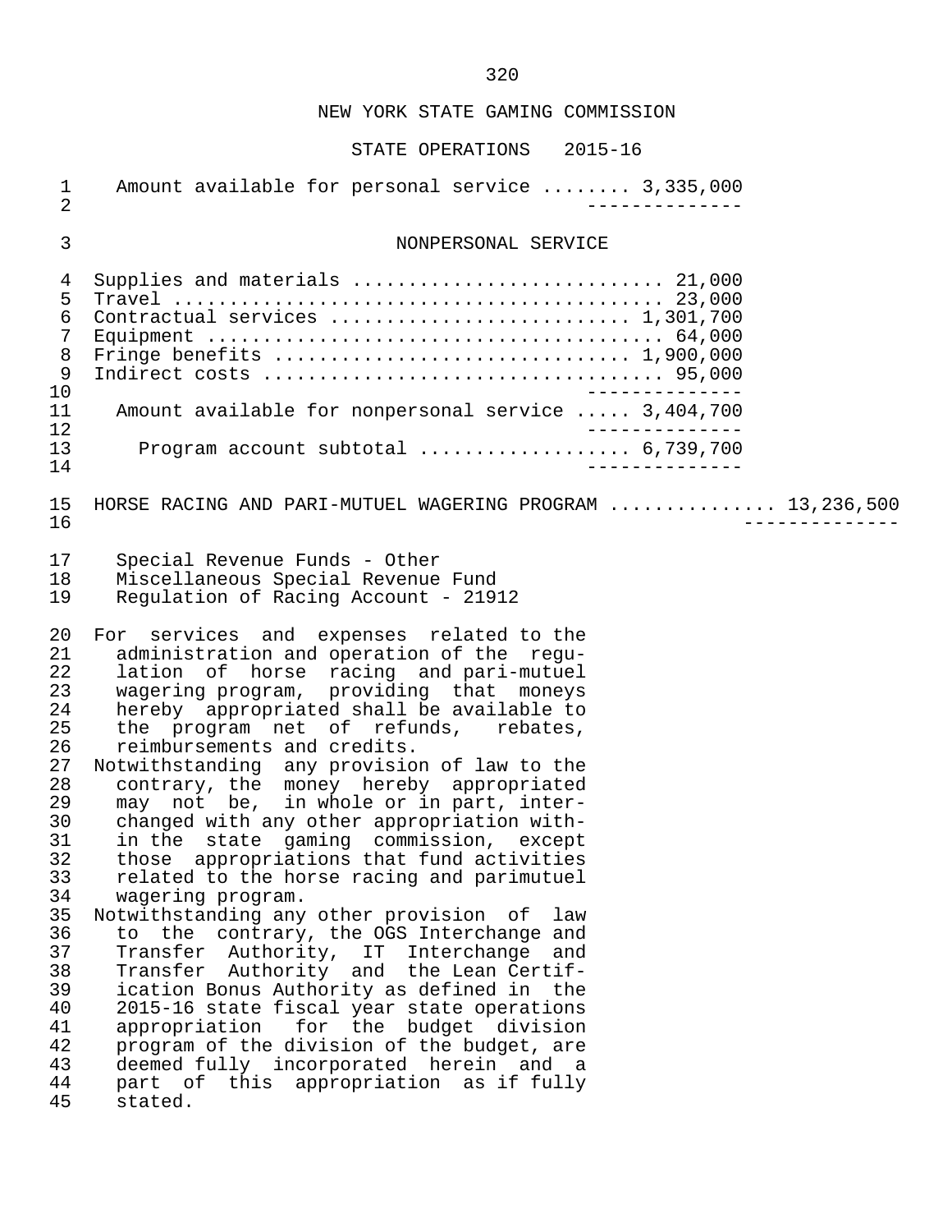## NEW YORK STATE GAMING COMMISSION

### STATE OPERATIONS 2015-16

Amount available for personal service ........ 3,335,000

### NONPERSONAL SERVICE

| Item | Amount |
|---|---|
| Supplies and materials | 21,000 |
| Travel | 23,000 |
| Contractual services | 1,301,700 |
| Equipment | 64,000 |
| Fringe benefits | 1,900,000 |
| Indirect costs | 95,000 |
| Amount available for nonpersonal service | 3,404,700 |
| Program account subtotal | 6,739,700 |

HORSE RACING AND PARI-MUTUEL WAGERING PROGRAM .............. 13,236,500

Special Revenue Funds - Other
Miscellaneous Special Revenue Fund
Regulation of Racing Account - 21912

For services and expenses related to the administration and operation of the regulation of horse racing and pari-mutuel wagering program, providing that moneys hereby appropriated shall be available to the program net of refunds, rebates, reimbursements and credits.

Notwithstanding any provision of law to the contrary, the money hereby appropriated may not be, in whole or in part, interchanged with any other appropriation within the state gaming commission, except those appropriations that fund activities related to the horse racing and parimutuel wagering program.

Notwithstanding any other provision of law to the contrary, the OGS Interchange and Transfer Authority, IT Interchange and Transfer Authority and the Lean Certification Bonus Authority as defined in the 2015-16 state fiscal year state operations appropriation for the budget division program of the division of the budget, are deemed fully incorporated herein and a part of this appropriation as if fully stated.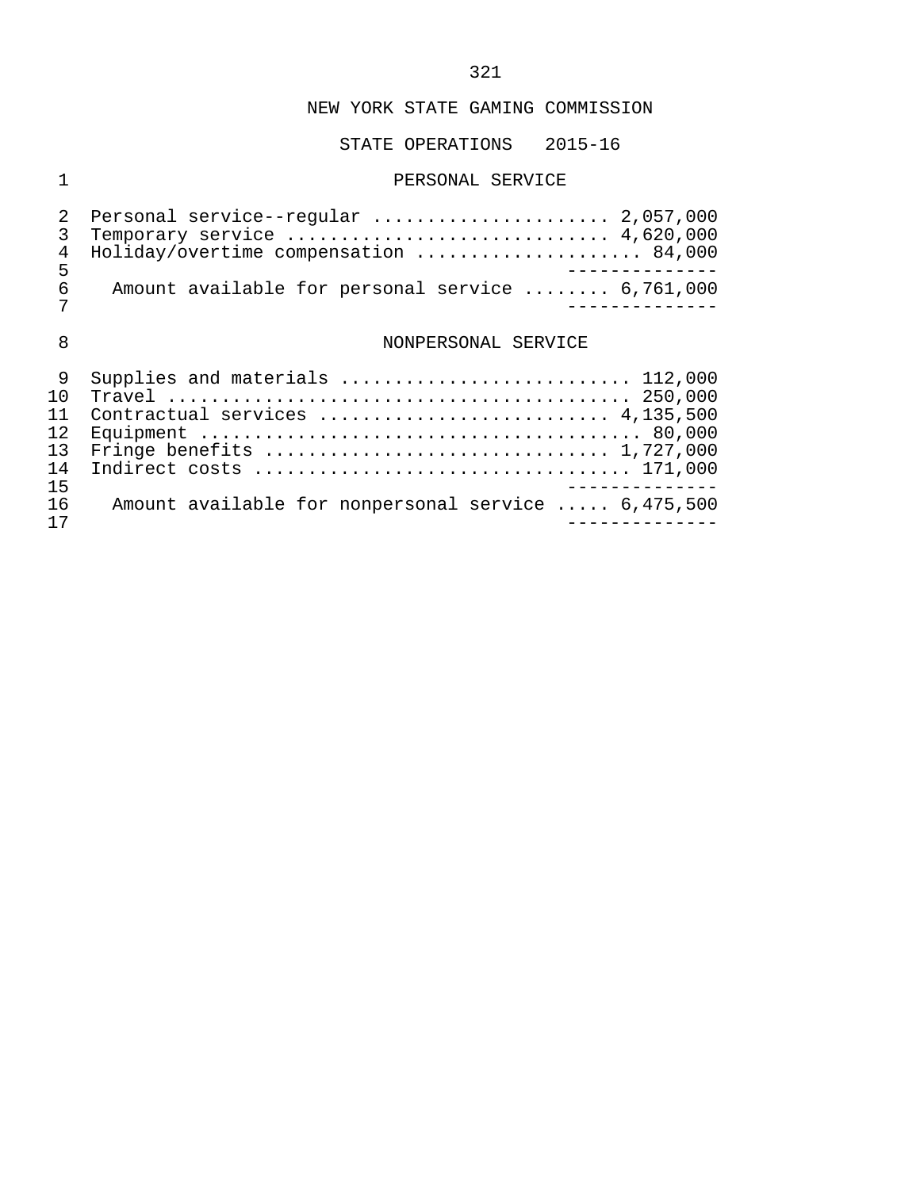NEW YORK STATE GAMING COMMISSION

STATE OPERATIONS 2015-16

## PERSONAL SERVICE

| | |
|---|---|
| Personal service--regular | 2,057,000 |
| Temporary service | 4,620,000 |
| Holiday/overtime compensation | 84,000 |
| Amount available for personal service | 6,761,000 |

## NONPERSONAL SERVICE

| | |
|---|---|
| Supplies and materials | 112,000 |
| Travel | 250,000 |
| Contractual services | 4,135,500 |
| Equipment | 80,000 |
| Fringe benefits | 1,727,000 |
| Indirect costs | 171,000 |
| Amount available for nonpersonal service | 6,475,500 |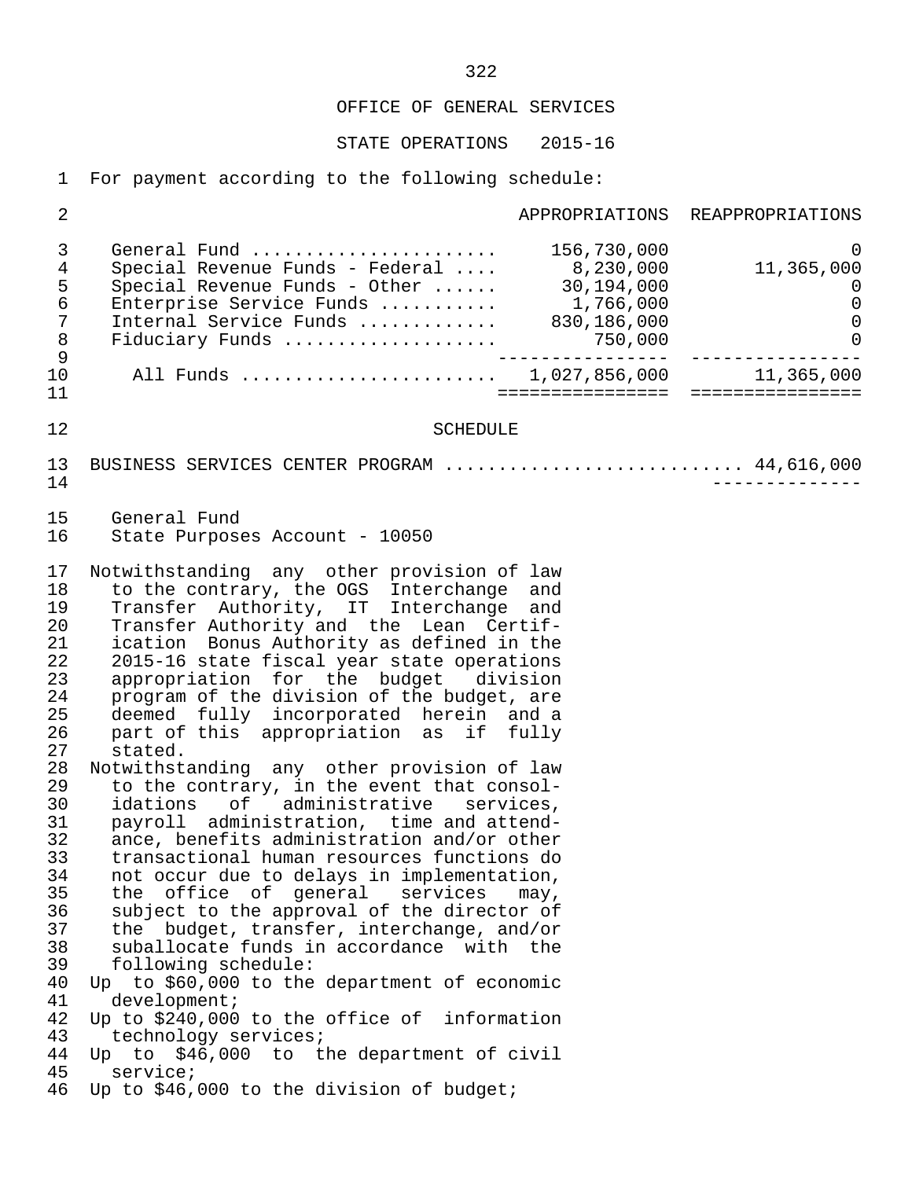OFFICE OF GENERAL SERVICES

STATE OPERATIONS 2015-16

For payment according to the following schedule:

| | APPROPRIATIONS | REAPPROPRIATIONS |
|---|---|---|
| General Fund | 156,730,000 | 0 |
| Special Revenue Funds - Federal | 8,230,000 | 11,365,000 |
| Special Revenue Funds - Other | 30,194,000 | 0 |
| Enterprise Service Funds | 1,766,000 | 0 |
| Internal Service Funds | 830,186,000 | 0 |
| Fiduciary Funds | 750,000 | 0 |
| All Funds | 1,027,856,000 | 11,365,000 |

SCHEDULE

BUSINESS SERVICES CENTER PROGRAM ............................ 44,616,000

General Fund
State Purposes Account - 10050

Notwithstanding any other provision of law to the contrary, the OGS Interchange and Transfer Authority, IT Interchange and Transfer Authority and the Lean Certification Bonus Authority as defined in the 2015-16 state fiscal year state operations appropriation for the budget division program of the division of the budget, are deemed fully incorporated herein and a part of this appropriation as if fully stated.

Notwithstanding any other provision of law to the contrary, in the event that consolidations of administrative services, payroll administration, time and attendance, benefits administration and/or other transactional human resources functions do not occur due to delays in implementation, the office of general services may, subject to the approval of the director of the budget, transfer, interchange, and/or suballocate funds in accordance with the following schedule:

Up to $60,000 to the department of economic development;

Up to $240,000 to the office of information technology services;

Up to $46,000 to the department of civil service;

Up to $46,000 to the division of budget;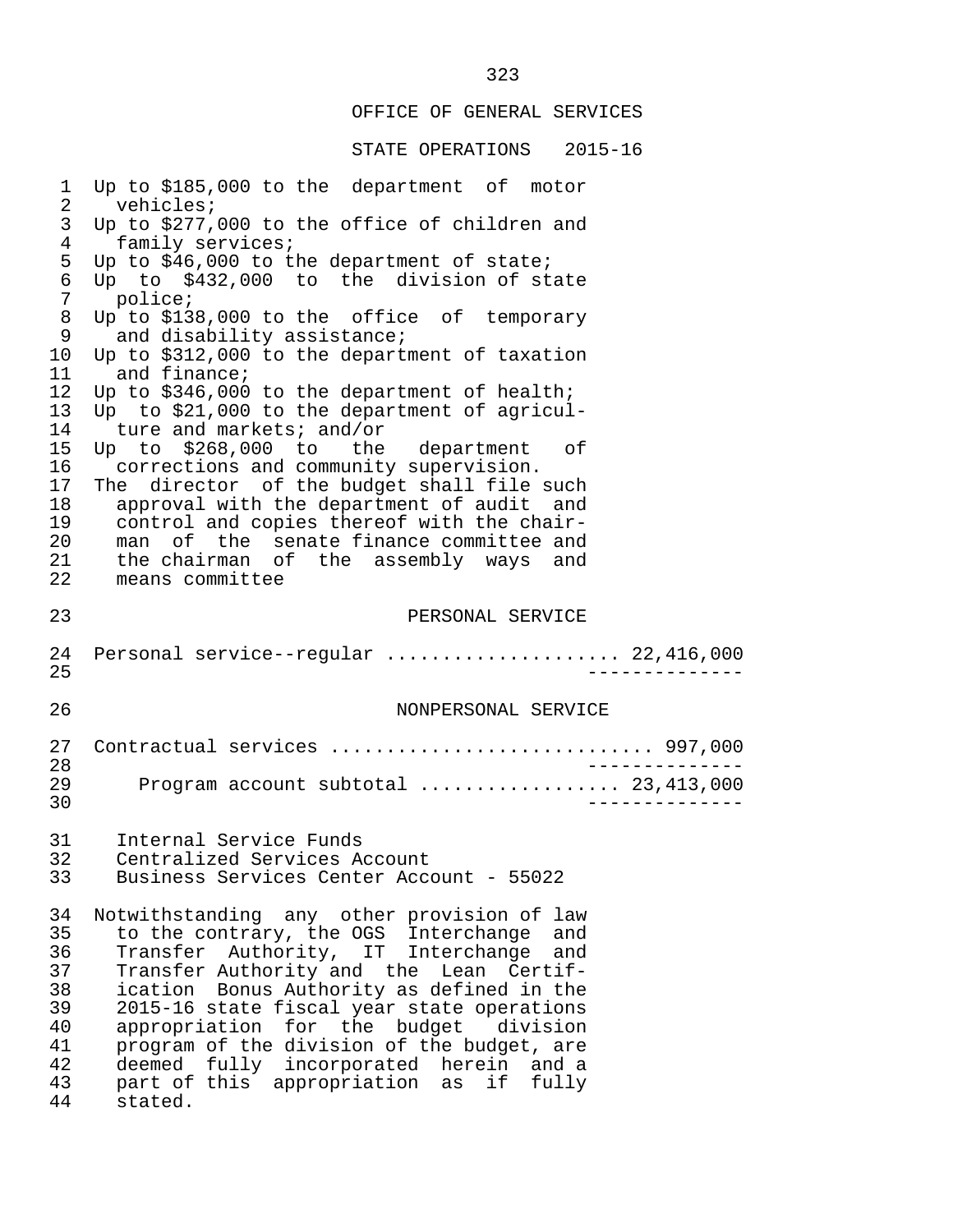Up to $185,000 to the department of motor vehicles;
Up to $277,000 to the office of children and family services;
Up to $46,000 to the department of state;
Up to $432,000 to the division of state police;
Up to $138,000 to the office of temporary and disability assistance;
Up to $312,000 to the department of taxation and finance;
Up to $346,000 to the department of health;
Up to $21,000 to the department of agriculture and markets; and/or
Up to $268,000 to the department of corrections and community supervision.
The director of the budget shall file such approval with the department of audit and control and copies thereof with the chairman of the senate finance committee and the chairman of the assembly ways and means committee

PERSONAL SERVICE

Personal service--regular .................... 22,416,000

NONPERSONAL SERVICE

Contractual services ............................ 997,000

Program account subtotal ................. 23,413,000

Internal Service Funds
Centralized Services Account
Business Services Center Account - 55022

Notwithstanding any other provision of law to the contrary, the OGS Interchange and Transfer Authority, IT Interchange and Transfer Authority and the Lean Certification Bonus Authority as defined in the 2015-16 state fiscal year state operations appropriation for the budget division program of the division of the budget, are deemed fully incorporated herein and a part of this appropriation as if fully stated.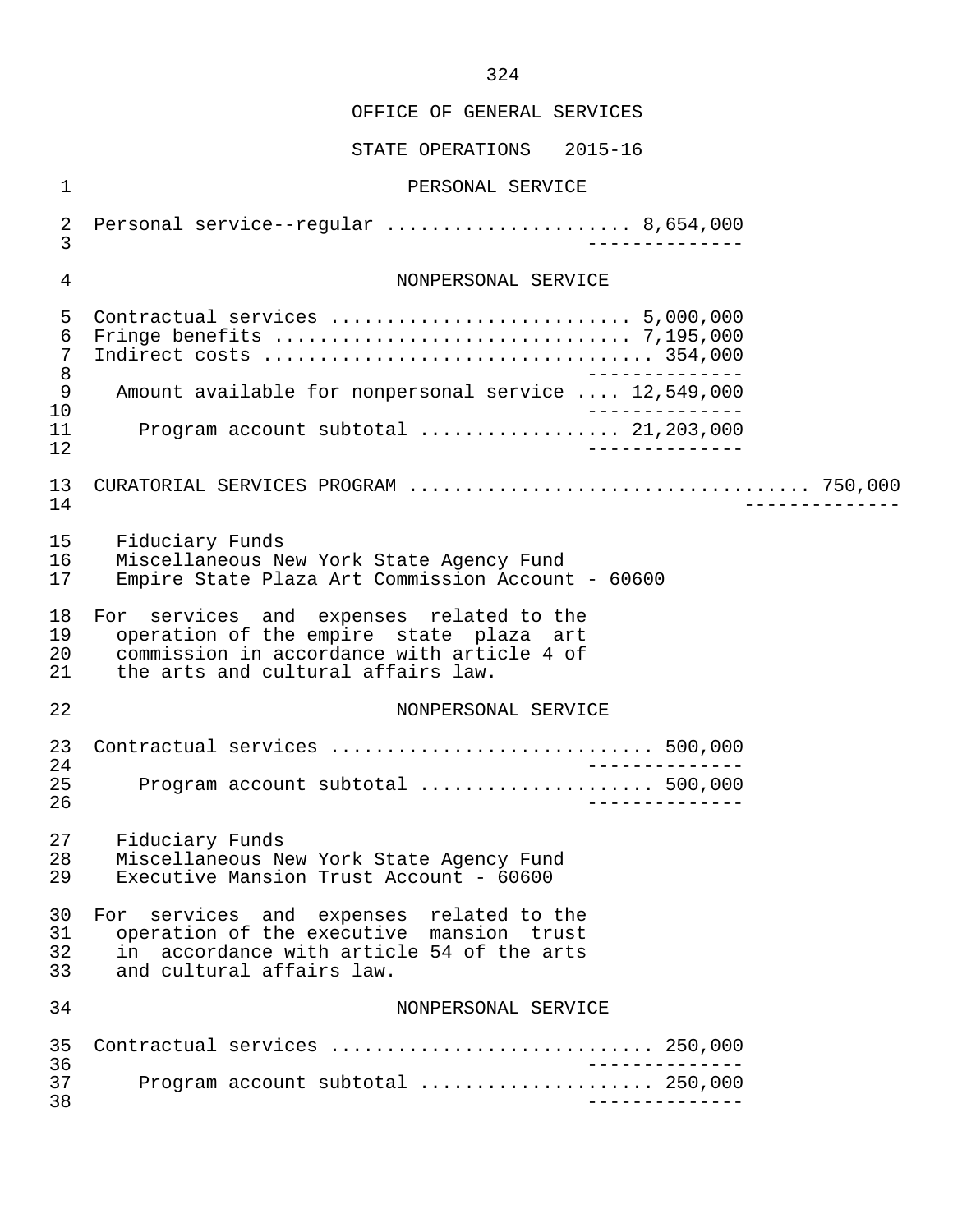OFFICE OF GENERAL SERVICES

STATE OPERATIONS 2015-16

PERSONAL SERVICE

Personal service--regular ...................... 8,654,000

NONPERSONAL SERVICE

Contractual services .......................... 5,000,000
Fringe benefits ............................... 7,195,000
Indirect costs ................................ 354,000

Amount available for nonpersonal service .... 12,549,000

Program account subtotal .................. 21,203,000

CURATORIAL SERVICES PROGRAM .................................... 750,000

Fiduciary Funds
Miscellaneous New York State Agency Fund
Empire State Plaza Art Commission Account - 60600

For services and expenses related to the operation of the empire state plaza art commission in accordance with article 4 of the arts and cultural affairs law.

NONPERSONAL SERVICE

Contractual services ............................ 500,000

Program account subtotal .................... 500,000

Fiduciary Funds
Miscellaneous New York State Agency Fund
Executive Mansion Trust Account - 60600

For services and expenses related to the operation of the executive mansion trust in accordance with article 54 of the arts and cultural affairs law.

NONPERSONAL SERVICE

Contractual services ............................ 250,000

Program account subtotal .................... 250,000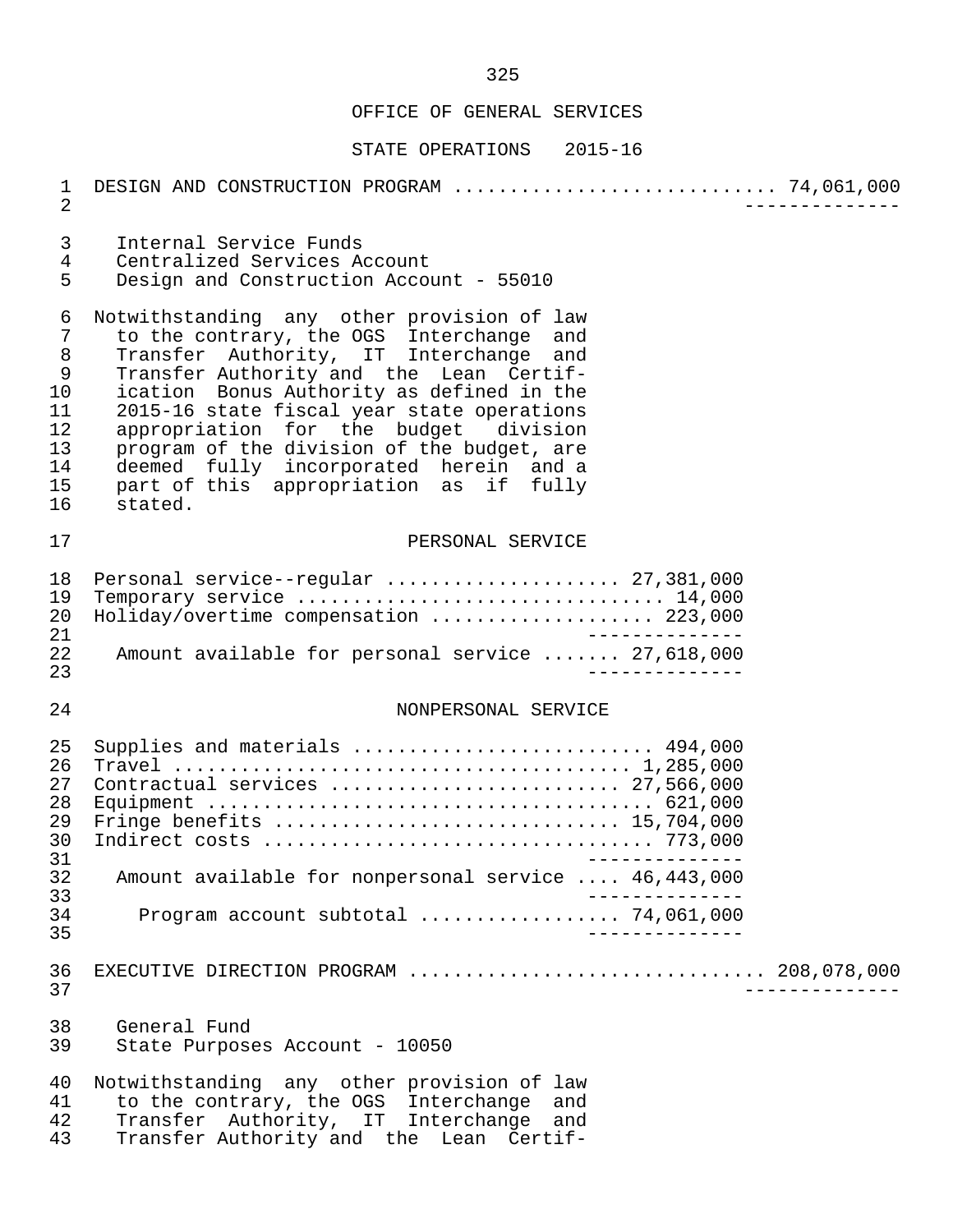OFFICE OF GENERAL SERVICES

STATE OPERATIONS 2015-16

DESIGN AND CONSTRUCTION PROGRAM ............................ 74,061,000

Internal Service Funds
Centralized Services Account
Design and Construction Account - 55010

Notwithstanding any other provision of law to the contrary, the OGS Interchange and Transfer Authority, IT Interchange and Transfer Authority and the Lean Certification Bonus Authority as defined in the 2015-16 state fiscal year state operations appropriation for the budget division program of the division of the budget, are deemed fully incorporated herein and a part of this appropriation as if fully stated.

PERSONAL SERVICE

| | |
|---|---|
| Personal service--regular | 27,381,000 |
| Temporary service | 14,000 |
| Holiday/overtime compensation | 223,000 |
| Amount available for personal service | 27,618,000 |

NONPERSONAL SERVICE

| | |
|---|---|
| Supplies and materials | 494,000 |
| Travel | 1,285,000 |
| Contractual services | 27,566,000 |
| Equipment | 621,000 |
| Fringe benefits | 15,704,000 |
| Indirect costs | 773,000 |
| Amount available for nonpersonal service | 46,443,000 |
| Program account subtotal | 74,061,000 |

EXECUTIVE DIRECTION PROGRAM ............................... 208,078,000

General Fund
State Purposes Account - 10050

Notwithstanding any other provision of law to the contrary, the OGS Interchange and Transfer Authority, IT Interchange and Transfer Authority and the Lean Certif-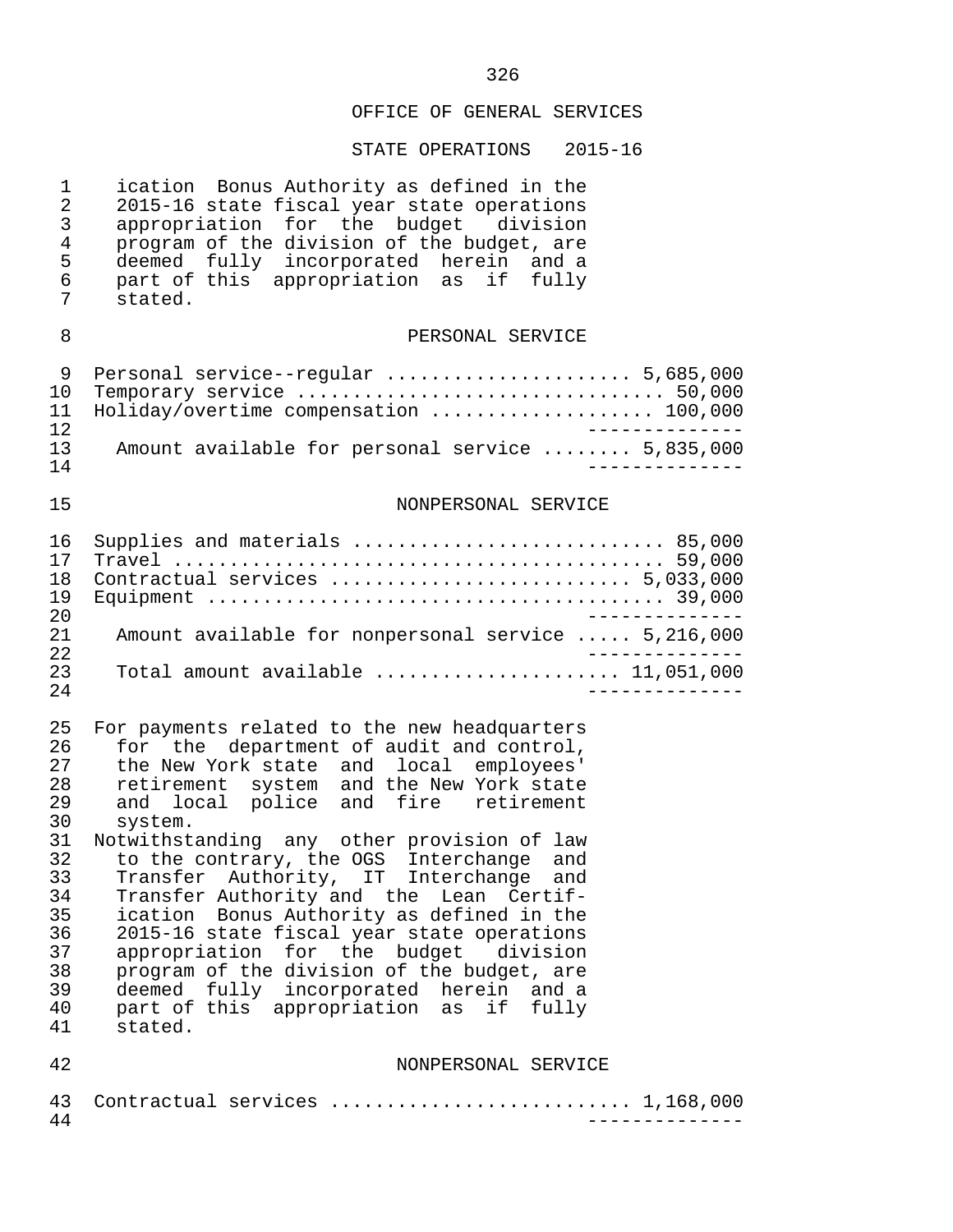ication Bonus Authority as defined in the 2015-16 state fiscal year state operations appropriation for the budget division program of the division of the budget, are deemed fully incorporated herein and a part of this appropriation as if fully stated.

## PERSONAL SERVICE

| Item | Amount |
|---|---|
| Personal service--regular | 5,685,000 |
| Temporary service | 50,000 |
| Holiday/overtime compensation | 100,000 |
| Amount available for personal service | 5,835,000 |

## NONPERSONAL SERVICE

| Item | Amount |
|---|---|
| Supplies and materials | 85,000 |
| Travel | 59,000 |
| Contractual services | 5,033,000 |
| Equipment | 39,000 |
| Amount available for nonpersonal service | 5,216,000 |
| Total amount available | 11,051,000 |

For payments related to the new headquarters for the department of audit and control, the New York state and local employees' retirement system and the New York state and local police and fire retirement system.

Notwithstanding any other provision of law to the contrary, the OGS Interchange and Transfer Authority, IT Interchange and Transfer Authority and the Lean Certification Bonus Authority as defined in the 2015-16 state fiscal year state operations appropriation for the budget division program of the division of the budget, are deemed fully incorporated herein and a part of this appropriation as if fully stated.

## NONPERSONAL SERVICE

| Item | Amount |
|---|---|
| Contractual services | 1,168,000 |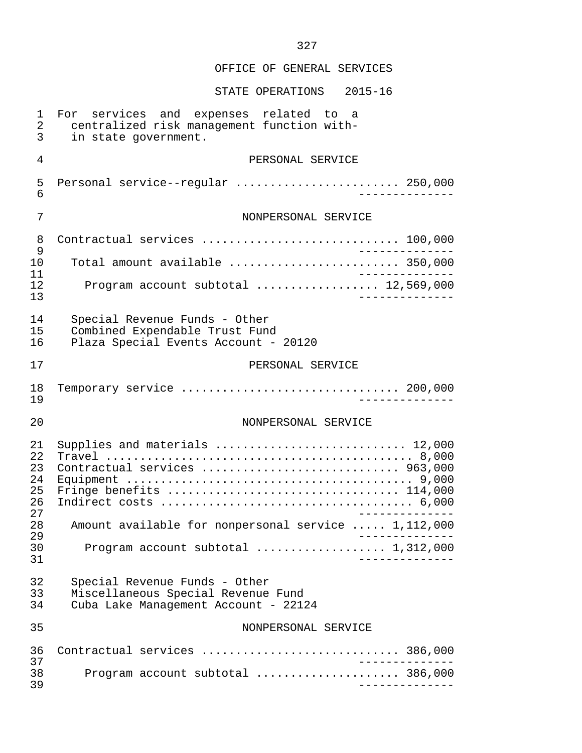# OFFICE OF GENERAL SERVICES

## STATE OPERATIONS 2015-16

For services and expenses related to a centralized risk management function within state government.

### PERSONAL SERVICE

| | |
|---|---|
| Personal service--regular | 250,000 |

### NONPERSONAL SERVICE

| | |
|---|---|
| Contractual services | 100,000 |
| Total amount available | 350,000 |
| Program account subtotal | 12,569,000 |

Special Revenue Funds - Other
Combined Expendable Trust Fund
Plaza Special Events Account - 20120

### PERSONAL SERVICE

| | |
|---|---|
| Temporary service | 200,000 |

### NONPERSONAL SERVICE

| | |
|---|---|
| Supplies and materials | 12,000 |
| Travel | 8,000 |
| Contractual services | 963,000 |
| Equipment | 9,000 |
| Fringe benefits | 114,000 |
| Indirect costs | 6,000 |
| Amount available for nonpersonal service | 1,112,000 |
| Program account subtotal | 1,312,000 |

Special Revenue Funds - Other
Miscellaneous Special Revenue Fund
Cuba Lake Management Account - 22124

### NONPERSONAL SERVICE

| | |
|---|---|
| Contractual services | 386,000 |
| Program account subtotal | 386,000 |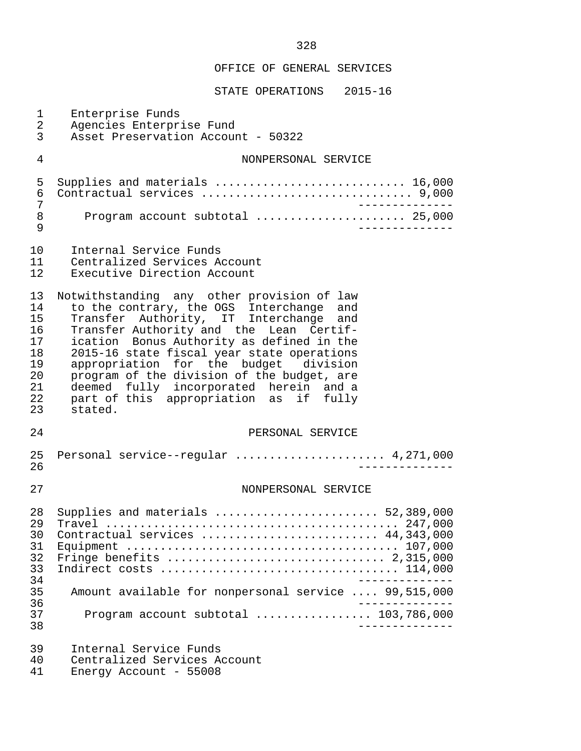OFFICE OF GENERAL SERVICES

STATE OPERATIONS 2015-16

Enterprise Funds
Agencies Enterprise Fund
Asset Preservation Account - 50322

NONPERSONAL SERVICE

| | |
|---|---|
| Supplies and materials | 16,000 |
| Contractual services | 9,000 |
| Program account subtotal | 25,000 |

Internal Service Funds
Centralized Services Account
Executive Direction Account

Notwithstanding any other provision of law to the contrary, the OGS Interchange and Transfer Authority, IT Interchange and Transfer Authority and the Lean Certification Bonus Authority as defined in the 2015-16 state fiscal year state operations appropriation for the budget division program of the division of the budget, are deemed fully incorporated herein and a part of this appropriation as if fully stated.

PERSONAL SERVICE

| | |
|---|---|
| Personal service--regular | 4,271,000 |

NONPERSONAL SERVICE

| | |
|---|---|
| Supplies and materials | 52,389,000 |
| Travel | 247,000 |
| Contractual services | 44,343,000 |
| Equipment | 107,000 |
| Fringe benefits | 2,315,000 |
| Indirect costs | 114,000 |
| Amount available for nonpersonal service | 99,515,000 |
| Program account subtotal | 103,786,000 |

Internal Service Funds
Centralized Services Account
Energy Account - 55008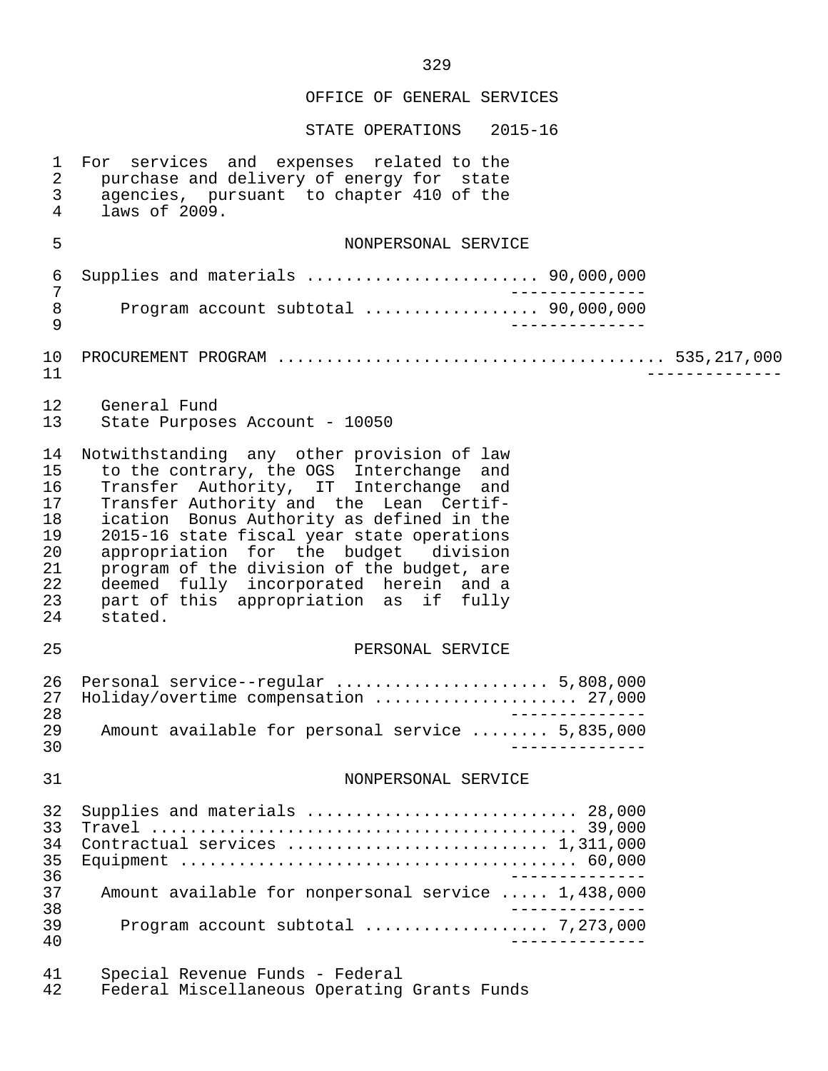OFFICE OF GENERAL SERVICES

STATE OPERATIONS 2015-16

For services and expenses related to the purchase and delivery of energy for state agencies, pursuant to chapter 410 of the laws of 2009.

NONPERSONAL SERVICE

| Item | Amount | Total |
|---|---|---|
| Supplies and materials | 90,000,000 | |
| Program account subtotal | 90,000,000 | |
| PROCUREMENT PROGRAM | | 535,217,000 |

General Fund
State Purposes Account - 10050

Notwithstanding any other provision of law to the contrary, the OGS Interchange and Transfer Authority, IT Interchange and Transfer Authority and the Lean Certification Bonus Authority as defined in the 2015-16 state fiscal year state operations appropriation for the budget division program of the division of the budget, are deemed fully incorporated herein and a part of this appropriation as if fully stated.

PERSONAL SERVICE

| Item | Amount |
|---|---|
| Personal service--regular | 5,808,000 |
| Holiday/overtime compensation | 27,000 |
| Amount available for personal service | 5,835,000 |

NONPERSONAL SERVICE

| Item | Amount |
|---|---|
| Supplies and materials | 28,000 |
| Travel | 39,000 |
| Contractual services | 1,311,000 |
| Equipment | 60,000 |
| Amount available for nonpersonal service | 1,438,000 |
| Program account subtotal | 7,273,000 |

Special Revenue Funds - Federal
Federal Miscellaneous Operating Grants Funds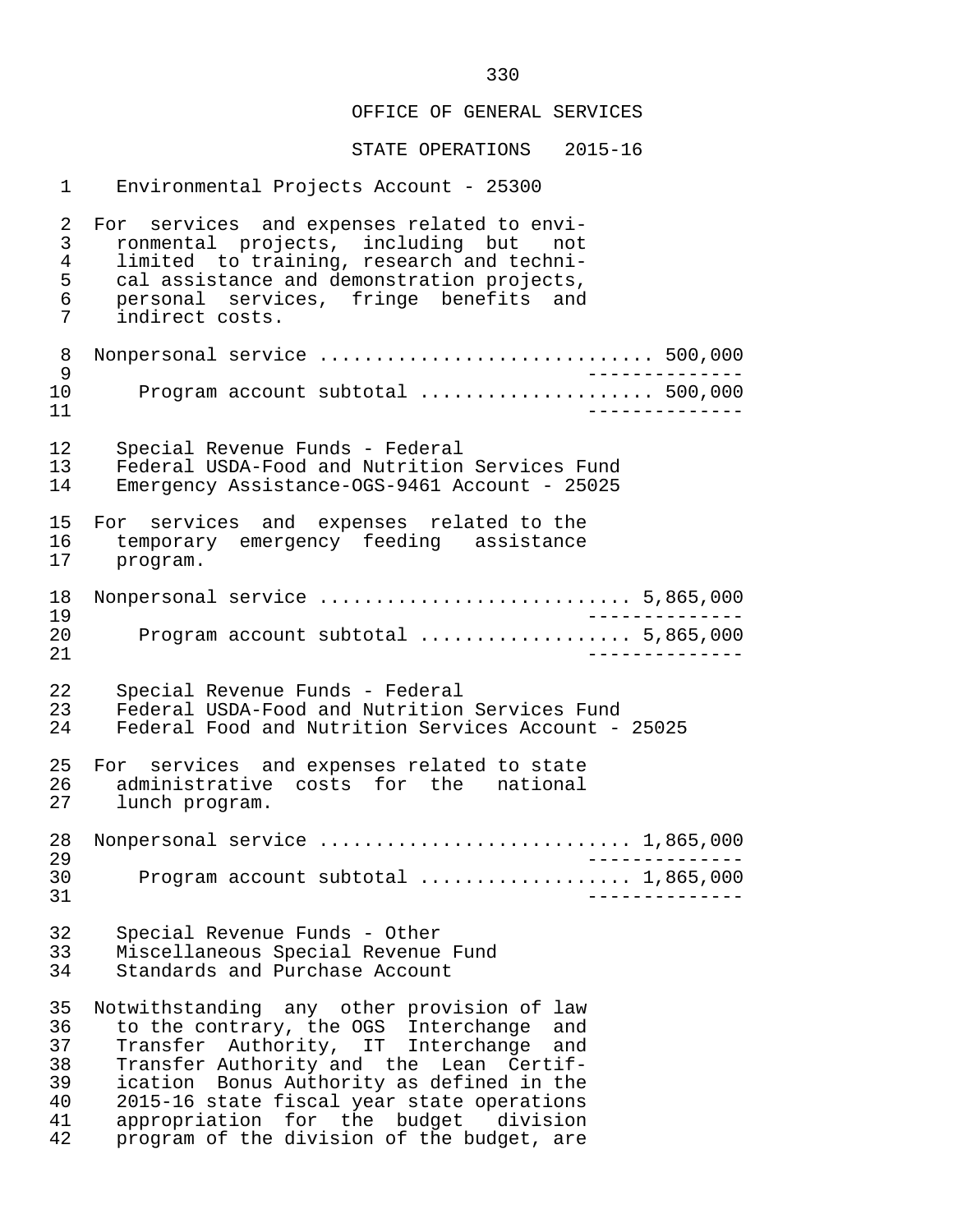## OFFICE OF GENERAL SERVICES

## STATE OPERATIONS 2015-16

Environmental Projects Account - 25300

For services and expenses related to environmental projects, including but not limited to training, research and technical assistance and demonstration projects, personal services, fringe benefits and indirect costs.

Nonpersonal service ............................ 500,000

Program account subtotal .................... 500,000

Special Revenue Funds - Federal
Federal USDA-Food and Nutrition Services Fund
Emergency Assistance-OGS-9461 Account - 25025

For services and expenses related to the temporary emergency feeding assistance program.

Nonpersonal service .......................... 5,865,000

Program account subtotal .................. 5,865,000

Special Revenue Funds - Federal
Federal USDA-Food and Nutrition Services Fund
Federal Food and Nutrition Services Account - 25025

For services and expenses related to state administrative costs for the national lunch program.

Nonpersonal service .......................... 1,865,000

Program account subtotal .................. 1,865,000

Special Revenue Funds - Other
Miscellaneous Special Revenue Fund
Standards and Purchase Account

Notwithstanding any other provision of law to the contrary, the OGS Interchange and Transfer Authority, IT Interchange and Transfer Authority and the Lean Certification Bonus Authority as defined in the 2015-16 state fiscal year state operations appropriation for the budget division program of the division of the budget, are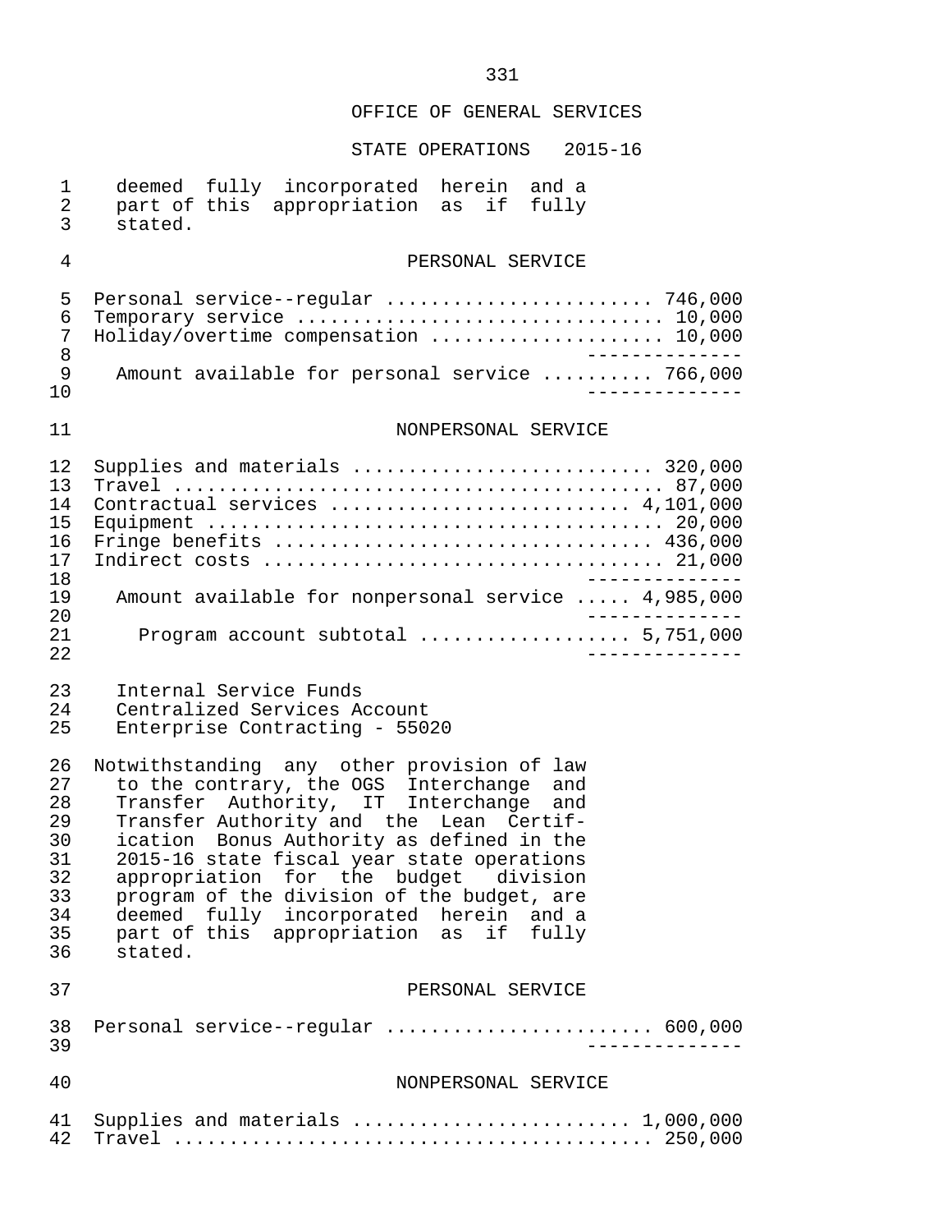OFFICE OF GENERAL SERVICES

STATE OPERATIONS 2015-16

deemed fully incorporated herein and a part of this appropriation as if fully stated.

PERSONAL SERVICE

| Item | Amount |
|---|---|
| Personal service--regular | 746,000 |
| Temporary service | 10,000 |
| Holiday/overtime compensation | 10,000 |
| Amount available for personal service | 766,000 |

NONPERSONAL SERVICE

| Item | Amount |
|---|---|
| Supplies and materials | 320,000 |
| Travel | 87,000 |
| Contractual services | 4,101,000 |
| Equipment | 20,000 |
| Fringe benefits | 436,000 |
| Indirect costs | 21,000 |
| Amount available for nonpersonal service | 4,985,000 |
| Program account subtotal | 5,751,000 |

Internal Service Funds
Centralized Services Account
Enterprise Contracting - 55020

Notwithstanding any other provision of law to the contrary, the OGS Interchange and Transfer Authority, IT Interchange and Transfer Authority and the Lean Certification Bonus Authority as defined in the 2015-16 state fiscal year state operations appropriation for the budget division program of the division of the budget, are deemed fully incorporated herein and a part of this appropriation as if fully stated.

PERSONAL SERVICE

| Item | Amount |
|---|---|
| Personal service--regular | 600,000 |

NONPERSONAL SERVICE

| Item | Amount |
|---|---|
| Supplies and materials | 1,000,000 |
| Travel | 250,000 |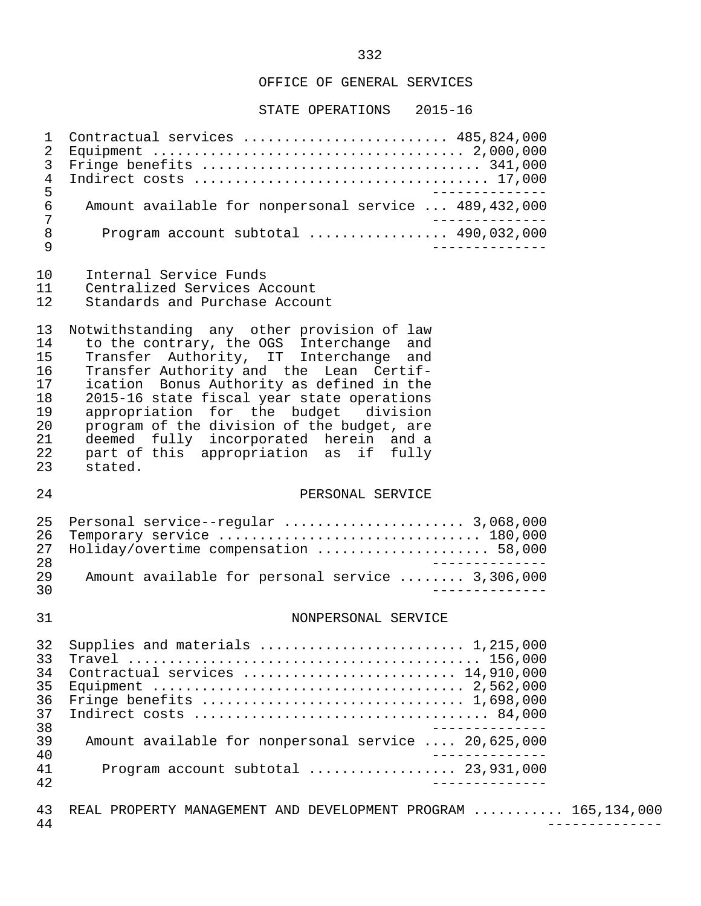OFFICE OF GENERAL SERVICES

STATE OPERATIONS 2015-16

| | |
|---|---|
| Contractual services | 485,824,000 |
| Equipment | 2,000,000 |
| Fringe benefits | 341,000 |
| Indirect costs | 17,000 |
| Amount available for nonpersonal service | 489,432,000 |
| Program account subtotal | 490,032,000 |

Internal Service Funds
Centralized Services Account
Standards and Purchase Account

Notwithstanding any other provision of law to the contrary, the OGS Interchange and Transfer Authority, IT Interchange and Transfer Authority and the Lean Certification Bonus Authority as defined in the 2015-16 state fiscal year state operations appropriation for the budget division program of the division of the budget, are deemed fully incorporated herein and a part of this appropriation as if fully stated.

PERSONAL SERVICE

| | |
|---|---|
| Personal service--regular | 3,068,000 |
| Temporary service | 180,000 |
| Holiday/overtime compensation | 58,000 |
| Amount available for personal service | 3,306,000 |

NONPERSONAL SERVICE

| | |
|---|---|
| Supplies and materials | 1,215,000 |
| Travel | 156,000 |
| Contractual services | 14,910,000 |
| Equipment | 2,562,000 |
| Fringe benefits | 1,698,000 |
| Indirect costs | 84,000 |
| Amount available for nonpersonal service | 20,625,000 |
| Program account subtotal | 23,931,000 |

REAL PROPERTY MANAGEMENT AND DEVELOPMENT PROGRAM .......... 165,134,000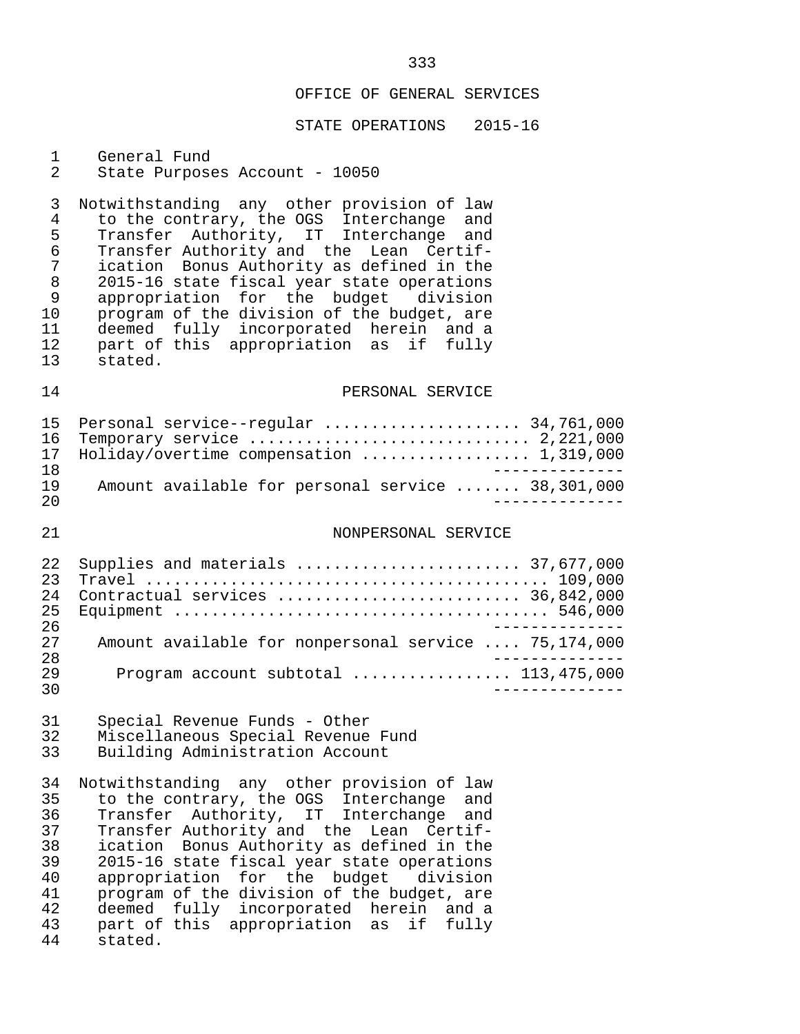OFFICE OF GENERAL SERVICES

STATE OPERATIONS 2015-16

General Fund
State Purposes Account - 10050

Notwithstanding any other provision of law to the contrary, the OGS Interchange and Transfer Authority, IT Interchange and Transfer Authority and the Lean Certification Bonus Authority as defined in the 2015-16 state fiscal year state operations appropriation for the budget division program of the division of the budget, are deemed fully incorporated herein and a part of this appropriation as if fully stated.

PERSONAL SERVICE

| | |
|---|---|
| Personal service--regular | 34,761,000 |
| Temporary service | 2,221,000 |
| Holiday/overtime compensation | 1,319,000 |
| Amount available for personal service | 38,301,000 |

NONPERSONAL SERVICE

| | |
|---|---|
| Supplies and materials | 37,677,000 |
| Travel | 109,000 |
| Contractual services | 36,842,000 |
| Equipment | 546,000 |
| Amount available for nonpersonal service | 75,174,000 |
| Program account subtotal | 113,475,000 |

Special Revenue Funds - Other
Miscellaneous Special Revenue Fund
Building Administration Account

Notwithstanding any other provision of law to the contrary, the OGS Interchange and Transfer Authority, IT Interchange and Transfer Authority and the Lean Certification Bonus Authority as defined in the 2015-16 state fiscal year state operations appropriation for the budget division program of the division of the budget, are deemed fully incorporated herein and a part of this appropriation as if fully stated.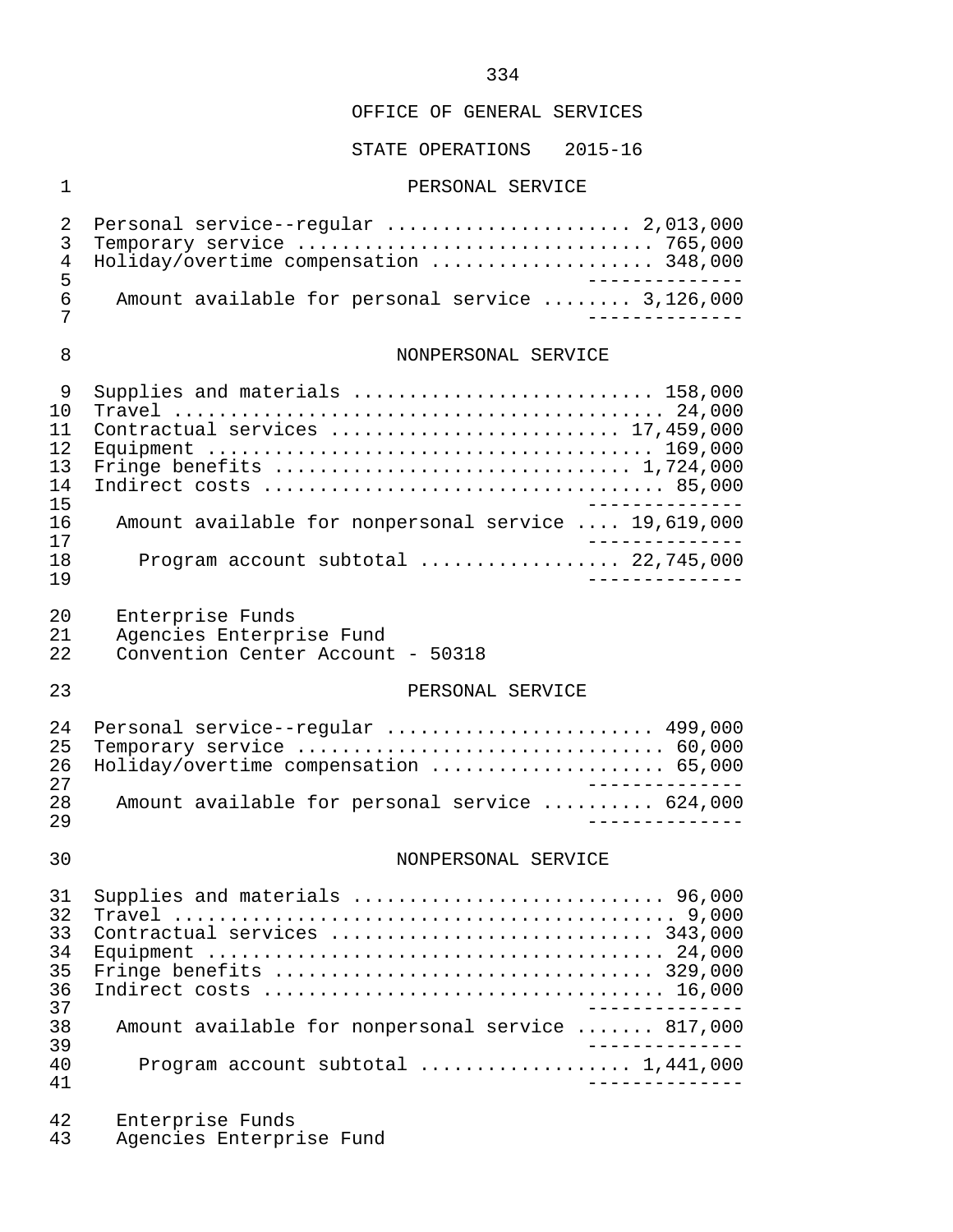OFFICE OF GENERAL SERVICES

STATE OPERATIONS 2015-16

PERSONAL SERVICE

| | |
|---|---|
| Personal service--regular | 2,013,000 |
| Temporary service | 765,000 |
| Holiday/overtime compensation | 348,000 |
| Amount available for personal service | 3,126,000 |

NONPERSONAL SERVICE

| | |
|---|---|
| Supplies and materials | 158,000 |
| Travel | 24,000 |
| Contractual services | 17,459,000 |
| Equipment | 169,000 |
| Fringe benefits | 1,724,000 |
| Indirect costs | 85,000 |
| Amount available for nonpersonal service | 19,619,000 |
| Program account subtotal | 22,745,000 |

Enterprise Funds
Agencies Enterprise Fund
Convention Center Account - 50318

PERSONAL SERVICE

| | |
|---|---|
| Personal service--regular | 499,000 |
| Temporary service | 60,000 |
| Holiday/overtime compensation | 65,000 |
| Amount available for personal service | 624,000 |

NONPERSONAL SERVICE

| | |
|---|---|
| Supplies and materials | 96,000 |
| Travel | 9,000 |
| Contractual services | 343,000 |
| Equipment | 24,000 |
| Fringe benefits | 329,000 |
| Indirect costs | 16,000 |
| Amount available for nonpersonal service | 817,000 |
| Program account subtotal | 1,441,000 |

Enterprise Funds
Agencies Enterprise Fund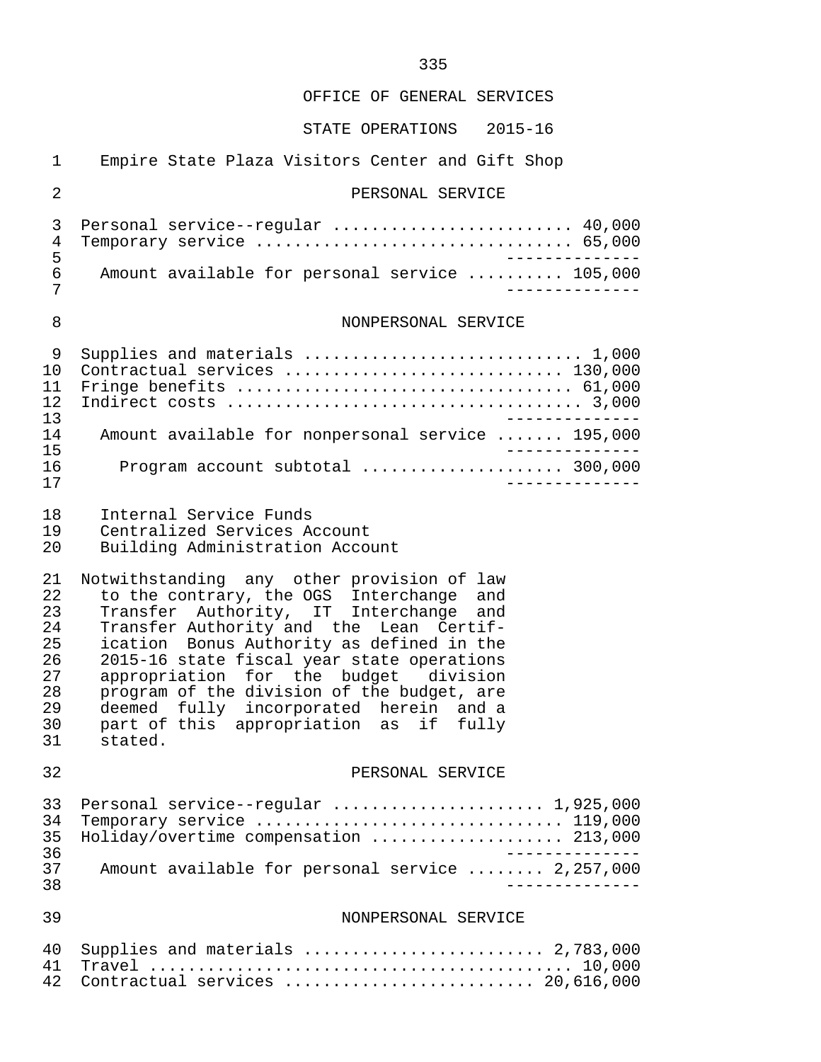OFFICE OF GENERAL SERVICES

STATE OPERATIONS 2015-16

Empire State Plaza Visitors Center and Gift Shop

PERSONAL SERVICE

| Item | Amount |
|---|---|
| Personal service--regular | 40,000 |
| Temporary service | 65,000 |
| Amount available for personal service | 105,000 |

NONPERSONAL SERVICE

| Item | Amount |
|---|---|
| Supplies and materials | 1,000 |
| Contractual services | 130,000 |
| Fringe benefits | 61,000 |
| Indirect costs | 3,000 |
| Amount available for nonpersonal service | 195,000 |
| Program account subtotal | 300,000 |

Internal Service Funds
Centralized Services Account
Building Administration Account

Notwithstanding any other provision of law to the contrary, the OGS Interchange and Transfer Authority, IT Interchange and Transfer Authority and the Lean Certification Bonus Authority as defined in the 2015-16 state fiscal year state operations appropriation for the budget division program of the division of the budget, are deemed fully incorporated herein and a part of this appropriation as if fully stated.

PERSONAL SERVICE

| Item | Amount |
|---|---|
| Personal service--regular | 1,925,000 |
| Temporary service | 119,000 |
| Holiday/overtime compensation | 213,000 |
| Amount available for personal service | 2,257,000 |

NONPERSONAL SERVICE

| Item | Amount |
|---|---|
| Supplies and materials | 2,783,000 |
| Travel | 10,000 |
| Contractual services | 20,616,000 |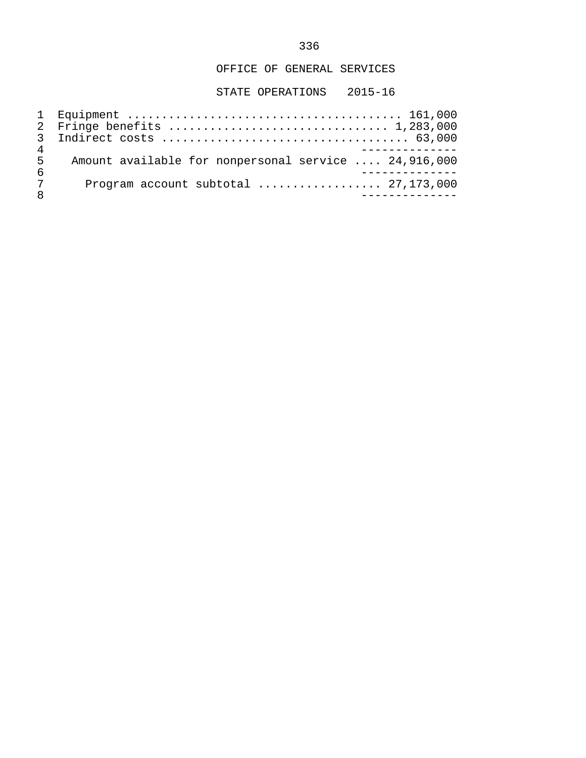OFFICE OF GENERAL SERVICES

STATE OPERATIONS 2015-16

| | |
|---|---|
| Equipment | 161,000 |
| Fringe benefits | 1,283,000 |
| Indirect costs | 63,000 |
| Amount available for nonpersonal service | 24,916,000 |
| Program account subtotal | 27,173,000 |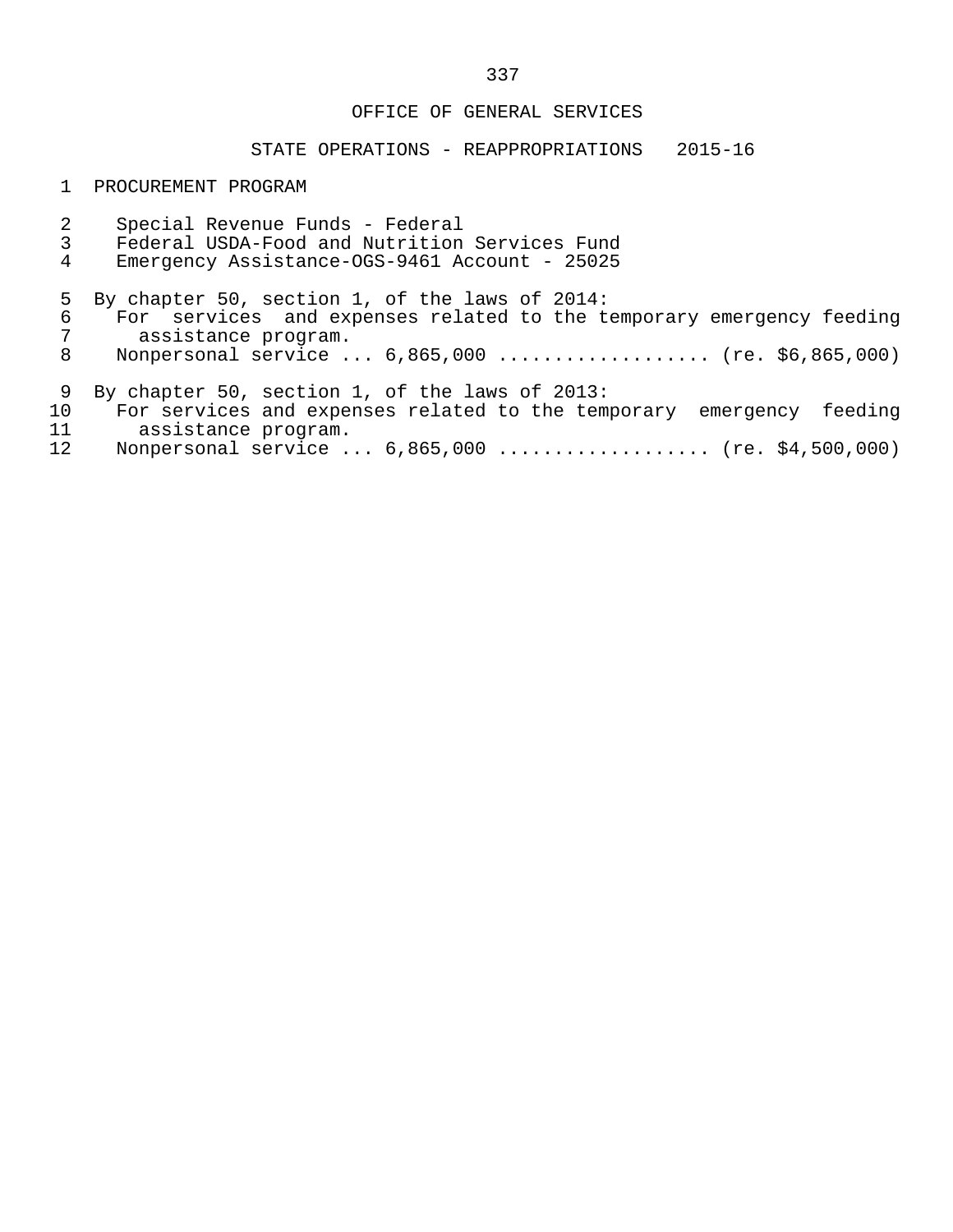OFFICE OF GENERAL SERVICES

STATE OPERATIONS - REAPPROPRIATIONS 2015-16

PROCUREMENT PROGRAM

Special Revenue Funds - Federal
Federal USDA-Food and Nutrition Services Fund
Emergency Assistance-OGS-9461 Account - 25025

By chapter 50, section 1, of the laws of 2014:
For services and expenses related to the temporary emergency feeding assistance program.
Nonpersonal service ... 6,865,000 .................. (re. $6,865,000)

By chapter 50, section 1, of the laws of 2013:
For services and expenses related to the temporary emergency feeding assistance program.
Nonpersonal service ... 6,865,000 .................. (re. $4,500,000)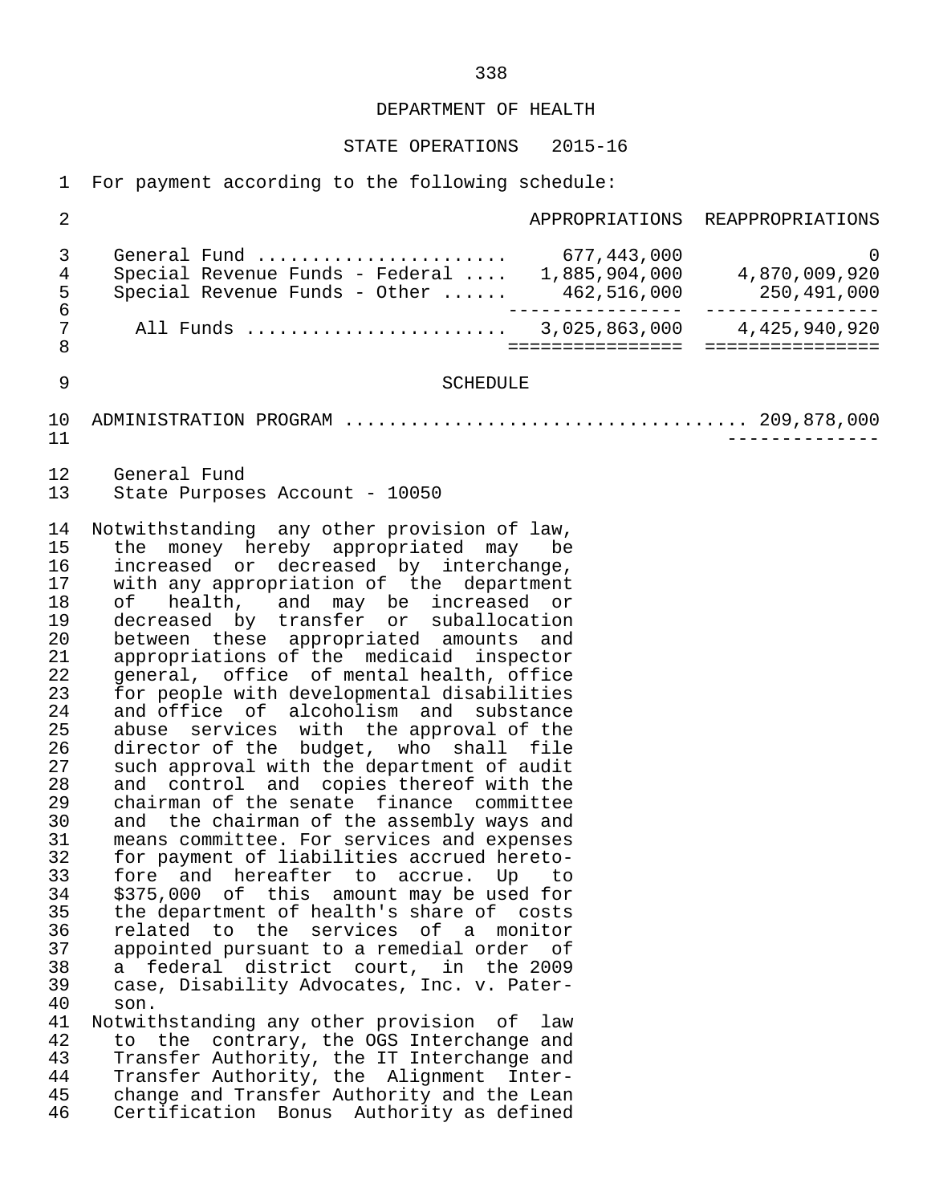DEPARTMENT OF HEALTH

STATE OPERATIONS 2015-16

For payment according to the following schedule:

| | APPROPRIATIONS | REAPPROPRIATIONS |
|---|---|---|
| General Fund | 677,443,000 | 0 |
| Special Revenue Funds - Federal | 1,885,904,000 | 4,870,009,920 |
| Special Revenue Funds - Other | 462,516,000 | 250,491,000 |
| All Funds | 3,025,863,000 | 4,425,940,920 |

SCHEDULE

ADMINISTRATION PROGRAM .................................... 209,878,000

General Fund
State Purposes Account - 10050

Notwithstanding any other provision of law, the money hereby appropriated may be increased or decreased by interchange, with any appropriation of the department of health, and may be increased or decreased by transfer or suballocation between these appropriated amounts and appropriations of the medicaid inspector general, office of mental health, office for people with developmental disabilities and office of alcoholism and substance abuse services with the approval of the director of the budget, who shall file such approval with the department of audit and control and copies thereof with the chairman of the senate finance committee and the chairman of the assembly ways and means committee. For services and expenses for payment of liabilities accrued heretofore and hereafter to accrue. Up to $375,000 of this amount may be used for the department of health's share of costs related to the services of a monitor appointed pursuant to a remedial order of a federal district court, in the 2009 case, Disability Advocates, Inc. v. Paterson.

Notwithstanding any other provision of law to the contrary, the OGS Interchange and Transfer Authority, the IT Interchange and Transfer Authority, the Alignment Interchange and Transfer Authority and the Lean Certification Bonus Authority as defined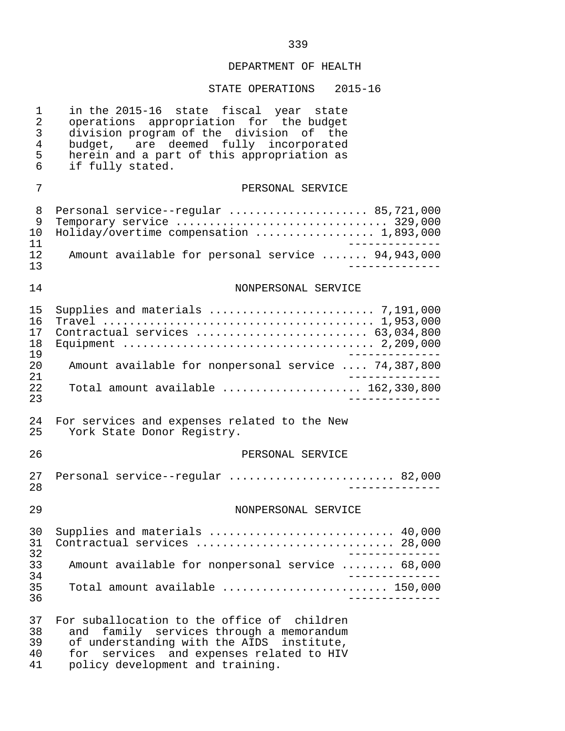DEPARTMENT OF HEALTH

STATE OPERATIONS 2015-16

in the 2015-16 state fiscal year state operations appropriation for the budget division program of the division of the budget, are deemed fully incorporated herein and a part of this appropriation as if fully stated.

PERSONAL SERVICE

| Item | Amount |
|---|---|
| Personal service--regular | 85,721,000 |
| Temporary service | 329,000 |
| Holiday/overtime compensation | 1,893,000 |
| Amount available for personal service | 94,943,000 |

NONPERSONAL SERVICE

| Item | Amount |
|---|---|
| Supplies and materials | 7,191,000 |
| Travel | 1,953,000 |
| Contractual services | 63,034,800 |
| Equipment | 2,209,000 |
| Amount available for nonpersonal service | 74,387,800 |
| Total amount available | 162,330,800 |

For services and expenses related to the New York State Donor Registry.

PERSONAL SERVICE

| Item | Amount |
|---|---|
| Personal service--regular | 82,000 |

NONPERSONAL SERVICE

| Item | Amount |
|---|---|
| Supplies and materials | 40,000 |
| Contractual services | 28,000 |
| Amount available for nonpersonal service | 68,000 |
| Total amount available | 150,000 |

For suballocation to the office of children and family services through a memorandum of understanding with the AIDS institute, for services and expenses related to HIV policy development and training.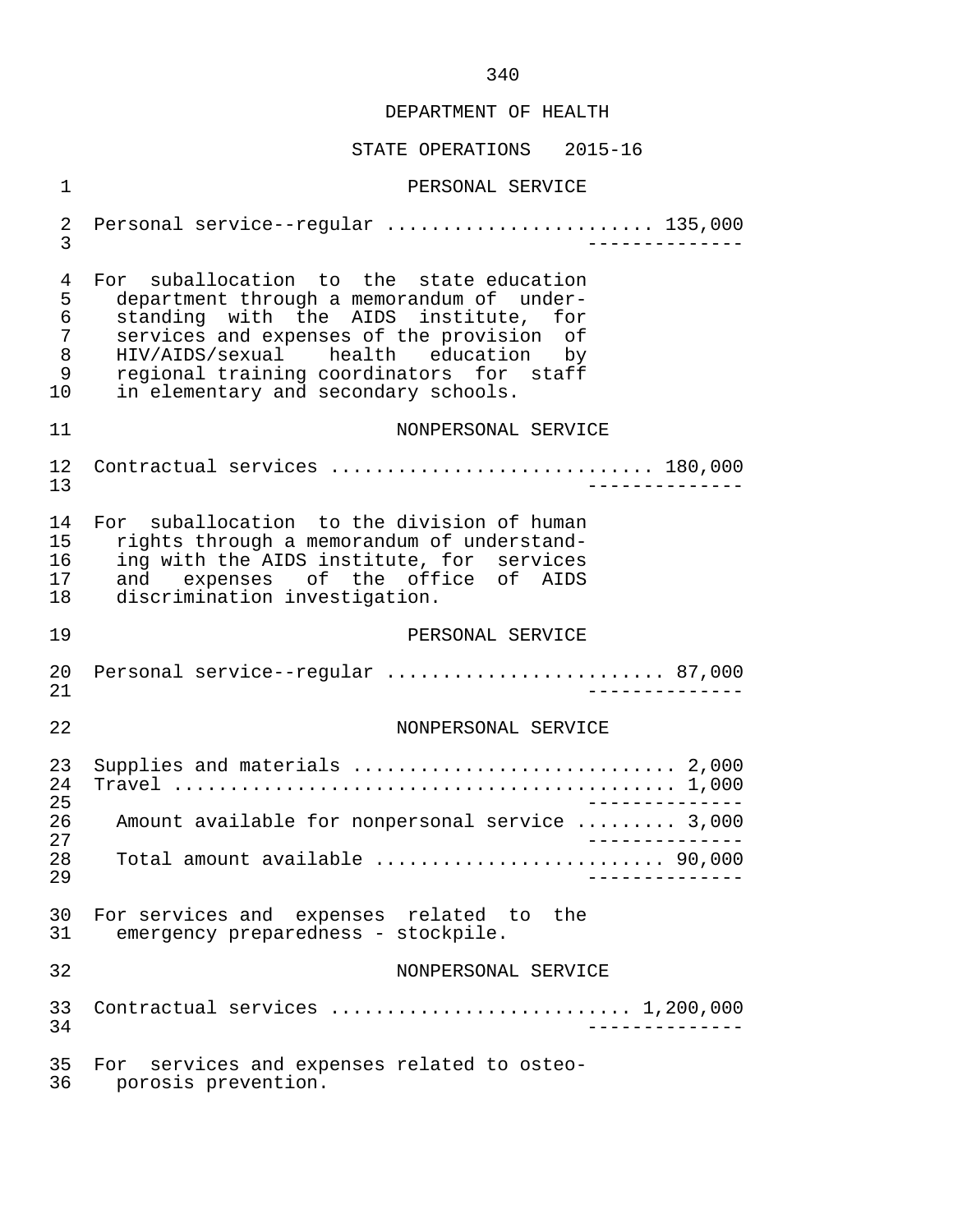DEPARTMENT OF HEALTH

STATE OPERATIONS 2015-16

PERSONAL SERVICE

Personal service--regular ........................ 135,000

--------------

For suballocation to the state education department through a memorandum of understanding with the AIDS institute, for services and expenses of the provision of HIV/AIDS/sexual health education by regional training coordinators for staff in elementary and secondary schools.

NONPERSONAL SERVICE

Contractual services ............................ 180,000

--------------

For suballocation to the division of human rights through a memorandum of understanding with the AIDS institute, for services and expenses of the office of AIDS discrimination investigation.

PERSONAL SERVICE

Personal service--regular ......................... 87,000

--------------

NONPERSONAL SERVICE

Supplies and materials ............................ 2,000
Travel ............................................ 1,000

--------------

Amount available for nonpersonal service ......... 3,000

--------------

Total amount available ......................... 90,000

--------------

For services and expenses related to the emergency preparedness - stockpile.

NONPERSONAL SERVICE

Contractual services .......................... 1,200,000

--------------

For services and expenses related to osteoporosis prevention.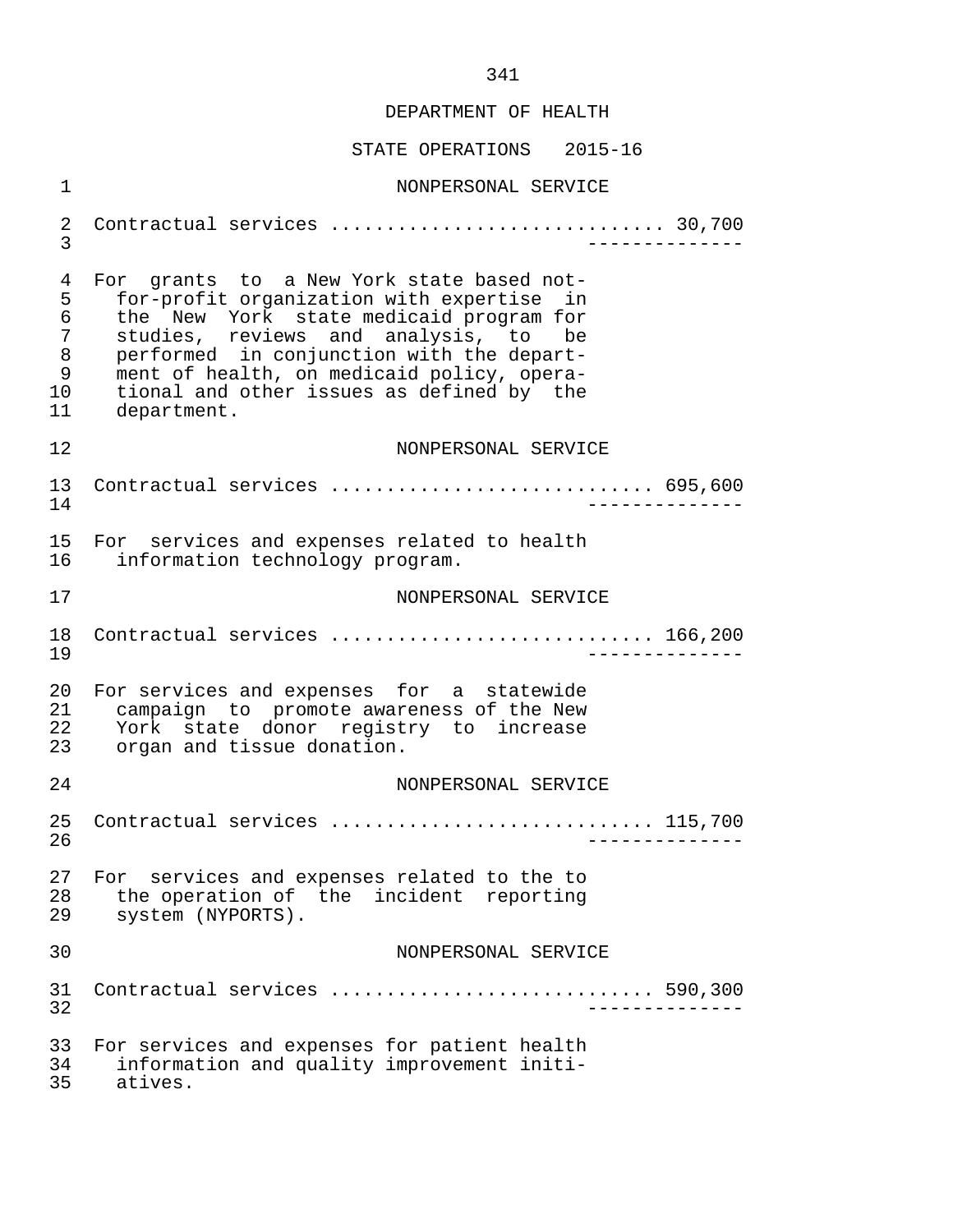DEPARTMENT OF HEALTH

STATE OPERATIONS 2015-16

NONPERSONAL SERVICE

Contractual services ............................. 30,700

For grants to a New York state based not-for-profit organization with expertise in the New York state medicaid program for studies, reviews and analysis, to be performed in conjunction with the department of health, on medicaid policy, operational and other issues as defined by the department.

NONPERSONAL SERVICE

Contractual services ............................ 695,600

For services and expenses related to health information technology program.

NONPERSONAL SERVICE

Contractual services ............................ 166,200

For services and expenses for a statewide campaign to promote awareness of the New York state donor registry to increase organ and tissue donation.

NONPERSONAL SERVICE

Contractual services ............................ 115,700

For services and expenses related to the to the operation of the incident reporting system (NYPORTS).

NONPERSONAL SERVICE

Contractual services ............................ 590,300

For services and expenses for patient health information and quality improvement initiatives.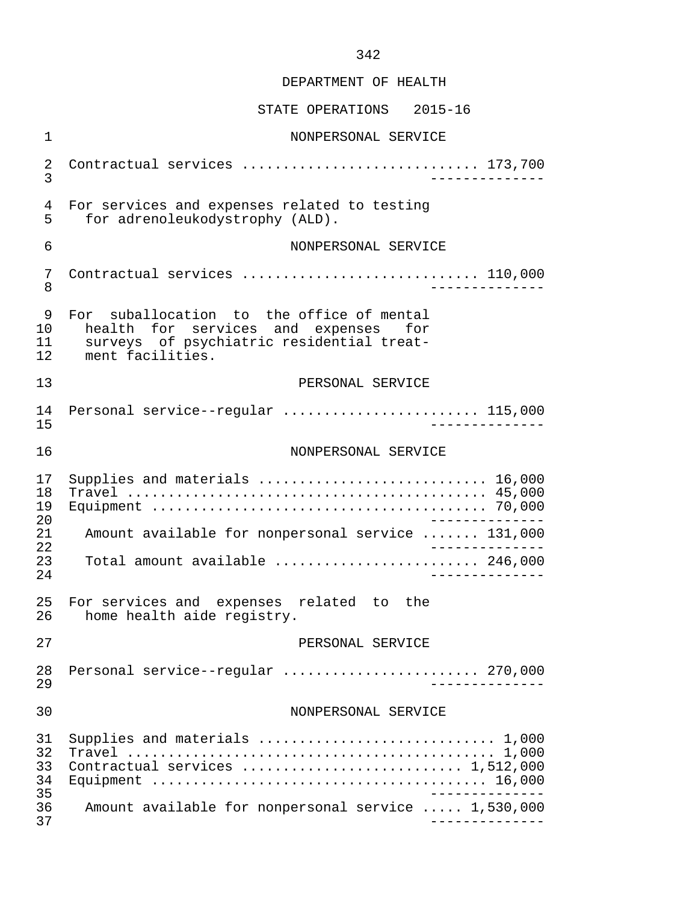DEPARTMENT OF HEALTH

STATE OPERATIONS 2015-16

NONPERSONAL SERVICE

| | |
|---|---|
| Contractual services | 173,700 |

For services and expenses related to testing for adrenoleukodystrophy (ALD).

NONPERSONAL SERVICE

| | |
|---|---|
| Contractual services | 110,000 |

For suballocation to the office of mental health for services and expenses for surveys of psychiatric residential treatment facilities.

PERSONAL SERVICE

| | |
|---|---|
| Personal service--regular | 115,000 |

NONPERSONAL SERVICE

| | |
|---|---|
| Supplies and materials | 16,000 |
| Travel | 45,000 |
| Equipment | 70,000 |
| Amount available for nonpersonal service | 131,000 |
| Total amount available | 246,000 |

For services and expenses related to the home health aide registry.

PERSONAL SERVICE

| | |
|---|---|
| Personal service--regular | 270,000 |

NONPERSONAL SERVICE

| | |
|---|---|
| Supplies and materials | 1,000 |
| Travel | 1,000 |
| Contractual services | 1,512,000 |
| Equipment | 16,000 |
| Amount available for nonpersonal service | 1,530,000 |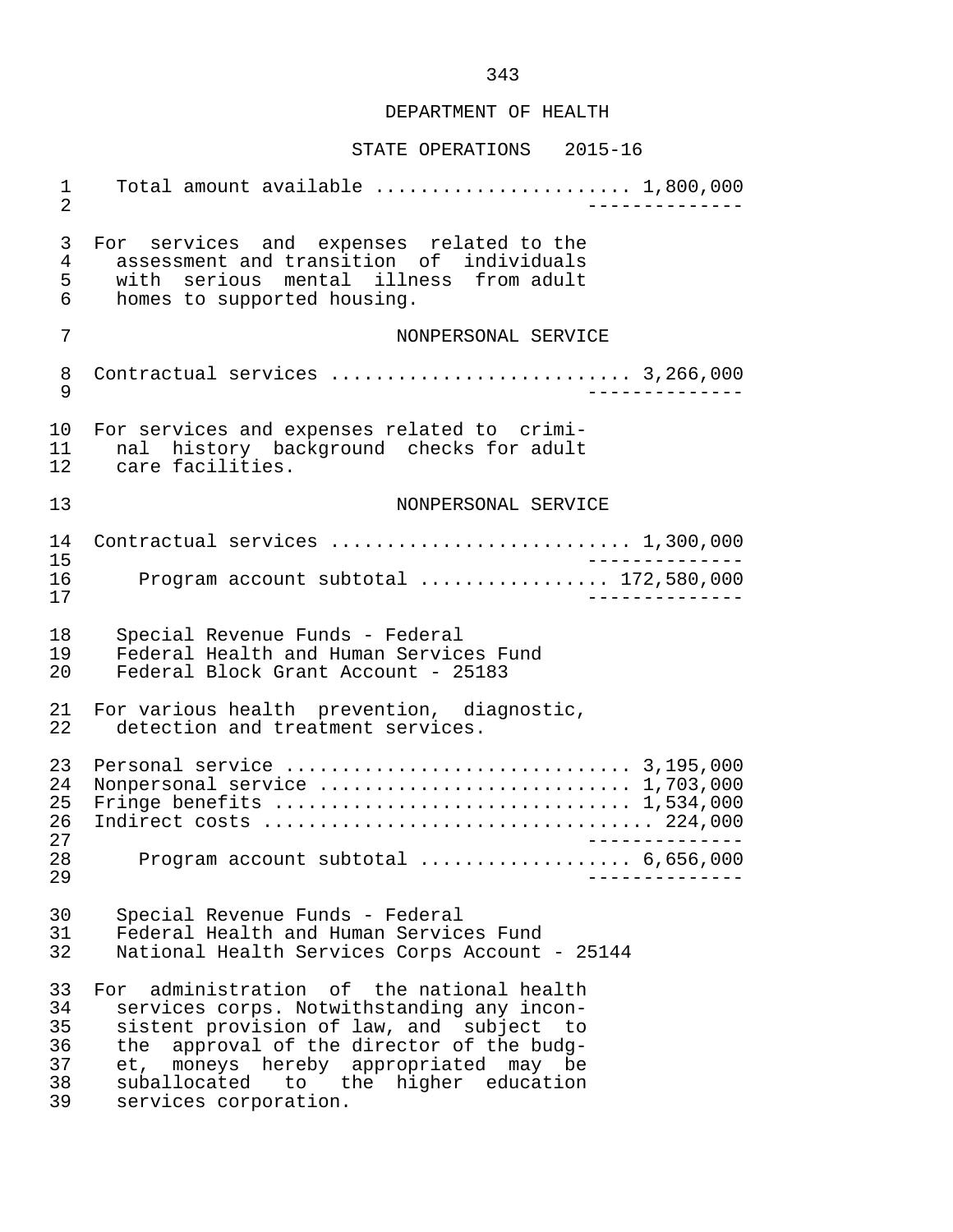DEPARTMENT OF HEALTH

STATE OPERATIONS 2015-16

Total amount available ....................... 1,800,000

--------------

For services and expenses related to the assessment and transition of individuals with serious mental illness from adult homes to supported housing.

NONPERSONAL SERVICE

Contractual services .......................... 3,266,000

--------------

For services and expenses related to criminal history background checks for adult care facilities.

NONPERSONAL SERVICE

Contractual services .......................... 1,300,000

--------------

Program account subtotal ................ 172,580,000

--------------

Special Revenue Funds - Federal
Federal Health and Human Services Fund
Federal Block Grant Account - 25183

For various health prevention, diagnostic, detection and treatment services.

Personal service .............................. 3,195,000
Nonpersonal service ........................... 1,703,000
Fringe benefits ............................... 1,534,000
Indirect costs .................................. 224,000

--------------

Program account subtotal .................. 6,656,000

--------------

Special Revenue Funds - Federal
Federal Health and Human Services Fund
National Health Services Corps Account - 25144

For administration of the national health services corps. Notwithstanding any inconsistent provision of law, and subject to the approval of the director of the budget, moneys hereby appropriated may be suballocated to the higher education services corporation.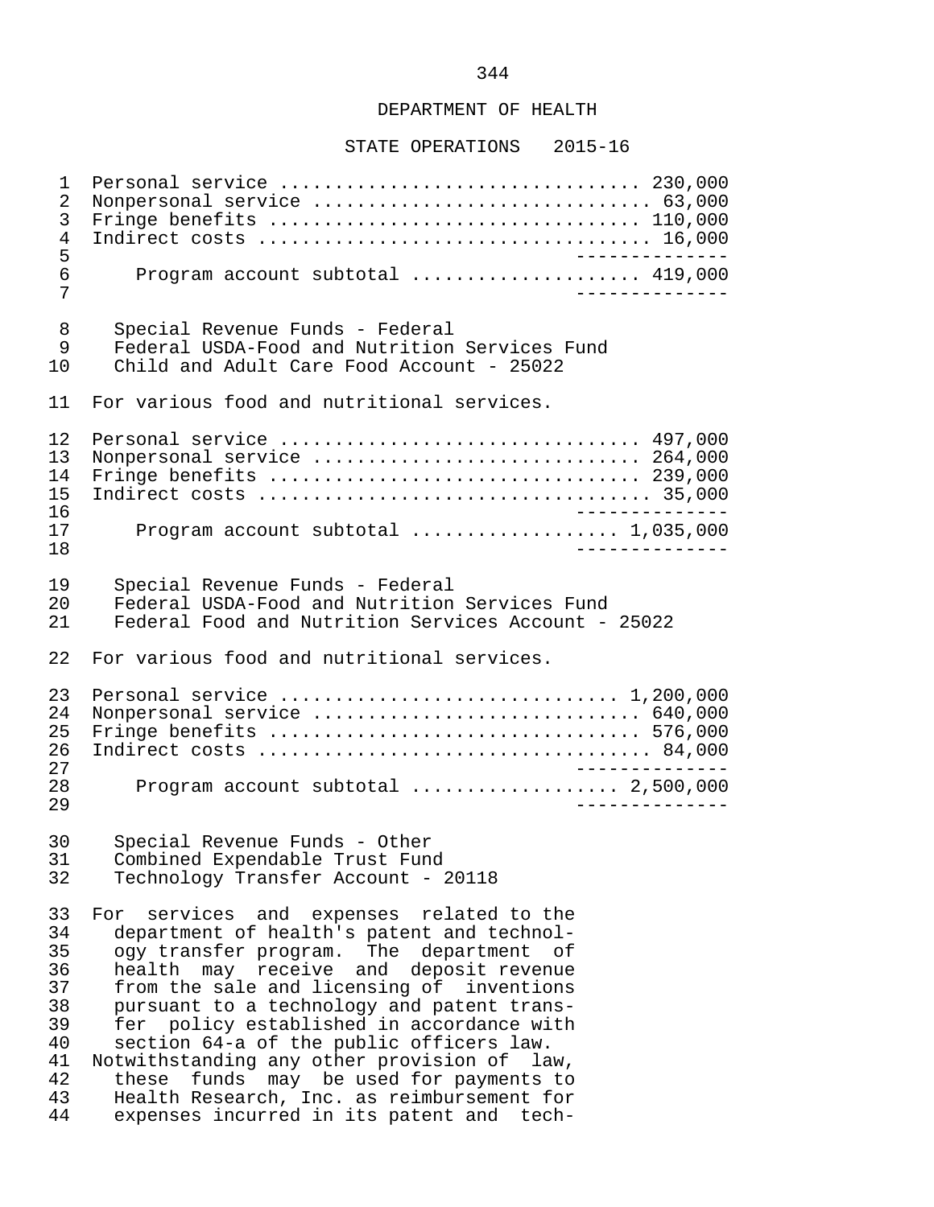## DEPARTMENT OF HEALTH

### STATE OPERATIONS 2015-16

| | |
|---|---|
| Personal service | 230,000 |
| Nonpersonal service | 63,000 |
| Fringe benefits | 110,000 |
| Indirect costs | 16,000 |
| Program account subtotal | 419,000 |

Special Revenue Funds - Federal
Federal USDA-Food and Nutrition Services Fund
Child and Adult Care Food Account - 25022

For various food and nutritional services.

| | |
|---|---|
| Personal service | 497,000 |
| Nonpersonal service | 264,000 |
| Fringe benefits | 239,000 |
| Indirect costs | 35,000 |
| Program account subtotal | 1,035,000 |

Special Revenue Funds - Federal
Federal USDA-Food and Nutrition Services Fund
Federal Food and Nutrition Services Account - 25022

For various food and nutritional services.

| | |
|---|---|
| Personal service | 1,200,000 |
| Nonpersonal service | 640,000 |
| Fringe benefits | 576,000 |
| Indirect costs | 84,000 |
| Program account subtotal | 2,500,000 |

Special Revenue Funds - Other
Combined Expendable Trust Fund
Technology Transfer Account - 20118

For services and expenses related to the department of health's patent and technology transfer program. The department of health may receive and deposit revenue from the sale and licensing of inventions pursuant to a technology and patent transfer policy established in accordance with section 64-a of the public officers law.

Notwithstanding any other provision of law, these funds may be used for payments to Health Research, Inc. as reimbursement for expenses incurred in its patent and tech-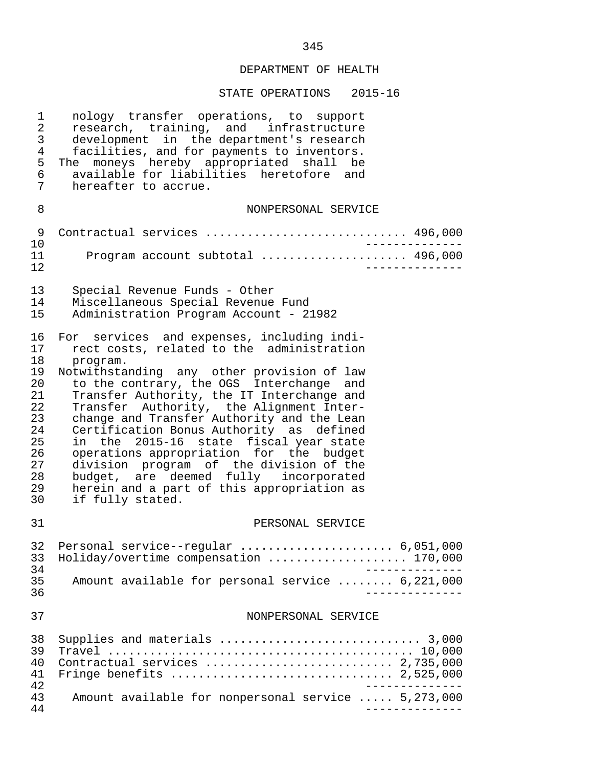nology transfer operations, to support research, training, and infrastructure development in the department's research facilities, and for payments to inventors.
The moneys hereby appropriated shall be available for liabilities heretofore and hereafter to accrue.

NONPERSONAL SERVICE

| | |
|---|---|
| Contractual services | 496,000 |
| Program account subtotal | 496,000 |

Special Revenue Funds - Other
Miscellaneous Special Revenue Fund
Administration Program Account - 21982

For services and expenses, including indirect costs, related to the administration program.
Notwithstanding any other provision of law to the contrary, the OGS Interchange and Transfer Authority, the IT Interchange and Transfer Authority, the Alignment Interchange and Transfer Authority and the Lean Certification Bonus Authority as defined in the 2015-16 state fiscal year state operations appropriation for the budget division program of the division of the budget, are deemed fully incorporated herein and a part of this appropriation as if fully stated.

PERSONAL SERVICE

| | |
|---|---|
| Personal service--regular | 6,051,000 |
| Holiday/overtime compensation | 170,000 |
| Amount available for personal service | 6,221,000 |

NONPERSONAL SERVICE

| | |
|---|---|
| Supplies and materials | 3,000 |
| Travel | 10,000 |
| Contractual services | 2,735,000 |
| Fringe benefits | 2,525,000 |
| Amount available for nonpersonal service | 5,273,000 |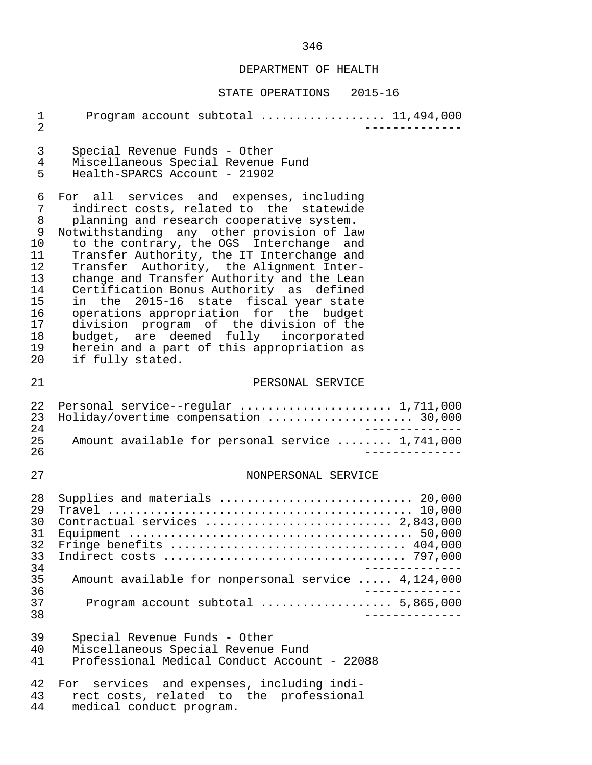## DEPARTMENT OF HEALTH

### STATE OPERATIONS 2015-16

Program account subtotal ................. 11,494,000

Special Revenue Funds - Other
Miscellaneous Special Revenue Fund
Health-SPARCS Account - 21902

For all services and expenses, including indirect costs, related to the statewide planning and research cooperative system.
Notwithstanding any other provision of law to the contrary, the OGS Interchange and Transfer Authority, the IT Interchange and Transfer Authority, the Alignment Interchange and Transfer Authority and the Lean Certification Bonus Authority as defined in the 2015-16 state fiscal year state operations appropriation for the budget division program of the division of the budget, are deemed fully incorporated herein and a part of this appropriation as if fully stated.

PERSONAL SERVICE

| | |
|---|---|
| Personal service--regular | 1,711,000 |
| Holiday/overtime compensation | 30,000 |
| Amount available for personal service | 1,741,000 |

NONPERSONAL SERVICE

| | |
|---|---|
| Supplies and materials | 20,000 |
| Travel | 10,000 |
| Contractual services | 2,843,000 |
| Equipment | 50,000 |
| Fringe benefits | 404,000 |
| Indirect costs | 797,000 |
| Amount available for nonpersonal service | 4,124,000 |
| Program account subtotal | 5,865,000 |

Special Revenue Funds - Other
Miscellaneous Special Revenue Fund
Professional Medical Conduct Account - 22088

For services and expenses, including indirect costs, related to the professional medical conduct program.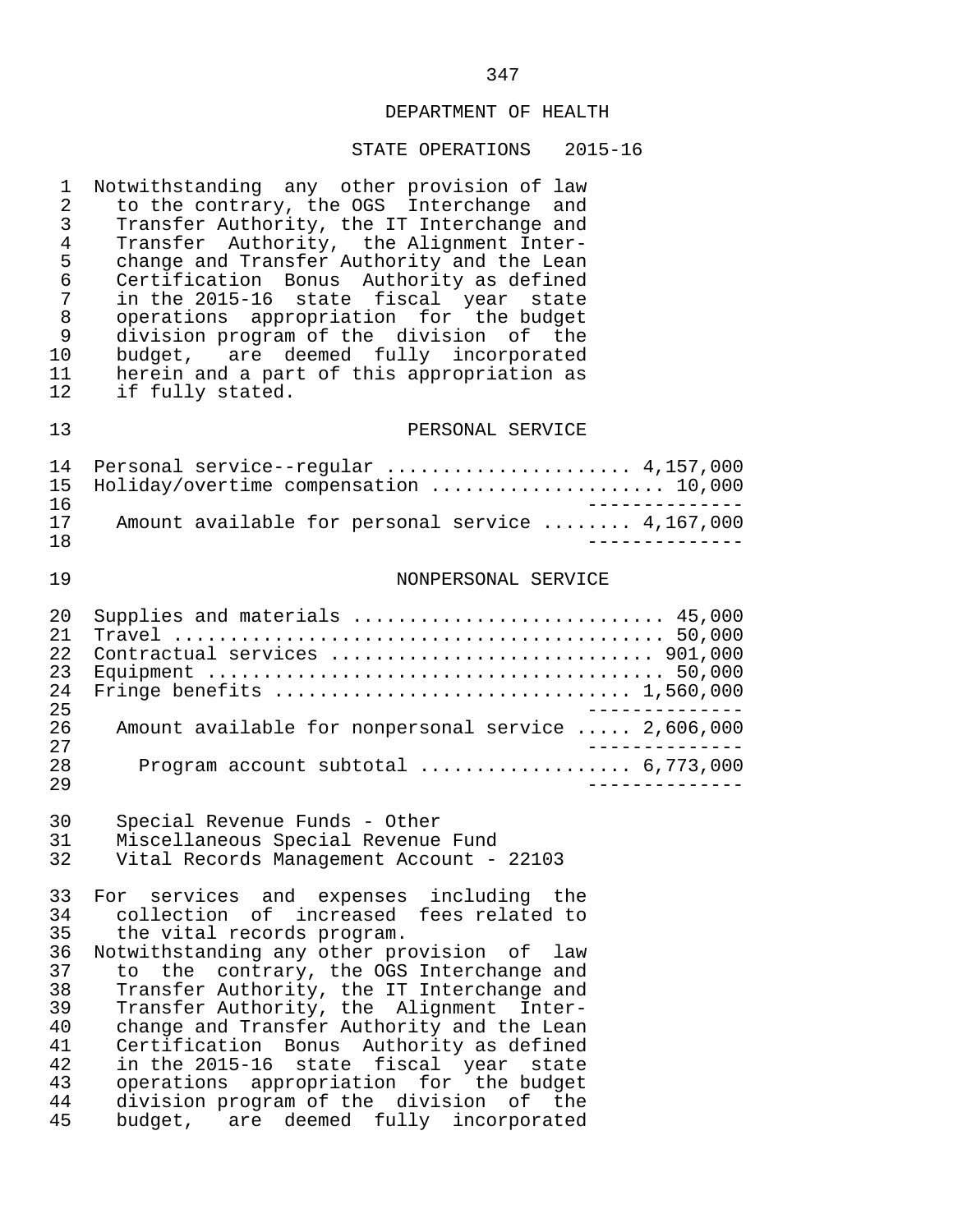Notwithstanding any other provision of law to the contrary, the OGS Interchange and Transfer Authority, the IT Interchange and Transfer Authority, the Alignment Interchange and Transfer Authority and the Lean Certification Bonus Authority as defined in the 2015-16 state fiscal year state operations appropriation for the budget division program of the division of the budget, are deemed fully incorporated herein and a part of this appropriation as if fully stated.

## PERSONAL SERVICE

| | |
|---|---|
| Personal service--regular | 4,157,000 |
| Holiday/overtime compensation | 10,000 |
| Amount available for personal service | 4,167,000 |

## NONPERSONAL SERVICE

| | |
|---|---|
| Supplies and materials | 45,000 |
| Travel | 50,000 |
| Contractual services | 901,000 |
| Equipment | 50,000 |
| Fringe benefits | 1,560,000 |
| Amount available for nonpersonal service | 2,606,000 |
| Program account subtotal | 6,773,000 |

Special Revenue Funds - Other
Miscellaneous Special Revenue Fund
Vital Records Management Account - 22103

For services and expenses including the collection of increased fees related to the vital records program.

Notwithstanding any other provision of law to the contrary, the OGS Interchange and Transfer Authority, the IT Interchange and Transfer Authority, the Alignment Interchange and Transfer Authority and the Lean Certification Bonus Authority as defined in the 2015-16 state fiscal year state operations appropriation for the budget division program of the division of the budget, are deemed fully incorporated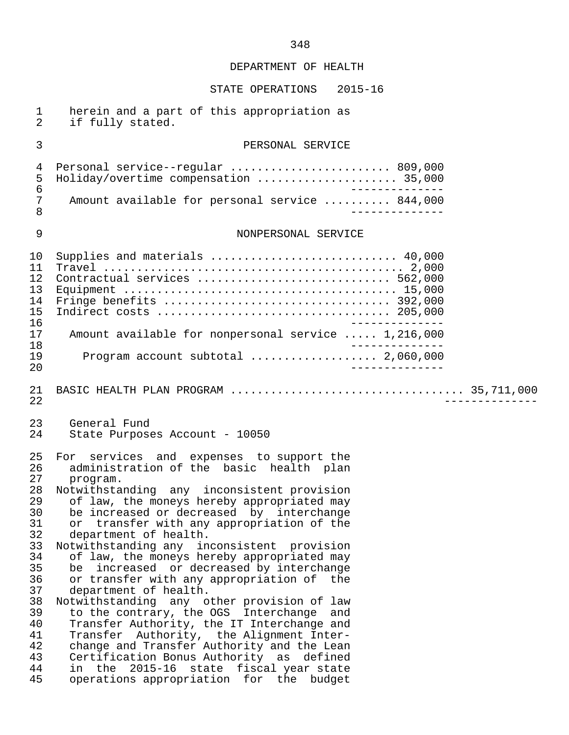DEPARTMENT OF HEALTH

STATE OPERATIONS 2015-16

herein and a part of this appropriation as if fully stated.

PERSONAL SERVICE

| | |
|---|---|
| Personal service--regular | 809,000 |
| Holiday/overtime compensation | 35,000 |
| Amount available for personal service | 844,000 |

NONPERSONAL SERVICE

| | |
|---|---|
| Supplies and materials | 40,000 |
| Travel | 2,000 |
| Contractual services | 562,000 |
| Equipment | 15,000 |
| Fringe benefits | 392,000 |
| Indirect costs | 205,000 |
| Amount available for nonpersonal service | 1,216,000 |
| Program account subtotal | 2,060,000 |

BASIC HEALTH PLAN PROGRAM .................................. 35,711,000

General Fund
State Purposes Account - 10050

For services and expenses to support the administration of the basic health plan program.

Notwithstanding any inconsistent provision of law, the moneys hereby appropriated may be increased or decreased by interchange or transfer with any appropriation of the department of health.

Notwithstanding any inconsistent provision of law, the moneys hereby appropriated may be increased or decreased by interchange or transfer with any appropriation of the department of health.

Notwithstanding any other provision of law to the contrary, the OGS Interchange and Transfer Authority, the IT Interchange and Transfer Authority, the Alignment Interchange and Transfer Authority and the Lean Certification Bonus Authority as defined in the 2015-16 state fiscal year state operations appropriation for the budget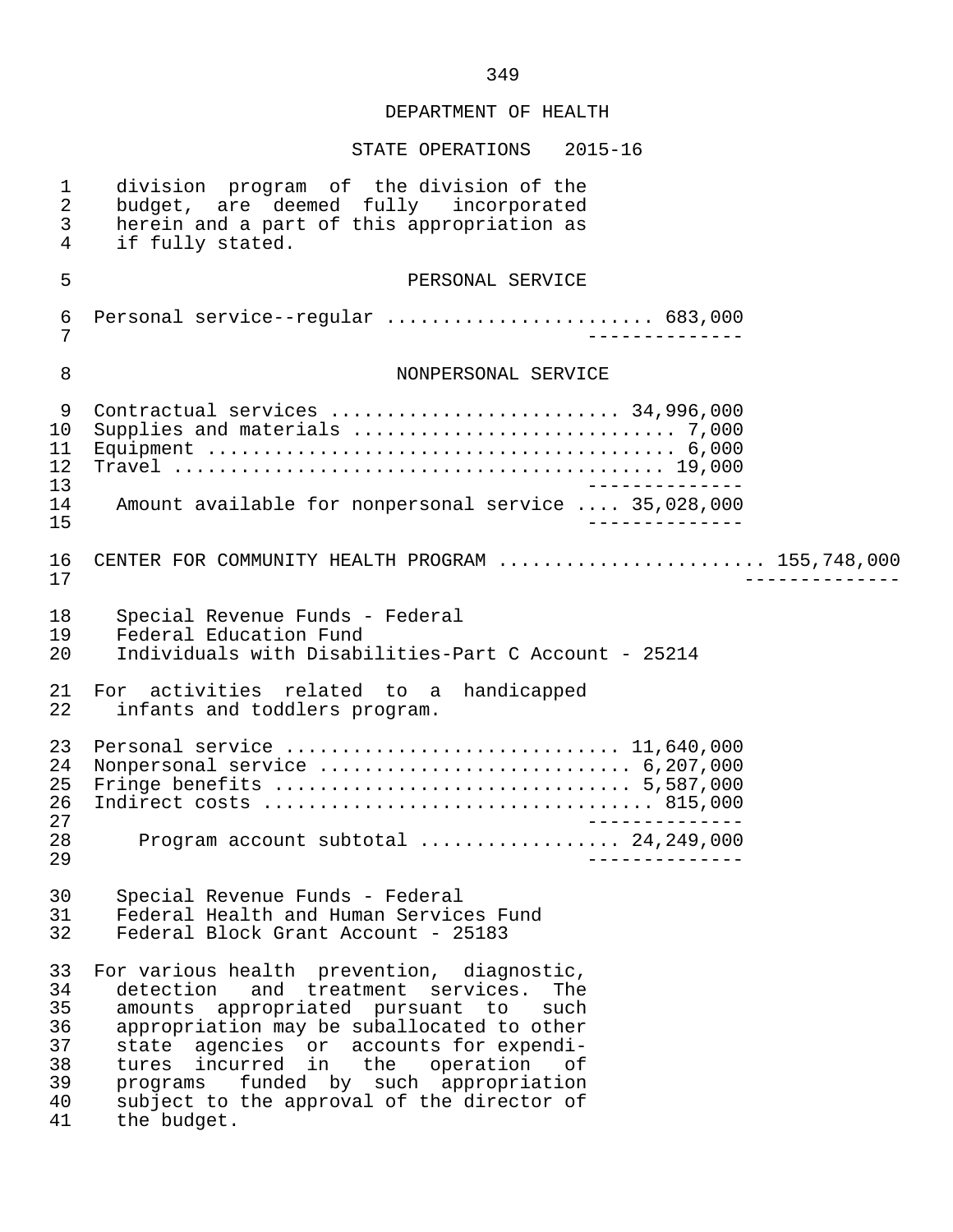DEPARTMENT OF HEALTH

STATE OPERATIONS 2015-16

division program of the division of the budget, are deemed fully incorporated herein and a part of this appropriation as if fully stated.

PERSONAL SERVICE

| | |
|---|---|
| Personal service--regular | 683,000 |

NONPERSONAL SERVICE

| | |
|---|---|
| Contractual services | 34,996,000 |
| Supplies and materials | 7,000 |
| Equipment | 6,000 |
| Travel | 19,000 |
| Amount available for nonpersonal service | 35,028,000 |

CENTER FOR COMMUNITY HEALTH PROGRAM ....................... 155,748,000

Special Revenue Funds - Federal
Federal Education Fund
Individuals with Disabilities-Part C Account - 25214

For activities related to a handicapped infants and toddlers program.

| | |
|---|---|
| Personal service | 11,640,000 |
| Nonpersonal service | 6,207,000 |
| Fringe benefits | 5,587,000 |
| Indirect costs | 815,000 |
| Program account subtotal | 24,249,000 |

Special Revenue Funds - Federal
Federal Health and Human Services Fund
Federal Block Grant Account - 25183

For various health prevention, diagnostic, detection and treatment services. The amounts appropriated pursuant to such appropriation may be suballocated to other state agencies or accounts for expenditures incurred in the operation of programs funded by such appropriation subject to the approval of the director of the budget.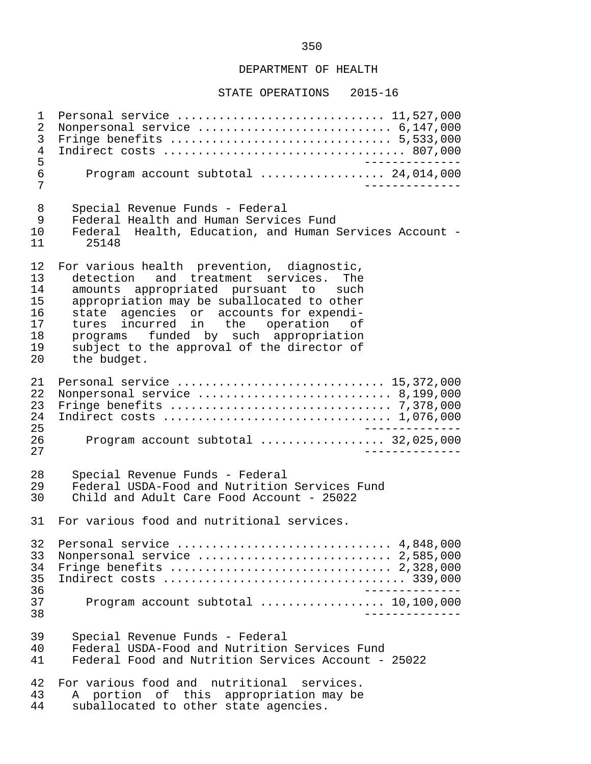DEPARTMENT OF HEALTH

STATE OPERATIONS 2015-16

| | |
|---|---|
| Personal service | 11,527,000 |
| Nonpersonal service | 6,147,000 |
| Fringe benefits | 5,533,000 |
| Indirect costs | 807,000 |
| Program account subtotal | 24,014,000 |

Special Revenue Funds - Federal
Federal Health and Human Services Fund
Federal Health, Education, and Human Services Account - 25148

For various health prevention, diagnostic, detection and treatment services. The amounts appropriated pursuant to such appropriation may be suballocated to other state agencies or accounts for expenditures incurred in the operation of programs funded by such appropriation subject to the approval of the director of the budget.

| | |
|---|---|
| Personal service | 15,372,000 |
| Nonpersonal service | 8,199,000 |
| Fringe benefits | 7,378,000 |
| Indirect costs | 1,076,000 |
| Program account subtotal | 32,025,000 |

Special Revenue Funds - Federal
Federal USDA-Food and Nutrition Services Fund
Child and Adult Care Food Account - 25022

For various food and nutritional services.

| | |
|---|---|
| Personal service | 4,848,000 |
| Nonpersonal service | 2,585,000 |
| Fringe benefits | 2,328,000 |
| Indirect costs | 339,000 |
| Program account subtotal | 10,100,000 |

Special Revenue Funds - Federal
Federal USDA-Food and Nutrition Services Fund
Federal Food and Nutrition Services Account - 25022

For various food and nutritional services. A portion of this appropriation may be suballocated to other state agencies.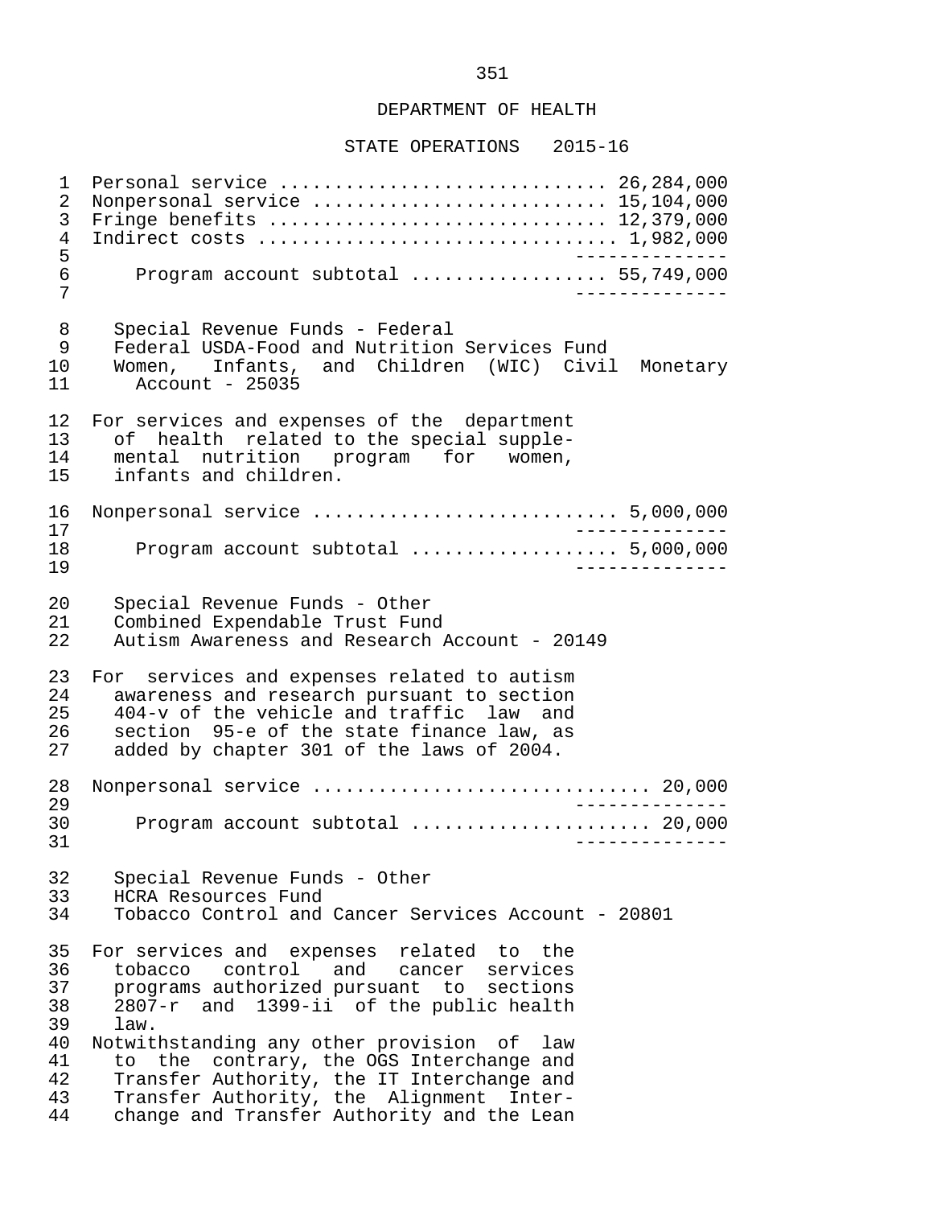DEPARTMENT OF HEALTH

STATE OPERATIONS 2015-16

Personal service ............................ 26,284,000
Nonpersonal service .......................... 15,104,000
Fringe benefits .............................. 12,379,000
Indirect costs ................................ 1,982,000

Program account subtotal ................. 55,749,000

Special Revenue Funds - Federal
Federal USDA-Food and Nutrition Services Fund
Women, Infants, and Children (WIC) Civil Monetary Account - 25035

For services and expenses of the department of health related to the special supplemental nutrition program for women, infants and children.

Nonpersonal service ........................... 5,000,000

Program account subtotal .................. 5,000,000

Special Revenue Funds - Other
Combined Expendable Trust Fund
Autism Awareness and Research Account - 20149

For services and expenses related to autism awareness and research pursuant to section 404-v of the vehicle and traffic law and section 95-e of the state finance law, as added by chapter 301 of the laws of 2004.

Nonpersonal service .............................. 20,000

Program account subtotal ..................... 20,000

Special Revenue Funds - Other
HCRA Resources Fund
Tobacco Control and Cancer Services Account - 20801

For services and expenses related to the tobacco control and cancer services programs authorized pursuant to sections 2807-r and 1399-ii of the public health law.
Notwithstanding any other provision of law to the contrary, the OGS Interchange and Transfer Authority, the IT Interchange and Transfer Authority, the Alignment Interchange and Transfer Authority and the Lean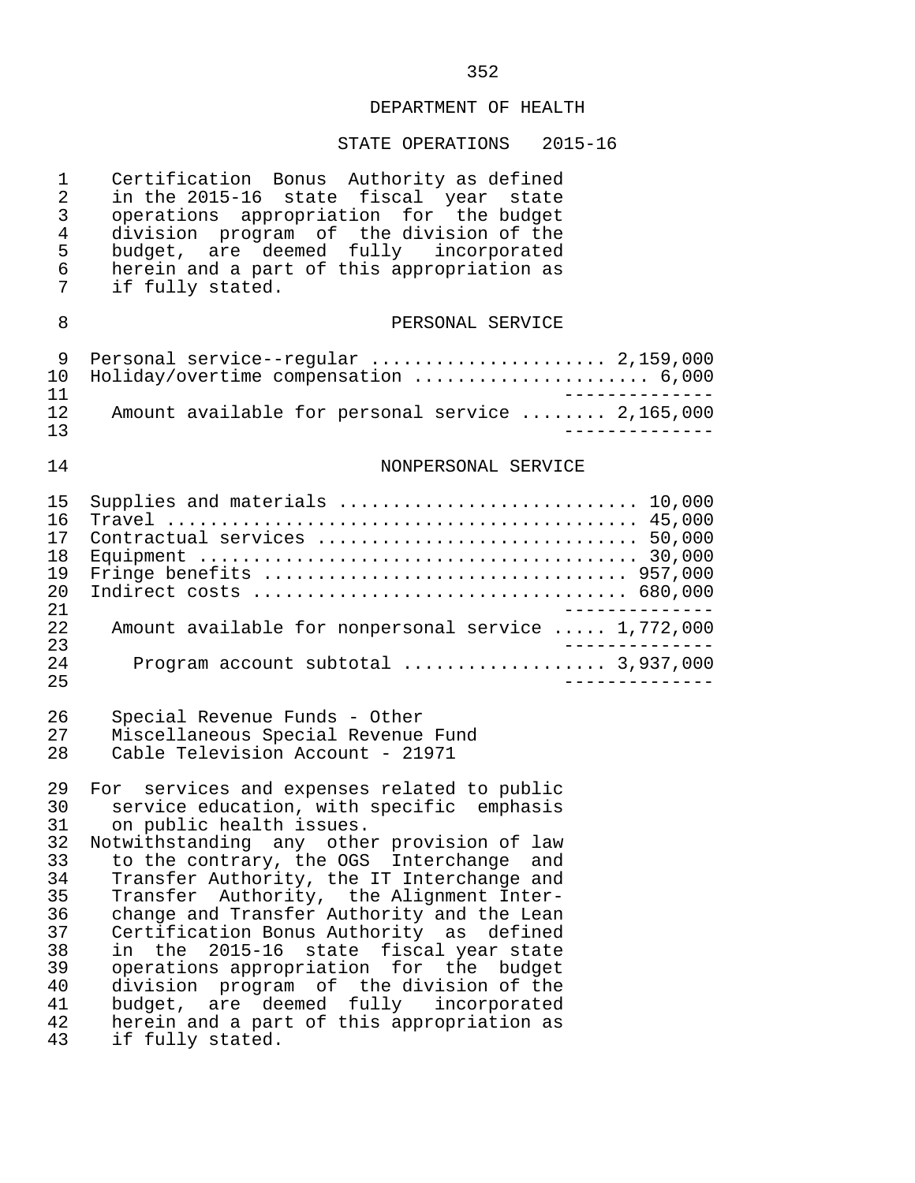## DEPARTMENT OF HEALTH

### STATE OPERATIONS 2015-16

Certification Bonus Authority as defined in the 2015-16 state fiscal year state operations appropriation for the budget division program of the division of the budget, are deemed fully incorporated herein and a part of this appropriation as if fully stated.

#### PERSONAL SERVICE

| Item | Amount |
|---|---|
| Personal service--regular | 2,159,000 |
| Holiday/overtime compensation | 6,000 |
| Amount available for personal service | 2,165,000 |

#### NONPERSONAL SERVICE

| Item | Amount |
|---|---|
| Supplies and materials | 10,000 |
| Travel | 45,000 |
| Contractual services | 50,000 |
| Equipment | 30,000 |
| Fringe benefits | 957,000 |
| Indirect costs | 680,000 |
| Amount available for nonpersonal service | 1,772,000 |
| Program account subtotal | 3,937,000 |

Special Revenue Funds - Other
Miscellaneous Special Revenue Fund
Cable Television Account - 21971

For services and expenses related to public service education, with specific emphasis on public health issues.

Notwithstanding any other provision of law to the contrary, the OGS Interchange and Transfer Authority, the IT Interchange and Transfer Authority, the Alignment Interchange and Transfer Authority and the Lean Certification Bonus Authority as defined in the 2015-16 state fiscal year state operations appropriation for the budget division program of the division of the budget, are deemed fully incorporated herein and a part of this appropriation as if fully stated.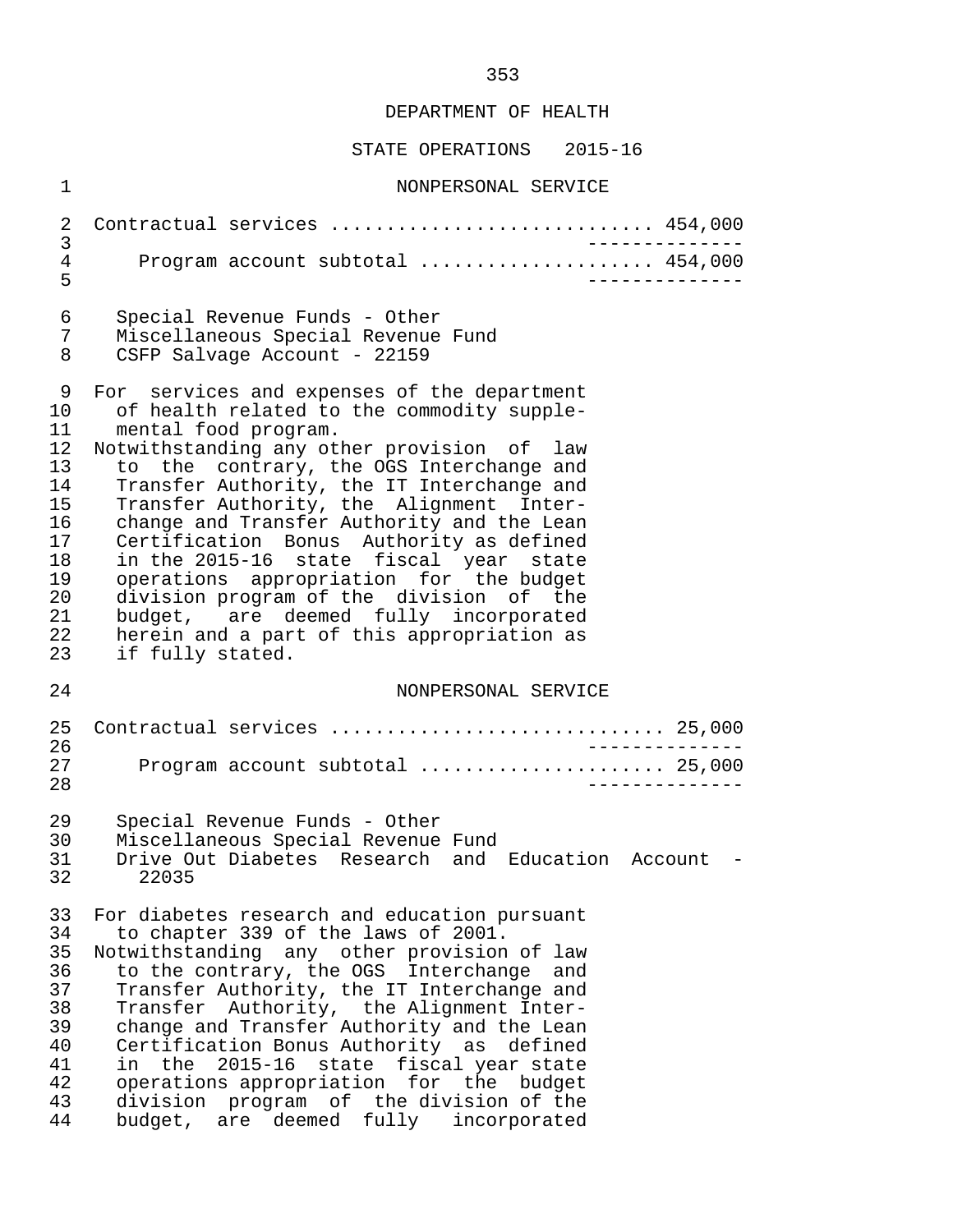DEPARTMENT OF HEALTH

STATE OPERATIONS 2015-16

NONPERSONAL SERVICE

Contractual services ............................ 454,000

Program account subtotal .................... 454,000

Special Revenue Funds - Other
Miscellaneous Special Revenue Fund
CSFP Salvage Account - 22159

For services and expenses of the department of health related to the commodity supplemental food program.

Notwithstanding any other provision of law to the contrary, the OGS Interchange and Transfer Authority, the IT Interchange and Transfer Authority, the Alignment Interchange and Transfer Authority and the Lean Certification Bonus Authority as defined in the 2015-16 state fiscal year state operations appropriation for the budget division program of the division of the budget, are deemed fully incorporated herein and a part of this appropriation as if fully stated.

NONPERSONAL SERVICE

Contractual services ............................. 25,000

Program account subtotal ..................... 25,000

Special Revenue Funds - Other
Miscellaneous Special Revenue Fund
Drive Out Diabetes Research and Education Account - 22035

For diabetes research and education pursuant to chapter 339 of the laws of 2001.

Notwithstanding any other provision of law to the contrary, the OGS Interchange and Transfer Authority, the IT Interchange and Transfer Authority, the Alignment Interchange and Transfer Authority and the Lean Certification Bonus Authority as defined in the 2015-16 state fiscal year state operations appropriation for the budget division program of the division of the budget, are deemed fully incorporated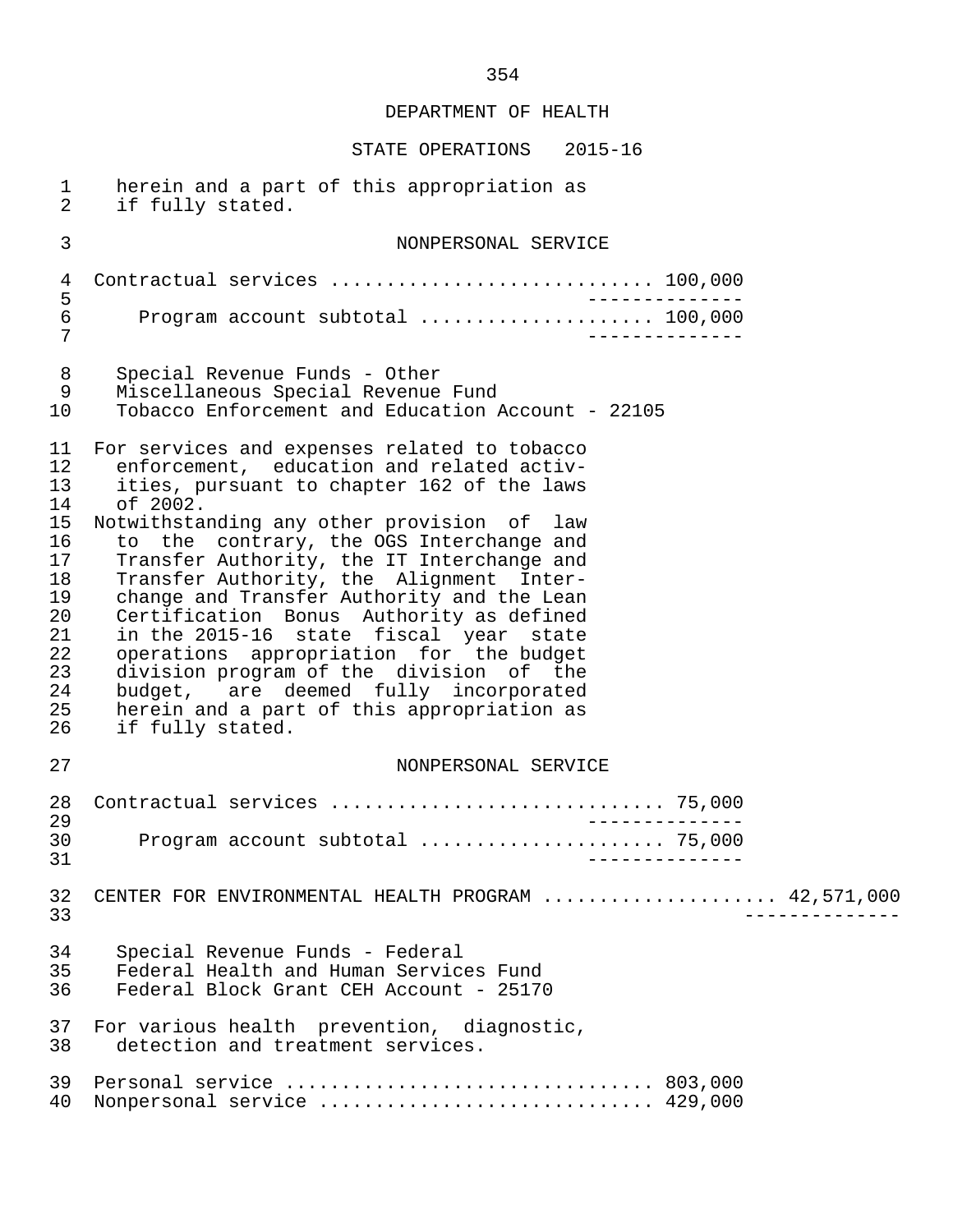herein and a part of this appropriation as if fully stated.

NONPERSONAL SERVICE

Contractual services ............................ 100,000

Program account subtotal .................... 100,000

Special Revenue Funds - Other
Miscellaneous Special Revenue Fund
Tobacco Enforcement and Education Account - 22105

For services and expenses related to tobacco enforcement, education and related activities, pursuant to chapter 162 of the laws of 2002.
Notwithstanding any other provision of law to the contrary, the OGS Interchange and Transfer Authority, the IT Interchange and Transfer Authority, the Alignment Interchange and Transfer Authority and the Lean Certification Bonus Authority as defined in the 2015-16 state fiscal year state operations appropriation for the budget division program of the division of the budget, are deemed fully incorporated herein and a part of this appropriation as if fully stated.

NONPERSONAL SERVICE

Contractual services ............................. 75,000

Program account subtotal ..................... 75,000

CENTER FOR ENVIRONMENTAL HEALTH PROGRAM .................... 42,571,000

Special Revenue Funds - Federal
Federal Health and Human Services Fund
Federal Block Grant CEH Account - 25170

For various health prevention, diagnostic, detection and treatment services.

Personal service ................................ 803,000
Nonpersonal service ............................. 429,000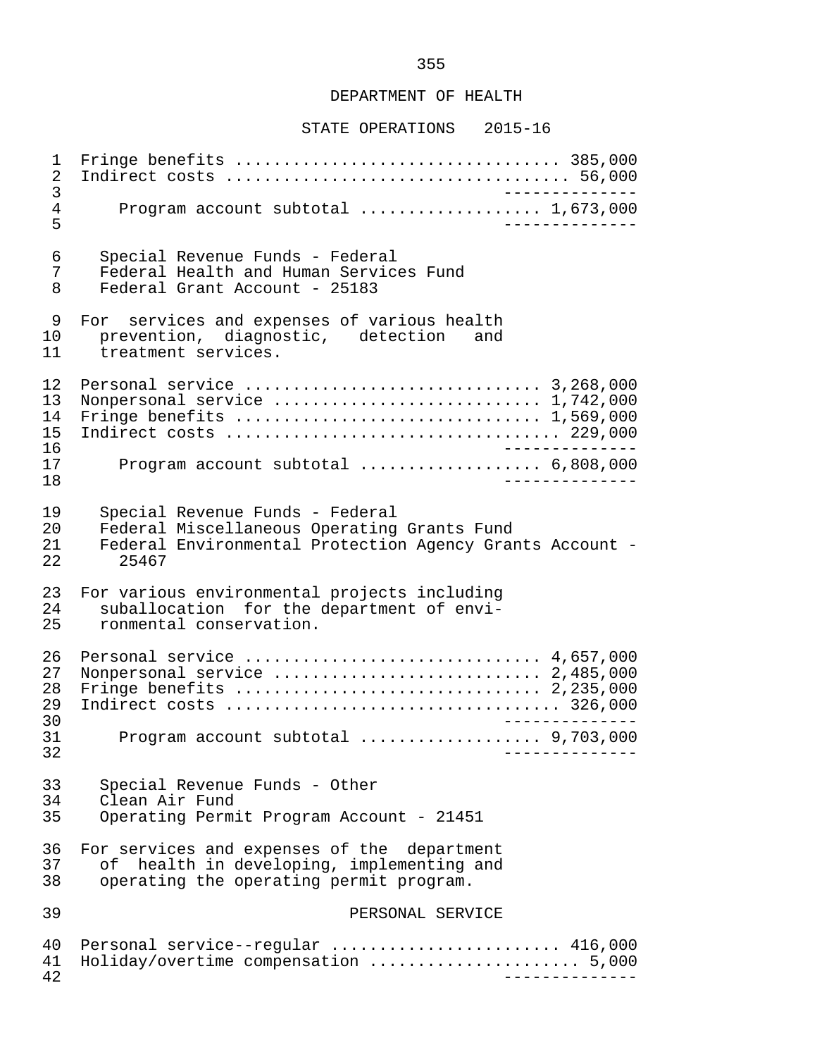## DEPARTMENT OF HEALTH

### STATE OPERATIONS 2015-16

| | |
|---|---|
| Fringe benefits | 385,000 |
| Indirect costs | 56,000 |
| Program account subtotal | 1,673,000 |

Special Revenue Funds - Federal
Federal Health and Human Services Fund
Federal Grant Account - 25183

For services and expenses of various health prevention, diagnostic, detection and treatment services.

| | |
|---|---|
| Personal service | 3,268,000 |
| Nonpersonal service | 1,742,000 |
| Fringe benefits | 1,569,000 |
| Indirect costs | 229,000 |
| Program account subtotal | 6,808,000 |

Special Revenue Funds - Federal
Federal Miscellaneous Operating Grants Fund
Federal Environmental Protection Agency Grants Account - 25467

For various environmental projects including suballocation for the department of environmental conservation.

| | |
|---|---|
| Personal service | 4,657,000 |
| Nonpersonal service | 2,485,000 |
| Fringe benefits | 2,235,000 |
| Indirect costs | 326,000 |
| Program account subtotal | 9,703,000 |

Special Revenue Funds - Other
Clean Air Fund
Operating Permit Program Account - 21451

For services and expenses of the department of health in developing, implementing and operating the operating permit program.

PERSONAL SERVICE

| | |
|---|---|
| Personal service--regular | 416,000 |
| Holiday/overtime compensation | 5,000 |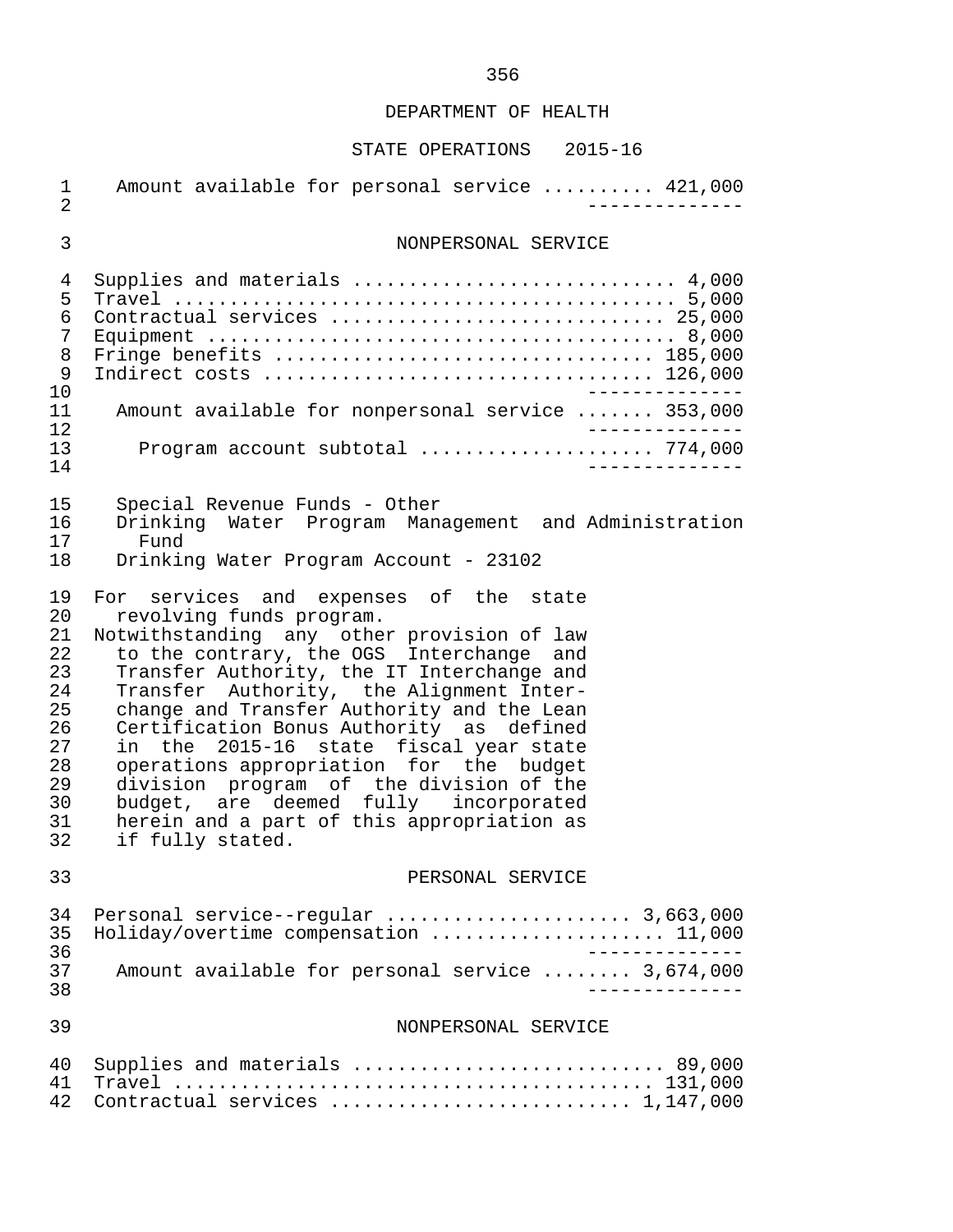DEPARTMENT OF HEALTH

STATE OPERATIONS 2015-16

| | |
|---|---|
| Amount available for personal service | 421,000 |

NONPERSONAL SERVICE

| | |
|---|---|
| Supplies and materials | 4,000 |
| Travel | 5,000 |
| Contractual services | 25,000 |
| Equipment | 8,000 |
| Fringe benefits | 185,000 |
| Indirect costs | 126,000 |
| Amount available for nonpersonal service | 353,000 |
| Program account subtotal | 774,000 |

Special Revenue Funds - Other
Drinking Water Program Management and Administration Fund
Drinking Water Program Account - 23102

For services and expenses of the state revolving funds program.

Notwithstanding any other provision of law to the contrary, the OGS Interchange and Transfer Authority, the IT Interchange and Transfer Authority, the Alignment Interchange and Transfer Authority and the Lean Certification Bonus Authority as defined in the 2015-16 state fiscal year state operations appropriation for the budget division program of the division of the budget, are deemed fully incorporated herein and a part of this appropriation as if fully stated.

PERSONAL SERVICE

| | |
|---|---|
| Personal service--regular | 3,663,000 |
| Holiday/overtime compensation | 11,000 |
| Amount available for personal service | 3,674,000 |

NONPERSONAL SERVICE

| | |
|---|---|
| Supplies and materials | 89,000 |
| Travel | 131,000 |
| Contractual services | 1,147,000 |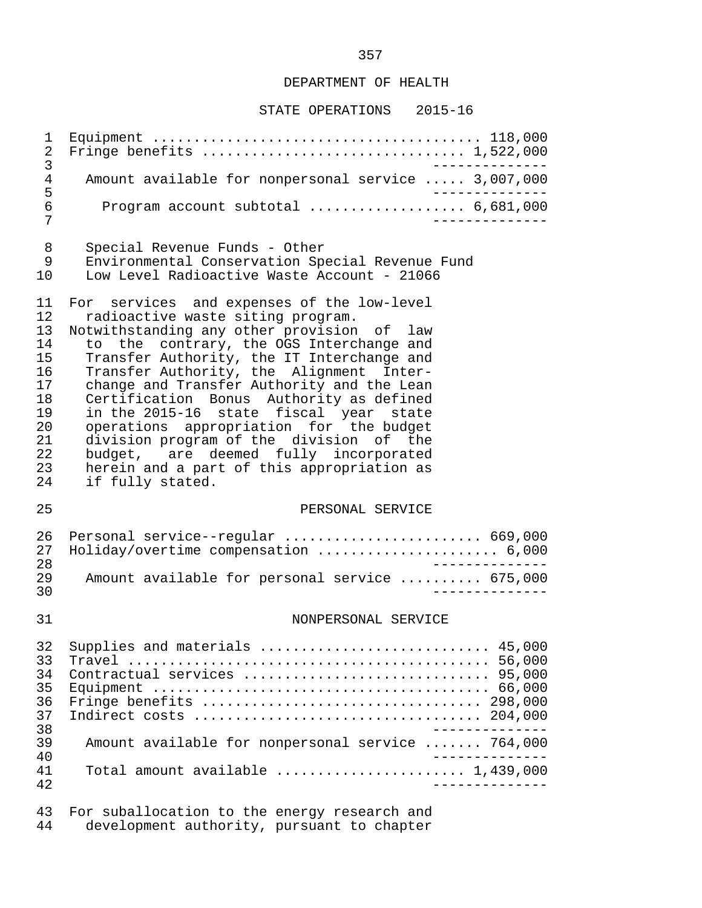DEPARTMENT OF HEALTH

STATE OPERATIONS 2015-16

Equipment ........................................ 118,000
Fringe benefits ................................ 1,522,000

Amount available for nonpersonal service ..... 3,007,000

Program account subtotal .................. 6,681,000

Special Revenue Funds - Other
Environmental Conservation Special Revenue Fund
Low Level Radioactive Waste Account - 21066

For services and expenses of the low-level radioactive waste siting program.
Notwithstanding any other provision of law to the contrary, the OGS Interchange and Transfer Authority, the IT Interchange and Transfer Authority, the Alignment Interchange and Transfer Authority and the Lean Certification Bonus Authority as defined in the 2015-16 state fiscal year state operations appropriation for the budget division program of the division of the budget, are deemed fully incorporated herein and a part of this appropriation as if fully stated.

PERSONAL SERVICE

Personal service--regular ....................... 669,000
Holiday/overtime compensation ..................... 6,000

Amount available for personal service .......... 675,000

NONPERSONAL SERVICE

Supplies and materials ........................... 45,000
Travel ........................................... 56,000
Contractual services ............................. 95,000
Equipment ........................................ 66,000
Fringe benefits ................................. 298,000
Indirect costs .................................. 204,000

Amount available for nonpersonal service ....... 764,000

Total amount available ...................... 1,439,000

For suballocation to the energy research and development authority, pursuant to chapter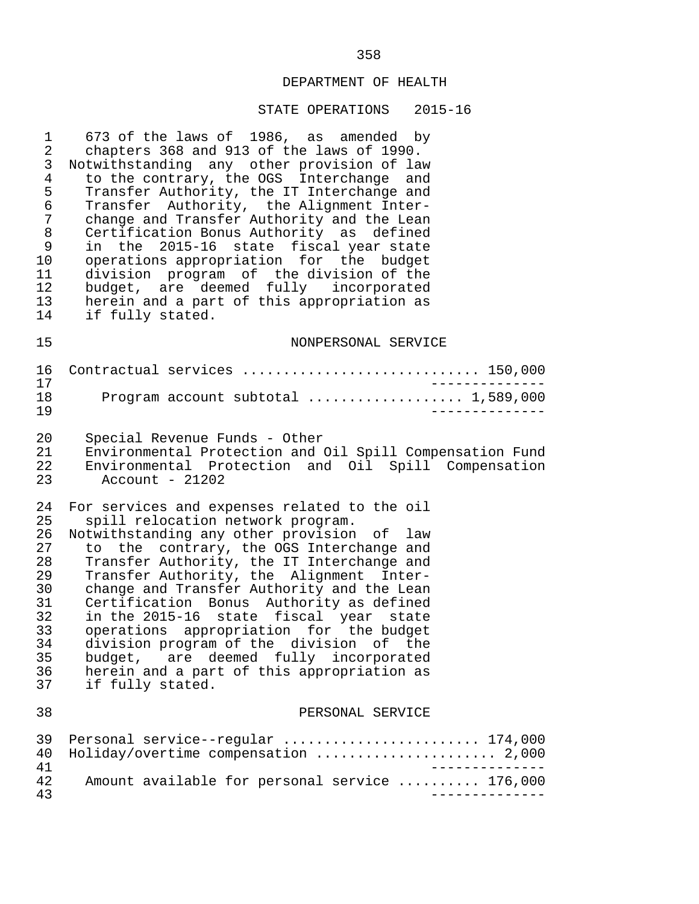673 of the laws of 1986, as amended by chapters 368 and 913 of the laws of 1990.
Notwithstanding any other provision of law to the contrary, the OGS Interchange and Transfer Authority, the IT Interchange and Transfer Authority, the Alignment Interchange and Transfer Authority and the Lean Certification Bonus Authority as defined in the 2015-16 state fiscal year state operations appropriation for the budget division program of the division of the budget, are deemed fully incorporated herein and a part of this appropriation as if fully stated.

NONPERSONAL SERVICE

Contractual services ............................ 150,000

Program account subtotal .................. 1,589,000

Special Revenue Funds - Other
Environmental Protection and Oil Spill Compensation Fund
Environmental Protection and Oil Spill Compensation Account - 21202

For services and expenses related to the oil spill relocation network program.
Notwithstanding any other provision of law to the contrary, the OGS Interchange and Transfer Authority, the IT Interchange and Transfer Authority, the Alignment Interchange and Transfer Authority and the Lean Certification Bonus Authority as defined in the 2015-16 state fiscal year state operations appropriation for the budget division program of the division of the budget, are deemed fully incorporated herein and a part of this appropriation as if fully stated.

PERSONAL SERVICE

Personal service--regular ....................... 174,000
Holiday/overtime compensation ..................... 2,000

Amount available for personal service .......... 176,000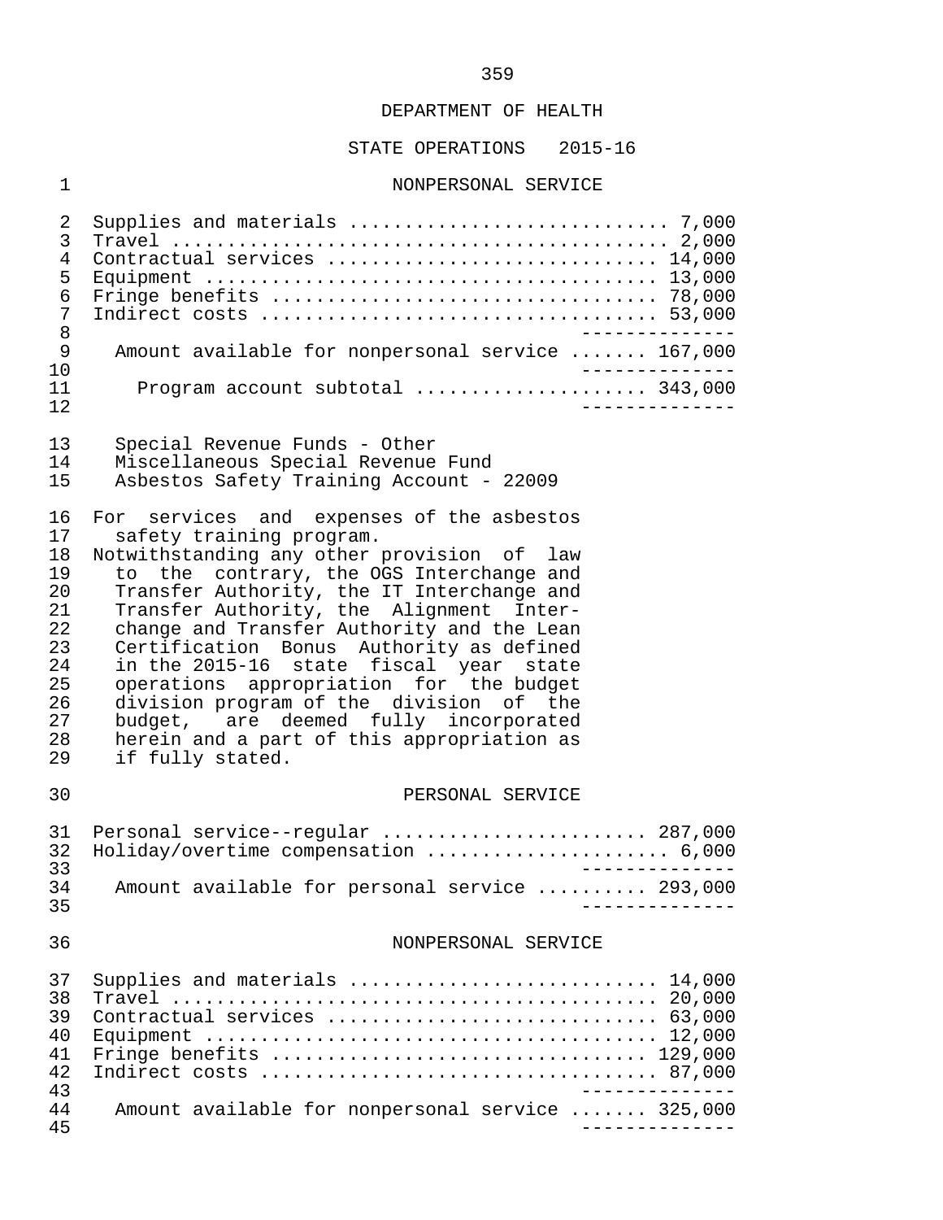DEPARTMENT OF HEALTH

STATE OPERATIONS 2015-16

NONPERSONAL SERVICE

| | |
|---|---|
| Supplies and materials | 7,000 |
| Travel | 2,000 |
| Contractual services | 14,000 |
| Equipment | 13,000 |
| Fringe benefits | 78,000 |
| Indirect costs | 53,000 |
| Amount available for nonpersonal service | 167,000 |
| Program account subtotal | 343,000 |

Special Revenue Funds - Other
Miscellaneous Special Revenue Fund
Asbestos Safety Training Account - 22009

For services and expenses of the asbestos safety training program.

Notwithstanding any other provision of law to the contrary, the OGS Interchange and Transfer Authority, the IT Interchange and Transfer Authority, the Alignment Interchange and Transfer Authority and the Lean Certification Bonus Authority as defined in the 2015-16 state fiscal year state operations appropriation for the budget division program of the division of the budget, are deemed fully incorporated herein and a part of this appropriation as if fully stated.

PERSONAL SERVICE

| | |
|---|---|
| Personal service--regular | 287,000 |
| Holiday/overtime compensation | 6,000 |
| Amount available for personal service | 293,000 |

NONPERSONAL SERVICE

| | |
|---|---|
| Supplies and materials | 14,000 |
| Travel | 20,000 |
| Contractual services | 63,000 |
| Equipment | 12,000 |
| Fringe benefits | 129,000 |
| Indirect costs | 87,000 |
| Amount available for nonpersonal service | 325,000 |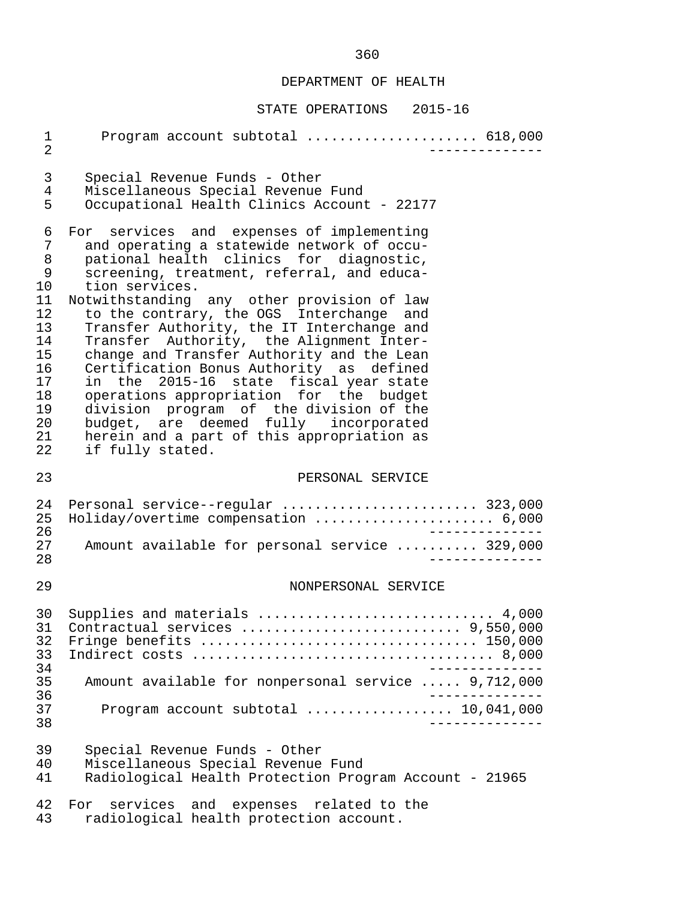DEPARTMENT OF HEALTH

STATE OPERATIONS 2015-16

Program account subtotal .................... 618,000

Special Revenue Funds - Other
Miscellaneous Special Revenue Fund
Occupational Health Clinics Account - 22177

For services and expenses of implementing and operating a statewide network of occupational health clinics for diagnostic, screening, treatment, referral, and education services.
Notwithstanding any other provision of law to the contrary, the OGS Interchange and Transfer Authority, the IT Interchange and Transfer Authority, the Alignment Interchange and Transfer Authority and the Lean Certification Bonus Authority as defined in the 2015-16 state fiscal year state operations appropriation for the budget division program of the division of the budget, are deemed fully incorporated herein and a part of this appropriation as if fully stated.

PERSONAL SERVICE

| | |
|---|---|
| Personal service--regular | 323,000 |
| Holiday/overtime compensation | 6,000 |
| Amount available for personal service | 329,000 |

NONPERSONAL SERVICE

| | |
|---|---|
| Supplies and materials | 4,000 |
| Contractual services | 9,550,000 |
| Fringe benefits | 150,000 |
| Indirect costs | 8,000 |
| Amount available for nonpersonal service | 9,712,000 |
| Program account subtotal | 10,041,000 |

Special Revenue Funds - Other
Miscellaneous Special Revenue Fund
Radiological Health Protection Program Account - 21965

For services and expenses related to the radiological health protection account.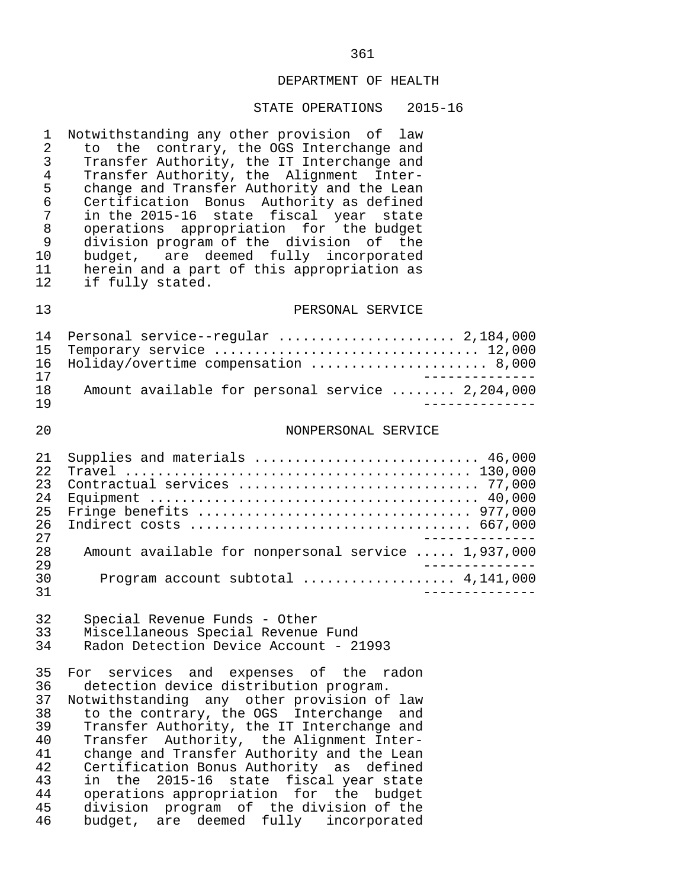DEPARTMENT OF HEALTH

STATE OPERATIONS 2015-16

Notwithstanding any other provision of law to the contrary, the OGS Interchange and Transfer Authority, the IT Interchange and Transfer Authority, the Alignment Interchange and Transfer Authority and the Lean Certification Bonus Authority as defined in the 2015-16 state fiscal year state operations appropriation for the budget division program of the division of the budget, are deemed fully incorporated herein and a part of this appropriation as if fully stated.

PERSONAL SERVICE

| Item | Amount |
|---|---|
| Personal service--regular | 2,184,000 |
| Temporary service | 12,000 |
| Holiday/overtime compensation | 8,000 |
| Amount available for personal service | 2,204,000 |

NONPERSONAL SERVICE

| Item | Amount |
|---|---|
| Supplies and materials | 46,000 |
| Travel | 130,000 |
| Contractual services | 77,000 |
| Equipment | 40,000 |
| Fringe benefits | 977,000 |
| Indirect costs | 667,000 |
| Amount available for nonpersonal service | 1,937,000 |
| Program account subtotal | 4,141,000 |

Special Revenue Funds - Other
Miscellaneous Special Revenue Fund
Radon Detection Device Account - 21993

For services and expenses of the radon detection device distribution program.
Notwithstanding any other provision of law to the contrary, the OGS Interchange and Transfer Authority, the IT Interchange and Transfer Authority, the Alignment Interchange and Transfer Authority and the Lean Certification Bonus Authority as defined in the 2015-16 state fiscal year state operations appropriation for the budget division program of the division of the budget, are deemed fully incorporated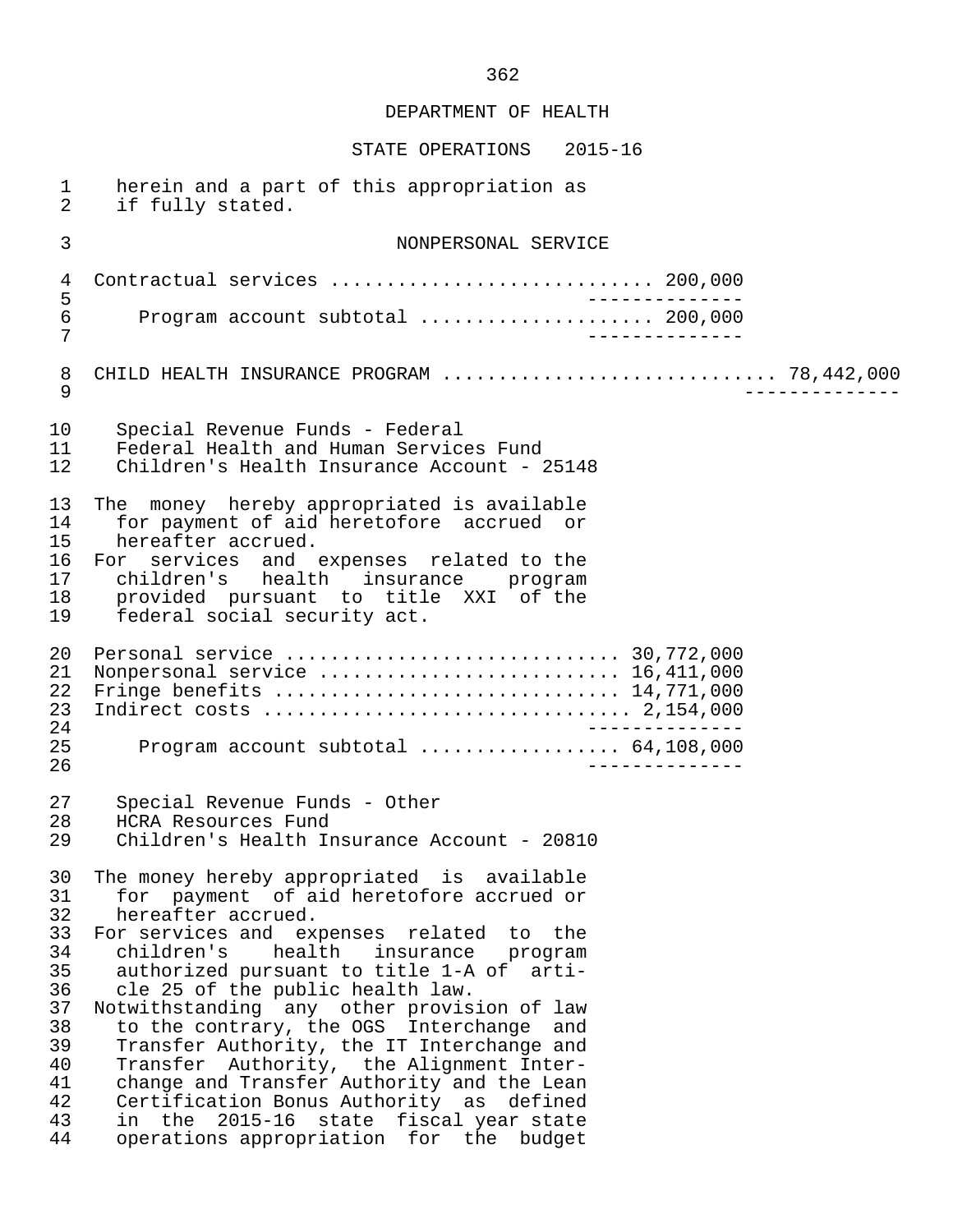herein and a part of this appropriation as if fully stated.

NONPERSONAL SERVICE

| | |
|---|---|
| Contractual services | 200,000 |
| Program account subtotal | 200,000 |

CHILD HEALTH INSURANCE PROGRAM .............................. 78,442,000

Special Revenue Funds - Federal
Federal Health and Human Services Fund
Children's Health Insurance Account - 25148

The money hereby appropriated is available for payment of aid heretofore accrued or hereafter accrued.
For services and expenses related to the children's health insurance program provided pursuant to title XXI of the federal social security act.

| | |
|---|---|
| Personal service | 30,772,000 |
| Nonpersonal service | 16,411,000 |
| Fringe benefits | 14,771,000 |
| Indirect costs | 2,154,000 |
| Program account subtotal | 64,108,000 |

Special Revenue Funds - Other
HCRA Resources Fund
Children's Health Insurance Account - 20810

The money hereby appropriated is available for payment of aid heretofore accrued or hereafter accrued.
For services and expenses related to the children's health insurance program authorized pursuant to title 1-A of article 25 of the public health law.
Notwithstanding any other provision of law to the contrary, the OGS Interchange and Transfer Authority, the IT Interchange and Transfer Authority, the Alignment Interchange and Transfer Authority and the Lean Certification Bonus Authority as defined in the 2015-16 state fiscal year state operations appropriation for the budget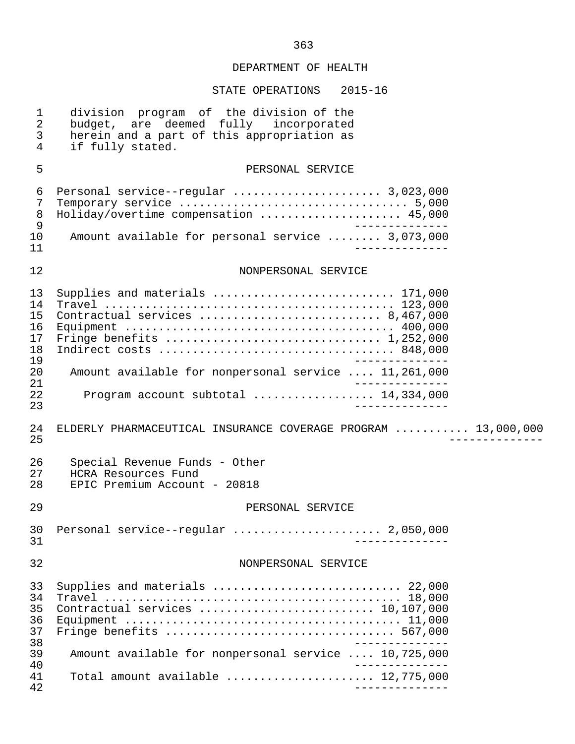DEPARTMENT OF HEALTH

STATE OPERATIONS 2015-16

division program of the division of the budget, are deemed fully incorporated herein and a part of this appropriation as if fully stated.

PERSONAL SERVICE

| Item | Amount |
|---|---|
| Personal service--regular | 3,023,000 |
| Temporary service | 5,000 |
| Holiday/overtime compensation | 45,000 |
| Amount available for personal service | 3,073,000 |

NONPERSONAL SERVICE

| Item | Amount |
|---|---|
| Supplies and materials | 171,000 |
| Travel | 123,000 |
| Contractual services | 8,467,000 |
| Equipment | 400,000 |
| Fringe benefits | 1,252,000 |
| Indirect costs | 848,000 |
| Amount available for nonpersonal service | 11,261,000 |
| Program account subtotal | 14,334,000 |

ELDERLY PHARMACEUTICAL INSURANCE COVERAGE PROGRAM .......... 13,000,000

Special Revenue Funds - Other
HCRA Resources Fund
EPIC Premium Account - 20818

PERSONAL SERVICE

| Item | Amount |
|---|---|
| Personal service--regular | 2,050,000 |

NONPERSONAL SERVICE

| Item | Amount |
|---|---|
| Supplies and materials | 22,000 |
| Travel | 18,000 |
| Contractual services | 10,107,000 |
| Equipment | 11,000 |
| Fringe benefits | 567,000 |
| Amount available for nonpersonal service | 10,725,000 |
| Total amount available | 12,775,000 |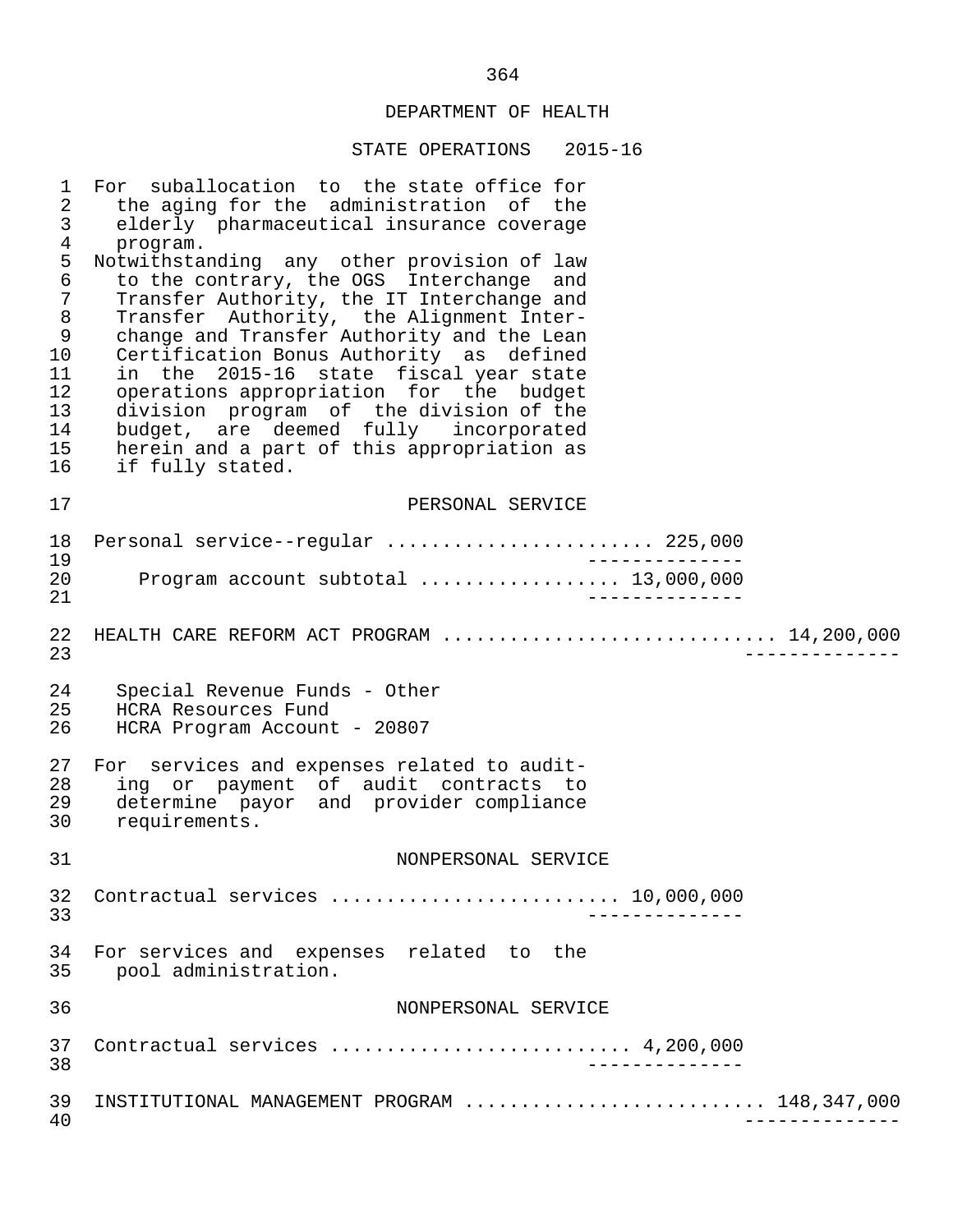DEPARTMENT OF HEALTH

STATE OPERATIONS 2015-16

For suballocation to the state office for the aging for the administration of the elderly pharmaceutical insurance coverage program.

Notwithstanding any other provision of law to the contrary, the OGS Interchange and Transfer Authority, the IT Interchange and Transfer Authority, the Alignment Interchange and Transfer Authority and the Lean Certification Bonus Authority as defined in the 2015-16 state fiscal year state operations appropriation for the budget division program of the division of the budget, are deemed fully incorporated herein and a part of this appropriation as if fully stated.

PERSONAL SERVICE

Personal service--regular ....................... 225,000

Program account subtotal .................. 13,000,000

HEALTH CARE REFORM ACT PROGRAM ............................ 14,200,000

Special Revenue Funds - Other
HCRA Resources Fund
HCRA Program Account - 20807

For services and expenses related to auditing or payment of audit contracts to determine payor and provider compliance requirements.

NONPERSONAL SERVICE

Contractual services .......................... 10,000,000

For services and expenses related to the pool administration.

NONPERSONAL SERVICE

Contractual services ........................... 4,200,000

INSTITUTIONAL MANAGEMENT PROGRAM .......................... 148,347,000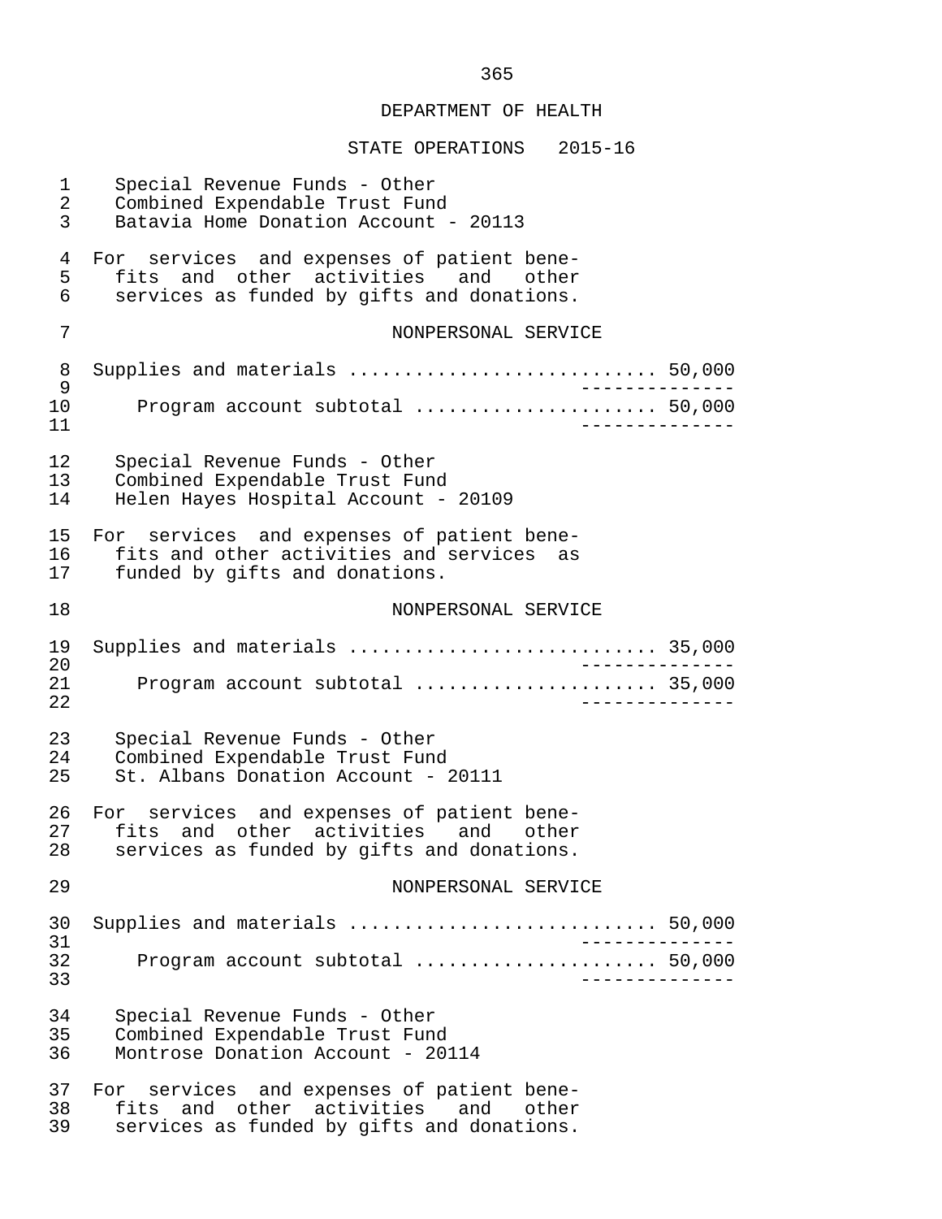DEPARTMENT OF HEALTH

STATE OPERATIONS 2015-16

Special Revenue Funds - Other
Combined Expendable Trust Fund
Batavia Home Donation Account - 20113

For services and expenses of patient benefits and other activities and other services as funded by gifts and donations.

NONPERSONAL SERVICE

Supplies and materials ........................... 50,000

Program account subtotal ...................... 50,000

Special Revenue Funds - Other
Combined Expendable Trust Fund
Helen Hayes Hospital Account - 20109

For services and expenses of patient benefits and other activities and services as funded by gifts and donations.

NONPERSONAL SERVICE

Supplies and materials ........................... 35,000

Program account subtotal ...................... 35,000

Special Revenue Funds - Other
Combined Expendable Trust Fund
St. Albans Donation Account - 20111

For services and expenses of patient benefits and other activities and other services as funded by gifts and donations.

NONPERSONAL SERVICE

Supplies and materials ........................... 50,000

Program account subtotal ...................... 50,000

Special Revenue Funds - Other
Combined Expendable Trust Fund
Montrose Donation Account - 20114

For services and expenses of patient benefits and other activities and other services as funded by gifts and donations.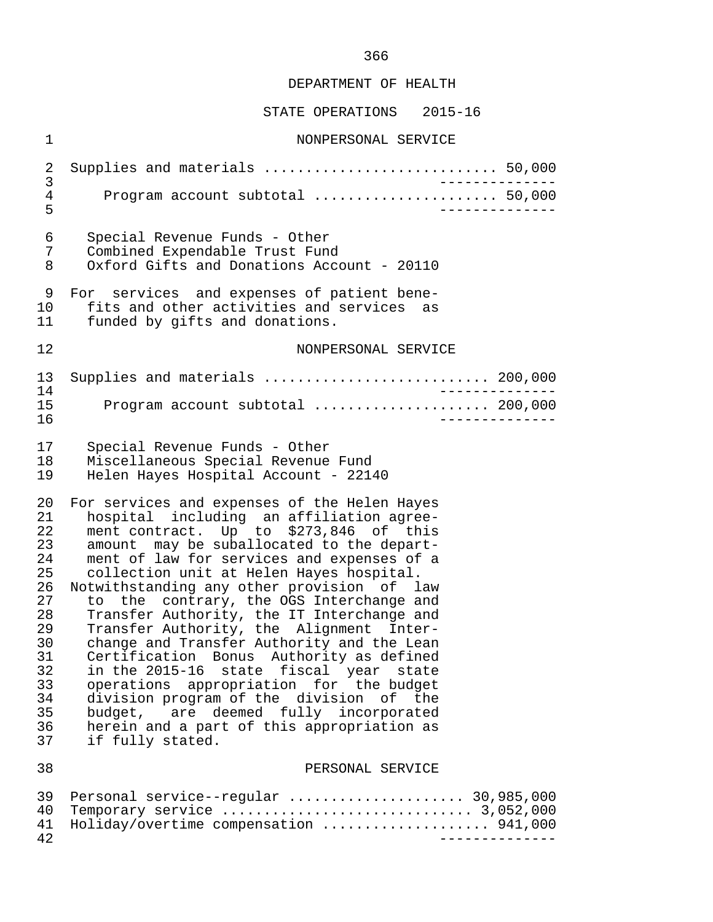NONPERSONAL SERVICE

Supplies and materials ........................... 50,000
--------------
Program account subtotal ..................... 50,000
--------------

Special Revenue Funds - Other
Combined Expendable Trust Fund
Oxford Gifts and Donations Account - 20110

For services and expenses of patient benefits and other activities and services as funded by gifts and donations.

NONPERSONAL SERVICE

Supplies and materials .......................... 200,000
--------------
Program account subtotal .................... 200,000
--------------

Special Revenue Funds - Other
Miscellaneous Special Revenue Fund
Helen Hayes Hospital Account - 22140

For services and expenses of the Helen Hayes hospital including an affiliation agreement contract. Up to $273,846 of this amount may be suballocated to the department of law for services and expenses of a collection unit at Helen Hayes hospital.
Notwithstanding any other provision of law to the contrary, the OGS Interchange and Transfer Authority, the IT Interchange and Transfer Authority, the Alignment Interchange and Transfer Authority and the Lean Certification Bonus Authority as defined in the 2015-16 state fiscal year state operations appropriation for the budget division program of the division of the budget, are deemed fully incorporated herein and a part of this appropriation as if fully stated.

PERSONAL SERVICE

Personal service--regular .................... 30,985,000
Temporary service ............................ 3,052,000
Holiday/overtime compensation ................... 941,000
--------------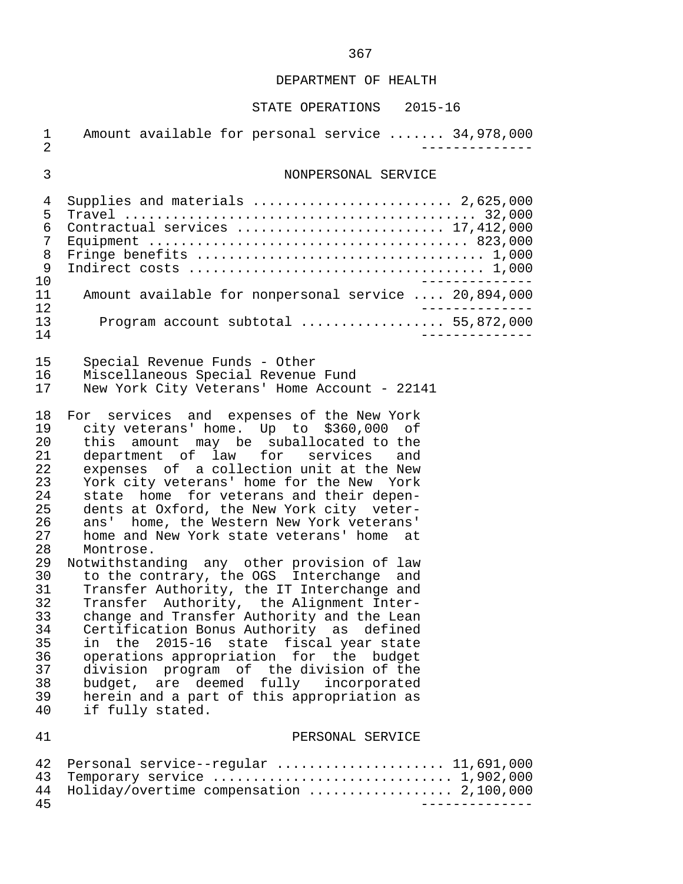DEPARTMENT OF HEALTH

STATE OPERATIONS 2015-16

| | |
|---|---|
| Amount available for personal service | 34,978,000 |

NONPERSONAL SERVICE

| | |
|---|---|
| Supplies and materials | 2,625,000 |
| Travel | 32,000 |
| Contractual services | 17,412,000 |
| Equipment | 823,000 |
| Fringe benefits | 1,000 |
| Indirect costs | 1,000 |
| Amount available for nonpersonal service | 20,894,000 |
| Program account subtotal | 55,872,000 |

Special Revenue Funds - Other
Miscellaneous Special Revenue Fund
New York City Veterans' Home Account - 22141

For services and expenses of the New York city veterans' home. Up to $360,000 of this amount may be suballocated to the department of law for services and expenses of a collection unit at the New York city veterans' home for the New York state home for veterans and their dependents at Oxford, the New York city veterans' home, the Western New York veterans' home and New York state veterans' home at Montrose.

Notwithstanding any other provision of law to the contrary, the OGS Interchange and Transfer Authority, the IT Interchange and Transfer Authority, the Alignment Interchange and Transfer Authority and the Lean Certification Bonus Authority as defined in the 2015-16 state fiscal year state operations appropriation for the budget division program of the division of the budget, are deemed fully incorporated herein and a part of this appropriation as if fully stated.

PERSONAL SERVICE

| | |
|---|---|
| Personal service--regular | 11,691,000 |
| Temporary service | 1,902,000 |
| Holiday/overtime compensation | 2,100,000 |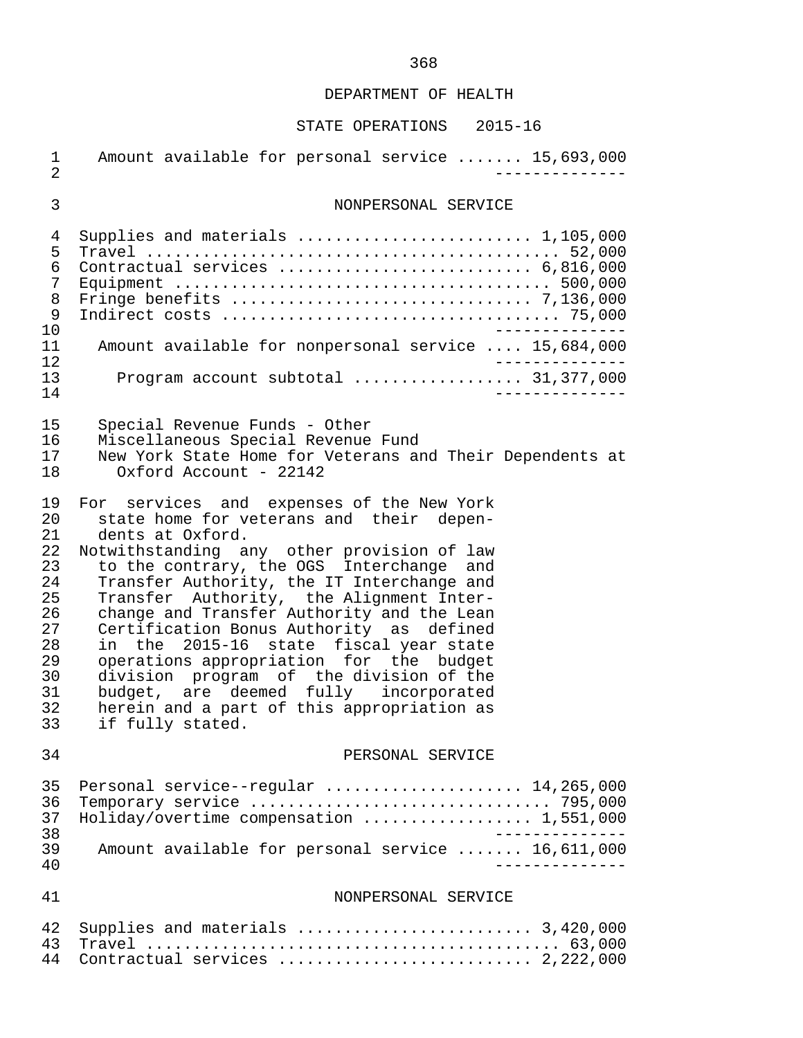## DEPARTMENT OF HEALTH

### STATE OPERATIONS 2015-16

Amount available for personal service ....... 15,693,000

--------------

### NONPERSONAL SERVICE

Supplies and materials ........................ 1,105,000
Travel ........................................... 52,000
Contractual services .......................... 6,816,000
Equipment ....................................... 500,000
Fringe benefits ............................... 7,136,000
Indirect costs ................................... 75,000

--------------

Amount available for nonpersonal service .... 15,684,000

--------------

Program account subtotal ................. 31,377,000

--------------

Special Revenue Funds - Other
Miscellaneous Special Revenue Fund
New York State Home for Veterans and Their Dependents at Oxford Account - 22142

For services and expenses of the New York state home for veterans and their dependents at Oxford.

Notwithstanding any other provision of law to the contrary, the OGS Interchange and Transfer Authority, the IT Interchange and Transfer Authority, the Alignment Interchange and Transfer Authority and the Lean Certification Bonus Authority as defined in the 2015-16 state fiscal year state operations appropriation for the budget division program of the division of the budget, are deemed fully incorporated herein and a part of this appropriation as if fully stated.

### PERSONAL SERVICE

Personal service--regular .................... 14,265,000
Temporary service ............................... 795,000
Holiday/overtime compensation ................. 1,551,000

--------------

Amount available for personal service ....... 16,611,000

--------------

### NONPERSONAL SERVICE

Supplies and materials ........................ 3,420,000
Travel ........................................... 63,000
Contractual services .......................... 2,222,000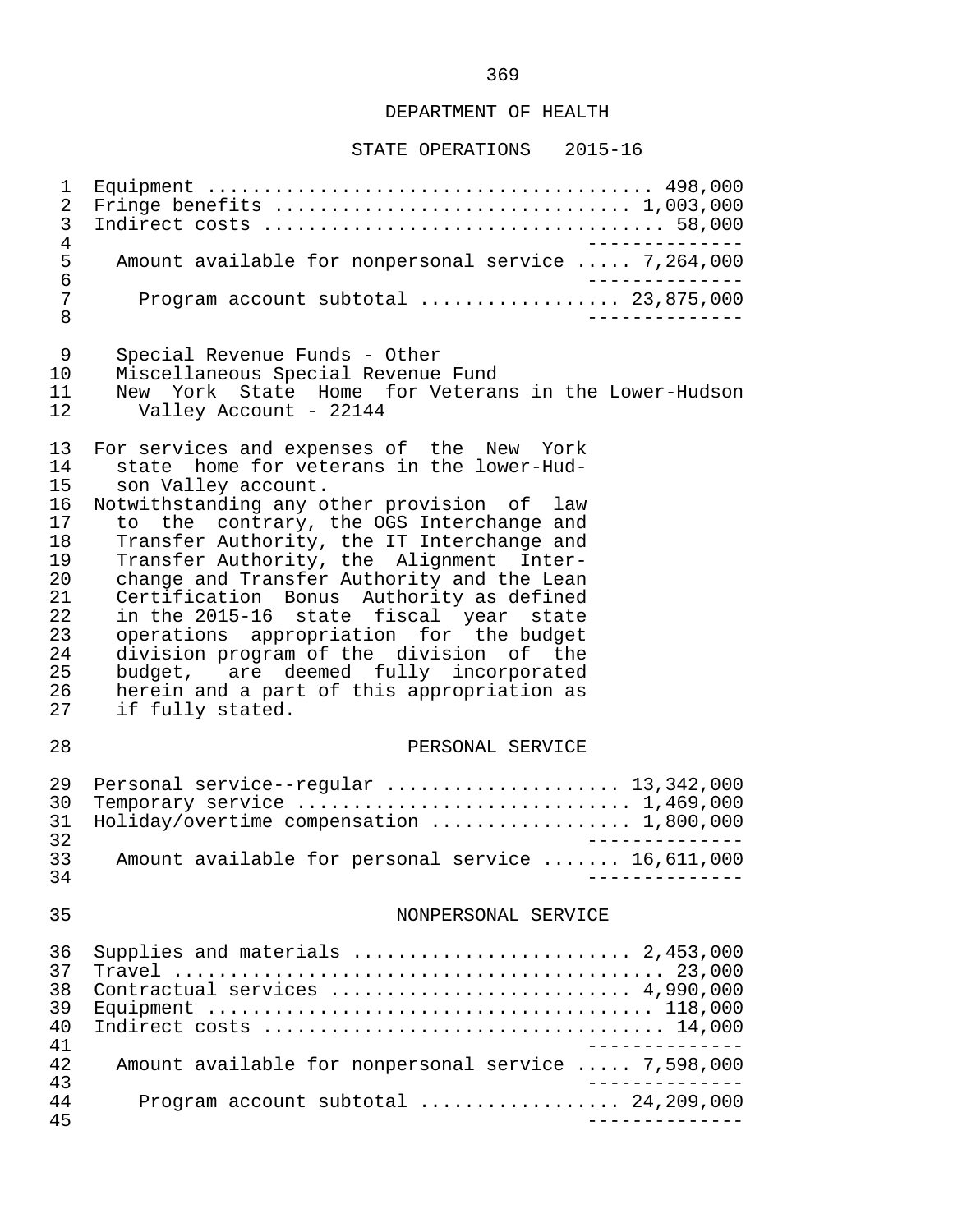## DEPARTMENT OF HEALTH

### STATE OPERATIONS 2015-16

| | |
|---|---|
| Equipment | 498,000 |
| Fringe benefits | 1,003,000 |
| Indirect costs | 58,000 |
| Amount available for nonpersonal service | 7,264,000 |
| Program account subtotal | 23,875,000 |

Special Revenue Funds - Other
Miscellaneous Special Revenue Fund
New York State Home for Veterans in the Lower-Hudson Valley Account - 22144

For services and expenses of the New York state home for veterans in the lower-Hudson Valley account.

Notwithstanding any other provision of law to the contrary, the OGS Interchange and Transfer Authority, the IT Interchange and Transfer Authority, the Alignment Interchange and Transfer Authority and the Lean Certification Bonus Authority as defined in the 2015-16 state fiscal year state operations appropriation for the budget division program of the division of the budget, are deemed fully incorporated herein and a part of this appropriation as if fully stated.

#### PERSONAL SERVICE

| | |
|---|---|
| Personal service--regular | 13,342,000 |
| Temporary service | 1,469,000 |
| Holiday/overtime compensation | 1,800,000 |
| Amount available for personal service | 16,611,000 |

#### NONPERSONAL SERVICE

| | |
|---|---|
| Supplies and materials | 2,453,000 |
| Travel | 23,000 |
| Contractual services | 4,990,000 |
| Equipment | 118,000 |
| Indirect costs | 14,000 |
| Amount available for nonpersonal service | 7,598,000 |
| Program account subtotal | 24,209,000 |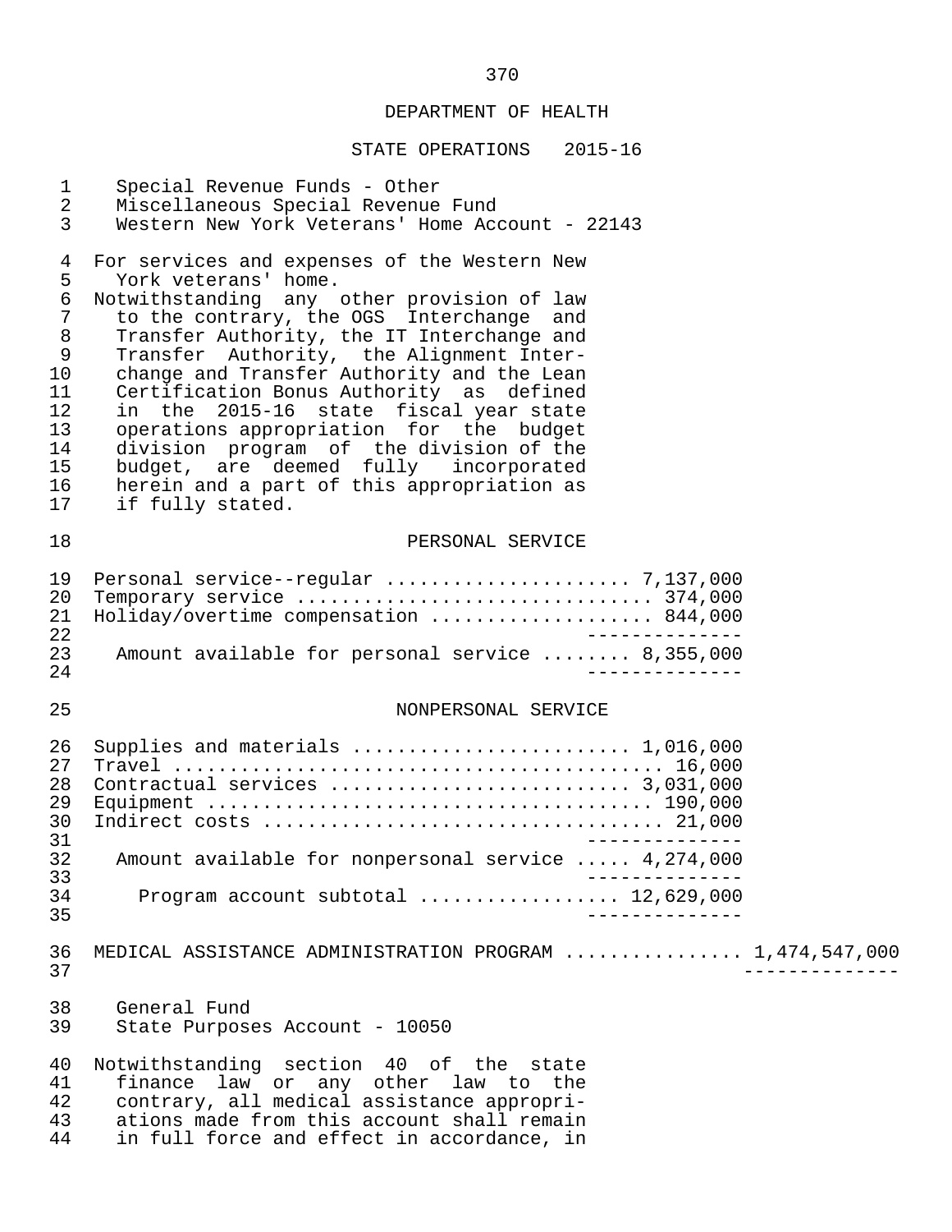DEPARTMENT OF HEALTH

STATE OPERATIONS 2015-16

Special Revenue Funds - Other
Miscellaneous Special Revenue Fund
Western New York Veterans' Home Account - 22143

For services and expenses of the Western New York veterans' home.

Notwithstanding any other provision of law to the contrary, the OGS Interchange and Transfer Authority, the IT Interchange and Transfer Authority, the Alignment Interchange and Transfer Authority and the Lean Certification Bonus Authority as defined in the 2015-16 state fiscal year state operations appropriation for the budget division program of the division of the budget, are deemed fully incorporated herein and a part of this appropriation as if fully stated.

PERSONAL SERVICE

| | |
|---|---|
| Personal service--regular | 7,137,000 |
| Temporary service | 374,000 |
| Holiday/overtime compensation | 844,000 |
| Amount available for personal service | 8,355,000 |

NONPERSONAL SERVICE

| | |
|---|---|
| Supplies and materials | 1,016,000 |
| Travel | 16,000 |
| Contractual services | 3,031,000 |
| Equipment | 190,000 |
| Indirect costs | 21,000 |
| Amount available for nonpersonal service | 4,274,000 |
| Program account subtotal | 12,629,000 |

MEDICAL ASSISTANCE ADMINISTRATION PROGRAM ............... 1,474,547,000

General Fund
State Purposes Account - 10050

Notwithstanding section 40 of the state finance law or any other law to the contrary, all medical assistance appropriations made from this account shall remain in full force and effect in accordance, in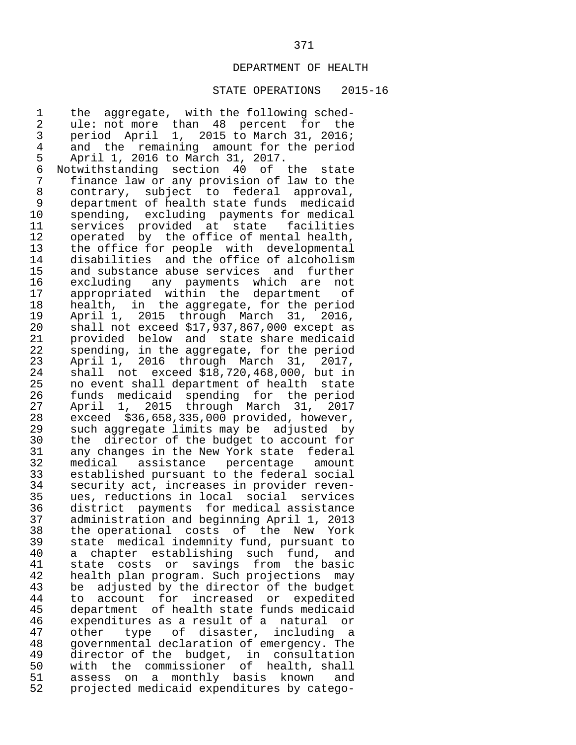the aggregate, with the following schedule: not more than 48 percent for the period April 1, 2015 to March 31, 2016; and the remaining amount for the period April 1, 2016 to March 31, 2017.

Notwithstanding section 40 of the state finance law or any provision of law to the contrary, subject to federal approval, department of health state funds medicaid spending, excluding payments for medical services provided at state facilities operated by the office of mental health, the office for people with developmental disabilities and the office of alcoholism and substance abuse services and further excluding any payments which are not appropriated within the department of health, in the aggregate, for the period April 1, 2015 through March 31, 2016, shall not exceed $17,937,867,000 except as provided below and state share medicaid spending, in the aggregate, for the period April 1, 2016 through March 31, 2017, shall not exceed $18,720,468,000, but in no event shall department of health state funds medicaid spending for the period April 1, 2015 through March 31, 2017 exceed $36,658,335,000 provided, however, such aggregate limits may be adjusted by the director of the budget to account for any changes in the New York state federal medical assistance percentage amount established pursuant to the federal social security act, increases in provider revenues, reductions in local social services district payments for medical assistance administration and beginning April 1, 2013 the operational costs of the New York state medical indemnity fund, pursuant to a chapter establishing such fund, and state costs or savings from the basic health plan program. Such projections may be adjusted by the director of the budget to account for increased or expedited department of health state funds medicaid expenditures as a result of a natural or other type of disaster, including a governmental declaration of emergency. The director of the budget, in consultation with the commissioner of health, shall assess on a monthly basis known and projected medicaid expenditures by catego-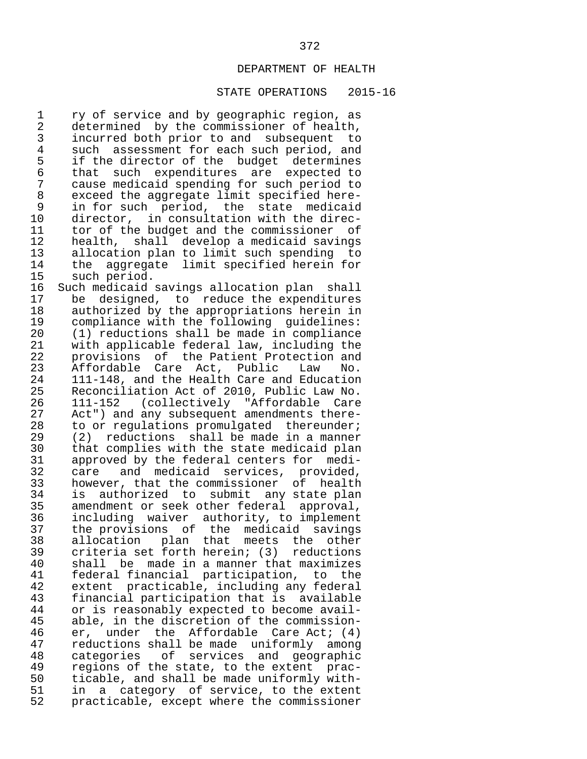ry of service and by geographic region, as determined by the commissioner of health, incurred both prior to and subsequent to such assessment for each such period, and if the director of the budget determines that such expenditures are expected to cause medicaid spending for such period to exceed the aggregate limit specified herein for such period, the state medicaid director, in consultation with the director of the budget and the commissioner of health, shall develop a medicaid savings allocation plan to limit such spending to the aggregate limit specified herein for such period.

Such medicaid savings allocation plan shall be designed, to reduce the expenditures authorized by the appropriations herein in compliance with the following guidelines: (1) reductions shall be made in compliance with applicable federal law, including the provisions of the Patient Protection and Affordable Care Act, Public Law No. 111-148, and the Health Care and Education Reconciliation Act of 2010, Public Law No. 111-152 (collectively "Affordable Care Act") and any subsequent amendments thereto or regulations promulgated thereunder; (2) reductions shall be made in a manner that complies with the state medicaid plan approved by the federal centers for medicare and medicaid services, provided, however, that the commissioner of health is authorized to submit any state plan amendment or seek other federal approval, including waiver authority, to implement the provisions of the medicaid savings allocation plan that meets the other criteria set forth herein; (3) reductions shall be made in a manner that maximizes federal financial participation, to the extent practicable, including any federal financial participation that is available or is reasonably expected to become available, in the discretion of the commissioner, under the Affordable Care Act; (4) reductions shall be made uniformly among categories of services and geographic regions of the state, to the extent practicable, and shall be made uniformly within a category of service, to the extent practicable, except where the commissioner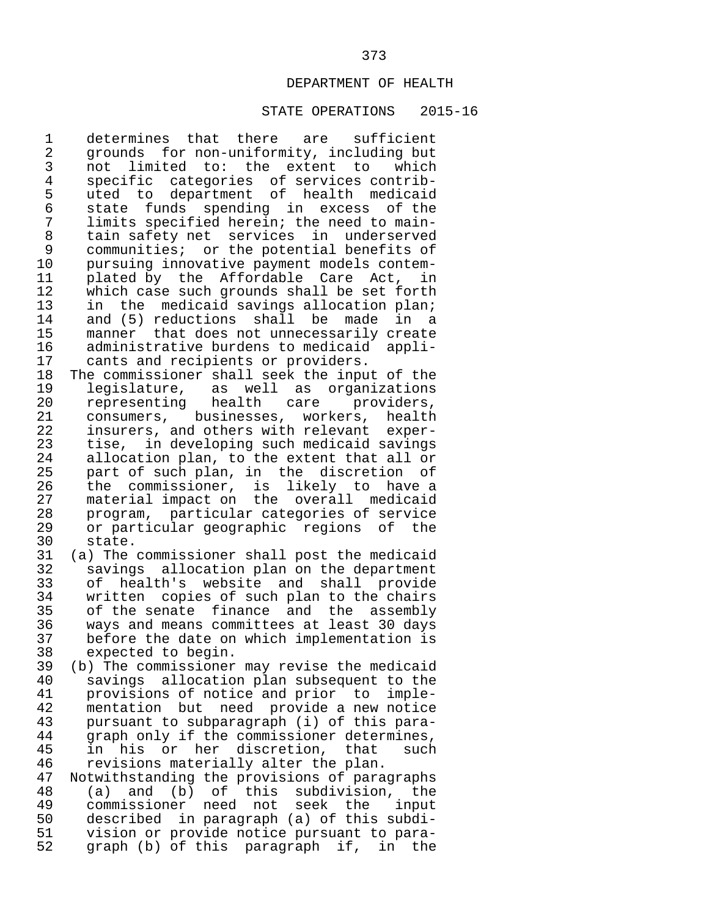determines that there are sufficient grounds for non-uniformity, including but not limited to: the extent to which specific categories of services contributed to department of health medicaid state funds spending in excess of the limits specified herein; the need to maintain safety net services in underserved communities; or the potential benefits of pursuing innovative payment models contemplated by the Affordable Care Act, in which case such grounds shall be set forth in the medicaid savings allocation plan; and (5) reductions shall be made in a manner that does not unnecessarily create administrative burdens to medicaid applicants and recipients or providers.

The commissioner shall seek the input of the legislature, as well as organizations representing health care providers, consumers, businesses, workers, health insurers, and others with relevant expertise, in developing such medicaid savings allocation plan, to the extent that all or part of such plan, in the discretion of the commissioner, is likely to have a material impact on the overall medicaid program, particular categories of service or particular geographic regions of the state.

(a) The commissioner shall post the medicaid savings allocation plan on the department of health's website and shall provide written copies of such plan to the chairs of the senate finance and the assembly ways and means committees at least 30 days before the date on which implementation is expected to begin.

(b) The commissioner may revise the medicaid savings allocation plan subsequent to the provisions of notice and prior to implementation but need provide a new notice pursuant to subparagraph (i) of this paragraph only if the commissioner determines, in his or her discretion, that such revisions materially alter the plan.

Notwithstanding the provisions of paragraphs (a) and (b) of this subdivision, the commissioner need not seek the input described in paragraph (a) of this subdivision or provide notice pursuant to paragraph (b) of this paragraph if, in the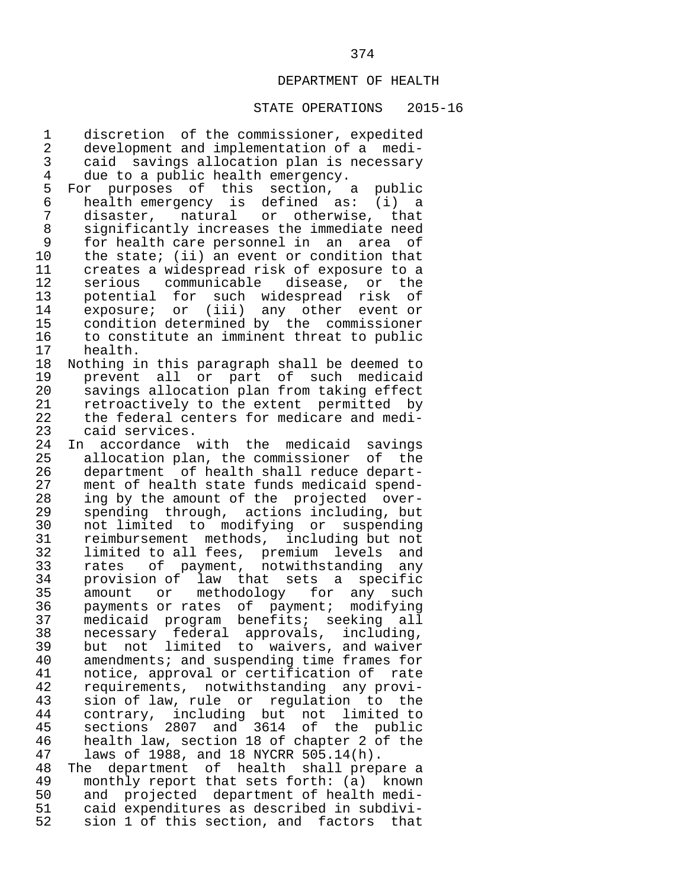discretion of the commissioner, expedited development and implementation of a medicaid savings allocation plan is necessary due to a public health emergency.

For purposes of this section, a public health emergency is defined as: (i) a disaster, natural or otherwise, that significantly increases the immediate need for health care personnel in an area of the state; (ii) an event or condition that creates a widespread risk of exposure to a serious communicable disease, or the potential for such widespread risk of exposure; or (iii) any other event or condition determined by the commissioner to constitute an imminent threat to public health.

Nothing in this paragraph shall be deemed to prevent all or part of such medicaid savings allocation plan from taking effect retroactively to the extent permitted by the federal centers for medicare and medicaid services.

In accordance with the medicaid savings allocation plan, the commissioner of the department of health shall reduce department of health state funds medicaid spending by the amount of the projected overspending through, actions including, but not limited to modifying or suspending reimbursement methods, including but not limited to all fees, premium levels and rates of payment, notwithstanding any provision of law that sets a specific amount or methodology for any such payments or rates of payment; modifying medicaid program benefits; seeking all necessary federal approvals, including, but not limited to waivers, and waiver amendments; and suspending time frames for notice, approval or certification of rate requirements, notwithstanding any provision of law, rule or regulation to the contrary, including but not limited to sections 2807 and 3614 of the public health law, section 18 of chapter 2 of the laws of 1988, and 18 NYCRR 505.14(h).

The department of health shall prepare a monthly report that sets forth: (a) known and projected department of health medicaid expenditures as described in subdivision 1 of this section, and factors that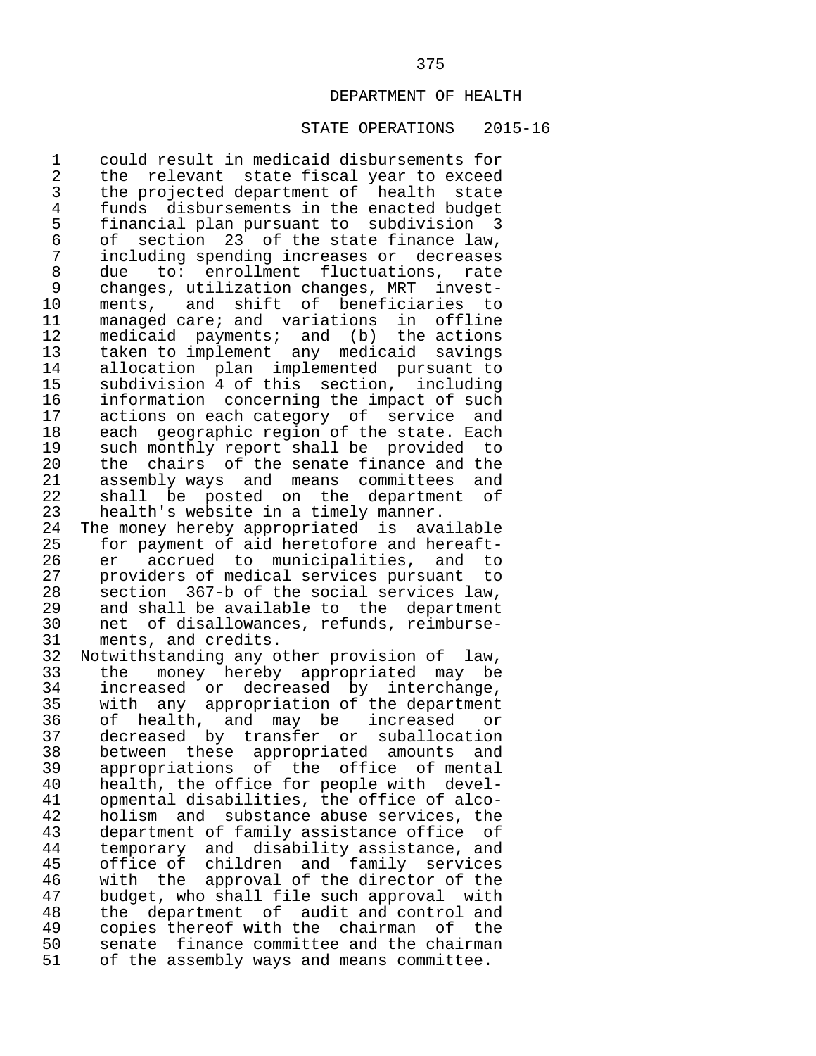could result in medicaid disbursements for the relevant state fiscal year to exceed the projected department of health state funds disbursements in the enacted budget financial plan pursuant to subdivision 3 of section 23 of the state finance law, including spending increases or decreases due to: enrollment fluctuations, rate changes, utilization changes, MRT investments, and shift of beneficiaries to managed care; and variations in offline medicaid payments; and (b) the actions taken to implement any medicaid savings allocation plan implemented pursuant to subdivision 4 of this section, including information concerning the impact of such actions on each category of service and each geographic region of the state. Each such monthly report shall be provided to the chairs of the senate finance and the assembly ways and means committees and shall be posted on the department of health's website in a timely manner.

The money hereby appropriated is available for payment of aid heretofore and hereafter accrued to municipalities, and to providers of medical services pursuant to section 367-b of the social services law, and shall be available to the department net of disallowances, refunds, reimbursements, and credits.

Notwithstanding any other provision of law, the money hereby appropriated may be increased or decreased by interchange, with any appropriation of the department of health, and may be increased or decreased by transfer or suballocation between these appropriated amounts and appropriations of the office of mental health, the office for people with developmental disabilities, the office of alcoholism and substance abuse services, the department of family assistance office of temporary and disability assistance, and office of children and family services with the approval of the director of the budget, who shall file such approval with the department of audit and control and copies thereof with the chairman of the senate finance committee and the chairman of the assembly ways and means committee.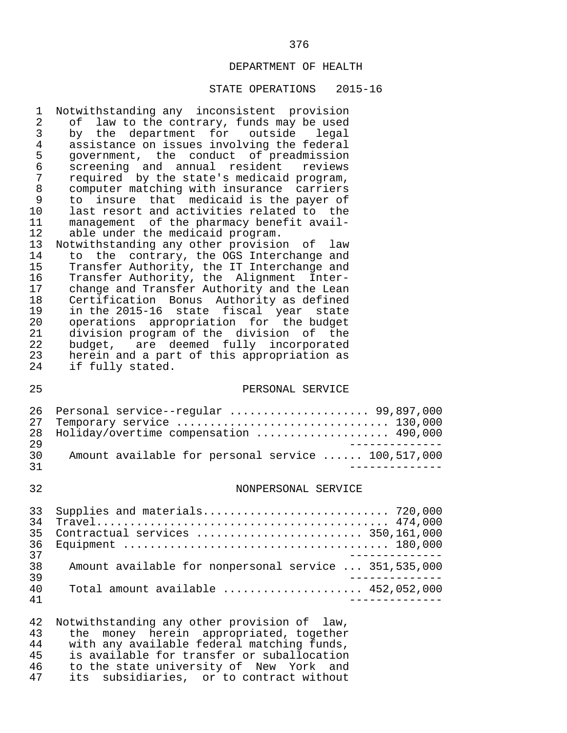## DEPARTMENT OF HEALTH

### STATE OPERATIONS 2015-16

Notwithstanding any inconsistent provision of law to the contrary, funds may be used by the department for outside legal assistance on issues involving the federal government, the conduct of preadmission screening and annual resident reviews required by the state's medicaid program, computer matching with insurance carriers to insure that medicaid is the payer of last resort and activities related to the management of the pharmacy benefit available under the medicaid program.

Notwithstanding any other provision of law to the contrary, the OGS Interchange and Transfer Authority, the IT Interchange and Transfer Authority, the Alignment Interchange and Transfer Authority and the Lean Certification Bonus Authority as defined in the 2015-16 state fiscal year state operations appropriation for the budget division program of the division of the budget, are deemed fully incorporated herein and a part of this appropriation as if fully stated.

#### PERSONAL SERVICE

| | |
|---|---|
| Personal service--regular | 99,897,000 |
| Temporary service | 130,000 |
| Holiday/overtime compensation | 490,000 |
| Amount available for personal service | 100,517,000 |

#### NONPERSONAL SERVICE

| | |
|---|---|
| Supplies and materials | 720,000 |
| Travel | 474,000 |
| Contractual services | 350,161,000 |
| Equipment | 180,000 |
| Amount available for nonpersonal service | 351,535,000 |
| Total amount available | 452,052,000 |

Notwithstanding any other provision of law, the money herein appropriated, together with any available federal matching funds, is available for transfer or suballocation to the state university of New York and its subsidiaries, or to contract without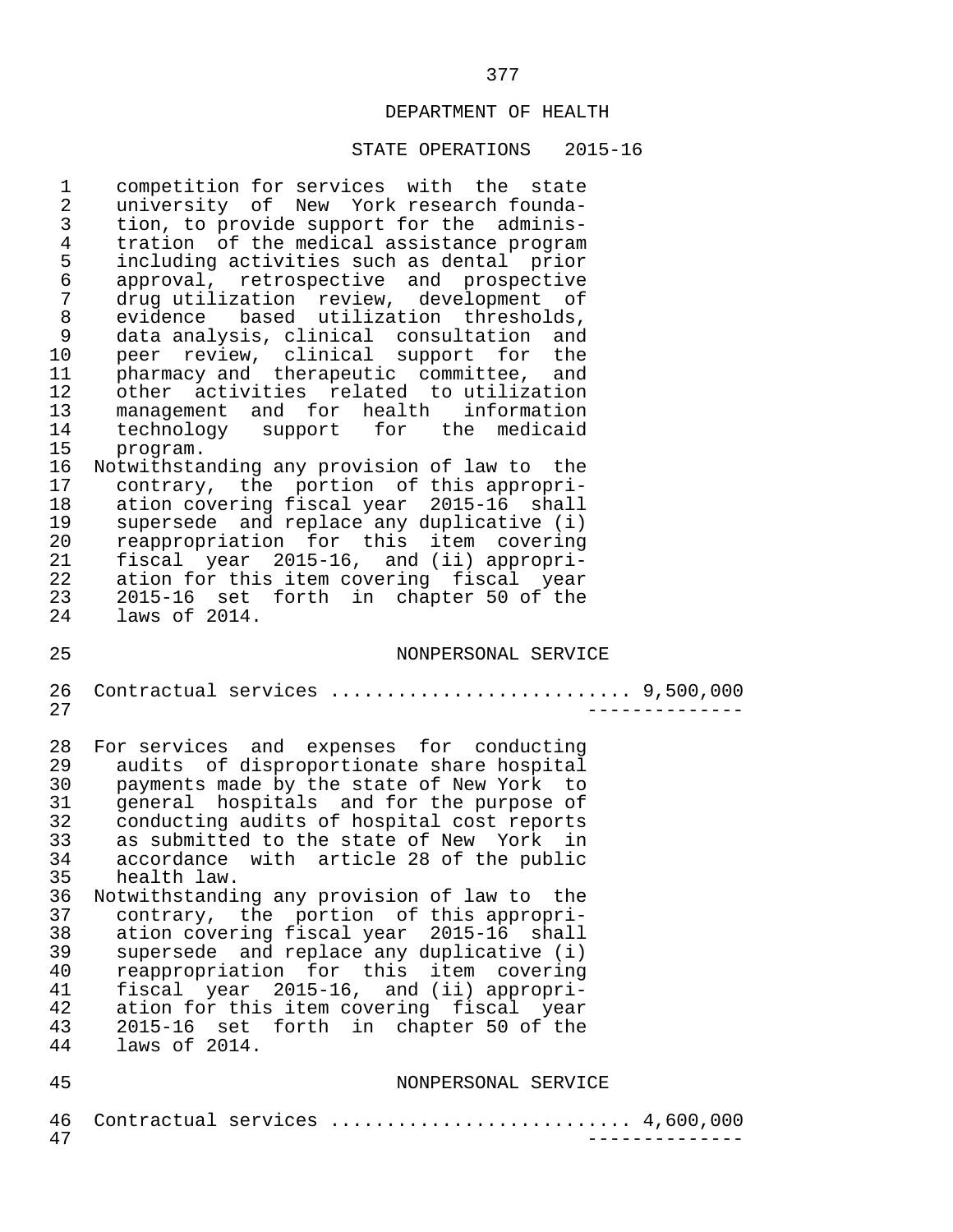DEPARTMENT OF HEALTH

STATE OPERATIONS 2015-16

competition for services with the state university of New York research foundation, to provide support for the administration of the medical assistance program including activities such as dental prior approval, retrospective and prospective drug utilization review, development of evidence based utilization thresholds, data analysis, clinical consultation and peer review, clinical support for the pharmacy and therapeutic committee, and other activities related to utilization management and for health information technology support for the medicaid program.

Notwithstanding any provision of law to the contrary, the portion of this appropriation covering fiscal year 2015-16 shall supersede and replace any duplicative (i) reappropriation for this item covering fiscal year 2015-16, and (ii) appropriation for this item covering fiscal year 2015-16 set forth in chapter 50 of the laws of 2014.

NONPERSONAL SERVICE

Contractual services .......................... 9,500,000

--------------

For services and expenses for conducting audits of disproportionate share hospital payments made by the state of New York to general hospitals and for the purpose of conducting audits of hospital cost reports as submitted to the state of New York in accordance with article 28 of the public health law.

Notwithstanding any provision of law to the contrary, the portion of this appropriation covering fiscal year 2015-16 shall supersede and replace any duplicative (i) reappropriation for this item covering fiscal year 2015-16, and (ii) appropriation for this item covering fiscal year 2015-16 set forth in chapter 50 of the laws of 2014.

NONPERSONAL SERVICE

Contractual services .......................... 4,600,000

--------------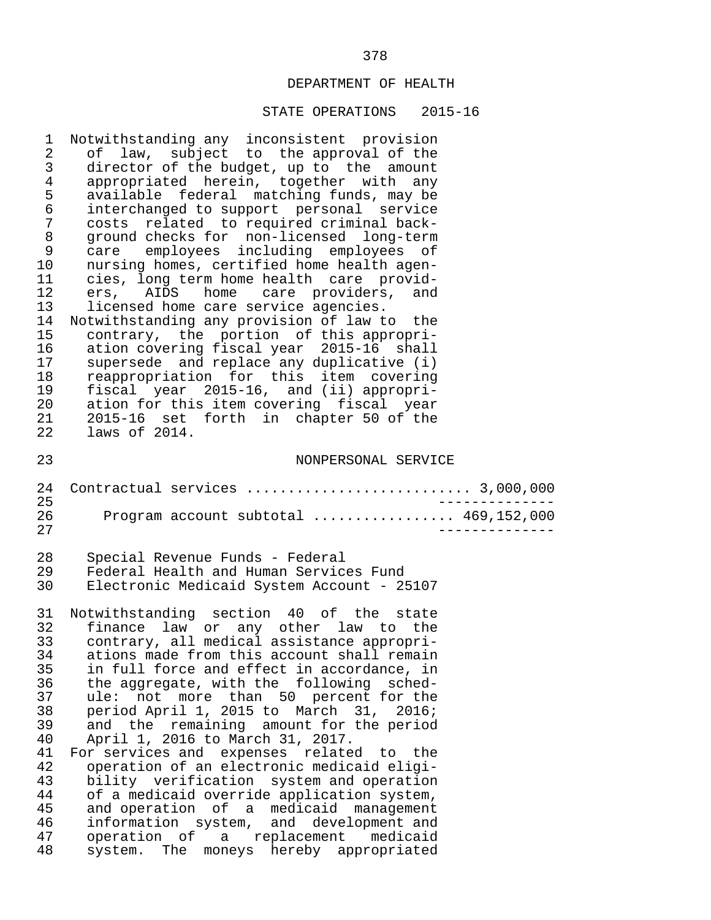DEPARTMENT OF HEALTH

STATE OPERATIONS 2015-16

Notwithstanding any inconsistent provision of law, subject to the approval of the director of the budget, up to the amount appropriated herein, together with any available federal matching funds, may be interchanged to support personal service costs related to required criminal background checks for non-licensed long-term care employees including employees of nursing homes, certified home health agencies, long term home health care providers, AIDS home care providers, and licensed home care service agencies.

Notwithstanding any provision of law to the contrary, the portion of this appropriation covering fiscal year 2015-16 shall supersede and replace any duplicative (i) reappropriation for this item covering fiscal year 2015-16, and (ii) appropriation for this item covering fiscal year 2015-16 set forth in chapter 50 of the laws of 2014.

NONPERSONAL SERVICE

Contractual services .......................... 3,000,000

Program account subtotal ................ 469,152,000

Special Revenue Funds - Federal
Federal Health and Human Services Fund
Electronic Medicaid System Account - 25107

Notwithstanding section 40 of the state finance law or any other law to the contrary, all medical assistance appropriations made from this account shall remain in full force and effect in accordance, in the aggregate, with the following schedule: not more than 50 percent for the period April 1, 2015 to March 31, 2016; and the remaining amount for the period April 1, 2016 to March 31, 2017.

For services and expenses related to the operation of an electronic medicaid eligibility verification system and operation of a medicaid override application system, and operation of a medicaid management information system, and development and operation of a replacement medicaid system. The moneys hereby appropriated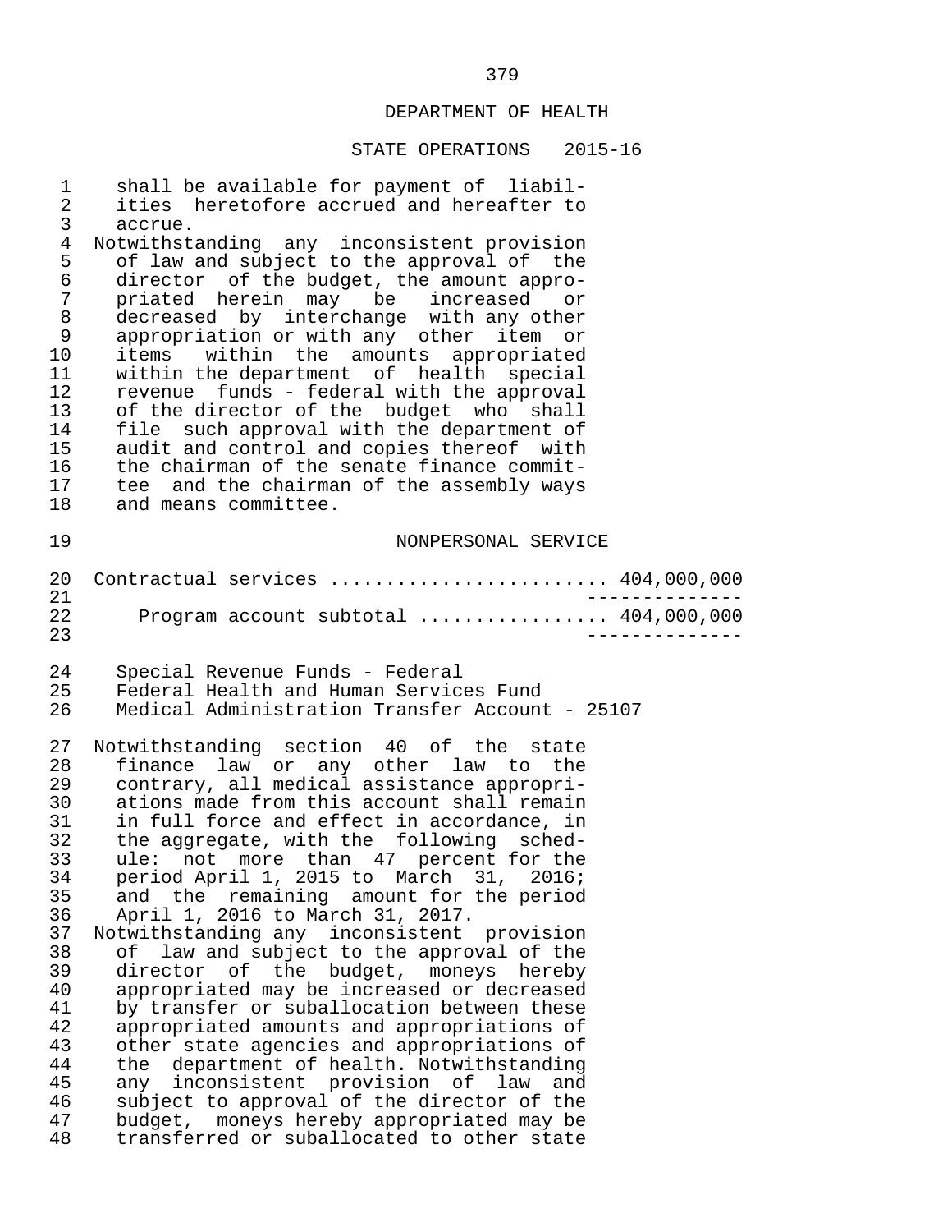shall be available for payment of liabilities heretofore accrued and hereafter to accrue.

Notwithstanding any inconsistent provision of law and subject to the approval of the director of the budget, the amount appropriated herein may be increased or decreased by interchange with any other appropriation or with any other item or items within the amounts appropriated within the department of health special revenue funds - federal with the approval of the director of the budget who shall file such approval with the department of audit and control and copies thereof with the chairman of the senate finance committee and the chairman of the assembly ways and means committee.

NONPERSONAL SERVICE

| | |
|---|---|
| Contractual services ........................ | 404,000,000 |
| Program account subtotal ................ | 404,000,000 |

Special Revenue Funds - Federal
Federal Health and Human Services Fund
Medical Administration Transfer Account - 25107

Notwithstanding section 40 of the state finance law or any other law to the contrary, all medical assistance appropriations made from this account shall remain in full force and effect in accordance, in the aggregate, with the following schedule: not more than 47 percent for the period April 1, 2015 to March 31, 2016; and the remaining amount for the period April 1, 2016 to March 31, 2017.

Notwithstanding any inconsistent provision of law and subject to the approval of the director of the budget, moneys hereby appropriated may be increased or decreased by transfer or suballocation between these appropriated amounts and appropriations of other state agencies and appropriations of the department of health. Notwithstanding any inconsistent provision of law and subject to approval of the director of the budget, moneys hereby appropriated may be transferred or suballocated to other state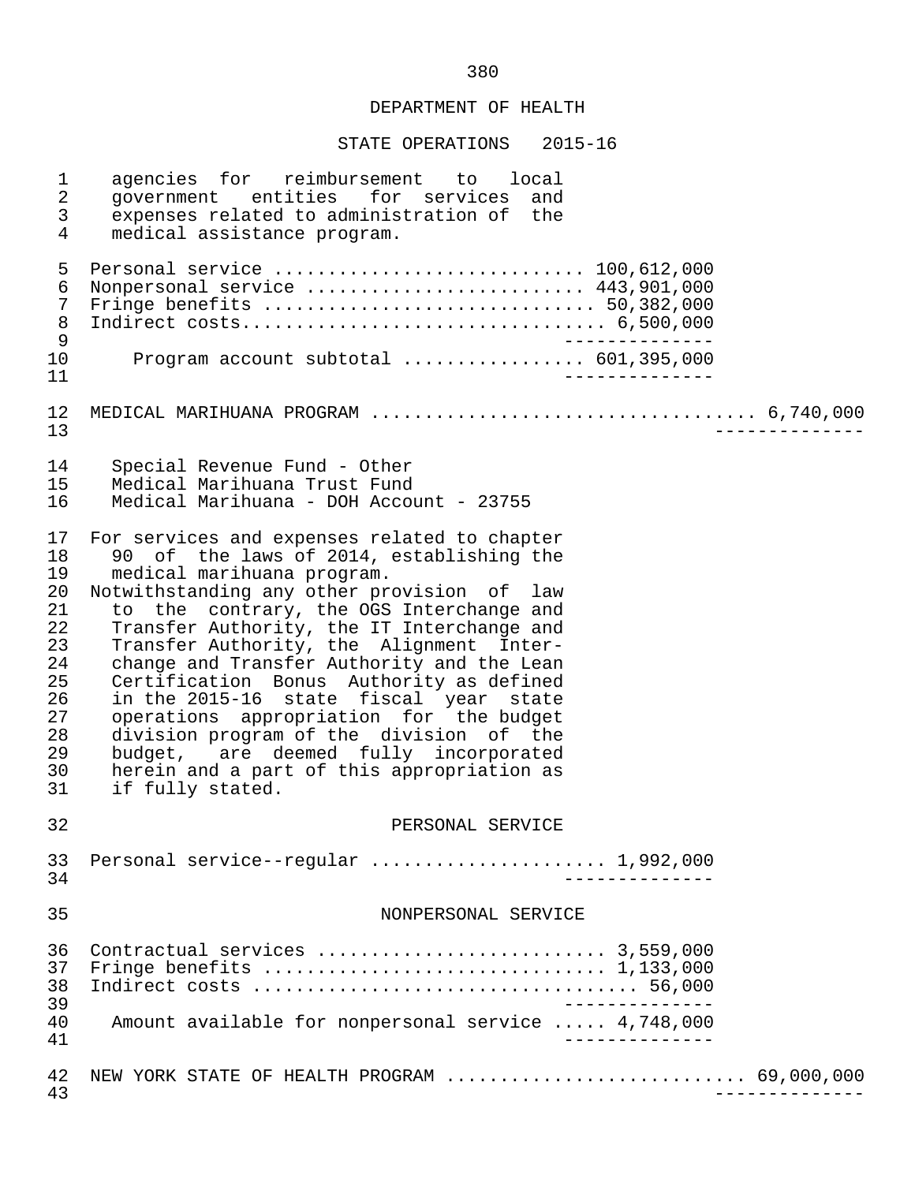## DEPARTMENT OF HEALTH

### STATE OPERATIONS 2015-16

agencies for reimbursement to local government entities for services and expenses related to administration of the medical assistance program.

| | | |
|---|---|---|
| Personal service | 100,612,000 | |
| Nonpersonal service | 443,901,000 | |
| Fringe benefits | 50,382,000 | |
| Indirect costs | 6,500,000 | |
| Program account subtotal | 601,395,000 | |

MEDICAL MARIHUANA PROGRAM .................................. 6,740,000

Special Revenue Fund - Other
Medical Marihuana Trust Fund
Medical Marihuana - DOH Account - 23755

For services and expenses related to chapter 90 of the laws of 2014, establishing the medical marihuana program.

Notwithstanding any other provision of law to the contrary, the OGS Interchange and Transfer Authority, the IT Interchange and Transfer Authority, the Alignment Interchange and Transfer Authority and the Lean Certification Bonus Authority as defined in the 2015-16 state fiscal year state operations appropriation for the budget division program of the division of the budget, are deemed fully incorporated herein and a part of this appropriation as if fully stated.

PERSONAL SERVICE

| | |
|---|---|
| Personal service--regular | 1,992,000 |

NONPERSONAL SERVICE

| | |
|---|---|
| Contractual services | 3,559,000 |
| Fringe benefits | 1,133,000 |
| Indirect costs | 56,000 |
| Amount available for nonpersonal service | 4,748,000 |

NEW YORK STATE OF HEALTH PROGRAM ........................... 69,000,000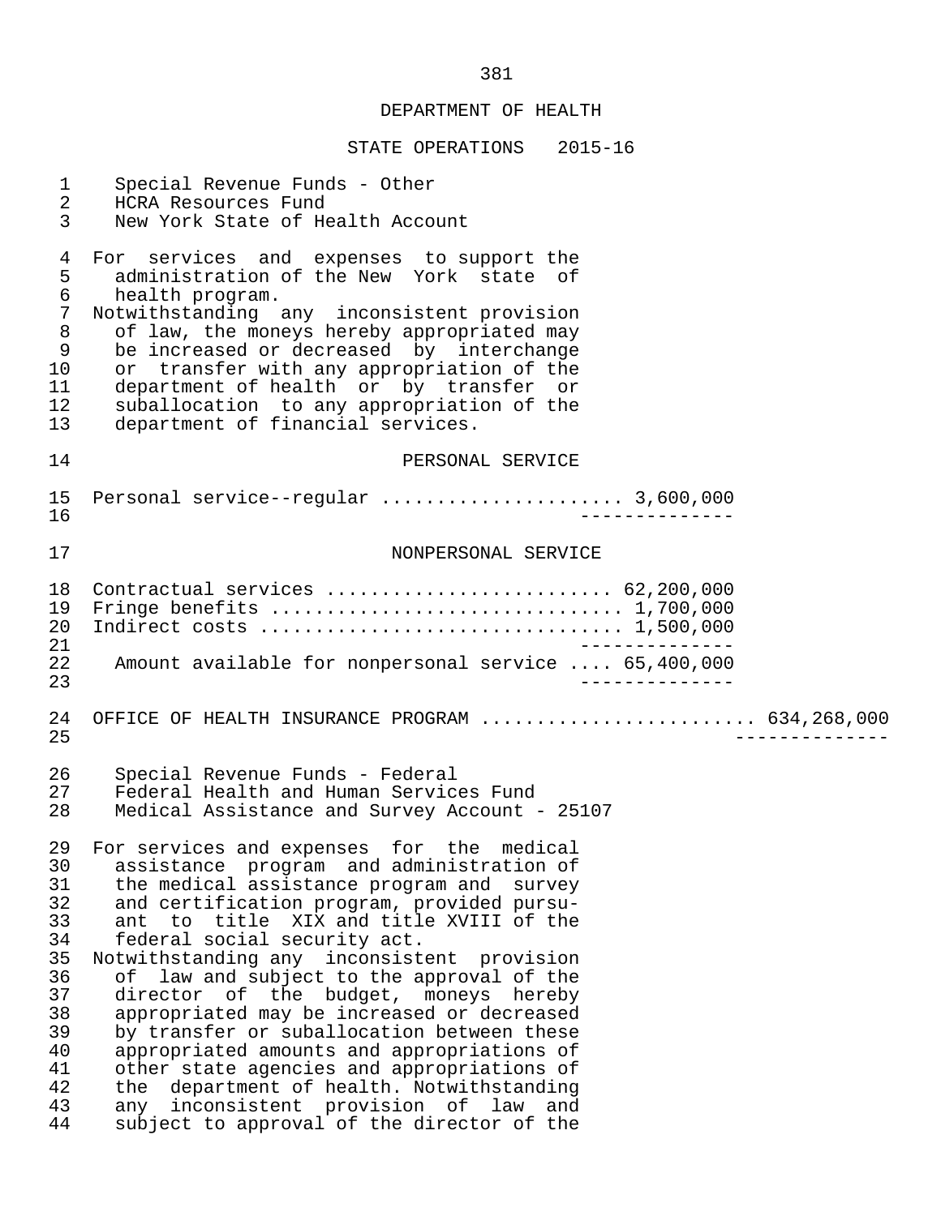DEPARTMENT OF HEALTH

STATE OPERATIONS 2015-16

Special Revenue Funds - Other
HCRA Resources Fund
New York State of Health Account

For services and expenses to support the administration of the New York state of health program.
Notwithstanding any inconsistent provision of law, the moneys hereby appropriated may be increased or decreased by interchange or transfer with any appropriation of the department of health or by transfer or suballocation to any appropriation of the department of financial services.

PERSONAL SERVICE

| | |
|---|---|
| Personal service--regular ..................... | 3,600,000 |

NONPERSONAL SERVICE

| | |
|---|---|
| Contractual services ......................... | 62,200,000 |
| Fringe benefits .............................. | 1,700,000 |
| Indirect costs ............................... | 1,500,000 |
| Amount available for nonpersonal service .... | 65,400,000 |

OFFICE OF HEALTH INSURANCE PROGRAM ........................ 634,268,000

Special Revenue Funds - Federal
Federal Health and Human Services Fund
Medical Assistance and Survey Account - 25107

For services and expenses for the medical assistance program and administration of the medical assistance program and survey and certification program, provided pursuant to title XIX and title XVIII of the federal social security act.
Notwithstanding any inconsistent provision of law and subject to the approval of the director of the budget, moneys hereby appropriated may be increased or decreased by transfer or suballocation between these appropriated amounts and appropriations of other state agencies and appropriations of the department of health. Notwithstanding any inconsistent provision of law and subject to approval of the director of the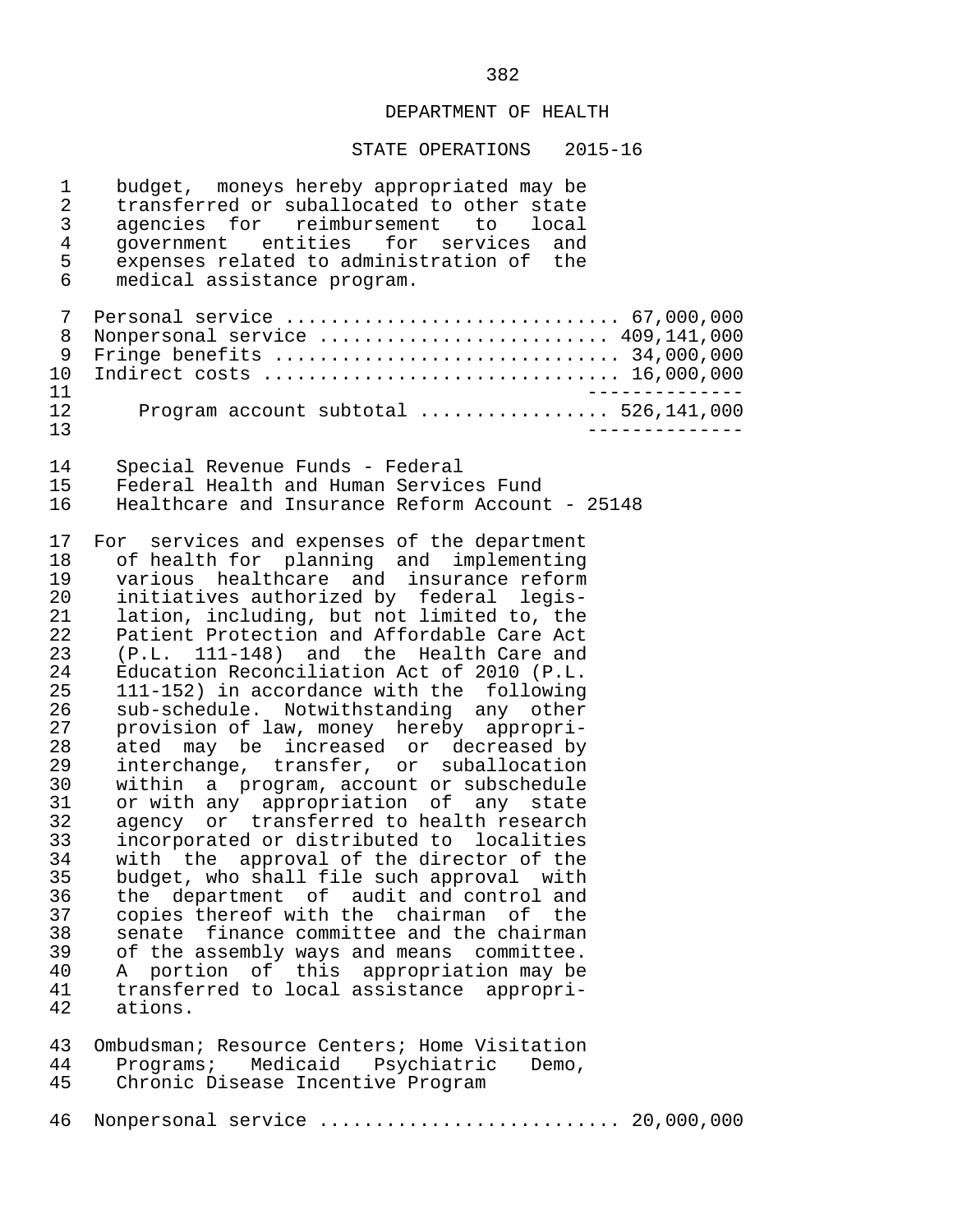DEPARTMENT OF HEALTH

STATE OPERATIONS 2015-16

budget, moneys hereby appropriated may be transferred or suballocated to other state agencies for reimbursement to local government entities for services and expenses related to administration of the medical assistance program.

| | |
|---|---|
| Personal service | 67,000,000 |
| Nonpersonal service | 409,141,000 |
| Fringe benefits | 34,000,000 |
| Indirect costs | 16,000,000 |
| Program account subtotal | 526,141,000 |

Special Revenue Funds - Federal
Federal Health and Human Services Fund
Healthcare and Insurance Reform Account - 25148

For services and expenses of the department of health for planning and implementing various healthcare and insurance reform initiatives authorized by federal legislation, including, but not limited to, the Patient Protection and Affordable Care Act (P.L. 111-148) and the Health Care and Education Reconciliation Act of 2010 (P.L. 111-152) in accordance with the following sub-schedule. Notwithstanding any other provision of law, money hereby appropriated may be increased or decreased by interchange, transfer, or suballocation within a program, account or subschedule or with any appropriation of any state agency or transferred to health research incorporated or distributed to localities with the approval of the director of the budget, who shall file such approval with the department of audit and control and copies thereof with the chairman of the senate finance committee and the chairman of the assembly ways and means committee. A portion of this appropriation may be transferred to local assistance appropriations.

Ombudsman; Resource Centers; Home Visitation Programs; Medicaid Psychiatric Demo, Chronic Disease Incentive Program

| | |
|---|---|
| Nonpersonal service | 20,000,000 |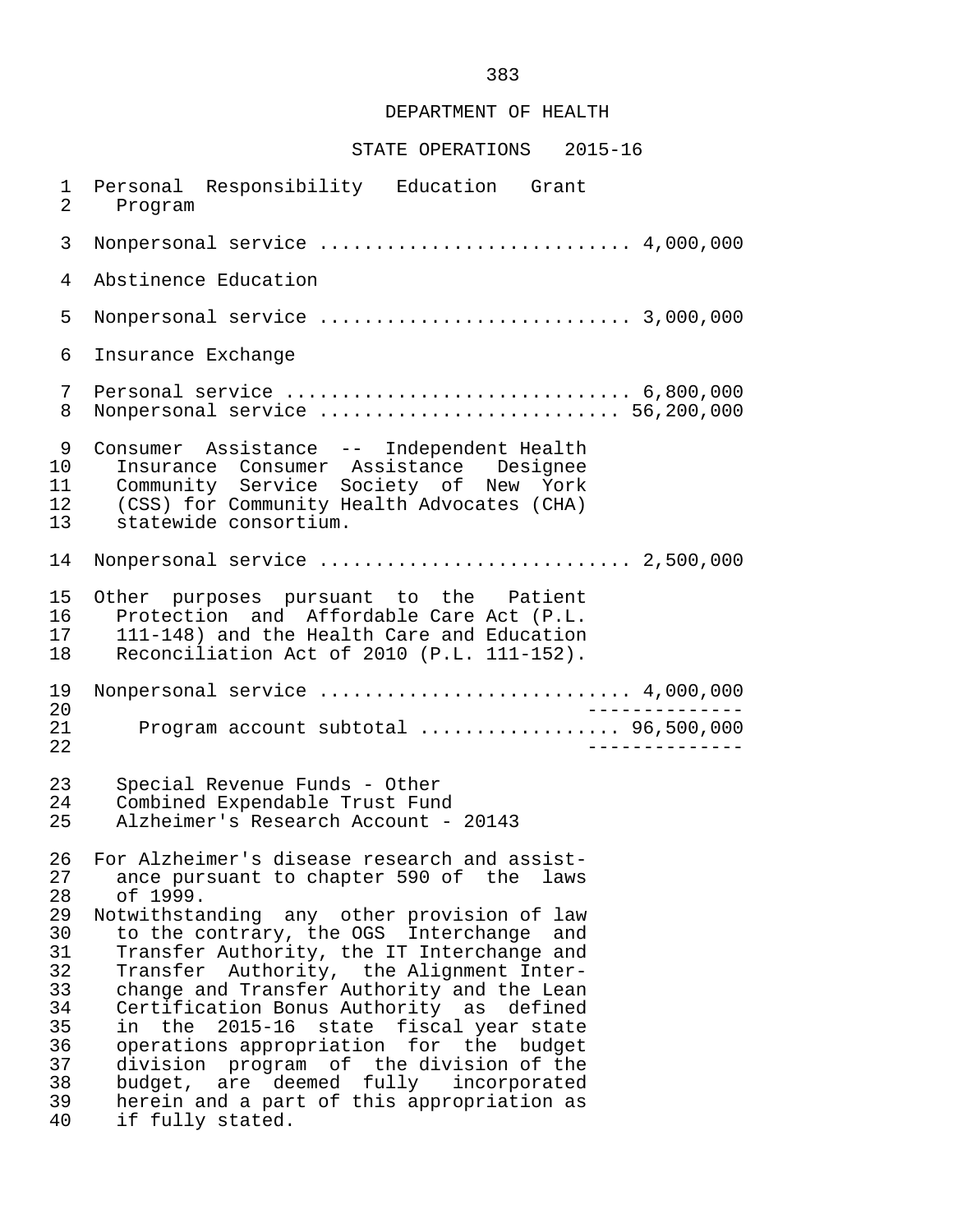DEPARTMENT OF HEALTH

STATE OPERATIONS 2015-16

Personal Responsibility Education Grant Program

Nonpersonal service ........................... 4,000,000

Abstinence Education

Nonpersonal service ........................... 3,000,000

Insurance Exchange

Personal service .............................. 6,800,000
Nonpersonal service .......................... 56,200,000

Consumer Assistance -- Independent Health Insurance Consumer Assistance Designee Community Service Society of New York (CSS) for Community Health Advocates (CHA) statewide consortium.

Nonpersonal service ........................... 2,500,000

Other purposes pursuant to the Patient Protection and Affordable Care Act (P.L. 111-148) and the Health Care and Education Reconciliation Act of 2010 (P.L. 111-152).

Nonpersonal service ........................... 4,000,000
--------------
Program account subtotal ................. 96,500,000
--------------

Special Revenue Funds - Other
Combined Expendable Trust Fund
Alzheimer's Research Account - 20143

For Alzheimer's disease research and assistance pursuant to chapter 590 of the laws of 1999.
Notwithstanding any other provision of law to the contrary, the OGS Interchange and Transfer Authority, the IT Interchange and Transfer Authority, the Alignment Interchange and Transfer Authority and the Lean Certification Bonus Authority as defined in the 2015-16 state fiscal year state operations appropriation for the budget division program of the division of the budget, are deemed fully incorporated herein and a part of this appropriation as if fully stated.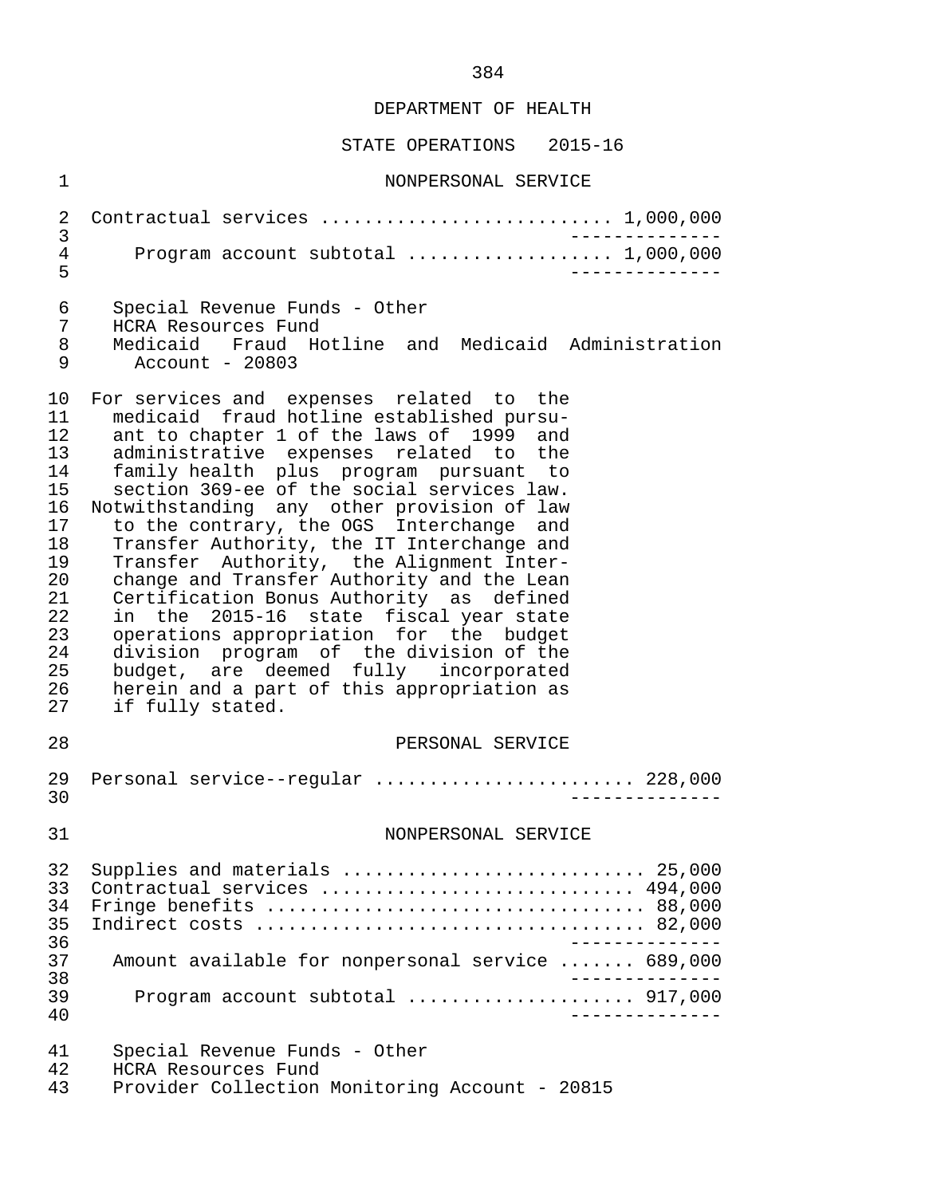DEPARTMENT OF HEALTH

STATE OPERATIONS 2015-16

NONPERSONAL SERVICE

| | |
|---|---:|
| Contractual services | 1,000,000 |
| Program account subtotal | 1,000,000 |

Special Revenue Funds - Other
HCRA Resources Fund
Medicaid Fraud Hotline and Medicaid Administration Account - 20803

For services and expenses related to the medicaid fraud hotline established pursuant to chapter 1 of the laws of 1999 and administrative expenses related to the family health plus program pursuant to section 369-ee of the social services law.

Notwithstanding any other provision of law to the contrary, the OGS Interchange and Transfer Authority, the IT Interchange and Transfer Authority, the Alignment Interchange and Transfer Authority and the Lean Certification Bonus Authority as defined in the 2015-16 state fiscal year state operations appropriation for the budget division program of the division of the budget, are deemed fully incorporated herein and a part of this appropriation as if fully stated.

PERSONAL SERVICE

| | |
|---|---:|
| Personal service--regular | 228,000 |

NONPERSONAL SERVICE

| | |
|---|---:|
| Supplies and materials | 25,000 |
| Contractual services | 494,000 |
| Fringe benefits | 88,000 |
| Indirect costs | 82,000 |
| Amount available for nonpersonal service | 689,000 |
| Program account subtotal | 917,000 |

Special Revenue Funds - Other
HCRA Resources Fund
Provider Collection Monitoring Account - 20815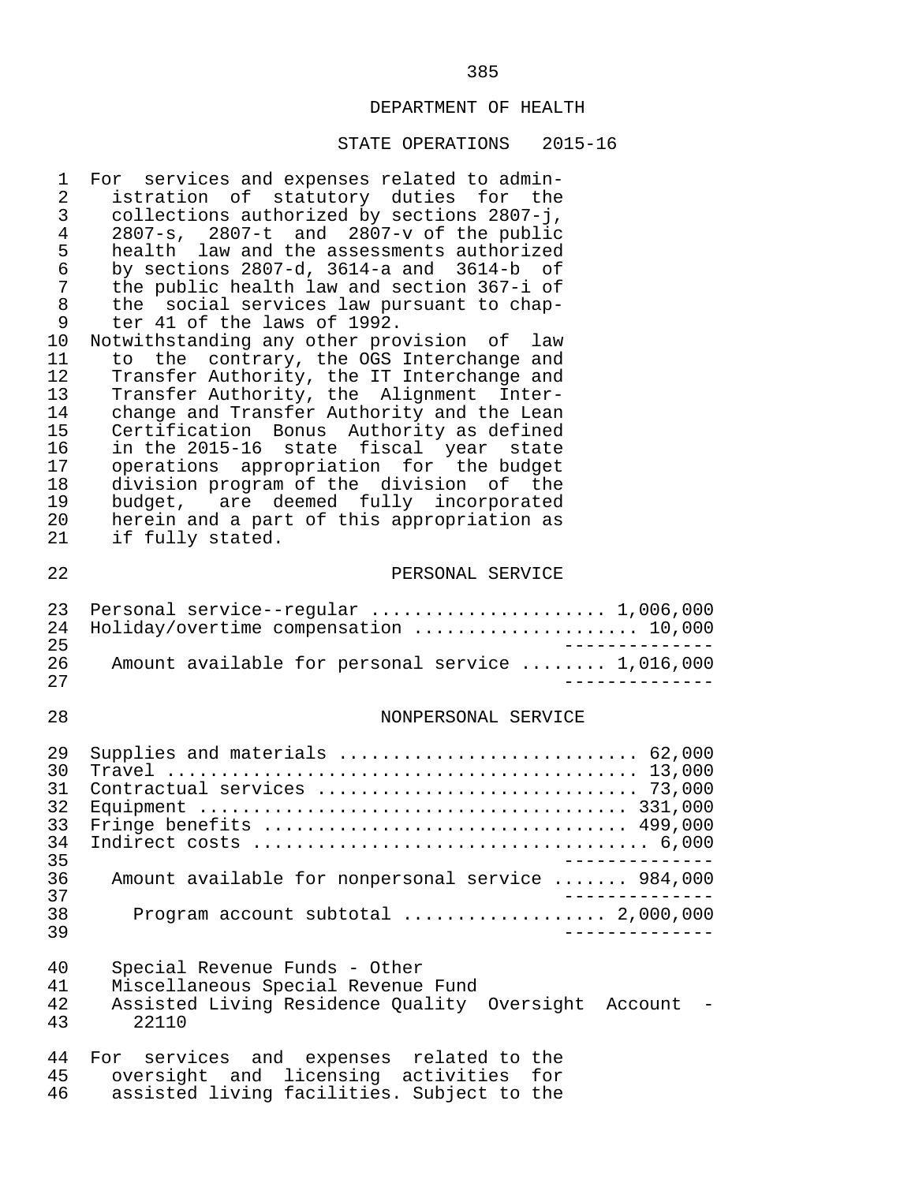DEPARTMENT OF HEALTH

STATE OPERATIONS 2015-16

For services and expenses related to administration of statutory duties for the collections authorized by sections 2807-j, 2807-s, 2807-t and 2807-v of the public health law and the assessments authorized by sections 2807-d, 3614-a and 3614-b of the public health law and section 367-i of the social services law pursuant to chapter 41 of the laws of 1992.

Notwithstanding any other provision of law to the contrary, the OGS Interchange and Transfer Authority, the IT Interchange and Transfer Authority, the Alignment Interchange and Transfer Authority and the Lean Certification Bonus Authority as defined in the 2015-16 state fiscal year state operations appropriation for the budget division program of the division of the budget, are deemed fully incorporated herein and a part of this appropriation as if fully stated.

PERSONAL SERVICE

| | |
|---|---:|
| Personal service--regular | 1,006,000 |
| Holiday/overtime compensation | 10,000 |
| Amount available for personal service | 1,016,000 |

NONPERSONAL SERVICE

| | |
|---|---:|
| Supplies and materials | 62,000 |
| Travel | 13,000 |
| Contractual services | 73,000 |
| Equipment | 331,000 |
| Fringe benefits | 499,000 |
| Indirect costs | 6,000 |
| Amount available for nonpersonal service | 984,000 |
| Program account subtotal | 2,000,000 |

Special Revenue Funds - Other
Miscellaneous Special Revenue Fund
Assisted Living Residence Quality Oversight Account - 22110

For services and expenses related to the oversight and licensing activities for assisted living facilities. Subject to the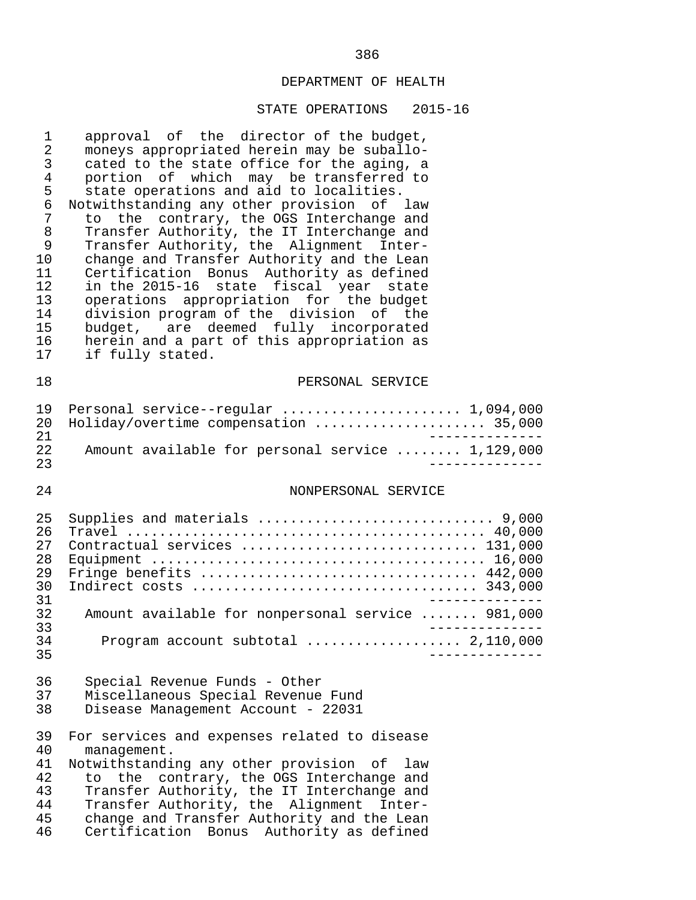approval of the director of the budget, moneys appropriated herein may be suballocated to the state office for the aging, a portion of which may be transferred to state operations and aid to localities.

Notwithstanding any other provision of law to the contrary, the OGS Interchange and Transfer Authority, the IT Interchange and Transfer Authority, the Alignment Interchange and Transfer Authority and the Lean Certification Bonus Authority as defined in the 2015-16 state fiscal year state operations appropriation for the budget division program of the division of the budget, are deemed fully incorporated herein and a part of this appropriation as if fully stated.

PERSONAL SERVICE

| | |
|---|---|
| Personal service--regular | 1,094,000 |
| Holiday/overtime compensation | 35,000 |
| Amount available for personal service | 1,129,000 |

NONPERSONAL SERVICE

| | |
|---|---|
| Supplies and materials | 9,000 |
| Travel | 40,000 |
| Contractual services | 131,000 |
| Equipment | 16,000 |
| Fringe benefits | 442,000 |
| Indirect costs | 343,000 |
| Amount available for nonpersonal service | 981,000 |
| Program account subtotal | 2,110,000 |

Special Revenue Funds - Other
Miscellaneous Special Revenue Fund
Disease Management Account - 22031

For services and expenses related to disease management.

Notwithstanding any other provision of law to the contrary, the OGS Interchange and Transfer Authority, the IT Interchange and Transfer Authority, the Alignment Interchange and Transfer Authority and the Lean Certification Bonus Authority as defined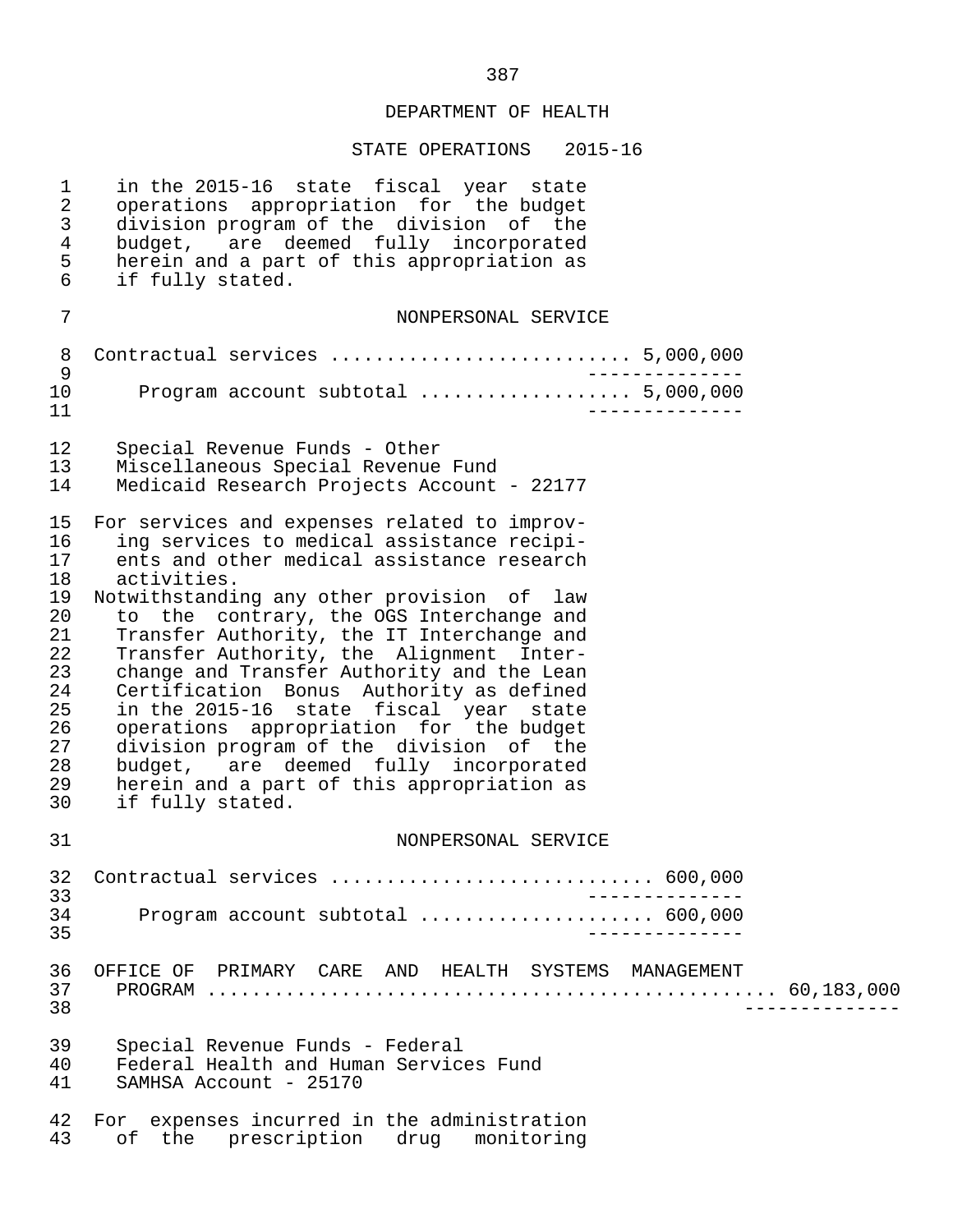## DEPARTMENT OF HEALTH

### STATE OPERATIONS 2015-16

in the 2015-16 state fiscal year state operations appropriation for the budget division program of the division of the budget, are deemed fully incorporated herein and a part of this appropriation as if fully stated.

NONPERSONAL SERVICE

| | |
|---|---|
| Contractual services | 5,000,000 |
| Program account subtotal | 5,000,000 |

Special Revenue Funds - Other
Miscellaneous Special Revenue Fund
Medicaid Research Projects Account - 22177

For services and expenses related to improving services to medical assistance recipients and other medical assistance research activities.

Notwithstanding any other provision of law to the contrary, the OGS Interchange and Transfer Authority, the IT Interchange and Transfer Authority, the Alignment Interchange and Transfer Authority and the Lean Certification Bonus Authority as defined in the 2015-16 state fiscal year state operations appropriation for the budget division program of the division of the budget, are deemed fully incorporated herein and a part of this appropriation as if fully stated.

NONPERSONAL SERVICE

| | |
|---|---|
| Contractual services | 600,000 |
| Program account subtotal | 600,000 |

OFFICE OF PRIMARY CARE AND HEALTH SYSTEMS MANAGEMENT PROGRAM .... 60,183,000

Special Revenue Funds - Federal
Federal Health and Human Services Fund
SAMHSA Account - 25170

For expenses incurred in the administration of the prescription drug monitoring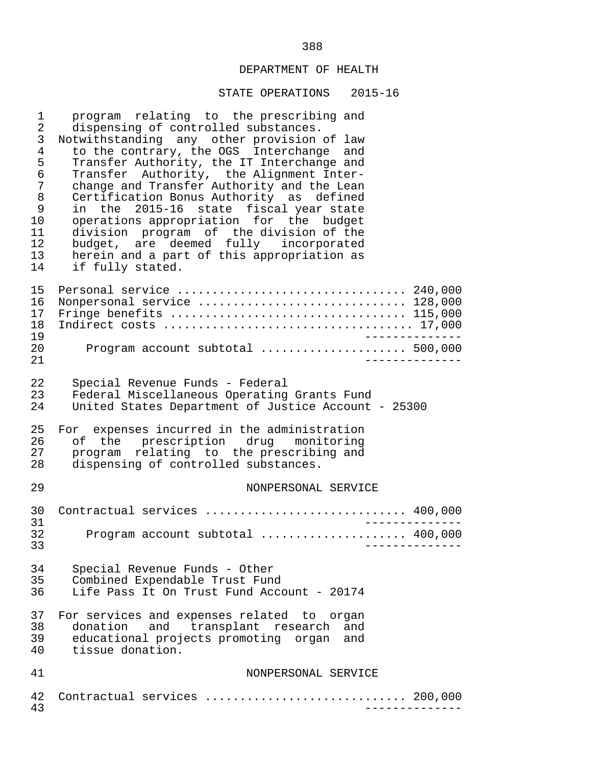DEPARTMENT OF HEALTH

STATE OPERATIONS 2015-16

program relating to the prescribing and dispensing of controlled substances.

Notwithstanding any other provision of law to the contrary, the OGS Interchange and Transfer Authority, the IT Interchange and Transfer Authority, the Alignment Interchange and Transfer Authority and the Lean Certification Bonus Authority as defined in the 2015-16 state fiscal year state operations appropriation for the budget division program of the division of the budget, are deemed fully incorporated herein and a part of this appropriation as if fully stated.

| | |
|---|---|
| Personal service | 240,000 |
| Nonpersonal service | 128,000 |
| Fringe benefits | 115,000 |
| Indirect costs | 17,000 |
| Program account subtotal | 500,000 |

Special Revenue Funds - Federal
Federal Miscellaneous Operating Grants Fund
United States Department of Justice Account - 25300

For expenses incurred in the administration of the prescription drug monitoring program relating to the prescribing and dispensing of controlled substances.

NONPERSONAL SERVICE

| | |
|---|---|
| Contractual services | 400,000 |
| Program account subtotal | 400,000 |

Special Revenue Funds - Other
Combined Expendable Trust Fund
Life Pass It On Trust Fund Account - 20174

For services and expenses related to organ donation and transplant research and educational projects promoting organ and tissue donation.

NONPERSONAL SERVICE

| | |
|---|---|
| Contractual services | 200,000 |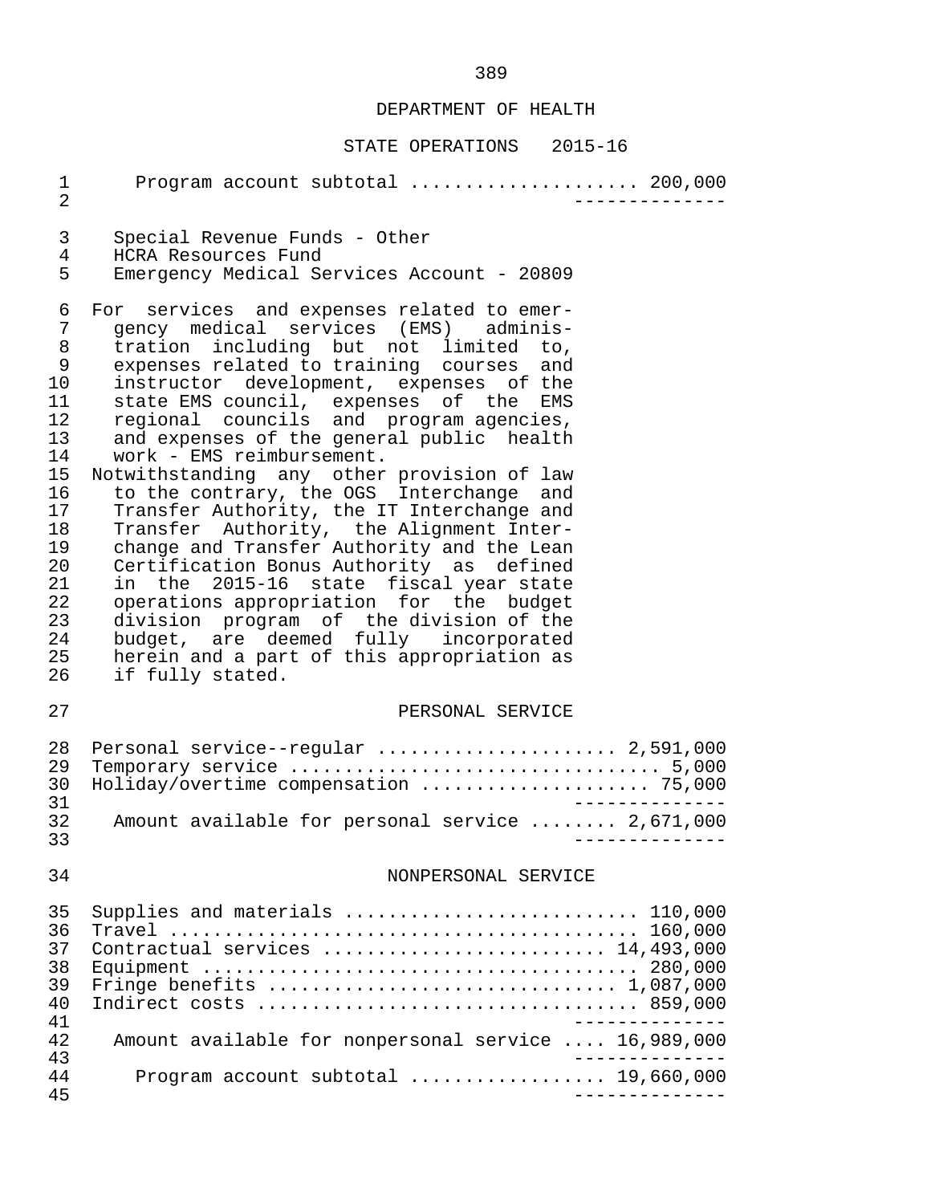## DEPARTMENT OF HEALTH

### STATE OPERATIONS 2015-16

Program account subtotal .................... 200,000

Special Revenue Funds - Other
HCRA Resources Fund
Emergency Medical Services Account - 20809

For services and expenses related to emergency medical services (EMS) administration including but not limited to, expenses related to training courses and instructor development, expenses of the state EMS council, expenses of the EMS regional councils and program agencies, and expenses of the general public health work - EMS reimbursement.

Notwithstanding any other provision of law to the contrary, the OGS Interchange and Transfer Authority, the IT Interchange and Transfer Authority, the Alignment Interchange and Transfer Authority and the Lean Certification Bonus Authority as defined in the 2015-16 state fiscal year state operations appropriation for the budget division program of the division of the budget, are deemed fully incorporated herein and a part of this appropriation as if fully stated.

#### PERSONAL SERVICE

| Item | Amount |
|---|---|
| Personal service--regular | 2,591,000 |
| Temporary service | 5,000 |
| Holiday/overtime compensation | 75,000 |
| Amount available for personal service | 2,671,000 |

#### NONPERSONAL SERVICE

| Item | Amount |
|---|---|
| Supplies and materials | 110,000 |
| Travel | 160,000 |
| Contractual services | 14,493,000 |
| Equipment | 280,000 |
| Fringe benefits | 1,087,000 |
| Indirect costs | 859,000 |
| Amount available for nonpersonal service | 16,989,000 |
| Program account subtotal | 19,660,000 |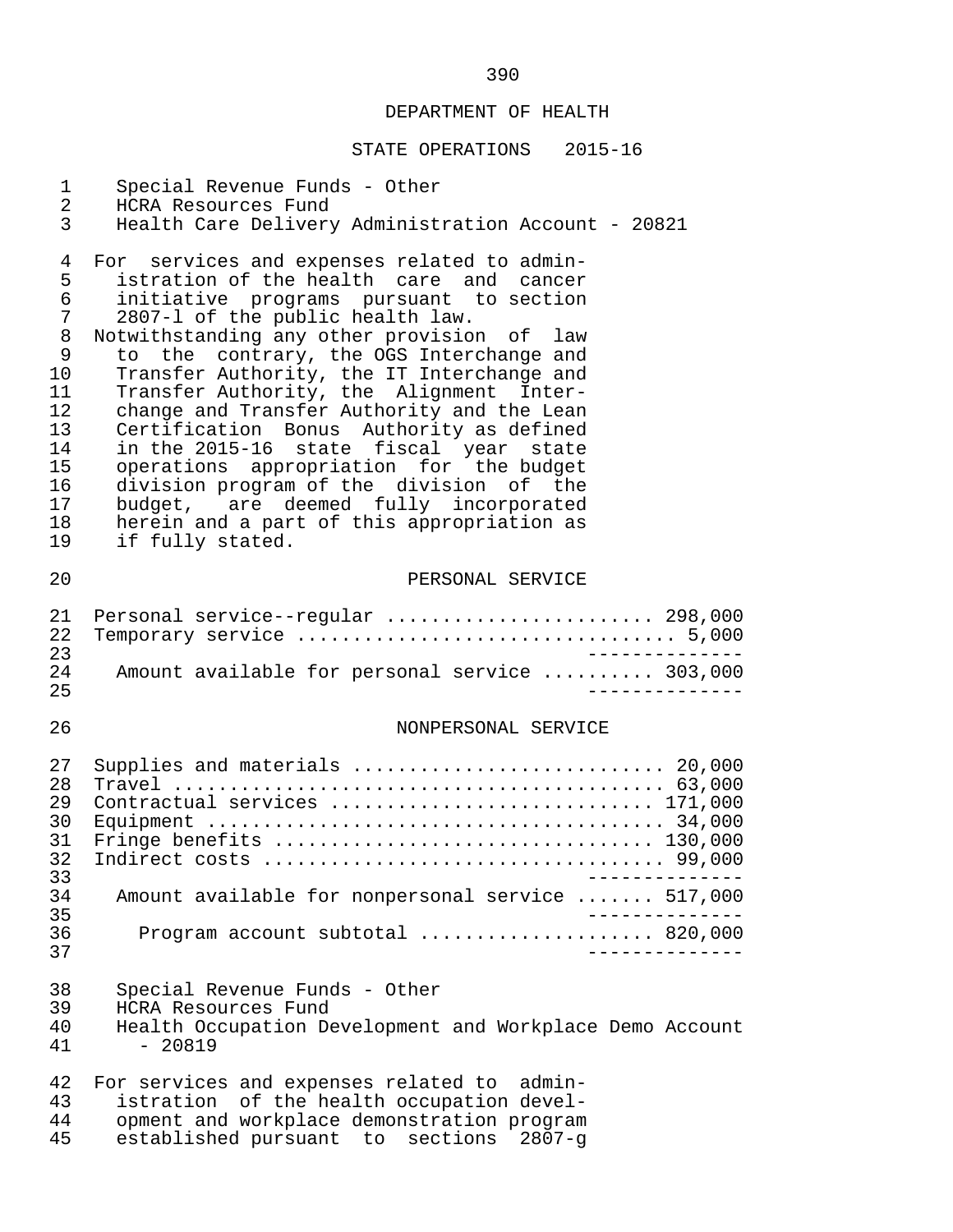DEPARTMENT OF HEALTH

STATE OPERATIONS 2015-16

Special Revenue Funds - Other
HCRA Resources Fund
Health Care Delivery Administration Account - 20821

For services and expenses related to administration of the health care and cancer initiative programs pursuant to section 2807-l of the public health law.
Notwithstanding any other provision of law to the contrary, the OGS Interchange and Transfer Authority, the IT Interchange and Transfer Authority, the Alignment Interchange and Transfer Authority and the Lean Certification Bonus Authority as defined in the 2015-16 state fiscal year state operations appropriation for the budget division program of the division of the budget, are deemed fully incorporated herein and a part of this appropriation as if fully stated.

PERSONAL SERVICE

| Item | Amount |
|---|---|
| Personal service--regular | 298,000 |
| Temporary service | 5,000 |
| Amount available for personal service | 303,000 |

NONPERSONAL SERVICE

| Item | Amount |
|---|---|
| Supplies and materials | 20,000 |
| Travel | 63,000 |
| Contractual services | 171,000 |
| Equipment | 34,000 |
| Fringe benefits | 130,000 |
| Indirect costs | 99,000 |
| Amount available for nonpersonal service | 517,000 |
| Program account subtotal | 820,000 |

Special Revenue Funds - Other
HCRA Resources Fund
Health Occupation Development and Workplace Demo Account - 20819

For services and expenses related to administration of the health occupation development and workplace demonstration program established pursuant to sections 2807-g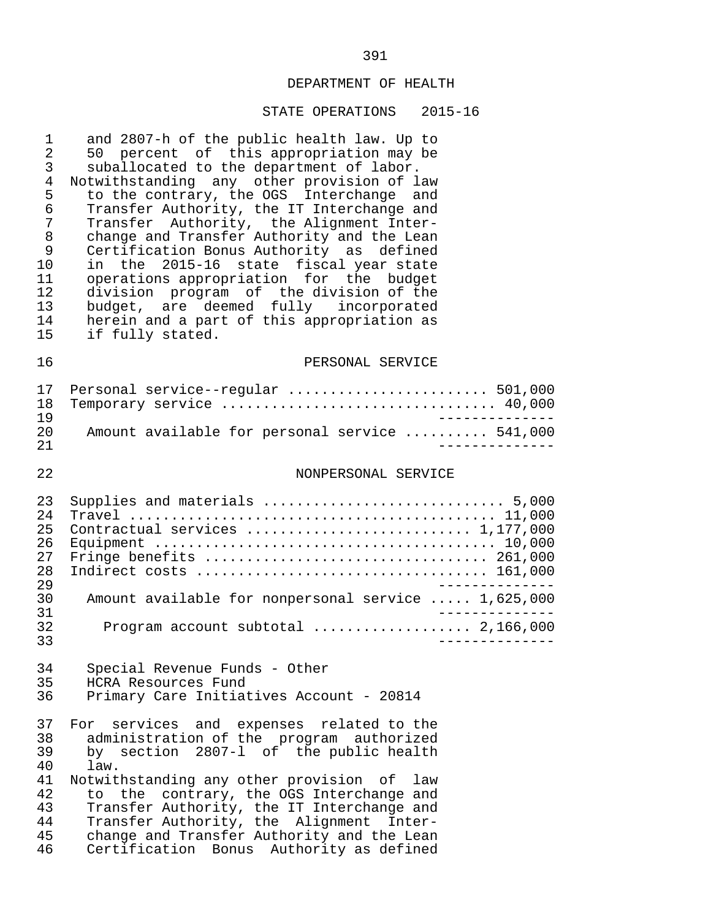## DEPARTMENT OF HEALTH

### STATE OPERATIONS 2015-16

and 2807-h of the public health law. Up to 50 percent of this appropriation may be suballocated to the department of labor.

Notwithstanding any other provision of law to the contrary, the OGS Interchange and Transfer Authority, the IT Interchange and Transfer Authority, the Alignment Interchange and Transfer Authority and the Lean Certification Bonus Authority as defined in the 2015-16 state fiscal year state operations appropriation for the budget division program of the division of the budget, are deemed fully incorporated herein and a part of this appropriation as if fully stated.

#### PERSONAL SERVICE

| Item | Amount |
|---|---|
| Personal service--regular | 501,000 |
| Temporary service | 40,000 |
| Amount available for personal service | 541,000 |

#### NONPERSONAL SERVICE

| Item | Amount |
|---|---|
| Supplies and materials | 5,000 |
| Travel | 11,000 |
| Contractual services | 1,177,000 |
| Equipment | 10,000 |
| Fringe benefits | 261,000 |
| Indirect costs | 161,000 |
| Amount available for nonpersonal service | 1,625,000 |
| Program account subtotal | 2,166,000 |

Special Revenue Funds - Other
HCRA Resources Fund
Primary Care Initiatives Account - 20814

For services and expenses related to the administration of the program authorized by section 2807-l of the public health law.

Notwithstanding any other provision of law to the contrary, the OGS Interchange and Transfer Authority, the IT Interchange and Transfer Authority, the Alignment Interchange and Transfer Authority and the Lean Certification Bonus Authority as defined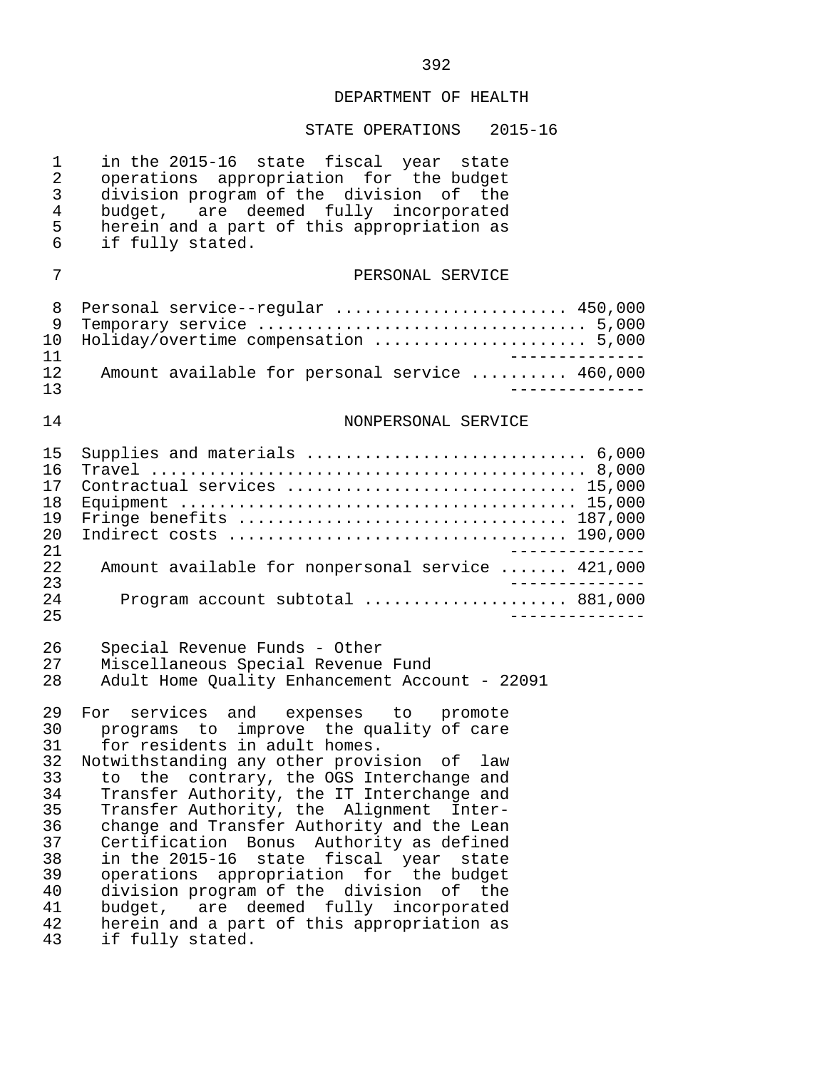## DEPARTMENT OF HEALTH

## STATE OPERATIONS 2015-16

in the 2015-16 state fiscal year state operations appropriation for the budget division program of the division of the budget, are deemed fully incorporated herein and a part of this appropriation as if fully stated.

### PERSONAL SERVICE

| Item | Amount |
|---|---|
| Personal service--regular | 450,000 |
| Temporary service | 5,000 |
| Holiday/overtime compensation | 5,000 |
| Amount available for personal service | 460,000 |

### NONPERSONAL SERVICE

| Item | Amount |
|---|---|
| Supplies and materials | 6,000 |
| Travel | 8,000 |
| Contractual services | 15,000 |
| Equipment | 15,000 |
| Fringe benefits | 187,000 |
| Indirect costs | 190,000 |
| Amount available for nonpersonal service | 421,000 |
| Program account subtotal | 881,000 |

Special Revenue Funds - Other
Miscellaneous Special Revenue Fund
Adult Home Quality Enhancement Account - 22091

For services and expenses to promote programs to improve the quality of care for residents in adult homes.
Notwithstanding any other provision of law to the contrary, the OGS Interchange and Transfer Authority, the IT Interchange and Transfer Authority, the Alignment Interchange and Transfer Authority and the Lean Certification Bonus Authority as defined in the 2015-16 state fiscal year state operations appropriation for the budget division program of the division of the budget, are deemed fully incorporated herein and a part of this appropriation as if fully stated.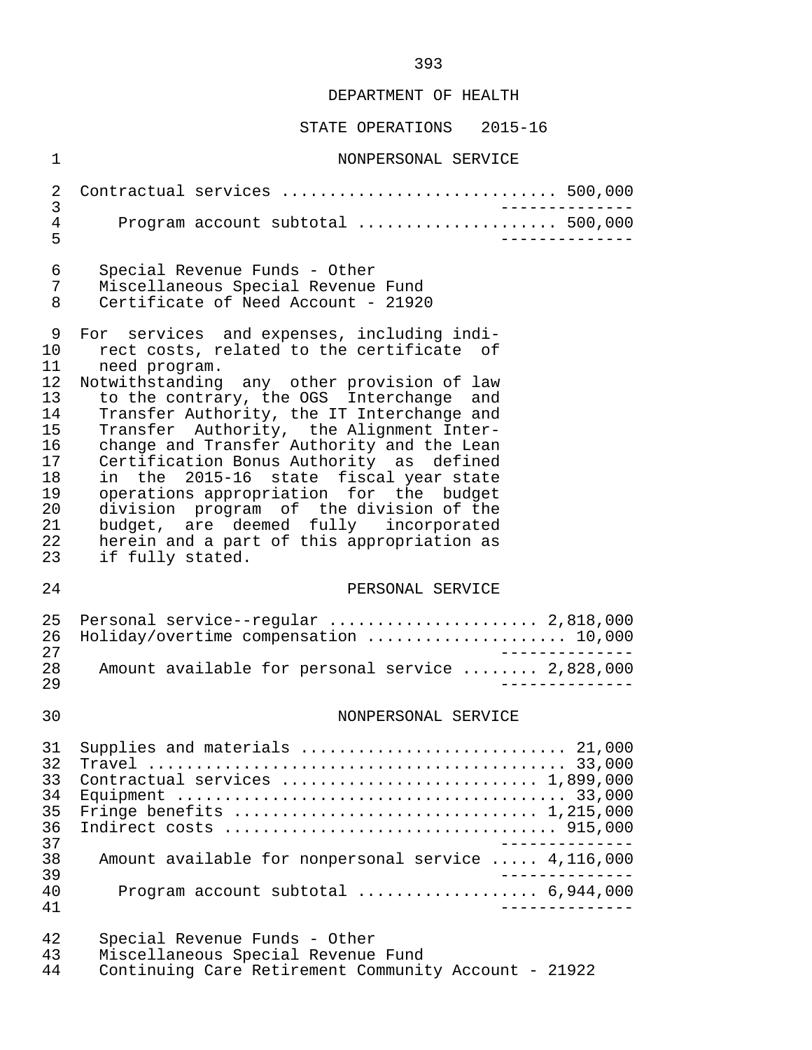DEPARTMENT OF HEALTH

STATE OPERATIONS 2015-16

NONPERSONAL SERVICE

| | |
|---|---|
| Contractual services | 500,000 |
| Program account subtotal | 500,000 |

Special Revenue Funds - Other
Miscellaneous Special Revenue Fund
Certificate of Need Account - 21920

For services and expenses, including indirect costs, related to the certificate of need program.

Notwithstanding any other provision of law to the contrary, the OGS Interchange and Transfer Authority, the IT Interchange and Transfer Authority, the Alignment Interchange and Transfer Authority and the Lean Certification Bonus Authority as defined in the 2015-16 state fiscal year state operations appropriation for the budget division program of the division of the budget, are deemed fully incorporated herein and a part of this appropriation as if fully stated.

PERSONAL SERVICE

| | |
|---|---|
| Personal service--regular | 2,818,000 |
| Holiday/overtime compensation | 10,000 |
| Amount available for personal service | 2,828,000 |

NONPERSONAL SERVICE

| | |
|---|---|
| Supplies and materials | 21,000 |
| Travel | 33,000 |
| Contractual services | 1,899,000 |
| Equipment | 33,000 |
| Fringe benefits | 1,215,000 |
| Indirect costs | 915,000 |
| Amount available for nonpersonal service | 4,116,000 |
| Program account subtotal | 6,944,000 |

Special Revenue Funds - Other
Miscellaneous Special Revenue Fund
Continuing Care Retirement Community Account - 21922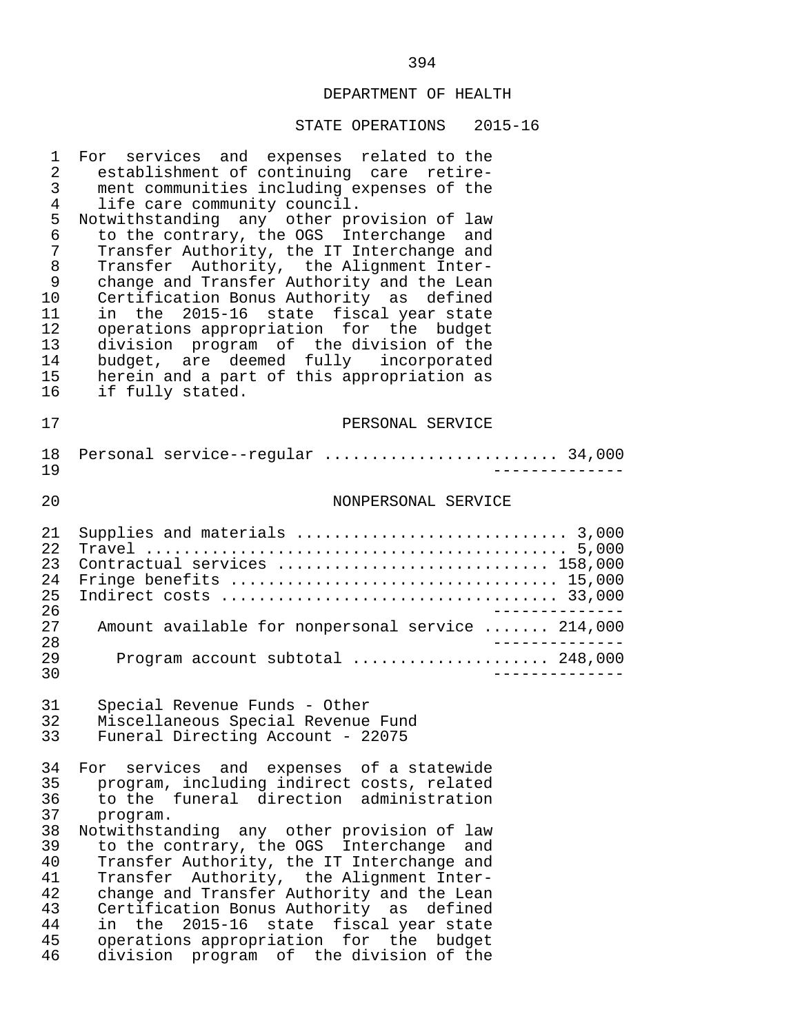DEPARTMENT OF HEALTH

STATE OPERATIONS 2015-16

For services and expenses related to the establishment of continuing care retirement communities including expenses of the life care community council.

Notwithstanding any other provision of law to the contrary, the OGS Interchange and Transfer Authority, the IT Interchange and Transfer Authority, the Alignment Interchange and Transfer Authority and the Lean Certification Bonus Authority as defined in the 2015-16 state fiscal year state operations appropriation for the budget division program of the division of the budget, are deemed fully incorporated herein and a part of this appropriation as if fully stated.

PERSONAL SERVICE

| | |
|---|---:|
| Personal service--regular | 34,000 |

NONPERSONAL SERVICE

| | |
|---|---:|
| Supplies and materials | 3,000 |
| Travel | 5,000 |
| Contractual services | 158,000 |
| Fringe benefits | 15,000 |
| Indirect costs | 33,000 |
| Amount available for nonpersonal service | 214,000 |
| Program account subtotal | 248,000 |

Special Revenue Funds - Other
Miscellaneous Special Revenue Fund
Funeral Directing Account - 22075

For services and expenses of a statewide program, including indirect costs, related to the funeral direction administration program.

Notwithstanding any other provision of law to the contrary, the OGS Interchange and Transfer Authority, the IT Interchange and Transfer Authority, the Alignment Interchange and Transfer Authority and the Lean Certification Bonus Authority as defined in the 2015-16 state fiscal year state operations appropriation for the budget division program of the division of the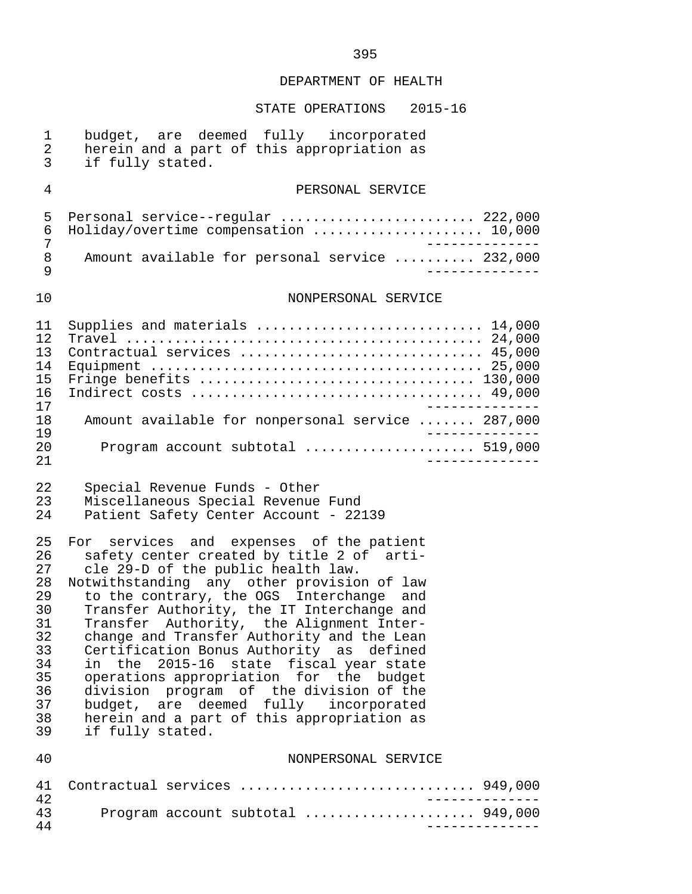## DEPARTMENT OF HEALTH

### STATE OPERATIONS 2015-16

budget, are deemed fully incorporated herein and a part of this appropriation as if fully stated.

#### PERSONAL SERVICE

| | |
|---|---|
| Personal service--regular | 222,000 |
| Holiday/overtime compensation | 10,000 |
| Amount available for personal service | 232,000 |

#### NONPERSONAL SERVICE

| | |
|---|---|
| Supplies and materials | 14,000 |
| Travel | 24,000 |
| Contractual services | 45,000 |
| Equipment | 25,000 |
| Fringe benefits | 130,000 |
| Indirect costs | 49,000 |
| Amount available for nonpersonal service | 287,000 |
| Program account subtotal | 519,000 |

Special Revenue Funds - Other
Miscellaneous Special Revenue Fund
Patient Safety Center Account - 22139

For services and expenses of the patient safety center created by title 2 of article 29-D of the public health law.

Notwithstanding any other provision of law to the contrary, the OGS Interchange and Transfer Authority, the IT Interchange and Transfer Authority, the Alignment Interchange and Transfer Authority and the Lean Certification Bonus Authority as defined in the 2015-16 state fiscal year state operations appropriation for the budget division program of the division of the budget, are deemed fully incorporated herein and a part of this appropriation as if fully stated.

#### NONPERSONAL SERVICE

| | |
|---|---|
| Contractual services | 949,000 |
| Program account subtotal | 949,000 |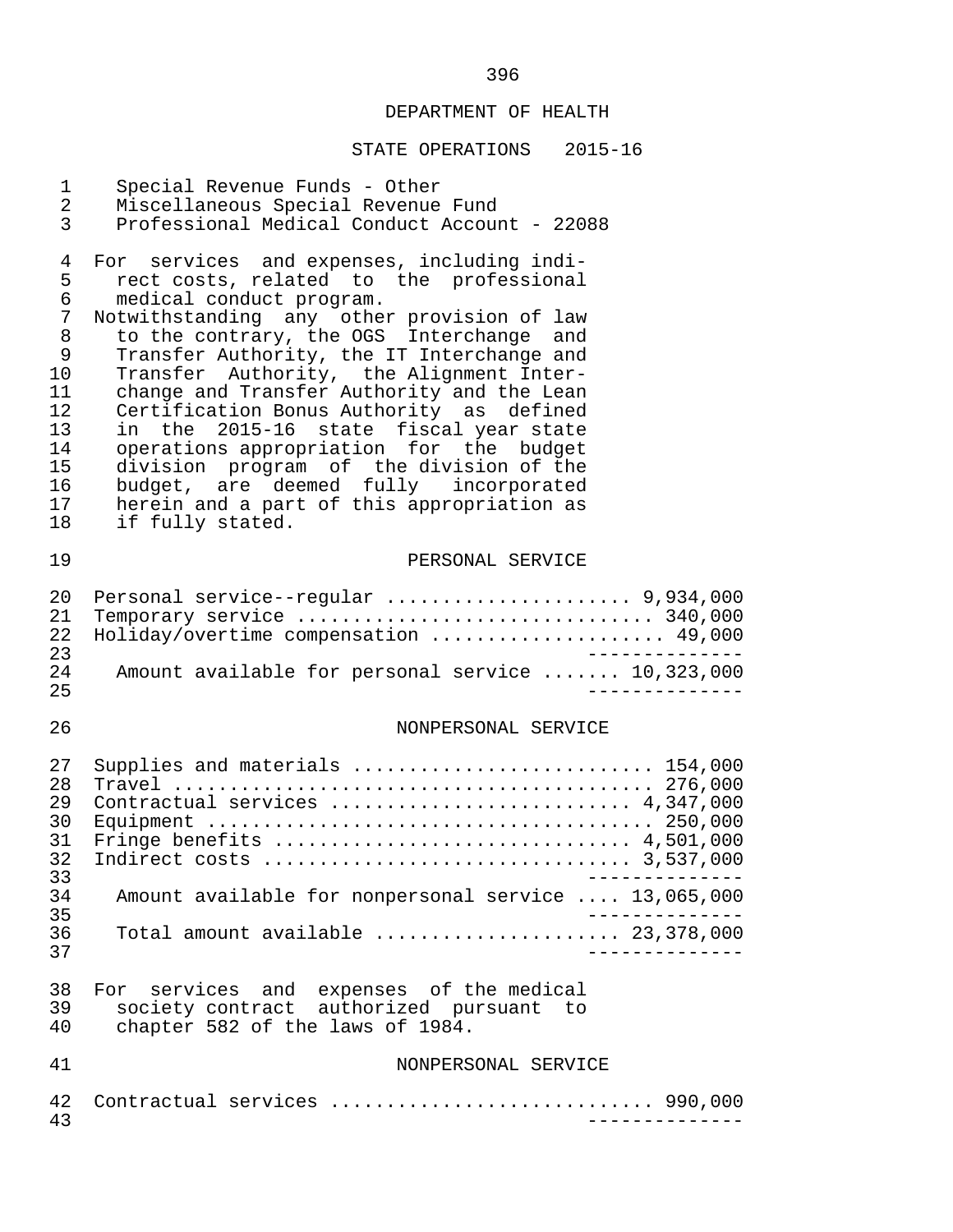## DEPARTMENT OF HEALTH

### STATE OPERATIONS 2015-16

Special Revenue Funds - Other
Miscellaneous Special Revenue Fund
Professional Medical Conduct Account - 22088

For services and expenses, including indirect costs, related to the professional medical conduct program.
Notwithstanding any other provision of law to the contrary, the OGS Interchange and Transfer Authority, the IT Interchange and Transfer Authority, the Alignment Interchange and Transfer Authority and the Lean Certification Bonus Authority as defined in the 2015-16 state fiscal year state operations appropriation for the budget division program of the division of the budget, are deemed fully incorporated herein and a part of this appropriation as if fully stated.

PERSONAL SERVICE

| | |
|---|---:|
| Personal service--regular | 9,934,000 |
| Temporary service | 340,000 |
| Holiday/overtime compensation | 49,000 |
| Amount available for personal service | 10,323,000 |

NONPERSONAL SERVICE

| | |
|---|---:|
| Supplies and materials | 154,000 |
| Travel | 276,000 |
| Contractual services | 4,347,000 |
| Equipment | 250,000 |
| Fringe benefits | 4,501,000 |
| Indirect costs | 3,537,000 |
| Amount available for nonpersonal service | 13,065,000 |
| Total amount available | 23,378,000 |

For services and expenses of the medical society contract authorized pursuant to chapter 582 of the laws of 1984.

NONPERSONAL SERVICE

| | |
|---|---:|
| Contractual services | 990,000 |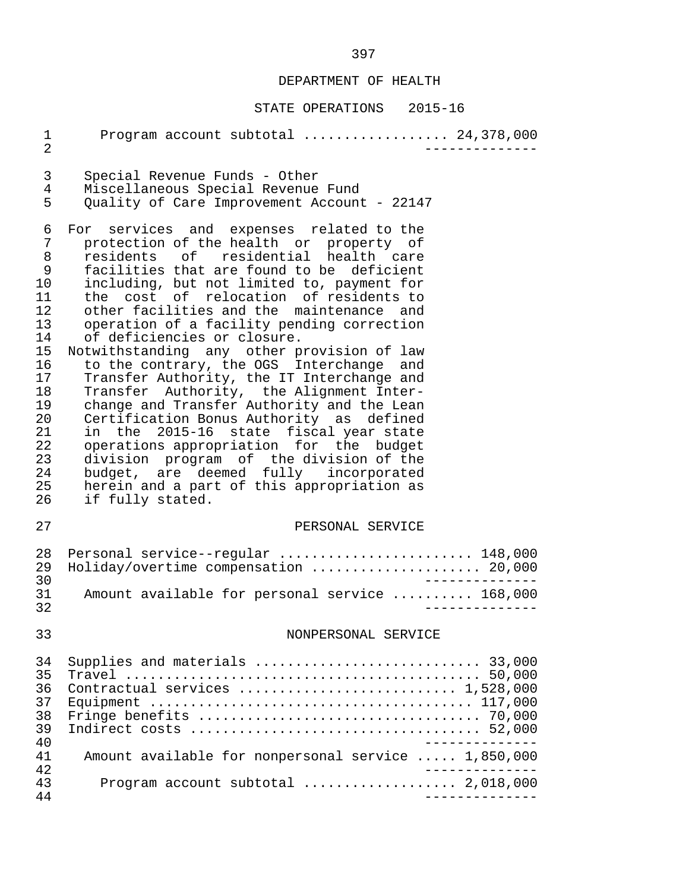DEPARTMENT OF HEALTH

STATE OPERATIONS 2015-16

| | |
|---|---:|
| Program account subtotal | 24,378,000 |

Special Revenue Funds - Other
Miscellaneous Special Revenue Fund
Quality of Care Improvement Account - 22147

For services and expenses related to the protection of the health or property of residents of residential health care facilities that are found to be deficient including, but not limited to, payment for the cost of relocation of residents to other facilities and the maintenance and operation of a facility pending correction of deficiencies or closure.

Notwithstanding any other provision of law to the contrary, the OGS Interchange and Transfer Authority, the IT Interchange and Transfer Authority, the Alignment Interchange and Transfer Authority and the Lean Certification Bonus Authority as defined in the 2015-16 state fiscal year state operations appropriation for the budget division program of the division of the budget, are deemed fully incorporated herein and a part of this appropriation as if fully stated.

PERSONAL SERVICE

| | |
|---|---:|
| Personal service--regular | 148,000 |
| Holiday/overtime compensation | 20,000 |
| Amount available for personal service | 168,000 |

NONPERSONAL SERVICE

| | |
|---|---:|
| Supplies and materials | 33,000 |
| Travel | 50,000 |
| Contractual services | 1,528,000 |
| Equipment | 117,000 |
| Fringe benefits | 70,000 |
| Indirect costs | 52,000 |
| Amount available for nonpersonal service | 1,850,000 |
| Program account subtotal | 2,018,000 |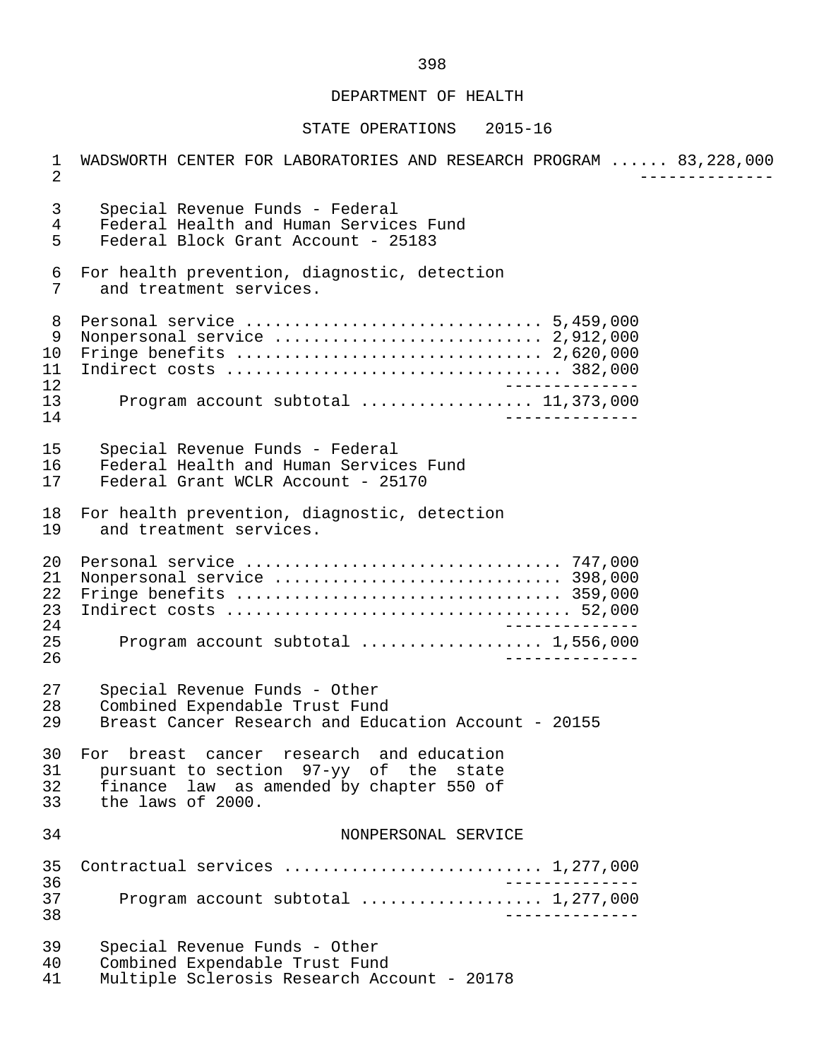DEPARTMENT OF HEALTH

STATE OPERATIONS 2015-16

WADSWORTH CENTER FOR LABORATORIES AND RESEARCH PROGRAM ...... 83,228,000

Special Revenue Funds - Federal
Federal Health and Human Services Fund
Federal Block Grant Account - 25183

For health prevention, diagnostic, detection and treatment services.

| | |
|---|---|
| Personal service | 5,459,000 |
| Nonpersonal service | 2,912,000 |
| Fringe benefits | 2,620,000 |
| Indirect costs | 382,000 |
| Program account subtotal | 11,373,000 |

Special Revenue Funds - Federal
Federal Health and Human Services Fund
Federal Grant WCLR Account - 25170

For health prevention, diagnostic, detection and treatment services.

| | |
|---|---|
| Personal service | 747,000 |
| Nonpersonal service | 398,000 |
| Fringe benefits | 359,000 |
| Indirect costs | 52,000 |
| Program account subtotal | 1,556,000 |

Special Revenue Funds - Other
Combined Expendable Trust Fund
Breast Cancer Research and Education Account - 20155

For breast cancer research and education pursuant to section 97-yy of the state finance law as amended by chapter 550 of the laws of 2000.

NONPERSONAL SERVICE

| | |
|---|---|
| Contractual services | 1,277,000 |
| Program account subtotal | 1,277,000 |

Special Revenue Funds - Other
Combined Expendable Trust Fund
Multiple Sclerosis Research Account - 20178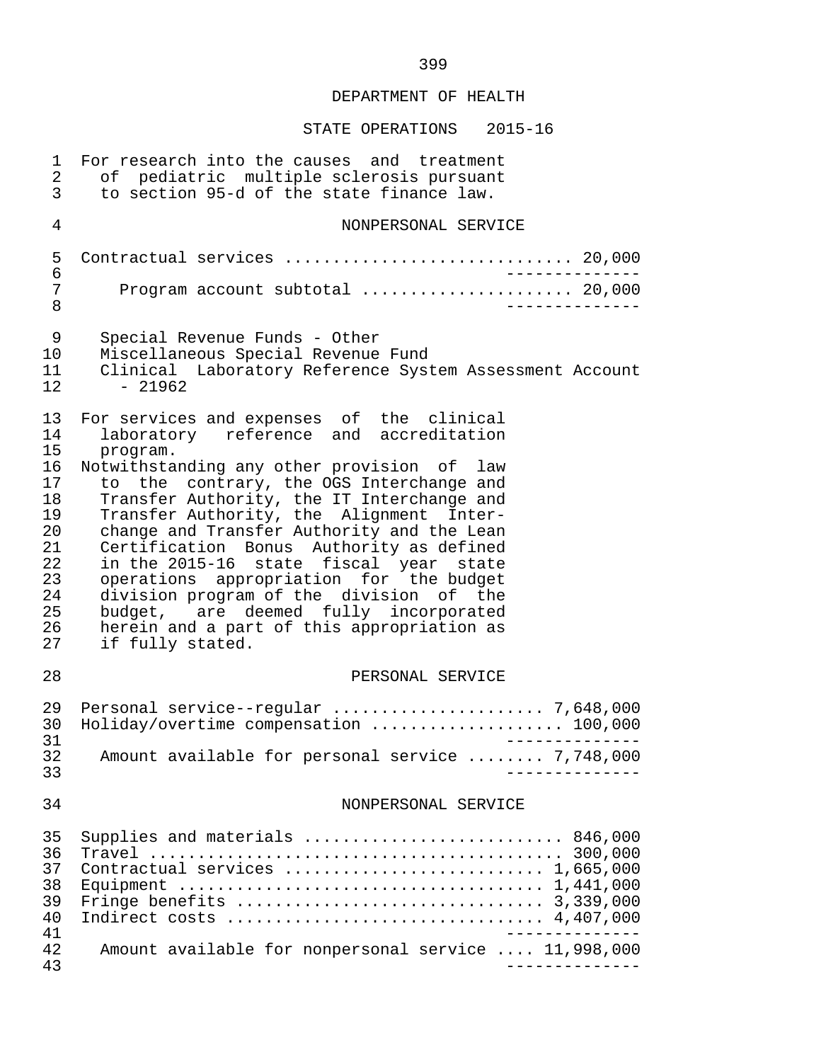## DEPARTMENT OF HEALTH

### STATE OPERATIONS 2015-16

For research into the causes and treatment of pediatric multiple sclerosis pursuant to section 95-d of the state finance law.

#### NONPERSONAL SERVICE

| | |
|---|---|
| Contractual services | 20,000 |
| Program account subtotal | 20,000 |

Special Revenue Funds - Other
Miscellaneous Special Revenue Fund
Clinical Laboratory Reference System Assessment Account - 21962

For services and expenses of the clinical laboratory reference and accreditation program.

Notwithstanding any other provision of law to the contrary, the OGS Interchange and Transfer Authority, the IT Interchange and Transfer Authority, the Alignment Interchange and Transfer Authority and the Lean Certification Bonus Authority as defined in the 2015-16 state fiscal year state operations appropriation for the budget division program of the division of the budget, are deemed fully incorporated herein and a part of this appropriation as if fully stated.

#### PERSONAL SERVICE

| | |
|---|---|
| Personal service--regular | 7,648,000 |
| Holiday/overtime compensation | 100,000 |
| Amount available for personal service | 7,748,000 |

#### NONPERSONAL SERVICE

| | |
|---|---|
| Supplies and materials | 846,000 |
| Travel | 300,000 |
| Contractual services | 1,665,000 |
| Equipment | 1,441,000 |
| Fringe benefits | 3,339,000 |
| Indirect costs | 4,407,000 |
| Amount available for nonpersonal service | 11,998,000 |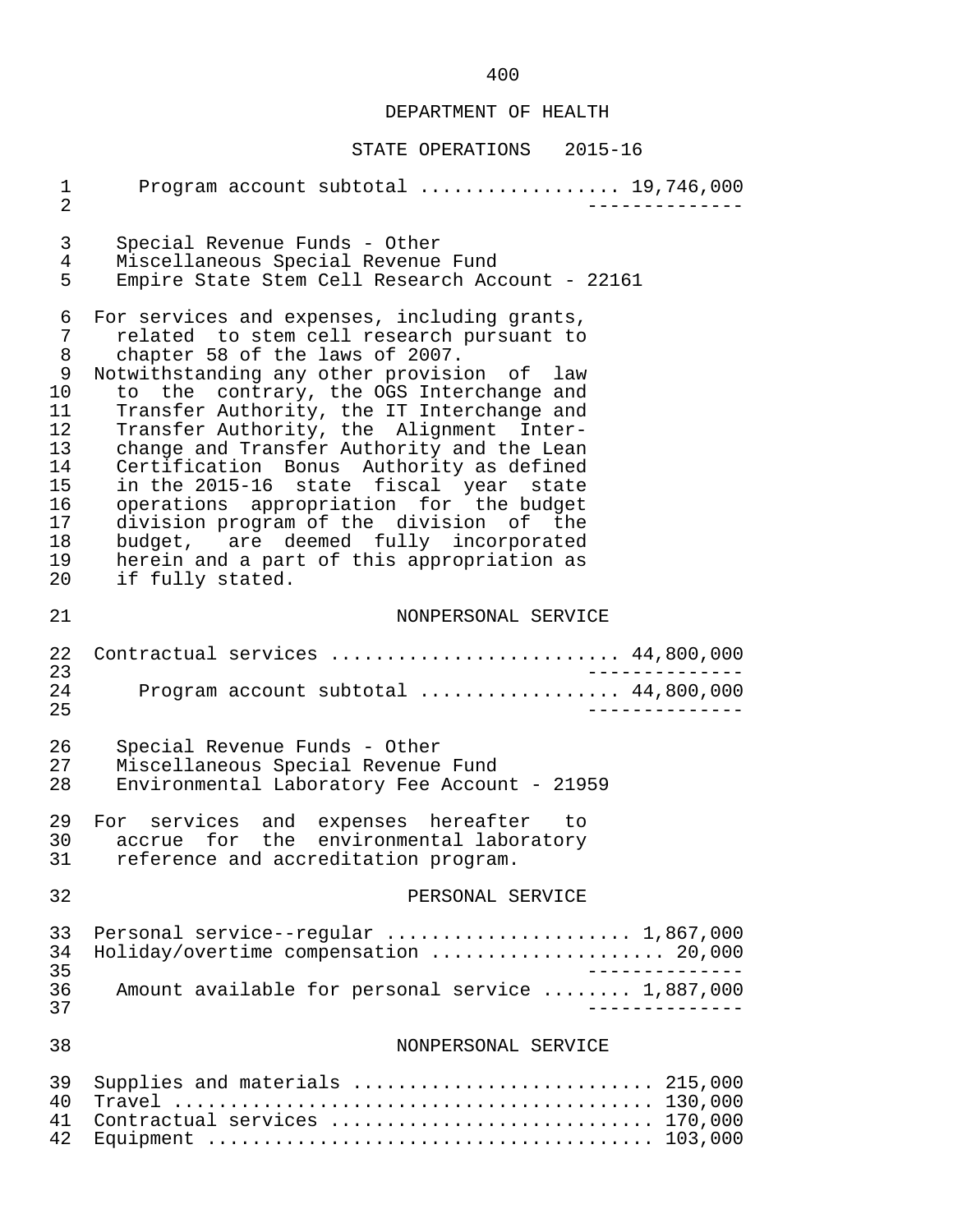DEPARTMENT OF HEALTH

STATE OPERATIONS 2015-16

Program account subtotal .................. 19,746,000

Special Revenue Funds - Other
Miscellaneous Special Revenue Fund
Empire State Stem Cell Research Account - 22161

For services and expenses, including grants, related to stem cell research pursuant to chapter 58 of the laws of 2007.
Notwithstanding any other provision of law to the contrary, the OGS Interchange and Transfer Authority, the IT Interchange and Transfer Authority, the Alignment Interchange and Transfer Authority and the Lean Certification Bonus Authority as defined in the 2015-16 state fiscal year state operations appropriation for the budget division program of the division of the budget, are deemed fully incorporated herein and a part of this appropriation as if fully stated.

NONPERSONAL SERVICE

Contractual services .......................... 44,800,000

Program account subtotal .................. 44,800,000

Special Revenue Funds - Other
Miscellaneous Special Revenue Fund
Environmental Laboratory Fee Account - 21959

For services and expenses hereafter to accrue for the environmental laboratory reference and accreditation program.

PERSONAL SERVICE

Personal service--regular ...................... 1,867,000
Holiday/overtime compensation ..................... 20,000

Amount available for personal service ........ 1,887,000

NONPERSONAL SERVICE

Supplies and materials .......................... 215,000
Travel .......................................... 130,000
Contractual services ............................ 170,000
Equipment ....................................... 103,000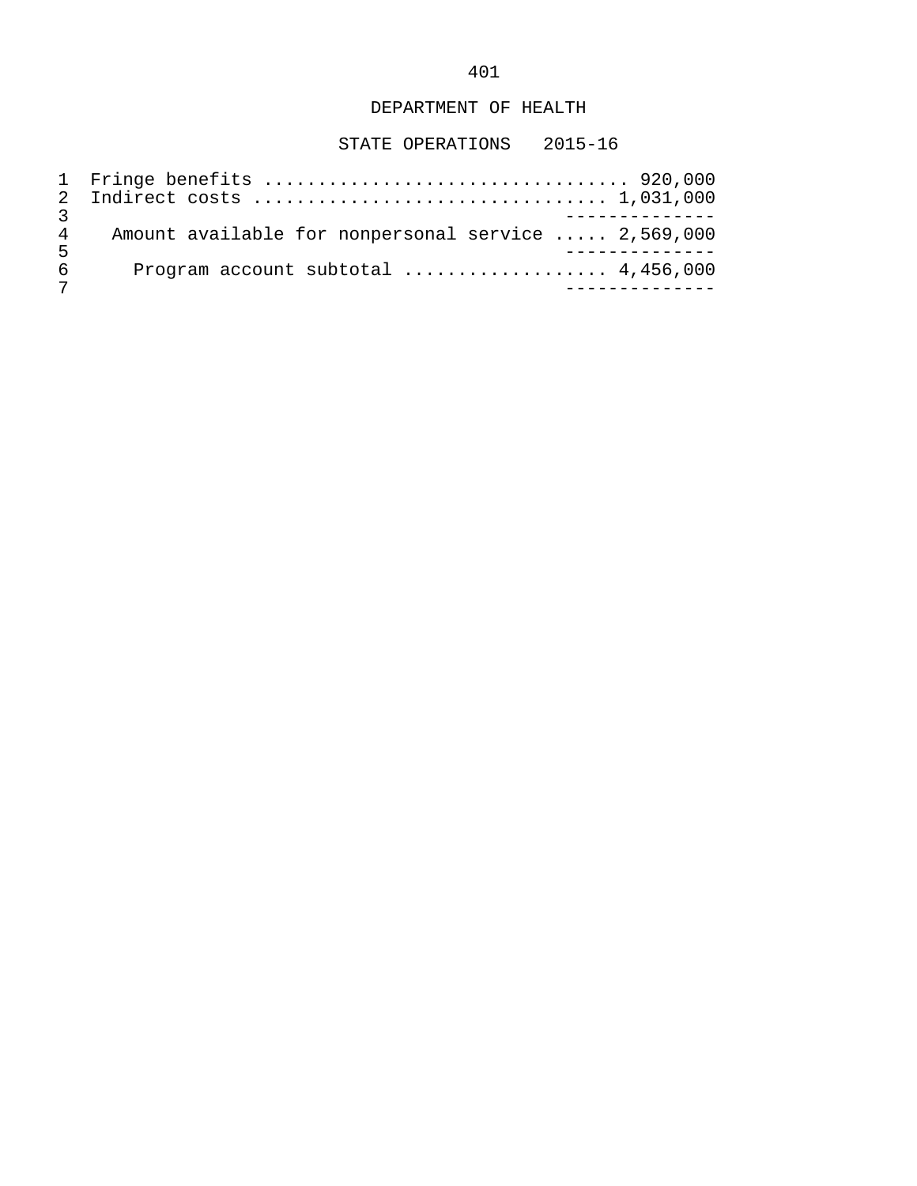DEPARTMENT OF HEALTH

STATE OPERATIONS 2015-16

| | |
|---|---|
| Fringe benefits | 920,000 |
| Indirect costs | 1,031,000 |
| Amount available for nonpersonal service | 2,569,000 |
| Program account subtotal | 4,456,000 |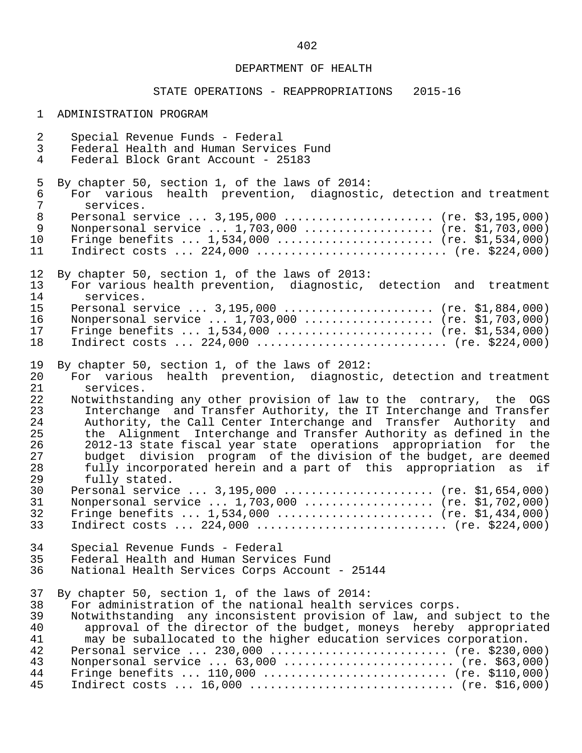DEPARTMENT OF HEALTH

STATE OPERATIONS - REAPPROPRIATIONS 2015-16

ADMINISTRATION PROGRAM

Special Revenue Funds - Federal
Federal Health and Human Services Fund
Federal Block Grant Account - 25183

By chapter 50, section 1, of the laws of 2014:
For various health prevention, diagnostic, detection and treatment services.
Personal service ... 3,195,000 ...................... (re. $3,195,000)
Nonpersonal service ... 1,703,000 ................... (re. $1,703,000)
Fringe benefits ... 1,534,000 ....................... (re. $1,534,000)
Indirect costs ... 224,000 ........................... (re. $224,000)

By chapter 50, section 1, of the laws of 2013:
For various health prevention, diagnostic, detection and treatment services.
Personal service ... 3,195,000 ...................... (re. $1,884,000)
Nonpersonal service ... 1,703,000 ................... (re. $1,703,000)
Fringe benefits ... 1,534,000 ....................... (re. $1,534,000)
Indirect costs ... 224,000 ........................... (re. $224,000)

By chapter 50, section 1, of the laws of 2012:
For various health prevention, diagnostic, detection and treatment services.
Notwithstanding any other provision of law to the contrary, the OGS Interchange and Transfer Authority, the IT Interchange and Transfer Authority, the Call Center Interchange and Transfer Authority and the Alignment Interchange and Transfer Authority as defined in the 2012-13 state fiscal year state operations appropriation for the budget division program of the division of the budget, are deemed fully incorporated herein and a part of this appropriation as if fully stated.
Personal service ... 3,195,000 ...................... (re. $1,654,000)
Nonpersonal service ... 1,703,000 ................... (re. $1,702,000)
Fringe benefits ... 1,534,000 ....................... (re. $1,434,000)
Indirect costs ... 224,000 ........................... (re. $224,000)

Special Revenue Funds - Federal
Federal Health and Human Services Fund
National Health Services Corps Account - 25144

By chapter 50, section 1, of the laws of 2014:
For administration of the national health services corps.
Notwithstanding any inconsistent provision of law, and subject to the approval of the director of the budget, moneys hereby appropriated may be suballocated to the higher education services corporation.
Personal service ... 230,000 .......................... (re. $230,000)
Nonpersonal service ... 63,000 ......................... (re. $63,000)
Fringe benefits ... 110,000 ........................... (re. $110,000)
Indirect costs ... 16,000 ............................. (re. $16,000)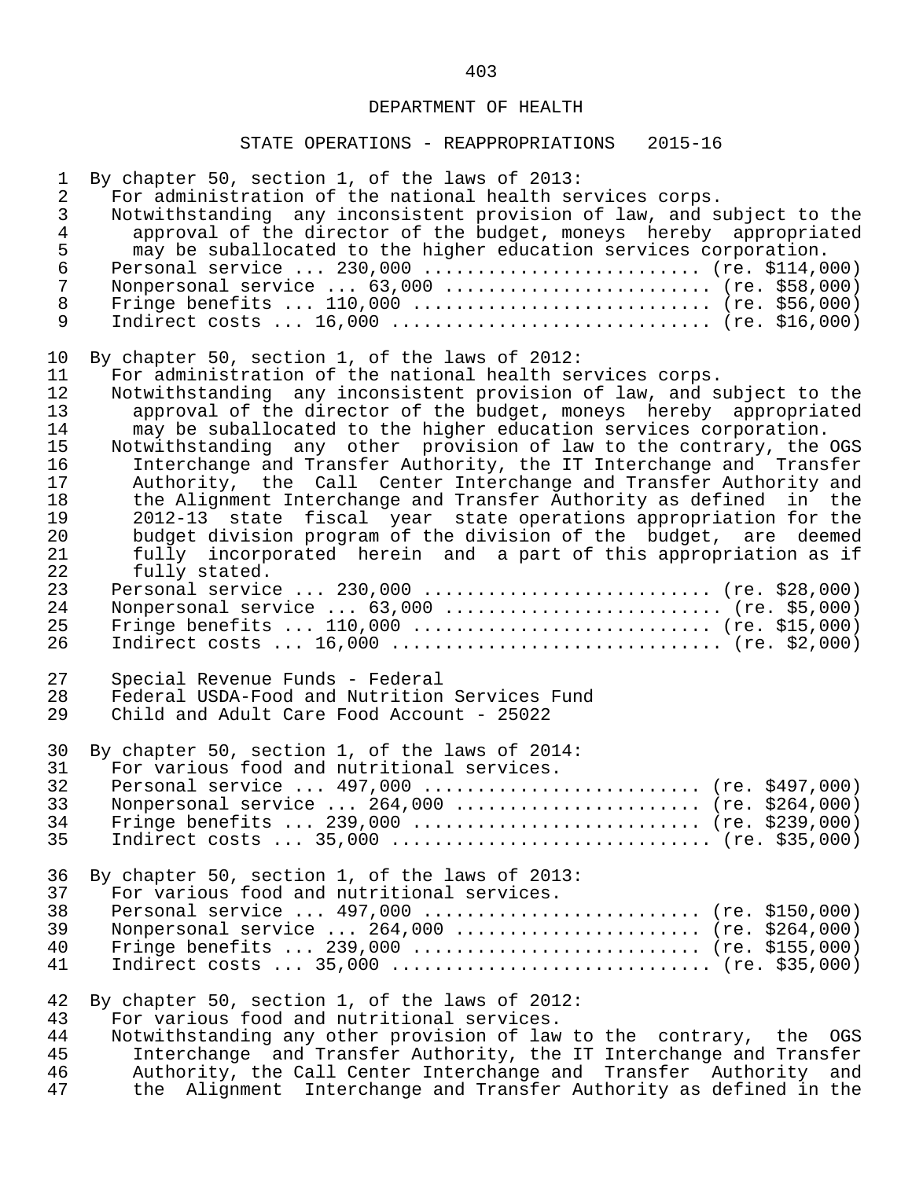DEPARTMENT OF HEALTH

STATE OPERATIONS - REAPPROPRIATIONS 2015-16

By chapter 50, section 1, of the laws of 2013:

For administration of the national health services corps.

Notwithstanding any inconsistent provision of law, and subject to the approval of the director of the budget, moneys hereby appropriated may be suballocated to the higher education services corporation.

Personal service ... 230,000 .......................... (re. $114,000)
Nonpersonal service ... 63,000 ......................... (re. $58,000)
Fringe benefits ... 110,000 ............................ (re. $56,000)
Indirect costs ... 16,000 .............................. (re. $16,000)

By chapter 50, section 1, of the laws of 2012:

For administration of the national health services corps.

Notwithstanding any inconsistent provision of law, and subject to the approval of the director of the budget, moneys hereby appropriated may be suballocated to the higher education services corporation.

Notwithstanding any other provision of law to the contrary, the OGS Interchange and Transfer Authority, the IT Interchange and Transfer Authority, the Call Center Interchange and Transfer Authority and the Alignment Interchange and Transfer Authority as defined in the 2012-13 state fiscal year state operations appropriation for the budget division program of the division of the budget, are deemed fully incorporated herein and a part of this appropriation as if fully stated.

Personal service ... 230,000 ........................... (re. $28,000)
Nonpersonal service ... 63,000 .......................... (re. $5,000)
Fringe benefits ... 110,000 ............................ (re. $15,000)
Indirect costs ... 16,000 ............................... (re. $2,000)

Special Revenue Funds - Federal
Federal USDA-Food and Nutrition Services Fund
Child and Adult Care Food Account - 25022

By chapter 50, section 1, of the laws of 2014:

For various food and nutritional services.

Personal service ... 497,000 .......................... (re. $497,000)
Nonpersonal service ... 264,000 ....................... (re. $264,000)
Fringe benefits ... 239,000 ........................... (re. $239,000)
Indirect costs ... 35,000 ............................. (re. $35,000)

By chapter 50, section 1, of the laws of 2013:

For various food and nutritional services.

Personal service ... 497,000 .......................... (re. $150,000)
Nonpersonal service ... 264,000 ....................... (re. $264,000)
Fringe benefits ... 239,000 ........................... (re. $155,000)
Indirect costs ... 35,000 ............................. (re. $35,000)

By chapter 50, section 1, of the laws of 2012:

For various food and nutritional services.

Notwithstanding any other provision of law to the contrary, the OGS Interchange and Transfer Authority, the IT Interchange and Transfer Authority, the Call Center Interchange and Transfer Authority and the Alignment Interchange and Transfer Authority as defined in the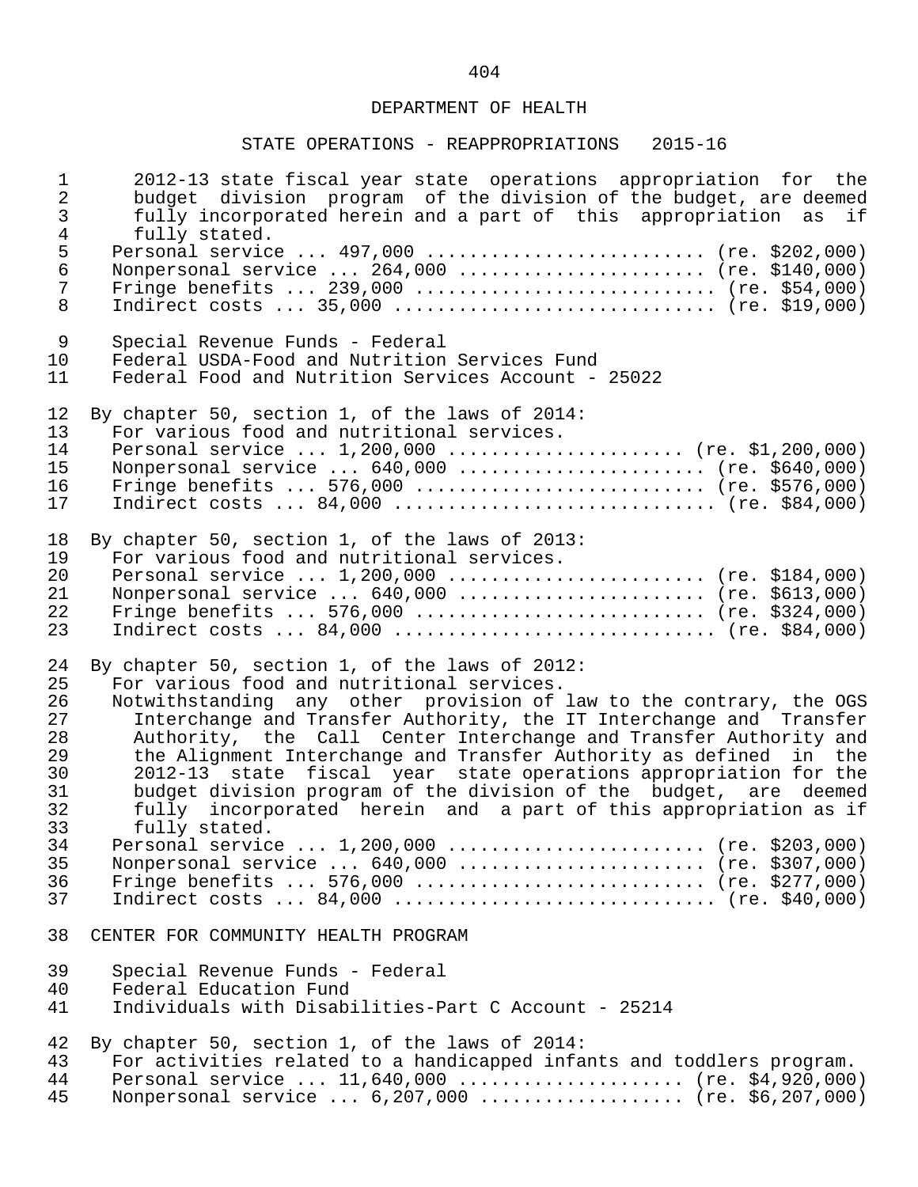DEPARTMENT OF HEALTH

STATE OPERATIONS - REAPPROPRIATIONS 2015-16

2012-13 state fiscal year state operations appropriation for the budget division program of the division of the budget, are deemed fully incorporated herein and a part of this appropriation as if fully stated.
Personal service ... 497,000 ......................... (re. $202,000)
Nonpersonal service ... 264,000 ....................... (re. $140,000)
Fringe benefits ... 239,000 ........................... (re. $54,000)
Indirect costs ... 35,000 ............................. (re. $19,000)

Special Revenue Funds - Federal
Federal USDA-Food and Nutrition Services Fund
Federal Food and Nutrition Services Account - 25022

By chapter 50, section 1, of the laws of 2014:
For various food and nutritional services.
Personal service ... 1,200,000 ...................... (re. $1,200,000)
Nonpersonal service ... 640,000 ....................... (re. $640,000)
Fringe benefits ... 576,000 ........................... (re. $576,000)
Indirect costs ... 84,000 ............................. (re. $84,000)

By chapter 50, section 1, of the laws of 2013:
For various food and nutritional services.
Personal service ... 1,200,000 ........................ (re. $184,000)
Nonpersonal service ... 640,000 ....................... (re. $613,000)
Fringe benefits ... 576,000 ........................... (re. $324,000)
Indirect costs ... 84,000 ............................. (re. $84,000)

By chapter 50, section 1, of the laws of 2012:
For various food and nutritional services.
Notwithstanding any other provision of law to the contrary, the OGS Interchange and Transfer Authority, the IT Interchange and Transfer Authority, the Call Center Interchange and Transfer Authority and the Alignment Interchange and Transfer Authority as defined in the 2012-13 state fiscal year state operations appropriation for the budget division program of the division of the budget, are deemed fully incorporated herein and a part of this appropriation as if fully stated.
Personal service ... 1,200,000 ........................ (re. $203,000)
Nonpersonal service ... 640,000 ....................... (re. $307,000)
Fringe benefits ... 576,000 ........................... (re. $277,000)
Indirect costs ... 84,000 ............................. (re. $40,000)

CENTER FOR COMMUNITY HEALTH PROGRAM

Special Revenue Funds - Federal
Federal Education Fund
Individuals with Disabilities-Part C Account - 25214

By chapter 50, section 1, of the laws of 2014:
For activities related to a handicapped infants and toddlers program.
Personal service ... 11,640,000 ..................... (re. $4,920,000)
Nonpersonal service ... 6,207,000 ................... (re. $6,207,000)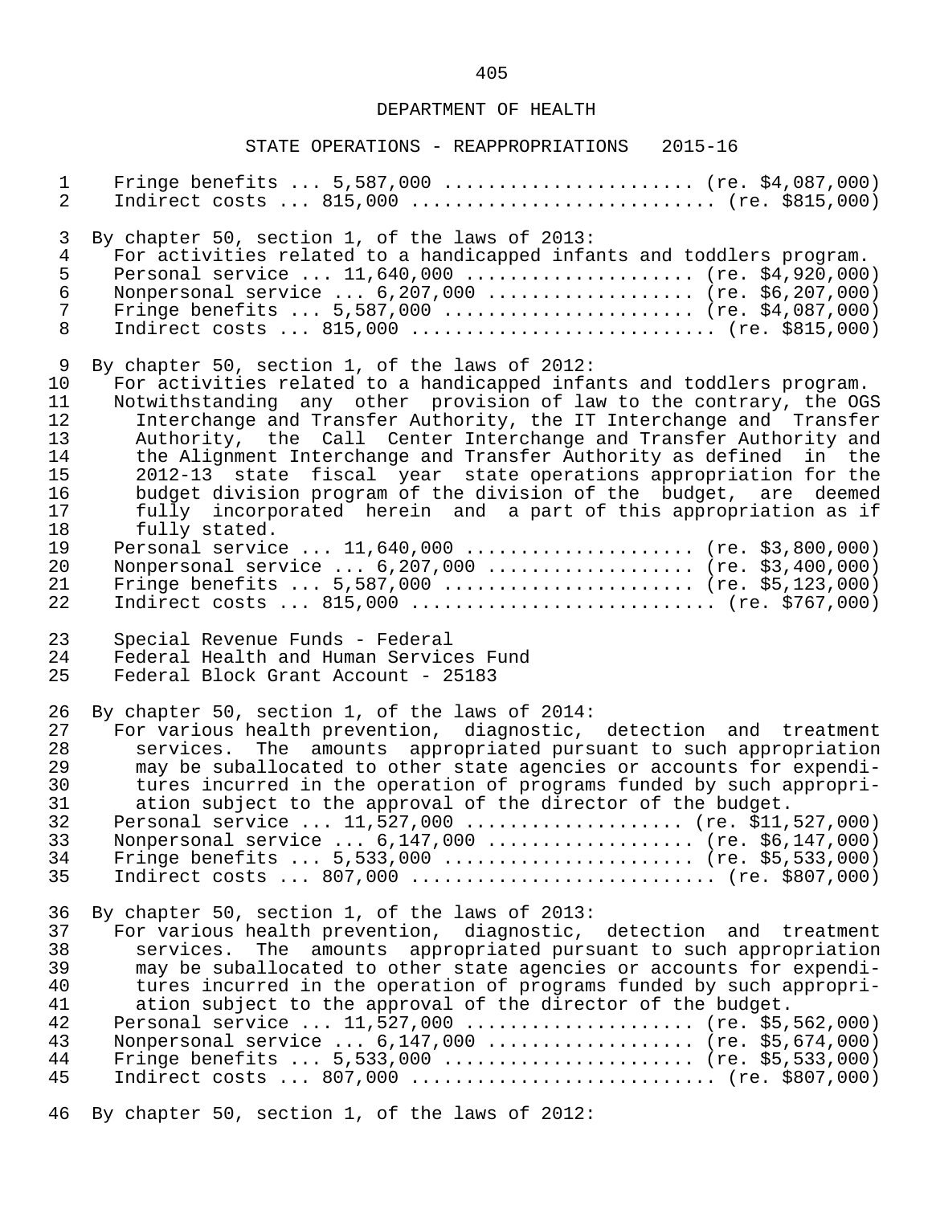DEPARTMENT OF HEALTH

STATE OPERATIONS - REAPPROPRIATIONS 2015-16

Fringe benefits ... 5,587,000 ...................... (re. $4,087,000)
Indirect costs ... 815,000 .......................... (re. $815,000)

By chapter 50, section 1, of the laws of 2013:

For activities related to a handicapped infants and toddlers program.

Personal service ... 11,640,000 .................... (re. $4,920,000)
Nonpersonal service ... 6,207,000 .................. (re. $6,207,000)
Fringe benefits ... 5,587,000 ...................... (re. $4,087,000)
Indirect costs ... 815,000 .......................... (re. $815,000)

By chapter 50, section 1, of the laws of 2012:

For activities related to a handicapped infants and toddlers program. Notwithstanding any other provision of law to the contrary, the OGS Interchange and Transfer Authority, the IT Interchange and Transfer Authority, the Call Center Interchange and Transfer Authority and the Alignment Interchange and Transfer Authority as defined in the 2012-13 state fiscal year state operations appropriation for the budget division program of the division of the budget, are deemed fully incorporated herein and a part of this appropriation as if fully stated.

Personal service ... 11,640,000 .................... (re. $3,800,000)
Nonpersonal service ... 6,207,000 .................. (re. $3,400,000)
Fringe benefits ... 5,587,000 ...................... (re. $5,123,000)
Indirect costs ... 815,000 .......................... (re. $767,000)

Special Revenue Funds - Federal
Federal Health and Human Services Fund
Federal Block Grant Account - 25183

By chapter 50, section 1, of the laws of 2014:

For various health prevention, diagnostic, detection and treatment services. The amounts appropriated pursuant to such appropriation may be suballocated to other state agencies or accounts for expenditures incurred in the operation of programs funded by such appropriation subject to the approval of the director of the budget.

Personal service ... 11,527,000 ................... (re. $11,527,000)
Nonpersonal service ... 6,147,000 .................. (re. $6,147,000)
Fringe benefits ... 5,533,000 ...................... (re. $5,533,000)
Indirect costs ... 807,000 .......................... (re. $807,000)

By chapter 50, section 1, of the laws of 2013:

For various health prevention, diagnostic, detection and treatment services. The amounts appropriated pursuant to such appropriation may be suballocated to other state agencies or accounts for expenditures incurred in the operation of programs funded by such appropriation subject to the approval of the director of the budget.

Personal service ... 11,527,000 .................... (re. $5,562,000)
Nonpersonal service ... 6,147,000 .................. (re. $5,674,000)
Fringe benefits ... 5,533,000 ...................... (re. $5,533,000)
Indirect costs ... 807,000 .......................... (re. $807,000)

By chapter 50, section 1, of the laws of 2012: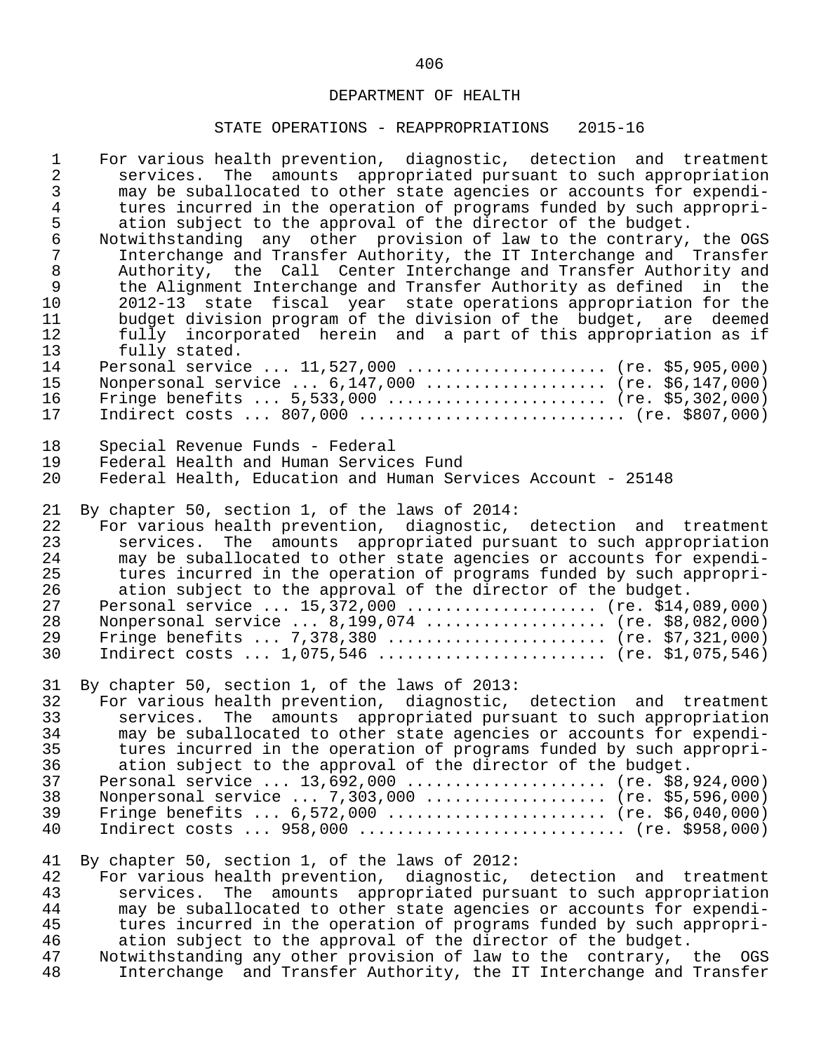DEPARTMENT OF HEALTH

STATE OPERATIONS - REAPPROPRIATIONS 2015-16

For various health prevention, diagnostic, detection and treatment services. The amounts appropriated pursuant to such appropriation may be suballocated to other state agencies or accounts for expenditures incurred in the operation of programs funded by such appropriation subject to the approval of the director of the budget.

Notwithstanding any other provision of law to the contrary, the OGS Interchange and Transfer Authority, the IT Interchange and Transfer Authority, the Call Center Interchange and Transfer Authority and the Alignment Interchange and Transfer Authority as defined in the 2012-13 state fiscal year state operations appropriation for the budget division program of the division of the budget, are deemed fully incorporated herein and a part of this appropriation as if fully stated.

Personal service ... 11,527,000 .................... (re. $5,905,000)
Nonpersonal service ... 6,147,000 .................. (re. $6,147,000)
Fringe benefits ... 5,533,000 ...................... (re. $5,302,000)
Indirect costs ... 807,000 .......................... (re. $807,000)

Special Revenue Funds - Federal
Federal Health and Human Services Fund
Federal Health, Education and Human Services Account - 25148

By chapter 50, section 1, of the laws of 2014:

For various health prevention, diagnostic, detection and treatment services. The amounts appropriated pursuant to such appropriation may be suballocated to other state agencies or accounts for expenditures incurred in the operation of programs funded by such appropriation subject to the approval of the director of the budget.

Personal service ... 15,372,000 .................... (re. $14,089,000)
Nonpersonal service ... 8,199,074 .................. (re. $8,082,000)
Fringe benefits ... 7,378,380 ...................... (re. $7,321,000)
Indirect costs ... 1,075,546 ....................... (re. $1,075,546)

By chapter 50, section 1, of the laws of 2013:

For various health prevention, diagnostic, detection and treatment services. The amounts appropriated pursuant to such appropriation may be suballocated to other state agencies or accounts for expenditures incurred in the operation of programs funded by such appropriation subject to the approval of the director of the budget.

Personal service ... 13,692,000 .................... (re. $8,924,000)
Nonpersonal service ... 7,303,000 .................. (re. $5,596,000)
Fringe benefits ... 6,572,000 ...................... (re. $6,040,000)
Indirect costs ... 958,000 .......................... (re. $958,000)

By chapter 50, section 1, of the laws of 2012:

For various health prevention, diagnostic, detection and treatment services. The amounts appropriated pursuant to such appropriation may be suballocated to other state agencies or accounts for expenditures incurred in the operation of programs funded by such appropriation subject to the approval of the director of the budget.

Notwithstanding any other provision of law to the contrary, the OGS Interchange and Transfer Authority, the IT Interchange and Transfer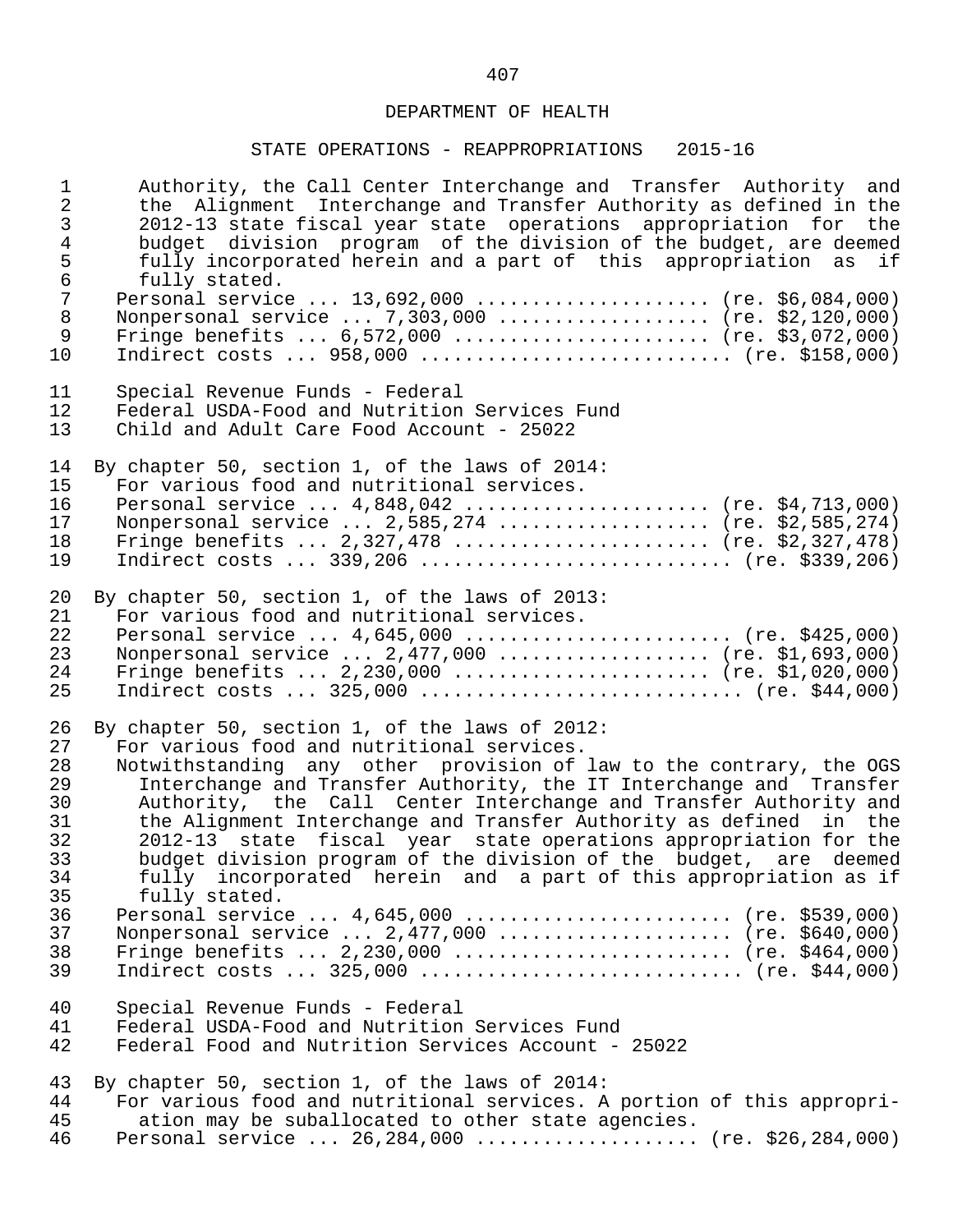DEPARTMENT OF HEALTH

STATE OPERATIONS - REAPPROPRIATIONS 2015-16

Authority, the Call Center Interchange and Transfer Authority and the Alignment Interchange and Transfer Authority as defined in the 2012-13 state fiscal year state operations appropriation for the budget division program of the division of the budget, are deemed fully incorporated herein and a part of this appropriation as if fully stated.

Personal service ... 13,692,000 .................... (re. $6,084,000)
Nonpersonal service ... 7,303,000 .................. (re. $2,120,000)
Fringe benefits ... 6,572,000 ...................... (re. $3,072,000)
Indirect costs ... 958,000 ........................... (re. $158,000)

Special Revenue Funds - Federal
Federal USDA-Food and Nutrition Services Fund
Child and Adult Care Food Account - 25022

By chapter 50, section 1, of the laws of 2014:
For various food and nutritional services.
Personal service ... 4,848,042 ..................... (re. $4,713,000)
Nonpersonal service ... 2,585,274 .................. (re. $2,585,274)
Fringe benefits ... 2,327,478 ...................... (re. $2,327,478)
Indirect costs ... 339,206 ........................... (re. $339,206)

By chapter 50, section 1, of the laws of 2013:
For various food and nutritional services.
Personal service ... 4,645,000 ....................... (re. $425,000)
Nonpersonal service ... 2,477,000 .................. (re. $1,693,000)
Fringe benefits ... 2,230,000 ...................... (re. $1,020,000)
Indirect costs ... 325,000 ............................ (re. $44,000)

By chapter 50, section 1, of the laws of 2012:
For various food and nutritional services.
Notwithstanding any other provision of law to the contrary, the OGS Interchange and Transfer Authority, the IT Interchange and Transfer Authority, the Call Center Interchange and Transfer Authority and the Alignment Interchange and Transfer Authority as defined in the 2012-13 state fiscal year state operations appropriation for the budget division program of the division of the budget, are deemed fully incorporated herein and a part of this appropriation as if fully stated.
Personal service ... 4,645,000 ....................... (re. $539,000)
Nonpersonal service ... 2,477,000 .................... (re. $640,000)
Fringe benefits ... 2,230,000 ........................ (re. $464,000)
Indirect costs ... 325,000 ............................ (re. $44,000)

Special Revenue Funds - Federal
Federal USDA-Food and Nutrition Services Fund
Federal Food and Nutrition Services Account - 25022

By chapter 50, section 1, of the laws of 2014:
For various food and nutritional services. A portion of this appropriation may be suballocated to other state agencies.
Personal service ... 26,284,000 ................... (re. $26,284,000)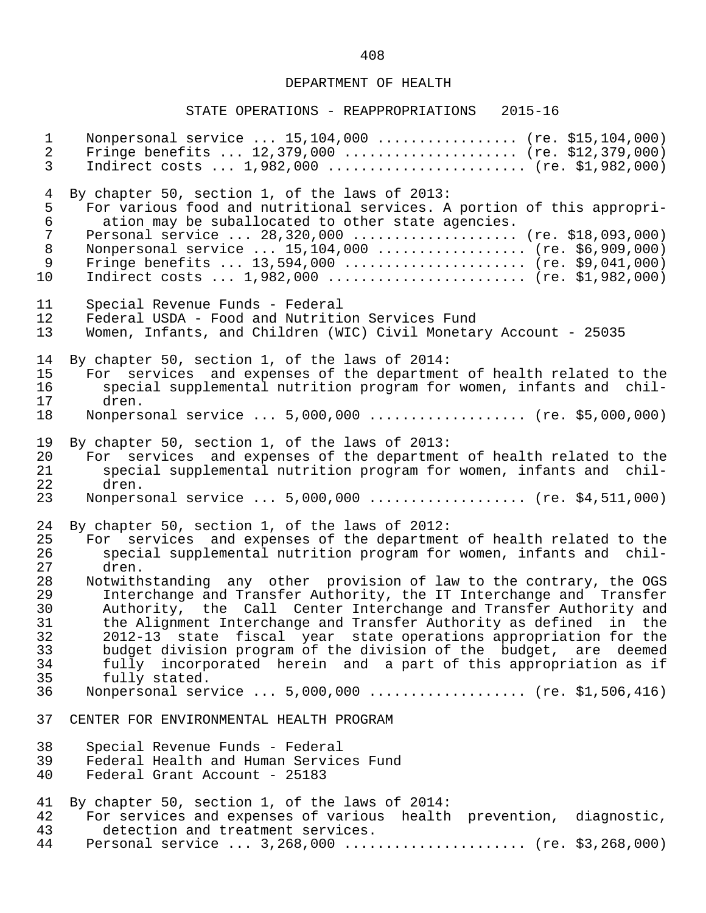DEPARTMENT OF HEALTH

STATE OPERATIONS - REAPPROPRIATIONS 2015-16

Nonpersonal service ... 15,104,000 ................. (re. $15,104,000)
Fringe benefits ... 12,379,000 ..................... (re. $12,379,000)
Indirect costs ... 1,982,000 ........................ (re. $1,982,000)

By chapter 50, section 1, of the laws of 2013:
For various food and nutritional services. A portion of this appropriation may be suballocated to other state agencies.
Personal service ... 28,320,000 ..................... (re. $18,093,000)
Nonpersonal service ... 15,104,000 .................. (re. $6,909,000)
Fringe benefits ... 13,594,000 ...................... (re. $9,041,000)
Indirect costs ... 1,982,000 ........................ (re. $1,982,000)

Special Revenue Funds - Federal
Federal USDA - Food and Nutrition Services Fund
Women, Infants, and Children (WIC) Civil Monetary Account - 25035

By chapter 50, section 1, of the laws of 2014:
For services and expenses of the department of health related to the special supplemental nutrition program for women, infants and children.
Nonpersonal service ... 5,000,000 .................. (re. $5,000,000)

By chapter 50, section 1, of the laws of 2013:
For services and expenses of the department of health related to the special supplemental nutrition program for women, infants and children.
Nonpersonal service ... 5,000,000 .................. (re. $4,511,000)

By chapter 50, section 1, of the laws of 2012:
For services and expenses of the department of health related to the special supplemental nutrition program for women, infants and children.
Notwithstanding any other provision of law to the contrary, the OGS Interchange and Transfer Authority, the IT Interchange and Transfer Authority, the Call Center Interchange and Transfer Authority and the Alignment Interchange and Transfer Authority as defined in the 2012-13 state fiscal year state operations appropriation for the budget division program of the division of the budget, are deemed fully incorporated herein and a part of this appropriation as if fully stated.
Nonpersonal service ... 5,000,000 .................. (re. $1,506,416)

CENTER FOR ENVIRONMENTAL HEALTH PROGRAM

Special Revenue Funds - Federal
Federal Health and Human Services Fund
Federal Grant Account - 25183

By chapter 50, section 1, of the laws of 2014:
For services and expenses of various health prevention, diagnostic, detection and treatment services.
Personal service ... 3,268,000 ..................... (re. $3,268,000)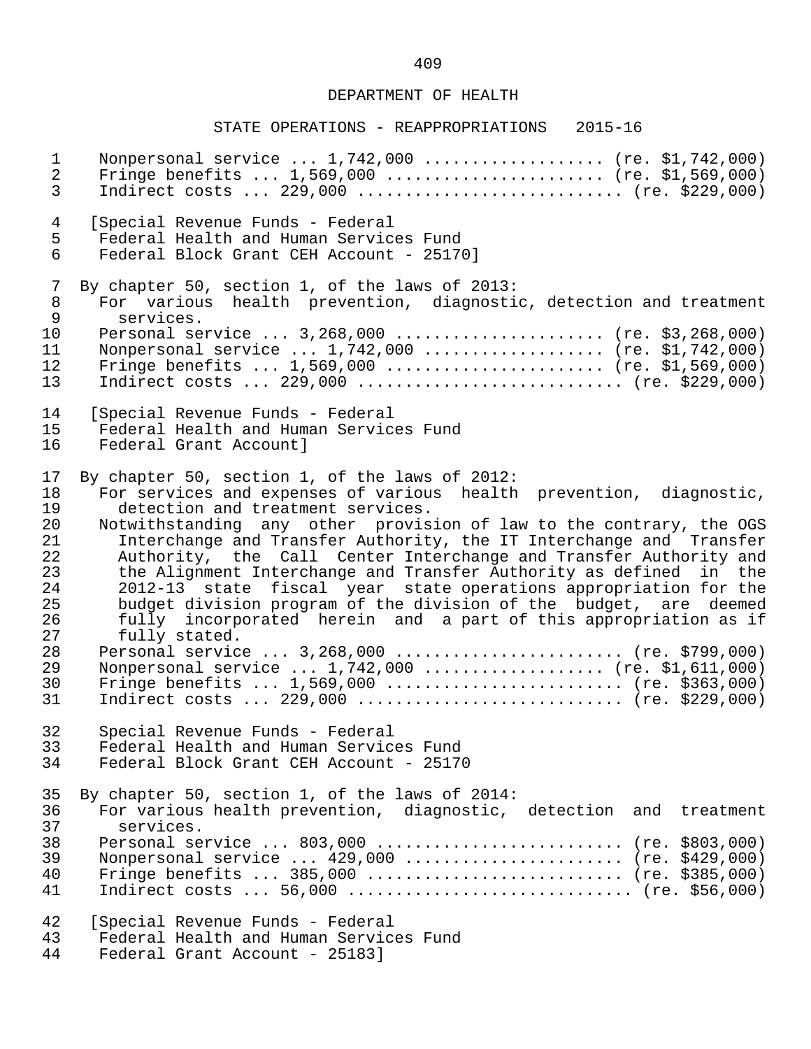DEPARTMENT OF HEALTH

STATE OPERATIONS - REAPPROPRIATIONS 2015-16

Nonpersonal service ... 1,742,000 .................. (re. $1,742,000)
Fringe benefits ... 1,569,000 ...................... (re. $1,569,000)
Indirect costs ... 229,000 .......................... (re. $229,000)

[Special Revenue Funds - Federal
Federal Health and Human Services Fund
Federal Block Grant CEH Account - 25170]

By chapter 50, section 1, of the laws of 2013:
For various health prevention, diagnostic, detection and treatment services.
Personal service ... 3,268,000 ..................... (re. $3,268,000)
Nonpersonal service ... 1,742,000 .................. (re. $1,742,000)
Fringe benefits ... 1,569,000 ...................... (re. $1,569,000)
Indirect costs ... 229,000 .......................... (re. $229,000)

[Special Revenue Funds - Federal
Federal Health and Human Services Fund
Federal Grant Account]

By chapter 50, section 1, of the laws of 2012:
For services and expenses of various health prevention, diagnostic, detection and treatment services.
Notwithstanding any other provision of law to the contrary, the OGS Interchange and Transfer Authority, the IT Interchange and Transfer Authority, the Call Center Interchange and Transfer Authority and the Alignment Interchange and Transfer Authority as defined in the 2012-13 state fiscal year state operations appropriation for the budget division program of the division of the budget, are deemed fully incorporated herein and a part of this appropriation as if fully stated.
Personal service ... 3,268,000 ....................... (re. $799,000)
Nonpersonal service ... 1,742,000 .................. (re. $1,611,000)
Fringe benefits ... 1,569,000 ........................ (re. $363,000)
Indirect costs ... 229,000 .......................... (re. $229,000)

Special Revenue Funds - Federal
Federal Health and Human Services Fund
Federal Block Grant CEH Account - 25170

By chapter 50, section 1, of the laws of 2014:
For various health prevention, diagnostic, detection and treatment services.
Personal service ... 803,000 ......................... (re. $803,000)
Nonpersonal service ... 429,000 ...................... (re. $429,000)
Fringe benefits ... 385,000 .......................... (re. $385,000)
Indirect costs ... 56,000 ............................ (re. $56,000)

[Special Revenue Funds - Federal
Federal Health and Human Services Fund
Federal Grant Account - 25183]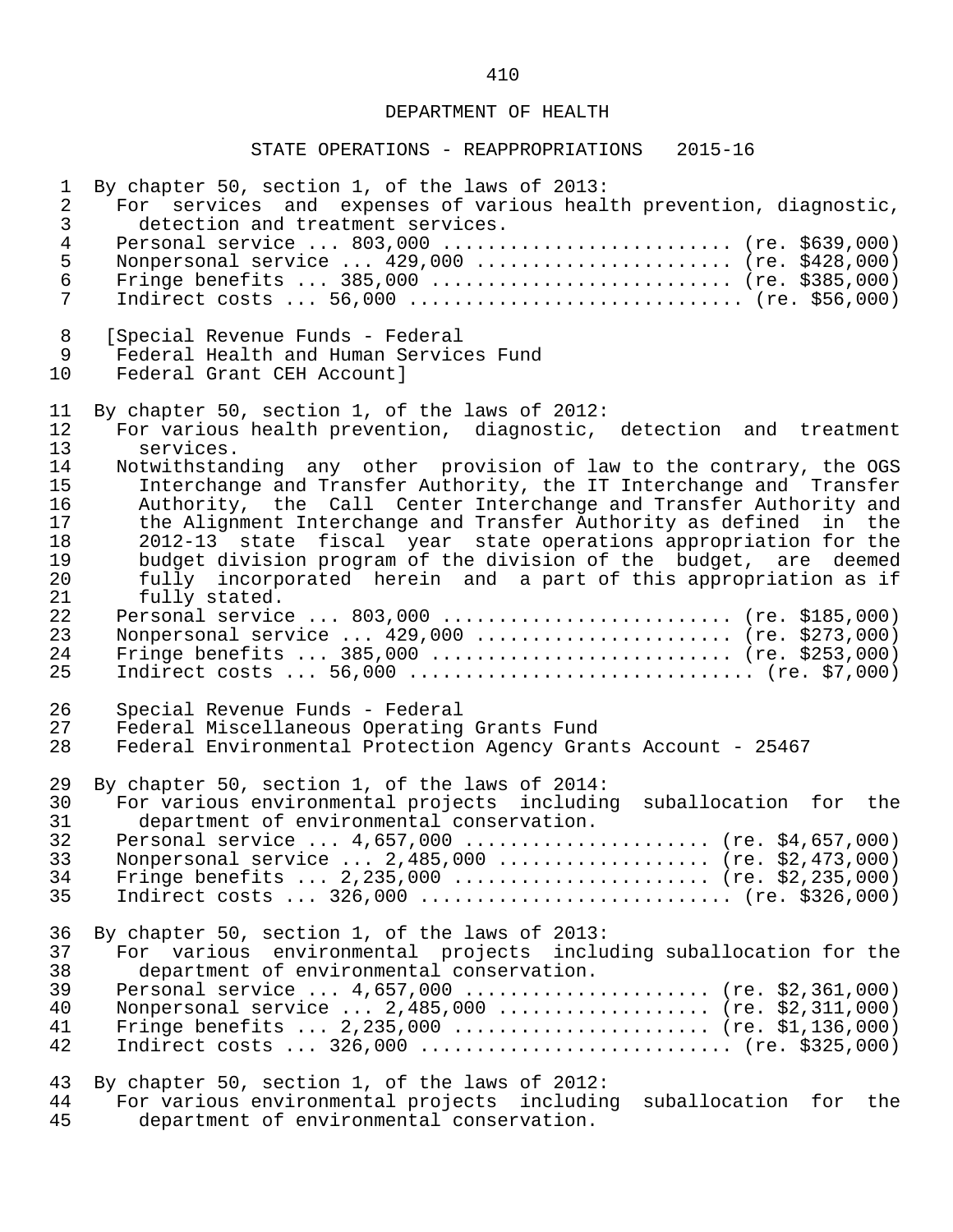DEPARTMENT OF HEALTH

STATE OPERATIONS - REAPPROPRIATIONS 2015-16

By chapter 50, section 1, of the laws of 2013:
For services and expenses of various health prevention, diagnostic, detection and treatment services.
Personal service ... 803,000 .......................... (re. $639,000)
Nonpersonal service ... 429,000 ....................... (re. $428,000)
Fringe benefits ... 385,000 ........................... (re. $385,000)
Indirect costs ... 56,000 ............................. (re. $56,000)

[Special Revenue Funds - Federal
Federal Health and Human Services Fund
Federal Grant CEH Account]

By chapter 50, section 1, of the laws of 2012:
For various health prevention, diagnostic, detection and treatment services.
Notwithstanding any other provision of law to the contrary, the OGS Interchange and Transfer Authority, the IT Interchange and Transfer Authority, the Call Center Interchange and Transfer Authority and the Alignment Interchange and Transfer Authority as defined in the 2012-13 state fiscal year state operations appropriation for the budget division program of the division of the budget, are deemed fully incorporated herein and a part of this appropriation as if fully stated.
Personal service ... 803,000 .......................... (re. $185,000)
Nonpersonal service ... 429,000 ....................... (re. $273,000)
Fringe benefits ... 385,000 ........................... (re. $253,000)
Indirect costs ... 56,000 .............................. (re. $7,000)

Special Revenue Funds - Federal
Federal Miscellaneous Operating Grants Fund
Federal Environmental Protection Agency Grants Account - 25467

By chapter 50, section 1, of the laws of 2014:
For various environmental projects including suballocation for the department of environmental conservation.
Personal service ... 4,657,000 ...................... (re. $4,657,000)
Nonpersonal service ... 2,485,000 ................... (re. $2,473,000)
Fringe benefits ... 2,235,000 ....................... (re. $2,235,000)
Indirect costs ... 326,000 ........................... (re. $326,000)

By chapter 50, section 1, of the laws of 2013:
For various environmental projects including suballocation for the department of environmental conservation.
Personal service ... 4,657,000 ...................... (re. $2,361,000)
Nonpersonal service ... 2,485,000 ................... (re. $2,311,000)
Fringe benefits ... 2,235,000 ....................... (re. $1,136,000)
Indirect costs ... 326,000 ........................... (re. $325,000)

By chapter 50, section 1, of the laws of 2012:
For various environmental projects including suballocation for the department of environmental conservation.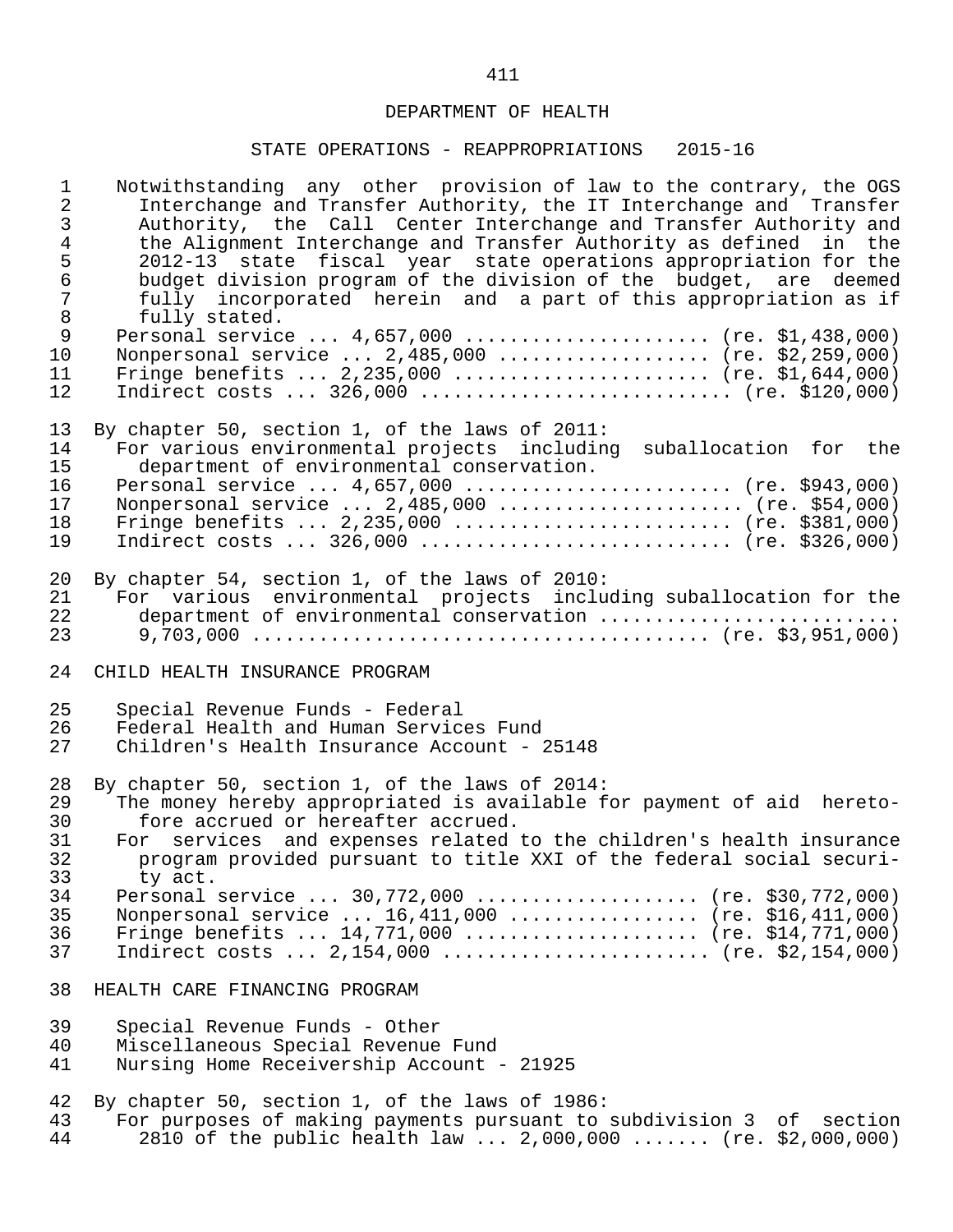DEPARTMENT OF HEALTH

STATE OPERATIONS - REAPPROPRIATIONS 2015-16

Notwithstanding any other provision of law to the contrary, the OGS Interchange and Transfer Authority, the IT Interchange and Transfer Authority, the Call Center Interchange and Transfer Authority and the Alignment Interchange and Transfer Authority as defined in the 2012-13 state fiscal year state operations appropriation for the budget division program of the division of the budget, are deemed fully incorporated herein and a part of this appropriation as if fully stated.

Personal service ... 4,657,000 ...................... (re. $1,438,000)
Nonpersonal service ... 2,485,000 ................... (re. $2,259,000)
Fringe benefits ... 2,235,000 ....................... (re. $1,644,000)
Indirect costs ... 326,000 ........................... (re. $120,000)

By chapter 50, section 1, of the laws of 2011:

For various environmental projects including suballocation for the department of environmental conservation.

Personal service ... 4,657,000 ........................ (re. $943,000)
Nonpersonal service ... 2,485,000 ...................... (re. $54,000)
Fringe benefits ... 2,235,000 ......................... (re. $381,000)
Indirect costs ... 326,000 ........................... (re. $326,000)

By chapter 54, section 1, of the laws of 2010:

For various environmental projects including suballocation for the department of environmental conservation ........................... 9,703,000 ........................................ (re. $3,951,000)

CHILD HEALTH INSURANCE PROGRAM

Special Revenue Funds - Federal
Federal Health and Human Services Fund
Children's Health Insurance Account - 25148

By chapter 50, section 1, of the laws of 2014:

The money hereby appropriated is available for payment of aid heretofore accrued or hereafter accrued.

For services and expenses related to the children's health insurance program provided pursuant to title XXI of the federal social security act.

Personal service ... 30,772,000 .................... (re. $30,772,000)
Nonpersonal service ... 16,411,000 ................. (re. $16,411,000)
Fringe benefits ... 14,771,000 ..................... (re. $14,771,000)
Indirect costs ... 2,154,000 ........................ (re. $2,154,000)

HEALTH CARE FINANCING PROGRAM

Special Revenue Funds - Other
Miscellaneous Special Revenue Fund
Nursing Home Receivership Account - 21925

By chapter 50, section 1, of the laws of 1986:

For purposes of making payments pursuant to subdivision 3 of section 2810 of the public health law ... 2,000,000 ....... (re. $2,000,000)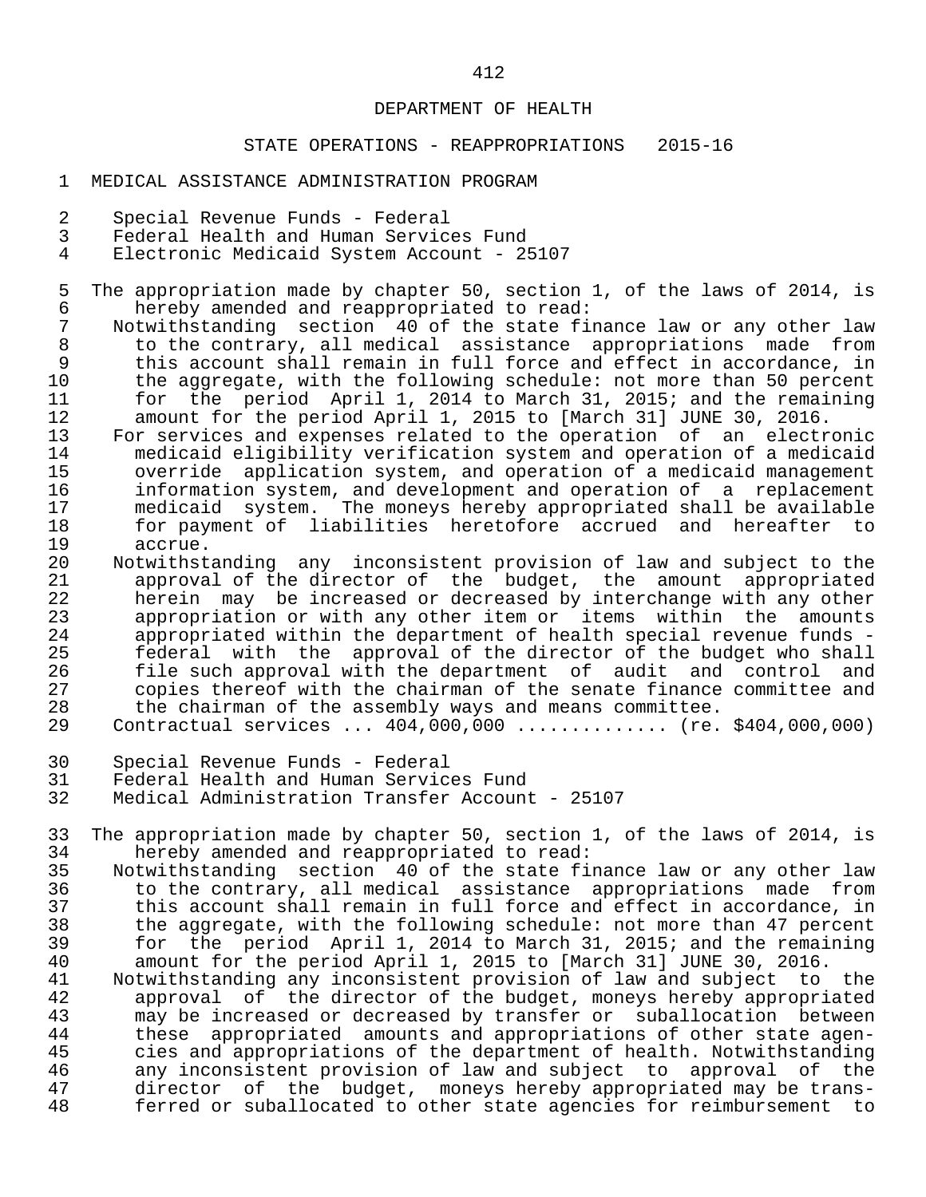DEPARTMENT OF HEALTH

STATE OPERATIONS - REAPPROPRIATIONS 2015-16

MEDICAL ASSISTANCE ADMINISTRATION PROGRAM

Special Revenue Funds - Federal
Federal Health and Human Services Fund
Electronic Medicaid System Account - 25107

The appropriation made by chapter 50, section 1, of the laws of 2014, is hereby amended and reappropriated to read:

Notwithstanding section 40 of the state finance law or any other law to the contrary, all medical assistance appropriations made from this account shall remain in full force and effect in accordance, in the aggregate, with the following schedule: not more than 50 percent for the period April 1, 2014 to March 31, 2015; and the remaining amount for the period April 1, 2015 to [March 31] JUNE 30, 2016.

For services and expenses related to the operation of an electronic medicaid eligibility verification system and operation of a medicaid override application system, and operation of a medicaid management information system, and development and operation of a replacement medicaid system. The moneys hereby appropriated shall be available for payment of liabilities heretofore accrued and hereafter to accrue.

Notwithstanding any inconsistent provision of law and subject to the approval of the director of the budget, the amount appropriated herein may be increased or decreased by interchange with any other appropriation or with any other item or items within the amounts appropriated within the department of health special revenue funds - federal with the approval of the director of the budget who shall file such approval with the department of audit and control and copies thereof with the chairman of the senate finance committee and the chairman of the assembly ways and means committee.

Contractual services ... 404,000,000 .............. (re. $404,000,000)

Special Revenue Funds - Federal
Federal Health and Human Services Fund
Medical Administration Transfer Account - 25107

The appropriation made by chapter 50, section 1, of the laws of 2014, is hereby amended and reappropriated to read:

Notwithstanding section 40 of the state finance law or any other law to the contrary, all medical assistance appropriations made from this account shall remain in full force and effect in accordance, in the aggregate, with the following schedule: not more than 47 percent for the period April 1, 2014 to March 31, 2015; and the remaining amount for the period April 1, 2015 to [March 31] JUNE 30, 2016.

Notwithstanding any inconsistent provision of law and subject to the approval of the director of the budget, moneys hereby appropriated may be increased or decreased by transfer or suballocation between these appropriated amounts and appropriations of other state agencies and appropriations of the department of health. Notwithstanding any inconsistent provision of law and subject to approval of the director of the budget, moneys hereby appropriated may be transferred or suballocated to other state agencies for reimbursement to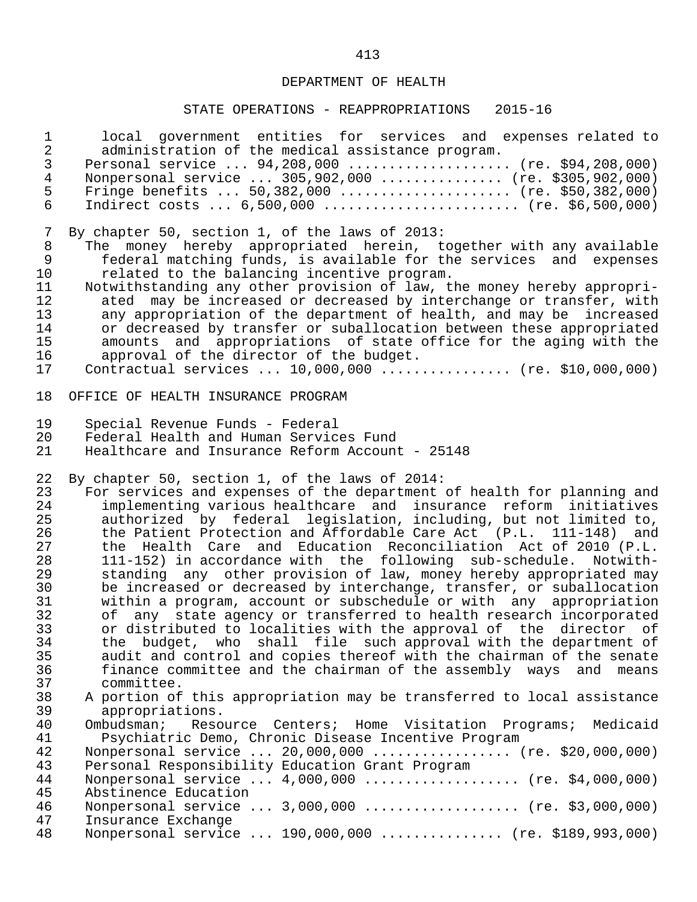local government entities for services and expenses related to administration of the medical assistance program.
Personal service ... 94,208,000 .................... (re. $94,208,000)
Nonpersonal service ... 305,902,000 .............. (re. $305,902,000)
Fringe benefits ... 50,382,000 ..................... (re. $50,382,000)
Indirect costs ... 6,500,000 ........................ (re. $6,500,000)

By chapter 50, section 1, of the laws of 2013:
The money hereby appropriated herein, together with any available federal matching funds, is available for the services and expenses related to the balancing incentive program.
Notwithstanding any other provision of law, the money hereby appropriated may be increased or decreased by interchange or transfer, with any appropriation of the department of health, and may be increased or decreased by transfer or suballocation between these appropriated amounts and appropriations of state office for the aging with the approval of the director of the budget.
Contractual services ... 10,000,000 ................ (re. $10,000,000)

OFFICE OF HEALTH INSURANCE PROGRAM

Special Revenue Funds - Federal
Federal Health and Human Services Fund
Healthcare and Insurance Reform Account - 25148

By chapter 50, section 1, of the laws of 2014:
For services and expenses of the department of health for planning and implementing various healthcare and insurance reform initiatives authorized by federal legislation, including, but not limited to, the Patient Protection and Affordable Care Act (P.L. 111-148) and the Health Care and Education Reconciliation Act of 2010 (P.L. 111-152) in accordance with the following sub-schedule. Notwithstanding any other provision of law, money hereby appropriated may be increased or decreased by interchange, transfer, or suballocation within a program, account or subschedule or with any appropriation of any state agency or transferred to health research incorporated or distributed to localities with the approval of the director of the budget, who shall file such approval with the department of audit and control and copies thereof with the chairman of the senate finance committee and the chairman of the assembly ways and means committee.
A portion of this appropriation may be transferred to local assistance appropriations.
Ombudsman; Resource Centers; Home Visitation Programs; Medicaid Psychiatric Demo, Chronic Disease Incentive Program
Nonpersonal service ... 20,000,000 ................ (re. $20,000,000)
Personal Responsibility Education Grant Program
Nonpersonal service ... 4,000,000 .................. (re. $4,000,000)
Abstinence Education
Nonpersonal service ... 3,000,000 .................. (re. $3,000,000)
Insurance Exchange
Nonpersonal service ... 190,000,000 .............. (re. $189,993,000)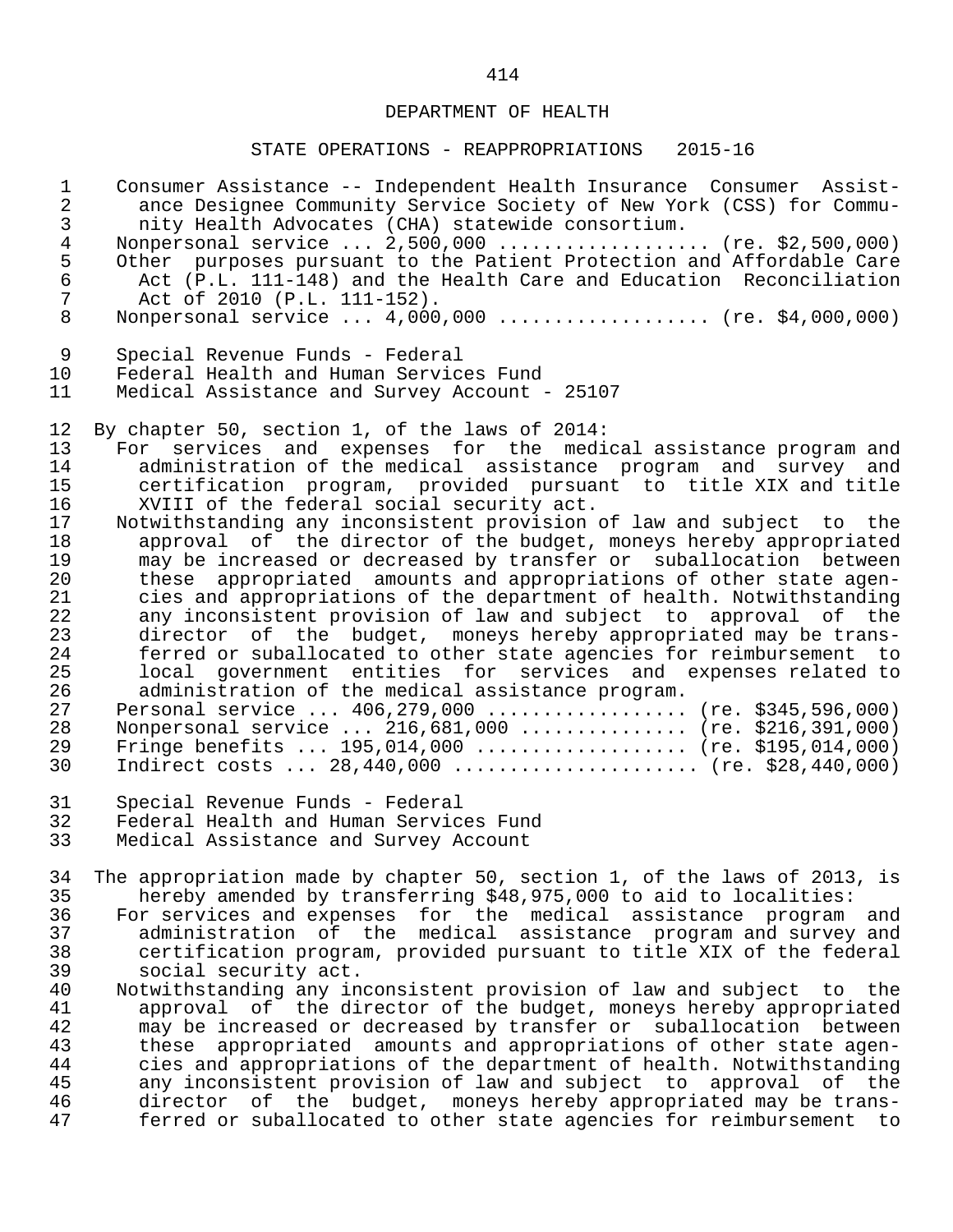Consumer Assistance -- Independent Health Insurance Consumer Assistance Designee Community Service Society of New York (CSS) for Community Health Advocates (CHA) statewide consortium.
Nonpersonal service ... 2,500,000 .................. (re. $2,500,000)
Other purposes pursuant to the Patient Protection and Affordable Care Act (P.L. 111-148) and the Health Care and Education Reconciliation Act of 2010 (P.L. 111-152).
Nonpersonal service ... 4,000,000 .................. (re. $4,000,000)

Special Revenue Funds - Federal
Federal Health and Human Services Fund
Medical Assistance and Survey Account - 25107

By chapter 50, section 1, of the laws of 2014:

For services and expenses for the medical assistance program and administration of the medical assistance program and survey and certification program, provided pursuant to title XIX and title XVIII of the federal social security act.

Notwithstanding any inconsistent provision of law and subject to the approval of the director of the budget, moneys hereby appropriated may be increased or decreased by transfer or suballocation between these appropriated amounts and appropriations of other state agencies and appropriations of the department of health. Notwithstanding any inconsistent provision of law and subject to approval of the director of the budget, moneys hereby appropriated may be transferred or suballocated to other state agencies for reimbursement to local government entities for services and expenses related to administration of the medical assistance program.

Personal service ... 406,279,000 ................. (re. $345,596,000)
Nonpersonal service ... 216,681,000 .............. (re. $216,391,000)
Fringe benefits ... 195,014,000 .................. (re. $195,014,000)
Indirect costs ... 28,440,000 ..................... (re. $28,440,000)

Special Revenue Funds - Federal
Federal Health and Human Services Fund
Medical Assistance and Survey Account

The appropriation made by chapter 50, section 1, of the laws of 2013, is hereby amended by transferring $48,975,000 to aid to localities:

For services and expenses for the medical assistance program and administration of the medical assistance program and survey and certification program, provided pursuant to title XIX of the federal social security act.

Notwithstanding any inconsistent provision of law and subject to the approval of the director of the budget, moneys hereby appropriated may be increased or decreased by transfer or suballocation between these appropriated amounts and appropriations of other state agencies and appropriations of the department of health. Notwithstanding any inconsistent provision of law and subject to approval of the director of the budget, moneys hereby appropriated may be transferred or suballocated to other state agencies for reimbursement to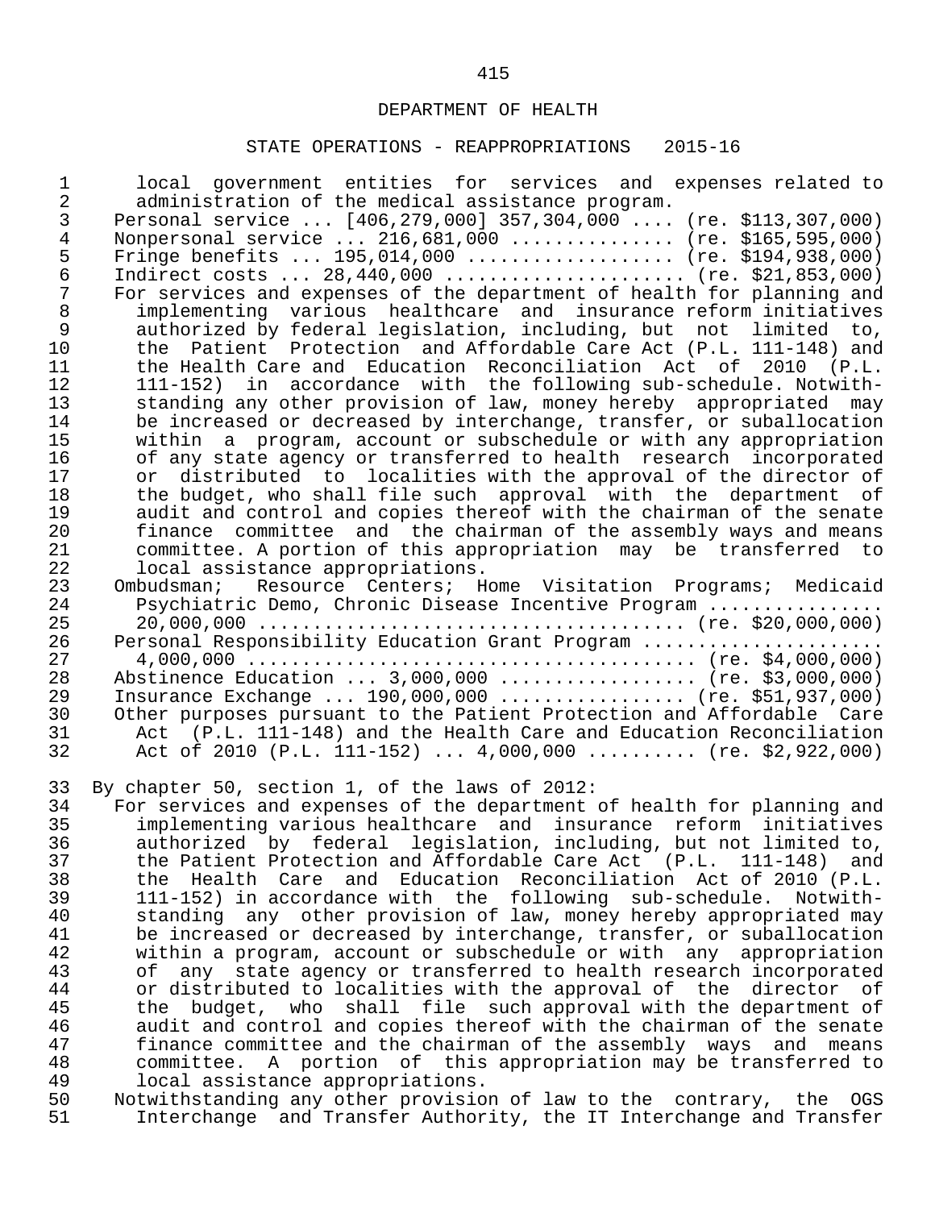DEPARTMENT OF HEALTH

STATE OPERATIONS - REAPPROPRIATIONS 2015-16

local government entities for services and expenses related to administration of the medical assistance program.

Personal service ... [406,279,000] 357,304,000 .... (re. $113,307,000)
Nonpersonal service ... 216,681,000 .............. (re. $165,595,000)
Fringe benefits ... 195,014,000 .................. (re. $194,938,000)
Indirect costs ... 28,440,000 ..................... (re. $21,853,000)

For services and expenses of the department of health for planning and implementing various healthcare and insurance reform initiatives authorized by federal legislation, including, but not limited to, the Patient Protection and Affordable Care Act (P.L. 111-148) and the Health Care and Education Reconciliation Act of 2010 (P.L. 111-152) in accordance with the following sub-schedule. Notwithstanding any other provision of law, money hereby appropriated may be increased or decreased by interchange, transfer, or suballocation within a program, account or subschedule or with any appropriation of any state agency or transferred to health research incorporated or distributed to localities with the approval of the director of the budget, who shall file such approval with the department of audit and control and copies thereof with the chairman of the senate finance committee and the chairman of the assembly ways and means committee. A portion of this appropriation may be transferred to local assistance appropriations.

Ombudsman; Resource Centers; Home Visitation Programs; Medicaid Psychiatric Demo, Chronic Disease Incentive Program ................ 20,000,000 ...................................... (re. $20,000,000)
Personal Responsibility Education Grant Program ...................... 4,000,000 ......................................... (re. $4,000,000)
Abstinence Education ... 3,000,000 ................. (re. $3,000,000)
Insurance Exchange ... 190,000,000 ................. (re. $51,937,000)
Other purposes pursuant to the Patient Protection and Affordable Care Act (P.L. 111-148) and the Health Care and Education Reconciliation Act of 2010 (P.L. 111-152) ... 4,000,000 .......... (re. $2,922,000)

By chapter 50, section 1, of the laws of 2012:

For services and expenses of the department of health for planning and implementing various healthcare and insurance reform initiatives authorized by federal legislation, including, but not limited to, the Patient Protection and Affordable Care Act (P.L. 111-148) and the Health Care and Education Reconciliation Act of 2010 (P.L. 111-152) in accordance with the following sub-schedule. Notwithstanding any other provision of law, money hereby appropriated may be increased or decreased by interchange, transfer, or suballocation within a program, account or subschedule or with any appropriation of any state agency or transferred to health research incorporated or distributed to localities with the approval of the director of the budget, who shall file such approval with the department of audit and control and copies thereof with the chairman of the senate finance committee and the chairman of the assembly ways and means committee. A portion of this appropriation may be transferred to local assistance appropriations.

Notwithstanding any other provision of law to the contrary, the OGS Interchange and Transfer Authority, the IT Interchange and Transfer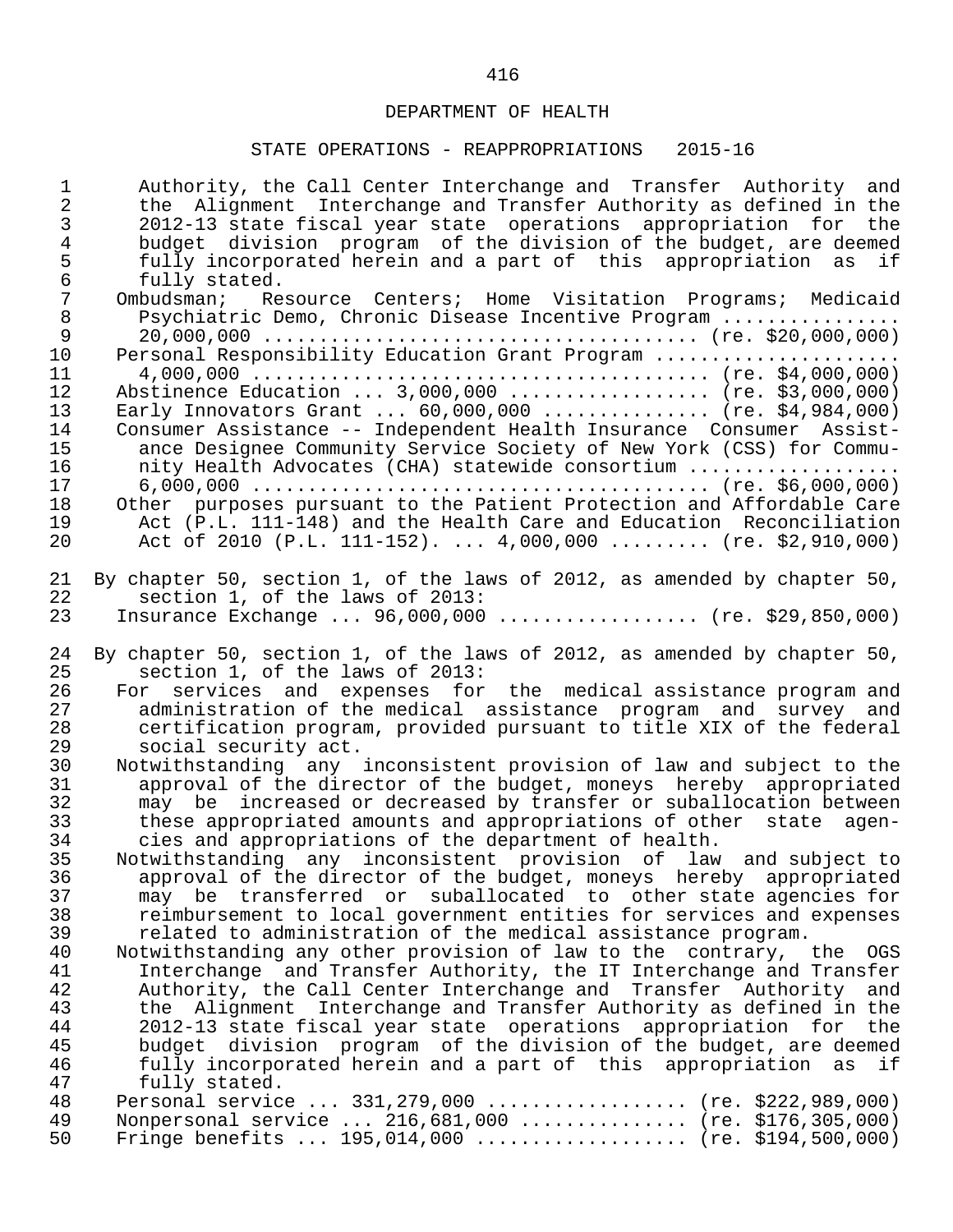DEPARTMENT OF HEALTH

STATE OPERATIONS - REAPPROPRIATIONS 2015-16

Authority, the Call Center Interchange and Transfer Authority and the Alignment Interchange and Transfer Authority as defined in the 2012-13 state fiscal year state operations appropriation for the budget division program of the division of the budget, are deemed fully incorporated herein and a part of this appropriation as if fully stated.

Ombudsman; Resource Centers; Home Visitation Programs; Medicaid Psychiatric Demo, Chronic Disease Incentive Program ................ 20,000,000 ...................................... (re. $20,000,000)

Personal Responsibility Education Grant Program ...................... 4,000,000 ........................................ (re. $4,000,000)

Abstinence Education ... 3,000,000 ................. (re. $3,000,000)

Early Innovators Grant ... 60,000,000 .............. (re. $4,984,000)

Consumer Assistance -- Independent Health Insurance Consumer Assistance Designee Community Service Society of New York (CSS) for Community Health Advocates (CHA) statewide consortium .................. 6,000,000 ........................................ (re. $6,000,000)

Other purposes pursuant to the Patient Protection and Affordable Care Act (P.L. 111-148) and the Health Care and Education Reconciliation Act of 2010 (P.L. 111-152). ... 4,000,000 ......... (re. $2,910,000)

By chapter 50, section 1, of the laws of 2012, as amended by chapter 50, section 1, of the laws of 2013:

Insurance Exchange ... 96,000,000 ................. (re. $29,850,000)

By chapter 50, section 1, of the laws of 2012, as amended by chapter 50, section 1, of the laws of 2013:

For services and expenses for the medical assistance program and administration of the medical assistance program and survey and certification program, provided pursuant to title XIX of the federal social security act.

Notwithstanding any inconsistent provision of law and subject to the approval of the director of the budget, moneys hereby appropriated may be increased or decreased by transfer or suballocation between these appropriated amounts and appropriations of other state agencies and appropriations of the department of health.

Notwithstanding any inconsistent provision of law and subject to approval of the director of the budget, moneys hereby appropriated may be transferred or suballocated to other state agencies for reimbursement to local government entities for services and expenses related to administration of the medical assistance program.

Notwithstanding any other provision of law to the contrary, the OGS Interchange and Transfer Authority, the IT Interchange and Transfer Authority, the Call Center Interchange and Transfer Authority and the Alignment Interchange and Transfer Authority as defined in the 2012-13 state fiscal year state operations appropriation for the budget division program of the division of the budget, are deemed fully incorporated herein and a part of this appropriation as if fully stated.

Personal service ... 331,279,000 ................. (re. $222,989,000)

Nonpersonal service ... 216,681,000 .............. (re. $176,305,000)

Fringe benefits ... 195,014,000 .................. (re. $194,500,000)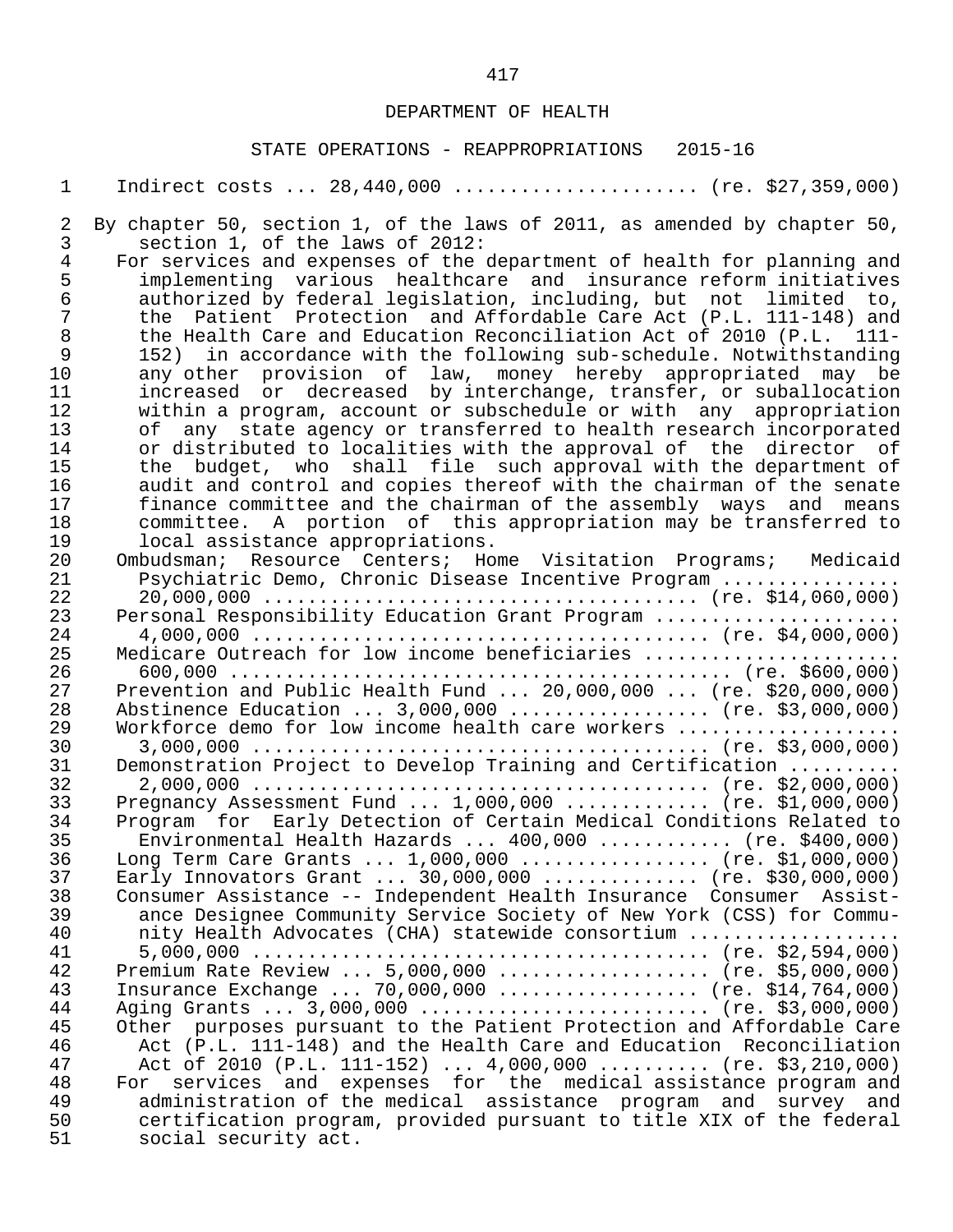DEPARTMENT OF HEALTH

STATE OPERATIONS - REAPPROPRIATIONS 2015-16

Indirect costs ... 28,440,000 ..................... (re. $27,359,000)

By chapter 50, section 1, of the laws of 2011, as amended by chapter 50, section 1, of the laws of 2012:

For services and expenses of the department of health for planning and implementing various healthcare and insurance reform initiatives authorized by federal legislation, including, but not limited to, the Patient Protection and Affordable Care Act (P.L. 111-148) and the Health Care and Education Reconciliation Act of 2010 (P.L. 111-152) in accordance with the following sub-schedule. Notwithstanding any other provision of law, money hereby appropriated may be increased or decreased by interchange, transfer, or suballocation within a program, account or subschedule or with any appropriation of any state agency or transferred to health research incorporated or distributed to localities with the approval of the director of the budget, who shall file such approval with the department of audit and control and copies thereof with the chairman of the senate finance committee and the chairman of the assembly ways and means committee. A portion of this appropriation may be transferred to local assistance appropriations.

Ombudsman; Resource Centers; Home Visitation Programs; Medicaid Psychiatric Demo, Chronic Disease Incentive Program ................ 20,000,000 ...................................... (re. $14,060,000)

Personal Responsibility Education Grant Program ..................... 4,000,000 ....................................... (re. $4,000,000)

Medicare Outreach for low income beneficiaries ...................... 600,000 ........................................... (re. $600,000)

Prevention and Public Health Fund ... 20,000,000 ... (re. $20,000,000)

Abstinence Education ... 3,000,000 ................. (re. $3,000,000)

Workforce demo for low income health care workers ................... 3,000,000 ....................................... (re. $3,000,000)

Demonstration Project to Develop Training and Certification ......... 2,000,000 ....................................... (re. $2,000,000)

Pregnancy Assessment Fund ... 1,000,000 ............ (re. $1,000,000)

Program for Early Detection of Certain Medical Conditions Related to Environmental Health Hazards ... 400,000 ........... (re. $400,000)

Long Term Care Grants ... 1,000,000 ................ (re. $1,000,000)

Early Innovators Grant ... 30,000,000 ............. (re. $30,000,000)

Consumer Assistance -- Independent Health Insurance Consumer Assistance Designee Community Service Society of New York (CSS) for Community Health Advocates (CHA) statewide consortium .................. 5,000,000 ....................................... (re. $2,594,000)

Premium Rate Review ... 5,000,000 .................. (re. $5,000,000)

Insurance Exchange ... 70,000,000 ................. (re. $14,764,000)

Aging Grants ... 3,000,000 ......................... (re. $3,000,000)

Other purposes pursuant to the Patient Protection and Affordable Care Act (P.L. 111-148) and the Health Care and Education Reconciliation Act of 2010 (P.L. 111-152) ... 4,000,000 .......... (re. $3,210,000)

For services and expenses for the medical assistance program and administration of the medical assistance program and survey and certification program, provided pursuant to title XIX of the federal social security act.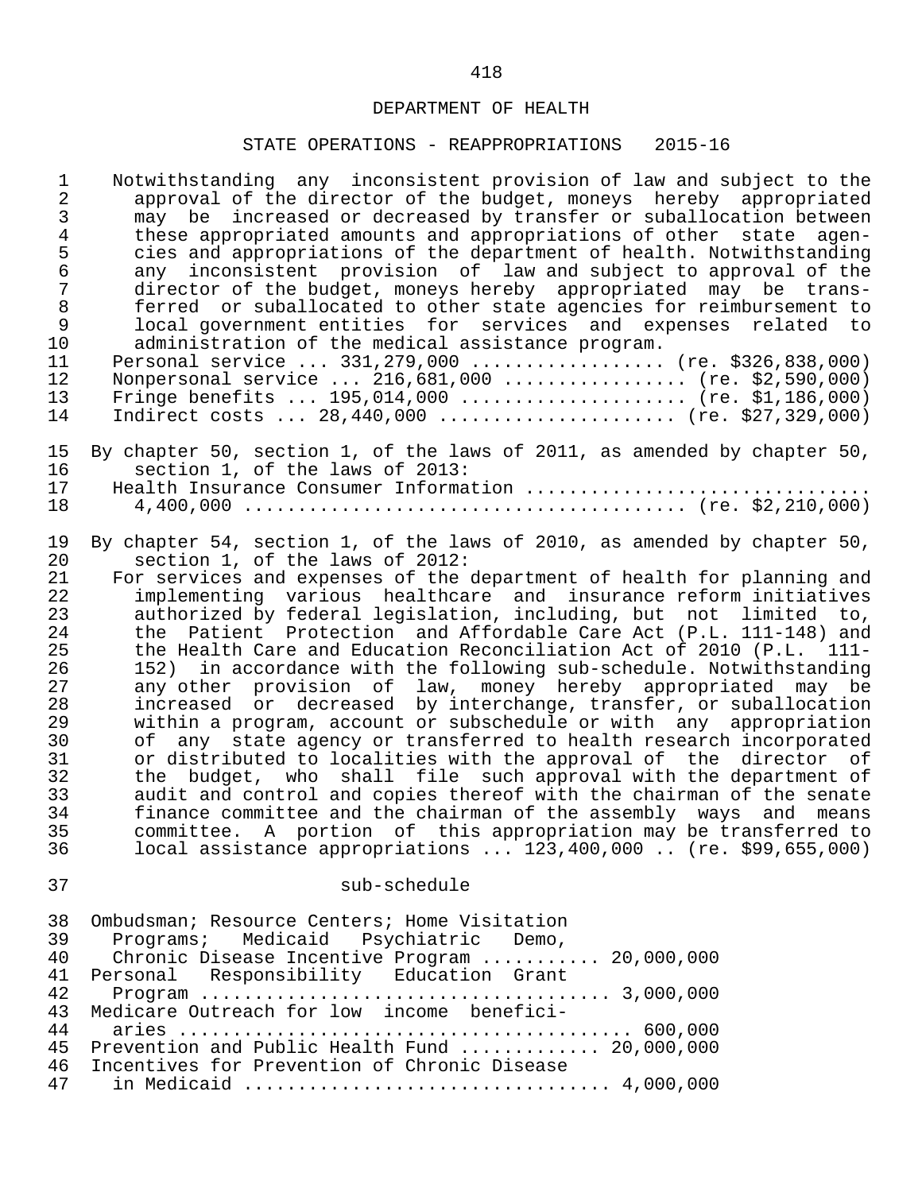DEPARTMENT OF HEALTH

STATE OPERATIONS - REAPPROPRIATIONS 2015-16

Notwithstanding any inconsistent provision of law and subject to the approval of the director of the budget, moneys hereby appropriated may be increased or decreased by transfer or suballocation between these appropriated amounts and appropriations of other state agencies and appropriations of the department of health. Notwithstanding any inconsistent provision of law and subject to approval of the director of the budget, moneys hereby appropriated may be transferred or suballocated to other state agencies for reimbursement to local government entities for services and expenses related to administration of the medical assistance program.

Personal service ... 331,279,000 .................. (re. $326,838,000)
Nonpersonal service ... 216,681,000 ................ (re. $2,590,000)
Fringe benefits ... 195,014,000 .................... (re. $1,186,000)
Indirect costs ... 28,440,000 ...................... (re. $27,329,000)

By chapter 50, section 1, of the laws of 2011, as amended by chapter 50, section 1, of the laws of 2013:

Health Insurance Consumer Information ............................... 4,400,000 ....................................... (re. $2,210,000)

By chapter 54, section 1, of the laws of 2010, as amended by chapter 50, section 1, of the laws of 2012:

For services and expenses of the department of health for planning and implementing various healthcare and insurance reform initiatives authorized by federal legislation, including, but not limited to, the Patient Protection and Affordable Care Act (P.L. 111-148) and the Health Care and Education Reconciliation Act of 2010 (P.L. 111-152) in accordance with the following sub-schedule. Notwithstanding any other provision of law, money hereby appropriated may be increased or decreased by interchange, transfer, or suballocation within a program, account or subschedule or with any appropriation of any state agency or transferred to health research incorporated or distributed to localities with the approval of the director of the budget, who shall file such approval with the department of audit and control and copies thereof with the chairman of the senate finance committee and the chairman of the assembly ways and means committee. A portion of this appropriation may be transferred to local assistance appropriations ... 123,400,000 .. (re. $99,655,000)

sub-schedule

Ombudsman; Resource Centers; Home Visitation Programs; Medicaid Psychiatric Demo, Chronic Disease Incentive Program .......... 20,000,000
Personal Responsibility Education Grant Program .................................... 3,000,000
Medicare Outreach for low income beneficiaries ......................................... 600,000
Prevention and Public Health Fund ............ 20,000,000
Incentives for Prevention of Chronic Disease in Medicaid ................................ 4,000,000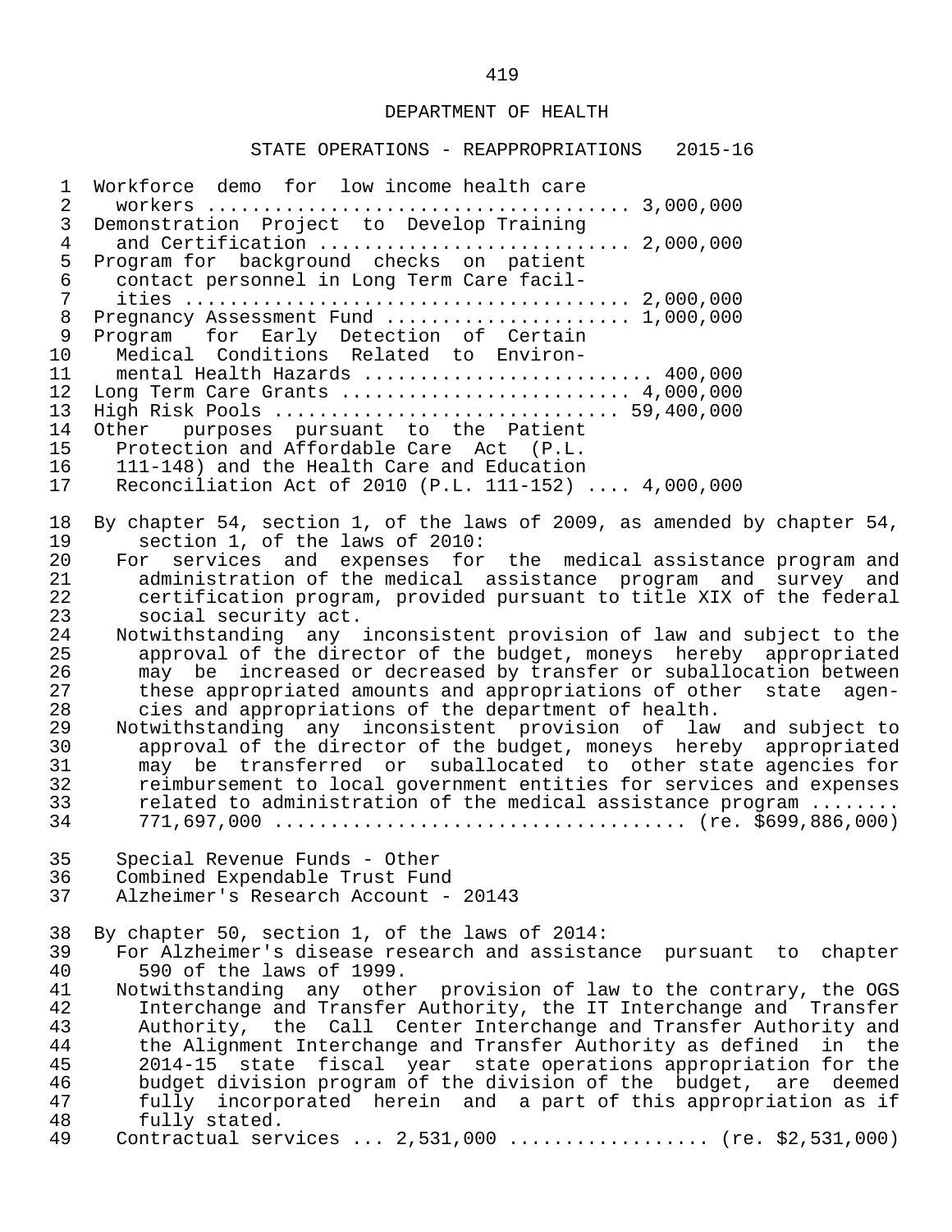DEPARTMENT OF HEALTH

STATE OPERATIONS - REAPPROPRIATIONS 2015-16

Workforce demo for low income health care workers ..................................... 3,000,000
Demonstration Project to Develop Training and Certification ........................... 2,000,000
Program for background checks on patient contact personnel in Long Term Care facilities ....................................... 2,000,000
Pregnancy Assessment Fund ..................... 1,000,000
Program for Early Detection of Certain Medical Conditions Related to Environmental Health Hazards ......................... 400,000
Long Term Care Grants ......................... 4,000,000
High Risk Pools ............................. 59,400,000
Other purposes pursuant to the Patient Protection and Affordable Care Act (P.L. 111-148) and the Health Care and Education Reconciliation Act of 2010 (P.L. 111-152) .... 4,000,000

By chapter 54, section 1, of the laws of 2009, as amended by chapter 54, section 1, of the laws of 2010:

For services and expenses for the medical assistance program and administration of the medical assistance program and survey and certification program, provided pursuant to title XIX of the federal social security act.

Notwithstanding any inconsistent provision of law and subject to the approval of the director of the budget, moneys hereby appropriated may be increased or decreased by transfer or suballocation between these appropriated amounts and appropriations of other state agencies and appropriations of the department of health.

Notwithstanding any inconsistent provision of law and subject to approval of the director of the budget, moneys hereby appropriated may be transferred or suballocated to other state agencies for reimbursement to local government entities for services and expenses related to administration of the medical assistance program ........ 771,697,000 ................................... (re. $699,886,000)

Special Revenue Funds - Other
Combined Expendable Trust Fund
Alzheimer's Research Account - 20143

By chapter 50, section 1, of the laws of 2014:

For Alzheimer's disease research and assistance pursuant to chapter 590 of the laws of 1999.

Notwithstanding any other provision of law to the contrary, the OGS Interchange and Transfer Authority, the IT Interchange and Transfer Authority, the Call Center Interchange and Transfer Authority and the Alignment Interchange and Transfer Authority as defined in the 2014-15 state fiscal year state operations appropriation for the budget division program of the division of the budget, are deemed fully incorporated herein and a part of this appropriation as if fully stated.

Contractual services ... 2,531,000 ................. (re. $2,531,000)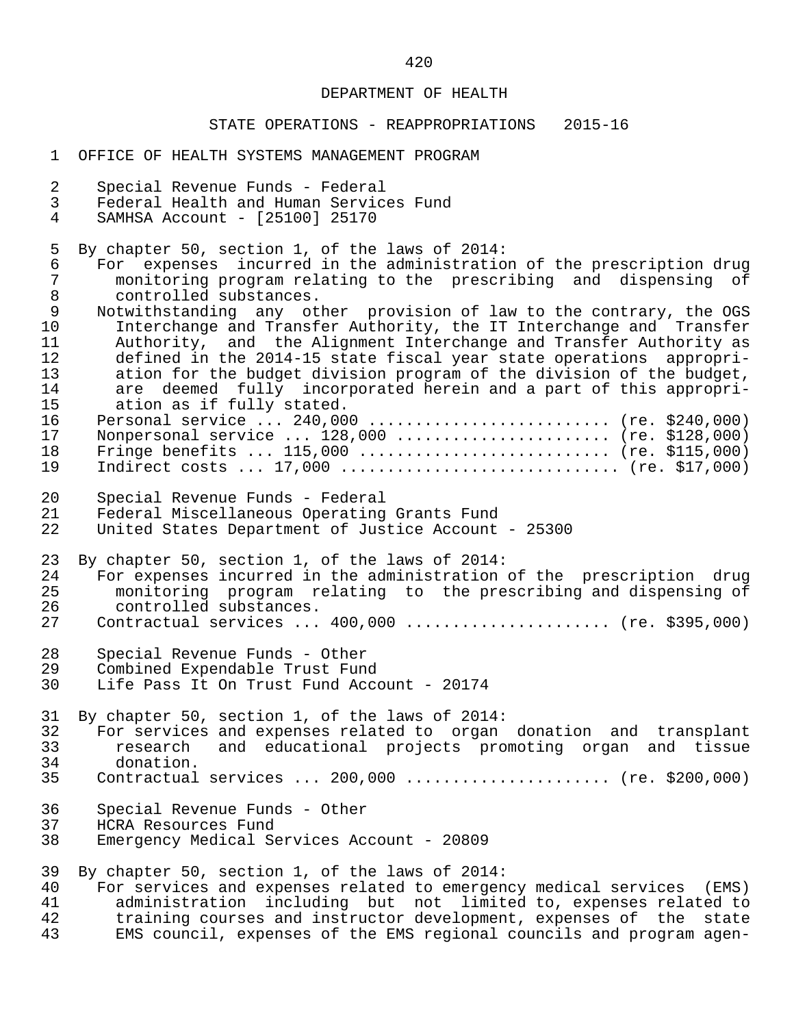DEPARTMENT OF HEALTH

STATE OPERATIONS - REAPPROPRIATIONS 2015-16

OFFICE OF HEALTH SYSTEMS MANAGEMENT PROGRAM

Special Revenue Funds - Federal
Federal Health and Human Services Fund
SAMHSA Account - [25100] 25170

By chapter 50, section 1, of the laws of 2014:

For expenses incurred in the administration of the prescription drug monitoring program relating to the prescribing and dispensing of controlled substances.

Notwithstanding any other provision of law to the contrary, the OGS Interchange and Transfer Authority, the IT Interchange and Transfer Authority, and the Alignment Interchange and Transfer Authority as defined in the 2014-15 state fiscal year state operations appropriation for the budget division program of the division of the budget, are deemed fully incorporated herein and a part of this appropriation as if fully stated.

Personal service ... 240,000 ......................... (re. $240,000)
Nonpersonal service ... 128,000 ...................... (re. $128,000)
Fringe benefits ... 115,000 .......................... (re. $115,000)
Indirect costs ... 17,000 ............................ (re. $17,000)

Special Revenue Funds - Federal
Federal Miscellaneous Operating Grants Fund
United States Department of Justice Account - 25300

By chapter 50, section 1, of the laws of 2014:

For expenses incurred in the administration of the prescription drug monitoring program relating to the prescribing and dispensing of controlled substances.

Contractual services ... 400,000 ..................... (re. $395,000)

Special Revenue Funds - Other
Combined Expendable Trust Fund
Life Pass It On Trust Fund Account - 20174

By chapter 50, section 1, of the laws of 2014:

For services and expenses related to organ donation and transplant research and educational projects promoting organ and tissue donation.

Contractual services ... 200,000 ..................... (re. $200,000)

Special Revenue Funds - Other
HCRA Resources Fund
Emergency Medical Services Account - 20809

By chapter 50, section 1, of the laws of 2014:

For services and expenses related to emergency medical services (EMS) administration including but not limited to, expenses related to training courses and instructor development, expenses of the state EMS council, expenses of the EMS regional councils and program agen-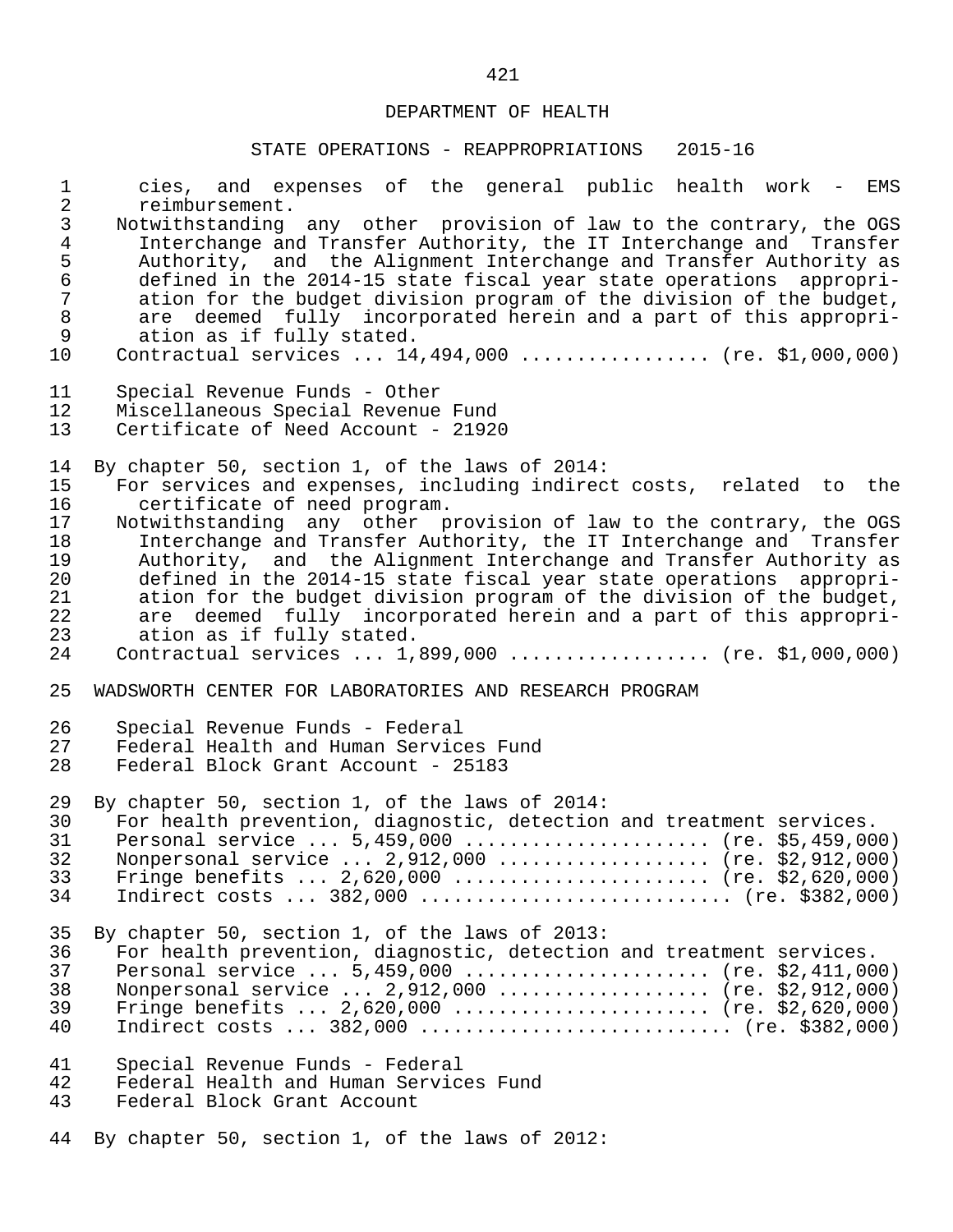cies, and expenses of the general public health work - EMS reimbursement.

Notwithstanding any other provision of law to the contrary, the OGS Interchange and Transfer Authority, the IT Interchange and Transfer Authority, and the Alignment Interchange and Transfer Authority as defined in the 2014-15 state fiscal year state operations appropriation for the budget division program of the division of the budget, are deemed fully incorporated herein and a part of this appropriation as if fully stated.

Contractual services ... 14,494,000 ................ (re. $1,000,000)

Special Revenue Funds - Other
Miscellaneous Special Revenue Fund
Certificate of Need Account - 21920

By chapter 50, section 1, of the laws of 2014:

For services and expenses, including indirect costs, related to the certificate of need program.

Notwithstanding any other provision of law to the contrary, the OGS Interchange and Transfer Authority, the IT Interchange and Transfer Authority, and the Alignment Interchange and Transfer Authority as defined in the 2014-15 state fiscal year state operations appropriation for the budget division program of the division of the budget, are deemed fully incorporated herein and a part of this appropriation as if fully stated.

Contractual services ... 1,899,000 ................. (re. $1,000,000)

WADSWORTH CENTER FOR LABORATORIES AND RESEARCH PROGRAM

Special Revenue Funds - Federal
Federal Health and Human Services Fund
Federal Block Grant Account - 25183

By chapter 50, section 1, of the laws of 2014:

For health prevention, diagnostic, detection and treatment services.

Personal service ... 5,459,000 ..................... (re. $5,459,000)
Nonpersonal service ... 2,912,000 .................. (re. $2,912,000)
Fringe benefits ... 2,620,000 ...................... (re. $2,620,000)
Indirect costs ... 382,000 .......................... (re. $382,000)

By chapter 50, section 1, of the laws of 2013:

For health prevention, diagnostic, detection and treatment services.

Personal service ... 5,459,000 ..................... (re. $2,411,000)
Nonpersonal service ... 2,912,000 .................. (re. $2,912,000)
Fringe benefits ... 2,620,000 ...................... (re. $2,620,000)
Indirect costs ... 382,000 .......................... (re. $382,000)

Special Revenue Funds - Federal
Federal Health and Human Services Fund
Federal Block Grant Account

By chapter 50, section 1, of the laws of 2012: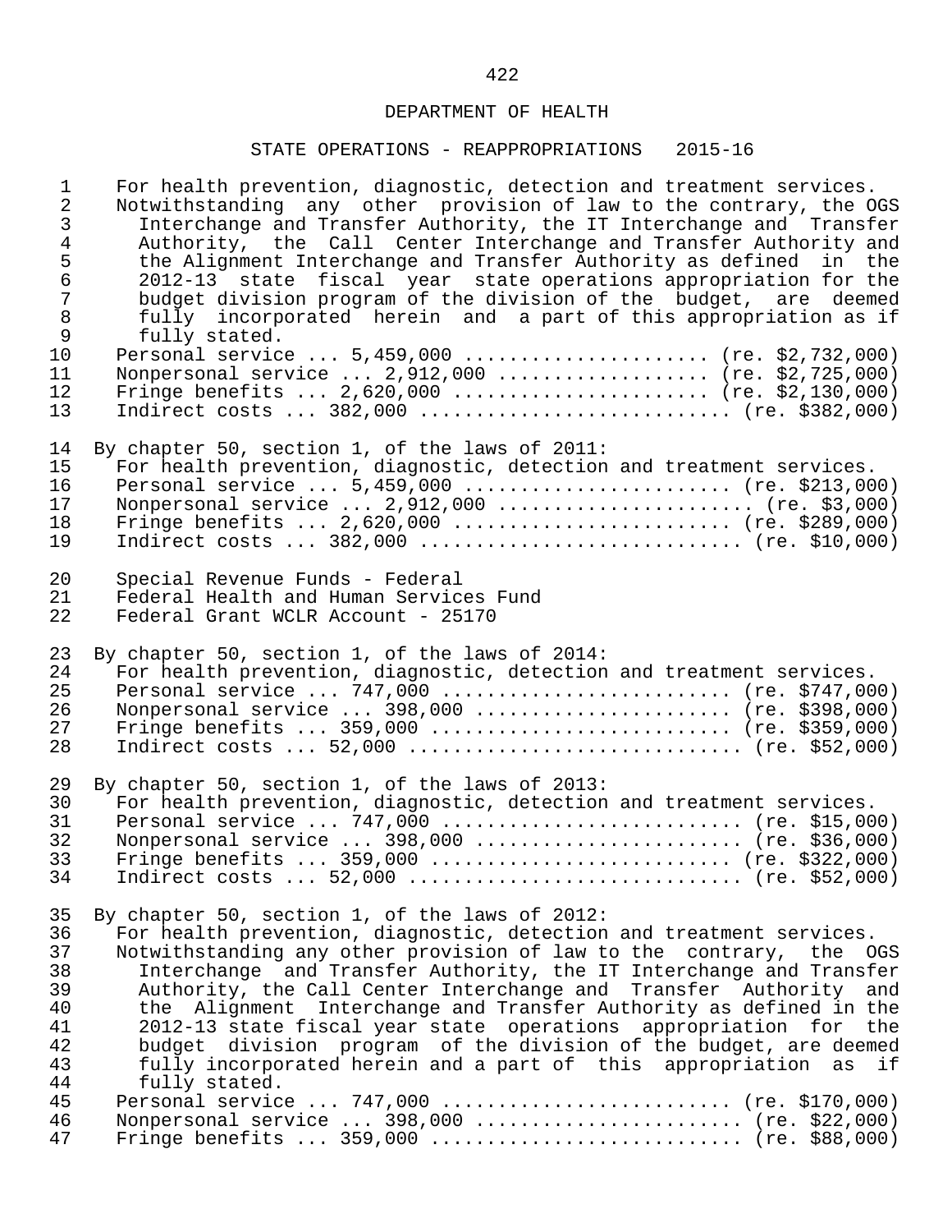DEPARTMENT OF HEALTH

STATE OPERATIONS - REAPPROPRIATIONS 2015-16

For health prevention, diagnostic, detection and treatment services.

Notwithstanding any other provision of law to the contrary, the OGS Interchange and Transfer Authority, the IT Interchange and Transfer Authority, the Call Center Interchange and Transfer Authority and the Alignment Interchange and Transfer Authority as defined in the 2012-13 state fiscal year state operations appropriation for the budget division program of the division of the budget, are deemed fully incorporated herein and a part of this appropriation as if fully stated.

Personal service ... 5,459,000 ...................... (re. $2,732,000)
Nonpersonal service ... 2,912,000 ................... (re. $2,725,000)
Fringe benefits ... 2,620,000 ....................... (re. $2,130,000)
Indirect costs ... 382,000 ........................... (re. $382,000)

By chapter 50, section 1, of the laws of 2011:

For health prevention, diagnostic, detection and treatment services.

Personal service ... 5,459,000 ........................ (re. $213,000)
Nonpersonal service ... 2,912,000 ...................... (re. $3,000)
Fringe benefits ... 2,620,000 ......................... (re. $289,000)
Indirect costs ... 382,000 ............................ (re. $10,000)

Special Revenue Funds - Federal
Federal Health and Human Services Fund
Federal Grant WCLR Account - 25170

By chapter 50, section 1, of the laws of 2014:

For health prevention, diagnostic, detection and treatment services.

Personal service ... 747,000 .......................... (re. $747,000)
Nonpersonal service ... 398,000 ....................... (re. $398,000)
Fringe benefits ... 359,000 ........................... (re. $359,000)
Indirect costs ... 52,000 .............................. (re. $52,000)

By chapter 50, section 1, of the laws of 2013:

For health prevention, diagnostic, detection and treatment services.

Personal service ... 747,000 ........................... (re. $15,000)
Nonpersonal service ... 398,000 ........................ (re. $36,000)
Fringe benefits ... 359,000 ........................... (re. $322,000)
Indirect costs ... 52,000 .............................. (re. $52,000)

By chapter 50, section 1, of the laws of 2012:

For health prevention, diagnostic, detection and treatment services.

Notwithstanding any other provision of law to the contrary, the OGS Interchange and Transfer Authority, the IT Interchange and Transfer Authority, the Call Center Interchange and Transfer Authority and the Alignment Interchange and Transfer Authority as defined in the 2012-13 state fiscal year state operations appropriation for the budget division program of the division of the budget, are deemed fully incorporated herein and a part of this appropriation as if fully stated.

Personal service ... 747,000 .......................... (re. $170,000)
Nonpersonal service ... 398,000 ........................ (re. $22,000)
Fringe benefits ... 359,000 ............................ (re. $88,000)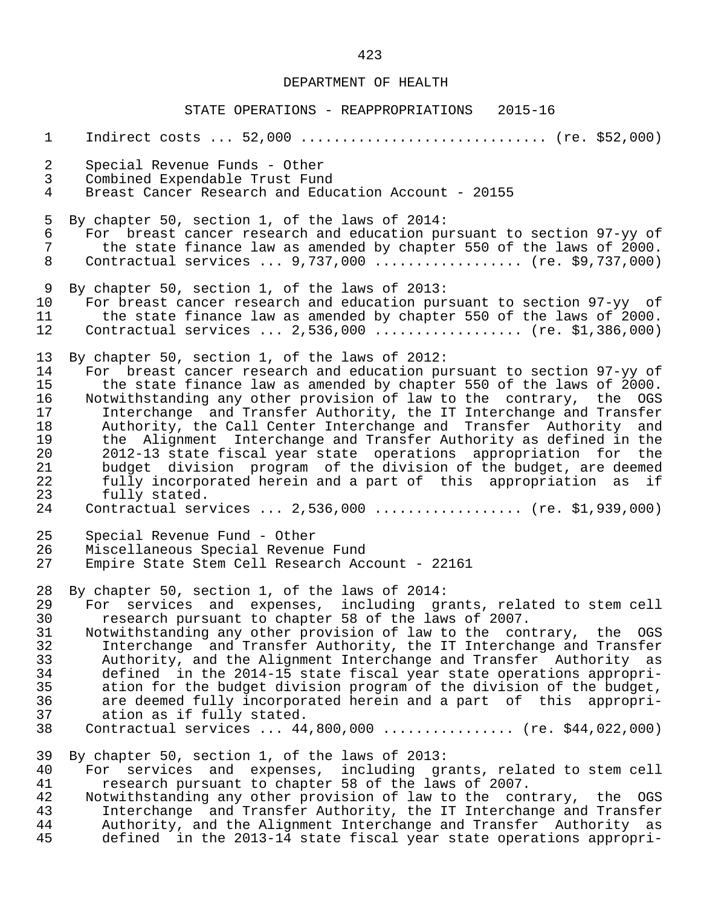DEPARTMENT OF HEALTH

STATE OPERATIONS - REAPPROPRIATIONS 2015-16

Indirect costs ... 52,000 ............................ (re. $52,000)

Special Revenue Funds - Other
Combined Expendable Trust Fund
Breast Cancer Research and Education Account - 20155

By chapter 50, section 1, of the laws of 2014:
For breast cancer research and education pursuant to section 97-yy of the state finance law as amended by chapter 550 of the laws of 2000.
Contractual services ... 9,737,000 ................. (re. $9,737,000)

By chapter 50, section 1, of the laws of 2013:
For breast cancer research and education pursuant to section 97-yy of the state finance law as amended by chapter 550 of the laws of 2000.
Contractual services ... 2,536,000 ................. (re. $1,386,000)

By chapter 50, section 1, of the laws of 2012:
For breast cancer research and education pursuant to section 97-yy of the state finance law as amended by chapter 550 of the laws of 2000.
Notwithstanding any other provision of law to the contrary, the OGS Interchange and Transfer Authority, the IT Interchange and Transfer Authority, the Call Center Interchange and Transfer Authority and the Alignment Interchange and Transfer Authority as defined in the 2012-13 state fiscal year state operations appropriation for the budget division program of the division of the budget, are deemed fully incorporated herein and a part of this appropriation as if fully stated.
Contractual services ... 2,536,000 ................. (re. $1,939,000)

Special Revenue Fund - Other
Miscellaneous Special Revenue Fund
Empire State Stem Cell Research Account - 22161

By chapter 50, section 1, of the laws of 2014:
For services and expenses, including grants, related to stem cell research pursuant to chapter 58 of the laws of 2007.
Notwithstanding any other provision of law to the contrary, the OGS Interchange and Transfer Authority, the IT Interchange and Transfer Authority, and the Alignment Interchange and Transfer Authority as defined in the 2014-15 state fiscal year state operations appropriation for the budget division program of the division of the budget, are deemed fully incorporated herein and a part of this appropriation as if fully stated.
Contractual services ... 44,800,000 ............... (re. $44,022,000)

By chapter 50, section 1, of the laws of 2013:
For services and expenses, including grants, related to stem cell research pursuant to chapter 58 of the laws of 2007.
Notwithstanding any other provision of law to the contrary, the OGS Interchange and Transfer Authority, the IT Interchange and Transfer Authority, and the Alignment Interchange and Transfer Authority as defined in the 2013-14 state fiscal year state operations appropri-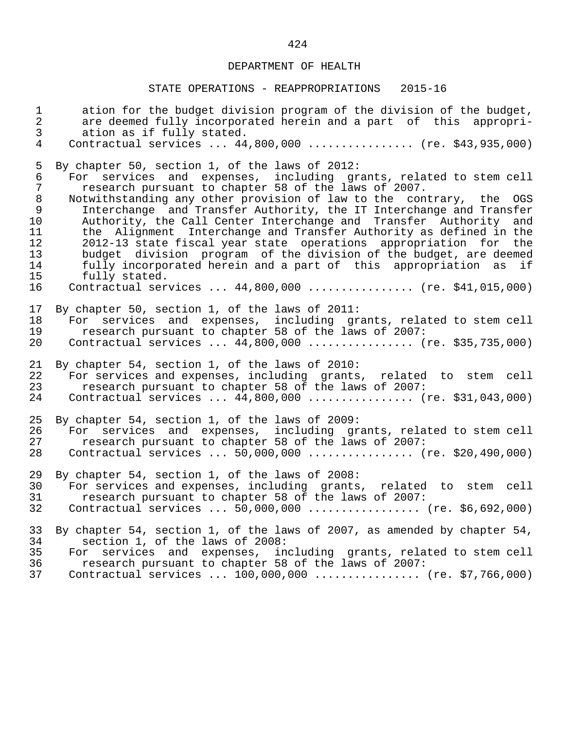ation for the budget division program of the division of the budget, are deemed fully incorporated herein and a part of this appropriation as if fully stated.

Contractual services ... 44,800,000 ................ (re. $43,935,000)

By chapter 50, section 1, of the laws of 2012:

For services and expenses, including grants, related to stem cell research pursuant to chapter 58 of the laws of 2007.

Notwithstanding any other provision of law to the contrary, the OGS Interchange and Transfer Authority, the IT Interchange and Transfer Authority, the Call Center Interchange and Transfer Authority and the Alignment Interchange and Transfer Authority as defined in the 2012-13 state fiscal year state operations appropriation for the budget division program of the division of the budget, are deemed fully incorporated herein and a part of this appropriation as if fully stated.

Contractual services ... 44,800,000 ................ (re. $41,015,000)

By chapter 50, section 1, of the laws of 2011:

For services and expenses, including grants, related to stem cell research pursuant to chapter 58 of the laws of 2007:

Contractual services ... 44,800,000 ................ (re. $35,735,000)

By chapter 54, section 1, of the laws of 2010:

For services and expenses, including grants, related to stem cell research pursuant to chapter 58 of the laws of 2007:

Contractual services ... 44,800,000 ................ (re. $31,043,000)

By chapter 54, section 1, of the laws of 2009:

For services and expenses, including grants, related to stem cell research pursuant to chapter 58 of the laws of 2007:

Contractual services ... 50,000,000 ................ (re. $20,490,000)

By chapter 54, section 1, of the laws of 2008:

For services and expenses, including grants, related to stem cell research pursuant to chapter 58 of the laws of 2007:

Contractual services ... 50,000,000 ................. (re. $6,692,000)

By chapter 54, section 1, of the laws of 2007, as amended by chapter 54, section 1, of the laws of 2008:

For services and expenses, including grants, related to stem cell research pursuant to chapter 58 of the laws of 2007:

Contractual services ... 100,000,000 ................ (re. $7,766,000)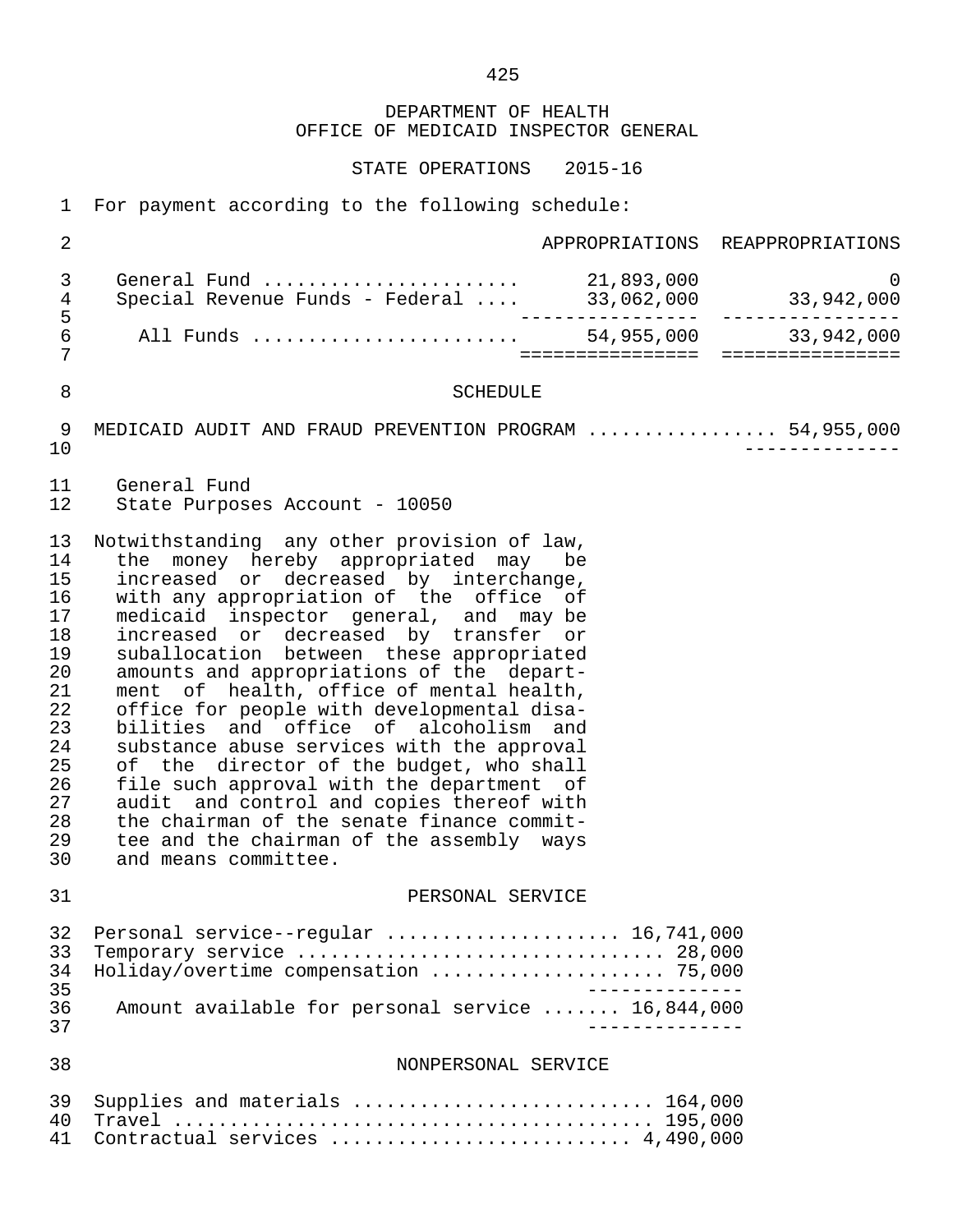# DEPARTMENT OF HEALTH
## OFFICE OF MEDICAID INSPECTOR GENERAL

### STATE OPERATIONS 2015-16

For payment according to the following schedule:

| | APPROPRIATIONS | REAPPROPRIATIONS |
|---|---|---|
| General Fund | 21,893,000 | 0 |
| Special Revenue Funds - Federal | 33,062,000 | 33,942,000 |
| All Funds | 54,955,000 | 33,942,000 |

### SCHEDULE

MEDICAID AUDIT AND FRAUD PREVENTION PROGRAM ................ 54,955,000

General Fund
State Purposes Account - 10050

Notwithstanding any other provision of law, the money hereby appropriated may be increased or decreased by interchange, with any appropriation of the office of medicaid inspector general, and may be increased or decreased by transfer or suballocation between these appropriated amounts and appropriations of the department of health, office of mental health, office for people with developmental disabilities and office of alcoholism and substance abuse services with the approval of the director of the budget, who shall file such approval with the department of audit and control and copies thereof with the chairman of the senate finance committee and the chairman of the assembly ways and means committee.

#### PERSONAL SERVICE

| | |
|---|---|
| Personal service--regular | 16,741,000 |
| Temporary service | 28,000 |
| Holiday/overtime compensation | 75,000 |
| Amount available for personal service | 16,844,000 |

#### NONPERSONAL SERVICE

| | |
|---|---|
| Supplies and materials | 164,000 |
| Travel | 195,000 |
| Contractual services | 4,490,000 |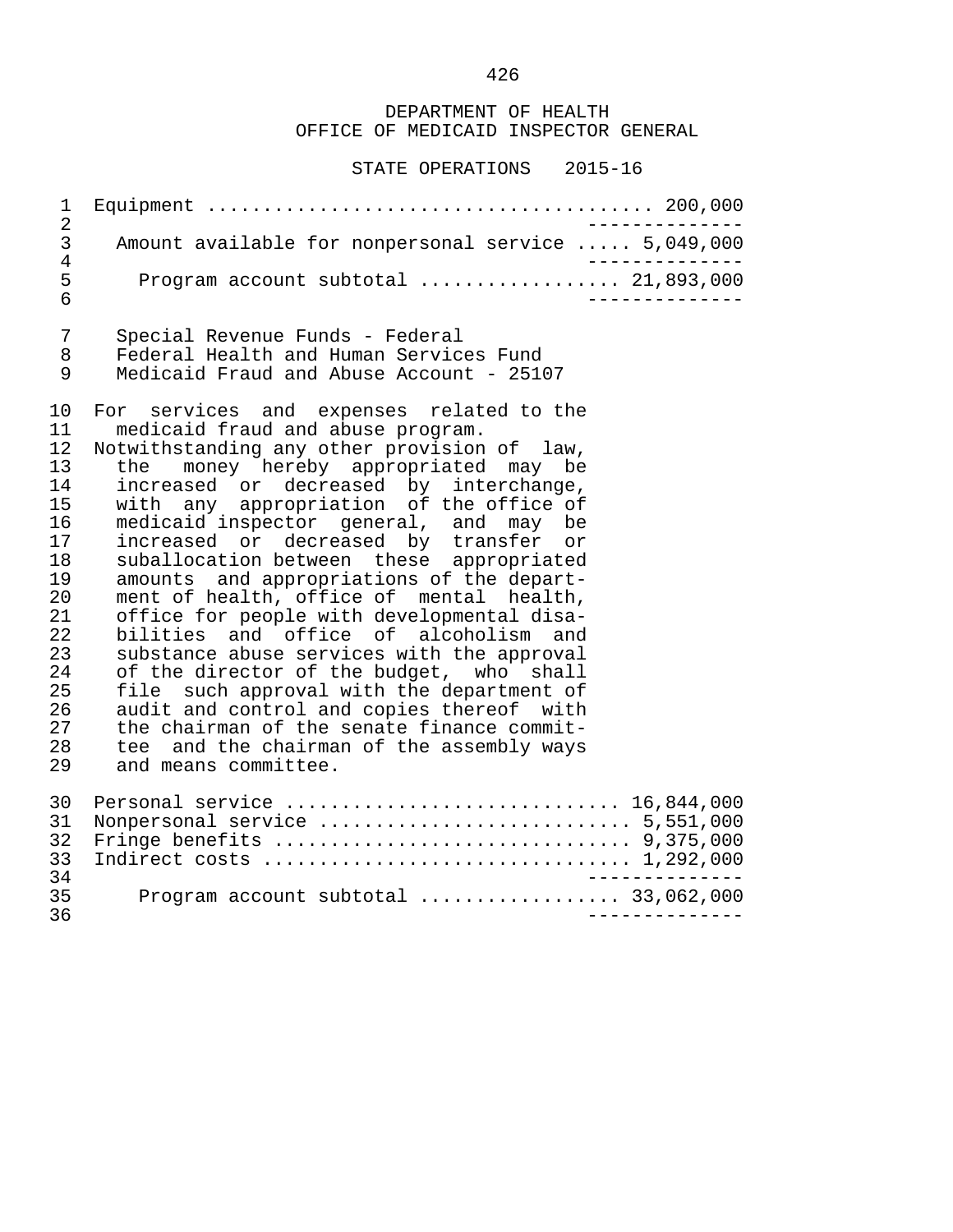DEPARTMENT OF HEALTH
OFFICE OF MEDICAID INSPECTOR GENERAL

STATE OPERATIONS 2015-16

| | |
|---|---|
| Equipment | 200,000 |
| Amount available for nonpersonal service | 5,049,000 |
| Program account subtotal | 21,893,000 |

Special Revenue Funds - Federal
Federal Health and Human Services Fund
Medicaid Fraud and Abuse Account - 25107

For services and expenses related to the medicaid fraud and abuse program.

Notwithstanding any other provision of law, the money hereby appropriated may be increased or decreased by interchange, with any appropriation of the office of medicaid inspector general, and may be increased or decreased by transfer or suballocation between these appropriated amounts and appropriations of the department of health, office of mental health, office for people with developmental disabilities and office of alcoholism and substance abuse services with the approval of the director of the budget, who shall file such approval with the department of audit and control and copies thereof with the chairman of the senate finance committee and the chairman of the assembly ways and means committee.

| | |
|---|---|
| Personal service | 16,844,000 |
| Nonpersonal service | 5,551,000 |
| Fringe benefits | 9,375,000 |
| Indirect costs | 1,292,000 |
| Program account subtotal | 33,062,000 |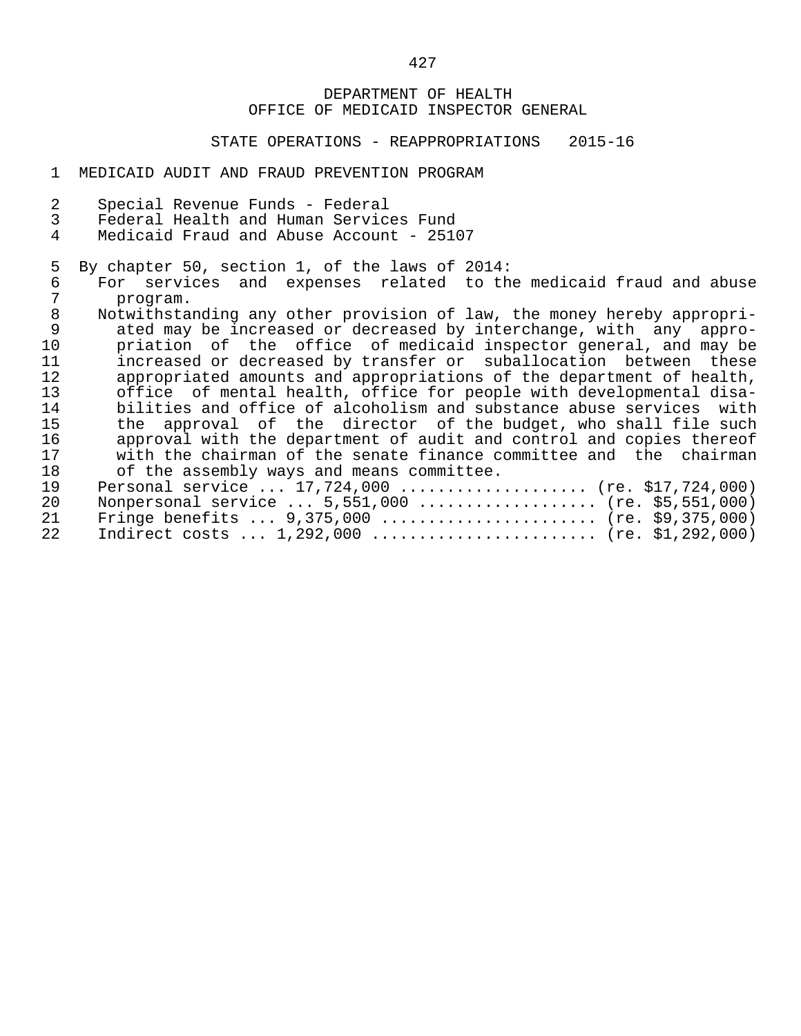DEPARTMENT OF HEALTH
OFFICE OF MEDICAID INSPECTOR GENERAL

STATE OPERATIONS - REAPPROPRIATIONS 2015-16

MEDICAID AUDIT AND FRAUD PREVENTION PROGRAM

Special Revenue Funds - Federal
Federal Health and Human Services Fund
Medicaid Fraud and Abuse Account - 25107

By chapter 50, section 1, of the laws of 2014:

For services and expenses related to the medicaid fraud and abuse program.

Notwithstanding any other provision of law, the money hereby appropriated may be increased or decreased by interchange, with any appropriation of the office of medicaid inspector general, and may be increased or decreased by transfer or suballocation between these appropriated amounts and appropriations of the department of health, office of mental health, office for people with developmental disabilities and office of alcoholism and substance abuse services with the approval of the director of the budget, who shall file such approval with the department of audit and control and copies thereof with the chairman of the senate finance committee and the chairman of the assembly ways and means committee.

Personal service ... 17,724,000 .................... (re. $17,724,000)
Nonpersonal service ... 5,551,000 .................. (re. $5,551,000)
Fringe benefits ... 9,375,000 ...................... (re. $9,375,000)
Indirect costs ... 1,292,000 ....................... (re. $1,292,000)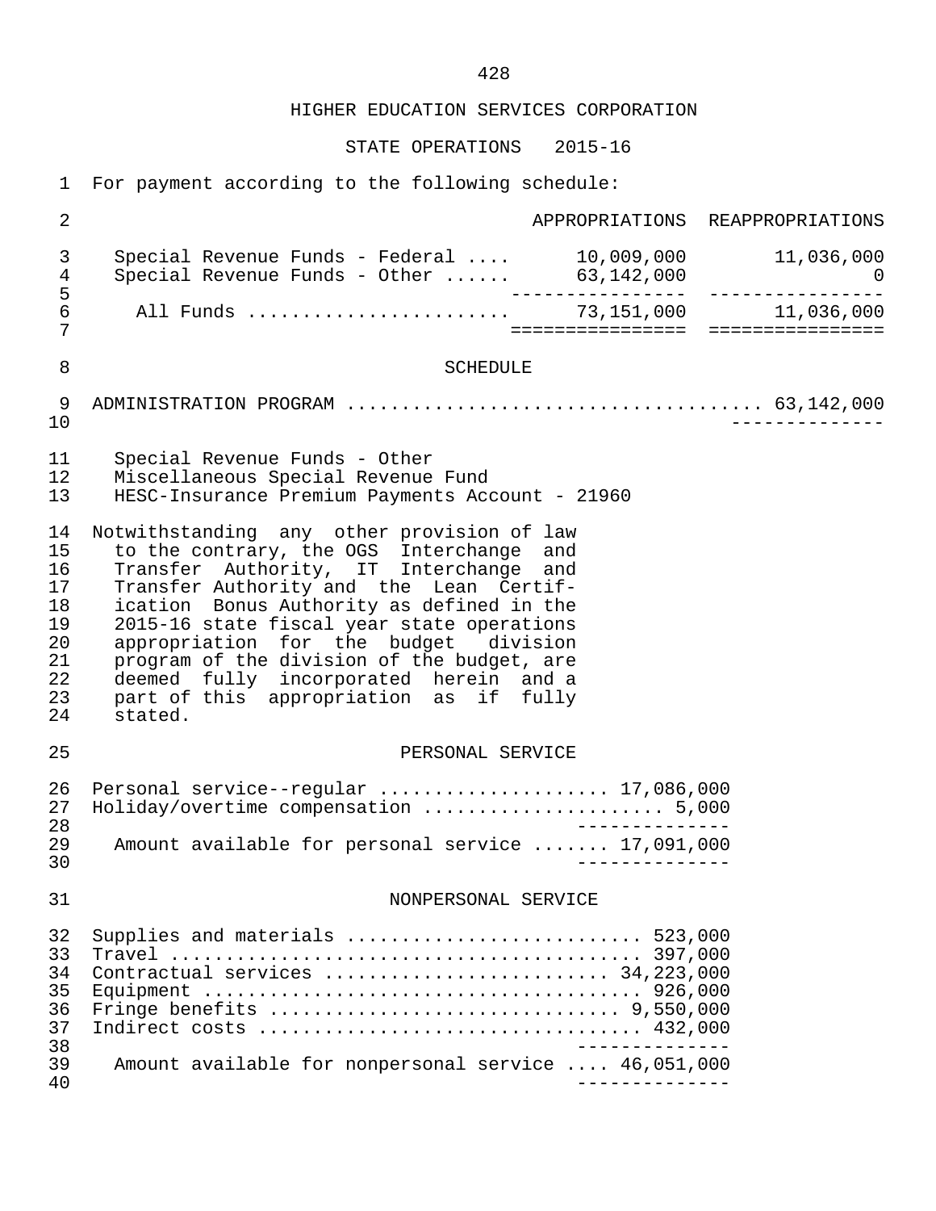# HIGHER EDUCATION SERVICES CORPORATION

## STATE OPERATIONS 2015-16

For payment according to the following schedule:

| | APPROPRIATIONS | REAPPROPRIATIONS |
|---|---|---|
| Special Revenue Funds - Federal .... | 10,009,000 | 11,036,000 |
| Special Revenue Funds - Other ...... | 63,142,000 | 0 |
| All Funds ........................ | 73,151,000 | 11,036,000 |

### SCHEDULE

ADMINISTRATION PROGRAM ..................................... 63,142,000

Special Revenue Funds - Other
Miscellaneous Special Revenue Fund
HESC-Insurance Premium Payments Account - 21960

Notwithstanding any other provision of law to the contrary, the OGS Interchange and Transfer Authority, IT Interchange and Transfer Authority and the Lean Certification Bonus Authority as defined in the 2015-16 state fiscal year state operations appropriation for the budget division program of the division of the budget, are deemed fully incorporated herein and a part of this appropriation as if fully stated.

#### PERSONAL SERVICE

Personal service--regular .................... 17,086,000
Holiday/overtime compensation ..................... 5,000

Amount available for personal service ....... 17,091,000

#### NONPERSONAL SERVICE

Supplies and materials .......................... 523,000
Travel .......................................... 397,000
Contractual services ......................... 34,223,000
Equipment ....................................... 926,000
Fringe benefits ............................... 9,550,000
Indirect costs .................................. 432,000

Amount available for nonpersonal service .... 46,051,000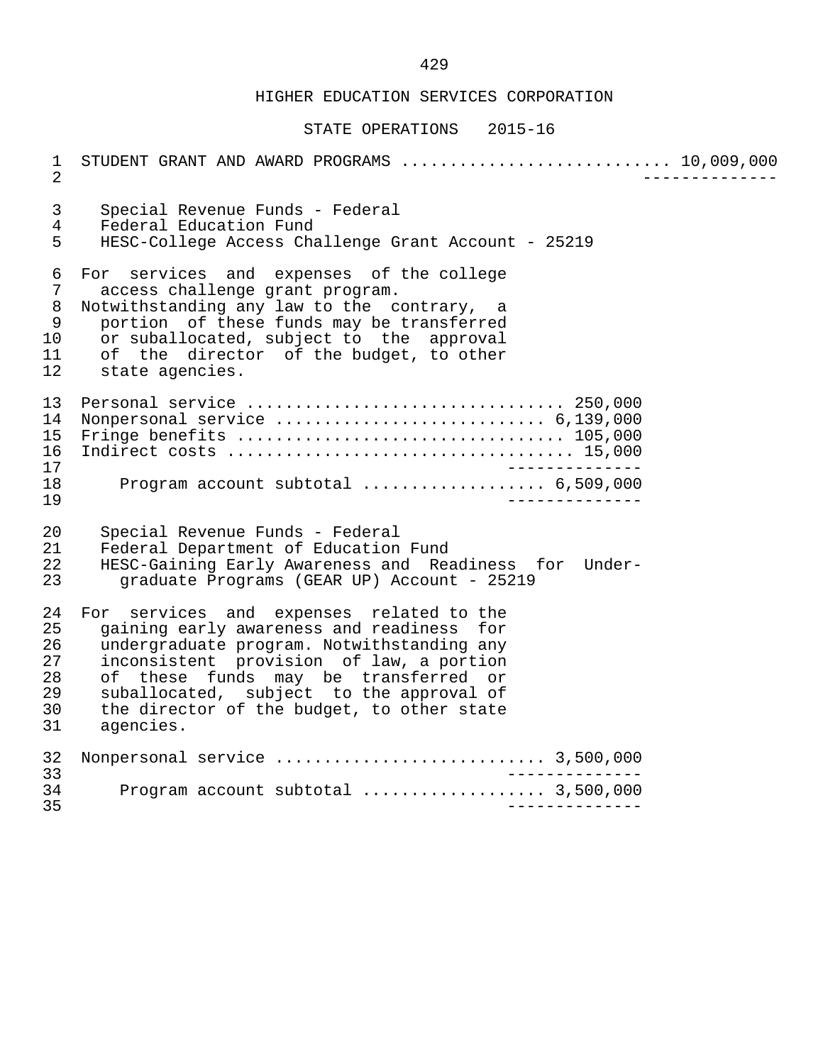# HIGHER EDUCATION SERVICES CORPORATION

## STATE OPERATIONS 2015-16

STUDENT GRANT AND AWARD PROGRAMS ........................... 10,009,000

Special Revenue Funds - Federal
Federal Education Fund
HESC-College Access Challenge Grant Account - 25219

For services and expenses of the college access challenge grant program.
Notwithstanding any law to the contrary, a portion of these funds may be transferred or suballocated, subject to the approval of the director of the budget, to other state agencies.

| | |
|---|---|
| Personal service | 250,000 |
| Nonpersonal service | 6,139,000 |
| Fringe benefits | 105,000 |
| Indirect costs | 15,000 |
| Program account subtotal | 6,509,000 |

Special Revenue Funds - Federal
Federal Department of Education Fund
HESC-Gaining Early Awareness and Readiness for Undergraduate Programs (GEAR UP) Account - 25219

For services and expenses related to the gaining early awareness and readiness for undergraduate program. Notwithstanding any inconsistent provision of law, a portion of these funds may be transferred or suballocated, subject to the approval of the director of the budget, to other state agencies.

| | |
|---|---|
| Nonpersonal service | 3,500,000 |
| Program account subtotal | 3,500,000 |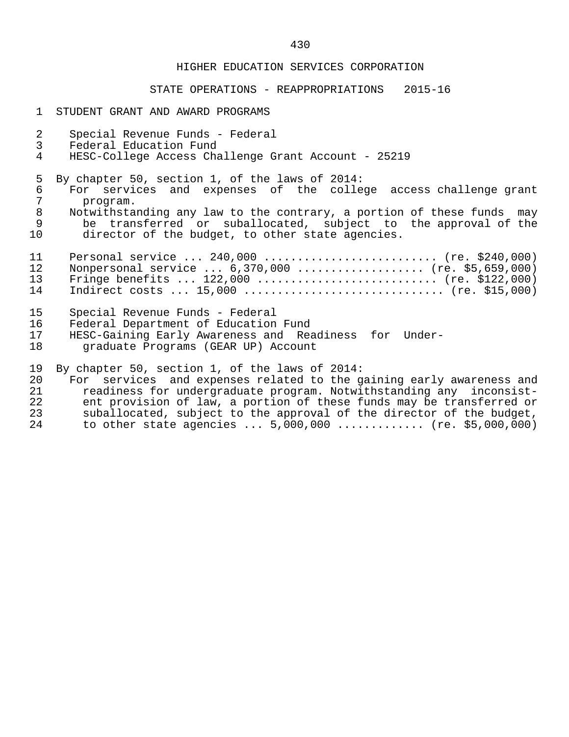# HIGHER EDUCATION SERVICES CORPORATION

## STATE OPERATIONS - REAPPROPRIATIONS 2015-16

STUDENT GRANT AND AWARD PROGRAMS

Special Revenue Funds - Federal
Federal Education Fund
HESC-College Access Challenge Grant Account - 25219

By chapter 50, section 1, of the laws of 2014:
For services and expenses of the college access challenge grant program.
Notwithstanding any law to the contrary, a portion of these funds may be transferred or suballocated, subject to the approval of the director of the budget, to other state agencies.

Personal service ... 240,000 ......................... (re. $240,000)
Nonpersonal service ... 6,370,000 .................. (re. $5,659,000)
Fringe benefits ... 122,000 .......................... (re. $122,000)
Indirect costs ... 15,000 ............................. (re. $15,000)

Special Revenue Funds - Federal
Federal Department of Education Fund
HESC-Gaining Early Awareness and Readiness for Undergraduate Programs (GEAR UP) Account

By chapter 50, section 1, of the laws of 2014:
For services and expenses related to the gaining early awareness and readiness for undergraduate program. Notwithstanding any inconsistent provision of law, a portion of these funds may be transferred or suballocated, subject to the approval of the director of the budget, to other state agencies ... 5,000,000 ............. (re. $5,000,000)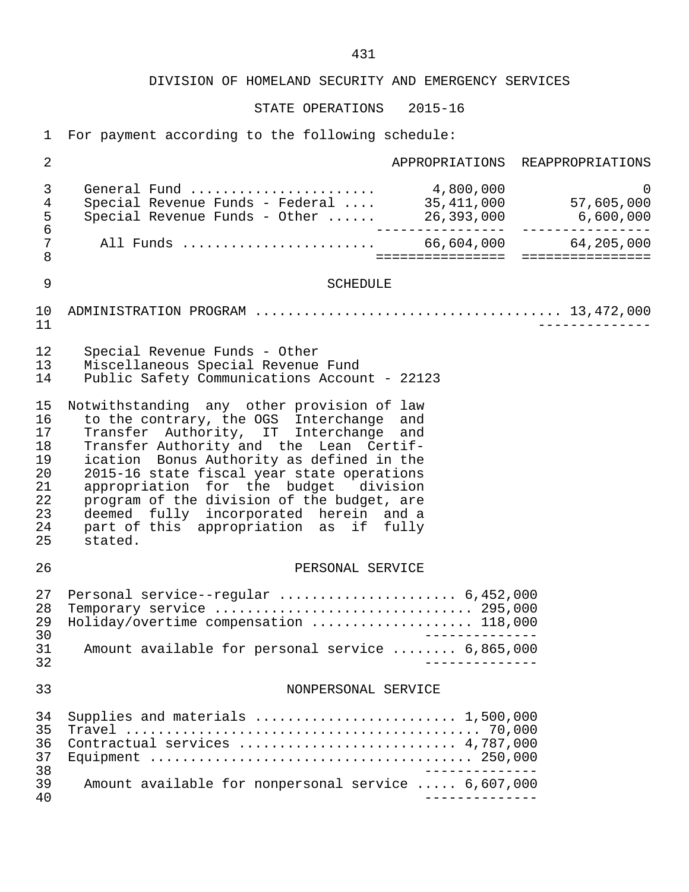DIVISION OF HOMELAND SECURITY AND EMERGENCY SERVICES

STATE OPERATIONS 2015-16

For payment according to the following schedule:

| | APPROPRIATIONS | REAPPROPRIATIONS |
|---|---|---|
| General Fund | 4,800,000 | 0 |
| Special Revenue Funds - Federal | 35,411,000 | 57,605,000 |
| Special Revenue Funds - Other | 26,393,000 | 6,600,000 |
| All Funds | 66,604,000 | 64,205,000 |

SCHEDULE

ADMINISTRATION PROGRAM .................................... 13,472,000

Special Revenue Funds - Other
Miscellaneous Special Revenue Fund
Public Safety Communications Account - 22123

Notwithstanding any other provision of law to the contrary, the OGS Interchange and Transfer Authority, IT Interchange and Transfer Authority and the Lean Certification Bonus Authority as defined in the 2015-16 state fiscal year state operations appropriation for the budget division program of the division of the budget, are deemed fully incorporated herein and a part of this appropriation as if fully stated.

PERSONAL SERVICE

| | |
|---|---|
| Personal service--regular | 6,452,000 |
| Temporary service | 295,000 |
| Holiday/overtime compensation | 118,000 |
| Amount available for personal service | 6,865,000 |

NONPERSONAL SERVICE

| | |
|---|---|
| Supplies and materials | 1,500,000 |
| Travel | 70,000 |
| Contractual services | 4,787,000 |
| Equipment | 250,000 |
| Amount available for nonpersonal service | 6,607,000 |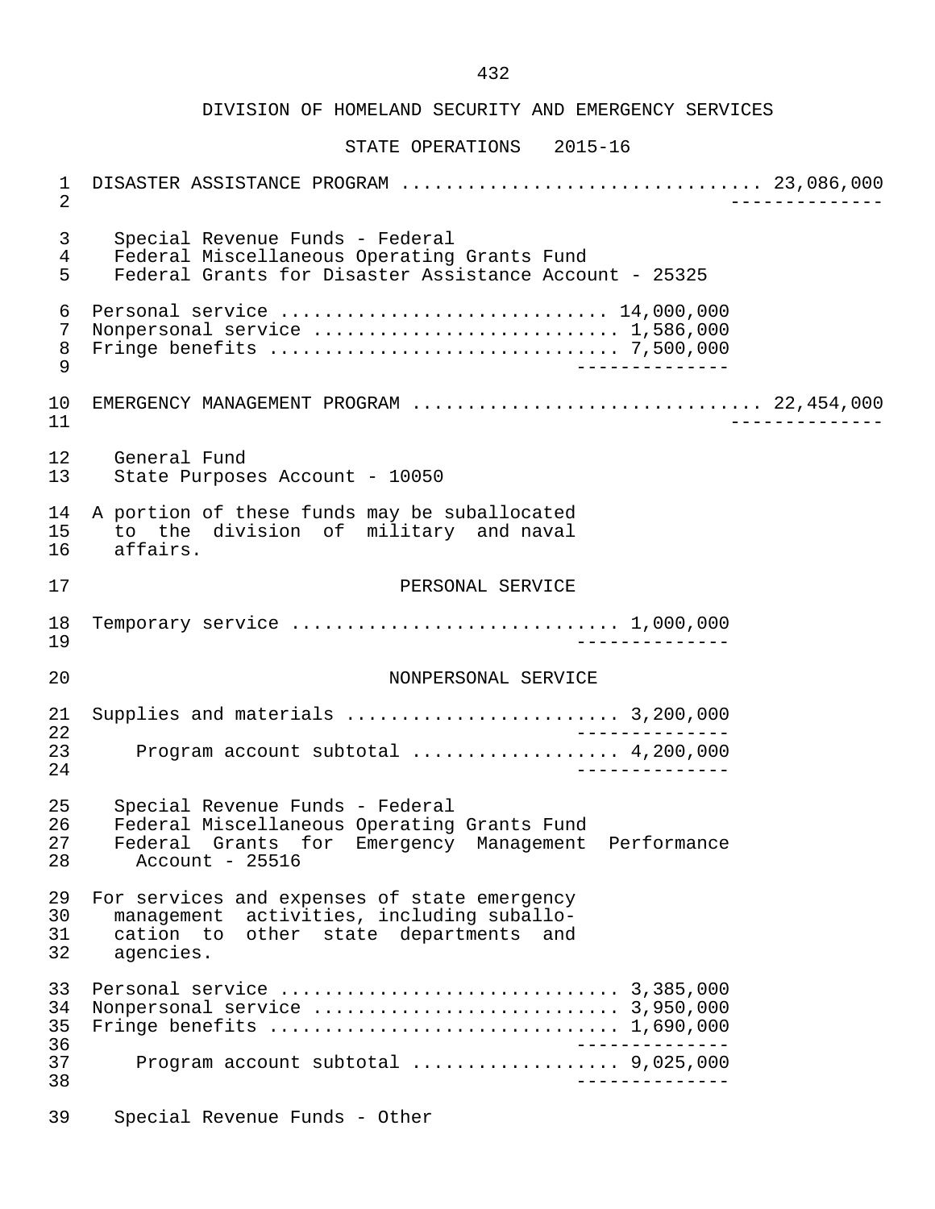DIVISION OF HOMELAND SECURITY AND EMERGENCY SERVICES

STATE OPERATIONS 2015-16

DISASTER ASSISTANCE PROGRAM ................................ 23,086,000

Special Revenue Funds - Federal
Federal Miscellaneous Operating Grants Fund
Federal Grants for Disaster Assistance Account - 25325

| Item | Amount |
|---|---|
| Personal service ............................. | 14,000,000 |
| Nonpersonal service ........................... | 1,586,000 |
| Fringe benefits ............................... | 7,500,000 |

EMERGENCY MANAGEMENT PROGRAM ............................... 22,454,000

General Fund
State Purposes Account - 10050

A portion of these funds may be suballocated to the division of military and naval affairs.

PERSONAL SERVICE

| Item | Amount |
|---|---|
| Temporary service ............................. | 1,000,000 |

NONPERSONAL SERVICE

| Item | Amount |
|---|---|
| Supplies and materials ........................ | 3,200,000 |
| Program account subtotal .................. | 4,200,000 |

Special Revenue Funds - Federal
Federal Miscellaneous Operating Grants Fund
Federal Grants for Emergency Management Performance Account - 25516

For services and expenses of state emergency management activities, including suballocation to other state departments and agencies.

| Item | Amount |
|---|---|
| Personal service .............................. | 3,385,000 |
| Nonpersonal service ........................... | 3,950,000 |
| Fringe benefits ............................... | 1,690,000 |
| Program account subtotal .................. | 9,025,000 |

Special Revenue Funds - Other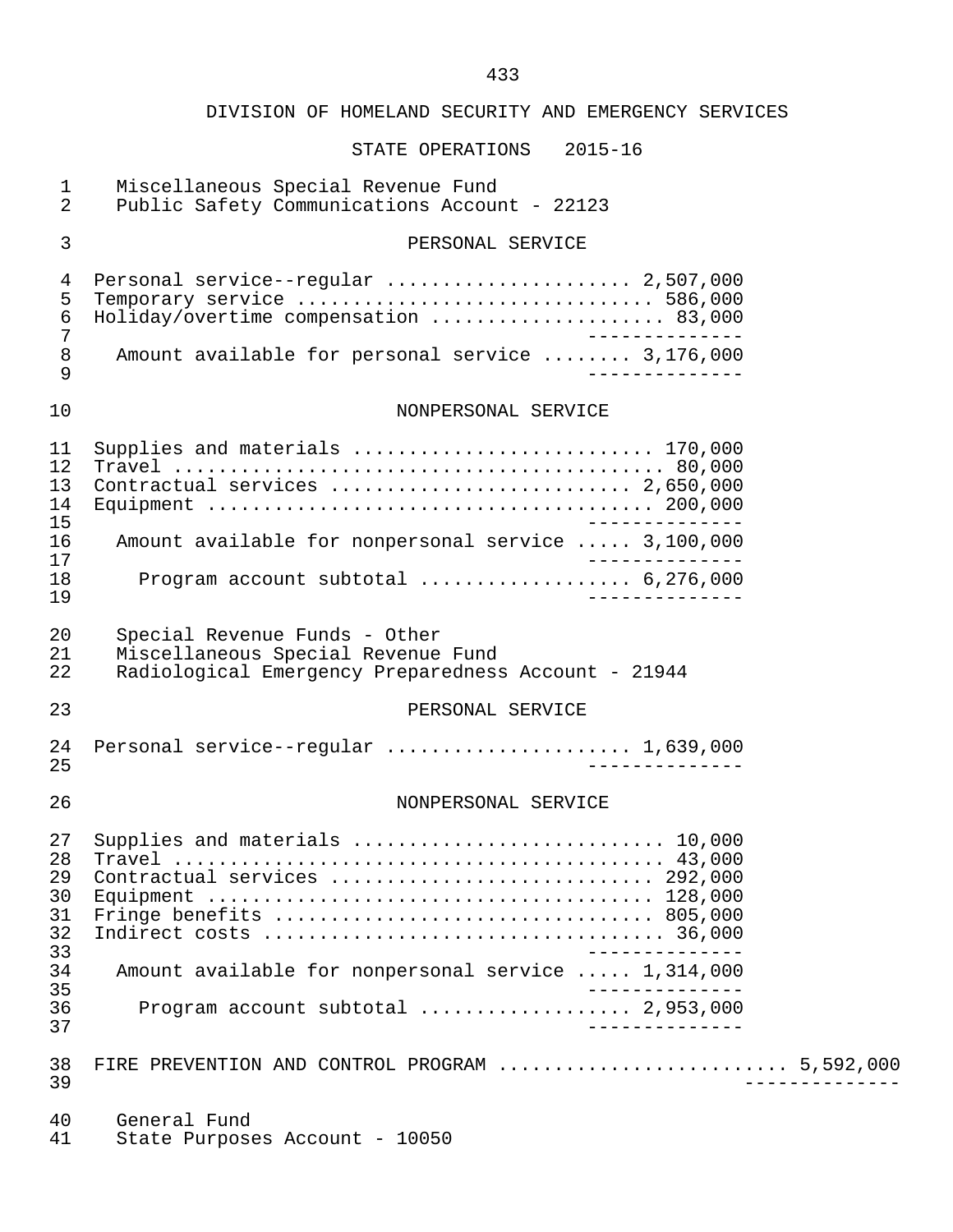DIVISION OF HOMELAND SECURITY AND EMERGENCY SERVICES

STATE OPERATIONS 2015-16

Miscellaneous Special Revenue Fund
Public Safety Communications Account - 22123

PERSONAL SERVICE

| Item | Amount |
|---|---|
| Personal service--regular | 2,507,000 |
| Temporary service | 586,000 |
| Holiday/overtime compensation | 83,000 |
| Amount available for personal service | 3,176,000 |

NONPERSONAL SERVICE

| Item | Amount |
|---|---|
| Supplies and materials | 170,000 |
| Travel | 80,000 |
| Contractual services | 2,650,000 |
| Equipment | 200,000 |
| Amount available for nonpersonal service | 3,100,000 |
| Program account subtotal | 6,276,000 |

Special Revenue Funds - Other
Miscellaneous Special Revenue Fund
Radiological Emergency Preparedness Account - 21944

PERSONAL SERVICE

| Item | Amount |
|---|---|
| Personal service--regular | 1,639,000 |

NONPERSONAL SERVICE

| Item | Amount |
|---|---|
| Supplies and materials | 10,000 |
| Travel | 43,000 |
| Contractual services | 292,000 |
| Equipment | 128,000 |
| Fringe benefits | 805,000 |
| Indirect costs | 36,000 |
| Amount available for nonpersonal service | 1,314,000 |
| Program account subtotal | 2,953,000 |

FIRE PREVENTION AND CONTROL PROGRAM .......................... 5,592,000

General Fund
State Purposes Account - 10050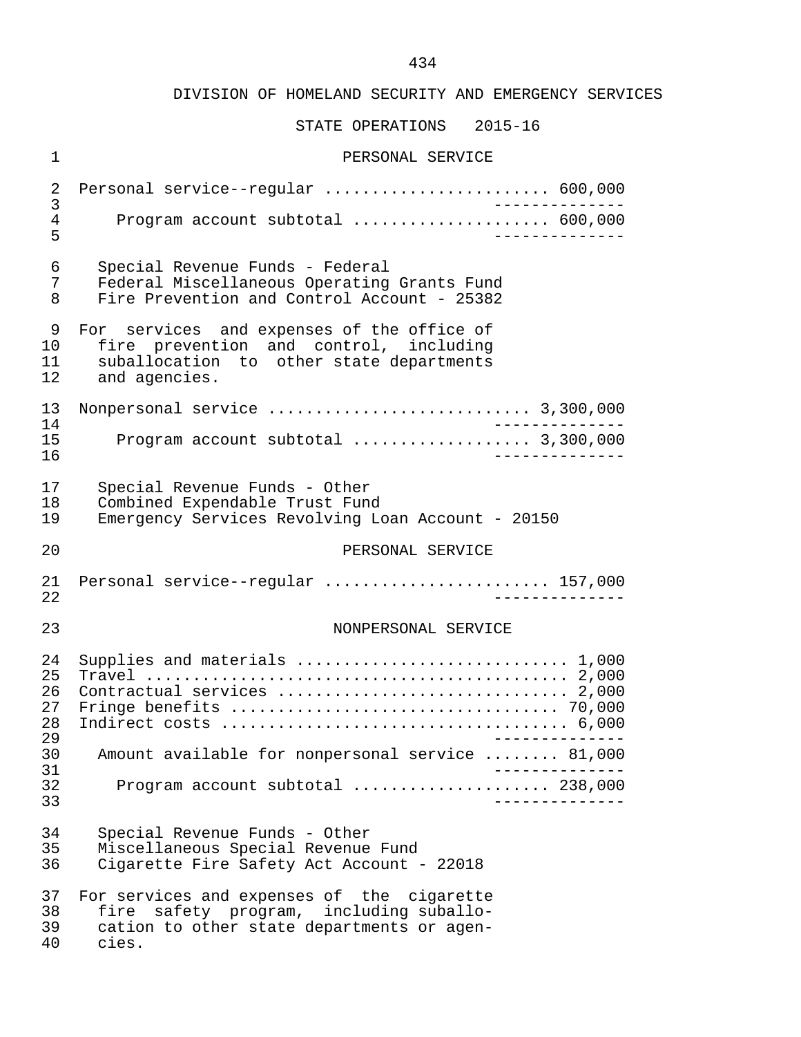## DIVISION OF HOMELAND SECURITY AND EMERGENCY SERVICES

### STATE OPERATIONS 2015-16

PERSONAL SERVICE

Personal service--regular ....................... 600,000

Program account subtotal .................... 600,000

Special Revenue Funds - Federal
Federal Miscellaneous Operating Grants Fund
Fire Prevention and Control Account - 25382

For services and expenses of the office of fire prevention and control, including suballocation to other state departments and agencies.

Nonpersonal service ........................... 3,300,000

Program account subtotal .................. 3,300,000

Special Revenue Funds - Other
Combined Expendable Trust Fund
Emergency Services Revolving Loan Account - 20150

PERSONAL SERVICE

Personal service--regular ....................... 157,000

NONPERSONAL SERVICE

Supplies and materials ............................ 1,000
Travel ............................................ 2,000
Contractual services .............................. 2,000
Fringe benefits .................................. 70,000
Indirect costs .................................... 6,000

Amount available for nonpersonal service ........ 81,000

Program account subtotal .................... 238,000

Special Revenue Funds - Other
Miscellaneous Special Revenue Fund
Cigarette Fire Safety Act Account - 22018

For services and expenses of the cigarette fire safety program, including suballocation to other state departments or agencies.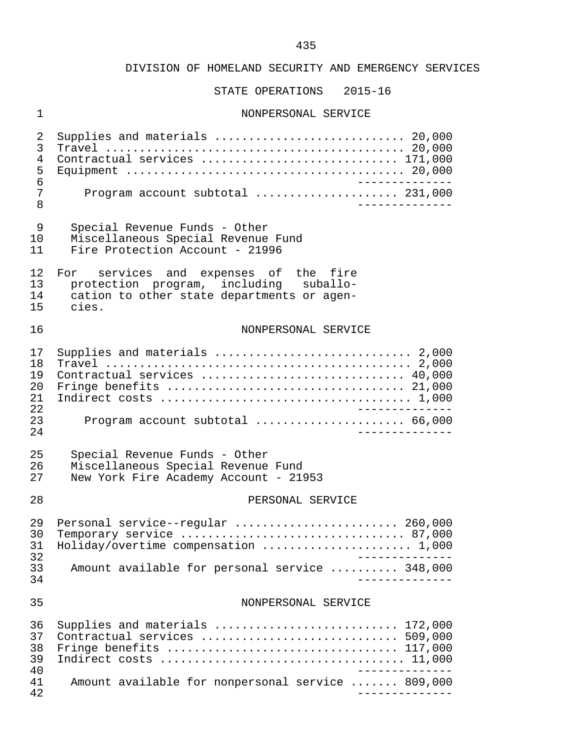DIVISION OF HOMELAND SECURITY AND EMERGENCY SERVICES

STATE OPERATIONS 2015-16

NONPERSONAL SERVICE

| | |
|---|---|
| Supplies and materials | 20,000 |
| Travel | 20,000 |
| Contractual services | 171,000 |
| Equipment | 20,000 |
| Program account subtotal | 231,000 |

Special Revenue Funds - Other
Miscellaneous Special Revenue Fund
Fire Protection Account - 21996

For services and expenses of the fire protection program, including suballocation to other state departments or agencies.

NONPERSONAL SERVICE

| | |
|---|---|
| Supplies and materials | 2,000 |
| Travel | 2,000 |
| Contractual services | 40,000 |
| Fringe benefits | 21,000 |
| Indirect costs | 1,000 |
| Program account subtotal | 66,000 |

Special Revenue Funds - Other
Miscellaneous Special Revenue Fund
New York Fire Academy Account - 21953

PERSONAL SERVICE

| | |
|---|---|
| Personal service--regular | 260,000 |
| Temporary service | 87,000 |
| Holiday/overtime compensation | 1,000 |
| Amount available for personal service | 348,000 |

NONPERSONAL SERVICE

| | |
|---|---|
| Supplies and materials | 172,000 |
| Contractual services | 509,000 |
| Fringe benefits | 117,000 |
| Indirect costs | 11,000 |
| Amount available for nonpersonal service | 809,000 |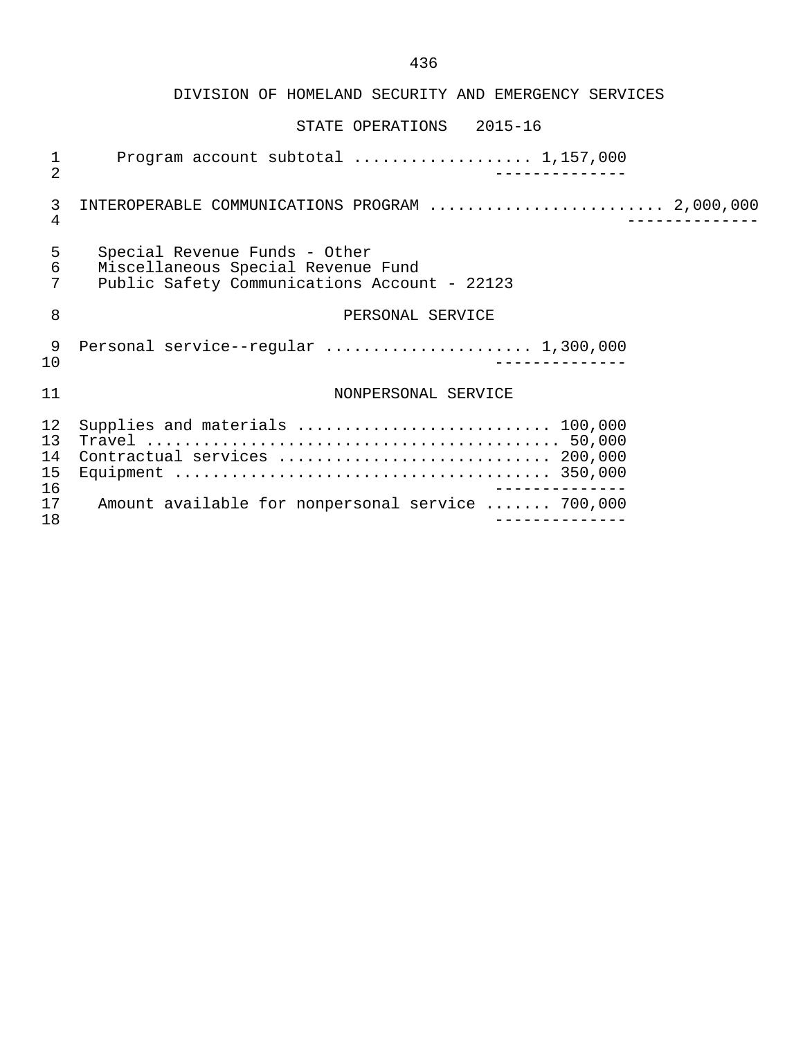DIVISION OF HOMELAND SECURITY AND EMERGENCY SERVICES

STATE OPERATIONS 2015-16

Program account subtotal .................. 1,157,000

INTEROPERABLE COMMUNICATIONS PROGRAM ......................... 2,000,000

Special Revenue Funds - Other
Miscellaneous Special Revenue Fund
Public Safety Communications Account - 22123

PERSONAL SERVICE

Personal service--regular ..................... 1,300,000

NONPERSONAL SERVICE

Supplies and materials .......................... 100,000
Travel ........................................... 50,000
Contractual services ............................ 200,000
Equipment ....................................... 350,000

Amount available for nonpersonal service ....... 700,000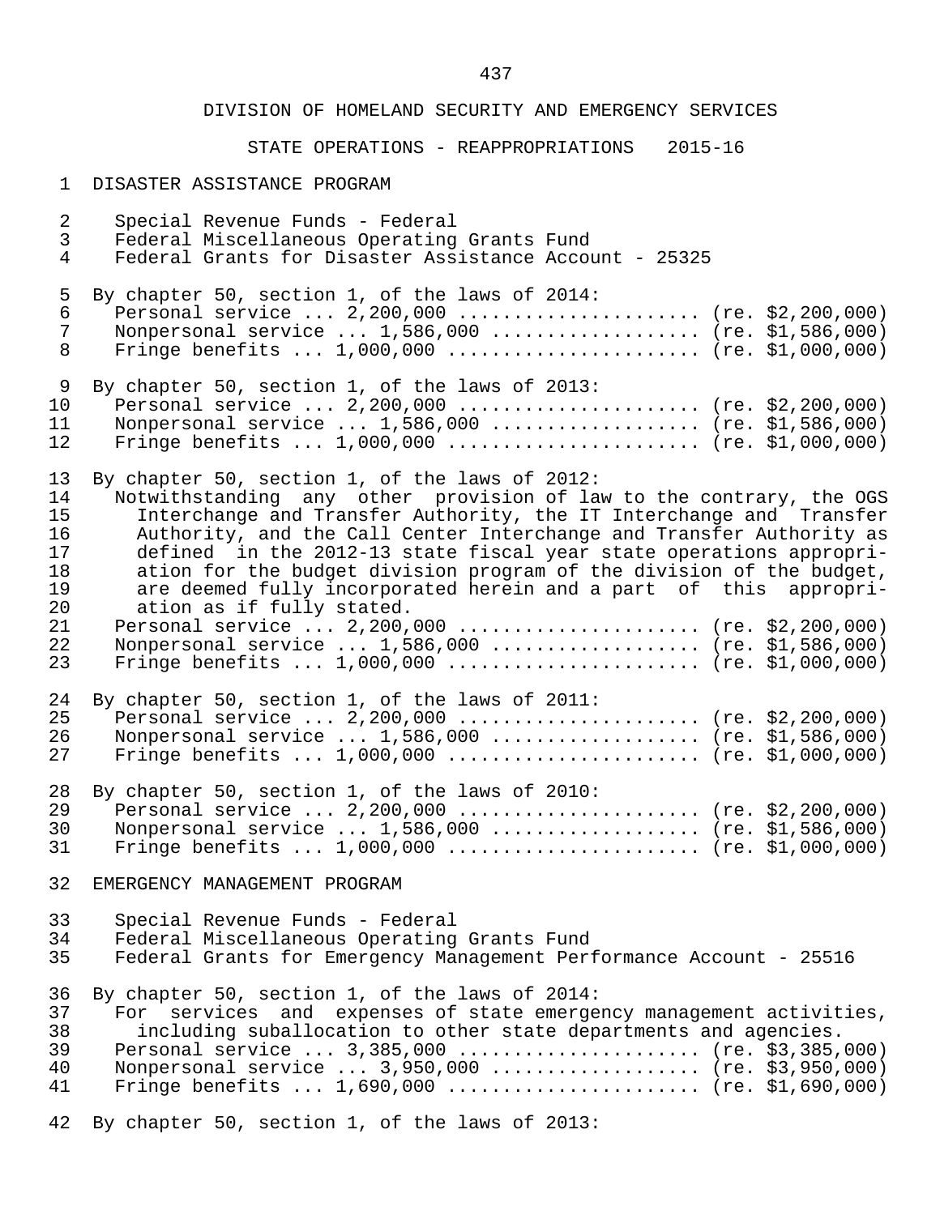DIVISION OF HOMELAND SECURITY AND EMERGENCY SERVICES

STATE OPERATIONS - REAPPROPRIATIONS 2015-16

DISASTER ASSISTANCE PROGRAM

Special Revenue Funds - Federal
Federal Miscellaneous Operating Grants Fund
Federal Grants for Disaster Assistance Account - 25325

By chapter 50, section 1, of the laws of 2014:
Personal service ... 2,200,000 ...................... (re. $2,200,000)
Nonpersonal service ... 1,586,000 ................... (re. $1,586,000)
Fringe benefits ... 1,000,000 ....................... (re. $1,000,000)

By chapter 50, section 1, of the laws of 2013:
Personal service ... 2,200,000 ...................... (re. $2,200,000)
Nonpersonal service ... 1,586,000 ................... (re. $1,586,000)
Fringe benefits ... 1,000,000 ....................... (re. $1,000,000)

By chapter 50, section 1, of the laws of 2012:
Notwithstanding any other provision of law to the contrary, the OGS Interchange and Transfer Authority, the IT Interchange and Transfer Authority, and the Call Center Interchange and Transfer Authority as defined in the 2012-13 state fiscal year state operations appropriation for the budget division program of the division of the budget, are deemed fully incorporated herein and a part of this appropriation as if fully stated.
Personal service ... 2,200,000 ...................... (re. $2,200,000)
Nonpersonal service ... 1,586,000 ................... (re. $1,586,000)
Fringe benefits ... 1,000,000 ....................... (re. $1,000,000)

By chapter 50, section 1, of the laws of 2011:
Personal service ... 2,200,000 ...................... (re. $2,200,000)
Nonpersonal service ... 1,586,000 ................... (re. $1,586,000)
Fringe benefits ... 1,000,000 ....................... (re. $1,000,000)

By chapter 50, section 1, of the laws of 2010:
Personal service ... 2,200,000 ...................... (re. $2,200,000)
Nonpersonal service ... 1,586,000 ................... (re. $1,586,000)
Fringe benefits ... 1,000,000 ....................... (re. $1,000,000)

EMERGENCY MANAGEMENT PROGRAM

Special Revenue Funds - Federal
Federal Miscellaneous Operating Grants Fund
Federal Grants for Emergency Management Performance Account - 25516

By chapter 50, section 1, of the laws of 2014:
For services and expenses of state emergency management activities, including suballocation to other state departments and agencies.
Personal service ... 3,385,000 ...................... (re. $3,385,000)
Nonpersonal service ... 3,950,000 ................... (re. $3,950,000)
Fringe benefits ... 1,690,000 ....................... (re. $1,690,000)

By chapter 50, section 1, of the laws of 2013: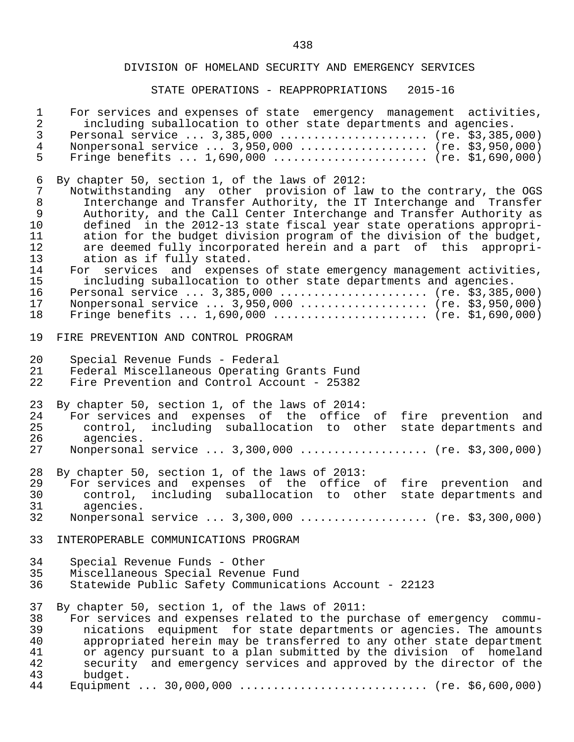DIVISION OF HOMELAND SECURITY AND EMERGENCY SERVICES

STATE OPERATIONS - REAPPROPRIATIONS 2015-16

For services and expenses of state emergency management activities, including suballocation to other state departments and agencies.
Personal service ... 3,385,000 ...................... (re. $3,385,000)
Nonpersonal service ... 3,950,000 ................... (re. $3,950,000)
Fringe benefits ... 1,690,000 ....................... (re. $1,690,000)

By chapter 50, section 1, of the laws of 2012:
Notwithstanding any other provision of law to the contrary, the OGS Interchange and Transfer Authority, the IT Interchange and Transfer Authority, and the Call Center Interchange and Transfer Authority as defined in the 2012-13 state fiscal year state operations appropriation for the budget division program of the division of the budget, are deemed fully incorporated herein and a part of this appropriation as if fully stated.
For services and expenses of state emergency management activities, including suballocation to other state departments and agencies.
Personal service ... 3,385,000 ...................... (re. $3,385,000)
Nonpersonal service ... 3,950,000 ................... (re. $3,950,000)
Fringe benefits ... 1,690,000 ....................... (re. $1,690,000)

FIRE PREVENTION AND CONTROL PROGRAM

Special Revenue Funds - Federal
Federal Miscellaneous Operating Grants Fund
Fire Prevention and Control Account - 25382

By chapter 50, section 1, of the laws of 2014:
For services and expenses of the office of fire prevention and control, including suballocation to other state departments and agencies.
Nonpersonal service ... 3,300,000 ................... (re. $3,300,000)

By chapter 50, section 1, of the laws of 2013:
For services and expenses of the office of fire prevention and control, including suballocation to other state departments and agencies.
Nonpersonal service ... 3,300,000 ................... (re. $3,300,000)

INTEROPERABLE COMMUNICATIONS PROGRAM

Special Revenue Funds - Other
Miscellaneous Special Revenue Fund
Statewide Public Safety Communications Account - 22123

By chapter 50, section 1, of the laws of 2011:
For services and expenses related to the purchase of emergency communications equipment for state departments or agencies. The amounts appropriated herein may be transferred to any other state department or agency pursuant to a plan submitted by the division of homeland security and emergency services and approved by the director of the budget.
Equipment ... 30,000,000 ........................... (re. $6,600,000)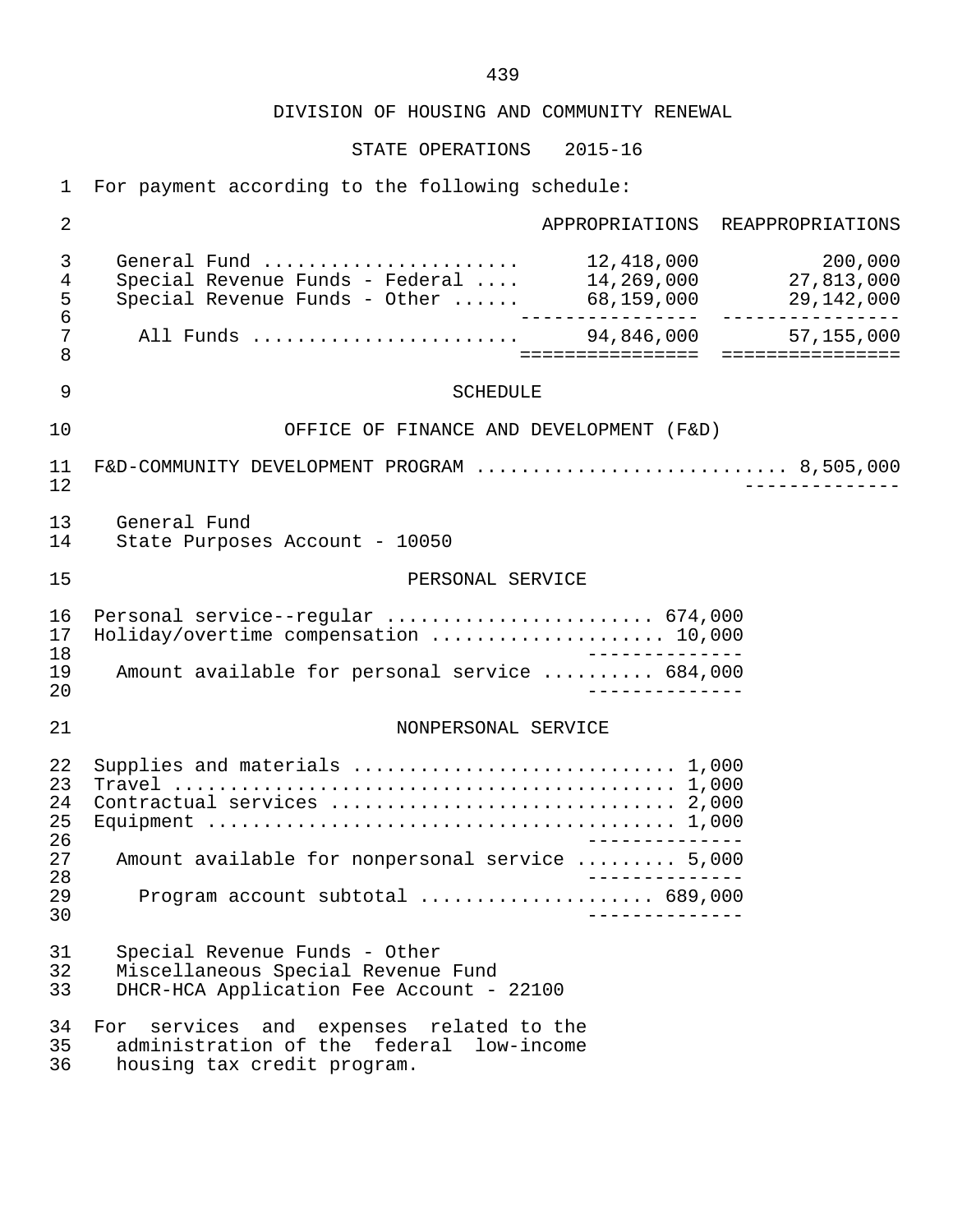DIVISION OF HOUSING AND COMMUNITY RENEWAL

STATE OPERATIONS 2015-16

For payment according to the following schedule:

| | APPROPRIATIONS | REAPPROPRIATIONS |
|---|---|---|
| General Fund | 12,418,000 | 200,000 |
| Special Revenue Funds - Federal | 14,269,000 | 27,813,000 |
| Special Revenue Funds - Other | 68,159,000 | 29,142,000 |
| All Funds | 94,846,000 | 57,155,000 |

## SCHEDULE

### OFFICE OF FINANCE AND DEVELOPMENT (F&D)

F&D-COMMUNITY DEVELOPMENT PROGRAM ............................ 8,505,000

General Fund
State Purposes Account - 10050

PERSONAL SERVICE

| | |
|---|---|
| Personal service--regular | 674,000 |
| Holiday/overtime compensation | 10,000 |
| Amount available for personal service | 684,000 |

NONPERSONAL SERVICE

| | |
|---|---|
| Supplies and materials | 1,000 |
| Travel | 1,000 |
| Contractual services | 2,000 |
| Equipment | 1,000 |
| Amount available for nonpersonal service | 5,000 |
| Program account subtotal | 689,000 |

Special Revenue Funds - Other
Miscellaneous Special Revenue Fund
DHCR-HCA Application Fee Account - 22100

For services and expenses related to the administration of the federal low-income housing tax credit program.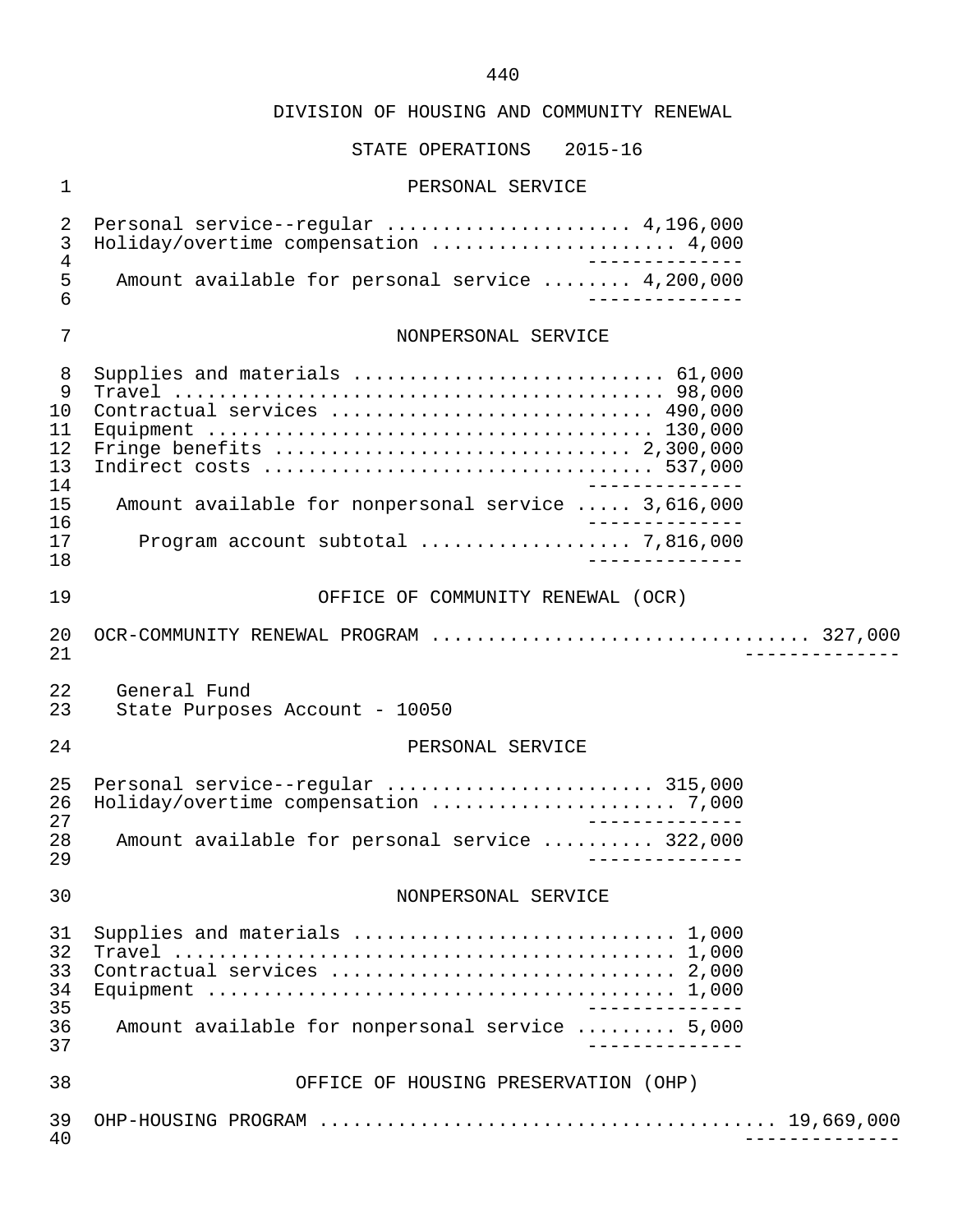DIVISION OF HOUSING AND COMMUNITY RENEWAL

STATE OPERATIONS 2015-16

PERSONAL SERVICE

| | | |
|---|---|---|
| Personal service--regular | 4,196,000 | |
| Holiday/overtime compensation | 4,000 | |
| Amount available for personal service | 4,200,000 | |

NONPERSONAL SERVICE

| | | |
|---|---|---|
| Supplies and materials | 61,000 | |
| Travel | 98,000 | |
| Contractual services | 490,000 | |
| Equipment | 130,000 | |
| Fringe benefits | 2,300,000 | |
| Indirect costs | 537,000 | |
| Amount available for nonpersonal service | 3,616,000 | |
| Program account subtotal | 7,816,000 | |

OFFICE OF COMMUNITY RENEWAL (OCR)

| | | |
|---|---|---|
| OCR-COMMUNITY RENEWAL PROGRAM | | 327,000 |

General Fund
State Purposes Account - 10050

PERSONAL SERVICE

| | | |
|---|---|---|
| Personal service--regular | 315,000 | |
| Holiday/overtime compensation | 7,000 | |
| Amount available for personal service | 322,000 | |

NONPERSONAL SERVICE

| | | |
|---|---|---|
| Supplies and materials | 1,000 | |
| Travel | 1,000 | |
| Contractual services | 2,000 | |
| Equipment | 1,000 | |
| Amount available for nonpersonal service | 5,000 | |

OFFICE OF HOUSING PRESERVATION (OHP)

| | | |
|---|---|---|
| OHP-HOUSING PROGRAM | | 19,669,000 |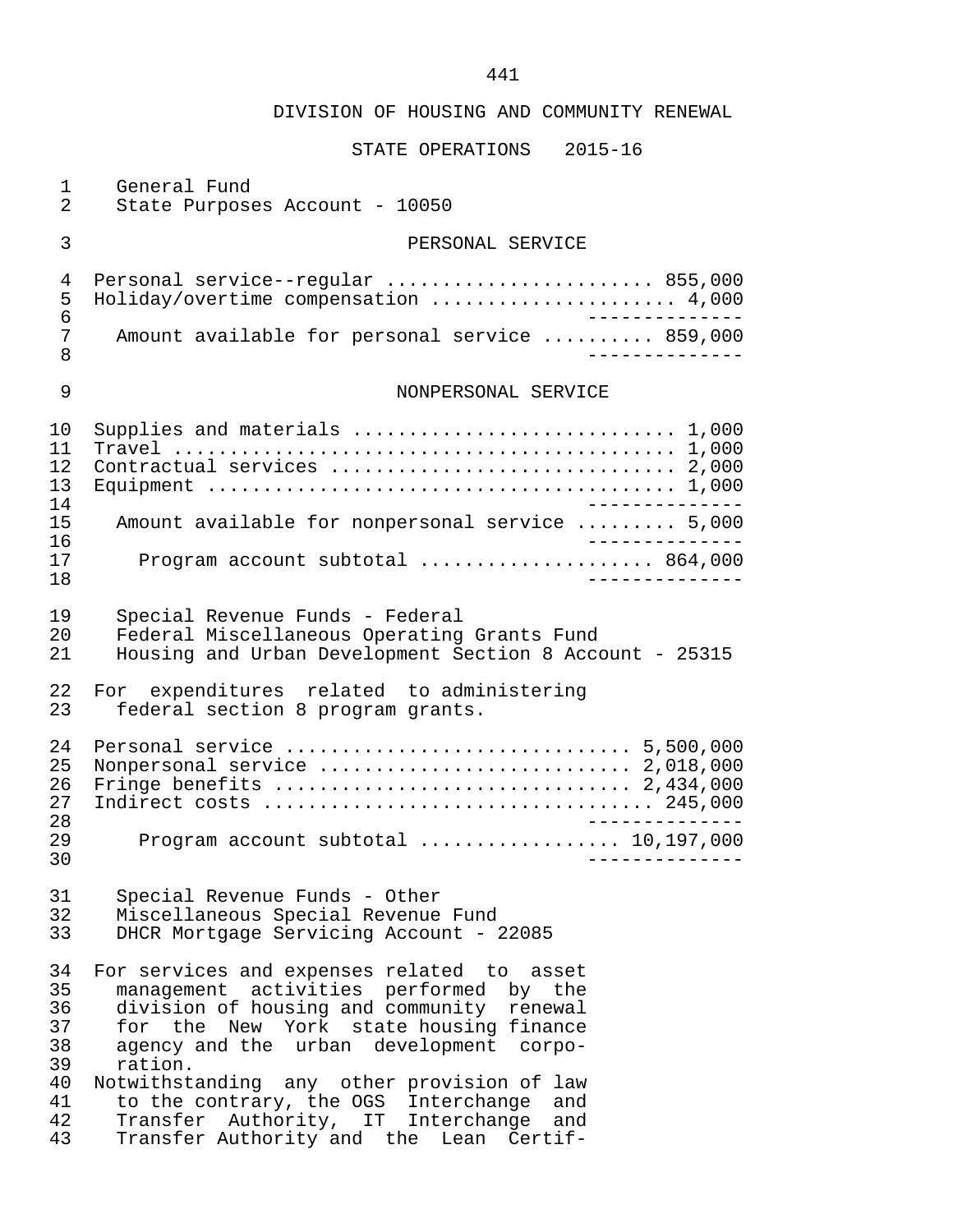DIVISION OF HOUSING AND COMMUNITY RENEWAL

STATE OPERATIONS 2015-16

General Fund
State Purposes Account - 10050

PERSONAL SERVICE

| | |
|---|---:|
| Personal service--regular | 855,000 |
| Holiday/overtime compensation | 4,000 |
| Amount available for personal service | 859,000 |

NONPERSONAL SERVICE

| | |
|---|---:|
| Supplies and materials | 1,000 |
| Travel | 1,000 |
| Contractual services | 2,000 |
| Equipment | 1,000 |
| Amount available for nonpersonal service | 5,000 |
| Program account subtotal | 864,000 |

Special Revenue Funds - Federal
Federal Miscellaneous Operating Grants Fund
Housing and Urban Development Section 8 Account - 25315

For expenditures related to administering federal section 8 program grants.

| | |
|---|---:|
| Personal service | 5,500,000 |
| Nonpersonal service | 2,018,000 |
| Fringe benefits | 2,434,000 |
| Indirect costs | 245,000 |
| Program account subtotal | 10,197,000 |

Special Revenue Funds - Other
Miscellaneous Special Revenue Fund
DHCR Mortgage Servicing Account - 22085

For services and expenses related to asset management activities performed by the division of housing and community renewal for the New York state housing finance agency and the urban development corporation.

Notwithstanding any other provision of law to the contrary, the OGS Interchange and Transfer Authority, IT Interchange and Transfer Authority and the Lean Certif-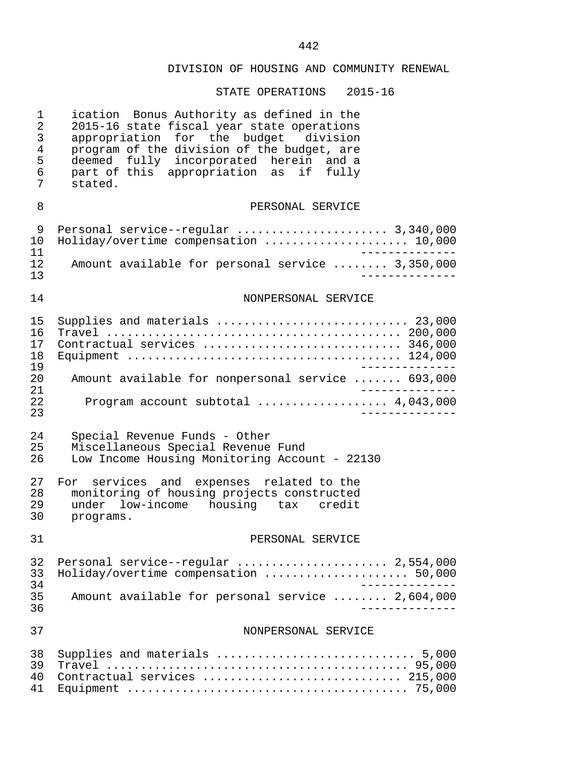## DIVISION OF HOUSING AND COMMUNITY RENEWAL

### STATE OPERATIONS 2015-16

ication Bonus Authority as defined in the 2015-16 state fiscal year state operations appropriation for the budget division program of the division of the budget, are deemed fully incorporated herein and a part of this appropriation as if fully stated.

PERSONAL SERVICE

| | |
|---|---|
| Personal service--regular | 3,340,000 |
| Holiday/overtime compensation | 10,000 |
| Amount available for personal service | 3,350,000 |

NONPERSONAL SERVICE

| | |
|---|---|
| Supplies and materials | 23,000 |
| Travel | 200,000 |
| Contractual services | 346,000 |
| Equipment | 124,000 |
| Amount available for nonpersonal service | 693,000 |
| Program account subtotal | 4,043,000 |

Special Revenue Funds - Other
Miscellaneous Special Revenue Fund
Low Income Housing Monitoring Account - 22130

For services and expenses related to the monitoring of housing projects constructed under low-income housing tax credit programs.

PERSONAL SERVICE

| | |
|---|---|
| Personal service--regular | 2,554,000 |
| Holiday/overtime compensation | 50,000 |
| Amount available for personal service | 2,604,000 |

NONPERSONAL SERVICE

| | |
|---|---|
| Supplies and materials | 5,000 |
| Travel | 95,000 |
| Contractual services | 215,000 |
| Equipment | 75,000 |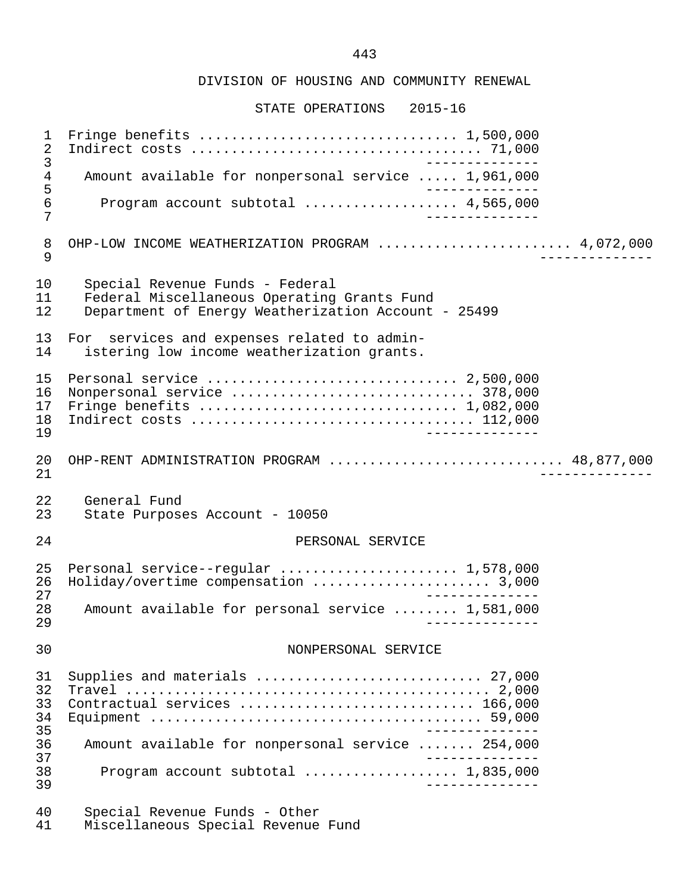DIVISION OF HOUSING AND COMMUNITY RENEWAL

STATE OPERATIONS 2015-16

```
 1  Fringe benefits ............................... 1,500,000
 2  Indirect costs .................................. 71,000
 3                                               --------------
 4    Amount available for nonpersonal service ..... 1,961,000
 5                                               --------------
 6      Program account subtotal .................. 4,565,000
 7                                               --------------

 8  OHP-LOW INCOME WEATHERIZATION PROGRAM ....................... 4,072,000
 9                                                              --------------

10    Special Revenue Funds - Federal
11    Federal Miscellaneous Operating Grants Fund
12    Department of Energy Weatherization Account - 25499

13  For  services and expenses related to admin-
14    istering low income weatherization grants.

15  Personal service .............................. 2,500,000
16  Nonpersonal service ............................ 378,000
17  Fringe benefits ............................... 1,082,000
18  Indirect costs ................................. 112,000
19                                               --------------

20  OHP-RENT ADMINISTRATION PROGRAM ........................... 48,877,000
21                                                              --------------

22    General Fund
23    State Purposes Account - 10050

24                           PERSONAL SERVICE

25  Personal service--regular ..................... 1,578,000
26  Holiday/overtime compensation ..................... 3,000
27                                               --------------
28    Amount available for personal service ........ 1,581,000
29                                               --------------

30                          NONPERSONAL SERVICE

31  Supplies and materials .......................... 27,000
32  Travel ........................................... 2,000
33  Contractual services ........................... 166,000
34  Equipment ....................................... 59,000
35                                               --------------
36    Amount available for nonpersonal service ....... 254,000
37                                               --------------
38      Program account subtotal .................. 1,835,000
39                                               --------------

40    Special Revenue Funds - Other
41    Miscellaneous Special Revenue Fund
```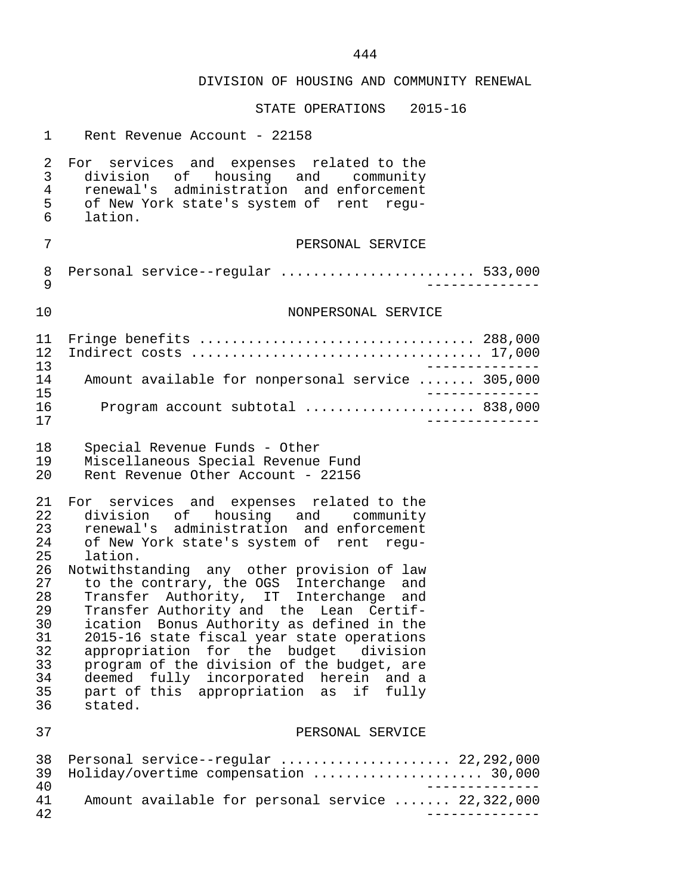DIVISION OF HOUSING AND COMMUNITY RENEWAL

STATE OPERATIONS 2015-16

Rent Revenue Account - 22158

For services and expenses related to the division of housing and community renewal's administration and enforcement of New York state's system of rent regulation.

PERSONAL SERVICE

| | |
|---|---:|
| Personal service--regular | 533,000 |

NONPERSONAL SERVICE

| | |
|---|---:|
| Fringe benefits | 288,000 |
| Indirect costs | 17,000 |
| Amount available for nonpersonal service | 305,000 |
| Program account subtotal | 838,000 |

Special Revenue Funds - Other
Miscellaneous Special Revenue Fund
Rent Revenue Other Account - 22156

For services and expenses related to the division of housing and community renewal's administration and enforcement of New York state's system of rent regulation.
Notwithstanding any other provision of law to the contrary, the OGS Interchange and Transfer Authority, IT Interchange and Transfer Authority and the Lean Certification Bonus Authority as defined in the 2015-16 state fiscal year state operations appropriation for the budget division program of the division of the budget, are deemed fully incorporated herein and a part of this appropriation as if fully stated.

PERSONAL SERVICE

| | |
|---|---:|
| Personal service--regular | 22,292,000 |
| Holiday/overtime compensation | 30,000 |
| Amount available for personal service | 22,322,000 |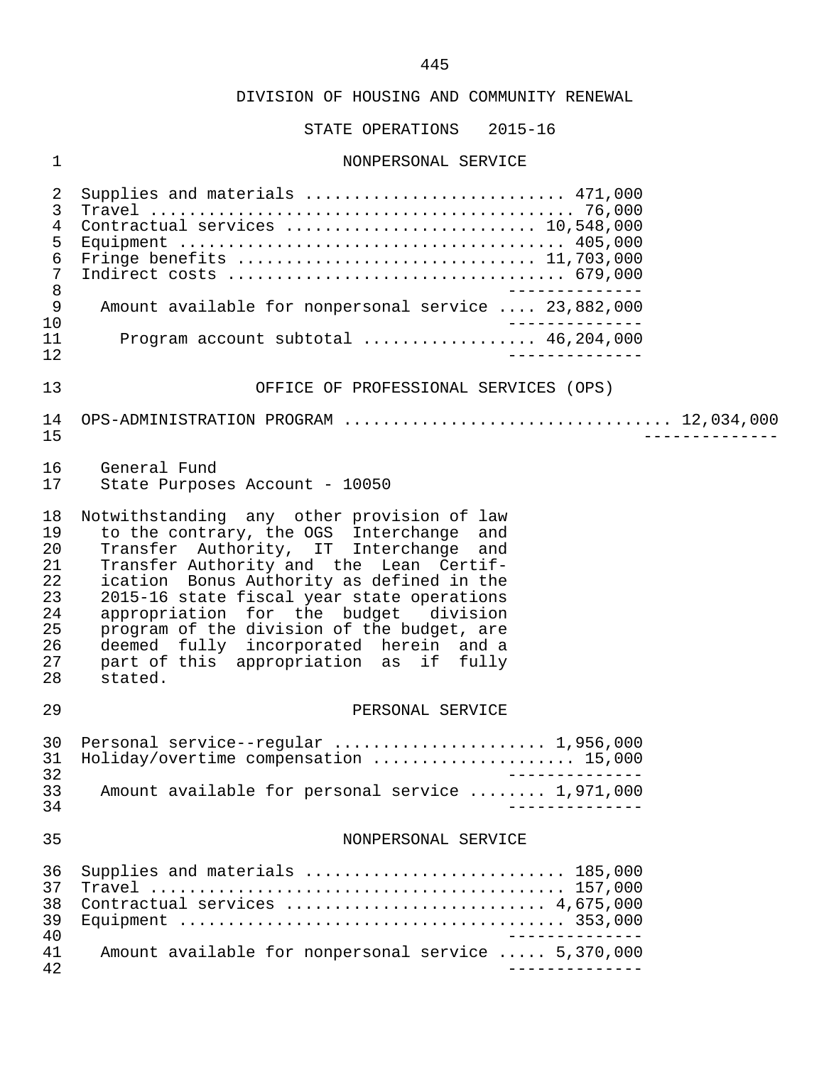DIVISION OF HOUSING AND COMMUNITY RENEWAL

STATE OPERATIONS 2015-16

NONPERSONAL SERVICE

| | |
|---|---|
| Supplies and materials | 471,000 |
| Travel | 76,000 |
| Contractual services | 10,548,000 |
| Equipment | 405,000 |
| Fringe benefits | 11,703,000 |
| Indirect costs | 679,000 |
| Amount available for nonpersonal service | 23,882,000 |
| Program account subtotal | 46,204,000 |

OFFICE OF PROFESSIONAL SERVICES (OPS)

OPS-ADMINISTRATION PROGRAM .................................. 12,034,000

General Fund
State Purposes Account - 10050

Notwithstanding any other provision of law to the contrary, the OGS Interchange and Transfer Authority, IT Interchange and Transfer Authority and the Lean Certification Bonus Authority as defined in the 2015-16 state fiscal year state operations appropriation for the budget division program of the division of the budget, are deemed fully incorporated herein and a part of this appropriation as if fully stated.

PERSONAL SERVICE

| | |
|---|---|
| Personal service--regular | 1,956,000 |
| Holiday/overtime compensation | 15,000 |
| Amount available for personal service | 1,971,000 |

NONPERSONAL SERVICE

| | |
|---|---|
| Supplies and materials | 185,000 |
| Travel | 157,000 |
| Contractual services | 4,675,000 |
| Equipment | 353,000 |
| Amount available for nonpersonal service | 5,370,000 |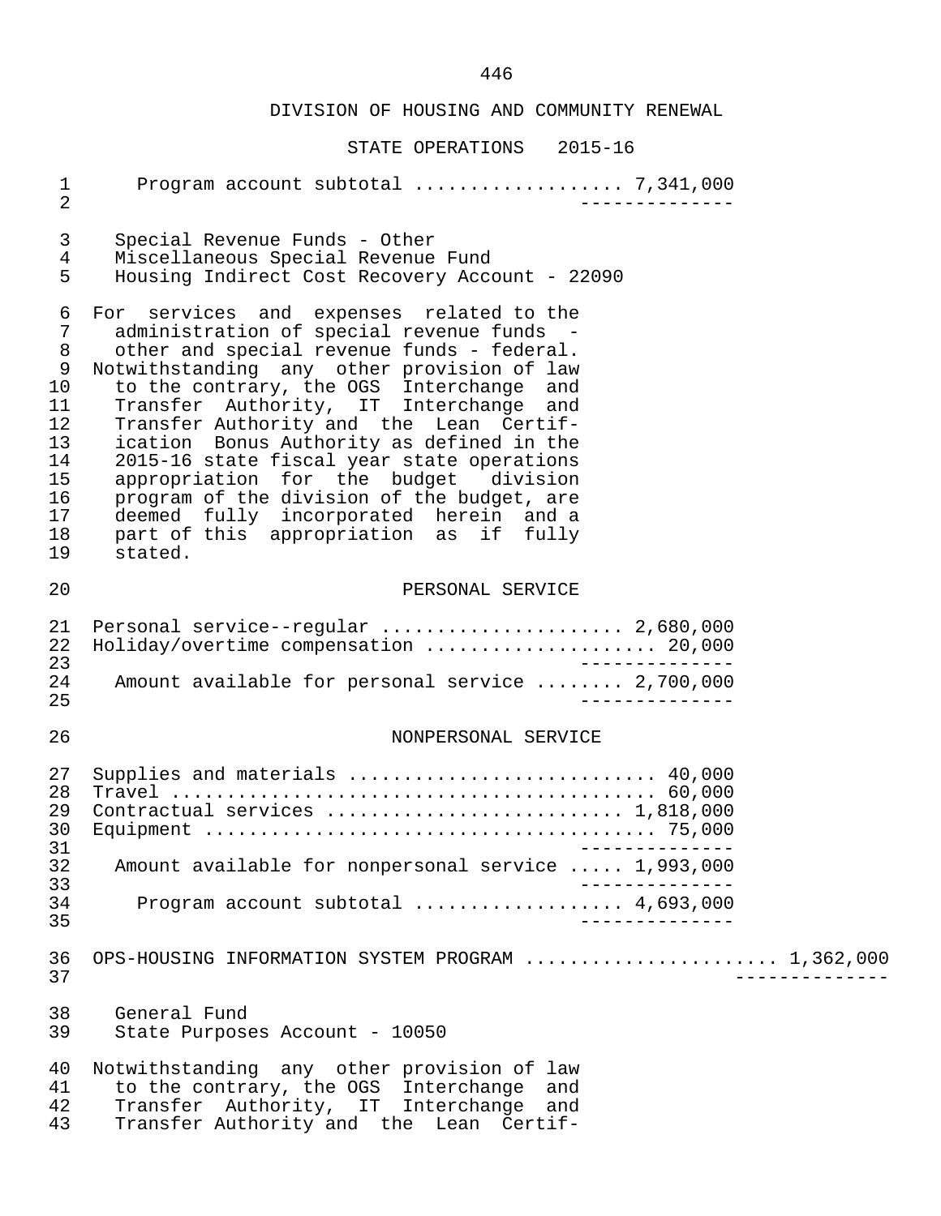DIVISION OF HOUSING AND COMMUNITY RENEWAL

STATE OPERATIONS 2015-16

Program account subtotal .................. 7,341,000

Special Revenue Funds - Other
Miscellaneous Special Revenue Fund
Housing Indirect Cost Recovery Account - 22090

For services and expenses related to the administration of special revenue funds - other and special revenue funds - federal. Notwithstanding any other provision of law to the contrary, the OGS Interchange and Transfer Authority, IT Interchange and Transfer Authority and the Lean Certification Bonus Authority as defined in the 2015-16 state fiscal year state operations appropriation for the budget division program of the division of the budget, are deemed fully incorporated herein and a part of this appropriation as if fully stated.

PERSONAL SERVICE

| | |
|---|---|
| Personal service--regular | 2,680,000 |
| Holiday/overtime compensation | 20,000 |
| Amount available for personal service | 2,700,000 |

NONPERSONAL SERVICE

| | |
|---|---|
| Supplies and materials | 40,000 |
| Travel | 60,000 |
| Contractual services | 1,818,000 |
| Equipment | 75,000 |
| Amount available for nonpersonal service | 1,993,000 |
| Program account subtotal | 4,693,000 |

OPS-HOUSING INFORMATION SYSTEM PROGRAM ...................... 1,362,000

General Fund
State Purposes Account - 10050

Notwithstanding any other provision of law to the contrary, the OGS Interchange and Transfer Authority, IT Interchange and Transfer Authority and the Lean Certif-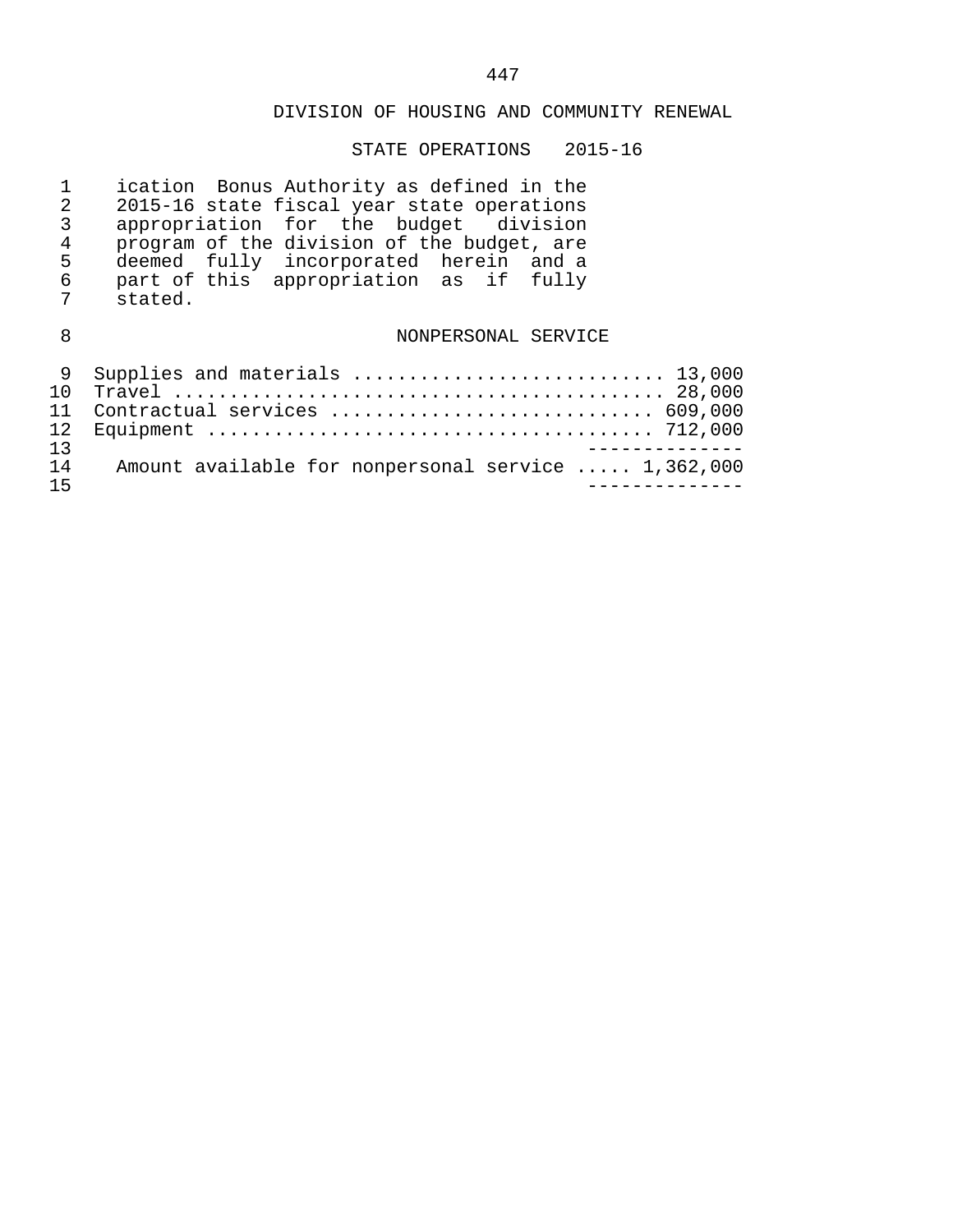DIVISION OF HOUSING AND COMMUNITY RENEWAL

STATE OPERATIONS 2015-16

ication Bonus Authority as defined in the 2015-16 state fiscal year state operations appropriation for the budget division program of the division of the budget, are deemed fully incorporated herein and a part of this appropriation as if fully stated.

NONPERSONAL SERVICE

| Item | Amount |
|---|---|
| Supplies and materials | 13,000 |
| Travel | 28,000 |
| Contractual services | 609,000 |
| Equipment | 712,000 |
| Amount available for nonpersonal service | 1,362,000 |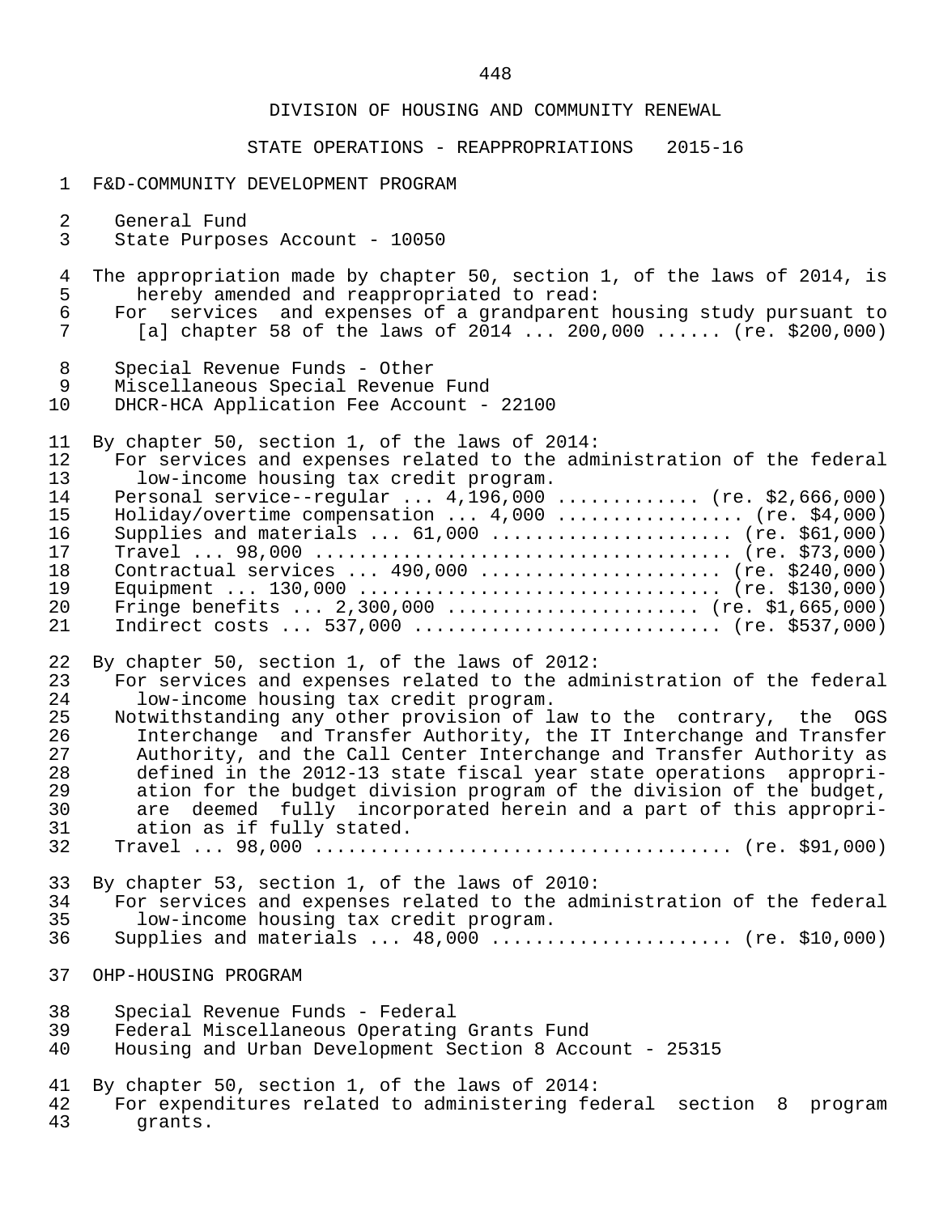DIVISION OF HOUSING AND COMMUNITY RENEWAL

STATE OPERATIONS - REAPPROPRIATIONS 2015-16

F&D-COMMUNITY DEVELOPMENT PROGRAM

General Fund
State Purposes Account - 10050

The appropriation made by chapter 50, section 1, of the laws of 2014, is hereby amended and reappropriated to read:

For services and expenses of a grandparent housing study pursuant to [a] chapter 58 of the laws of 2014 ... 200,000 ...... (re. $200,000)

Special Revenue Funds - Other
Miscellaneous Special Revenue Fund
DHCR-HCA Application Fee Account - 22100

By chapter 50, section 1, of the laws of 2014:

For services and expenses related to the administration of the federal low-income housing tax credit program.

Personal service--regular ... 4,196,000 ............ (re. $2,666,000)
Holiday/overtime compensation ... 4,000 ................ (re. $4,000)
Supplies and materials ... 61,000 ..................... (re. $61,000)
Travel ... 98,000 ..................................... (re. $73,000)
Contractual services ... 490,000 ..................... (re. $240,000)
Equipment ... 130,000 ................................ (re. $130,000)
Fringe benefits ... 2,300,000 ...................... (re. $1,665,000)
Indirect costs ... 537,000 ........................... (re. $537,000)

By chapter 50, section 1, of the laws of 2012:

For services and expenses related to the administration of the federal low-income housing tax credit program.

Notwithstanding any other provision of law to the contrary, the OGS Interchange and Transfer Authority, the IT Interchange and Transfer Authority, and the Call Center Interchange and Transfer Authority as defined in the 2012-13 state fiscal year state operations appropriation for the budget division program of the division of the budget, are deemed fully incorporated herein and a part of this appropriation as if fully stated.

Travel ... 98,000 ..................................... (re. $91,000)

By chapter 53, section 1, of the laws of 2010:

For services and expenses related to the administration of the federal low-income housing tax credit program.

Supplies and materials ... 48,000 ..................... (re. $10,000)

OHP-HOUSING PROGRAM

Special Revenue Funds - Federal
Federal Miscellaneous Operating Grants Fund
Housing and Urban Development Section 8 Account - 25315

By chapter 50, section 1, of the laws of 2014:

For expenditures related to administering federal section 8 program grants.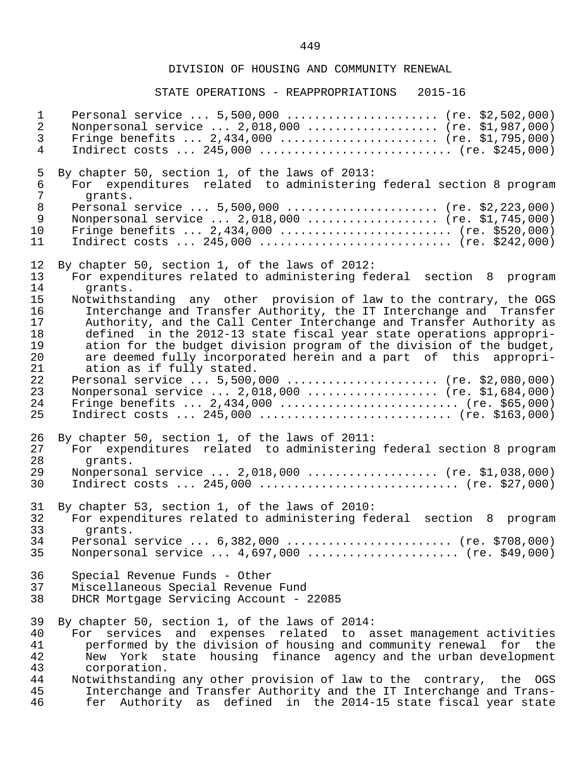DIVISION OF HOUSING AND COMMUNITY RENEWAL

STATE OPERATIONS - REAPPROPRIATIONS 2015-16

Personal service ... 5,500,000 ...................... (re. $2,502,000)
Nonpersonal service ... 2,018,000 ................... (re. $1,987,000)
Fringe benefits ... 2,434,000 ....................... (re. $1,795,000)
Indirect costs ... 245,000 ........................... (re. $245,000)

By chapter 50, section 1, of the laws of 2013:
For expenditures related to administering federal section 8 program grants.
Personal service ... 5,500,000 ...................... (re. $2,223,000)
Nonpersonal service ... 2,018,000 ................... (re. $1,745,000)
Fringe benefits ... 2,434,000 ......................... (re. $520,000)
Indirect costs ... 245,000 ........................... (re. $242,000)

By chapter 50, section 1, of the laws of 2012:
For expenditures related to administering federal section 8 program grants.
Notwithstanding any other provision of law to the contrary, the OGS Interchange and Transfer Authority, the IT Interchange and Transfer Authority, and the Call Center Interchange and Transfer Authority as defined in the 2012-13 state fiscal year state operations appropriation for the budget division program of the division of the budget, are deemed fully incorporated herein and a part of this appropriation as if fully stated.
Personal service ... 5,500,000 ...................... (re. $2,080,000)
Nonpersonal service ... 2,018,000 ................... (re. $1,684,000)
Fringe benefits ... 2,434,000 .......................... (re. $65,000)
Indirect costs ... 245,000 ........................... (re. $163,000)

By chapter 50, section 1, of the laws of 2011:
For expenditures related to administering federal section 8 program grants.
Nonpersonal service ... 2,018,000 ................... (re. $1,038,000)
Indirect costs ... 245,000 ............................ (re. $27,000)

By chapter 53, section 1, of the laws of 2010:
For expenditures related to administering federal section 8 program grants.
Personal service ... 6,382,000 ....................... (re. $708,000)
Nonpersonal service ... 4,697,000 ..................... (re. $49,000)

Special Revenue Funds - Other
Miscellaneous Special Revenue Fund
DHCR Mortgage Servicing Account - 22085

By chapter 50, section 1, of the laws of 2014:
For services and expenses related to asset management activities performed by the division of housing and community renewal for the New York state housing finance agency and the urban development corporation.
Notwithstanding any other provision of law to the contrary, the OGS Interchange and Transfer Authority and the IT Interchange and Transfer Authority as defined in the 2014-15 state fiscal year state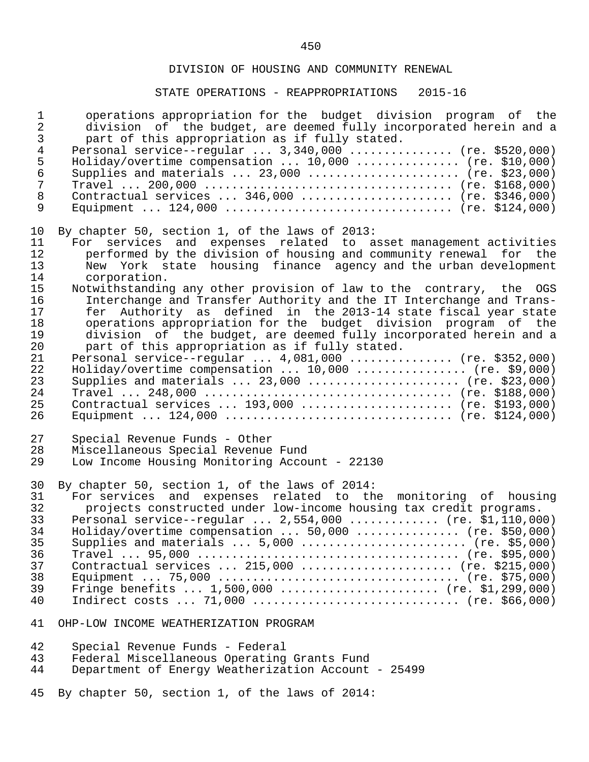DIVISION OF HOUSING AND COMMUNITY RENEWAL

STATE OPERATIONS - REAPPROPRIATIONS 2015-16

operations appropriation for the budget division program of the division of the budget, are deemed fully incorporated herein and a part of this appropriation as if fully stated.

Personal service--regular ... 3,340,000 .............. (re. $520,000)
Holiday/overtime compensation ... 10,000 .............. (re. $10,000)
Supplies and materials ... 23,000 ..................... (re. $23,000)
Travel ... 200,000 .................................... (re. $168,000)
Contractual services ... 346,000 ...................... (re. $346,000)
Equipment ... 124,000 ................................. (re. $124,000)

By chapter 50, section 1, of the laws of 2013:

For services and expenses related to asset management activities performed by the division of housing and community renewal for the New York state housing finance agency and the urban development corporation.

Notwithstanding any other provision of law to the contrary, the OGS Interchange and Transfer Authority and the IT Interchange and Transfer Authority as defined in the 2013-14 state fiscal year state operations appropriation for the budget division program of the division of the budget, are deemed fully incorporated herein and a part of this appropriation as if fully stated.

Personal service--regular ... 4,081,000 .............. (re. $352,000)
Holiday/overtime compensation ... 10,000 ............... (re. $9,000)
Supplies and materials ... 23,000 ..................... (re. $23,000)
Travel ... 248,000 .................................... (re. $188,000)
Contractual services ... 193,000 ...................... (re. $193,000)
Equipment ... 124,000 ................................. (re. $124,000)

Special Revenue Funds - Other
Miscellaneous Special Revenue Fund
Low Income Housing Monitoring Account - 22130

By chapter 50, section 1, of the laws of 2014:

For services and expenses related to the monitoring of housing projects constructed under low-income housing tax credit programs.

Personal service--regular ... 2,554,000 ............ (re. $1,110,000)
Holiday/overtime compensation ... 50,000 .............. (re. $50,000)
Supplies and materials ... 5,000 ....................... (re. $5,000)
Travel ... 95,000 ..................................... (re. $95,000)
Contractual services ... 215,000 ...................... (re. $215,000)
Equipment ... 75,000 .................................. (re. $75,000)
Fringe benefits ... 1,500,000 ...................... (re. $1,299,000)
Indirect costs ... 71,000 ............................. (re. $66,000)

OHP-LOW INCOME WEATHERIZATION PROGRAM

Special Revenue Funds - Federal
Federal Miscellaneous Operating Grants Fund
Department of Energy Weatherization Account - 25499

By chapter 50, section 1, of the laws of 2014: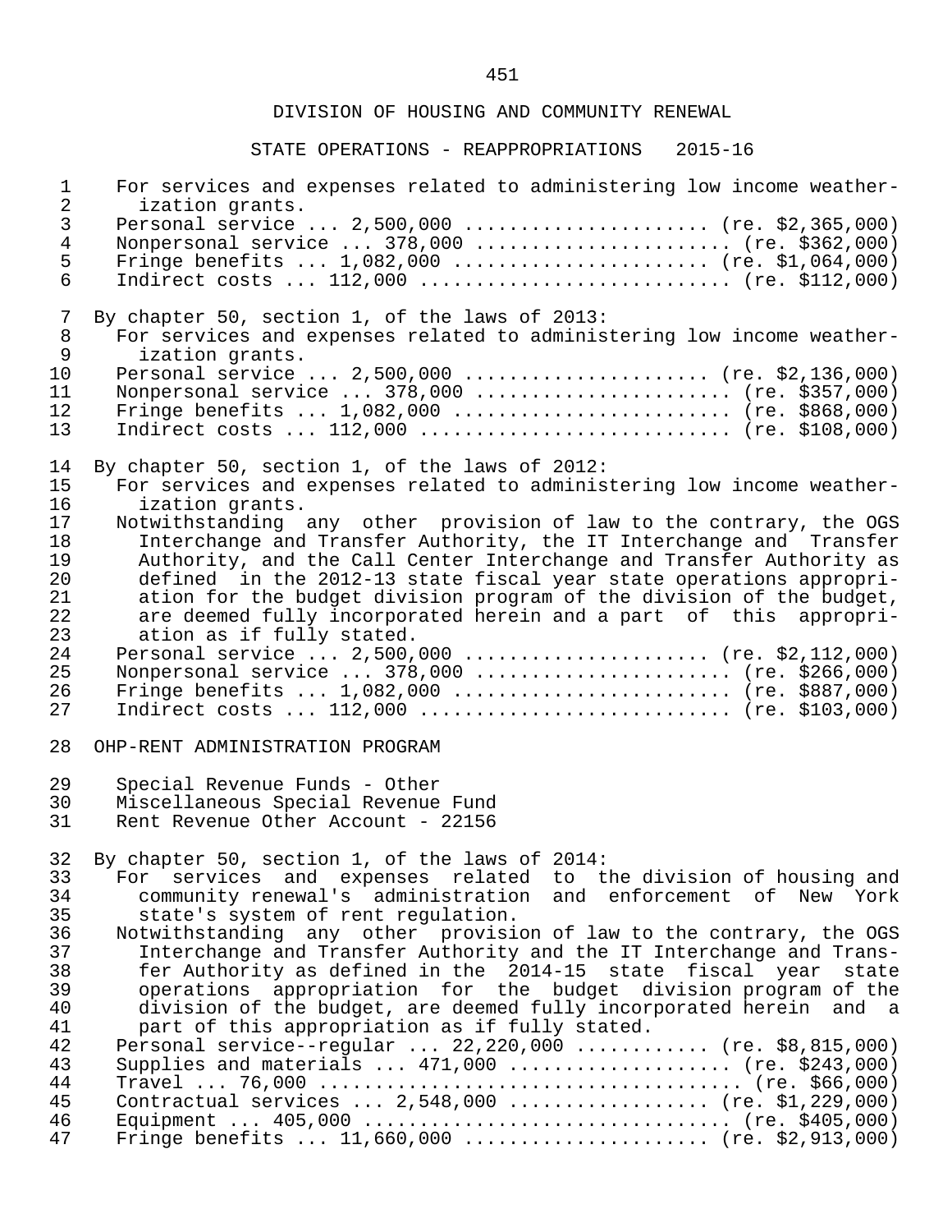DIVISION OF HOUSING AND COMMUNITY RENEWAL

STATE OPERATIONS - REAPPROPRIATIONS 2015-16

For services and expenses related to administering low income weatherization grants.
Personal service ... 2,500,000 ...................... (re. $2,365,000)
Nonpersonal service ... 378,000 ...................... (re. $362,000)
Fringe benefits ... 1,082,000 ...................... (re. $1,064,000)
Indirect costs ... 112,000 ........................... (re. $112,000)

By chapter 50, section 1, of the laws of 2013:
For services and expenses related to administering low income weatherization grants.
Personal service ... 2,500,000 ...................... (re. $2,136,000)
Nonpersonal service ... 378,000 ...................... (re. $357,000)
Fringe benefits ... 1,082,000 ........................ (re. $868,000)
Indirect costs ... 112,000 ........................... (re. $108,000)

By chapter 50, section 1, of the laws of 2012:
For services and expenses related to administering low income weatherization grants.
Notwithstanding any other provision of law to the contrary, the OGS Interchange and Transfer Authority, the IT Interchange and Transfer Authority, and the Call Center Interchange and Transfer Authority as defined in the 2012-13 state fiscal year state operations appropriation for the budget division program of the division of the budget, are deemed fully incorporated herein and a part of this appropriation as if fully stated.
Personal service ... 2,500,000 ...................... (re. $2,112,000)
Nonpersonal service ... 378,000 ...................... (re. $266,000)
Fringe benefits ... 1,082,000 ........................ (re. $887,000)
Indirect costs ... 112,000 ........................... (re. $103,000)

OHP-RENT ADMINISTRATION PROGRAM

Special Revenue Funds - Other
Miscellaneous Special Revenue Fund
Rent Revenue Other Account - 22156

By chapter 50, section 1, of the laws of 2014:
For services and expenses related to the division of housing and community renewal's administration and enforcement of New York state's system of rent regulation.
Notwithstanding any other provision of law to the contrary, the OGS Interchange and Transfer Authority and the IT Interchange and Transfer Authority as defined in the 2014-15 state fiscal year state operations appropriation for the budget division program of the division of the budget, are deemed fully incorporated herein and a part of this appropriation as if fully stated.
Personal service--regular ... 22,220,000 ........... (re. $8,815,000)
Supplies and materials ... 471,000 ................... (re. $243,000)
Travel ... 76,000 ..................................... (re. $66,000)
Contractual services ... 2,548,000 ................. (re. $1,229,000)
Equipment ... 405,000 ................................ (re. $405,000)
Fringe benefits ... 11,660,000 ..................... (re. $2,913,000)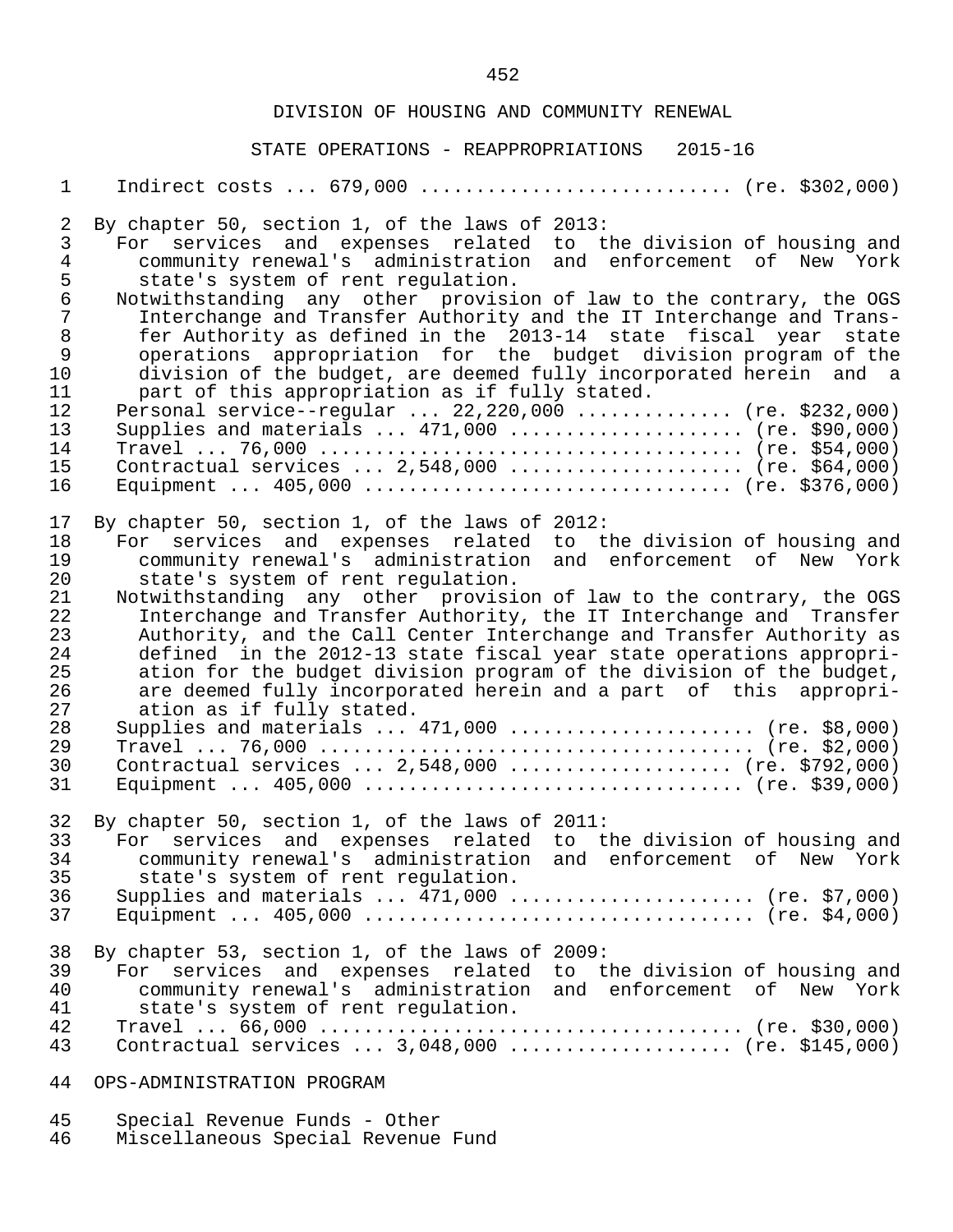## DIVISION OF HOUSING AND COMMUNITY RENEWAL

### STATE OPERATIONS - REAPPROPRIATIONS 2015-16

Indirect costs ... 679,000 ............................ (re. $302,000)

By chapter 50, section 1, of the laws of 2013:

For services and expenses related to the division of housing and community renewal's administration and enforcement of New York state's system of rent regulation.

Notwithstanding any other provision of law to the contrary, the OGS Interchange and Transfer Authority and the IT Interchange and Transfer Authority as defined in the 2013-14 state fiscal year state operations appropriation for the budget division program of the division of the budget, are deemed fully incorporated herein and a part of this appropriation as if fully stated.

Personal service--regular ... 22,220,000 ............. (re. $232,000)
Supplies and materials ... 471,000 ..................... (re. $90,000)
Travel ... 76,000 ...................................... (re. $54,000)
Contractual services ... 2,548,000 ..................... (re. $64,000)
Equipment ... 405,000 ................................ (re. $376,000)

By chapter 50, section 1, of the laws of 2012:

For services and expenses related to the division of housing and community renewal's administration and enforcement of New York state's system of rent regulation.

Notwithstanding any other provision of law to the contrary, the OGS Interchange and Transfer Authority, the IT Interchange and Transfer Authority, and the Call Center Interchange and Transfer Authority as defined in the 2012-13 state fiscal year state operations appropriation for the budget division program of the division of the budget, are deemed fully incorporated herein and a part of this appropriation as if fully stated.

Supplies and materials ... 471,000 ...................... (re. $8,000)
Travel ... 76,000 ....................................... (re. $2,000)
Contractual services ... 2,548,000 .................... (re. $792,000)
Equipment ... 405,000 ................................. (re. $39,000)

By chapter 50, section 1, of the laws of 2011:

For services and expenses related to the division of housing and community renewal's administration and enforcement of New York state's system of rent regulation.

Supplies and materials ... 471,000 ...................... (re. $7,000)
Equipment ... 405,000 .................................. (re. $4,000)

By chapter 53, section 1, of the laws of 2009:

For services and expenses related to the division of housing and community renewal's administration and enforcement of New York state's system of rent regulation.

Travel ... 66,000 ...................................... (re. $30,000)
Contractual services ... 3,048,000 .................... (re. $145,000)

OPS-ADMINISTRATION PROGRAM

Special Revenue Funds - Other
Miscellaneous Special Revenue Fund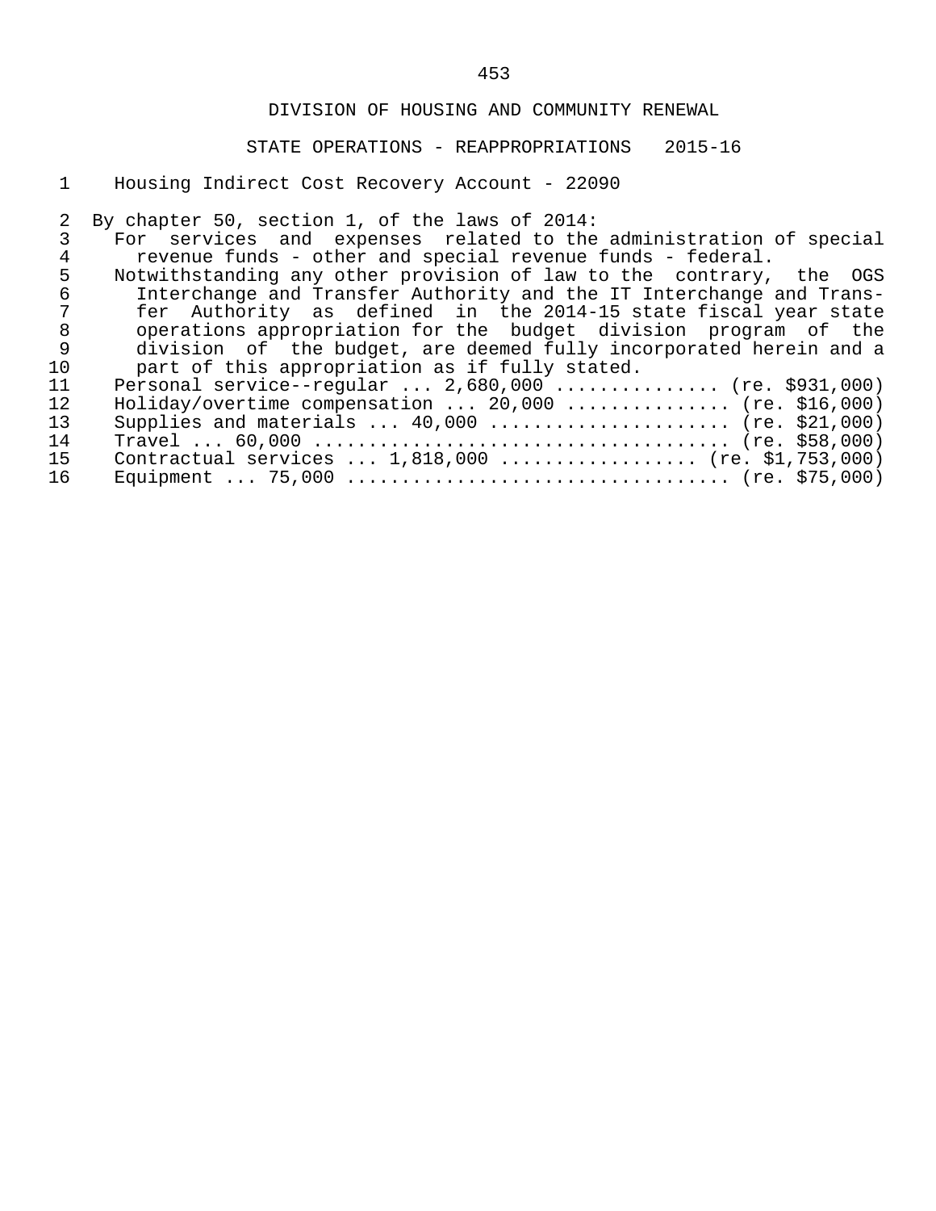DIVISION OF HOUSING AND COMMUNITY RENEWAL

STATE OPERATIONS - REAPPROPRIATIONS 2015-16

Housing Indirect Cost Recovery Account - 22090

By chapter 50, section 1, of the laws of 2014:

For services and expenses related to the administration of special revenue funds - other and special revenue funds - federal.

Notwithstanding any other provision of law to the contrary, the OGS Interchange and Transfer Authority and the IT Interchange and Transfer Authority as defined in the 2014-15 state fiscal year state operations appropriation for the budget division program of the division of the budget, are deemed fully incorporated herein and a part of this appropriation as if fully stated.

Personal service--regular ... 2,680,000 ............... (re. $931,000)
Holiday/overtime compensation ... 20,000 ............... (re. $16,000)
Supplies and materials ... 40,000 ...................... (re. $21,000)
Travel ... 60,000 ...................................... (re. $58,000)
Contractual services ... 1,818,000 .................. (re. $1,753,000)
Equipment ... 75,000 ................................... (re. $75,000)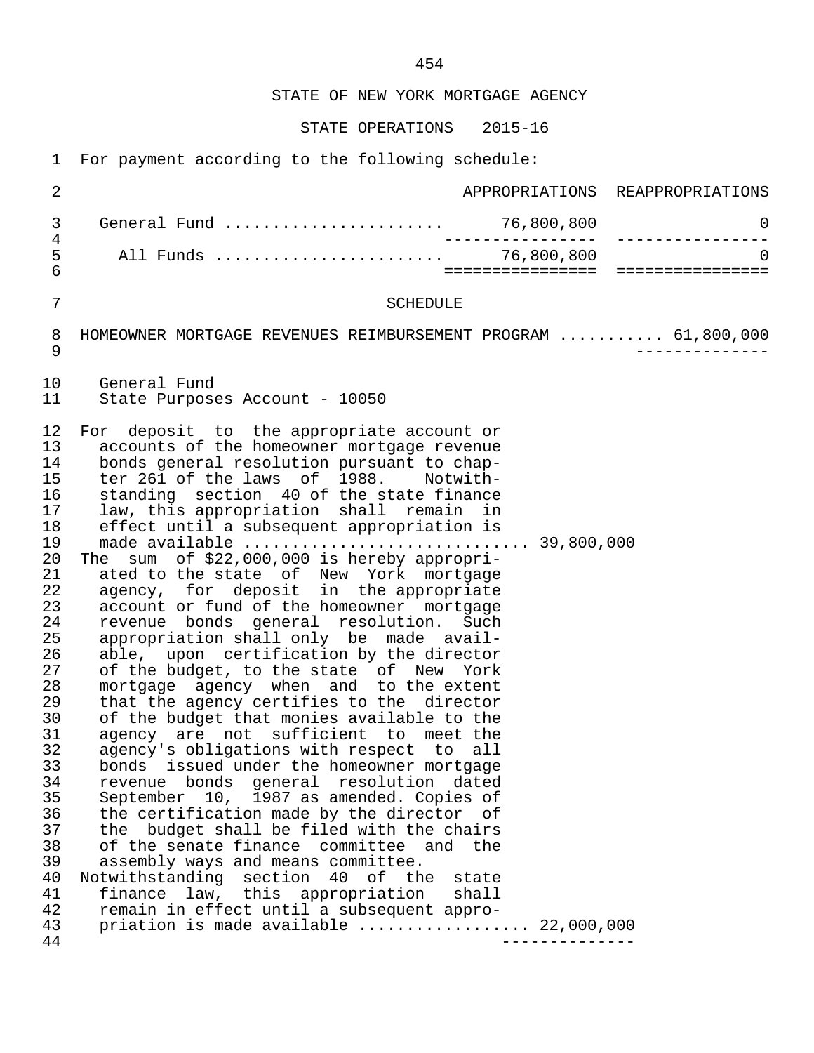STATE OF NEW YORK MORTGAGE AGENCY

STATE OPERATIONS 2015-16

For payment according to the following schedule:

| | APPROPRIATIONS | REAPPROPRIATIONS |
|---|---|---|
| General Fund | 76,800,800 | 0 |
| All Funds | 76,800,800 | 0 |

SCHEDULE

HOMEOWNER MORTGAGE REVENUES REIMBURSEMENT PROGRAM .......... 61,800,000

General Fund
State Purposes Account - 10050

For deposit to the appropriate account or accounts of the homeowner mortgage revenue bonds general resolution pursuant to chapter 261 of the laws of 1988. Notwithstanding section 40 of the state finance law, this appropriation shall remain in effect until a subsequent appropriation is made available ............................ 39,800,000

The sum of $22,000,000 is hereby appropriated to the state of New York mortgage agency, for deposit in the appropriate account or fund of the homeowner mortgage revenue bonds general resolution. Such appropriation shall only be made available, upon certification by the director of the budget, to the state of New York mortgage agency when and to the extent that the agency certifies to the director of the budget that monies available to the agency are not sufficient to meet the agency's obligations with respect to all bonds issued under the homeowner mortgage revenue bonds general resolution dated September 10, 1987 as amended. Copies of the certification made by the director of the budget shall be filed with the chairs of the senate finance committee and the assembly ways and means committee.

Notwithstanding section 40 of the state finance law, this appropriation shall remain in effect until a subsequent appropriation is made available ................. 22,000,000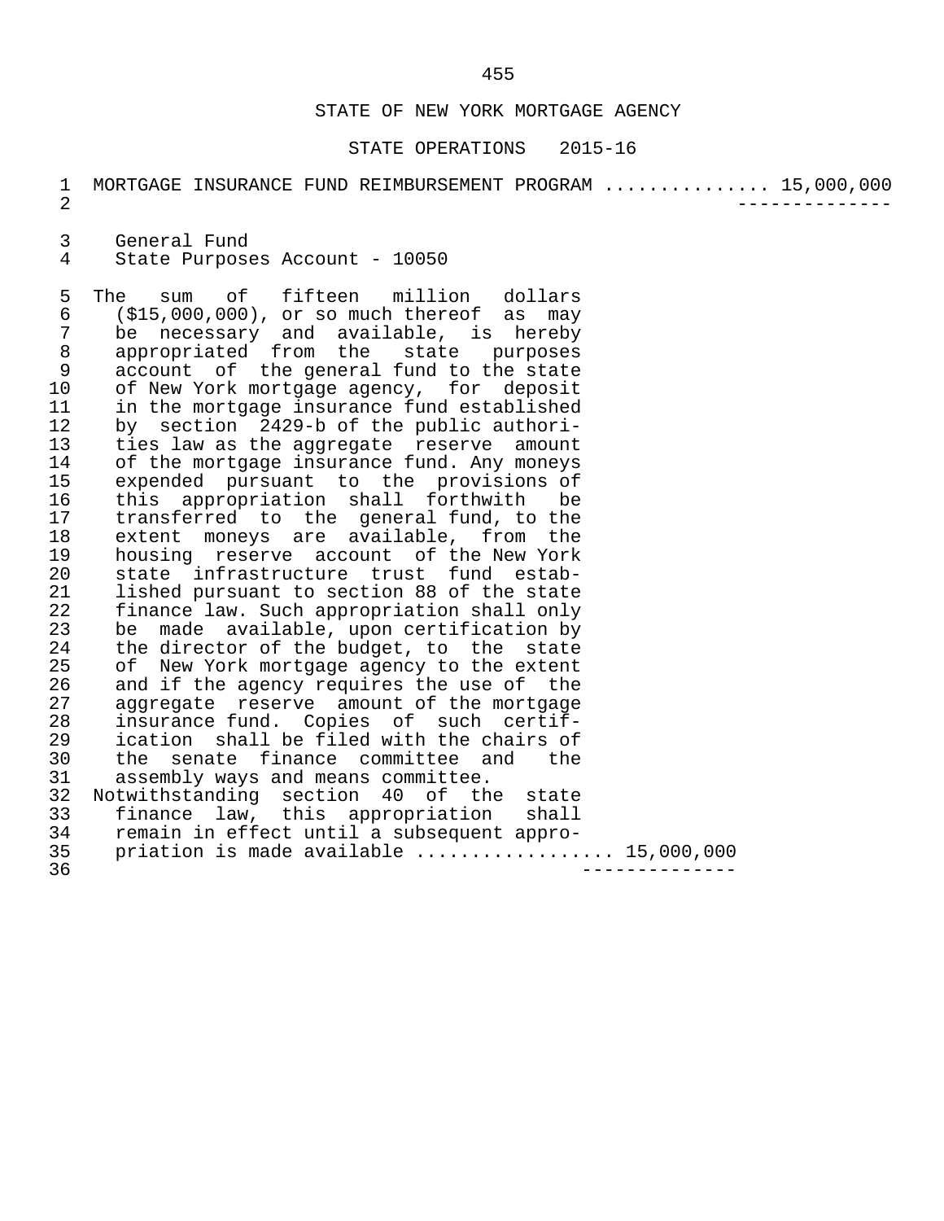# STATE OF NEW YORK MORTGAGE AGENCY

## STATE OPERATIONS 2015-16

MORTGAGE INSURANCE FUND REIMBURSEMENT PROGRAM .............. 15,000,000

General Fund
State Purposes Account - 10050

The sum of fifteen million dollars ($15,000,000), or so much thereof as may be necessary and available, is hereby appropriated from the state purposes account of the general fund to the state of New York mortgage agency, for deposit in the mortgage insurance fund established by section 2429-b of the public authorities law as the aggregate reserve amount of the mortgage insurance fund. Any moneys expended pursuant to the provisions of this appropriation shall forthwith be transferred to the general fund, to the extent moneys are available, from the housing reserve account of the New York state infrastructure trust fund established pursuant to section 88 of the state finance law. Such appropriation shall only be made available, upon certification by the director of the budget, to the state of New York mortgage agency to the extent and if the agency requires the use of the aggregate reserve amount of the mortgage insurance fund. Copies of such certification shall be filed with the chairs of the senate finance committee and the assembly ways and means committee.

Notwithstanding section 40 of the state finance law, this appropriation shall remain in effect until a subsequent appropriation is made available ................. 15,000,000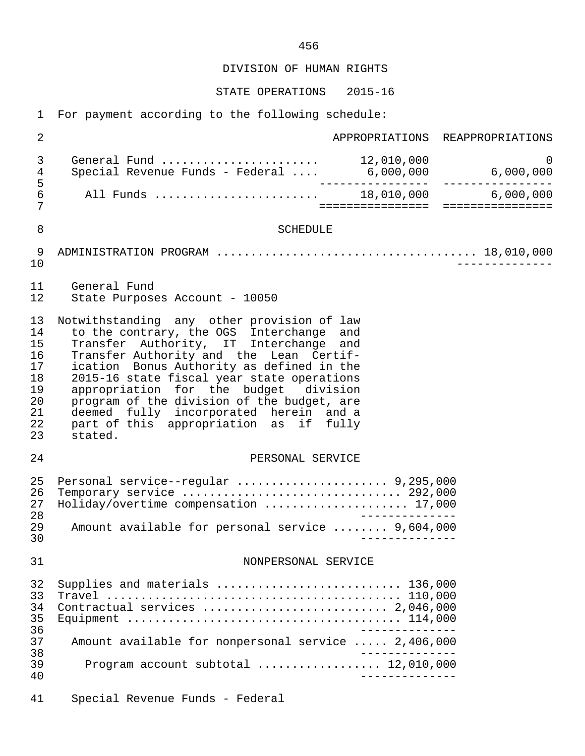DIVISION OF HUMAN RIGHTS

STATE OPERATIONS 2015-16

For payment according to the following schedule:

| | APPROPRIATIONS | REAPPROPRIATIONS |
|---|---|---|
| General Fund | 12,010,000 | 0 |
| Special Revenue Funds - Federal | 6,000,000 | 6,000,000 |
| All Funds | 18,010,000 | 6,000,000 |

SCHEDULE

ADMINISTRATION PROGRAM .................................... 18,010,000

General Fund
State Purposes Account - 10050

Notwithstanding any other provision of law to the contrary, the OGS Interchange and Transfer Authority, IT Interchange and Transfer Authority and the Lean Certification Bonus Authority as defined in the 2015-16 state fiscal year state operations appropriation for the budget division program of the division of the budget, are deemed fully incorporated herein and a part of this appropriation as if fully stated.

PERSONAL SERVICE

| | |
|---|---|
| Personal service--regular | 9,295,000 |
| Temporary service | 292,000 |
| Holiday/overtime compensation | 17,000 |
| Amount available for personal service | 9,604,000 |

NONPERSONAL SERVICE

| | |
|---|---|
| Supplies and materials | 136,000 |
| Travel | 110,000 |
| Contractual services | 2,046,000 |
| Equipment | 114,000 |
| Amount available for nonpersonal service | 2,406,000 |
| Program account subtotal | 12,010,000 |

Special Revenue Funds - Federal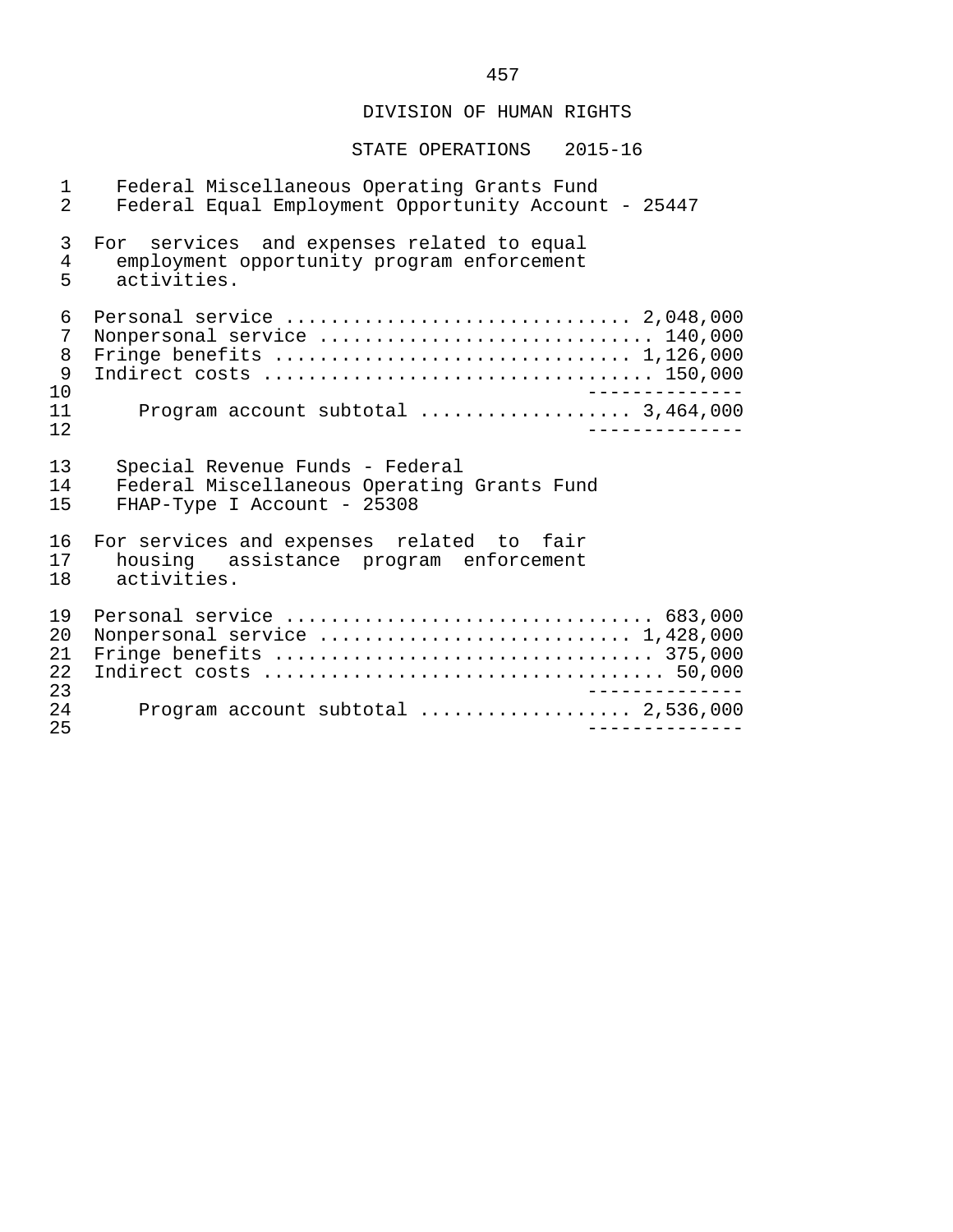DIVISION OF HUMAN RIGHTS

STATE OPERATIONS 2015-16

Federal Miscellaneous Operating Grants Fund
Federal Equal Employment Opportunity Account - 25447

For services and expenses related to equal employment opportunity program enforcement activities.

| | |
|---|---|
| Personal service | 2,048,000 |
| Nonpersonal service | 140,000 |
| Fringe benefits | 1,126,000 |
| Indirect costs | 150,000 |
| Program account subtotal | 3,464,000 |

Special Revenue Funds - Federal
Federal Miscellaneous Operating Grants Fund
FHAP-Type I Account - 25308

For services and expenses related to fair housing assistance program enforcement activities.

| | |
|---|---|
| Personal service | 683,000 |
| Nonpersonal service | 1,428,000 |
| Fringe benefits | 375,000 |
| Indirect costs | 50,000 |
| Program account subtotal | 2,536,000 |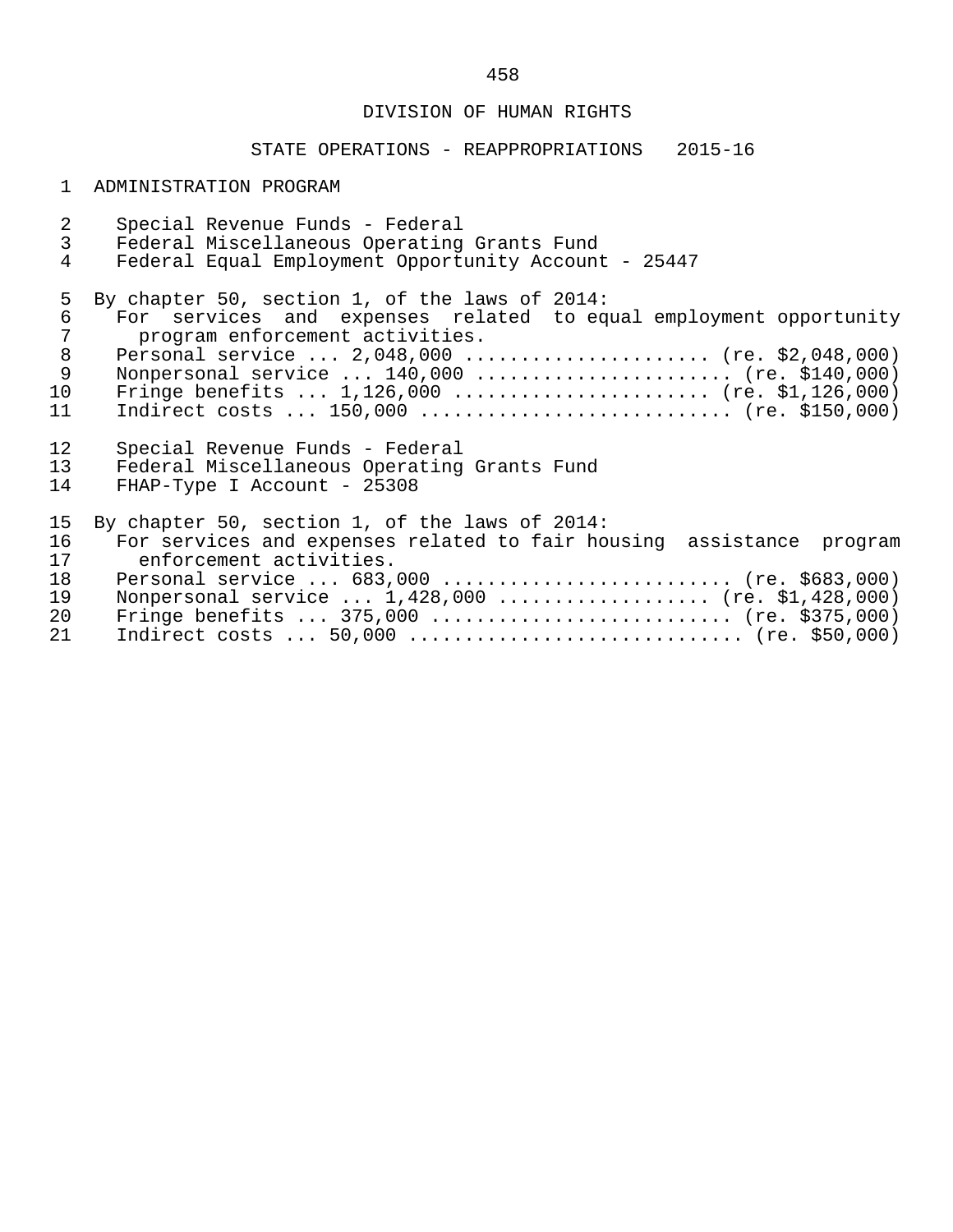DIVISION OF HUMAN RIGHTS

STATE OPERATIONS - REAPPROPRIATIONS 2015-16

ADMINISTRATION PROGRAM

Special Revenue Funds - Federal
Federal Miscellaneous Operating Grants Fund
Federal Equal Employment Opportunity Account - 25447

By chapter 50, section 1, of the laws of 2014:
For services and expenses related to equal employment opportunity program enforcement activities.
Personal service ... 2,048,000 ...................... (re. $2,048,000)
Nonpersonal service ... 140,000 ....................... (re. $140,000)
Fringe benefits ... 1,126,000 ....................... (re. $1,126,000)
Indirect costs ... 150,000 ............................ (re. $150,000)

Special Revenue Funds - Federal
Federal Miscellaneous Operating Grants Fund
FHAP-Type I Account - 25308

By chapter 50, section 1, of the laws of 2014:
For services and expenses related to fair housing assistance program enforcement activities.
Personal service ... 683,000 .......................... (re. $683,000)
Nonpersonal service ... 1,428,000 ................... (re. $1,428,000)
Fringe benefits ... 375,000 ........................... (re. $375,000)
Indirect costs ... 50,000 .............................. (re. $50,000)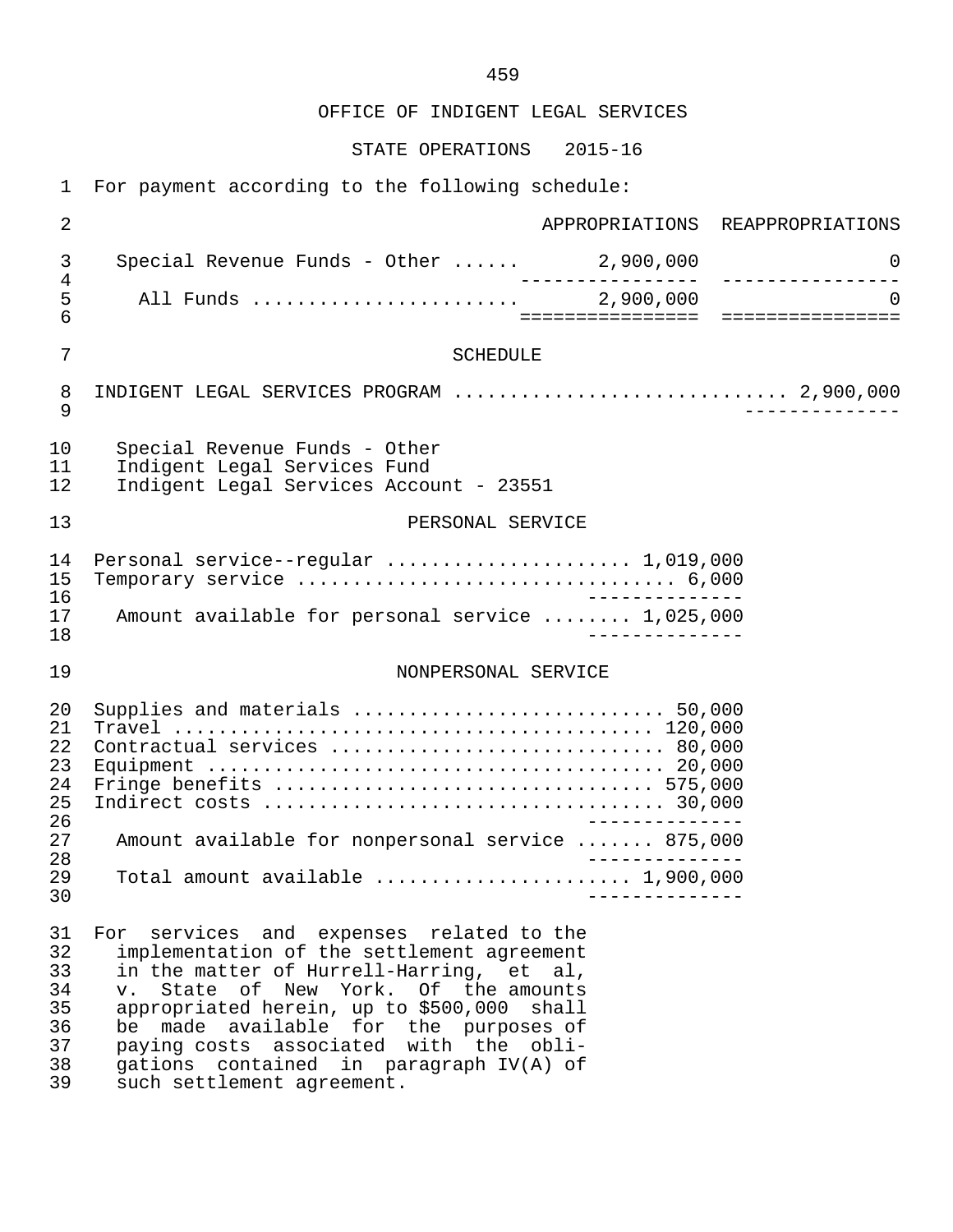OFFICE OF INDIGENT LEGAL SERVICES

STATE OPERATIONS 2015-16

For payment according to the following schedule:

| | APPROPRIATIONS | REAPPROPRIATIONS |
|---|---|---|
| Special Revenue Funds - Other | 2,900,000 | 0 |
| All Funds | 2,900,000 | 0 |

SCHEDULE

INDIGENT LEGAL SERVICES PROGRAM ............................ 2,900,000

Special Revenue Funds - Other
Indigent Legal Services Fund
Indigent Legal Services Account - 23551

PERSONAL SERVICE

| | |
|---|---|
| Personal service--regular | 1,019,000 |
| Temporary service | 6,000 |
| Amount available for personal service | 1,025,000 |

NONPERSONAL SERVICE

| | |
|---|---|
| Supplies and materials | 50,000 |
| Travel | 120,000 |
| Contractual services | 80,000 |
| Equipment | 20,000 |
| Fringe benefits | 575,000 |
| Indirect costs | 30,000 |
| Amount available for nonpersonal service | 875,000 |
| Total amount available | 1,900,000 |

For services and expenses related to the implementation of the settlement agreement in the matter of Hurrell-Harring, et al, v. State of New York. Of the amounts appropriated herein, up to $500,000 shall be made available for the purposes of paying costs associated with the obligations contained in paragraph IV(A) of such settlement agreement.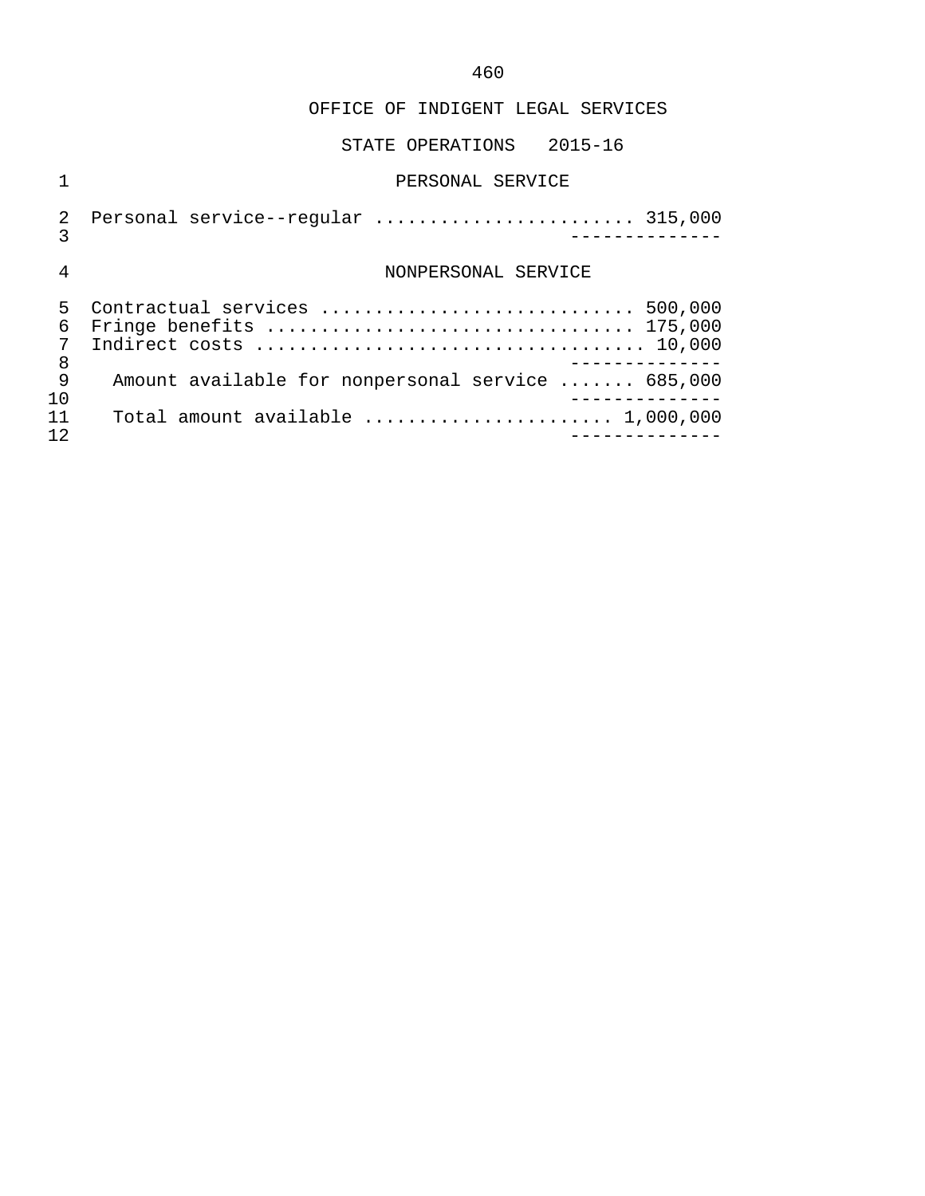OFFICE OF INDIGENT LEGAL SERVICES

STATE OPERATIONS 2015-16

PERSONAL SERVICE

| | |
|---|---|
| Personal service--regular | 315,000 |

NONPERSONAL SERVICE

| | |
|---|---|
| Contractual services | 500,000 |
| Fringe benefits | 175,000 |
| Indirect costs | 10,000 |
| Amount available for nonpersonal service | 685,000 |
| Total amount available | 1,000,000 |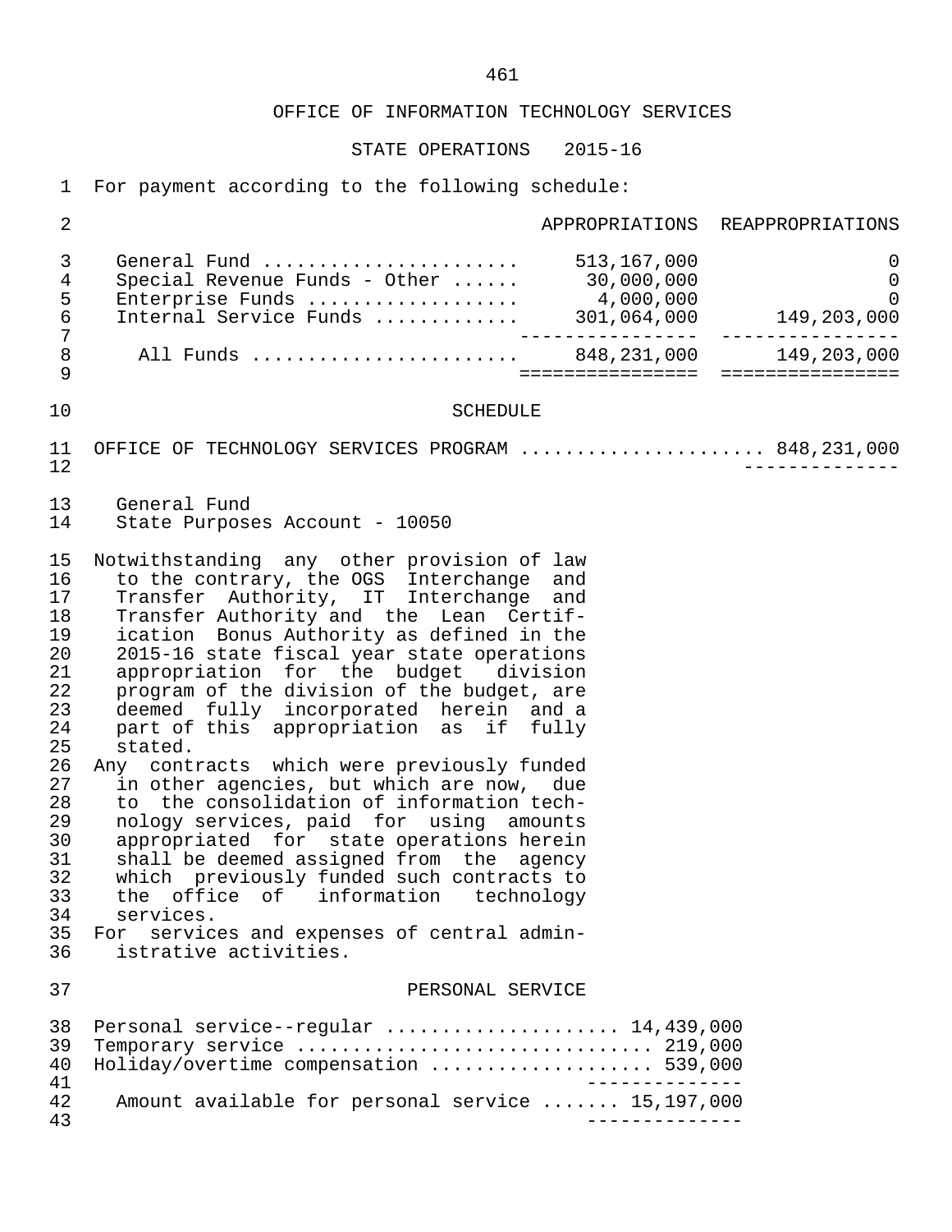# OFFICE OF INFORMATION TECHNOLOGY SERVICES

## STATE OPERATIONS 2015-16

For payment according to the following schedule:

| | APPROPRIATIONS | REAPPROPRIATIONS |
|---|---|---|
| General Fund | 513,167,000 | 0 |
| Special Revenue Funds - Other | 30,000,000 | 0 |
| Enterprise Funds | 4,000,000 | 0 |
| Internal Service Funds | 301,064,000 | 149,203,000 |
| All Funds | 848,231,000 | 149,203,000 |

### SCHEDULE

OFFICE OF TECHNOLOGY SERVICES PROGRAM ..................... 848,231,000

General Fund
State Purposes Account - 10050

Notwithstanding any other provision of law to the contrary, the OGS Interchange and Transfer Authority, IT Interchange and Transfer Authority and the Lean Certification Bonus Authority as defined in the 2015-16 state fiscal year state operations appropriation for the budget division program of the division of the budget, are deemed fully incorporated herein and a part of this appropriation as if fully stated.

Any contracts which were previously funded in other agencies, but which are now, due to the consolidation of information technology services, paid for using amounts appropriated for state operations herein shall be deemed assigned from the agency which previously funded such contracts to the office of information technology services.

For services and expenses of central administrative activities.

#### PERSONAL SERVICE

| | |
|---|---|
| Personal service--regular | 14,439,000 |
| Temporary service | 219,000 |
| Holiday/overtime compensation | 539,000 |
| Amount available for personal service | 15,197,000 |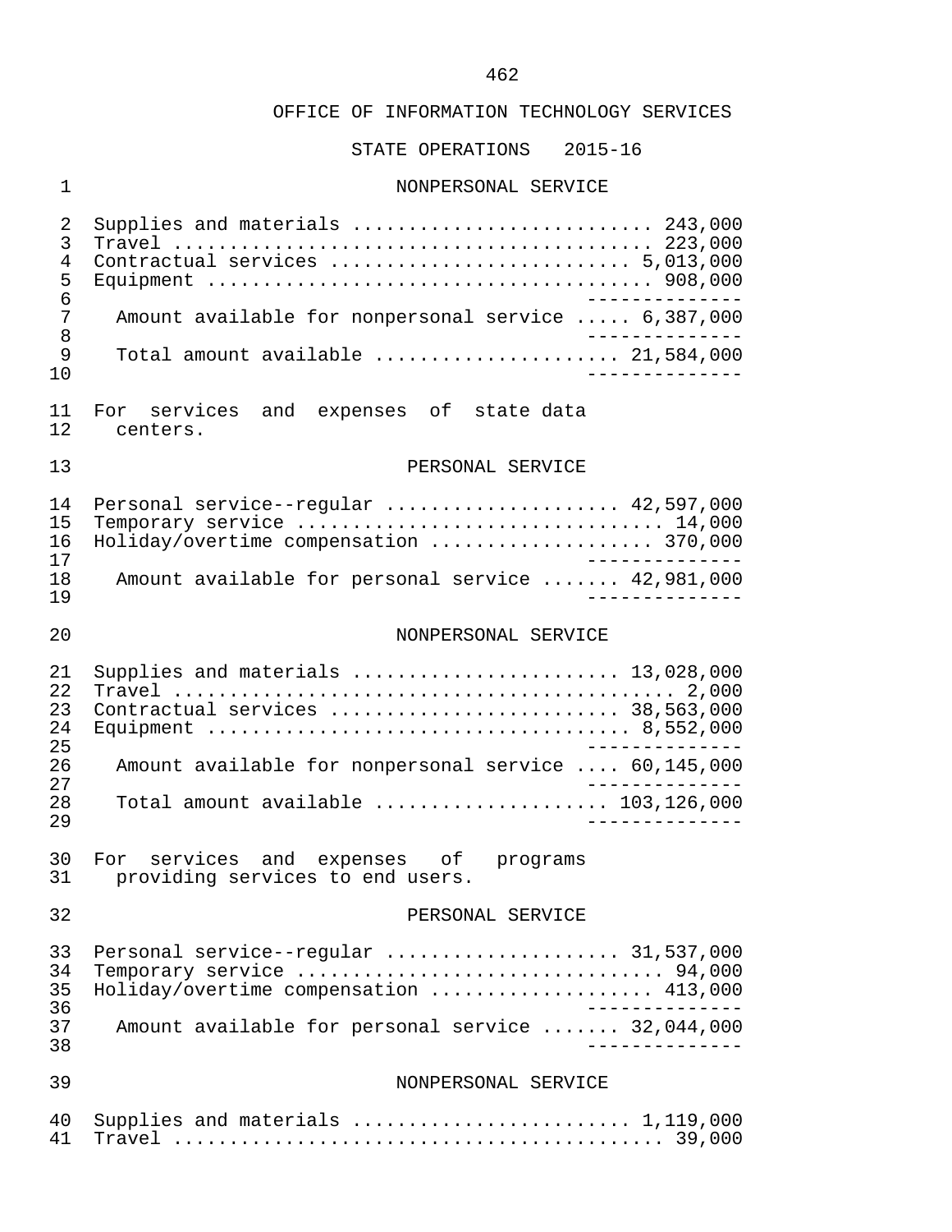OFFICE OF INFORMATION TECHNOLOGY SERVICES

STATE OPERATIONS 2015-16

NONPERSONAL SERVICE

| | |
|---|---|
| Supplies and materials | 243,000 |
| Travel | 223,000 |
| Contractual services | 5,013,000 |
| Equipment | 908,000 |
| Amount available for nonpersonal service | 6,387,000 |
| Total amount available | 21,584,000 |

For services and expenses of state data centers.

PERSONAL SERVICE

| | |
|---|---|
| Personal service--regular | 42,597,000 |
| Temporary service | 14,000 |
| Holiday/overtime compensation | 370,000 |
| Amount available for personal service | 42,981,000 |

NONPERSONAL SERVICE

| | |
|---|---|
| Supplies and materials | 13,028,000 |
| Travel | 2,000 |
| Contractual services | 38,563,000 |
| Equipment | 8,552,000 |
| Amount available for nonpersonal service | 60,145,000 |
| Total amount available | 103,126,000 |

For services and expenses of programs providing services to end users.

PERSONAL SERVICE

| | |
|---|---|
| Personal service--regular | 31,537,000 |
| Temporary service | 94,000 |
| Holiday/overtime compensation | 413,000 |
| Amount available for personal service | 32,044,000 |

NONPERSONAL SERVICE

| | |
|---|---|
| Supplies and materials | 1,119,000 |
| Travel | 39,000 |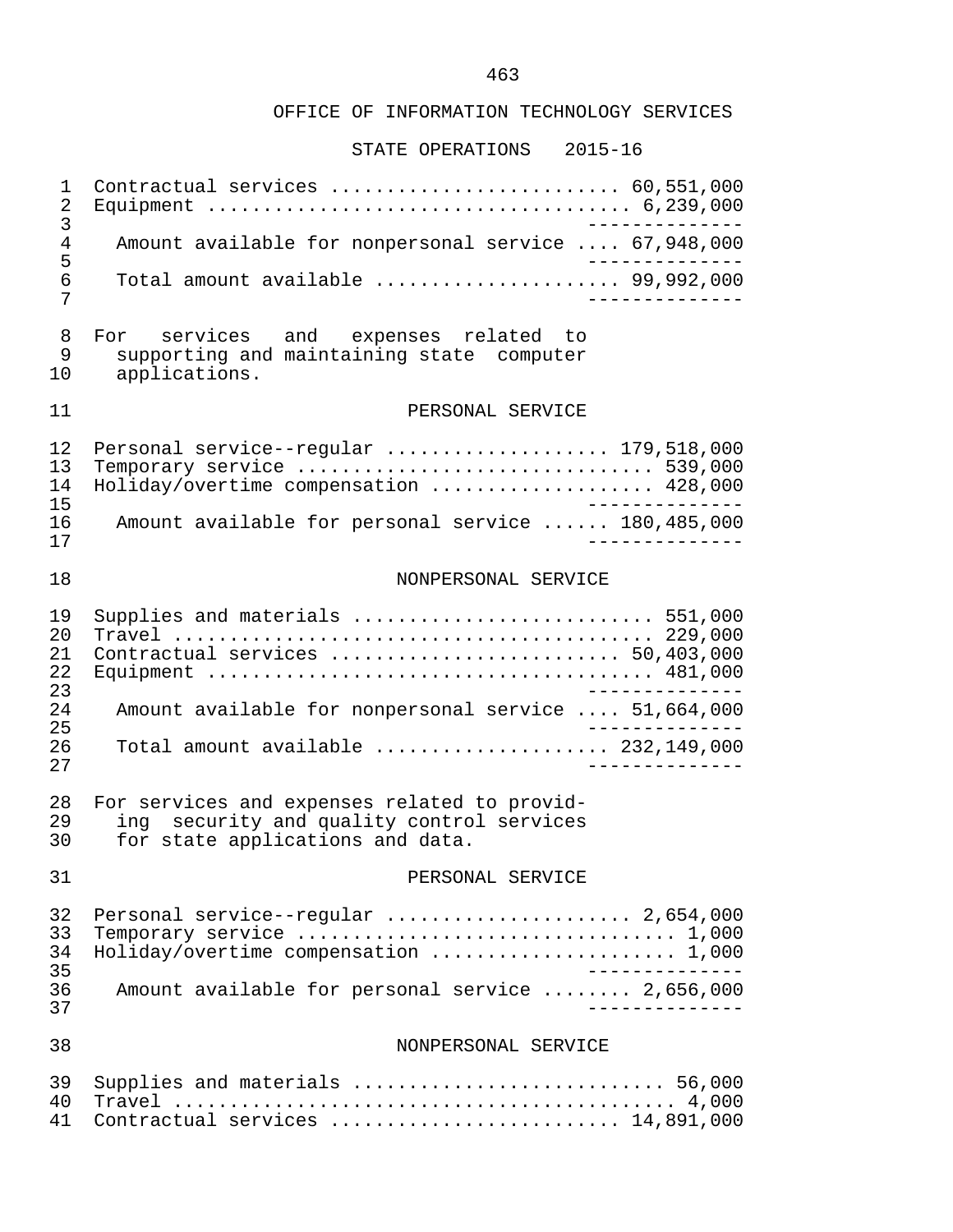# OFFICE OF INFORMATION TECHNOLOGY SERVICES

## STATE OPERATIONS 2015-16

| | |
|---|---|
| Contractual services | 60,551,000 |
| Equipment | 6,239,000 |
| Amount available for nonpersonal service | 67,948,000 |
| Total amount available | 99,992,000 |

For services and expenses related to supporting and maintaining state computer applications.

### PERSONAL SERVICE

| | |
|---|---|
| Personal service--regular | 179,518,000 |
| Temporary service | 539,000 |
| Holiday/overtime compensation | 428,000 |
| Amount available for personal service | 180,485,000 |

### NONPERSONAL SERVICE

| | |
|---|---|
| Supplies and materials | 551,000 |
| Travel | 229,000 |
| Contractual services | 50,403,000 |
| Equipment | 481,000 |
| Amount available for nonpersonal service | 51,664,000 |
| Total amount available | 232,149,000 |

For services and expenses related to providing security and quality control services for state applications and data.

### PERSONAL SERVICE

| | |
|---|---|
| Personal service--regular | 2,654,000 |
| Temporary service | 1,000 |
| Holiday/overtime compensation | 1,000 |
| Amount available for personal service | 2,656,000 |

### NONPERSONAL SERVICE

| | |
|---|---|
| Supplies and materials | 56,000 |
| Travel | 4,000 |
| Contractual services | 14,891,000 |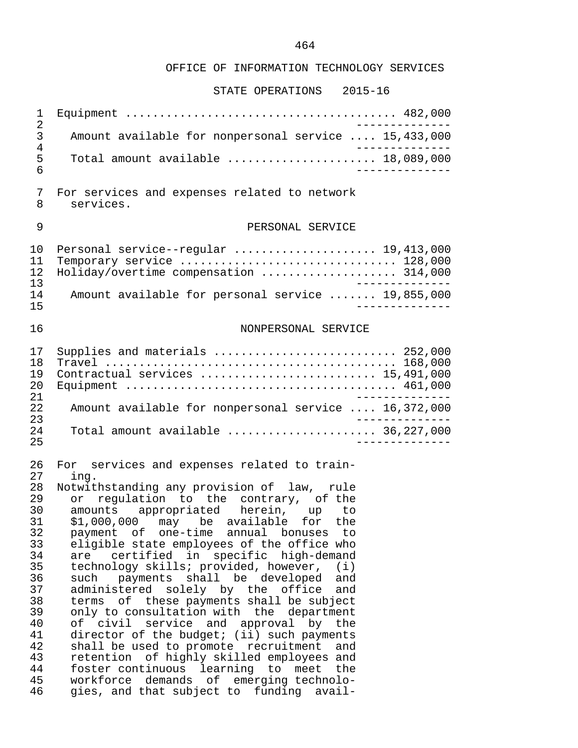OFFICE OF INFORMATION TECHNOLOGY SERVICES

STATE OPERATIONS 2015-16

| | |
|---|---|
| Equipment | 482,000 |
| Amount available for nonpersonal service | 15,433,000 |
| Total amount available | 18,089,000 |

For services and expenses related to network services.

PERSONAL SERVICE

| | |
|---|---|
| Personal service--regular | 19,413,000 |
| Temporary service | 128,000 |
| Holiday/overtime compensation | 314,000 |
| Amount available for personal service | 19,855,000 |

NONPERSONAL SERVICE

| | |
|---|---|
| Supplies and materials | 252,000 |
| Travel | 168,000 |
| Contractual services | 15,491,000 |
| Equipment | 461,000 |
| Amount available for nonpersonal service | 16,372,000 |
| Total amount available | 36,227,000 |

For services and expenses related to training.

Notwithstanding any provision of law, rule or regulation to the contrary, of the amounts appropriated herein, up to $1,000,000 may be available for the payment of one-time annual bonuses to eligible state employees of the office who are certified in specific high-demand technology skills; provided, however, (i) such payments shall be developed and administered solely by the office and terms of these payments shall be subject only to consultation with the department of civil service and approval by the director of the budget; (ii) such payments shall be used to promote recruitment and retention of highly skilled employees and foster continuous learning to meet the workforce demands of emerging technologies, and that subject to funding avail-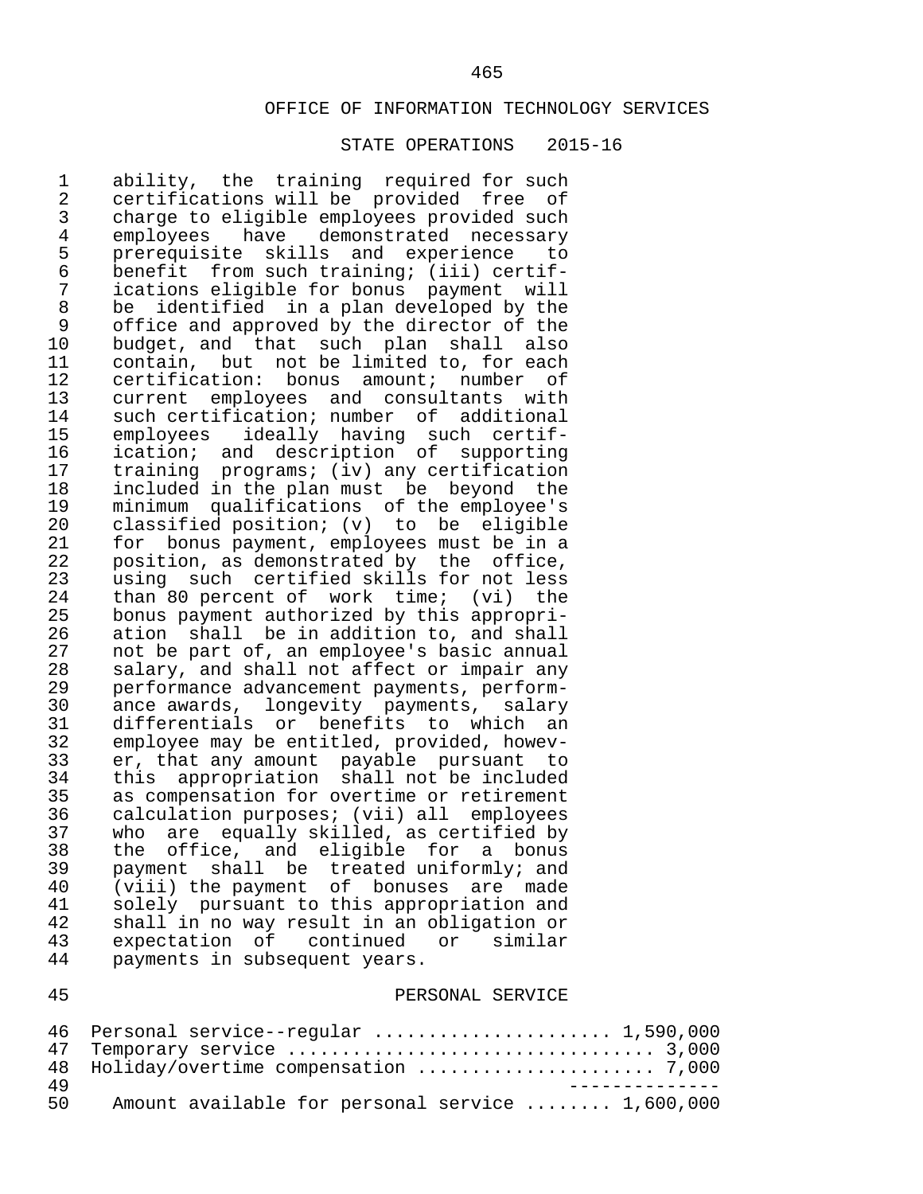# OFFICE OF INFORMATION TECHNOLOGY SERVICES

## STATE OPERATIONS 2015-16

ability, the training required for such certifications will be provided free of charge to eligible employees provided such employees have demonstrated necessary prerequisite skills and experience to benefit from such training; (iii) certifications eligible for bonus payment will be identified in a plan developed by the office and approved by the director of the budget, and that such plan shall also contain, but not be limited to, for each certification: bonus amount; number of current employees and consultants with such certification; number of additional employees ideally having such certification; and description of supporting training programs; (iv) any certification included in the plan must be beyond the minimum qualifications of the employee's classified position; (v) to be eligible for bonus payment, employees must be in a position, as demonstrated by the office, using such certified skills for not less than 80 percent of work time; (vi) the bonus payment authorized by this appropriation shall be in addition to, and shall not be part of, an employee's basic annual salary, and shall not affect or impair any performance advancement payments, performance awards, longevity payments, salary differentials or benefits to which an employee may be entitled, provided, however, that any amount payable pursuant to this appropriation shall not be included as compensation for overtime or retirement calculation purposes; (vii) all employees who are equally skilled, as certified by the office, and eligible for a bonus payment shall be treated uniformly; and (viii) the payment of bonuses are made solely pursuant to this appropriation and shall in no way result in an obligation or expectation of continued or similar payments in subsequent years.

### PERSONAL SERVICE

| Item | Amount |
|---|---|
| Personal service--regular | 1,590,000 |
| Temporary service | 3,000 |
| Holiday/overtime compensation | 7,000 |
| Amount available for personal service | 1,600,000 |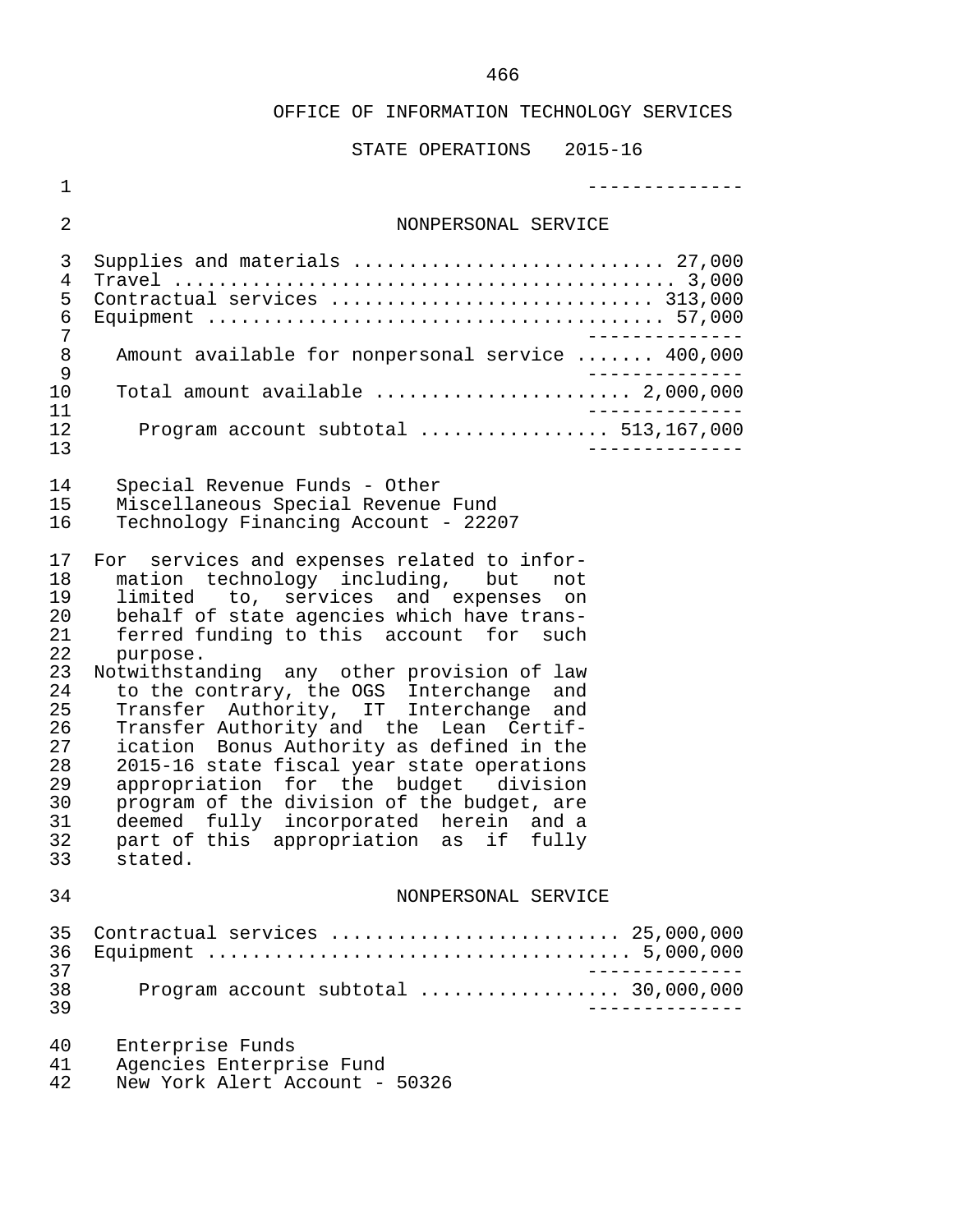OFFICE OF INFORMATION TECHNOLOGY SERVICES

STATE OPERATIONS 2015-16

NONPERSONAL SERVICE

| | |
|---|---|
| Supplies and materials | 27,000 |
| Travel | 3,000 |
| Contractual services | 313,000 |
| Equipment | 57,000 |
| Amount available for nonpersonal service | 400,000 |
| Total amount available | 2,000,000 |
| Program account subtotal | 513,167,000 |

Special Revenue Funds - Other
Miscellaneous Special Revenue Fund
Technology Financing Account - 22207

For services and expenses related to information technology including, but not limited to, services and expenses on behalf of state agencies which have transferred funding to this account for such purpose.
Notwithstanding any other provision of law to the contrary, the OGS Interchange and Transfer Authority, IT Interchange and Transfer Authority and the Lean Certification Bonus Authority as defined in the 2015-16 state fiscal year state operations appropriation for the budget division program of the division of the budget, are deemed fully incorporated herein and a part of this appropriation as if fully stated.

NONPERSONAL SERVICE

| | |
|---|---|
| Contractual services | 25,000,000 |
| Equipment | 5,000,000 |
| Program account subtotal | 30,000,000 |

Enterprise Funds
Agencies Enterprise Fund
New York Alert Account - 50326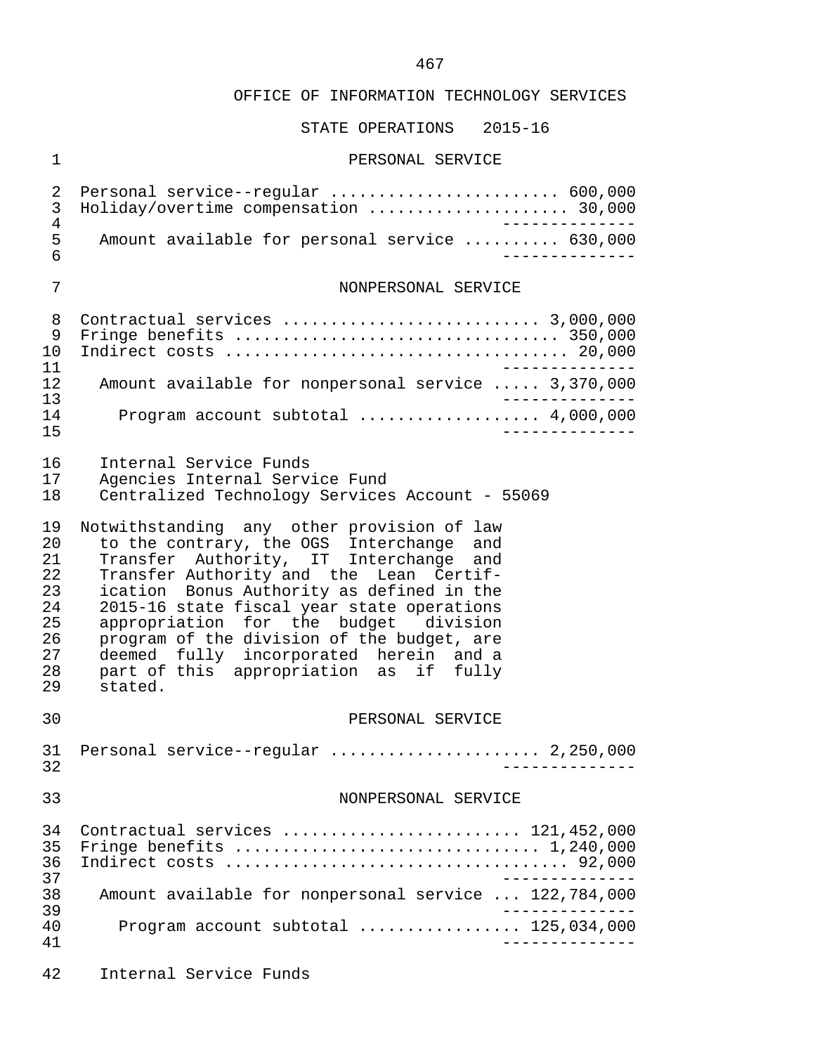OFFICE OF INFORMATION TECHNOLOGY SERVICES

STATE OPERATIONS 2015-16

PERSONAL SERVICE

| | |
|---|---|
| Personal service--regular | 600,000 |
| Holiday/overtime compensation | 30,000 |
| Amount available for personal service | 630,000 |

NONPERSONAL SERVICE

| | |
|---|---|
| Contractual services | 3,000,000 |
| Fringe benefits | 350,000 |
| Indirect costs | 20,000 |
| Amount available for nonpersonal service | 3,370,000 |
| Program account subtotal | 4,000,000 |

Internal Service Funds
Agencies Internal Service Fund
Centralized Technology Services Account - 55069

Notwithstanding any other provision of law to the contrary, the OGS Interchange and Transfer Authority, IT Interchange and Transfer Authority and the Lean Certification Bonus Authority as defined in the 2015-16 state fiscal year state operations appropriation for the budget division program of the division of the budget, are deemed fully incorporated herein and a part of this appropriation as if fully stated.

PERSONAL SERVICE

| | |
|---|---|
| Personal service--regular | 2,250,000 |

NONPERSONAL SERVICE

| | |
|---|---|
| Contractual services | 121,452,000 |
| Fringe benefits | 1,240,000 |
| Indirect costs | 92,000 |
| Amount available for nonpersonal service | 122,784,000 |
| Program account subtotal | 125,034,000 |

Internal Service Funds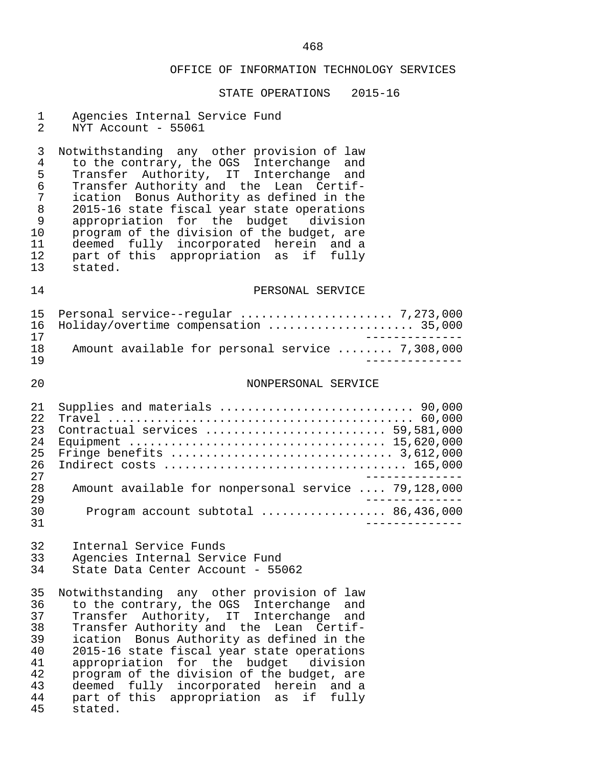Agencies Internal Service Fund
NYT Account - 55061

Notwithstanding any other provision of law to the contrary, the OGS Interchange and Transfer Authority, IT Interchange and Transfer Authority and the Lean Certification Bonus Authority as defined in the 2015-16 state fiscal year state operations appropriation for the budget division program of the division of the budget, are deemed fully incorporated herein and a part of this appropriation as if fully stated.

## PERSONAL SERVICE

| | |
|---|---|
| Personal service--regular | 7,273,000 |
| Holiday/overtime compensation | 35,000 |
| Amount available for personal service | 7,308,000 |

## NONPERSONAL SERVICE

| | |
|---|---|
| Supplies and materials | 90,000 |
| Travel | 60,000 |
| Contractual services | 59,581,000 |
| Equipment | 15,620,000 |
| Fringe benefits | 3,612,000 |
| Indirect costs | 165,000 |
| Amount available for nonpersonal service | 79,128,000 |
| Program account subtotal | 86,436,000 |

Internal Service Funds
Agencies Internal Service Fund
State Data Center Account - 55062

Notwithstanding any other provision of law to the contrary, the OGS Interchange and Transfer Authority, IT Interchange and Transfer Authority and the Lean Certification Bonus Authority as defined in the 2015-16 state fiscal year state operations appropriation for the budget division program of the division of the budget, are deemed fully incorporated herein and a part of this appropriation as if fully stated.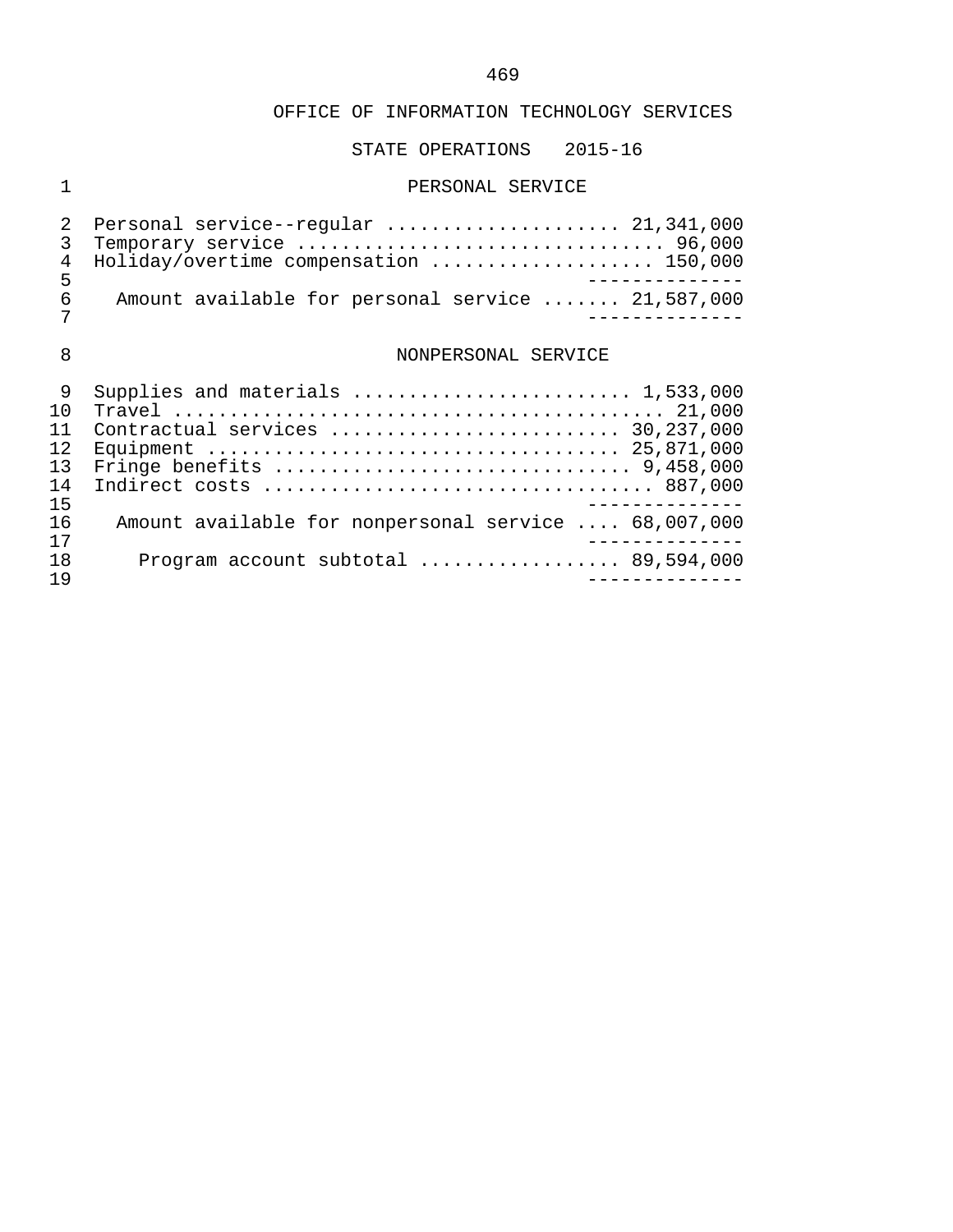## OFFICE OF INFORMATION TECHNOLOGY SERVICES

### STATE OPERATIONS 2015-16

#### PERSONAL SERVICE

| Item | Amount |
|---|---|
| Personal service--regular | 21,341,000 |
| Temporary service | 96,000 |
| Holiday/overtime compensation | 150,000 |
| Amount available for personal service | 21,587,000 |

#### NONPERSONAL SERVICE

| Item | Amount |
|---|---|
| Supplies and materials | 1,533,000 |
| Travel | 21,000 |
| Contractual services | 30,237,000 |
| Equipment | 25,871,000 |
| Fringe benefits | 9,458,000 |
| Indirect costs | 887,000 |
| Amount available for nonpersonal service | 68,007,000 |
| Program account subtotal | 89,594,000 |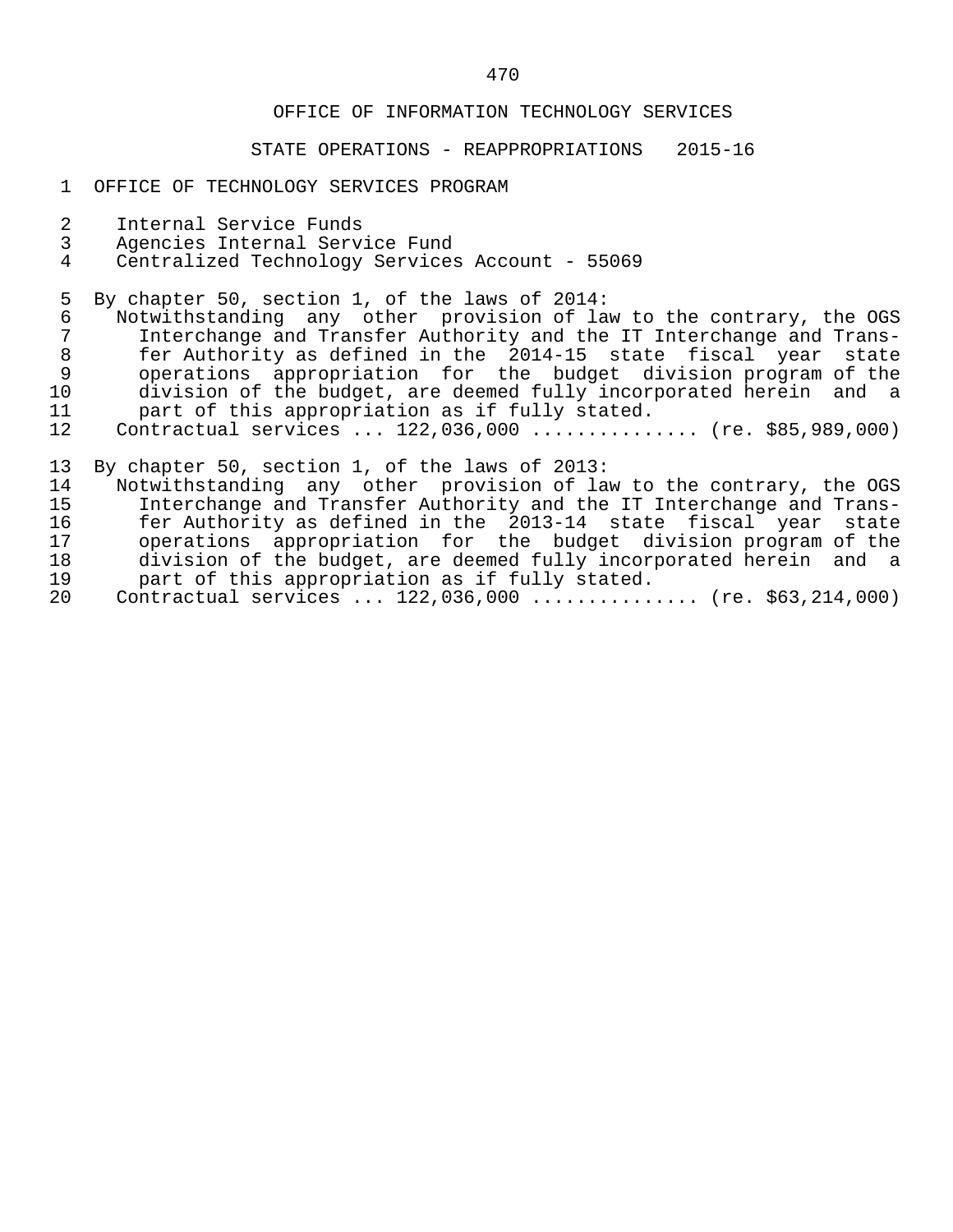OFFICE OF INFORMATION TECHNOLOGY SERVICES

STATE OPERATIONS - REAPPROPRIATIONS 2015-16

OFFICE OF TECHNOLOGY SERVICES PROGRAM

Internal Service Funds
Agencies Internal Service Fund
Centralized Technology Services Account - 55069

By chapter 50, section 1, of the laws of 2014:

Notwithstanding any other provision of law to the contrary, the OGS Interchange and Transfer Authority and the IT Interchange and Transfer Authority as defined in the 2014-15 state fiscal year state operations appropriation for the budget division program of the division of the budget, are deemed fully incorporated herein and a part of this appropriation as if fully stated.

Contractual services ... 122,036,000 .............. (re. $85,989,000)

By chapter 50, section 1, of the laws of 2013:

Notwithstanding any other provision of law to the contrary, the OGS Interchange and Transfer Authority and the IT Interchange and Transfer Authority as defined in the 2013-14 state fiscal year state operations appropriation for the budget division program of the division of the budget, are deemed fully incorporated herein and a part of this appropriation as if fully stated.

Contractual services ... 122,036,000 .............. (re. $63,214,000)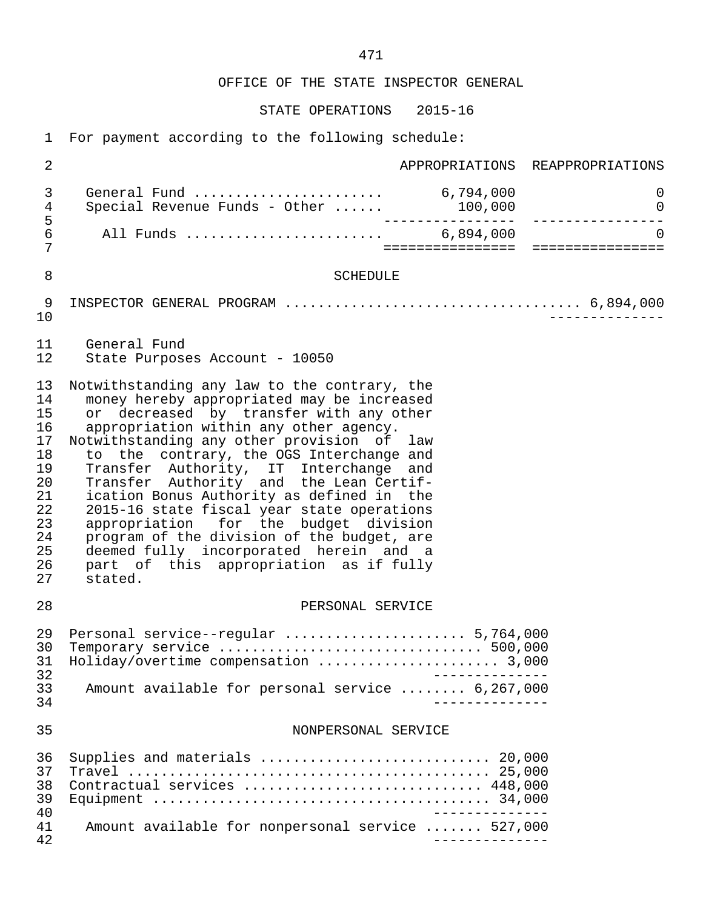OFFICE OF THE STATE INSPECTOR GENERAL

STATE OPERATIONS 2015-16

For payment according to the following schedule:

| | APPROPRIATIONS | REAPPROPRIATIONS |
|---|---|---|
| General Fund | 6,794,000 | 0 |
| Special Revenue Funds - Other | 100,000 | 0 |
| All Funds | 6,894,000 | 0 |

SCHEDULE

INSPECTOR GENERAL PROGRAM .................................... 6,894,000

General Fund
State Purposes Account - 10050

Notwithstanding any law to the contrary, the money hereby appropriated may be increased or decreased by transfer with any other appropriation within any other agency.

Notwithstanding any other provision of law to the contrary, the OGS Interchange and Transfer Authority, IT Interchange and Transfer Authority and the Lean Certification Bonus Authority as defined in the 2015-16 state fiscal year state operations appropriation for the budget division program of the division of the budget, are deemed fully incorporated herein and a part of this appropriation as if fully stated.

PERSONAL SERVICE

| | |
|---|---|
| Personal service--regular | 5,764,000 |
| Temporary service | 500,000 |
| Holiday/overtime compensation | 3,000 |
| Amount available for personal service | 6,267,000 |

NONPERSONAL SERVICE

| | |
|---|---|
| Supplies and materials | 20,000 |
| Travel | 25,000 |
| Contractual services | 448,000 |
| Equipment | 34,000 |
| Amount available for nonpersonal service | 527,000 |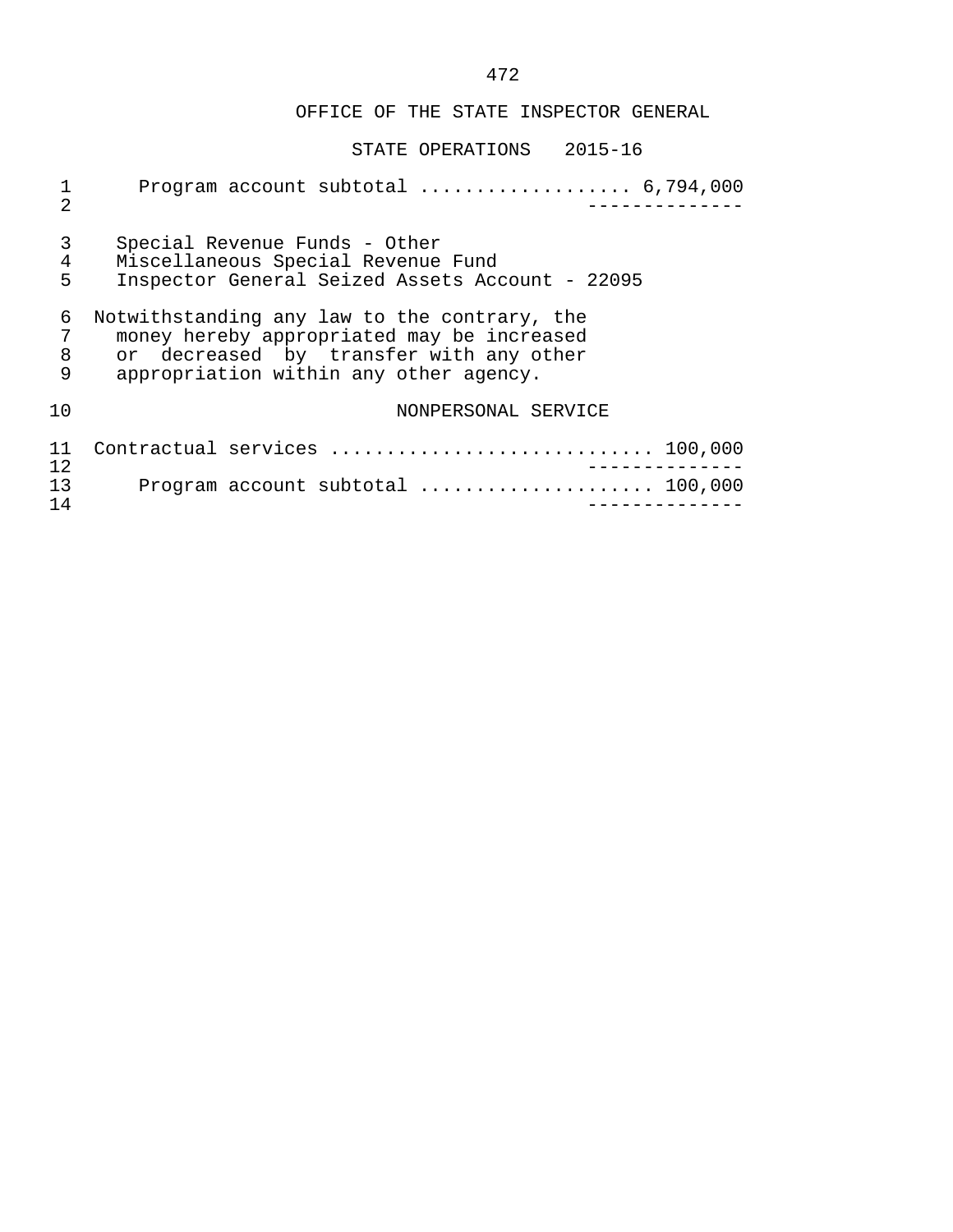OFFICE OF THE STATE INSPECTOR GENERAL

STATE OPERATIONS 2015-16

Program account subtotal .................. 6,794,000

--------------

Special Revenue Funds - Other
Miscellaneous Special Revenue Fund
Inspector General Seized Assets Account - 22095

Notwithstanding any law to the contrary, the money hereby appropriated may be increased or decreased by transfer with any other appropriation within any other agency.

NONPERSONAL SERVICE

Contractual services ............................ 100,000

--------------

Program account subtotal .................... 100,000

--------------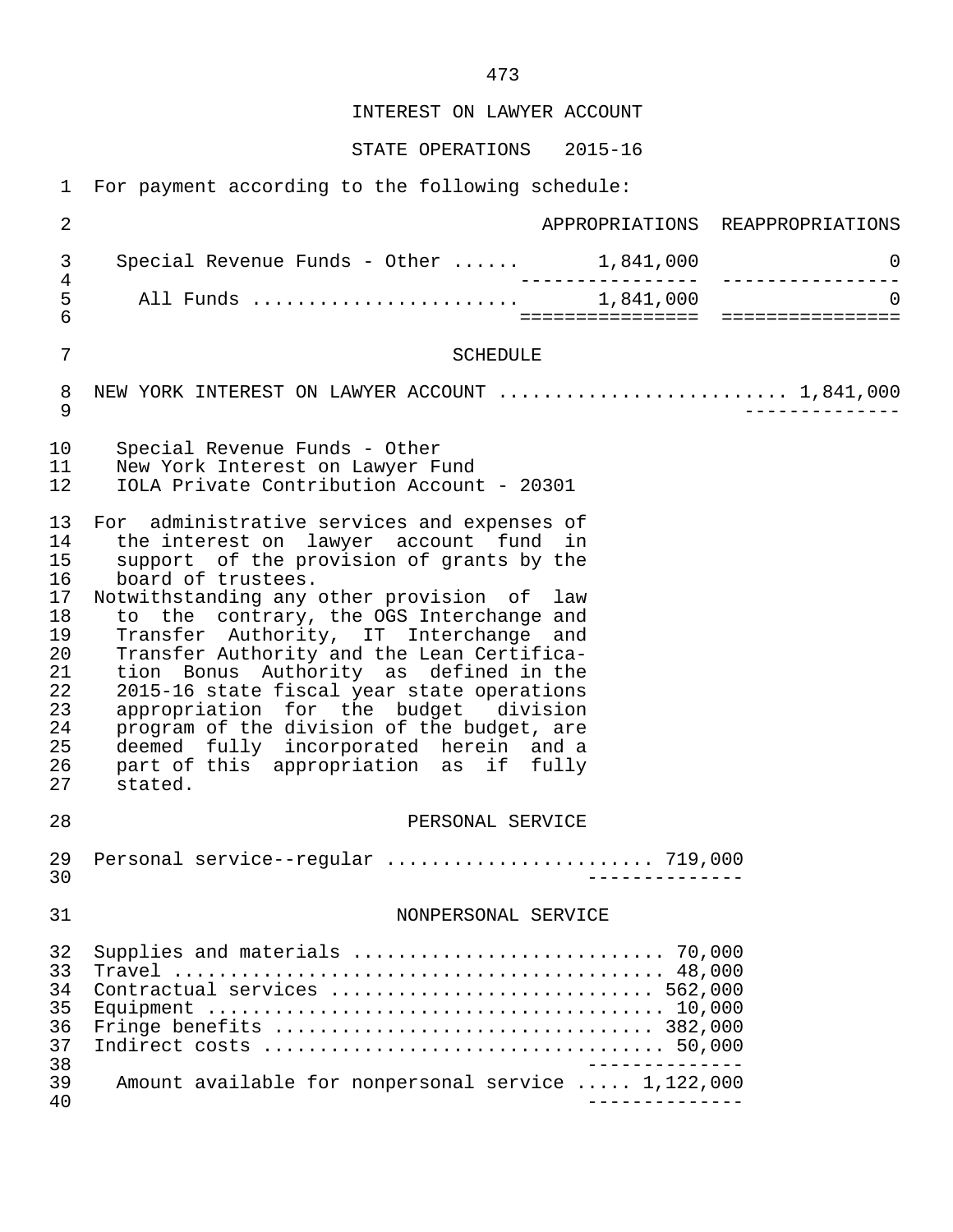# INTEREST ON LAWYER ACCOUNT

## STATE OPERATIONS 2015-16

For payment according to the following schedule:

| | APPROPRIATIONS | REAPPROPRIATIONS |
|---|---|---|
| Special Revenue Funds - Other | 1,841,000 | 0 |
| All Funds | 1,841,000 | 0 |

### SCHEDULE

NEW YORK INTEREST ON LAWYER ACCOUNT ......................... 1,841,000

Special Revenue Funds - Other
New York Interest on Lawyer Fund
IOLA Private Contribution Account - 20301

For administrative services and expenses of the interest on lawyer account fund in support of the provision of grants by the board of trustees.

Notwithstanding any other provision of law to the contrary, the OGS Interchange and Transfer Authority, IT Interchange and Transfer Authority and the Lean Certification Bonus Authority as defined in the 2015-16 state fiscal year state operations appropriation for the budget division program of the division of the budget, are deemed fully incorporated herein and a part of this appropriation as if fully stated.

#### PERSONAL SERVICE

Personal service--regular ....................... 719,000

#### NONPERSONAL SERVICE

| | |
|---|---|
| Supplies and materials | 70,000 |
| Travel | 48,000 |
| Contractual services | 562,000 |
| Equipment | 10,000 |
| Fringe benefits | 382,000 |
| Indirect costs | 50,000 |
| Amount available for nonpersonal service | 1,122,000 |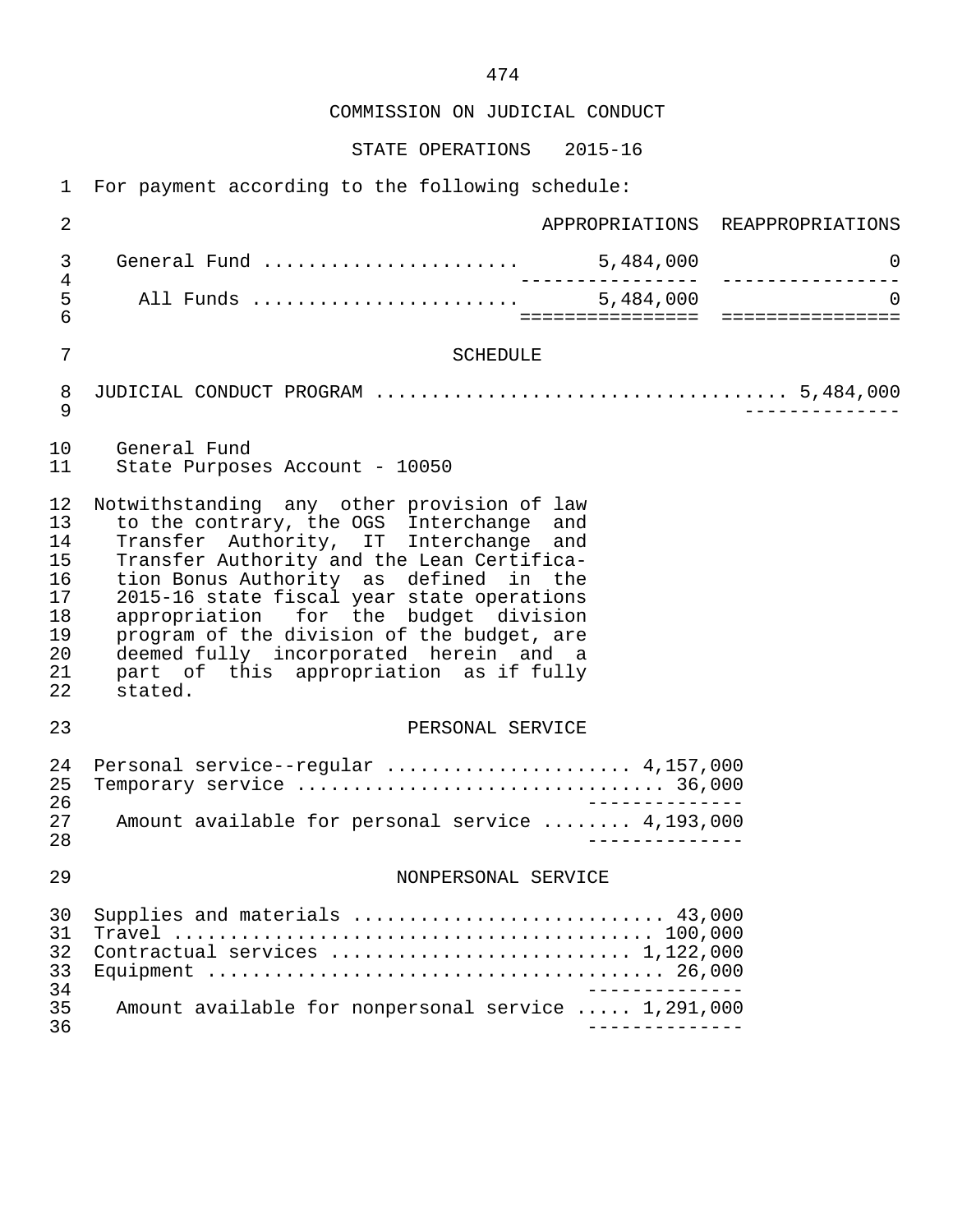COMMISSION ON JUDICIAL CONDUCT

STATE OPERATIONS 2015-16

For payment according to the following schedule:

| | APPROPRIATIONS | REAPPROPRIATIONS |
|---|---|---|
| General Fund | 5,484,000 | 0 |
| All Funds | 5,484,000 | 0 |

SCHEDULE

JUDICIAL CONDUCT PROGRAM .................................... 5,484,000

General Fund
State Purposes Account - 10050

Notwithstanding any other provision of law to the contrary, the OGS Interchange and Transfer Authority, IT Interchange and Transfer Authority and the Lean Certification Bonus Authority as defined in the 2015-16 state fiscal year state operations appropriation for the budget division program of the division of the budget, are deemed fully incorporated herein and a part of this appropriation as if fully stated.

PERSONAL SERVICE

Personal service--regular ..................... 4,157,000
Temporary service ................................ 36,000

Amount available for personal service ........ 4,193,000

NONPERSONAL SERVICE

Supplies and materials ........................... 43,000
Travel .......................................... 100,000
Contractual services .......................... 1,122,000
Equipment ........................................ 26,000

Amount available for nonpersonal service ..... 1,291,000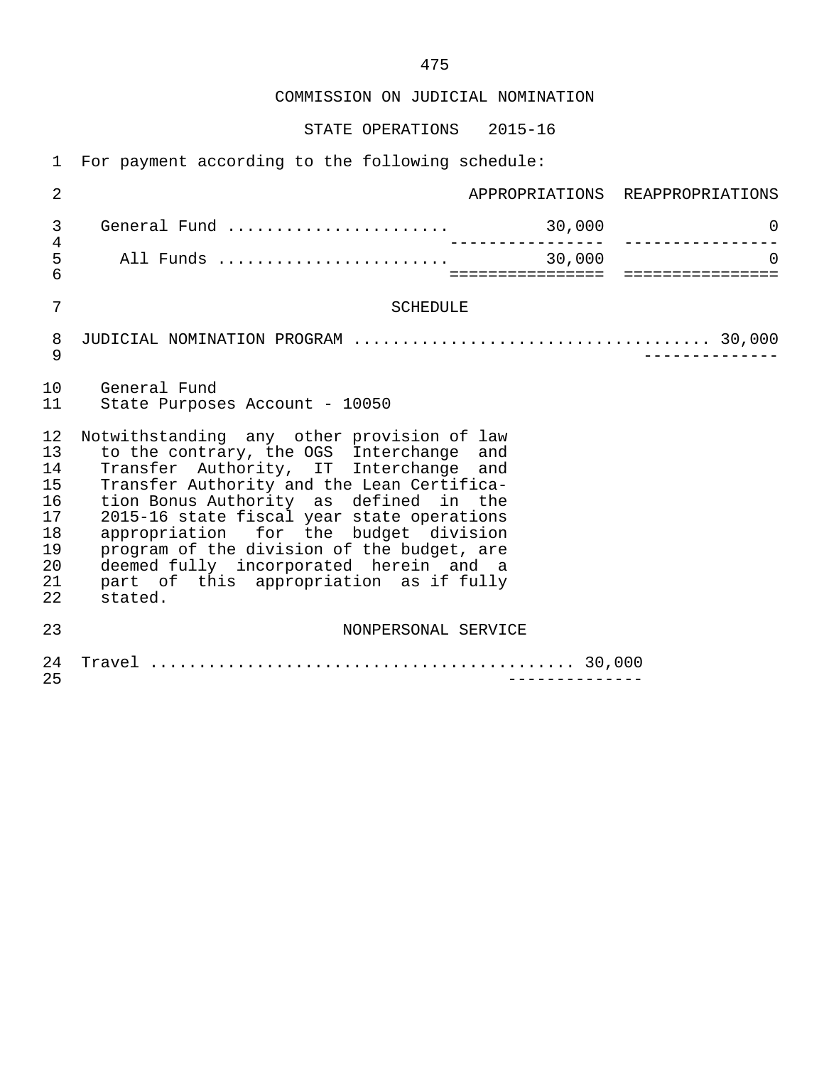# COMMISSION ON JUDICIAL NOMINATION

## STATE OPERATIONS 2015-16

For payment according to the following schedule:

| | APPROPRIATIONS | REAPPROPRIATIONS |
|---|---|---|
| General Fund ....................... | 30,000 | 0 |
| All Funds ........................ | 30,000 | 0 |

### SCHEDULE

JUDICIAL NOMINATION PROGRAM .................................... 30,000

General Fund
State Purposes Account - 10050

Notwithstanding any other provision of law to the contrary, the OGS Interchange and Transfer Authority, IT Interchange and Transfer Authority and the Lean Certification Bonus Authority as defined in the 2015-16 state fiscal year state operations appropriation for the budget division program of the division of the budget, are deemed fully incorporated herein and a part of this appropriation as if fully stated.

### NONPERSONAL SERVICE

Travel ........................................... 30,000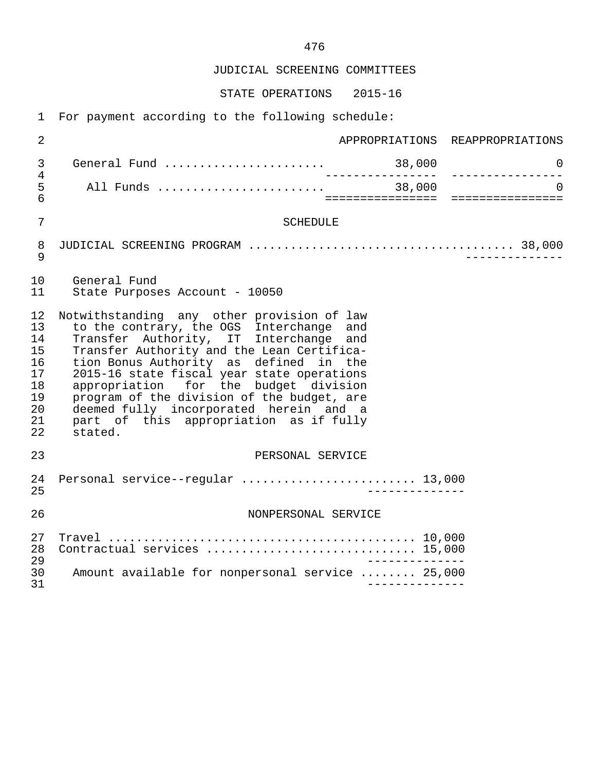# JUDICIAL SCREENING COMMITTEES

## STATE OPERATIONS 2015-16

For payment according to the following schedule:

| | APPROPRIATIONS | REAPPROPRIATIONS |
|---|---|---|
| General Fund | 38,000 | 0 |
| All Funds | 38,000 | 0 |

### SCHEDULE

JUDICIAL SCREENING PROGRAM .................................... 38,000

General Fund
State Purposes Account - 10050

Notwithstanding any other provision of law to the contrary, the OGS Interchange and Transfer Authority, IT Interchange and Transfer Authority and the Lean Certification Bonus Authority as defined in the 2015-16 state fiscal year state operations appropriation for the budget division program of the division of the budget, are deemed fully incorporated herein and a part of this appropriation as if fully stated.

#### PERSONAL SERVICE

Personal service--regular ........................ 13,000

#### NONPERSONAL SERVICE

Travel ........................................... 10,000
Contractual services ............................. 15,000

Amount available for nonpersonal service ........ 25,000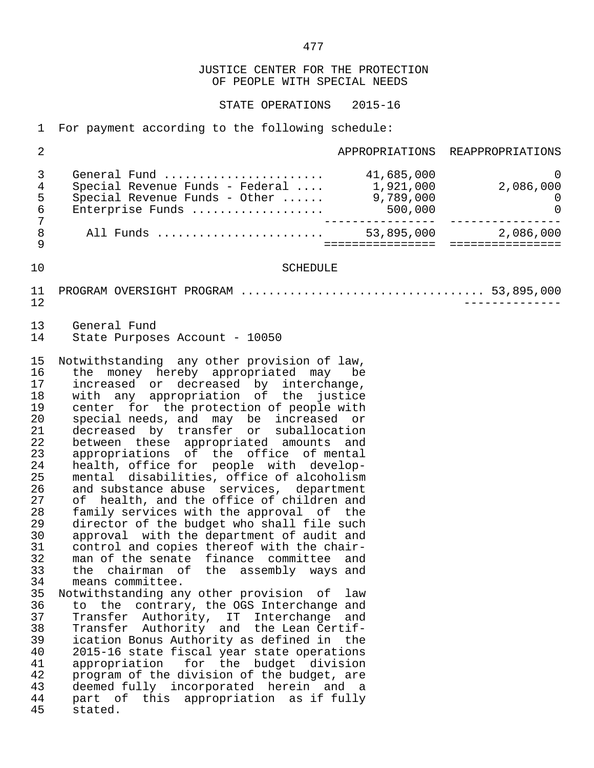# JUSTICE CENTER FOR THE PROTECTION OF PEOPLE WITH SPECIAL NEEDS

## STATE OPERATIONS 2015-16

For payment according to the following schedule:

| | APPROPRIATIONS | REAPPROPRIATIONS |
|---|---|---|
| General Fund | 41,685,000 | 0 |
| Special Revenue Funds - Federal | 1,921,000 | 2,086,000 |
| Special Revenue Funds - Other | 9,789,000 | 0 |
| Enterprise Funds | 500,000 | 0 |
| All Funds | 53,895,000 | 2,086,000 |

SCHEDULE

PROGRAM OVERSIGHT PROGRAM .................................. 53,895,000

General Fund
State Purposes Account - 10050

Notwithstanding any other provision of law, the money hereby appropriated may be increased or decreased by interchange, with any appropriation of the justice center for the protection of people with special needs, and may be increased or decreased by transfer or suballocation between these appropriated amounts and appropriations of the office of mental health, office for people with developmental disabilities, office of alcoholism and substance abuse services, department of health, and the office of children and family services with the approval of the director of the budget who shall file such approval with the department of audit and control and copies thereof with the chairman of the senate finance committee and the chairman of the assembly ways and means committee.

Notwithstanding any other provision of law to the contrary, the OGS Interchange and Transfer Authority, IT Interchange and Transfer Authority and the Lean Certification Bonus Authority as defined in the 2015-16 state fiscal year state operations appropriation for the budget division program of the division of the budget, are deemed fully incorporated herein and a part of this appropriation as if fully stated.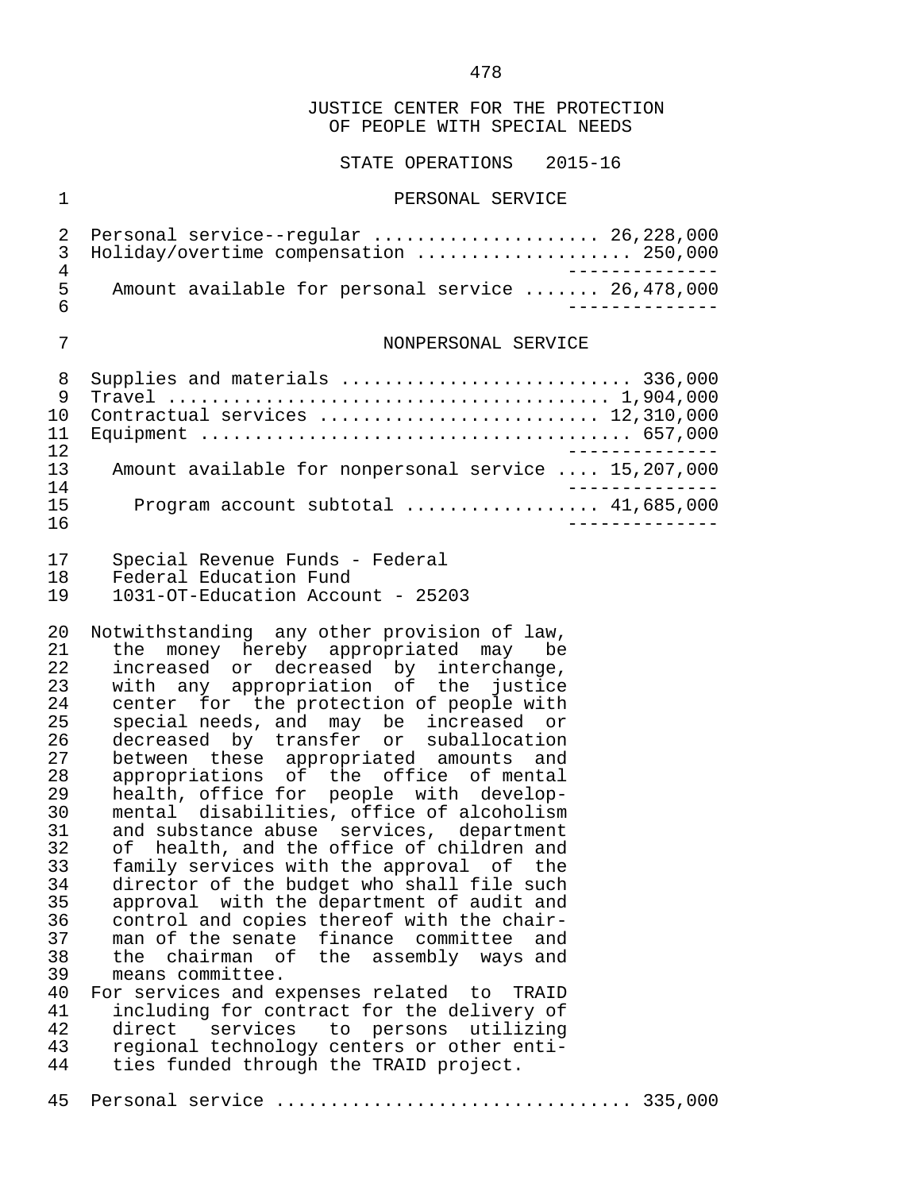JUSTICE CENTER FOR THE PROTECTION
OF PEOPLE WITH SPECIAL NEEDS

STATE OPERATIONS 2015-16

PERSONAL SERVICE

| | |
|---|---|
| Personal service--regular | 26,228,000 |
| Holiday/overtime compensation | 250,000 |
| Amount available for personal service | 26,478,000 |

NONPERSONAL SERVICE

| | |
|---|---|
| Supplies and materials | 336,000 |
| Travel | 1,904,000 |
| Contractual services | 12,310,000 |
| Equipment | 657,000 |
| Amount available for nonpersonal service | 15,207,000 |
| Program account subtotal | 41,685,000 |

Special Revenue Funds - Federal
Federal Education Fund
1031-OT-Education Account - 25203

Notwithstanding any other provision of law, the money hereby appropriated may be increased or decreased by interchange, with any appropriation of the justice center for the protection of people with special needs, and may be increased or decreased by transfer or suballocation between these appropriated amounts and appropriations of the office of mental health, office for people with developmental disabilities, office of alcoholism and substance abuse services, department of health, and the office of children and family services with the approval of the director of the budget who shall file such approval with the department of audit and control and copies thereof with the chairman of the senate finance committee and the chairman of the assembly ways and means committee.

For services and expenses related to TRAID including for contract for the delivery of direct services to persons utilizing regional technology centers or other entities funded through the TRAID project.

| | |
|---|---|
| Personal service | 335,000 |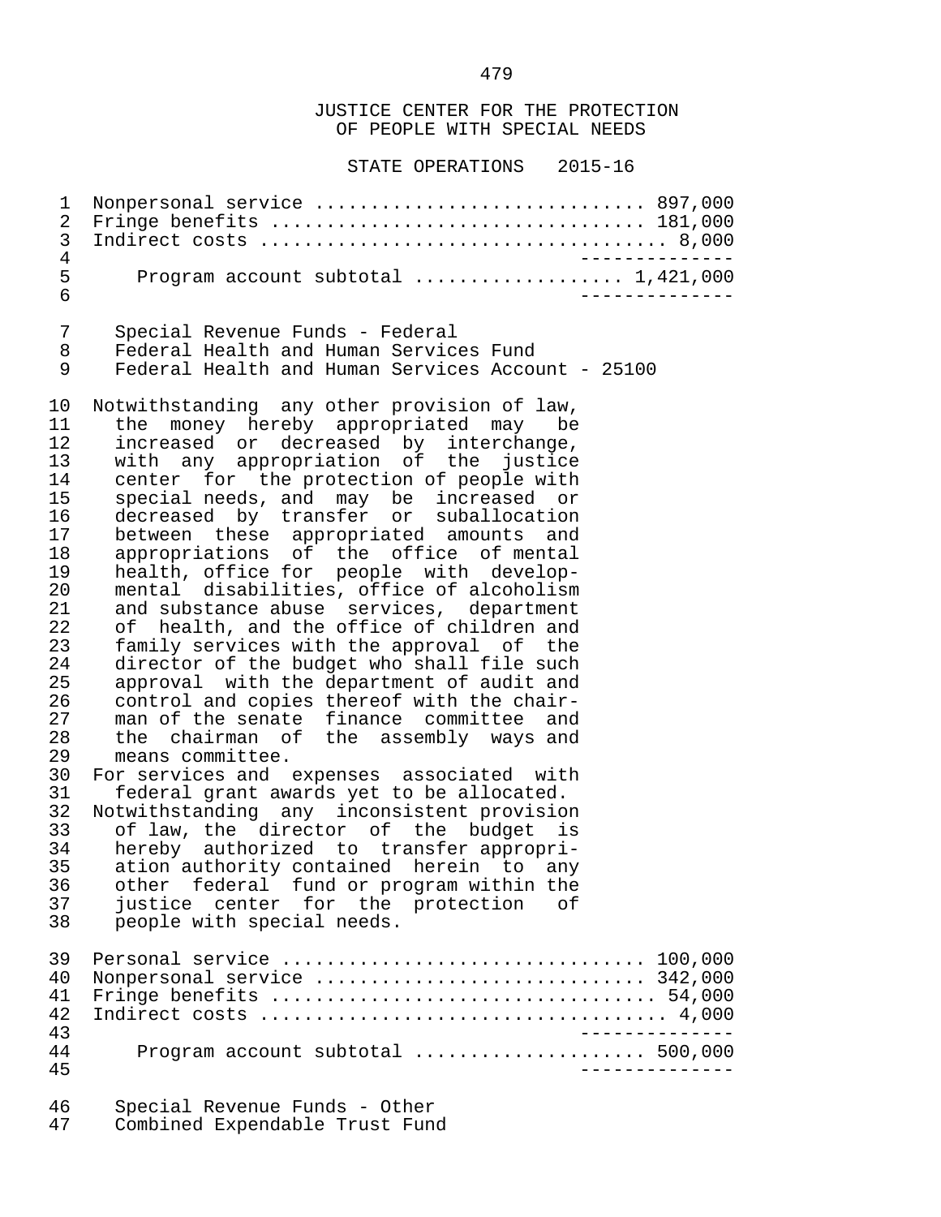JUSTICE CENTER FOR THE PROTECTION OF PEOPLE WITH SPECIAL NEEDS

STATE OPERATIONS 2015-16

Nonpersonal service ............................. 897,000
Fringe benefits ................................. 181,000
Indirect costs .................................... 8,000
--------------
Program account subtotal .................. 1,421,000
--------------

Special Revenue Funds - Federal
Federal Health and Human Services Fund
Federal Health and Human Services Account - 25100

Notwithstanding any other provision of law, the money hereby appropriated may be increased or decreased by interchange, with any appropriation of the justice center for the protection of people with special needs, and may be increased or decreased by transfer or suballocation between these appropriated amounts and appropriations of the office of mental health, office for people with developmental disabilities, office of alcoholism and substance abuse services, department of health, and the office of children and family services with the approval of the director of the budget who shall file such approval with the department of audit and control and copies thereof with the chairman of the senate finance committee and the chairman of the assembly ways and means committee.

For services and expenses associated with federal grant awards yet to be allocated.

Notwithstanding any inconsistent provision of law, the director of the budget is hereby authorized to transfer appropriation authority contained herein to any other federal fund or program within the justice center for the protection of people with special needs.

Personal service ................................ 100,000
Nonpersonal service ............................. 342,000
Fringe benefits .................................. 54,000
Indirect costs .................................... 4,000
--------------
Program account subtotal .................... 500,000
--------------

Special Revenue Funds - Other
Combined Expendable Trust Fund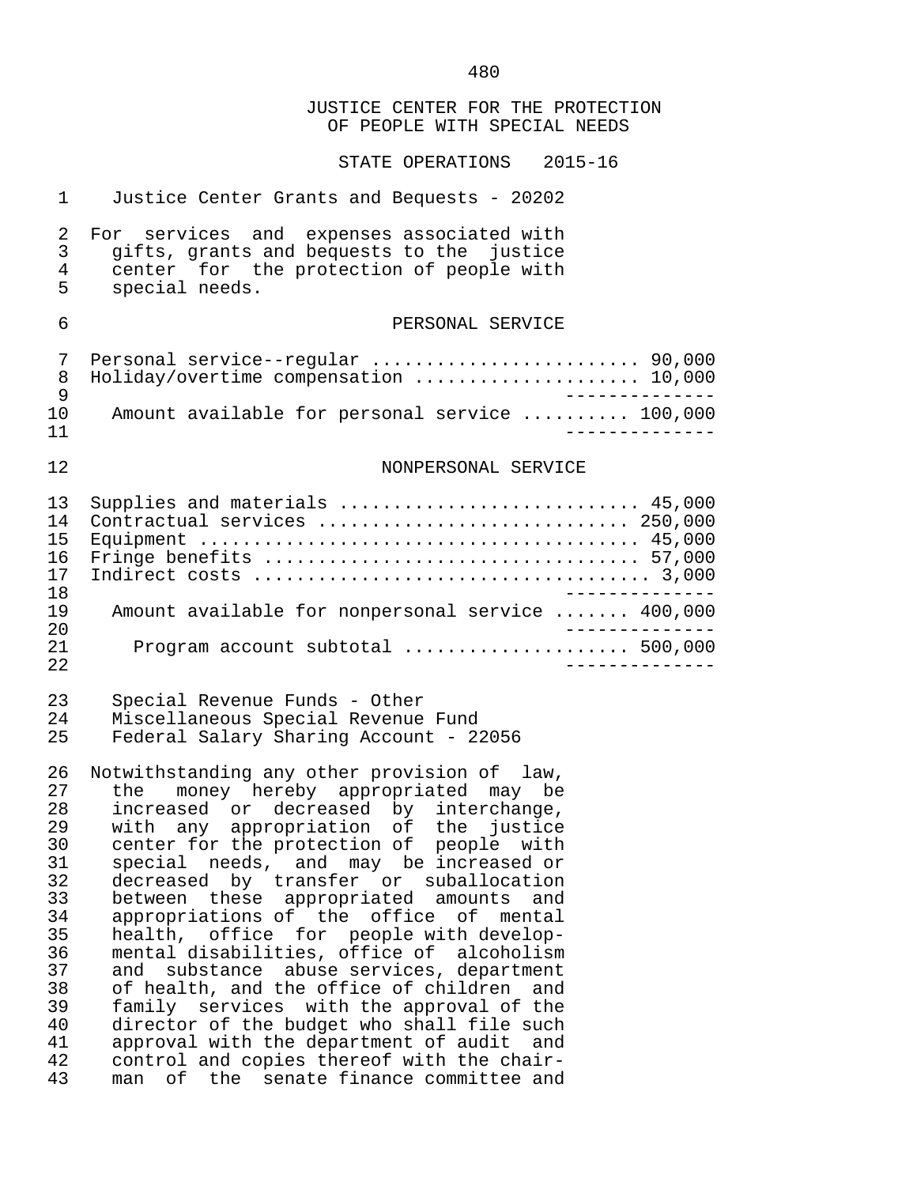JUSTICE CENTER FOR THE PROTECTION
OF PEOPLE WITH SPECIAL NEEDS

STATE OPERATIONS 2015-16

Justice Center Grants and Bequests - 20202

For services and expenses associated with gifts, grants and bequests to the justice center for the protection of people with special needs.

PERSONAL SERVICE

| | |
|---|---|
| Personal service--regular | 90,000 |
| Holiday/overtime compensation | 10,000 |
| Amount available for personal service | 100,000 |

NONPERSONAL SERVICE

| | |
|---|---|
| Supplies and materials | 45,000 |
| Contractual services | 250,000 |
| Equipment | 45,000 |
| Fringe benefits | 57,000 |
| Indirect costs | 3,000 |
| Amount available for nonpersonal service | 400,000 |
| Program account subtotal | 500,000 |

Special Revenue Funds - Other
Miscellaneous Special Revenue Fund
Federal Salary Sharing Account - 22056

Notwithstanding any other provision of law, the money hereby appropriated may be increased or decreased by interchange, with any appropriation of the justice center for the protection of people with special needs, and may be increased or decreased by transfer or suballocation between these appropriated amounts and appropriations of the office of mental health, office for people with developmental disabilities, office of alcoholism and substance abuse services, department of health, and the office of children and family services with the approval of the director of the budget who shall file such approval with the department of audit and control and copies thereof with the chairman of the senate finance committee and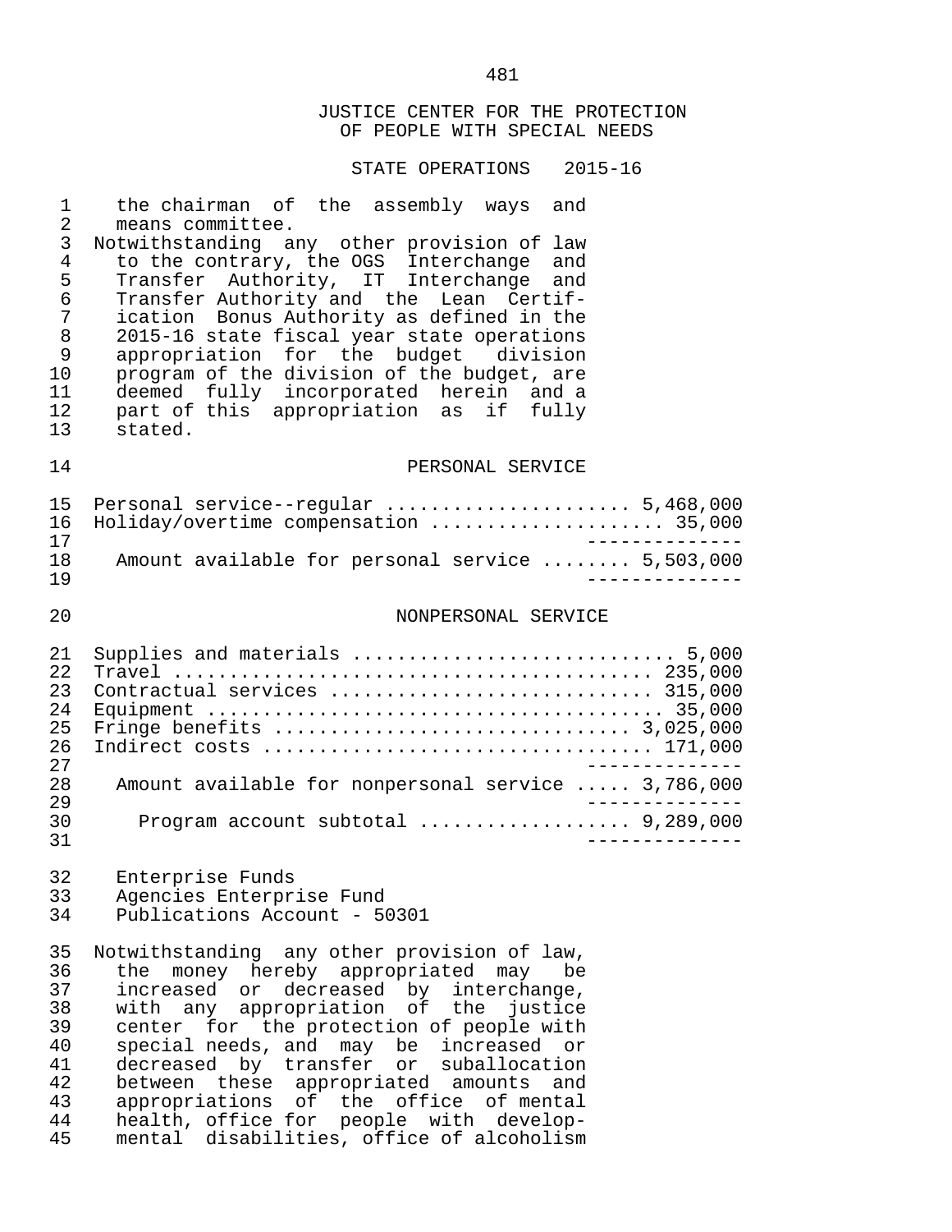JUSTICE CENTER FOR THE PROTECTION OF PEOPLE WITH SPECIAL NEEDS

STATE OPERATIONS 2015-16

the chairman of the assembly ways and means committee.

Notwithstanding any other provision of law to the contrary, the OGS Interchange and Transfer Authority, IT Interchange and Transfer Authority and the Lean Certification Bonus Authority as defined in the 2015-16 state fiscal year state operations appropriation for the budget division program of the division of the budget, are deemed fully incorporated herein and a part of this appropriation as if fully stated.

PERSONAL SERVICE

| Item | Amount |
|---|---|
| Personal service--regular | 5,468,000 |
| Holiday/overtime compensation | 35,000 |
| Amount available for personal service | 5,503,000 |

NONPERSONAL SERVICE

| Item | Amount |
|---|---|
| Supplies and materials | 5,000 |
| Travel | 235,000 |
| Contractual services | 315,000 |
| Equipment | 35,000 |
| Fringe benefits | 3,025,000 |
| Indirect costs | 171,000 |
| Amount available for nonpersonal service | 3,786,000 |
| Program account subtotal | 9,289,000 |

Enterprise Funds
Agencies Enterprise Fund
Publications Account - 50301

Notwithstanding any other provision of law, the money hereby appropriated may be increased or decreased by interchange, with any appropriation of the justice center for the protection of people with special needs, and may be increased or decreased by transfer or suballocation between these appropriated amounts and appropriations of the office of mental health, office for people with developmental disabilities, office of alcoholism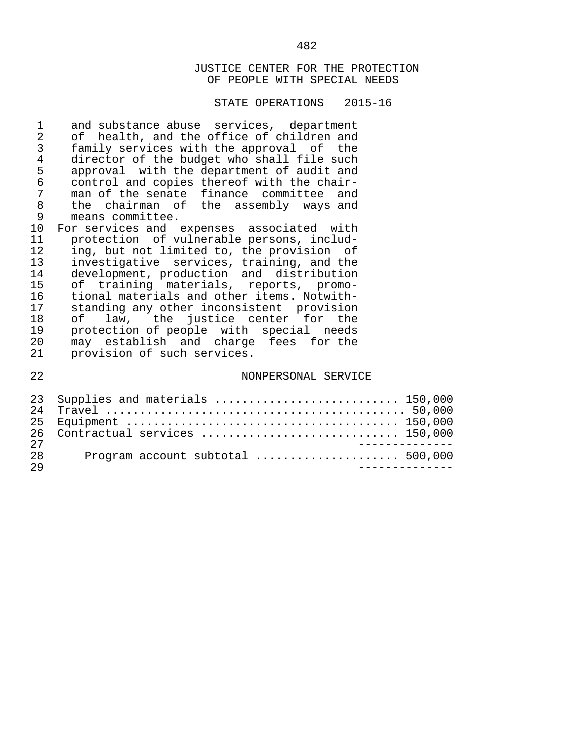JUSTICE CENTER FOR THE PROTECTION OF PEOPLE WITH SPECIAL NEEDS

STATE OPERATIONS 2015-16

and substance abuse services, department of health, and the office of children and family services with the approval of the director of the budget who shall file such approval with the department of audit and control and copies thereof with the chairman of the senate finance committee and the chairman of the assembly ways and means committee.

For services and expenses associated with protection of vulnerable persons, including, but not limited to, the provision of investigative services, training, and the development, production and distribution of training materials, reports, promotional materials and other items. Notwithstanding any other inconsistent provision of law, the justice center for the protection of people with special needs may establish and charge fees for the provision of such services.

NONPERSONAL SERVICE

| Item | Amount |
|---|---|
| Supplies and materials | 150,000 |
| Travel | 50,000 |
| Equipment | 150,000 |
| Contractual services | 150,000 |
| Program account subtotal | 500,000 |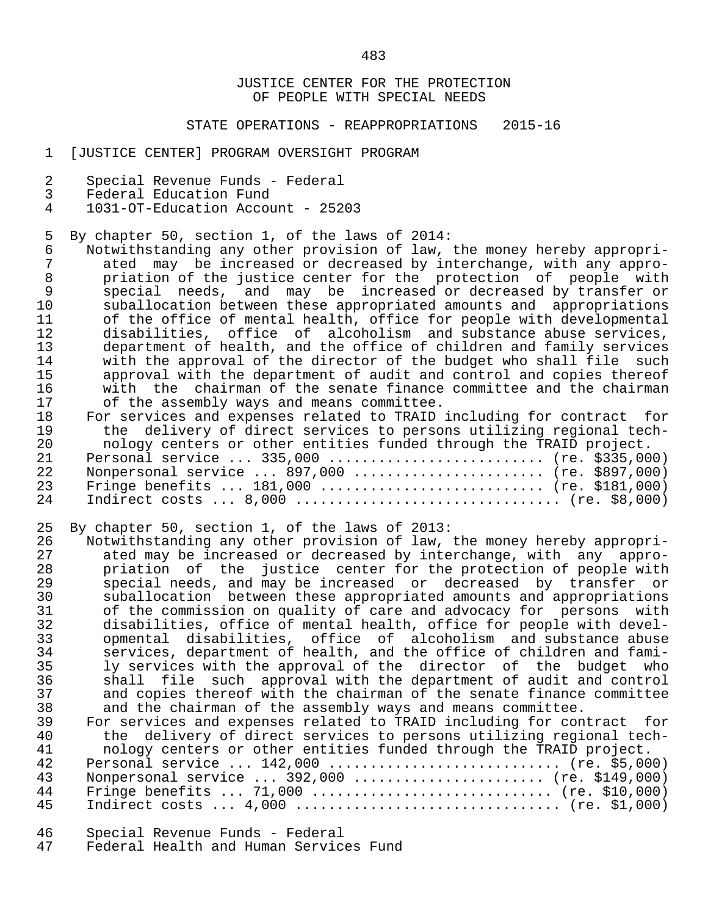JUSTICE CENTER FOR THE PROTECTION
OF PEOPLE WITH SPECIAL NEEDS

STATE OPERATIONS - REAPPROPRIATIONS 2015-16

[JUSTICE CENTER] PROGRAM OVERSIGHT PROGRAM

Special Revenue Funds - Federal
Federal Education Fund
1031-OT-Education Account - 25203

By chapter 50, section 1, of the laws of 2014:

Notwithstanding any other provision of law, the money hereby appropriated may be increased or decreased by interchange, with any appropriation of the justice center for the protection of people with special needs, and may be increased or decreased by transfer or suballocation between these appropriated amounts and appropriations of the office of mental health, office for people with developmental disabilities, office of alcoholism and substance abuse services, department of health, and the office of children and family services with the approval of the director of the budget who shall file such approval with the department of audit and control and copies thereof with the chairman of the senate finance committee and the chairman of the assembly ways and means committee.

For services and expenses related to TRAID including for contract for the delivery of direct services to persons utilizing regional technology centers or other entities funded through the TRAID project.

Personal service ... 335,000 .......................... (re. $335,000)
Nonpersonal service ... 897,000 ....................... (re. $897,000)
Fringe benefits ... 181,000 ........................... (re. $181,000)
Indirect costs ... 8,000 ............................... (re. $8,000)

By chapter 50, section 1, of the laws of 2013:

Notwithstanding any other provision of law, the money hereby appropriated may be increased or decreased by interchange, with any appropriation of the justice center for the protection of people with special needs, and may be increased or decreased by transfer or suballocation between these appropriated amounts and appropriations of the commission on quality of care and advocacy for persons with disabilities, office of mental health, office for people with developmental disabilities, office of alcoholism and substance abuse services, department of health, and the office of children and family services with the approval of the director of the budget who shall file such approval with the department of audit and control and copies thereof with the chairman of the senate finance committee and the chairman of the assembly ways and means committee.

For services and expenses related to TRAID including for contract for the delivery of direct services to persons utilizing regional technology centers or other entities funded through the TRAID project.

Personal service ... 142,000 ........................... (re. $5,000)
Nonpersonal service ... 392,000 ....................... (re. $149,000)
Fringe benefits ... 71,000 ............................ (re. $10,000)
Indirect costs ... 4,000 ............................... (re. $1,000)

Special Revenue Funds - Federal
Federal Health and Human Services Fund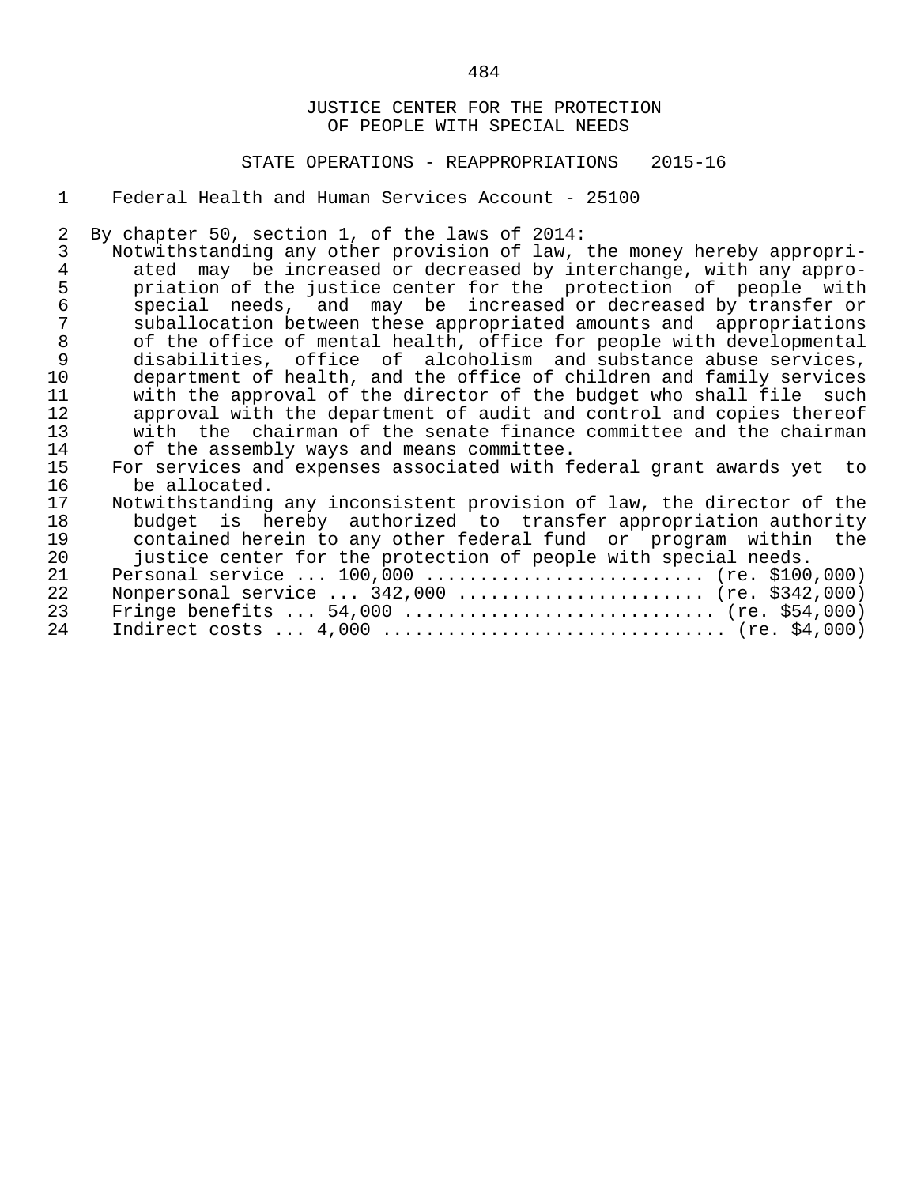JUSTICE CENTER FOR THE PROTECTION
OF PEOPLE WITH SPECIAL NEEDS

STATE OPERATIONS - REAPPROPRIATIONS 2015-16

Federal Health and Human Services Account - 25100

By chapter 50, section 1, of the laws of 2014:

Notwithstanding any other provision of law, the money hereby appropriated may be increased or decreased by interchange, with any appropriation of the justice center for the protection of people with special needs, and may be increased or decreased by transfer or suballocation between these appropriated amounts and appropriations of the office of mental health, office for people with developmental disabilities, office of alcoholism and substance abuse services, department of health, and the office of children and family services with the approval of the director of the budget who shall file such approval with the department of audit and control and copies thereof with the chairman of the senate finance committee and the chairman of the assembly ways and means committee.

For services and expenses associated with federal grant awards yet to be allocated.

Notwithstanding any inconsistent provision of law, the director of the budget is hereby authorized to transfer appropriation authority contained herein to any other federal fund or program within the justice center for the protection of people with special needs.

Personal service ... 100,000 .......................... (re. $100,000)
Nonpersonal service ... 342,000 ....................... (re. $342,000)
Fringe benefits ... 54,000 ............................ (re. $54,000)
Indirect costs ... 4,000 ............................... (re. $4,000)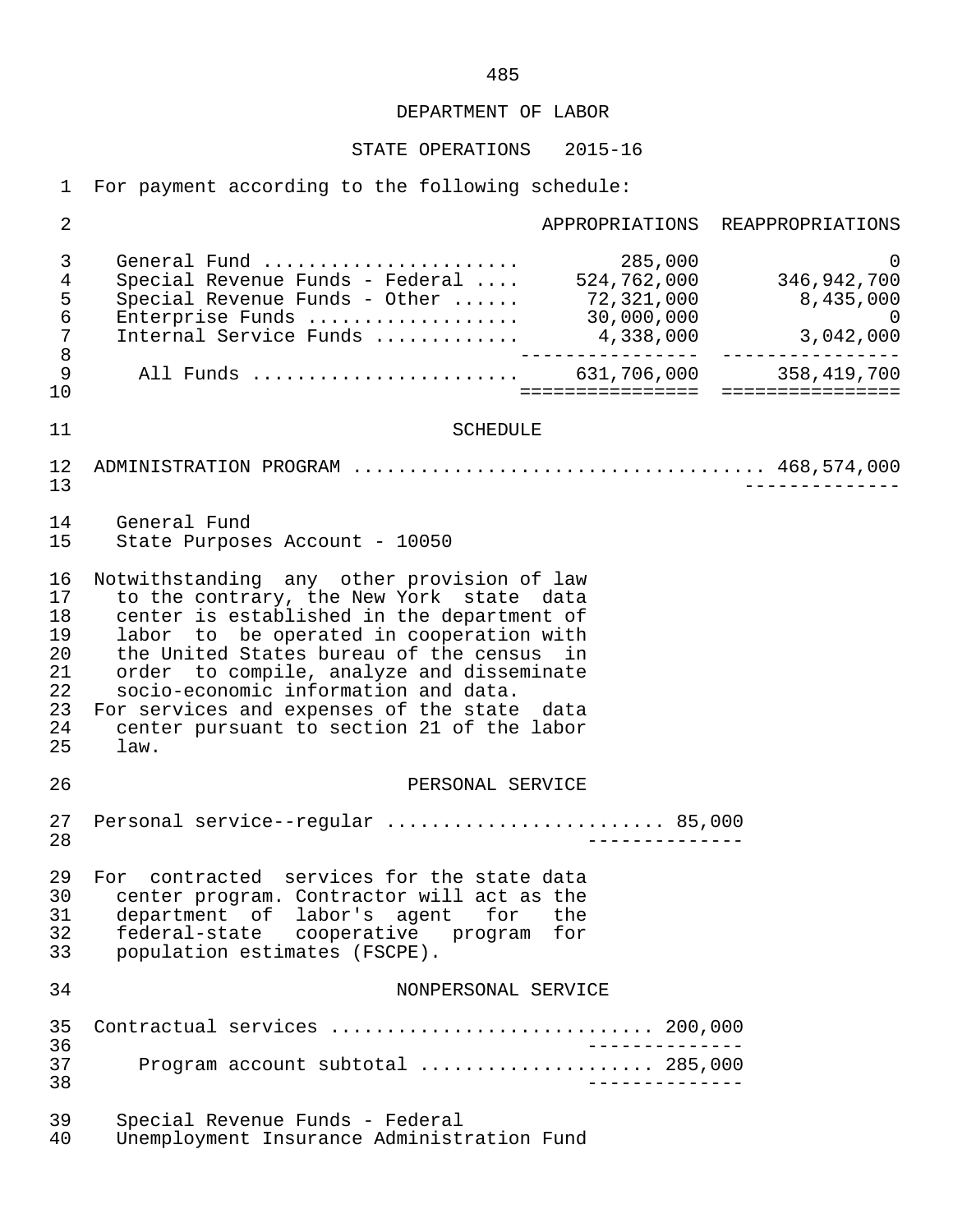DEPARTMENT OF LABOR

STATE OPERATIONS 2015-16

For payment according to the following schedule:

| | APPROPRIATIONS | REAPPROPRIATIONS |
|---|---|---|
| General Fund | 285,000 | 0 |
| Special Revenue Funds - Federal | 524,762,000 | 346,942,700 |
| Special Revenue Funds - Other | 72,321,000 | 8,435,000 |
| Enterprise Funds | 30,000,000 | 0 |
| Internal Service Funds | 4,338,000 | 3,042,000 |
| All Funds | 631,706,000 | 358,419,700 |

SCHEDULE

ADMINISTRATION PROGRAM .................................... 468,574,000

General Fund
State Purposes Account - 10050

Notwithstanding any other provision of law to the contrary, the New York state data center is established in the department of labor to be operated in cooperation with the United States bureau of the census in order to compile, analyze and disseminate socio-economic information and data.
For services and expenses of the state data center pursuant to section 21 of the labor law.

PERSONAL SERVICE

Personal service--regular ........................ 85,000

For contracted services for the state data center program. Contractor will act as the department of labor's agent for the federal-state cooperative program for population estimates (FSCPE).

NONPERSONAL SERVICE

Contractual services ............................ 200,000

Program account subtotal .................... 285,000

Special Revenue Funds - Federal
Unemployment Insurance Administration Fund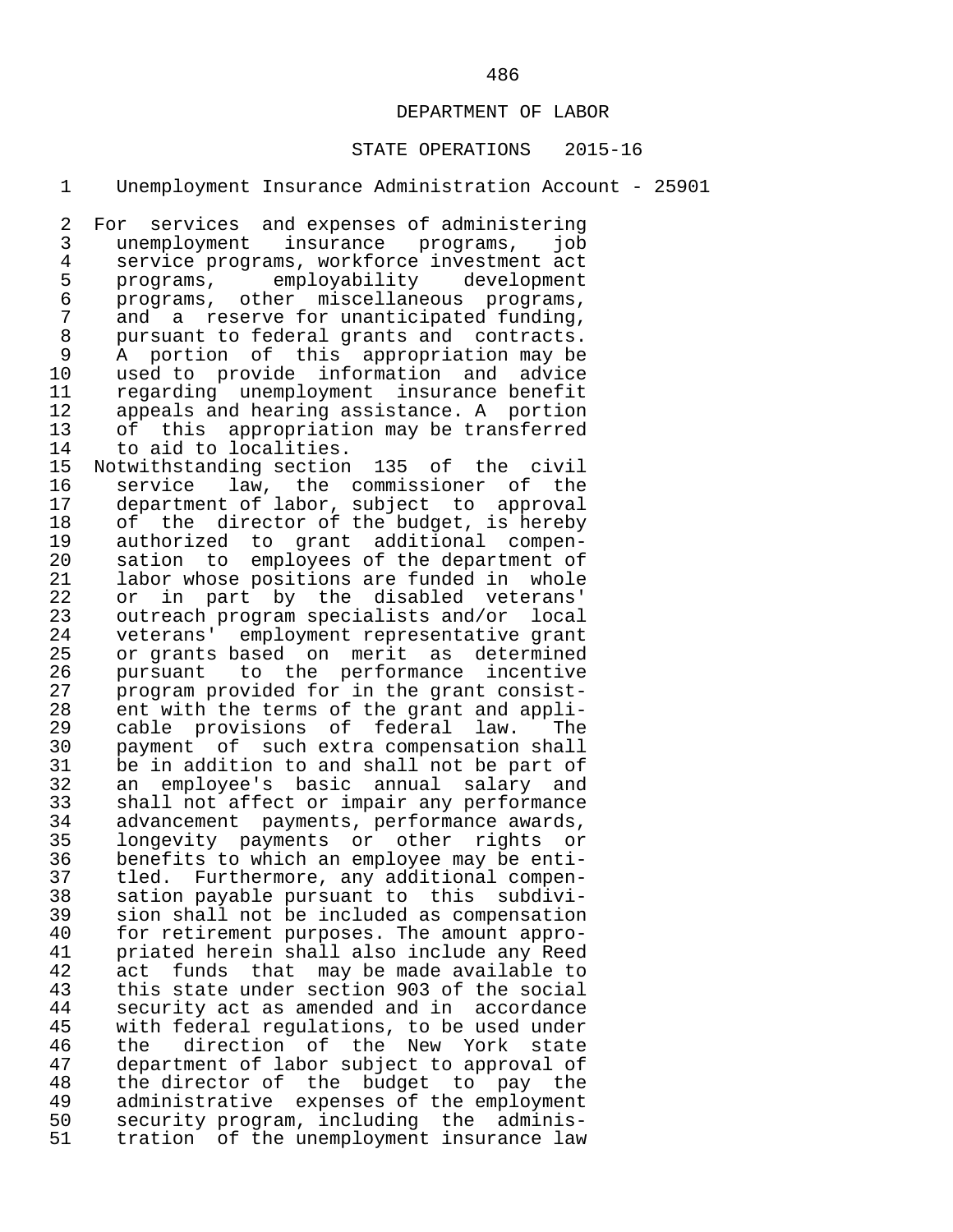DEPARTMENT OF LABOR

STATE OPERATIONS 2015-16

Unemployment Insurance Administration Account - 25901

For services and expenses of administering unemployment insurance programs, job service programs, workforce investment act programs, employability development programs, other miscellaneous programs, and a reserve for unanticipated funding, pursuant to federal grants and contracts. A portion of this appropriation may be used to provide information and advice regarding unemployment insurance benefit appeals and hearing assistance. A portion of this appropriation may be transferred to aid to localities.

Notwithstanding section 135 of the civil service law, the commissioner of the department of labor, subject to approval of the director of the budget, is hereby authorized to grant additional compensation to employees of the department of labor whose positions are funded in whole or in part by the disabled veterans' outreach program specialists and/or local veterans' employment representative grant or grants based on merit as determined pursuant to the performance incentive program provided for in the grant consistent with the terms of the grant and applicable provisions of federal law. The payment of such extra compensation shall be in addition to and shall not be part of an employee's basic annual salary and shall not affect or impair any performance advancement payments, performance awards, longevity payments or other rights or benefits to which an employee may be entitled. Furthermore, any additional compensation payable pursuant to this subdivision shall not be included as compensation for retirement purposes. The amount appropriated herein shall also include any Reed act funds that may be made available to this state under section 903 of the social security act as amended and in accordance with federal regulations, to be used under the direction of the New York state department of labor subject to approval of the director of the budget to pay the administrative expenses of the employment security program, including the administration of the unemployment insurance law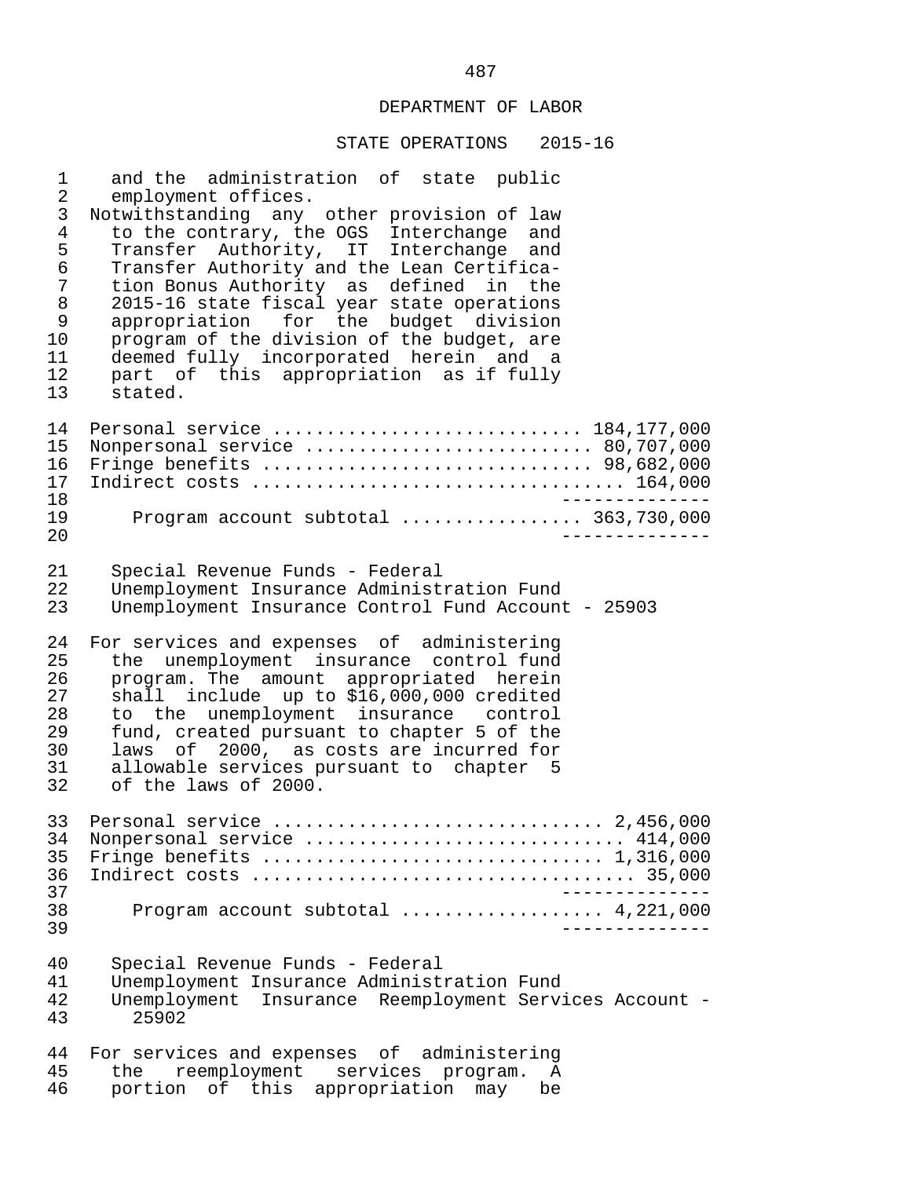and the administration of state public employment offices.

Notwithstanding any other provision of law to the contrary, the OGS Interchange and Transfer Authority, IT Interchange and Transfer Authority and the Lean Certification Bonus Authority as defined in the 2015-16 state fiscal year state operations appropriation for the budget division program of the division of the budget, are deemed fully incorporated herein and a part of this appropriation as if fully stated.

| | |
|---|---|
| Personal service | 184,177,000 |
| Nonpersonal service | 80,707,000 |
| Fringe benefits | 98,682,000 |
| Indirect costs | 164,000 |
| Program account subtotal | 363,730,000 |

Special Revenue Funds - Federal
Unemployment Insurance Administration Fund
Unemployment Insurance Control Fund Account - 25903

For services and expenses of administering the unemployment insurance control fund program. The amount appropriated herein shall include up to $16,000,000 credited to the unemployment insurance control fund, created pursuant to chapter 5 of the laws of 2000, as costs are incurred for allowable services pursuant to chapter 5 of the laws of 2000.

| | |
|---|---|
| Personal service | 2,456,000 |
| Nonpersonal service | 414,000 |
| Fringe benefits | 1,316,000 |
| Indirect costs | 35,000 |
| Program account subtotal | 4,221,000 |

Special Revenue Funds - Federal
Unemployment Insurance Administration Fund
Unemployment Insurance Reemployment Services Account - 25902

For services and expenses of administering the reemployment services program. A portion of this appropriation may be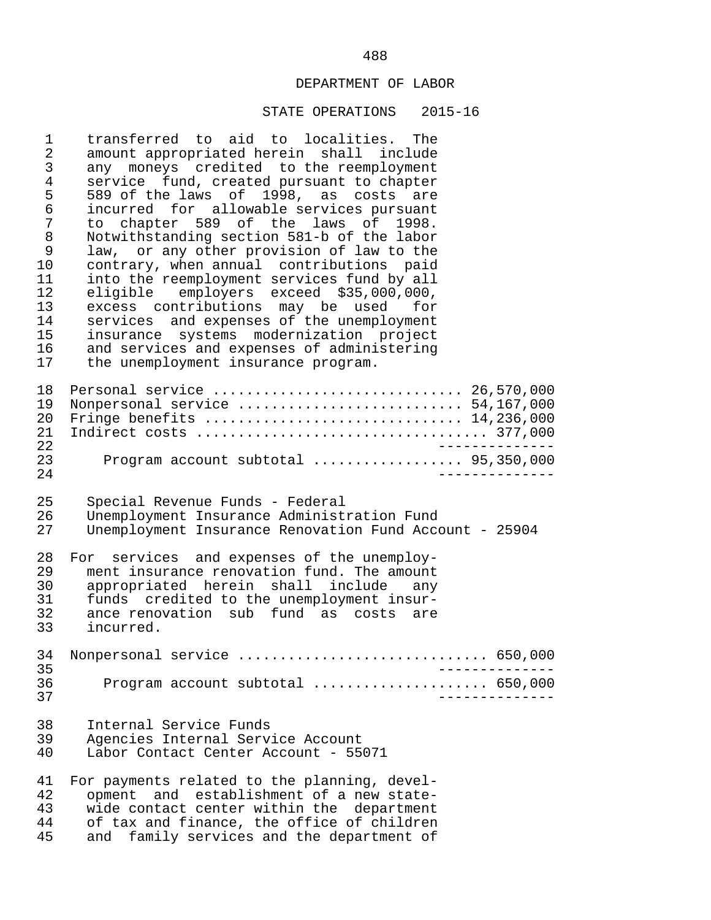DEPARTMENT OF LABOR

STATE OPERATIONS 2015-16

transferred to aid to localities. The amount appropriated herein shall include any moneys credited to the reemployment service fund, created pursuant to chapter 589 of the laws of 1998, as costs are incurred for allowable services pursuant to chapter 589 of the laws of 1998. Notwithstanding section 581-b of the labor law, or any other provision of law to the contrary, when annual contributions paid into the reemployment services fund by all eligible employers exceed $35,000,000, excess contributions may be used for services and expenses of the unemployment insurance systems modernization project and services and expenses of administering the unemployment insurance program.

| | |
|---|---:|
| Personal service | 26,570,000 |
| Nonpersonal service | 54,167,000 |
| Fringe benefits | 14,236,000 |
| Indirect costs | 377,000 |
| Program account subtotal | 95,350,000 |

Special Revenue Funds - Federal
Unemployment Insurance Administration Fund
Unemployment Insurance Renovation Fund Account - 25904

For services and expenses of the unemployment insurance renovation fund. The amount appropriated herein shall include any funds credited to the unemployment insurance renovation sub fund as costs are incurred.

| | |
|---|---:|
| Nonpersonal service | 650,000 |
| Program account subtotal | 650,000 |

Internal Service Funds
Agencies Internal Service Account
Labor Contact Center Account - 55071

For payments related to the planning, development and establishment of a new statewide contact center within the department of tax and finance, the office of children and family services and the department of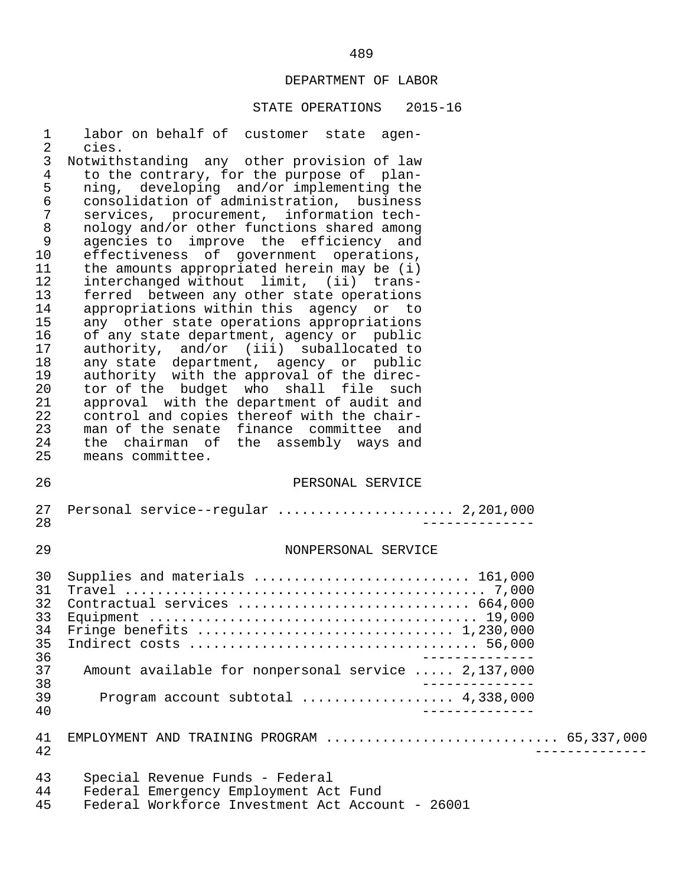## DEPARTMENT OF LABOR

### STATE OPERATIONS 2015-16

labor on behalf of customer state agencies.

Notwithstanding any other provision of law to the contrary, for the purpose of planning, developing and/or implementing the consolidation of administration, business services, procurement, information technology and/or other functions shared among agencies to improve the efficiency and effectiveness of government operations, the amounts appropriated herein may be (i) interchanged without limit, (ii) transferred between any other state operations appropriations within this agency or to any other state operations appropriations of any state department, agency or public authority, and/or (iii) suballocated to any state department, agency or public authority with the approval of the director of the budget who shall file such approval with the department of audit and control and copies thereof with the chairman of the senate finance committee and the chairman of the assembly ways and means committee.

#### PERSONAL SERVICE

| | | |
|---|---|---|
| Personal service--regular | 2,201,000 | |

#### NONPERSONAL SERVICE

| | | |
|---|---|---|
| Supplies and materials | 161,000 | |
| Travel | 7,000 | |
| Contractual services | 664,000 | |
| Equipment | 19,000 | |
| Fringe benefits | 1,230,000 | |
| Indirect costs | 56,000 | |
| Amount available for nonpersonal service | 2,137,000 | |
| Program account subtotal | 4,338,000 | |
| EMPLOYMENT AND TRAINING PROGRAM | | 65,337,000 |

Special Revenue Funds - Federal
Federal Emergency Employment Act Fund
Federal Workforce Investment Act Account - 26001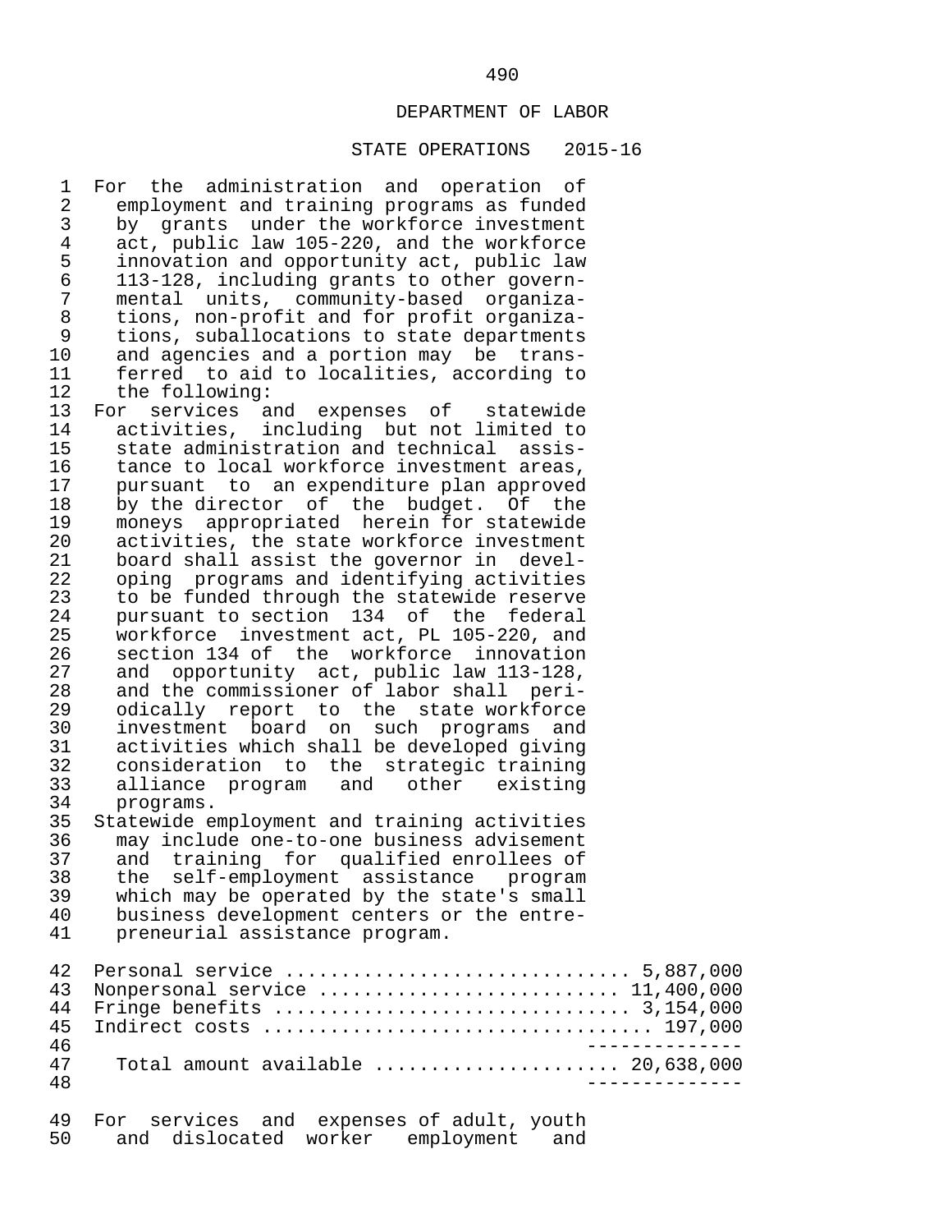DEPARTMENT OF LABOR

STATE OPERATIONS 2015-16

For the administration and operation of employment and training programs as funded by grants under the workforce investment act, public law 105-220, and the workforce innovation and opportunity act, public law 113-128, including grants to other governmental units, community-based organizations, non-profit and for profit organizations, suballocations to state departments and agencies and a portion may be transferred to aid to localities, according to the following:

For services and expenses of statewide activities, including but not limited to state administration and technical assistance to local workforce investment areas, pursuant to an expenditure plan approved by the director of the budget. Of the moneys appropriated herein for statewide activities, the state workforce investment board shall assist the governor in developing programs and identifying activities to be funded through the statewide reserve pursuant to section 134 of the federal workforce investment act, PL 105-220, and section 134 of the workforce innovation and opportunity act, public law 113-128, and the commissioner of labor shall periodically report to the state workforce investment board on such programs and activities which shall be developed giving consideration to the strategic training alliance program and other existing programs.

Statewide employment and training activities may include one-to-one business advisement and training for qualified enrollees of the self-employment assistance program which may be operated by the state's small business development centers or the entrepreneurial assistance program.

| | |
|---|---|
| Personal service | 5,887,000 |
| Nonpersonal service | 11,400,000 |
| Fringe benefits | 3,154,000 |
| Indirect costs | 197,000 |
| Total amount available | 20,638,000 |

For services and expenses of adult, youth and dislocated worker employment and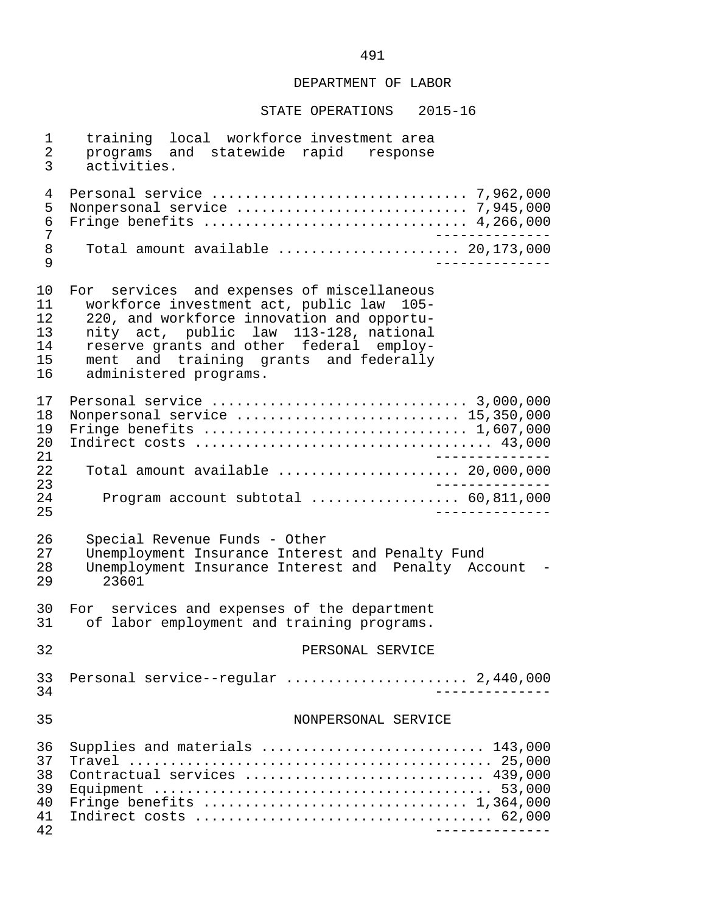DEPARTMENT OF LABOR

STATE OPERATIONS 2015-16

training local workforce investment area programs and statewide rapid response activities.

| | |
|---|---|
| Personal service | 7,962,000 |
| Nonpersonal service | 7,945,000 |
| Fringe benefits | 4,266,000 |
| Total amount available | 20,173,000 |

For services and expenses of miscellaneous workforce investment act, public law 105-220, and workforce innovation and opportunity act, public law 113-128, national reserve grants and other federal employment and training grants and federally administered programs.

| | |
|---|---|
| Personal service | 3,000,000 |
| Nonpersonal service | 15,350,000 |
| Fringe benefits | 1,607,000 |
| Indirect costs | 43,000 |
| Total amount available | 20,000,000 |
| Program account subtotal | 60,811,000 |

Special Revenue Funds - Other
Unemployment Insurance Interest and Penalty Fund
Unemployment Insurance Interest and Penalty Account - 23601

For services and expenses of the department of labor employment and training programs.

PERSONAL SERVICE

| | |
|---|---|
| Personal service--regular | 2,440,000 |

NONPERSONAL SERVICE

| | |
|---|---|
| Supplies and materials | 143,000 |
| Travel | 25,000 |
| Contractual services | 439,000 |
| Equipment | 53,000 |
| Fringe benefits | 1,364,000 |
| Indirect costs | 62,000 |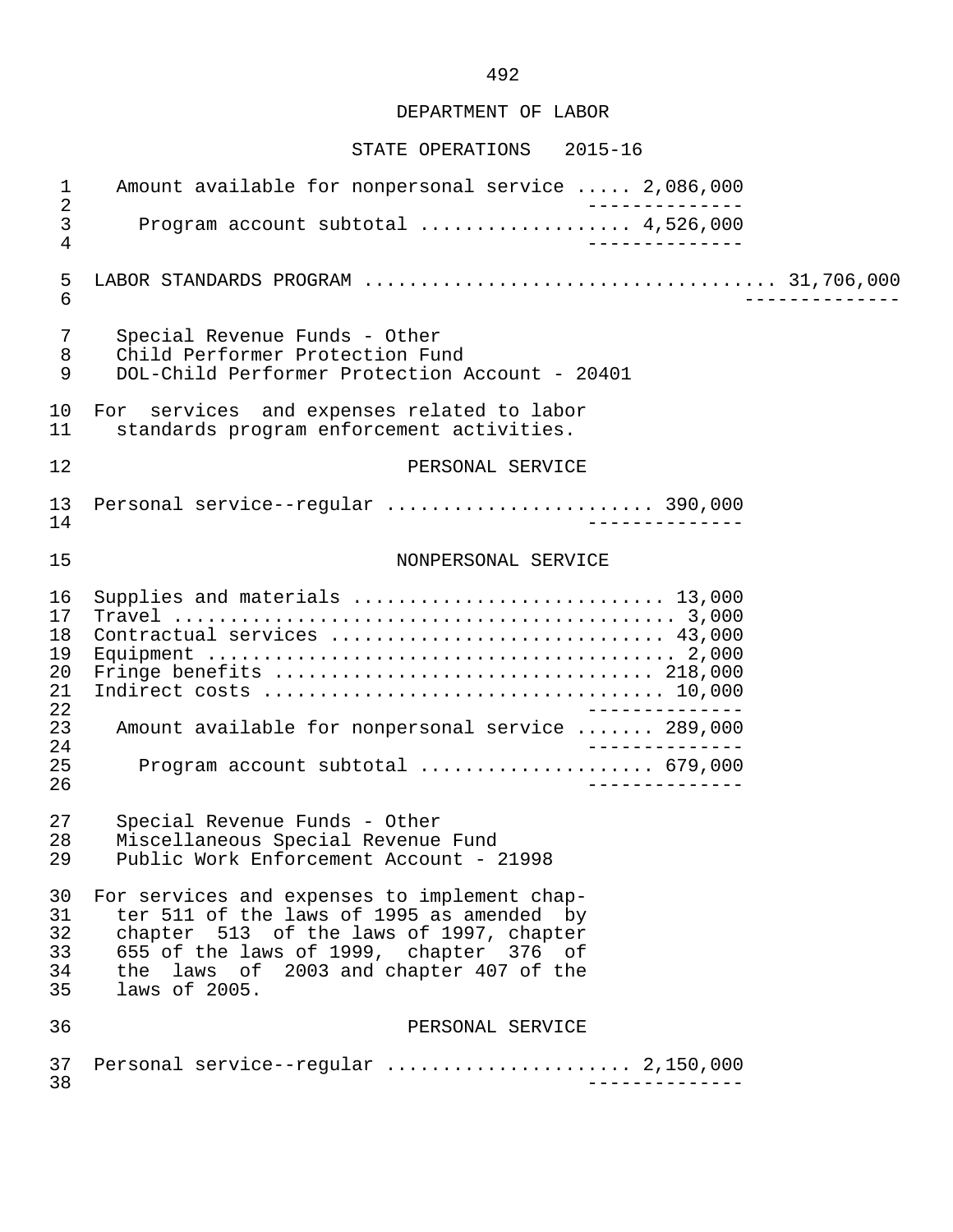DEPARTMENT OF LABOR

STATE OPERATIONS 2015-16

Amount available for nonpersonal service ..... 2,086,000

Program account subtotal .................. 4,526,000

LABOR STANDARDS PROGRAM .................................... 31,706,000

Special Revenue Funds - Other
Child Performer Protection Fund
DOL-Child Performer Protection Account - 20401

For services and expenses related to labor standards program enforcement activities.

PERSONAL SERVICE

Personal service--regular ....................... 390,000

NONPERSONAL SERVICE

Supplies and materials ........................... 13,000
Travel ............................................ 3,000
Contractual services ............................ 43,000
Equipment ......................................... 2,000
Fringe benefits ................................ 218,000
Indirect costs .................................. 10,000

Amount available for nonpersonal service ....... 289,000

Program account subtotal .................... 679,000

Special Revenue Funds - Other
Miscellaneous Special Revenue Fund
Public Work Enforcement Account - 21998

For services and expenses to implement chapter 511 of the laws of 1995 as amended by chapter 513 of the laws of 1997, chapter 655 of the laws of 1999, chapter 376 of the laws of 2003 and chapter 407 of the laws of 2005.

PERSONAL SERVICE

Personal service--regular ..................... 2,150,000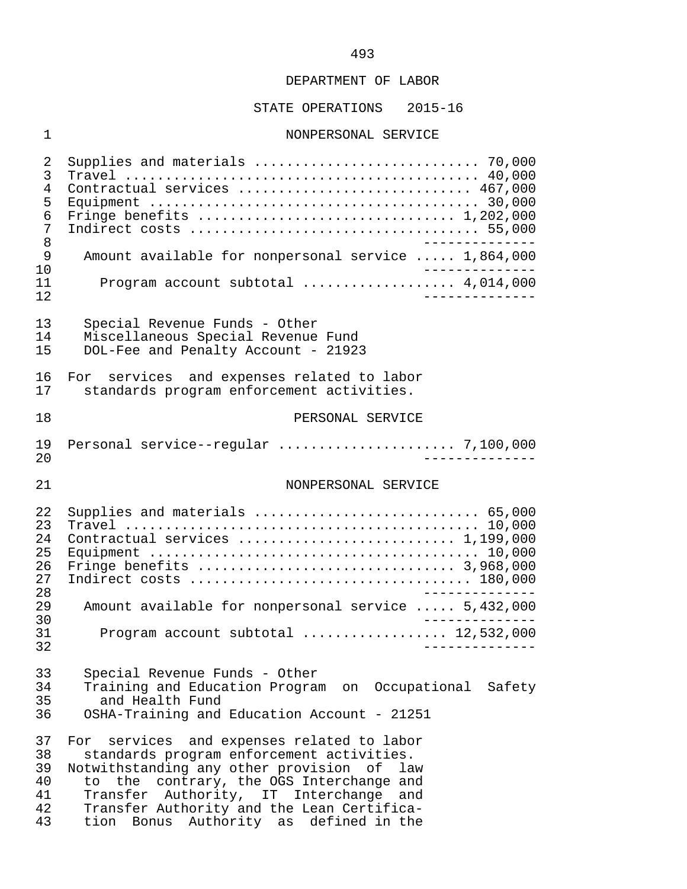DEPARTMENT OF LABOR

STATE OPERATIONS 2015-16

NONPERSONAL SERVICE

| | |
|---|---|
| Supplies and materials | 70,000 |
| Travel | 40,000 |
| Contractual services | 467,000 |
| Equipment | 30,000 |
| Fringe benefits | 1,202,000 |
| Indirect costs | 55,000 |
| Amount available for nonpersonal service | 1,864,000 |
| Program account subtotal | 4,014,000 |

Special Revenue Funds - Other
Miscellaneous Special Revenue Fund
DOL-Fee and Penalty Account - 21923

For services and expenses related to labor standards program enforcement activities.

PERSONAL SERVICE

| | |
|---|---|
| Personal service--regular | 7,100,000 |

NONPERSONAL SERVICE

| | |
|---|---|
| Supplies and materials | 65,000 |
| Travel | 10,000 |
| Contractual services | 1,199,000 |
| Equipment | 10,000 |
| Fringe benefits | 3,968,000 |
| Indirect costs | 180,000 |
| Amount available for nonpersonal service | 5,432,000 |
| Program account subtotal | 12,532,000 |

Special Revenue Funds - Other
Training and Education Program on Occupational Safety and Health Fund
OSHA-Training and Education Account - 21251

For services and expenses related to labor standards program enforcement activities.
Notwithstanding any other provision of law to the contrary, the OGS Interchange and Transfer Authority, IT Interchange and Transfer Authority and the Lean Certification Bonus Authority as defined in the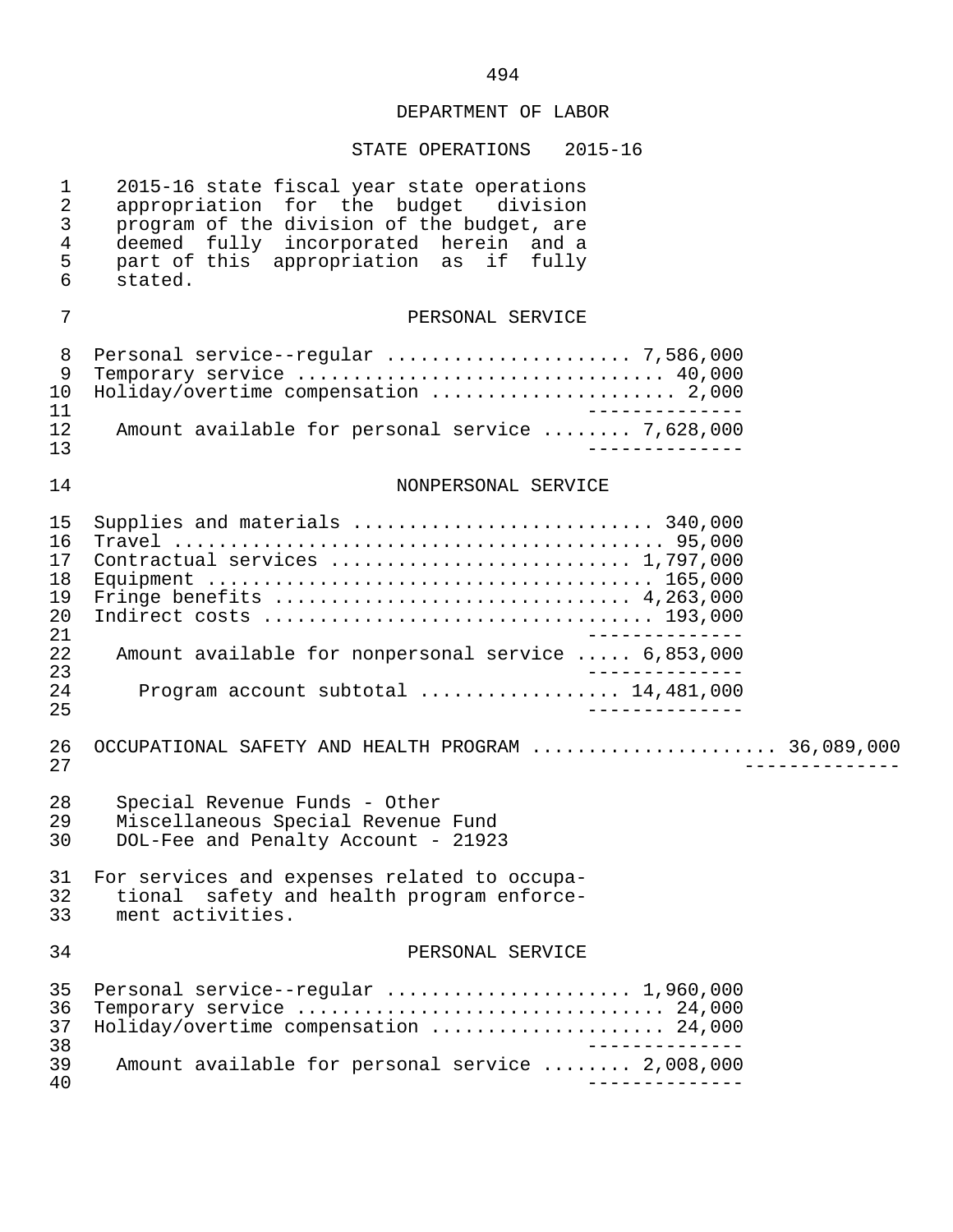DEPARTMENT OF LABOR

STATE OPERATIONS 2015-16

2015-16 state fiscal year state operations appropriation for the budget division program of the division of the budget, are deemed fully incorporated herein and a part of this appropriation as if fully stated.

PERSONAL SERVICE

| | |
|---|---|
| Personal service--regular | 7,586,000 |
| Temporary service | 40,000 |
| Holiday/overtime compensation | 2,000 |
| Amount available for personal service | 7,628,000 |

NONPERSONAL SERVICE

| | |
|---|---|
| Supplies and materials | 340,000 |
| Travel | 95,000 |
| Contractual services | 1,797,000 |
| Equipment | 165,000 |
| Fringe benefits | 4,263,000 |
| Indirect costs | 193,000 |
| Amount available for nonpersonal service | 6,853,000 |
| Program account subtotal | 14,481,000 |

OCCUPATIONAL SAFETY AND HEALTH PROGRAM .................... 36,089,000

Special Revenue Funds - Other
Miscellaneous Special Revenue Fund
DOL-Fee and Penalty Account - 21923

For services and expenses related to occupational safety and health program enforcement activities.

PERSONAL SERVICE

| | |
|---|---|
| Personal service--regular | 1,960,000 |
| Temporary service | 24,000 |
| Holiday/overtime compensation | 24,000 |
| Amount available for personal service | 2,008,000 |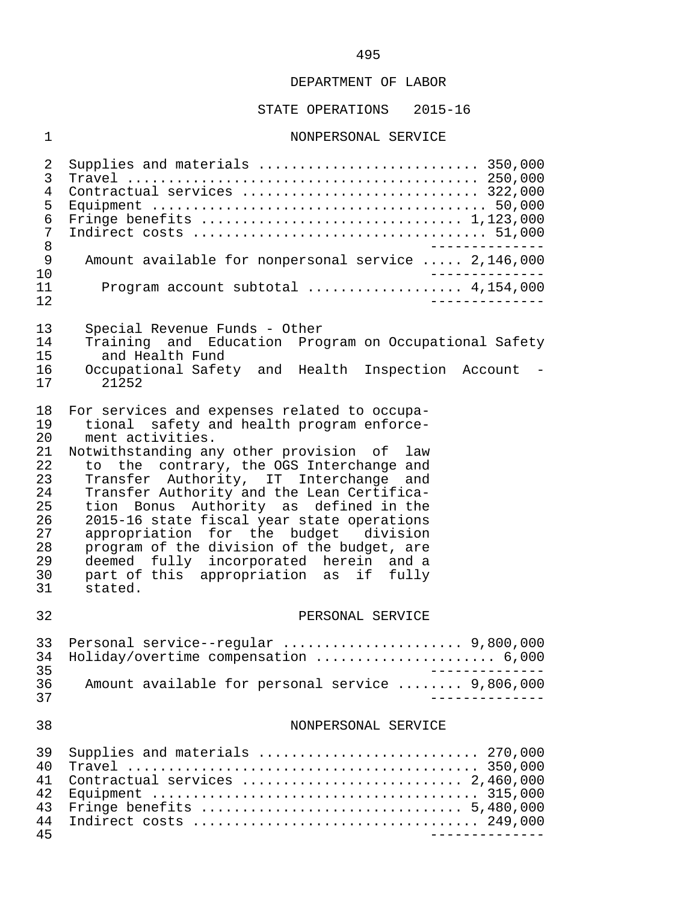DEPARTMENT OF LABOR

STATE OPERATIONS 2015-16

NONPERSONAL SERVICE

| | |
|---|---|
| Supplies and materials | 350,000 |
| Travel | 250,000 |
| Contractual services | 322,000 |
| Equipment | 50,000 |
| Fringe benefits | 1,123,000 |
| Indirect costs | 51,000 |
| Amount available for nonpersonal service | 2,146,000 |
| Program account subtotal | 4,154,000 |

Special Revenue Funds - Other
Training and Education Program on Occupational Safety and Health Fund
Occupational Safety and Health Inspection Account - 21252

For services and expenses related to occupational safety and health program enforcement activities.

Notwithstanding any other provision of law to the contrary, the OGS Interchange and Transfer Authority, IT Interchange and Transfer Authority and the Lean Certification Bonus Authority as defined in the 2015-16 state fiscal year state operations appropriation for the budget division program of the division of the budget, are deemed fully incorporated herein and a part of this appropriation as if fully stated.

PERSONAL SERVICE

| | |
|---|---|
| Personal service--regular | 9,800,000 |
| Holiday/overtime compensation | 6,000 |
| Amount available for personal service | 9,806,000 |

NONPERSONAL SERVICE

| | |
|---|---|
| Supplies and materials | 270,000 |
| Travel | 350,000 |
| Contractual services | 2,460,000 |
| Equipment | 315,000 |
| Fringe benefits | 5,480,000 |
| Indirect costs | 249,000 |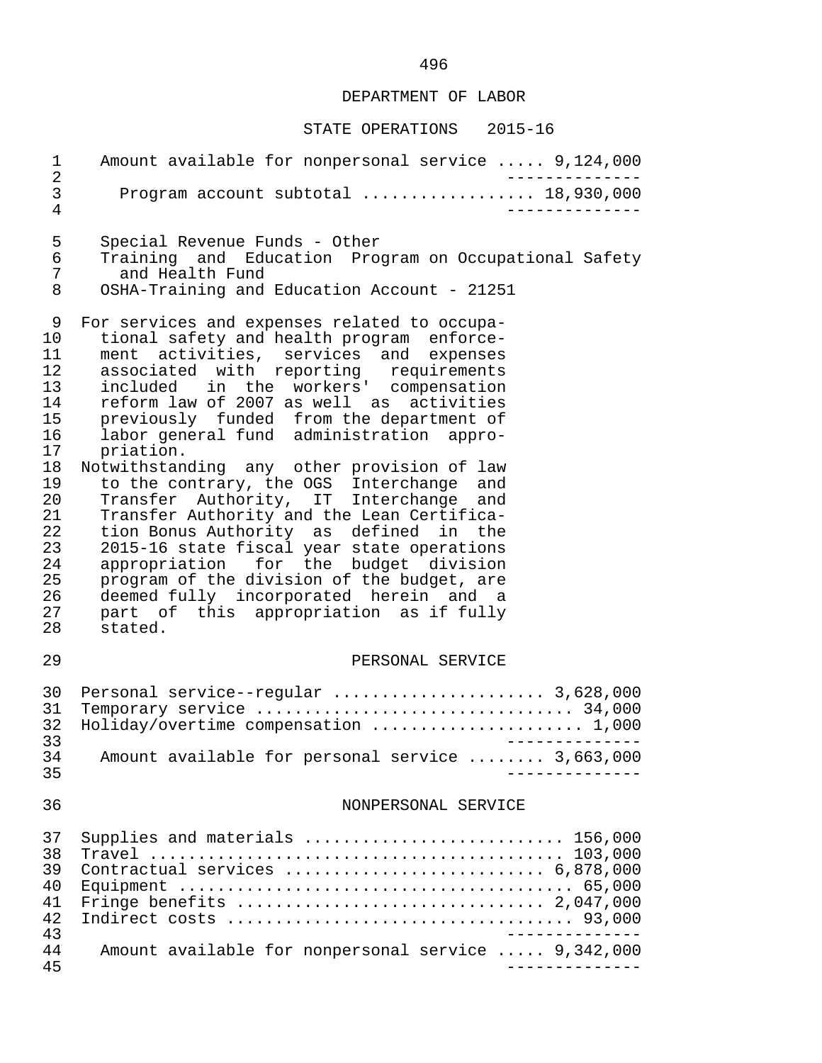DEPARTMENT OF LABOR

STATE OPERATIONS 2015-16

Amount available for nonpersonal service ..... 9,124,000

Program account subtotal .................. 18,930,000

Special Revenue Funds - Other
Training and Education Program on Occupational Safety and Health Fund
OSHA-Training and Education Account - 21251

For services and expenses related to occupational safety and health program enforcement activities, services and expenses associated with reporting requirements included in the workers' compensation reform law of 2007 as well as activities previously funded from the department of labor general fund administration appropriation.

Notwithstanding any other provision of law to the contrary, the OGS Interchange and Transfer Authority, IT Interchange and Transfer Authority and the Lean Certification Bonus Authority as defined in the 2015-16 state fiscal year state operations appropriation for the budget division program of the division of the budget, are deemed fully incorporated herein and a part of this appropriation as if fully stated.

PERSONAL SERVICE

| | |
|---|---|
| Personal service--regular | 3,628,000 |
| Temporary service | 34,000 |
| Holiday/overtime compensation | 1,000 |
| Amount available for personal service | 3,663,000 |

NONPERSONAL SERVICE

| | |
|---|---|
| Supplies and materials | 156,000 |
| Travel | 103,000 |
| Contractual services | 6,878,000 |
| Equipment | 65,000 |
| Fringe benefits | 2,047,000 |
| Indirect costs | 93,000 |
| Amount available for nonpersonal service | 9,342,000 |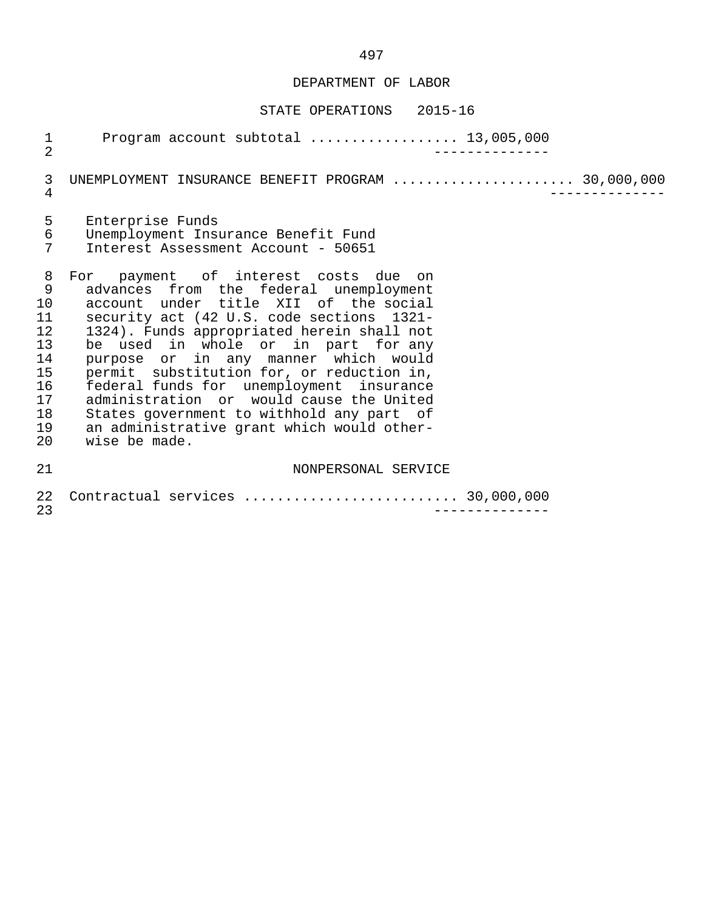DEPARTMENT OF LABOR

STATE OPERATIONS 2015-16

Program account subtotal .................. 13,005,000

UNEMPLOYMENT INSURANCE BENEFIT PROGRAM ...................... 30,000,000

Enterprise Funds
Unemployment Insurance Benefit Fund
Interest Assessment Account - 50651

For payment of interest costs due on advances from the federal unemployment account under title XII of the social security act (42 U.S. code sections 1321-1324). Funds appropriated herein shall not be used in whole or in part for any purpose or in any manner which would permit substitution for, or reduction in, federal funds for unemployment insurance administration or would cause the United States government to withhold any part of an administrative grant which would otherwise be made.

NONPERSONAL SERVICE

Contractual services .......................... 30,000,000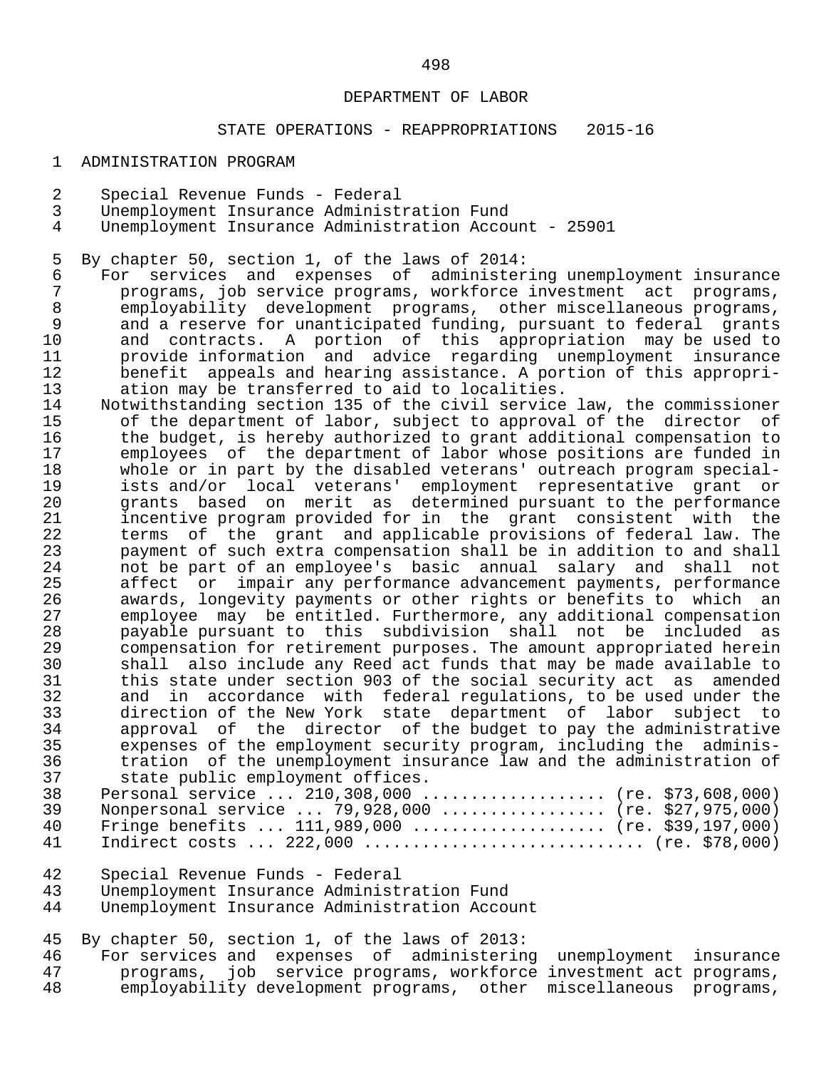DEPARTMENT OF LABOR

STATE OPERATIONS - REAPPROPRIATIONS 2015-16

ADMINISTRATION PROGRAM

Special Revenue Funds - Federal
Unemployment Insurance Administration Fund
Unemployment Insurance Administration Account - 25901

By chapter 50, section 1, of the laws of 2014:

For services and expenses of administering unemployment insurance programs, job service programs, workforce investment act programs, employability development programs, other miscellaneous programs, and a reserve for unanticipated funding, pursuant to federal grants and contracts. A portion of this appropriation may be used to provide information and advice regarding unemployment insurance benefit appeals and hearing assistance. A portion of this appropriation may be transferred to aid to localities.

Notwithstanding section 135 of the civil service law, the commissioner of the department of labor, subject to approval of the director of the budget, is hereby authorized to grant additional compensation to employees of the department of labor whose positions are funded in whole or in part by the disabled veterans' outreach program specialists and/or local veterans' employment representative grant or grants based on merit as determined pursuant to the performance incentive program provided for in the grant consistent with the terms of the grant and applicable provisions of federal law. The payment of such extra compensation shall be in addition to and shall not be part of an employee's basic annual salary and shall not affect or impair any performance advancement payments, performance awards, longevity payments or other rights or benefits to which an employee may be entitled. Furthermore, any additional compensation payable pursuant to this subdivision shall not be included as compensation for retirement purposes. The amount appropriated herein shall also include any Reed act funds that may be made available to this state under section 903 of the social security act as amended and in accordance with federal regulations, to be used under the direction of the New York state department of labor subject to approval of the director of the budget to pay the administrative expenses of the employment security program, including the administration of the unemployment insurance law and the administration of state public employment offices.

Personal service ... 210,308,000 .................. (re. $73,608,000)
Nonpersonal service ... 79,928,000 ................ (re. $27,975,000)
Fringe benefits ... 111,989,000 ................... (re. $39,197,000)
Indirect costs ... 222,000 ............................ (re. $78,000)

Special Revenue Funds - Federal
Unemployment Insurance Administration Fund
Unemployment Insurance Administration Account

By chapter 50, section 1, of the laws of 2013:

For services and expenses of administering unemployment insurance programs, job service programs, workforce investment act programs, employability development programs, other miscellaneous programs,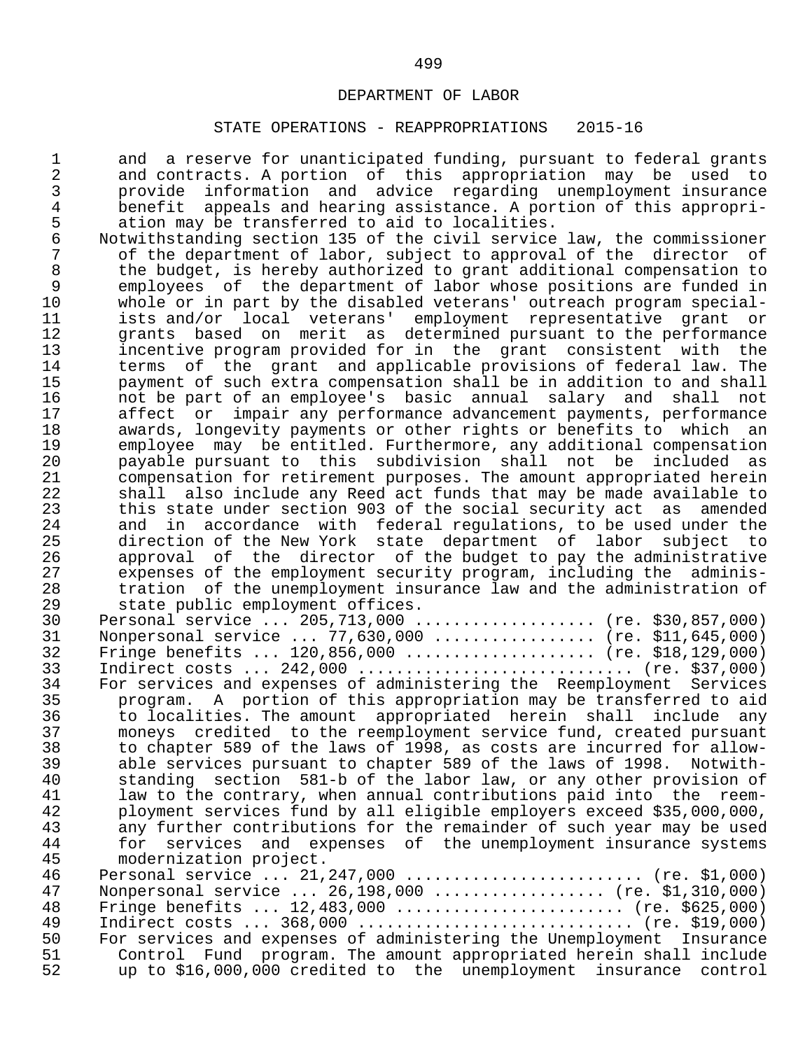and a reserve for unanticipated funding, pursuant to federal grants and contracts. A portion of this appropriation may be used to provide information and advice regarding unemployment insurance benefit appeals and hearing assistance. A portion of this appropriation may be transferred to aid to localities.

Notwithstanding section 135 of the civil service law, the commissioner of the department of labor, subject to approval of the director of the budget, is hereby authorized to grant additional compensation to employees of the department of labor whose positions are funded in whole or in part by the disabled veterans' outreach program specialists and/or local veterans' employment representative grant or grants based on merit as determined pursuant to the performance incentive program provided for in the grant consistent with the terms of the grant and applicable provisions of federal law. The payment of such extra compensation shall be in addition to and shall not be part of an employee's basic annual salary and shall not affect or impair any performance advancement payments, performance awards, longevity payments or other rights or benefits to which an employee may be entitled. Furthermore, any additional compensation payable pursuant to this subdivision shall not be included as compensation for retirement purposes. The amount appropriated herein shall also include any Reed act funds that may be made available to this state under section 903 of the social security act as amended and in accordance with federal regulations, to be used under the direction of the New York state department of labor subject to approval of the director of the budget to pay the administrative expenses of the employment security program, including the administration of the unemployment insurance law and the administration of state public employment offices.

Personal service ... 205,713,000 .................. (re. $30,857,000)
Nonpersonal service ... 77,630,000 ................ (re. $11,645,000)
Fringe benefits ... 120,856,000 ................... (re. $18,129,000)
Indirect costs ... 242,000 ............................ (re. $37,000)

For services and expenses of administering the Reemployment Services program. A portion of this appropriation may be transferred to aid to localities. The amount appropriated herein shall include any moneys credited to the reemployment service fund, created pursuant to chapter 589 of the laws of 1998, as costs are incurred for allowable services pursuant to chapter 589 of the laws of 1998. Notwithstanding section 581-b of the labor law, or any other provision of law to the contrary, when annual contributions paid into the reemployment services fund by all eligible employers exceed $35,000,000, any further contributions for the remainder of such year may be used for services and expenses of the unemployment insurance systems modernization project.

Personal service ... 21,247,000 ........................ (re. $1,000)
Nonpersonal service ... 26,198,000 .................. (re. $1,310,000)
Fringe benefits ... 12,483,000 ........................ (re. $625,000)
Indirect costs ... 368,000 ............................ (re. $19,000)

For services and expenses of administering the Unemployment Insurance Control Fund program. The amount appropriated herein shall include up to $16,000,000 credited to the unemployment insurance control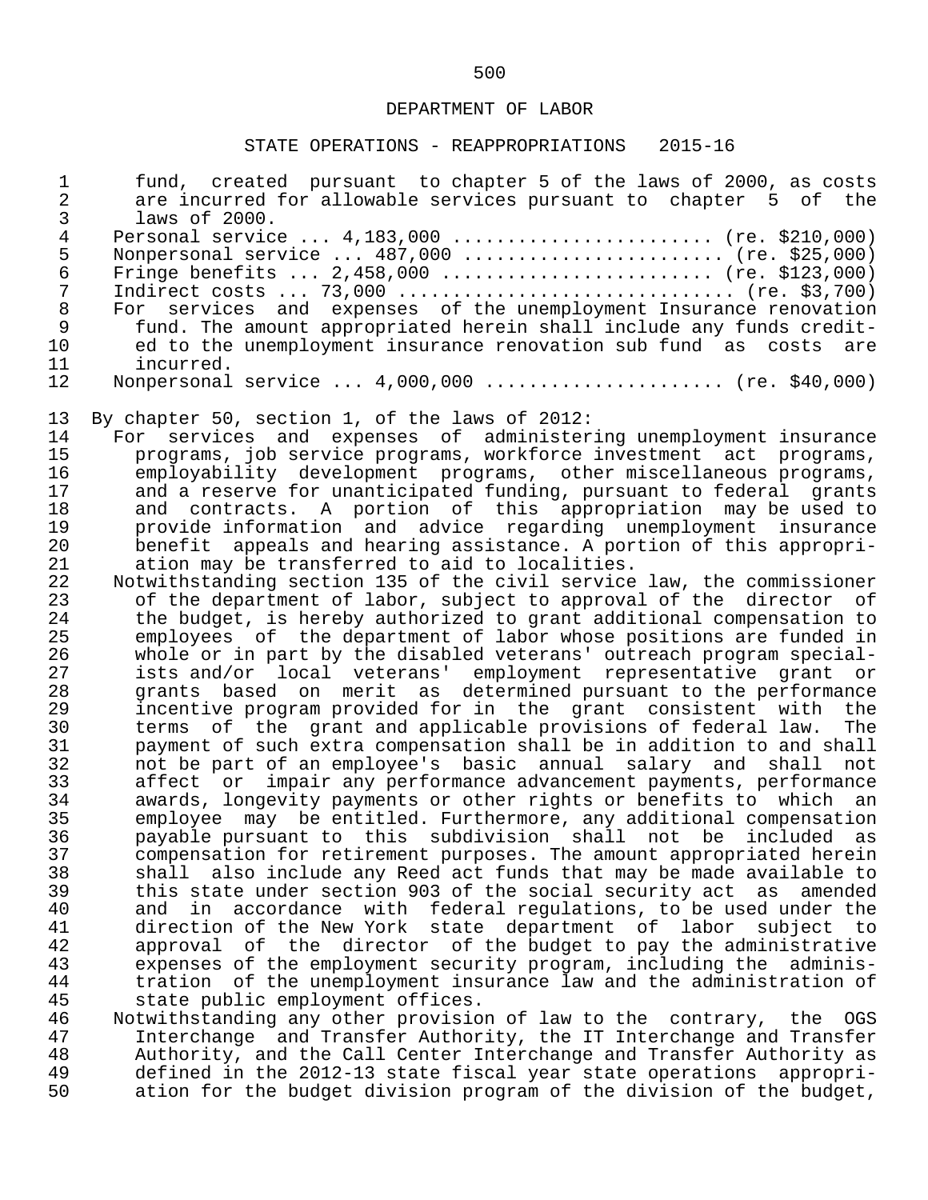DEPARTMENT OF LABOR

STATE OPERATIONS - REAPPROPRIATIONS 2015-16

fund, created pursuant to chapter 5 of the laws of 2000, as costs are incurred for allowable services pursuant to chapter 5 of the laws of 2000.

Personal service ... 4,183,000 ........................ (re. $210,000)
Nonpersonal service ... 487,000 ....................... (re. $25,000)
Fringe benefits ... 2,458,000 ........................ (re. $123,000)
Indirect costs ... 73,000 .............................. (re. $3,700)

For services and expenses of the unemployment Insurance renovation fund. The amount appropriated herein shall include any funds credited to the unemployment insurance renovation sub fund as costs are incurred.

Nonpersonal service ... 4,000,000 ..................... (re. $40,000)

By chapter 50, section 1, of the laws of 2012:

For services and expenses of administering unemployment insurance programs, job service programs, workforce investment act programs, employability development programs, other miscellaneous programs, and a reserve for unanticipated funding, pursuant to federal grants and contracts. A portion of this appropriation may be used to provide information and advice regarding unemployment insurance benefit appeals and hearing assistance. A portion of this appropriation may be transferred to aid to localities.

Notwithstanding section 135 of the civil service law, the commissioner of the department of labor, subject to approval of the director of the budget, is hereby authorized to grant additional compensation to employees of the department of labor whose positions are funded in whole or in part by the disabled veterans' outreach program specialists and/or local veterans' employment representative grant or grants based on merit as determined pursuant to the performance incentive program provided for in the grant consistent with the terms of the grant and applicable provisions of federal law. The payment of such extra compensation shall be in addition to and shall not be part of an employee's basic annual salary and shall not affect or impair any performance advancement payments, performance awards, longevity payments or other rights or benefits to which an employee may be entitled. Furthermore, any additional compensation payable pursuant to this subdivision shall not be included as compensation for retirement purposes. The amount appropriated herein shall also include any Reed act funds that may be made available to this state under section 903 of the social security act as amended and in accordance with federal regulations, to be used under the direction of the New York state department of labor subject to approval of the director of the budget to pay the administrative expenses of the employment security program, including the administration of the unemployment insurance law and the administration of state public employment offices.

Notwithstanding any other provision of law to the contrary, the OGS Interchange and Transfer Authority, the IT Interchange and Transfer Authority, and the Call Center Interchange and Transfer Authority as defined in the 2012-13 state fiscal year state operations appropriation for the budget division program of the division of the budget,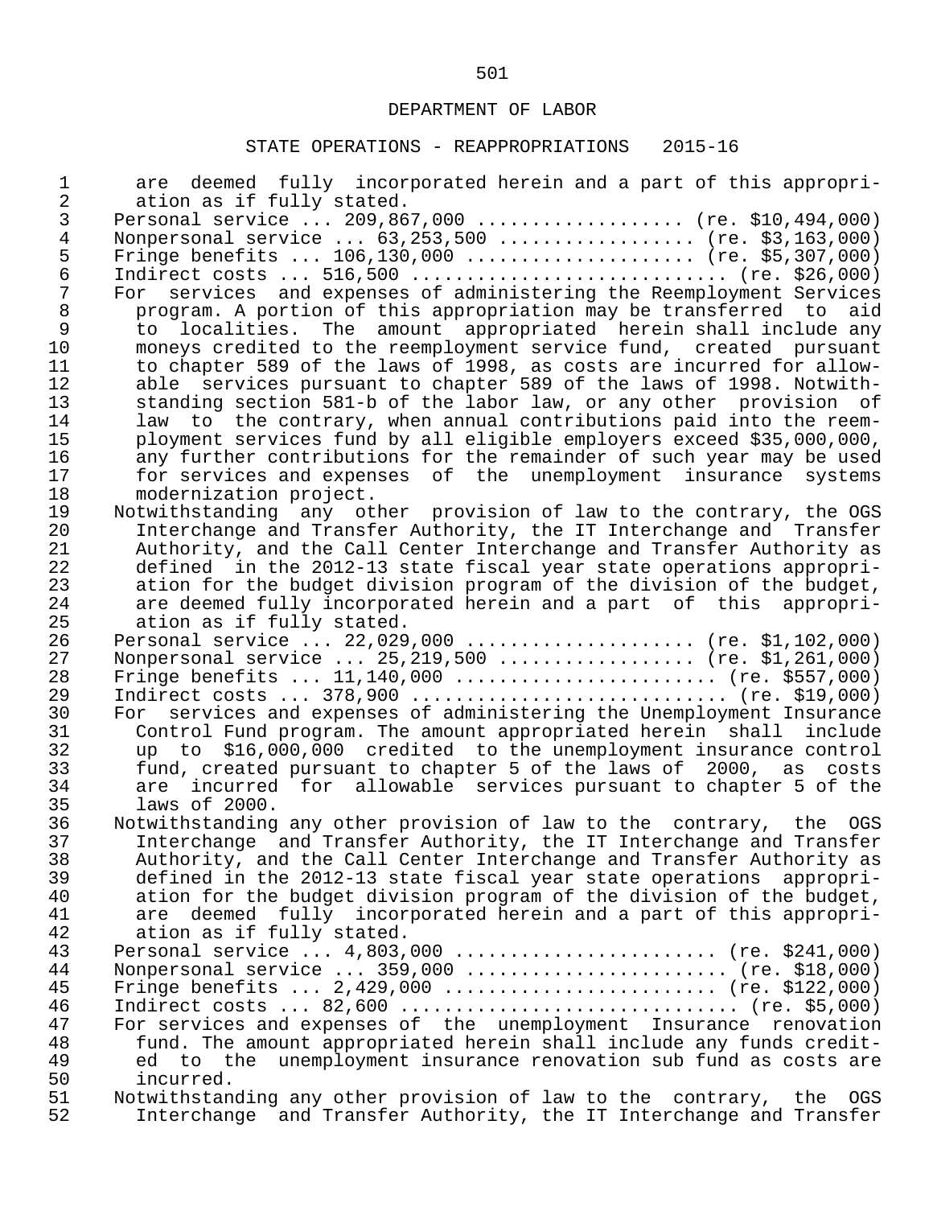DEPARTMENT OF LABOR

STATE OPERATIONS - REAPPROPRIATIONS 2015-16

are deemed fully incorporated herein and a part of this appropriation as if fully stated.

Personal service ... 209,867,000 .................. (re. $10,494,000)
Nonpersonal service ... 63,253,500 ................. (re. $3,163,000)
Fringe benefits ... 106,130,000 .................... (re. $5,307,000)
Indirect costs ... 516,500 ........................... (re. $26,000)

For services and expenses of administering the Reemployment Services program. A portion of this appropriation may be transferred to aid to localities. The amount appropriated herein shall include any moneys credited to the reemployment service fund, created pursuant to chapter 589 of the laws of 1998, as costs are incurred for allowable services pursuant to chapter 589 of the laws of 1998. Notwithstanding section 581-b of the labor law, or any other provision of law to the contrary, when annual contributions paid into the reemployment services fund by all eligible employers exceed $35,000,000, any further contributions for the remainder of such year may be used for services and expenses of the unemployment insurance systems modernization project.

Notwithstanding any other provision of law to the contrary, the OGS Interchange and Transfer Authority, the IT Interchange and Transfer Authority, and the Call Center Interchange and Transfer Authority as defined in the 2012-13 state fiscal year state operations appropriation for the budget division program of the division of the budget, are deemed fully incorporated herein and a part of this appropriation as if fully stated.

Personal service ... 22,029,000 .................... (re. $1,102,000)
Nonpersonal service ... 25,219,500 ................. (re. $1,261,000)
Fringe benefits ... 11,140,000 ....................... (re. $557,000)
Indirect costs ... 378,900 ........................... (re. $19,000)

For services and expenses of administering the Unemployment Insurance Control Fund program. The amount appropriated herein shall include up to $16,000,000 credited to the unemployment insurance control fund, created pursuant to chapter 5 of the laws of 2000, as costs are incurred for allowable services pursuant to chapter 5 of the laws of 2000.

Notwithstanding any other provision of law to the contrary, the OGS Interchange and Transfer Authority, the IT Interchange and Transfer Authority, and the Call Center Interchange and Transfer Authority as defined in the 2012-13 state fiscal year state operations appropriation for the budget division program of the division of the budget, are deemed fully incorporated herein and a part of this appropriation as if fully stated.

Personal service ... 4,803,000 ....................... (re. $241,000)
Nonpersonal service ... 359,000 ....................... (re. $18,000)
Fringe benefits ... 2,429,000 ........................ (re. $122,000)
Indirect costs ... 82,600 ............................. (re. $5,000)

For services and expenses of the unemployment Insurance renovation fund. The amount appropriated herein shall include any funds credited to the unemployment insurance renovation sub fund as costs are incurred.

Notwithstanding any other provision of law to the contrary, the OGS Interchange and Transfer Authority, the IT Interchange and Transfer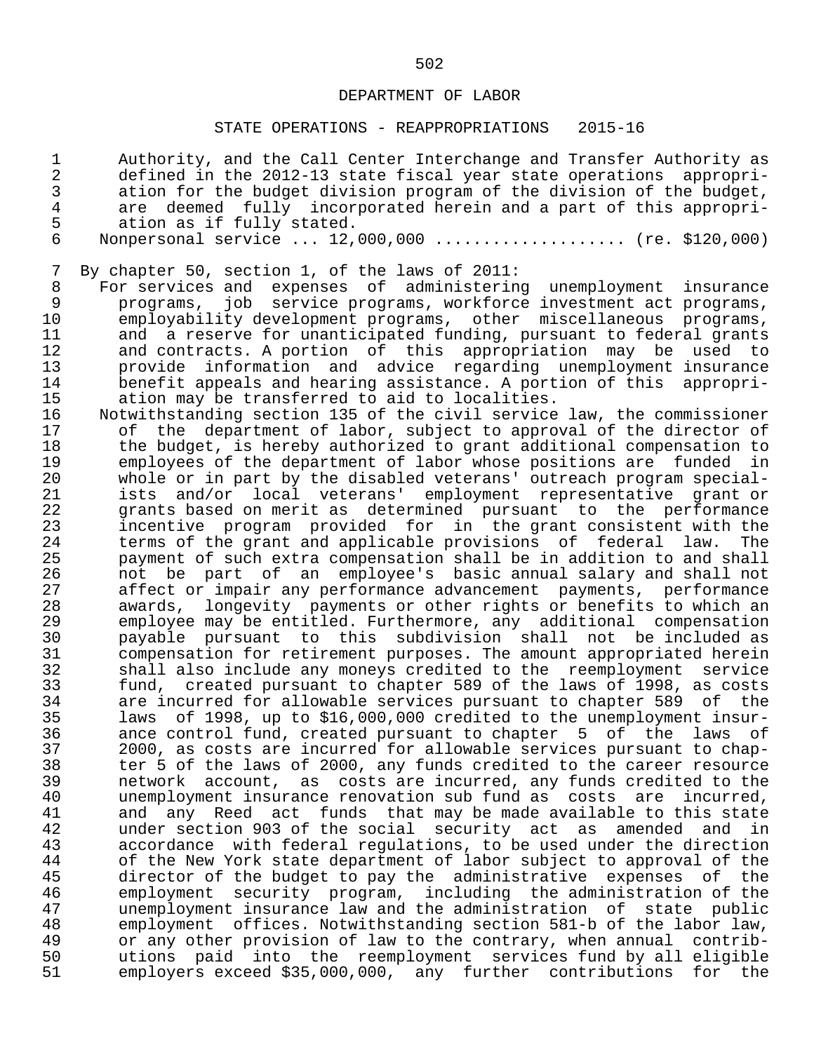Authority, and the Call Center Interchange and Transfer Authority as defined in the 2012-13 state fiscal year state operations appropriation for the budget division program of the division of the budget, are deemed fully incorporated herein and a part of this appropriation as if fully stated.

Nonpersonal service ... 12,000,000 .................... (re. $120,000)

By chapter 50, section 1, of the laws of 2011:

For services and expenses of administering unemployment insurance programs, job service programs, workforce investment act programs, employability development programs, other miscellaneous programs, and a reserve for unanticipated funding, pursuant to federal grants and contracts. A portion of this appropriation may be used to provide information and advice regarding unemployment insurance benefit appeals and hearing assistance. A portion of this appropriation may be transferred to aid to localities.

Notwithstanding section 135 of the civil service law, the commissioner of the department of labor, subject to approval of the director of the budget, is hereby authorized to grant additional compensation to employees of the department of labor whose positions are funded in whole or in part by the disabled veterans' outreach program specialists and/or local veterans' employment representative grant or grants based on merit as determined pursuant to the performance incentive program provided for in the grant consistent with the terms of the grant and applicable provisions of federal law. The payment of such extra compensation shall be in addition to and shall not be part of an employee's basic annual salary and shall not affect or impair any performance advancement payments, performance awards, longevity payments or other rights or benefits to which an employee may be entitled. Furthermore, any additional compensation payable pursuant to this subdivision shall not be included as compensation for retirement purposes. The amount appropriated herein shall also include any moneys credited to the reemployment service fund, created pursuant to chapter 589 of the laws of 1998, as costs are incurred for allowable services pursuant to chapter 589 of the laws of 1998, up to $16,000,000 credited to the unemployment insurance control fund, created pursuant to chapter 5 of the laws of 2000, as costs are incurred for allowable services pursuant to chapter 5 of the laws of 2000, any funds credited to the career resource network account, as costs are incurred, any funds credited to the unemployment insurance renovation sub fund as costs are incurred, and any Reed act funds that may be made available to this state under section 903 of the social security act as amended and in accordance with federal regulations, to be used under the direction of the New York state department of labor subject to approval of the director of the budget to pay the administrative expenses of the employment security program, including the administration of the unemployment insurance law and the administration of state public employment offices. Notwithstanding section 581-b of the labor law, or any other provision of law to the contrary, when annual contributions paid into the reemployment services fund by all eligible employers exceed $35,000,000, any further contributions for the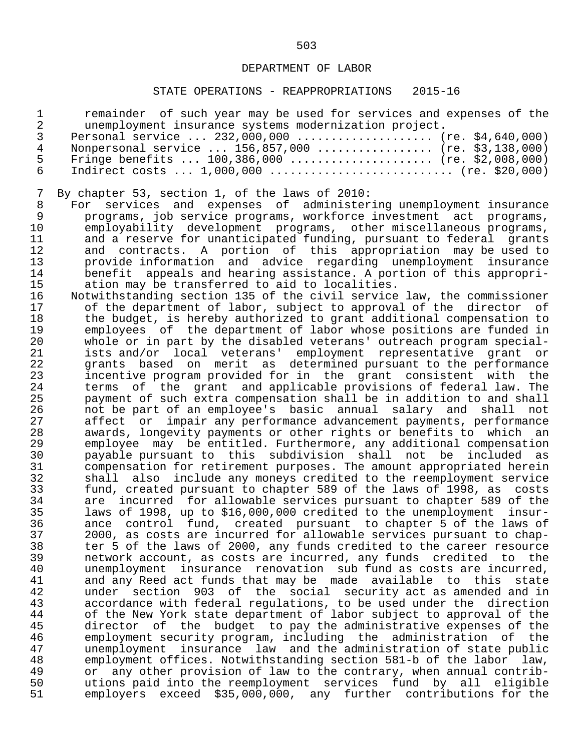remainder of such year may be used for services and expenses of the unemployment insurance systems modernization project.

Personal service ... 232,000,000 .................... (re. $4,640,000)
Nonpersonal service ... 156,857,000 ................ (re. $3,138,000)
Fringe benefits ... 100,386,000 .................... (re. $2,008,000)
Indirect costs ... 1,000,000 .......................... (re. $20,000)

By chapter 53, section 1, of the laws of 2010:

For services and expenses of administering unemployment insurance programs, job service programs, workforce investment act programs, employability development programs, other miscellaneous programs, and a reserve for unanticipated funding, pursuant to federal grants and contracts. A portion of this appropriation may be used to provide information and advice regarding unemployment insurance benefit appeals and hearing assistance. A portion of this appropriation may be transferred to aid to localities.

Notwithstanding section 135 of the civil service law, the commissioner of the department of labor, subject to approval of the director of the budget, is hereby authorized to grant additional compensation to employees of the department of labor whose positions are funded in whole or in part by the disabled veterans' outreach program specialists and/or local veterans' employment representative grant or grants based on merit as determined pursuant to the performance incentive program provided for in the grant consistent with the terms of the grant and applicable provisions of federal law. The payment of such extra compensation shall be in addition to and shall not be part of an employee's basic annual salary and shall not affect or impair any performance advancement payments, performance awards, longevity payments or other rights or benefits to which an employee may be entitled. Furthermore, any additional compensation payable pursuant to this subdivision shall not be included as compensation for retirement purposes. The amount appropriated herein shall also include any moneys credited to the reemployment service fund, created pursuant to chapter 589 of the laws of 1998, as costs are incurred for allowable services pursuant to chapter 589 of the laws of 1998, up to $16,000,000 credited to the unemployment insurance control fund, created pursuant to chapter 5 of the laws of 2000, as costs are incurred for allowable services pursuant to chapter 5 of the laws of 2000, any funds credited to the career resource network account, as costs are incurred, any funds credited to the unemployment insurance renovation sub fund as costs are incurred, and any Reed act funds that may be made available to this state under section 903 of the social security act as amended and in accordance with federal regulations, to be used under the direction of the New York state department of labor subject to approval of the director of the budget to pay the administrative expenses of the employment security program, including the administration of the unemployment insurance law and the administration of state public employment offices. Notwithstanding section 581-b of the labor law, or any other provision of law to the contrary, when annual contributions paid into the reemployment services fund by all eligible employers exceed $35,000,000, any further contributions for the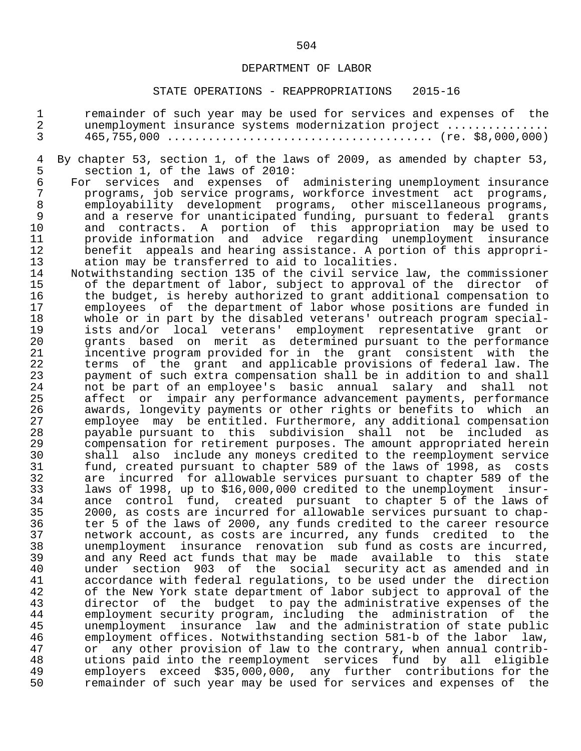remainder of such year may be used for services and expenses of the unemployment insurance systems modernization project .............. 465,755,000 ..................................... (re. $8,000,000)

By chapter 53, section 1, of the laws of 2009, as amended by chapter 53, section 1, of the laws of 2010:

For services and expenses of administering unemployment insurance programs, job service programs, workforce investment act programs, employability development programs, other miscellaneous programs, and a reserve for unanticipated funding, pursuant to federal grants and contracts. A portion of this appropriation may be used to provide information and advice regarding unemployment insurance benefit appeals and hearing assistance. A portion of this appropriation may be transferred to aid to localities.

Notwithstanding section 135 of the civil service law, the commissioner of the department of labor, subject to approval of the director of the budget, is hereby authorized to grant additional compensation to employees of the department of labor whose positions are funded in whole or in part by the disabled veterans' outreach program specialists and/or local veterans' employment representative grant or grants based on merit as determined pursuant to the performance incentive program provided for in the grant consistent with the terms of the grant and applicable provisions of federal law. The payment of such extra compensation shall be in addition to and shall not be part of an employee's basic annual salary and shall not affect or impair any performance advancement payments, performance awards, longevity payments or other rights or benefits to which an employee may be entitled. Furthermore, any additional compensation payable pursuant to this subdivision shall not be included as compensation for retirement purposes. The amount appropriated herein shall also include any moneys credited to the reemployment service fund, created pursuant to chapter 589 of the laws of 1998, as costs are incurred for allowable services pursuant to chapter 589 of the laws of 1998, up to $16,000,000 credited to the unemployment insurance control fund, created pursuant to chapter 5 of the laws of 2000, as costs are incurred for allowable services pursuant to chapter 5 of the laws of 2000, any funds credited to the career resource network account, as costs are incurred, any funds credited to the unemployment insurance renovation sub fund as costs are incurred, and any Reed act funds that may be made available to this state under section 903 of the social security act as amended and in accordance with federal regulations, to be used under the direction of the New York state department of labor subject to approval of the director of the budget to pay the administrative expenses of the employment security program, including the administration of the unemployment insurance law and the administration of state public employment offices. Notwithstanding section 581-b of the labor law, or any other provision of law to the contrary, when annual contributions paid into the reemployment services fund by all eligible employers exceed $35,000,000, any further contributions for the remainder of such year may be used for services and expenses of the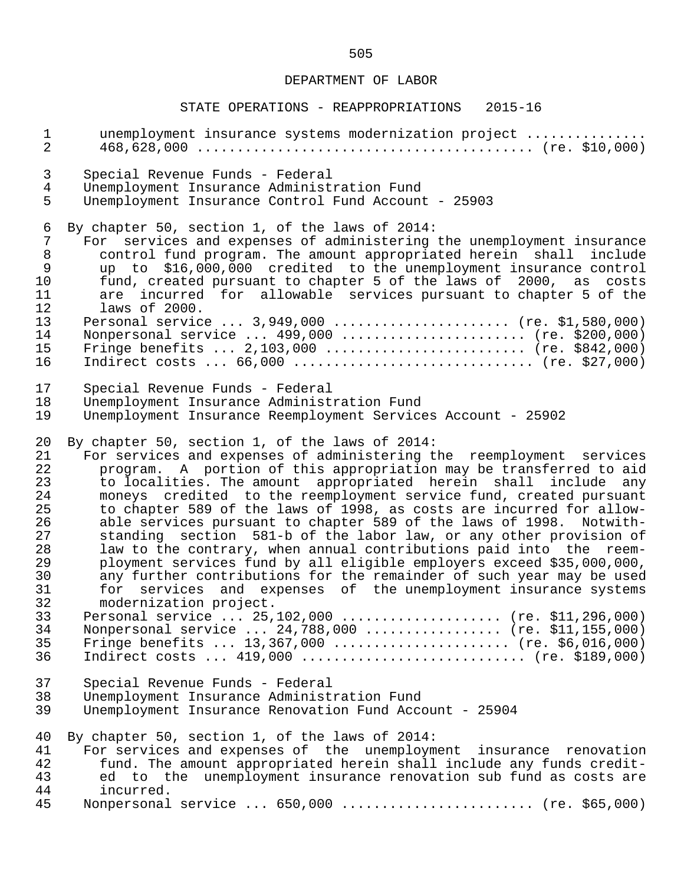unemployment insurance systems modernization project ............... 468,628,000 ........................................ (re. $10,000)

Special Revenue Funds - Federal
Unemployment Insurance Administration Fund
Unemployment Insurance Control Fund Account - 25903

By chapter 50, section 1, of the laws of 2014:

For services and expenses of administering the unemployment insurance control fund program. The amount appropriated herein shall include up to $16,000,000 credited to the unemployment insurance control fund, created pursuant to chapter 5 of the laws of 2000, as costs are incurred for allowable services pursuant to chapter 5 of the laws of 2000.

Personal service ... 3,949,000 ..................... (re. $1,580,000)
Nonpersonal service ... 499,000 ...................... (re. $200,000)
Fringe benefits ... 2,103,000 ........................ (re. $842,000)
Indirect costs ... 66,000 ............................. (re. $27,000)

Special Revenue Funds - Federal
Unemployment Insurance Administration Fund
Unemployment Insurance Reemployment Services Account - 25902

By chapter 50, section 1, of the laws of 2014:

For services and expenses of administering the reemployment services program. A portion of this appropriation may be transferred to aid to localities. The amount appropriated herein shall include any moneys credited to the reemployment service fund, created pursuant to chapter 589 of the laws of 1998, as costs are incurred for allowable services pursuant to chapter 589 of the laws of 1998. Notwithstanding section 581-b of the labor law, or any other provision of law to the contrary, when annual contributions paid into the reemployment services fund by all eligible employers exceed $35,000,000, any further contributions for the remainder of such year may be used for services and expenses of the unemployment insurance systems modernization project.

Personal service ... 25,102,000 ................... (re. $11,296,000)
Nonpersonal service ... 24,788,000 ................ (re. $11,155,000)
Fringe benefits ... 13,367,000 ..................... (re. $6,016,000)
Indirect costs ... 419,000 ........................... (re. $189,000)

Special Revenue Funds - Federal
Unemployment Insurance Administration Fund
Unemployment Insurance Renovation Fund Account - 25904

By chapter 50, section 1, of the laws of 2014:

For services and expenses of the unemployment insurance renovation fund. The amount appropriated herein shall include any funds credited to the unemployment insurance renovation sub fund as costs are incurred.

Nonpersonal service ... 650,000 ....................... (re. $65,000)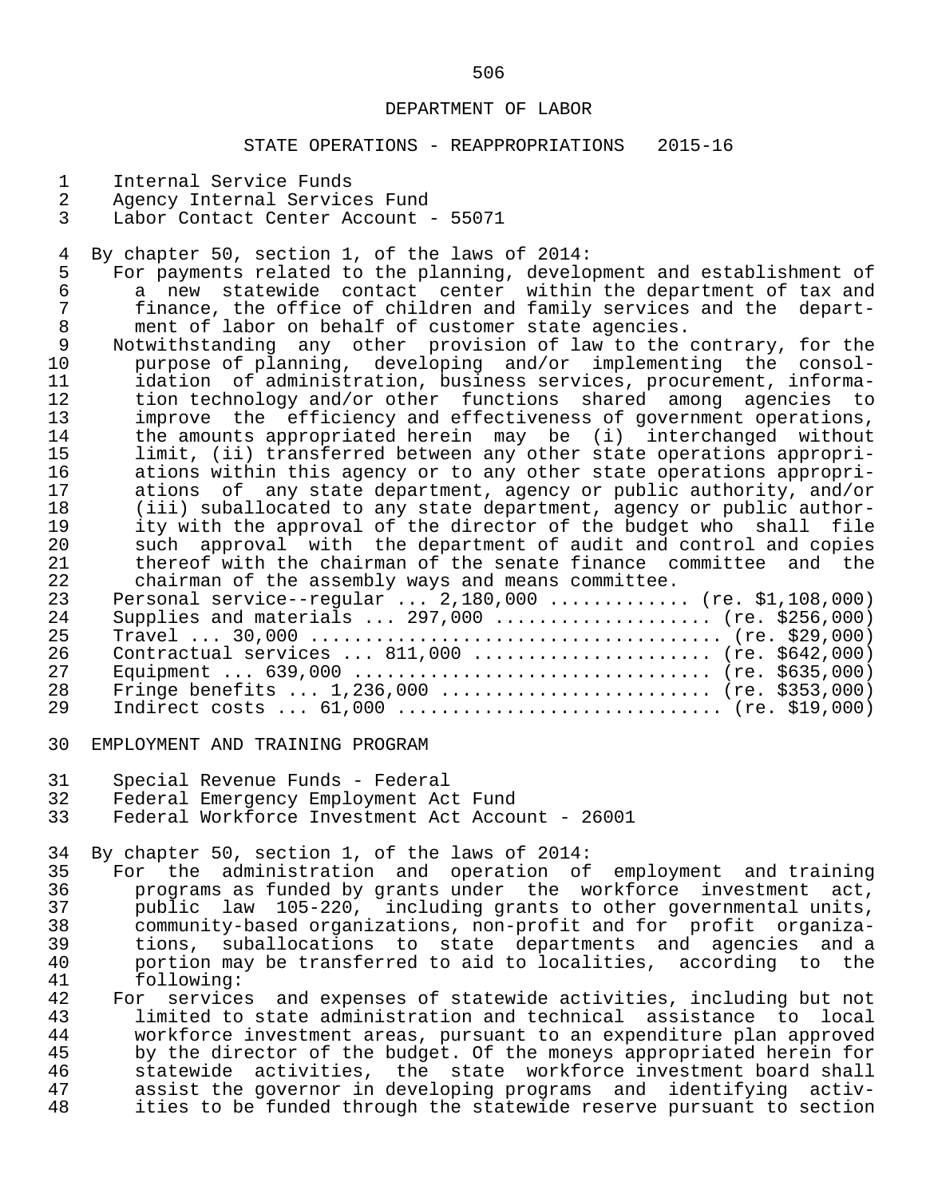DEPARTMENT OF LABOR

STATE OPERATIONS - REAPPROPRIATIONS 2015-16

Internal Service Funds
Agency Internal Services Fund
Labor Contact Center Account - 55071

By chapter 50, section 1, of the laws of 2014:

For payments related to the planning, development and establishment of a new statewide contact center within the department of tax and finance, the office of children and family services and the department of labor on behalf of customer state agencies.

Notwithstanding any other provision of law to the contrary, for the purpose of planning, developing and/or implementing the consolidation of administration, business services, procurement, information technology and/or other functions shared among agencies to improve the efficiency and effectiveness of government operations, the amounts appropriated herein may be (i) interchanged without limit, (ii) transferred between any other state operations appropriations within this agency or to any other state operations appropriations of any state department, agency or public authority, and/or (iii) suballocated to any state department, agency or public authority with the approval of the director of the budget who shall file such approval with the department of audit and control and copies thereof with the chairman of the senate finance committee and the chairman of the assembly ways and means committee.

Personal service--regular ... 2,180,000 ............ (re. $1,108,000)
Supplies and materials ... 297,000 ................... (re. $256,000)
Travel ... 30,000 ..................................... (re. $29,000)
Contractual services ... 811,000 ..................... (re. $642,000)
Equipment ... 639,000 ................................ (re. $635,000)
Fringe benefits ... 1,236,000 ........................ (re. $353,000)
Indirect costs ... 61,000 ............................. (re. $19,000)

EMPLOYMENT AND TRAINING PROGRAM

Special Revenue Funds - Federal
Federal Emergency Employment Act Fund
Federal Workforce Investment Act Account - 26001

By chapter 50, section 1, of the laws of 2014:

For the administration and operation of employment and training programs as funded by grants under the workforce investment act, public law 105-220, including grants to other governmental units, community-based organizations, non-profit and for profit organizations, suballocations to state departments and agencies and a portion may be transferred to aid to localities, according to the following:

For services and expenses of statewide activities, including but not limited to state administration and technical assistance to local workforce investment areas, pursuant to an expenditure plan approved by the director of the budget. Of the moneys appropriated herein for statewide activities, the state workforce investment board shall assist the governor in developing programs and identifying activities to be funded through the statewide reserve pursuant to section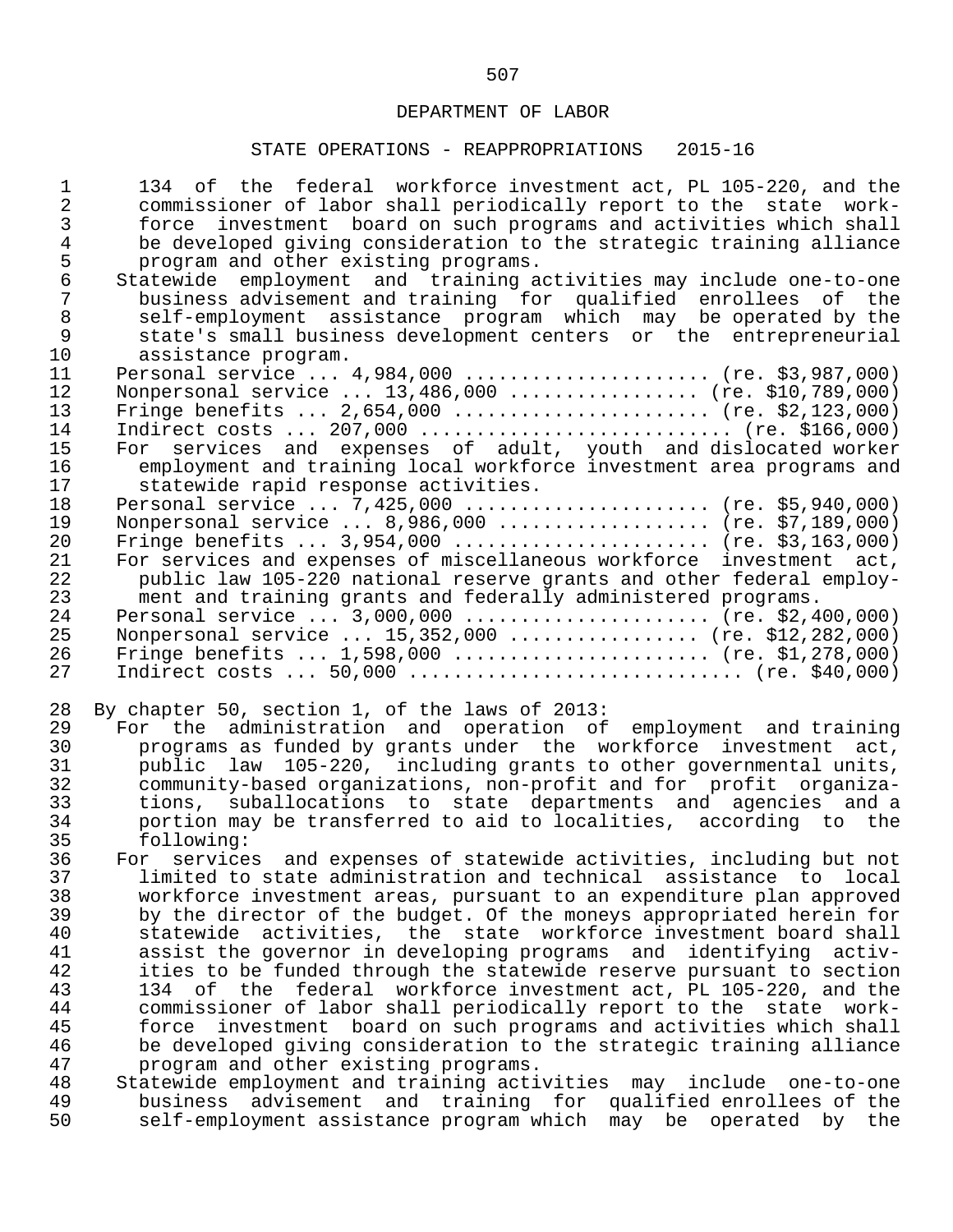134 of the federal workforce investment act, PL 105-220, and the commissioner of labor shall periodically report to the state workforce investment board on such programs and activities which shall be developed giving consideration to the strategic training alliance program and other existing programs.

Statewide employment and training activities may include one-to-one business advisement and training for qualified enrollees of the self-employment assistance program which may be operated by the state's small business development centers or the entrepreneurial assistance program.

Personal service ... 4,984,000 ...................... (re. $3,987,000)
Nonpersonal service ... 13,486,000 ................ (re. $10,789,000)
Fringe benefits ... 2,654,000 ....................... (re. $2,123,000)
Indirect costs ... 207,000 ........................... (re. $166,000)

For services and expenses of adult, youth and dislocated worker employment and training local workforce investment area programs and statewide rapid response activities.

Personal service ... 7,425,000 ...................... (re. $5,940,000)
Nonpersonal service ... 8,986,000 ................... (re. $7,189,000)
Fringe benefits ... 3,954,000 ....................... (re. $3,163,000)

For services and expenses of miscellaneous workforce investment act, public law 105-220 national reserve grants and other federal employment and training grants and federally administered programs.

Personal service ... 3,000,000 ...................... (re. $2,400,000)
Nonpersonal service ... 15,352,000 ................ (re. $12,282,000)
Fringe benefits ... 1,598,000 ....................... (re. $1,278,000)
Indirect costs ... 50,000 ............................ (re. $40,000)

By chapter 50, section 1, of the laws of 2013:

For the administration and operation of employment and training programs as funded by grants under the workforce investment act, public law 105-220, including grants to other governmental units, community-based organizations, non-profit and for profit organizations, suballocations to state departments and agencies and a portion may be transferred to aid to localities, according to the following:

For services and expenses of statewide activities, including but not limited to state administration and technical assistance to local workforce investment areas, pursuant to an expenditure plan approved by the director of the budget. Of the moneys appropriated herein for statewide activities, the state workforce investment board shall assist the governor in developing programs and identifying activities to be funded through the statewide reserve pursuant to section 134 of the federal workforce investment act, PL 105-220, and the commissioner of labor shall periodically report to the state workforce investment board on such programs and activities which shall be developed giving consideration to the strategic training alliance program and other existing programs.

Statewide employment and training activities may include one-to-one business advisement and training for qualified enrollees of the self-employment assistance program which may be operated by the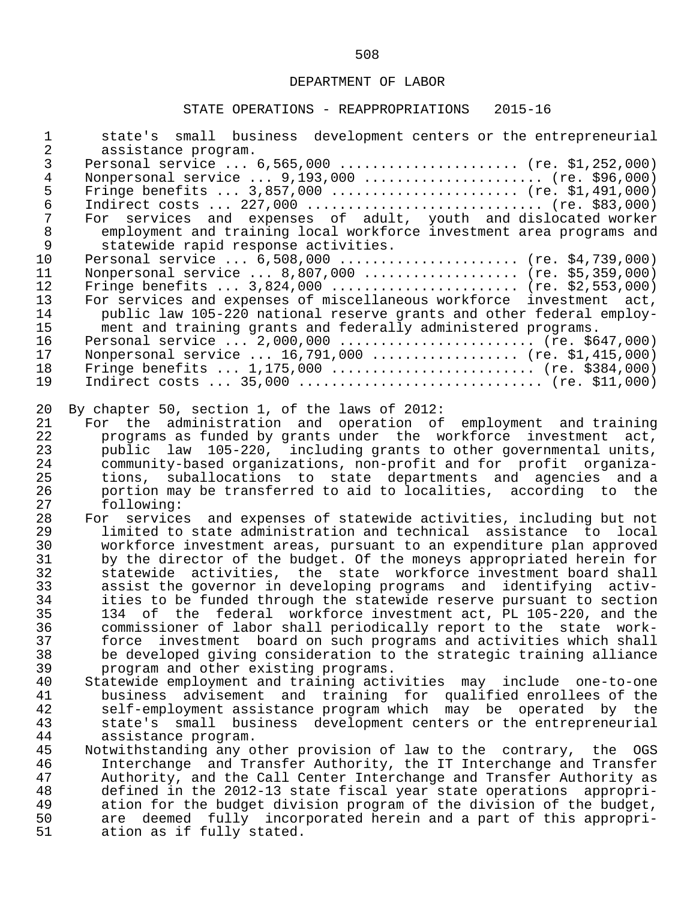DEPARTMENT OF LABOR

STATE OPERATIONS - REAPPROPRIATIONS 2015-16

state's small business development centers or the entrepreneurial assistance program.

Personal service ... 6,565,000 ...................... (re. $1,252,000)
Nonpersonal service ... 9,193,000 ..................... (re. $96,000)
Fringe benefits ... 3,857,000 ....................... (re. $1,491,000)
Indirect costs ... 227,000 ............................ (re. $83,000)

For services and expenses of adult, youth and dislocated worker employment and training local workforce investment area programs and statewide rapid response activities.

Personal service ... 6,508,000 ...................... (re. $4,739,000)
Nonpersonal service ... 8,807,000 ................... (re. $5,359,000)
Fringe benefits ... 3,824,000 ....................... (re. $2,553,000)

For services and expenses of miscellaneous workforce investment act, public law 105-220 national reserve grants and other federal employment and training grants and federally administered programs.

Personal service ... 2,000,000 ........................ (re. $647,000)
Nonpersonal service ... 16,791,000 .................. (re. $1,415,000)
Fringe benefits ... 1,175,000 ......................... (re. $384,000)
Indirect costs ... 35,000 ............................. (re. $11,000)

By chapter 50, section 1, of the laws of 2012:

For the administration and operation of employment and training programs as funded by grants under the workforce investment act, public law 105-220, including grants to other governmental units, community-based organizations, non-profit and for profit organizations, suballocations to state departments and agencies and a portion may be transferred to aid to localities, according to the following:

For services and expenses of statewide activities, including but not limited to state administration and technical assistance to local workforce investment areas, pursuant to an expenditure plan approved by the director of the budget. Of the moneys appropriated herein for statewide activities, the state workforce investment board shall assist the governor in developing programs and identifying activities to be funded through the statewide reserve pursuant to section 134 of the federal workforce investment act, PL 105-220, and the commissioner of labor shall periodically report to the state workforce investment board on such programs and activities which shall be developed giving consideration to the strategic training alliance program and other existing programs.

Statewide employment and training activities may include one-to-one business advisement and training for qualified enrollees of the self-employment assistance program which may be operated by the state's small business development centers or the entrepreneurial assistance program.

Notwithstanding any other provision of law to the contrary, the OGS Interchange and Transfer Authority, the IT Interchange and Transfer Authority, and the Call Center Interchange and Transfer Authority as defined in the 2012-13 state fiscal year state operations appropriation for the budget division program of the division of the budget, are deemed fully incorporated herein and a part of this appropriation as if fully stated.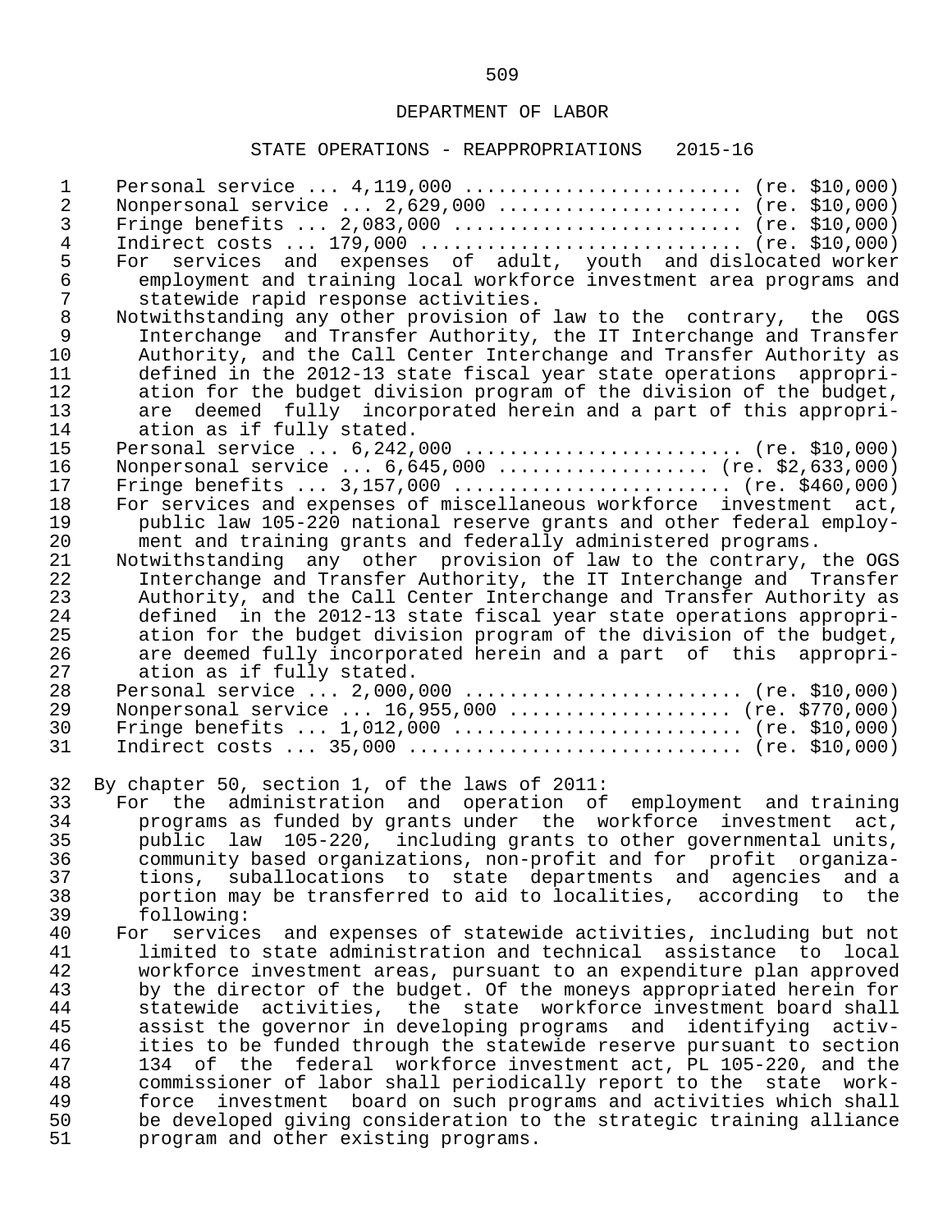DEPARTMENT OF LABOR

STATE OPERATIONS - REAPPROPRIATIONS 2015-16

Personal service ... 4,119,000 ......................... (re. $10,000)
Nonpersonal service ... 2,629,000 ...................... (re. $10,000)
Fringe benefits ... 2,083,000 .......................... (re. $10,000)
Indirect costs ... 179,000 ............................. (re. $10,000)

For services and expenses of adult, youth and dislocated worker employment and training local workforce investment area programs and statewide rapid response activities.

Notwithstanding any other provision of law to the contrary, the OGS Interchange and Transfer Authority, the IT Interchange and Transfer Authority, and the Call Center Interchange and Transfer Authority as defined in the 2012-13 state fiscal year state operations appropriation for the budget division program of the division of the budget, are deemed fully incorporated herein and a part of this appropriation as if fully stated.

Personal service ... 6,242,000 ......................... (re. $10,000)
Nonpersonal service ... 6,645,000 ................... (re. $2,633,000)
Fringe benefits ... 3,157,000 ......................... (re. $460,000)

For services and expenses of miscellaneous workforce investment act, public law 105-220 national reserve grants and other federal employment and training grants and federally administered programs.

Notwithstanding any other provision of law to the contrary, the OGS Interchange and Transfer Authority, the IT Interchange and Transfer Authority, and the Call Center Interchange and Transfer Authority as defined in the 2012-13 state fiscal year state operations appropriation for the budget division program of the division of the budget, are deemed fully incorporated herein and a part of this appropriation as if fully stated.

Personal service ... 2,000,000 ......................... (re. $10,000)
Nonpersonal service ... 16,955,000 .................... (re. $770,000)
Fringe benefits ... 1,012,000 .......................... (re. $10,000)
Indirect costs ... 35,000 .............................. (re. $10,000)

By chapter 50, section 1, of the laws of 2011:

For the administration and operation of employment and training programs as funded by grants under the workforce investment act, public law 105-220, including grants to other governmental units, community based organizations, non-profit and for profit organizations, suballocations to state departments and agencies and a portion may be transferred to aid to localities, according to the following:

For services and expenses of statewide activities, including but not limited to state administration and technical assistance to local workforce investment areas, pursuant to an expenditure plan approved by the director of the budget. Of the moneys appropriated herein for statewide activities, the state workforce investment board shall assist the governor in developing programs and identifying activities to be funded through the statewide reserve pursuant to section 134 of the federal workforce investment act, PL 105-220, and the commissioner of labor shall periodically report to the state workforce investment board on such programs and activities which shall be developed giving consideration to the strategic training alliance program and other existing programs.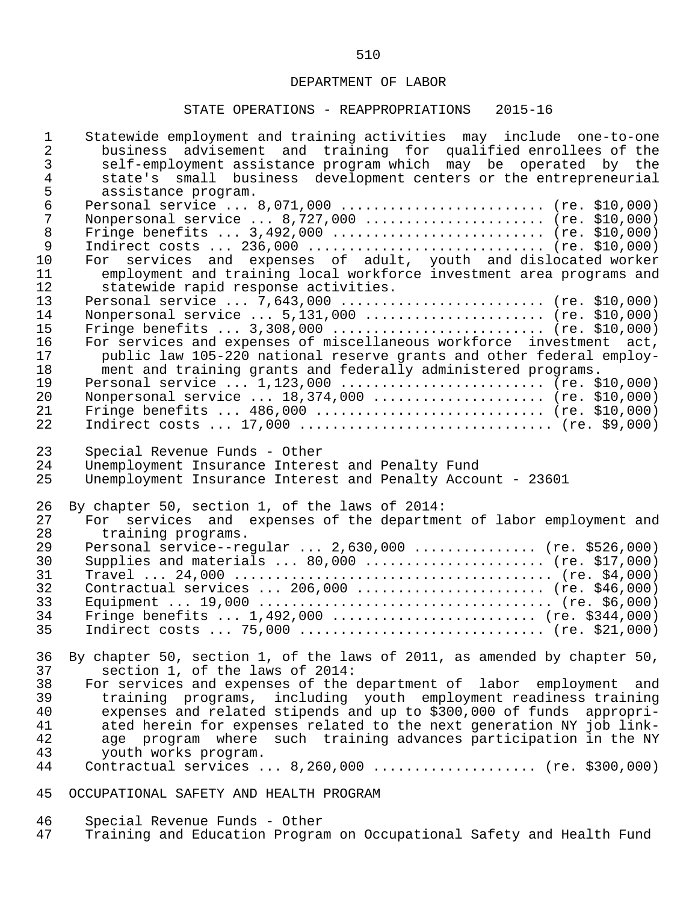Statewide employment and training activities may include one-to-one business advisement and training for qualified enrollees of the self-employment assistance program which may be operated by the state's small business development centers or the entrepreneurial assistance program.

Personal service ... 8,071,000 ........................ (re. $10,000)
Nonpersonal service ... 8,727,000 ..................... (re. $10,000)
Fringe benefits ... 3,492,000 ......................... (re. $10,000)
Indirect costs ... 236,000 ............................ (re. $10,000)

For services and expenses of adult, youth and dislocated worker employment and training local workforce investment area programs and statewide rapid response activities.

Personal service ... 7,643,000 ........................ (re. $10,000)
Nonpersonal service ... 5,131,000 ..................... (re. $10,000)
Fringe benefits ... 3,308,000 ......................... (re. $10,000)

For services and expenses of miscellaneous workforce investment act, public law 105-220 national reserve grants and other federal employment and training grants and federally administered programs.

Personal service ... 1,123,000 ........................ (re. $10,000)
Nonpersonal service ... 18,374,000 .................... (re. $10,000)
Fringe benefits ... 486,000 ........................... (re. $10,000)
Indirect costs ... 17,000 ............................. (re. $9,000)

Special Revenue Funds - Other
Unemployment Insurance Interest and Penalty Fund
Unemployment Insurance Interest and Penalty Account - 23601

By chapter 50, section 1, of the laws of 2014:

For services and expenses of the department of labor employment and training programs.

Personal service--regular ... 2,630,000 ............... (re. $526,000)
Supplies and materials ... 80,000 ..................... (re. $17,000)
Travel ... 24,000 ..................................... (re. $4,000)
Contractual services ... 206,000 ...................... (re. $46,000)
Equipment ... 19,000 .................................. (re. $6,000)
Fringe benefits ... 1,492,000 ......................... (re. $344,000)
Indirect costs ... 75,000 ............................. (re. $21,000)

By chapter 50, section 1, of the laws of 2011, as amended by chapter 50, section 1, of the laws of 2014:

For services and expenses of the department of labor employment and training programs, including youth employment readiness training expenses and related stipends and up to $300,000 of funds appropriated herein for expenses related to the next generation NY job linkage program where such training advances participation in the NY youth works program.

Contractual services ... 8,260,000 .................... (re. $300,000)

OCCUPATIONAL SAFETY AND HEALTH PROGRAM

Special Revenue Funds - Other
Training and Education Program on Occupational Safety and Health Fund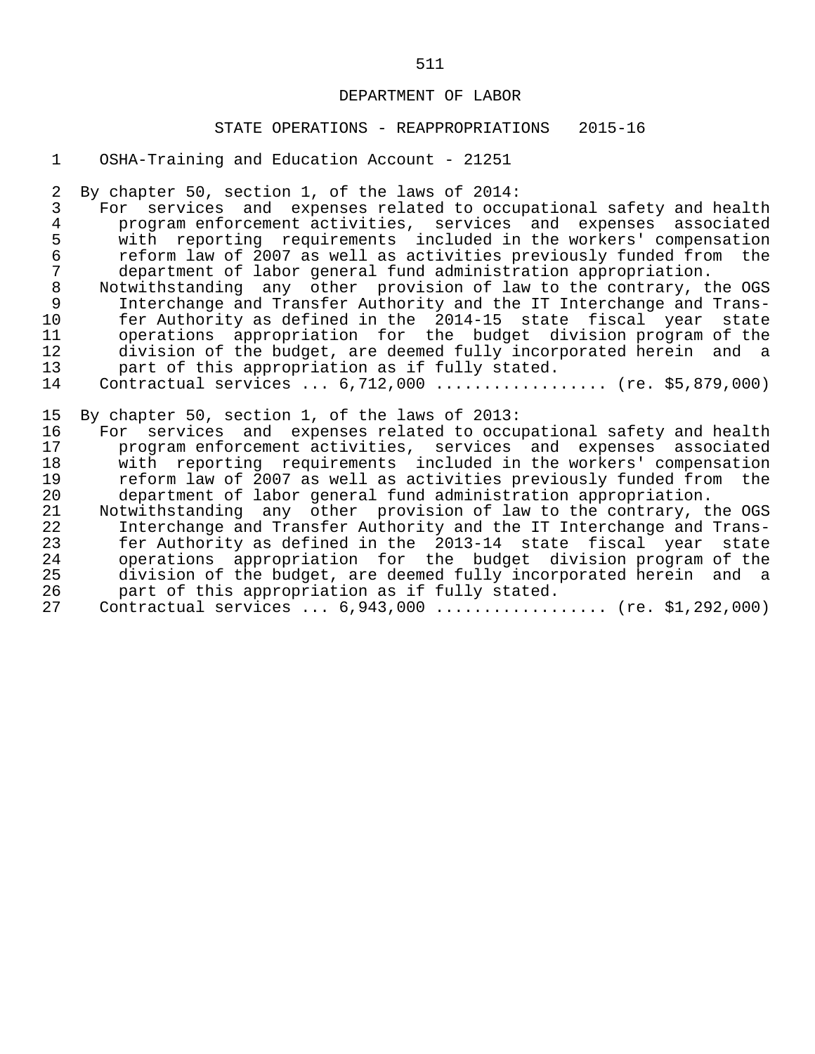DEPARTMENT OF LABOR

STATE OPERATIONS - REAPPROPRIATIONS 2015-16

OSHA-Training and Education Account - 21251

By chapter 50, section 1, of the laws of 2014:

For services and expenses related to occupational safety and health program enforcement activities, services and expenses associated with reporting requirements included in the workers' compensation reform law of 2007 as well as activities previously funded from the department of labor general fund administration appropriation.

Notwithstanding any other provision of law to the contrary, the OGS Interchange and Transfer Authority and the IT Interchange and Transfer Authority as defined in the 2014-15 state fiscal year state operations appropriation for the budget division program of the division of the budget, are deemed fully incorporated herein and a part of this appropriation as if fully stated.

Contractual services ... 6,712,000 .................. (re. $5,879,000)

By chapter 50, section 1, of the laws of 2013:

For services and expenses related to occupational safety and health program enforcement activities, services and expenses associated with reporting requirements included in the workers' compensation reform law of 2007 as well as activities previously funded from the department of labor general fund administration appropriation.

Notwithstanding any other provision of law to the contrary, the OGS Interchange and Transfer Authority and the IT Interchange and Transfer Authority as defined in the 2013-14 state fiscal year state operations appropriation for the budget division program of the division of the budget, are deemed fully incorporated herein and a part of this appropriation as if fully stated.

Contractual services ... 6,943,000 .................. (re. $1,292,000)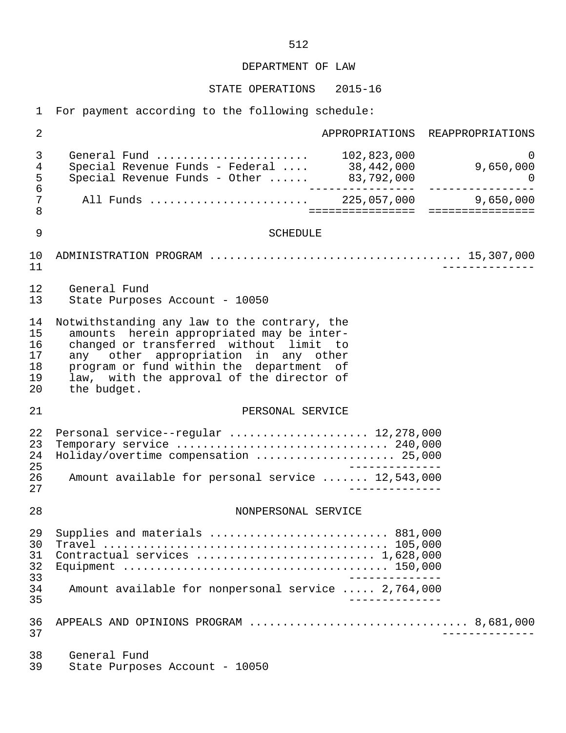# DEPARTMENT OF LAW

## STATE OPERATIONS 2015-16

For payment according to the following schedule:

| | APPROPRIATIONS | REAPPROPRIATIONS |
|---|---|---|
| General Fund ....................... | 102,823,000 | 0 |
| Special Revenue Funds - Federal .... | 38,442,000 | 9,650,000 |
| Special Revenue Funds - Other ...... | 83,792,000 | 0 |
| All Funds ........................ | 225,057,000 | 9,650,000 |

## SCHEDULE

ADMINISTRATION PROGRAM ..................................... 15,307,000

General Fund
State Purposes Account - 10050

Notwithstanding any law to the contrary, the amounts herein appropriated may be interchanged or transferred without limit to any other appropriation in any other program or fund within the department of law, with the approval of the director of the budget.

### PERSONAL SERVICE

| | |
|---|---|
| Personal service--regular .................... | 12,278,000 |
| Temporary service ............................... | 240,000 |
| Holiday/overtime compensation .................... | 25,000 |
| Amount available for personal service ....... | 12,543,000 |

### NONPERSONAL SERVICE

| | |
|---|---|
| Supplies and materials .......................... | 881,000 |
| Travel ............................................ | 105,000 |
| Contractual services .......................... | 1,628,000 |
| Equipment ........................................ | 150,000 |
| Amount available for nonpersonal service ..... | 2,764,000 |

APPEALS AND OPINIONS PROGRAM ................................ 8,681,000

General Fund
State Purposes Account - 10050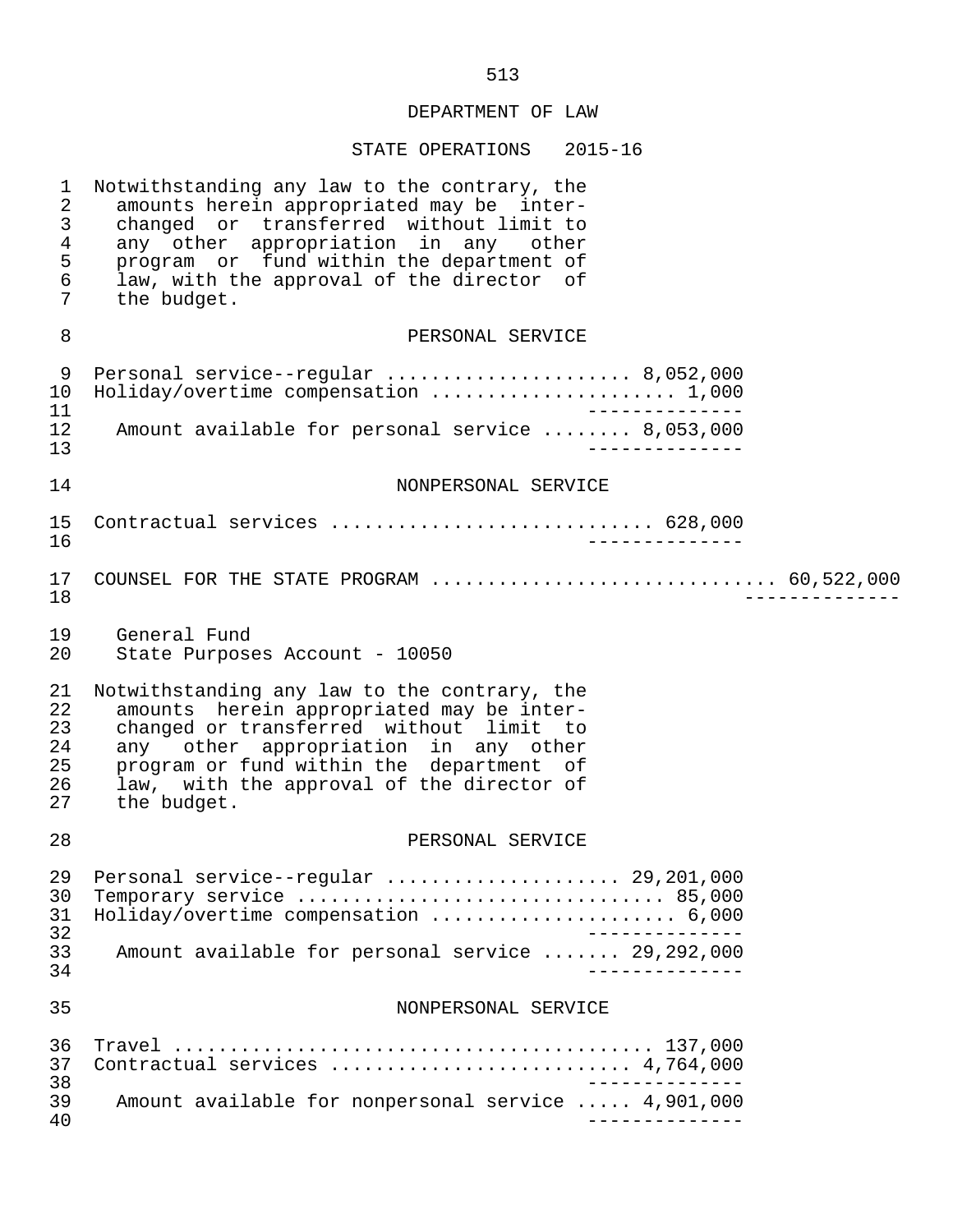DEPARTMENT OF LAW

STATE OPERATIONS 2015-16

Notwithstanding any law to the contrary, the amounts herein appropriated may be interchanged or transferred without limit to any other appropriation in any other program or fund within the department of law, with the approval of the director of the budget.

PERSONAL SERVICE

| | |
|---|---|
| Personal service--regular | 8,052,000 |
| Holiday/overtime compensation | 1,000 |
| Amount available for personal service | 8,053,000 |

NONPERSONAL SERVICE

| | |
|---|---|
| Contractual services | 628,000 |

COUNSEL FOR THE STATE PROGRAM .............................. 60,522,000

General Fund
State Purposes Account - 10050

Notwithstanding any law to the contrary, the amounts herein appropriated may be interchanged or transferred without limit to any other appropriation in any other program or fund within the department of law, with the approval of the director of the budget.

PERSONAL SERVICE

| | |
|---|---|
| Personal service--regular | 29,201,000 |
| Temporary service | 85,000 |
| Holiday/overtime compensation | 6,000 |
| Amount available for personal service | 29,292,000 |

NONPERSONAL SERVICE

| | |
|---|---|
| Travel | 137,000 |
| Contractual services | 4,764,000 |
| Amount available for nonpersonal service | 4,901,000 |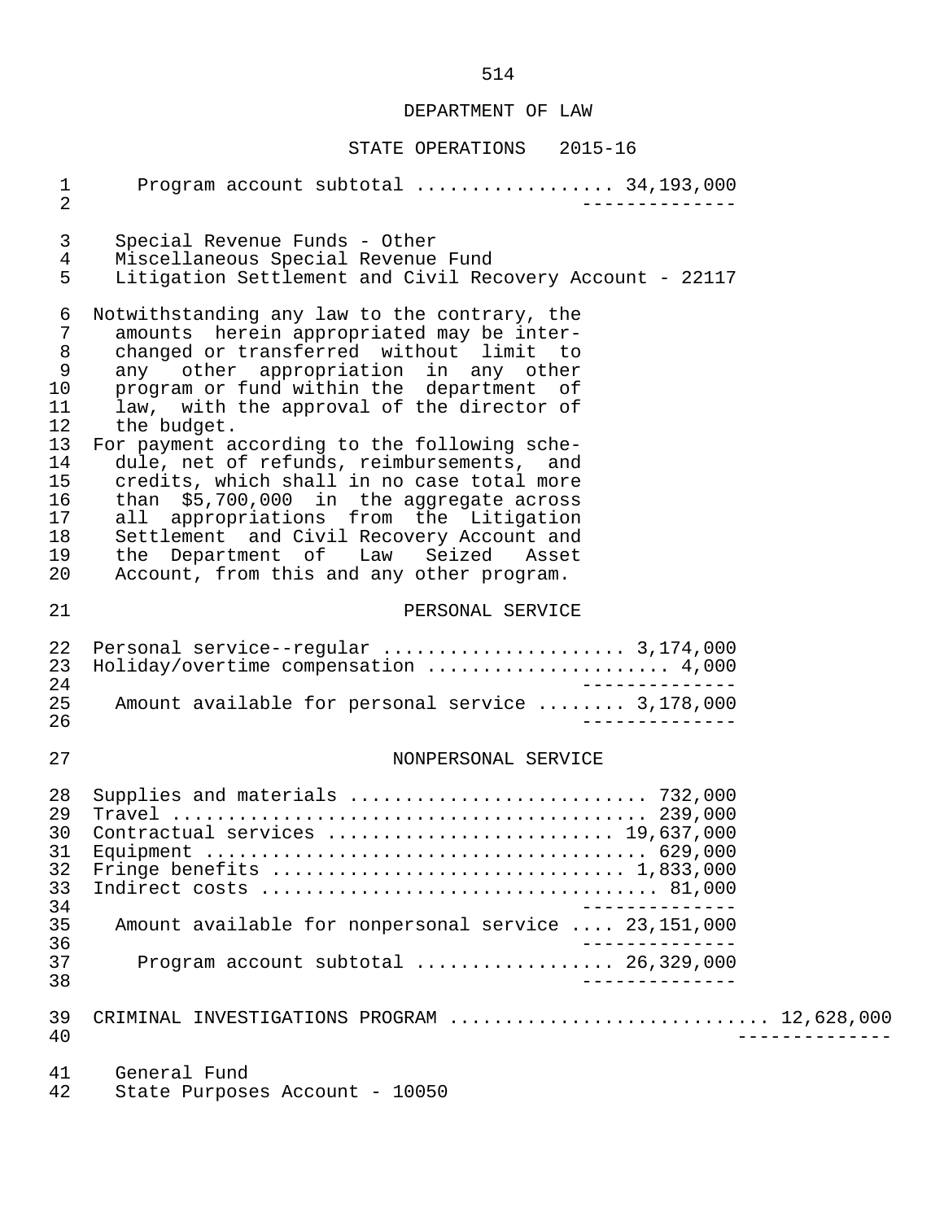## DEPARTMENT OF LAW

### STATE OPERATIONS 2015-16

Program account subtotal ................. 34,193,000

Special Revenue Funds - Other
Miscellaneous Special Revenue Fund
Litigation Settlement and Civil Recovery Account - 22117

Notwithstanding any law to the contrary, the amounts herein appropriated may be interchanged or transferred without limit to any other appropriation in any other program or fund within the department of law, with the approval of the director of the budget.

For payment according to the following schedule, net of refunds, reimbursements, and credits, which shall in no case total more than $5,700,000 in the aggregate across all appropriations from the Litigation Settlement and Civil Recovery Account and the Department of Law Seized Asset Account, from this and any other program.

#### PERSONAL SERVICE

| Item | Amount |
|---|---|
| Personal service--regular | 3,174,000 |
| Holiday/overtime compensation | 4,000 |
| Amount available for personal service | 3,178,000 |

#### NONPERSONAL SERVICE

| Item | Amount |
|---|---|
| Supplies and materials | 732,000 |
| Travel | 239,000 |
| Contractual services | 19,637,000 |
| Equipment | 629,000 |
| Fringe benefits | 1,833,000 |
| Indirect costs | 81,000 |
| Amount available for nonpersonal service | 23,151,000 |
| Program account subtotal | 26,329,000 |

CRIMINAL INVESTIGATIONS PROGRAM ............................ 12,628,000

General Fund
State Purposes Account - 10050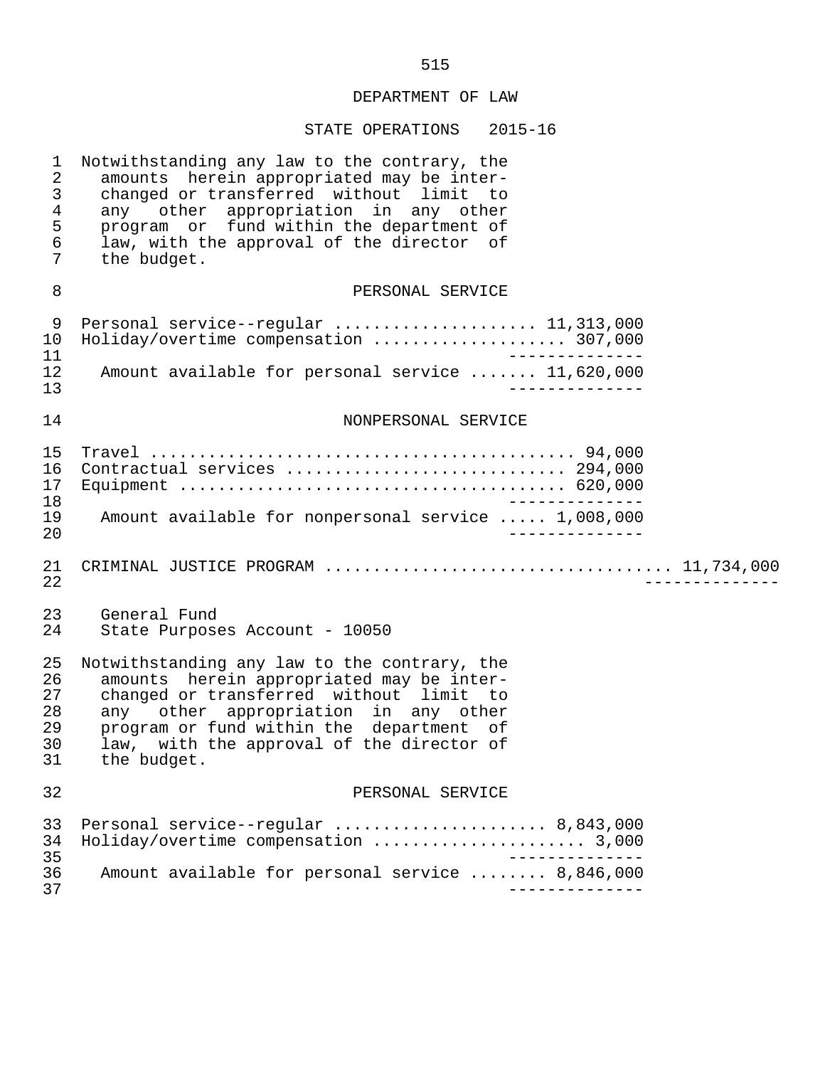## DEPARTMENT OF LAW

### STATE OPERATIONS 2015-16

Notwithstanding any law to the contrary, the amounts herein appropriated may be interchanged or transferred without limit to any other appropriation in any other program or fund within the department of law, with the approval of the director of the budget.

#### PERSONAL SERVICE

| | |
|---|---|
| Personal service--regular | 11,313,000 |
| Holiday/overtime compensation | 307,000 |
| Amount available for personal service | 11,620,000 |

#### NONPERSONAL SERVICE

| | |
|---|---|
| Travel | 94,000 |
| Contractual services | 294,000 |
| Equipment | 620,000 |
| Amount available for nonpersonal service | 1,008,000 |

CRITICAL JUSTICE PROGRAM .................................. 11,734,000

General Fund
State Purposes Account - 10050

Notwithstanding any law to the contrary, the amounts herein appropriated may be interchanged or transferred without limit to any other appropriation in any other program or fund within the department of law, with the approval of the director of the budget.

#### PERSONAL SERVICE

| | |
|---|---|
| Personal service--regular | 8,843,000 |
| Holiday/overtime compensation | 3,000 |
| Amount available for personal service | 8,846,000 |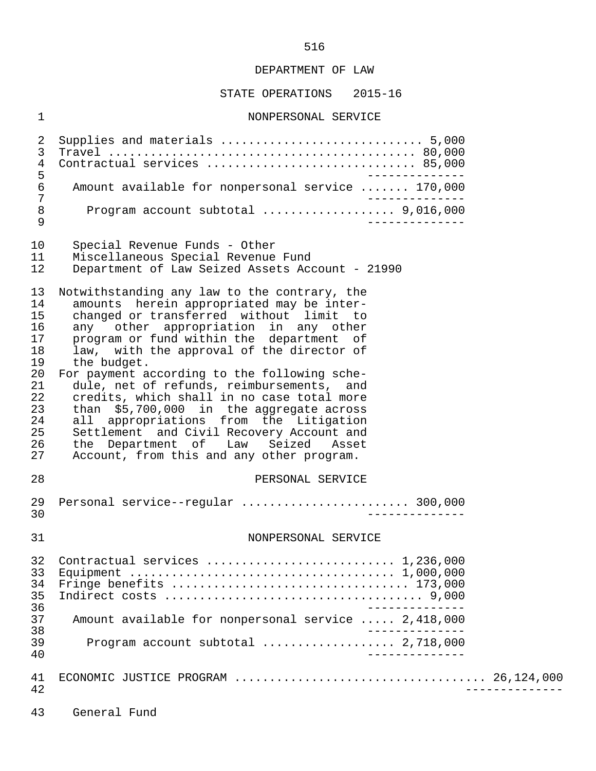DEPARTMENT OF LAW

STATE OPERATIONS 2015-16

NONPERSONAL SERVICE

Supplies and materials ............................ 5,000
Travel ........................................... 80,000
Contractual services ............................. 85,000

Amount available for nonpersonal service ....... 170,000

Program account subtotal .................. 9,016,000

Special Revenue Funds - Other
Miscellaneous Special Revenue Fund
Department of Law Seized Assets Account - 21990

Notwithstanding any law to the contrary, the amounts herein appropriated may be interchanged or transferred without limit to any other appropriation in any other program or fund within the department of law, with the approval of the director of the budget.

For payment according to the following schedule, net of refunds, reimbursements, and credits, which shall in no case total more than $5,700,000 in the aggregate across all appropriations from the Litigation Settlement and Civil Recovery Account and the Department of Law Seized Asset Account, from this and any other program.

PERSONAL SERVICE

Personal service--regular ........................ 300,000

NONPERSONAL SERVICE

Contractual services .......................... 1,236,000
Equipment ..................................... 1,000,000
Fringe benefits ................................. 173,000
Indirect costs .................................... 9,000

Amount available for nonpersonal service ..... 2,418,000

Program account subtotal .................. 2,718,000

ECONOMIC JUSTICE PROGRAM .................................. 26,124,000

General Fund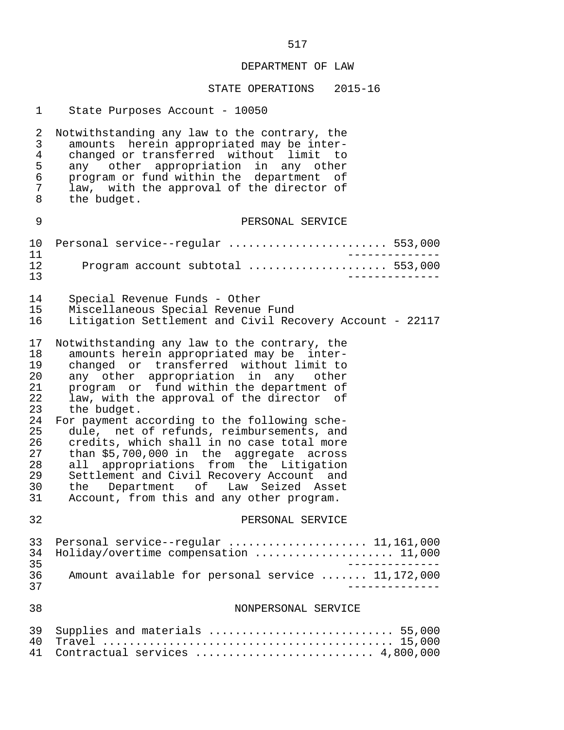DEPARTMENT OF LAW

STATE OPERATIONS 2015-16

State Purposes Account - 10050

Notwithstanding any law to the contrary, the amounts herein appropriated may be interchanged or transferred without limit to any other appropriation in any other program or fund within the department of law, with the approval of the director of the budget.

PERSONAL SERVICE

| | |
|---|---|
| Personal service--regular | 553,000 |
| Program account subtotal | 553,000 |

Special Revenue Funds - Other
Miscellaneous Special Revenue Fund
Litigation Settlement and Civil Recovery Account - 22117

Notwithstanding any law to the contrary, the amounts herein appropriated may be interchanged or transferred without limit to any other appropriation in any other program or fund within the department of law, with the approval of the director of the budget.

For payment according to the following schedule, net of refunds, reimbursements, and credits, which shall in no case total more than $5,700,000 in the aggregate across all appropriations from the Litigation Settlement and Civil Recovery Account and the Department of Law Seized Asset Account, from this and any other program.

PERSONAL SERVICE

| | |
|---|---|
| Personal service--regular | 11,161,000 |
| Holiday/overtime compensation | 11,000 |
| Amount available for personal service | 11,172,000 |

NONPERSONAL SERVICE

| | |
|---|---|
| Supplies and materials | 55,000 |
| Travel | 15,000 |
| Contractual services | 4,800,000 |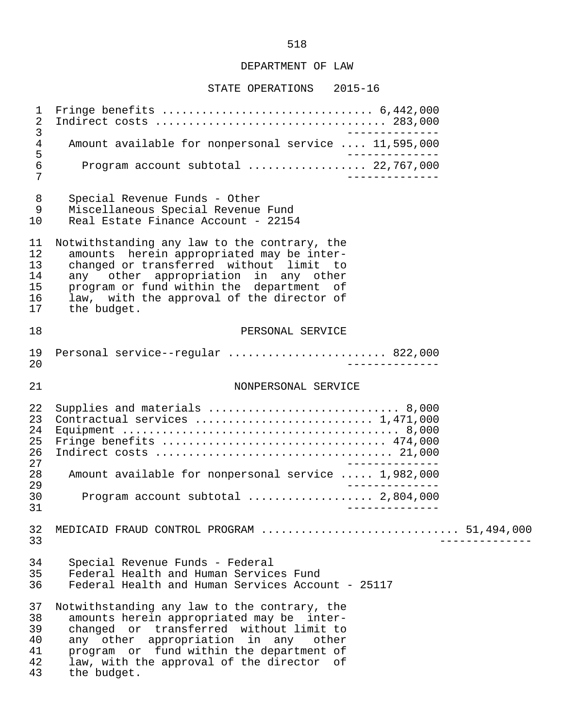DEPARTMENT OF LAW

STATE OPERATIONS 2015-16

Fringe benefits ............................... 6,442,000
Indirect costs ................................. 283,000
--------------
Amount available for nonpersonal service .... 11,595,000
--------------
Program account subtotal ................. 22,767,000
--------------

Special Revenue Funds - Other
Miscellaneous Special Revenue Fund
Real Estate Finance Account - 22154

Notwithstanding any law to the contrary, the amounts herein appropriated may be interchanged or transferred without limit to any other appropriation in any other program or fund within the department of law, with the approval of the director of the budget.

PERSONAL SERVICE

Personal service--regular ....................... 822,000
--------------

NONPERSONAL SERVICE

Supplies and materials ........................... 8,000
Contractual services .......................... 1,471,000
Equipment ........................................ 8,000
Fringe benefits ................................ 474,000
Indirect costs .................................. 21,000
--------------
Amount available for nonpersonal service ..... 1,982,000
--------------
Program account subtotal .................. 2,804,000
--------------

MEDICAID FRAUD CONTROL PROGRAM ............................. 51,494,000
--------------

Special Revenue Funds - Federal
Federal Health and Human Services Fund
Federal Health and Human Services Account - 25117

Notwithstanding any law to the contrary, the amounts herein appropriated may be interchanged or transferred without limit to any other appropriation in any other program or fund within the department of law, with the approval of the director of the budget.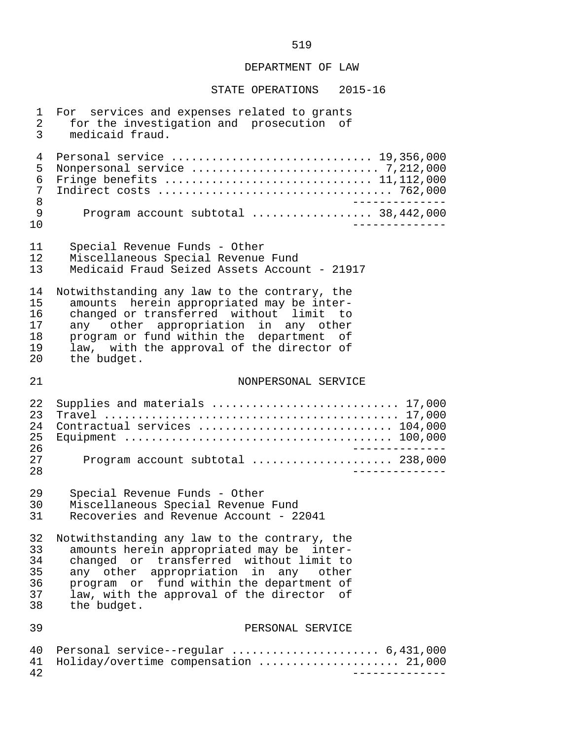DEPARTMENT OF LAW

STATE OPERATIONS 2015-16

For services and expenses related to grants for the investigation and prosecution of medicaid fraud.

| | |
|---|---:|
| Personal service | 19,356,000 |
| Nonpersonal service | 7,212,000 |
| Fringe benefits | 11,112,000 |
| Indirect costs | 762,000 |
| Program account subtotal | 38,442,000 |

Special Revenue Funds - Other
Miscellaneous Special Revenue Fund
Medicaid Fraud Seized Assets Account - 21917

Notwithstanding any law to the contrary, the amounts herein appropriated may be interchanged or transferred without limit to any other appropriation in any other program or fund within the department of law, with the approval of the director of the budget.

NONPERSONAL SERVICE

| | |
|---|---:|
| Supplies and materials | 17,000 |
| Travel | 17,000 |
| Contractual services | 104,000 |
| Equipment | 100,000 |
| Program account subtotal | 238,000 |

Special Revenue Funds - Other
Miscellaneous Special Revenue Fund
Recoveries and Revenue Account - 22041

Notwithstanding any law to the contrary, the amounts herein appropriated may be interchanged or transferred without limit to any other appropriation in any other program or fund within the department of law, with the approval of the director of the budget.

PERSONAL SERVICE

| | |
|---|---:|
| Personal service--regular | 6,431,000 |
| Holiday/overtime compensation | 21,000 |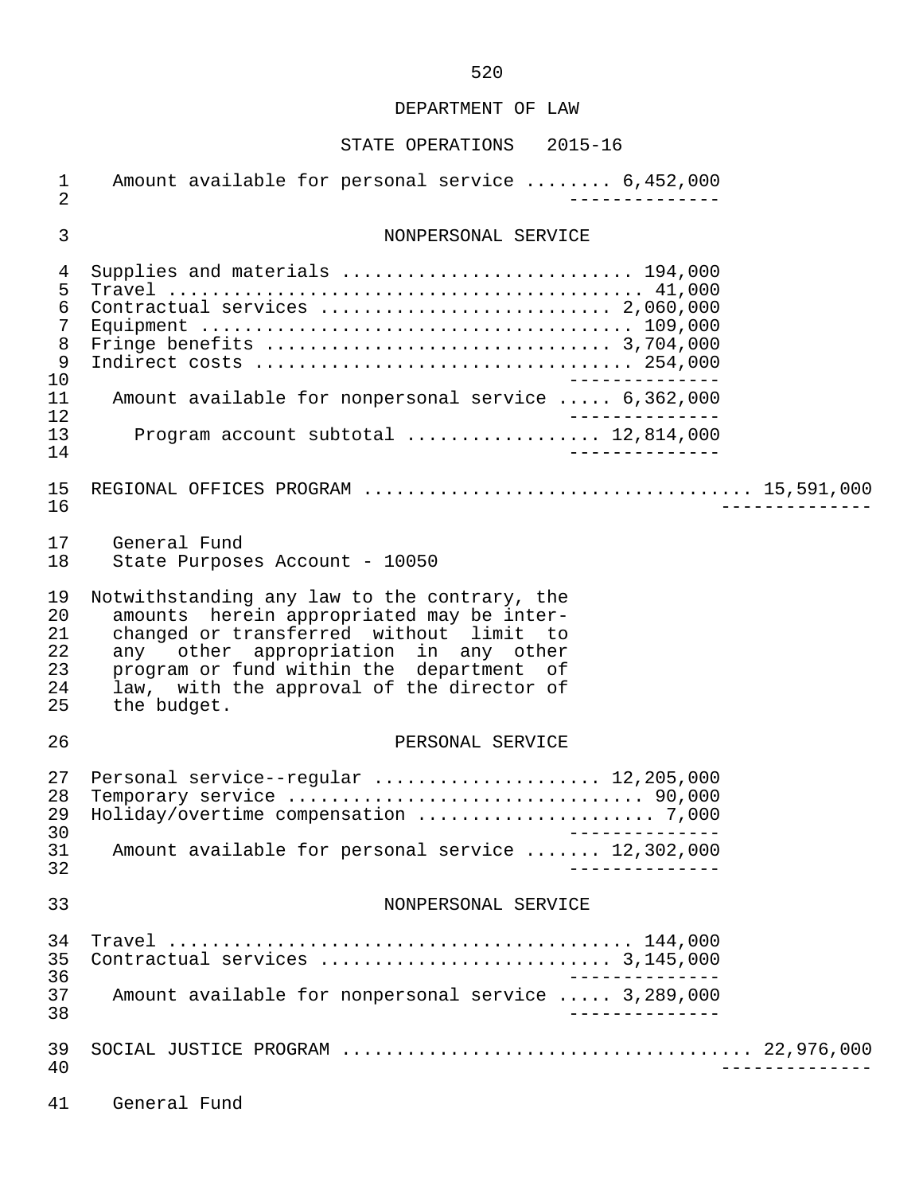DEPARTMENT OF LAW

STATE OPERATIONS 2015-16

| | | |
|---|---|---|
| Amount available for personal service | 6,452,000 | |

### NONPERSONAL SERVICE

| | | |
|---|---|---|
| Supplies and materials | 194,000 | |
| Travel | 41,000 | |
| Contractual services | 2,060,000 | |
| Equipment | 109,000 | |
| Fringe benefits | 3,704,000 | |
| Indirect costs | 254,000 | |
| Amount available for nonpersonal service | 6,362,000 | |
| Program account subtotal | 12,814,000 | |

| | | |
|---|---|---|
| REGIONAL OFFICES PROGRAM | | 15,591,000 |

General Fund
State Purposes Account - 10050

Notwithstanding any law to the contrary, the amounts herein appropriated may be interchanged or transferred without limit to any other appropriation in any other program or fund within the department of law, with the approval of the director of the budget.

### PERSONAL SERVICE

| | | |
|---|---|---|
| Personal service--regular | 12,205,000 | |
| Temporary service | 90,000 | |
| Holiday/overtime compensation | 7,000 | |
| Amount available for personal service | 12,302,000 | |

### NONPERSONAL SERVICE

| | | |
|---|---|---|
| Travel | 144,000 | |
| Contractual services | 3,145,000 | |
| Amount available for nonpersonal service | 3,289,000 | |

| | | |
|---|---|---|
| SOCIAL JUSTICE PROGRAM | | 22,976,000 |

General Fund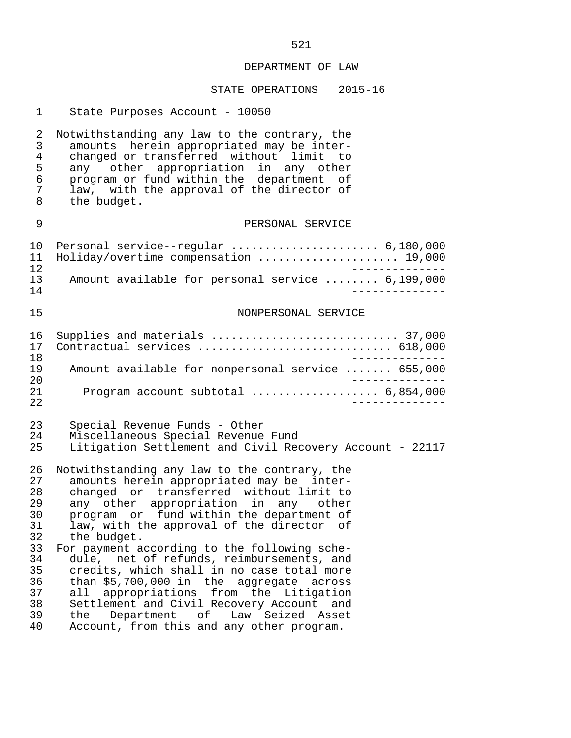## DEPARTMENT OF LAW

### STATE OPERATIONS 2015-16

State Purposes Account - 10050

Notwithstanding any law to the contrary, the amounts herein appropriated may be interchanged or transferred without limit to any other appropriation in any other program or fund within the department of law, with the approval of the director of the budget.

#### PERSONAL SERVICE

| | |
|---|---:|
| Personal service--regular | 6,180,000 |
| Holiday/overtime compensation | 19,000 |
| Amount available for personal service | 6,199,000 |

#### NONPERSONAL SERVICE

| | |
|---|---:|
| Supplies and materials | 37,000 |
| Contractual services | 618,000 |
| Amount available for nonpersonal service | 655,000 |
| Program account subtotal | 6,854,000 |

Special Revenue Funds - Other
Miscellaneous Special Revenue Fund
Litigation Settlement and Civil Recovery Account - 22117

Notwithstanding any law to the contrary, the amounts herein appropriated may be interchanged or transferred without limit to any other appropriation in any other program or fund within the department of law, with the approval of the director of the budget.

For payment according to the following schedule, net of refunds, reimbursements, and credits, which shall in no case total more than $5,700,000 in the aggregate across all appropriations from the Litigation Settlement and Civil Recovery Account and the Department of Law Seized Asset Account, from this and any other program.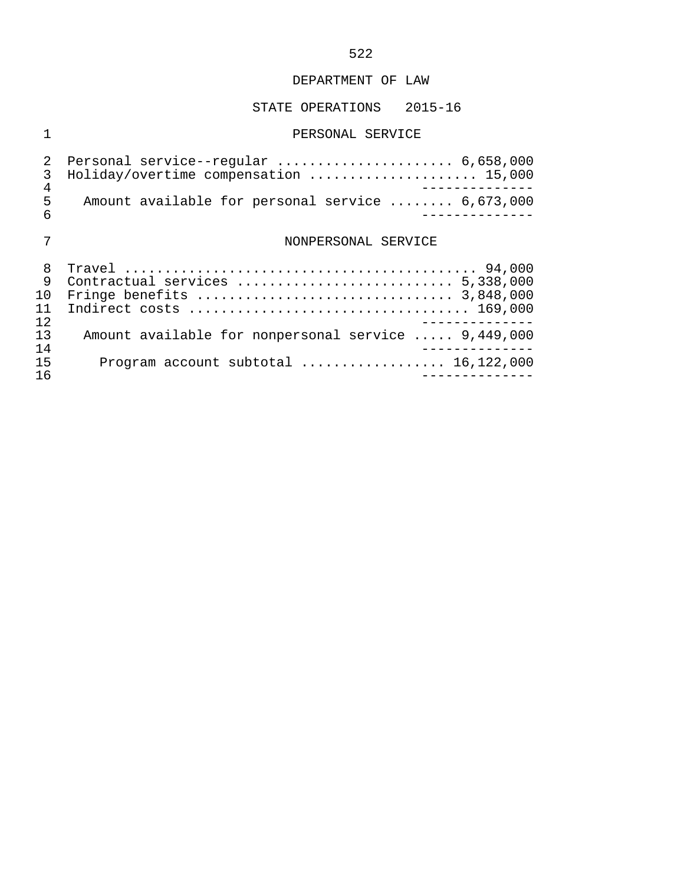DEPARTMENT OF LAW

STATE OPERATIONS 2015-16

PERSONAL SERVICE

| | |
|---|---|
| Personal service--regular | 6,658,000 |
| Holiday/overtime compensation | 15,000 |
| Amount available for personal service | 6,673,000 |

NONPERSONAL SERVICE

| | |
|---|---|
| Travel | 94,000 |
| Contractual services | 5,338,000 |
| Fringe benefits | 3,848,000 |
| Indirect costs | 169,000 |
| Amount available for nonpersonal service | 9,449,000 |
| Program account subtotal | 16,122,000 |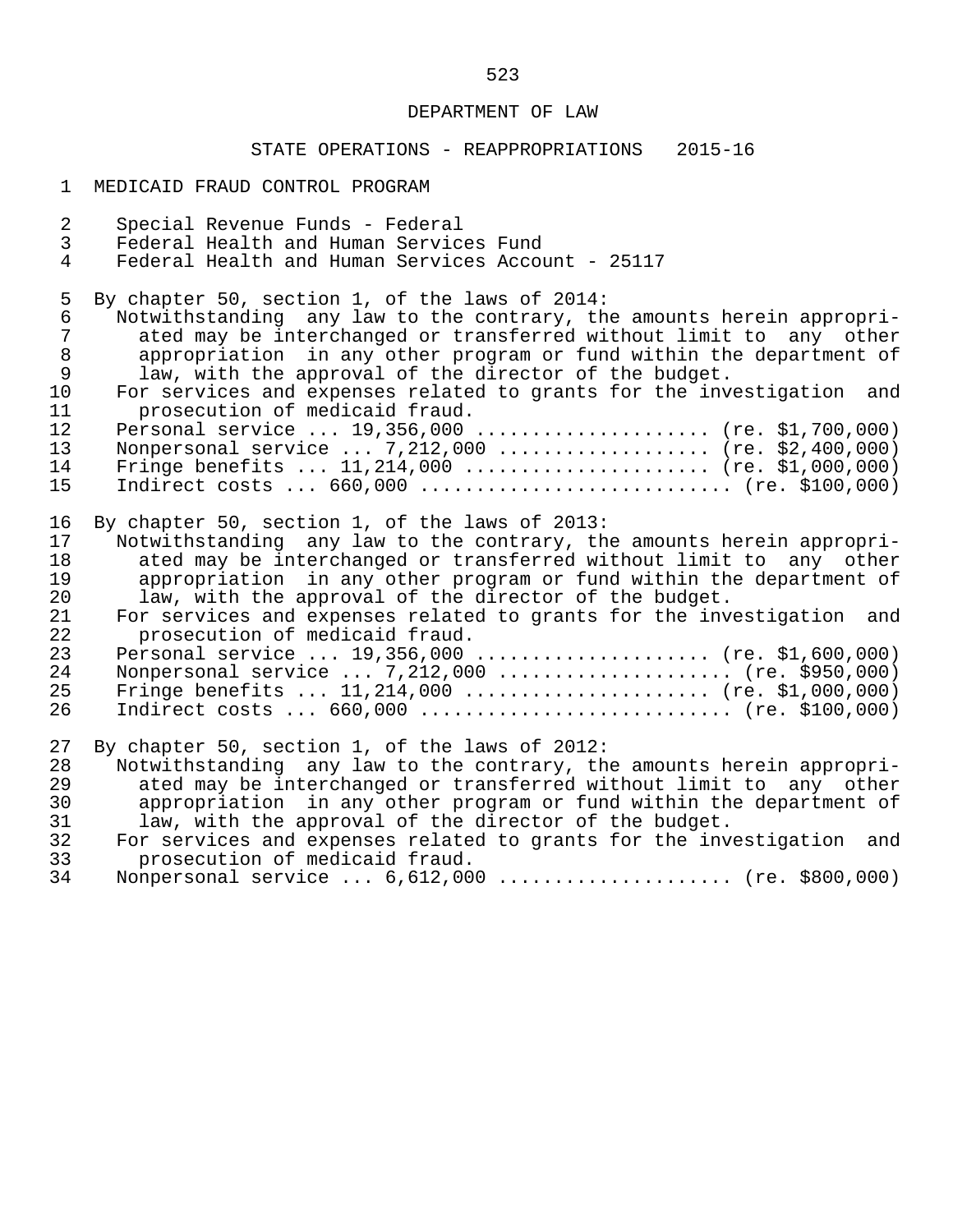DEPARTMENT OF LAW

STATE OPERATIONS - REAPPROPRIATIONS 2015-16

MEDICAID FRAUD CONTROL PROGRAM

Special Revenue Funds - Federal
Federal Health and Human Services Fund
Federal Health and Human Services Account - 25117

By chapter 50, section 1, of the laws of 2014:
Notwithstanding any law to the contrary, the amounts herein appropriated may be interchanged or transferred without limit to any other appropriation in any other program or fund within the department of law, with the approval of the director of the budget.
For services and expenses related to grants for the investigation and prosecution of medicaid fraud.
Personal service ... 19,356,000 .................... (re. $1,700,000)
Nonpersonal service ... 7,212,000 .................. (re. $2,400,000)
Fringe benefits ... 11,214,000 ..................... (re. $1,000,000)
Indirect costs ... 660,000 ........................... (re. $100,000)

By chapter 50, section 1, of the laws of 2013:
Notwithstanding any law to the contrary, the amounts herein appropriated may be interchanged or transferred without limit to any other appropriation in any other program or fund within the department of law, with the approval of the director of the budget.
For services and expenses related to grants for the investigation and prosecution of medicaid fraud.
Personal service ... 19,356,000 .................... (re. $1,600,000)
Nonpersonal service ... 7,212,000 .................... (re. $950,000)
Fringe benefits ... 11,214,000 ..................... (re. $1,000,000)
Indirect costs ... 660,000 ........................... (re. $100,000)

By chapter 50, section 1, of the laws of 2012:
Notwithstanding any law to the contrary, the amounts herein appropriated may be interchanged or transferred without limit to any other appropriation in any other program or fund within the department of law, with the approval of the director of the budget.
For services and expenses related to grants for the investigation and prosecution of medicaid fraud.
Nonpersonal service ... 6,612,000 .................... (re. $800,000)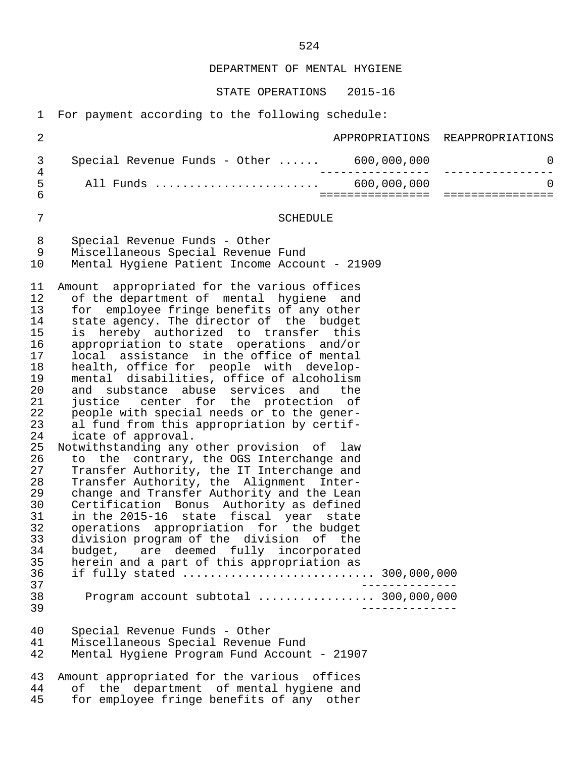DEPARTMENT OF MENTAL HYGIENE

STATE OPERATIONS 2015-16

For payment according to the following schedule:

| | APPROPRIATIONS | REAPPROPRIATIONS |
|---|---|---|
| Special Revenue Funds - Other ...... | 600,000,000 | 0 |
| All Funds ........................ | 600,000,000 | 0 |

SCHEDULE

Special Revenue Funds - Other
Miscellaneous Special Revenue Fund
Mental Hygiene Patient Income Account - 21909

Amount appropriated for the various offices of the department of mental hygiene and for employee fringe benefits of any other state agency. The director of the budget is hereby authorized to transfer this appropriation to state operations and/or local assistance in the office of mental health, office for people with developmental disabilities, office of alcoholism and substance abuse services and the justice center for the protection of people with special needs or to the general fund from this appropriation by certificate of approval.
Notwithstanding any other provision of law to the contrary, the OGS Interchange and Transfer Authority, the IT Interchange and Transfer Authority, the Alignment Interchange and Transfer Authority and the Lean Certification Bonus Authority as defined in the 2015-16 state fiscal year state operations appropriation for the budget division program of the division of the budget, are deemed fully incorporated herein and a part of this appropriation as if fully stated ........................... 300,000,000

Program account subtotal ................ 300,000,000

Special Revenue Funds - Other
Miscellaneous Special Revenue Fund
Mental Hygiene Program Fund Account - 21907

Amount appropriated for the various offices of the department of mental hygiene and for employee fringe benefits of any other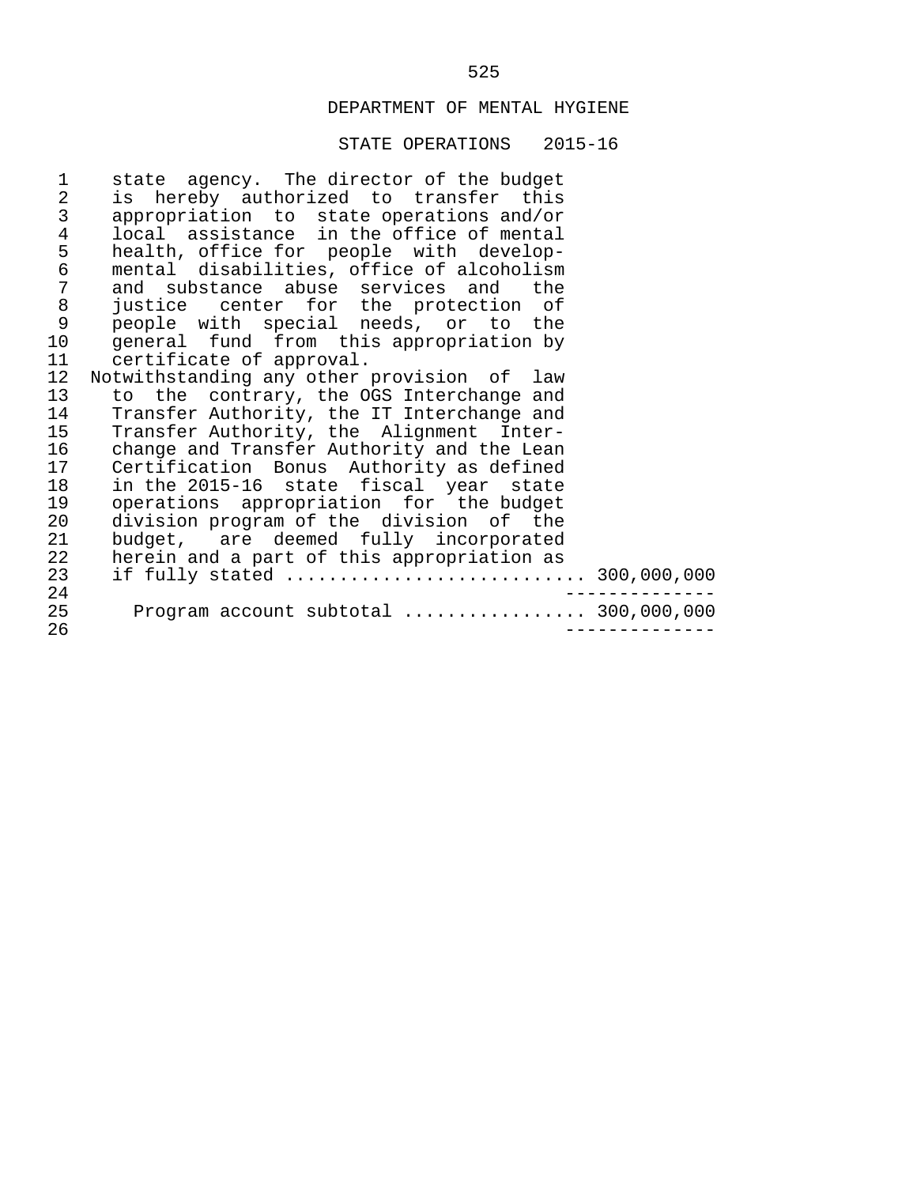DEPARTMENT OF MENTAL HYGIENE

STATE OPERATIONS 2015-16

state agency. The director of the budget is hereby authorized to transfer this appropriation to state operations and/or local assistance in the office of mental health, office for people with developmental disabilities, office of alcoholism and substance abuse services and the justice center for the protection of people with special needs, or to the general fund from this appropriation by certificate of approval.

Notwithstanding any other provision of law to the contrary, the OGS Interchange and Transfer Authority, the IT Interchange and Transfer Authority, the Alignment Interchange and Transfer Authority and the Lean Certification Bonus Authority as defined in the 2015-16 state fiscal year state operations appropriation for the budget division program of the division of the budget, are deemed fully incorporated herein and a part of this appropriation as if fully stated ........................... 300,000,000

Program account subtotal ................ 300,000,000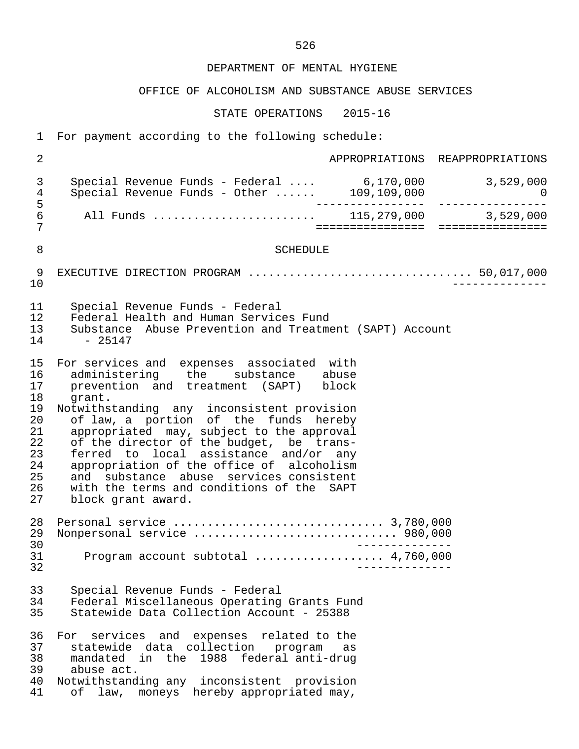DEPARTMENT OF MENTAL HYGIENE

OFFICE OF ALCOHOLISM AND SUBSTANCE ABUSE SERVICES

STATE OPERATIONS 2015-16

For payment according to the following schedule:

| | APPROPRIATIONS | REAPPROPRIATIONS |
|---|---|---|
| Special Revenue Funds - Federal .... | 6,170,000 | 3,529,000 |
| Special Revenue Funds - Other ...... | 109,109,000 | 0 |
| All Funds ........................ | 115,279,000 | 3,529,000 |

SCHEDULE

EXECUTIVE DIRECTION PROGRAM ................................ 50,017,000

Special Revenue Funds - Federal
Federal Health and Human Services Fund
Substance Abuse Prevention and Treatment (SAPT) Account - 25147

For services and expenses associated with administering the substance abuse prevention and treatment (SAPT) block grant.

Notwithstanding any inconsistent provision of law, a portion of the funds hereby appropriated may, subject to the approval of the director of the budget, be transferred to local assistance and/or any appropriation of the office of alcoholism and substance abuse services consistent with the terms and conditions of the SAPT block grant award.

Personal service .............................. 3,780,000
Nonpersonal service ............................ 980,000

Program account subtotal .................. 4,760,000

Special Revenue Funds - Federal
Federal Miscellaneous Operating Grants Fund
Statewide Data Collection Account - 25388

For services and expenses related to the statewide data collection program as mandated in the 1988 federal anti-drug abuse act.

Notwithstanding any inconsistent provision of law, moneys hereby appropriated may,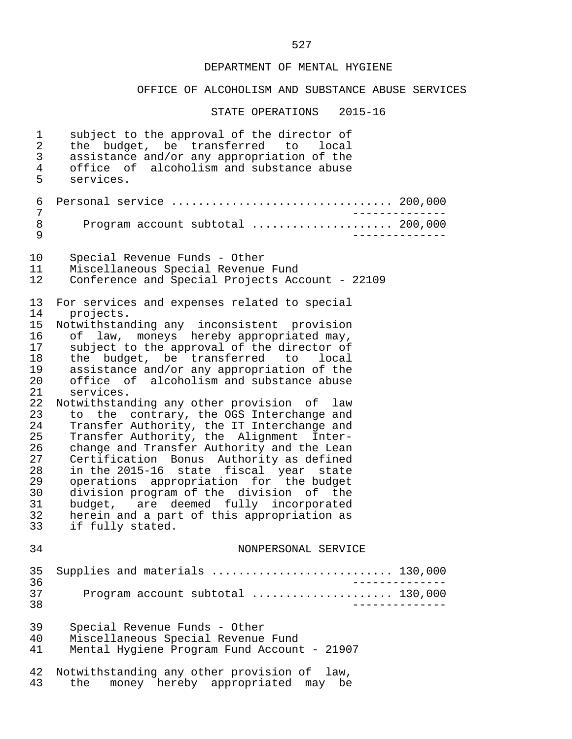subject to the approval of the director of the budget, be transferred to local assistance and/or any appropriation of the office of alcoholism and substance abuse services.

Personal service ................................ 200,000

Program account subtotal .................... 200,000

Special Revenue Funds - Other
Miscellaneous Special Revenue Fund
Conference and Special Projects Account - 22109

For services and expenses related to special projects.
Notwithstanding any inconsistent provision of law, moneys hereby appropriated may, subject to the approval of the director of the budget, be transferred to local assistance and/or any appropriation of the office of alcoholism and substance abuse services.
Notwithstanding any other provision of law to the contrary, the OGS Interchange and Transfer Authority, the IT Interchange and Transfer Authority, the Alignment Interchange and Transfer Authority and the Lean Certification Bonus Authority as defined in the 2015-16 state fiscal year state operations appropriation for the budget division program of the division of the budget, are deemed fully incorporated herein and a part of this appropriation as if fully stated.

NONPERSONAL SERVICE

Supplies and materials .......................... 130,000

Program account subtotal .................... 130,000

Special Revenue Funds - Other
Miscellaneous Special Revenue Fund
Mental Hygiene Program Fund Account - 21907

Notwithstanding any other provision of law, the money hereby appropriated may be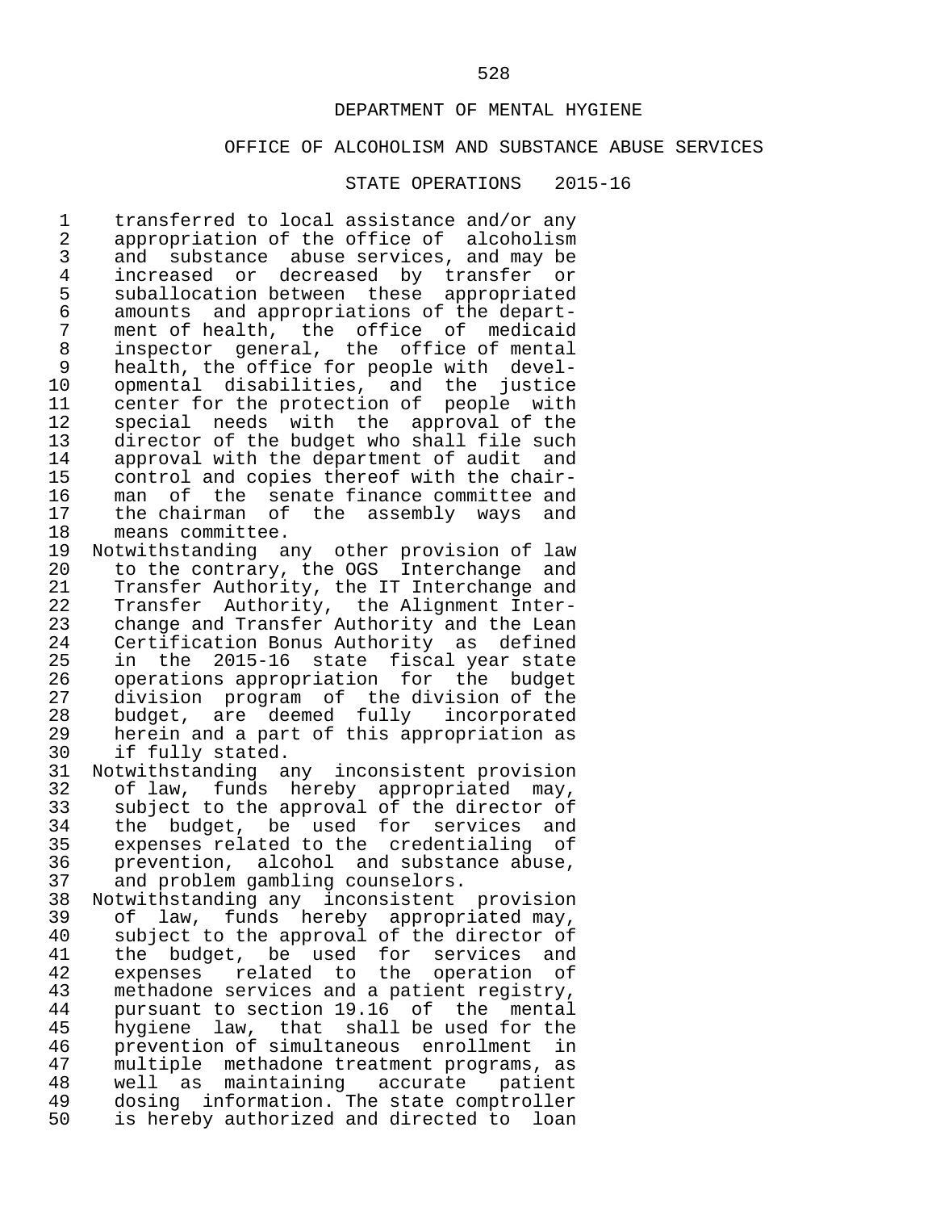DEPARTMENT OF MENTAL HYGIENE

OFFICE OF ALCOHOLISM AND SUBSTANCE ABUSE SERVICES

STATE OPERATIONS 2015-16

transferred to local assistance and/or any appropriation of the office of alcoholism and substance abuse services, and may be increased or decreased by transfer or suballocation between these appropriated amounts and appropriations of the department of health, the office of medicaid inspector general, the office of mental health, the office for people with developmental disabilities, and the justice center for the protection of people with special needs with the approval of the director of the budget who shall file such approval with the department of audit and control and copies thereof with the chairman of the senate finance committee and the chairman of the assembly ways and means committee.

Notwithstanding any other provision of law to the contrary, the OGS Interchange and Transfer Authority, the IT Interchange and Transfer Authority, the Alignment Interchange and Transfer Authority and the Lean Certification Bonus Authority as defined in the 2015-16 state fiscal year state operations appropriation for the budget division program of the division of the budget, are deemed fully incorporated herein and a part of this appropriation as if fully stated.

Notwithstanding any inconsistent provision of law, funds hereby appropriated may, subject to the approval of the director of the budget, be used for services and expenses related to the credentialing of prevention, alcohol and substance abuse, and problem gambling counselors.

Notwithstanding any inconsistent provision of law, funds hereby appropriated may, subject to the approval of the director of the budget, be used for services and expenses related to the operation of methadone services and a patient registry, pursuant to section 19.16 of the mental hygiene law, that shall be used for the prevention of simultaneous enrollment in multiple methadone treatment programs, as well as maintaining accurate patient dosing information. The state comptroller is hereby authorized and directed to loan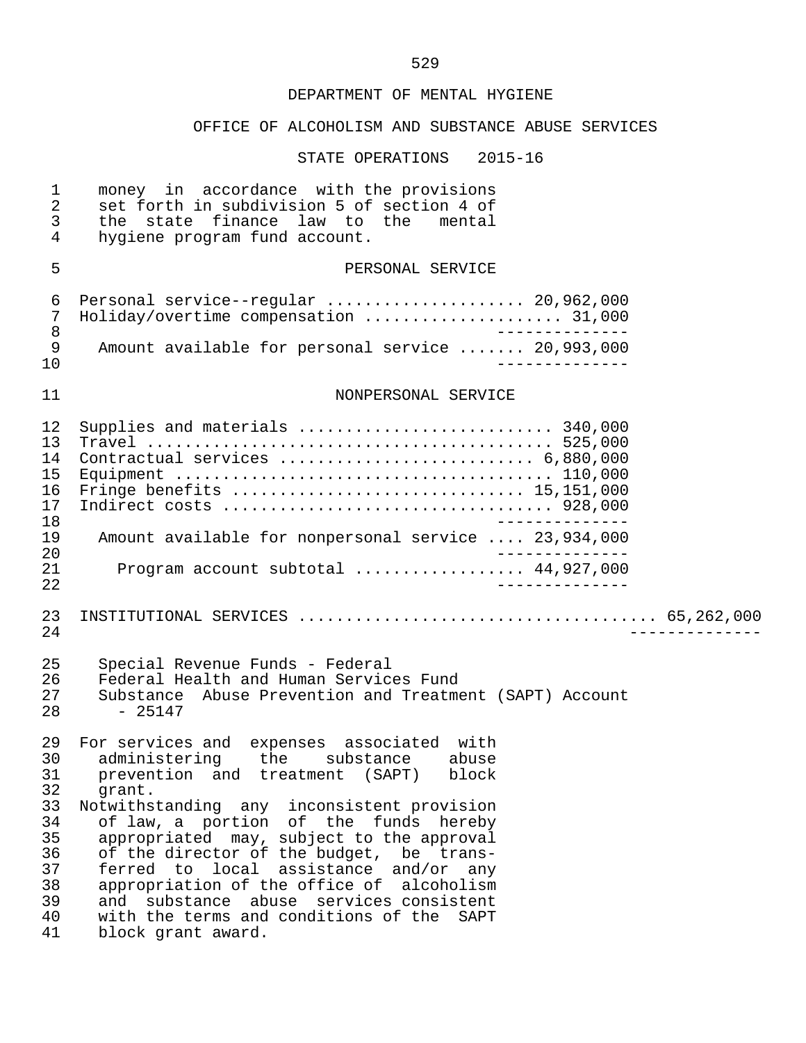DEPARTMENT OF MENTAL HYGIENE

OFFICE OF ALCOHOLISM AND SUBSTANCE ABUSE SERVICES

STATE OPERATIONS 2015-16

money in accordance with the provisions set forth in subdivision 5 of section 4 of the state finance law to the mental hygiene program fund account.

PERSONAL SERVICE

| | |
|---|---|
| Personal service--regular | 20,962,000 |
| Holiday/overtime compensation | 31,000 |
| Amount available for personal service | 20,993,000 |

NONPERSONAL SERVICE

| | |
|---|---|
| Supplies and materials | 340,000 |
| Travel | 525,000 |
| Contractual services | 6,880,000 |
| Equipment | 110,000 |
| Fringe benefits | 15,151,000 |
| Indirect costs | 928,000 |
| Amount available for nonpersonal service | 23,934,000 |
| Program account subtotal | 44,927,000 |

INSTITUTIONAL SERVICES .................................... 65,262,000

Special Revenue Funds - Federal
Federal Health and Human Services Fund
Substance Abuse Prevention and Treatment (SAPT) Account - 25147

For services and expenses associated with administering the substance abuse prevention and treatment (SAPT) block grant.

Notwithstanding any inconsistent provision of law, a portion of the funds hereby appropriated may, subject to the approval of the director of the budget, be transferred to local assistance and/or any appropriation of the office of alcoholism and substance abuse services consistent with the terms and conditions of the SAPT block grant award.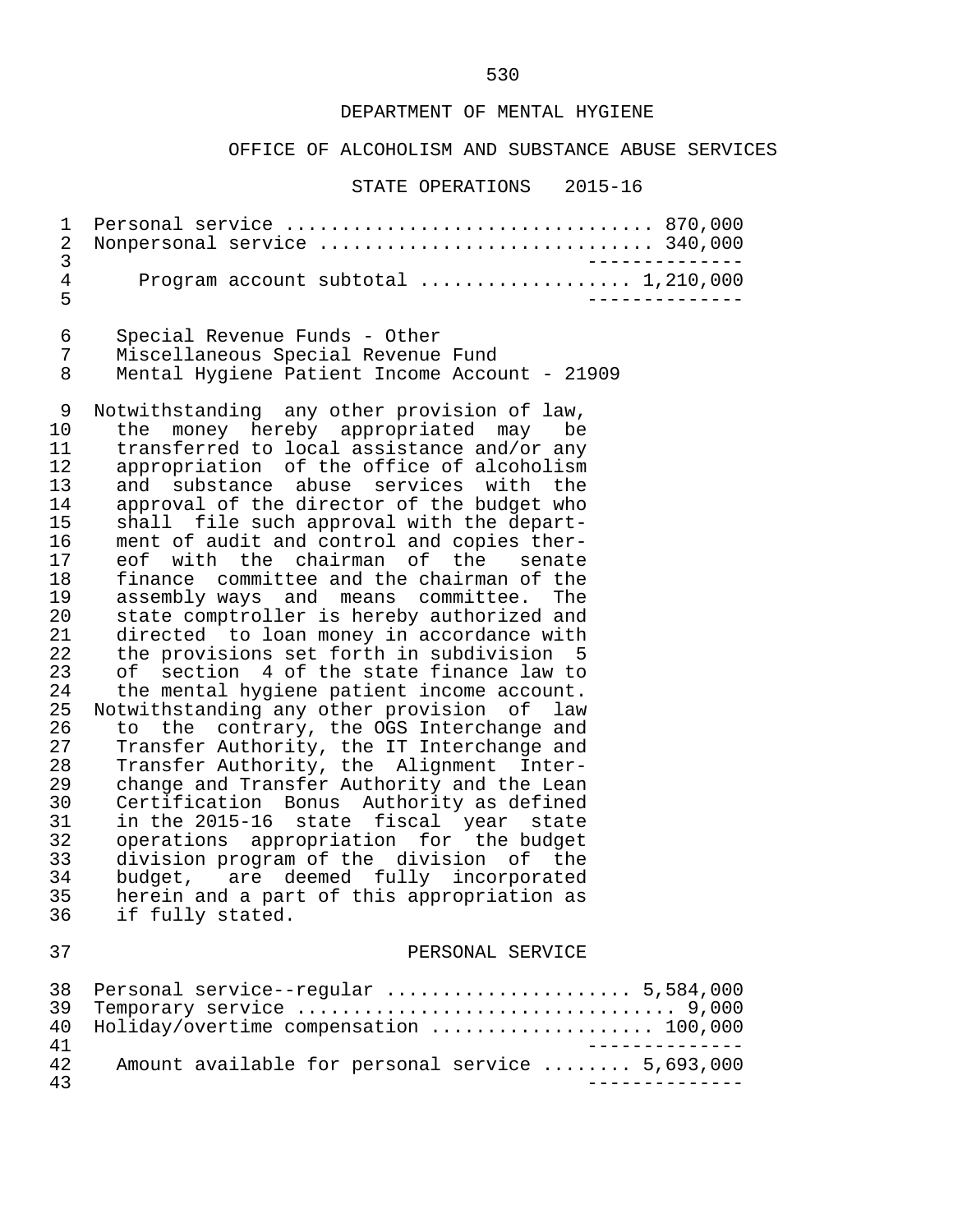DEPARTMENT OF MENTAL HYGIENE

OFFICE OF ALCOHOLISM AND SUBSTANCE ABUSE SERVICES

STATE OPERATIONS 2015-16

| | |
|---|---|
| Personal service | 870,000 |
| Nonpersonal service | 340,000 |
| Program account subtotal | 1,210,000 |

Special Revenue Funds - Other
Miscellaneous Special Revenue Fund
Mental Hygiene Patient Income Account - 21909

Notwithstanding any other provision of law, the money hereby appropriated may be transferred to local assistance and/or any appropriation of the office of alcoholism and substance abuse services with the approval of the director of the budget who shall file such approval with the department of audit and control and copies thereof with the chairman of the senate finance committee and the chairman of the assembly ways and means committee. The state comptroller is hereby authorized and directed to loan money in accordance with the provisions set forth in subdivision 5 of section 4 of the state finance law to the mental hygiene patient income account.

Notwithstanding any other provision of law to the contrary, the OGS Interchange and Transfer Authority, the IT Interchange and Transfer Authority, the Alignment Interchange and Transfer Authority and the Lean Certification Bonus Authority as defined in the 2015-16 state fiscal year state operations appropriation for the budget division program of the division of the budget, are deemed fully incorporated herein and a part of this appropriation as if fully stated.

PERSONAL SERVICE

| | |
|---|---|
| Personal service--regular | 5,584,000 |
| Temporary service | 9,000 |
| Holiday/overtime compensation | 100,000 |
| Amount available for personal service | 5,693,000 |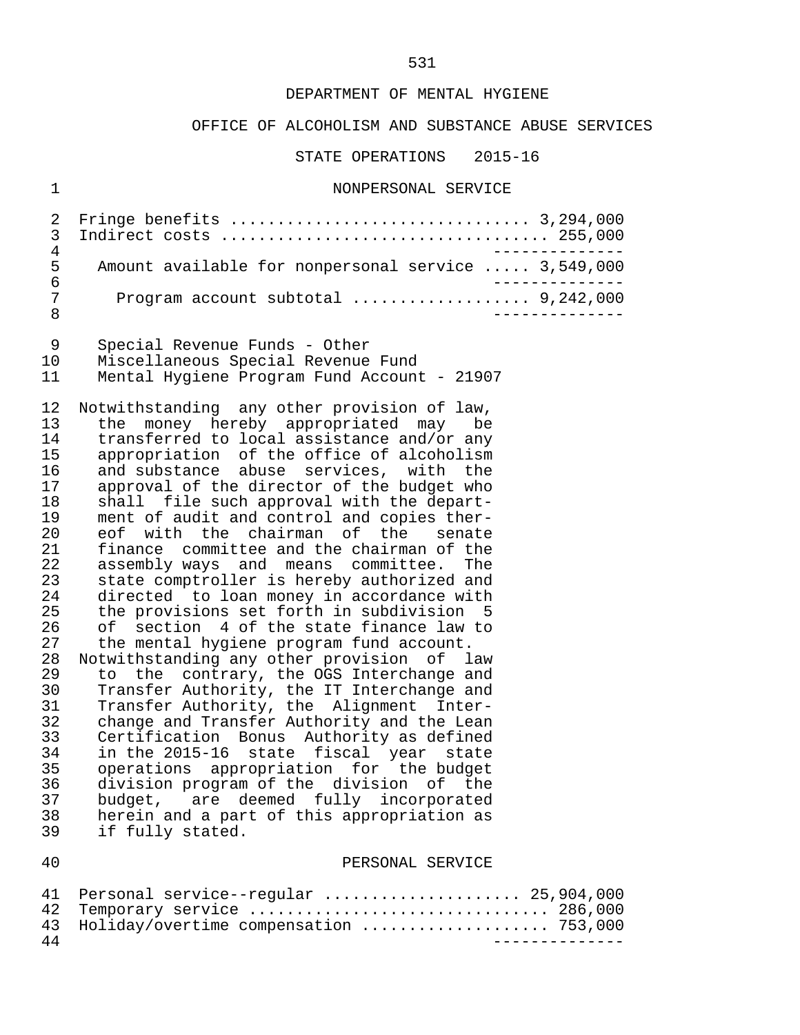DEPARTMENT OF MENTAL HYGIENE

OFFICE OF ALCOHOLISM AND SUBSTANCE ABUSE SERVICES

STATE OPERATIONS 2015-16

NONPERSONAL SERVICE

| | |
|---|---|
| Fringe benefits | 3,294,000 |
| Indirect costs | 255,000 |
| Amount available for nonpersonal service | 3,549,000 |
| Program account subtotal | 9,242,000 |

Special Revenue Funds - Other
Miscellaneous Special Revenue Fund
Mental Hygiene Program Fund Account - 21907

Notwithstanding any other provision of law, the money hereby appropriated may be transferred to local assistance and/or any appropriation of the office of alcoholism and substance abuse services, with the approval of the director of the budget who shall file such approval with the department of audit and control and copies thereof with the chairman of the senate finance committee and the chairman of the assembly ways and means committee. The state comptroller is hereby authorized and directed to loan money in accordance with the provisions set forth in subdivision 5 of section 4 of the state finance law to the mental hygiene program fund account.

Notwithstanding any other provision of law to the contrary, the OGS Interchange and Transfer Authority, the IT Interchange and Transfer Authority, the Alignment Interchange and Transfer Authority and the Lean Certification Bonus Authority as defined in the 2015-16 state fiscal year state operations appropriation for the budget division program of the division of the budget, are deemed fully incorporated herein and a part of this appropriation as if fully stated.

PERSONAL SERVICE

| | |
|---|---|
| Personal service--regular | 25,904,000 |
| Temporary service | 286,000 |
| Holiday/overtime compensation | 753,000 |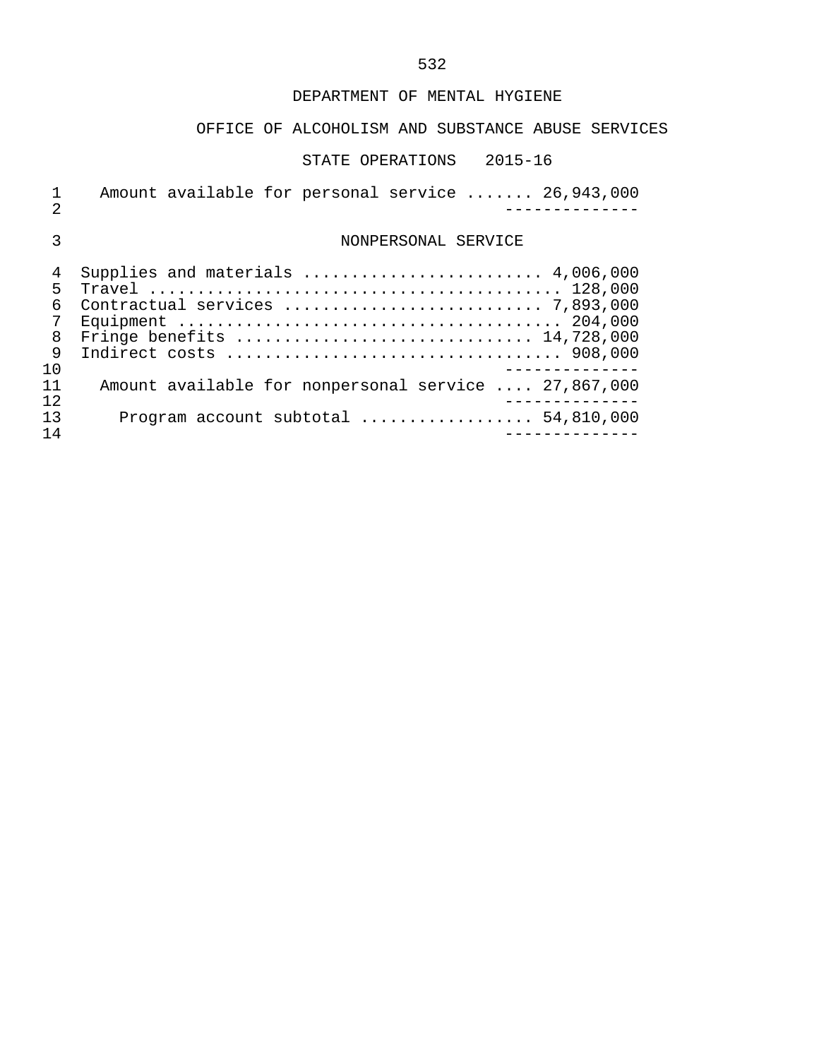DEPARTMENT OF MENTAL HYGIENE

OFFICE OF ALCOHOLISM AND SUBSTANCE ABUSE SERVICES

STATE OPERATIONS 2015-16

Amount available for personal service ....... 26,943,000

NONPERSONAL SERVICE

| Item | Amount |
|---|---|
| Supplies and materials | 4,006,000 |
| Travel | 128,000 |
| Contractual services | 7,893,000 |
| Equipment | 204,000 |
| Fringe benefits | 14,728,000 |
| Indirect costs | 908,000 |
| Amount available for nonpersonal service | 27,867,000 |
| Program account subtotal | 54,810,000 |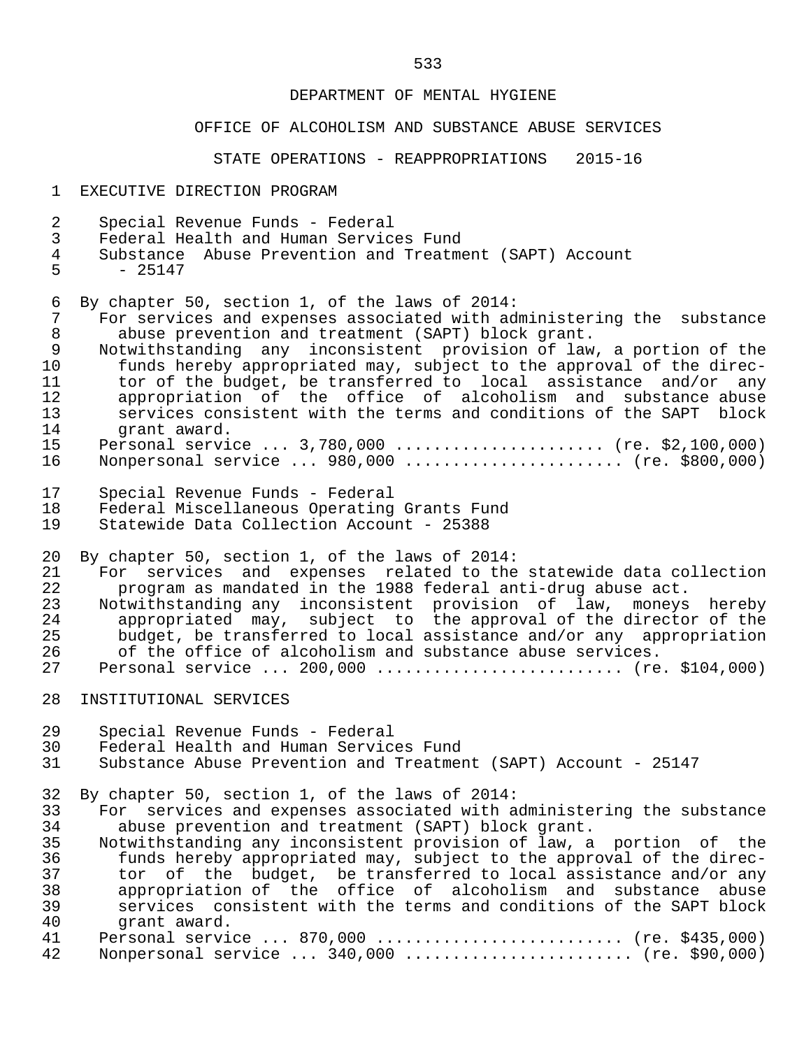DEPARTMENT OF MENTAL HYGIENE

OFFICE OF ALCOHOLISM AND SUBSTANCE ABUSE SERVICES

STATE OPERATIONS - REAPPROPRIATIONS 2015-16

EXECUTIVE DIRECTION PROGRAM

Special Revenue Funds - Federal
Federal Health and Human Services Fund
Substance Abuse Prevention and Treatment (SAPT) Account - 25147

By chapter 50, section 1, of the laws of 2014:
For services and expenses associated with administering the substance abuse prevention and treatment (SAPT) block grant.
Notwithstanding any inconsistent provision of law, a portion of the funds hereby appropriated may, subject to the approval of the director of the budget, be transferred to local assistance and/or any appropriation of the office of alcoholism and substance abuse services consistent with the terms and conditions of the SAPT block grant award.
Personal service ... 3,780,000 ...................... (re. $2,100,000)
Nonpersonal service ... 980,000 ....................... (re. $800,000)

Special Revenue Funds - Federal
Federal Miscellaneous Operating Grants Fund
Statewide Data Collection Account - 25388

By chapter 50, section 1, of the laws of 2014:
For services and expenses related to the statewide data collection program as mandated in the 1988 federal anti-drug abuse act.
Notwithstanding any inconsistent provision of law, moneys hereby appropriated may, subject to the approval of the director of the budget, be transferred to local assistance and/or any appropriation of the office of alcoholism and substance abuse services.
Personal service ... 200,000 ......................... (re. $104,000)

INSTITUTIONAL SERVICES

Special Revenue Funds - Federal
Federal Health and Human Services Fund
Substance Abuse Prevention and Treatment (SAPT) Account - 25147

By chapter 50, section 1, of the laws of 2014:
For services and expenses associated with administering the substance abuse prevention and treatment (SAPT) block grant.
Notwithstanding any inconsistent provision of law, a portion of the funds hereby appropriated may, subject to the approval of the director of the budget, be transferred to local assistance and/or any appropriation of the office of alcoholism and substance abuse services consistent with the terms and conditions of the SAPT block grant award.
Personal service ... 870,000 ......................... (re. $435,000)
Nonpersonal service ... 340,000 ........................ (re. $90,000)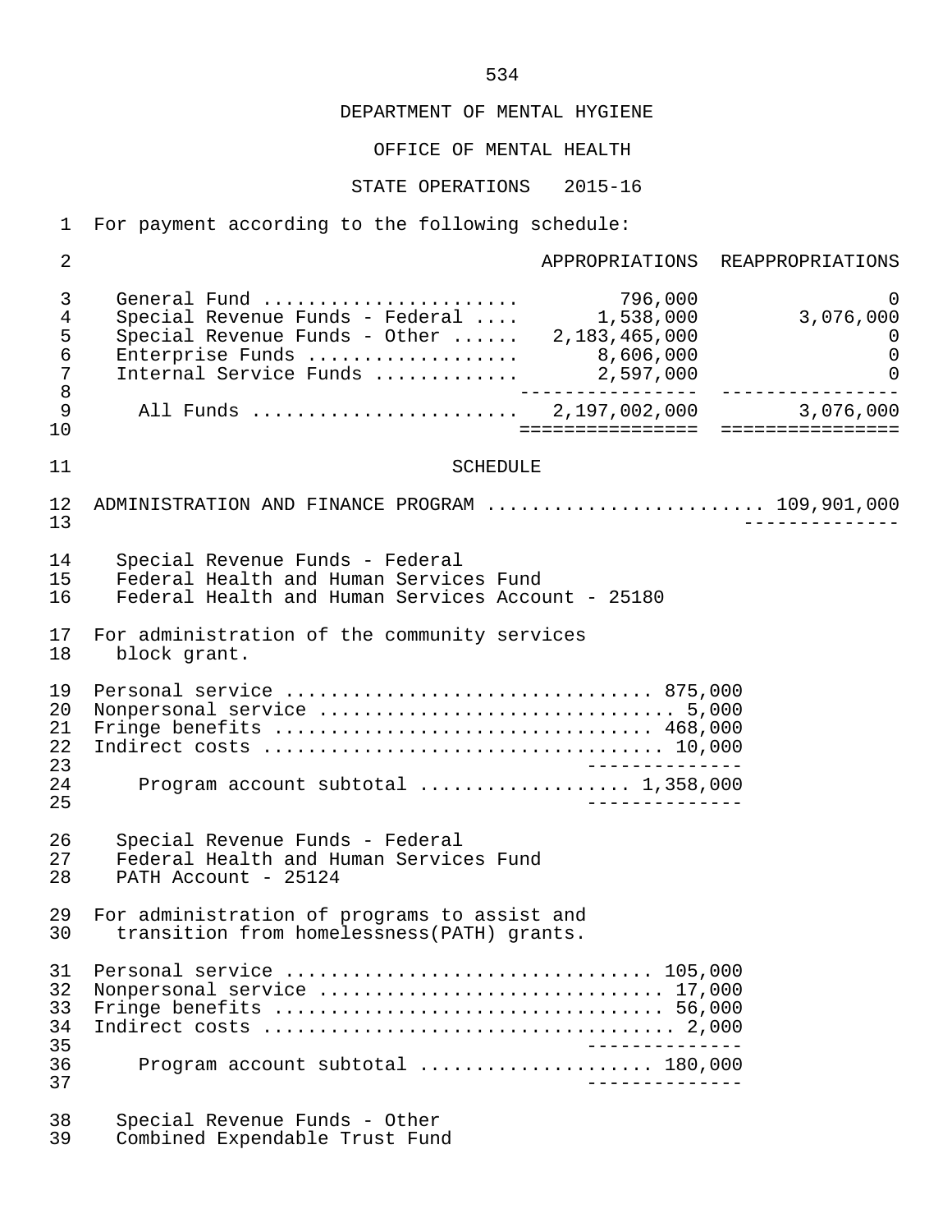DEPARTMENT OF MENTAL HYGIENE

OFFICE OF MENTAL HEALTH

STATE OPERATIONS 2015-16

For payment according to the following schedule:

| | APPROPRIATIONS | REAPPROPRIATIONS |
|---|---|---|
| General Fund | 796,000 | 0 |
| Special Revenue Funds - Federal | 1,538,000 | 3,076,000 |
| Special Revenue Funds - Other | 2,183,465,000 | 0 |
| Enterprise Funds | 8,606,000 | 0 |
| Internal Service Funds | 2,597,000 | 0 |
| All Funds | 2,197,002,000 | 3,076,000 |

SCHEDULE

ADMINISTRATION AND FINANCE PROGRAM ........................ 109,901,000

Special Revenue Funds - Federal
Federal Health and Human Services Fund
Federal Health and Human Services Account - 25180

For administration of the community services block grant.

| | |
|---|---|
| Personal service | 875,000 |
| Nonpersonal service | 5,000 |
| Fringe benefits | 468,000 |
| Indirect costs | 10,000 |
| Program account subtotal | 1,358,000 |

Special Revenue Funds - Federal
Federal Health and Human Services Fund
PATH Account - 25124

For administration of programs to assist and transition from homelessness(PATH) grants.

| | |
|---|---|
| Personal service | 105,000 |
| Nonpersonal service | 17,000 |
| Fringe benefits | 56,000 |
| Indirect costs | 2,000 |
| Program account subtotal | 180,000 |

Special Revenue Funds - Other
Combined Expendable Trust Fund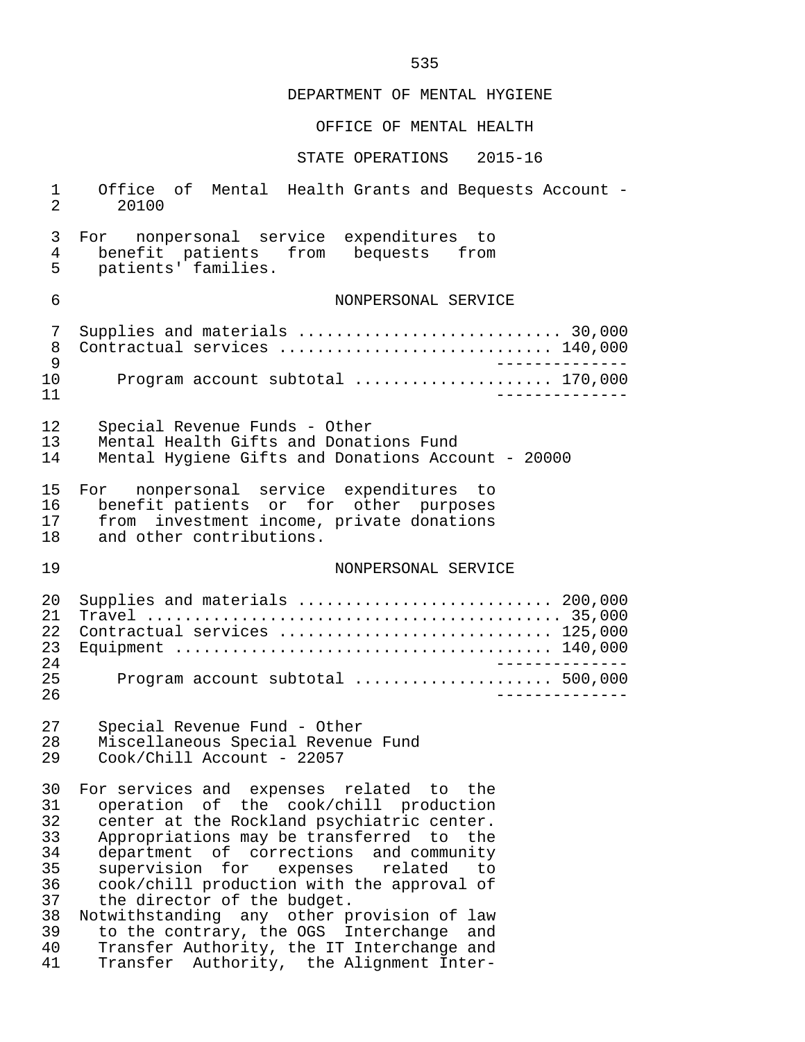DEPARTMENT OF MENTAL HYGIENE

OFFICE OF MENTAL HEALTH

STATE OPERATIONS 2015-16

Office of Mental Health Grants and Bequests Account - 20100

For nonpersonal service expenditures to benefit patients from bequests from patients' families.

NONPERSONAL SERVICE

| | |
|---|---|
| Supplies and materials | 30,000 |
| Contractual services | 140,000 |
| Program account subtotal | 170,000 |

Special Revenue Funds - Other
Mental Health Gifts and Donations Fund
Mental Hygiene Gifts and Donations Account - 20000

For nonpersonal service expenditures to benefit patients or for other purposes from investment income, private donations and other contributions.

NONPERSONAL SERVICE

| | |
|---|---|
| Supplies and materials | 200,000 |
| Travel | 35,000 |
| Contractual services | 125,000 |
| Equipment | 140,000 |
| Program account subtotal | 500,000 |

Special Revenue Fund - Other
Miscellaneous Special Revenue Fund
Cook/Chill Account - 22057

For services and expenses related to the operation of the cook/chill production center at the Rockland psychiatric center. Appropriations may be transferred to the department of corrections and community supervision for expenses related to cook/chill production with the approval of the director of the budget.

Notwithstanding any other provision of law to the contrary, the OGS Interchange and Transfer Authority, the IT Interchange and Transfer Authority, the Alignment Inter-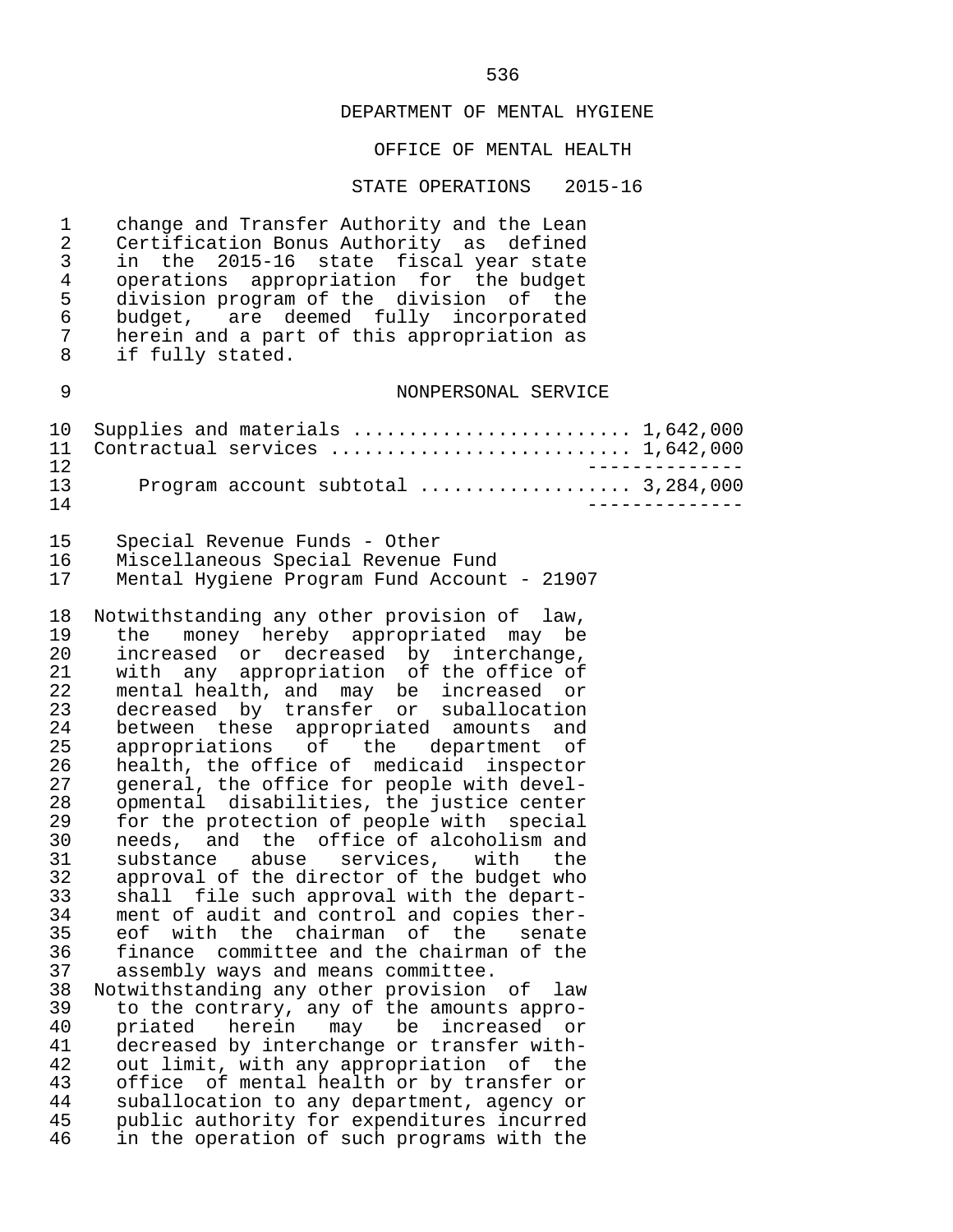DEPARTMENT OF MENTAL HYGIENE

OFFICE OF MENTAL HEALTH

STATE OPERATIONS 2015-16

change and Transfer Authority and the Lean Certification Bonus Authority as defined in the 2015-16 state fiscal year state operations appropriation for the budget division program of the division of the budget, are deemed fully incorporated herein and a part of this appropriation as if fully stated.

NONPERSONAL SERVICE

| | |
|---|---|
| Supplies and materials | 1,642,000 |
| Contractual services | 1,642,000 |
| Program account subtotal | 3,284,000 |

Special Revenue Funds - Other
Miscellaneous Special Revenue Fund
Mental Hygiene Program Fund Account - 21907

Notwithstanding any other provision of law, the money hereby appropriated may be increased or decreased by interchange, with any appropriation of the office of mental health, and may be increased or decreased by transfer or suballocation between these appropriated amounts and appropriations of the department of health, the office of medicaid inspector general, the office for people with developmental disabilities, the justice center for the protection of people with special needs, and the office of alcoholism and substance abuse services, with the approval of the director of the budget who shall file such approval with the department of audit and control and copies thereof with the chairman of the senate finance committee and the chairman of the assembly ways and means committee.

Notwithstanding any other provision of law to the contrary, any of the amounts appropriated herein may be increased or decreased by interchange or transfer without limit, with any appropriation of the office of mental health or by transfer or suballocation to any department, agency or public authority for expenditures incurred in the operation of such programs with the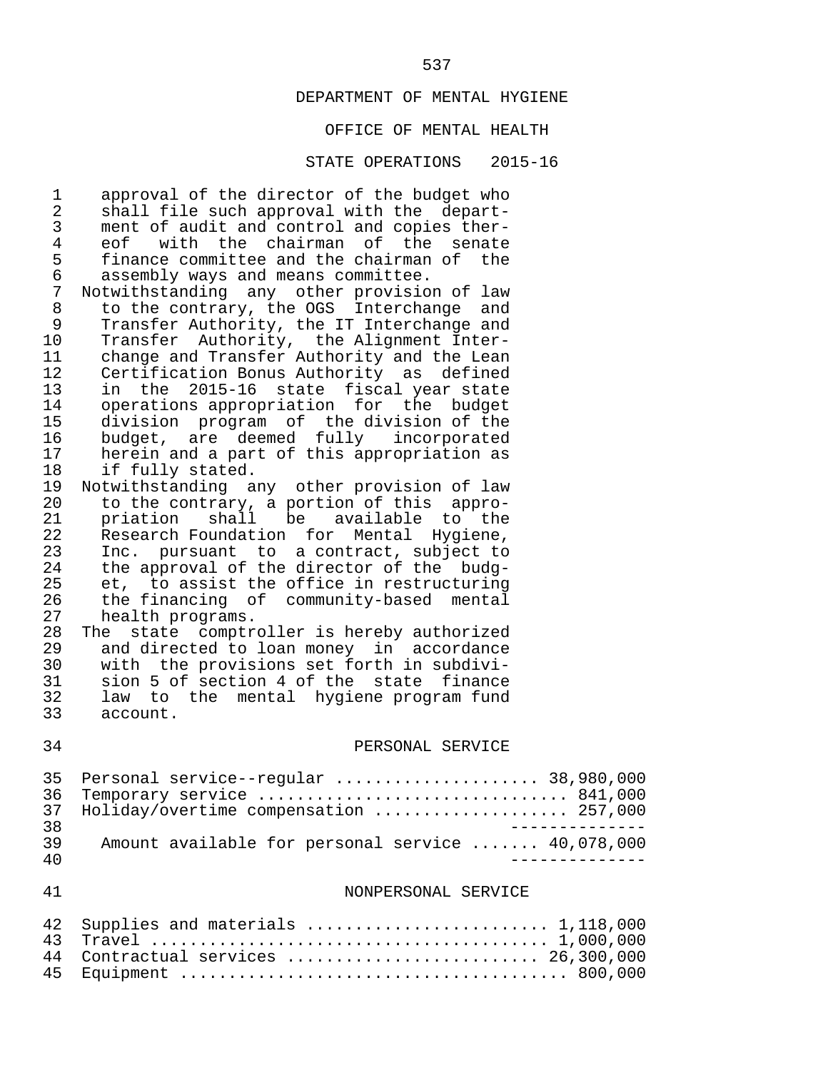DEPARTMENT OF MENTAL HYGIENE

OFFICE OF MENTAL HEALTH

STATE OPERATIONS 2015-16

approval of the director of the budget who shall file such approval with the department of audit and control and copies thereof with the chairman of the senate finance committee and the chairman of the assembly ways and means committee.

Notwithstanding any other provision of law to the contrary, the OGS Interchange and Transfer Authority, the IT Interchange and Transfer Authority, the Alignment Interchange and Transfer Authority and the Lean Certification Bonus Authority as defined in the 2015-16 state fiscal year state operations appropriation for the budget division program of the division of the budget, are deemed fully incorporated herein and a part of this appropriation as if fully stated.

Notwithstanding any other provision of law to the contrary, a portion of this appropriation shall be available to the Research Foundation for Mental Hygiene, Inc. pursuant to a contract, subject to the approval of the director of the budget, to assist the office in restructuring the financing of community-based mental health programs.

The state comptroller is hereby authorized and directed to loan money in accordance with the provisions set forth in subdivision 5 of section 4 of the state finance law to the mental hygiene program fund account.

PERSONAL SERVICE

| Item | Amount |
|---|---|
| Personal service--regular | 38,980,000 |
| Temporary service | 841,000 |
| Holiday/overtime compensation | 257,000 |
| Amount available for personal service | 40,078,000 |

NONPERSONAL SERVICE

| Item | Amount |
|---|---|
| Supplies and materials | 1,118,000 |
| Travel | 1,000,000 |
| Contractual services | 26,300,000 |
| Equipment | 800,000 |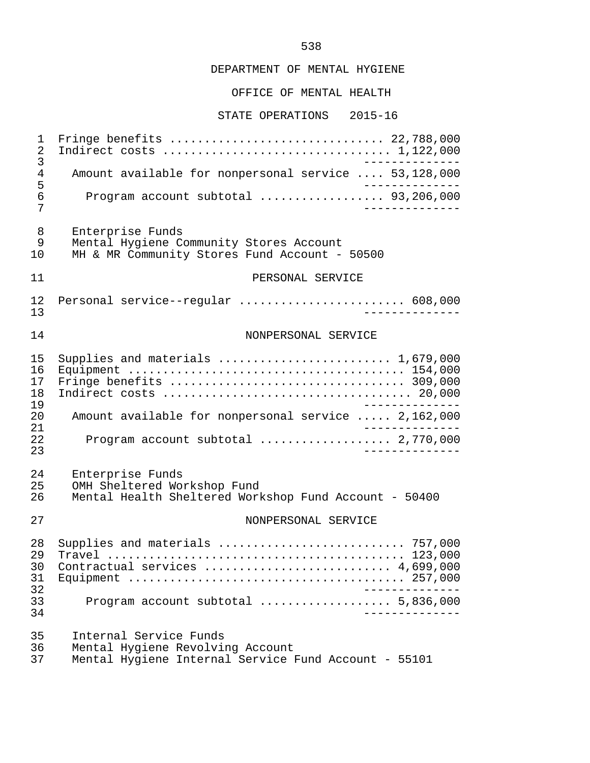DEPARTMENT OF MENTAL HYGIENE

OFFICE OF MENTAL HEALTH

STATE OPERATIONS 2015-16

```
 1  Fringe benefits .............................. 22,788,000
 2  Indirect costs ............................... 1,122,000
 3                                                 --------------
 4    Amount available for nonpersonal service .... 53,128,000
 5                                                 --------------
 6      Program account subtotal ................. 93,206,000
 7                                                 --------------

 8    Enterprise Funds
 9    Mental Hygiene Community Stores Account
10    MH & MR Community Stores Fund Account - 50500

11                          PERSONAL SERVICE

12  Personal service--regular ....................... 608,000
13                                                 --------------

14                         NONPERSONAL SERVICE

15  Supplies and materials ........................ 1,679,000
16  Equipment ....................................... 154,000
17  Fringe benefits ................................. 309,000
18  Indirect costs ................................... 20,000
19                                                 --------------
20    Amount available for nonpersonal service ..... 2,162,000
21                                                 --------------
22      Program account subtotal .................. 2,770,000
23                                                 --------------

24    Enterprise Funds
25    OMH Sheltered Workshop Fund
26    Mental Health Sheltered Workshop Fund Account - 50400

27                         NONPERSONAL SERVICE

28  Supplies and materials .......................... 757,000
29  Travel .......................................... 123,000
30  Contractual services .......................... 4,699,000
31  Equipment ....................................... 257,000
32                                                 --------------
33      Program account subtotal .................. 5,836,000
34                                                 --------------

35    Internal Service Funds
36    Mental Hygiene Revolving Account
37    Mental Hygiene Internal Service Fund Account - 55101
```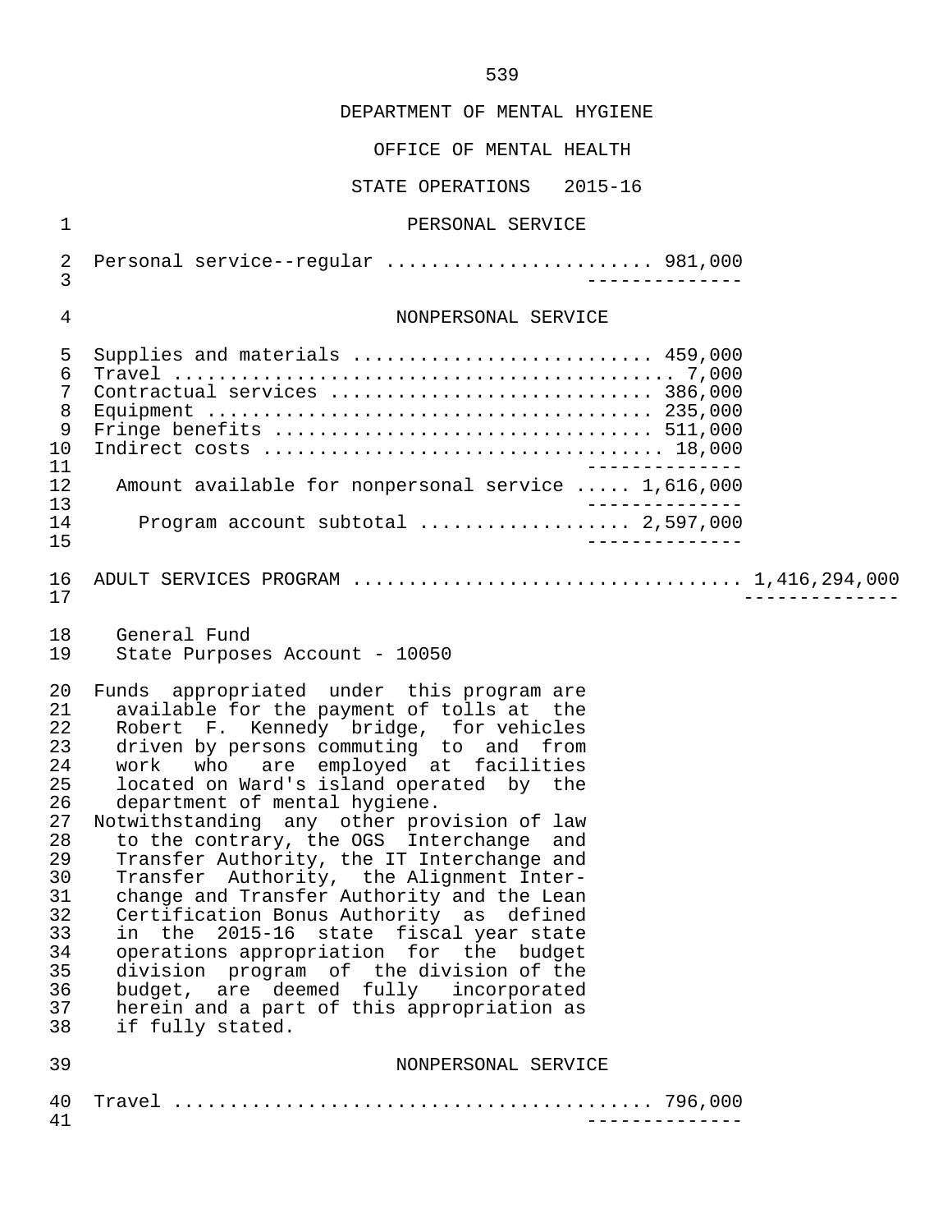DEPARTMENT OF MENTAL HYGIENE

OFFICE OF MENTAL HEALTH

STATE OPERATIONS 2015-16

PERSONAL SERVICE

| | |
|---|---|
| Personal service--regular | 981,000 |

NONPERSONAL SERVICE

| | |
|---|---|
| Supplies and materials | 459,000 |
| Travel | 7,000 |
| Contractual services | 386,000 |
| Equipment | 235,000 |
| Fringe benefits | 511,000 |
| Indirect costs | 18,000 |
| Amount available for nonpersonal service | 1,616,000 |
| Program account subtotal | 2,597,000 |

ADULT SERVICES PROGRAM ................................. 1,416,294,000

General Fund
State Purposes Account - 10050

Funds appropriated under this program are available for the payment of tolls at the Robert F. Kennedy bridge, for vehicles driven by persons commuting to and from work who are employed at facilities located on Ward's island operated by the department of mental hygiene.

Notwithstanding any other provision of law to the contrary, the OGS Interchange and Transfer Authority, the IT Interchange and Transfer Authority, the Alignment Interchange and Transfer Authority and the Lean Certification Bonus Authority as defined in the 2015-16 state fiscal year state operations appropriation for the budget division program of the division of the budget, are deemed fully incorporated herein and a part of this appropriation as if fully stated.

NONPERSONAL SERVICE

| | |
|---|---|
| Travel | 796,000 |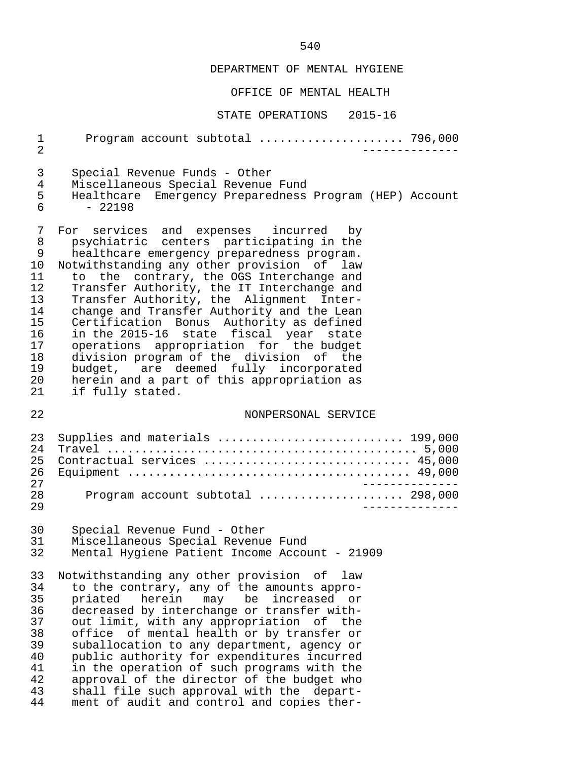DEPARTMENT OF MENTAL HYGIENE

OFFICE OF MENTAL HEALTH

STATE OPERATIONS 2015-16

Program account subtotal .................... 796,000

Special Revenue Funds - Other
Miscellaneous Special Revenue Fund
Healthcare Emergency Preparedness Program (HEP) Account - 22198

For services and expenses incurred by psychiatric centers participating in the healthcare emergency preparedness program.
Notwithstanding any other provision of law to the contrary, the OGS Interchange and Transfer Authority, the IT Interchange and Transfer Authority, the Alignment Interchange and Transfer Authority and the Lean Certification Bonus Authority as defined in the 2015-16 state fiscal year state operations appropriation for the budget division program of the division of the budget, are deemed fully incorporated herein and a part of this appropriation as if fully stated.

NONPERSONAL SERVICE

| | |
|---|---|
| Supplies and materials | 199,000 |
| Travel | 5,000 |
| Contractual services | 45,000 |
| Equipment | 49,000 |
| Program account subtotal | 298,000 |

Special Revenue Fund - Other
Miscellaneous Special Revenue Fund
Mental Hygiene Patient Income Account - 21909

Notwithstanding any other provision of law to the contrary, any of the amounts appropriated herein may be increased or decreased by interchange or transfer without limit, with any appropriation of the office of mental health or by transfer or suballocation to any department, agency or public authority for expenditures incurred in the operation of such programs with the approval of the director of the budget who shall file such approval with the department of audit and control and copies ther-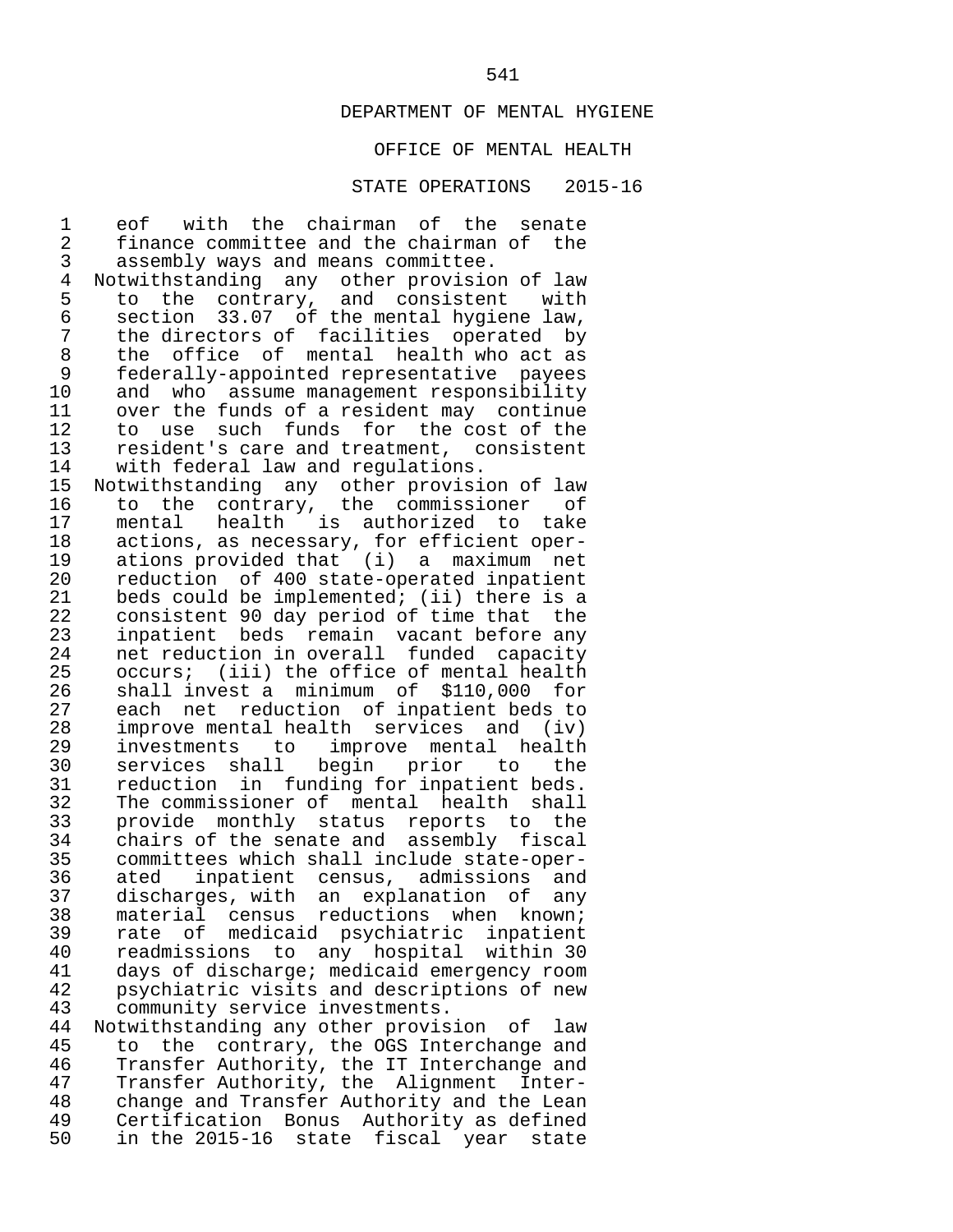DEPARTMENT OF MENTAL HYGIENE

OFFICE OF MENTAL HEALTH

STATE OPERATIONS 2015-16

eof with the chairman of the senate finance committee and the chairman of the assembly ways and means committee.

Notwithstanding any other provision of law to the contrary, and consistent with section 33.07 of the mental hygiene law, the directors of facilities operated by the office of mental health who act as federally-appointed representative payees and who assume management responsibility over the funds of a resident may continue to use such funds for the cost of the resident's care and treatment, consistent with federal law and regulations.

Notwithstanding any other provision of law to the contrary, the commissioner of mental health is authorized to take actions, as necessary, for efficient operations provided that (i) a maximum net reduction of 400 state-operated inpatient beds could be implemented; (ii) there is a consistent 90 day period of time that the inpatient beds remain vacant before any net reduction in overall funded capacity occurs; (iii) the office of mental health shall invest a minimum of $110,000 for each net reduction of inpatient beds to improve mental health services and (iv) investments to improve mental health services shall begin prior to the reduction in funding for inpatient beds. The commissioner of mental health shall provide monthly status reports to the chairs of the senate and assembly fiscal committees which shall include state-operated inpatient census, admissions and discharges, with an explanation of any material census reductions when known; rate of medicaid psychiatric inpatient readmissions to any hospital within 30 days of discharge; medicaid emergency room psychiatric visits and descriptions of new community service investments.

Notwithstanding any other provision of law to the contrary, the OGS Interchange and Transfer Authority, the IT Interchange and Transfer Authority, the Alignment Interchange and Transfer Authority and the Lean Certification Bonus Authority as defined in the 2015-16 state fiscal year state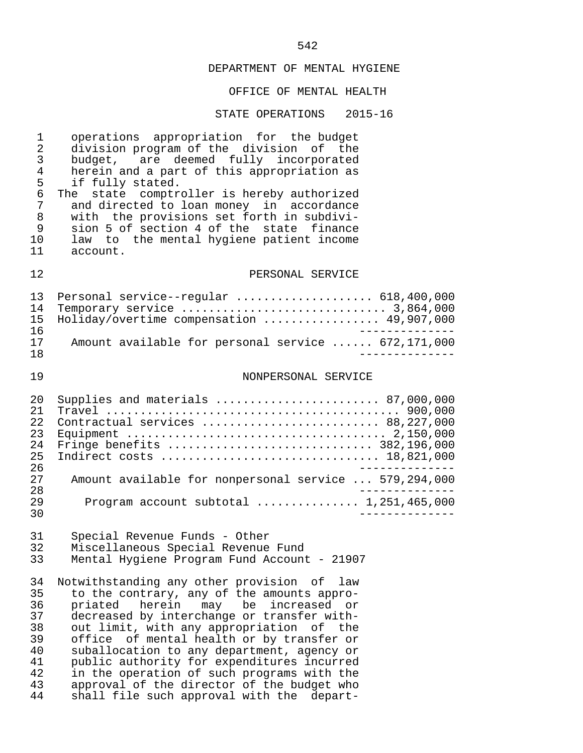operations appropriation for the budget division program of the division of the budget, are deemed fully incorporated herein and a part of this appropriation as if fully stated.

The state comptroller is hereby authorized and directed to loan money in accordance with the provisions set forth in subdivision 5 of section 4 of the state finance law to the mental hygiene patient income account.

PERSONAL SERVICE

| Item | Amount |
|---|---|
| Personal service--regular | 618,400,000 |
| Temporary service | 3,864,000 |
| Holiday/overtime compensation | 49,907,000 |
| Amount available for personal service | 672,171,000 |

NONPERSONAL SERVICE

| Item | Amount |
|---|---|
| Supplies and materials | 87,000,000 |
| Travel | 900,000 |
| Contractual services | 88,227,000 |
| Equipment | 2,150,000 |
| Fringe benefits | 382,196,000 |
| Indirect costs | 18,821,000 |
| Amount available for nonpersonal service | 579,294,000 |
| Program account subtotal | 1,251,465,000 |

Special Revenue Funds - Other
Miscellaneous Special Revenue Fund
Mental Hygiene Program Fund Account - 21907

Notwithstanding any other provision of law to the contrary, any of the amounts appropriated herein may be increased or decreased by interchange or transfer without limit, with any appropriation of the office of mental health or by transfer or suballocation to any department, agency or public authority for expenditures incurred in the operation of such programs with the approval of the director of the budget who shall file such approval with the depart-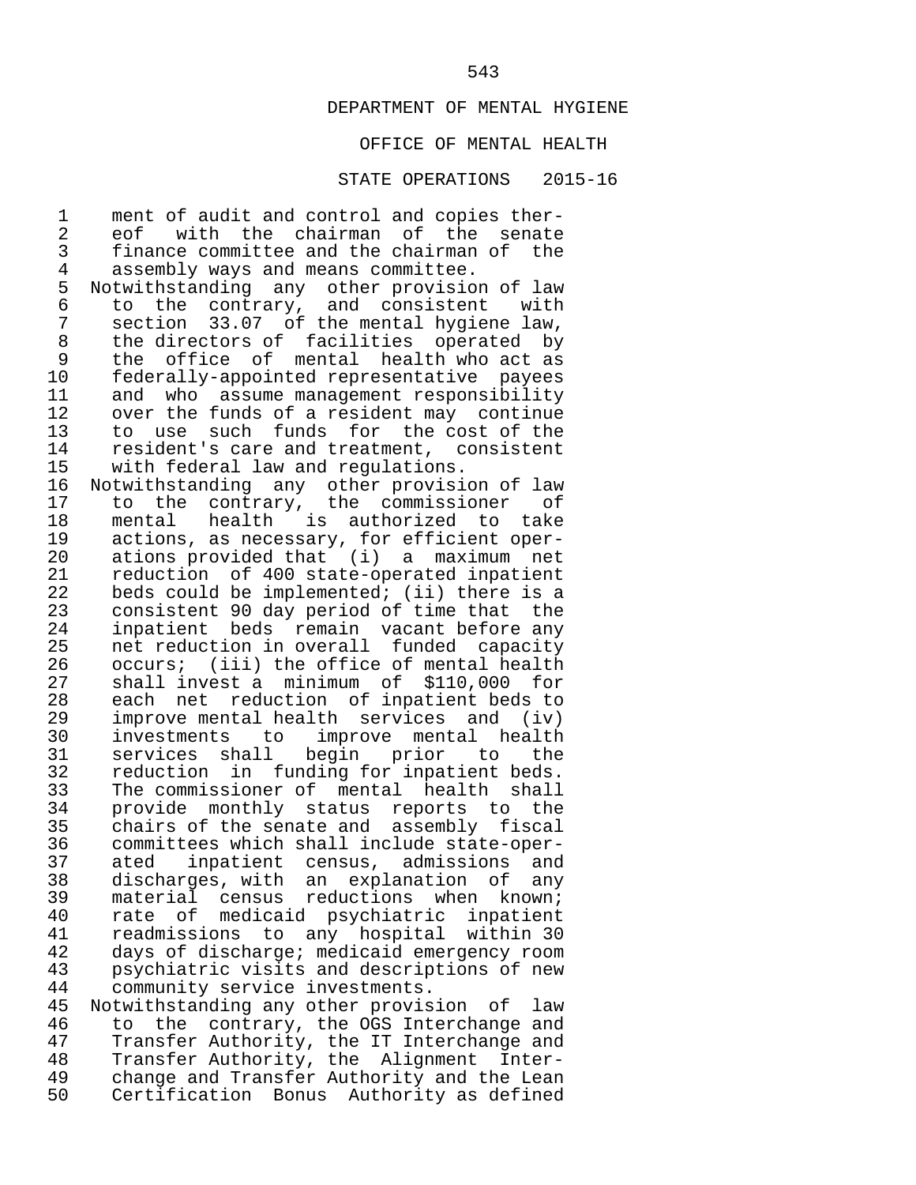DEPARTMENT OF MENTAL HYGIENE

OFFICE OF MENTAL HEALTH

STATE OPERATIONS 2015-16

ment of audit and control and copies thereof with the chairman of the senate finance committee and the chairman of the assembly ways and means committee.

Notwithstanding any other provision of law to the contrary, and consistent with section 33.07 of the mental hygiene law, the directors of facilities operated by the office of mental health who act as federally-appointed representative payees and who assume management responsibility over the funds of a resident may continue to use such funds for the cost of the resident's care and treatment, consistent with federal law and regulations.

Notwithstanding any other provision of law to the contrary, the commissioner of mental health is authorized to take actions, as necessary, for efficient operations provided that (i) a maximum net reduction of 400 state-operated inpatient beds could be implemented; (ii) there is a consistent 90 day period of time that the inpatient beds remain vacant before any net reduction in overall funded capacity occurs; (iii) the office of mental health shall invest a minimum of $110,000 for each net reduction of inpatient beds to improve mental health services and (iv) investments to improve mental health services shall begin prior to the reduction in funding for inpatient beds. The commissioner of mental health shall provide monthly status reports to the chairs of the senate and assembly fiscal committees which shall include state-operated inpatient census, admissions and discharges, with an explanation of any material census reductions when known; rate of medicaid psychiatric inpatient readmissions to any hospital within 30 days of discharge; medicaid emergency room psychiatric visits and descriptions of new community service investments.

Notwithstanding any other provision of law to the contrary, the OGS Interchange and Transfer Authority, the IT Interchange and Transfer Authority, the Alignment Interchange and Transfer Authority and the Lean Certification Bonus Authority as defined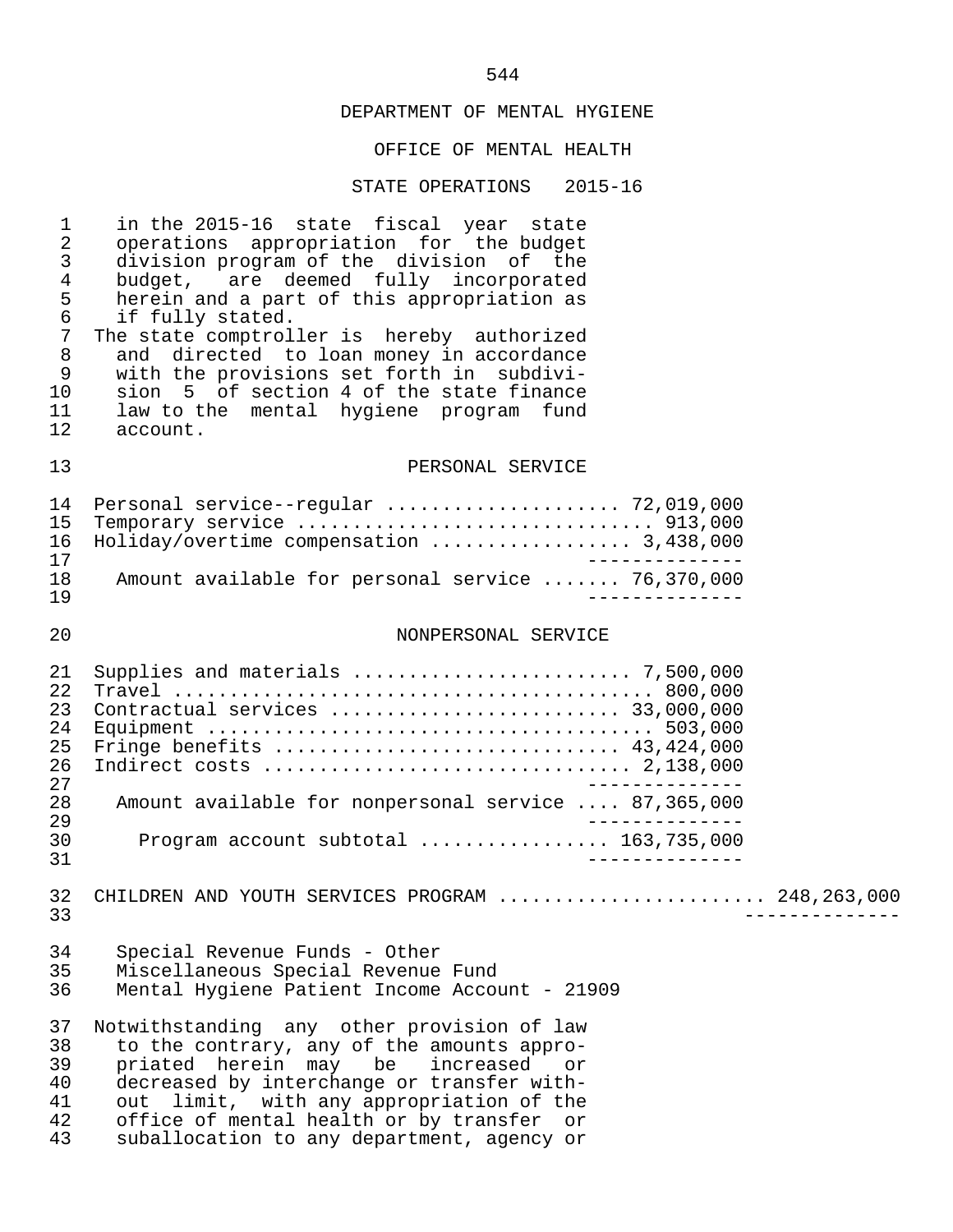DEPARTMENT OF MENTAL HYGIENE

OFFICE OF MENTAL HEALTH

STATE OPERATIONS 2015-16

in the 2015-16 state fiscal year state operations appropriation for the budget division program of the division of the budget, are deemed fully incorporated herein and a part of this appropriation as if fully stated.

The state comptroller is hereby authorized and directed to loan money in accordance with the provisions set forth in subdivision 5 of section 4 of the state finance law to the mental hygiene program fund account.

PERSONAL SERVICE

| | |
|---|---|
| Personal service--regular | 72,019,000 |
| Temporary service | 913,000 |
| Holiday/overtime compensation | 3,438,000 |
| Amount available for personal service | 76,370,000 |

NONPERSONAL SERVICE

| | |
|---|---|
| Supplies and materials | 7,500,000 |
| Travel | 800,000 |
| Contractual services | 33,000,000 |
| Equipment | 503,000 |
| Fringe benefits | 43,424,000 |
| Indirect costs | 2,138,000 |
| Amount available for nonpersonal service | 87,365,000 |
| Program account subtotal | 163,735,000 |

CHILDREN AND YOUTH SERVICES PROGRAM ....................... 248,263,000

Special Revenue Funds - Other
Miscellaneous Special Revenue Fund
Mental Hygiene Patient Income Account - 21909

Notwithstanding any other provision of law to the contrary, any of the amounts appropriated herein may be increased or decreased by interchange or transfer without limit, with any appropriation of the office of mental health or by transfer or suballocation to any department, agency or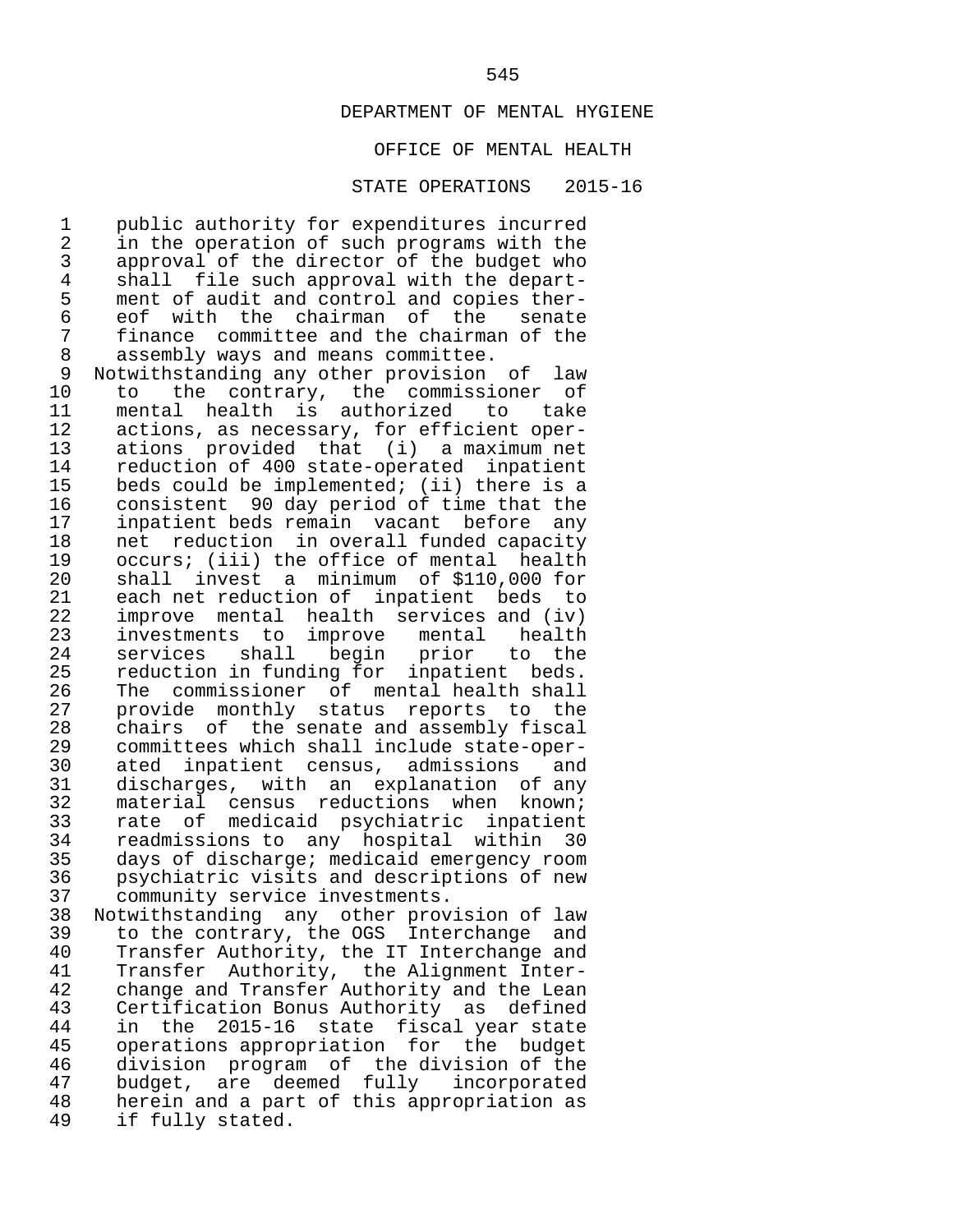DEPARTMENT OF MENTAL HYGIENE

OFFICE OF MENTAL HEALTH

STATE OPERATIONS 2015-16

public authority for expenditures incurred in the operation of such programs with the approval of the director of the budget who shall file such approval with the department of audit and control and copies thereof with the chairman of the senate finance committee and the chairman of the assembly ways and means committee.

Notwithstanding any other provision of law to the contrary, the commissioner of mental health is authorized to take actions, as necessary, for efficient operations provided that (i) a maximum net reduction of 400 state-operated inpatient beds could be implemented; (ii) there is a consistent 90 day period of time that the inpatient beds remain vacant before any net reduction in overall funded capacity occurs; (iii) the office of mental health shall invest a minimum of $110,000 for each net reduction of inpatient beds to improve mental health services and (iv) investments to improve mental health services shall begin prior to the reduction in funding for inpatient beds. The commissioner of mental health shall provide monthly status reports to the chairs of the senate and assembly fiscal committees which shall include state-operated inpatient census, admissions and discharges, with an explanation of any material census reductions when known; rate of medicaid psychiatric inpatient readmissions to any hospital within 30 days of discharge; medicaid emergency room psychiatric visits and descriptions of new community service investments.

Notwithstanding any other provision of law to the contrary, the OGS Interchange and Transfer Authority, the IT Interchange and Transfer Authority, the Alignment Interchange and Transfer Authority and the Lean Certification Bonus Authority as defined in the 2015-16 state fiscal year state operations appropriation for the budget division program of the division of the budget, are deemed fully incorporated herein and a part of this appropriation as if fully stated.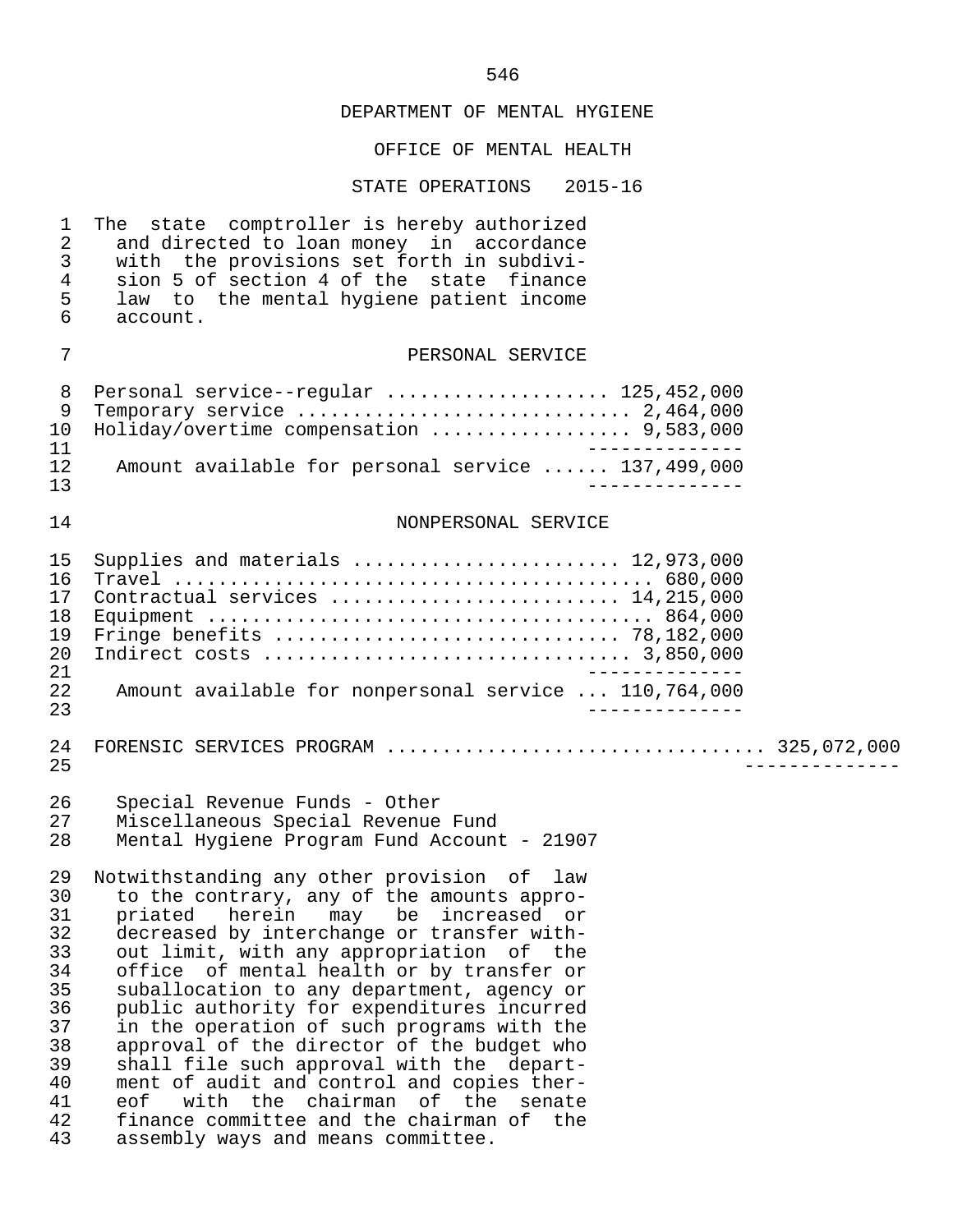DEPARTMENT OF MENTAL HYGIENE

OFFICE OF MENTAL HEALTH

STATE OPERATIONS 2015-16

The state comptroller is hereby authorized and directed to loan money in accordance with the provisions set forth in subdivision 5 of section 4 of the state finance law to the mental hygiene patient income account.

PERSONAL SERVICE

| Item | Amount |
|---|---|
| Personal service--regular | 125,452,000 |
| Temporary service | 2,464,000 |
| Holiday/overtime compensation | 9,583,000 |
| Amount available for personal service | 137,499,000 |

NONPERSONAL SERVICE

| Item | Amount |
|---|---|
| Supplies and materials | 12,973,000 |
| Travel | 680,000 |
| Contractual services | 14,215,000 |
| Equipment | 864,000 |
| Fringe benefits | 78,182,000 |
| Indirect costs | 3,850,000 |
| Amount available for nonpersonal service | 110,764,000 |

FORENSIC SERVICES PROGRAM ................................ 325,072,000

Special Revenue Funds - Other
Miscellaneous Special Revenue Fund
Mental Hygiene Program Fund Account - 21907

Notwithstanding any other provision of law to the contrary, any of the amounts appropriated herein may be increased or decreased by interchange or transfer without limit, with any appropriation of the office of mental health or by transfer or suballocation to any department, agency or public authority for expenditures incurred in the operation of such programs with the approval of the director of the budget who shall file such approval with the department of audit and control and copies thereof with the chairman of the senate finance committee and the chairman of the assembly ways and means committee.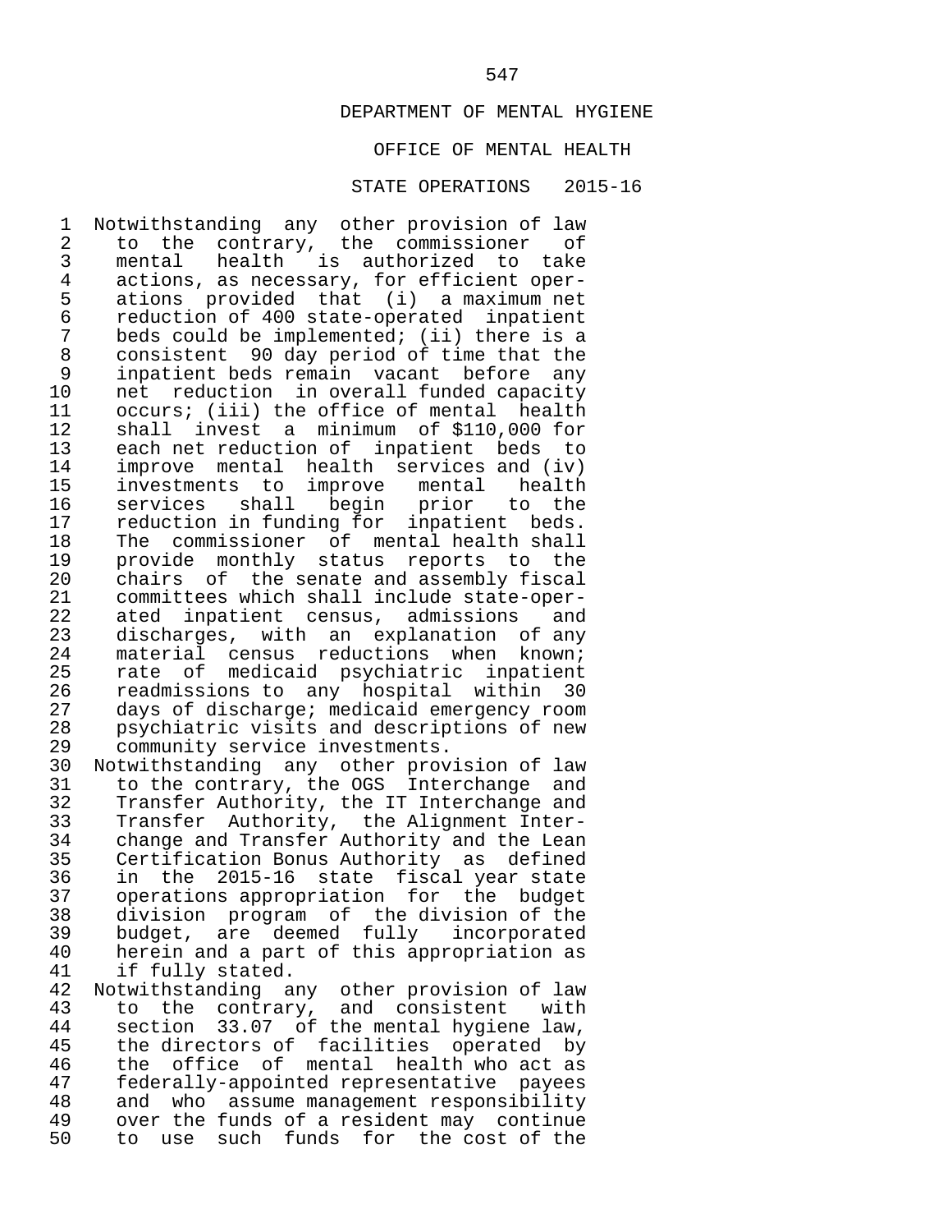DEPARTMENT OF MENTAL HYGIENE

OFFICE OF MENTAL HEALTH

STATE OPERATIONS 2015-16

Notwithstanding any other provision of law to the contrary, the commissioner of mental health is authorized to take actions, as necessary, for efficient operations provided that (i) a maximum net reduction of 400 state-operated inpatient beds could be implemented; (ii) there is a consistent 90 day period of time that the inpatient beds remain vacant before any net reduction in overall funded capacity occurs; (iii) the office of mental health shall invest a minimum of $110,000 for each net reduction of inpatient beds to improve mental health services and (iv) investments to improve mental health services shall begin prior to the reduction in funding for inpatient beds. The commissioner of mental health shall provide monthly status reports to the chairs of the senate and assembly fiscal committees which shall include state-operated inpatient census, admissions and discharges, with an explanation of any material census reductions when known; rate of medicaid psychiatric inpatient readmissions to any hospital within 30 days of discharge; medicaid emergency room psychiatric visits and descriptions of new community service investments.

Notwithstanding any other provision of law to the contrary, the OGS Interchange and Transfer Authority, the IT Interchange and Transfer Authority, the Alignment Interchange and Transfer Authority and the Lean Certification Bonus Authority as defined in the 2015-16 state fiscal year state operations appropriation for the budget division program of the division of the budget, are deemed fully incorporated herein and a part of this appropriation as if fully stated.

Notwithstanding any other provision of law to the contrary, and consistent with section 33.07 of the mental hygiene law, the directors of facilities operated by the office of mental health who act as federally-appointed representative payees and who assume management responsibility over the funds of a resident may continue to use such funds for the cost of the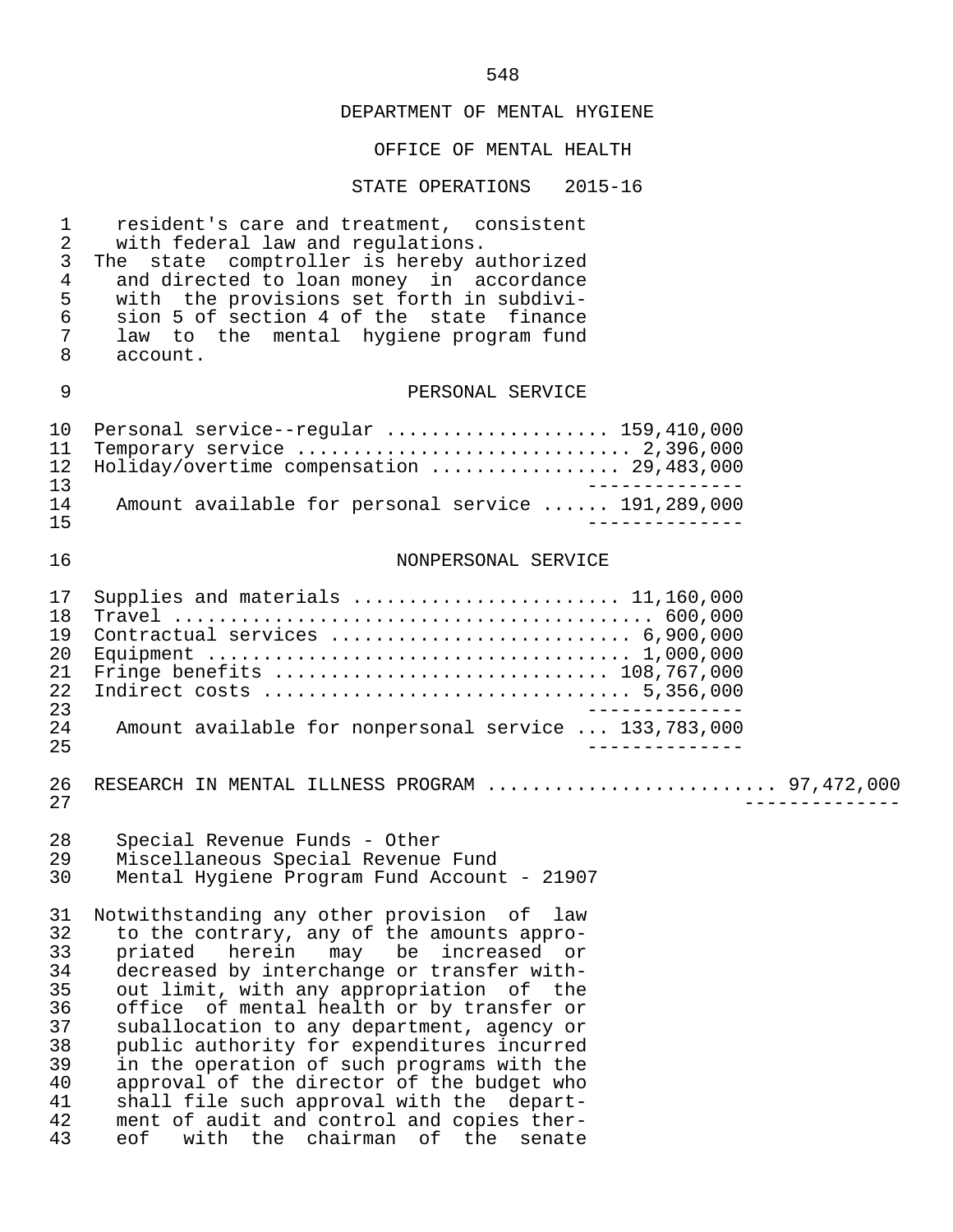DEPARTMENT OF MENTAL HYGIENE

OFFICE OF MENTAL HEALTH

STATE OPERATIONS 2015-16

resident's care and treatment, consistent with federal law and regulations.
The state comptroller is hereby authorized and directed to loan money in accordance with the provisions set forth in subdivision 5 of section 4 of the state finance law to the mental hygiene program fund account.

PERSONAL SERVICE

| | |
|---|---|
| Personal service--regular | 159,410,000 |
| Temporary service | 2,396,000 |
| Holiday/overtime compensation | 29,483,000 |
| Amount available for personal service | 191,289,000 |

NONPERSONAL SERVICE

| | |
|---|---|
| Supplies and materials | 11,160,000 |
| Travel | 600,000 |
| Contractual services | 6,900,000 |
| Equipment | 1,000,000 |
| Fringe benefits | 108,767,000 |
| Indirect costs | 5,356,000 |
| Amount available for nonpersonal service | 133,783,000 |

RESEARCH IN MENTAL ILLNESS PROGRAM ..................... 97,472,000

Special Revenue Funds - Other
Miscellaneous Special Revenue Fund
Mental Hygiene Program Fund Account - 21907

Notwithstanding any other provision of law to the contrary, any of the amounts appropriated herein may be increased or decreased by interchange or transfer without limit, with any appropriation of the office of mental health or by transfer or suballocation to any department, agency or public authority for expenditures incurred in the operation of such programs with the approval of the director of the budget who shall file such approval with the department of audit and control and copies thereof with the chairman of the senate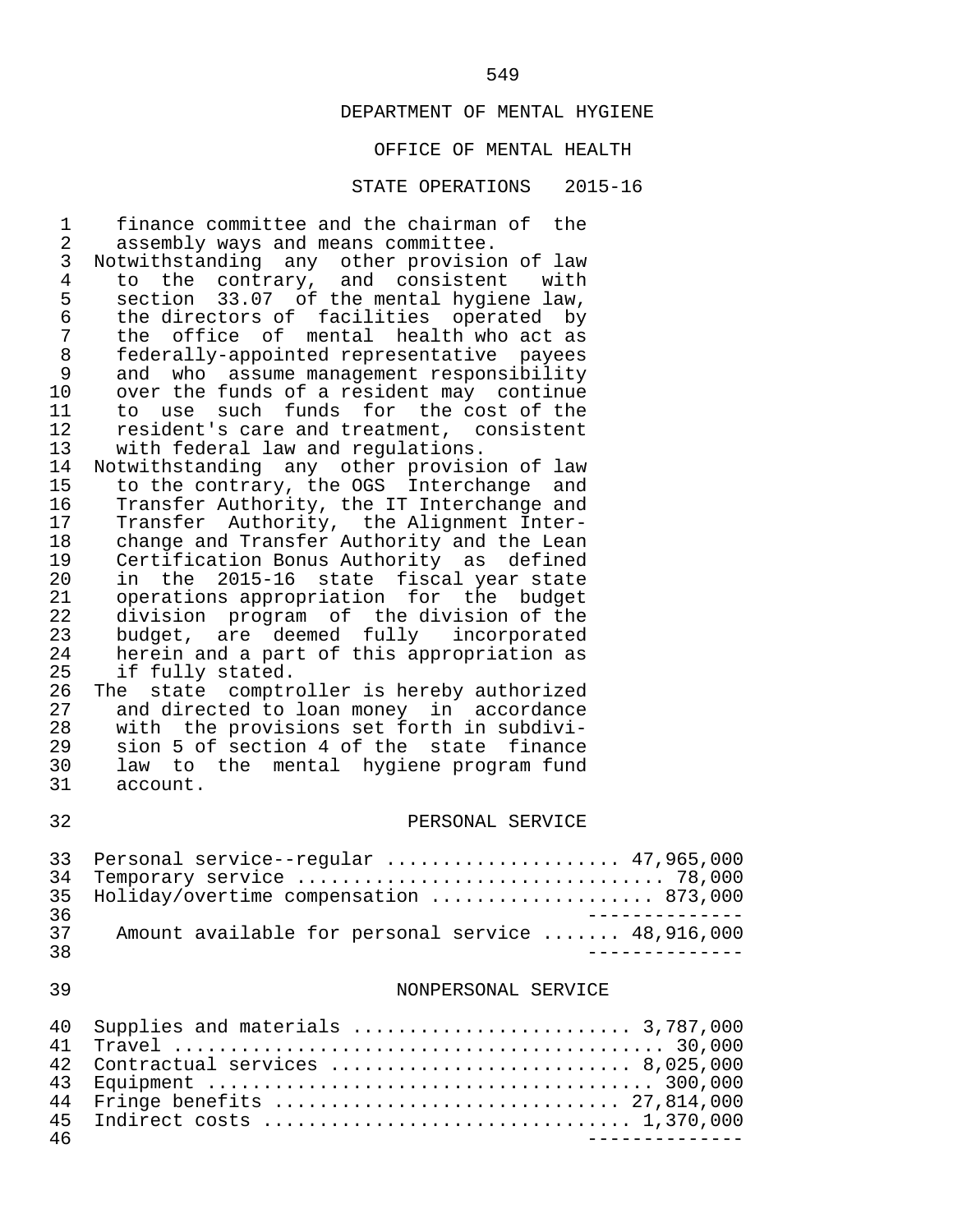DEPARTMENT OF MENTAL HYGIENE

OFFICE OF MENTAL HEALTH

STATE OPERATIONS 2015-16

finance committee and the chairman of the assembly ways and means committee.

Notwithstanding any other provision of law to the contrary, and consistent with section 33.07 of the mental hygiene law, the directors of facilities operated by the office of mental health who act as federally-appointed representative payees and who assume management responsibility over the funds of a resident may continue to use such funds for the cost of the resident's care and treatment, consistent with federal law and regulations.

Notwithstanding any other provision of law to the contrary, the OGS Interchange and Transfer Authority, the IT Interchange and Transfer Authority, the Alignment Interchange and Transfer Authority and the Lean Certification Bonus Authority as defined in the 2015-16 state fiscal year state operations appropriation for the budget division program of the division of the budget, are deemed fully incorporated herein and a part of this appropriation as if fully stated.

The state comptroller is hereby authorized and directed to loan money in accordance with the provisions set forth in subdivision 5 of section 4 of the state finance law to the mental hygiene program fund account.

PERSONAL SERVICE

| Item | Amount |
|---|---|
| Personal service--regular | 47,965,000 |
| Temporary service | 78,000 |
| Holiday/overtime compensation | 873,000 |
| Amount available for personal service | 48,916,000 |

NONPERSONAL SERVICE

| Item | Amount |
|---|---|
| Supplies and materials | 3,787,000 |
| Travel | 30,000 |
| Contractual services | 8,025,000 |
| Equipment | 300,000 |
| Fringe benefits | 27,814,000 |
| Indirect costs | 1,370,000 |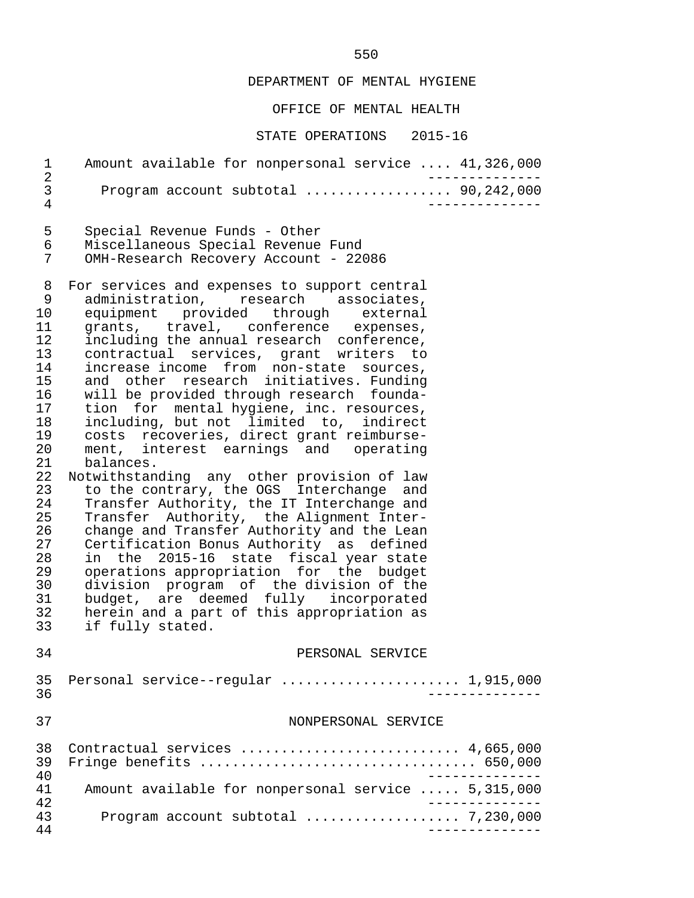DEPARTMENT OF MENTAL HYGIENE

OFFICE OF MENTAL HEALTH

STATE OPERATIONS 2015-16

| | |
|---|---|
| Amount available for nonpersonal service .... | 41,326,000 |
| Program account subtotal .................. | 90,242,000 |

Special Revenue Funds - Other
Miscellaneous Special Revenue Fund
OMH-Research Recovery Account - 22086

For services and expenses to support central administration, research associates, equipment provided through external grants, travel, conference expenses, including the annual research conference, contractual services, grant writers to increase income from non-state sources, and other research initiatives. Funding will be provided through research foundation for mental hygiene, inc. resources, including, but not limited to, indirect costs recoveries, direct grant reimbursement, interest earnings and operating balances.

Notwithstanding any other provision of law to the contrary, the OGS Interchange and Transfer Authority, the IT Interchange and Transfer Authority, the Alignment Interchange and Transfer Authority and the Lean Certification Bonus Authority as defined in the 2015-16 state fiscal year state operations appropriation for the budget division program of the division of the budget, are deemed fully incorporated herein and a part of this appropriation as if fully stated.

PERSONAL SERVICE

| | |
|---|---|
| Personal service--regular ..................... | 1,915,000 |

NONPERSONAL SERVICE

| | |
|---|---|
| Contractual services .......................... | 4,665,000 |
| Fringe benefits ................................ | 650,000 |
| Amount available for nonpersonal service ..... | 5,315,000 |
| Program account subtotal .................. | 7,230,000 |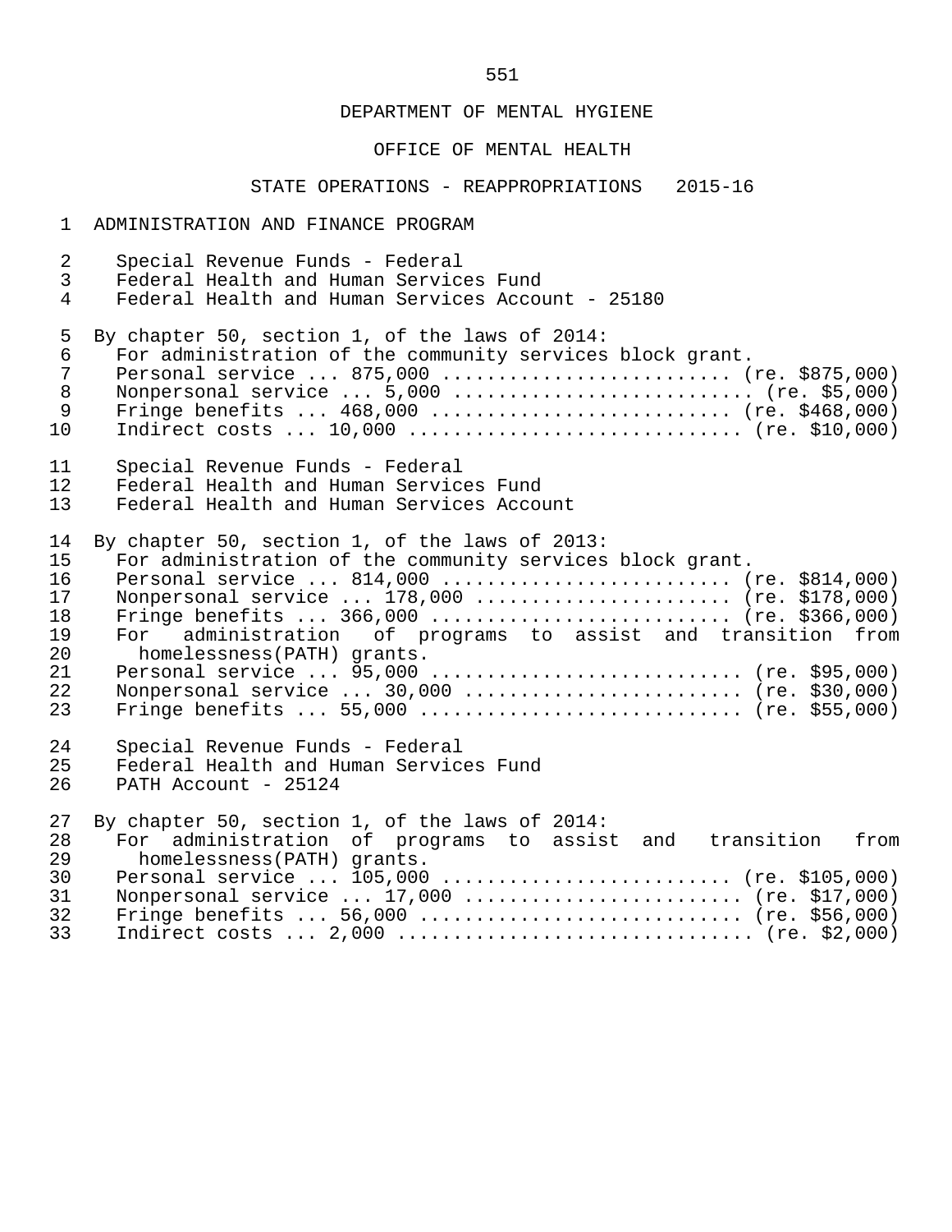DEPARTMENT OF MENTAL HYGIENE

OFFICE OF MENTAL HEALTH

STATE OPERATIONS - REAPPROPRIATIONS 2015-16

ADMINISTRATION AND FINANCE PROGRAM

Special Revenue Funds - Federal
Federal Health and Human Services Fund
Federal Health and Human Services Account - 25180

By chapter 50, section 1, of the laws of 2014:
For administration of the community services block grant.
Personal service ... 875,000 .......................... (re. $875,000)
Nonpersonal service ... 5,000 ........................... (re. $5,000)
Fringe benefits ... 468,000 ........................... (re. $468,000)
Indirect costs ... 10,000 .............................. (re. $10,000)

Special Revenue Funds - Federal
Federal Health and Human Services Fund
Federal Health and Human Services Account

By chapter 50, section 1, of the laws of 2013:
For administration of the community services block grant.
Personal service ... 814,000 .......................... (re. $814,000)
Nonpersonal service ... 178,000 ....................... (re. $178,000)
Fringe benefits ... 366,000 ........................... (re. $366,000)
For administration of programs to assist and transition from homelessness(PATH) grants.
Personal service ... 95,000 ............................ (re. $95,000)
Nonpersonal service ... 30,000 ......................... (re. $30,000)
Fringe benefits ... 55,000 ............................. (re. $55,000)

Special Revenue Funds - Federal
Federal Health and Human Services Fund
PATH Account - 25124

By chapter 50, section 1, of the laws of 2014:
For administration of programs to assist and transition from homelessness(PATH) grants.
Personal service ... 105,000 .......................... (re. $105,000)
Nonpersonal service ... 17,000 ......................... (re. $17,000)
Fringe benefits ... 56,000 ............................. (re. $56,000)
Indirect costs ... 2,000 ................................ (re. $2,000)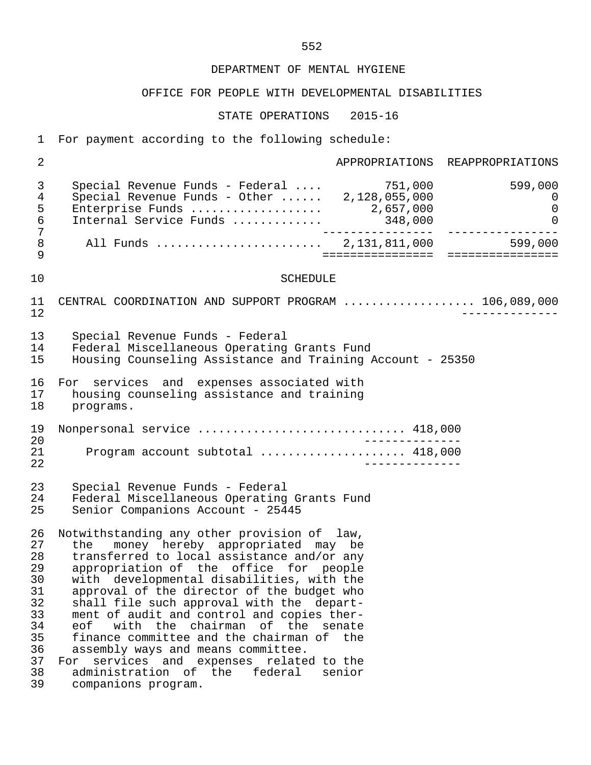DEPARTMENT OF MENTAL HYGIENE

OFFICE FOR PEOPLE WITH DEVELOPMENTAL DISABILITIES

STATE OPERATIONS 2015-16

For payment according to the following schedule:

| | APPROPRIATIONS | REAPPROPRIATIONS |
|---|---|---|
| Special Revenue Funds - Federal .... | 751,000 | 599,000 |
| Special Revenue Funds - Other ...... | 2,128,055,000 | 0 |
| Enterprise Funds .................. | 2,657,000 | 0 |
| Internal Service Funds ............ | 348,000 | 0 |
| All Funds ....................... | 2,131,811,000 | 599,000 |

SCHEDULE

CENTRAL COORDINATION AND SUPPORT PROGRAM .................. 106,089,000

Special Revenue Funds - Federal
Federal Miscellaneous Operating Grants Fund
Housing Counseling Assistance and Training Account - 25350

For services and expenses associated with housing counseling assistance and training programs.

Nonpersonal service ............................ 418,000

Program account subtotal .................... 418,000

Special Revenue Funds - Federal
Federal Miscellaneous Operating Grants Fund
Senior Companions Account - 25445

Notwithstanding any other provision of law, the money hereby appropriated may be transferred to local assistance and/or any appropriation of the office for people with developmental disabilities, with the approval of the director of the budget who shall file such approval with the department of audit and control and copies thereof with the chairman of the senate finance committee and the chairman of the assembly ways and means committee.

For services and expenses related to the administration of the federal senior companions program.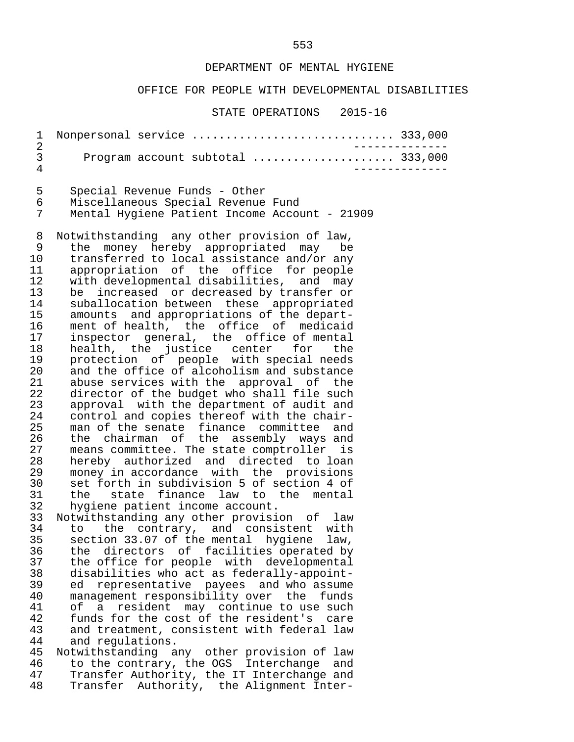DEPARTMENT OF MENTAL HYGIENE

OFFICE FOR PEOPLE WITH DEVELOPMENTAL DISABILITIES

STATE OPERATIONS 2015-16

Nonpersonal service ............................ 333,000

Program account subtotal .................... 333,000

Special Revenue Funds - Other
Miscellaneous Special Revenue Fund
Mental Hygiene Patient Income Account - 21909

Notwithstanding any other provision of law, the money hereby appropriated may be transferred to local assistance and/or any appropriation of the office for people with developmental disabilities, and may be increased or decreased by transfer or suballocation between these appropriated amounts and appropriations of the department of health, the office of medicaid inspector general, the office of mental health, the justice center for the protection of people with special needs and the office of alcoholism and substance abuse services with the approval of the director of the budget who shall file such approval with the department of audit and control and copies thereof with the chairman of the senate finance committee and the chairman of the assembly ways and means committee. The state comptroller is hereby authorized and directed to loan money in accordance with the provisions set forth in subdivision 5 of section 4 of the state finance law to the mental hygiene patient income account.

Notwithstanding any other provision of law to the contrary, and consistent with section 33.07 of the mental hygiene law, the directors of facilities operated by the office for people with developmental disabilities who act as federally-appointed representative payees and who assume management responsibility over the funds of a resident may continue to use such funds for the cost of the resident's care and treatment, consistent with federal law and regulations.

Notwithstanding any other provision of law to the contrary, the OGS Interchange and Transfer Authority, the IT Interchange and Transfer Authority, the Alignment Inter-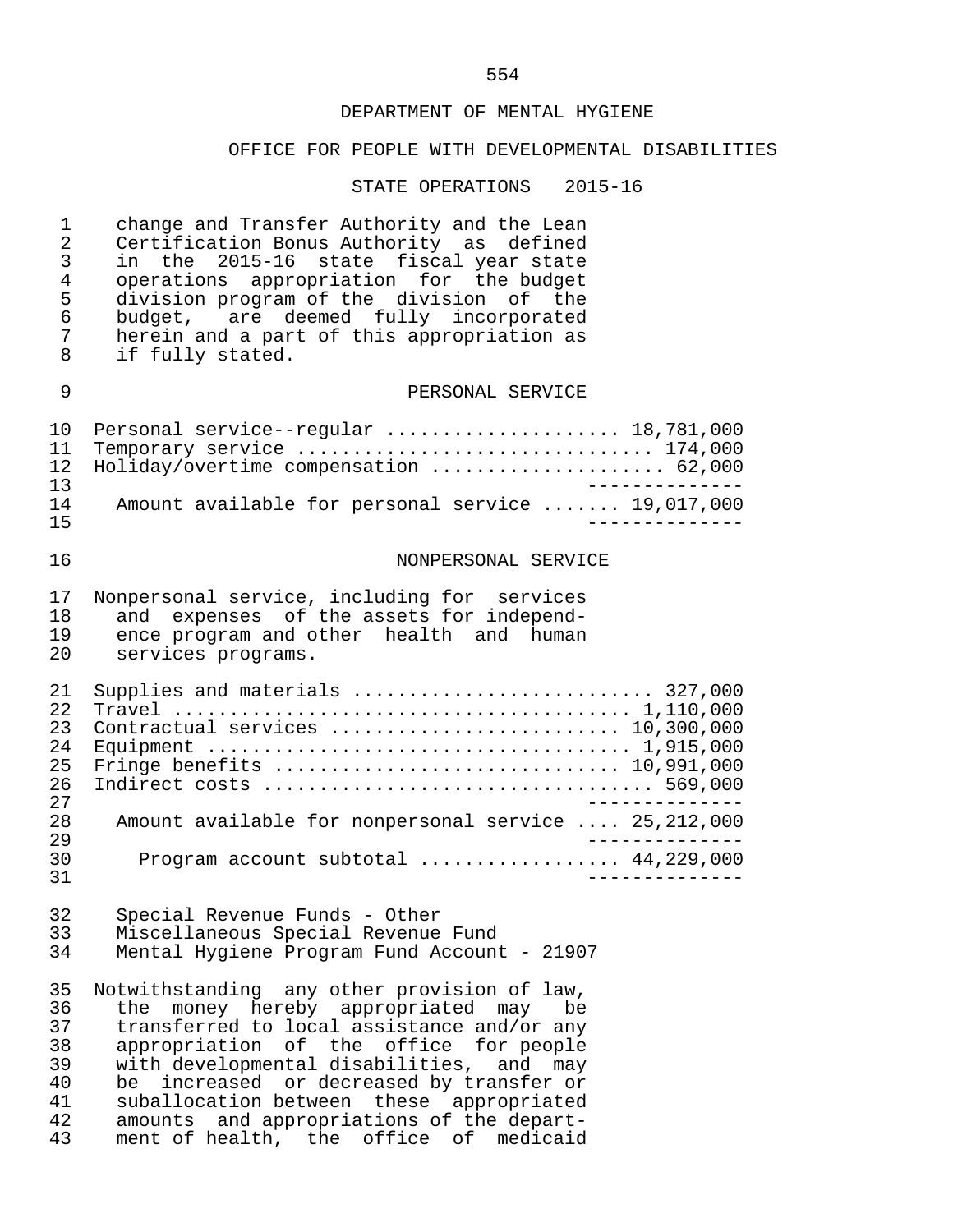DEPARTMENT OF MENTAL HYGIENE

OFFICE FOR PEOPLE WITH DEVELOPMENTAL DISABILITIES

STATE OPERATIONS 2015-16

change and Transfer Authority and the Lean Certification Bonus Authority as defined in the 2015-16 state fiscal year state operations appropriation for the budget division program of the division of the budget, are deemed fully incorporated herein and a part of this appropriation as if fully stated.

PERSONAL SERVICE

| | |
|---|---|
| Personal service--regular | 18,781,000 |
| Temporary service | 174,000 |
| Holiday/overtime compensation | 62,000 |
| Amount available for personal service | 19,017,000 |

NONPERSONAL SERVICE

Nonpersonal service, including for services and expenses of the assets for independence program and other health and human services programs.

| | |
|---|---|
| Supplies and materials | 327,000 |
| Travel | 1,110,000 |
| Contractual services | 10,300,000 |
| Equipment | 1,915,000 |
| Fringe benefits | 10,991,000 |
| Indirect costs | 569,000 |
| Amount available for nonpersonal service | 25,212,000 |
| Program account subtotal | 44,229,000 |

Special Revenue Funds - Other
Miscellaneous Special Revenue Fund
Mental Hygiene Program Fund Account - 21907

Notwithstanding any other provision of law, the money hereby appropriated may be transferred to local assistance and/or any appropriation of the office for people with developmental disabilities, and may be increased or decreased by transfer or suballocation between these appropriated amounts and appropriations of the department of health, the office of medicaid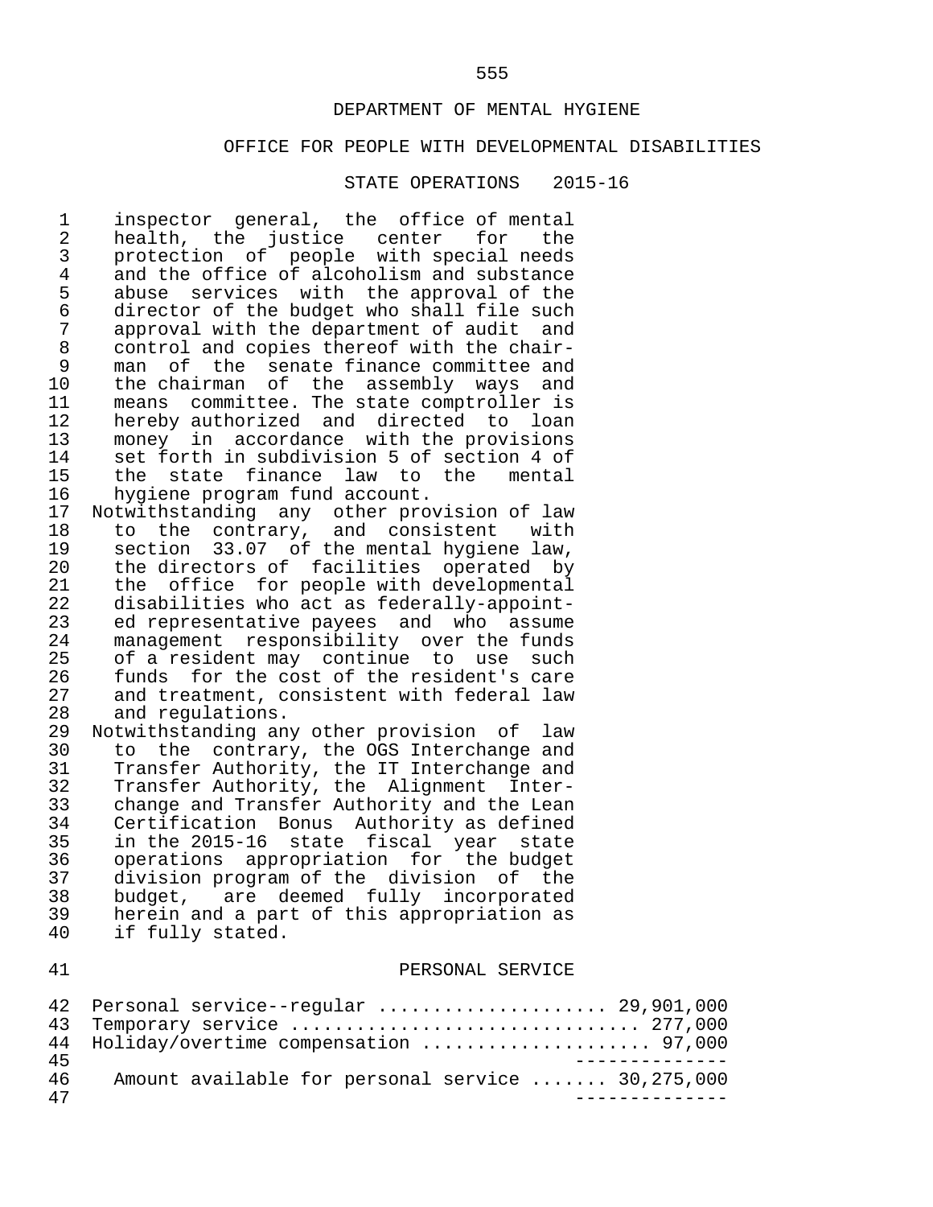DEPARTMENT OF MENTAL HYGIENE

OFFICE FOR PEOPLE WITH DEVELOPMENTAL DISABILITIES

STATE OPERATIONS 2015-16

inspector general, the office of mental health, the justice center for the protection of people with special needs and the office of alcoholism and substance abuse services with the approval of the director of the budget who shall file such approval with the department of audit and control and copies thereof with the chairman of the senate finance committee and the chairman of the assembly ways and means committee. The state comptroller is hereby authorized and directed to loan money in accordance with the provisions set forth in subdivision 5 of section 4 of the state finance law to the mental hygiene program fund account.

Notwithstanding any other provision of law to the contrary, and consistent with section 33.07 of the mental hygiene law, the directors of facilities operated by the office for people with developmental disabilities who act as federally-appointed representative payees and who assume management responsibility over the funds of a resident may continue to use such funds for the cost of the resident's care and treatment, consistent with federal law and regulations.

Notwithstanding any other provision of law to the contrary, the OGS Interchange and Transfer Authority, the IT Interchange and Transfer Authority, the Alignment Interchange and Transfer Authority and the Lean Certification Bonus Authority as defined in the 2015-16 state fiscal year state operations appropriation for the budget division program of the division of the budget, are deemed fully incorporated herein and a part of this appropriation as if fully stated.

PERSONAL SERVICE

| | |
|---|---|
| Personal service--regular | 29,901,000 |
| Temporary service | 277,000 |
| Holiday/overtime compensation | 97,000 |
| Amount available for personal service | 30,275,000 |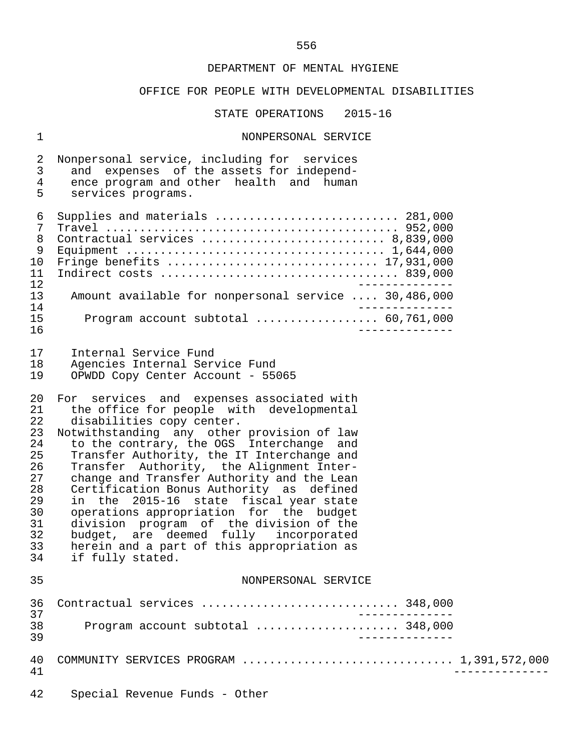DEPARTMENT OF MENTAL HYGIENE

OFFICE FOR PEOPLE WITH DEVELOPMENTAL DISABILITIES

STATE OPERATIONS 2015-16

NONPERSONAL SERVICE

Nonpersonal service, including for services and expenses of the assets for independence program and other health and human services programs.

| Item | Amount |
| --- | --- |
| Supplies and materials | 281,000 |
| Travel | 952,000 |
| Contractual services | 8,839,000 |
| Equipment | 1,644,000 |
| Fringe benefits | 17,931,000 |
| Indirect costs | 839,000 |
| Amount available for nonpersonal service | 30,486,000 |
| Program account subtotal | 60,761,000 |

Internal Service Fund
Agencies Internal Service Fund
OPWDD Copy Center Account - 55065

For services and expenses associated with the office for people with developmental disabilities copy center.

Notwithstanding any other provision of law to the contrary, the OGS Interchange and Transfer Authority, the IT Interchange and Transfer Authority, the Alignment Interchange and Transfer Authority and the Lean Certification Bonus Authority as defined in the 2015-16 state fiscal year state operations appropriation for the budget division program of the division of the budget, are deemed fully incorporated herein and a part of this appropriation as if fully stated.

NONPERSONAL SERVICE

| Item | Amount |
| --- | --- |
| Contractual services | 348,000 |
| Program account subtotal | 348,000 |

COMMUNITY SERVICES PROGRAM .............................. 1,391,572,000

Special Revenue Funds - Other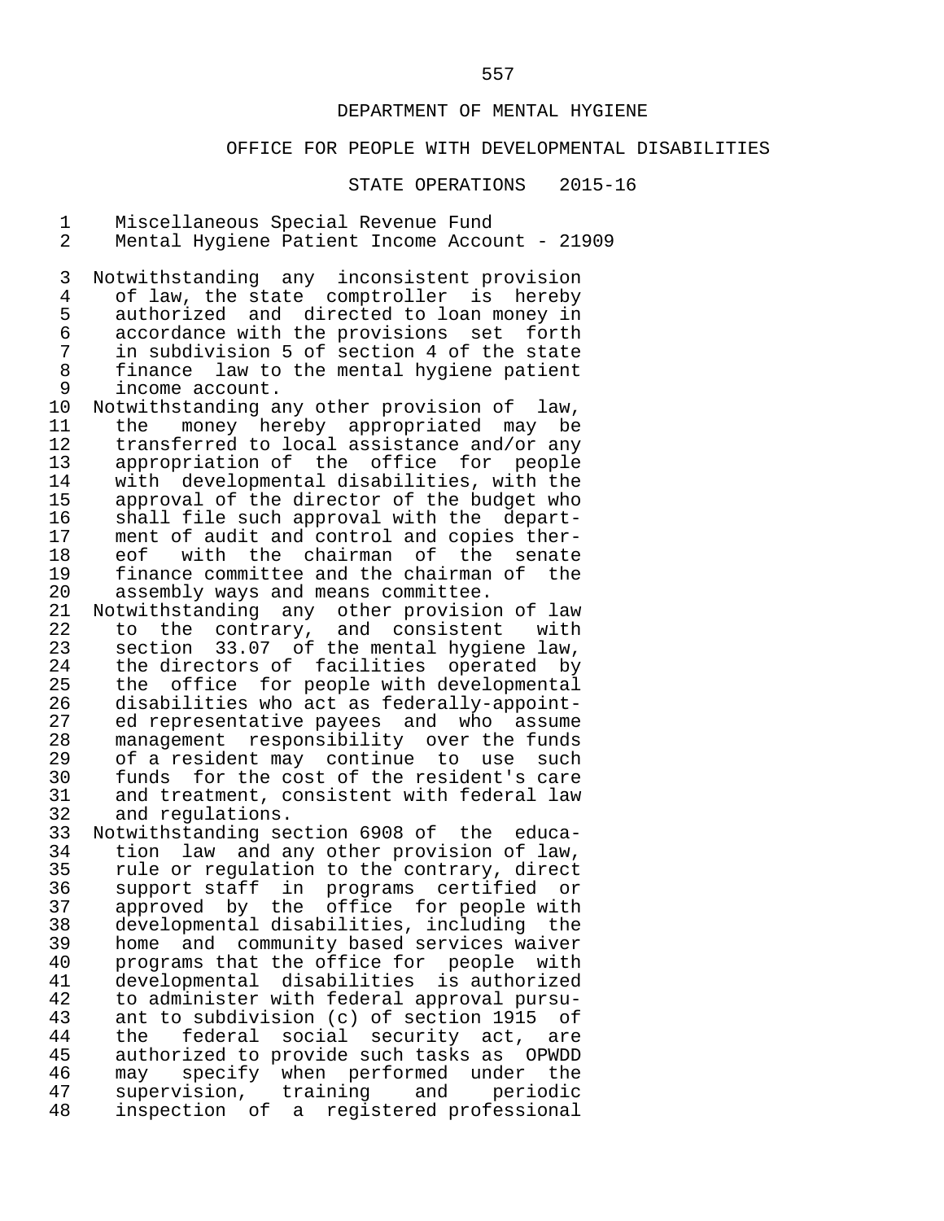DEPARTMENT OF MENTAL HYGIENE

OFFICE FOR PEOPLE WITH DEVELOPMENTAL DISABILITIES

STATE OPERATIONS 2015-16

Miscellaneous Special Revenue Fund
Mental Hygiene Patient Income Account - 21909

Notwithstanding any inconsistent provision of law, the state comptroller is hereby authorized and directed to loan money in accordance with the provisions set forth in subdivision 5 of section 4 of the state finance law to the mental hygiene patient income account.

Notwithstanding any other provision of law, the money hereby appropriated may be transferred to local assistance and/or any appropriation of the office for people with developmental disabilities, with the approval of the director of the budget who shall file such approval with the department of audit and control and copies thereof with the chairman of the senate finance committee and the chairman of the assembly ways and means committee.

Notwithstanding any other provision of law to the contrary, and consistent with section 33.07 of the mental hygiene law, the directors of facilities operated by the office for people with developmental disabilities who act as federally-appointed representative payees and who assume management responsibility over the funds of a resident may continue to use such funds for the cost of the resident's care and treatment, consistent with federal law and regulations.

Notwithstanding section 6908 of the education law and any other provision of law, rule or regulation to the contrary, direct support staff in programs certified or approved by the office for people with developmental disabilities, including the home and community based services waiver programs that the office for people with developmental disabilities is authorized to administer with federal approval pursuant to subdivision (c) of section 1915 of the federal social security act, are authorized to provide such tasks as OPWDD may specify when performed under the supervision, training and periodic inspection of a registered professional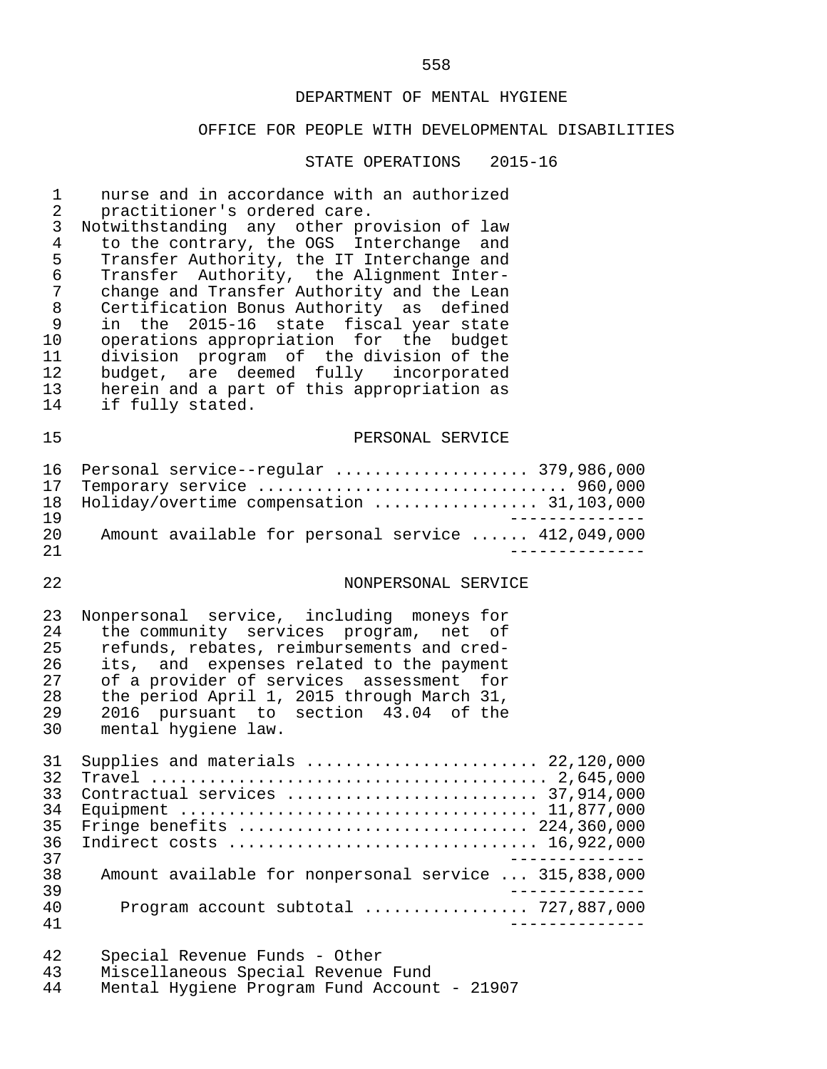DEPARTMENT OF MENTAL HYGIENE

OFFICE FOR PEOPLE WITH DEVELOPMENTAL DISABILITIES

STATE OPERATIONS 2015-16

nurse and in accordance with an authorized practitioner's ordered care.

Notwithstanding any other provision of law to the contrary, the OGS Interchange and Transfer Authority, the IT Interchange and Transfer Authority, the Alignment Interchange and Transfer Authority and the Lean Certification Bonus Authority as defined in the 2015-16 state fiscal year state operations appropriation for the budget division program of the division of the budget, are deemed fully incorporated herein and a part of this appropriation as if fully stated.

## PERSONAL SERVICE

| | |
|---|---|
| Personal service--regular | 379,986,000 |
| Temporary service | 960,000 |
| Holiday/overtime compensation | 31,103,000 |
| Amount available for personal service | 412,049,000 |

## NONPERSONAL SERVICE

Nonpersonal service, including moneys for the community services program, net of refunds, rebates, reimbursements and credits, and expenses related to the payment of a provider of services assessment for the period April 1, 2015 through March 31, 2016 pursuant to section 43.04 of the mental hygiene law.

| | |
|---|---|
| Supplies and materials | 22,120,000 |
| Travel | 2,645,000 |
| Contractual services | 37,914,000 |
| Equipment | 11,877,000 |
| Fringe benefits | 224,360,000 |
| Indirect costs | 16,922,000 |
| Amount available for nonpersonal service | 315,838,000 |
| Program account subtotal | 727,887,000 |

Special Revenue Funds - Other
Miscellaneous Special Revenue Fund
Mental Hygiene Program Fund Account - 21907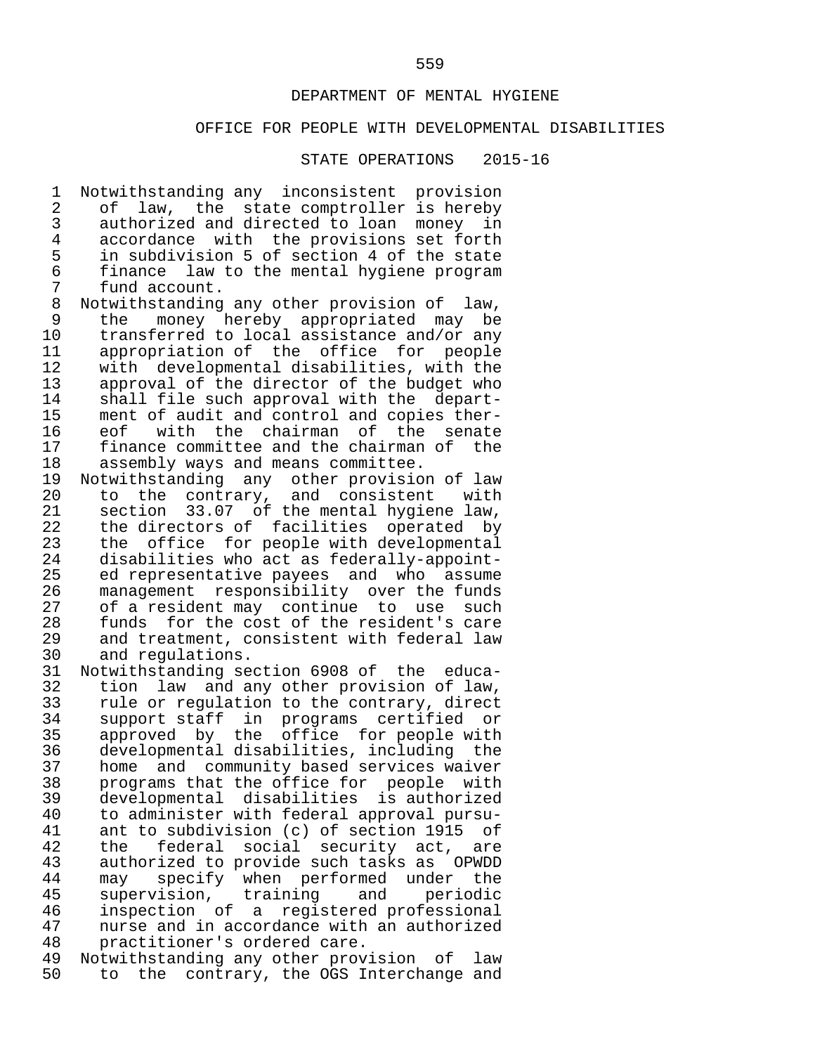DEPARTMENT OF MENTAL HYGIENE

OFFICE FOR PEOPLE WITH DEVELOPMENTAL DISABILITIES

STATE OPERATIONS 2015-16

Notwithstanding any inconsistent provision of law, the state comptroller is hereby authorized and directed to loan money in accordance with the provisions set forth in subdivision 5 of section 4 of the state finance law to the mental hygiene program fund account.

Notwithstanding any other provision of law, the money hereby appropriated may be transferred to local assistance and/or any appropriation of the office for people with developmental disabilities, with the approval of the director of the budget who shall file such approval with the department of audit and control and copies thereof with the chairman of the senate finance committee and the chairman of the assembly ways and means committee.

Notwithstanding any other provision of law to the contrary, and consistent with section 33.07 of the mental hygiene law, the directors of facilities operated by the office for people with developmental disabilities who act as federally-appointed representative payees and who assume management responsibility over the funds of a resident may continue to use such funds for the cost of the resident's care and treatment, consistent with federal law and regulations.

Notwithstanding section 6908 of the education law and any other provision of law, rule or regulation to the contrary, direct support staff in programs certified or approved by the office for people with developmental disabilities, including the home and community based services waiver programs that the office for people with developmental disabilities is authorized to administer with federal approval pursuant to subdivision (c) of section 1915 of the federal social security act, are authorized to provide such tasks as OPWDD may specify when performed under the supervision, training and periodic inspection of a registered professional nurse and in accordance with an authorized practitioner's ordered care.

Notwithstanding any other provision of law to the contrary, the OGS Interchange and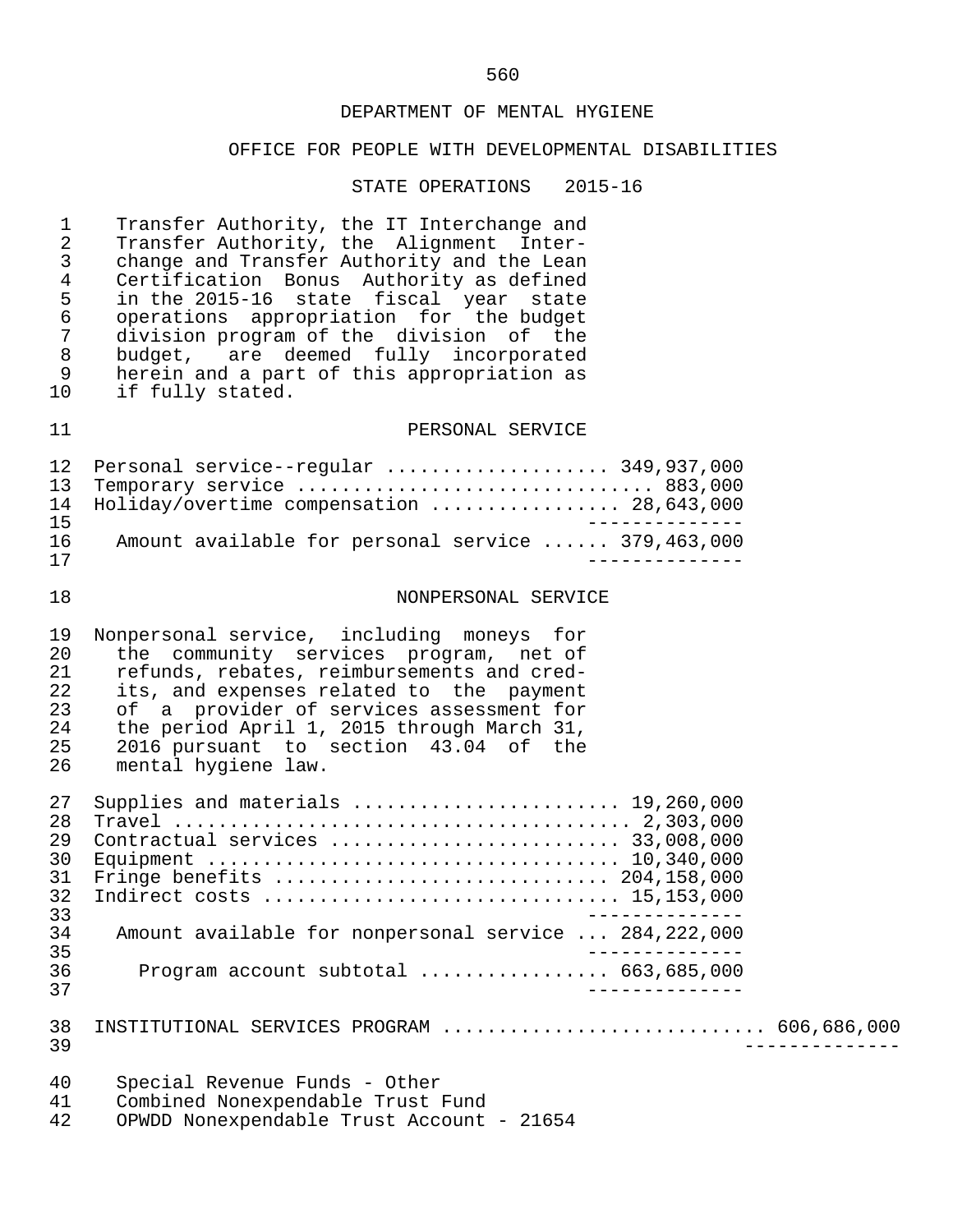DEPARTMENT OF MENTAL HYGIENE

OFFICE FOR PEOPLE WITH DEVELOPMENTAL DISABILITIES

STATE OPERATIONS 2015-16

Transfer Authority, the IT Interchange and Transfer Authority, the Alignment Interchange and Transfer Authority and the Lean Certification Bonus Authority as defined in the 2015-16 state fiscal year state operations appropriation for the budget division program of the division of the budget, are deemed fully incorporated herein and a part of this appropriation as if fully stated.

PERSONAL SERVICE

| | |
|---|---|
| Personal service--regular | 349,937,000 |
| Temporary service | 883,000 |
| Holiday/overtime compensation | 28,643,000 |
| Amount available for personal service | 379,463,000 |

NONPERSONAL SERVICE

Nonpersonal service, including moneys for the community services program, net of refunds, rebates, reimbursements and credits, and expenses related to the payment of a provider of services assessment for the period April 1, 2015 through March 31, 2016 pursuant to section 43.04 of the mental hygiene law.

| | | |
|---|---|---|
| Supplies and materials | 19,260,000 | |
| Travel | 2,303,000 | |
| Contractual services | 33,008,000 | |
| Equipment | 10,340,000 | |
| Fringe benefits | 204,158,000 | |
| Indirect costs | 15,153,000 | |
| Amount available for nonpersonal service | 284,222,000 | |
| Program account subtotal | 663,685,000 | |
| INSTITUTIONAL SERVICES PROGRAM | | 606,686,000 |

Special Revenue Funds - Other
Combined Nonexpendable Trust Fund
OPWDD Nonexpendable Trust Account - 21654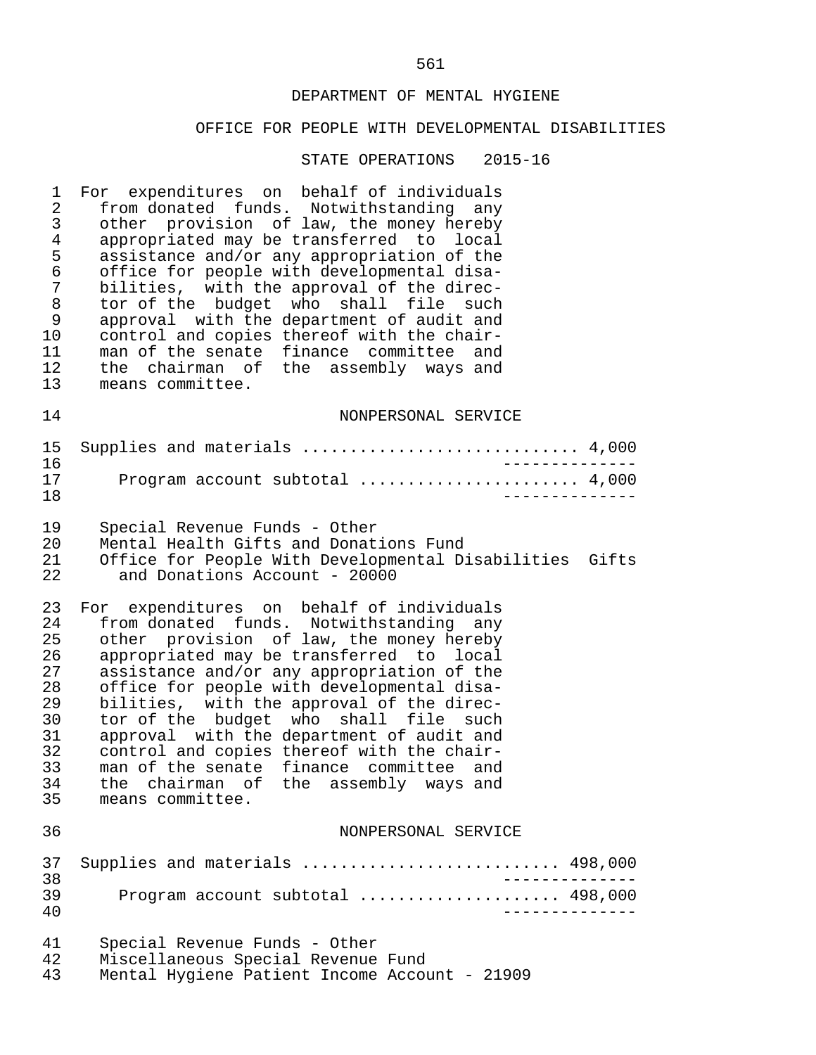DEPARTMENT OF MENTAL HYGIENE

OFFICE FOR PEOPLE WITH DEVELOPMENTAL DISABILITIES

STATE OPERATIONS 2015-16

For expenditures on behalf of individuals from donated funds. Notwithstanding any other provision of law, the money hereby appropriated may be transferred to local assistance and/or any appropriation of the office for people with developmental disabilities, with the approval of the director of the budget who shall file such approval with the department of audit and control and copies thereof with the chairman of the senate finance committee and the chairman of the assembly ways and means committee.

NONPERSONAL SERVICE

| | |
|---|---|
| Supplies and materials | 4,000 |
| Program account subtotal | 4,000 |

Special Revenue Funds - Other
Mental Health Gifts and Donations Fund
Office for People With Developmental Disabilities Gifts and Donations Account - 20000

For expenditures on behalf of individuals from donated funds. Notwithstanding any other provision of law, the money hereby appropriated may be transferred to local assistance and/or any appropriation of the office for people with developmental disabilities, with the approval of the director of the budget who shall file such approval with the department of audit and control and copies thereof with the chairman of the senate finance committee and the chairman of the assembly ways and means committee.

NONPERSONAL SERVICE

| | |
|---|---|
| Supplies and materials | 498,000 |
| Program account subtotal | 498,000 |

Special Revenue Funds - Other
Miscellaneous Special Revenue Fund
Mental Hygiene Patient Income Account - 21909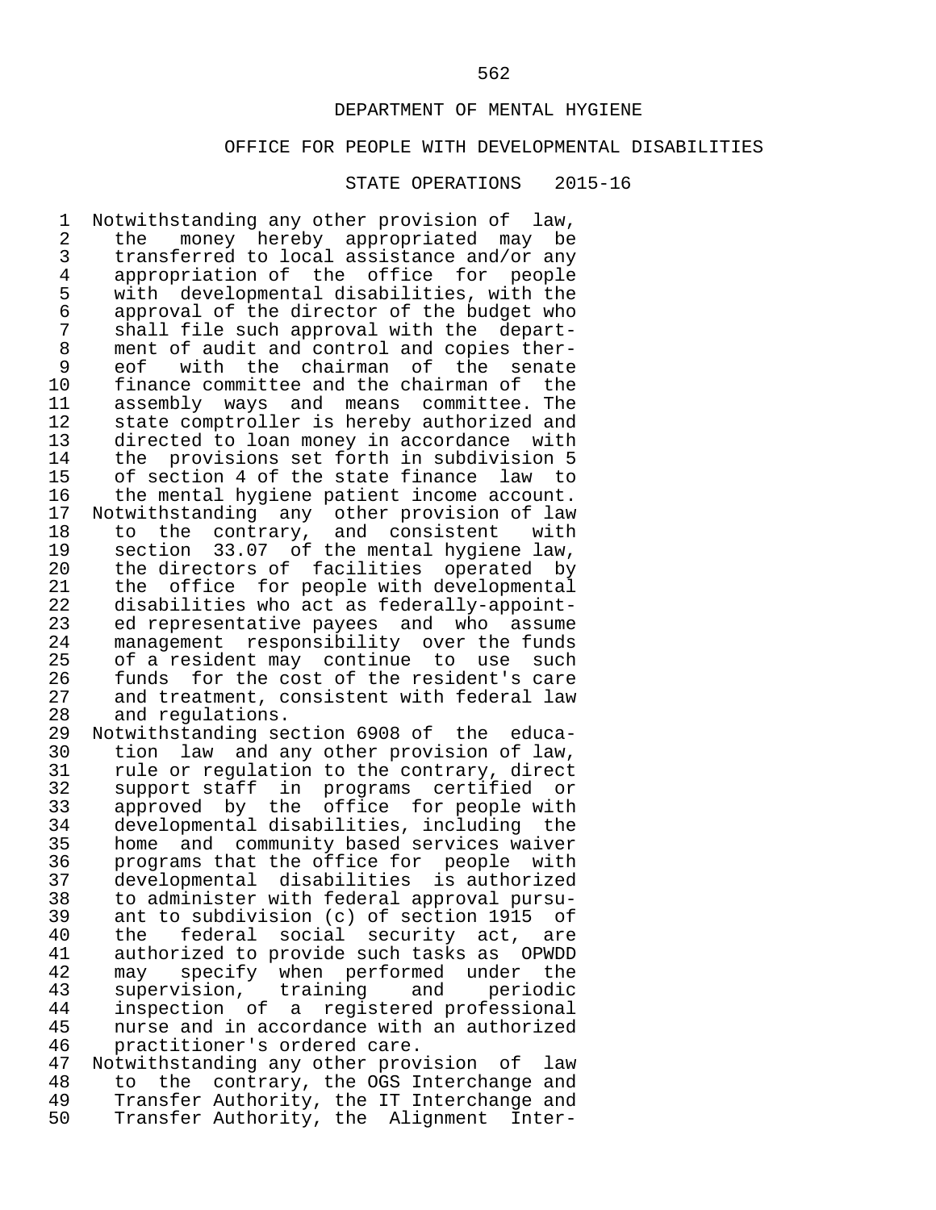DEPARTMENT OF MENTAL HYGIENE

OFFICE FOR PEOPLE WITH DEVELOPMENTAL DISABILITIES

STATE OPERATIONS 2015-16

Notwithstanding any other provision of law, the money hereby appropriated may be transferred to local assistance and/or any appropriation of the office for people with developmental disabilities, with the approval of the director of the budget who shall file such approval with the department of audit and control and copies thereof with the chairman of the senate finance committee and the chairman of the assembly ways and means committee. The state comptroller is hereby authorized and directed to loan money in accordance with the provisions set forth in subdivision 5 of section 4 of the state finance law to the mental hygiene patient income account.

Notwithstanding any other provision of law to the contrary, and consistent with section 33.07 of the mental hygiene law, the directors of facilities operated by the office for people with developmental disabilities who act as federally-appointed representative payees and who assume management responsibility over the funds of a resident may continue to use such funds for the cost of the resident's care and treatment, consistent with federal law and regulations.

Notwithstanding section 6908 of the education law and any other provision of law, rule or regulation to the contrary, direct support staff in programs certified or approved by the office for people with developmental disabilities, including the home and community based services waiver programs that the office for people with developmental disabilities is authorized to administer with federal approval pursuant to subdivision (c) of section 1915 of the federal social security act, are authorized to provide such tasks as OPWDD may specify when performed under the supervision, training and periodic inspection of a registered professional nurse and in accordance with an authorized practitioner's ordered care.

Notwithstanding any other provision of law to the contrary, the OGS Interchange and Transfer Authority, the IT Interchange and Transfer Authority, the Alignment Inter-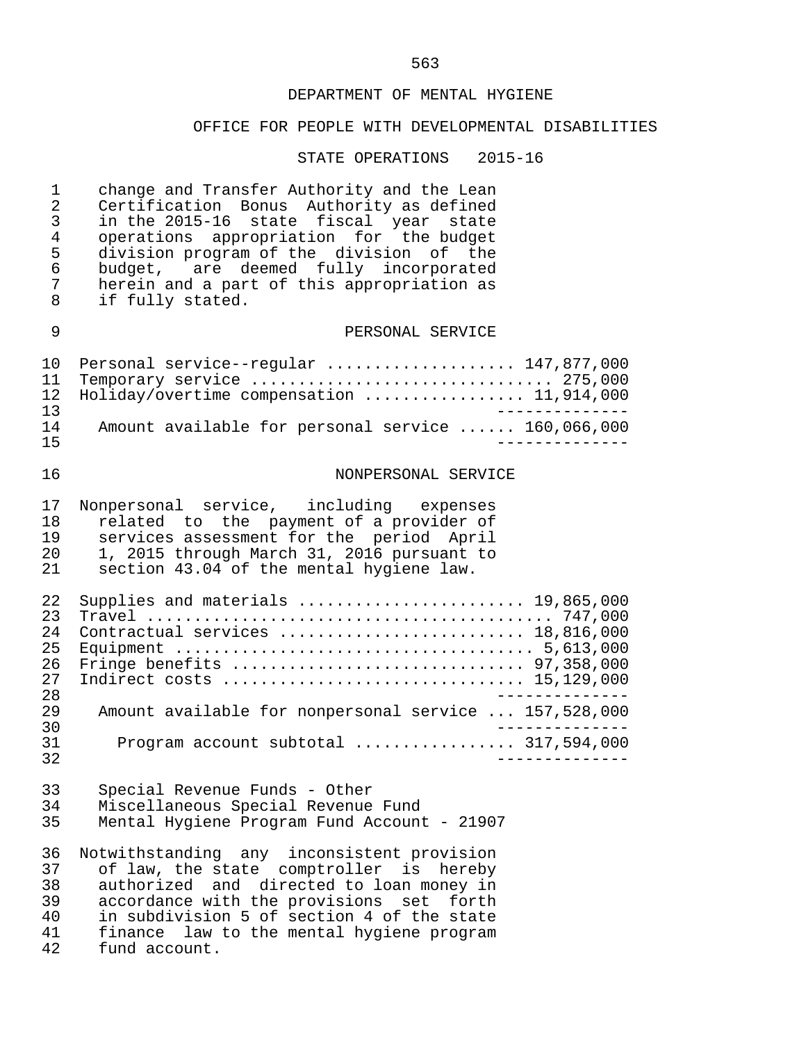DEPARTMENT OF MENTAL HYGIENE

OFFICE FOR PEOPLE WITH DEVELOPMENTAL DISABILITIES

STATE OPERATIONS 2015-16

change and Transfer Authority and the Lean Certification Bonus Authority as defined in the 2015-16 state fiscal year state operations appropriation for the budget division program of the division of the budget, are deemed fully incorporated herein and a part of this appropriation as if fully stated.

PERSONAL SERVICE

| | |
|---|---|
| Personal service--regular | 147,877,000 |
| Temporary service | 275,000 |
| Holiday/overtime compensation | 11,914,000 |
| Amount available for personal service | 160,066,000 |

NONPERSONAL SERVICE

Nonpersonal service, including expenses related to the payment of a provider of services assessment for the period April 1, 2015 through March 31, 2016 pursuant to section 43.04 of the mental hygiene law.

| | |
|---|---|
| Supplies and materials | 19,865,000 |
| Travel | 747,000 |
| Contractual services | 18,816,000 |
| Equipment | 5,613,000 |
| Fringe benefits | 97,358,000 |
| Indirect costs | 15,129,000 |
| Amount available for nonpersonal service | 157,528,000 |
| Program account subtotal | 317,594,000 |

Special Revenue Funds - Other
Miscellaneous Special Revenue Fund
Mental Hygiene Program Fund Account - 21907

Notwithstanding any inconsistent provision of law, the state comptroller is hereby authorized and directed to loan money in accordance with the provisions set forth in subdivision 5 of section 4 of the state finance law to the mental hygiene program fund account.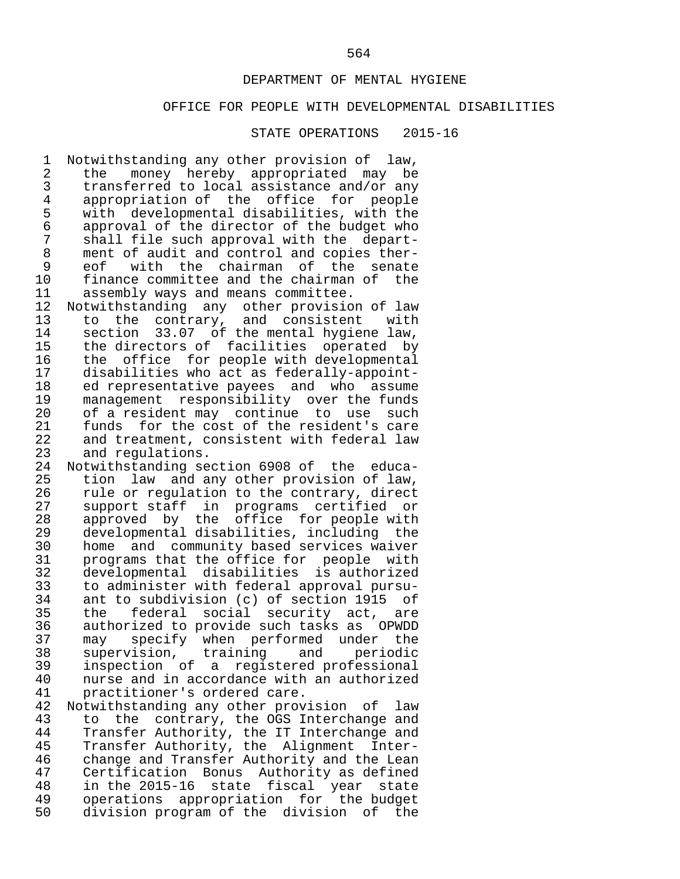DEPARTMENT OF MENTAL HYGIENE

OFFICE FOR PEOPLE WITH DEVELOPMENTAL DISABILITIES

STATE OPERATIONS 2015-16

Notwithstanding any other provision of law, the money hereby appropriated may be transferred to local assistance and/or any appropriation of the office for people with developmental disabilities, with the approval of the director of the budget who shall file such approval with the department of audit and control and copies thereof with the chairman of the senate finance committee and the chairman of the assembly ways and means committee.

Notwithstanding any other provision of law to the contrary, and consistent with section 33.07 of the mental hygiene law, the directors of facilities operated by the office for people with developmental disabilities who act as federally-appointed representative payees and who assume management responsibility over the funds of a resident may continue to use such funds for the cost of the resident's care and treatment, consistent with federal law and regulations.

Notwithstanding section 6908 of the education law and any other provision of law, rule or regulation to the contrary, direct support staff in programs certified or approved by the office for people with developmental disabilities, including the home and community based services waiver programs that the office for people with developmental disabilities is authorized to administer with federal approval pursuant to subdivision (c) of section 1915 of the federal social security act, are authorized to provide such tasks as OPWDD may specify when performed under the supervision, training and periodic inspection of a registered professional nurse and in accordance with an authorized practitioner's ordered care.

Notwithstanding any other provision of law to the contrary, the OGS Interchange and Transfer Authority, the IT Interchange and Transfer Authority, the Alignment Interchange and Transfer Authority and the Lean Certification Bonus Authority as defined in the 2015-16 state fiscal year state operations appropriation for the budget division program of the division of the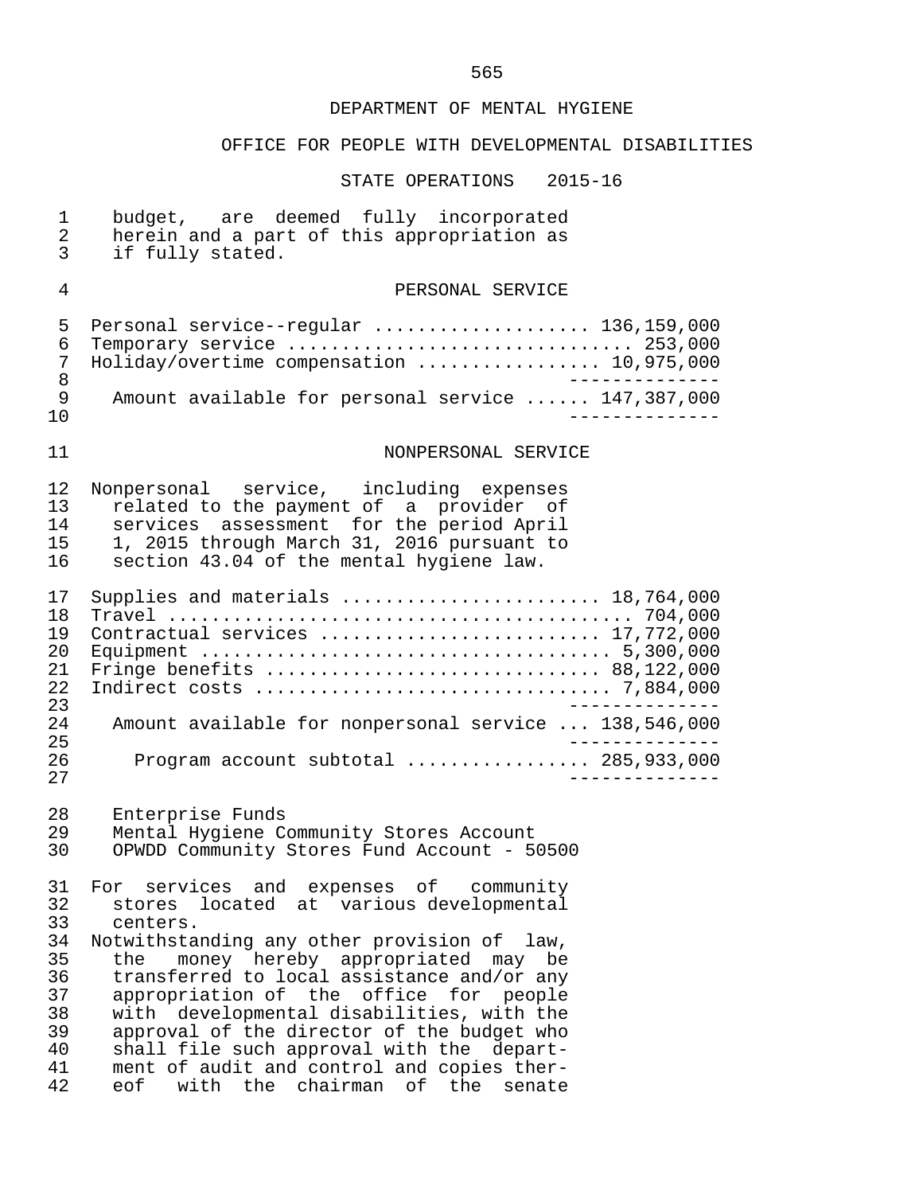budget, are deemed fully incorporated herein and a part of this appropriation as if fully stated.

PERSONAL SERVICE

| | |
|---|---:|
| Personal service--regular | 136,159,000 |
| Temporary service | 253,000 |
| Holiday/overtime compensation | 10,975,000 |
| Amount available for personal service | 147,387,000 |

NONPERSONAL SERVICE

Nonpersonal service, including expenses related to the payment of a provider of services assessment for the period April 1, 2015 through March 31, 2016 pursuant to section 43.04 of the mental hygiene law.

| | |
|---|---:|
| Supplies and materials | 18,764,000 |
| Travel | 704,000 |
| Contractual services | 17,772,000 |
| Equipment | 5,300,000 |
| Fringe benefits | 88,122,000 |
| Indirect costs | 7,884,000 |
| Amount available for nonpersonal service | 138,546,000 |
| Program account subtotal | 285,933,000 |

Enterprise Funds
Mental Hygiene Community Stores Account
OPWDD Community Stores Fund Account - 50500

For services and expenses of community stores located at various developmental centers.
Notwithstanding any other provision of law, the money hereby appropriated may be transferred to local assistance and/or any appropriation of the office for people with developmental disabilities, with the approval of the director of the budget who shall file such approval with the department of audit and control and copies thereof with the chairman of the senate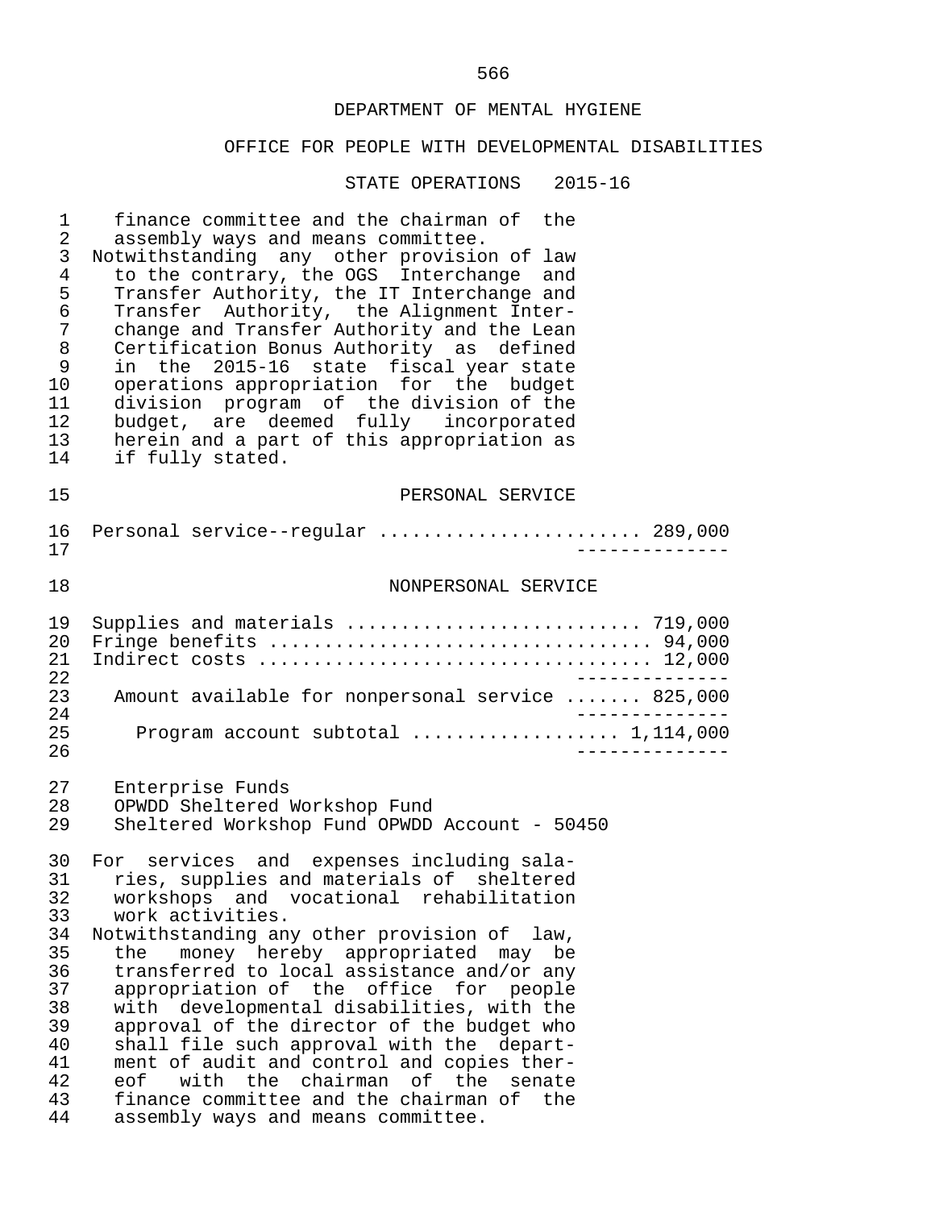## DEPARTMENT OF MENTAL HYGIENE

## OFFICE FOR PEOPLE WITH DEVELOPMENTAL DISABILITIES

### STATE OPERATIONS 2015-16

finance committee and the chairman of the assembly ways and means committee.

Notwithstanding any other provision of law to the contrary, the OGS Interchange and Transfer Authority, the IT Interchange and Transfer Authority, the Alignment Interchange and Transfer Authority and the Lean Certification Bonus Authority as defined in the 2015-16 state fiscal year state operations appropriation for the budget division program of the division of the budget, are deemed fully incorporated herein and a part of this appropriation as if fully stated.

PERSONAL SERVICE

| | |
|---|---|
| Personal service--regular | 289,000 |

NONPERSONAL SERVICE

| | |
|---|---|
| Supplies and materials | 719,000 |
| Fringe benefits | 94,000 |
| Indirect costs | 12,000 |
| Amount available for nonpersonal service | 825,000 |
| Program account subtotal | 1,114,000 |

Enterprise Funds
OPWDD Sheltered Workshop Fund
Sheltered Workshop Fund OPWDD Account - 50450

For services and expenses including salaries, supplies and materials of sheltered workshops and vocational rehabilitation work activities.

Notwithstanding any other provision of law, the money hereby appropriated may be transferred to local assistance and/or any appropriation of the office for people with developmental disabilities, with the approval of the director of the budget who shall file such approval with the department of audit and control and copies thereof with the chairman of the senate finance committee and the chairman of the assembly ways and means committee.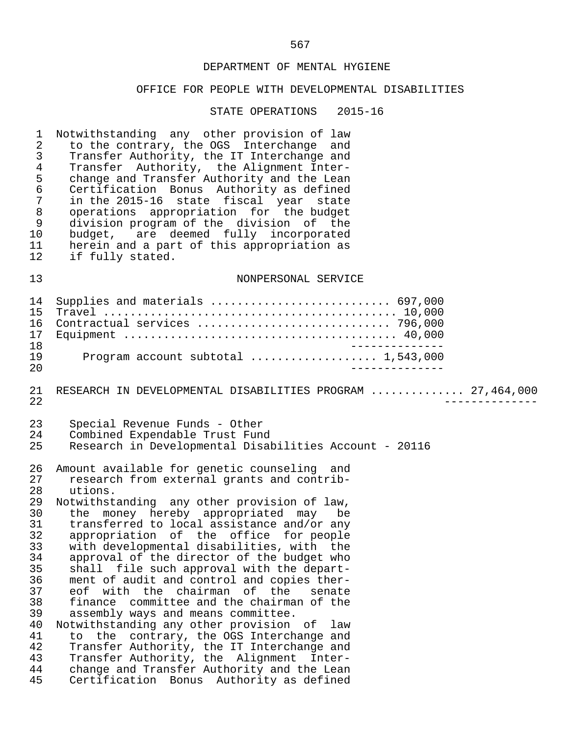DEPARTMENT OF MENTAL HYGIENE

OFFICE FOR PEOPLE WITH DEVELOPMENTAL DISABILITIES

STATE OPERATIONS 2015-16

Notwithstanding any other provision of law to the contrary, the OGS Interchange and Transfer Authority, the IT Interchange and Transfer Authority, the Alignment Interchange and Transfer Authority and the Lean Certification Bonus Authority as defined in the 2015-16 state fiscal year state operations appropriation for the budget division program of the division of the budget, are deemed fully incorporated herein and a part of this appropriation as if fully stated.

NONPERSONAL SERVICE

| | |
|---|---|
| Supplies and materials | 697,000 |
| Travel | 10,000 |
| Contractual services | 796,000 |
| Equipment | 40,000 |
| Program account subtotal | 1,543,000 |

RESEARCH IN DEVELOPMENTAL DISABILITIES PROGRAM .............. 27,464,000

Special Revenue Funds - Other
Combined Expendable Trust Fund
Research in Developmental Disabilities Account - 20116

Amount available for genetic counseling and research from external grants and contributions.

Notwithstanding any other provision of law, the money hereby appropriated may be transferred to local assistance and/or any appropriation of the office for people with developmental disabilities, with the approval of the director of the budget who shall file such approval with the department of audit and control and copies thereof with the chairman of the senate finance committee and the chairman of the assembly ways and means committee.

Notwithstanding any other provision of law to the contrary, the OGS Interchange and Transfer Authority, the IT Interchange and Transfer Authority, the Alignment Interchange and Transfer Authority and the Lean Certification Bonus Authority as defined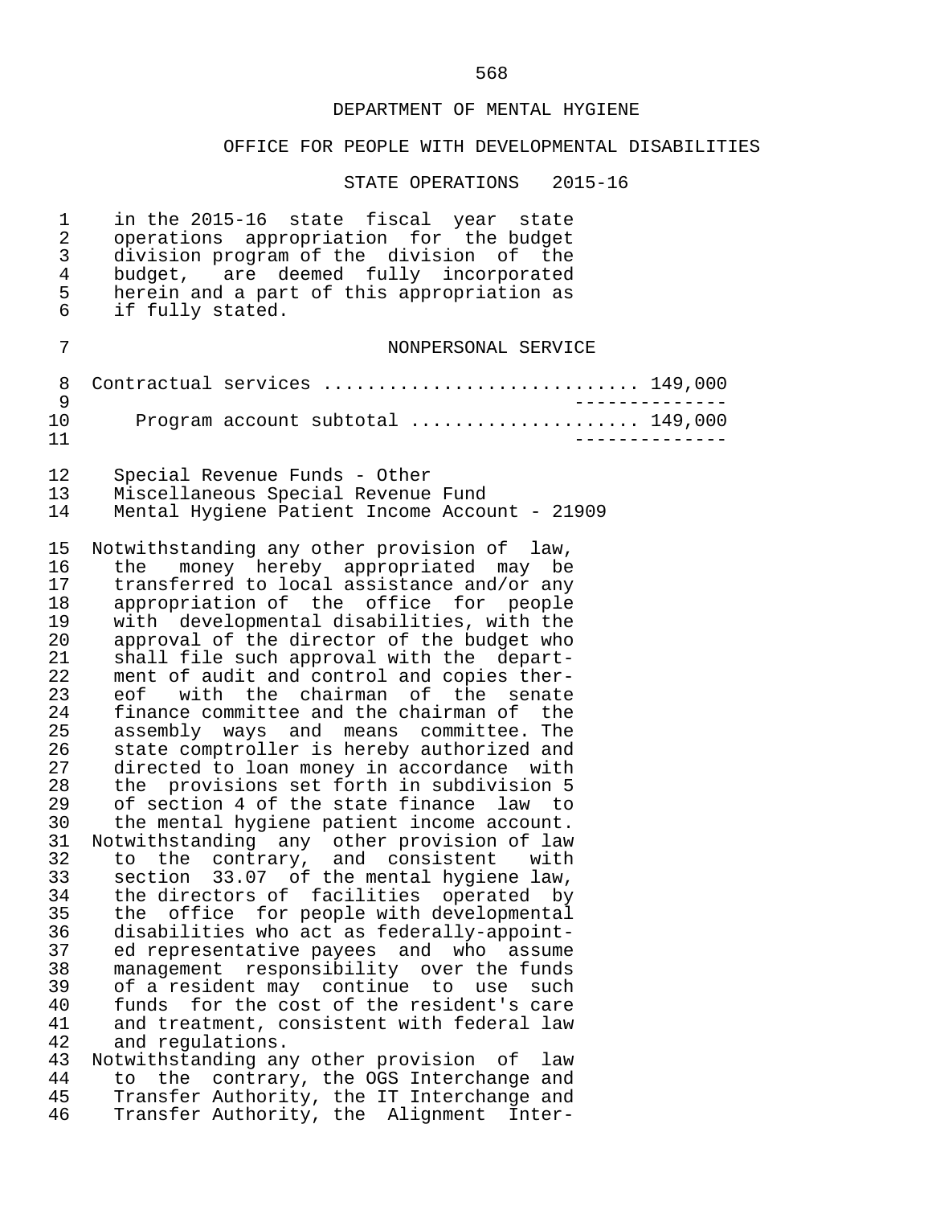DEPARTMENT OF MENTAL HYGIENE

OFFICE FOR PEOPLE WITH DEVELOPMENTAL DISABILITIES

STATE OPERATIONS 2015-16

in the 2015-16 state fiscal year state operations appropriation for the budget division program of the division of the budget, are deemed fully incorporated herein and a part of this appropriation as if fully stated.

NONPERSONAL SERVICE

Contractual services ............................ 149,000

Program account subtotal .................... 149,000

Special Revenue Funds - Other
Miscellaneous Special Revenue Fund
Mental Hygiene Patient Income Account - 21909

Notwithstanding any other provision of law, the money hereby appropriated may be transferred to local assistance and/or any appropriation of the office for people with developmental disabilities, with the approval of the director of the budget who shall file such approval with the department of audit and control and copies thereof with the chairman of the senate finance committee and the chairman of the assembly ways and means committee. The state comptroller is hereby authorized and directed to loan money in accordance with the provisions set forth in subdivision 5 of section 4 of the state finance law to the mental hygiene patient income account.
Notwithstanding any other provision of law to the contrary, and consistent with section 33.07 of the mental hygiene law, the directors of facilities operated by the office for people with developmental disabilities who act as federally-appointed representative payees and who assume management responsibility over the funds of a resident may continue to use such funds for the cost of the resident's care and treatment, consistent with federal law and regulations.
Notwithstanding any other provision of law to the contrary, the OGS Interchange and Transfer Authority, the IT Interchange and Transfer Authority, the Alignment Inter-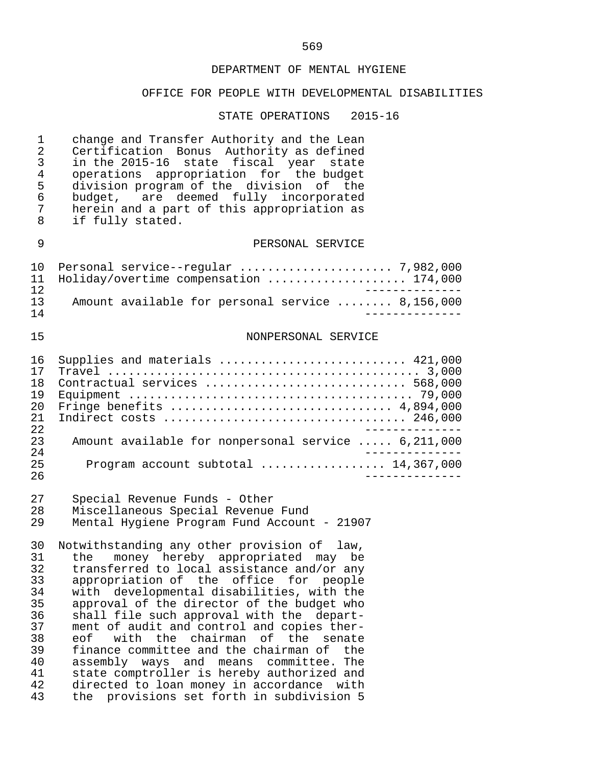DEPARTMENT OF MENTAL HYGIENE

OFFICE FOR PEOPLE WITH DEVELOPMENTAL DISABILITIES

STATE OPERATIONS 2015-16

change and Transfer Authority and the Lean Certification Bonus Authority as defined in the 2015-16 state fiscal year state operations appropriation for the budget division program of the division of the budget, are deemed fully incorporated herein and a part of this appropriation as if fully stated.

PERSONAL SERVICE

| | |
|---|---|
| Personal service--regular | 7,982,000 |
| Holiday/overtime compensation | 174,000 |
| Amount available for personal service | 8,156,000 |

NONPERSONAL SERVICE

| | |
|---|---|
| Supplies and materials | 421,000 |
| Travel | 3,000 |
| Contractual services | 568,000 |
| Equipment | 79,000 |
| Fringe benefits | 4,894,000 |
| Indirect costs | 246,000 |
| Amount available for nonpersonal service | 6,211,000 |
| Program account subtotal | 14,367,000 |

Special Revenue Funds - Other
Miscellaneous Special Revenue Fund
Mental Hygiene Program Fund Account - 21907

Notwithstanding any other provision of law, the money hereby appropriated may be transferred to local assistance and/or any appropriation of the office for people with developmental disabilities, with the approval of the director of the budget who shall file such approval with the department of audit and control and copies thereof with the chairman of the senate finance committee and the chairman of the assembly ways and means committee. The state comptroller is hereby authorized and directed to loan money in accordance with the provisions set forth in subdivision 5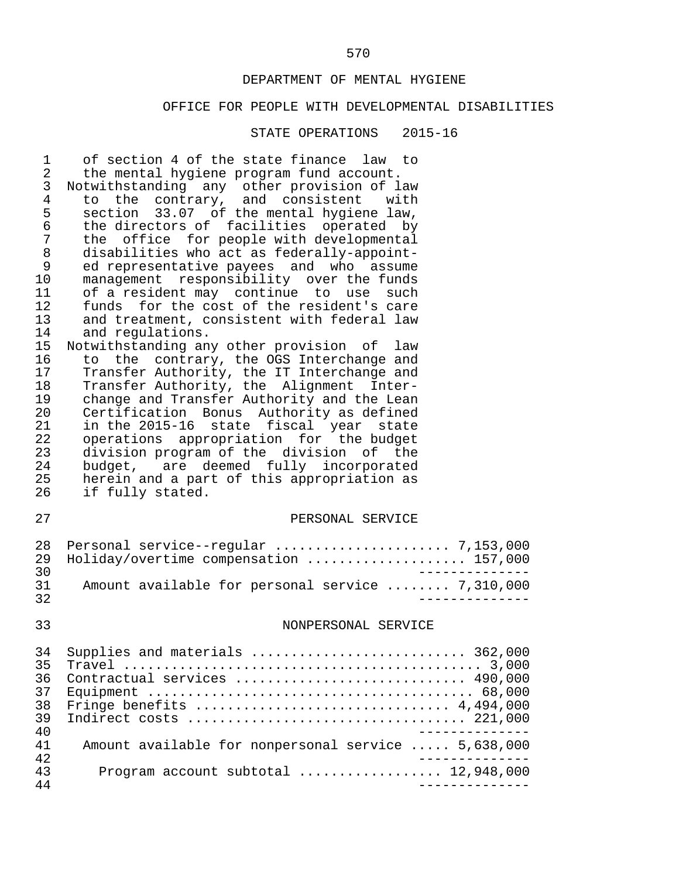DEPARTMENT OF MENTAL HYGIENE

OFFICE FOR PEOPLE WITH DEVELOPMENTAL DISABILITIES

STATE OPERATIONS 2015-16

of section 4 of the state finance law to the mental hygiene program fund account.

Notwithstanding any other provision of law to the contrary, and consistent with section 33.07 of the mental hygiene law, the directors of facilities operated by the office for people with developmental disabilities who act as federally-appointed representative payees and who assume management responsibility over the funds of a resident may continue to use such funds for the cost of the resident's care and treatment, consistent with federal law and regulations.

Notwithstanding any other provision of law to the contrary, the OGS Interchange and Transfer Authority, the IT Interchange and Transfer Authority, the Alignment Interchange and Transfer Authority and the Lean Certification Bonus Authority as defined in the 2015-16 state fiscal year state operations appropriation for the budget division program of the division of the budget, are deemed fully incorporated herein and a part of this appropriation as if fully stated.

PERSONAL SERVICE

| | |
|---|---|
| Personal service--regular | 7,153,000 |
| Holiday/overtime compensation | 157,000 |
| Amount available for personal service | 7,310,000 |

NONPERSONAL SERVICE

| | |
|---|---|
| Supplies and materials | 362,000 |
| Travel | 3,000 |
| Contractual services | 490,000 |
| Equipment | 68,000 |
| Fringe benefits | 4,494,000 |
| Indirect costs | 221,000 |
| Amount available for nonpersonal service | 5,638,000 |
| Program account subtotal | 12,948,000 |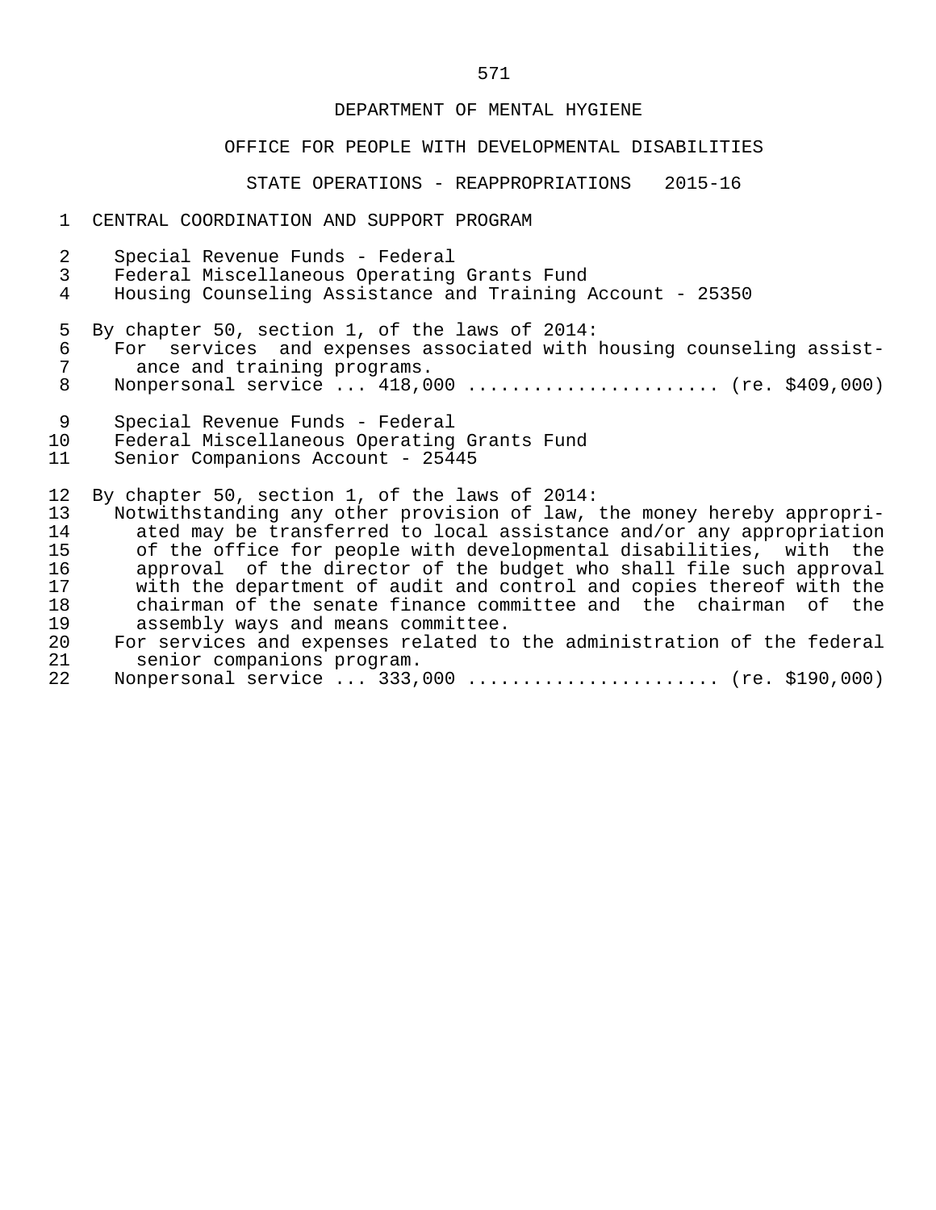DEPARTMENT OF MENTAL HYGIENE

OFFICE FOR PEOPLE WITH DEVELOPMENTAL DISABILITIES

STATE OPERATIONS - REAPPROPRIATIONS 2015-16

CENTRAL COORDINATION AND SUPPORT PROGRAM

Special Revenue Funds - Federal
Federal Miscellaneous Operating Grants Fund
Housing Counseling Assistance and Training Account - 25350

By chapter 50, section 1, of the laws of 2014:
For services and expenses associated with housing counseling assistance and training programs.
Nonpersonal service ... 418,000 ...................... (re. $409,000)

Special Revenue Funds - Federal
Federal Miscellaneous Operating Grants Fund
Senior Companions Account - 25445

By chapter 50, section 1, of the laws of 2014:
Notwithstanding any other provision of law, the money hereby appropriated may be transferred to local assistance and/or any appropriation of the office for people with developmental disabilities, with the approval of the director of the budget who shall file such approval with the department of audit and control and copies thereof with the chairman of the senate finance committee and the chairman of the assembly ways and means committee.
For services and expenses related to the administration of the federal senior companions program.
Nonpersonal service ... 333,000 ...................... (re. $190,000)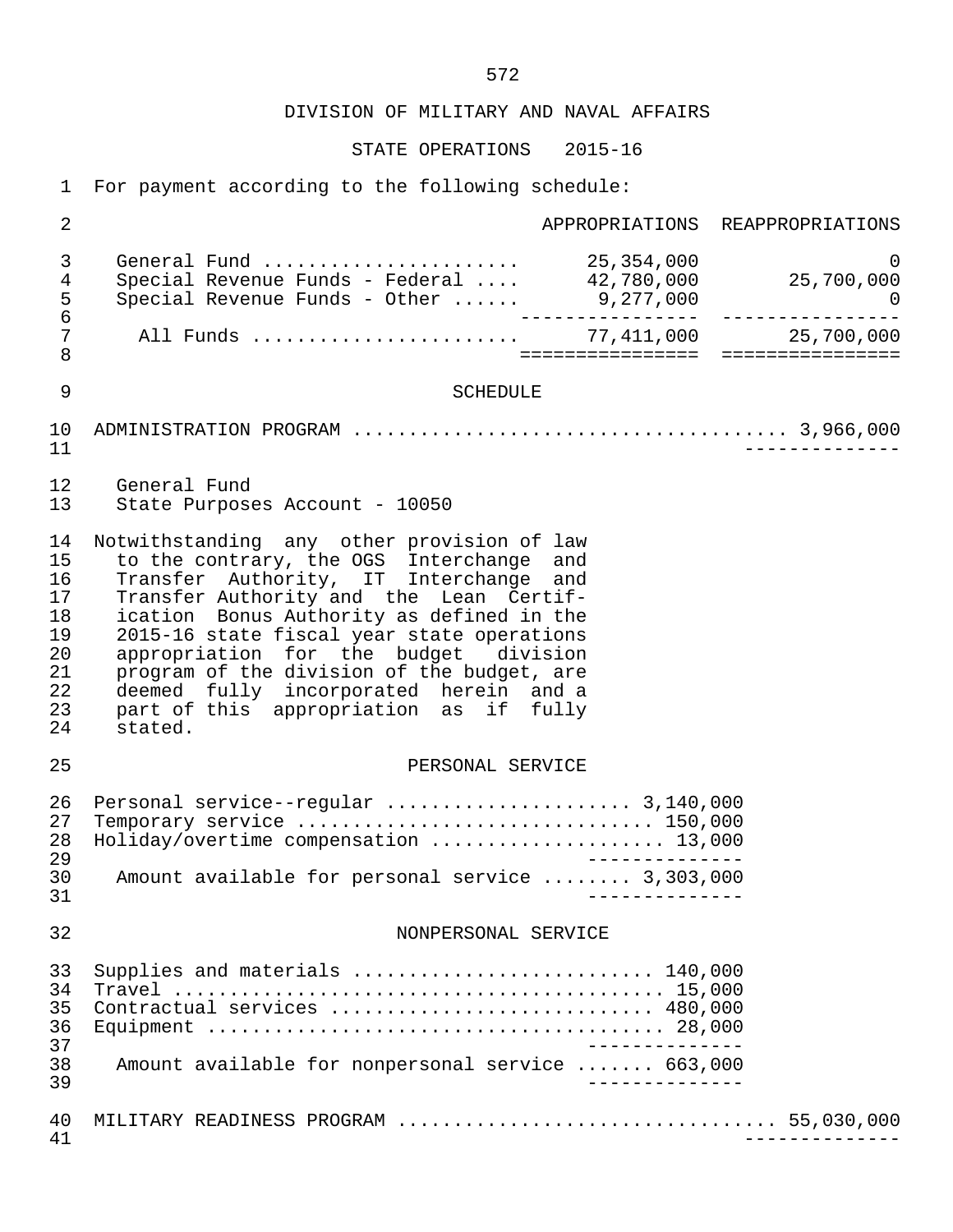DIVISION OF MILITARY AND NAVAL AFFAIRS

STATE OPERATIONS 2015-16

For payment according to the following schedule:

| | APPROPRIATIONS | REAPPROPRIATIONS |
|---|---|---|
| General Fund | 25,354,000 | 0 |
| Special Revenue Funds - Federal | 42,780,000 | 25,700,000 |
| Special Revenue Funds - Other | 9,277,000 | 0 |
| All Funds | 77,411,000 | 25,700,000 |

SCHEDULE

ADMINISTRATION PROGRAM ....................................... 3,966,000

General Fund
State Purposes Account - 10050

Notwithstanding any other provision of law to the contrary, the OGS Interchange and Transfer Authority, IT Interchange and Transfer Authority and the Lean Certification Bonus Authority as defined in the 2015-16 state fiscal year state operations appropriation for the budget division program of the division of the budget, are deemed fully incorporated herein and a part of this appropriation as if fully stated.

PERSONAL SERVICE

Personal service--regular ..................... 3,140,000
Temporary service .............................. 150,000
Holiday/overtime compensation ................... 13,000

Amount available for personal service ........ 3,303,000

NONPERSONAL SERVICE

Supplies and materials ......................... 140,000
Travel ........................................... 15,000
Contractual services ........................... 480,000
Equipment ........................................ 28,000

Amount available for nonpersonal service ....... 663,000

MILITARY READINESS PROGRAM ................................. 55,030,000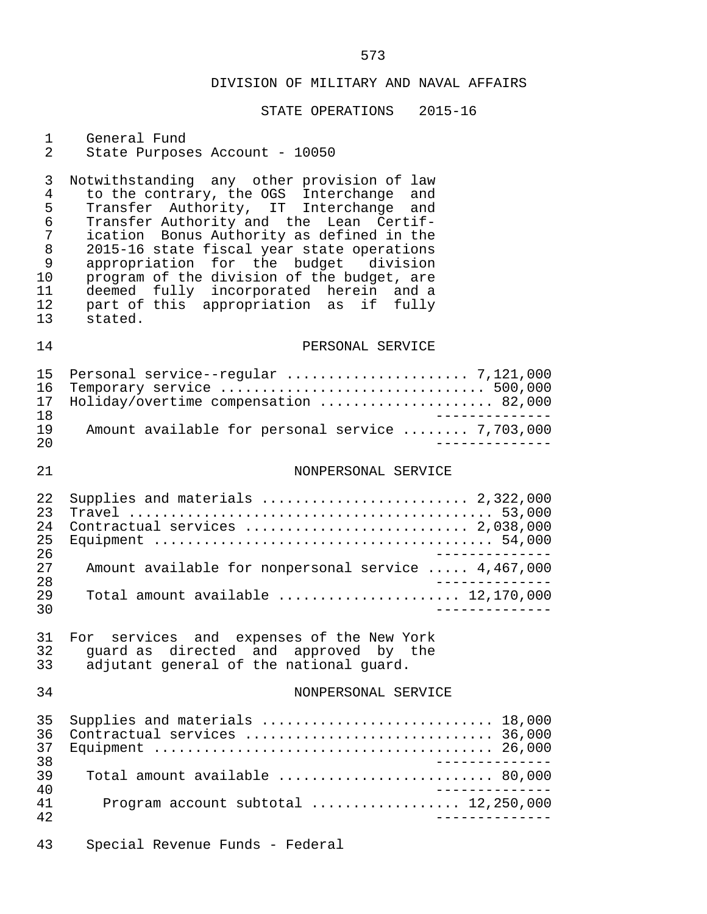DIVISION OF MILITARY AND NAVAL AFFAIRS

STATE OPERATIONS 2015-16

General Fund
State Purposes Account - 10050

Notwithstanding any other provision of law to the contrary, the OGS Interchange and Transfer Authority, IT Interchange and Transfer Authority and the Lean Certification Bonus Authority as defined in the 2015-16 state fiscal year state operations appropriation for the budget division program of the division of the budget, are deemed fully incorporated herein and a part of this appropriation as if fully stated.

PERSONAL SERVICE

| | |
|---|---|
| Personal service--regular | 7,121,000 |
| Temporary service | 500,000 |
| Holiday/overtime compensation | 82,000 |
| Amount available for personal service | 7,703,000 |

NONPERSONAL SERVICE

| | |
|---|---|
| Supplies and materials | 2,322,000 |
| Travel | 53,000 |
| Contractual services | 2,038,000 |
| Equipment | 54,000 |
| Amount available for nonpersonal service | 4,467,000 |
| Total amount available | 12,170,000 |

For services and expenses of the New York guard as directed and approved by the adjutant general of the national guard.

NONPERSONAL SERVICE

| | |
|---|---|
| Supplies and materials | 18,000 |
| Contractual services | 36,000 |
| Equipment | 26,000 |
| Total amount available | 80,000 |
| Program account subtotal | 12,250,000 |

Special Revenue Funds - Federal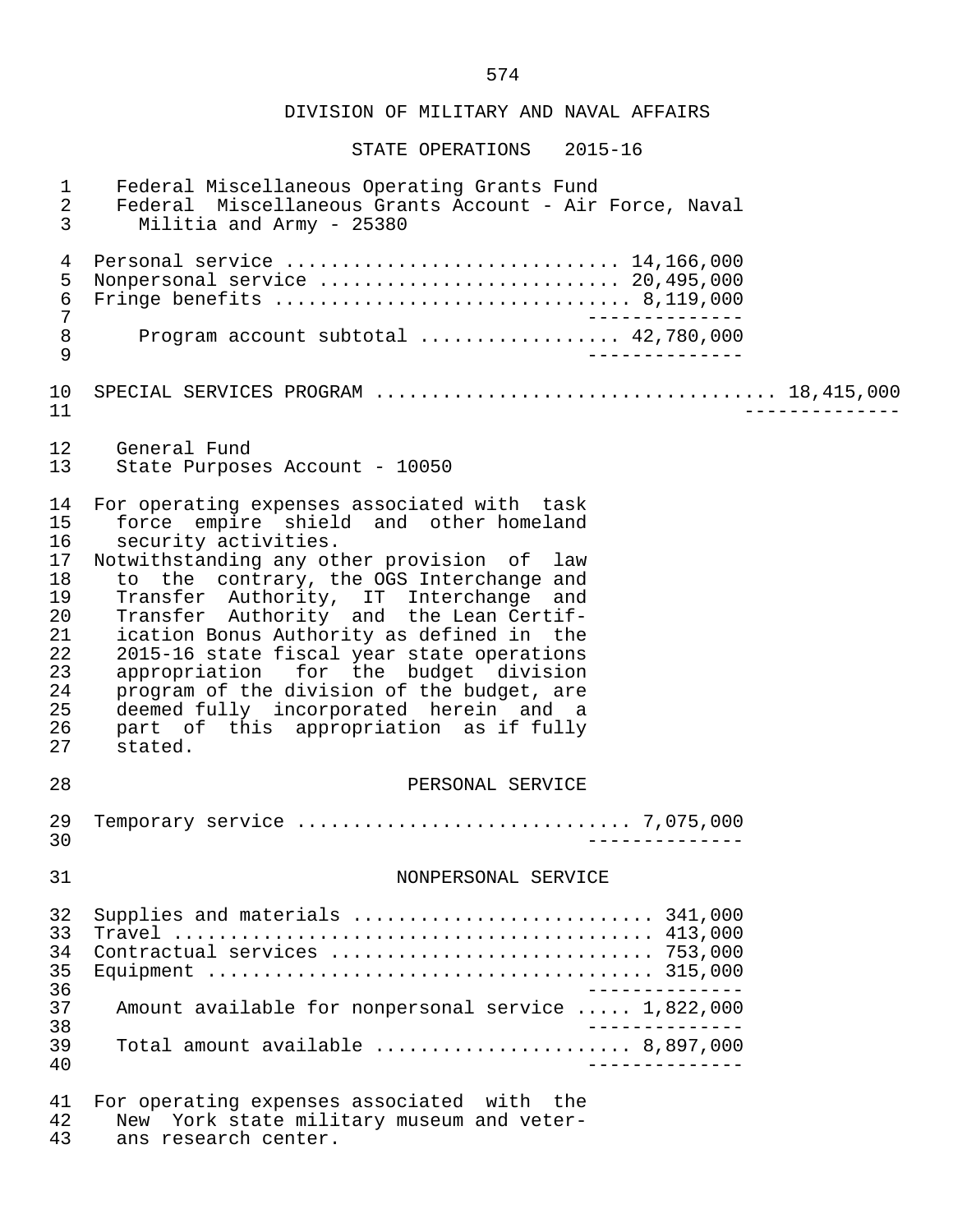DIVISION OF MILITARY AND NAVAL AFFAIRS

STATE OPERATIONS 2015-16

Federal Miscellaneous Operating Grants Fund
Federal Miscellaneous Grants Account - Air Force, Naval Militia and Army - 25380

| | |
|---|---|
| Personal service | 14,166,000 |
| Nonpersonal service | 20,495,000 |
| Fringe benefits | 8,119,000 |
| Program account subtotal | 42,780,000 |

SPECIAL SERVICES PROGRAM .................................. 18,415,000

General Fund
State Purposes Account - 10050

For operating expenses associated with task force empire shield and other homeland security activities.

Notwithstanding any other provision of law to the contrary, the OGS Interchange and Transfer Authority, IT Interchange and Transfer Authority and the Lean Certification Bonus Authority as defined in the 2015-16 state fiscal year state operations appropriation for the budget division program of the division of the budget, are deemed fully incorporated herein and a part of this appropriation as if fully stated.

PERSONAL SERVICE

| | |
|---|---|
| Temporary service | 7,075,000 |

NONPERSONAL SERVICE

| | |
|---|---|
| Supplies and materials | 341,000 |
| Travel | 413,000 |
| Contractual services | 753,000 |
| Equipment | 315,000 |
| Amount available for nonpersonal service | 1,822,000 |
| Total amount available | 8,897,000 |

For operating expenses associated with the New York state military museum and veterans research center.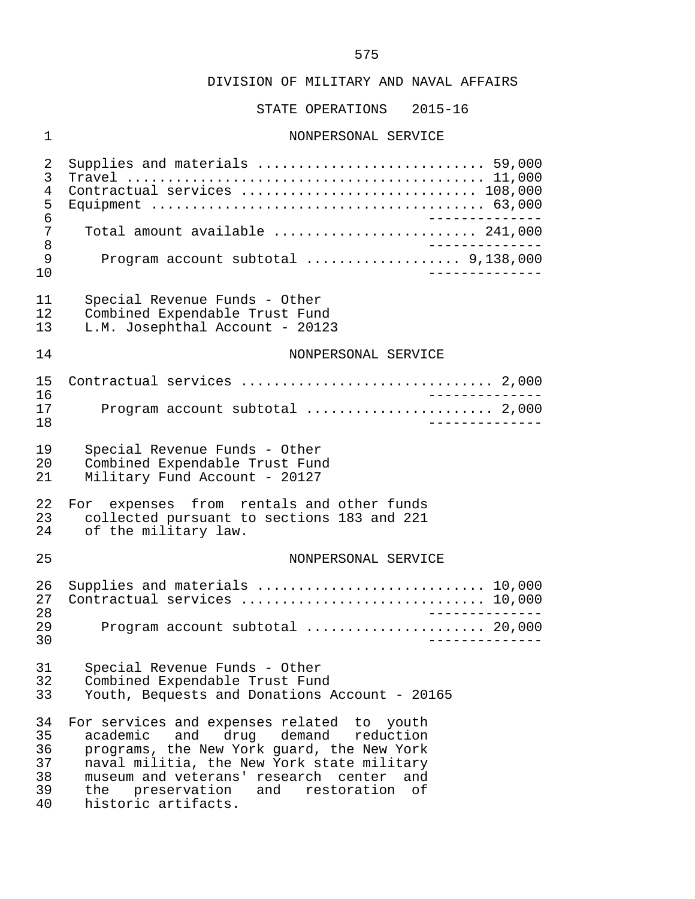DIVISION OF MILITARY AND NAVAL AFFAIRS

STATE OPERATIONS 2015-16

NONPERSONAL SERVICE

| | |
|---|---|
| Supplies and materials | 59,000 |
| Travel | 11,000 |
| Contractual services | 108,000 |
| Equipment | 63,000 |
| Total amount available | 241,000 |
| Program account subtotal | 9,138,000 |

Special Revenue Funds - Other
Combined Expendable Trust Fund
L.M. Josephthal Account - 20123

NONPERSONAL SERVICE

| | |
|---|---|
| Contractual services | 2,000 |
| Program account subtotal | 2,000 |

Special Revenue Funds - Other
Combined Expendable Trust Fund
Military Fund Account - 20127

For expenses from rentals and other funds collected pursuant to sections 183 and 221 of the military law.

NONPERSONAL SERVICE

| | |
|---|---|
| Supplies and materials | 10,000 |
| Contractual services | 10,000 |
| Program account subtotal | 20,000 |

Special Revenue Funds - Other
Combined Expendable Trust Fund
Youth, Bequests and Donations Account - 20165

For services and expenses related to youth academic and drug demand reduction programs, the New York guard, the New York naval militia, the New York state military museum and veterans' research center and the preservation and restoration of historic artifacts.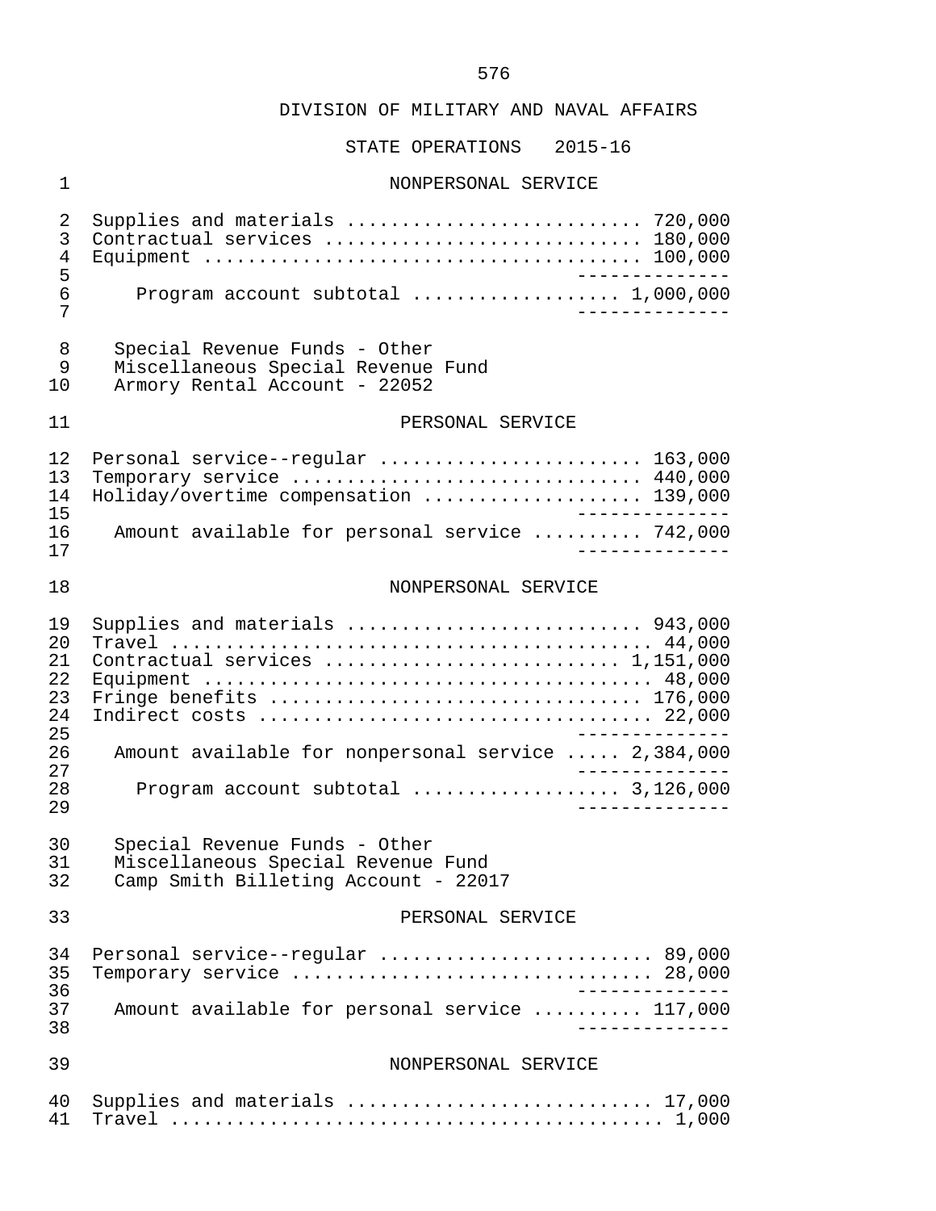DIVISION OF MILITARY AND NAVAL AFFAIRS

STATE OPERATIONS 2015-16

NONPERSONAL SERVICE

| | |
|---|---:|
| Supplies and materials | 720,000 |
| Contractual services | 180,000 |
| Equipment | 100,000 |
| Program account subtotal | 1,000,000 |

Special Revenue Funds - Other
Miscellaneous Special Revenue Fund
Armory Rental Account - 22052

PERSONAL SERVICE

| | |
|---|---:|
| Personal service--regular | 163,000 |
| Temporary service | 440,000 |
| Holiday/overtime compensation | 139,000 |
| Amount available for personal service | 742,000 |

NONPERSONAL SERVICE

| | |
|---|---:|
| Supplies and materials | 943,000 |
| Travel | 44,000 |
| Contractual services | 1,151,000 |
| Equipment | 48,000 |
| Fringe benefits | 176,000 |
| Indirect costs | 22,000 |
| Amount available for nonpersonal service | 2,384,000 |
| Program account subtotal | 3,126,000 |

Special Revenue Funds - Other
Miscellaneous Special Revenue Fund
Camp Smith Billeting Account - 22017

PERSONAL SERVICE

| | |
|---|---:|
| Personal service--regular | 89,000 |
| Temporary service | 28,000 |
| Amount available for personal service | 117,000 |

NONPERSONAL SERVICE

| | |
|---|---:|
| Supplies and materials | 17,000 |
| Travel | 1,000 |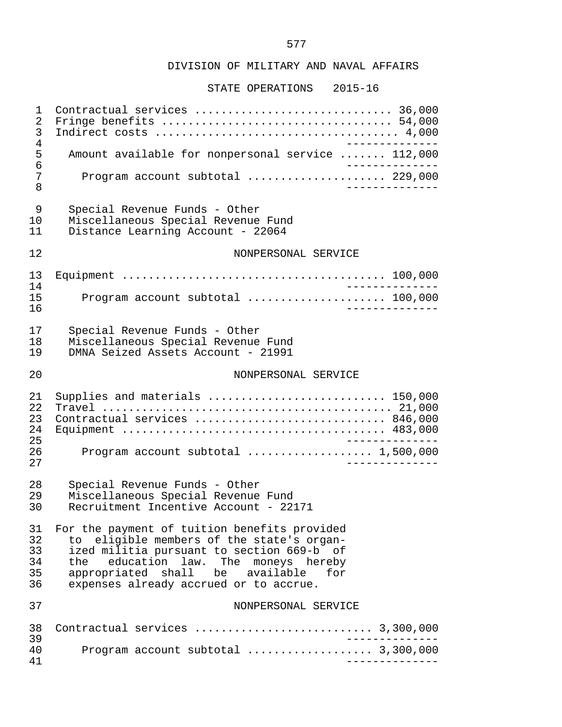## DIVISION OF MILITARY AND NAVAL AFFAIRS

### STATE OPERATIONS 2015-16

| Item | Amount |
| --- | --- |
| Contractual services | 36,000 |
| Fringe benefits | 54,000 |
| Indirect costs | 4,000 |
| Amount available for nonpersonal service | 112,000 |
| Program account subtotal | 229,000 |

Special Revenue Funds - Other
Miscellaneous Special Revenue Fund
Distance Learning Account - 22064

NONPERSONAL SERVICE

| Item | Amount |
| --- | --- |
| Equipment | 100,000 |
| Program account subtotal | 100,000 |

Special Revenue Funds - Other
Miscellaneous Special Revenue Fund
DMNA Seized Assets Account - 21991

NONPERSONAL SERVICE

| Item | Amount |
| --- | --- |
| Supplies and materials | 150,000 |
| Travel | 21,000 |
| Contractual services | 846,000 |
| Equipment | 483,000 |
| Program account subtotal | 1,500,000 |

Special Revenue Funds - Other
Miscellaneous Special Revenue Fund
Recruitment Incentive Account - 22171

For the payment of tuition benefits provided to eligible members of the state's organized militia pursuant to section 669-b of the education law. The moneys hereby appropriated shall be available for expenses already accrued or to accrue.

NONPERSONAL SERVICE

| Item | Amount |
| --- | --- |
| Contractual services | 3,300,000 |
| Program account subtotal | 3,300,000 |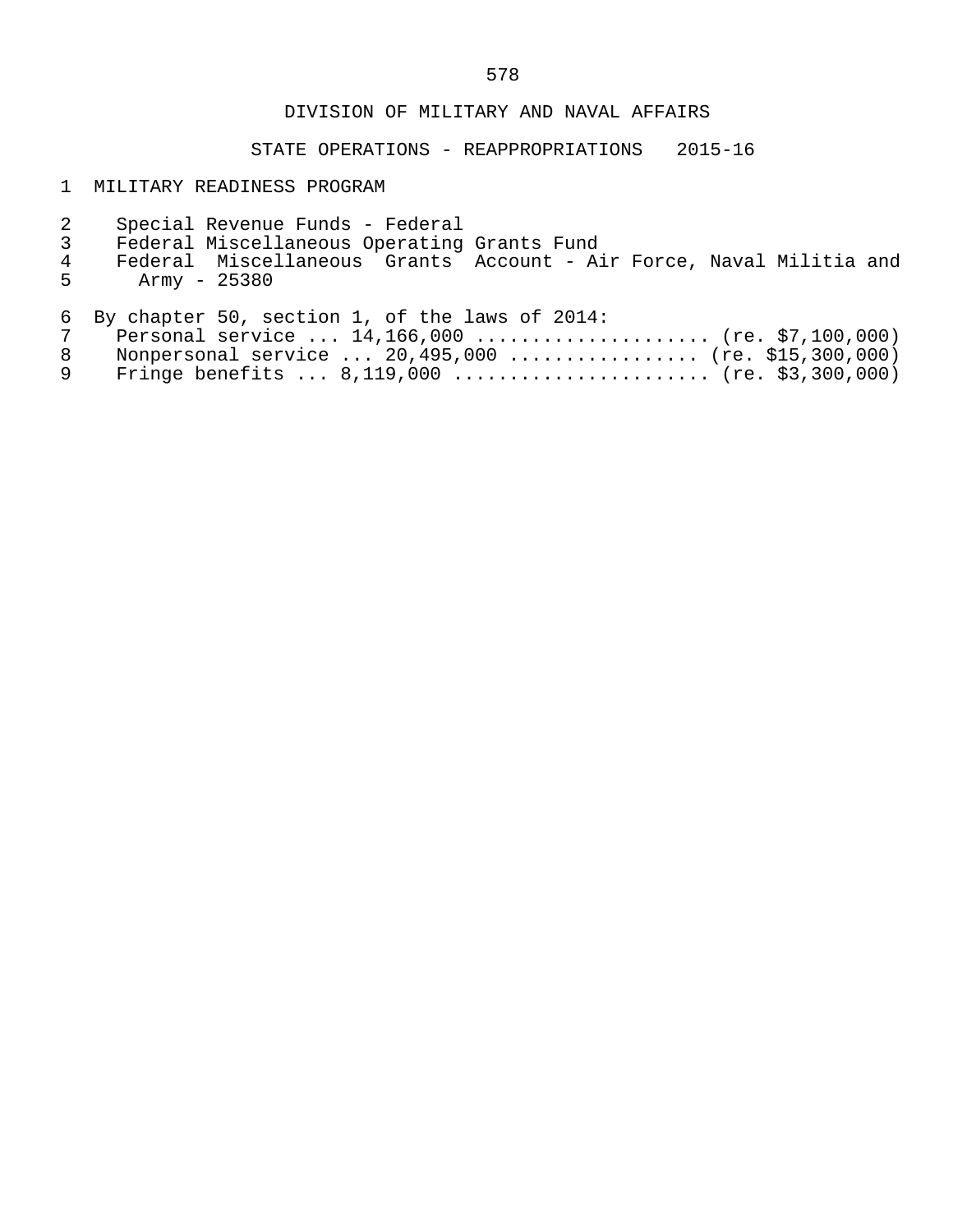DIVISION OF MILITARY AND NAVAL AFFAIRS

STATE OPERATIONS - REAPPROPRIATIONS 2015-16

MILITARY READINESS PROGRAM

Special Revenue Funds - Federal
Federal Miscellaneous Operating Grants Fund
Federal Miscellaneous Grants Account - Air Force, Naval Militia and Army - 25380

By chapter 50, section 1, of the laws of 2014:
Personal service ... 14,166,000 .................... (re. $7,100,000)
Nonpersonal service ... 20,495,000 ................ (re. $15,300,000)
Fringe benefits ... 8,119,000 ...................... (re. $3,300,000)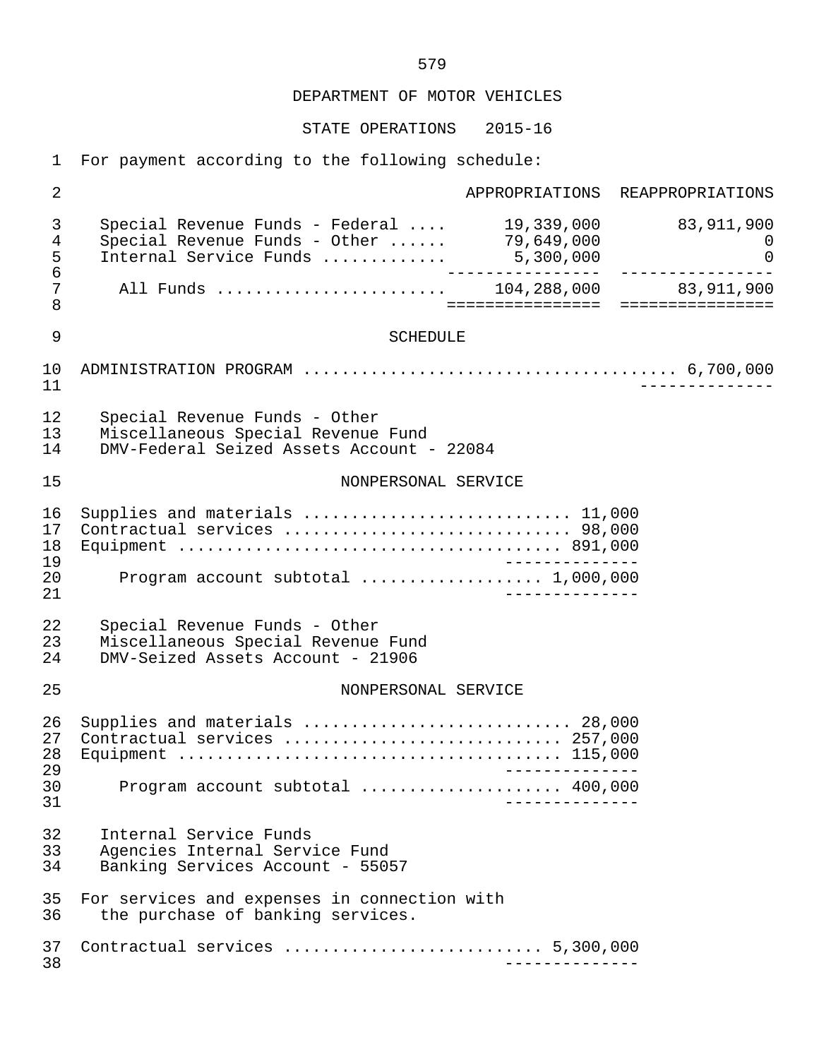DEPARTMENT OF MOTOR VEHICLES

STATE OPERATIONS 2015-16

For payment according to the following schedule:

| | APPROPRIATIONS | REAPPROPRIATIONS |
|---|---|---|
| Special Revenue Funds - Federal .... | 19,339,000 | 83,911,900 |
| Special Revenue Funds - Other ...... | 79,649,000 | 0 |
| Internal Service Funds ............ | 5,300,000 | 0 |
| All Funds ........................ | 104,288,000 | 83,911,900 |

SCHEDULE

ADMINISTRATION PROGRAM ....................................... 6,700,000

Special Revenue Funds - Other
Miscellaneous Special Revenue Fund
DMV-Federal Seized Assets Account - 22084

NONPERSONAL SERVICE

Supplies and materials ........................... 11,000
Contractual services ............................. 98,000
Equipment ........................................ 891,000

Program account subtotal .................. 1,000,000

Special Revenue Funds - Other
Miscellaneous Special Revenue Fund
DMV-Seized Assets Account - 21906

NONPERSONAL SERVICE

Supplies and materials ........................... 28,000
Contractual services ............................ 257,000
Equipment ........................................ 115,000

Program account subtotal .................... 400,000

Internal Service Funds
Agencies Internal Service Fund
Banking Services Account - 55057

For services and expenses in connection with the purchase of banking services.

Contractual services .......................... 5,300,000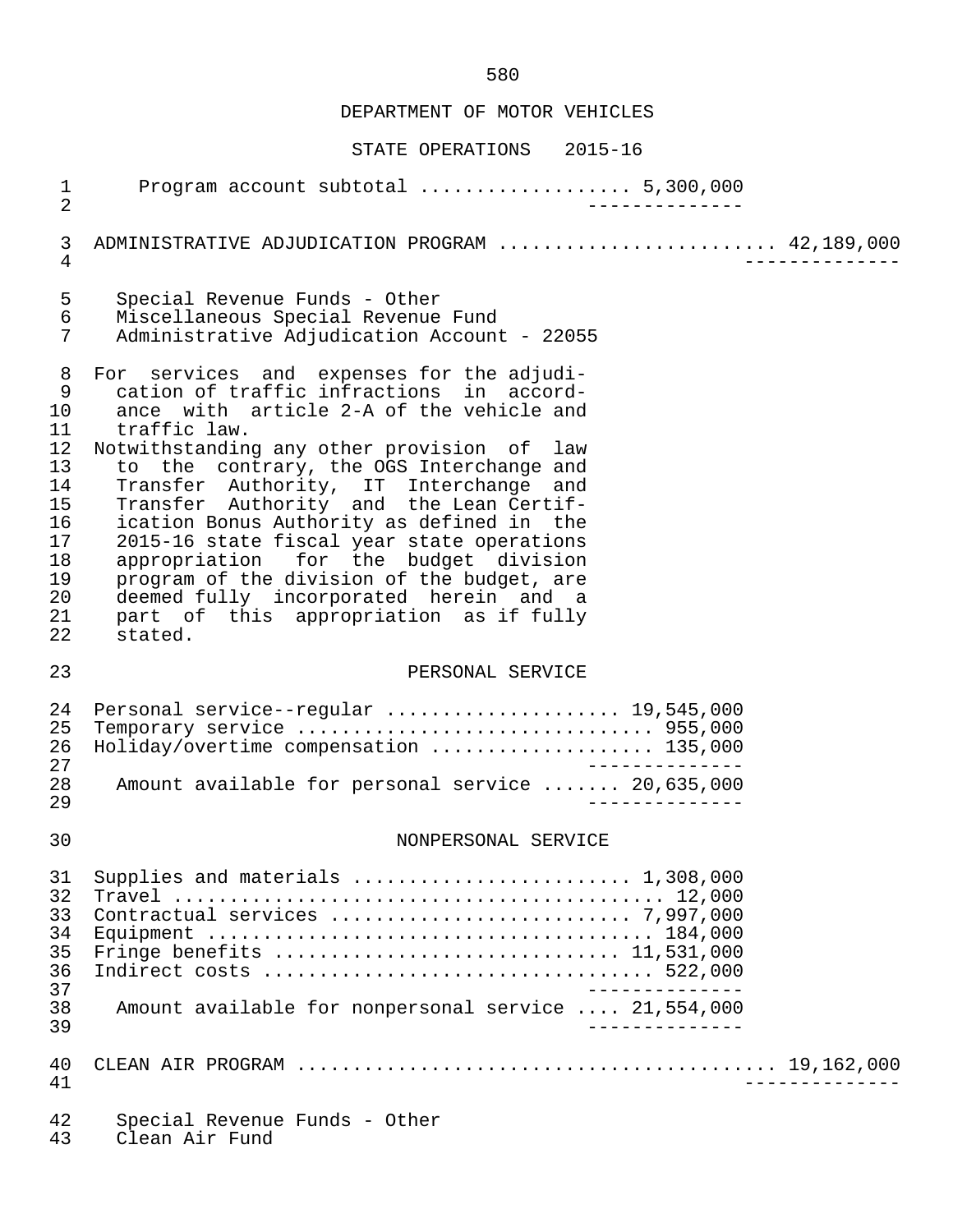## DEPARTMENT OF MOTOR VEHICLES

### STATE OPERATIONS 2015-16

Program account subtotal .................. 5,300,000

---

ADMINISTRATIVE ADJUDICATION PROGRAM ........................ 42,189,000

---

Special Revenue Funds - Other
Miscellaneous Special Revenue Fund
Administrative Adjudication Account - 22055

For services and expenses for the adjudication of traffic infractions in accordance with article 2-A of the vehicle and traffic law.

Notwithstanding any other provision of law to the contrary, the OGS Interchange and Transfer Authority, IT Interchange and Transfer Authority and the Lean Certification Bonus Authority as defined in the 2015-16 state fiscal year state operations appropriation for the budget division program of the division of the budget, are deemed fully incorporated herein and a part of this appropriation as if fully stated.

PERSONAL SERVICE

Personal service--regular .................... 19,545,000
Temporary service .............................. 955,000
Holiday/overtime compensation .................. 135,000

Amount available for personal service ....... 20,635,000

NONPERSONAL SERVICE

Supplies and materials ....................... 1,308,000
Travel ......................................... 12,000
Contractual services ......................... 7,997,000
Equipment ..................................... 184,000
Fringe benefits ............................. 11,531,000
Indirect costs ................................ 522,000

Amount available for nonpersonal service .... 21,554,000

---

CLEAN AIR PROGRAM .......................................... 19,162,000

---

Special Revenue Funds - Other
Clean Air Fund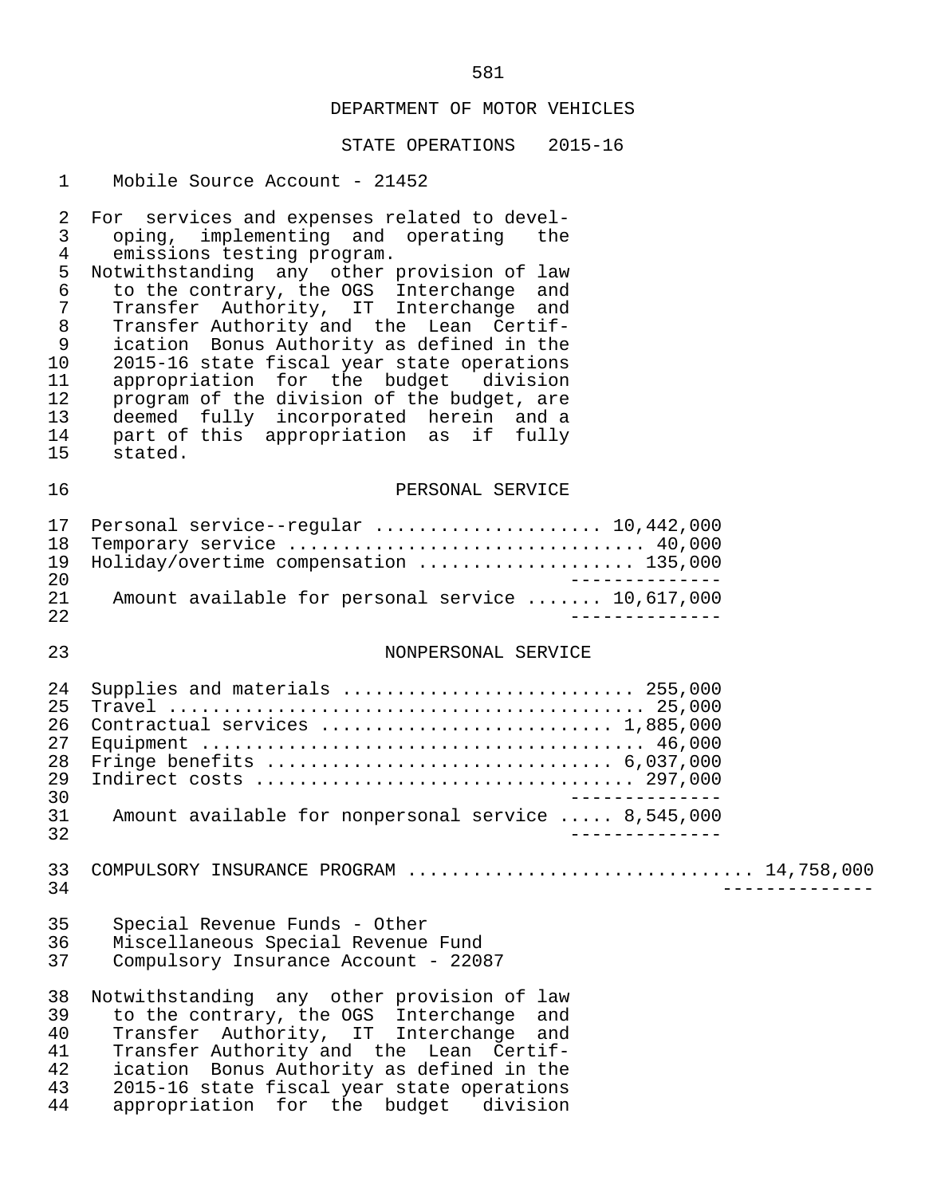DEPARTMENT OF MOTOR VEHICLES

STATE OPERATIONS 2015-16

Mobile Source Account - 21452

For services and expenses related to developing, implementing and operating the emissions testing program.

Notwithstanding any other provision of law to the contrary, the OGS Interchange and Transfer Authority, IT Interchange and Transfer Authority and the Lean Certification Bonus Authority as defined in the 2015-16 state fiscal year state operations appropriation for the budget division program of the division of the budget, are deemed fully incorporated herein and a part of this appropriation as if fully stated.

PERSONAL SERVICE

| Item | Amount |
|---|---|
| Personal service--regular | 10,442,000 |
| Temporary service | 40,000 |
| Holiday/overtime compensation | 135,000 |
| Amount available for personal service | 10,617,000 |

NONPERSONAL SERVICE

| Item | Amount |
|---|---|
| Supplies and materials | 255,000 |
| Travel | 25,000 |
| Contractual services | 1,885,000 |
| Equipment | 46,000 |
| Fringe benefits | 6,037,000 |
| Indirect costs | 297,000 |
| Amount available for nonpersonal service | 8,545,000 |

COMPULSORY INSURANCE PROGRAM .............................. 14,758,000

Special Revenue Funds - Other
Miscellaneous Special Revenue Fund
Compulsory Insurance Account - 22087

Notwithstanding any other provision of law to the contrary, the OGS Interchange and Transfer Authority, IT Interchange and Transfer Authority and the Lean Certification Bonus Authority as defined in the 2015-16 state fiscal year state operations appropriation for the budget division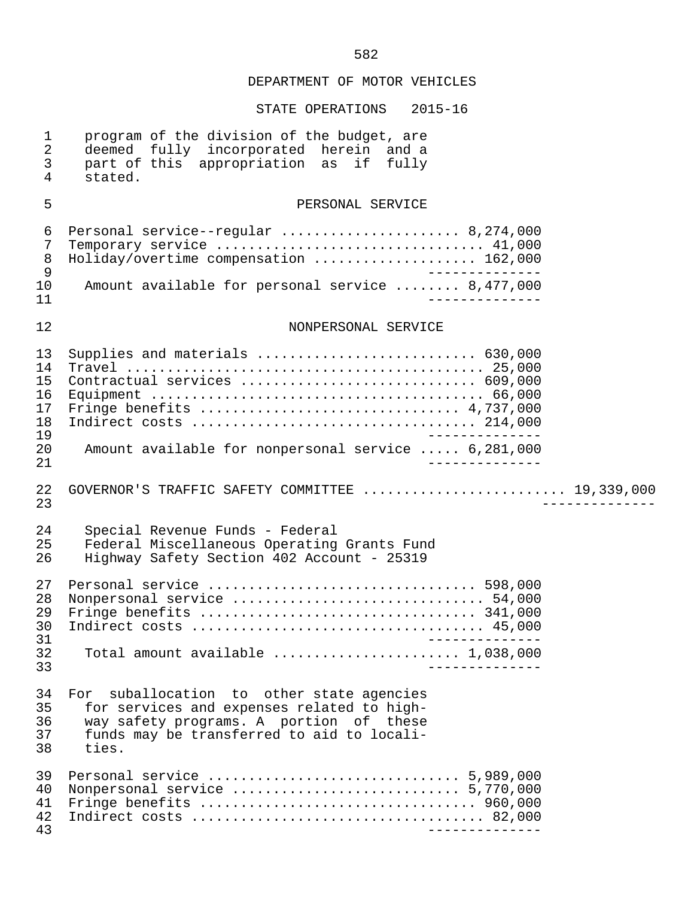DEPARTMENT OF MOTOR VEHICLES

STATE OPERATIONS 2015-16

program of the division of the budget, are deemed fully incorporated herein and a part of this appropriation as if fully stated.

PERSONAL SERVICE

Personal service--regular ...................... 8,274,000
Temporary service ................................ 41,000
Holiday/overtime compensation .................... 162,000
--------------
Amount available for personal service ........ 8,477,000
--------------

NONPERSONAL SERVICE

Supplies and materials ........................... 630,000
Travel ........................................... 25,000
Contractual services ............................. 609,000
Equipment ........................................ 66,000
Fringe benefits .............................. 4,737,000
Indirect costs ................................... 214,000
--------------
Amount available for nonpersonal service ..... 6,281,000
--------------

GOVERNOR'S TRAFFIC SAFETY COMMITTEE ......................... 19,339,000
--------------

Special Revenue Funds - Federal
Federal Miscellaneous Operating Grants Fund
Highway Safety Section 402 Account - 25319

Personal service ................................. 598,000
Nonpersonal service .............................. 54,000
Fringe benefits .................................. 341,000
Indirect costs ................................... 45,000
--------------
Total amount available ....................... 1,038,000
--------------

For suballocation to other state agencies for services and expenses related to highway safety programs. A portion of these funds may be transferred to aid to localities.

Personal service ............................. 5,989,000
Nonpersonal service .......................... 5,770,000
Fringe benefits .................................. 960,000
Indirect costs ................................... 82,000
--------------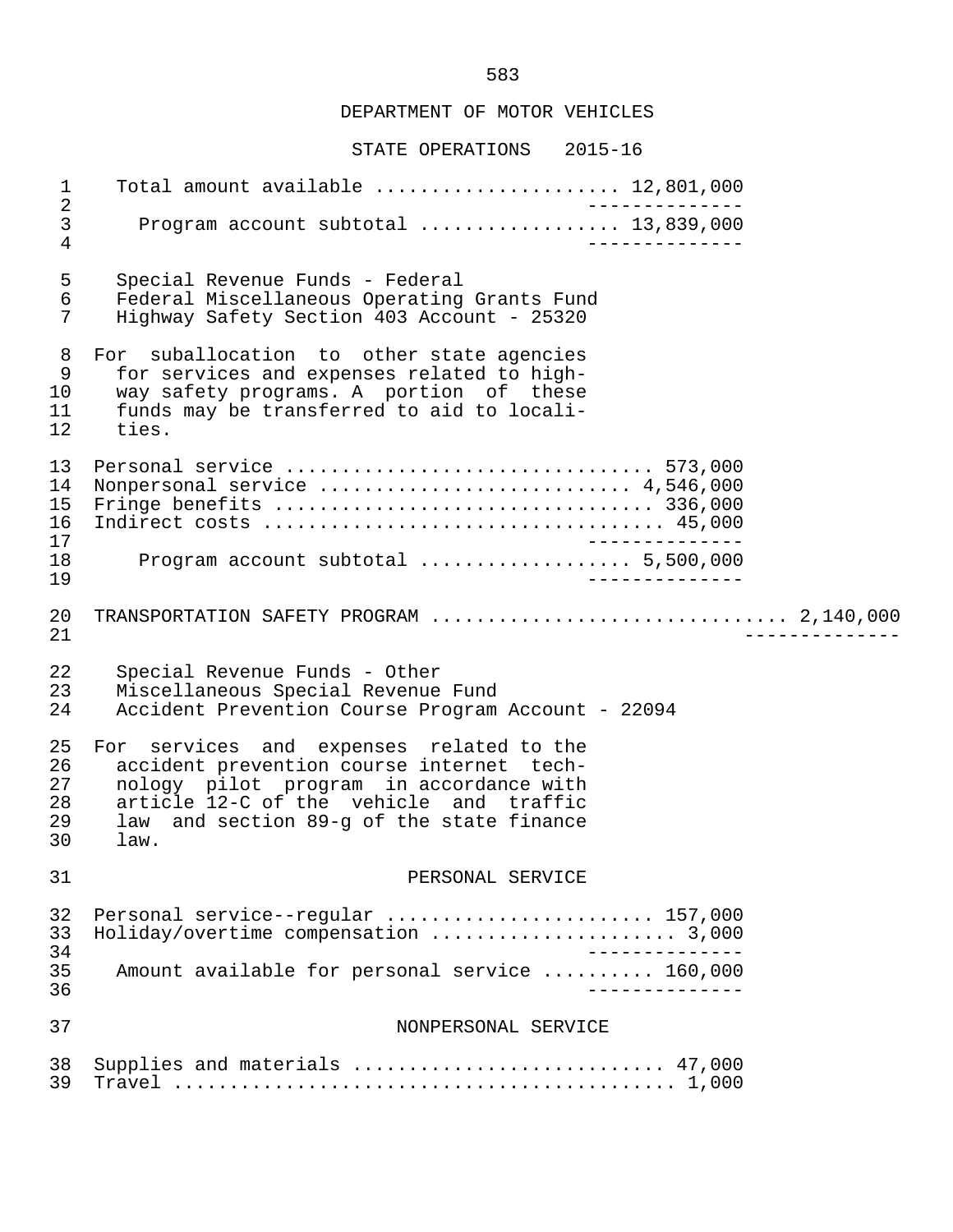DEPARTMENT OF MOTOR VEHICLES

STATE OPERATIONS 2015-16

| | |
|---|---|
| Total amount available | 12,801,000 |
| Program account subtotal | 13,839,000 |

Special Revenue Funds - Federal
Federal Miscellaneous Operating Grants Fund
Highway Safety Section 403 Account - 25320

For suballocation to other state agencies for services and expenses related to highway safety programs. A portion of these funds may be transferred to aid to localities.

| | |
|---|---|
| Personal service | 573,000 |
| Nonpersonal service | 4,546,000 |
| Fringe benefits | 336,000 |
| Indirect costs | 45,000 |
| Program account subtotal | 5,500,000 |

TRANSPORTATION SAFETY PROGRAM .............................. 2,140,000

Special Revenue Funds - Other
Miscellaneous Special Revenue Fund
Accident Prevention Course Program Account - 22094

For services and expenses related to the accident prevention course internet technology pilot program in accordance with article 12-C of the vehicle and traffic law and section 89-g of the state finance law.

PERSONAL SERVICE

| | |
|---|---|
| Personal service--regular | 157,000 |
| Holiday/overtime compensation | 3,000 |
| Amount available for personal service | 160,000 |

NONPERSONAL SERVICE

| | |
|---|---|
| Supplies and materials | 47,000 |
| Travel | 1,000 |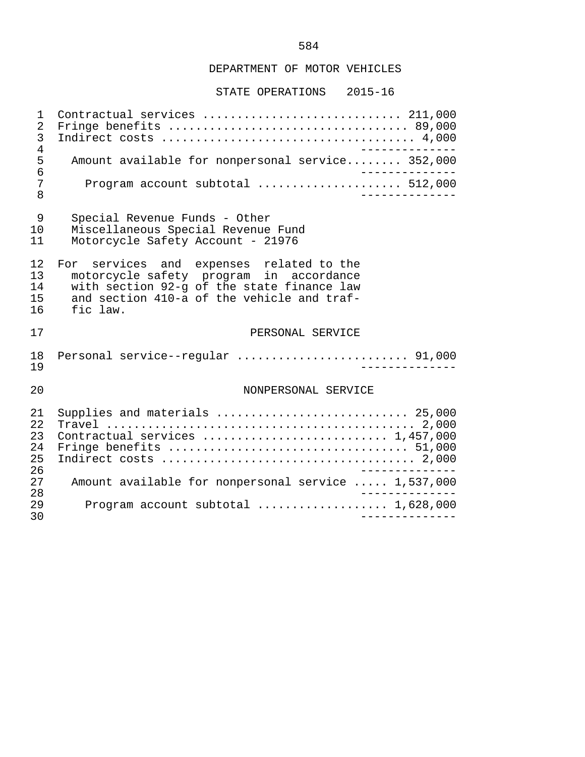DEPARTMENT OF MOTOR VEHICLES

STATE OPERATIONS 2015-16

| | |
|---|---|
| Contractual services | 211,000 |
| Fringe benefits | 89,000 |
| Indirect costs | 4,000 |
| Amount available for nonpersonal service | 352,000 |
| Program account subtotal | 512,000 |

Special Revenue Funds - Other
Miscellaneous Special Revenue Fund
Motorcycle Safety Account - 21976

For services and expenses related to the motorcycle safety program in accordance with section 92-g of the state finance law and section 410-a of the vehicle and traffic law.

PERSONAL SERVICE

| | |
|---|---|
| Personal service--regular | 91,000 |

NONPERSONAL SERVICE

| | |
|---|---|
| Supplies and materials | 25,000 |
| Travel | 2,000 |
| Contractual services | 1,457,000 |
| Fringe benefits | 51,000 |
| Indirect costs | 2,000 |
| Amount available for nonpersonal service | 1,537,000 |
| Program account subtotal | 1,628,000 |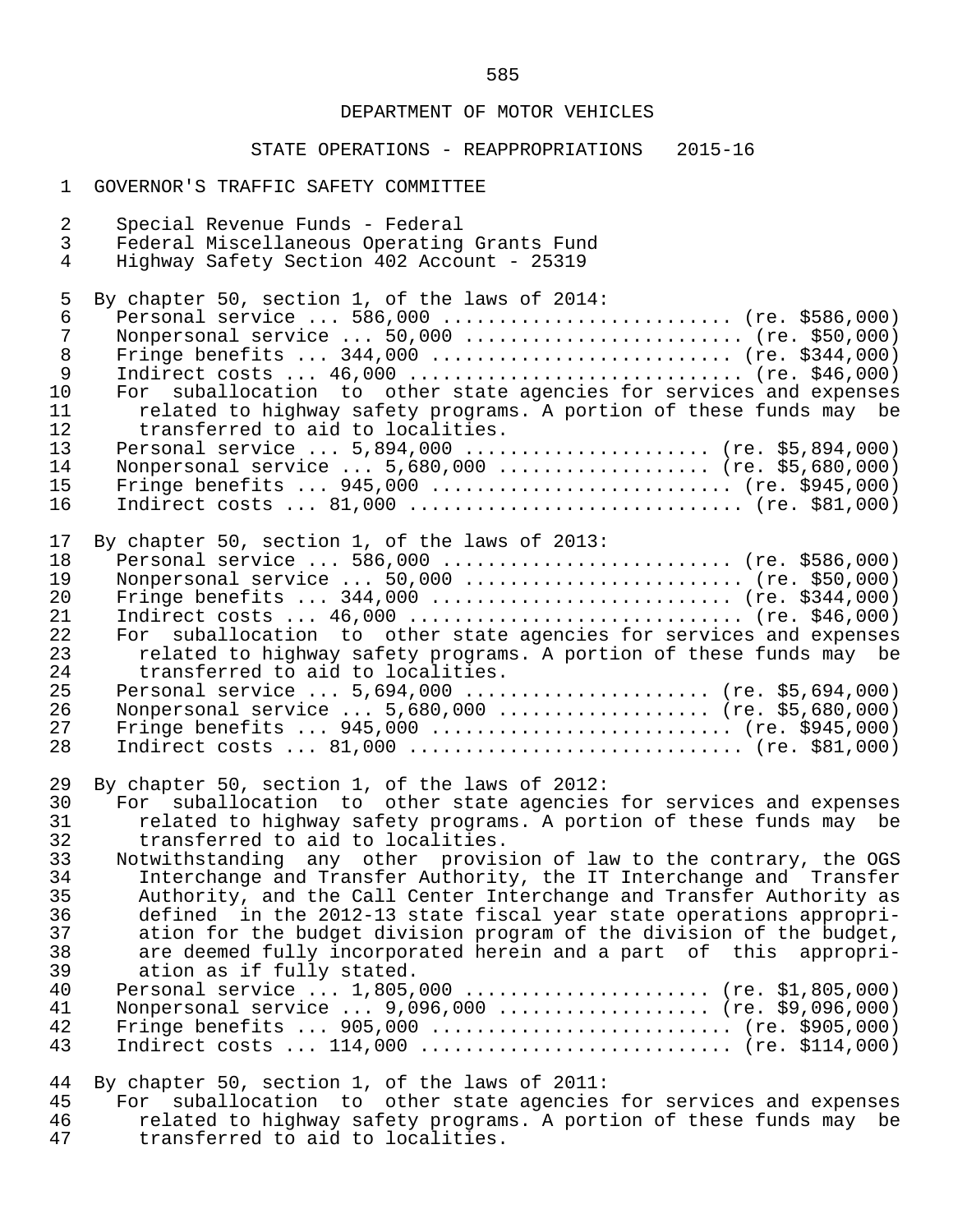DEPARTMENT OF MOTOR VEHICLES

STATE OPERATIONS - REAPPROPRIATIONS 2015-16

GOVERNOR'S TRAFFIC SAFETY COMMITTEE

Special Revenue Funds - Federal
Federal Miscellaneous Operating Grants Fund
Highway Safety Section 402 Account - 25319

By chapter 50, section 1, of the laws of 2014:
Personal service ... 586,000 ......................... (re. $586,000)
Nonpersonal service ... 50,000 ........................ (re. $50,000)
Fringe benefits ... 344,000 .......................... (re. $344,000)
Indirect costs ... 46,000 ............................ (re. $46,000)
For suballocation to other state agencies for services and expenses related to highway safety programs. A portion of these funds may be transferred to aid to localities.
Personal service ... 5,894,000 ..................... (re. $5,894,000)
Nonpersonal service ... 5,680,000 .................. (re. $5,680,000)
Fringe benefits ... 945,000 .......................... (re. $945,000)
Indirect costs ... 81,000 ............................ (re. $81,000)

By chapter 50, section 1, of the laws of 2013:
Personal service ... 586,000 ......................... (re. $586,000)
Nonpersonal service ... 50,000 ........................ (re. $50,000)
Fringe benefits ... 344,000 .......................... (re. $344,000)
Indirect costs ... 46,000 ............................ (re. $46,000)
For suballocation to other state agencies for services and expenses related to highway safety programs. A portion of these funds may be transferred to aid to localities.
Personal service ... 5,694,000 ..................... (re. $5,694,000)
Nonpersonal service ... 5,680,000 .................. (re. $5,680,000)
Fringe benefits ... 945,000 .......................... (re. $945,000)
Indirect costs ... 81,000 ............................ (re. $81,000)

By chapter 50, section 1, of the laws of 2012:
For suballocation to other state agencies for services and expenses related to highway safety programs. A portion of these funds may be transferred to aid to localities.
Notwithstanding any other provision of law to the contrary, the OGS Interchange and Transfer Authority, the IT Interchange and Transfer Authority, and the Call Center Interchange and Transfer Authority as defined in the 2012-13 state fiscal year state operations appropriation for the budget division program of the division of the budget, are deemed fully incorporated herein and a part of this appropriation as if fully stated.
Personal service ... 1,805,000 ..................... (re. $1,805,000)
Nonpersonal service ... 9,096,000 .................. (re. $9,096,000)
Fringe benefits ... 905,000 .......................... (re. $905,000)
Indirect costs ... 114,000 ........................... (re. $114,000)

By chapter 50, section 1, of the laws of 2011:
For suballocation to other state agencies for services and expenses related to highway safety programs. A portion of these funds may be transferred to aid to localities.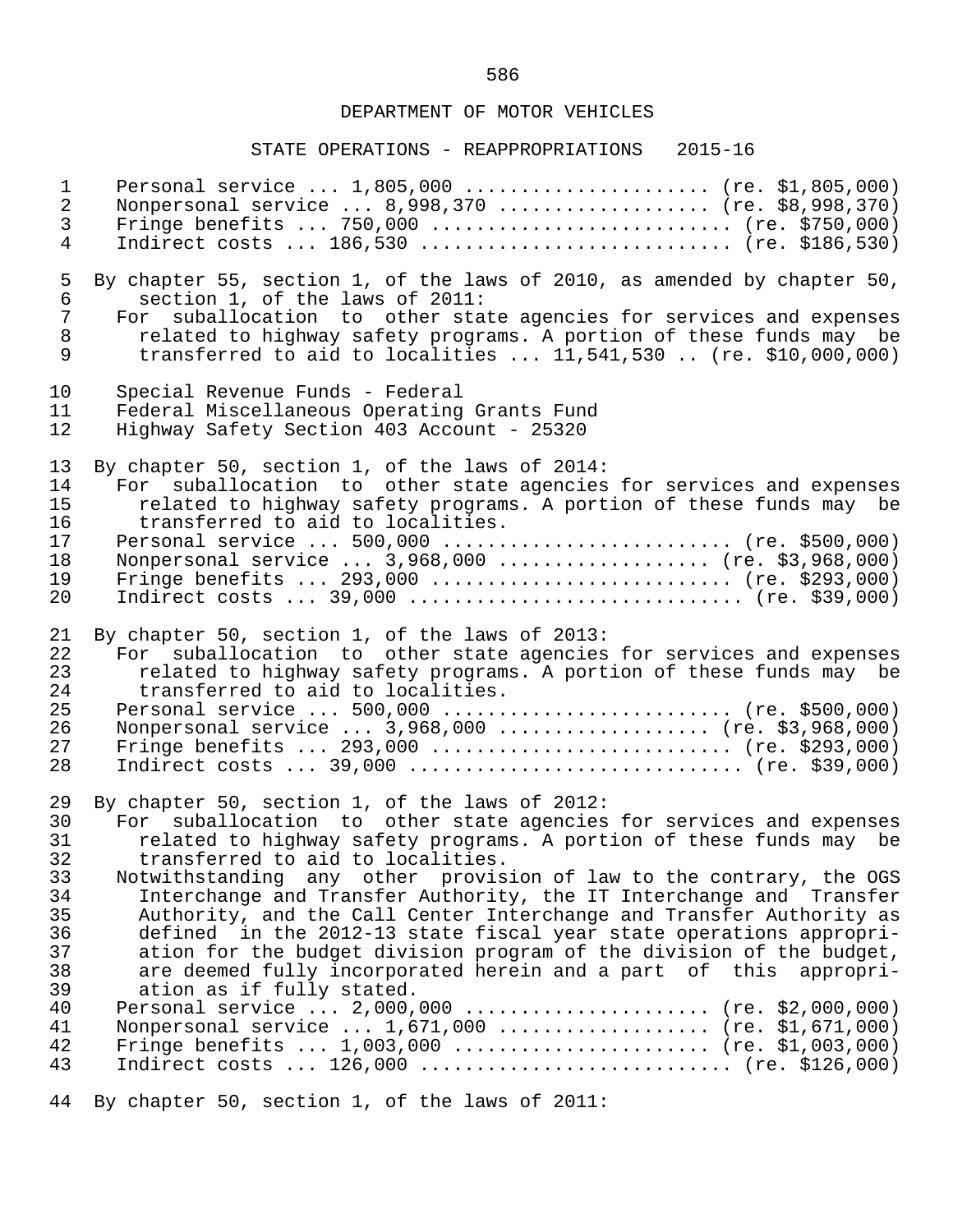DEPARTMENT OF MOTOR VEHICLES

STATE OPERATIONS - REAPPROPRIATIONS 2015-16

Personal service ... 1,805,000 ...................... (re. $1,805,000)
Nonpersonal service ... 8,998,370 ................... (re. $8,998,370)
Fringe benefits ... 750,000 .......................... (re. $750,000)
Indirect costs ... 186,530 ........................... (re. $186,530)

By chapter 55, section 1, of the laws of 2010, as amended by chapter 50, section 1, of the laws of 2011:

For suballocation to other state agencies for services and expenses related to highway safety programs. A portion of these funds may be transferred to aid to localities ... 11,541,530 .. (re. $10,000,000)

Special Revenue Funds - Federal
Federal Miscellaneous Operating Grants Fund
Highway Safety Section 403 Account - 25320

By chapter 50, section 1, of the laws of 2014:

For suballocation to other state agencies for services and expenses related to highway safety programs. A portion of these funds may be transferred to aid to localities.

Personal service ... 500,000 ......................... (re. $500,000)
Nonpersonal service ... 3,968,000 ................... (re. $3,968,000)
Fringe benefits ... 293,000 .......................... (re. $293,000)
Indirect costs ... 39,000 ............................. (re. $39,000)

By chapter 50, section 1, of the laws of 2013:

For suballocation to other state agencies for services and expenses related to highway safety programs. A portion of these funds may be transferred to aid to localities.

Personal service ... 500,000 ......................... (re. $500,000)
Nonpersonal service ... 3,968,000 ................... (re. $3,968,000)
Fringe benefits ... 293,000 .......................... (re. $293,000)
Indirect costs ... 39,000 ............................. (re. $39,000)

By chapter 50, section 1, of the laws of 2012:

For suballocation to other state agencies for services and expenses related to highway safety programs. A portion of these funds may be transferred to aid to localities.

Notwithstanding any other provision of law to the contrary, the OGS Interchange and Transfer Authority, the IT Interchange and Transfer Authority, and the Call Center Interchange and Transfer Authority as defined in the 2012-13 state fiscal year state operations appropriation for the budget division program of the division of the budget, are deemed fully incorporated herein and a part of this appropriation as if fully stated.

Personal service ... 2,000,000 ...................... (re. $2,000,000)
Nonpersonal service ... 1,671,000 ................... (re. $1,671,000)
Fringe benefits ... 1,003,000 ....................... (re. $1,003,000)
Indirect costs ... 126,000 ........................... (re. $126,000)

By chapter 50, section 1, of the laws of 2011: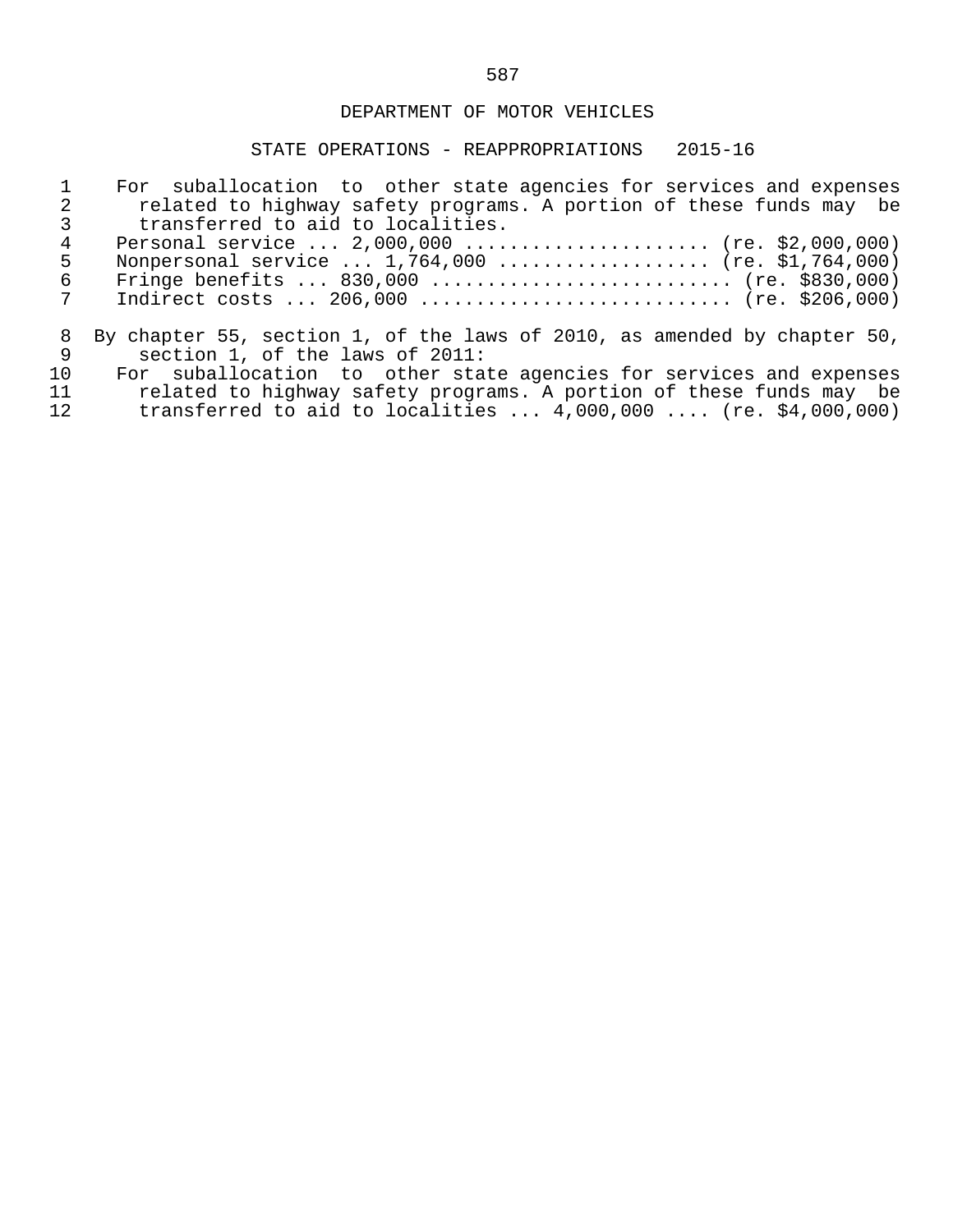DEPARTMENT OF MOTOR VEHICLES

STATE OPERATIONS - REAPPROPRIATIONS 2015-16

For suballocation to other state agencies for services and expenses related to highway safety programs. A portion of these funds may be transferred to aid to localities.

Personal service ... 2,000,000 ...................... (re. $2,000,000)
Nonpersonal service ... 1,764,000 .................. (re. $1,764,000)
Fringe benefits ... 830,000 .......................... (re. $830,000)
Indirect costs ... 206,000 ........................... (re. $206,000)

By chapter 55, section 1, of the laws of 2010, as amended by chapter 50, section 1, of the laws of 2011:

For suballocation to other state agencies for services and expenses related to highway safety programs. A portion of these funds may be transferred to aid to localities ... 4,000,000 .... (re. $4,000,000)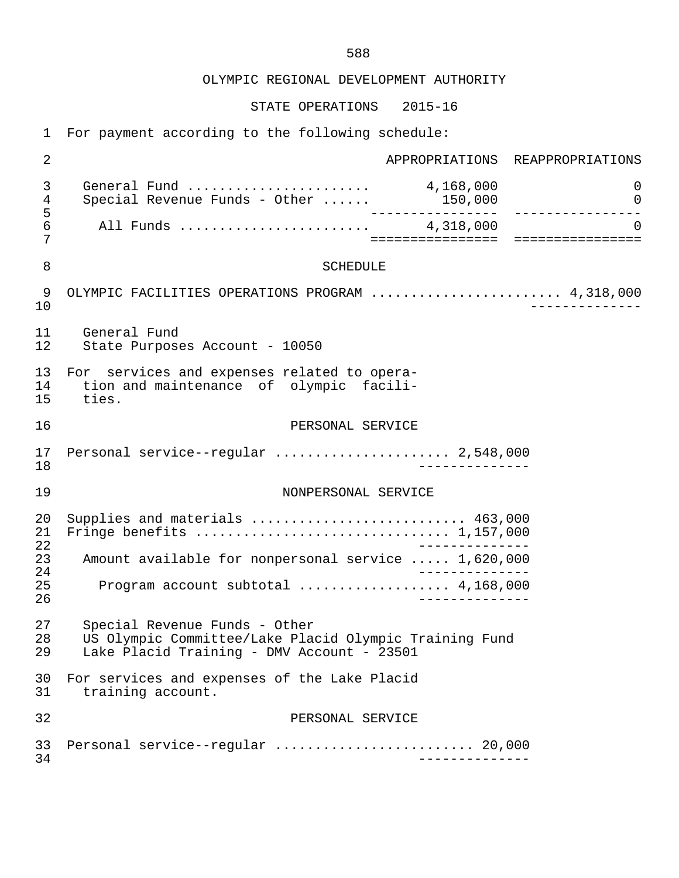OLYMPIC REGIONAL DEVELOPMENT AUTHORITY

STATE OPERATIONS 2015-16

For payment according to the following schedule:

| | APPROPRIATIONS | REAPPROPRIATIONS |
|---|---|---|
| General Fund | 4,168,000 | 0 |
| Special Revenue Funds - Other | 150,000 | 0 |
| All Funds | 4,318,000 | 0 |

## SCHEDULE

OLYMPIC FACILITIES OPERATIONS PROGRAM ....................... 4,318,000

General Fund
State Purposes Account - 10050

For services and expenses related to operation and maintenance of olympic facilities.

### PERSONAL SERVICE

Personal service--regular ..................... 2,548,000

### NONPERSONAL SERVICE

Supplies and materials .......................... 463,000
Fringe benefits ............................... 1,157,000

Amount available for nonpersonal service ..... 1,620,000

Program account subtotal .................. 4,168,000

Special Revenue Funds - Other
US Olympic Committee/Lake Placid Olympic Training Fund
Lake Placid Training - DMV Account - 23501

For services and expenses of the Lake Placid training account.

### PERSONAL SERVICE

Personal service--regular ........................ 20,000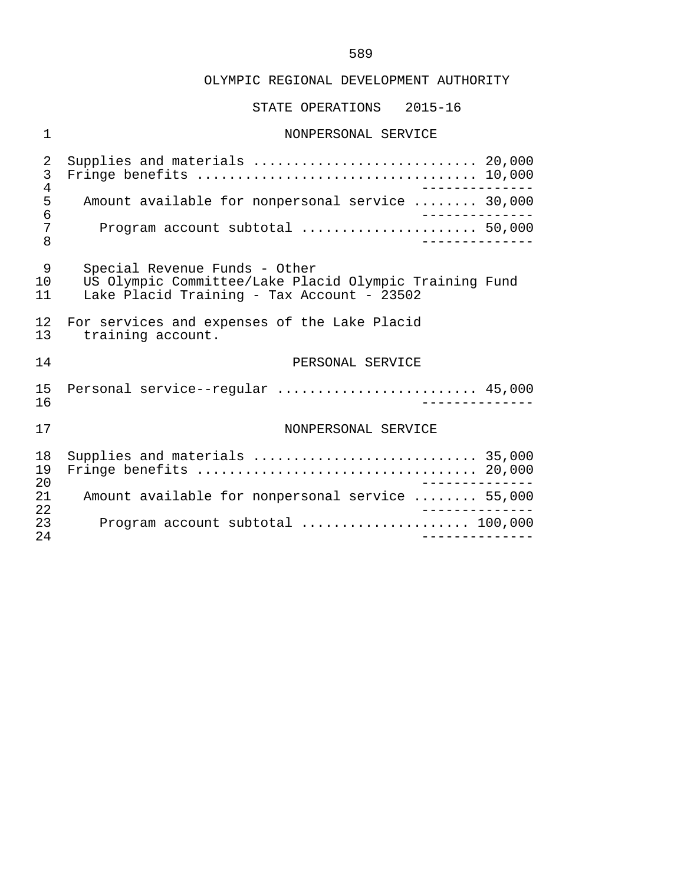OLYMPIC REGIONAL DEVELOPMENT AUTHORITY

STATE OPERATIONS 2015-16

NONPERSONAL SERVICE

| | |
|---|---|
| Supplies and materials | 20,000 |
| Fringe benefits | 10,000 |
| Amount available for nonpersonal service | 30,000 |
| Program account subtotal | 50,000 |

Special Revenue Funds - Other
US Olympic Committee/Lake Placid Olympic Training Fund
Lake Placid Training - Tax Account - 23502

For services and expenses of the Lake Placid training account.

PERSONAL SERVICE

| | |
|---|---|
| Personal service--regular | 45,000 |

NONPERSONAL SERVICE

| | |
|---|---|
| Supplies and materials | 35,000 |
| Fringe benefits | 20,000 |
| Amount available for nonpersonal service | 55,000 |
| Program account subtotal | 100,000 |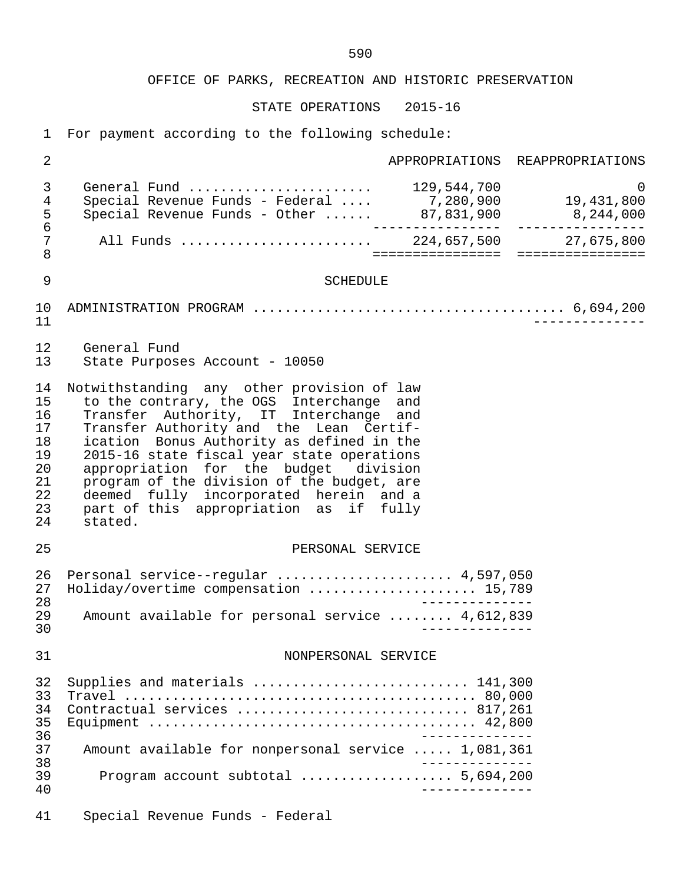OFFICE OF PARKS, RECREATION AND HISTORIC PRESERVATION

STATE OPERATIONS 2015-16

For payment according to the following schedule:

| | APPROPRIATIONS | REAPPROPRIATIONS |
|---|---|---|
| General Fund ...................... | 129,544,700 | 0 |
| Special Revenue Funds - Federal .... | 7,280,900 | 19,431,800 |
| Special Revenue Funds - Other ...... | 87,831,900 | 8,244,000 |
| All Funds ....................... | 224,657,500 | 27,675,800 |

SCHEDULE

ADMINISTRATION PROGRAM ....................................... 6,694,200

General Fund
State Purposes Account - 10050

Notwithstanding any other provision of law to the contrary, the OGS Interchange and Transfer Authority, IT Interchange and Transfer Authority and the Lean Certification Bonus Authority as defined in the 2015-16 state fiscal year state operations appropriation for the budget division program of the division of the budget, are deemed fully incorporated herein and a part of this appropriation as if fully stated.

PERSONAL SERVICE

| | |
|---|---|
| Personal service--regular ..................... | 4,597,050 |
| Holiday/overtime compensation .................... | 15,789 |
| Amount available for personal service ........ | 4,612,839 |

NONPERSONAL SERVICE

| | |
|---|---|
| Supplies and materials .......................... | 141,300 |
| Travel ........................................... | 80,000 |
| Contractual services ............................ | 817,261 |
| Equipment ....................................... | 42,800 |
| Amount available for nonpersonal service ..... | 1,081,361 |
| Program account subtotal .................. | 5,694,200 |

Special Revenue Funds - Federal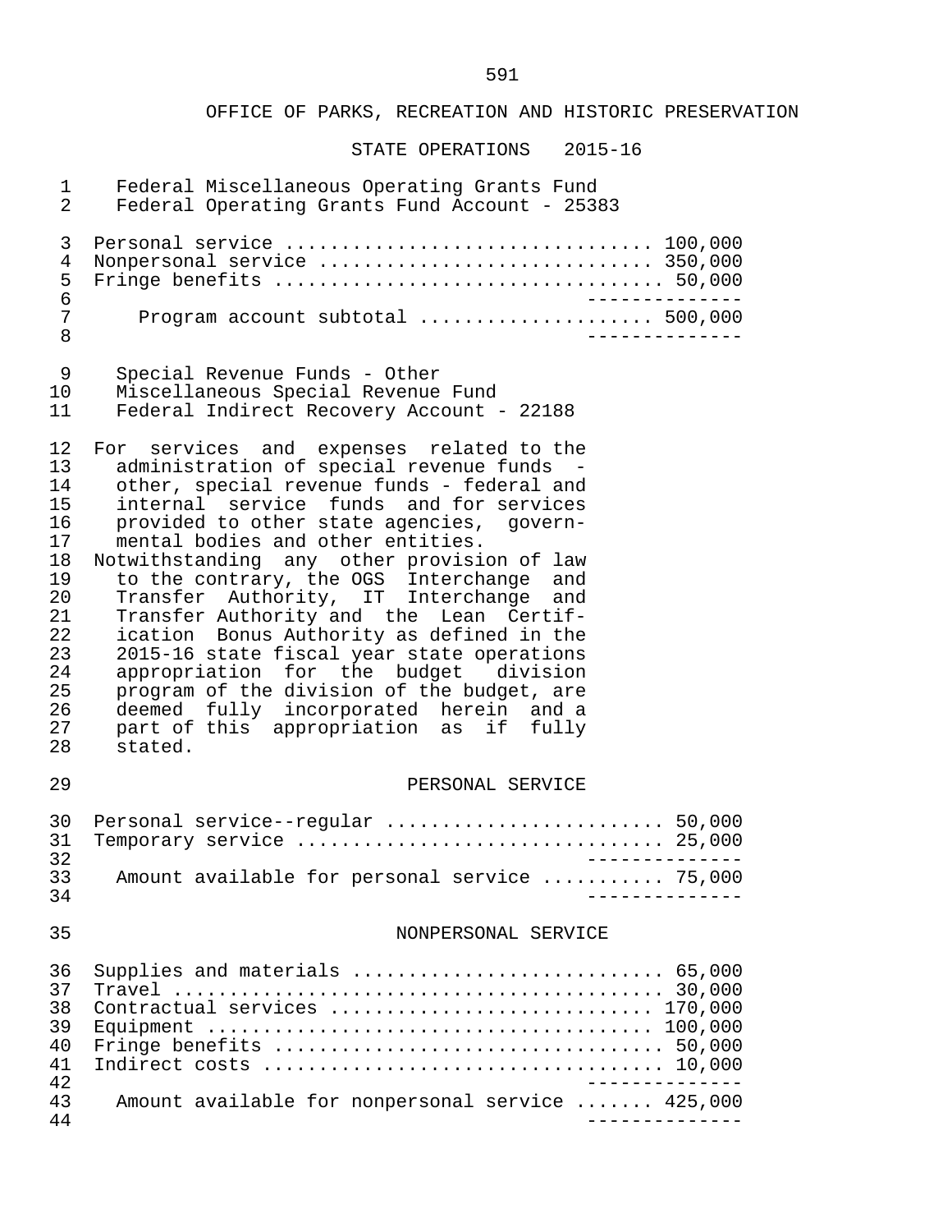OFFICE OF PARKS, RECREATION AND HISTORIC PRESERVATION

STATE OPERATIONS 2015-16

Federal Miscellaneous Operating Grants Fund
Federal Operating Grants Fund Account - 25383

| | |
|---|---|
| Personal service | 100,000 |
| Nonpersonal service | 350,000 |
| Fringe benefits | 50,000 |
| Program account subtotal | 500,000 |

Special Revenue Funds - Other
Miscellaneous Special Revenue Fund
Federal Indirect Recovery Account - 22188

For services and expenses related to the administration of special revenue funds - other, special revenue funds - federal and internal service funds and for services provided to other state agencies, governmental bodies and other entities.

Notwithstanding any other provision of law to the contrary, the OGS Interchange and Transfer Authority, IT Interchange and Transfer Authority and the Lean Certification Bonus Authority as defined in the 2015-16 state fiscal year state operations appropriation for the budget division program of the division of the budget, are deemed fully incorporated herein and a part of this appropriation as if fully stated.

PERSONAL SERVICE

| | |
|---|---|
| Personal service--regular | 50,000 |
| Temporary service | 25,000 |
| Amount available for personal service | 75,000 |

NONPERSONAL SERVICE

| | |
|---|---|
| Supplies and materials | 65,000 |
| Travel | 30,000 |
| Contractual services | 170,000 |
| Equipment | 100,000 |
| Fringe benefits | 50,000 |
| Indirect costs | 10,000 |
| Amount available for nonpersonal service | 425,000 |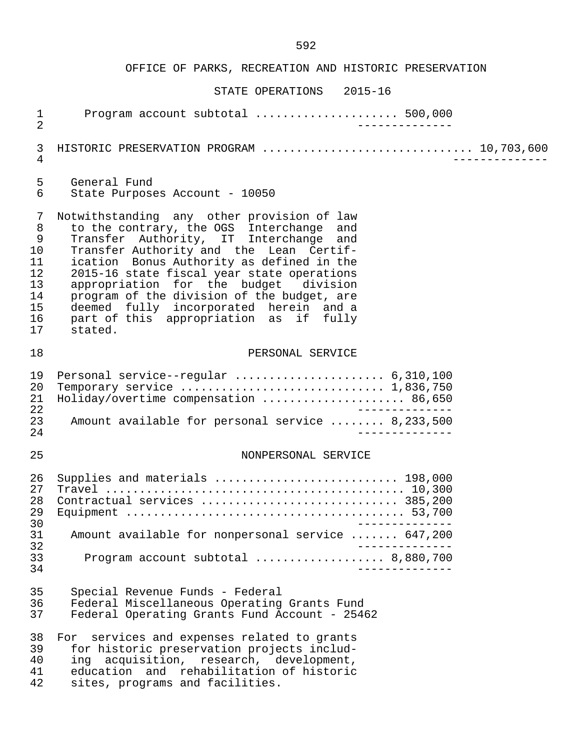# OFFICE OF PARKS, RECREATION AND HISTORIC PRESERVATION

## STATE OPERATIONS 2015-16

Program account subtotal .................... 500,000

---

## HISTORIC PRESERVATION PROGRAM .............................. 10,703,600

---

General Fund
State Purposes Account - 10050

Notwithstanding any other provision of law to the contrary, the OGS Interchange and Transfer Authority, IT Interchange and Transfer Authority and the Lean Certification Bonus Authority as defined in the 2015-16 state fiscal year state operations appropriation for the budget division program of the division of the budget, are deemed fully incorporated herein and a part of this appropriation as if fully stated.

### PERSONAL SERVICE

| Item | Amount |
|---|---|
| Personal service--regular | 6,310,100 |
| Temporary service | 1,836,750 |
| Holiday/overtime compensation | 86,650 |
| Amount available for personal service | 8,233,500 |

### NONPERSONAL SERVICE

| Item | Amount |
|---|---|
| Supplies and materials | 198,000 |
| Travel | 10,300 |
| Contractual services | 385,200 |
| Equipment | 53,700 |
| Amount available for nonpersonal service | 647,200 |
| Program account subtotal | 8,880,700 |

Special Revenue Funds - Federal
Federal Miscellaneous Operating Grants Fund
Federal Operating Grants Fund Account - 25462

For services and expenses related to grants for historic preservation projects including acquisition, research, development, education and rehabilitation of historic sites, programs and facilities.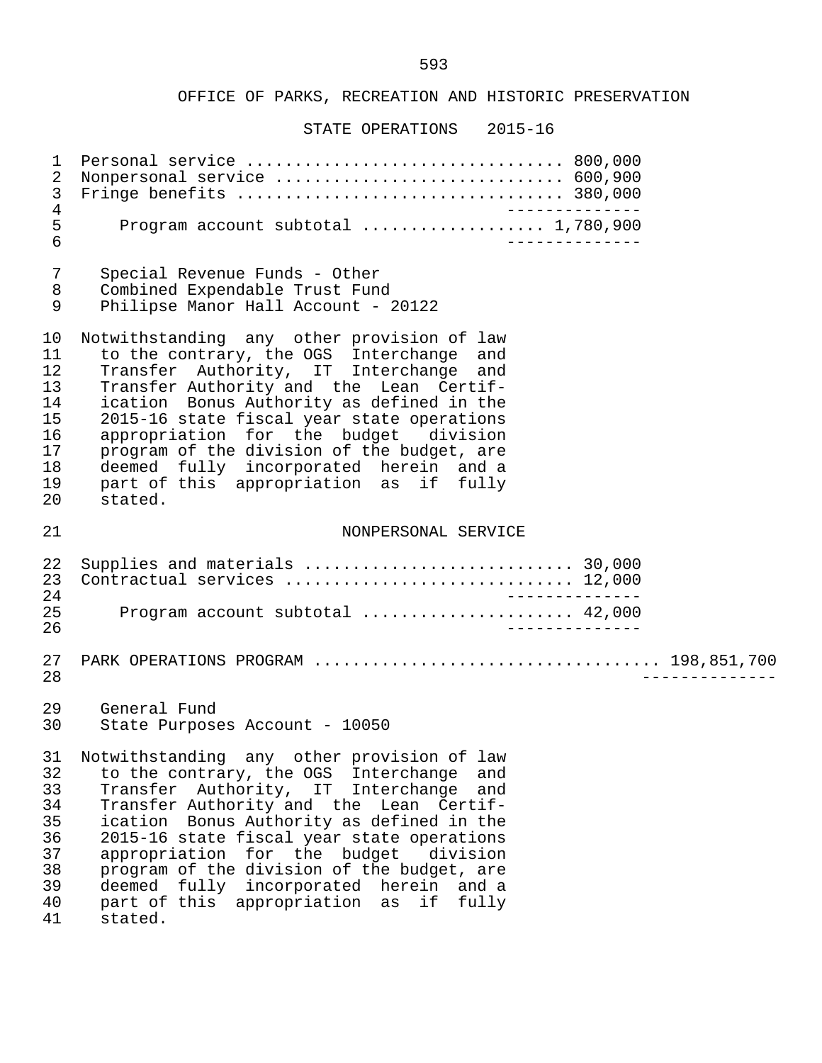OFFICE OF PARKS, RECREATION AND HISTORIC PRESERVATION

STATE OPERATIONS 2015-16

| | |
|---|---|
| Personal service | 800,000 |
| Nonpersonal service | 600,900 |
| Fringe benefits | 380,000 |
| Program account subtotal | 1,780,900 |

Special Revenue Funds - Other
Combined Expendable Trust Fund
Philipse Manor Hall Account - 20122

Notwithstanding any other provision of law to the contrary, the OGS Interchange and Transfer Authority, IT Interchange and Transfer Authority and the Lean Certification Bonus Authority as defined in the 2015-16 state fiscal year state operations appropriation for the budget division program of the division of the budget, are deemed fully incorporated herein and a part of this appropriation as if fully stated.

NONPERSONAL SERVICE

| | |
|---|---|
| Supplies and materials | 30,000 |
| Contractual services | 12,000 |
| Program account subtotal | 42,000 |

PARK OPERATIONS PROGRAM .................................. 198,851,700

General Fund
State Purposes Account - 10050

Notwithstanding any other provision of law to the contrary, the OGS Interchange and Transfer Authority, IT Interchange and Transfer Authority and the Lean Certification Bonus Authority as defined in the 2015-16 state fiscal year state operations appropriation for the budget division program of the division of the budget, are deemed fully incorporated herein and a part of this appropriation as if fully stated.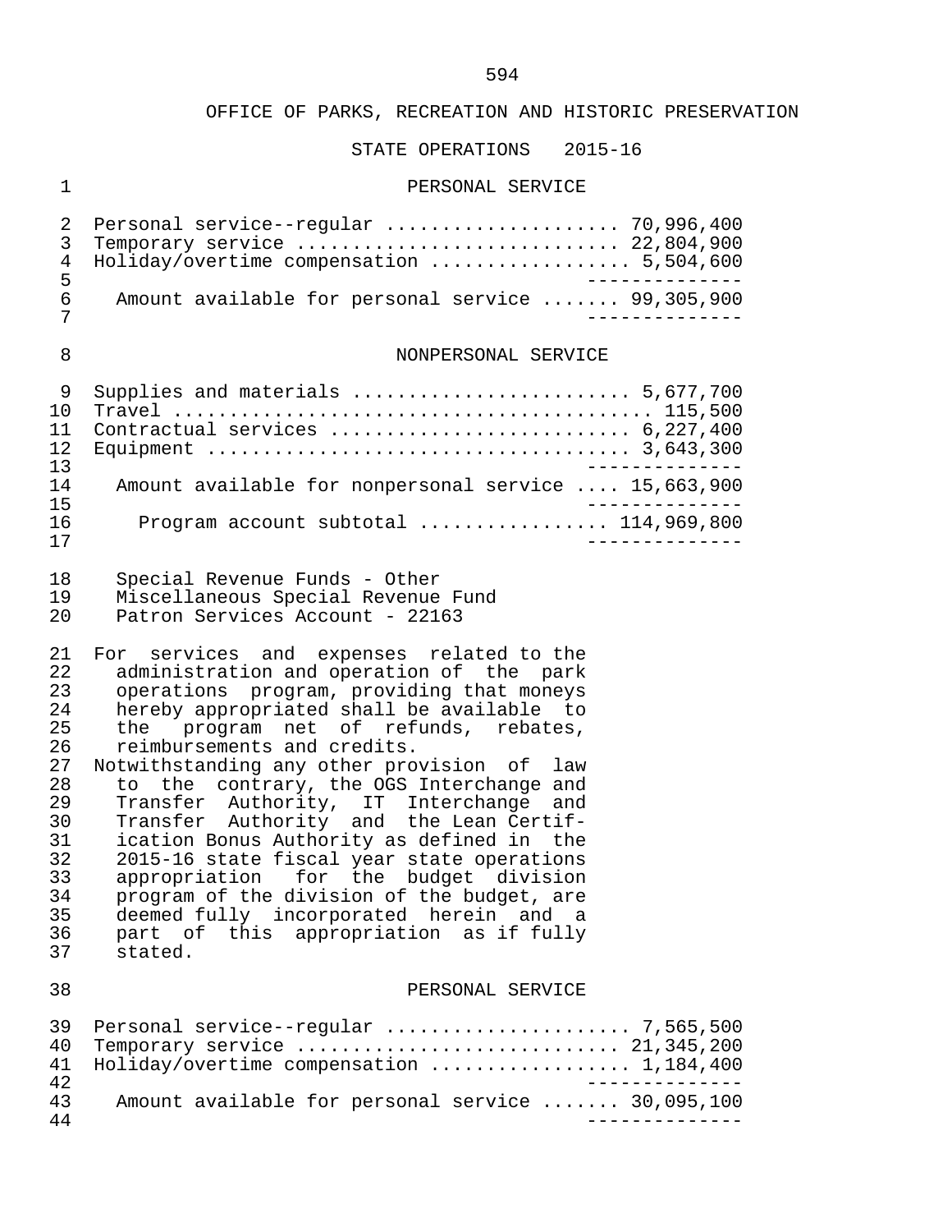OFFICE OF PARKS, RECREATION AND HISTORIC PRESERVATION

STATE OPERATIONS 2015-16

PERSONAL SERVICE

| | |
|---|---|
| Personal service--regular | 70,996,400 |
| Temporary service | 22,804,900 |
| Holiday/overtime compensation | 5,504,600 |
| Amount available for personal service | 99,305,900 |

NONPERSONAL SERVICE

| | |
|---|---|
| Supplies and materials | 5,677,700 |
| Travel | 115,500 |
| Contractual services | 6,227,400 |
| Equipment | 3,643,300 |
| Amount available for nonpersonal service | 15,663,900 |
| Program account subtotal | 114,969,800 |

Special Revenue Funds - Other
Miscellaneous Special Revenue Fund
Patron Services Account - 22163

For services and expenses related to the administration and operation of the park operations program, providing that moneys hereby appropriated shall be available to the program net of refunds, rebates, reimbursements and credits.

Notwithstanding any other provision of law to the contrary, the OGS Interchange and Transfer Authority, IT Interchange and Transfer Authority and the Lean Certification Bonus Authority as defined in the 2015-16 state fiscal year state operations appropriation for the budget division program of the division of the budget, are deemed fully incorporated herein and a part of this appropriation as if fully stated.

PERSONAL SERVICE

| | |
|---|---|
| Personal service--regular | 7,565,500 |
| Temporary service | 21,345,200 |
| Holiday/overtime compensation | 1,184,400 |
| Amount available for personal service | 30,095,100 |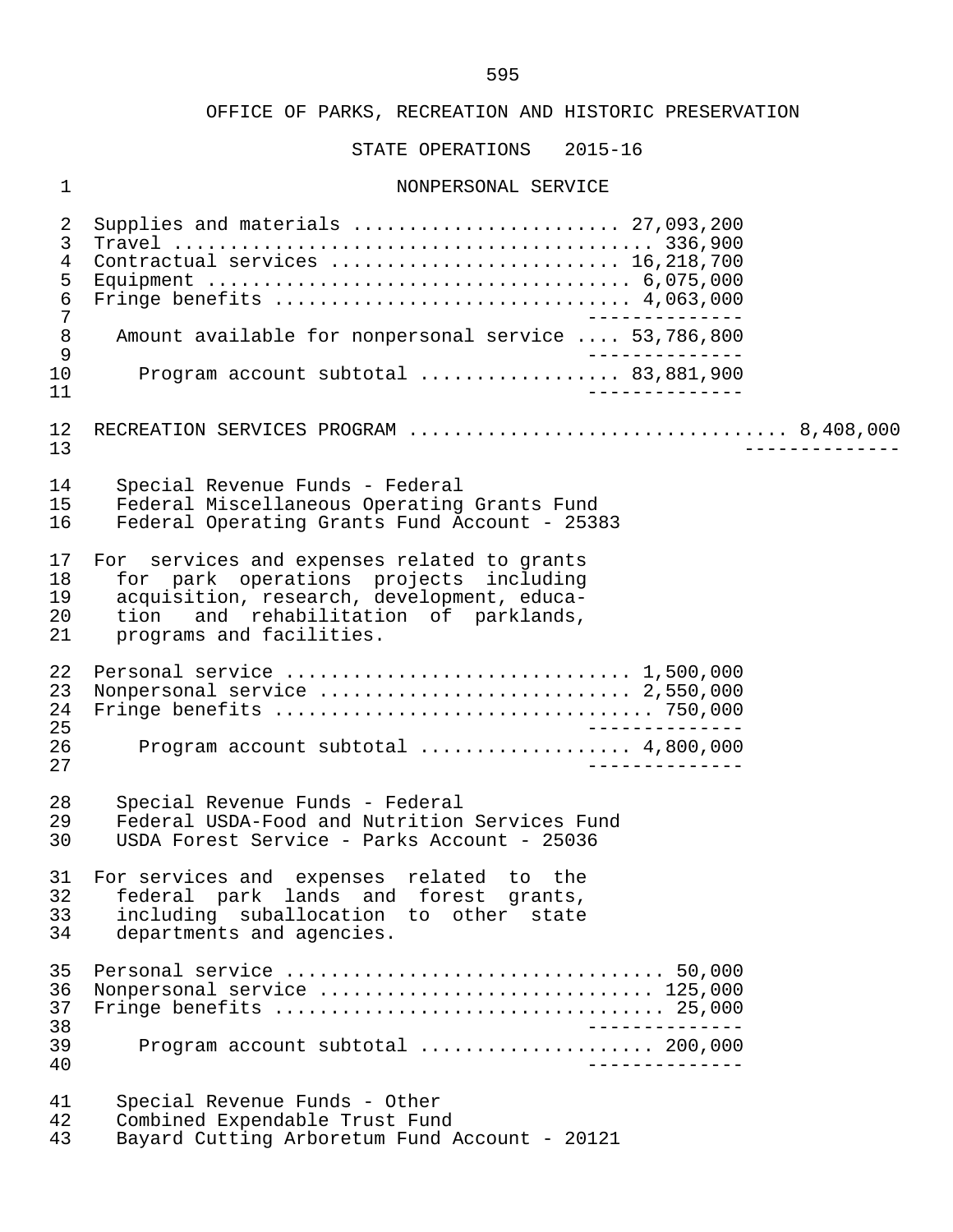OFFICE OF PARKS, RECREATION AND HISTORIC PRESERVATION

STATE OPERATIONS 2015-16

NONPERSONAL SERVICE

| | |
|---|---|
| Supplies and materials | 27,093,200 |
| Travel | 336,900 |
| Contractual services | 16,218,700 |
| Equipment | 6,075,000 |
| Fringe benefits | 4,063,000 |
| Amount available for nonpersonal service | 53,786,800 |
| Program account subtotal | 83,881,900 |

RECREATION SERVICES PROGRAM ................................ 8,408,000

Special Revenue Funds - Federal
Federal Miscellaneous Operating Grants Fund
Federal Operating Grants Fund Account - 25383

For services and expenses related to grants for park operations projects including acquisition, research, development, education and rehabilitation of parklands, programs and facilities.

| | |
|---|---|
| Personal service | 1,500,000 |
| Nonpersonal service | 2,550,000 |
| Fringe benefits | 750,000 |
| Program account subtotal | 4,800,000 |

Special Revenue Funds - Federal
Federal USDA-Food and Nutrition Services Fund
USDA Forest Service - Parks Account - 25036

For services and expenses related to the federal park lands and forest grants, including suballocation to other state departments and agencies.

| | |
|---|---|
| Personal service | 50,000 |
| Nonpersonal service | 125,000 |
| Fringe benefits | 25,000 |
| Program account subtotal | 200,000 |

Special Revenue Funds - Other
Combined Expendable Trust Fund
Bayard Cutting Arboretum Fund Account - 20121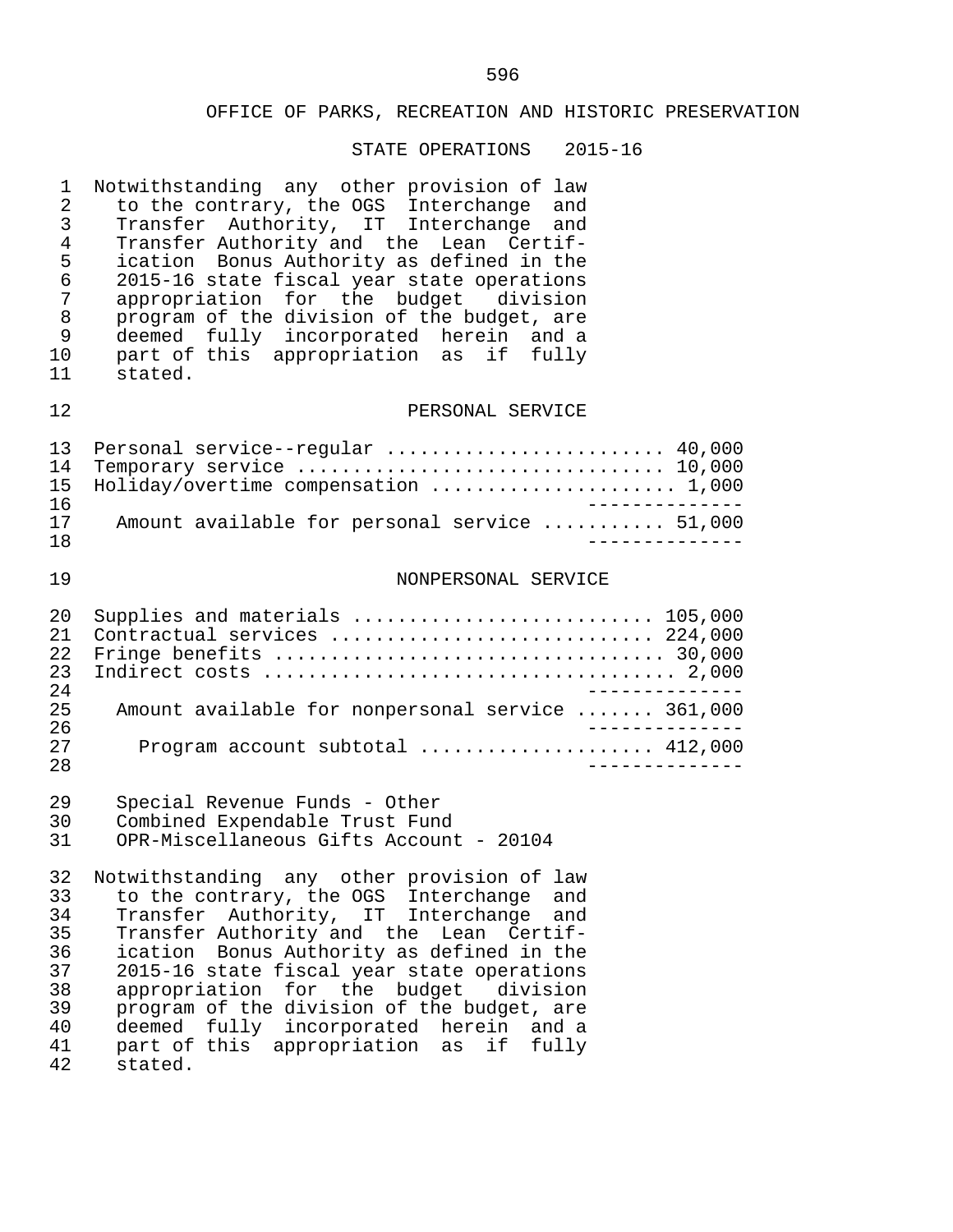OFFICE OF PARKS, RECREATION AND HISTORIC PRESERVATION

STATE OPERATIONS 2015-16

Notwithstanding any other provision of law to the contrary, the OGS Interchange and Transfer Authority, IT Interchange and Transfer Authority and the Lean Certification Bonus Authority as defined in the 2015-16 state fiscal year state operations appropriation for the budget division program of the division of the budget, are deemed fully incorporated herein and a part of this appropriation as if fully stated.

## PERSONAL SERVICE

| | |
|---|---|
| Personal service--regular | 40,000 |
| Temporary service | 10,000 |
| Holiday/overtime compensation | 1,000 |
| Amount available for personal service | 51,000 |

## NONPERSONAL SERVICE

| | |
|---|---|
| Supplies and materials | 105,000 |
| Contractual services | 224,000 |
| Fringe benefits | 30,000 |
| Indirect costs | 2,000 |
| Amount available for nonpersonal service | 361,000 |
| Program account subtotal | 412,000 |

Special Revenue Funds - Other
Combined Expendable Trust Fund
OPR-Miscellaneous Gifts Account - 20104

Notwithstanding any other provision of law to the contrary, the OGS Interchange and Transfer Authority, IT Interchange and Transfer Authority and the Lean Certification Bonus Authority as defined in the 2015-16 state fiscal year state operations appropriation for the budget division program of the division of the budget, are deemed fully incorporated herein and a part of this appropriation as if fully stated.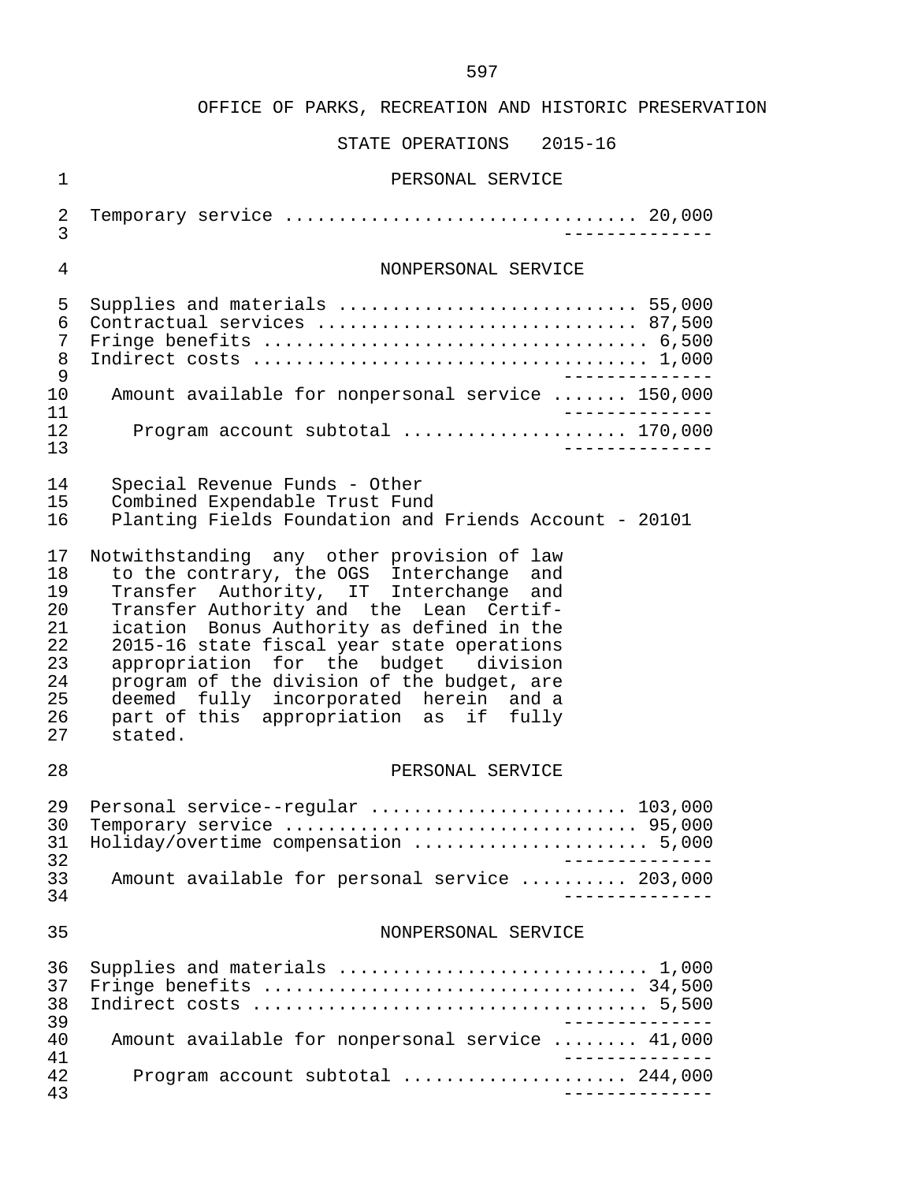OFFICE OF PARKS, RECREATION AND HISTORIC PRESERVATION

STATE OPERATIONS 2015-16

PERSONAL SERVICE

| | |
|---|---|
| Temporary service | 20,000 |

NONPERSONAL SERVICE

| | |
|---|---|
| Supplies and materials | 55,000 |
| Contractual services | 87,500 |
| Fringe benefits | 6,500 |
| Indirect costs | 1,000 |
| Amount available for nonpersonal service | 150,000 |
| Program account subtotal | 170,000 |

Special Revenue Funds - Other
Combined Expendable Trust Fund
Planting Fields Foundation and Friends Account - 20101

Notwithstanding any other provision of law to the contrary, the OGS Interchange and Transfer Authority, IT Interchange and Transfer Authority and the Lean Certification Bonus Authority as defined in the 2015-16 state fiscal year state operations appropriation for the budget division program of the division of the budget, are deemed fully incorporated herein and a part of this appropriation as if fully stated.

PERSONAL SERVICE

| | |
|---|---|
| Personal service--regular | 103,000 |
| Temporary service | 95,000 |
| Holiday/overtime compensation | 5,000 |
| Amount available for personal service | 203,000 |

NONPERSONAL SERVICE

| | |
|---|---|
| Supplies and materials | 1,000 |
| Fringe benefits | 34,500 |
| Indirect costs | 5,500 |
| Amount available for nonpersonal service | 41,000 |
| Program account subtotal | 244,000 |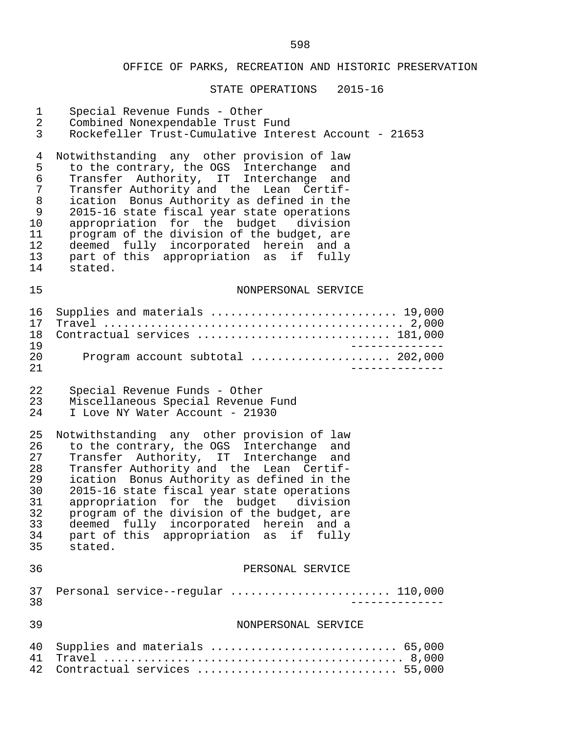# OFFICE OF PARKS, RECREATION AND HISTORIC PRESERVATION

## STATE OPERATIONS 2015-16

Special Revenue Funds - Other
Combined Nonexpendable Trust Fund
Rockefeller Trust-Cumulative Interest Account - 21653

Notwithstanding any other provision of law to the contrary, the OGS Interchange and Transfer Authority, IT Interchange and Transfer Authority and the Lean Certification Bonus Authority as defined in the 2015-16 state fiscal year state operations appropriation for the budget division program of the division of the budget, are deemed fully incorporated herein and a part of this appropriation as if fully stated.

### NONPERSONAL SERVICE

| | |
|---|---:|
| Supplies and materials | 19,000 |
| Travel | 2,000 |
| Contractual services | 181,000 |
| Program account subtotal | 202,000 |

Special Revenue Funds - Other
Miscellaneous Special Revenue Fund
I Love NY Water Account - 21930

Notwithstanding any other provision of law to the contrary, the OGS Interchange and Transfer Authority, IT Interchange and Transfer Authority and the Lean Certification Bonus Authority as defined in the 2015-16 state fiscal year state operations appropriation for the budget division program of the division of the budget, are deemed fully incorporated herein and a part of this appropriation as if fully stated.

### PERSONAL SERVICE

| | |
|---|---:|
| Personal service--regular | 110,000 |

### NONPERSONAL SERVICE

| | |
|---|---:|
| Supplies and materials | 65,000 |
| Travel | 8,000 |
| Contractual services | 55,000 |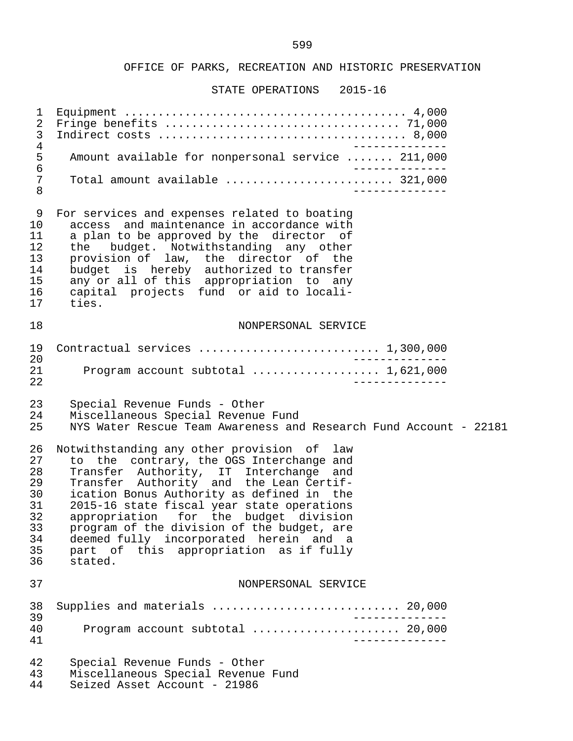OFFICE OF PARKS, RECREATION AND HISTORIC PRESERVATION

STATE OPERATIONS 2015-16

| | |
|---|---|
| Equipment | 4,000 |
| Fringe benefits | 71,000 |
| Indirect costs | 8,000 |
| Amount available for nonpersonal service | 211,000 |
| Total amount available | 321,000 |

For services and expenses related to boating access and maintenance in accordance with a plan to be approved by the director of the budget. Notwithstanding any other provision of law, the director of the budget is hereby authorized to transfer any or all of this appropriation to any capital projects fund or aid to localities.

NONPERSONAL SERVICE

| | |
|---|---|
| Contractual services | 1,300,000 |
| Program account subtotal | 1,621,000 |

Special Revenue Funds - Other
Miscellaneous Special Revenue Fund
NYS Water Rescue Team Awareness and Research Fund Account - 22181

Notwithstanding any other provision of law to the contrary, the OGS Interchange and Transfer Authority, IT Interchange and Transfer Authority and the Lean Certification Bonus Authority as defined in the 2015-16 state fiscal year state operations appropriation for the budget division program of the division of the budget, are deemed fully incorporated herein and a part of this appropriation as if fully stated.

NONPERSONAL SERVICE

| | |
|---|---|
| Supplies and materials | 20,000 |
| Program account subtotal | 20,000 |

Special Revenue Funds - Other
Miscellaneous Special Revenue Fund
Seized Asset Account - 21986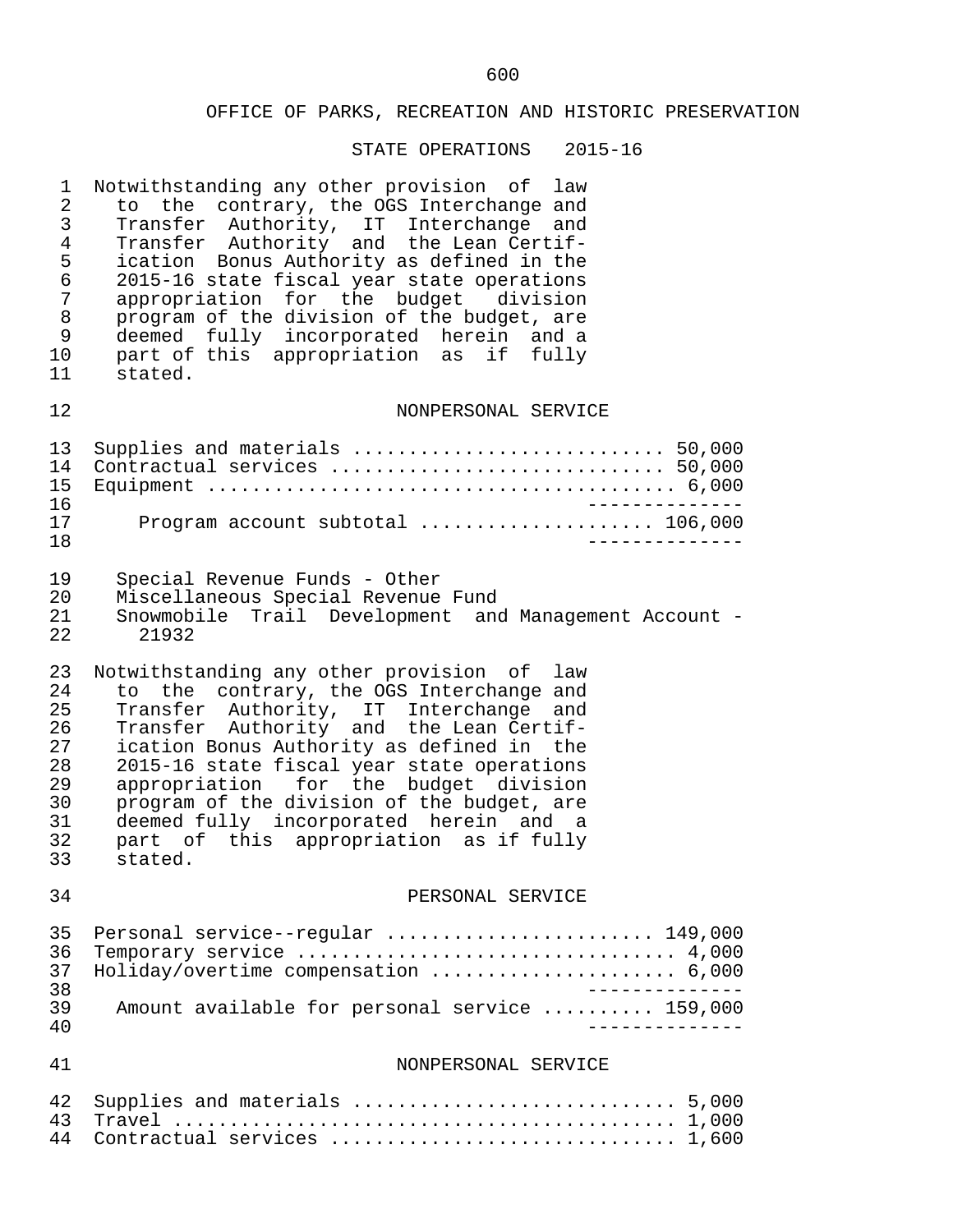OFFICE OF PARKS, RECREATION AND HISTORIC PRESERVATION

STATE OPERATIONS 2015-16

Notwithstanding any other provision of law to the contrary, the OGS Interchange and Transfer Authority, IT Interchange and Transfer Authority and the Lean Certification Bonus Authority as defined in the 2015-16 state fiscal year state operations appropriation for the budget division program of the division of the budget, are deemed fully incorporated herein and a part of this appropriation as if fully stated.

NONPERSONAL SERVICE

| Item | Amount |
|---|---|
| Supplies and materials | 50,000 |
| Contractual services | 50,000 |
| Equipment | 6,000 |
| Program account subtotal | 106,000 |

Special Revenue Funds - Other
Miscellaneous Special Revenue Fund
Snowmobile Trail Development and Management Account - 21932

Notwithstanding any other provision of law to the contrary, the OGS Interchange and Transfer Authority, IT Interchange and Transfer Authority and the Lean Certification Bonus Authority as defined in the 2015-16 state fiscal year state operations appropriation for the budget division program of the division of the budget, are deemed fully incorporated herein and a part of this appropriation as if fully stated.

PERSONAL SERVICE

| Item | Amount |
|---|---|
| Personal service--regular | 149,000 |
| Temporary service | 4,000 |
| Holiday/overtime compensation | 6,000 |
| Amount available for personal service | 159,000 |

NONPERSONAL SERVICE

| Item | Amount |
|---|---|
| Supplies and materials | 5,000 |
| Travel | 1,000 |
| Contractual services | 1,600 |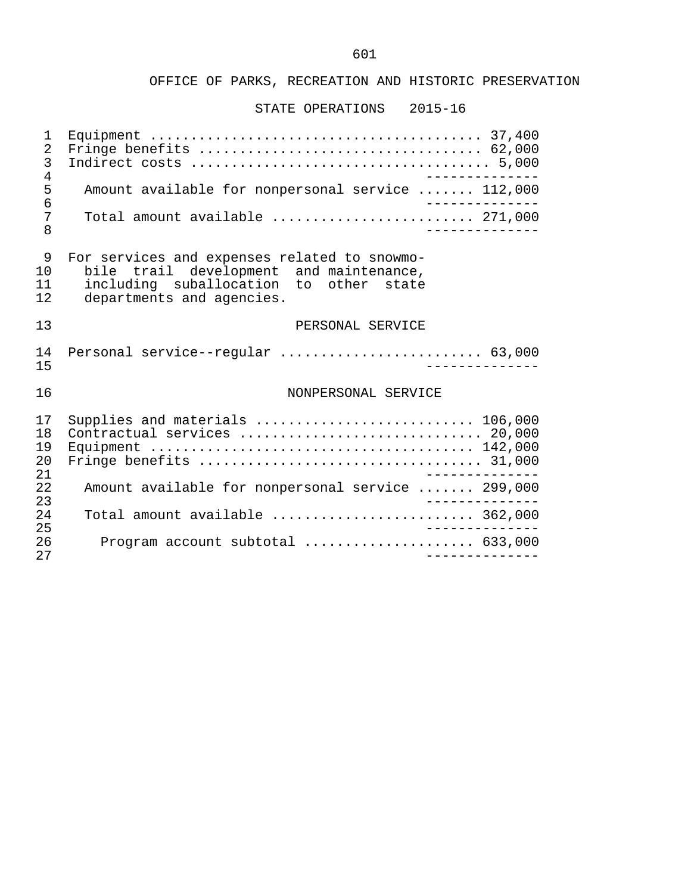OFFICE OF PARKS, RECREATION AND HISTORIC PRESERVATION

STATE OPERATIONS 2015-16

| | |
|---|---|
| Equipment | 37,400 |
| Fringe benefits | 62,000 |
| Indirect costs | 5,000 |
| Amount available for nonpersonal service | 112,000 |
| Total amount available | 271,000 |

For services and expenses related to snowmobile trail development and maintenance, including suballocation to other state departments and agencies.

PERSONAL SERVICE

| | |
|---|---|
| Personal service--regular | 63,000 |

NONPERSONAL SERVICE

| | |
|---|---|
| Supplies and materials | 106,000 |
| Contractual services | 20,000 |
| Equipment | 142,000 |
| Fringe benefits | 31,000 |
| Amount available for nonpersonal service | 299,000 |
| Total amount available | 362,000 |
| Program account subtotal | 633,000 |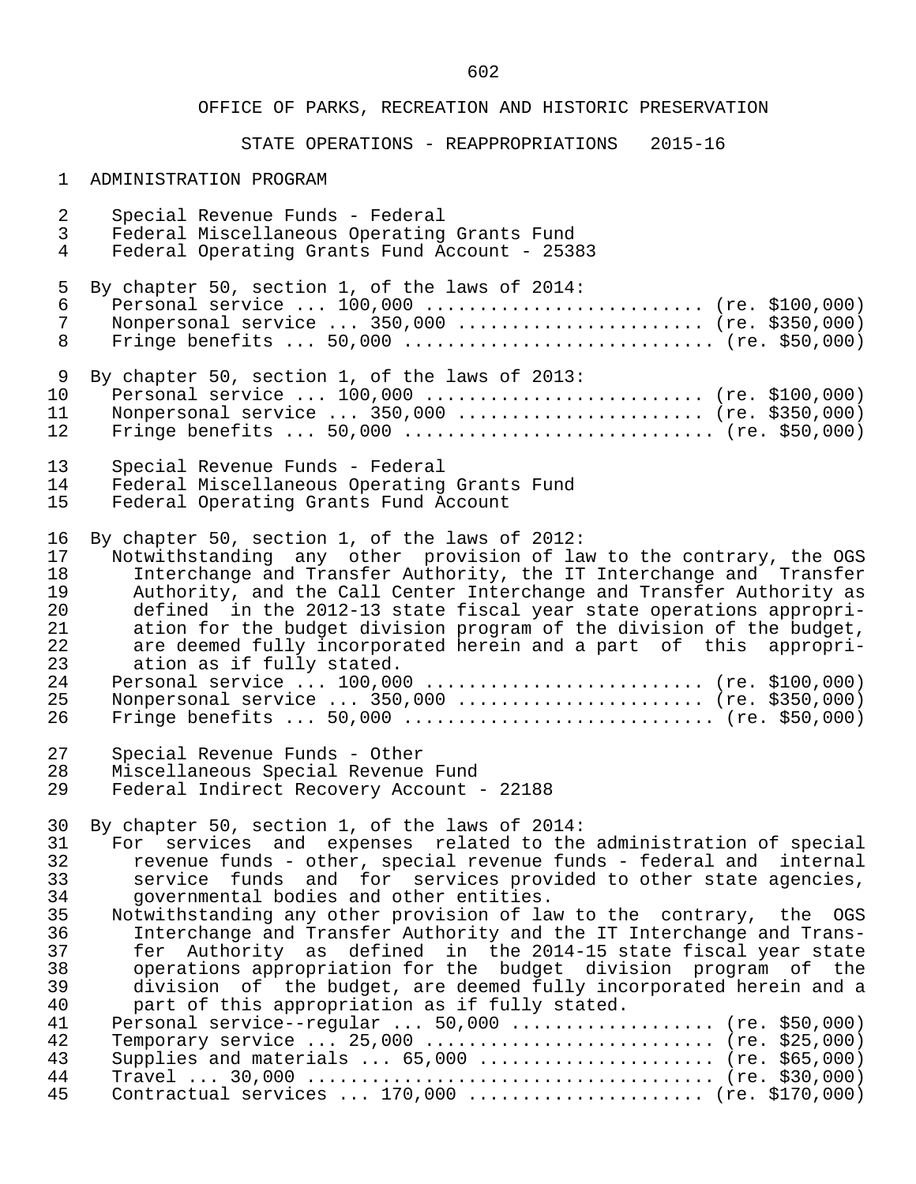OFFICE OF PARKS, RECREATION AND HISTORIC PRESERVATION

STATE OPERATIONS - REAPPROPRIATIONS 2015-16

ADMINISTRATION PROGRAM

Special Revenue Funds - Federal
Federal Miscellaneous Operating Grants Fund
Federal Operating Grants Fund Account - 25383

By chapter 50, section 1, of the laws of 2014:
Personal service ... 100,000 .......................... (re. $100,000)
Nonpersonal service ... 350,000 ....................... (re. $350,000)
Fringe benefits ... 50,000 ............................ (re. $50,000)

By chapter 50, section 1, of the laws of 2013:
Personal service ... 100,000 .......................... (re. $100,000)
Nonpersonal service ... 350,000 ....................... (re. $350,000)
Fringe benefits ... 50,000 ............................ (re. $50,000)

Special Revenue Funds - Federal
Federal Miscellaneous Operating Grants Fund
Federal Operating Grants Fund Account

By chapter 50, section 1, of the laws of 2012:
Notwithstanding any other provision of law to the contrary, the OGS Interchange and Transfer Authority, the IT Interchange and Transfer Authority, and the Call Center Interchange and Transfer Authority as defined in the 2012-13 state fiscal year state operations appropriation for the budget division program of the division of the budget, are deemed fully incorporated herein and a part of this appropriation as if fully stated.
Personal service ... 100,000 .......................... (re. $100,000)
Nonpersonal service ... 350,000 ....................... (re. $350,000)
Fringe benefits ... 50,000 ............................ (re. $50,000)

Special Revenue Funds - Other
Miscellaneous Special Revenue Fund
Federal Indirect Recovery Account - 22188

By chapter 50, section 1, of the laws of 2014:
For services and expenses related to the administration of special revenue funds - other, special revenue funds - federal and internal service funds and for services provided to other state agencies, governmental bodies and other entities.
Notwithstanding any other provision of law to the contrary, the OGS Interchange and Transfer Authority and the IT Interchange and Transfer Authority as defined in the 2014-15 state fiscal year state operations appropriation for the budget division program of the division of the budget, are deemed fully incorporated herein and a part of this appropriation as if fully stated.
Personal service--regular ... 50,000 ................... (re. $50,000)
Temporary service ... 25,000 .......................... (re. $25,000)
Supplies and materials ... 65,000 ..................... (re. $65,000)
Travel ... 30,000 ..................................... (re. $30,000)
Contractual services ... 170,000 ..................... (re. $170,000)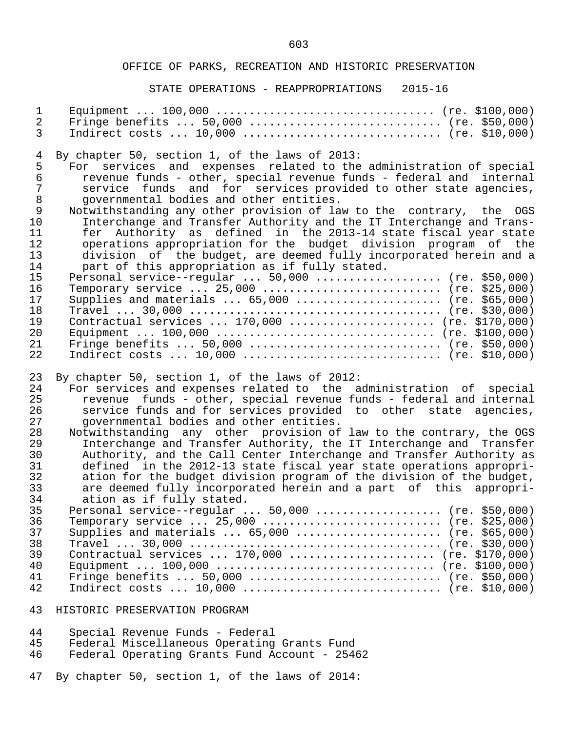# OFFICE OF PARKS, RECREATION AND HISTORIC PRESERVATION

## STATE OPERATIONS - REAPPROPRIATIONS 2015-16

Equipment ... 100,000 ................................ (re. $100,000)
Fringe benefits ... 50,000 ............................ (re. $50,000)
Indirect costs ... 10,000 ............................. (re. $10,000)

By chapter 50, section 1, of the laws of 2013:

For services and expenses related to the administration of special revenue funds - other, special revenue funds - federal and internal service funds and for services provided to other state agencies, governmental bodies and other entities.

Notwithstanding any other provision of law to the contrary, the OGS Interchange and Transfer Authority and the IT Interchange and Transfer Authority as defined in the 2013-14 state fiscal year state operations appropriation for the budget division program of the division of the budget, are deemed fully incorporated herein and a part of this appropriation as if fully stated.

Personal service--regular ... 50,000 .................. (re. $50,000)
Temporary service ... 25,000 .......................... (re. $25,000)
Supplies and materials ... 65,000 ..................... (re. $65,000)
Travel ... 30,000 ..................................... (re. $30,000)
Contractual services ... 170,000 ..................... (re. $170,000)
Equipment ... 100,000 ................................ (re. $100,000)
Fringe benefits ... 50,000 ............................ (re. $50,000)
Indirect costs ... 10,000 ............................. (re. $10,000)

By chapter 50, section 1, of the laws of 2012:

For services and expenses related to the administration of special revenue funds - other, special revenue funds - federal and internal service funds and for services provided to other state agencies, governmental bodies and other entities.

Notwithstanding any other provision of law to the contrary, the OGS Interchange and Transfer Authority, the IT Interchange and Transfer Authority, and the Call Center Interchange and Transfer Authority as defined in the 2012-13 state fiscal year state operations appropriation for the budget division program of the division of the budget, are deemed fully incorporated herein and a part of this appropriation as if fully stated.

Personal service--regular ... 50,000 .................. (re. $50,000)
Temporary service ... 25,000 .......................... (re. $25,000)
Supplies and materials ... 65,000 ..................... (re. $65,000)
Travel ... 30,000 ..................................... (re. $30,000)
Contractual services ... 170,000 ..................... (re. $170,000)
Equipment ... 100,000 ................................ (re. $100,000)
Fringe benefits ... 50,000 ............................ (re. $50,000)
Indirect costs ... 10,000 ............................. (re. $10,000)

### HISTORIC PRESERVATION PROGRAM

Special Revenue Funds - Federal
Federal Miscellaneous Operating Grants Fund
Federal Operating Grants Fund Account - 25462

By chapter 50, section 1, of the laws of 2014: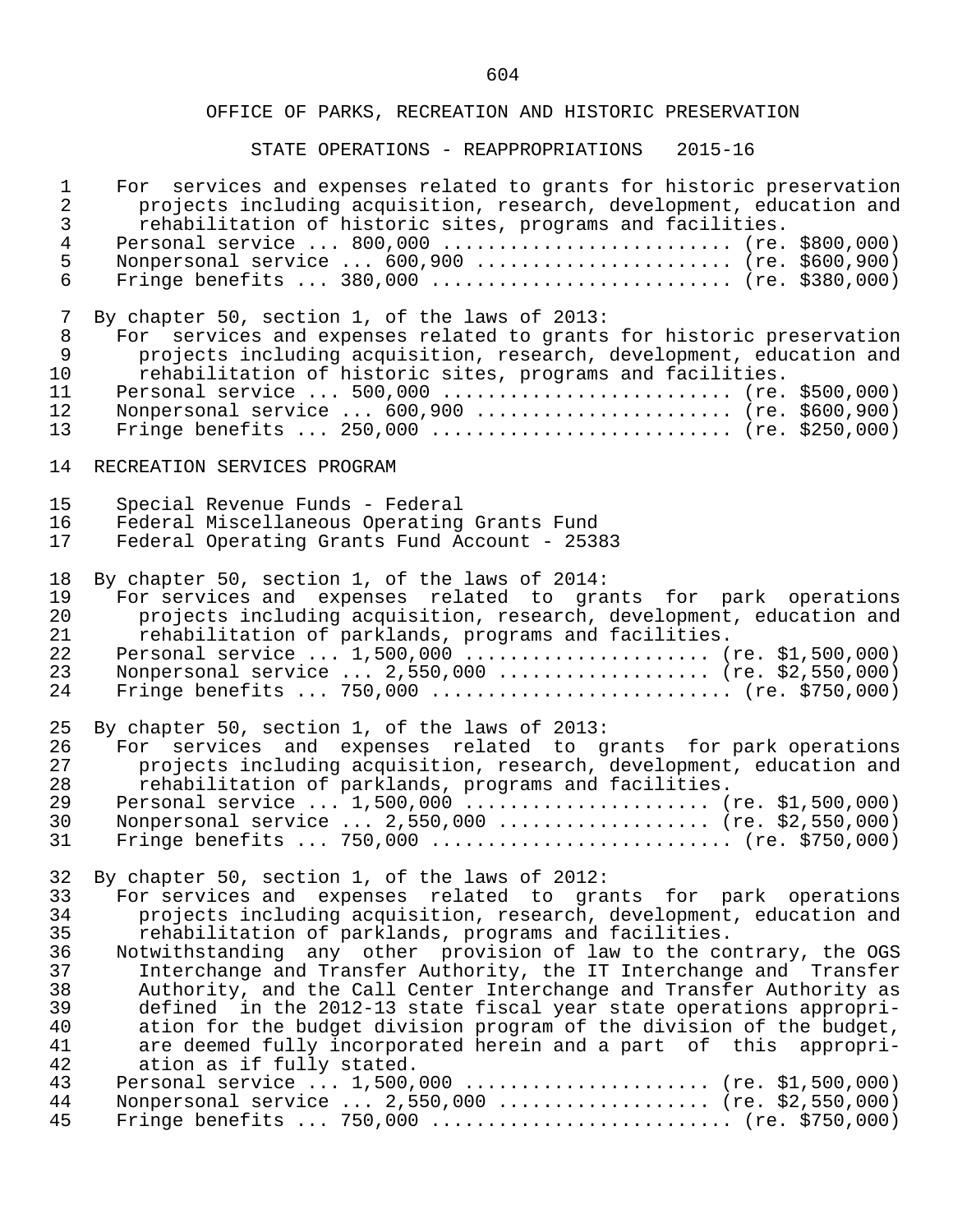## OFFICE OF PARKS, RECREATION AND HISTORIC PRESERVATION

### STATE OPERATIONS - REAPPROPRIATIONS 2015-16

For services and expenses related to grants for historic preservation projects including acquisition, research, development, education and rehabilitation of historic sites, programs and facilities.

Personal service ... 800,000 ......................... (re. $800,000)
Nonpersonal service ... 600,900 ...................... (re. $600,900)
Fringe benefits ... 380,000 .......................... (re. $380,000)

By chapter 50, section 1, of the laws of 2013:

For services and expenses related to grants for historic preservation projects including acquisition, research, development, education and rehabilitation of historic sites, programs and facilities.

Personal service ... 500,000 ......................... (re. $500,000)
Nonpersonal service ... 600,900 ...................... (re. $600,900)
Fringe benefits ... 250,000 .......................... (re. $250,000)

RECREATION SERVICES PROGRAM

Special Revenue Funds - Federal
Federal Miscellaneous Operating Grants Fund
Federal Operating Grants Fund Account - 25383

By chapter 50, section 1, of the laws of 2014:

For services and expenses related to grants for park operations projects including acquisition, research, development, education and rehabilitation of parklands, programs and facilities.

Personal service ... 1,500,000 ..................... (re. $1,500,000)
Nonpersonal service ... 2,550,000 .................. (re. $2,550,000)
Fringe benefits ... 750,000 .......................... (re. $750,000)

By chapter 50, section 1, of the laws of 2013:

For services and expenses related to grants for park operations projects including acquisition, research, development, education and rehabilitation of parklands, programs and facilities.

Personal service ... 1,500,000 ..................... (re. $1,500,000)
Nonpersonal service ... 2,550,000 .................. (re. $2,550,000)
Fringe benefits ... 750,000 .......................... (re. $750,000)

By chapter 50, section 1, of the laws of 2012:

For services and expenses related to grants for park operations projects including acquisition, research, development, education and rehabilitation of parklands, programs and facilities.

Notwithstanding any other provision of law to the contrary, the OGS Interchange and Transfer Authority, the IT Interchange and Transfer Authority, and the Call Center Interchange and Transfer Authority as defined in the 2012-13 state fiscal year state operations appropriation for the budget division program of the division of the budget, are deemed fully incorporated herein and a part of this appropriation as if fully stated.

Personal service ... 1,500,000 ..................... (re. $1,500,000)
Nonpersonal service ... 2,550,000 .................. (re. $2,550,000)
Fringe benefits ... 750,000 .......................... (re. $750,000)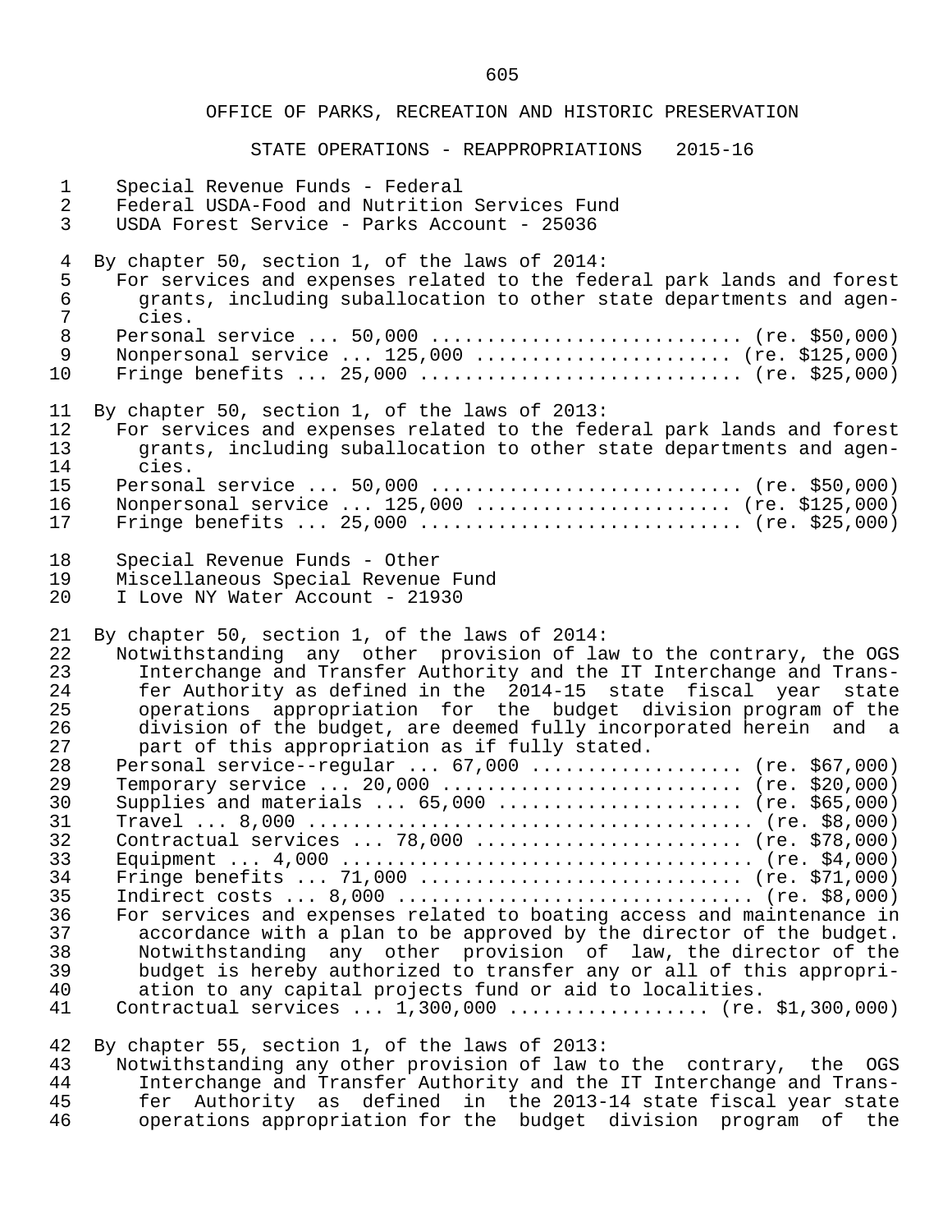OFFICE OF PARKS, RECREATION AND HISTORIC PRESERVATION

STATE OPERATIONS - REAPPROPRIATIONS 2015-16

Special Revenue Funds - Federal
Federal USDA-Food and Nutrition Services Fund
USDA Forest Service - Parks Account - 25036

By chapter 50, section 1, of the laws of 2014:
For services and expenses related to the federal park lands and forest grants, including suballocation to other state departments and agencies.
Personal service ... 50,000 ............................ (re. $50,000)
Nonpersonal service ... 125,000 ....................... (re. $125,000)
Fringe benefits ... 25,000 ............................ (re. $25,000)

By chapter 50, section 1, of the laws of 2013:
For services and expenses related to the federal park lands and forest grants, including suballocation to other state departments and agencies.
Personal service ... 50,000 ............................ (re. $50,000)
Nonpersonal service ... 125,000 ....................... (re. $125,000)
Fringe benefits ... 25,000 ............................ (re. $25,000)

Special Revenue Funds - Other
Miscellaneous Special Revenue Fund
I Love NY Water Account - 21930

By chapter 50, section 1, of the laws of 2014:
Notwithstanding any other provision of law to the contrary, the OGS Interchange and Transfer Authority and the IT Interchange and Transfer Authority as defined in the 2014-15 state fiscal year state operations appropriation for the budget division program of the division of the budget, are deemed fully incorporated herein and a part of this appropriation as if fully stated.
Personal service--regular ... 67,000 ................... (re. $67,000)
Temporary service ... 20,000 ........................... (re. $20,000)
Supplies and materials ... 65,000 ...................... (re. $65,000)
Travel ... 8,000 ........................................ (re. $8,000)
Contractual services ... 78,000 ........................ (re. $78,000)
Equipment ... 4,000 ..................................... (re. $4,000)
Fringe benefits ... 71,000 ............................. (re. $71,000)
Indirect costs ... 8,000 ................................ (re. $8,000)
For services and expenses related to boating access and maintenance in accordance with a plan to be approved by the director of the budget. Notwithstanding any other provision of law, the director of the budget is hereby authorized to transfer any or all of this appropriation to any capital projects fund or aid to localities.
Contractual services ... 1,300,000 .................. (re. $1,300,000)

By chapter 55, section 1, of the laws of 2013:
Notwithstanding any other provision of law to the contrary, the OGS Interchange and Transfer Authority and the IT Interchange and Transfer Authority as defined in the 2013-14 state fiscal year state operations appropriation for the budget division program of the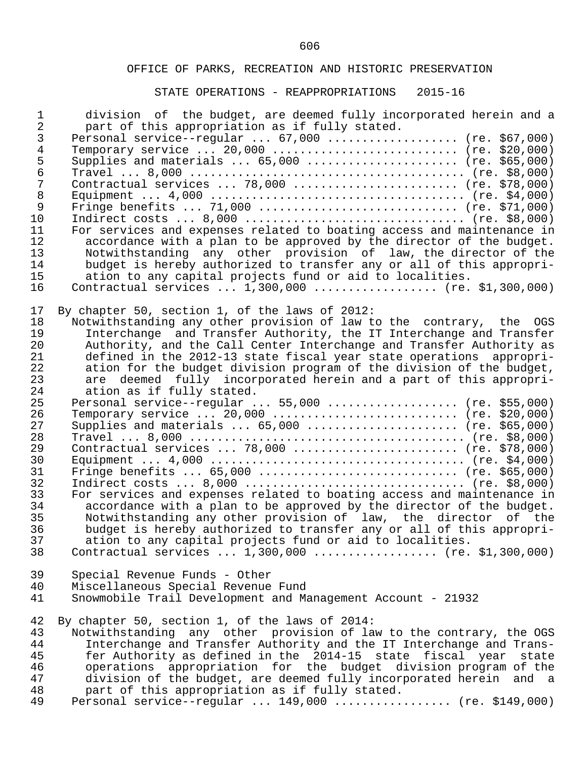division of the budget, are deemed fully incorporated herein and a part of this appropriation as if fully stated.

Personal service--regular ... 67,000 .................. (re. $67,000)
Temporary service ... 20,000 .......................... (re. $20,000)
Supplies and materials ... 65,000 ..................... (re. $65,000)
Travel ... 8,000 ....................................... (re. $8,000)
Contractual services ... 78,000 ....................... (re. $78,000)
Equipment ... 4,000 .................................... (re. $4,000)
Fringe benefits ... 71,000 ............................ (re. $71,000)
Indirect costs ... 8,000 ............................... (re. $8,000)

For services and expenses related to boating access and maintenance in accordance with a plan to be approved by the director of the budget. Notwithstanding any other provision of law, the director of the budget is hereby authorized to transfer any or all of this appropriation to any capital projects fund or aid to localities.

Contractual services ... 1,300,000 ................. (re. $1,300,000)

By chapter 50, section 1, of the laws of 2012:

Notwithstanding any other provision of law to the contrary, the OGS Interchange and Transfer Authority, the IT Interchange and Transfer Authority, and the Call Center Interchange and Transfer Authority as defined in the 2012-13 state fiscal year state operations appropriation for the budget division program of the division of the budget, are deemed fully incorporated herein and a part of this appropriation as if fully stated.

Personal service--regular ... 55,000 .................. (re. $55,000)
Temporary service ... 20,000 .......................... (re. $20,000)
Supplies and materials ... 65,000 ..................... (re. $65,000)
Travel ... 8,000 ....................................... (re. $8,000)
Contractual services ... 78,000 ....................... (re. $78,000)
Equipment ... 4,000 .................................... (re. $4,000)
Fringe benefits ... 65,000 ............................ (re. $65,000)
Indirect costs ... 8,000 ............................... (re. $8,000)

For services and expenses related to boating access and maintenance in accordance with a plan to be approved by the director of the budget. Notwithstanding any other provision of law, the director of the budget is hereby authorized to transfer any or all of this appropriation to any capital projects fund or aid to localities.

Contractual services ... 1,300,000 ................. (re. $1,300,000)

Special Revenue Funds - Other
Miscellaneous Special Revenue Fund
Snowmobile Trail Development and Management Account - 21932

By chapter 50, section 1, of the laws of 2014:

Notwithstanding any other provision of law to the contrary, the OGS Interchange and Transfer Authority and the IT Interchange and Transfer Authority as defined in the 2014-15 state fiscal year state operations appropriation for the budget division program of the division of the budget, are deemed fully incorporated herein and a part of this appropriation as if fully stated.

Personal service--regular ... 149,000 ................ (re. $149,000)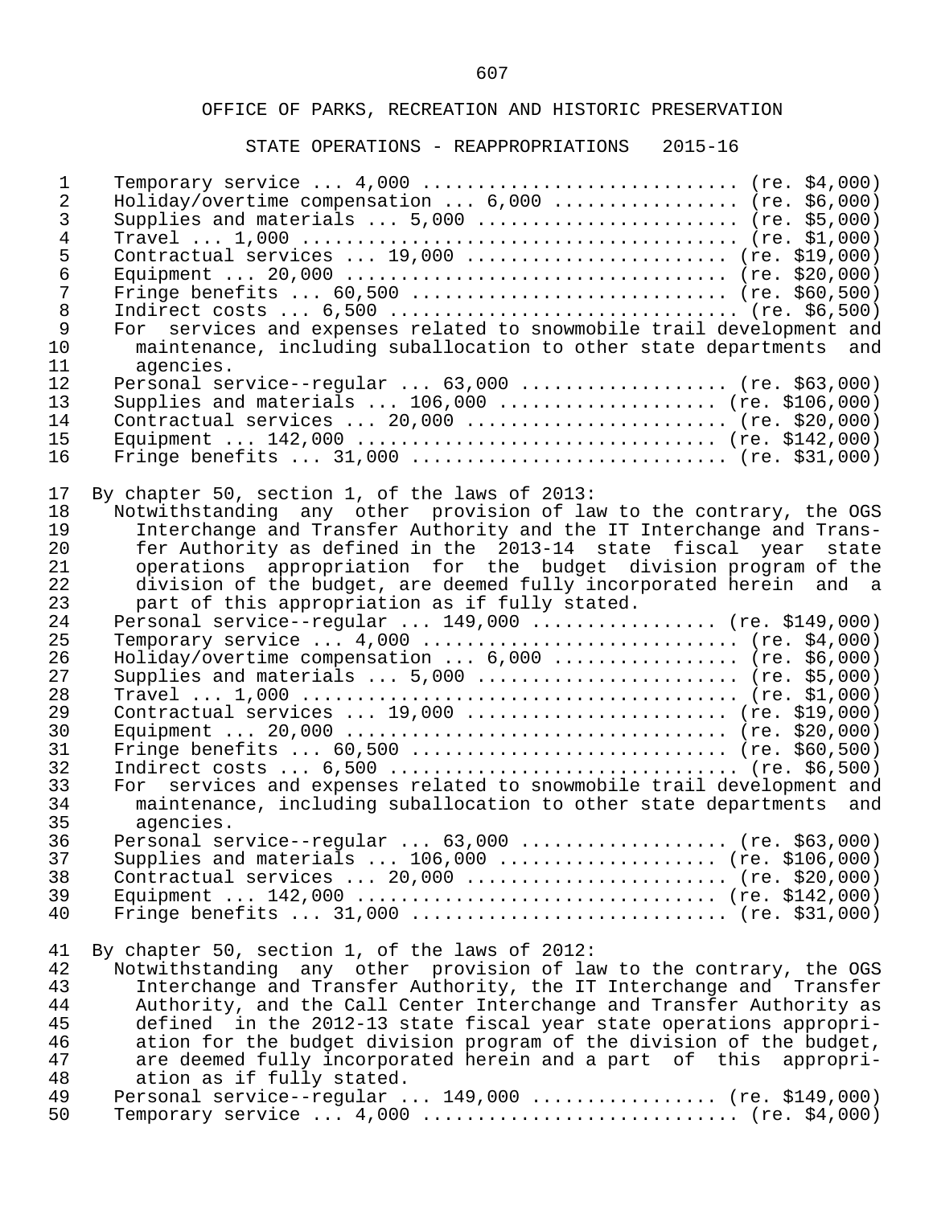## OFFICE OF PARKS, RECREATION AND HISTORIC PRESERVATION

### STATE OPERATIONS - REAPPROPRIATIONS 2015-16

Temporary service ... 4,000 ............................ (re. $4,000)
Holiday/overtime compensation ... 6,000 ................. (re. $6,000)
Supplies and materials ... 5,000 ........................ (re. $5,000)
Travel ... 1,000 ........................................ (re. $1,000)
Contractual services ... 19,000 ........................ (re. $19,000)
Equipment ... 20,000 ................................... (re. $20,000)
Fringe benefits ... 60,500 ............................. (re. $60,500)
Indirect costs ... 6,500 ................................ (re. $6,500)

For services and expenses related to snowmobile trail development and maintenance, including suballocation to other state departments and agencies.

Personal service--regular ... 63,000 ................... (re. $63,000)
Supplies and materials ... 106,000 .................... (re. $106,000)
Contractual services ... 20,000 ........................ (re. $20,000)
Equipment ... 142,000 ................................. (re. $142,000)
Fringe benefits ... 31,000 ............................. (re. $31,000)

By chapter 50, section 1, of the laws of 2013:

Notwithstanding any other provision of law to the contrary, the OGS Interchange and Transfer Authority and the IT Interchange and Transfer Authority as defined in the 2013-14 state fiscal year state operations appropriation for the budget division program of the division of the budget, are deemed fully incorporated herein and a part of this appropriation as if fully stated.

Personal service--regular ... 149,000 ................. (re. $149,000)
Temporary service ... 4,000 ............................ (re. $4,000)
Holiday/overtime compensation ... 6,000 ................. (re. $6,000)
Supplies and materials ... 5,000 ........................ (re. $5,000)
Travel ... 1,000 ........................................ (re. $1,000)
Contractual services ... 19,000 ........................ (re. $19,000)
Equipment ... 20,000 ................................... (re. $20,000)
Fringe benefits ... 60,500 ............................. (re. $60,500)
Indirect costs ... 6,500 ................................ (re. $6,500)

For services and expenses related to snowmobile trail development and maintenance, including suballocation to other state departments and agencies.

Personal service--regular ... 63,000 ................... (re. $63,000)
Supplies and materials ... 106,000 .................... (re. $106,000)
Contractual services ... 20,000 ........................ (re. $20,000)
Equipment ... 142,000 ................................. (re. $142,000)
Fringe benefits ... 31,000 ............................. (re. $31,000)

By chapter 50, section 1, of the laws of 2012:

Notwithstanding any other provision of law to the contrary, the OGS Interchange and Transfer Authority, the IT Interchange and Transfer Authority, and the Call Center Interchange and Transfer Authority as defined in the 2012-13 state fiscal year state operations appropriation for the budget division program of the division of the budget, are deemed fully incorporated herein and a part of this appropriation as if fully stated.

Personal service--regular ... 149,000 ................. (re. $149,000)
Temporary service ... 4,000 ............................ (re. $4,000)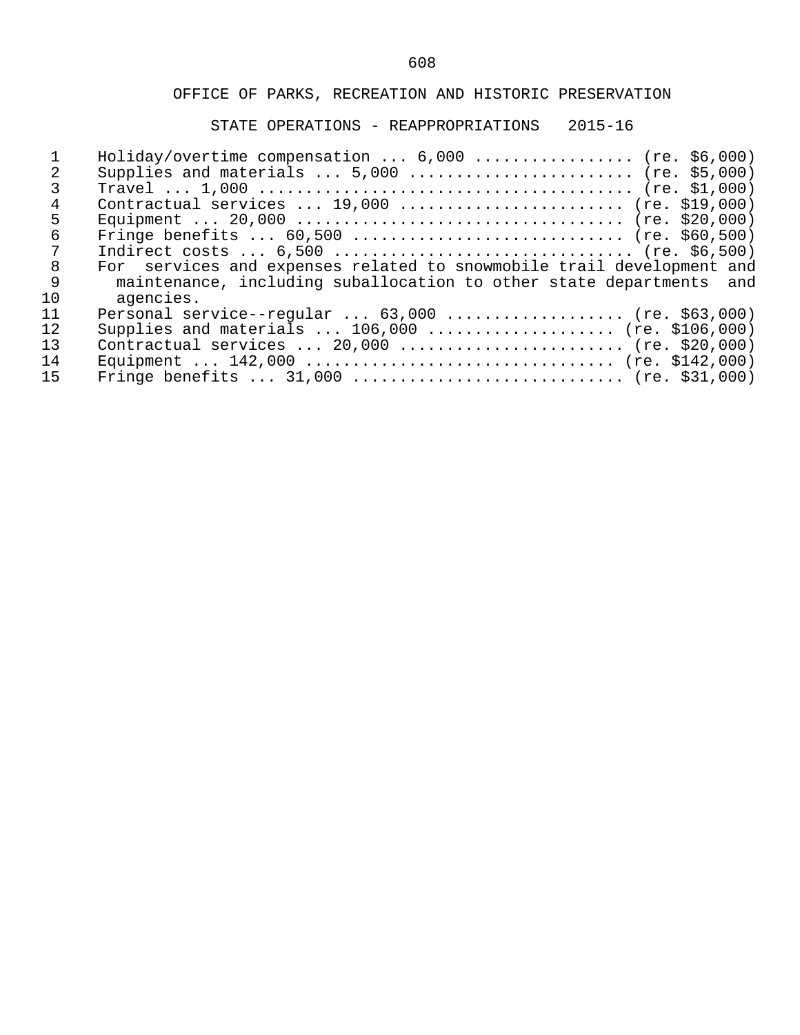OFFICE OF PARKS, RECREATION AND HISTORIC PRESERVATION

STATE OPERATIONS - REAPPROPRIATIONS 2015-16

Holiday/overtime compensation ... 6,000 ................. (re. $6,000)
Supplies and materials ... 5,000 ........................ (re. $5,000)
Travel ... 1,000 ........................................ (re. $1,000)
Contractual services ... 19,000 ........................ (re. $19,000)
Equipment ... 20,000 ................................... (re. $20,000)
Fringe benefits ... 60,500 ............................. (re. $60,500)
Indirect costs ... 6,500 ................................ (re. $6,500)

For services and expenses related to snowmobile trail development and maintenance, including suballocation to other state departments and agencies.

Personal service--regular ... 63,000 ................... (re. $63,000)
Supplies and materials ... 106,000 .................... (re. $106,000)
Contractual services ... 20,000 ........................ (re. $20,000)
Equipment ... 142,000 ................................. (re. $142,000)
Fringe benefits ... 31,000 ............................. (re. $31,000)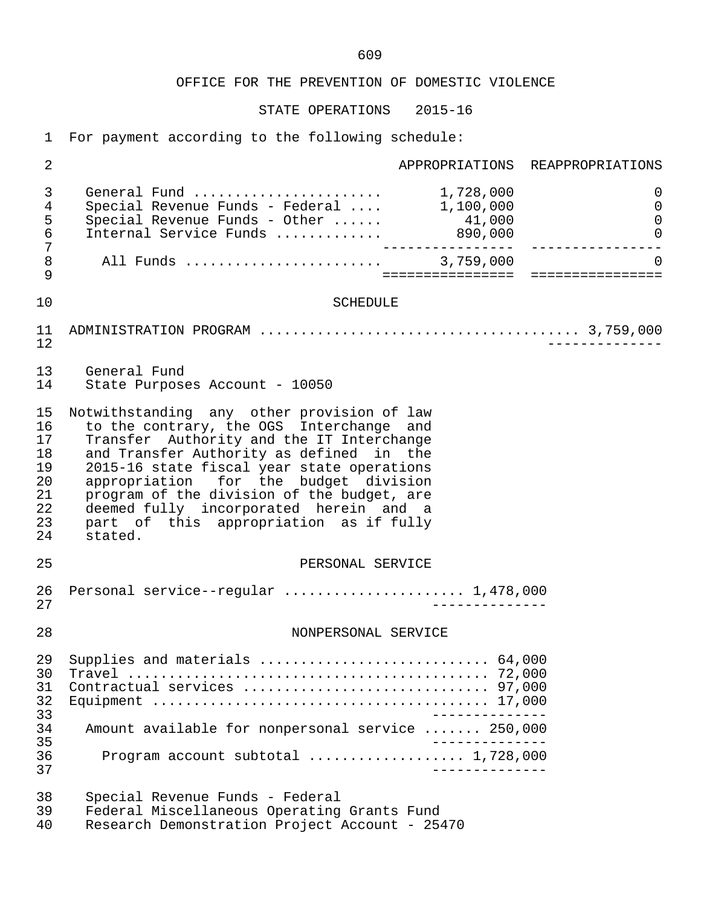## OFFICE FOR THE PREVENTION OF DOMESTIC VIOLENCE

### STATE OPERATIONS 2015-16

For payment according to the following schedule:

| | APPROPRIATIONS | REAPPROPRIATIONS |
|---|---|---|
| General Fund | 1,728,000 | 0 |
| Special Revenue Funds - Federal | 1,100,000 | 0 |
| Special Revenue Funds - Other | 41,000 | 0 |
| Internal Service Funds | 890,000 | 0 |
| All Funds | 3,759,000 | 0 |

### SCHEDULE

ADMINISTRATION PROGRAM .................................... 3,759,000

General Fund
State Purposes Account - 10050

Notwithstanding any other provision of law to the contrary, the OGS Interchange and Transfer Authority and the IT Interchange and Transfer Authority as defined in the 2015-16 state fiscal year state operations appropriation for the budget division program of the division of the budget, are deemed fully incorporated herein and a part of this appropriation as if fully stated.

#### PERSONAL SERVICE

Personal service--regular ..................... 1,478,000

#### NONPERSONAL SERVICE

Supplies and materials .......................... 64,000
Travel .......................................... 72,000
Contractual services ............................ 97,000
Equipment ....................................... 17,000

Amount available for nonpersonal service ....... 250,000

Program account subtotal .................. 1,728,000

Special Revenue Funds - Federal
Federal Miscellaneous Operating Grants Fund
Research Demonstration Project Account - 25470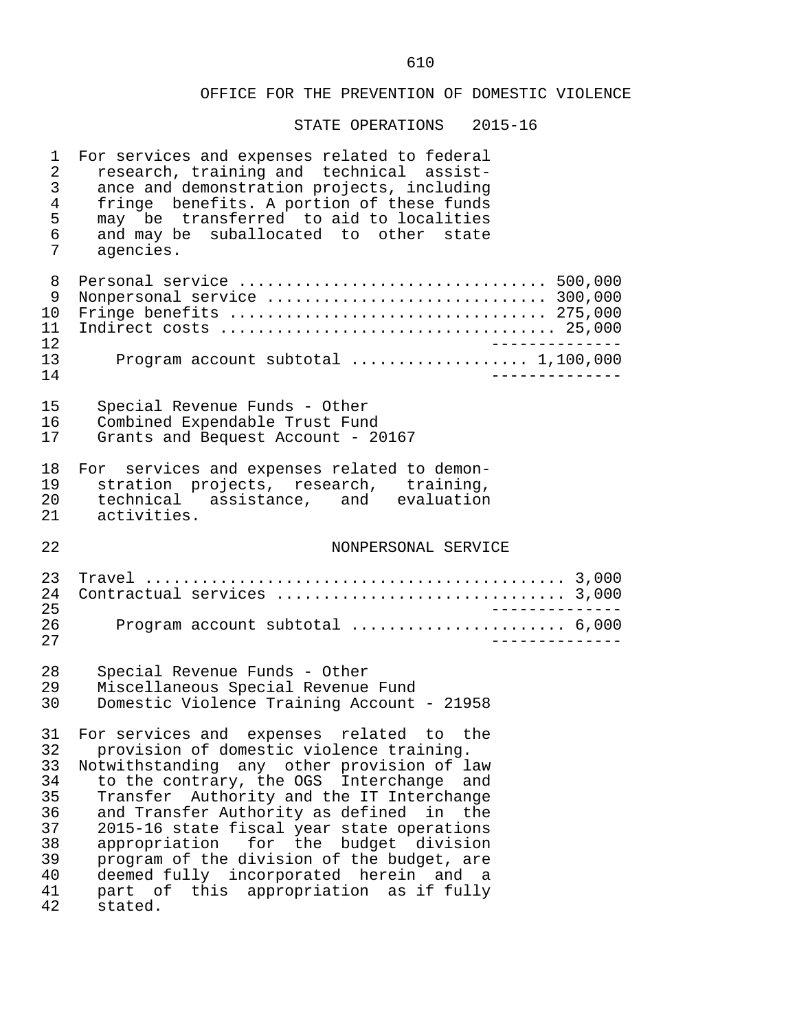# OFFICE FOR THE PREVENTION OF DOMESTIC VIOLENCE

## STATE OPERATIONS 2015-16

For services and expenses related to federal research, training and technical assistance and demonstration projects, including fringe benefits. A portion of these funds may be transferred to aid to localities and may be suballocated to other state agencies.

| | |
|---|---|
| Personal service | 500,000 |
| Nonpersonal service | 300,000 |
| Fringe benefits | 275,000 |
| Indirect costs | 25,000 |
| Program account subtotal | 1,100,000 |

Special Revenue Funds - Other
Combined Expendable Trust Fund
Grants and Bequest Account - 20167

For services and expenses related to demonstration projects, research, training, technical assistance, and evaluation activities.

NONPERSONAL SERVICE

| | |
|---|---|
| Travel | 3,000 |
| Contractual services | 3,000 |
| Program account subtotal | 6,000 |

Special Revenue Funds - Other
Miscellaneous Special Revenue Fund
Domestic Violence Training Account - 21958

For services and expenses related to the provision of domestic violence training.
Notwithstanding any other provision of law to the contrary, the OGS Interchange and Transfer Authority and the IT Interchange and Transfer Authority as defined in the 2015-16 state fiscal year state operations appropriation for the budget division program of the division of the budget, are deemed fully incorporated herein and a part of this appropriation as if fully stated.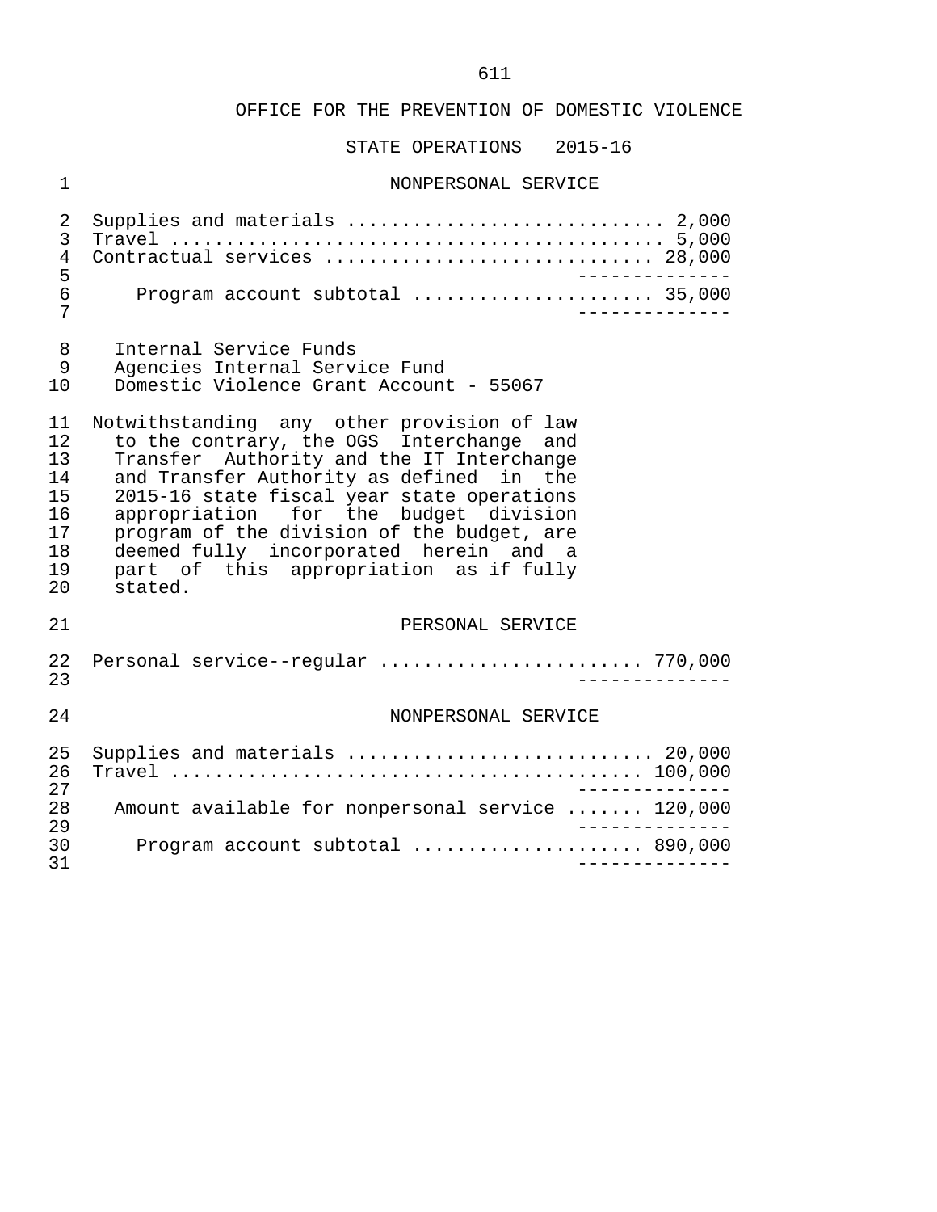OFFICE FOR THE PREVENTION OF DOMESTIC VIOLENCE

STATE OPERATIONS 2015-16

NONPERSONAL SERVICE

Supplies and materials ............................ 2,000
Travel ............................................ 5,000
Contractual services ............................. 28,000
--------------
Program account subtotal ...................... 35,000
--------------

Internal Service Funds
Agencies Internal Service Fund
Domestic Violence Grant Account - 55067

Notwithstanding any other provision of law to the contrary, the OGS Interchange and Transfer Authority and the IT Interchange and Transfer Authority as defined in the 2015-16 state fiscal year state operations appropriation for the budget division program of the division of the budget, are deemed fully incorporated herein and a part of this appropriation as if fully stated.

PERSONAL SERVICE

Personal service--regular ....................... 770,000
--------------

NONPERSONAL SERVICE

Supplies and materials ........................... 20,000
Travel .......................................... 100,000
--------------
Amount available for nonpersonal service ....... 120,000
--------------
Program account subtotal ..................... 890,000
--------------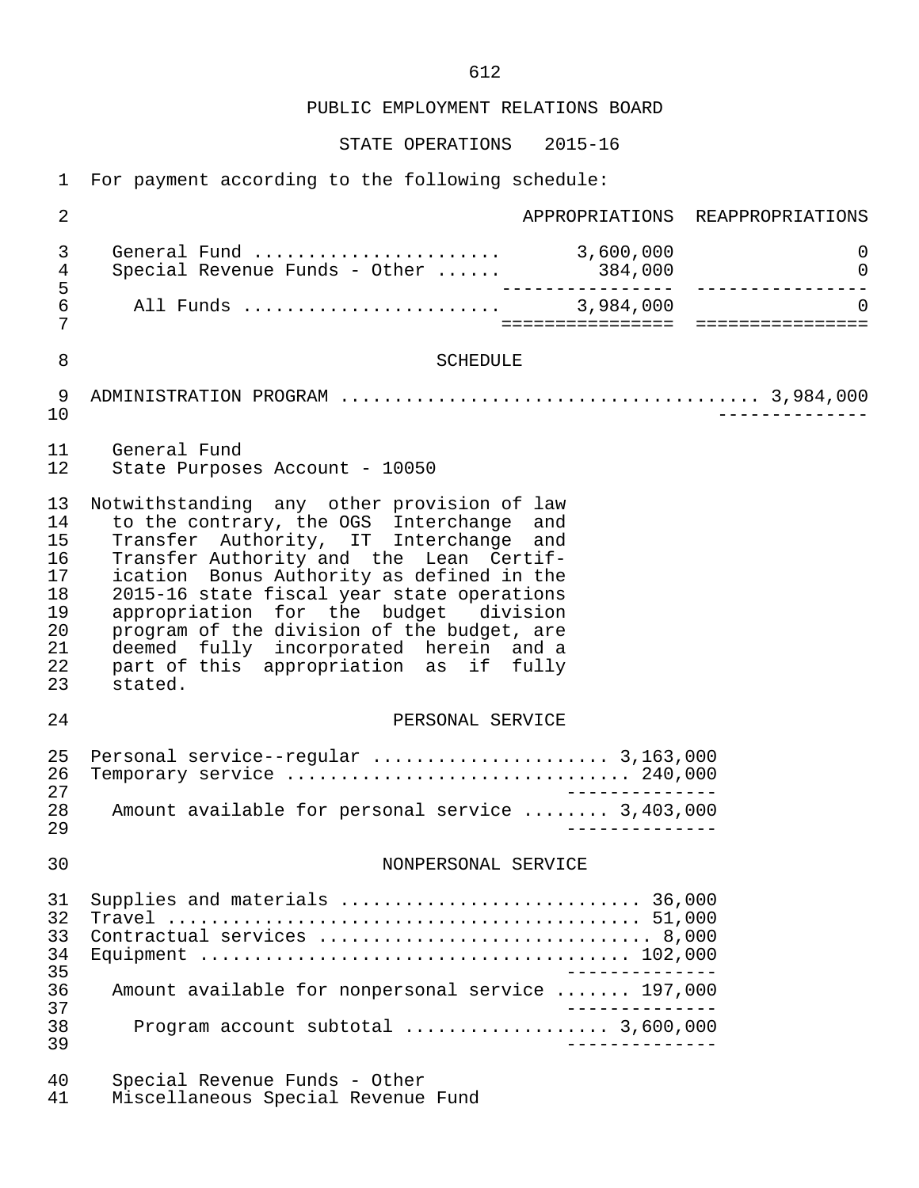## PUBLIC EMPLOYMENT RELATIONS BOARD

### STATE OPERATIONS 2015-16

For payment according to the following schedule:

| | APPROPRIATIONS | REAPPROPRIATIONS |
|---|---|---|
| General Fund | 3,600,000 | 0 |
| Special Revenue Funds - Other | 384,000 | 0 |
| All Funds | 3,984,000 | 0 |

### SCHEDULE

ADMINISTRATION PROGRAM ..................................... 3,984,000

General Fund
State Purposes Account - 10050

Notwithstanding any other provision of law to the contrary, the OGS Interchange and Transfer Authority, IT Interchange and Transfer Authority and the Lean Certification Bonus Authority as defined in the 2015-16 state fiscal year state operations appropriation for the budget division program of the division of the budget, are deemed fully incorporated herein and a part of this appropriation as if fully stated.

#### PERSONAL SERVICE

| | |
|---|---|
| Personal service--regular | 3,163,000 |
| Temporary service | 240,000 |
| Amount available for personal service | 3,403,000 |

#### NONPERSONAL SERVICE

| | |
|---|---|
| Supplies and materials | 36,000 |
| Travel | 51,000 |
| Contractual services | 8,000 |
| Equipment | 102,000 |
| Amount available for nonpersonal service | 197,000 |
| Program account subtotal | 3,600,000 |

Special Revenue Funds - Other
Miscellaneous Special Revenue Fund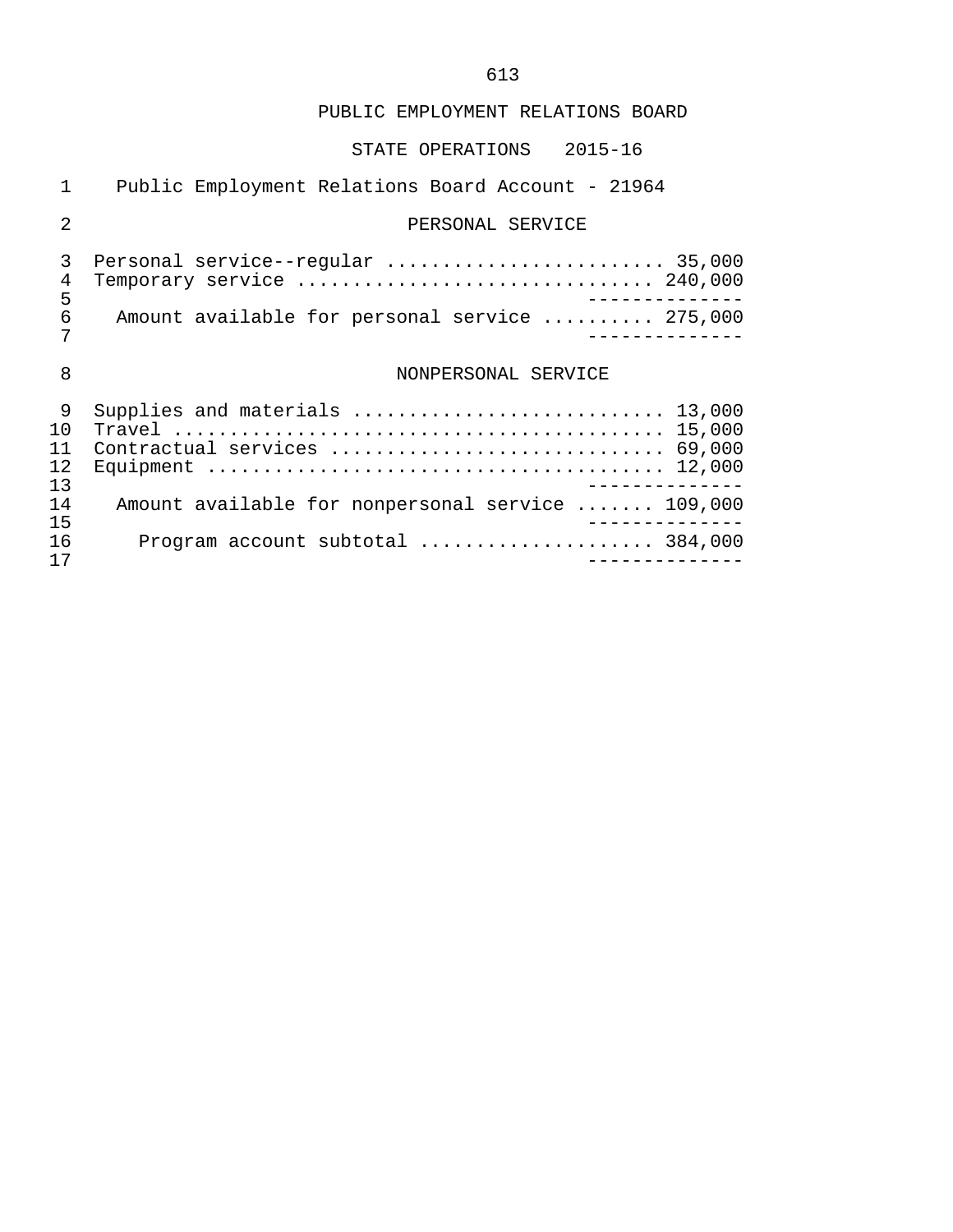PUBLIC EMPLOYMENT RELATIONS BOARD

STATE OPERATIONS 2015-16

Public Employment Relations Board Account - 21964

PERSONAL SERVICE

| Item | Amount |
|---|---|
| Personal service--regular | 35,000 |
| Temporary service | 240,000 |
| Amount available for personal service | 275,000 |

NONPERSONAL SERVICE

| Item | Amount |
|---|---|
| Supplies and materials | 13,000 |
| Travel | 15,000 |
| Contractual services | 69,000 |
| Equipment | 12,000 |
| Amount available for nonpersonal service | 109,000 |
| Program account subtotal | 384,000 |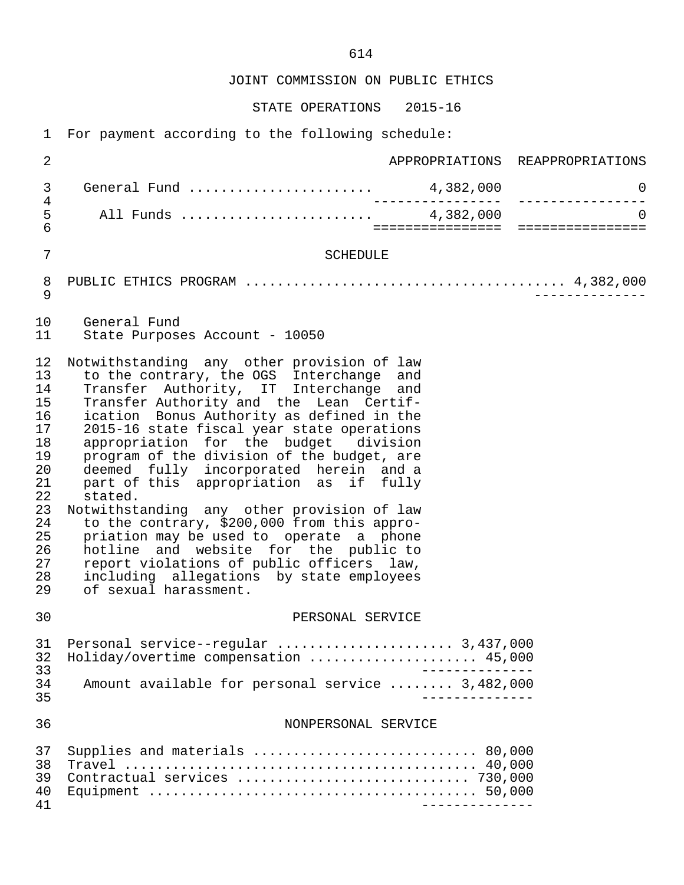## JOINT COMMISSION ON PUBLIC ETHICS

### STATE OPERATIONS 2015-16

For payment according to the following schedule:

| | APPROPRIATIONS | REAPPROPRIATIONS |
|---|---|---|
| General Fund | 4,382,000 | 0 |
| All Funds | 4,382,000 | 0 |

### SCHEDULE

PUBLIC ETHICS PROGRAM .................................... 4,382,000

General Fund
State Purposes Account - 10050

Notwithstanding any other provision of law to the contrary, the OGS Interchange and Transfer Authority, IT Interchange and Transfer Authority and the Lean Certification Bonus Authority as defined in the 2015-16 state fiscal year state operations appropriation for the budget division program of the division of the budget, are deemed fully incorporated herein and a part of this appropriation as if fully stated.

Notwithstanding any other provision of law to the contrary, $200,000 from this appropriation may be used to operate a phone hotline and website for the public to report violations of public officers law, including allegations by state employees of sexual harassment.

#### PERSONAL SERVICE

| | |
|---|---|
| Personal service--regular | 3,437,000 |
| Holiday/overtime compensation | 45,000 |
| Amount available for personal service | 3,482,000 |

#### NONPERSONAL SERVICE

| | |
|---|---|
| Supplies and materials | 80,000 |
| Travel | 40,000 |
| Contractual services | 730,000 |
| Equipment | 50,000 |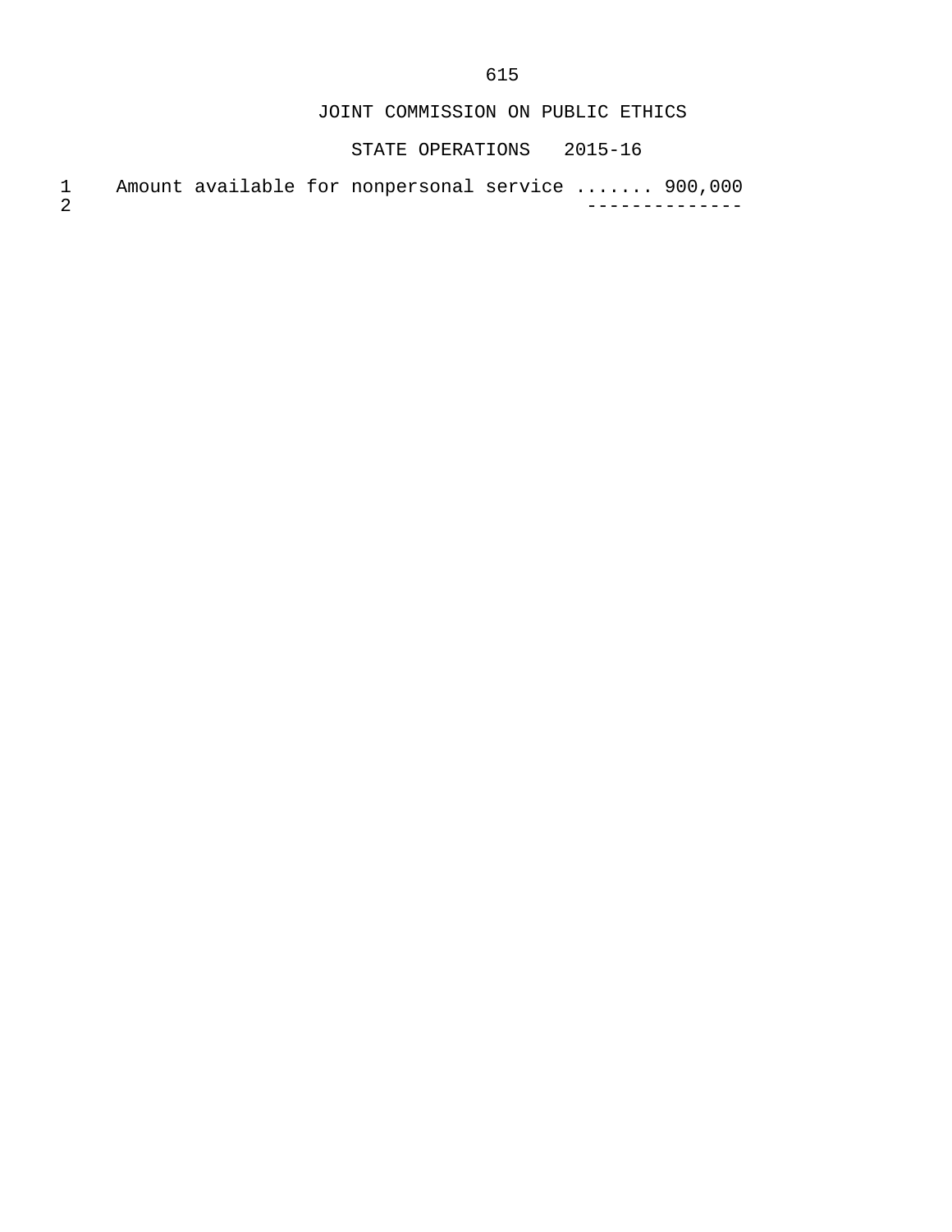JOINT COMMISSION ON PUBLIC ETHICS

STATE OPERATIONS 2015-16

1 Amount available for nonpersonal service ....... 900,000
2 --------------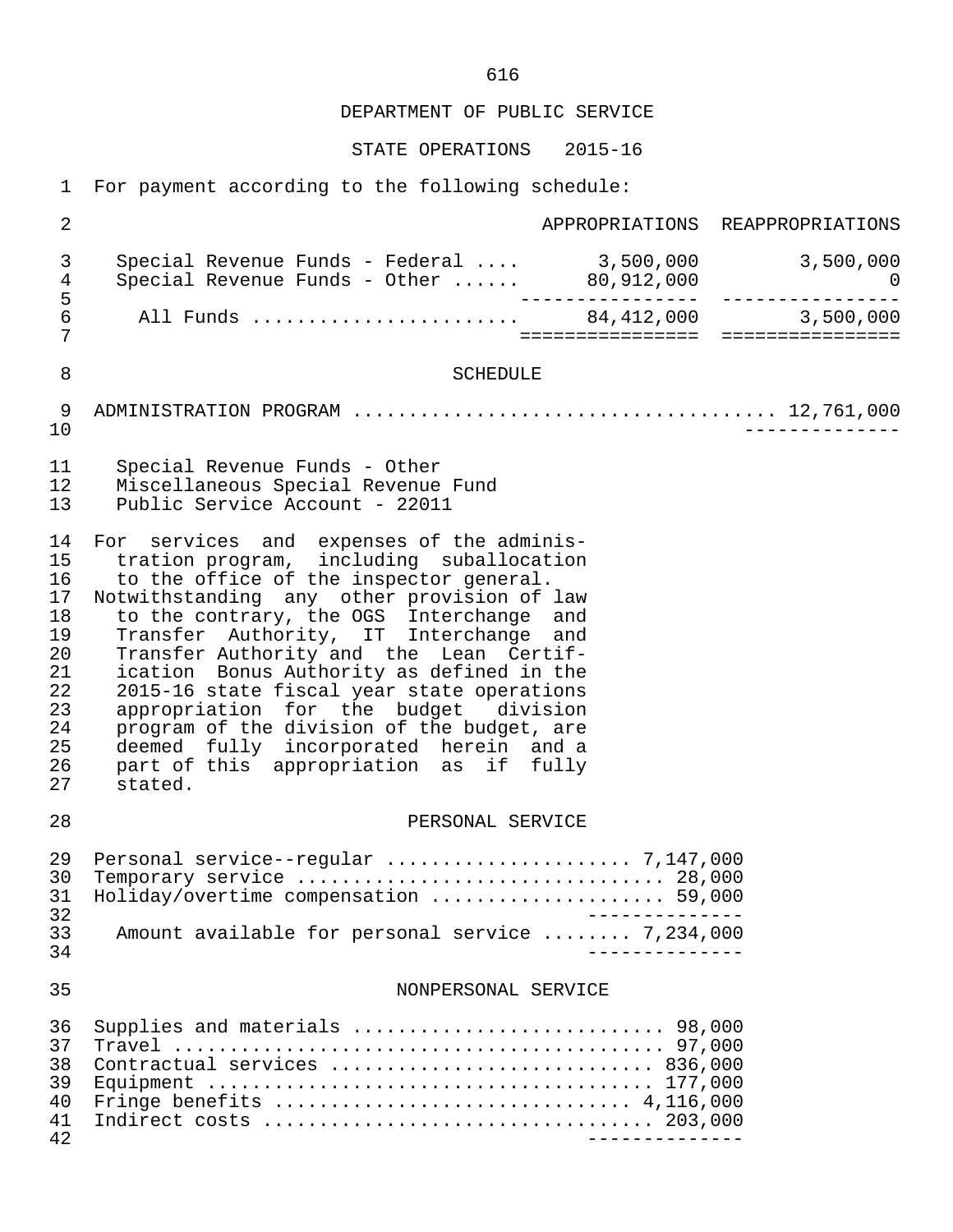DEPARTMENT OF PUBLIC SERVICE

STATE OPERATIONS 2015-16

For payment according to the following schedule:

| | APPROPRIATIONS | REAPPROPRIATIONS |
|---|---|---|
| Special Revenue Funds - Federal .... | 3,500,000 | 3,500,000 |
| Special Revenue Funds - Other ...... | 80,912,000 | 0 |
| All Funds ........................ | 84,412,000 | 3,500,000 |

## SCHEDULE

ADMINISTRATION PROGRAM ..................................... 12,761,000

Special Revenue Funds - Other
Miscellaneous Special Revenue Fund
Public Service Account - 22011

For services and expenses of the administration program, including suballocation to the office of the inspector general.
Notwithstanding any other provision of law to the contrary, the OGS Interchange and Transfer Authority, IT Interchange and Transfer Authority and the Lean Certification Bonus Authority as defined in the 2015-16 state fiscal year state operations appropriation for the budget division program of the division of the budget, are deemed fully incorporated herein and a part of this appropriation as if fully stated.

### PERSONAL SERVICE

Personal service--regular ..................... 7,147,000
Temporary service ................................ 28,000
Holiday/overtime compensation .................... 59,000

Amount available for personal service ........ 7,234,000

### NONPERSONAL SERVICE

Supplies and materials ........................... 98,000
Travel ............................................ 97,000
Contractual services ............................ 836,000
Equipment ....................................... 177,000
Fringe benefits ............................... 4,116,000
Indirect costs .................................. 203,000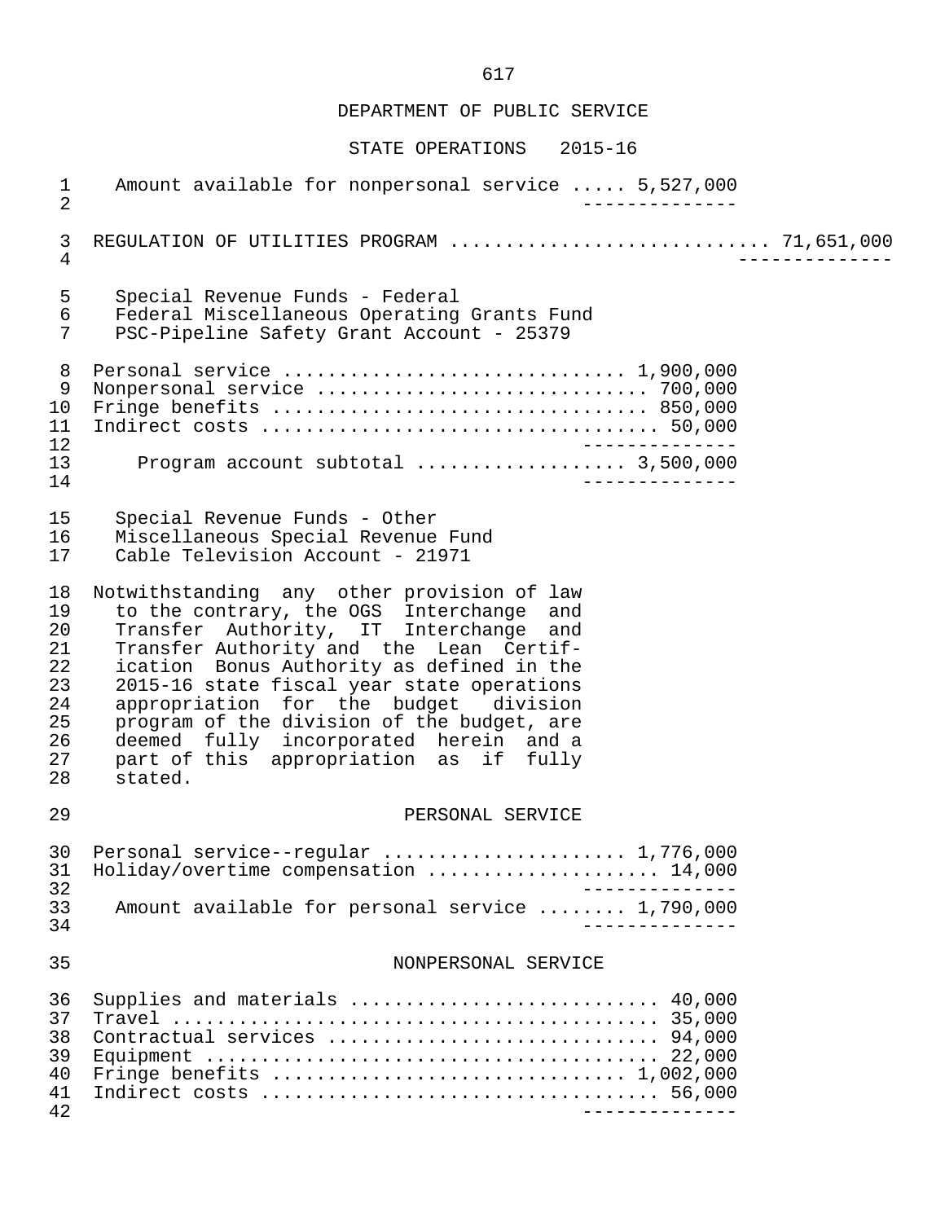# DEPARTMENT OF PUBLIC SERVICE

## STATE OPERATIONS 2015-16

Amount available for nonpersonal service ..... 5,527,000

---

## REGULATION OF UTILITIES PROGRAM ............................ 71,651,000

---

Special Revenue Funds - Federal
Federal Miscellaneous Operating Grants Fund
PSC-Pipeline Safety Grant Account - 25379

Personal service .............................. 1,900,000
Nonpersonal service ............................ 700,000
Fringe benefits ................................ 850,000
Indirect costs .................................. 50,000

---

Program account subtotal .................. 3,500,000

---

Special Revenue Funds - Other
Miscellaneous Special Revenue Fund
Cable Television Account - 21971

Notwithstanding any other provision of law to the contrary, the OGS Interchange and Transfer Authority, IT Interchange and Transfer Authority and the Lean Certification Bonus Authority as defined in the 2015-16 state fiscal year state operations appropriation for the budget division program of the division of the budget, are deemed fully incorporated herein and a part of this appropriation as if fully stated.

### PERSONAL SERVICE

Personal service--regular ..................... 1,776,000
Holiday/overtime compensation .................... 14,000

---

Amount available for personal service ........ 1,790,000

---

### NONPERSONAL SERVICE

Supplies and materials .......................... 40,000
Travel .......................................... 35,000
Contractual services ............................ 94,000
Equipment ....................................... 22,000
Fringe benefits .............................. 1,002,000
Indirect costs .................................. 56,000

---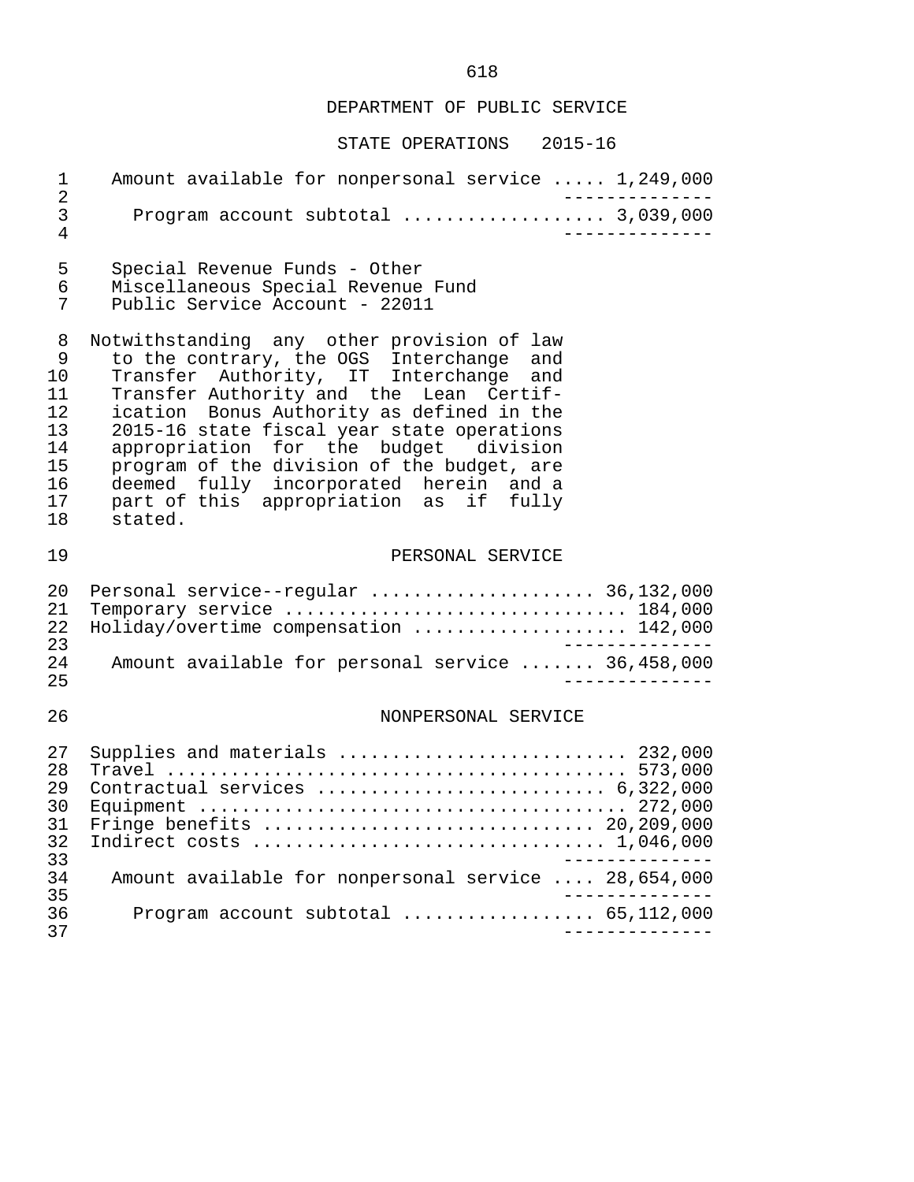## DEPARTMENT OF PUBLIC SERVICE

### STATE OPERATIONS 2015-16

| | |
|---|---|
| Amount available for nonpersonal service | 1,249,000 |
| Program account subtotal | 3,039,000 |

Special Revenue Funds - Other
Miscellaneous Special Revenue Fund
Public Service Account - 22011

Notwithstanding any other provision of law to the contrary, the OGS Interchange and Transfer Authority, IT Interchange and Transfer Authority and the Lean Certification Bonus Authority as defined in the 2015-16 state fiscal year state operations appropriation for the budget division program of the division of the budget, are deemed fully incorporated herein and a part of this appropriation as if fully stated.

#### PERSONAL SERVICE

| | |
|---|---|
| Personal service--regular | 36,132,000 |
| Temporary service | 184,000 |
| Holiday/overtime compensation | 142,000 |
| Amount available for personal service | 36,458,000 |

#### NONPERSONAL SERVICE

| | |
|---|---|
| Supplies and materials | 232,000 |
| Travel | 573,000 |
| Contractual services | 6,322,000 |
| Equipment | 272,000 |
| Fringe benefits | 20,209,000 |
| Indirect costs | 1,046,000 |
| Amount available for nonpersonal service | 28,654,000 |
| Program account subtotal | 65,112,000 |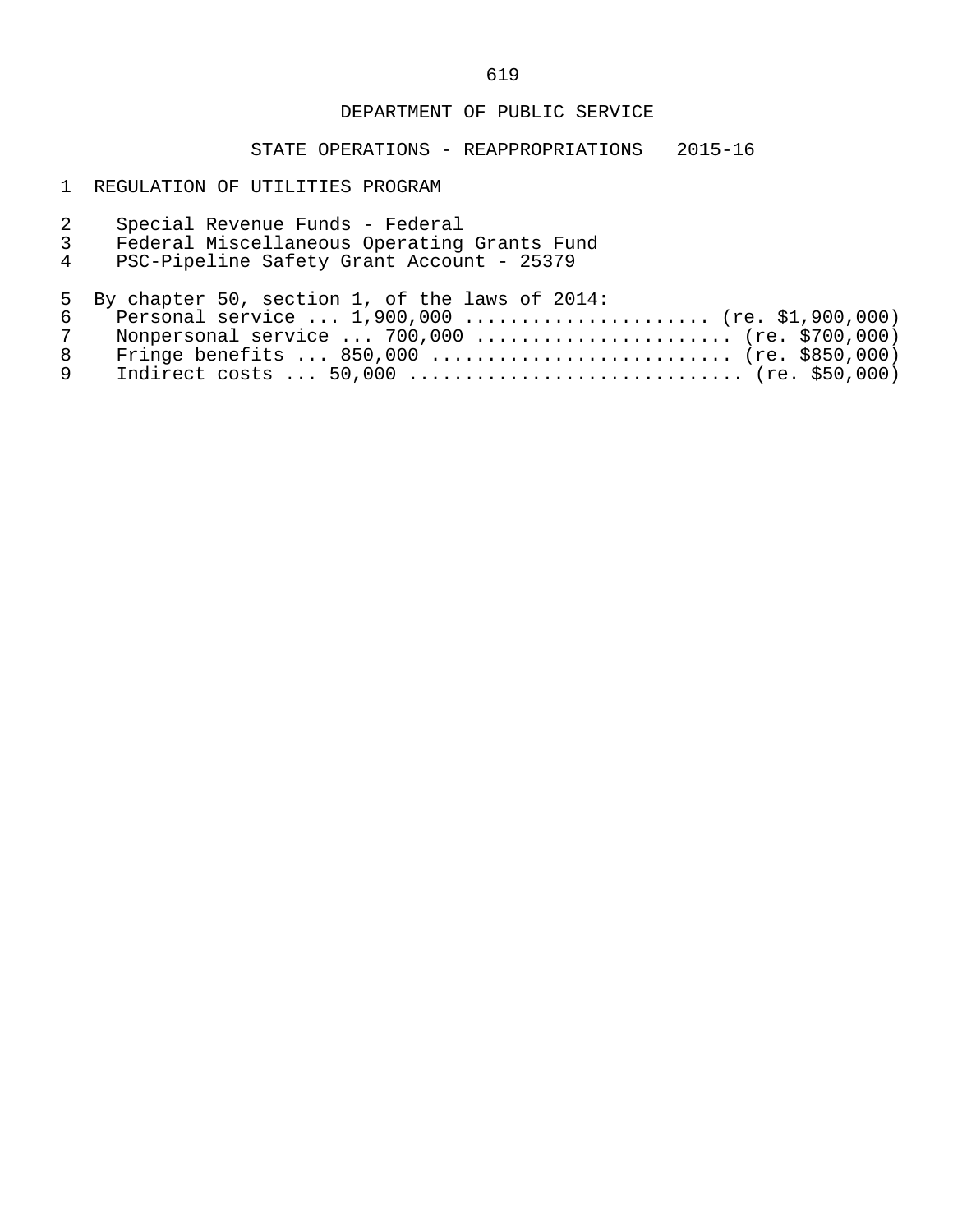DEPARTMENT OF PUBLIC SERVICE

STATE OPERATIONS - REAPPROPRIATIONS 2015-16

REGULATION OF UTILITIES PROGRAM

Special Revenue Funds - Federal
Federal Miscellaneous Operating Grants Fund
PSC-Pipeline Safety Grant Account - 25379

By chapter 50, section 1, of the laws of 2014:

Personal service ... 1,900,000 ..................... (re. $1,900,000)
Nonpersonal service ... 700,000 ...................... (re. $700,000)
Fringe benefits ... 850,000 .......................... (re. $850,000)
Indirect costs ... 50,000 ............................. (re. $50,000)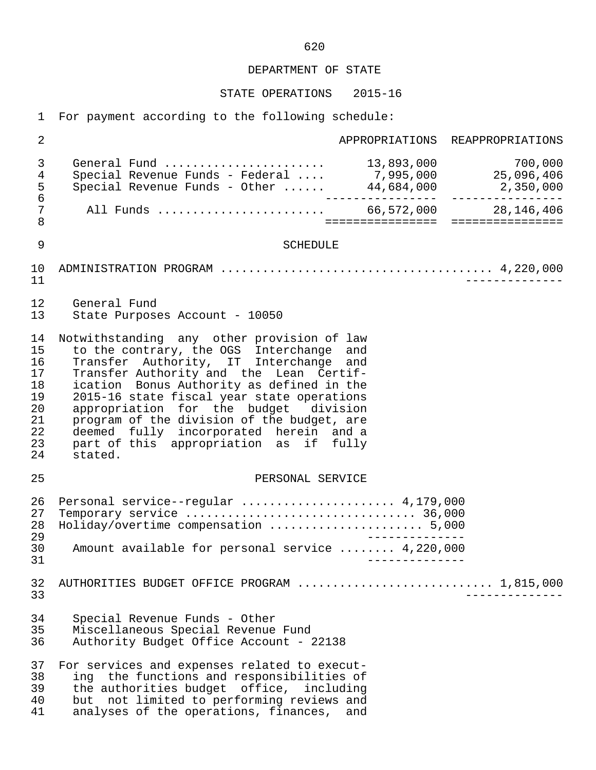DEPARTMENT OF STATE

STATE OPERATIONS 2015-16

For payment according to the following schedule:

| | APPROPRIATIONS | REAPPROPRIATIONS |
|---|---|---|
| General Fund ....................... | 13,893,000 | 700,000 |
| Special Revenue Funds - Federal .... | 7,995,000 | 25,096,406 |
| Special Revenue Funds - Other ...... | 44,684,000 | 2,350,000 |
| All Funds ........................ | 66,572,000 | 28,146,406 |

SCHEDULE

ADMINISTRATION PROGRAM ....................................... 4,220,000

General Fund
State Purposes Account - 10050

Notwithstanding any other provision of law to the contrary, the OGS Interchange and Transfer Authority, IT Interchange and Transfer Authority and the Lean Certification Bonus Authority as defined in the 2015-16 state fiscal year state operations appropriation for the budget division program of the division of the budget, are deemed fully incorporated herein and a part of this appropriation as if fully stated.

PERSONAL SERVICE

Personal service--regular ..................... 4,179,000
Temporary service ................................ 36,000
Holiday/overtime compensation ..................... 5,000

Amount available for personal service ........ 4,220,000

AUTHORITIES BUDGET OFFICE PROGRAM ........................... 1,815,000

Special Revenue Funds - Other
Miscellaneous Special Revenue Fund
Authority Budget Office Account - 22138

For services and expenses related to executing the functions and responsibilities of the authorities budget office, including but not limited to performing reviews and analyses of the operations, finances, and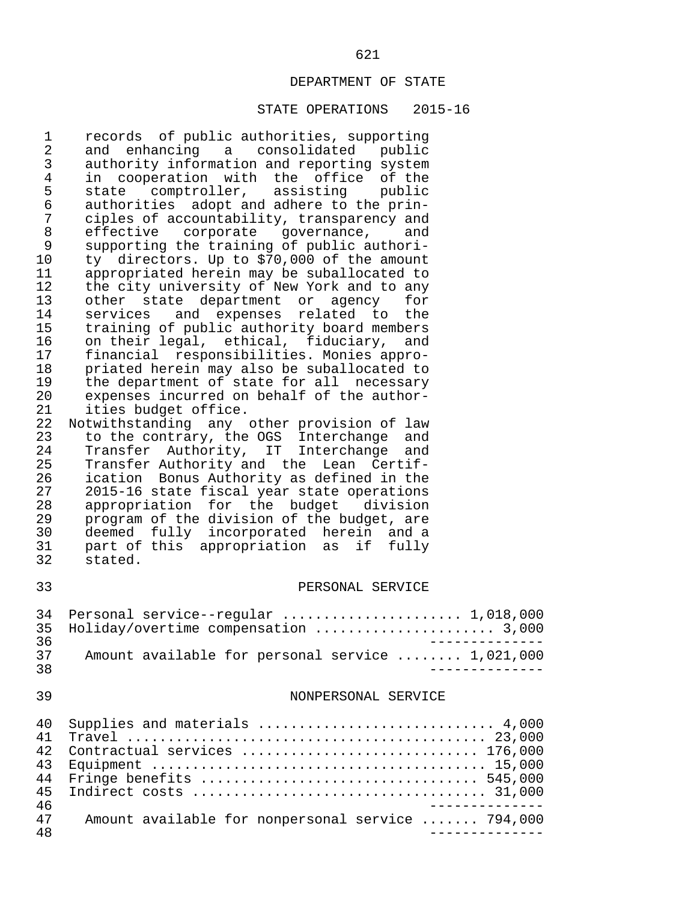## DEPARTMENT OF STATE

## STATE OPERATIONS 2015-16

records of public authorities, supporting and enhancing a consolidated public authority information and reporting system in cooperation with the office of the state comptroller, assisting public authorities adopt and adhere to the principles of accountability, transparency and effective corporate governance, and supporting the training of public authority directors. Up to $70,000 of the amount appropriated herein may be suballocated to the city university of New York and to any other state department or agency for services and expenses related to the training of public authority board members on their legal, ethical, fiduciary, and financial responsibilities. Monies appropriated herein may also be suballocated to the department of state for all necessary expenses incurred on behalf of the authorities budget office.

Notwithstanding any other provision of law to the contrary, the OGS Interchange and Transfer Authority, IT Interchange and Transfer Authority and the Lean Certification Bonus Authority as defined in the 2015-16 state fiscal year state operations appropriation for the budget division program of the division of the budget, are deemed fully incorporated herein and a part of this appropriation as if fully stated.

### PERSONAL SERVICE

| Item | Amount |
|---|---|
| Personal service--regular | 1,018,000 |
| Holiday/overtime compensation | 3,000 |
| Amount available for personal service | 1,021,000 |

### NONPERSONAL SERVICE

| Item | Amount |
|---|---|
| Supplies and materials | 4,000 |
| Travel | 23,000 |
| Contractual services | 176,000 |
| Equipment | 15,000 |
| Fringe benefits | 545,000 |
| Indirect costs | 31,000 |
| Amount available for nonpersonal service | 794,000 |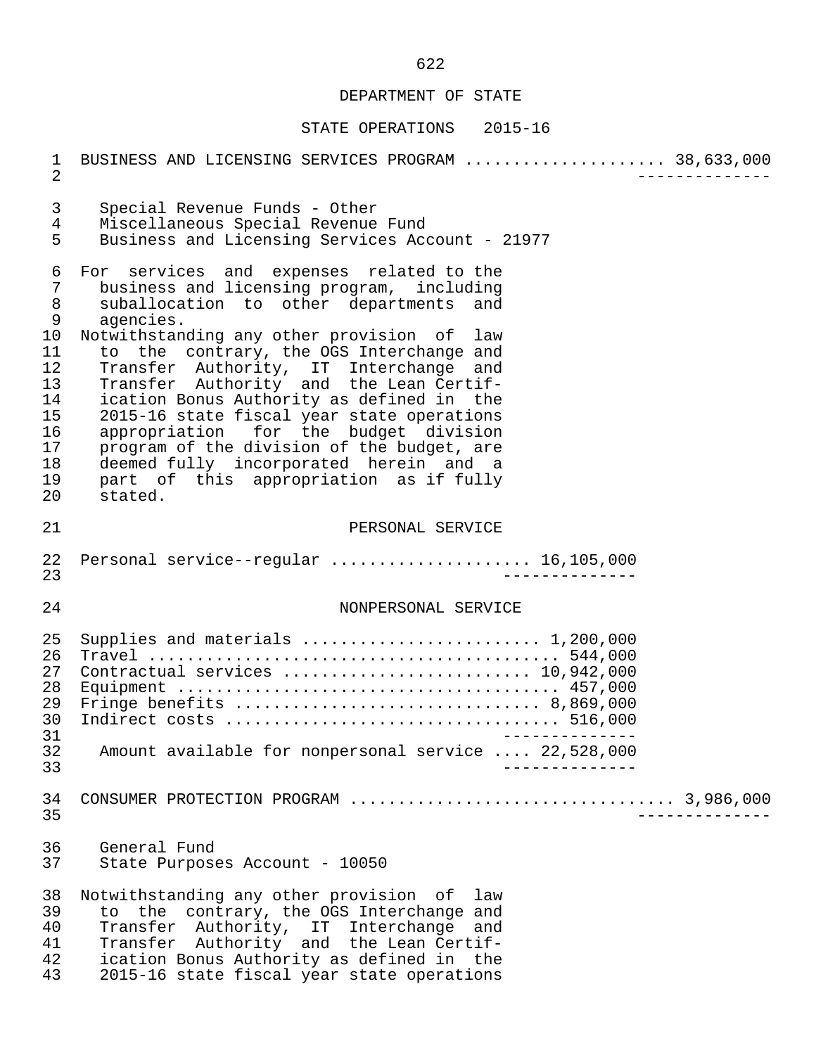DEPARTMENT OF STATE

STATE OPERATIONS 2015-16

BUSINESS AND LICENSING SERVICES PROGRAM .................... 38,633,000

Special Revenue Funds - Other
Miscellaneous Special Revenue Fund
Business and Licensing Services Account - 21977

For services and expenses related to the business and licensing program, including suballocation to other departments and agencies.
Notwithstanding any other provision of law to the contrary, the OGS Interchange and Transfer Authority, IT Interchange and Transfer Authority and the Lean Certification Bonus Authority as defined in the 2015-16 state fiscal year state operations appropriation for the budget division program of the division of the budget, are deemed fully incorporated herein and a part of this appropriation as if fully stated.

PERSONAL SERVICE

Personal service--regular .................... 16,105,000

NONPERSONAL SERVICE

Supplies and materials ........................ 1,200,000
Travel .......................................... 544,000
Contractual services ......................... 10,942,000
Equipment ....................................... 457,000
Fringe benefits ............................... 8,869,000
Indirect costs .................................. 516,000

Amount available for nonpersonal service .... 22,528,000

CONSUMER PROTECTION PROGRAM ................................ 3,986,000

General Fund
State Purposes Account - 10050

Notwithstanding any other provision of law to the contrary, the OGS Interchange and Transfer Authority, IT Interchange and Transfer Authority and the Lean Certification Bonus Authority as defined in the 2015-16 state fiscal year state operations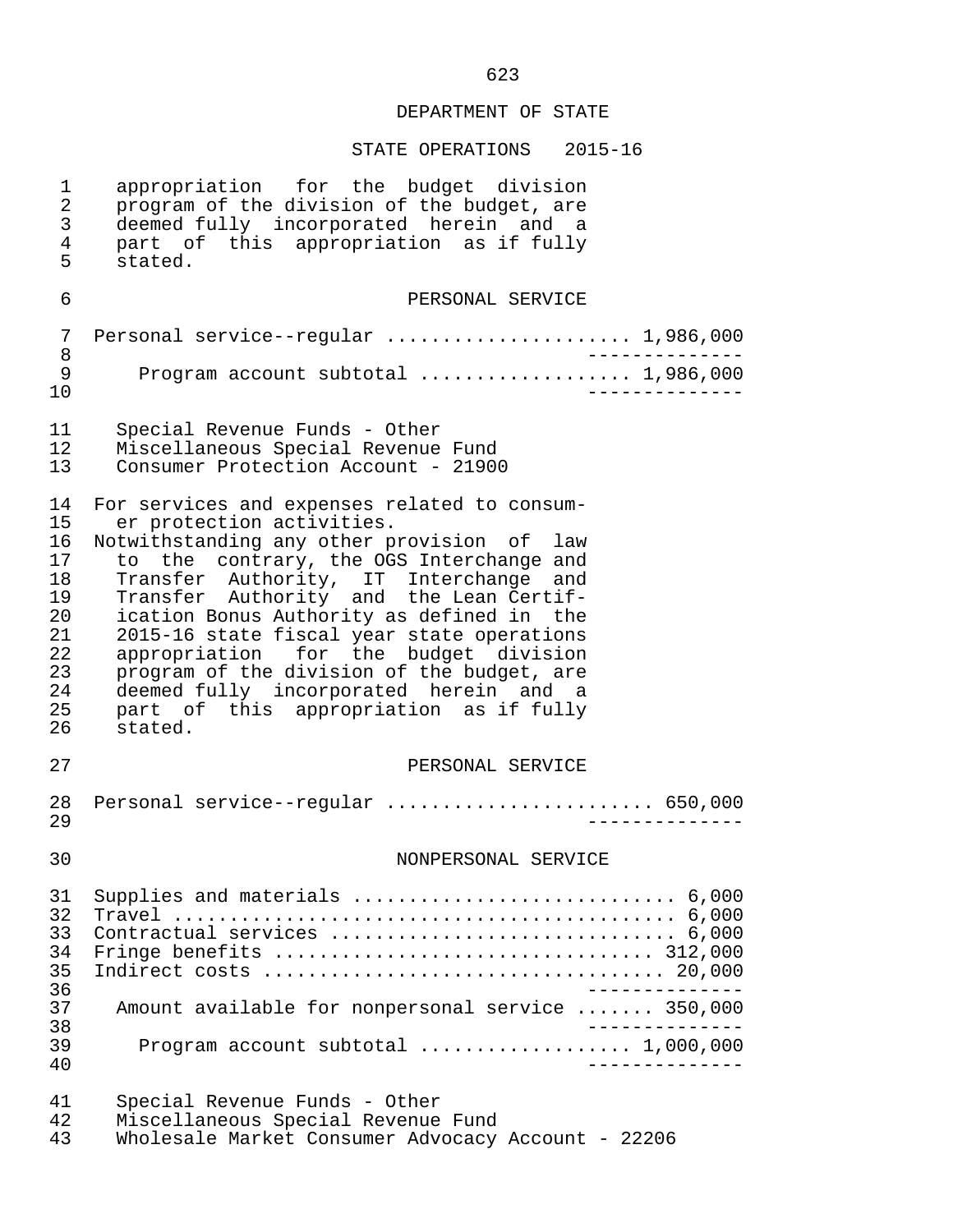appropriation for the budget division program of the division of the budget, are deemed fully incorporated herein and a part of this appropriation as if fully stated.

PERSONAL SERVICE

| | |
|---|---|
| Personal service--regular | 1,986,000 |
| Program account subtotal | 1,986,000 |

Special Revenue Funds - Other
Miscellaneous Special Revenue Fund
Consumer Protection Account - 21900

For services and expenses related to consumer protection activities.

Notwithstanding any other provision of law to the contrary, the OGS Interchange and Transfer Authority, IT Interchange and Transfer Authority and the Lean Certification Bonus Authority as defined in the 2015-16 state fiscal year state operations appropriation for the budget division program of the division of the budget, are deemed fully incorporated herein and a part of this appropriation as if fully stated.

PERSONAL SERVICE

| | |
|---|---|
| Personal service--regular | 650,000 |

NONPERSONAL SERVICE

| | |
|---|---|
| Supplies and materials | 6,000 |
| Travel | 6,000 |
| Contractual services | 6,000 |
| Fringe benefits | 312,000 |
| Indirect costs | 20,000 |
| Amount available for nonpersonal service | 350,000 |
| Program account subtotal | 1,000,000 |

Special Revenue Funds - Other
Miscellaneous Special Revenue Fund
Wholesale Market Consumer Advocacy Account - 22206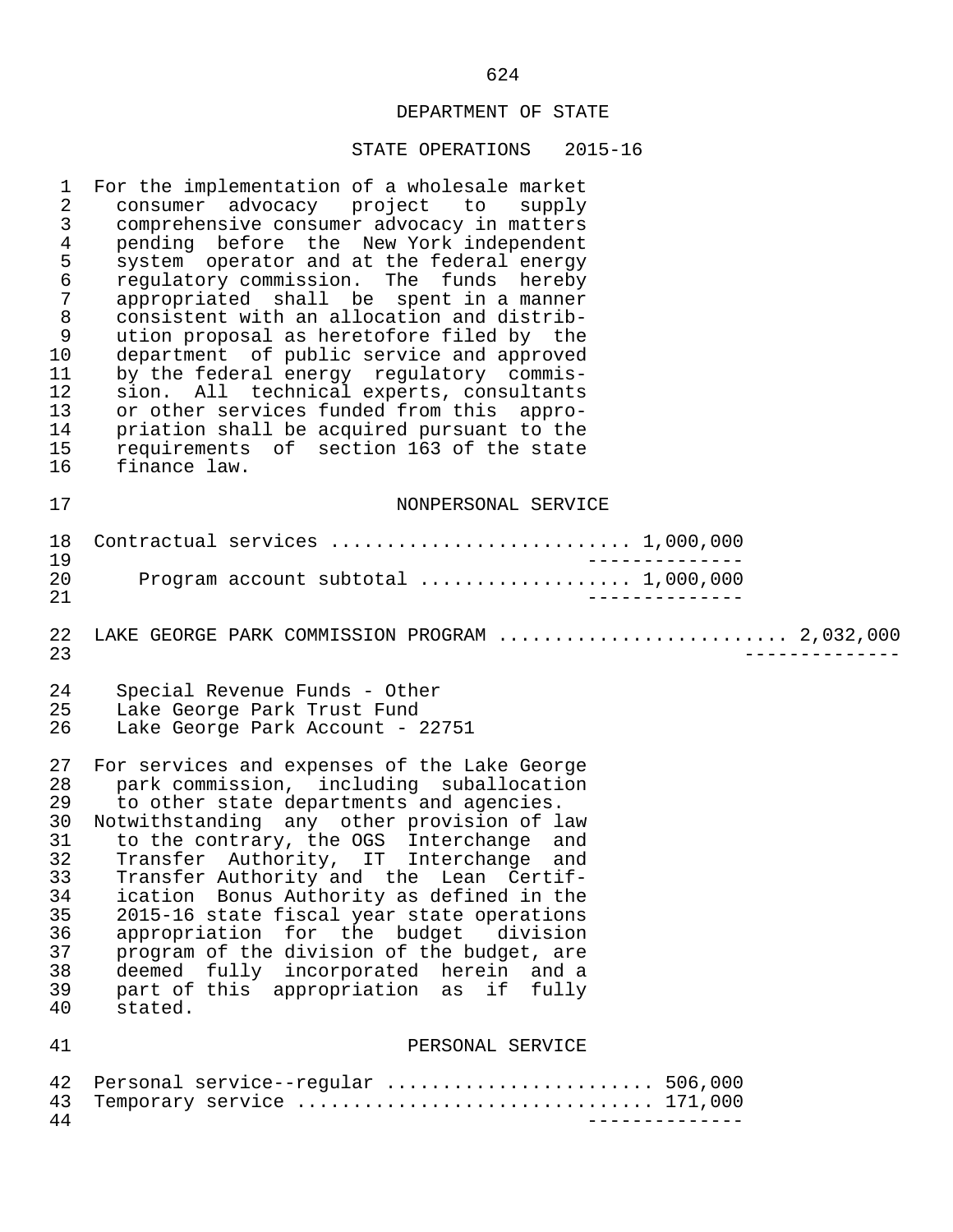## DEPARTMENT OF STATE

### STATE OPERATIONS 2015-16

For the implementation of a wholesale market consumer advocacy project to supply comprehensive consumer advocacy in matters pending before the New York independent system operator and at the federal energy regulatory commission. The funds hereby appropriated shall be spent in a manner consistent with an allocation and distribution proposal as heretofore filed by the department of public service and approved by the federal energy regulatory commission. All technical experts, consultants or other services funded from this appropriation shall be acquired pursuant to the requirements of section 163 of the state finance law.

NONPERSONAL SERVICE

| | | |
|---|---|---|
| Contractual services | 1,000,000 | |
| Program account subtotal | 1,000,000 | |
| LAKE GEORGE PARK COMMISSION PROGRAM | | 2,032,000 |

Special Revenue Funds - Other
Lake George Park Trust Fund
Lake George Park Account - 22751

For services and expenses of the Lake George park commission, including suballocation to other state departments and agencies.
Notwithstanding any other provision of law to the contrary, the OGS Interchange and Transfer Authority, IT Interchange and Transfer Authority and the Lean Certification Bonus Authority as defined in the 2015-16 state fiscal year state operations appropriation for the budget division program of the division of the budget, are deemed fully incorporated herein and a part of this appropriation as if fully stated.

PERSONAL SERVICE

| | |
|---|---|
| Personal service--regular | 506,000 |
| Temporary service | 171,000 |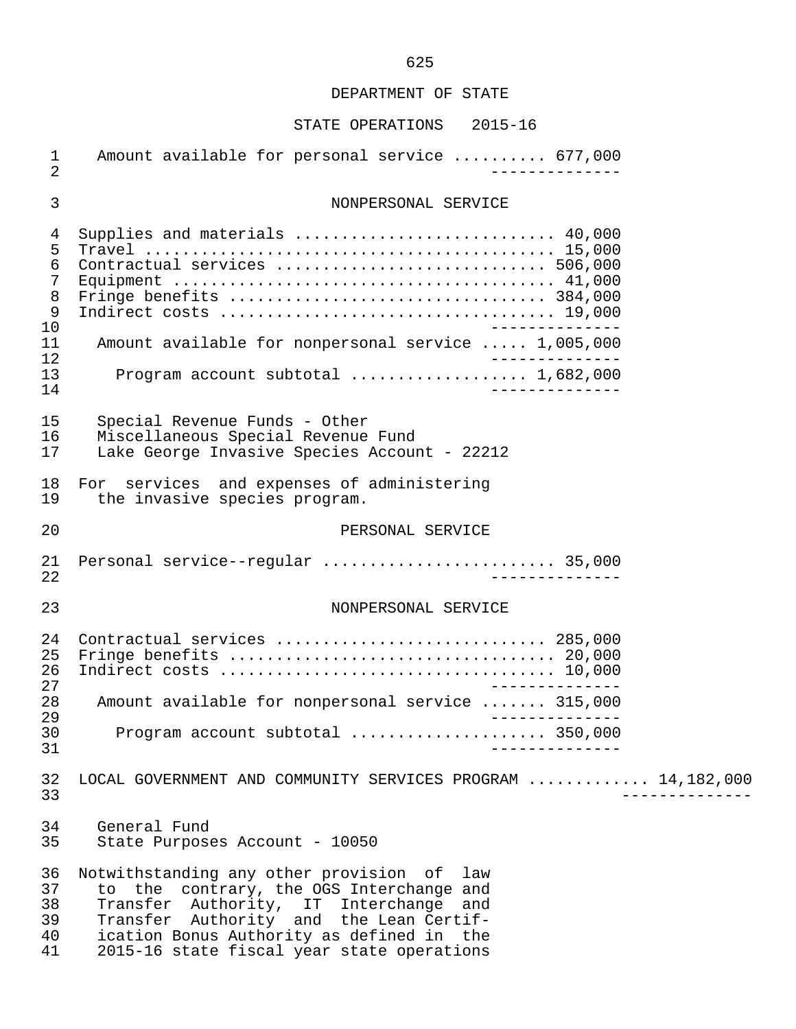# DEPARTMENT OF STATE

## STATE OPERATIONS 2015-16

Amount available for personal service .......... 677,000

### NONPERSONAL SERVICE

| Item | Amount |
|---|---|
| Supplies and materials | 40,000 |
| Travel | 15,000 |
| Contractual services | 506,000 |
| Equipment | 41,000 |
| Fringe benefits | 384,000 |
| Indirect costs | 19,000 |

Amount available for nonpersonal service ..... 1,005,000

Program account subtotal .................. 1,682,000

Special Revenue Funds - Other
Miscellaneous Special Revenue Fund
Lake George Invasive Species Account - 22212

For services and expenses of administering the invasive species program.

### PERSONAL SERVICE

Personal service--regular ........................ 35,000

### NONPERSONAL SERVICE

| Item | Amount |
|---|---|
| Contractual services | 285,000 |
| Fringe benefits | 20,000 |
| Indirect costs | 10,000 |

Amount available for nonpersonal service ....... 315,000

Program account subtotal .................... 350,000

## LOCAL GOVERNMENT AND COMMUNITY SERVICES PROGRAM ............ 14,182,000

General Fund
State Purposes Account - 10050

Notwithstanding any other provision of law to the contrary, the OGS Interchange and Transfer Authority, IT Interchange and Transfer Authority and the Lean Certification Bonus Authority as defined in the 2015-16 state fiscal year state operations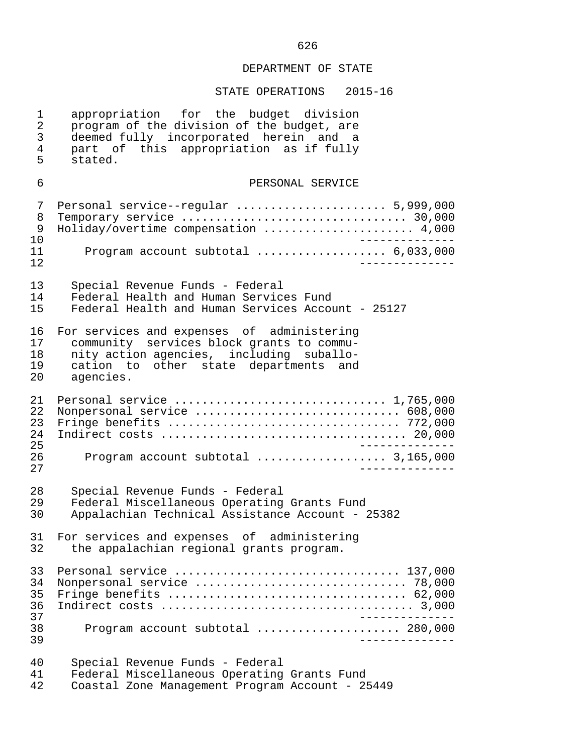## DEPARTMENT OF STATE

## STATE OPERATIONS 2015-16

appropriation for the budget division program of the division of the budget, are deemed fully incorporated herein and a part of this appropriation as if fully stated.

### PERSONAL SERVICE

| Item | Amount |
|---|---|
| Personal service--regular | 5,999,000 |
| Temporary service | 30,000 |
| Holiday/overtime compensation | 4,000 |
| Program account subtotal | 6,033,000 |

Special Revenue Funds - Federal
Federal Health and Human Services Fund
Federal Health and Human Services Account - 25127

For services and expenses of administering community services block grants to community action agencies, including suballocation to other state departments and agencies.

| Item | Amount |
|---|---|
| Personal service | 1,765,000 |
| Nonpersonal service | 608,000 |
| Fringe benefits | 772,000 |
| Indirect costs | 20,000 |
| Program account subtotal | 3,165,000 |

Special Revenue Funds - Federal
Federal Miscellaneous Operating Grants Fund
Appalachian Technical Assistance Account - 25382

For services and expenses of administering the appalachian regional grants program.

| Item | Amount |
|---|---|
| Personal service | 137,000 |
| Nonpersonal service | 78,000 |
| Fringe benefits | 62,000 |
| Indirect costs | 3,000 |
| Program account subtotal | 280,000 |

Special Revenue Funds - Federal
Federal Miscellaneous Operating Grants Fund
Coastal Zone Management Program Account - 25449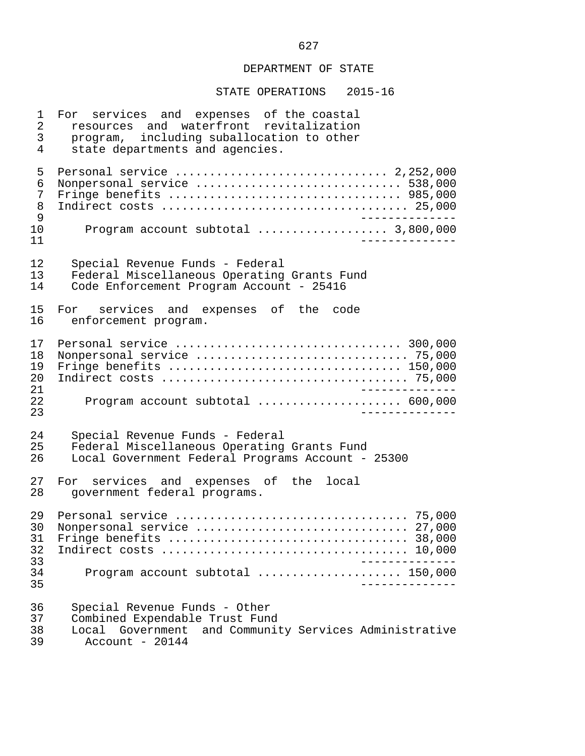DEPARTMENT OF STATE

STATE OPERATIONS 2015-16

For services and expenses of the coastal resources and waterfront revitalization program, including suballocation to other state departments and agencies.

| | |
|---|---|
| Personal service | 2,252,000 |
| Nonpersonal service | 538,000 |
| Fringe benefits | 985,000 |
| Indirect costs | 25,000 |
| Program account subtotal | 3,800,000 |

Special Revenue Funds - Federal
Federal Miscellaneous Operating Grants Fund
Code Enforcement Program Account - 25416

For services and expenses of the code enforcement program.

| | |
|---|---|
| Personal service | 300,000 |
| Nonpersonal service | 75,000 |
| Fringe benefits | 150,000 |
| Indirect costs | 75,000 |
| Program account subtotal | 600,000 |

Special Revenue Funds - Federal
Federal Miscellaneous Operating Grants Fund
Local Government Federal Programs Account - 25300

For services and expenses of the local government federal programs.

| | |
|---|---|
| Personal service | 75,000 |
| Nonpersonal service | 27,000 |
| Fringe benefits | 38,000 |
| Indirect costs | 10,000 |
| Program account subtotal | 150,000 |

Special Revenue Funds - Other
Combined Expendable Trust Fund
Local Government and Community Services Administrative Account - 20144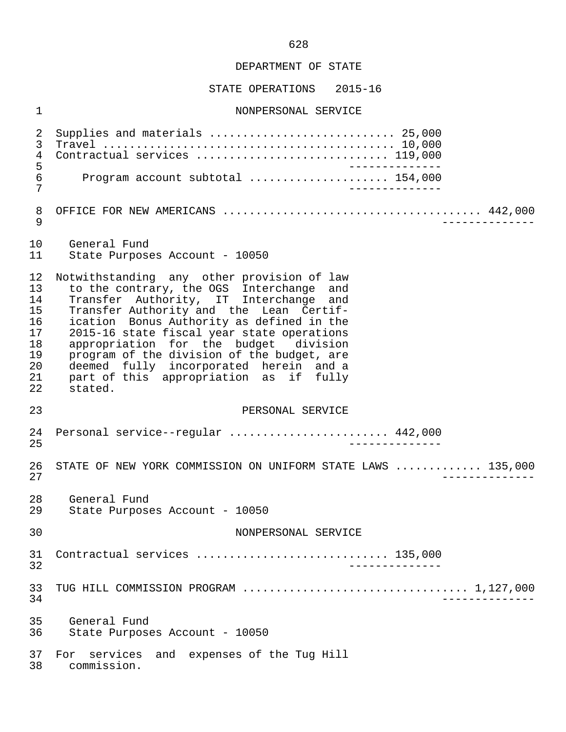DEPARTMENT OF STATE

STATE OPERATIONS 2015-16

NONPERSONAL SERVICE

| | | |
|---|---|---|
| Supplies and materials | 25,000 | |
| Travel | 10,000 | |
| Contractual services | 119,000 | |
| Program account subtotal | 154,000 | |

| | |
|---|---|
| OFFICE FOR NEW AMERICANS | 442,000 |

General Fund
State Purposes Account - 10050

Notwithstanding any other provision of law to the contrary, the OGS Interchange and Transfer Authority, IT Interchange and Transfer Authority and the Lean Certification Bonus Authority as defined in the 2015-16 state fiscal year state operations appropriation for the budget division program of the division of the budget, are deemed fully incorporated herein and a part of this appropriation as if fully stated.

PERSONAL SERVICE

| | |
|---|---|
| Personal service--regular | 442,000 |

| | |
|---|---|
| STATE OF NEW YORK COMMISSION ON UNIFORM STATE LAWS | 135,000 |

General Fund
State Purposes Account - 10050

NONPERSONAL SERVICE

| | |
|---|---|
| Contractual services | 135,000 |

| | |
|---|---|
| TUG HILL COMMISSION PROGRAM | 1,127,000 |

General Fund
State Purposes Account - 10050

For services and expenses of the Tug Hill commission.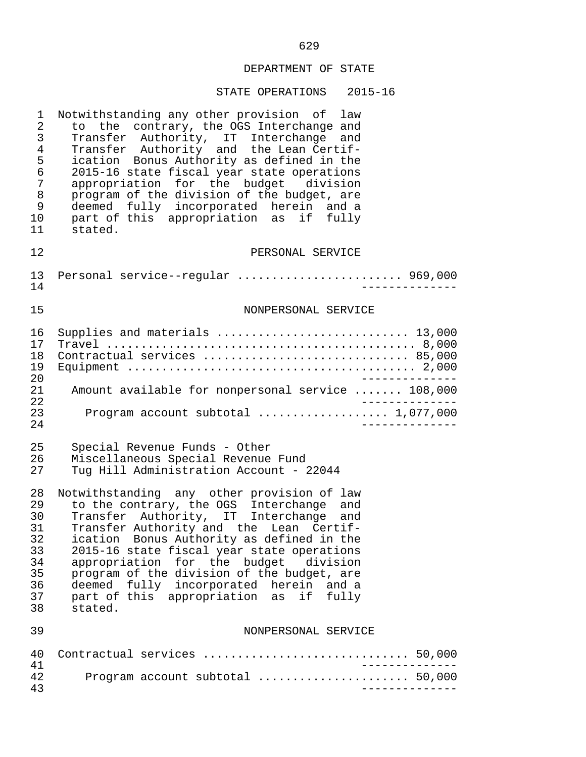DEPARTMENT OF STATE

STATE OPERATIONS 2015-16

Notwithstanding any other provision of law to the contrary, the OGS Interchange and Transfer Authority, IT Interchange and Transfer Authority and the Lean Certification Bonus Authority as defined in the 2015-16 state fiscal year state operations appropriation for the budget division program of the division of the budget, are deemed fully incorporated herein and a part of this appropriation as if fully stated.

PERSONAL SERVICE

Personal service--regular ....................... 969,000

NONPERSONAL SERVICE

Supplies and materials ........................... 13,000
Travel ............................................ 8,000
Contractual services ............................. 85,000
Equipment ......................................... 2,000

Amount available for nonpersonal service ....... 108,000

Program account subtotal .................. 1,077,000

Special Revenue Funds - Other
Miscellaneous Special Revenue Fund
Tug Hill Administration Account - 22044

Notwithstanding any other provision of law to the contrary, the OGS Interchange and Transfer Authority, IT Interchange and Transfer Authority and the Lean Certification Bonus Authority as defined in the 2015-16 state fiscal year state operations appropriation for the budget division program of the division of the budget, are deemed fully incorporated herein and a part of this appropriation as if fully stated.

NONPERSONAL SERVICE

Contractual services ............................. 50,000

Program account subtotal ..................... 50,000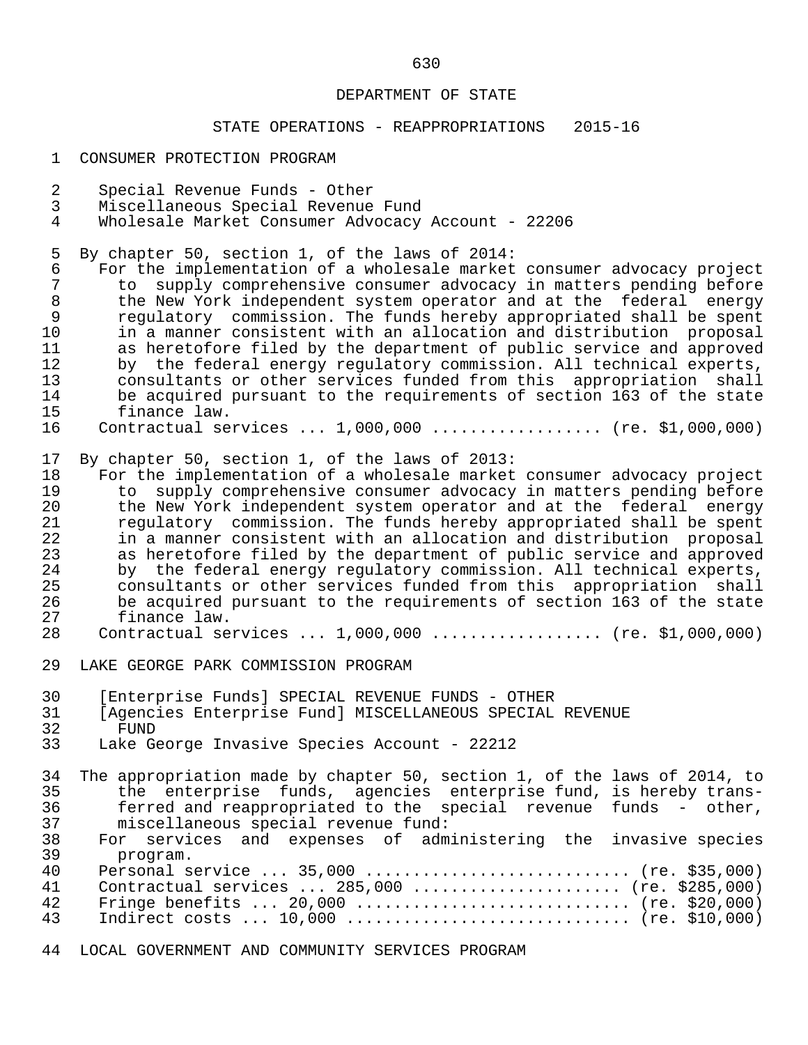DEPARTMENT OF STATE

STATE OPERATIONS - REAPPROPRIATIONS 2015-16

CONSUMER PROTECTION PROGRAM

Special Revenue Funds - Other
Miscellaneous Special Revenue Fund
Wholesale Market Consumer Advocacy Account - 22206

By chapter 50, section 1, of the laws of 2014:
For the implementation of a wholesale market consumer advocacy project to supply comprehensive consumer advocacy in matters pending before the New York independent system operator and at the federal energy regulatory commission. The funds hereby appropriated shall be spent in a manner consistent with an allocation and distribution proposal as heretofore filed by the department of public service and approved by the federal energy regulatory commission. All technical experts, consultants or other services funded from this appropriation shall be acquired pursuant to the requirements of section 163 of the state finance law.
Contractual services ... 1,000,000 ................. (re. $1,000,000)

By chapter 50, section 1, of the laws of 2013:
For the implementation of a wholesale market consumer advocacy project to supply comprehensive consumer advocacy in matters pending before the New York independent system operator and at the federal energy regulatory commission. The funds hereby appropriated shall be spent in a manner consistent with an allocation and distribution proposal as heretofore filed by the department of public service and approved by the federal energy regulatory commission. All technical experts, consultants or other services funded from this appropriation shall be acquired pursuant to the requirements of section 163 of the state finance law.
Contractual services ... 1,000,000 ................. (re. $1,000,000)

LAKE GEORGE PARK COMMISSION PROGRAM

[Enterprise Funds] SPECIAL REVENUE FUNDS - OTHER
[Agencies Enterprise Fund] MISCELLANEOUS SPECIAL REVENUE FUND
Lake George Invasive Species Account - 22212

The appropriation made by chapter 50, section 1, of the laws of 2014, to the enterprise funds, agencies enterprise fund, is hereby transferred and reappropriated to the special revenue funds - other, miscellaneous special revenue fund:
For services and expenses of administering the invasive species program.
Personal service ... 35,000 .......................... (re. $35,000)
Contractual services ... 285,000 ..................... (re. $285,000)
Fringe benefits ... 20,000 ........................... (re. $20,000)
Indirect costs ... 10,000 ............................ (re. $10,000)

LOCAL GOVERNMENT AND COMMUNITY SERVICES PROGRAM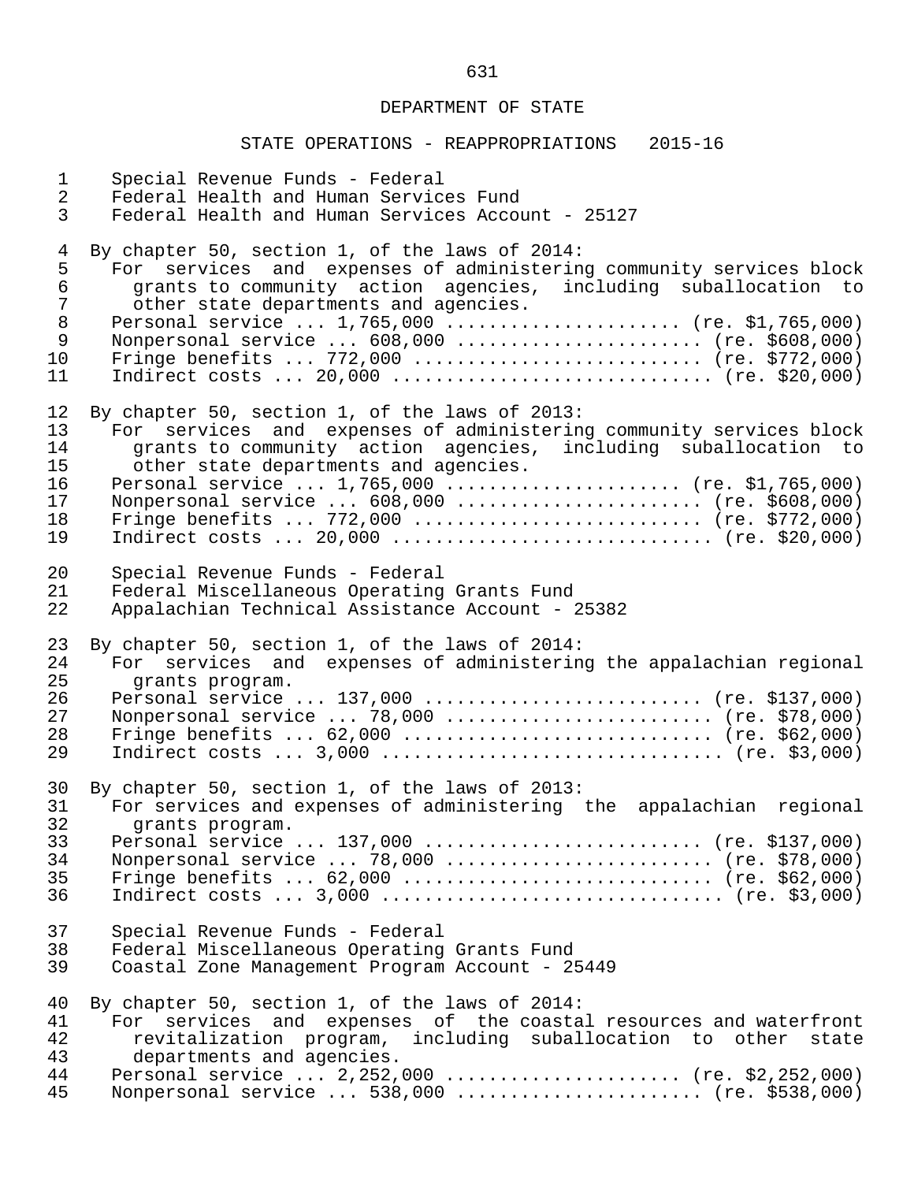DEPARTMENT OF STATE

STATE OPERATIONS - REAPPROPRIATIONS 2015-16

Special Revenue Funds - Federal
Federal Health and Human Services Fund
Federal Health and Human Services Account - 25127

By chapter 50, section 1, of the laws of 2014:
For services and expenses of administering community services block grants to community action agencies, including suballocation to other state departments and agencies.
Personal service ... 1,765,000 ...................... (re. $1,765,000)
Nonpersonal service ... 608,000 ....................... (re. $608,000)
Fringe benefits ... 772,000 ........................... (re. $772,000)
Indirect costs ... 20,000 ............................. (re. $20,000)

By chapter 50, section 1, of the laws of 2013:
For services and expenses of administering community services block grants to community action agencies, including suballocation to other state departments and agencies.
Personal service ... 1,765,000 ...................... (re. $1,765,000)
Nonpersonal service ... 608,000 ....................... (re. $608,000)
Fringe benefits ... 772,000 ........................... (re. $772,000)
Indirect costs ... 20,000 ............................. (re. $20,000)

Special Revenue Funds - Federal
Federal Miscellaneous Operating Grants Fund
Appalachian Technical Assistance Account - 25382

By chapter 50, section 1, of the laws of 2014:
For services and expenses of administering the appalachian regional grants program.
Personal service ... 137,000 ......................... (re. $137,000)
Nonpersonal service ... 78,000 ......................... (re. $78,000)
Fringe benefits ... 62,000 ............................ (re. $62,000)
Indirect costs ... 3,000 ............................... (re. $3,000)

By chapter 50, section 1, of the laws of 2013:
For services and expenses of administering the appalachian regional grants program.
Personal service ... 137,000 ......................... (re. $137,000)
Nonpersonal service ... 78,000 ......................... (re. $78,000)
Fringe benefits ... 62,000 ............................ (re. $62,000)
Indirect costs ... 3,000 ............................... (re. $3,000)

Special Revenue Funds - Federal
Federal Miscellaneous Operating Grants Fund
Coastal Zone Management Program Account - 25449

By chapter 50, section 1, of the laws of 2014:
For services and expenses of the coastal resources and waterfront revitalization program, including suballocation to other state departments and agencies.
Personal service ... 2,252,000 ...................... (re. $2,252,000)
Nonpersonal service ... 538,000 ....................... (re. $538,000)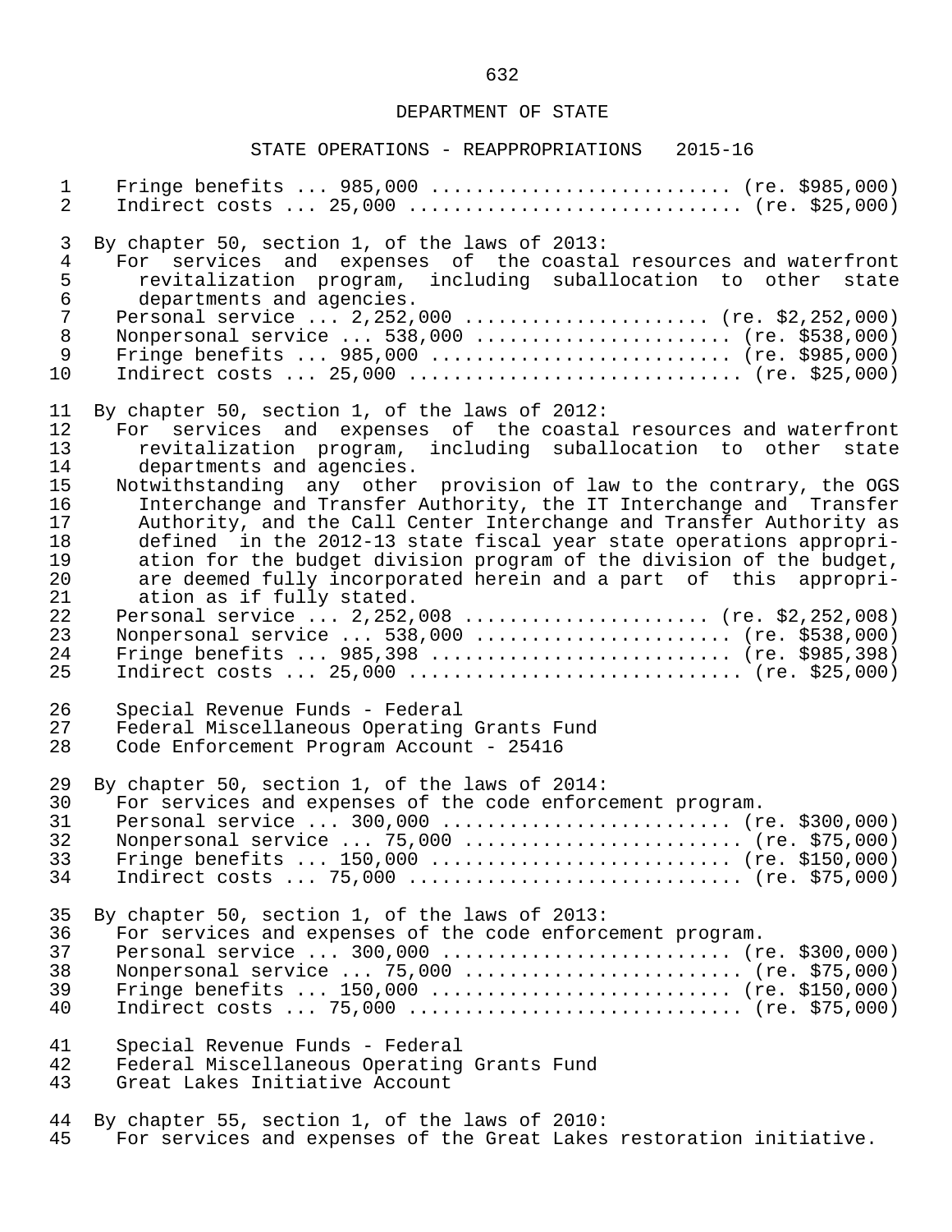DEPARTMENT OF STATE

STATE OPERATIONS - REAPPROPRIATIONS 2015-16

Fringe benefits ... 985,000 .......................... (re. $985,000)
Indirect costs ... 25,000 ............................ (re. $25,000)

By chapter 50, section 1, of the laws of 2013:
For services and expenses of the coastal resources and waterfront revitalization program, including suballocation to other state departments and agencies.
Personal service ... 2,252,000 ..................... (re. $2,252,000)
Nonpersonal service ... 538,000 ...................... (re. $538,000)
Fringe benefits ... 985,000 .......................... (re. $985,000)
Indirect costs ... 25,000 ............................ (re. $25,000)

By chapter 50, section 1, of the laws of 2012:
For services and expenses of the coastal resources and waterfront revitalization program, including suballocation to other state departments and agencies.
Notwithstanding any other provision of law to the contrary, the OGS Interchange and Transfer Authority, the IT Interchange and Transfer Authority, and the Call Center Interchange and Transfer Authority as defined in the 2012-13 state fiscal year state operations appropriation for the budget division program of the division of the budget, are deemed fully incorporated herein and a part of this appropriation as if fully stated.
Personal service ... 2,252,008 ..................... (re. $2,252,008)
Nonpersonal service ... 538,000 ...................... (re. $538,000)
Fringe benefits ... 985,398 .......................... (re. $985,398)
Indirect costs ... 25,000 ............................ (re. $25,000)

Special Revenue Funds - Federal
Federal Miscellaneous Operating Grants Fund
Code Enforcement Program Account - 25416

By chapter 50, section 1, of the laws of 2014:
For services and expenses of the code enforcement program.
Personal service ... 300,000 ......................... (re. $300,000)
Nonpersonal service ... 75,000 ........................ (re. $75,000)
Fringe benefits ... 150,000 .......................... (re. $150,000)
Indirect costs ... 75,000 ............................ (re. $75,000)

By chapter 50, section 1, of the laws of 2013:
For services and expenses of the code enforcement program.
Personal service ... 300,000 ......................... (re. $300,000)
Nonpersonal service ... 75,000 ........................ (re. $75,000)
Fringe benefits ... 150,000 .......................... (re. $150,000)
Indirect costs ... 75,000 ............................ (re. $75,000)

Special Revenue Funds - Federal
Federal Miscellaneous Operating Grants Fund
Great Lakes Initiative Account

By chapter 55, section 1, of the laws of 2010:
For services and expenses of the Great Lakes restoration initiative.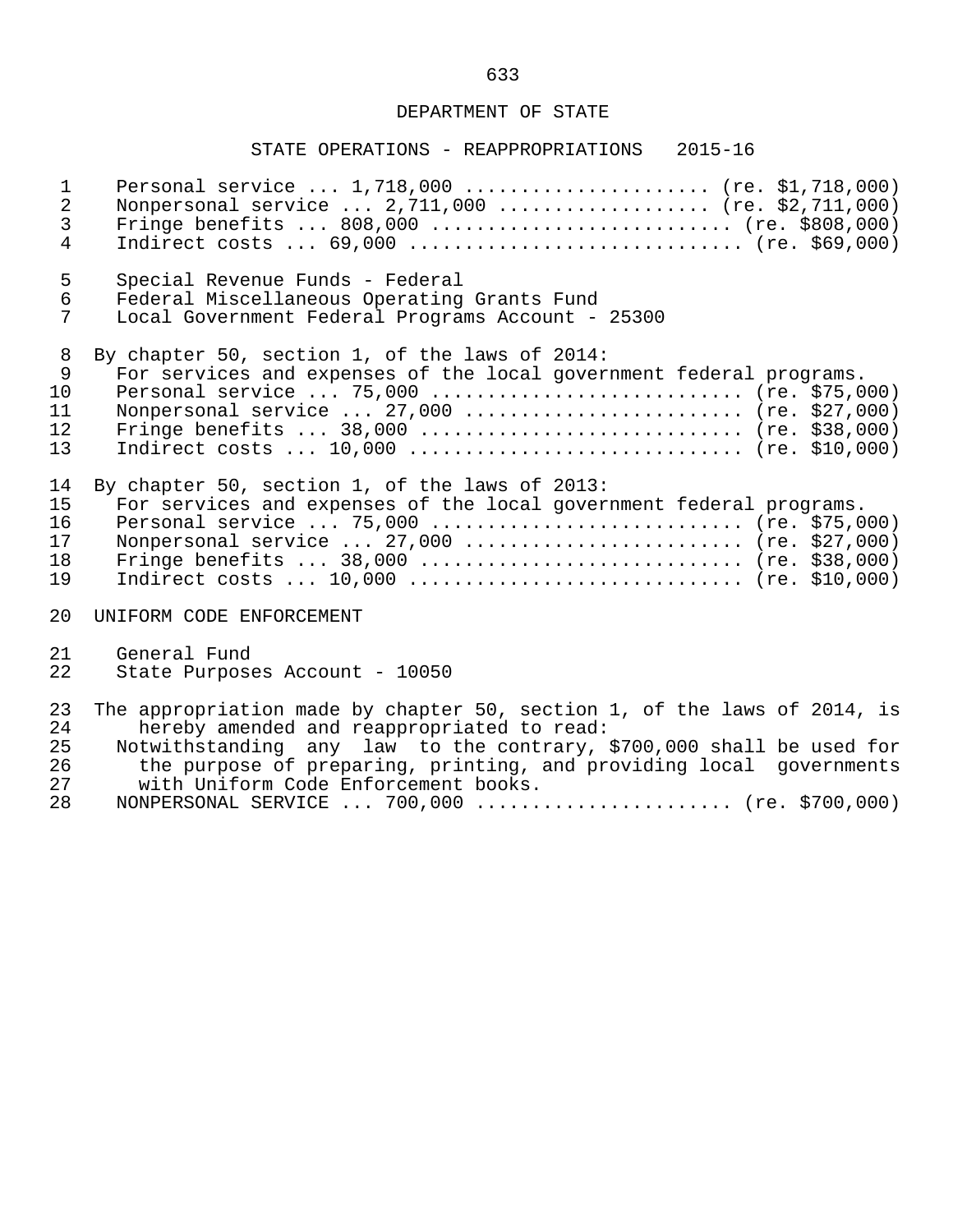DEPARTMENT OF STATE

STATE OPERATIONS - REAPPROPRIATIONS 2015-16

Personal service ... 1,718,000 ...................... (re. $1,718,000)
Nonpersonal service ... 2,711,000 ................... (re. $2,711,000)
Fringe benefits ... 808,000 ........................... (re. $808,000)
Indirect costs ... 69,000 ............................. (re. $69,000)

Special Revenue Funds - Federal
Federal Miscellaneous Operating Grants Fund
Local Government Federal Programs Account - 25300

By chapter 50, section 1, of the laws of 2014:
For services and expenses of the local government federal programs.
Personal service ... 75,000 ........................... (re. $75,000)
Nonpersonal service ... 27,000 ........................ (re. $27,000)
Fringe benefits ... 38,000 ............................ (re. $38,000)
Indirect costs ... 10,000 ............................. (re. $10,000)

By chapter 50, section 1, of the laws of 2013:
For services and expenses of the local government federal programs.
Personal service ... 75,000 ........................... (re. $75,000)
Nonpersonal service ... 27,000 ........................ (re. $27,000)
Fringe benefits ... 38,000 ............................ (re. $38,000)
Indirect costs ... 10,000 ............................. (re. $10,000)

UNIFORM CODE ENFORCEMENT

General Fund
State Purposes Account - 10050

The appropriation made by chapter 50, section 1, of the laws of 2014, is hereby amended and reappropriated to read:
Notwithstanding any law to the contrary, $700,000 shall be used for the purpose of preparing, printing, and providing local governments with Uniform Code Enforcement books.
NONPERSONAL SERVICE ... 700,000 ...................... (re. $700,000)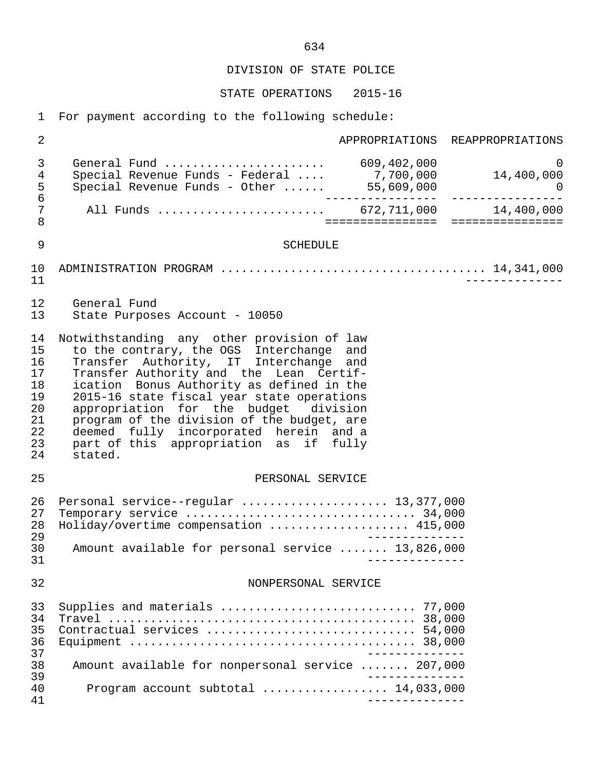# DIVISION OF STATE POLICE

## STATE OPERATIONS 2015-16

For payment according to the following schedule:

| | APPROPRIATIONS | REAPPROPRIATIONS |
|---|---|---|
| General Fund | 609,402,000 | 0 |
| Special Revenue Funds - Federal | 7,700,000 | 14,400,000 |
| Special Revenue Funds - Other | 55,609,000 | 0 |
| All Funds | 672,711,000 | 14,400,000 |

## SCHEDULE

ADMINISTRATION PROGRAM .................................... 14,341,000

General Fund
State Purposes Account - 10050

Notwithstanding any other provision of law to the contrary, the OGS Interchange and Transfer Authority, IT Interchange and Transfer Authority and the Lean Certification Bonus Authority as defined in the 2015-16 state fiscal year state operations appropriation for the budget division program of the division of the budget, are deemed fully incorporated herein and a part of this appropriation as if fully stated.

### PERSONAL SERVICE

| | |
|---|---|
| Personal service--regular | 13,377,000 |
| Temporary service | 34,000 |
| Holiday/overtime compensation | 415,000 |
| Amount available for personal service | 13,826,000 |

### NONPERSONAL SERVICE

| | |
|---|---|
| Supplies and materials | 77,000 |
| Travel | 38,000 |
| Contractual services | 54,000 |
| Equipment | 38,000 |
| Amount available for nonpersonal service | 207,000 |
| Program account subtotal | 14,033,000 |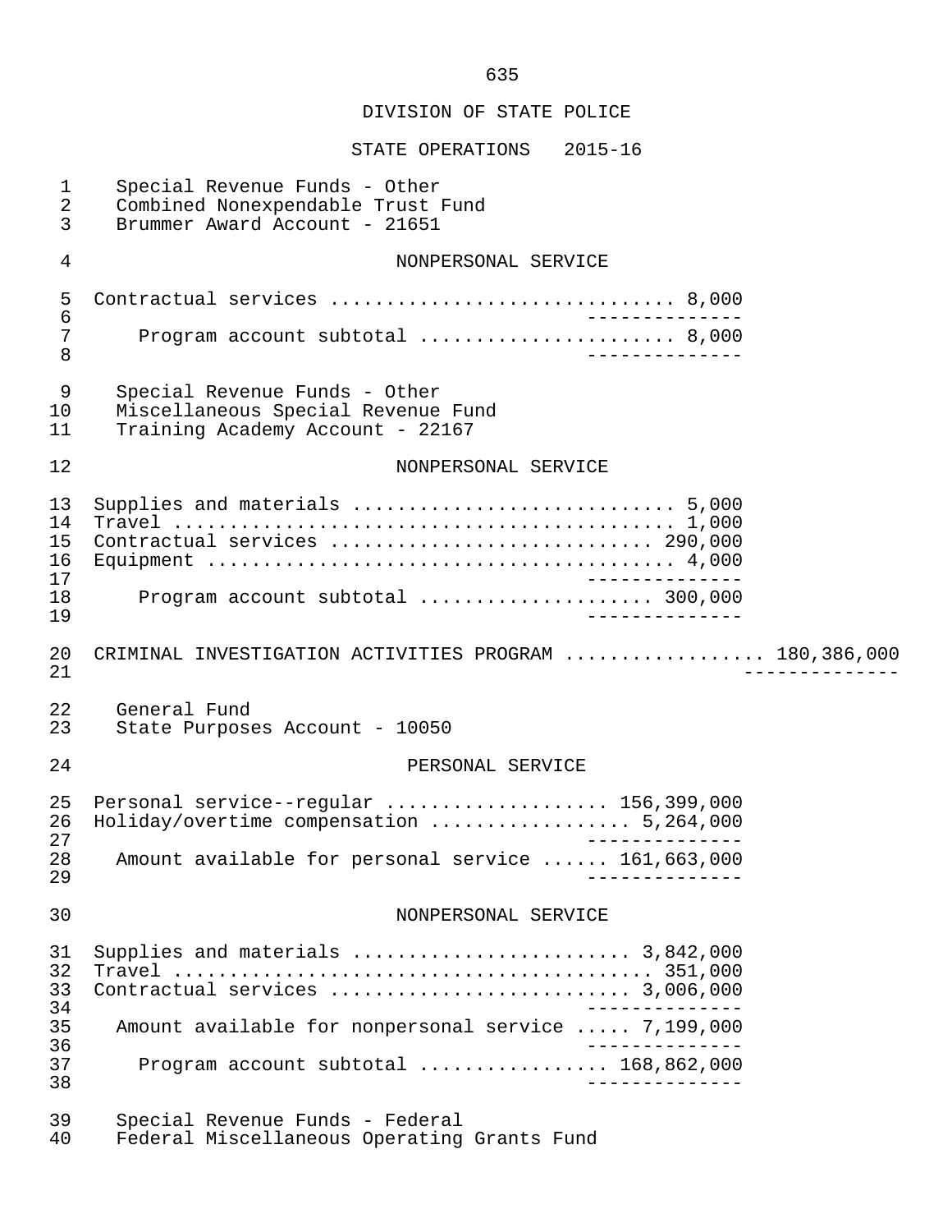DIVISION OF STATE POLICE

STATE OPERATIONS 2015-16

Special Revenue Funds - Other
Combined Nonexpendable Trust Fund
Brummer Award Account - 21651

NONPERSONAL SERVICE

| | | |
|---|---|---|
| Contractual services | 8,000 | |
| Program account subtotal | 8,000 | |

Special Revenue Funds - Other
Miscellaneous Special Revenue Fund
Training Academy Account - 22167

NONPERSONAL SERVICE

| | | |
|---|---|---|
| Supplies and materials | 5,000 | |
| Travel | 1,000 | |
| Contractual services | 290,000 | |
| Equipment | 4,000 | |
| Program account subtotal | 300,000 | |

| | | |
|---|---|---|
| CRIMINAL INVESTIGATION ACTIVITIES PROGRAM | | 180,386,000 |

General Fund
State Purposes Account - 10050

PERSONAL SERVICE

| | | |
|---|---|---|
| Personal service--regular | 156,399,000 | |
| Holiday/overtime compensation | 5,264,000 | |
| Amount available for personal service | 161,663,000 | |

NONPERSONAL SERVICE

| | | |
|---|---|---|
| Supplies and materials | 3,842,000 | |
| Travel | 351,000 | |
| Contractual services | 3,006,000 | |
| Amount available for nonpersonal service | 7,199,000 | |
| Program account subtotal | 168,862,000 | |

Special Revenue Funds - Federal
Federal Miscellaneous Operating Grants Fund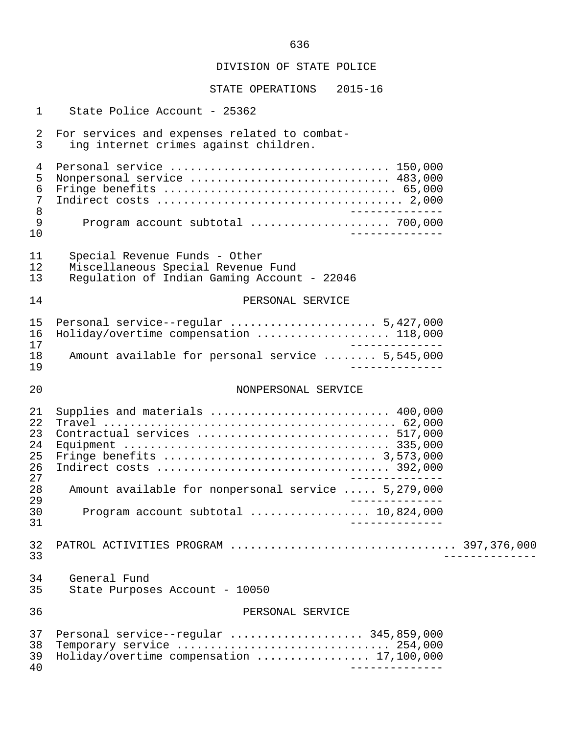DIVISION OF STATE POLICE

STATE OPERATIONS 2015-16

State Police Account - 25362

For services and expenses related to combating internet crimes against children.

| | |
|---|---|
| Personal service | 150,000 |
| Nonpersonal service | 483,000 |
| Fringe benefits | 65,000 |
| Indirect costs | 2,000 |
| Program account subtotal | 700,000 |

Special Revenue Funds - Other
Miscellaneous Special Revenue Fund
Regulation of Indian Gaming Account - 22046

PERSONAL SERVICE

| | |
|---|---|
| Personal service--regular | 5,427,000 |
| Holiday/overtime compensation | 118,000 |
| Amount available for personal service | 5,545,000 |

NONPERSONAL SERVICE

| | |
|---|---|
| Supplies and materials | 400,000 |
| Travel | 62,000 |
| Contractual services | 517,000 |
| Equipment | 335,000 |
| Fringe benefits | 3,573,000 |
| Indirect costs | 392,000 |
| Amount available for nonpersonal service | 5,279,000 |
| Program account subtotal | 10,824,000 |

PATROL ACTIVITIES PROGRAM .................................. 397,376,000

General Fund
State Purposes Account - 10050

PERSONAL SERVICE

| | |
|---|---|
| Personal service--regular | 345,859,000 |
| Temporary service | 254,000 |
| Holiday/overtime compensation | 17,100,000 |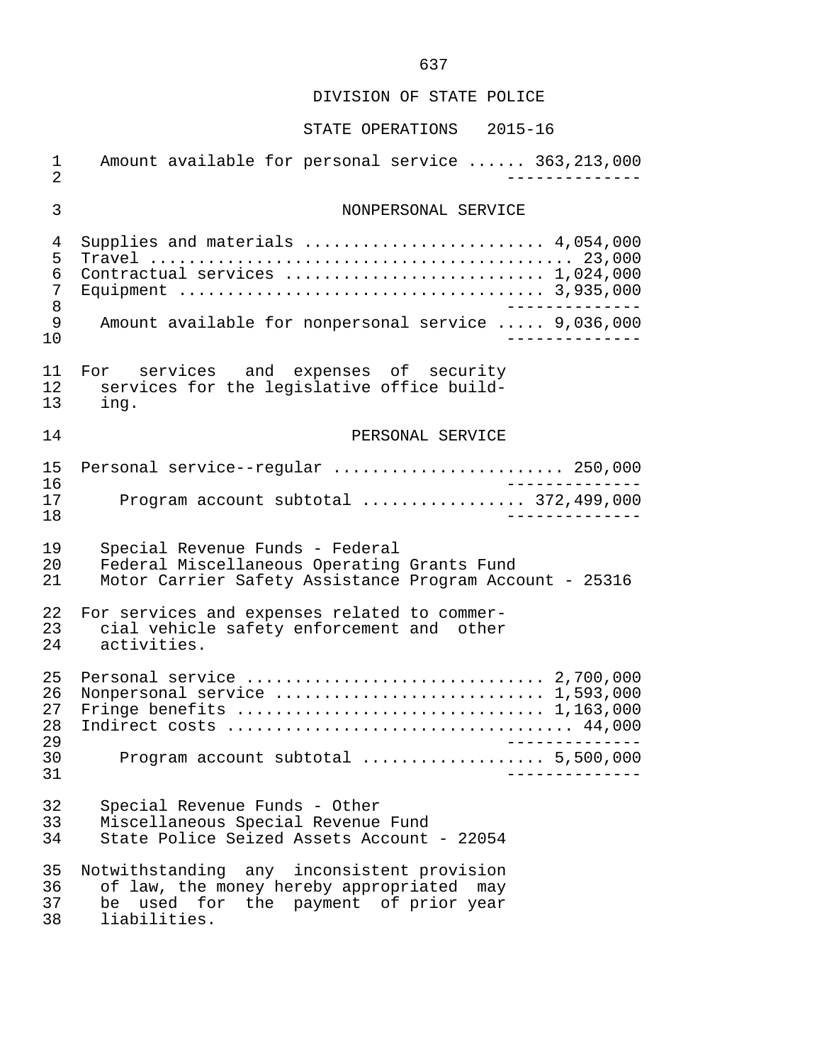DIVISION OF STATE POLICE

STATE OPERATIONS 2015-16

| | |
|---|---|
| Amount available for personal service | 363,213,000 |

### NONPERSONAL SERVICE

| | |
|---|---|
| Supplies and materials | 4,054,000 |
| Travel | 23,000 |
| Contractual services | 1,024,000 |
| Equipment | 3,935,000 |
| Amount available for nonpersonal service | 9,036,000 |

For services and expenses of security services for the legislative office building.

### PERSONAL SERVICE

| | |
|---|---|
| Personal service--regular | 250,000 |
| Program account subtotal | 372,499,000 |

Special Revenue Funds - Federal
Federal Miscellaneous Operating Grants Fund
Motor Carrier Safety Assistance Program Account - 25316

For services and expenses related to commercial vehicle safety enforcement and other activities.

| | |
|---|---|
| Personal service | 2,700,000 |
| Nonpersonal service | 1,593,000 |
| Fringe benefits | 1,163,000 |
| Indirect costs | 44,000 |
| Program account subtotal | 5,500,000 |

Special Revenue Funds - Other
Miscellaneous Special Revenue Fund
State Police Seized Assets Account - 22054

Notwithstanding any inconsistent provision of law, the money hereby appropriated may be used for the payment of prior year liabilities.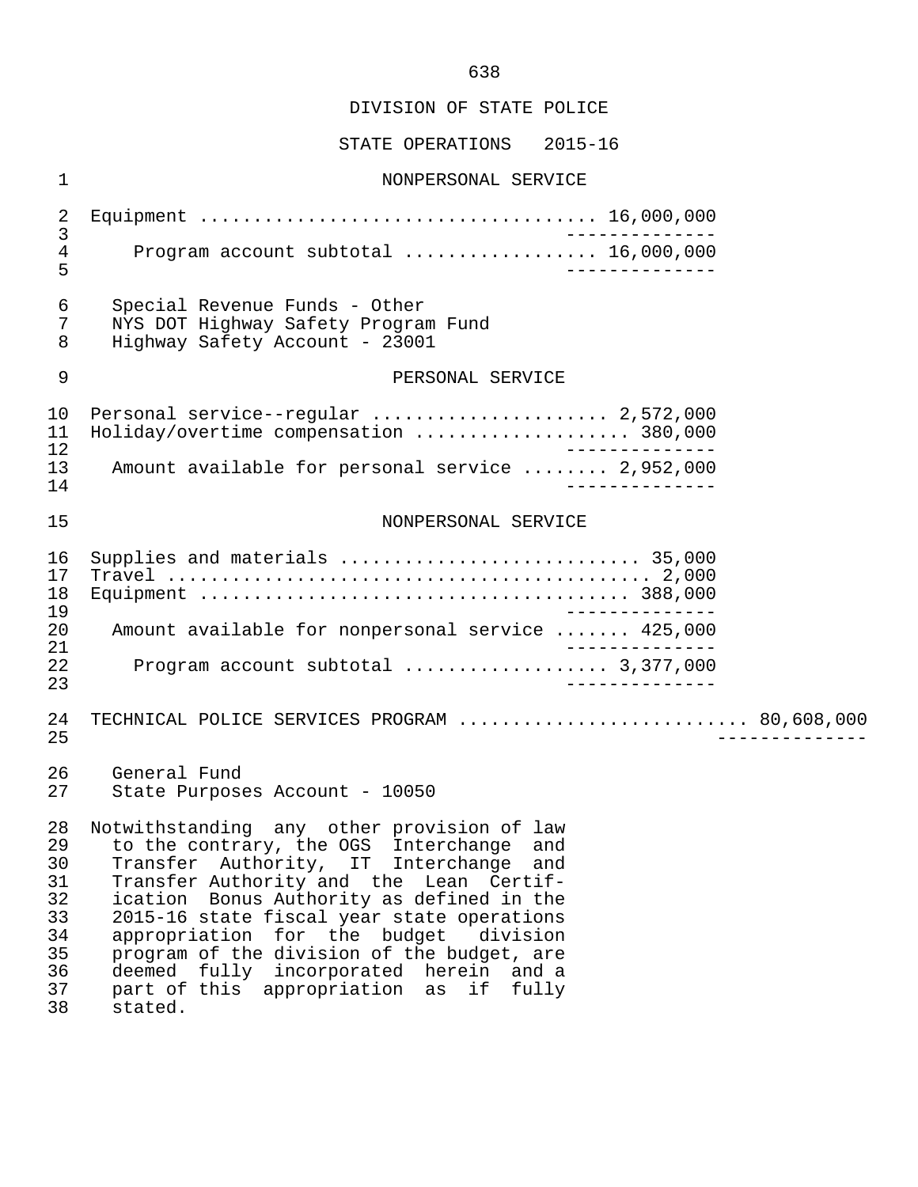DIVISION OF STATE POLICE

STATE OPERATIONS 2015-16

NONPERSONAL SERVICE

Equipment .................................... 16,000,000
--------------
Program account subtotal ................. 16,000,000
--------------

Special Revenue Funds - Other
NYS DOT Highway Safety Program Fund
Highway Safety Account - 23001

PERSONAL SERVICE

Personal service--regular ..................... 2,572,000
Holiday/overtime compensation ................... 380,000
--------------
Amount available for personal service ........ 2,952,000
--------------

NONPERSONAL SERVICE

Supplies and materials ........................... 35,000
Travel ............................................ 2,000
Equipment ....................................... 388,000
--------------
Amount available for nonpersonal service ....... 425,000
--------------
Program account subtotal .................. 3,377,000
--------------

TECHNICAL POLICE SERVICES PROGRAM .......................... 80,608,000
--------------

General Fund
State Purposes Account - 10050

Notwithstanding any other provision of law to the contrary, the OGS Interchange and Transfer Authority, IT Interchange and Transfer Authority and the Lean Certification Bonus Authority as defined in the 2015-16 state fiscal year state operations appropriation for the budget division program of the division of the budget, are deemed fully incorporated herein and a part of this appropriation as if fully stated.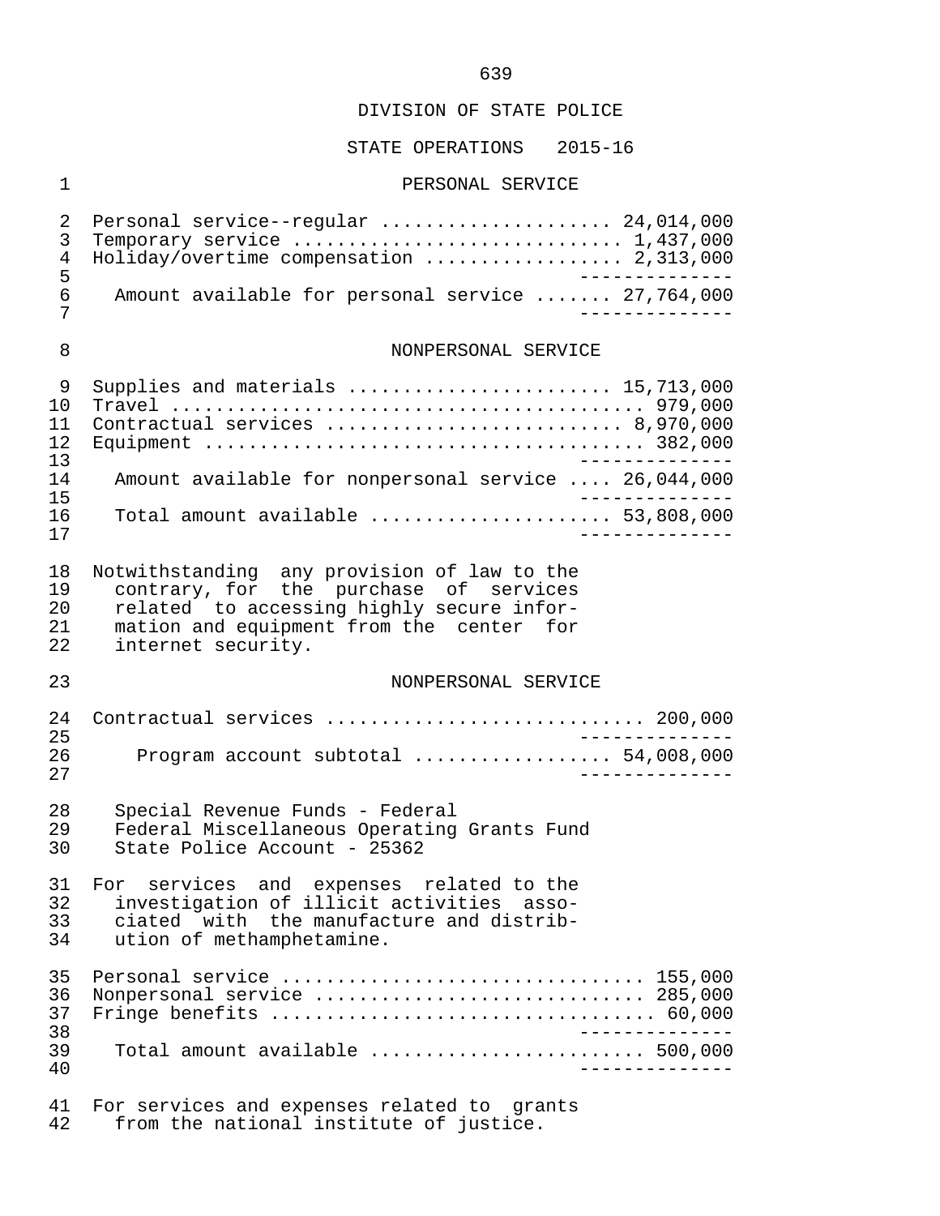DIVISION OF STATE POLICE

STATE OPERATIONS 2015-16

PERSONAL SERVICE

| | |
|---|---|
| Personal service--regular | 24,014,000 |
| Temporary service | 1,437,000 |
| Holiday/overtime compensation | 2,313,000 |
| Amount available for personal service | 27,764,000 |

NONPERSONAL SERVICE

| | |
|---|---|
| Supplies and materials | 15,713,000 |
| Travel | 979,000 |
| Contractual services | 8,970,000 |
| Equipment | 382,000 |
| Amount available for nonpersonal service | 26,044,000 |
| Total amount available | 53,808,000 |

Notwithstanding any provision of law to the contrary, for the purchase of services related to accessing highly secure information and equipment from the center for internet security.

NONPERSONAL SERVICE

| | |
|---|---|
| Contractual services | 200,000 |
| Program account subtotal | 54,008,000 |

Special Revenue Funds - Federal
Federal Miscellaneous Operating Grants Fund
State Police Account - 25362

For services and expenses related to the investigation of illicit activities associated with the manufacture and distribution of methamphetamine.

| | |
|---|---|
| Personal service | 155,000 |
| Nonpersonal service | 285,000 |
| Fringe benefits | 60,000 |
| Total amount available | 500,000 |

For services and expenses related to grants from the national institute of justice.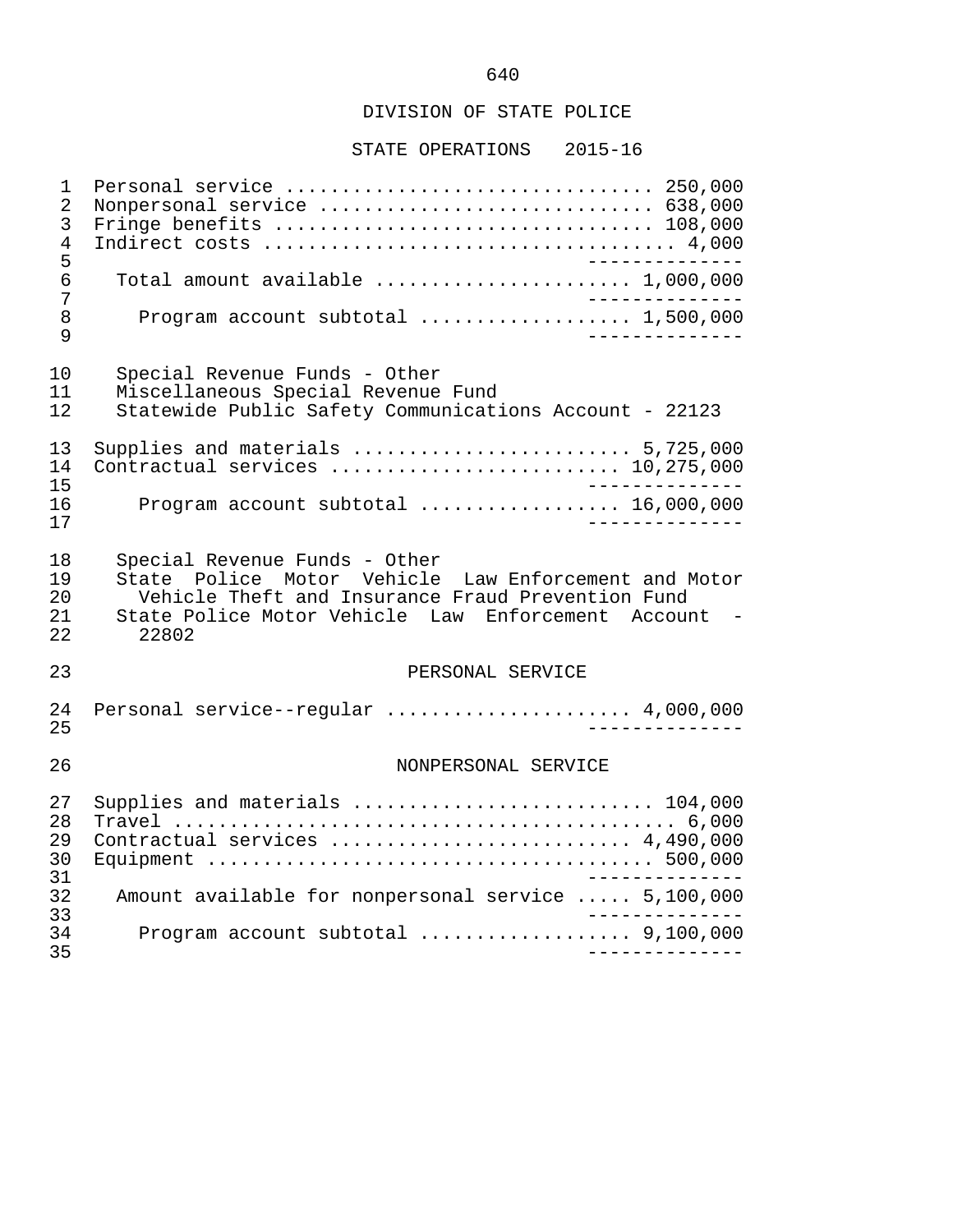DIVISION OF STATE POLICE

STATE OPERATIONS 2015-16

```
 1  Personal service ................................ 250,000
 2  Nonpersonal service ............................. 638,000
 3  Fringe benefits ................................. 108,000
 4  Indirect costs .................................... 4,000
 5                                                --------------
 6    Total amount available ...................... 1,000,000
 7                                                --------------
 8      Program account subtotal .................. 1,500,000
 9                                                --------------

10    Special Revenue Funds - Other
11    Miscellaneous Special Revenue Fund
12    Statewide Public Safety Communications Account - 22123

13  Supplies and materials ........................ 5,725,000
14  Contractual services ......................... 10,275,000
15                                                --------------
16      Program account subtotal ................. 16,000,000
17                                                --------------

18    Special Revenue Funds - Other
19    State  Police  Motor  Vehicle  Law Enforcement and Motor
20      Vehicle Theft and Insurance Fraud Prevention Fund
21    State Police Motor Vehicle  Law  Enforcement  Account  -
22      22802

23                            PERSONAL SERVICE

24  Personal service--regular ..................... 4,000,000
25                                                --------------

26                           NONPERSONAL SERVICE

27  Supplies and materials .......................... 104,000
28  Travel .............................................. 6,000
29  Contractual services .......................... 4,490,000
30  Equipment ....................................... 500,000
31                                                --------------
32    Amount available for nonpersonal service ..... 5,100,000
33                                                --------------
34      Program account subtotal .................. 9,100,000
35                                                --------------
```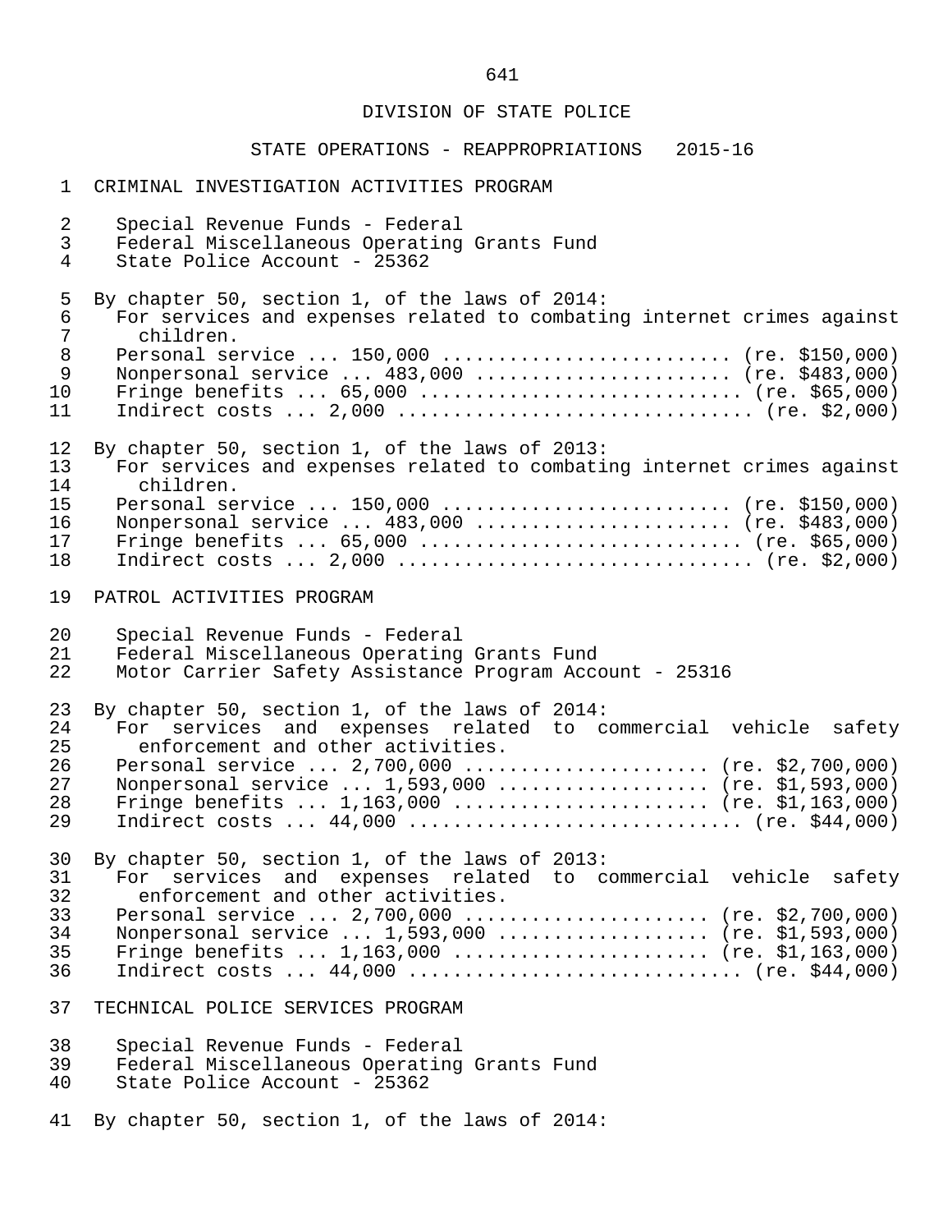## DIVISION OF STATE POLICE

### STATE OPERATIONS - REAPPROPRIATIONS 2015-16

CRIMINAL INVESTIGATION ACTIVITIES PROGRAM

Special Revenue Funds - Federal
Federal Miscellaneous Operating Grants Fund
State Police Account - 25362

By chapter 50, section 1, of the laws of 2014:
For services and expenses related to combating internet crimes against children.
Personal service ... 150,000 .......................... (re. $150,000)
Nonpersonal service ... 483,000 ....................... (re. $483,000)
Fringe benefits ... 65,000 ............................ (re. $65,000)
Indirect costs ... 2,000 ............................... (re. $2,000)

By chapter 50, section 1, of the laws of 2013:
For services and expenses related to combating internet crimes against children.
Personal service ... 150,000 .......................... (re. $150,000)
Nonpersonal service ... 483,000 ....................... (re. $483,000)
Fringe benefits ... 65,000 ............................ (re. $65,000)
Indirect costs ... 2,000 ............................... (re. $2,000)

PATROL ACTIVITIES PROGRAM

Special Revenue Funds - Federal
Federal Miscellaneous Operating Grants Fund
Motor Carrier Safety Assistance Program Account - 25316

By chapter 50, section 1, of the laws of 2014:
For services and expenses related to commercial vehicle safety enforcement and other activities.
Personal service ... 2,700,000 ...................... (re. $2,700,000)
Nonpersonal service ... 1,593,000 ................... (re. $1,593,000)
Fringe benefits ... 1,163,000 ....................... (re. $1,163,000)
Indirect costs ... 44,000 ............................ (re. $44,000)

By chapter 50, section 1, of the laws of 2013:
For services and expenses related to commercial vehicle safety enforcement and other activities.
Personal service ... 2,700,000 ...................... (re. $2,700,000)
Nonpersonal service ... 1,593,000 ................... (re. $1,593,000)
Fringe benefits ... 1,163,000 ....................... (re. $1,163,000)
Indirect costs ... 44,000 ............................ (re. $44,000)

TECHNICAL POLICE SERVICES PROGRAM

Special Revenue Funds - Federal
Federal Miscellaneous Operating Grants Fund
State Police Account - 25362

By chapter 50, section 1, of the laws of 2014: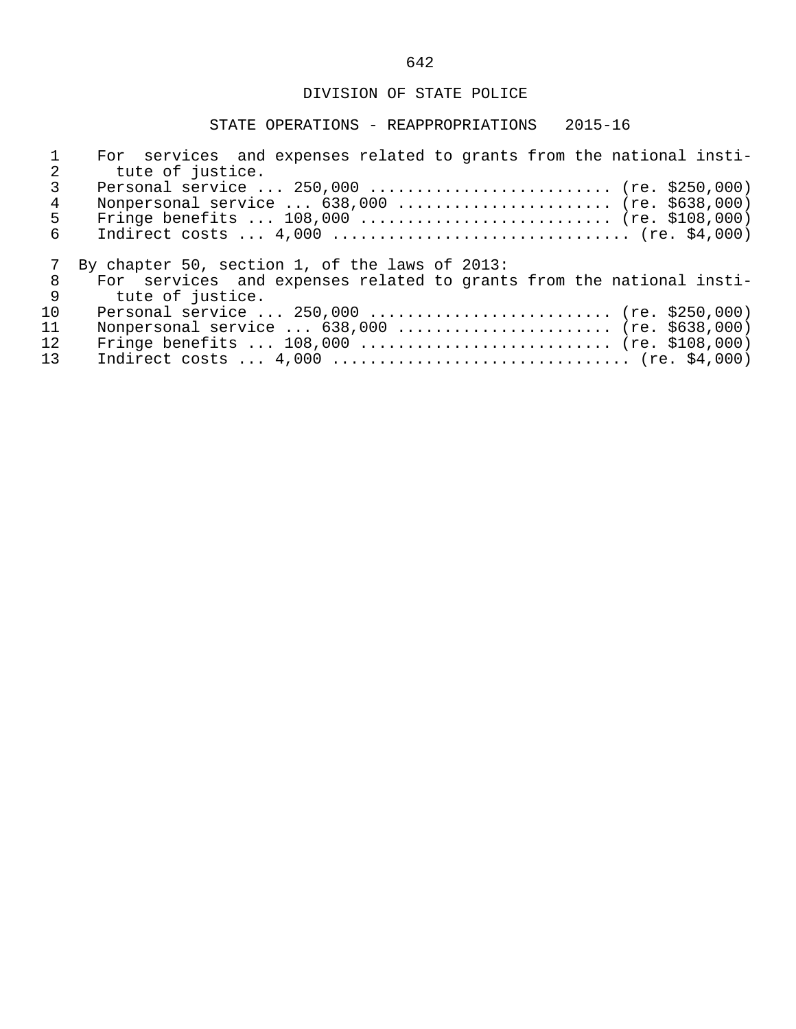DIVISION OF STATE POLICE

STATE OPERATIONS - REAPPROPRIATIONS 2015-16

For services and expenses related to grants from the national institute of justice.

Personal service ... 250,000 .......................... (re. $250,000)
Nonpersonal service ... 638,000 ....................... (re. $638,000)
Fringe benefits ... 108,000 ........................... (re. $108,000)
Indirect costs ... 4,000 ............................... (re. $4,000)

By chapter 50, section 1, of the laws of 2013:

For services and expenses related to grants from the national institute of justice.

Personal service ... 250,000 .......................... (re. $250,000)
Nonpersonal service ... 638,000 ....................... (re. $638,000)
Fringe benefits ... 108,000 ........................... (re. $108,000)
Indirect costs ... 4,000 ............................... (re. $4,000)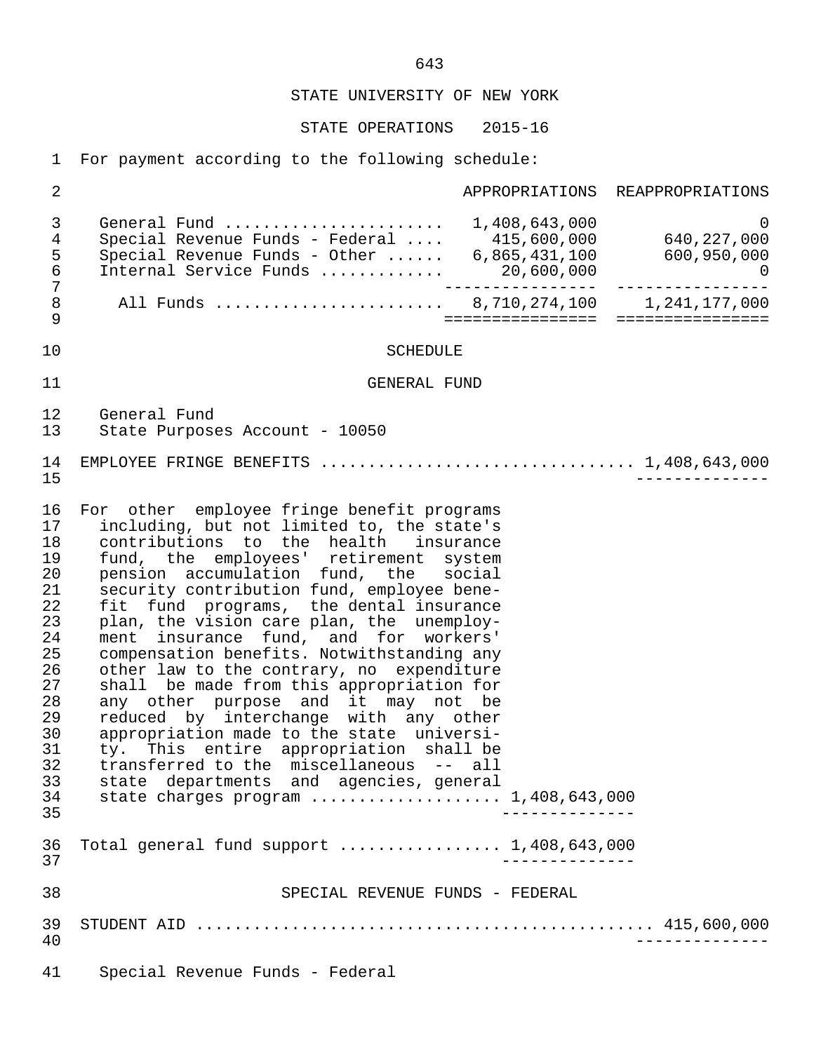STATE UNIVERSITY OF NEW YORK

STATE OPERATIONS 2015-16

For payment according to the following schedule:

| | APPROPRIATIONS | REAPPROPRIATIONS |
|---|---|---|
| General Fund | 1,408,643,000 | 0 |
| Special Revenue Funds - Federal | 415,600,000 | 640,227,000 |
| Special Revenue Funds - Other | 6,865,431,100 | 600,950,000 |
| Internal Service Funds | 20,600,000 | 0 |
| All Funds | 8,710,274,100 | 1,241,177,000 |

SCHEDULE

GENERAL FUND

General Fund
State Purposes Account - 10050

EMPLOYEE FRINGE BENEFITS ................................ 1,408,643,000

For other employee fringe benefit programs including, but not limited to, the state's contributions to the health insurance fund, the employees' retirement system pension accumulation fund, the social security contribution fund, employee benefit fund programs, the dental insurance plan, the vision care plan, the unemployment insurance fund, and for workers' compensation benefits. Notwithstanding any other law to the contrary, no expenditure shall be made from this appropriation for any other purpose and it may not be reduced by interchange with any other appropriation made to the state university. This entire appropriation shall be transferred to the miscellaneous -- all state departments and agencies, general state charges program ................... 1,408,643,000

Total general fund support ................ 1,408,643,000

SPECIAL REVENUE FUNDS - FEDERAL

STUDENT AID ............................................... 415,600,000

Special Revenue Funds - Federal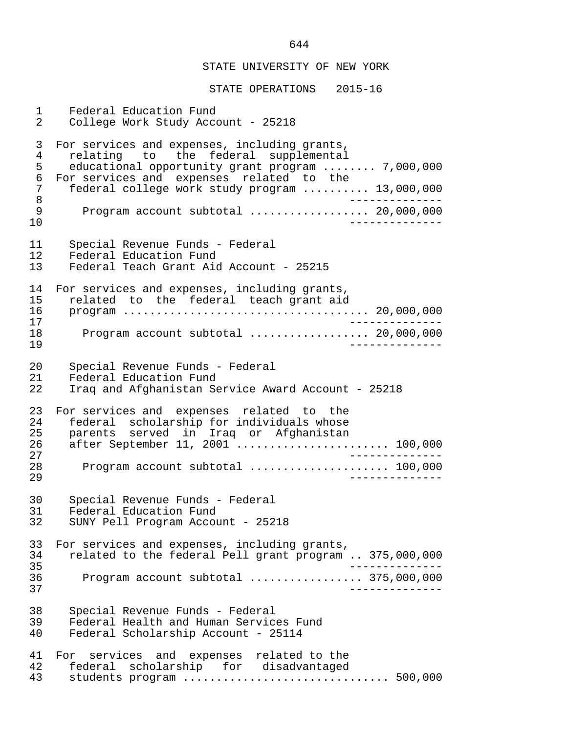# STATE UNIVERSITY OF NEW YORK

## STATE OPERATIONS 2015-16

Federal Education Fund
College Work Study Account - 25218

For services and expenses, including grants, relating to the federal supplemental educational opportunity grant program ........ 7,000,000
For services and expenses related to the federal college work study program .......... 13,000,000

Program account subtotal .................. 20,000,000

Special Revenue Funds - Federal
Federal Education Fund
Federal Teach Grant Aid Account - 25215

For services and expenses, including grants, related to the federal teach grant aid program .................................... 20,000,000

Program account subtotal .................. 20,000,000

Special Revenue Funds - Federal
Federal Education Fund
Iraq and Afghanistan Service Award Account - 25218

For services and expenses related to the federal scholarship for individuals whose parents served in Iraq or Afghanistan after September 11, 2001 ....................... 100,000

Program account subtotal ..................... 100,000

Special Revenue Funds - Federal
Federal Education Fund
SUNY Pell Program Account - 25218

For services and expenses, including grants, related to the federal Pell grant program .. 375,000,000

Program account subtotal ................ 375,000,000

Special Revenue Funds - Federal
Federal Health and Human Services Fund
Federal Scholarship Account - 25114

For services and expenses related to the federal scholarship for disadvantaged students program ............................... 500,000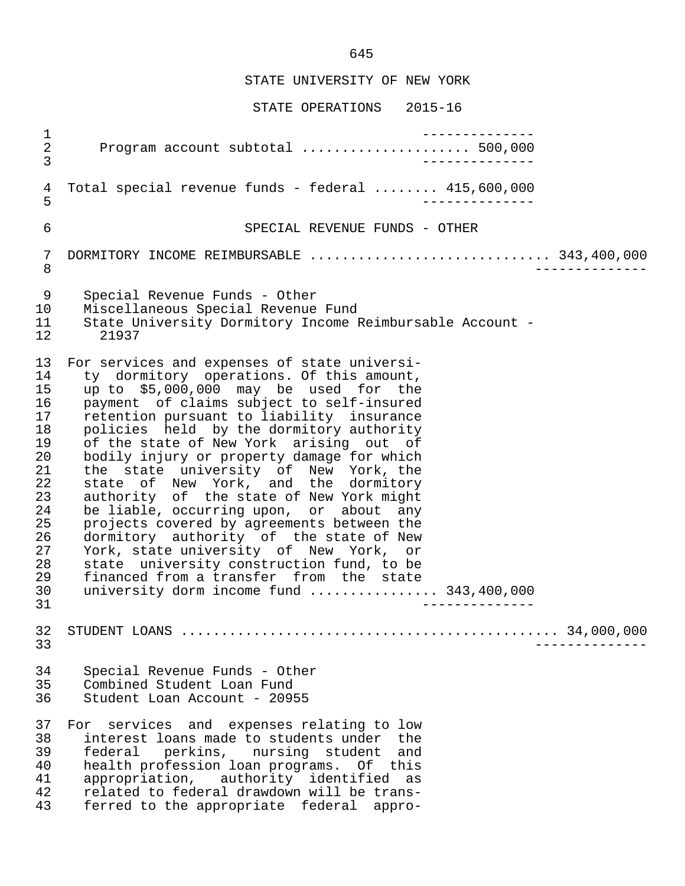STATE UNIVERSITY OF NEW YORK

STATE OPERATIONS 2015-16

```
 1                                            --------------
 2      Program account subtotal .................... 500,000
 3                                            --------------

 4  Total special revenue funds - federal ........ 415,600,000
 5                                            --------------

 6                         SPECIAL REVENUE FUNDS - OTHER

 7  DORMITORY INCOME REIMBURSABLE ............................. 343,400,000
 8                                                           --------------

 9    Special Revenue Funds - Other
10    Miscellaneous Special Revenue Fund
11    State University Dormitory Income Reimbursable Account -
12      21937

13  For services and expenses of state universi-
14    ty  dormitory  operations. Of this amount,
15    up to  $5,000,000  may  be  used  for  the
16    payment  of claims subject to self-insured
17    retention pursuant to liability  insurance
18    policies  held  by the dormitory authority
19    of the state of New York  arising  out  of
20    bodily injury or property damage for which
21    the  state  university  of  New  York, the
22    state  of  New  York,  and  the  dormitory
23    authority  of  the state of New York might
24    be liable, occurring upon,  or  about  any
25    projects covered by agreements between the
26    dormitory  authority  of  the state of New
27    York, state university  of  New  York,  or
28    state  university construction fund, to be
29    financed from a transfer  from  the  state
30    university dorm income fund ............... 343,400,000
31                                            --------------

32  STUDENT LOANS ............................................. 34,000,000
33                                                           --------------

34    Special Revenue Funds - Other
35    Combined Student Loan Fund
36    Student Loan Account - 20955

37  For  services  and  expenses relating to low
38    interest loans made to students under  the
39    federal   perkins,   nursing  student  and
40    health profession loan programs.  Of  this
41    appropriation,   authority  identified  as
42    related to federal drawdown will be trans-
43    ferred to the appropriate  federal  appro-
```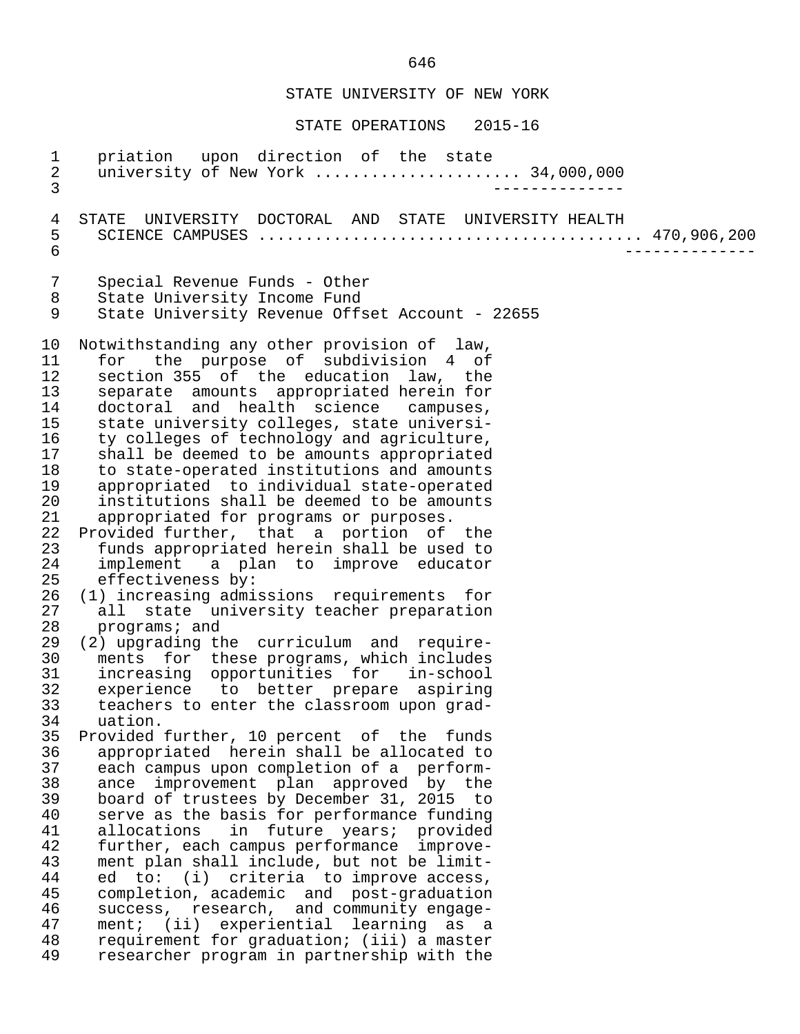priation upon direction of the state university of New York ..................... 34,000,000

--------------

STATE UNIVERSITY DOCTORAL AND STATE UNIVERSITY HEALTH SCIENCE CAMPUSES ....................................... 470,906,200

--------------

Special Revenue Funds - Other
State University Income Fund
State University Revenue Offset Account - 22655

Notwithstanding any other provision of law, for the purpose of subdivision 4 of section 355 of the education law, the separate amounts appropriated herein for doctoral and health science campuses, state university colleges, state university colleges of technology and agriculture, shall be deemed to be amounts appropriated to state-operated institutions and amounts appropriated to individual state-operated institutions shall be deemed to be amounts appropriated for programs or purposes.

Provided further, that a portion of the funds appropriated herein shall be used to implement a plan to improve educator effectiveness by:

(1) increasing admissions requirements for all state university teacher preparation programs; and

(2) upgrading the curriculum and requirements for these programs, which includes increasing opportunities for in-school experience to better prepare aspiring teachers to enter the classroom upon graduation.

Provided further, 10 percent of the funds appropriated herein shall be allocated to each campus upon completion of a performance improvement plan approved by the board of trustees by December 31, 2015 to serve as the basis for performance funding allocations in future years; provided further, each campus performance improvement plan shall include, but not be limited to: (i) criteria to improve access, completion, academic and post-graduation success, research, and community engagement; (ii) experiential learning as a requirement for graduation; (iii) a master researcher program in partnership with the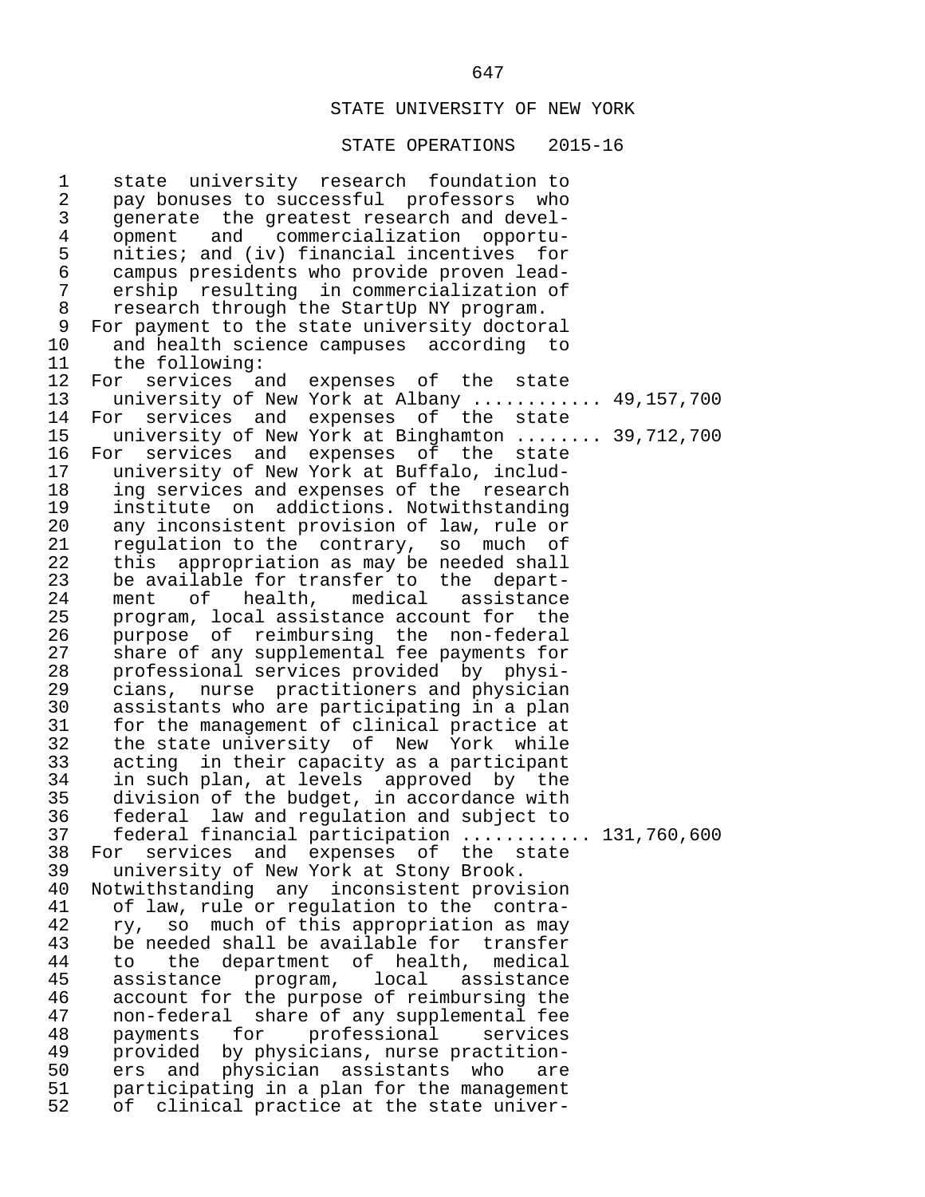STATE UNIVERSITY OF NEW YORK

STATE OPERATIONS 2015-16

state university research foundation to pay bonuses to successful professors who generate the greatest research and development and commercialization opportunities; and (iv) financial incentives for campus presidents who provide proven leadership resulting in commercialization of research through the StartUp NY program.

For payment to the state university doctoral and health science campuses according to the following:

For services and expenses of the state university of New York at Albany ........... 49,157,700

For services and expenses of the state university of New York at Binghamton ........ 39,712,700

For services and expenses of the state university of New York at Buffalo, including services and expenses of the research institute on addictions. Notwithstanding any inconsistent provision of law, rule or regulation to the contrary, so much of this appropriation as may be needed shall be available for transfer to the department of health, medical assistance program, local assistance account for the purpose of reimbursing the non-federal share of any supplemental fee payments for professional services provided by physicians, nurse practitioners and physician assistants who are participating in a plan for the management of clinical practice at the state university of New York while acting in their capacity as a participant in such plan, at levels approved by the division of the budget, in accordance with federal law and regulation and subject to federal financial participation ........... 131,760,600

For services and expenses of the state university of New York at Stony Brook. Notwithstanding any inconsistent provision of law, rule or regulation to the contrary, so much of this appropriation as may be needed shall be available for transfer to the department of health, medical assistance program, local assistance account for the purpose of reimbursing the non-federal share of any supplemental fee payments for professional services provided by physicians, nurse practitioners and physician assistants who are participating in a plan for the management of clinical practice at the state univer-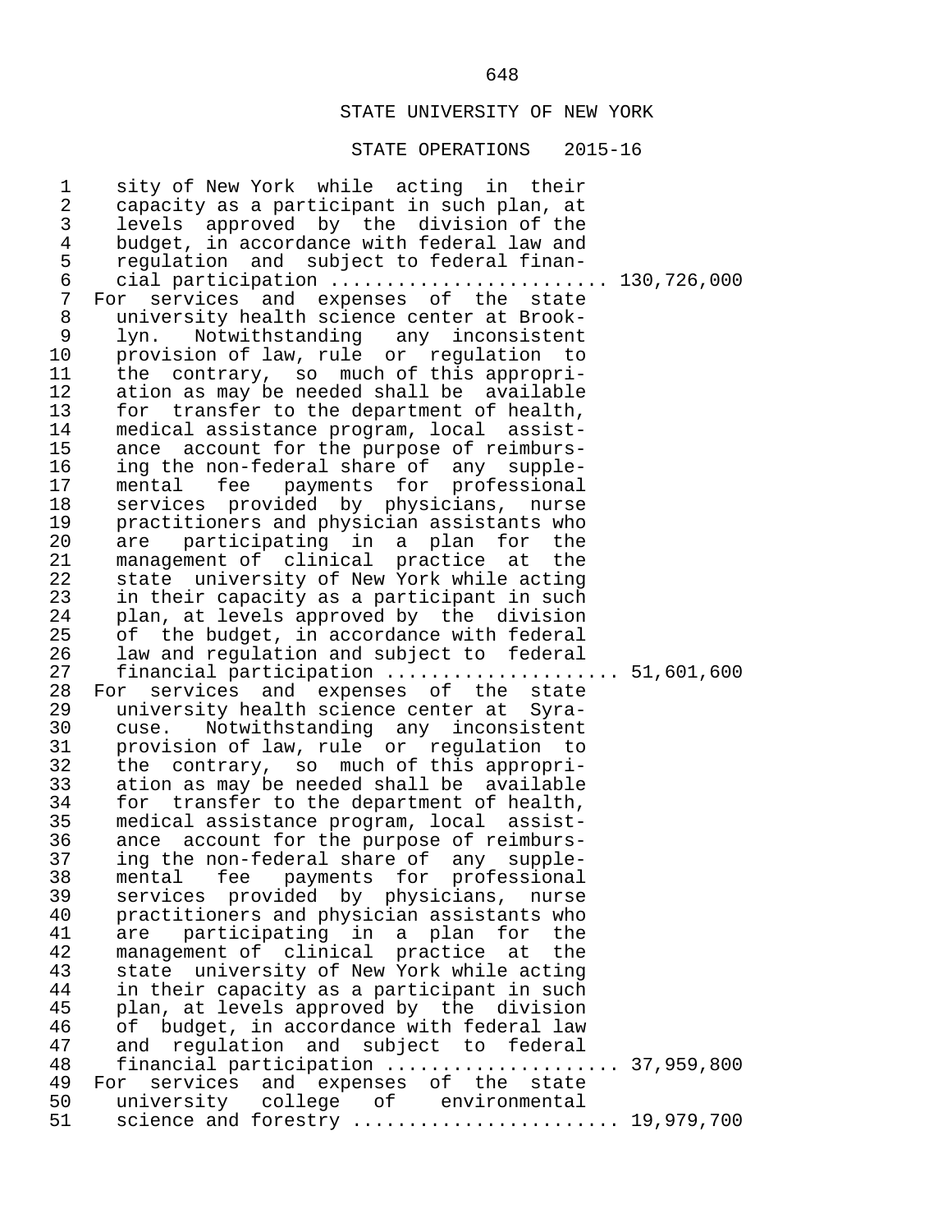STATE UNIVERSITY OF NEW YORK

STATE OPERATIONS 2015-16

sity of New York while acting in their capacity as a participant in such plan, at levels approved by the division of the budget, in accordance with federal law and regulation and subject to federal financial participation ........................ 130,726,000

For services and expenses of the state university health science center at Brooklyn. Notwithstanding any inconsistent provision of law, rule or regulation to the contrary, so much of this appropriation as may be needed shall be available for transfer to the department of health, medical assistance program, local assistance account for the purpose of reimbursing the non-federal share of any supplemental fee payments for professional services provided by physicians, nurse practitioners and physician assistants who are participating in a plan for the management of clinical practice at the state university of New York while acting in their capacity as a participant in such plan, at levels approved by the division of the budget, in accordance with federal law and regulation and subject to federal financial participation .................... 51,601,600

For services and expenses of the state university health science center at Syracuse. Notwithstanding any inconsistent provision of law, rule or regulation to the contrary, so much of this appropriation as may be needed shall be available for transfer to the department of health, medical assistance program, local assistance account for the purpose of reimbursing the non-federal share of any supplemental fee payments for professional services provided by physicians, nurse practitioners and physician assistants who are participating in a plan for the management of clinical practice at the state university of New York while acting in their capacity as a participant in such plan, at levels approved by the division of budget, in accordance with federal law and regulation and subject to federal financial participation .................... 37,959,800

For services and expenses of the state university college of environmental science and forestry ....................... 19,979,700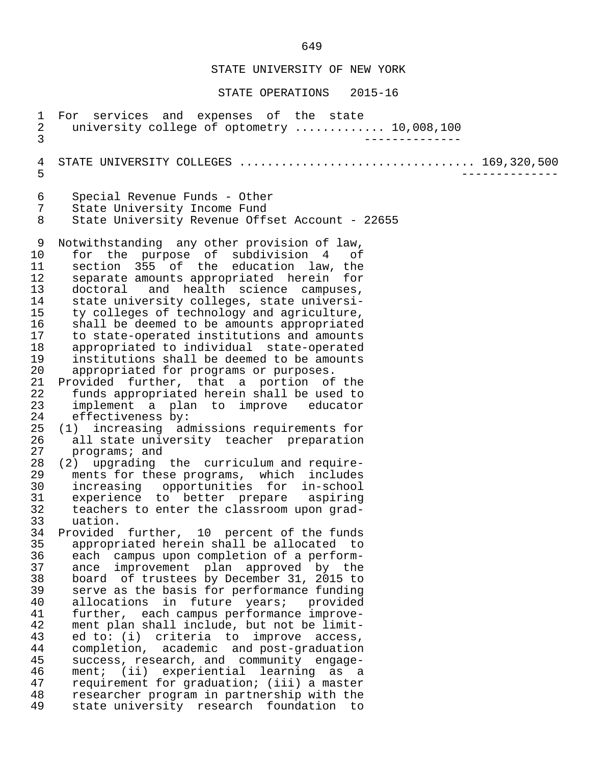STATE UNIVERSITY OF NEW YORK

STATE OPERATIONS 2015-16

For services and expenses of the state university college of optometry ............ 10,008,100

--------------

STATE UNIVERSITY COLLEGES ................................. 169,320,500

--------------

Special Revenue Funds - Other
State University Income Fund
State University Revenue Offset Account - 22655

Notwithstanding any other provision of law, for the purpose of subdivision 4 of section 355 of the education law, the separate amounts appropriated herein for doctoral and health science campuses, state university colleges, state university colleges of technology and agriculture, shall be deemed to be amounts appropriated to state-operated institutions and amounts appropriated to individual state-operated institutions shall be deemed to be amounts appropriated for programs or purposes.

Provided further, that a portion of the funds appropriated herein shall be used to implement a plan to improve educator effectiveness by:

(1) increasing admissions requirements for all state university teacher preparation programs; and

(2) upgrading the curriculum and requirements for these programs, which includes increasing opportunities for in-school experience to better prepare aspiring teachers to enter the classroom upon graduation.

Provided further, 10 percent of the funds appropriated herein shall be allocated to each campus upon completion of a performance improvement plan approved by the board of trustees by December 31, 2015 to serve as the basis for performance funding allocations in future years; provided further, each campus performance improvement plan shall include, but not be limited to: (i) criteria to improve access, completion, academic and post-graduation success, research, and community engagement; (ii) experiential learning as a requirement for graduation; (iii) a master researcher program in partnership with the state university research foundation to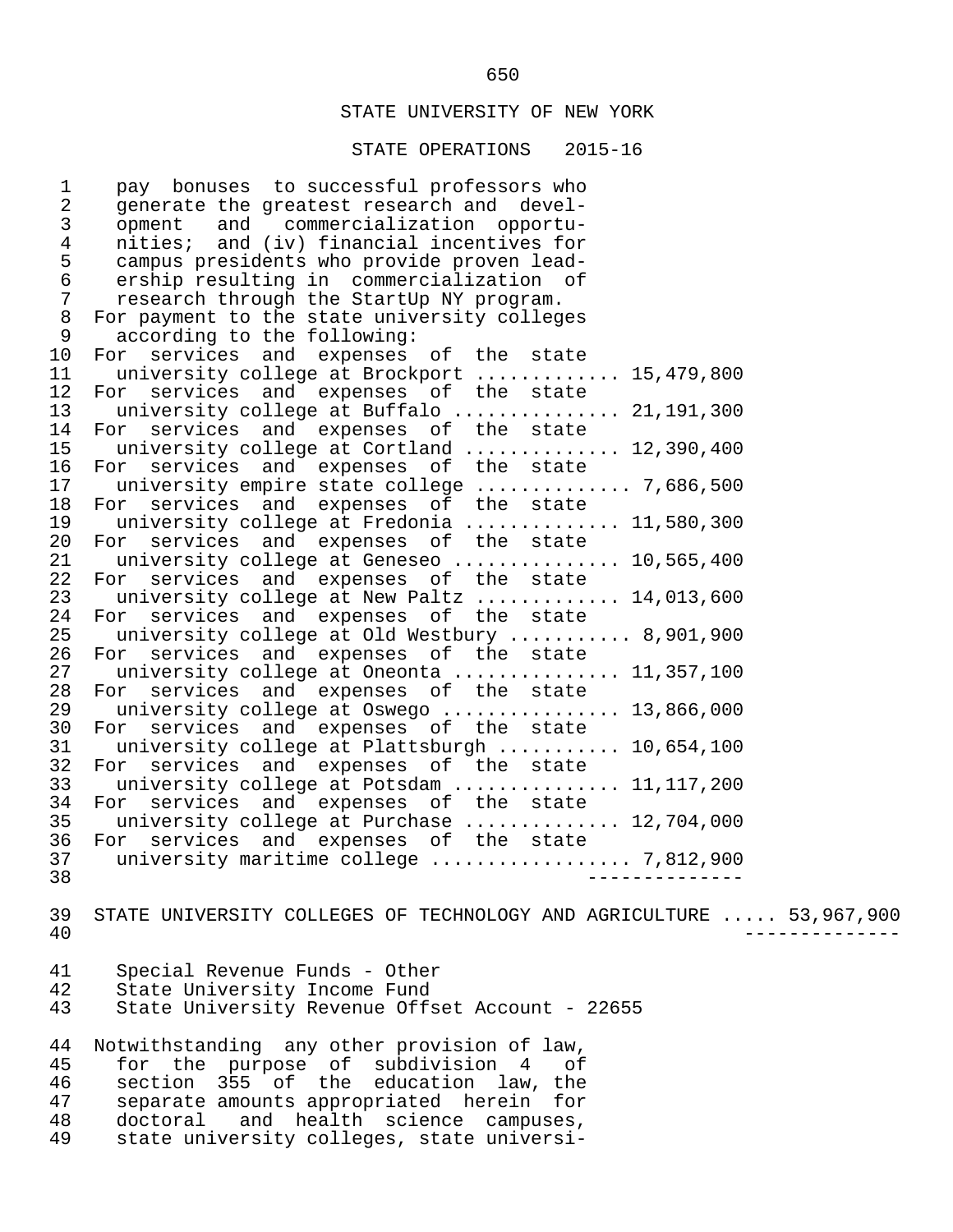pay bonuses to successful professors who generate the greatest research and development and commercialization opportunities; and (iv) financial incentives for campus presidents who provide proven leadership resulting in commercialization of research through the StartUp NY program.

For payment to the state university colleges according to the following:

| | |
|---|---|
| For services and expenses of the state university college at Brockport | 15,479,800 |
| For services and expenses of the state university college at Buffalo | 21,191,300 |
| For services and expenses of the state university college at Cortland | 12,390,400 |
| For services and expenses of the state university empire state college | 7,686,500 |
| For services and expenses of the state university college at Fredonia | 11,580,300 |
| For services and expenses of the state university college at Geneseo | 10,565,400 |
| For services and expenses of the state university college at New Paltz | 14,013,600 |
| For services and expenses of the state university college at Old Westbury | 8,901,900 |
| For services and expenses of the state university college at Oneonta | 11,357,100 |
| For services and expenses of the state university college at Oswego | 13,866,000 |
| For services and expenses of the state university college at Plattsburgh | 10,654,100 |
| For services and expenses of the state university college at Potsdam | 11,117,200 |
| For services and expenses of the state university college at Purchase | 12,704,000 |
| For services and expenses of the state university maritime college | 7,812,900 |

STATE UNIVERSITY COLLEGES OF TECHNOLOGY AND AGRICULTURE ..... 53,967,900

Special Revenue Funds - Other
State University Income Fund
State University Revenue Offset Account - 22655

Notwithstanding any other provision of law, for the purpose of subdivision 4 of section 355 of the education law, the separate amounts appropriated herein for doctoral and health science campuses, state university colleges, state universi-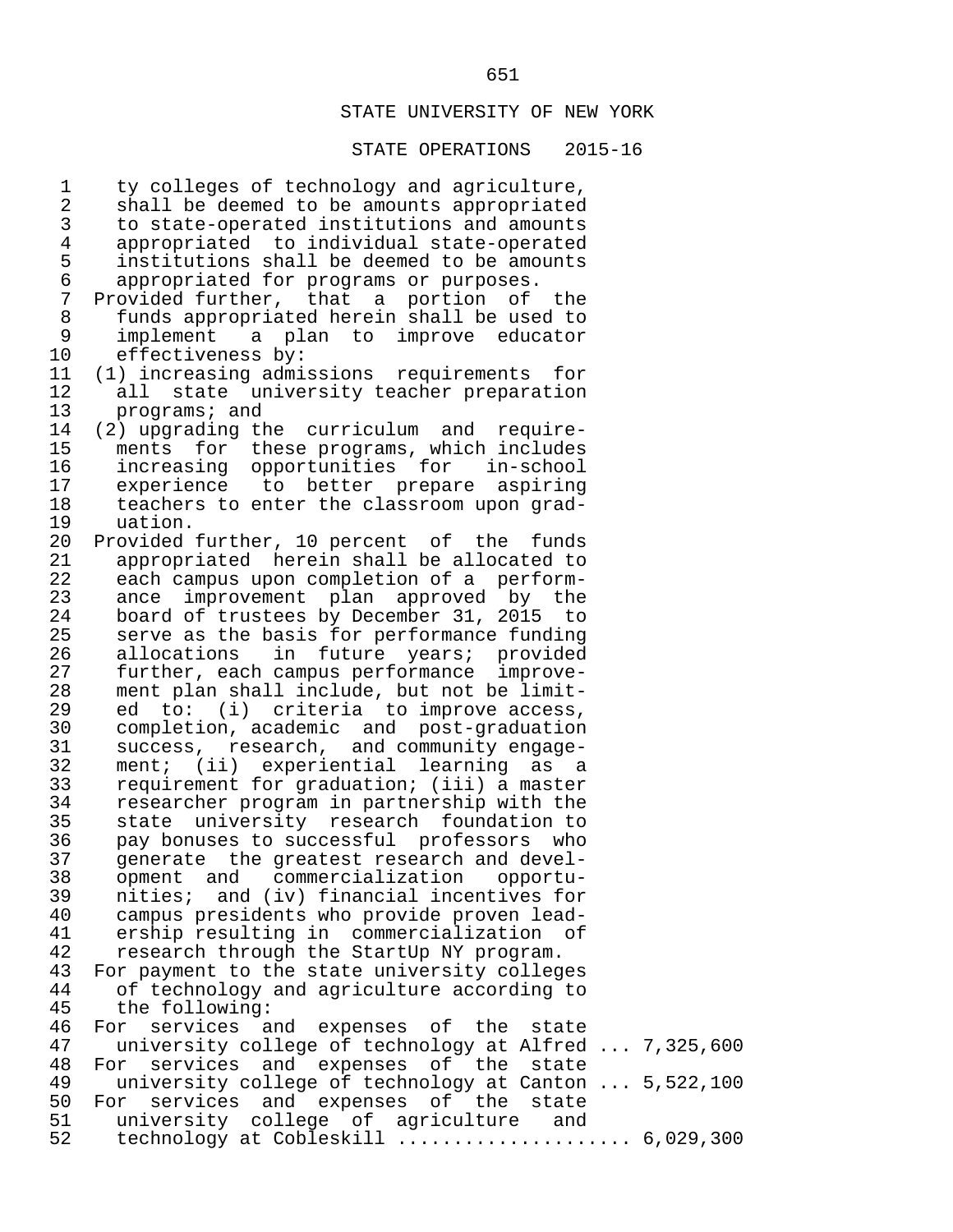STATE UNIVERSITY OF NEW YORK

STATE OPERATIONS 2015-16

ty colleges of technology and agriculture, shall be deemed to be amounts appropriated to state-operated institutions and amounts appropriated to individual state-operated institutions shall be deemed to be amounts appropriated for programs or purposes.

Provided further, that a portion of the funds appropriated herein shall be used to implement a plan to improve educator effectiveness by:

(1) increasing admissions requirements for all state university teacher preparation programs; and

(2) upgrading the curriculum and requirements for these programs, which includes increasing opportunities for in-school experience to better prepare aspiring teachers to enter the classroom upon graduation.

Provided further, 10 percent of the funds appropriated herein shall be allocated to each campus upon completion of a performance improvement plan approved by the board of trustees by December 31, 2015 to serve as the basis for performance funding allocations in future years; provided further, each campus performance improvement plan shall include, but not be limited to: (i) criteria to improve access, completion, academic and post-graduation success, research, and community engagement; (ii) experiential learning as a requirement for graduation; (iii) a master researcher program in partnership with the state university research foundation to pay bonuses to successful professors who generate the greatest research and development and commercialization opportunities; and (iv) financial incentives for campus presidents who provide proven leadership resulting in commercialization of research through the StartUp NY program.

For payment to the state university colleges of technology and agriculture according to the following:

For services and expenses of the state university college of technology at Alfred ... 7,325,600

For services and expenses of the state university college of technology at Canton ... 5,522,100

For services and expenses of the state university college of agriculture and technology at Cobleskill .................... 6,029,300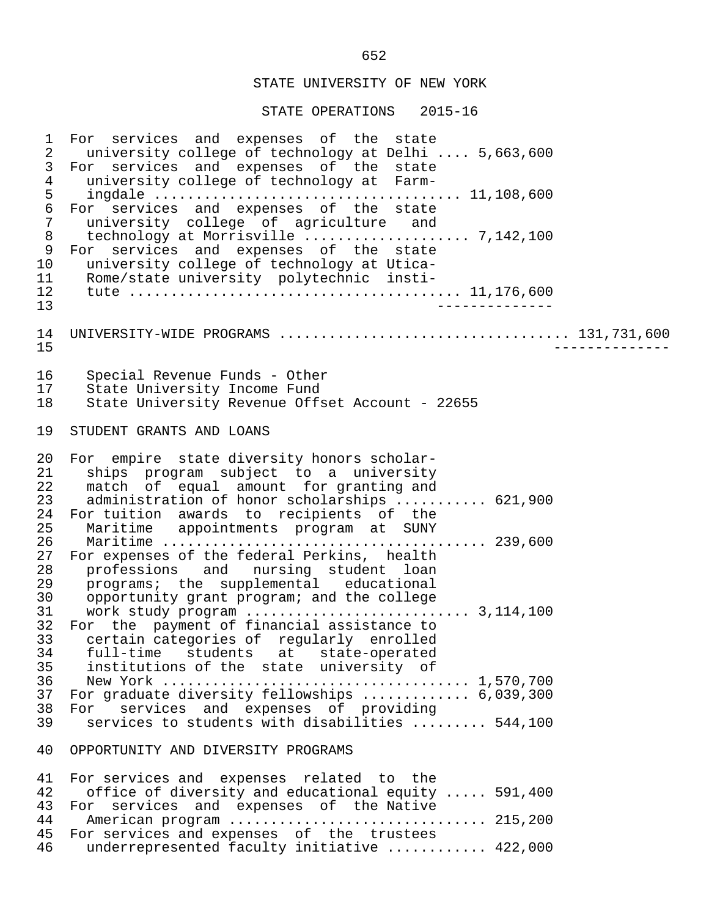STATE UNIVERSITY OF NEW YORK

STATE OPERATIONS 2015-16

| | |
|---|---|
| For services and expenses of the state university college of technology at Delhi | 5,663,600 |
| For services and expenses of the state university college of technology at Farmingdale | 11,108,600 |
| For services and expenses of the state university college of agriculture and technology at Morrisville | 7,142,100 |
| For services and expenses of the state university college of technology at Utica-Rome/state university polytechnic institute | 11,176,600 |

UNIVERSITY-WIDE PROGRAMS ................................. 131,731,600

Special Revenue Funds - Other
State University Income Fund
State University Revenue Offset Account - 22655

STUDENT GRANTS AND LOANS

| | |
|---|---|
| For empire state diversity honors scholarships program subject to a university match of equal amount for granting and administration of honor scholarships | 621,900 |
| For tuition awards to recipients of the Maritime appointments program at SUNY Maritime | 239,600 |
| For expenses of the federal Perkins, health professions and nursing student loan programs; the supplemental educational opportunity grant program; and the college work study program | 3,114,100 |
| For the payment of financial assistance to certain categories of regularly enrolled full-time students at state-operated institutions of the state university of New York | 1,570,700 |
| For graduate diversity fellowships | 6,039,300 |
| For services and expenses of providing services to students with disabilities | 544,100 |

OPPORTUNITY AND DIVERSITY PROGRAMS

| | |
|---|---|
| For services and expenses related to the office of diversity and educational equity | 591,400 |
| For services and expenses of the Native American program | 215,200 |
| For services and expenses of the trustees underrepresented faculty initiative | 422,000 |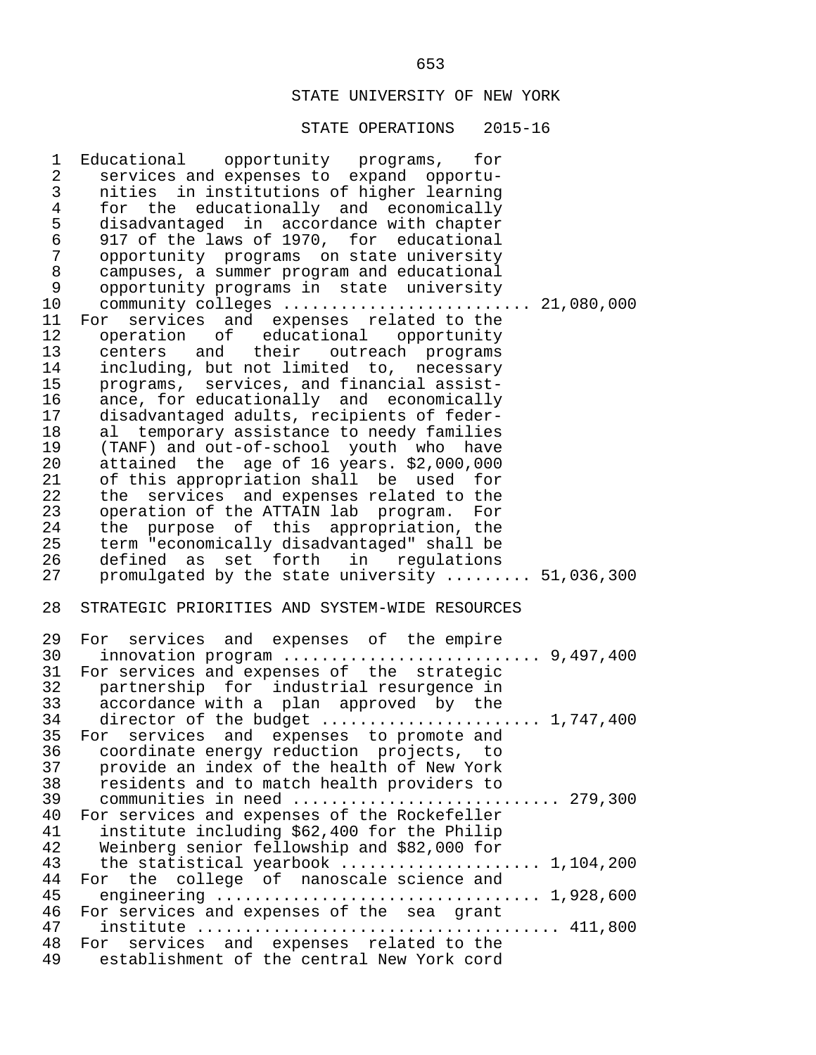STATE UNIVERSITY OF NEW YORK

STATE OPERATIONS 2015-16

Educational opportunity programs, for services and expenses to expand opportunities in institutions of higher learning for the educationally and economically disadvantaged in accordance with chapter 917 of the laws of 1970, for educational opportunity programs on state university campuses, a summer program and educational opportunity programs in state university community colleges ........................ 21,080,000

For services and expenses related to the operation of educational opportunity centers and their outreach programs including, but not limited to, necessary programs, services, and financial assistance, for educationally and economically disadvantaged adults, recipients of federal temporary assistance to needy families (TANF) and out-of-school youth who have attained the age of 16 years. $2,000,000 of this appropriation shall be used for the services and expenses related to the operation of the ATTAIN lab program. For the purpose of this appropriation, the term "economically disadvantaged" shall be defined as set forth in regulations promulgated by the state university ......... 51,036,300

## STRATEGIC PRIORITIES AND SYSTEM-WIDE RESOURCES

For services and expenses of the empire innovation program ........................... 9,497,400

For services and expenses of the strategic partnership for industrial resurgence in accordance with a plan approved by the director of the budget ...................... 1,747,400

For services and expenses to promote and coordinate energy reduction projects, to provide an index of the health of New York residents and to match health providers to communities in need .......................... 279,300

For services and expenses of the Rockefeller institute including $62,400 for the Philip Weinberg senior fellowship and $82,000 for the statistical yearbook .................... 1,104,200

For the college of nanoscale science and engineering ................................ 1,928,600

For services and expenses of the sea grant institute .................................... 411,800

For services and expenses related to the establishment of the central New York cord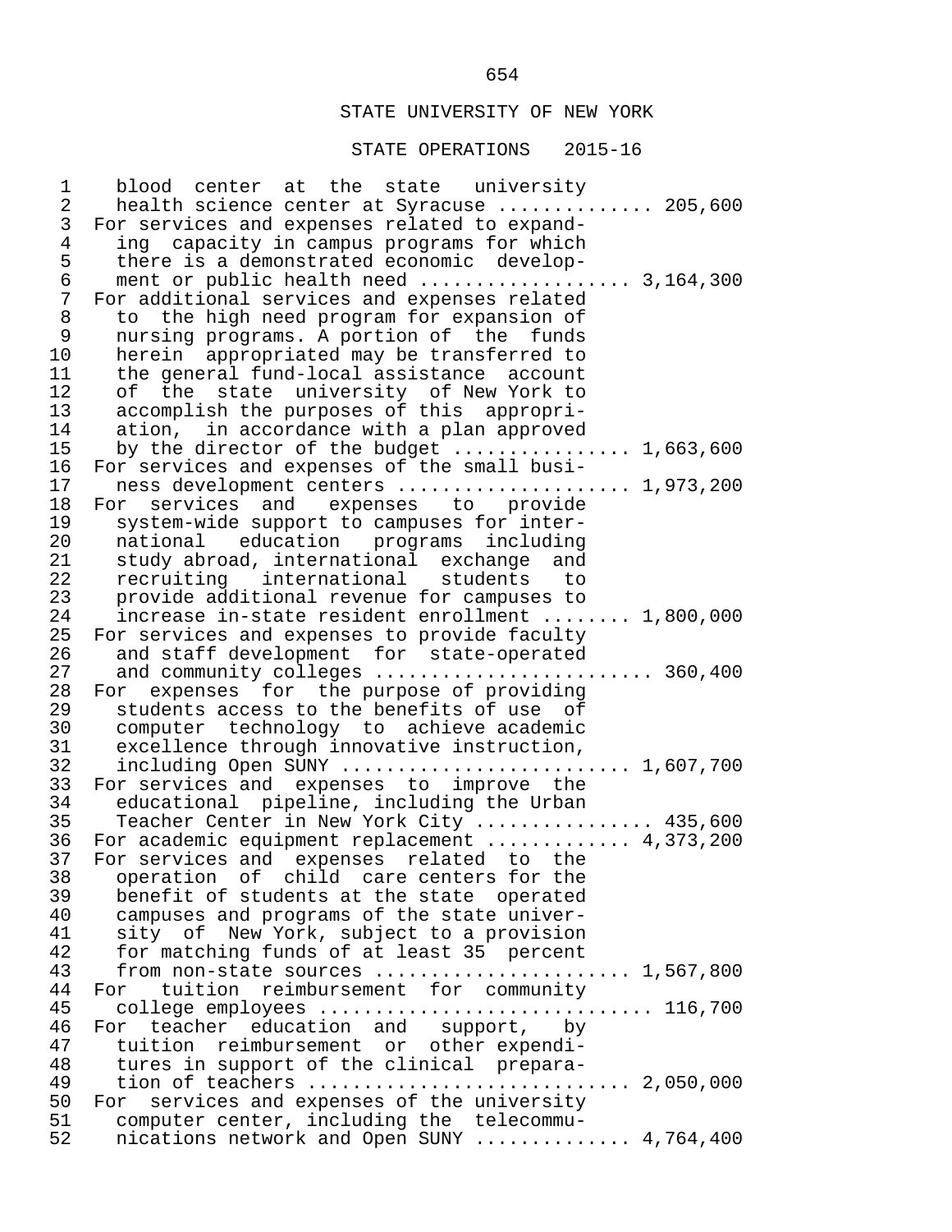STATE UNIVERSITY OF NEW YORK

STATE OPERATIONS 2015-16

```
 1    blood  center  at  the  state   university
 2    health science center at Syracuse ............. 205,600
 3  For services and expenses related to expand-
 4    ing  capacity in campus programs for which
 5    there is a demonstrated economic  develop-
 6    ment or public health need .................. 3,164,300
 7  For additional services and expenses related
 8    to  the high need program for expansion of
 9    nursing programs. A portion of  the  funds
10    herein  appropriated may be transferred to
11    the general fund-local assistance  account
12    of  the  state  university  of New York to
13    accomplish the purposes of this  appropri-
14    ation,  in accordance with a plan approved
15    by the director of the budget ............... 1,663,600
16  For services and expenses of the small busi-
17    ness development centers .................... 1,973,200
18  For  services  and   expenses   to   provide
19    system-wide support to campuses for inter-
20    national   education   programs  including
21    study abroad, international  exchange  and
22    recruiting   international   students   to
23    provide additional revenue for campuses to
24    increase in-state resident enrollment ........ 1,800,000
25  For services and expenses to provide faculty
26    and staff development  for  state-operated
27    and community colleges ........................ 360,400
28  For  expenses  for  the purpose of providing
29    students access to the benefits of use  of
30    computer  technology  to  achieve academic
31    excellence through innovative instruction,
32    including Open SUNY ......................... 1,607,700
33  For services and  expenses  to  improve  the
34    educational  pipeline, including the Urban
35    Teacher Center in New York City ............... 435,600
36  For academic equipment replacement ............ 4,373,200
37  For services and  expenses  related  to  the
38    operation  of  child  care centers for the
39    benefit of students at the state  operated
40    campuses and programs of the state univer-
41    sity  of  New York, subject to a provision
42    for matching funds of at least 35  percent
43    from non-state sources ...................... 1,567,800
44  For   tuition  reimbursement  for  community
45    college employees ............................. 116,700
46  For  teacher  education  and   support,   by
47    tuition  reimbursement  or  other expendi-
48    tures in support of the clinical  prepara-
49    tion of teachers ............................ 2,050,000
50  For  services and expenses of the university
51    computer center, including the  telecommu-
52    nications network and Open SUNY ............. 4,764,400
```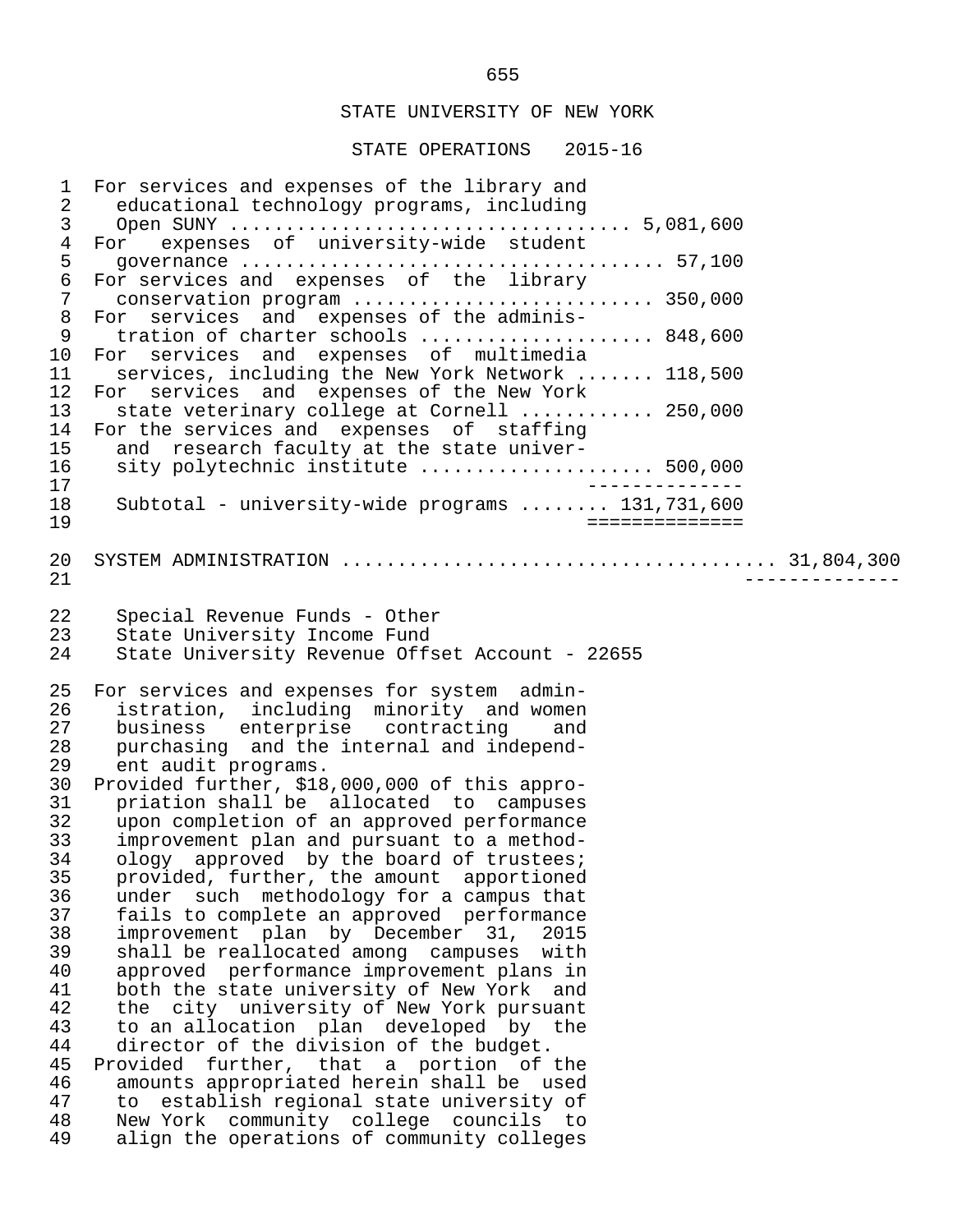# STATE UNIVERSITY OF NEW YORK

## STATE OPERATIONS 2015-16

| | |
|---|---|
| For services and expenses of the library and educational technology programs, including Open SUNY | 5,081,600 |
| For expenses of university-wide student governance | 57,100 |
| For services and expenses of the library conservation program | 350,000 |
| For services and expenses of the administration of charter schools | 848,600 |
| For services and expenses of multimedia services, including the New York Network | 118,500 |
| For services and expenses of the New York state veterinary college at Cornell | 250,000 |
| For the services and expenses of staffing and research faculty at the state university polytechnic institute | 500,000 |
| Subtotal - university-wide programs | 131,731,600 |

SYSTEM ADMINISTRATION .................................... 31,804,300

Special Revenue Funds - Other
State University Income Fund
State University Revenue Offset Account - 22655

For services and expenses for system administration, including minority and women business enterprise contracting and purchasing and the internal and independent audit programs.

Provided further, $18,000,000 of this appropriation shall be allocated to campuses upon completion of an approved performance improvement plan and pursuant to a methodology approved by the board of trustees; provided, further, the amount apportioned under such methodology for a campus that fails to complete an approved performance improvement plan by December 31, 2015 shall be reallocated among campuses with approved performance improvement plans in both the state university of New York and the city university of New York pursuant to an allocation plan developed by the director of the division of the budget.

Provided further, that a portion of the amounts appropriated herein shall be used to establish regional state university of New York community college councils to align the operations of community colleges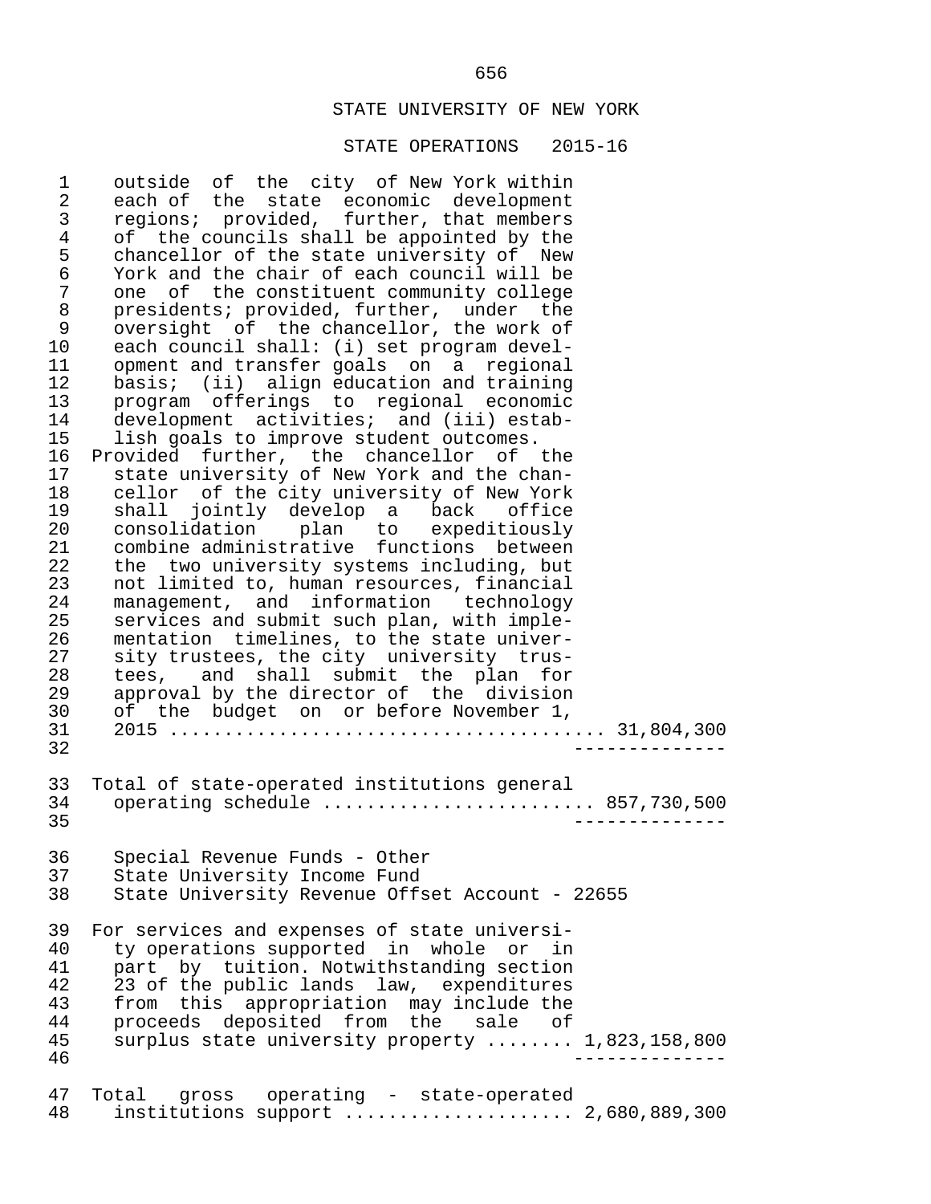STATE UNIVERSITY OF NEW YORK

STATE OPERATIONS 2015-16

outside of the city of New York within each of the state economic development regions; provided, further, that members of the councils shall be appointed by the chancellor of the state university of New York and the chair of each council will be one of the constituent community college presidents; provided, further, under the oversight of the chancellor, the work of each council shall: (i) set program development and transfer goals on a regional basis; (ii) align education and training program offerings to regional economic development activities; and (iii) establish goals to improve student outcomes.

Provided further, the chancellor of the state university of New York and the chancellor of the city university of New York shall jointly develop a back office consolidation plan to expeditiously combine administrative functions between the two university systems including, but not limited to, human resources, financial management, and information technology services and submit such plan, with implementation timelines, to the state university trustees, the city university trustees, and shall submit the plan for approval by the director of the division of the budget on or before November 1, 2015 ....................................... 31,804,300

--------------

Total of state-operated institutions general operating schedule ......................... 857,730,500

--------------

Special Revenue Funds - Other
State University Income Fund
State University Revenue Offset Account - 22655

For services and expenses of state university operations supported in whole or in part by tuition. Notwithstanding section 23 of the public lands law, expenditures from this appropriation may include the proceeds deposited from the sale of surplus state university property ........ 1,823,158,800

--------------

Total gross operating - state-operated institutions support ..................... 2,680,889,300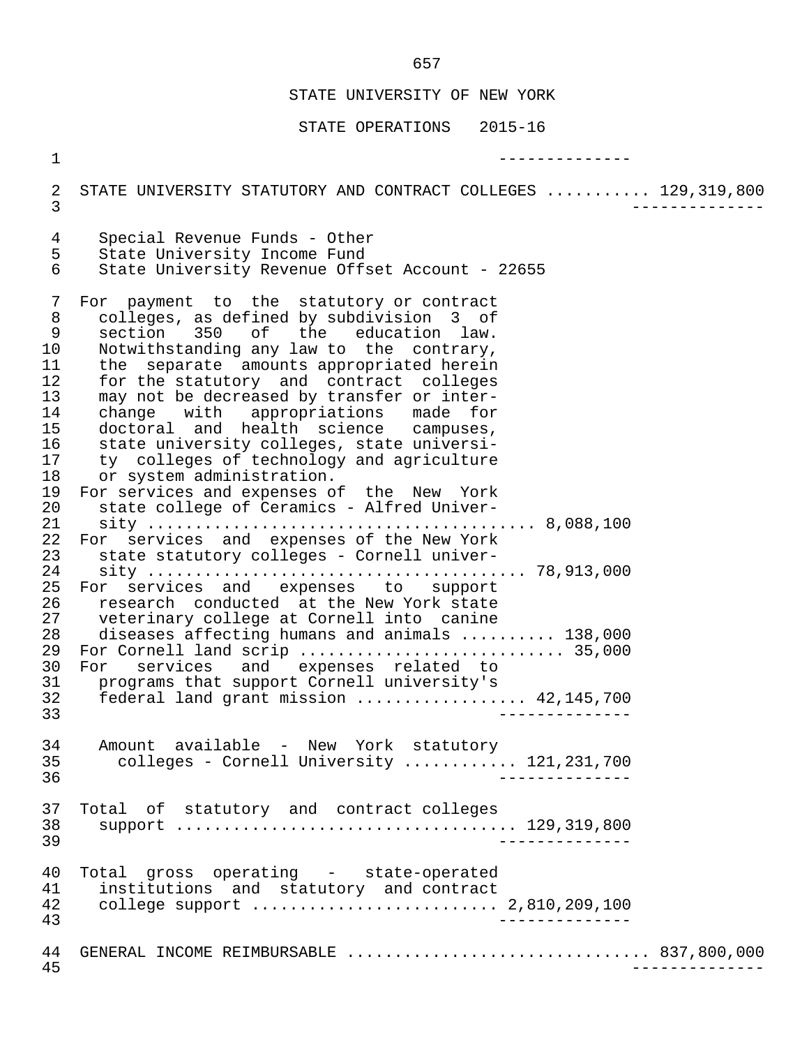STATE UNIVERSITY OF NEW YORK

STATE OPERATIONS 2015-16

STATE UNIVERSITY STATUTORY AND CONTRACT COLLEGES ........... 129,319,800

Special Revenue Funds - Other
State University Income Fund
State University Revenue Offset Account - 22655

For payment to the statutory or contract colleges, as defined by subdivision 3 of section 350 of the education law. Notwithstanding any law to the contrary, the separate amounts appropriated herein for the statutory and contract colleges may not be decreased by transfer or interchange with appropriations made for doctoral and health science campuses, state university colleges, state university colleges of technology and agriculture or system administration.

For services and expenses of the New York state college of Ceramics - Alfred University ........................................ 8,088,100

For services and expenses of the New York state statutory colleges - Cornell university ........................................ 78,913,000

For services and expenses to support research conducted at the New York state veterinary college at Cornell into canine diseases affecting humans and animals .......... 138,000

For Cornell land scrip .......................... 35,000

For services and expenses related to programs that support Cornell university's federal land grant mission .................. 42,145,700

Amount available - New York statutory colleges - Cornell University ............ 121,231,700

Total of statutory and contract colleges support .................................. 129,319,800

Total gross operating - state-operated institutions and statutory and contract college support .......................... 2,810,209,100

GENERAL INCOME REIMBURSABLE ................................ 837,800,000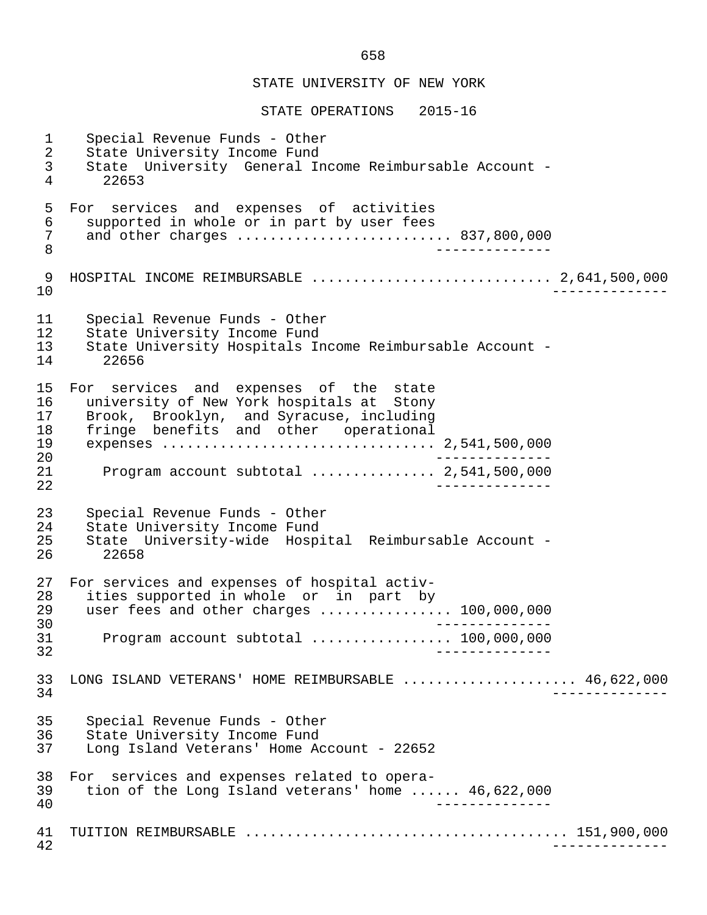STATE UNIVERSITY OF NEW YORK

STATE OPERATIONS 2015-16

Special Revenue Funds - Other
State University Income Fund
State University General Income Reimbursable Account - 22653

For services and expenses of activities supported in whole or in part by user fees and other charges .......................... 837,800,000

--------------

HOSPITAL INCOME REIMBURSABLE ............................ 2,641,500,000

--------------

Special Revenue Funds - Other
State University Income Fund
State University Hospitals Income Reimbursable Account - 22656

For services and expenses of the state university of New York hospitals at Stony Brook, Brooklyn, and Syracuse, including fringe benefits and other operational expenses ................................ 2,541,500,000

--------------

Program account subtotal .............. 2,541,500,000

--------------

Special Revenue Funds - Other
State University Income Fund
State University-wide Hospital Reimbursable Account - 22658

For services and expenses of hospital activities supported in whole or in part by user fees and other charges ................ 100,000,000

--------------

Program account subtotal ................ 100,000,000

--------------

LONG ISLAND VETERANS' HOME REIMBURSABLE .................... 46,622,000

--------------

Special Revenue Funds - Other
State University Income Fund
Long Island Veterans' Home Account - 22652

For services and expenses related to operation of the Long Island veterans' home ...... 46,622,000

--------------

TUITION REIMBURSABLE ...................................... 151,900,000

--------------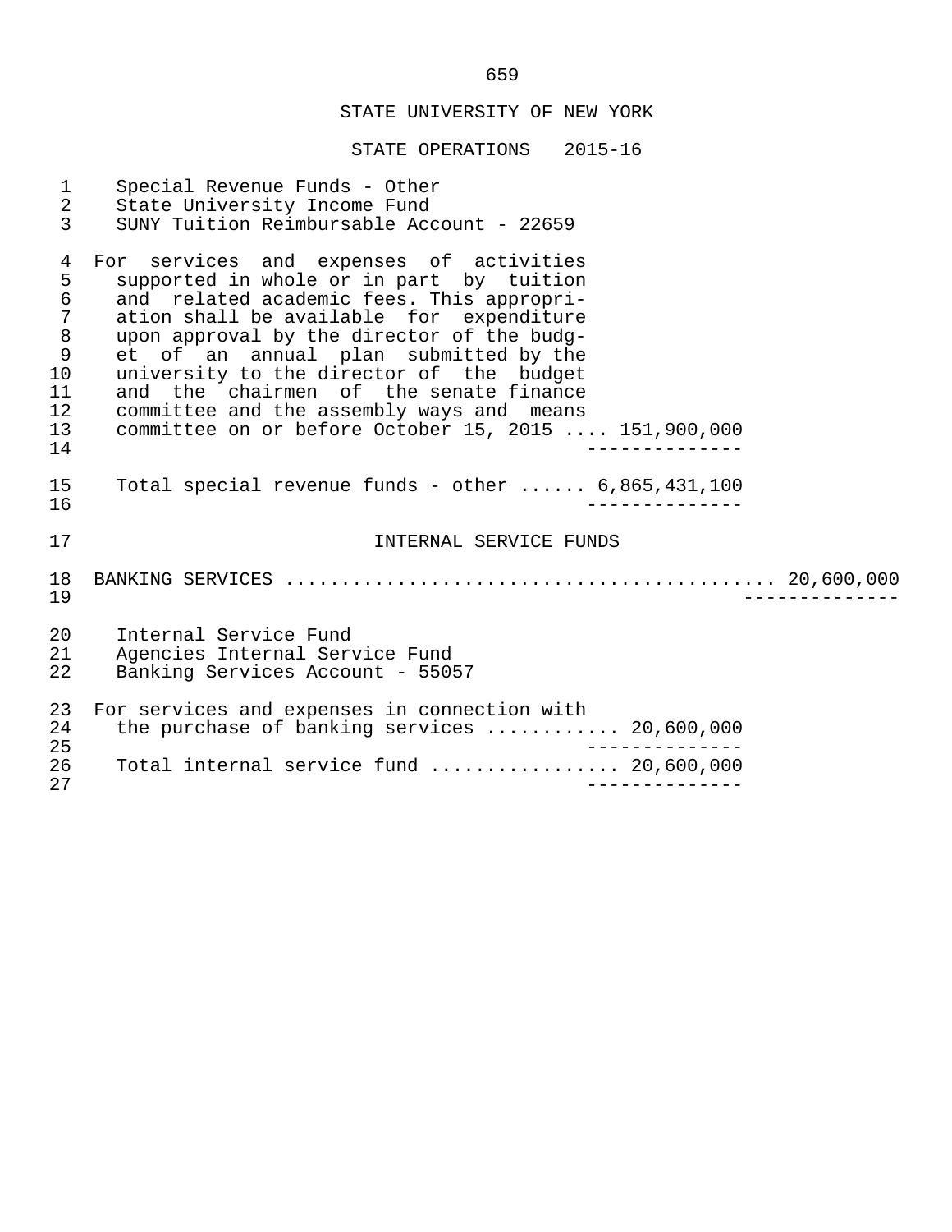STATE UNIVERSITY OF NEW YORK

STATE OPERATIONS 2015-16

Special Revenue Funds - Other
State University Income Fund
SUNY Tuition Reimbursable Account - 22659

For services and expenses of activities supported in whole or in part by tuition and related academic fees. This appropriation shall be available for expenditure upon approval by the director of the budget of an annual plan submitted by the university to the director of the budget and the chairmen of the senate finance committee and the assembly ways and means committee on or before October 15, 2015 .... 151,900,000

Total special revenue funds - other ...... 6,865,431,100

## INTERNAL SERVICE FUNDS

BANKING SERVICES ........................................... 20,600,000

Internal Service Fund
Agencies Internal Service Fund
Banking Services Account - 55057

For services and expenses in connection with the purchase of banking services ........... 20,600,000

Total internal service fund ................ 20,600,000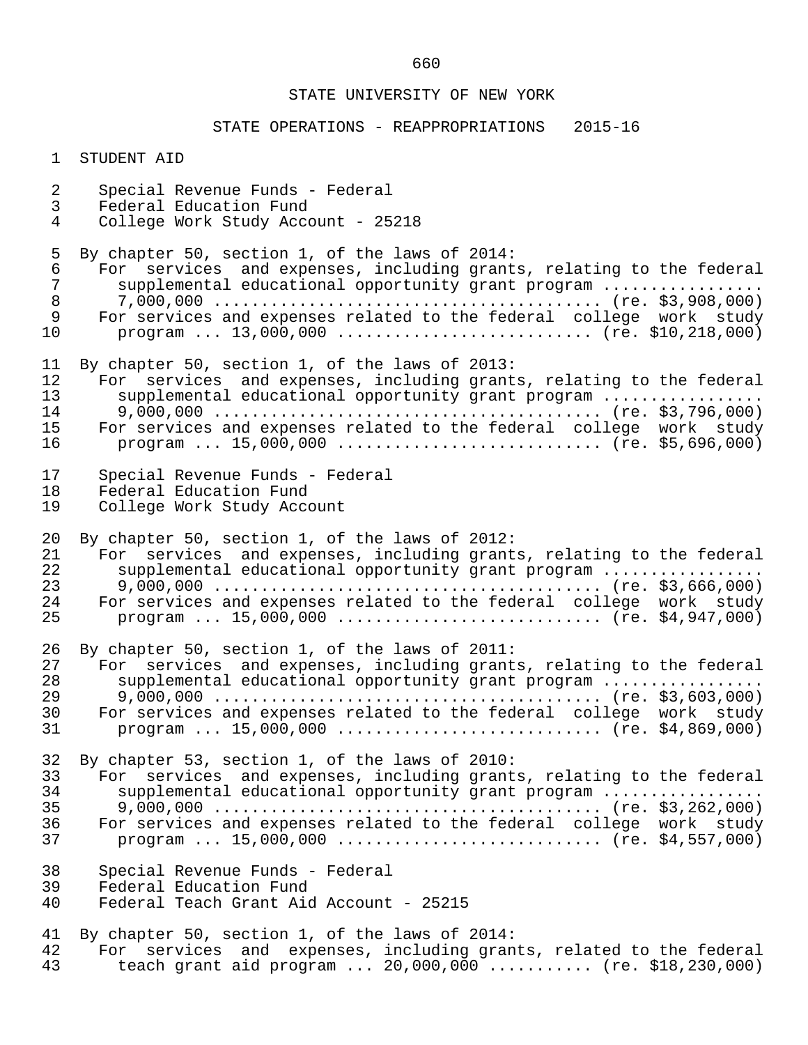STATE UNIVERSITY OF NEW YORK

STATE OPERATIONS - REAPPROPRIATIONS 2015-16

STUDENT AID

Special Revenue Funds - Federal
Federal Education Fund
College Work Study Account - 25218

By chapter 50, section 1, of the laws of 2014:
For services and expenses, including grants, relating to the federal supplemental educational opportunity grant program ................. 7,000,000 ........................................ (re. $3,908,000)
For services and expenses related to the federal college work study program ... 13,000,000 .......................... (re. $10,218,000)

By chapter 50, section 1, of the laws of 2013:
For services and expenses, including grants, relating to the federal supplemental educational opportunity grant program ................. 9,000,000 ........................................ (re. $3,796,000)
For services and expenses related to the federal college work study program ... 15,000,000 ........................... (re. $5,696,000)

Special Revenue Funds - Federal
Federal Education Fund
College Work Study Account

By chapter 50, section 1, of the laws of 2012:
For services and expenses, including grants, relating to the federal supplemental educational opportunity grant program ................. 9,000,000 ........................................ (re. $3,666,000)
For services and expenses related to the federal college work study program ... 15,000,000 ........................... (re. $4,947,000)

By chapter 50, section 1, of the laws of 2011:
For services and expenses, including grants, relating to the federal supplemental educational opportunity grant program ................. 9,000,000 ........................................ (re. $3,603,000)
For services and expenses related to the federal college work study program ... 15,000,000 ........................... (re. $4,869,000)

By chapter 53, section 1, of the laws of 2010:
For services and expenses, including grants, relating to the federal supplemental educational opportunity grant program ................. 9,000,000 ........................................ (re. $3,262,000)
For services and expenses related to the federal college work study program ... 15,000,000 ........................... (re. $4,557,000)

Special Revenue Funds - Federal
Federal Education Fund
Federal Teach Grant Aid Account - 25215

By chapter 50, section 1, of the laws of 2014:
For services and expenses, including grants, related to the federal teach grant aid program ... 20,000,000 ........... (re. $18,230,000)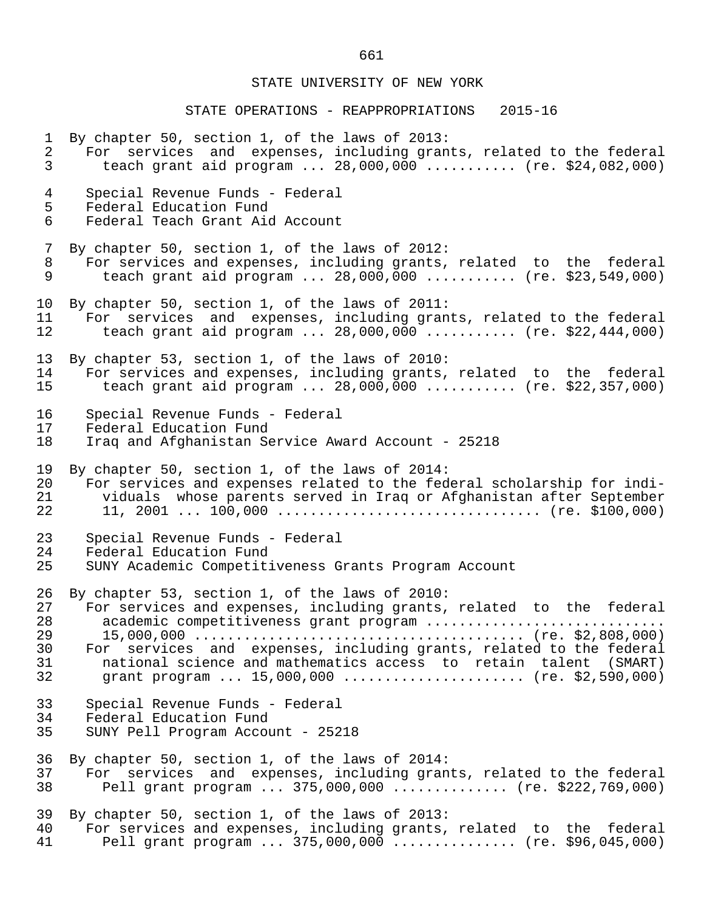## STATE UNIVERSITY OF NEW YORK

### STATE OPERATIONS - REAPPROPRIATIONS 2015-16

By chapter 50, section 1, of the laws of 2013:
For services and expenses, including grants, related to the federal teach grant aid program ... 28,000,000 .......... (re. $24,082,000)

Special Revenue Funds - Federal
Federal Education Fund
Federal Teach Grant Aid Account

By chapter 50, section 1, of the laws of 2012:
For services and expenses, including grants, related to the federal teach grant aid program ... 28,000,000 .......... (re. $23,549,000)

By chapter 50, section 1, of the laws of 2011:
For services and expenses, including grants, related to the federal teach grant aid program ... 28,000,000 .......... (re. $22,444,000)

By chapter 53, section 1, of the laws of 2010:
For services and expenses, including grants, related to the federal teach grant aid program ... 28,000,000 .......... (re. $22,357,000)

Special Revenue Funds - Federal
Federal Education Fund
Iraq and Afghanistan Service Award Account - 25218

By chapter 50, section 1, of the laws of 2014:
For services and expenses related to the federal scholarship for individuals whose parents served in Iraq or Afghanistan after September 11, 2001 ... 100,000 ............................... (re. $100,000)

Special Revenue Funds - Federal
Federal Education Fund
SUNY Academic Competitiveness Grants Program Account

By chapter 53, section 1, of the laws of 2010:
For services and expenses, including grants, related to the federal academic competitiveness grant program ............................ 15,000,000 ...................................... (re. $2,808,000)
For services and expenses, including grants, related to the federal national science and mathematics access to retain talent (SMART) grant program ... 15,000,000 ..................... (re. $2,590,000)

Special Revenue Funds - Federal
Federal Education Fund
SUNY Pell Program Account - 25218

By chapter 50, section 1, of the laws of 2014:
For services and expenses, including grants, related to the federal Pell grant program ... 375,000,000 ............. (re. $222,769,000)

By chapter 50, section 1, of the laws of 2013:
For services and expenses, including grants, related to the federal Pell grant program ... 375,000,000 .............. (re. $96,045,000)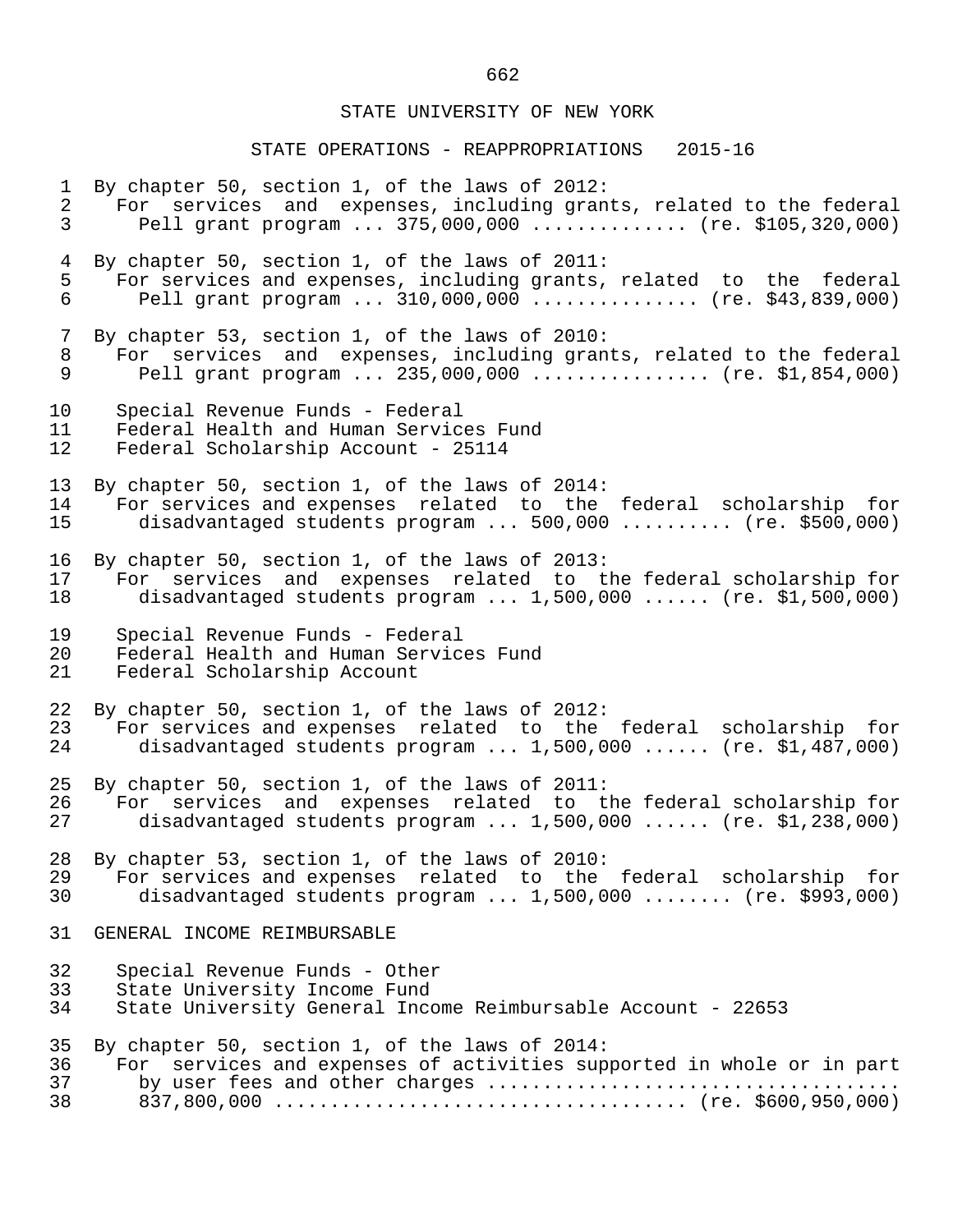STATE UNIVERSITY OF NEW YORK

STATE OPERATIONS - REAPPROPRIATIONS 2015-16

By chapter 50, section 1, of the laws of 2012:
For services and expenses, including grants, related to the federal Pell grant program ... 375,000,000 ............. (re. $105,320,000)

By chapter 50, section 1, of the laws of 2011:
For services and expenses, including grants, related to the federal Pell grant program ... 310,000,000 .............. (re. $43,839,000)

By chapter 53, section 1, of the laws of 2010:
For services and expenses, including grants, related to the federal Pell grant program ... 235,000,000 ............... (re. $1,854,000)

Special Revenue Funds - Federal
Federal Health and Human Services Fund
Federal Scholarship Account - 25114

By chapter 50, section 1, of the laws of 2014:
For services and expenses related to the federal scholarship for disadvantaged students program ... 500,000 .......... (re. $500,000)

By chapter 50, section 1, of the laws of 2013:
For services and expenses related to the federal scholarship for disadvantaged students program ... 1,500,000 ...... (re. $1,500,000)

Special Revenue Funds - Federal
Federal Health and Human Services Fund
Federal Scholarship Account

By chapter 50, section 1, of the laws of 2012:
For services and expenses related to the federal scholarship for disadvantaged students program ... 1,500,000 ...... (re. $1,487,000)

By chapter 50, section 1, of the laws of 2011:
For services and expenses related to the federal scholarship for disadvantaged students program ... 1,500,000 ...... (re. $1,238,000)

By chapter 53, section 1, of the laws of 2010:
For services and expenses related to the federal scholarship for disadvantaged students program ... 1,500,000 ........ (re. $993,000)

GENERAL INCOME REIMBURSABLE

Special Revenue Funds - Other
State University Income Fund
State University General Income Reimbursable Account - 22653

By chapter 50, section 1, of the laws of 2014:
For services and expenses of activities supported in whole or in part by user fees and other charges ....................................
837,800,000 .................................... (re. $600,950,000)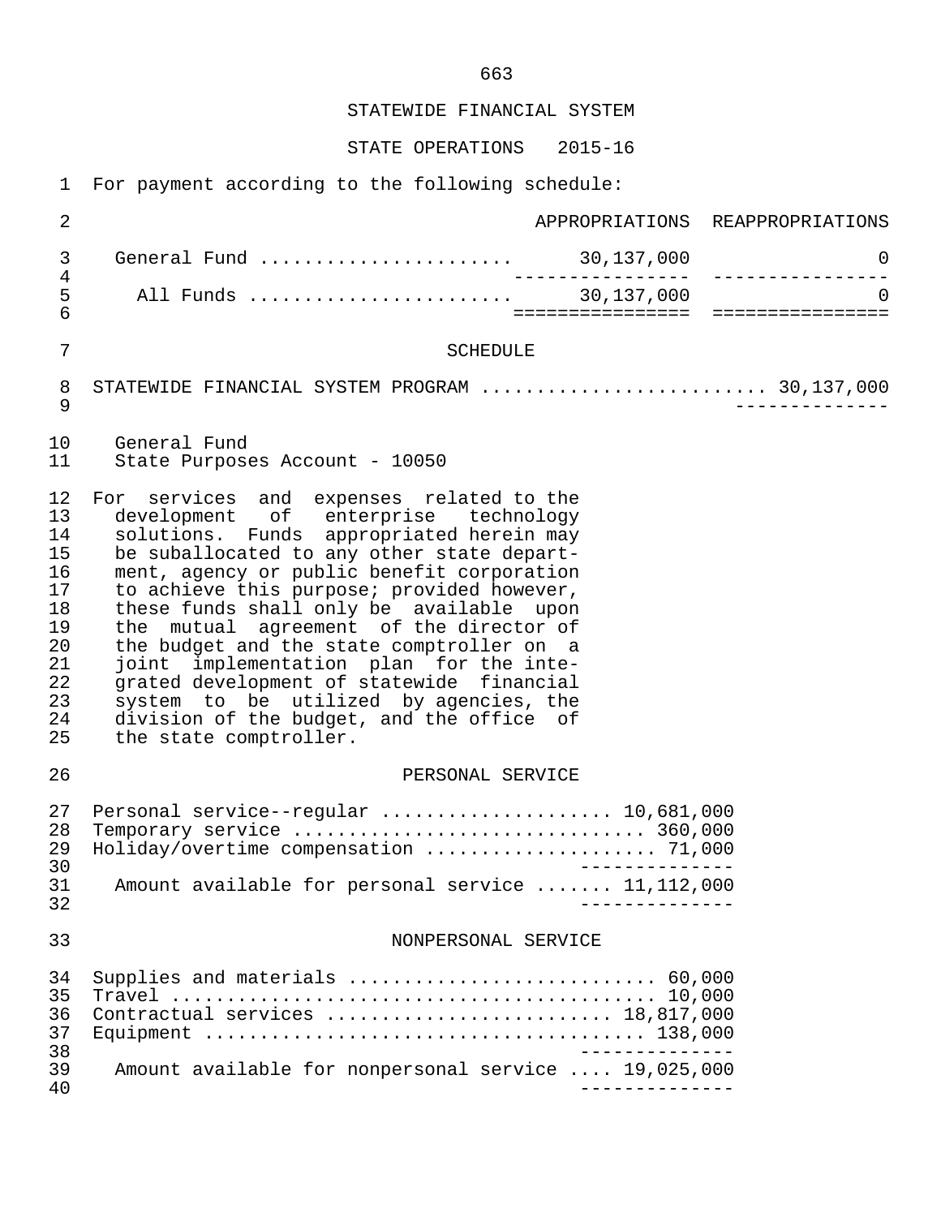STATEWIDE FINANCIAL SYSTEM

STATE OPERATIONS 2015-16

For payment according to the following schedule:

| | APPROPRIATIONS | REAPPROPRIATIONS |
|---|---|---|
| General Fund | 30,137,000 | 0 |
| All Funds | 30,137,000 | 0 |

SCHEDULE

STATEWIDE FINANCIAL SYSTEM PROGRAM ......................... 30,137,000

General Fund
State Purposes Account - 10050

For services and expenses related to the development of enterprise technology solutions. Funds appropriated herein may be suballocated to any other state department, agency or public benefit corporation to achieve this purpose; provided however, these funds shall only be available upon the mutual agreement of the director of the budget and the state comptroller on a joint implementation plan for the integrated development of statewide financial system to be utilized by agencies, the division of the budget, and the office of the state comptroller.

PERSONAL SERVICE

| | |
|---|---|
| Personal service--regular | 10,681,000 |
| Temporary service | 360,000 |
| Holiday/overtime compensation | 71,000 |
| Amount available for personal service | 11,112,000 |

NONPERSONAL SERVICE

| | |
|---|---|
| Supplies and materials | 60,000 |
| Travel | 10,000 |
| Contractual services | 18,817,000 |
| Equipment | 138,000 |
| Amount available for nonpersonal service | 19,025,000 |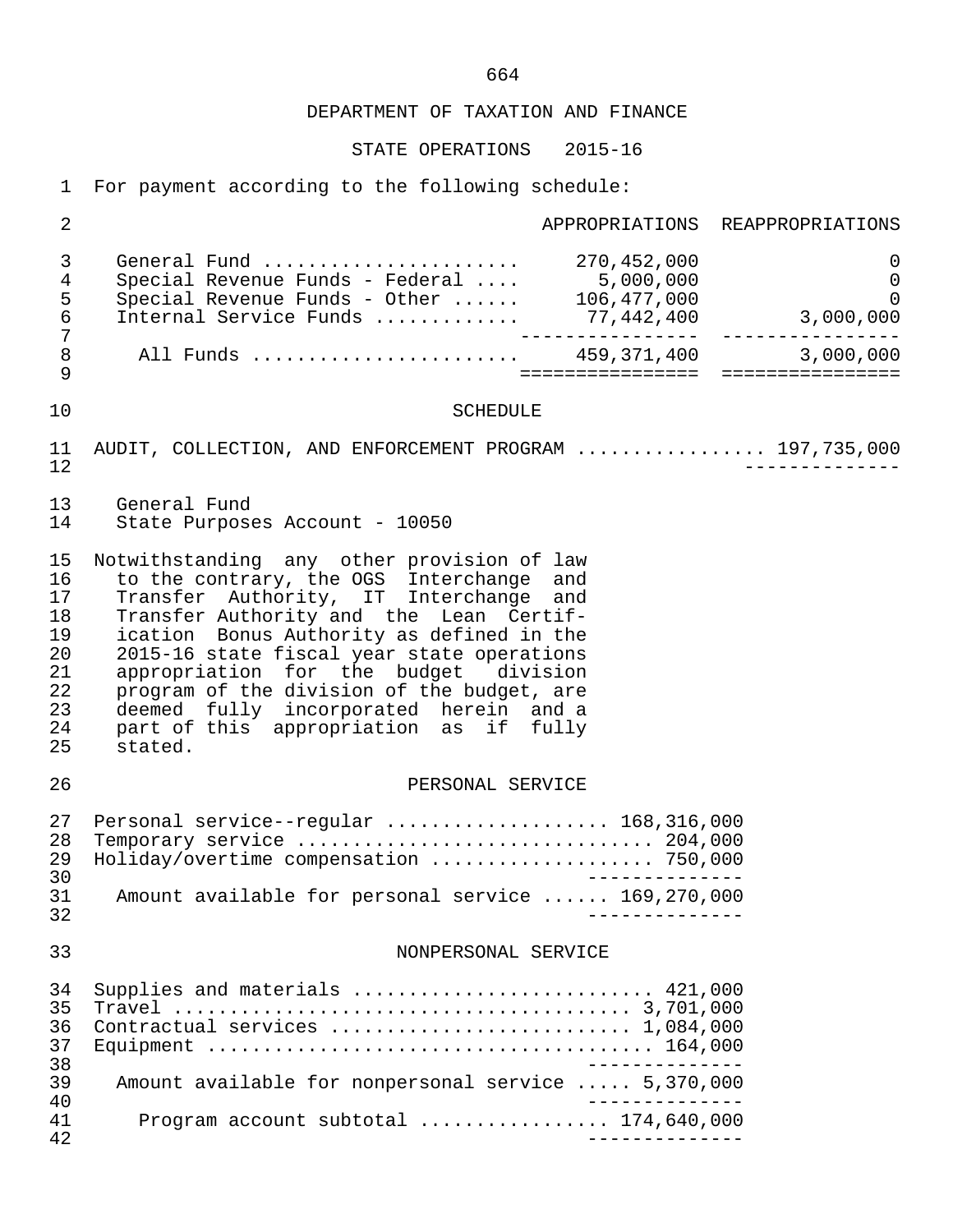DEPARTMENT OF TAXATION AND FINANCE

STATE OPERATIONS 2015-16

For payment according to the following schedule:

| | APPROPRIATIONS | REAPPROPRIATIONS |
|---|---|---|
| General Fund | 270,452,000 | 0 |
| Special Revenue Funds - Federal | 5,000,000 | 0 |
| Special Revenue Funds - Other | 106,477,000 | 0 |
| Internal Service Funds | 77,442,400 | 3,000,000 |
| All Funds | 459,371,400 | 3,000,000 |

SCHEDULE

AUDIT, COLLECTION, AND ENFORCEMENT PROGRAM ................ 197,735,000

General Fund
State Purposes Account - 10050

Notwithstanding any other provision of law to the contrary, the OGS Interchange and Transfer Authority, IT Interchange and Transfer Authority and the Lean Certification Bonus Authority as defined in the 2015-16 state fiscal year state operations appropriation for the budget division program of the division of the budget, are deemed fully incorporated herein and a part of this appropriation as if fully stated.

PERSONAL SERVICE

| | |
|---|---|
| Personal service--regular | 168,316,000 |
| Temporary service | 204,000 |
| Holiday/overtime compensation | 750,000 |
| Amount available for personal service | 169,270,000 |

NONPERSONAL SERVICE

| | |
|---|---|
| Supplies and materials | 421,000 |
| Travel | 3,701,000 |
| Contractual services | 1,084,000 |
| Equipment | 164,000 |
| Amount available for nonpersonal service | 5,370,000 |
| Program account subtotal | 174,640,000 |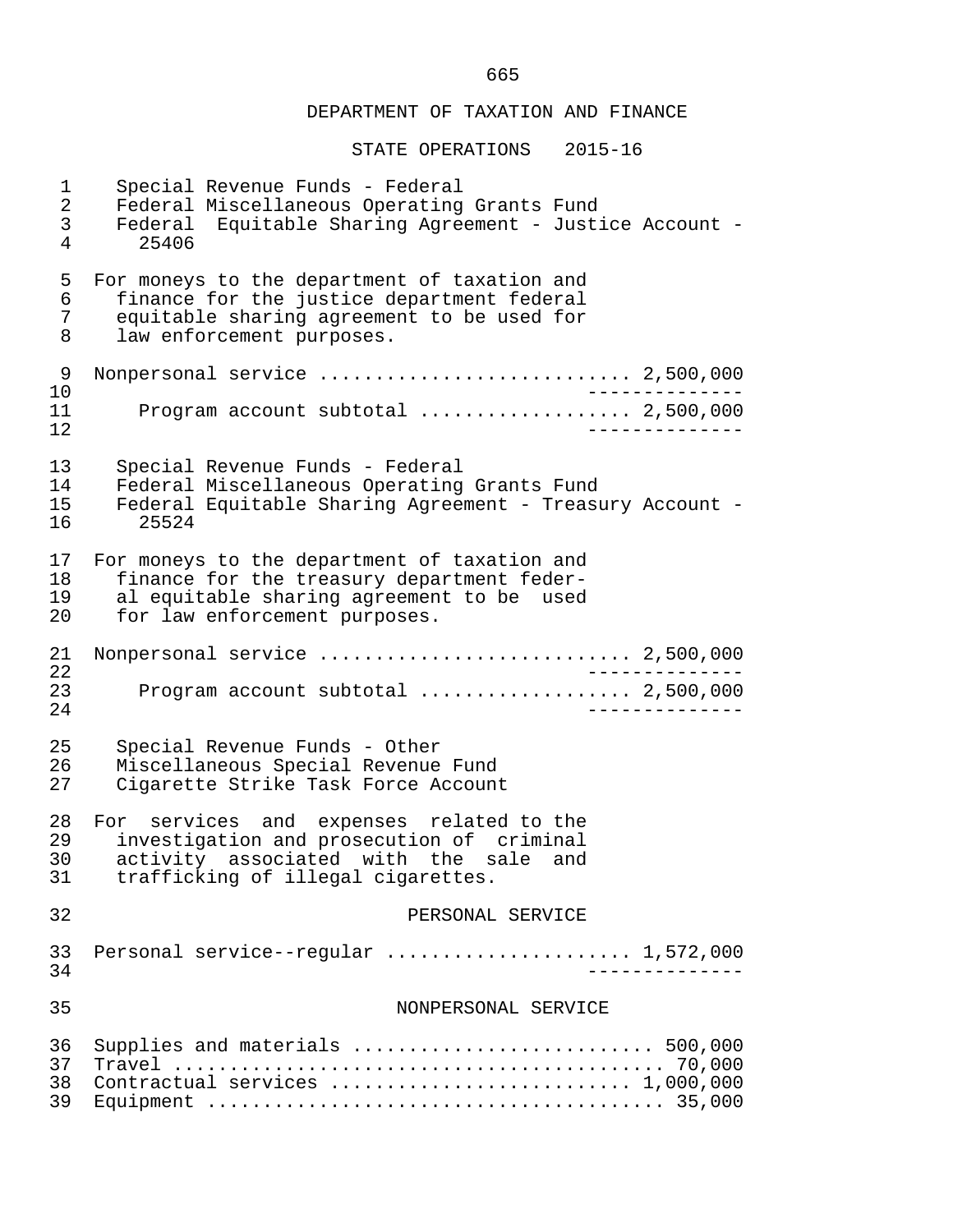## DEPARTMENT OF TAXATION AND FINANCE

### STATE OPERATIONS 2015-16

Special Revenue Funds - Federal
Federal Miscellaneous Operating Grants Fund
Federal Equitable Sharing Agreement - Justice Account - 25406

For moneys to the department of taxation and finance for the justice department federal equitable sharing agreement to be used for law enforcement purposes.

| | |
|---|---|
| Nonpersonal service | 2,500,000 |
| Program account subtotal | 2,500,000 |

Special Revenue Funds - Federal
Federal Miscellaneous Operating Grants Fund
Federal Equitable Sharing Agreement - Treasury Account - 25524

For moneys to the department of taxation and finance for the treasury department federal equitable sharing agreement to be used for law enforcement purposes.

| | |
|---|---|
| Nonpersonal service | 2,500,000 |
| Program account subtotal | 2,500,000 |

Special Revenue Funds - Other
Miscellaneous Special Revenue Fund
Cigarette Strike Task Force Account

For services and expenses related to the investigation and prosecution of criminal activity associated with the sale and trafficking of illegal cigarettes.

PERSONAL SERVICE

| | |
|---|---|
| Personal service--regular | 1,572,000 |

NONPERSONAL SERVICE

| | |
|---|---|
| Supplies and materials | 500,000 |
| Travel | 70,000 |
| Contractual services | 1,000,000 |
| Equipment | 35,000 |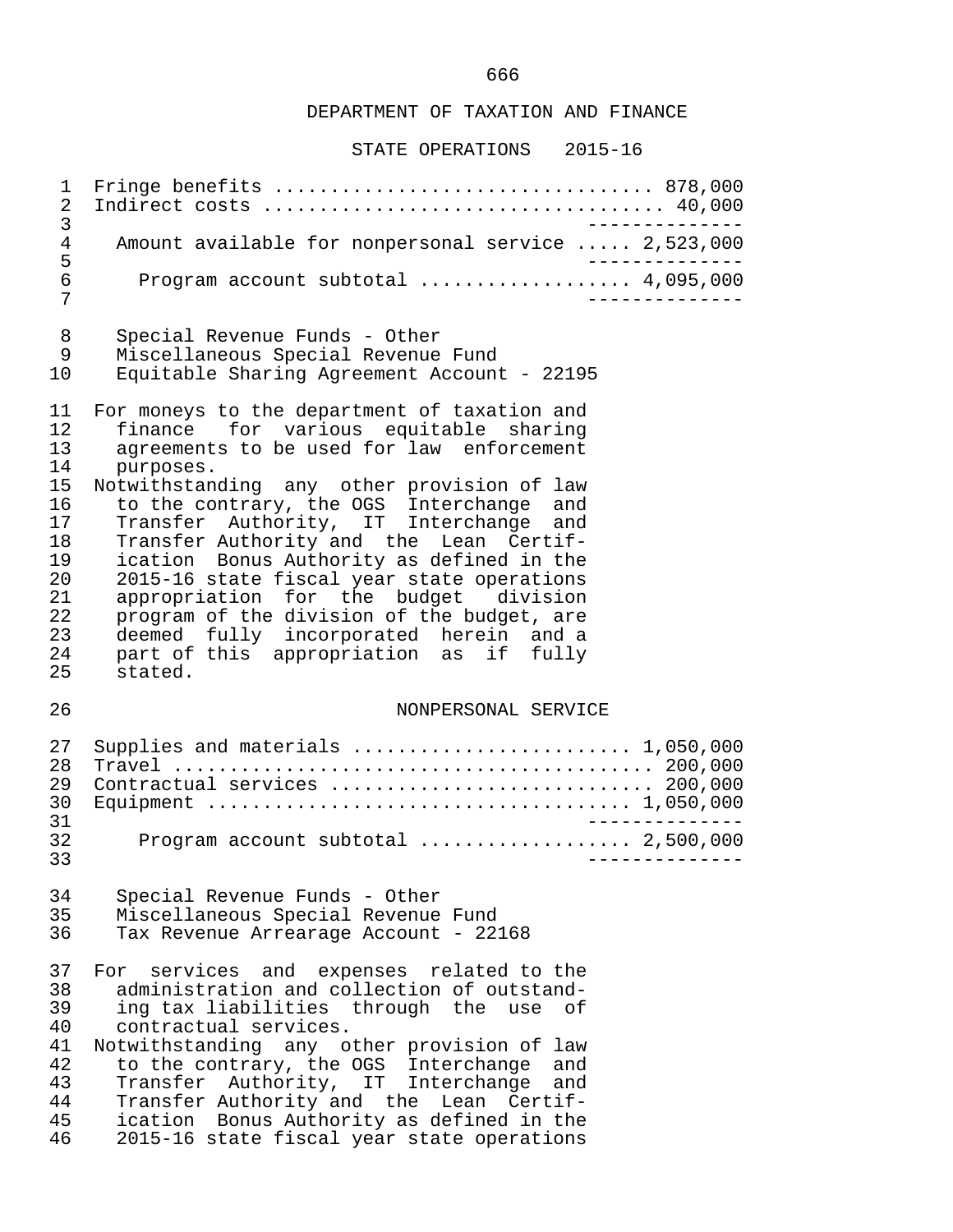## DEPARTMENT OF TAXATION AND FINANCE

### STATE OPERATIONS 2015-16

| | |
|---|---|
| Fringe benefits | 878,000 |
| Indirect costs | 40,000 |
| Amount available for nonpersonal service | 2,523,000 |
| Program account subtotal | 4,095,000 |

Special Revenue Funds - Other
Miscellaneous Special Revenue Fund
Equitable Sharing Agreement Account - 22195

For moneys to the department of taxation and finance for various equitable sharing agreements to be used for law enforcement purposes.

Notwithstanding any other provision of law to the contrary, the OGS Interchange and Transfer Authority, IT Interchange and Transfer Authority and the Lean Certification Bonus Authority as defined in the 2015-16 state fiscal year state operations appropriation for the budget division program of the division of the budget, are deemed fully incorporated herein and a part of this appropriation as if fully stated.

#### NONPERSONAL SERVICE

| | |
|---|---|
| Supplies and materials | 1,050,000 |
| Travel | 200,000 |
| Contractual services | 200,000 |
| Equipment | 1,050,000 |
| Program account subtotal | 2,500,000 |

Special Revenue Funds - Other
Miscellaneous Special Revenue Fund
Tax Revenue Arrearage Account - 22168

For services and expenses related to the administration and collection of outstanding tax liabilities through the use of contractual services.

Notwithstanding any other provision of law to the contrary, the OGS Interchange and Transfer Authority, IT Interchange and Transfer Authority and the Lean Certification Bonus Authority as defined in the 2015-16 state fiscal year state operations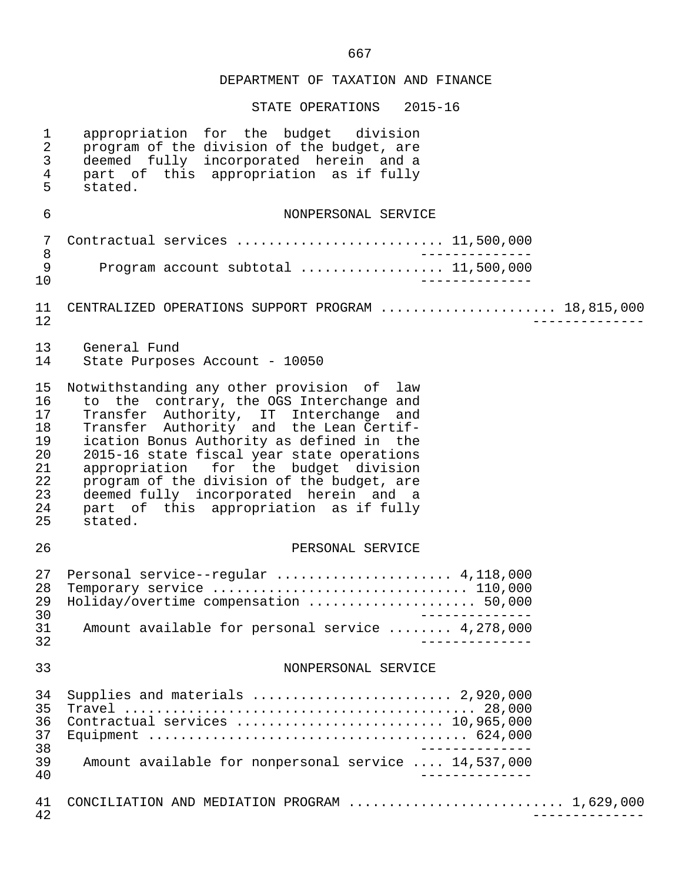appropriation for the budget division program of the division of the budget, are deemed fully incorporated herein and a part of this appropriation as if fully stated.

NONPERSONAL SERVICE

| | | |
|---|---|---|
| Contractual services | 11,500,000 | |
| Program account subtotal | 11,500,000 | |

| | |
|---|---|
| CENTRALIZED OPERATIONS SUPPORT PROGRAM | 18,815,000 |

General Fund
State Purposes Account - 10050

Notwithstanding any other provision of law to the contrary, the OGS Interchange and Transfer Authority, IT Interchange and Transfer Authority and the Lean Certification Bonus Authority as defined in the 2015-16 state fiscal year state operations appropriation for the budget division program of the division of the budget, are deemed fully incorporated herein and a part of this appropriation as if fully stated.

PERSONAL SERVICE

| | |
|---|---|
| Personal service--regular | 4,118,000 |
| Temporary service | 110,000 |
| Holiday/overtime compensation | 50,000 |
| Amount available for personal service | 4,278,000 |

NONPERSONAL SERVICE

| | |
|---|---|
| Supplies and materials | 2,920,000 |
| Travel | 28,000 |
| Contractual services | 10,965,000 |
| Equipment | 624,000 |
| Amount available for nonpersonal service | 14,537,000 |

| | |
|---|---|
| CONCILIATION AND MEDIATION PROGRAM | 1,629,000 |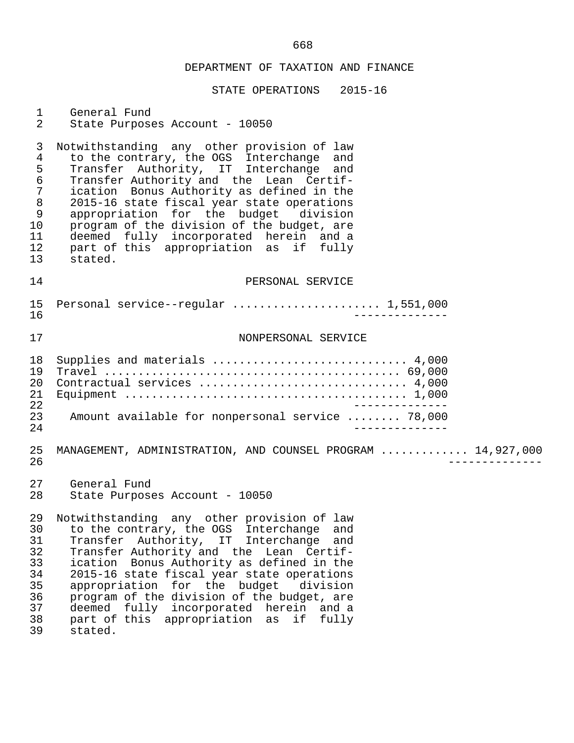DEPARTMENT OF TAXATION AND FINANCE

STATE OPERATIONS 2015-16

General Fund
State Purposes Account - 10050

Notwithstanding any other provision of law to the contrary, the OGS Interchange and Transfer Authority, IT Interchange and Transfer Authority and the Lean Certification Bonus Authority as defined in the 2015-16 state fiscal year state operations appropriation for the budget division program of the division of the budget, are deemed fully incorporated herein and a part of this appropriation as if fully stated.

PERSONAL SERVICE

| | |
|---|---|
| Personal service--regular | 1,551,000 |

NONPERSONAL SERVICE

| | |
|---|---|
| Supplies and materials | 4,000 |
| Travel | 69,000 |
| Contractual services | 4,000 |
| Equipment | 1,000 |
| Amount available for nonpersonal service | 78,000 |

MANAGEMENT, ADMINISTRATION, AND COUNSEL PROGRAM ............ 14,927,000

General Fund
State Purposes Account - 10050

Notwithstanding any other provision of law to the contrary, the OGS Interchange and Transfer Authority, IT Interchange and Transfer Authority and the Lean Certification Bonus Authority as defined in the 2015-16 state fiscal year state operations appropriation for the budget division program of the division of the budget, are deemed fully incorporated herein and a part of this appropriation as if fully stated.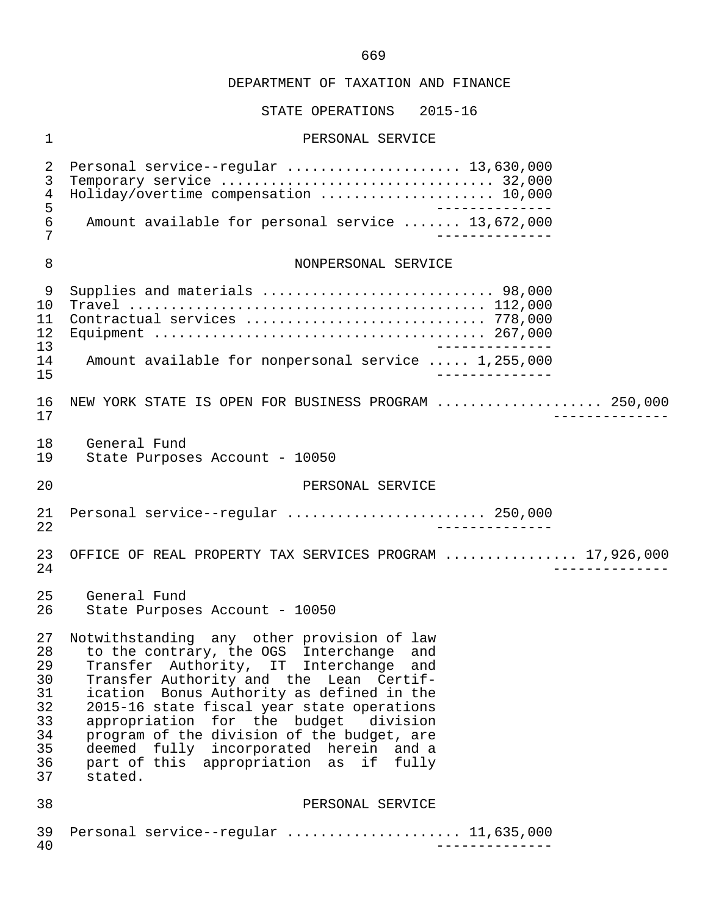DEPARTMENT OF TAXATION AND FINANCE

STATE OPERATIONS 2015-16

PERSONAL SERVICE

| | |
|---|---|
| Personal service--regular | 13,630,000 |
| Temporary service | 32,000 |
| Holiday/overtime compensation | 10,000 |
| Amount available for personal service | 13,672,000 |

NONPERSONAL SERVICE

| | |
|---|---|
| Supplies and materials | 98,000 |
| Travel | 112,000 |
| Contractual services | 778,000 |
| Equipment | 267,000 |
| Amount available for nonpersonal service | 1,255,000 |

NEW YORK STATE IS OPEN FOR BUSINESS PROGRAM ................... 250,000

General Fund
State Purposes Account - 10050

PERSONAL SERVICE

| | |
|---|---|
| Personal service--regular | 250,000 |

OFFICE OF REAL PROPERTY TAX SERVICES PROGRAM ............... 17,926,000

General Fund
State Purposes Account - 10050

Notwithstanding any other provision of law to the contrary, the OGS Interchange and Transfer Authority, IT Interchange and Transfer Authority and the Lean Certification Bonus Authority as defined in the 2015-16 state fiscal year state operations appropriation for the budget division program of the division of the budget, are deemed fully incorporated herein and a part of this appropriation as if fully stated.

PERSONAL SERVICE

| | |
|---|---|
| Personal service--regular | 11,635,000 |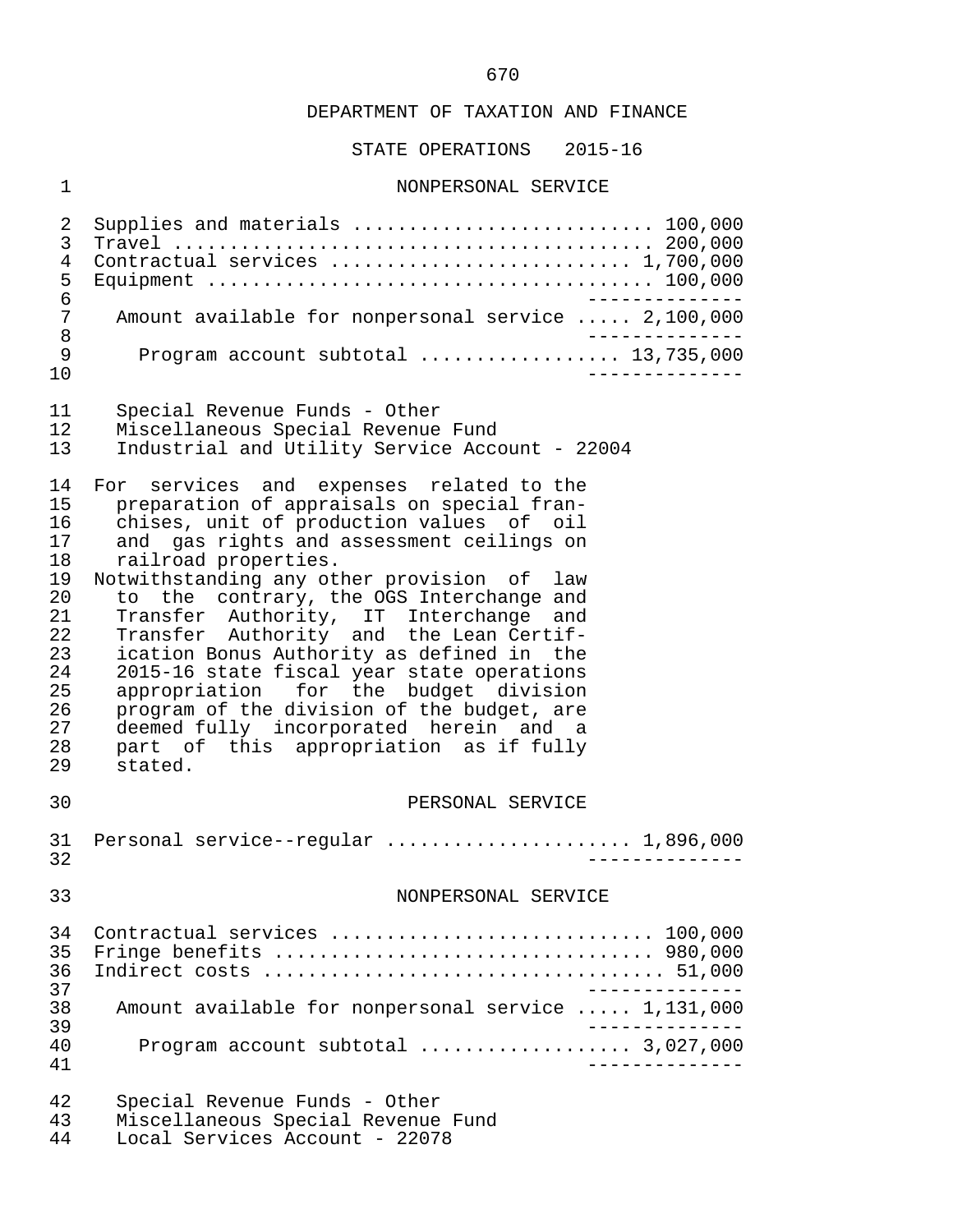DEPARTMENT OF TAXATION AND FINANCE

STATE OPERATIONS 2015-16

NONPERSONAL SERVICE

| | |
|---|---|
| Supplies and materials | 100,000 |
| Travel | 200,000 |
| Contractual services | 1,700,000 |
| Equipment | 100,000 |
| Amount available for nonpersonal service | 2,100,000 |
| Program account subtotal | 13,735,000 |

Special Revenue Funds - Other
Miscellaneous Special Revenue Fund
Industrial and Utility Service Account - 22004

For services and expenses related to the preparation of appraisals on special franchises, unit of production values of oil and gas rights and assessment ceilings on railroad properties.

Notwithstanding any other provision of law to the contrary, the OGS Interchange and Transfer Authority, IT Interchange and Transfer Authority and the Lean Certification Bonus Authority as defined in the 2015-16 state fiscal year state operations appropriation for the budget division program of the division of the budget, are deemed fully incorporated herein and a part of this appropriation as if fully stated.

PERSONAL SERVICE

| | |
|---|---|
| Personal service--regular | 1,896,000 |

NONPERSONAL SERVICE

| | |
|---|---|
| Contractual services | 100,000 |
| Fringe benefits | 980,000 |
| Indirect costs | 51,000 |
| Amount available for nonpersonal service | 1,131,000 |
| Program account subtotal | 3,027,000 |

Special Revenue Funds - Other
Miscellaneous Special Revenue Fund
Local Services Account - 22078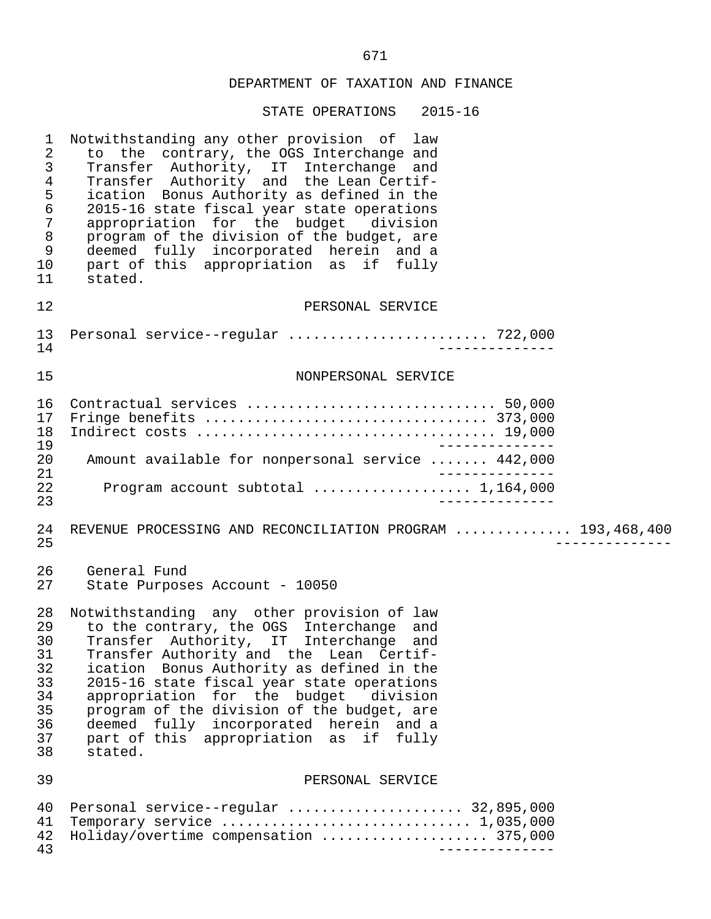Notwithstanding any other provision of law to the contrary, the OGS Interchange and Transfer Authority, IT Interchange and Transfer Authority and the Lean Certification Bonus Authority as defined in the 2015-16 state fiscal year state operations appropriation for the budget division program of the division of the budget, are deemed fully incorporated herein and a part of this appropriation as if fully stated.

PERSONAL SERVICE

| | |
|---|---|
| Personal service--regular | 722,000 |

NONPERSONAL SERVICE

| | |
|---|---|
| Contractual services | 50,000 |
| Fringe benefits | 373,000 |
| Indirect costs | 19,000 |
| Amount available for nonpersonal service | 442,000 |
| Program account subtotal | 1,164,000 |

REVENUE PROCESSING AND RECONCILIATION PROGRAM ............. 193,468,400

General Fund
State Purposes Account - 10050

Notwithstanding any other provision of law to the contrary, the OGS Interchange and Transfer Authority, IT Interchange and Transfer Authority and the Lean Certification Bonus Authority as defined in the 2015-16 state fiscal year state operations appropriation for the budget division program of the division of the budget, are deemed fully incorporated herein and a part of this appropriation as if fully stated.

PERSONAL SERVICE

| | |
|---|---|
| Personal service--regular | 32,895,000 |
| Temporary service | 1,035,000 |
| Holiday/overtime compensation | 375,000 |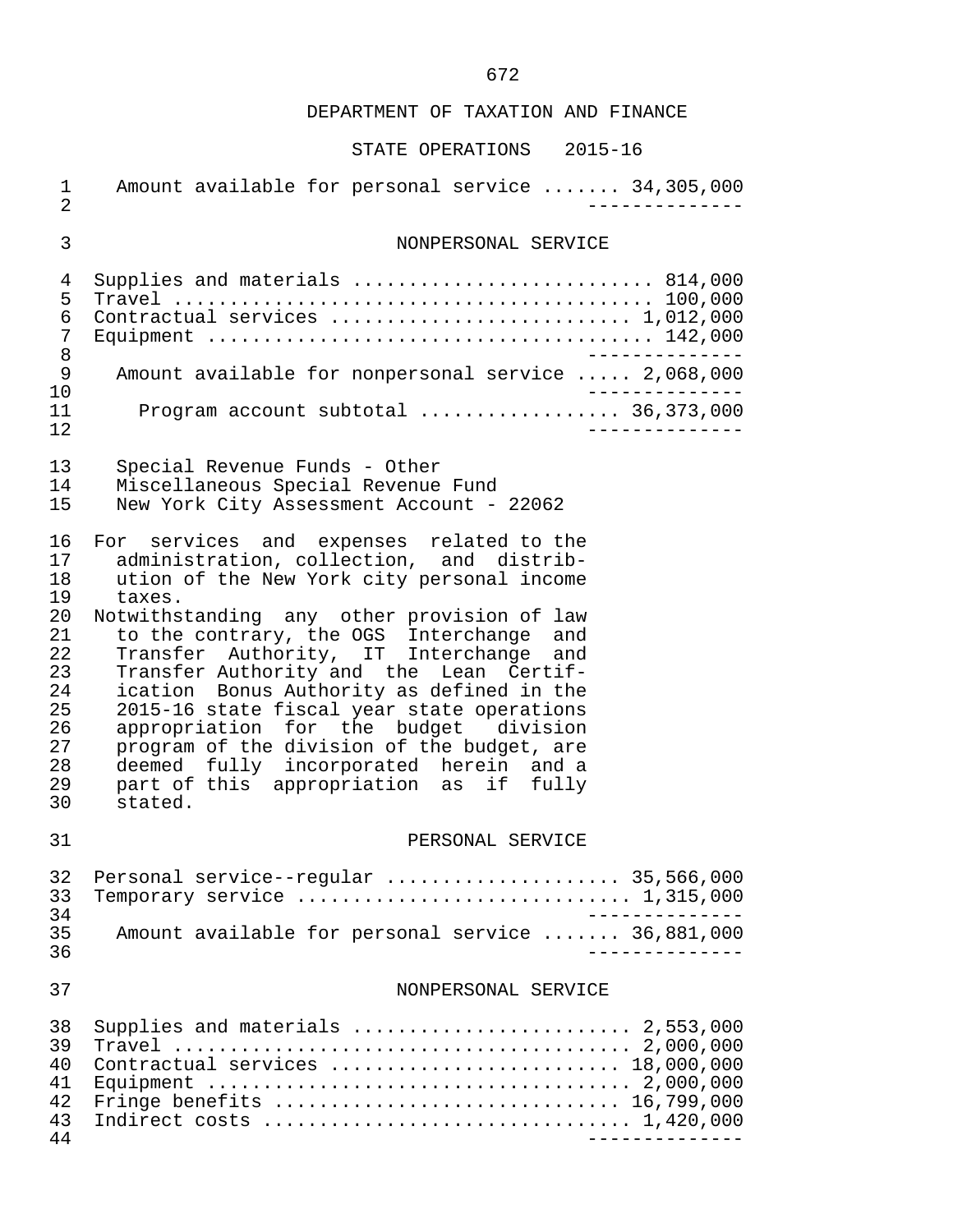## DEPARTMENT OF TAXATION AND FINANCE

### STATE OPERATIONS 2015-16

| | |
|---|---|
| Amount available for personal service | 34,305,000 |

### NONPERSONAL SERVICE

| | |
|---|---|
| Supplies and materials | 814,000 |
| Travel | 100,000 |
| Contractual services | 1,012,000 |
| Equipment | 142,000 |
| Amount available for nonpersonal service | 2,068,000 |
| Program account subtotal | 36,373,000 |

Special Revenue Funds - Other
Miscellaneous Special Revenue Fund
New York City Assessment Account - 22062

For services and expenses related to the administration, collection, and distribution of the New York city personal income taxes.

Notwithstanding any other provision of law to the contrary, the OGS Interchange and Transfer Authority, IT Interchange and Transfer Authority and the Lean Certification Bonus Authority as defined in the 2015-16 state fiscal year state operations appropriation for the budget division program of the division of the budget, are deemed fully incorporated herein and a part of this appropriation as if fully stated.

### PERSONAL SERVICE

| | |
|---|---|
| Personal service--regular | 35,566,000 |
| Temporary service | 1,315,000 |
| Amount available for personal service | 36,881,000 |

### NONPERSONAL SERVICE

| | |
|---|---|
| Supplies and materials | 2,553,000 |
| Travel | 2,000,000 |
| Contractual services | 18,000,000 |
| Equipment | 2,000,000 |
| Fringe benefits | 16,799,000 |
| Indirect costs | 1,420,000 |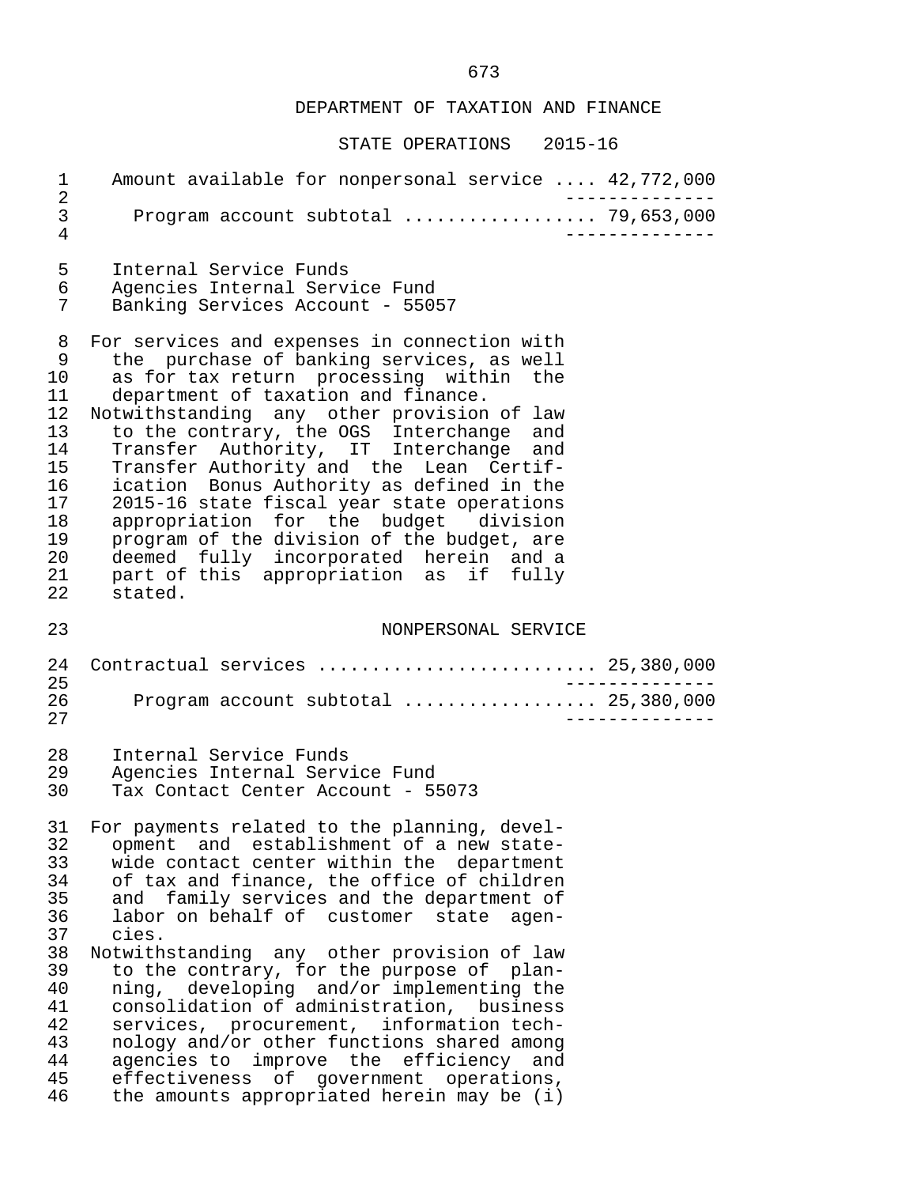Amount available for nonpersonal service .... 42,772,000

Program account subtotal ................. 79,653,000

Internal Service Funds
Agencies Internal Service Fund
Banking Services Account - 55057

For services and expenses in connection with the purchase of banking services, as well as for tax return processing within the department of taxation and finance.
Notwithstanding any other provision of law to the contrary, the OGS Interchange and Transfer Authority, IT Interchange and Transfer Authority and the Lean Certification Bonus Authority as defined in the 2015-16 state fiscal year state operations appropriation for the budget division program of the division of the budget, are deemed fully incorporated herein and a part of this appropriation as if fully stated.

NONPERSONAL SERVICE

Contractual services ......................... 25,380,000

Program account subtotal ................. 25,380,000

Internal Service Funds
Agencies Internal Service Fund
Tax Contact Center Account - 55073

For payments related to the planning, development and establishment of a new statewide contact center within the department of tax and finance, the office of children and family services and the department of labor on behalf of customer state agencies.
Notwithstanding any other provision of law to the contrary, for the purpose of planning, developing and/or implementing the consolidation of administration, business services, procurement, information technology and/or other functions shared among agencies to improve the efficiency and effectiveness of government operations, the amounts appropriated herein may be (i)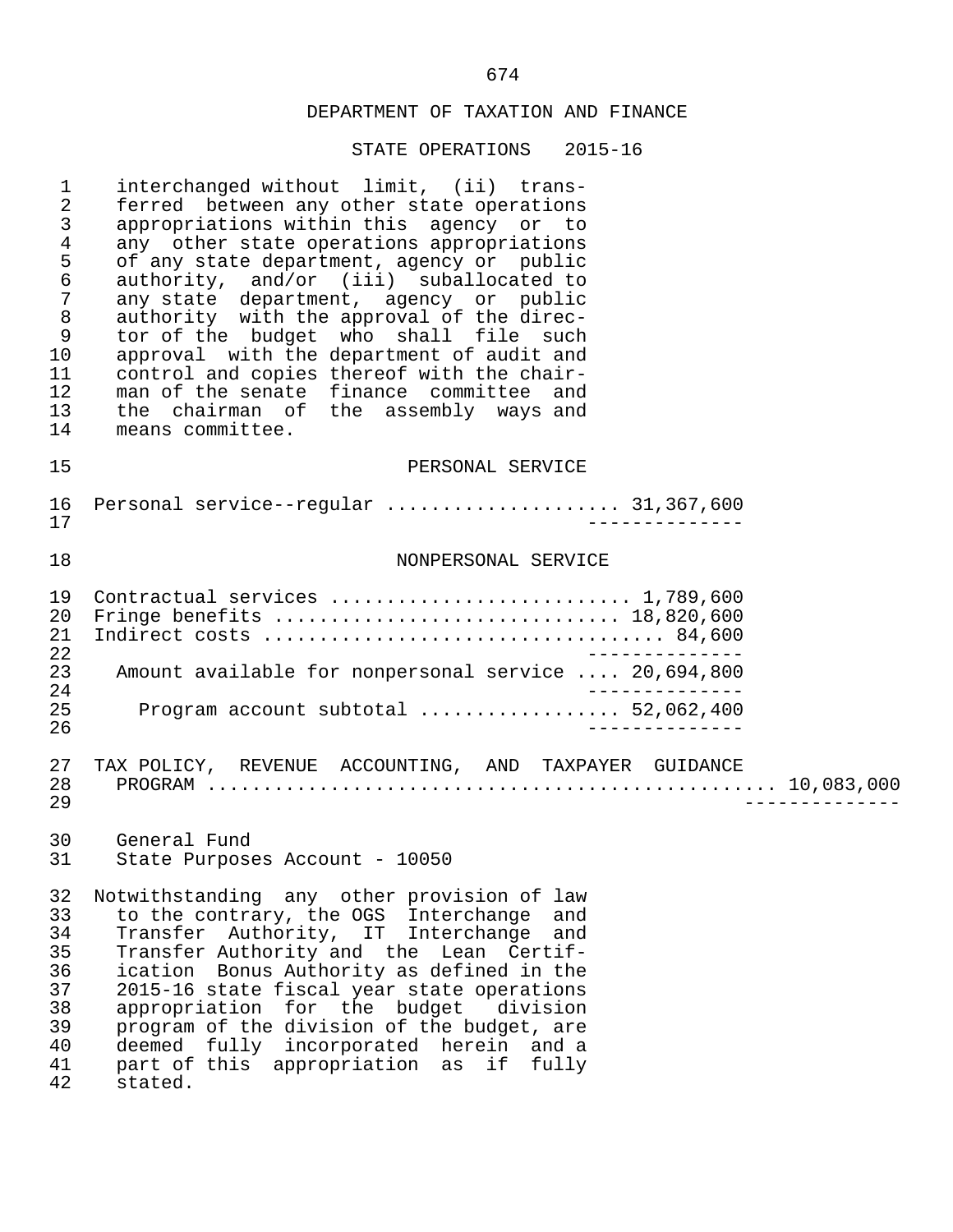DEPARTMENT OF TAXATION AND FINANCE

STATE OPERATIONS 2015-16

interchanged without limit, (ii) transferred between any other state operations appropriations within this agency or to any other state operations appropriations of any state department, agency or public authority, and/or (iii) suballocated to any state department, agency or public authority with the approval of the director of the budget who shall file such approval with the department of audit and control and copies thereof with the chairman of the senate finance committee and the chairman of the assembly ways and means committee.

PERSONAL SERVICE

Personal service--regular .................... 31,367,600

NONPERSONAL SERVICE

Contractual services .......................... 1,789,600
Fringe benefits ............................. 18,820,600
Indirect costs .................................. 84,600

Amount available for nonpersonal service .... 20,694,800

Program account subtotal ................. 52,062,400

TAX POLICY, REVENUE ACCOUNTING, AND TAXPAYER GUIDANCE PROGRAM ................................................ 10,083,000

General Fund
State Purposes Account - 10050

Notwithstanding any other provision of law to the contrary, the OGS Interchange and Transfer Authority, IT Interchange and Transfer Authority and the Lean Certification Bonus Authority as defined in the 2015-16 state fiscal year state operations appropriation for the budget division program of the division of the budget, are deemed fully incorporated herein and a part of this appropriation as if fully stated.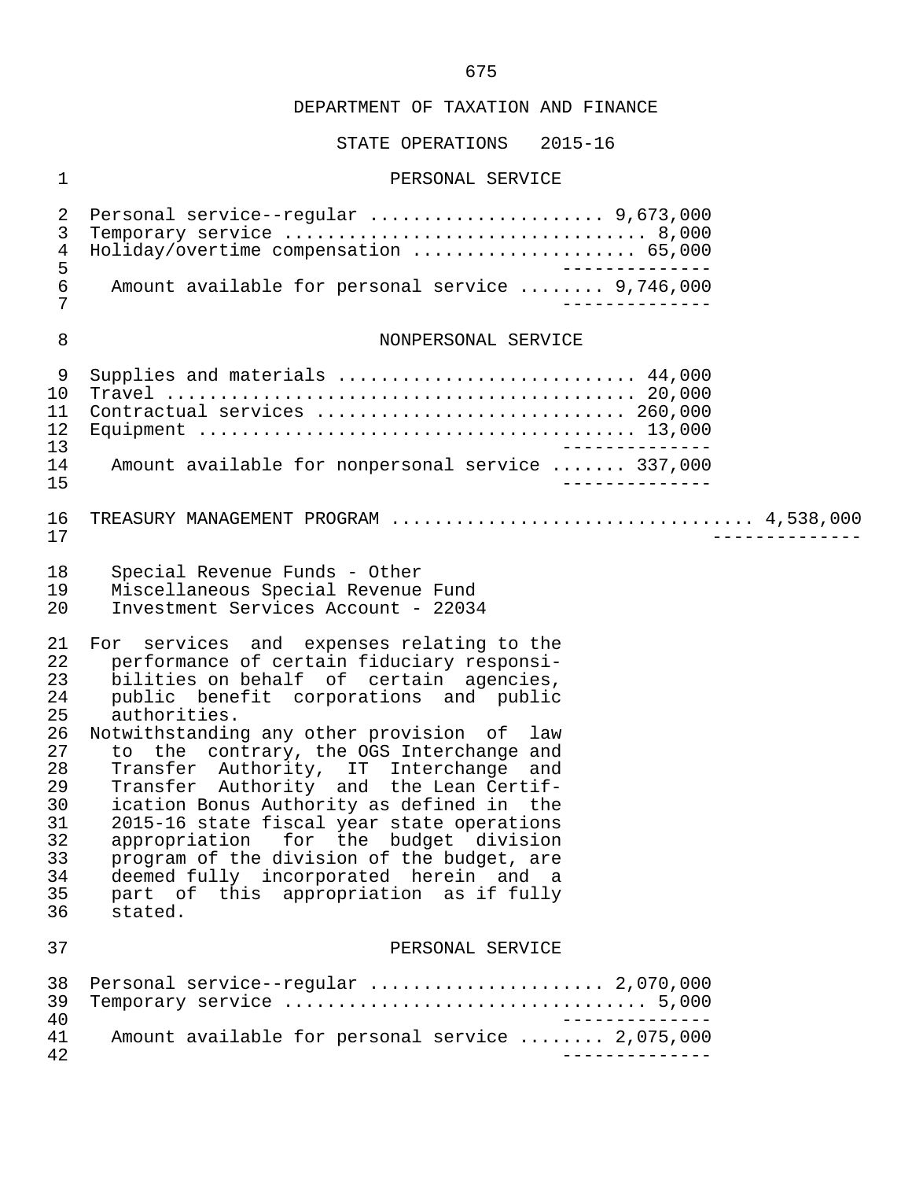DEPARTMENT OF TAXATION AND FINANCE

STATE OPERATIONS 2015-16

PERSONAL SERVICE

| | |
|---|---|
| Personal service--regular | 9,673,000 |
| Temporary service | 8,000 |
| Holiday/overtime compensation | 65,000 |
| Amount available for personal service | 9,746,000 |

NONPERSONAL SERVICE

| | |
|---|---|
| Supplies and materials | 44,000 |
| Travel | 20,000 |
| Contractual services | 260,000 |
| Equipment | 13,000 |
| Amount available for nonpersonal service | 337,000 |

TREASURY MANAGEMENT PROGRAM ................................ 4,538,000

Special Revenue Funds - Other
Miscellaneous Special Revenue Fund
Investment Services Account - 22034

For services and expenses relating to the performance of certain fiduciary responsibilities on behalf of certain agencies, public benefit corporations and public authorities.

Notwithstanding any other provision of law to the contrary, the OGS Interchange and Transfer Authority, IT Interchange and Transfer Authority and the Lean Certification Bonus Authority as defined in the 2015-16 state fiscal year state operations appropriation for the budget division program of the division of the budget, are deemed fully incorporated herein and a part of this appropriation as if fully stated.

PERSONAL SERVICE

| | |
|---|---|
| Personal service--regular | 2,070,000 |
| Temporary service | 5,000 |
| Amount available for personal service | 2,075,000 |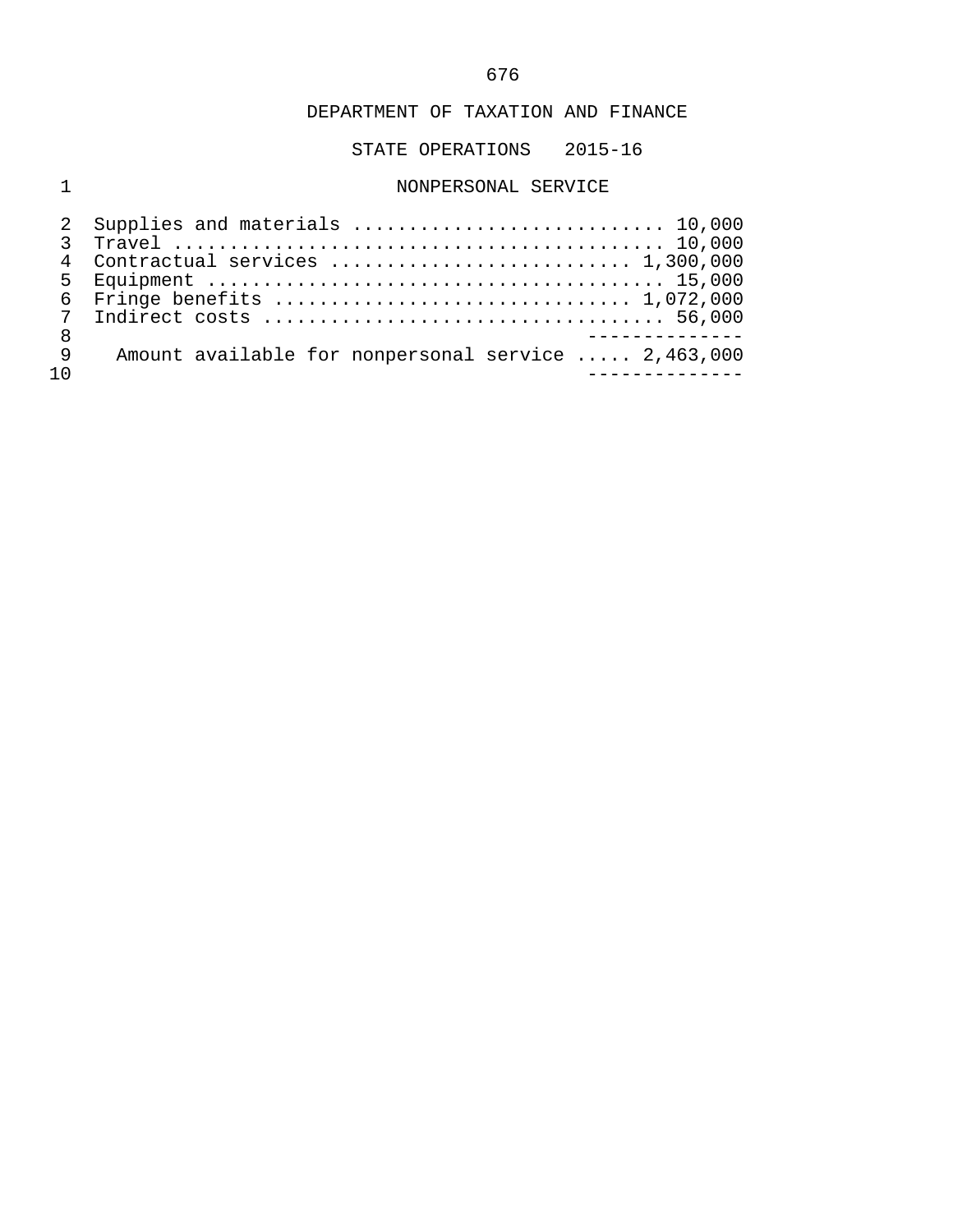DEPARTMENT OF TAXATION AND FINANCE

STATE OPERATIONS 2015-16

NONPERSONAL SERVICE

| Item | Amount |
|---|---|
| Supplies and materials | 10,000 |
| Travel | 10,000 |
| Contractual services | 1,300,000 |
| Equipment | 15,000 |
| Fringe benefits | 1,072,000 |
| Indirect costs | 56,000 |
| Amount available for nonpersonal service | 2,463,000 |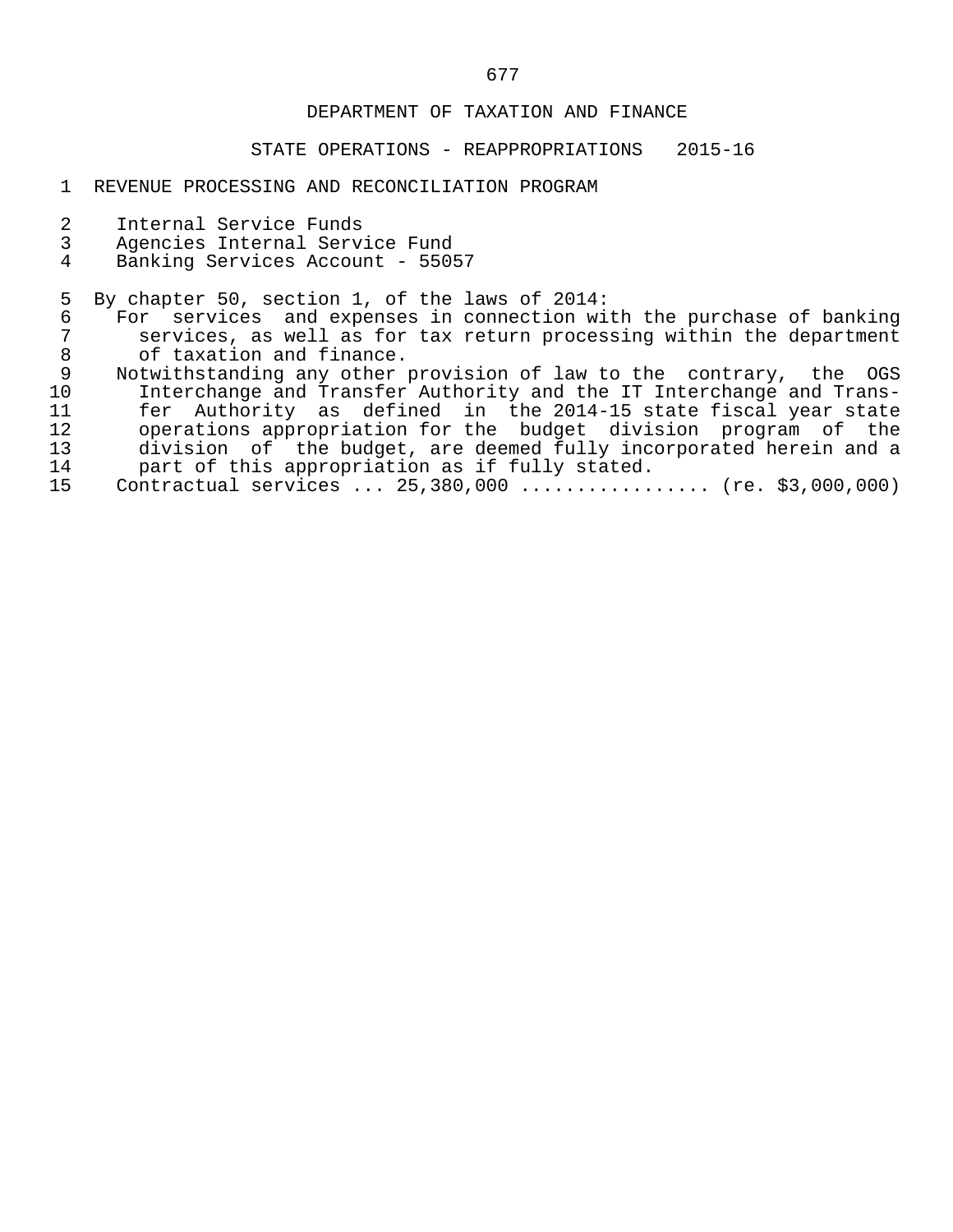DEPARTMENT OF TAXATION AND FINANCE

STATE OPERATIONS - REAPPROPRIATIONS 2015-16

REVENUE PROCESSING AND RECONCILIATION PROGRAM

Internal Service Funds
Agencies Internal Service Fund
Banking Services Account - 55057

By chapter 50, section 1, of the laws of 2014:

For services and expenses in connection with the purchase of banking services, as well as for tax return processing within the department of taxation and finance.

Notwithstanding any other provision of law to the contrary, the OGS Interchange and Transfer Authority and the IT Interchange and Transfer Authority as defined in the 2014-15 state fiscal year state operations appropriation for the budget division program of the division of the budget, are deemed fully incorporated herein and a part of this appropriation as if fully stated.

Contractual services ... 25,380,000 ................. (re. $3,000,000)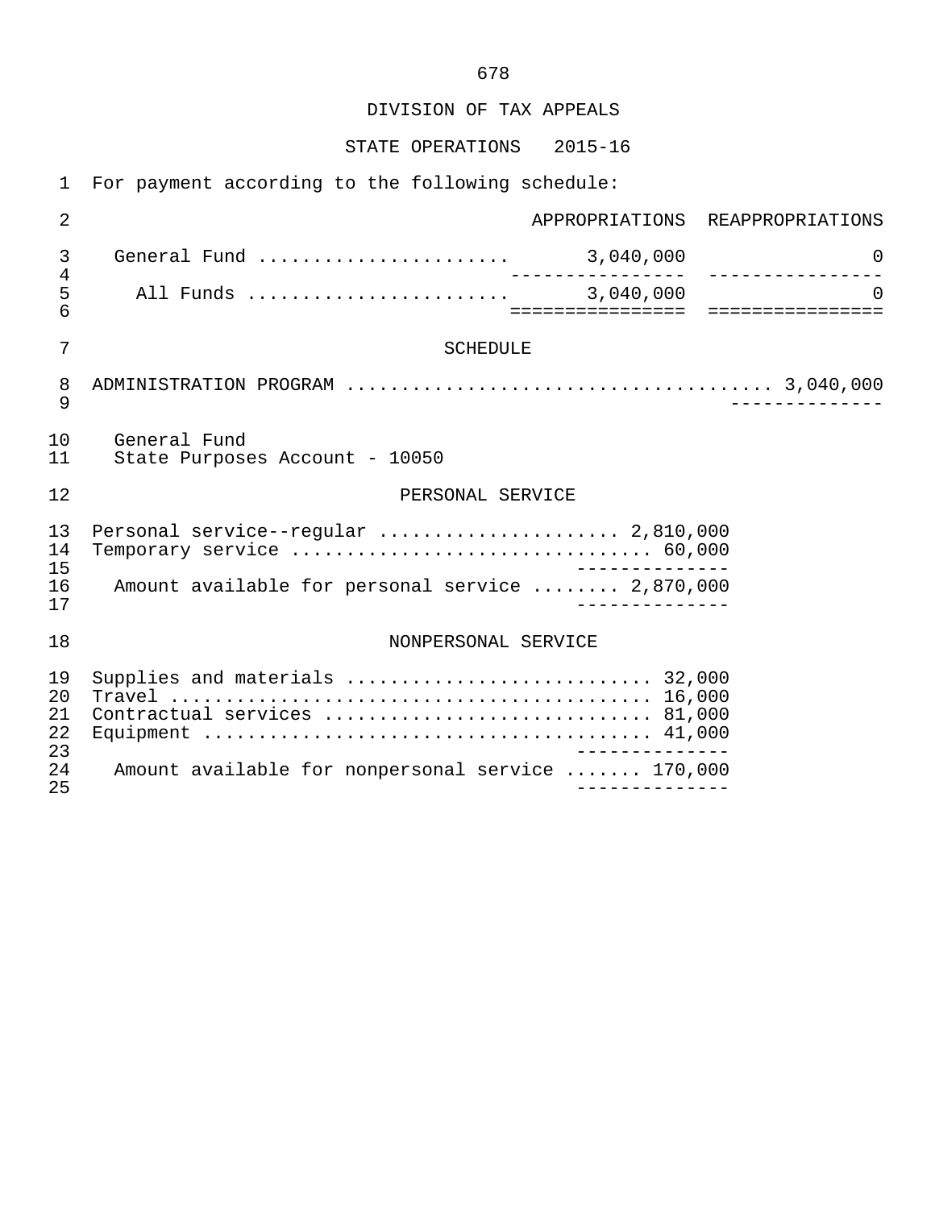DIVISION OF TAX APPEALS

STATE OPERATIONS 2015-16

For payment according to the following schedule:

| | APPROPRIATIONS | REAPPROPRIATIONS |
|---|---|---|
| General Fund | 3,040,000 | 0 |
| All Funds | 3,040,000 | 0 |

SCHEDULE

ADMINISTRATION PROGRAM ..................................... 3,040,000

General Fund
State Purposes Account - 10050

PERSONAL SERVICE

| | |
|---|---|
| Personal service--regular | 2,810,000 |
| Temporary service | 60,000 |
| Amount available for personal service | 2,870,000 |

NONPERSONAL SERVICE

| | |
|---|---|
| Supplies and materials | 32,000 |
| Travel | 16,000 |
| Contractual services | 81,000 |
| Equipment | 41,000 |
| Amount available for nonpersonal service | 170,000 |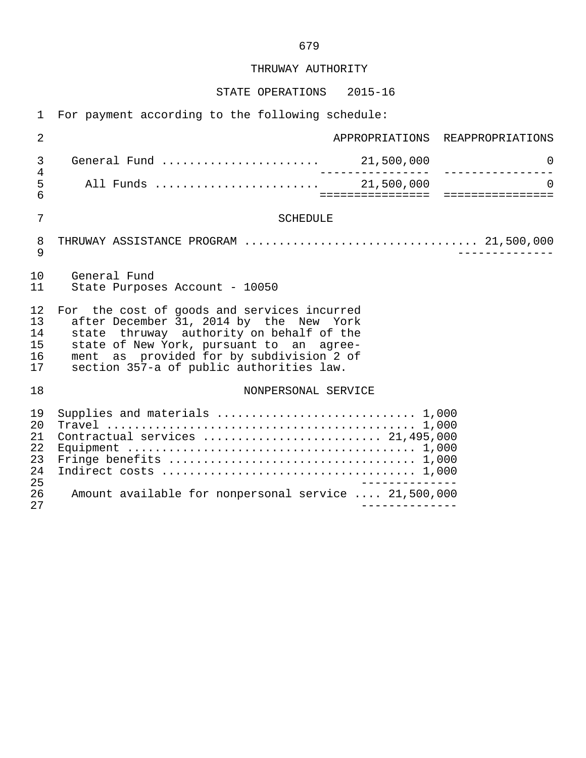# THRUWAY AUTHORITY

## STATE OPERATIONS 2015-16

For payment according to the following schedule:

| | APPROPRIATIONS | REAPPROPRIATIONS |
|---|---|---|
| General Fund | 21,500,000 | 0 |
| All Funds | 21,500,000 | 0 |

### SCHEDULE

THRUWAY ASSISTANCE PROGRAM ..................................... 21,500,000

General Fund
State Purposes Account - 10050

For the cost of goods and services incurred after December 31, 2014 by the New York state thruway authority on behalf of the state of New York, pursuant to an agreement as provided for by subdivision 2 of section 357-a of public authorities law.

#### NONPERSONAL SERVICE

| | |
|---|---|
| Supplies and materials | 1,000 |
| Travel | 1,000 |
| Contractual services | 21,495,000 |
| Equipment | 1,000 |
| Fringe benefits | 1,000 |
| Indirect costs | 1,000 |
| Amount available for nonpersonal service | 21,500,000 |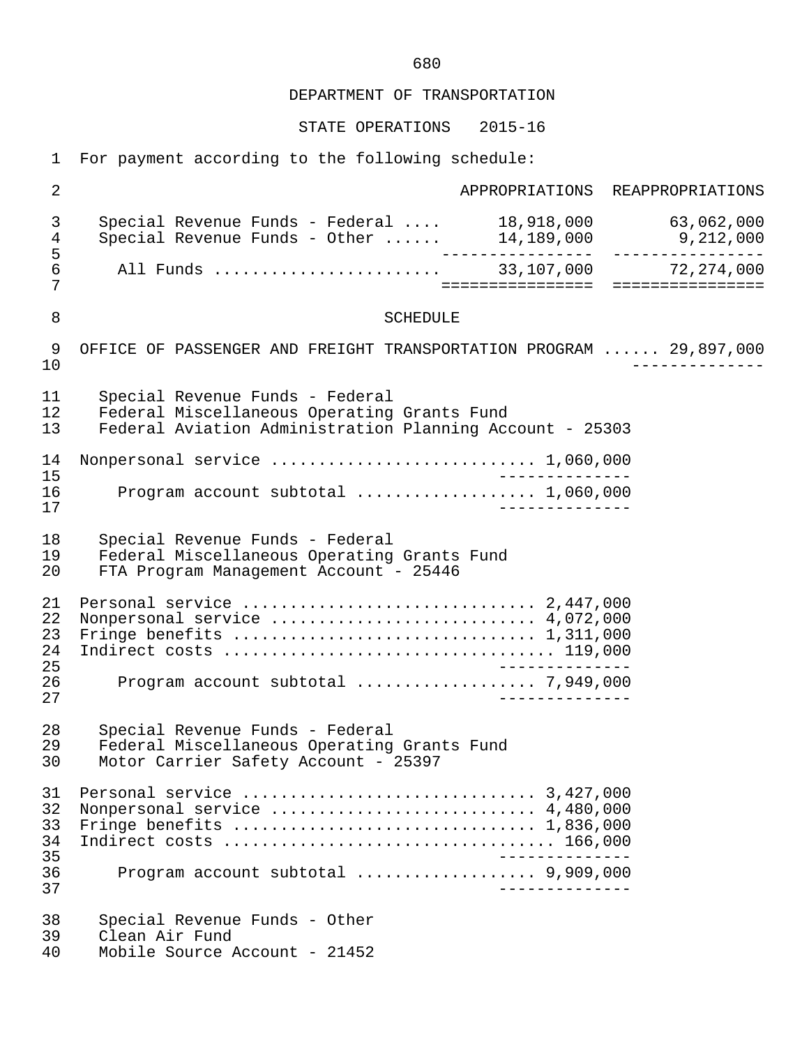DEPARTMENT OF TRANSPORTATION

STATE OPERATIONS 2015-16

For payment according to the following schedule:

| | APPROPRIATIONS | REAPPROPRIATIONS |
|---|---|---|
| Special Revenue Funds - Federal .... | 18,918,000 | 63,062,000 |
| Special Revenue Funds - Other ...... | 14,189,000 | 9,212,000 |
| All Funds ........................ | 33,107,000 | 72,274,000 |

SCHEDULE

OFFICE OF PASSENGER AND FREIGHT TRANSPORTATION PROGRAM ...... 29,897,000

Special Revenue Funds - Federal
Federal Miscellaneous Operating Grants Fund
Federal Aviation Administration Planning Account - 25303

| | |
|---|---|
| Nonpersonal service ........................... | 1,060,000 |
| Program account subtotal .................. | 1,060,000 |

Special Revenue Funds - Federal
Federal Miscellaneous Operating Grants Fund
FTA Program Management Account - 25446

| | |
|---|---|
| Personal service .............................. | 2,447,000 |
| Nonpersonal service ........................... | 4,072,000 |
| Fringe benefits ............................... | 1,311,000 |
| Indirect costs ................................. | 119,000 |
| Program account subtotal .................. | 7,949,000 |

Special Revenue Funds - Federal
Federal Miscellaneous Operating Grants Fund
Motor Carrier Safety Account - 25397

| | |
|---|---|
| Personal service .............................. | 3,427,000 |
| Nonpersonal service ........................... | 4,480,000 |
| Fringe benefits ............................... | 1,836,000 |
| Indirect costs ................................. | 166,000 |
| Program account subtotal .................. | 9,909,000 |

Special Revenue Funds - Other
Clean Air Fund
Mobile Source Account - 21452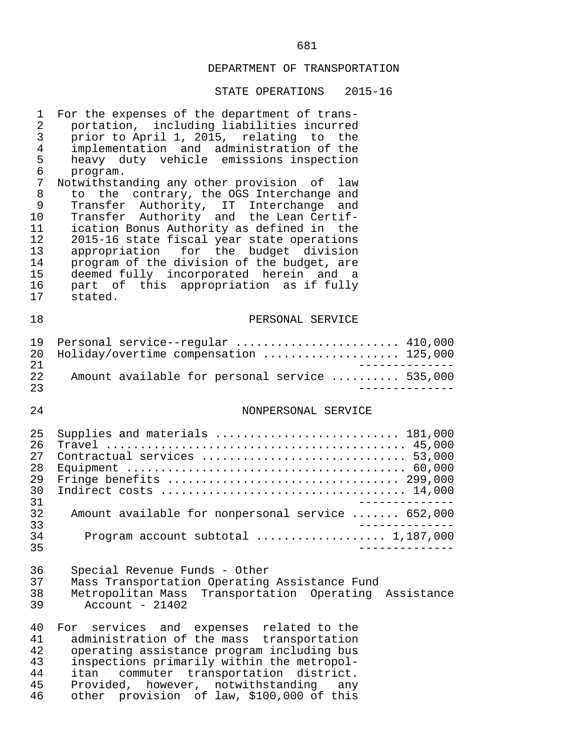DEPARTMENT OF TRANSPORTATION

STATE OPERATIONS 2015-16

For the expenses of the department of transportation, including liabilities incurred prior to April 1, 2015, relating to the implementation and administration of the heavy duty vehicle emissions inspection program.

Notwithstanding any other provision of law to the contrary, the OGS Interchange and Transfer Authority, IT Interchange and Transfer Authority and the Lean Certification Bonus Authority as defined in the 2015-16 state fiscal year state operations appropriation for the budget division program of the division of the budget, are deemed fully incorporated herein and a part of this appropriation as if fully stated.

PERSONAL SERVICE

| | |
|---|---|
| Personal service--regular | 410,000 |
| Holiday/overtime compensation | 125,000 |
| Amount available for personal service | 535,000 |

NONPERSONAL SERVICE

| | |
|---|---|
| Supplies and materials | 181,000 |
| Travel | 45,000 |
| Contractual services | 53,000 |
| Equipment | 60,000 |
| Fringe benefits | 299,000 |
| Indirect costs | 14,000 |
| Amount available for nonpersonal service | 652,000 |
| Program account subtotal | 1,187,000 |

Special Revenue Funds - Other
Mass Transportation Operating Assistance Fund
Metropolitan Mass Transportation Operating Assistance Account - 21402

For services and expenses related to the administration of the mass transportation operating assistance program including bus inspections primarily within the metropolitan commuter transportation district. Provided, however, notwithstanding any other provision of law, $100,000 of this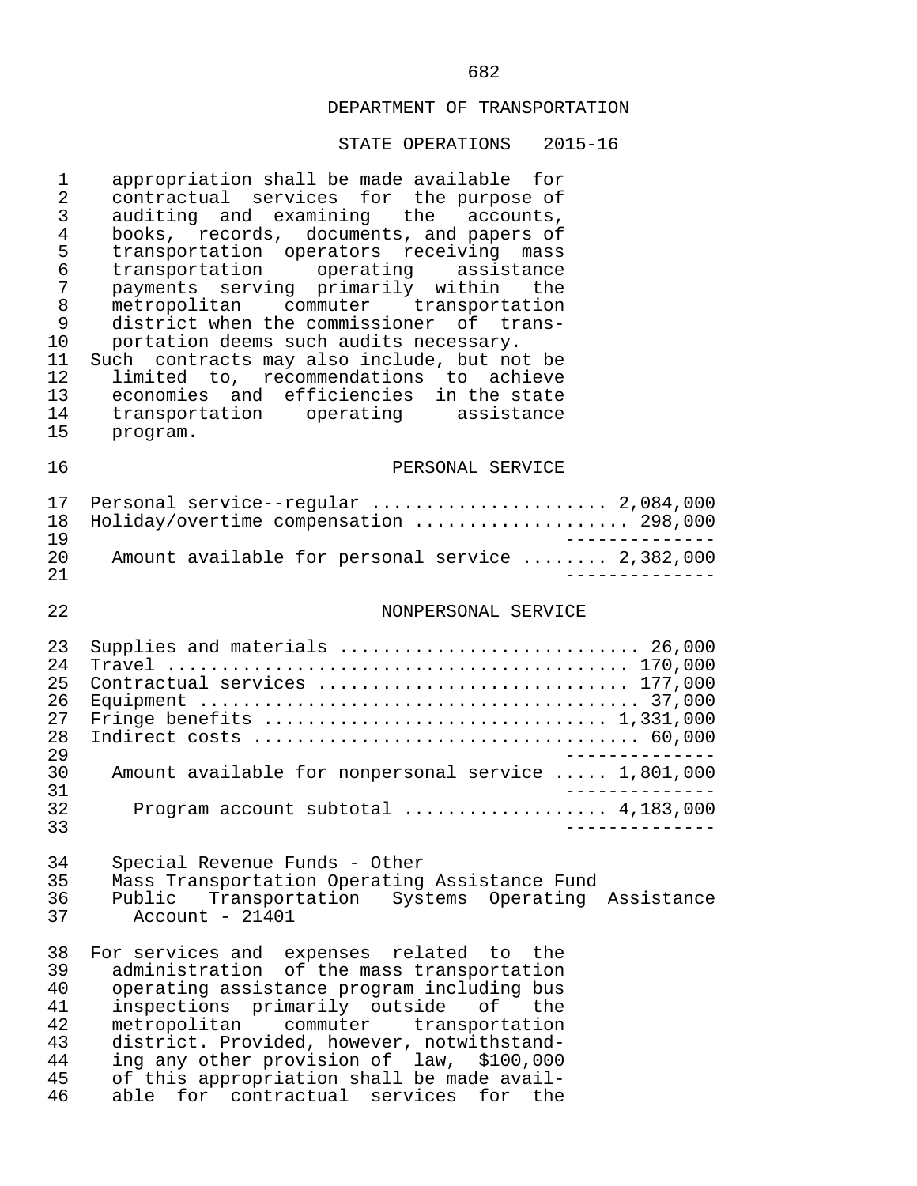DEPARTMENT OF TRANSPORTATION

STATE OPERATIONS 2015-16

appropriation shall be made available for contractual services for the purpose of auditing and examining the accounts, books, records, documents, and papers of transportation operators receiving mass transportation operating assistance payments serving primarily within the metropolitan commuter transportation district when the commissioner of transportation deems such audits necessary.
Such contracts may also include, but not be limited to, recommendations to achieve economies and efficiencies in the state transportation operating assistance program.

PERSONAL SERVICE

| | |
|---|---|
| Personal service--regular | 2,084,000 |
| Holiday/overtime compensation | 298,000 |
| Amount available for personal service | 2,382,000 |

NONPERSONAL SERVICE

| | |
|---|---|
| Supplies and materials | 26,000 |
| Travel | 170,000 |
| Contractual services | 177,000 |
| Equipment | 37,000 |
| Fringe benefits | 1,331,000 |
| Indirect costs | 60,000 |
| Amount available for nonpersonal service | 1,801,000 |
| Program account subtotal | 4,183,000 |

Special Revenue Funds - Other
Mass Transportation Operating Assistance Fund
Public Transportation Systems Operating Assistance Account - 21401

For services and expenses related to the administration of the mass transportation operating assistance program including bus inspections primarily outside of the metropolitan commuter transportation district. Provided, however, notwithstanding any other provision of law, $100,000 of this appropriation shall be made available for contractual services for the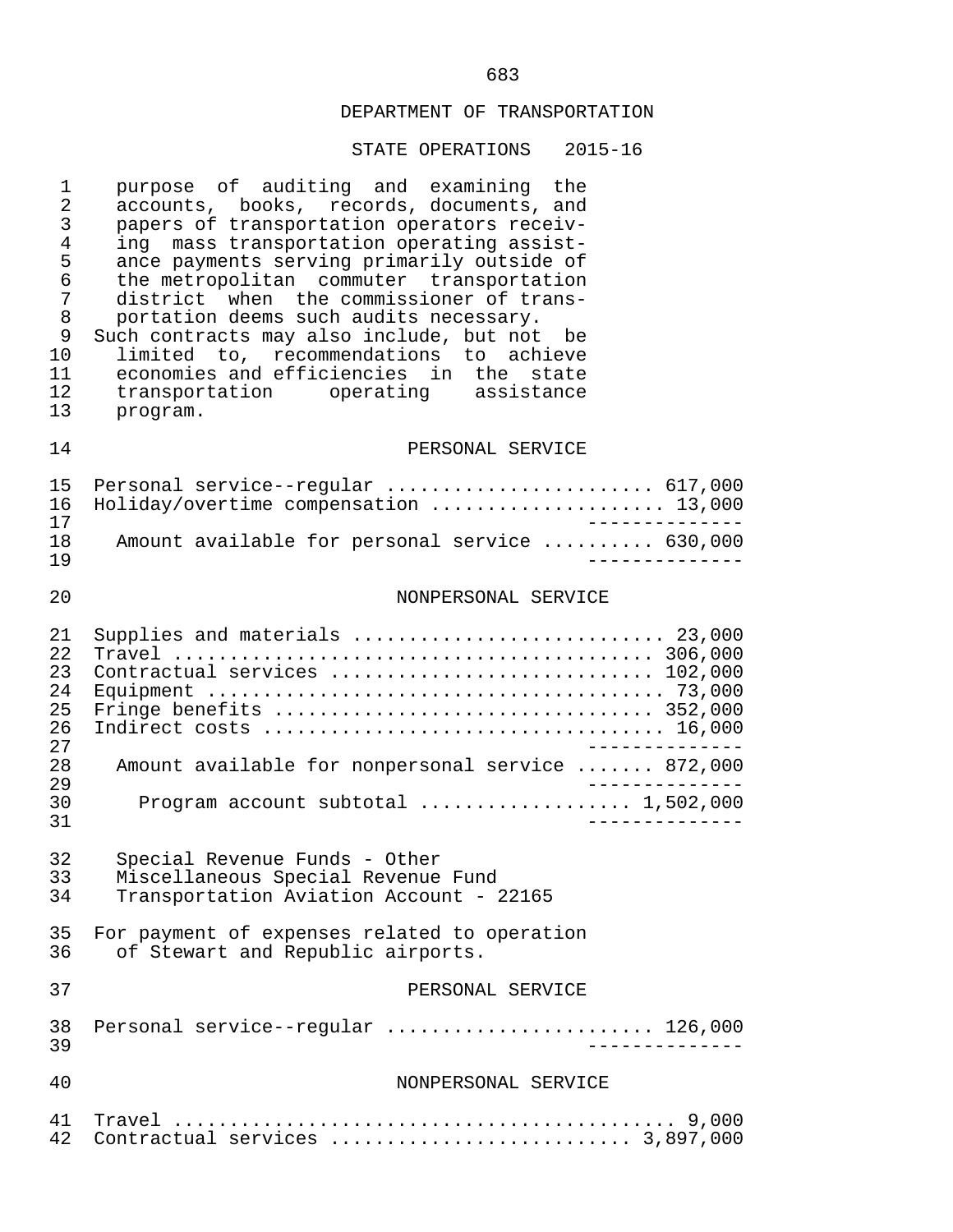## DEPARTMENT OF TRANSPORTATION

### STATE OPERATIONS 2015-16

purpose of auditing and examining the accounts, books, records, documents, and papers of transportation operators receiving mass transportation operating assistance payments serving primarily outside of the metropolitan commuter transportation district when the commissioner of transportation deems such audits necessary.

Such contracts may also include, but not be limited to, recommendations to achieve economies and efficiencies in the state transportation operating assistance program.

#### PERSONAL SERVICE

| | |
|---|---|
| Personal service--regular | 617,000 |
| Holiday/overtime compensation | 13,000 |
| Amount available for personal service | 630,000 |

#### NONPERSONAL SERVICE

| | |
|---|---|
| Supplies and materials | 23,000 |
| Travel | 306,000 |
| Contractual services | 102,000 |
| Equipment | 73,000 |
| Fringe benefits | 352,000 |
| Indirect costs | 16,000 |
| Amount available for nonpersonal service | 872,000 |
| Program account subtotal | 1,502,000 |

Special Revenue Funds - Other
Miscellaneous Special Revenue Fund
Transportation Aviation Account - 22165

For payment of expenses related to operation of Stewart and Republic airports.

#### PERSONAL SERVICE

| | |
|---|---|
| Personal service--regular | 126,000 |

#### NONPERSONAL SERVICE

| | |
|---|---|
| Travel | 9,000 |
| Contractual services | 3,897,000 |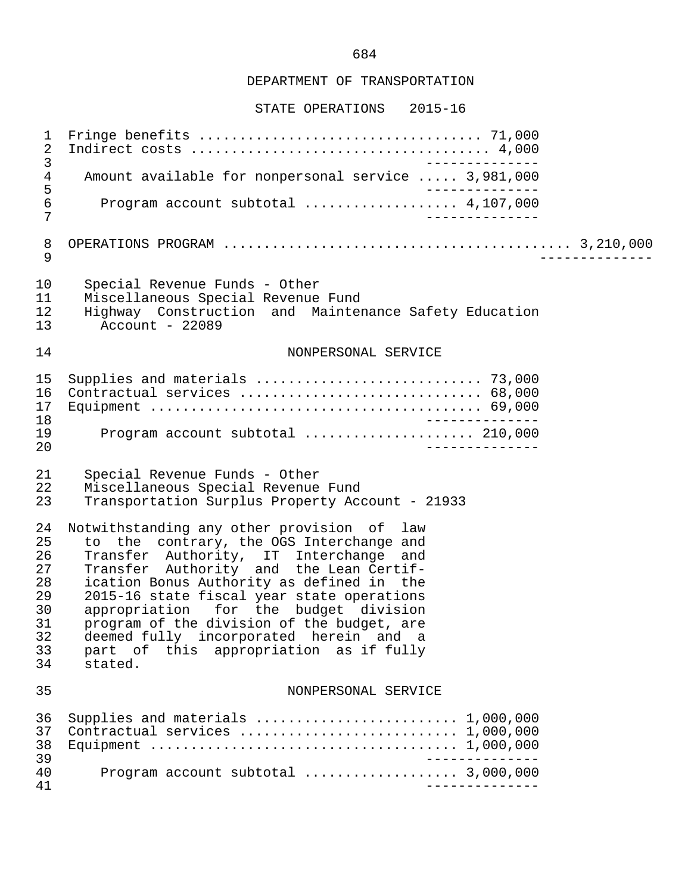DEPARTMENT OF TRANSPORTATION

STATE OPERATIONS 2015-16

Fringe benefits .................................. 71,000
Indirect costs .................................... 4,000
--------------
Amount available for nonpersonal service ..... 3,981,000
--------------
Program account subtotal .................. 4,107,000
--------------

OPERATIONS PROGRAM ........................................... 3,210,000
--------------

Special Revenue Funds - Other
Miscellaneous Special Revenue Fund
Highway Construction and Maintenance Safety Education Account - 22089

NONPERSONAL SERVICE

Supplies and materials ........................... 73,000
Contractual services ............................. 68,000
Equipment ........................................ 69,000
--------------
Program account subtotal .................... 210,000
--------------

Special Revenue Funds - Other
Miscellaneous Special Revenue Fund
Transportation Surplus Property Account - 21933

Notwithstanding any other provision of law to the contrary, the OGS Interchange and Transfer Authority, IT Interchange and Transfer Authority and the Lean Certification Bonus Authority as defined in the 2015-16 state fiscal year state operations appropriation for the budget division program of the division of the budget, are deemed fully incorporated herein and a part of this appropriation as if fully stated.

NONPERSONAL SERVICE

Supplies and materials ........................ 1,000,000
Contractual services .......................... 1,000,000
Equipment ..................................... 1,000,000
--------------
Program account subtotal .................. 3,000,000
--------------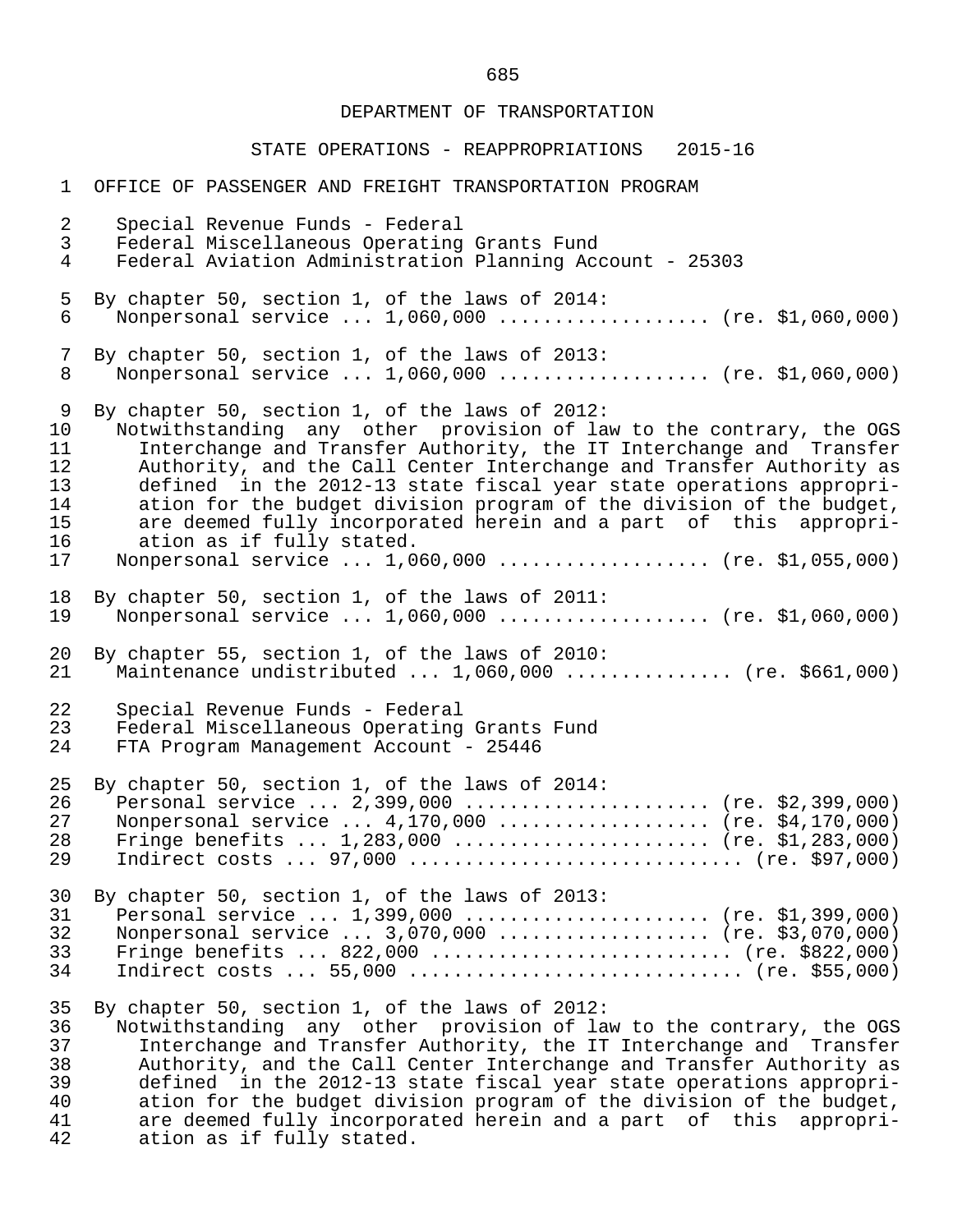DEPARTMENT OF TRANSPORTATION

STATE OPERATIONS - REAPPROPRIATIONS 2015-16

OFFICE OF PASSENGER AND FREIGHT TRANSPORTATION PROGRAM

Special Revenue Funds - Federal
Federal Miscellaneous Operating Grants Fund
Federal Aviation Administration Planning Account - 25303

By chapter 50, section 1, of the laws of 2014:
Nonpersonal service ... 1,060,000 .................. (re. $1,060,000)

By chapter 50, section 1, of the laws of 2013:
Nonpersonal service ... 1,060,000 .................. (re. $1,060,000)

By chapter 50, section 1, of the laws of 2012:
Notwithstanding any other provision of law to the contrary, the OGS Interchange and Transfer Authority, the IT Interchange and Transfer Authority, and the Call Center Interchange and Transfer Authority as defined in the 2012-13 state fiscal year state operations appropriation for the budget division program of the division of the budget, are deemed fully incorporated herein and a part of this appropriation as if fully stated.
Nonpersonal service ... 1,060,000 .................. (re. $1,055,000)

By chapter 50, section 1, of the laws of 2011:
Nonpersonal service ... 1,060,000 .................. (re. $1,060,000)

By chapter 55, section 1, of the laws of 2010:
Maintenance undistributed ... 1,060,000 .............. (re. $661,000)

Special Revenue Funds - Federal
Federal Miscellaneous Operating Grants Fund
FTA Program Management Account - 25446

By chapter 50, section 1, of the laws of 2014:
Personal service ... 2,399,000 ..................... (re. $2,399,000)
Nonpersonal service ... 4,170,000 .................. (re. $4,170,000)
Fringe benefits ... 1,283,000 ...................... (re. $1,283,000)
Indirect costs ... 97,000 ............................ (re. $97,000)

By chapter 50, section 1, of the laws of 2013:
Personal service ... 1,399,000 ..................... (re. $1,399,000)
Nonpersonal service ... 3,070,000 .................. (re. $3,070,000)
Fringe benefits ... 822,000 .......................... (re. $822,000)
Indirect costs ... 55,000 ............................ (re. $55,000)

By chapter 50, section 1, of the laws of 2012:
Notwithstanding any other provision of law to the contrary, the OGS Interchange and Transfer Authority, the IT Interchange and Transfer Authority, and the Call Center Interchange and Transfer Authority as defined in the 2012-13 state fiscal year state operations appropriation for the budget division program of the division of the budget, are deemed fully incorporated herein and a part of this appropriation as if fully stated.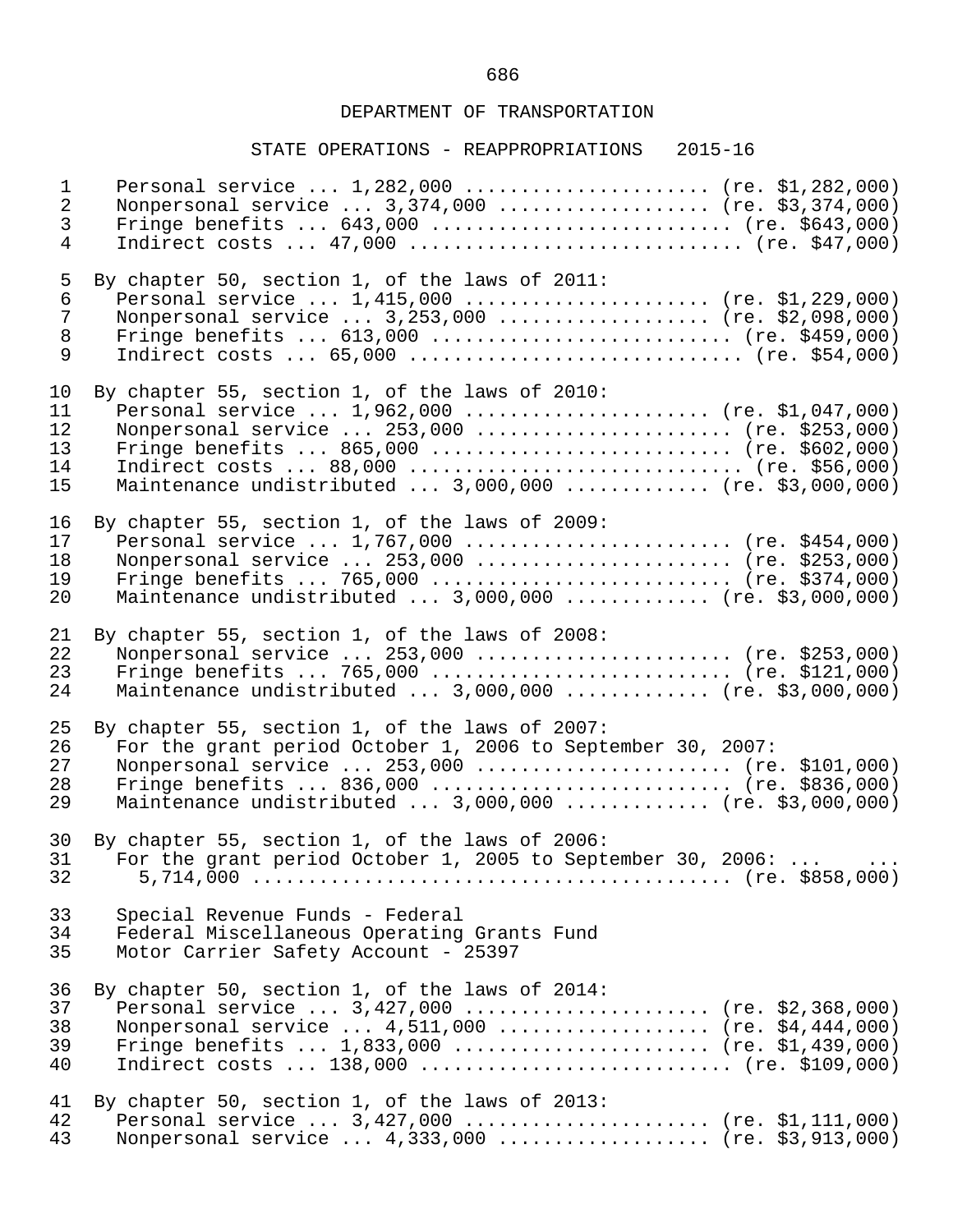DEPARTMENT OF TRANSPORTATION

STATE OPERATIONS - REAPPROPRIATIONS 2015-16

Personal service ... 1,282,000 ...................... (re. $1,282,000)
Nonpersonal service ... 3,374,000 ................... (re. $3,374,000)
Fringe benefits ... 643,000 ........................... (re. $643,000)
Indirect costs ... 47,000 .............................. (re. $47,000)

By chapter 50, section 1, of the laws of 2011:
Personal service ... 1,415,000 ...................... (re. $1,229,000)
Nonpersonal service ... 3,253,000 ................... (re. $2,098,000)
Fringe benefits ... 613,000 ........................... (re. $459,000)
Indirect costs ... 65,000 .............................. (re. $54,000)

By chapter 55, section 1, of the laws of 2010:
Personal service ... 1,962,000 ...................... (re. $1,047,000)
Nonpersonal service ... 253,000 ....................... (re. $253,000)
Fringe benefits ... 865,000 ........................... (re. $602,000)
Indirect costs ... 88,000 .............................. (re. $56,000)
Maintenance undistributed ... 3,000,000 ............. (re. $3,000,000)

By chapter 55, section 1, of the laws of 2009:
Personal service ... 1,767,000 ........................ (re. $454,000)
Nonpersonal service ... 253,000 ....................... (re. $253,000)
Fringe benefits ... 765,000 ........................... (re. $374,000)
Maintenance undistributed ... 3,000,000 ............. (re. $3,000,000)

By chapter 55, section 1, of the laws of 2008:
Nonpersonal service ... 253,000 ....................... (re. $253,000)
Fringe benefits ... 765,000 ........................... (re. $121,000)
Maintenance undistributed ... 3,000,000 ............. (re. $3,000,000)

By chapter 55, section 1, of the laws of 2007:
For the grant period October 1, 2006 to September 30, 2007:
Nonpersonal service ... 253,000 ....................... (re. $101,000)
Fringe benefits ... 836,000 ........................... (re. $836,000)
Maintenance undistributed ... 3,000,000 ............. (re. $3,000,000)

By chapter 55, section 1, of the laws of 2006:
For the grant period October 1, 2005 to September 30, 2006: ... ...
5,714,000 .......................................... (re. $858,000)

Special Revenue Funds - Federal
Federal Miscellaneous Operating Grants Fund
Motor Carrier Safety Account - 25397

By chapter 50, section 1, of the laws of 2014:
Personal service ... 3,427,000 ...................... (re. $2,368,000)
Nonpersonal service ... 4,511,000 ................... (re. $4,444,000)
Fringe benefits ... 1,833,000 ....................... (re. $1,439,000)
Indirect costs ... 138,000 ........................... (re. $109,000)

By chapter 50, section 1, of the laws of 2013:
Personal service ... 3,427,000 ...................... (re. $1,111,000)
Nonpersonal service ... 4,333,000 ................... (re. $3,913,000)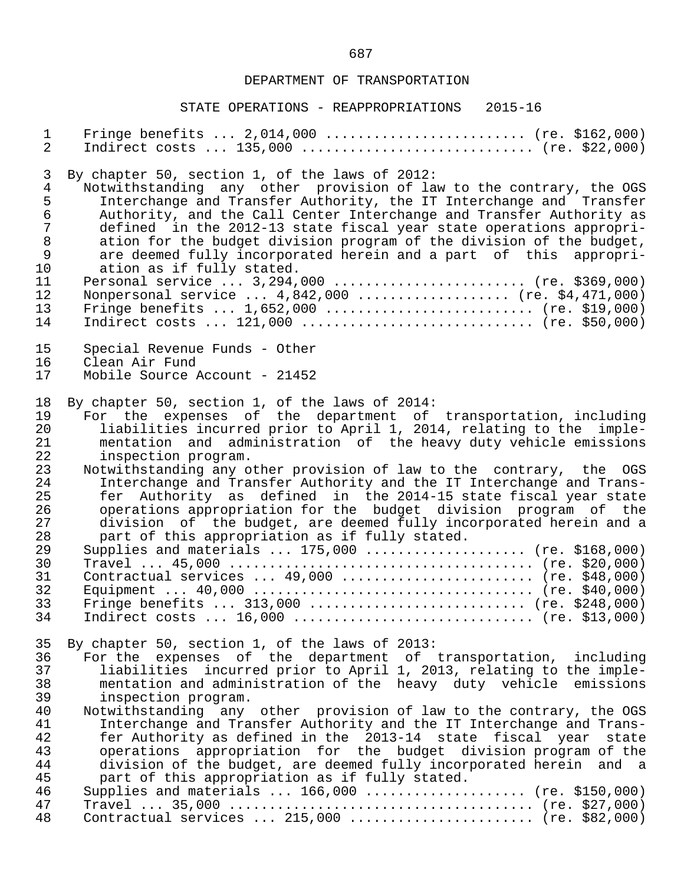Fringe benefits ... 2,014,000 ........................ (re. $162,000)
Indirect costs ... 135,000 ............................ (re. $22,000)

By chapter 50, section 1, of the laws of 2012:
Notwithstanding any other provision of law to the contrary, the OGS Interchange and Transfer Authority, the IT Interchange and Transfer Authority, and the Call Center Interchange and Transfer Authority as defined in the 2012-13 state fiscal year state operations appropriation for the budget division program of the division of the budget, are deemed fully incorporated herein and a part of this appropriation as if fully stated.
Personal service ... 3,294,000 ....................... (re. $369,000)
Nonpersonal service ... 4,842,000 ................... (re. $4,471,000)
Fringe benefits ... 1,652,000 ......................... (re. $19,000)
Indirect costs ... 121,000 ............................ (re. $50,000)

Special Revenue Funds - Other
Clean Air Fund
Mobile Source Account - 21452

By chapter 50, section 1, of the laws of 2014:
For the expenses of the department of transportation, including liabilities incurred prior to April 1, 2014, relating to the implementation and administration of the heavy duty vehicle emissions inspection program.
Notwithstanding any other provision of law to the contrary, the OGS Interchange and Transfer Authority and the IT Interchange and Transfer Authority as defined in the 2014-15 state fiscal year state operations appropriation for the budget division program of the division of the budget, are deemed fully incorporated herein and a part of this appropriation as if fully stated.
Supplies and materials ... 175,000 ................... (re. $168,000)
Travel ... 45,000 ..................................... (re. $20,000)
Contractual services ... 49,000 ....................... (re. $48,000)
Equipment ... 40,000 .................................. (re. $40,000)
Fringe benefits ... 313,000 .......................... (re. $248,000)
Indirect costs ... 16,000 ............................. (re. $13,000)

By chapter 50, section 1, of the laws of 2013:
For the expenses of the department of transportation, including liabilities incurred prior to April 1, 2013, relating to the implementation and administration of the heavy duty vehicle emissions inspection program.
Notwithstanding any other provision of law to the contrary, the OGS Interchange and Transfer Authority and the IT Interchange and Transfer Authority as defined in the 2013-14 state fiscal year state operations appropriation for the budget division program of the division of the budget, are deemed fully incorporated herein and a part of this appropriation as if fully stated.
Supplies and materials ... 166,000 ................... (re. $150,000)
Travel ... 35,000 ..................................... (re. $27,000)
Contractual services ... 215,000 ...................... (re. $82,000)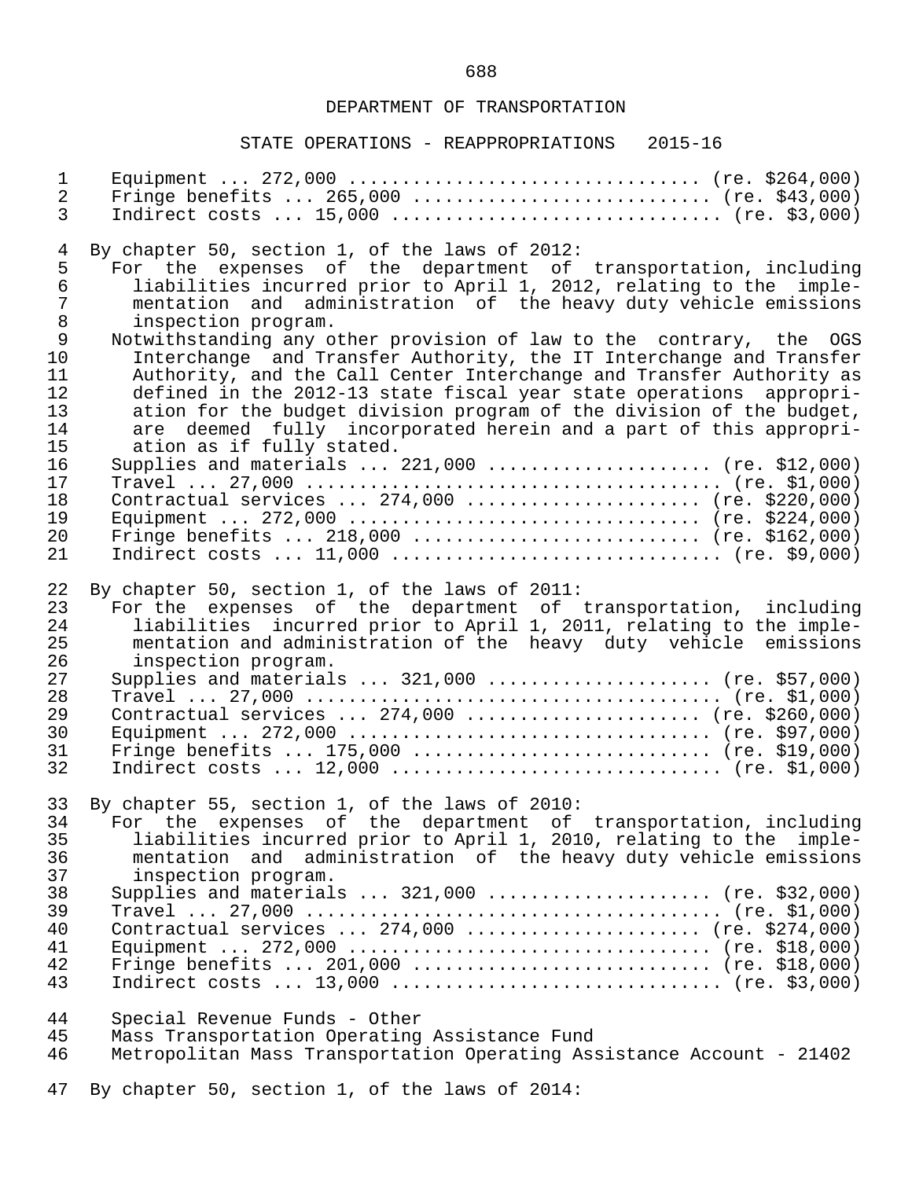DEPARTMENT OF TRANSPORTATION

STATE OPERATIONS - REAPPROPRIATIONS 2015-16

Equipment ... 272,000 ................................ (re. $264,000)
Fringe benefits ... 265,000 ........................... (re. $43,000)
Indirect costs ... 15,000 .............................. (re. $3,000)

By chapter 50, section 1, of the laws of 2012:

For the expenses of the department of transportation, including liabilities incurred prior to April 1, 2012, relating to the implementation and administration of the heavy duty vehicle emissions inspection program.

Notwithstanding any other provision of law to the contrary, the OGS Interchange and Transfer Authority, the IT Interchange and Transfer Authority, and the Call Center Interchange and Transfer Authority as defined in the 2012-13 state fiscal year state operations appropriation for the budget division program of the division of the budget, are deemed fully incorporated herein and a part of this appropriation as if fully stated.

Supplies and materials ... 221,000 .................... (re. $12,000)
Travel ... 27,000 ...................................... (re. $1,000)
Contractual services ... 274,000 ...................... (re. $220,000)
Equipment ... 272,000 ................................ (re. $224,000)
Fringe benefits ... 218,000 .......................... (re. $162,000)
Indirect costs ... 11,000 .............................. (re. $9,000)

By chapter 50, section 1, of the laws of 2011:

For the expenses of the department of transportation, including liabilities incurred prior to April 1, 2011, relating to the implementation and administration of the heavy duty vehicle emissions inspection program.

Supplies and materials ... 321,000 .................... (re. $57,000)
Travel ... 27,000 ...................................... (re. $1,000)
Contractual services ... 274,000 ...................... (re. $260,000)
Equipment ... 272,000 ................................. (re. $97,000)
Fringe benefits ... 175,000 ........................... (re. $19,000)
Indirect costs ... 12,000 .............................. (re. $1,000)

By chapter 55, section 1, of the laws of 2010:

For the expenses of the department of transportation, including liabilities incurred prior to April 1, 2010, relating to the implementation and administration of the heavy duty vehicle emissions inspection program.

Supplies and materials ... 321,000 .................... (re. $32,000)
Travel ... 27,000 ...................................... (re. $1,000)
Contractual services ... 274,000 ...................... (re. $274,000)
Equipment ... 272,000 ................................. (re. $18,000)
Fringe benefits ... 201,000 ........................... (re. $18,000)
Indirect costs ... 13,000 .............................. (re. $3,000)

Special Revenue Funds - Other
Mass Transportation Operating Assistance Fund
Metropolitan Mass Transportation Operating Assistance Account - 21402

By chapter 50, section 1, of the laws of 2014: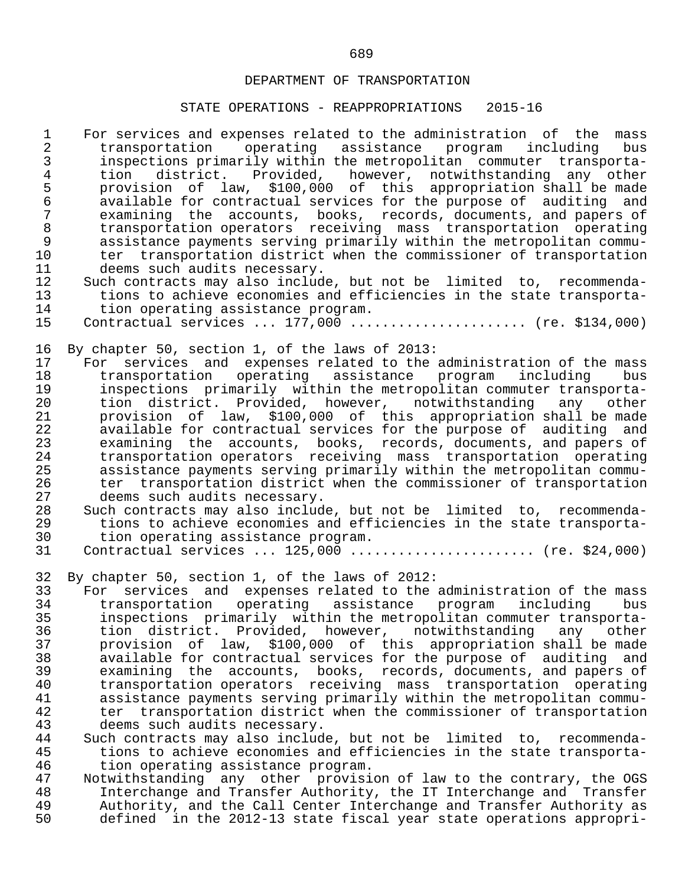DEPARTMENT OF TRANSPORTATION

STATE OPERATIONS - REAPPROPRIATIONS 2015-16

For services and expenses related to the administration of the mass transportation operating assistance program including bus inspections primarily within the metropolitan commuter transportation district. Provided, however, notwithstanding any other provision of law, $100,000 of this appropriation shall be made available for contractual services for the purpose of auditing and examining the accounts, books, records, documents, and papers of transportation operators receiving mass transportation operating assistance payments serving primarily within the metropolitan commuter transportation district when the commissioner of transportation deems such audits necessary.

Such contracts may also include, but not be limited to, recommendations to achieve economies and efficiencies in the state transportation operating assistance program.

Contractual services ... 177,000 ..................... (re. $134,000)

By chapter 50, section 1, of the laws of 2013:

For services and expenses related to the administration of the mass transportation operating assistance program including bus inspections primarily within the metropolitan commuter transportation district. Provided, however, notwithstanding any other provision of law, $100,000 of this appropriation shall be made available for contractual services for the purpose of auditing and examining the accounts, books, records, documents, and papers of transportation operators receiving mass transportation operating assistance payments serving primarily within the metropolitan commuter transportation district when the commissioner of transportation deems such audits necessary.

Such contracts may also include, but not be limited to, recommendations to achieve economies and efficiencies in the state transportation operating assistance program.

Contractual services ... 125,000 ...................... (re. $24,000)

By chapter 50, section 1, of the laws of 2012:

For services and expenses related to the administration of the mass transportation operating assistance program including bus inspections primarily within the metropolitan commuter transportation district. Provided, however, notwithstanding any other provision of law, $100,000 of this appropriation shall be made available for contractual services for the purpose of auditing and examining the accounts, books, records, documents, and papers of transportation operators receiving mass transportation operating assistance payments serving primarily within the metropolitan commuter transportation district when the commissioner of transportation deems such audits necessary.

Such contracts may also include, but not be limited to, recommendations to achieve economies and efficiencies in the state transportation operating assistance program.

Notwithstanding any other provision of law to the contrary, the OGS Interchange and Transfer Authority, the IT Interchange and Transfer Authority, and the Call Center Interchange and Transfer Authority as defined in the 2012-13 state fiscal year state operations appropri-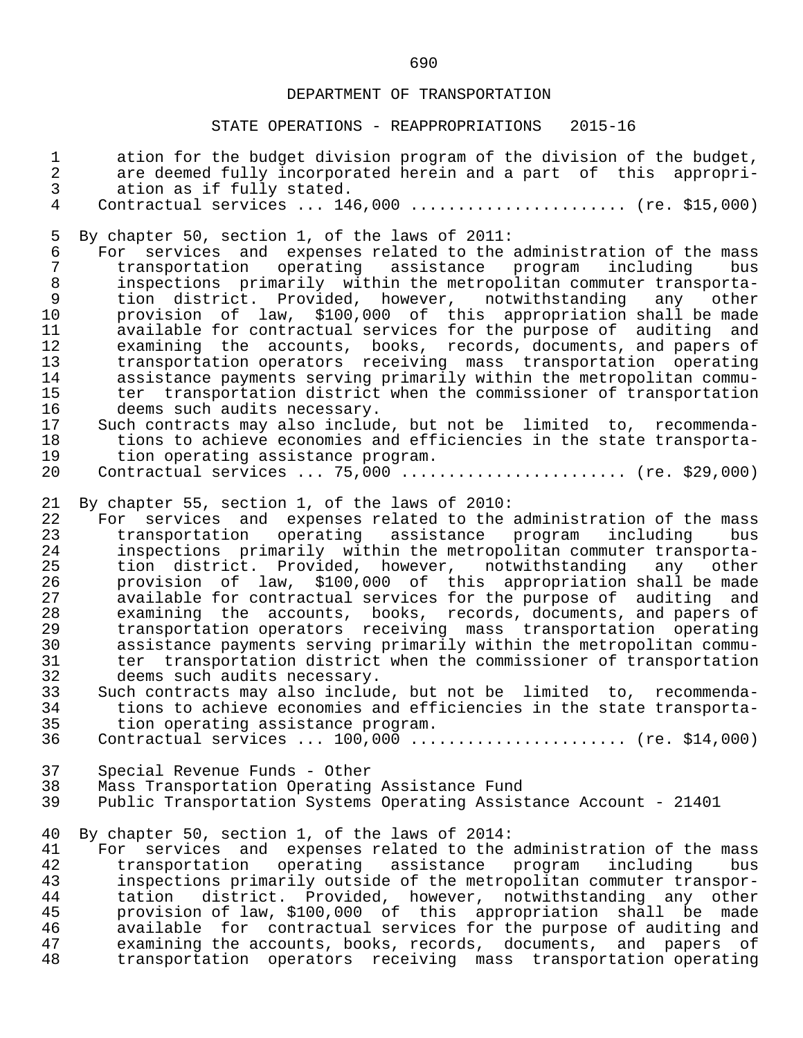DEPARTMENT OF TRANSPORTATION

STATE OPERATIONS - REAPPROPRIATIONS 2015-16

ation for the budget division program of the division of the budget, are deemed fully incorporated herein and a part of this appropriation as if fully stated.

Contractual services ... 146,000 ...................... (re. $15,000)

By chapter 50, section 1, of the laws of 2011:

For services and expenses related to the administration of the mass transportation operating assistance program including bus inspections primarily within the metropolitan commuter transportation district. Provided, however, notwithstanding any other provision of law, $100,000 of this appropriation shall be made available for contractual services for the purpose of auditing and examining the accounts, books, records, documents, and papers of transportation operators receiving mass transportation operating assistance payments serving primarily within the metropolitan commuter transportation district when the commissioner of transportation deems such audits necessary.

Such contracts may also include, but not be limited to, recommendations to achieve economies and efficiencies in the state transportation operating assistance program.

Contractual services ... 75,000 ....................... (re. $29,000)

By chapter 55, section 1, of the laws of 2010:

For services and expenses related to the administration of the mass transportation operating assistance program including bus inspections primarily within the metropolitan commuter transportation district. Provided, however, notwithstanding any other provision of law, $100,000 of this appropriation shall be made available for contractual services for the purpose of auditing and examining the accounts, books, records, documents, and papers of transportation operators receiving mass transportation operating assistance payments serving primarily within the metropolitan commuter transportation district when the commissioner of transportation deems such audits necessary.

Such contracts may also include, but not be limited to, recommendations to achieve economies and efficiencies in the state transportation operating assistance program.

Contractual services ... 100,000 ...................... (re. $14,000)

Special Revenue Funds - Other
Mass Transportation Operating Assistance Fund
Public Transportation Systems Operating Assistance Account - 21401

By chapter 50, section 1, of the laws of 2014:

For services and expenses related to the administration of the mass transportation operating assistance program including bus inspections primarily outside of the metropolitan commuter transportation district. Provided, however, notwithstanding any other provision of law, $100,000 of this appropriation shall be made available for contractual services for the purpose of auditing and examining the accounts, books, records, documents, and papers of transportation operators receiving mass transportation operating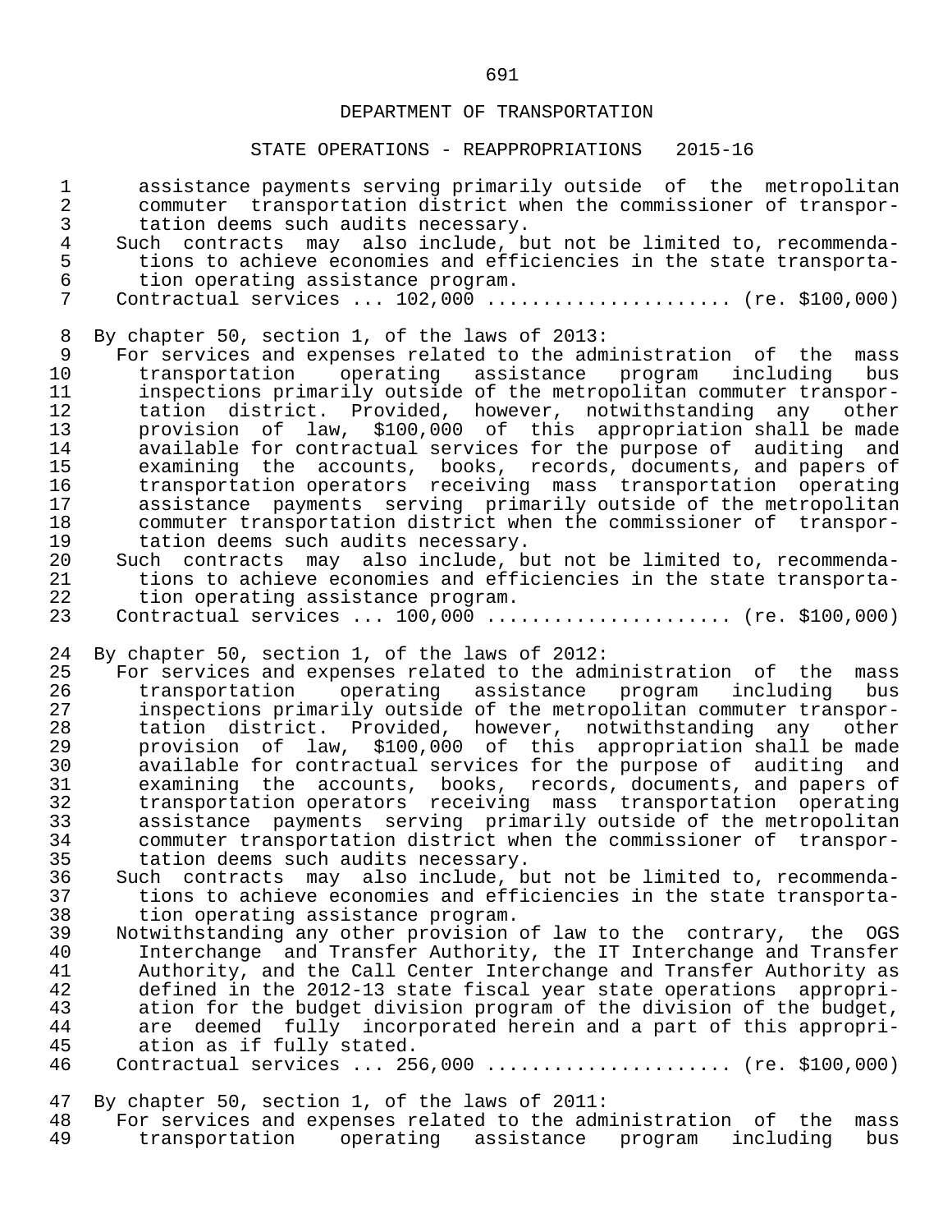DEPARTMENT OF TRANSPORTATION

STATE OPERATIONS - REAPPROPRIATIONS 2015-16

assistance payments serving primarily outside of the metropolitan commuter transportation district when the commissioner of transportation deems such audits necessary.

Such contracts may also include, but not be limited to, recommendations to achieve economies and efficiencies in the state transportation operating assistance program.

Contractual services ... 102,000 ...................... (re. $100,000)

By chapter 50, section 1, of the laws of 2013:

For services and expenses related to the administration of the mass transportation operating assistance program including bus inspections primarily outside of the metropolitan commuter transportation district. Provided, however, notwithstanding any other provision of law, $100,000 of this appropriation shall be made available for contractual services for the purpose of auditing and examining the accounts, books, records, documents, and papers of transportation operators receiving mass transportation operating assistance payments serving primarily outside of the metropolitan commuter transportation district when the commissioner of transportation deems such audits necessary.

Such contracts may also include, but not be limited to, recommendations to achieve economies and efficiencies in the state transportation operating assistance program.

Contractual services ... 100,000 ...................... (re. $100,000)

By chapter 50, section 1, of the laws of 2012:

For services and expenses related to the administration of the mass transportation operating assistance program including bus inspections primarily outside of the metropolitan commuter transportation district. Provided, however, notwithstanding any other provision of law, $100,000 of this appropriation shall be made available for contractual services for the purpose of auditing and examining the accounts, books, records, documents, and papers of transportation operators receiving mass transportation operating assistance payments serving primarily outside of the metropolitan commuter transportation district when the commissioner of transportation deems such audits necessary.

Such contracts may also include, but not be limited to, recommendations to achieve economies and efficiencies in the state transportation operating assistance program.

Notwithstanding any other provision of law to the contrary, the OGS Interchange and Transfer Authority, the IT Interchange and Transfer Authority, and the Call Center Interchange and Transfer Authority as defined in the 2012-13 state fiscal year state operations appropriation for the budget division program of the division of the budget, are deemed fully incorporated herein and a part of this appropriation as if fully stated.

Contractual services ... 256,000 ...................... (re. $100,000)

By chapter 50, section 1, of the laws of 2011:

For services and expenses related to the administration of the mass transportation operating assistance program including bus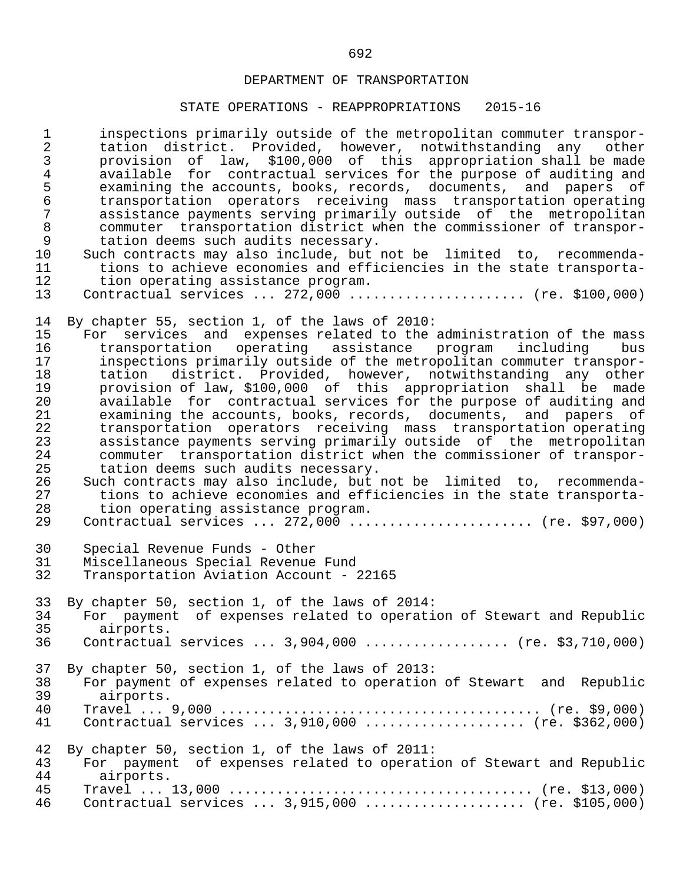DEPARTMENT OF TRANSPORTATION

STATE OPERATIONS - REAPPROPRIATIONS 2015-16

inspections primarily outside of the metropolitan commuter transportation district. Provided, however, notwithstanding any other provision of law, $100,000 of this appropriation shall be made available for contractual services for the purpose of auditing and examining the accounts, books, records, documents, and papers of transportation operators receiving mass transportation operating assistance payments serving primarily outside of the metropolitan commuter transportation district when the commissioner of transportation deems such audits necessary.

Such contracts may also include, but not be limited to, recommendations to achieve economies and efficiencies in the state transportation operating assistance program.

Contractual services ... 272,000 ..................... (re. $100,000)

By chapter 55, section 1, of the laws of 2010:

For services and expenses related to the administration of the mass transportation operating assistance program including bus inspections primarily outside of the metropolitan commuter transportation district. Provided, however, notwithstanding any other provision of law, $100,000 of this appropriation shall be made available for contractual services for the purpose of auditing and examining the accounts, books, records, documents, and papers of transportation operators receiving mass transportation operating assistance payments serving primarily outside of the metropolitan commuter transportation district when the commissioner of transportation deems such audits necessary.

Such contracts may also include, but not be limited to, recommendations to achieve economies and efficiencies in the state transportation operating assistance program.

Contractual services ... 272,000 ...................... (re. $97,000)

Special Revenue Funds - Other
Miscellaneous Special Revenue Fund
Transportation Aviation Account - 22165

By chapter 50, section 1, of the laws of 2014:

For payment of expenses related to operation of Stewart and Republic airports.

Contractual services ... 3,904,000 ................. (re. $3,710,000)

By chapter 50, section 1, of the laws of 2013:

For payment of expenses related to operation of Stewart and Republic airports.

Travel ... 9,000 ...................................... (re. $9,000)

Contractual services ... 3,910,000 ................... (re. $362,000)

By chapter 50, section 1, of the laws of 2011:

For payment of expenses related to operation of Stewart and Republic airports.

Travel ... 13,000 .................................... (re. $13,000)

Contractual services ... 3,915,000 ................... (re. $105,000)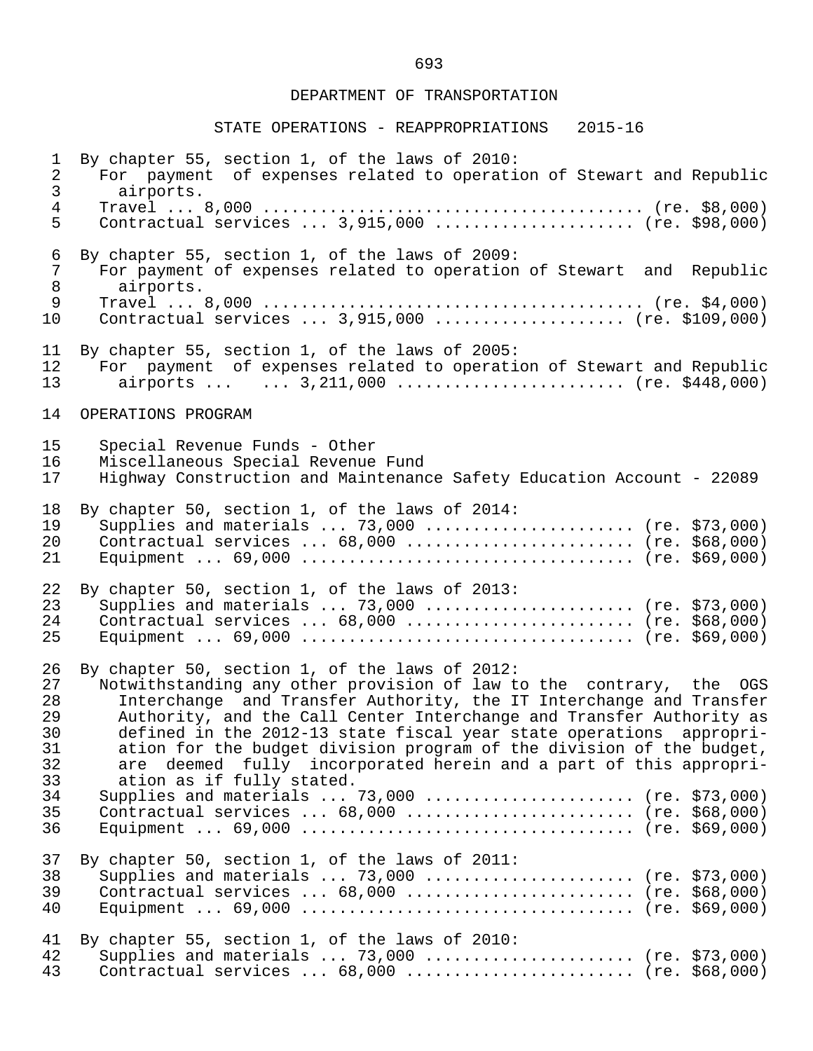By chapter 55, section 1, of the laws of 2010:

For payment of expenses related to operation of Stewart and Republic airports.

Travel ... 8,000 ........................................ (re. $8,000)

Contractual services ... 3,915,000 ..................... (re. $98,000)

By chapter 55, section 1, of the laws of 2009:

For payment of expenses related to operation of Stewart and Republic airports.

Travel ... 8,000 ........................................ (re. $4,000)

Contractual services ... 3,915,000 .................... (re. $109,000)

By chapter 55, section 1, of the laws of 2005:

For payment of expenses related to operation of Stewart and Republic airports ... ... 3,211,000 ....................... (re. $448,000)

OPERATIONS PROGRAM

Special Revenue Funds - Other

Miscellaneous Special Revenue Fund

Highway Construction and Maintenance Safety Education Account - 22089

By chapter 50, section 1, of the laws of 2014:

Supplies and materials ... 73,000 ...................... (re. $73,000)

Contractual services ... 68,000 ........................ (re. $68,000)

Equipment ... 69,000 ................................... (re. $69,000)

By chapter 50, section 1, of the laws of 2013:

Supplies and materials ... 73,000 ...................... (re. $73,000)

Contractual services ... 68,000 ........................ (re. $68,000)

Equipment ... 69,000 ................................... (re. $69,000)

By chapter 50, section 1, of the laws of 2012:

Notwithstanding any other provision of law to the contrary, the OGS Interchange and Transfer Authority, the IT Interchange and Transfer Authority, and the Call Center Interchange and Transfer Authority as defined in the 2012-13 state fiscal year state operations appropriation for the budget division program of the division of the budget, are deemed fully incorporated herein and a part of this appropriation as if fully stated.

Supplies and materials ... 73,000 ...................... (re. $73,000)

Contractual services ... 68,000 ........................ (re. $68,000)

Equipment ... 69,000 ................................... (re. $69,000)

By chapter 50, section 1, of the laws of 2011:

Supplies and materials ... 73,000 ...................... (re. $73,000)

Contractual services ... 68,000 ........................ (re. $68,000)

Equipment ... 69,000 ................................... (re. $69,000)

By chapter 55, section 1, of the laws of 2010:

Supplies and materials ... 73,000 ...................... (re. $73,000)

Contractual services ... 68,000 ........................ (re. $68,000)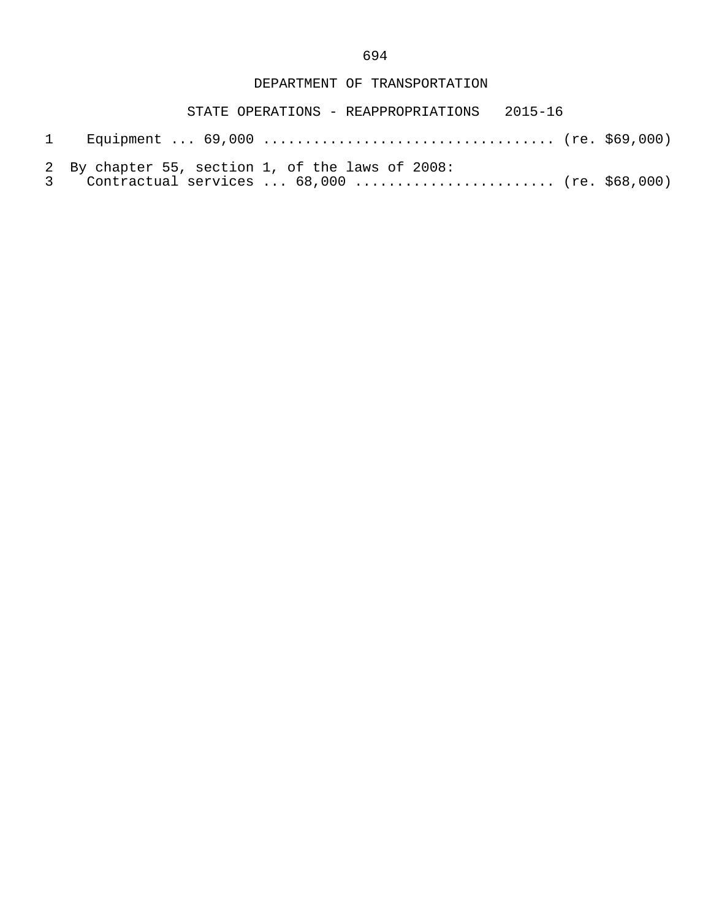DEPARTMENT OF TRANSPORTATION

STATE OPERATIONS - REAPPROPRIATIONS 2015-16

1 Equipment ... 69,000 .................................. (re. $69,000)

2 By chapter 55, section 1, of the laws of 2008:
3 Contractual services ... 68,000 ........................ (re. $68,000)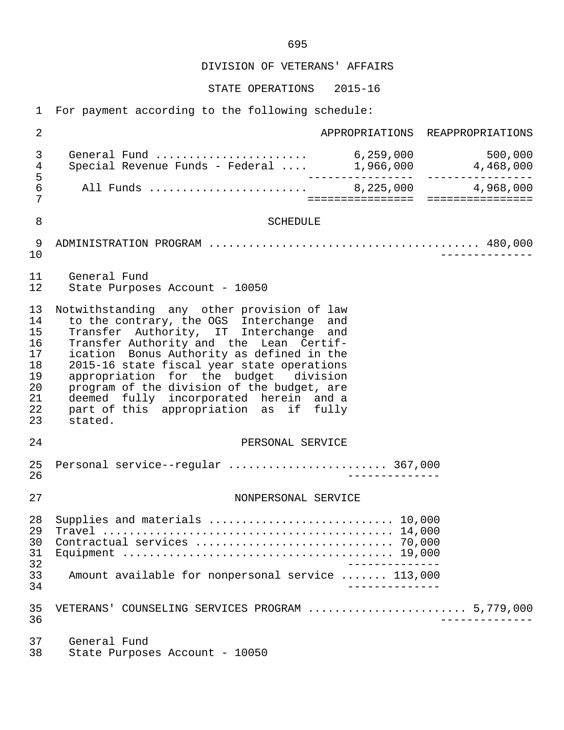# DIVISION OF VETERANS' AFFAIRS

## STATE OPERATIONS 2015-16

For payment according to the following schedule:

| | APPROPRIATIONS | REAPPROPRIATIONS |
|---|---|---|
| General Fund | 6,259,000 | 500,000 |
| Special Revenue Funds - Federal | 1,966,000 | 4,468,000 |
| All Funds | 8,225,000 | 4,968,000 |

### SCHEDULE

ADMINISTRATION PROGRAM .......................................... 480,000

General Fund
State Purposes Account - 10050

Notwithstanding any other provision of law to the contrary, the OGS Interchange and Transfer Authority, IT Interchange and Transfer Authority and the Lean Certification Bonus Authority as defined in the 2015-16 state fiscal year state operations appropriation for the budget division program of the division of the budget, are deemed fully incorporated herein and a part of this appropriation as if fully stated.

#### PERSONAL SERVICE

Personal service--regular ....................... 367,000

#### NONPERSONAL SERVICE

Supplies and materials ........................... 10,000
Travel ........................................... 14,000
Contractual services ............................. 70,000
Equipment ........................................ 19,000

Amount available for nonpersonal service ....... 113,000

VETERANS' COUNSELING SERVICES PROGRAM ....................... 5,779,000

General Fund
State Purposes Account - 10050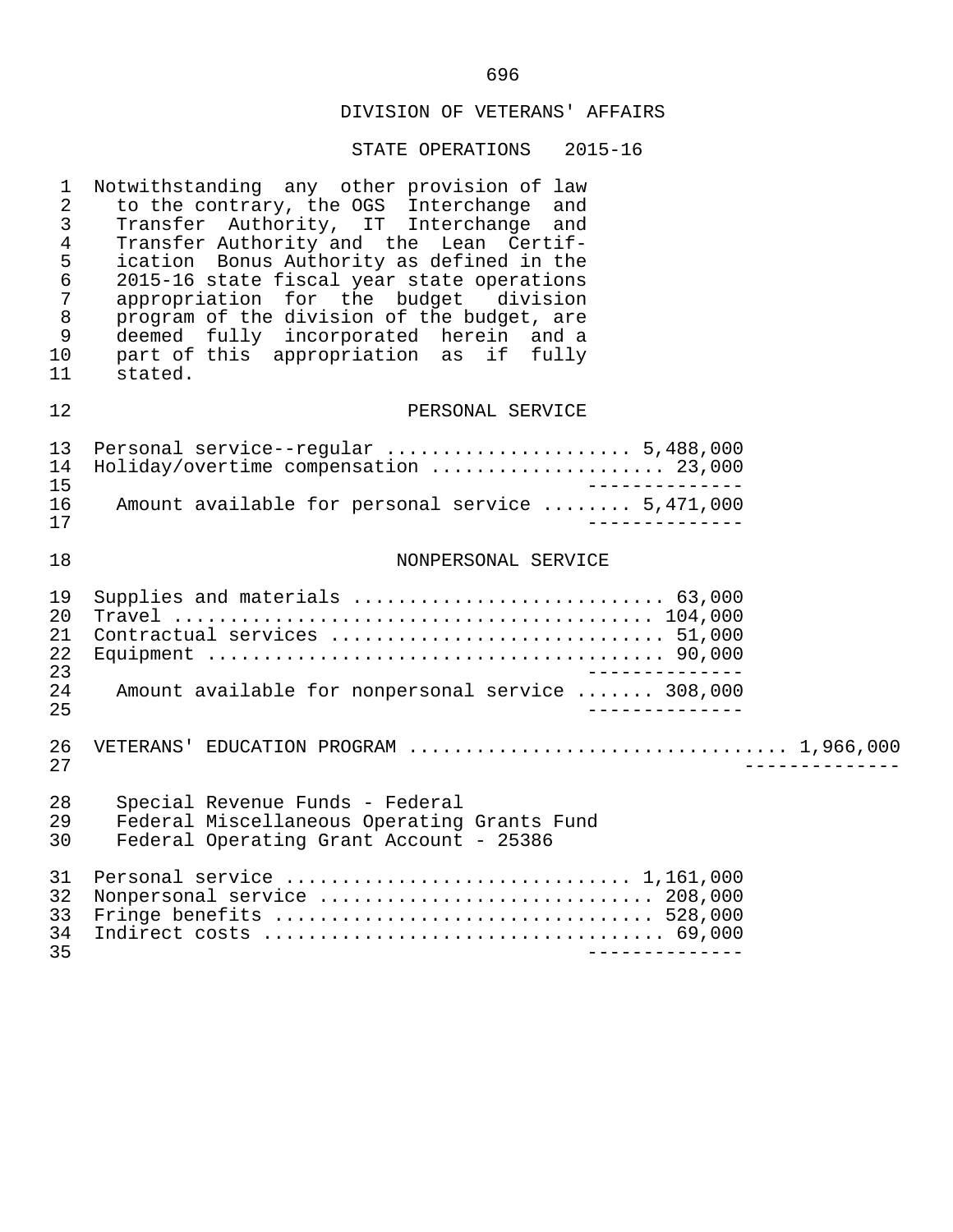DIVISION OF VETERANS' AFFAIRS

STATE OPERATIONS 2015-16

Notwithstanding any other provision of law to the contrary, the OGS Interchange and Transfer Authority, IT Interchange and Transfer Authority and the Lean Certification Bonus Authority as defined in the 2015-16 state fiscal year state operations appropriation for the budget division program of the division of the budget, are deemed fully incorporated herein and a part of this appropriation as if fully stated.

PERSONAL SERVICE

| | | |
|---|---|---|
| Personal service--regular | 5,488,000 | |
| Holiday/overtime compensation | 23,000 | |
| Amount available for personal service | 5,471,000 | |

NONPERSONAL SERVICE

| | | |
|---|---|---|
| Supplies and materials | 63,000 | |
| Travel | 104,000 | |
| Contractual services | 51,000 | |
| Equipment | 90,000 | |
| Amount available for nonpersonal service | 308,000 | |
| VETERANS' EDUCATION PROGRAM | | 1,966,000 |

Special Revenue Funds - Federal
Federal Miscellaneous Operating Grants Fund
Federal Operating Grant Account - 25386

| | |
|---|---|
| Personal service | 1,161,000 |
| Nonpersonal service | 208,000 |
| Fringe benefits | 528,000 |
| Indirect costs | 69,000 |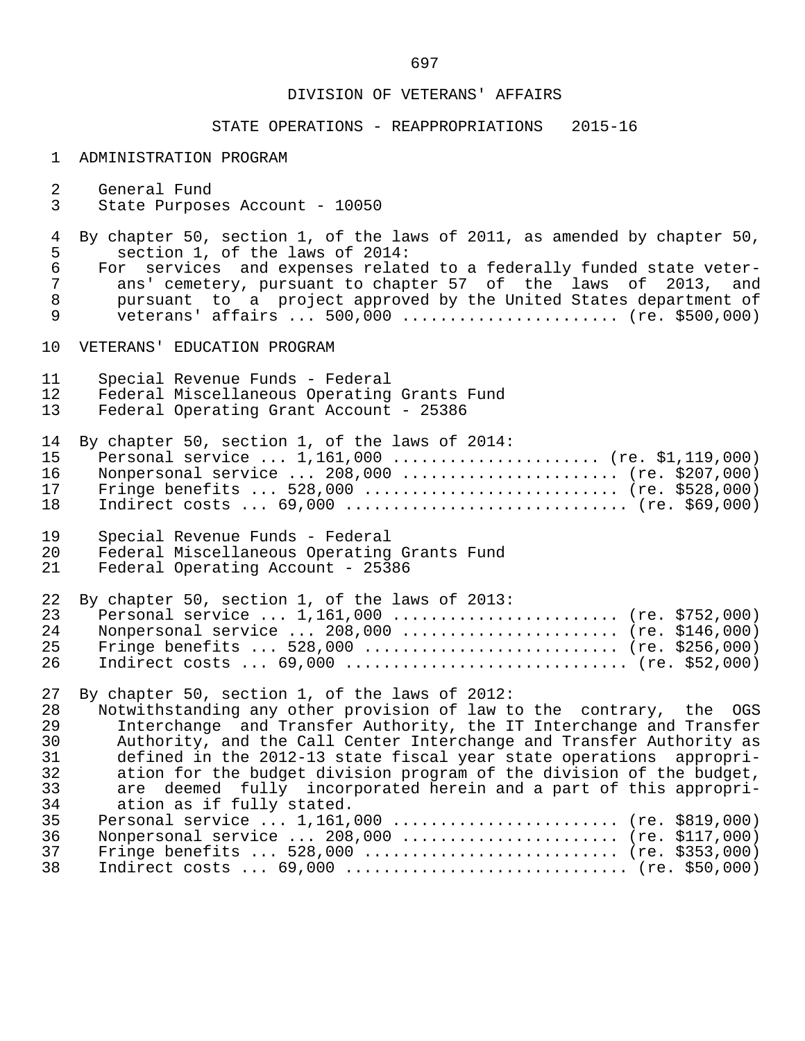DIVISION OF VETERANS' AFFAIRS

STATE OPERATIONS - REAPPROPRIATIONS 2015-16

ADMINISTRATION PROGRAM

General Fund
State Purposes Account - 10050

By chapter 50, section 1, of the laws of 2011, as amended by chapter 50, section 1, of the laws of 2014:
For services and expenses related to a federally funded state veterans' cemetery, pursuant to chapter 57 of the laws of 2013, and pursuant to a project approved by the United States department of veterans' affairs ... 500,000 ...................... (re. $500,000)

VETERANS' EDUCATION PROGRAM

Special Revenue Funds - Federal
Federal Miscellaneous Operating Grants Fund
Federal Operating Grant Account - 25386

By chapter 50, section 1, of the laws of 2014:
Personal service ... 1,161,000 ..................... (re. $1,119,000)
Nonpersonal service ... 208,000 ...................... (re. $207,000)
Fringe benefits ... 528,000 .......................... (re. $528,000)
Indirect costs ... 69,000 ............................. (re. $69,000)

Special Revenue Funds - Federal
Federal Miscellaneous Operating Grants Fund
Federal Operating Account - 25386

By chapter 50, section 1, of the laws of 2013:
Personal service ... 1,161,000 ....................... (re. $752,000)
Nonpersonal service ... 208,000 ...................... (re. $146,000)
Fringe benefits ... 528,000 .......................... (re. $256,000)
Indirect costs ... 69,000 ............................. (re. $52,000)

By chapter 50, section 1, of the laws of 2012:
Notwithstanding any other provision of law to the contrary, the OGS Interchange and Transfer Authority, the IT Interchange and Transfer Authority, and the Call Center Interchange and Transfer Authority as defined in the 2012-13 state fiscal year state operations appropriation for the budget division program of the division of the budget, are deemed fully incorporated herein and a part of this appropriation as if fully stated.
Personal service ... 1,161,000 ....................... (re. $819,000)
Nonpersonal service ... 208,000 ...................... (re. $117,000)
Fringe benefits ... 528,000 .......................... (re. $353,000)
Indirect costs ... 69,000 ............................. (re. $50,000)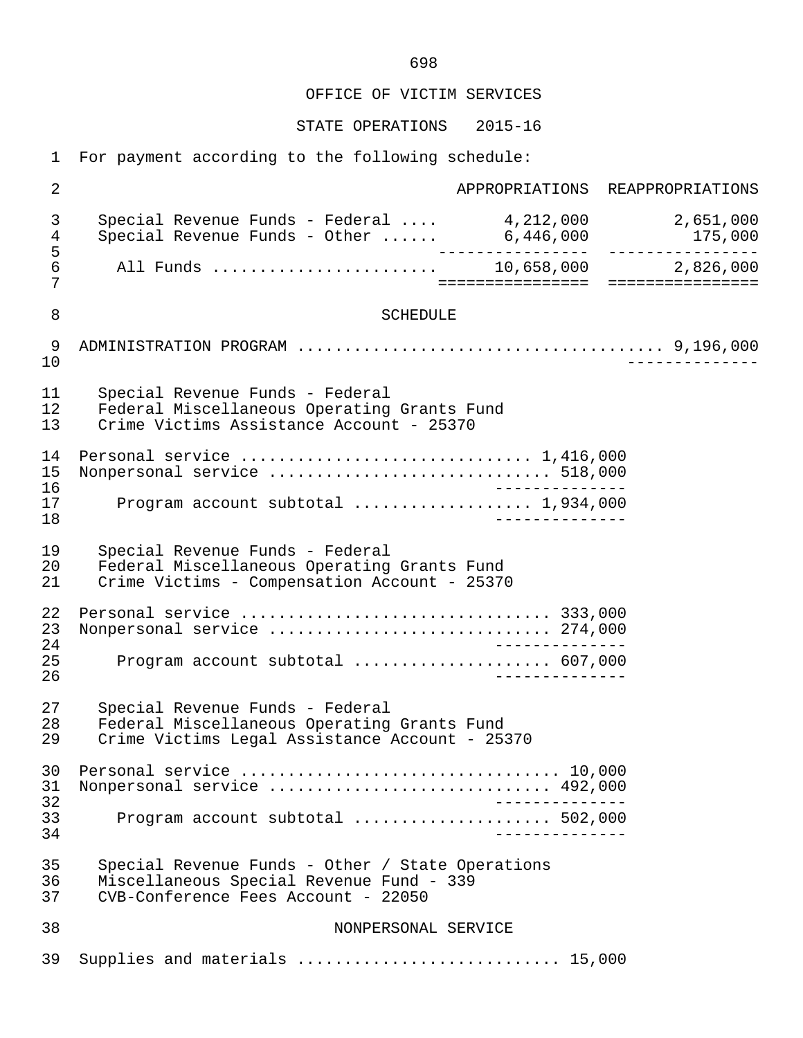OFFICE OF VICTIM SERVICES

STATE OPERATIONS 2015-16

For payment according to the following schedule:

| | APPROPRIATIONS | REAPPROPRIATIONS |
|---|---|---|
| Special Revenue Funds - Federal .... | 4,212,000 | 2,651,000 |
| Special Revenue Funds - Other ...... | 6,446,000 | 175,000 |
| All Funds ....................... | 10,658,000 | 2,826,000 |

SCHEDULE

ADMINISTRATION PROGRAM ....................................... 9,196,000

Special Revenue Funds - Federal
Federal Miscellaneous Operating Grants Fund
Crime Victims Assistance Account - 25370

| | |
|---|---|
| Personal service .............................. | 1,416,000 |
| Nonpersonal service ............................ | 518,000 |
| Program account subtotal .................. | 1,934,000 |

Special Revenue Funds - Federal
Federal Miscellaneous Operating Grants Fund
Crime Victims - Compensation Account - 25370

| | |
|---|---|
| Personal service ................................ | 333,000 |
| Nonpersonal service ............................ | 274,000 |
| Program account subtotal .................... | 607,000 |

Special Revenue Funds - Federal
Federal Miscellaneous Operating Grants Fund
Crime Victims Legal Assistance Account - 25370

| | |
|---|---|
| Personal service ................................. | 10,000 |
| Nonpersonal service ............................ | 492,000 |
| Program account subtotal .................... | 502,000 |

Special Revenue Funds - Other / State Operations
Miscellaneous Special Revenue Fund - 339
CVB-Conference Fees Account - 22050

NONPERSONAL SERVICE

Supplies and materials ........................... 15,000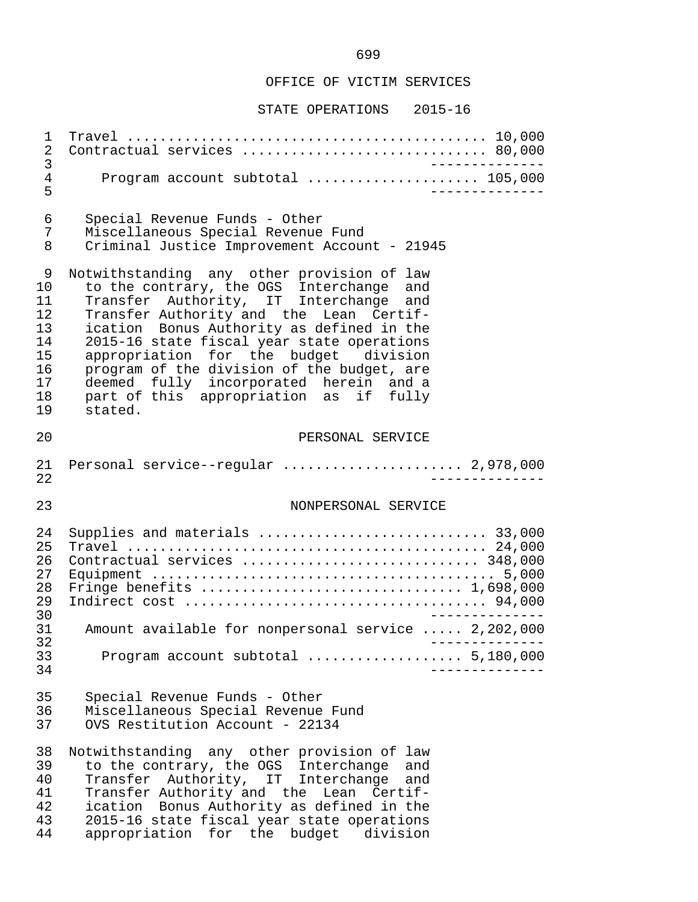OFFICE OF VICTIM SERVICES

STATE OPERATIONS 2015-16

| | |
|---|---|
| Travel | 10,000 |
| Contractual services | 80,000 |
| Program account subtotal | 105,000 |

Special Revenue Funds - Other
Miscellaneous Special Revenue Fund
Criminal Justice Improvement Account - 21945

Notwithstanding any other provision of law to the contrary, the OGS Interchange and Transfer Authority, IT Interchange and Transfer Authority and the Lean Certification Bonus Authority as defined in the 2015-16 state fiscal year state operations appropriation for the budget division program of the division of the budget, are deemed fully incorporated herein and a part of this appropriation as if fully stated.

PERSONAL SERVICE

| | |
|---|---|
| Personal service--regular | 2,978,000 |

NONPERSONAL SERVICE

| | |
|---|---|
| Supplies and materials | 33,000 |
| Travel | 24,000 |
| Contractual services | 348,000 |
| Equipment | 5,000 |
| Fringe benefits | 1,698,000 |
| Indirect cost | 94,000 |
| Amount available for nonpersonal service | 2,202,000 |
| Program account subtotal | 5,180,000 |

Special Revenue Funds - Other
Miscellaneous Special Revenue Fund
OVS Restitution Account - 22134

Notwithstanding any other provision of law to the contrary, the OGS Interchange and Transfer Authority, IT Interchange and Transfer Authority and the Lean Certification Bonus Authority as defined in the 2015-16 state fiscal year state operations appropriation for the budget division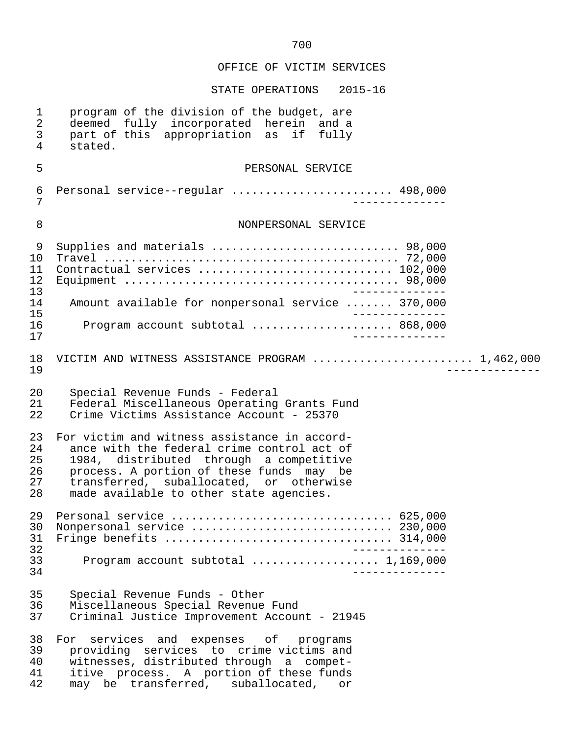## OFFICE OF VICTIM SERVICES

### STATE OPERATIONS 2015-16

program of the division of the budget, are deemed fully incorporated herein and a part of this appropriation as if fully stated.

PERSONAL SERVICE

Personal service--regular ....................... 498,000

NONPERSONAL SERVICE

| | |
|---|---|
| Supplies and materials | 98,000 |
| Travel | 72,000 |
| Contractual services | 102,000 |
| Equipment | 98,000 |
| Amount available for nonpersonal service | 370,000 |
| Program account subtotal | 868,000 |

VICTIM AND WITNESS ASSISTANCE PROGRAM ....................... 1,462,000

Special Revenue Funds - Federal
Federal Miscellaneous Operating Grants Fund
Crime Victims Assistance Account - 25370

For victim and witness assistance in accordance with the federal crime control act of 1984, distributed through a competitive process. A portion of these funds may be transferred, suballocated, or otherwise made available to other state agencies.

| | |
|---|---|
| Personal service | 625,000 |
| Nonpersonal service | 230,000 |
| Fringe benefits | 314,000 |
| Program account subtotal | 1,169,000 |

Special Revenue Funds - Other
Miscellaneous Special Revenue Fund
Criminal Justice Improvement Account - 21945

For services and expenses of programs providing services to crime victims and witnesses, distributed through a competitive process. A portion of these funds may be transferred, suballocated, or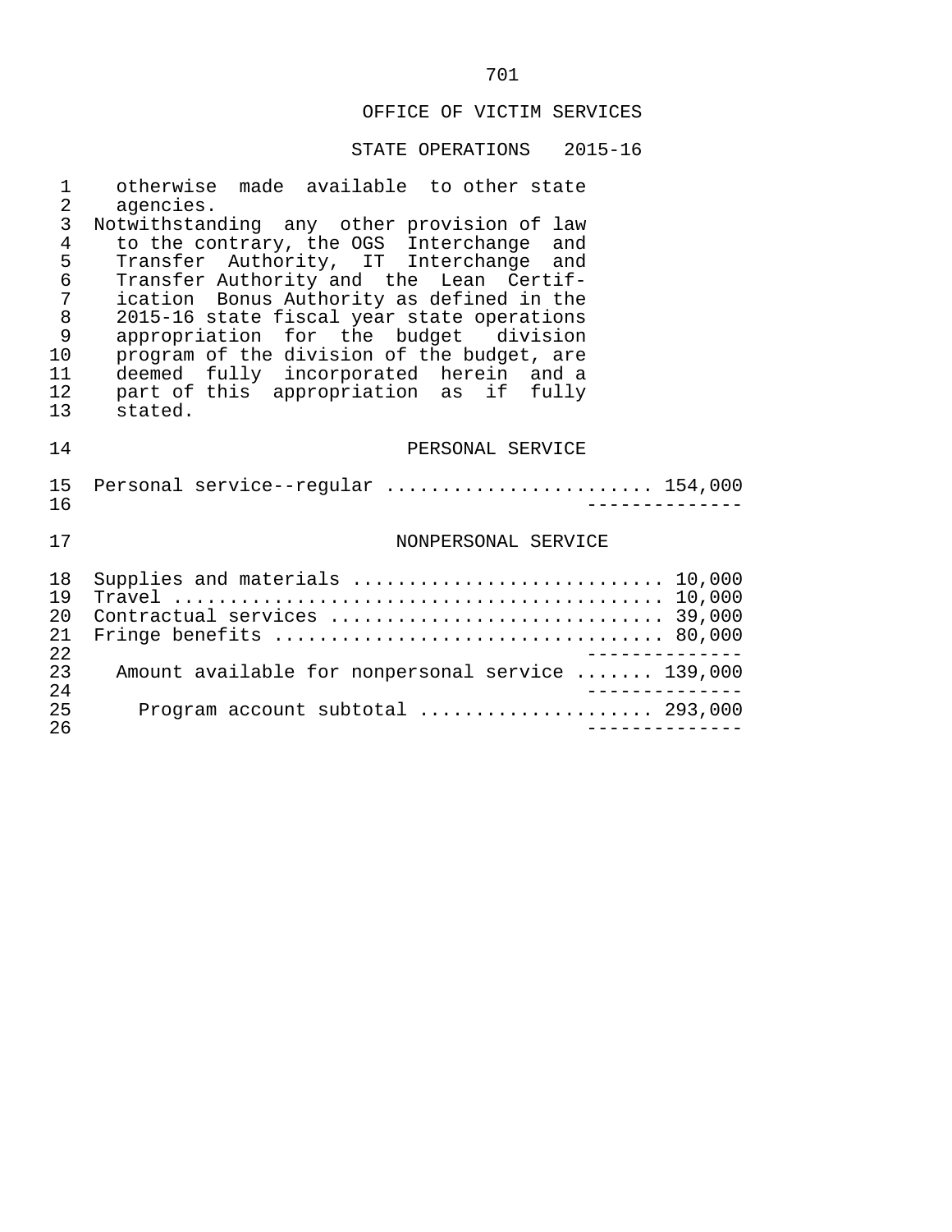OFFICE OF VICTIM SERVICES

STATE OPERATIONS 2015-16

otherwise made available to other state agencies.

Notwithstanding any other provision of law to the contrary, the OGS Interchange and Transfer Authority, IT Interchange and Transfer Authority and the Lean Certification Bonus Authority as defined in the 2015-16 state fiscal year state operations appropriation for the budget division program of the division of the budget, are deemed fully incorporated herein and a part of this appropriation as if fully stated.

## PERSONAL SERVICE

| | |
|---|---|
| Personal service--regular | 154,000 |

## NONPERSONAL SERVICE

| | |
|---|---|
| Supplies and materials | 10,000 |
| Travel | 10,000 |
| Contractual services | 39,000 |
| Fringe benefits | 80,000 |
| Amount available for nonpersonal service | 139,000 |
| Program account subtotal | 293,000 |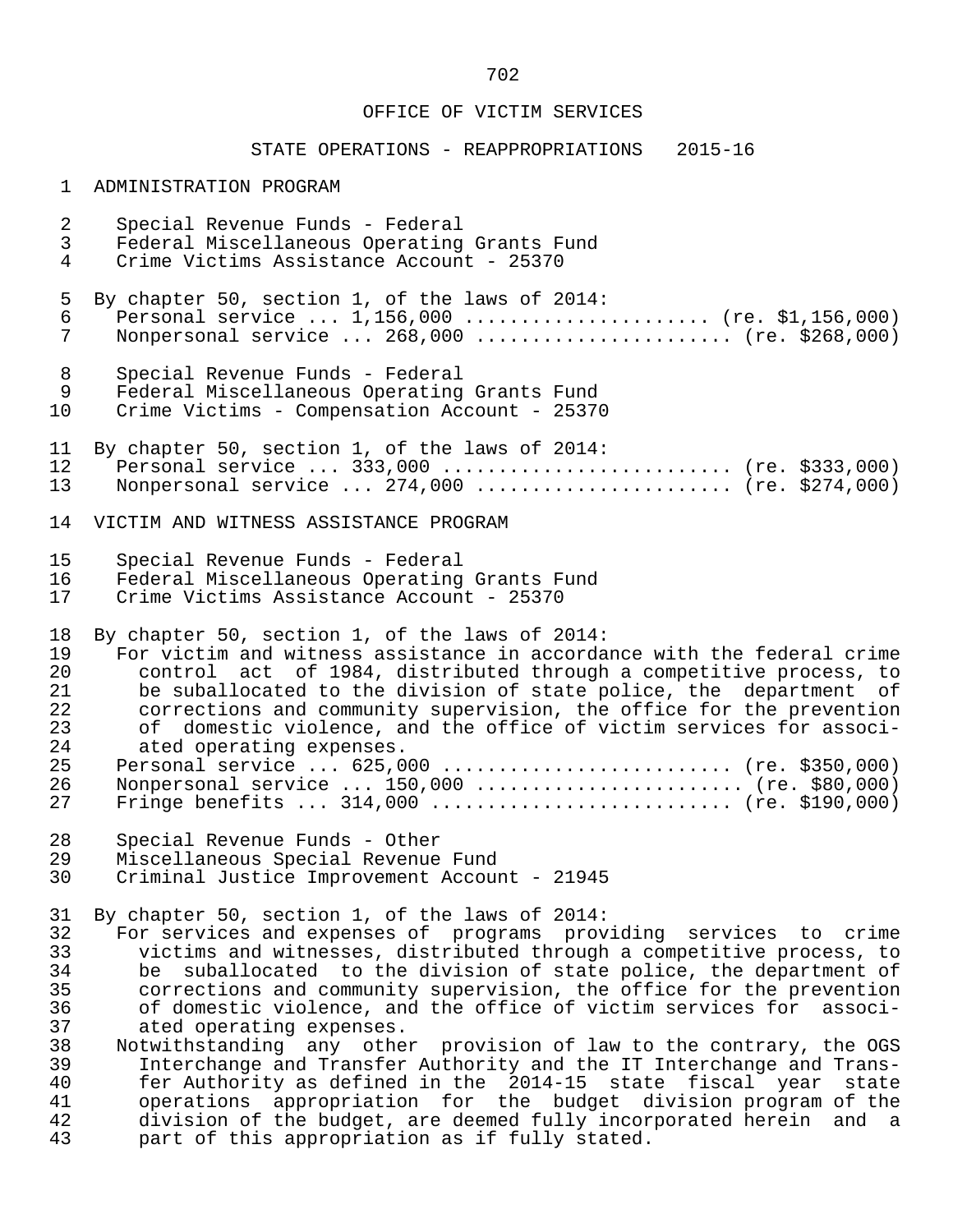OFFICE OF VICTIM SERVICES

STATE OPERATIONS - REAPPROPRIATIONS 2015-16

ADMINISTRATION PROGRAM

Special Revenue Funds - Federal
Federal Miscellaneous Operating Grants Fund
Crime Victims Assistance Account - 25370

By chapter 50, section 1, of the laws of 2014:
Personal service ... 1,156,000 ...................... (re. $1,156,000)
Nonpersonal service ... 268,000 ....................... (re. $268,000)

Special Revenue Funds - Federal
Federal Miscellaneous Operating Grants Fund
Crime Victims - Compensation Account - 25370

By chapter 50, section 1, of the laws of 2014:
Personal service ... 333,000 .......................... (re. $333,000)
Nonpersonal service ... 274,000 ....................... (re. $274,000)

VICTIM AND WITNESS ASSISTANCE PROGRAM

Special Revenue Funds - Federal
Federal Miscellaneous Operating Grants Fund
Crime Victims Assistance Account - 25370

By chapter 50, section 1, of the laws of 2014:
For victim and witness assistance in accordance with the federal crime control act of 1984, distributed through a competitive process, to be suballocated to the division of state police, the department of corrections and community supervision, the office for the prevention of domestic violence, and the office of victim services for associated operating expenses.
Personal service ... 625,000 .......................... (re. $350,000)
Nonpersonal service ... 150,000 ........................ (re. $80,000)
Fringe benefits ... 314,000 ........................... (re. $190,000)

Special Revenue Funds - Other
Miscellaneous Special Revenue Fund
Criminal Justice Improvement Account - 21945

By chapter 50, section 1, of the laws of 2014:
For services and expenses of programs providing services to crime victims and witnesses, distributed through a competitive process, to be suballocated to the division of state police, the department of corrections and community supervision, the office for the prevention of domestic violence, and the office of victim services for associated operating expenses.
Notwithstanding any other provision of law to the contrary, the OGS Interchange and Transfer Authority and the IT Interchange and Transfer Authority as defined in the 2014-15 state fiscal year state operations appropriation for the budget division program of the division of the budget, are deemed fully incorporated herein and a part of this appropriation as if fully stated.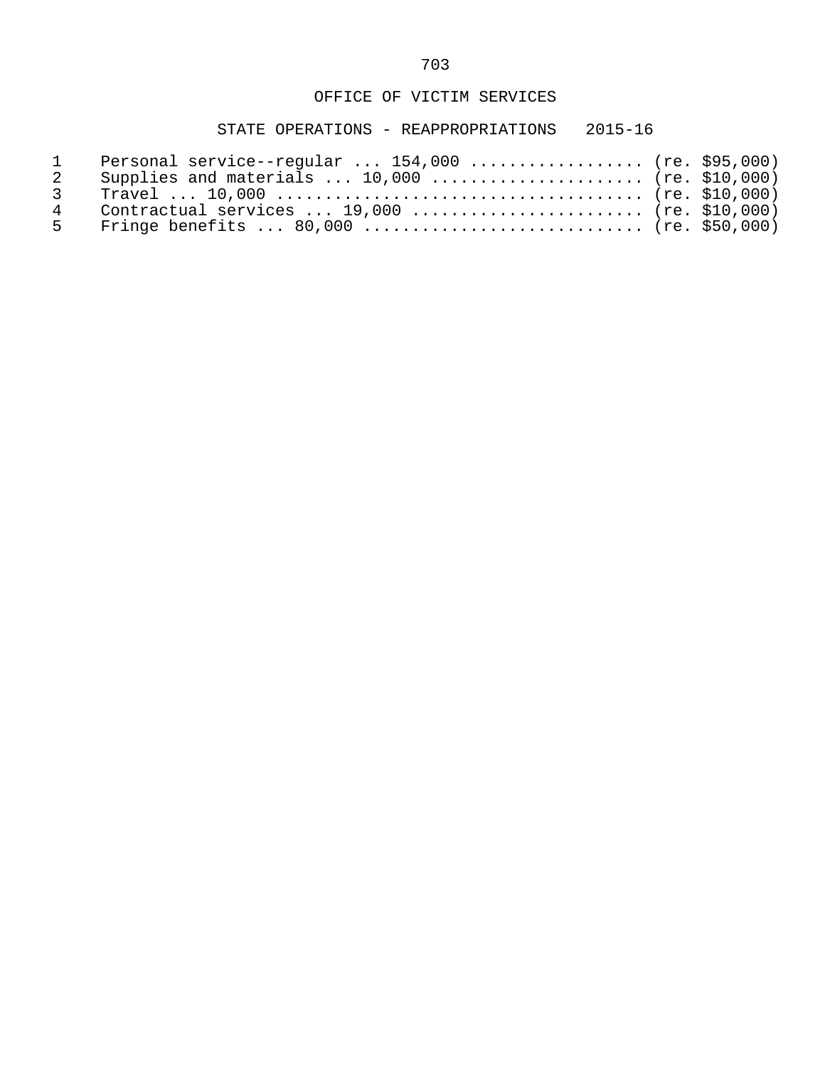# OFFICE OF VICTIM SERVICES

## STATE OPERATIONS - REAPPROPRIATIONS 2015-16

1 Personal service--regular ... 154,000 .................. (re. $95,000)
2 Supplies and materials ... 10,000 ...................... (re. $10,000)
3 Travel ... 10,000 ...................................... (re. $10,000)
4 Contractual services ... 19,000 ........................ (re. $10,000)
5 Fringe benefits ... 80,000 ............................. (re. $50,000)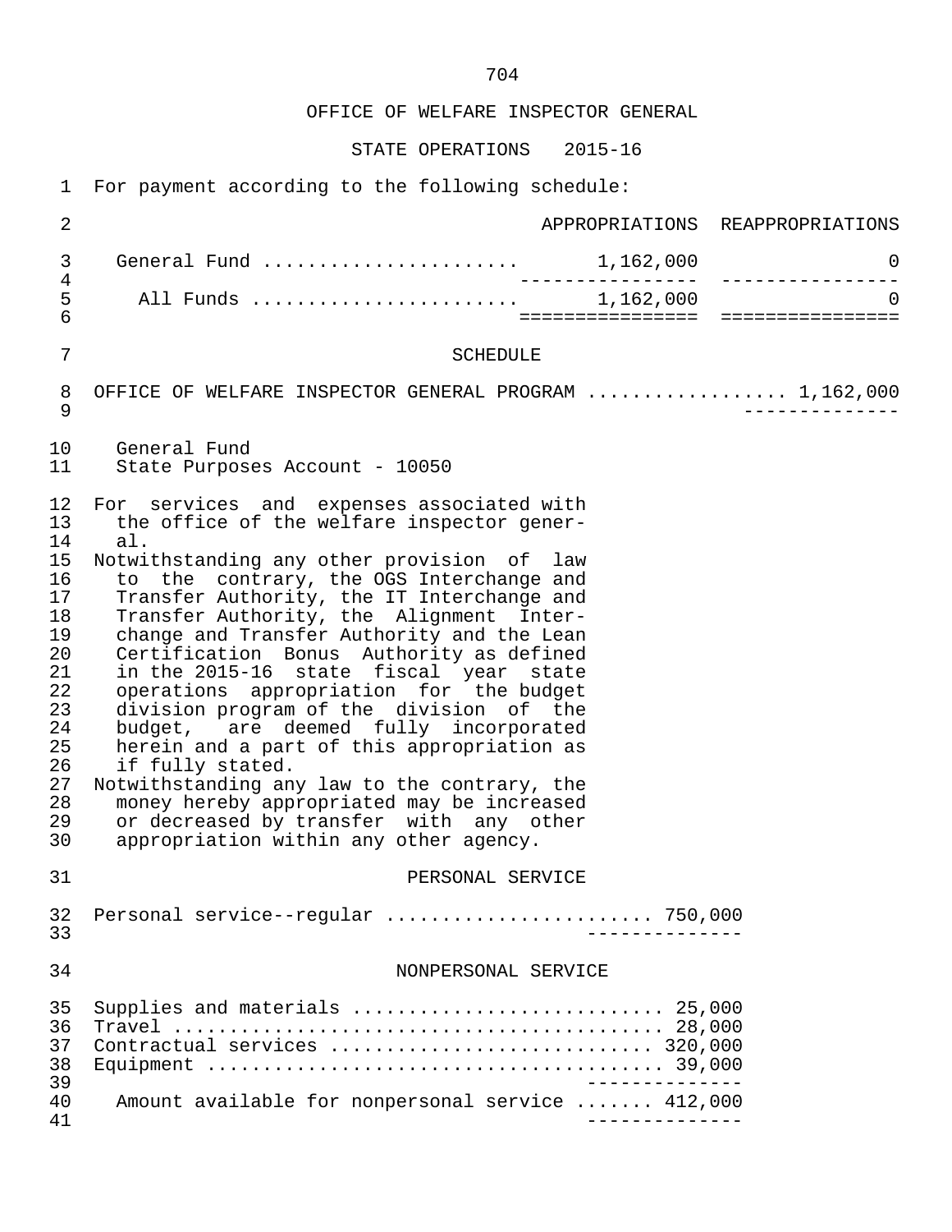# OFFICE OF WELFARE INSPECTOR GENERAL

## STATE OPERATIONS 2015-16

For payment according to the following schedule:

| | APPROPRIATIONS | REAPPROPRIATIONS |
|---|---|---|
| General Fund | 1,162,000 | 0 |
| All Funds | 1,162,000 | 0 |

### SCHEDULE

OFFICE OF WELFARE INSPECTOR GENERAL PROGRAM .................. 1,162,000

General Fund
State Purposes Account - 10050

For services and expenses associated with the office of the welfare inspector general.

Notwithstanding any other provision of law to the contrary, the OGS Interchange and Transfer Authority, the IT Interchange and Transfer Authority, the Alignment Interchange and Transfer Authority and the Lean Certification Bonus Authority as defined in the 2015-16 state fiscal year state operations appropriation for the budget division program of the division of the budget, are deemed fully incorporated herein and a part of this appropriation as if fully stated.

Notwithstanding any law to the contrary, the money hereby appropriated may be increased or decreased by transfer with any other appropriation within any other agency.

PERSONAL SERVICE

Personal service--regular ....................... 750,000

NONPERSONAL SERVICE

Supplies and materials ........................... 25,000
Travel ............................................ 28,000
Contractual services ............................ 320,000
Equipment ......................................... 39,000

Amount available for nonpersonal service ....... 412,000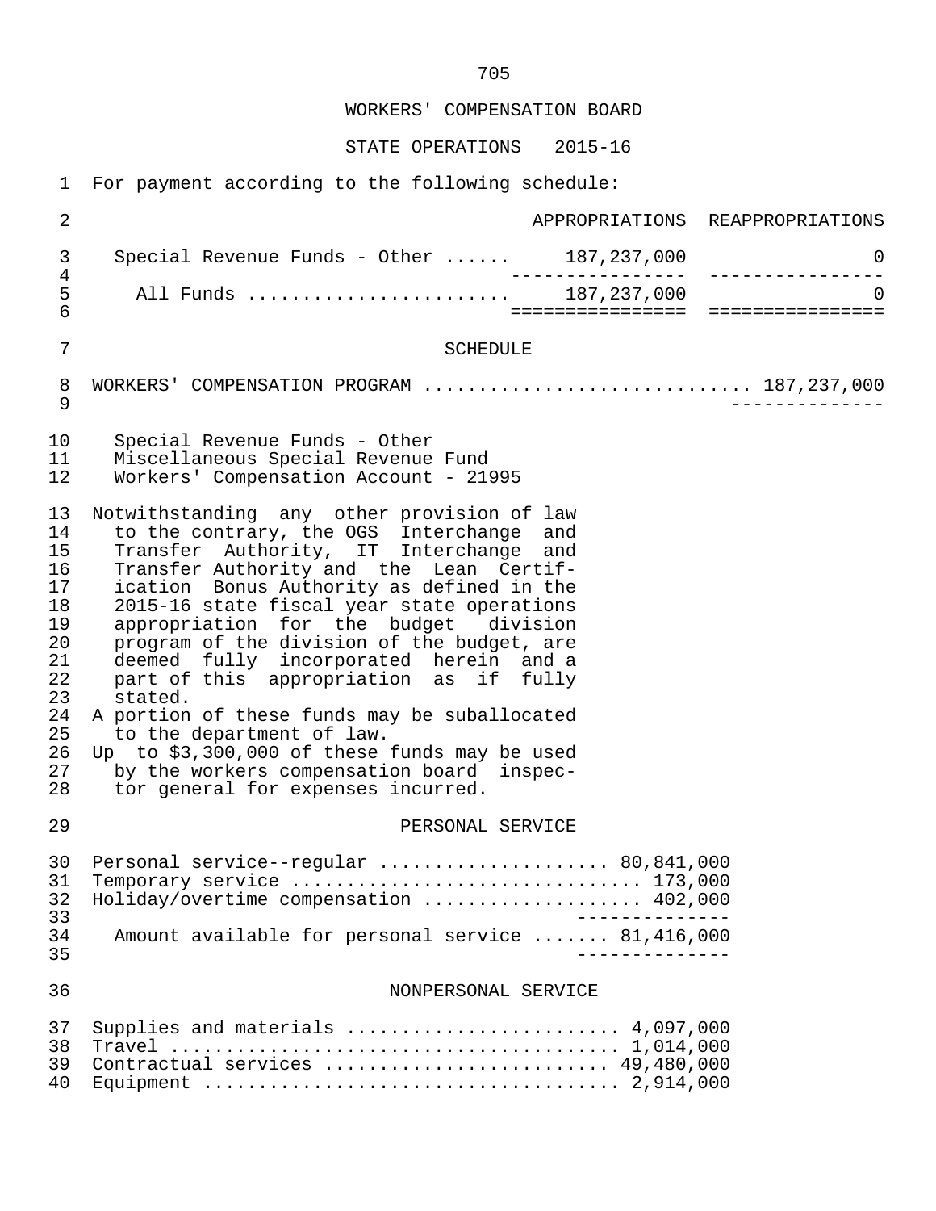WORKERS' COMPENSATION BOARD

STATE OPERATIONS 2015-16

For payment according to the following schedule:

| | APPROPRIATIONS | REAPPROPRIATIONS |
|---|---|---|
| Special Revenue Funds - Other | 187,237,000 | 0 |
| All Funds | 187,237,000 | 0 |

SCHEDULE

WORKERS' COMPENSATION PROGRAM ............................ 187,237,000

Special Revenue Funds - Other
Miscellaneous Special Revenue Fund
Workers' Compensation Account - 21995

Notwithstanding any other provision of law to the contrary, the OGS Interchange and Transfer Authority, IT Interchange and Transfer Authority and the Lean Certification Bonus Authority as defined in the 2015-16 state fiscal year state operations appropriation for the budget division program of the division of the budget, are deemed fully incorporated herein and a part of this appropriation as if fully stated.

A portion of these funds may be suballocated to the department of law.

Up to $3,300,000 of these funds may be used by the workers compensation board inspector general for expenses incurred.

PERSONAL SERVICE

| | |
|---|---|
| Personal service--regular | 80,841,000 |
| Temporary service | 173,000 |
| Holiday/overtime compensation | 402,000 |
| Amount available for personal service | 81,416,000 |

NONPERSONAL SERVICE

| | |
|---|---|
| Supplies and materials | 4,097,000 |
| Travel | 1,014,000 |
| Contractual services | 49,480,000 |
| Equipment | 2,914,000 |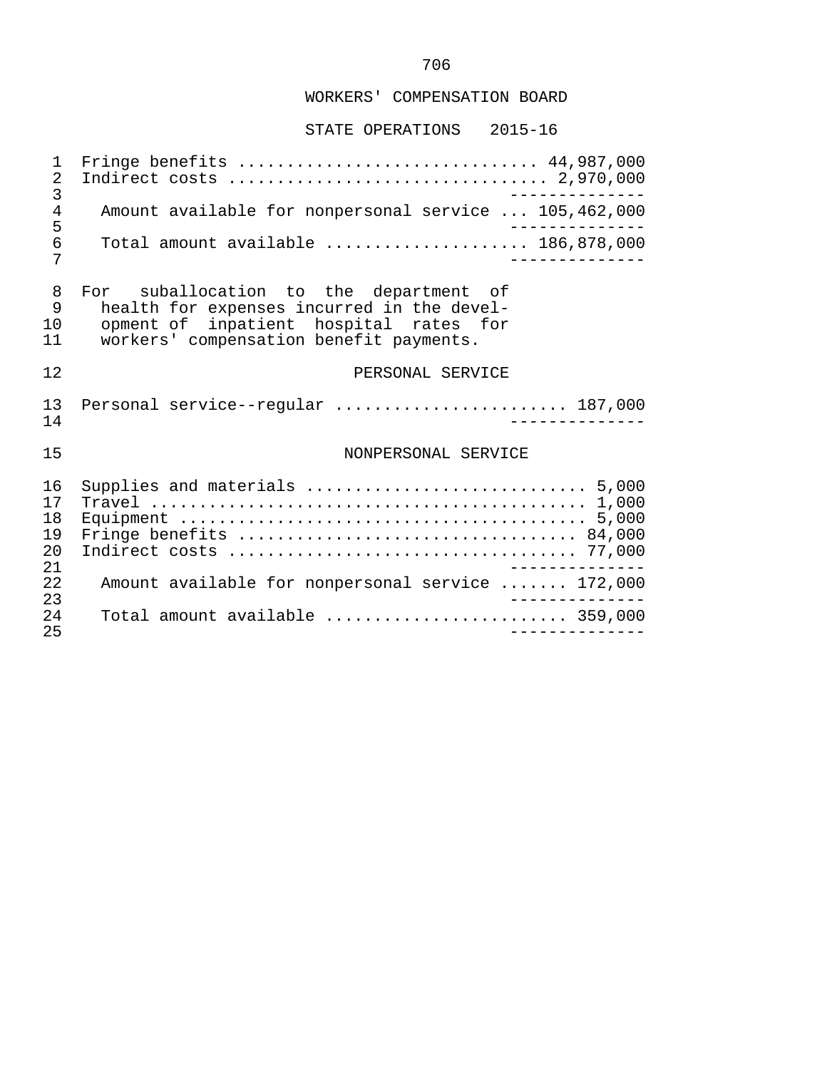## WORKERS' COMPENSATION BOARD

### STATE OPERATIONS 2015-16

| | |
|---|---|
| Fringe benefits | 44,987,000 |
| Indirect costs | 2,970,000 |
| Amount available for nonpersonal service | 105,462,000 |
| Total amount available | 186,878,000 |

For suballocation to the department of health for expenses incurred in the development of inpatient hospital rates for workers' compensation benefit payments.

#### PERSONAL SERVICE

| | |
|---|---|
| Personal service--regular | 187,000 |

#### NONPERSONAL SERVICE

| | |
|---|---|
| Supplies and materials | 5,000 |
| Travel | 1,000 |
| Equipment | 5,000 |
| Fringe benefits | 84,000 |
| Indirect costs | 77,000 |
| Amount available for nonpersonal service | 172,000 |
| Total amount available | 359,000 |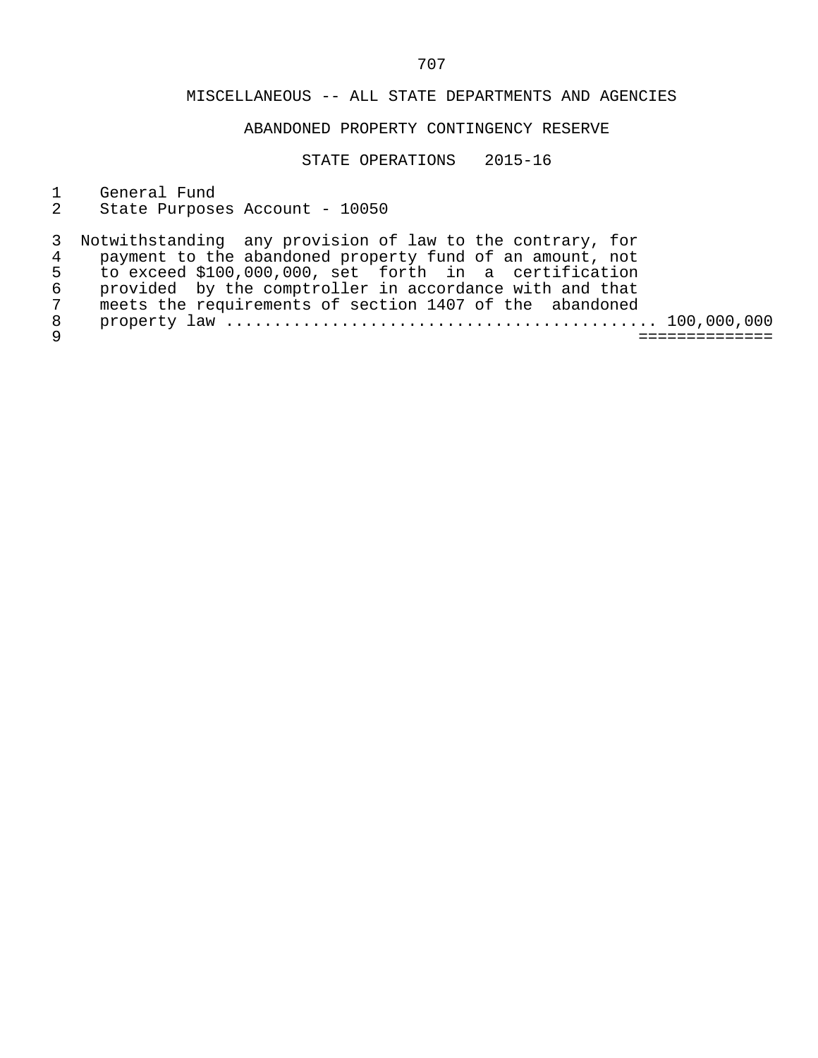## MISCELLANEOUS -- ALL STATE DEPARTMENTS AND AGENCIES

### ABANDONED PROPERTY CONTINGENCY RESERVE

### STATE OPERATIONS 2015-16

General Fund
State Purposes Account - 10050

Notwithstanding any provision of law to the contrary, for payment to the abandoned property fund of an amount, not to exceed $100,000,000, set forth in a certification provided by the comptroller in accordance with and that meets the requirements of section 1407 of the abandoned property law ............................................ 100,000,000

==============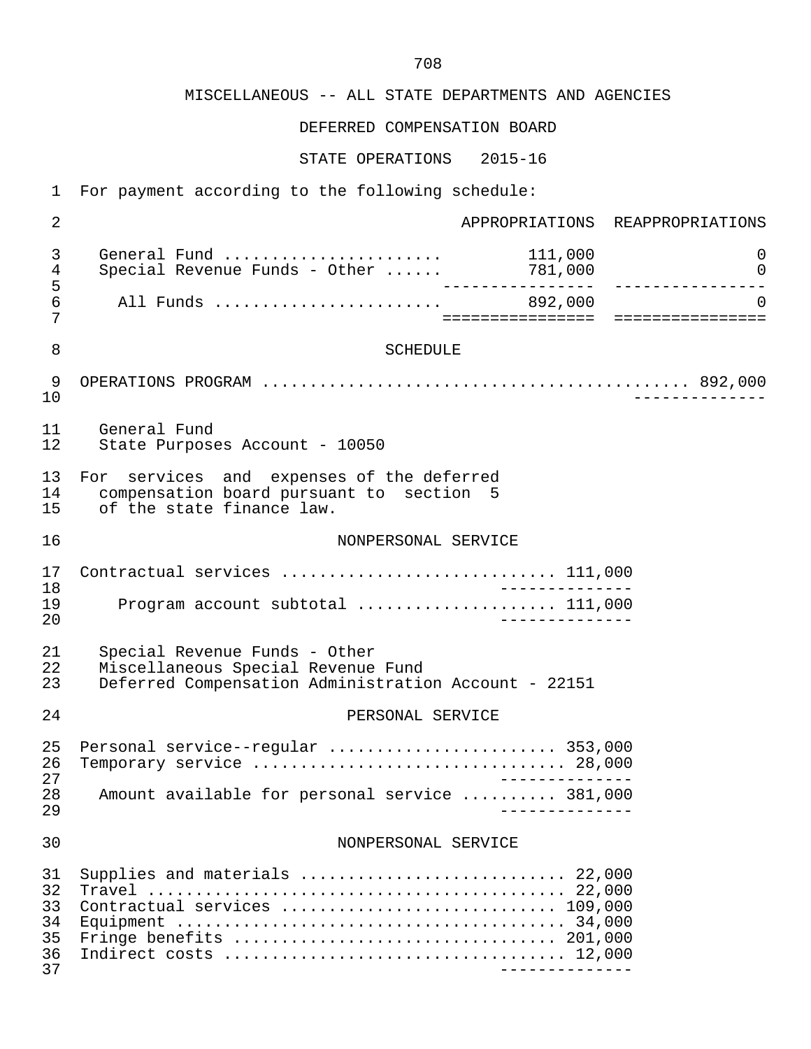MISCELLANEOUS -- ALL STATE DEPARTMENTS AND AGENCIES

DEFERRED COMPENSATION BOARD

STATE OPERATIONS 2015-16

For payment according to the following schedule:

| | APPROPRIATIONS | REAPPROPRIATIONS |
|---|---|---|
| General Fund | 111,000 | 0 |
| Special Revenue Funds - Other | 781,000 | 0 |
| All Funds | 892,000 | 0 |

SCHEDULE

OPERATIONS PROGRAM .............................................. 892,000

General Fund
State Purposes Account - 10050

For services and expenses of the deferred compensation board pursuant to section 5 of the state finance law.

NONPERSONAL SERVICE

| | |
|---|---|
| Contractual services | 111,000 |
| Program account subtotal | 111,000 |

Special Revenue Funds - Other
Miscellaneous Special Revenue Fund
Deferred Compensation Administration Account - 22151

PERSONAL SERVICE

| | |
|---|---|
| Personal service--regular | 353,000 |
| Temporary service | 28,000 |
| Amount available for personal service | 381,000 |

NONPERSONAL SERVICE

| | |
|---|---|
| Supplies and materials | 22,000 |
| Travel | 22,000 |
| Contractual services | 109,000 |
| Equipment | 34,000 |
| Fringe benefits | 201,000 |
| Indirect costs | 12,000 |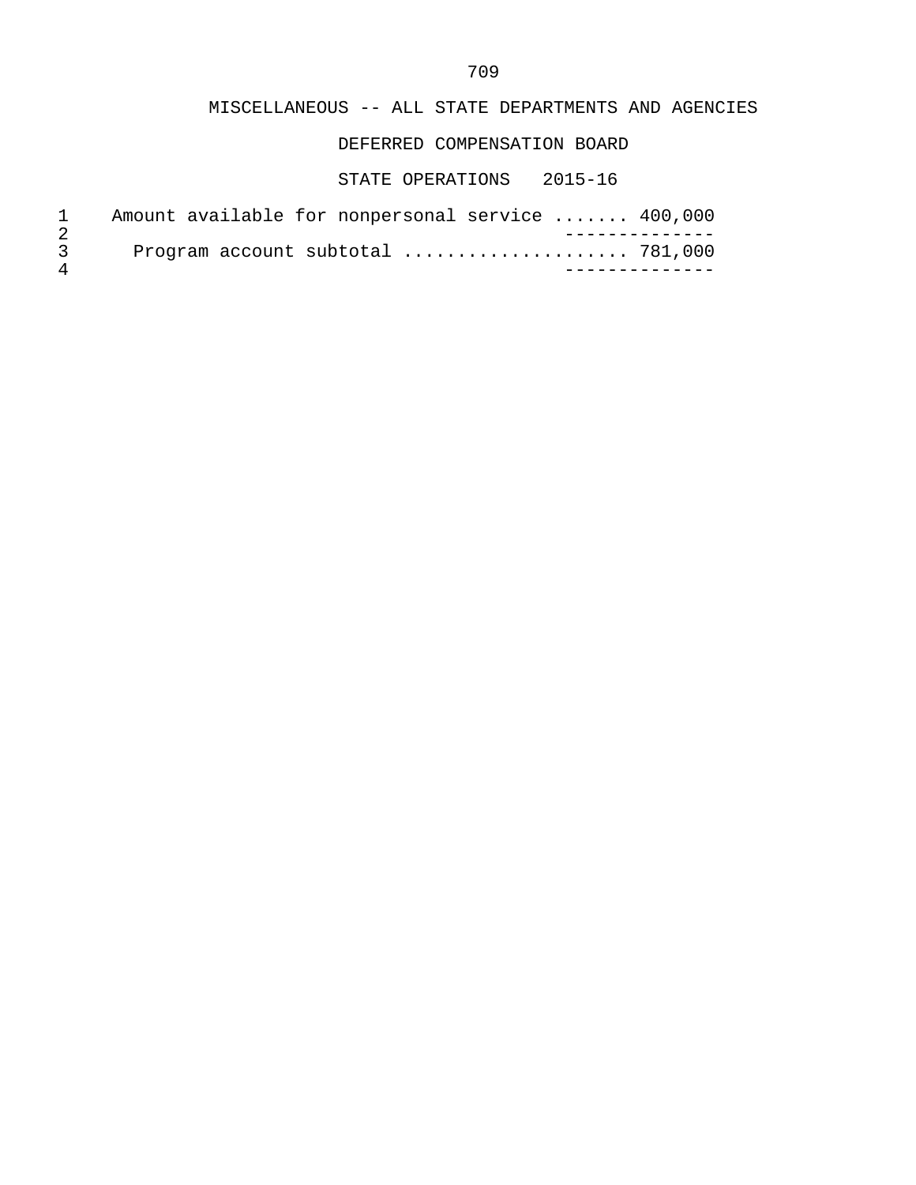MISCELLANEOUS -- ALL STATE DEPARTMENTS AND AGENCIES

DEFERRED COMPENSATION BOARD

STATE OPERATIONS 2015-16

```
1    Amount available for nonpersonal service ....... 400,000
2                                                --------------
3      Program account subtotal ..................... 781,000
4                                                --------------
```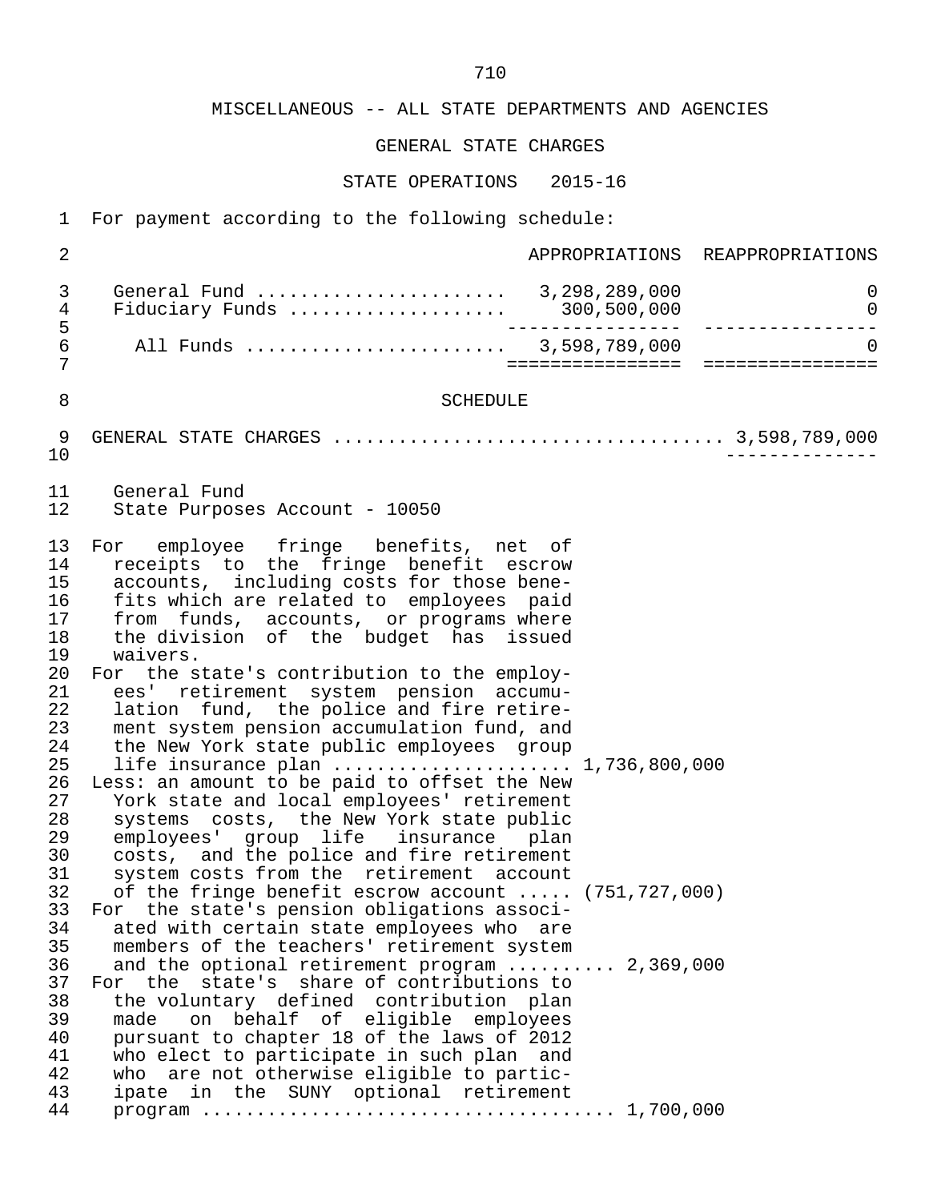MISCELLANEOUS -- ALL STATE DEPARTMENTS AND AGENCIES

GENERAL STATE CHARGES

STATE OPERATIONS 2015-16

For payment according to the following schedule:

| | APPROPRIATIONS | REAPPROPRIATIONS |
|---|---|---|
| General Fund | 3,298,289,000 | 0 |
| Fiduciary Funds | 300,500,000 | 0 |
| All Funds | 3,598,789,000 | 0 |

SCHEDULE

GENERAL STATE CHARGES .................................. 3,598,789,000

General Fund
State Purposes Account - 10050

For employee fringe benefits, net of receipts to the fringe benefit escrow accounts, including costs for those benefits which are related to employees paid from funds, accounts, or programs where the division of the budget has issued waivers.

For the state's contribution to the employees' retirement system pension accumulation fund, the police and fire retirement system pension accumulation fund, and the New York state public employees group life insurance plan ..................... 1,736,800,000

Less: an amount to be paid to offset the New York state and local employees' retirement systems costs, the New York state public employees' group life insurance plan costs, and the police and fire retirement system costs from the retirement account of the fringe benefit escrow account ..... (751,727,000)

For the state's pension obligations associated with certain state employees who are members of the teachers' retirement system and the optional retirement program ......... 2,369,000

For the state's share of contributions to the voluntary defined contribution plan made on behalf of eligible employees pursuant to chapter 18 of the laws of 2012 who elect to participate in such plan and who are not otherwise eligible to participate in the SUNY optional retirement program .................................... 1,700,000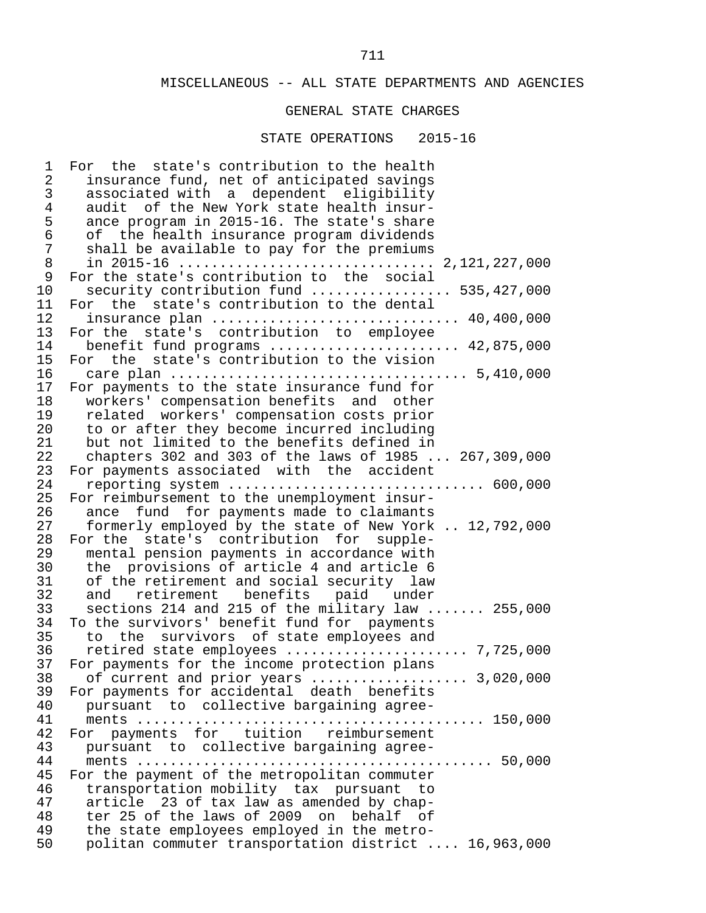MISCELLANEOUS -- ALL STATE DEPARTMENTS AND AGENCIES

GENERAL STATE CHARGES

STATE OPERATIONS 2015-16

For the state's contribution to the health insurance fund, net of anticipated savings associated with a dependent eligibility audit of the New York state health insurance program in 2015-16. The state's share of the health insurance program dividends shall be available to pay for the premiums in 2015-16 .............................. 2,121,227,000

For the state's contribution to the social security contribution fund ................ 535,427,000

For the state's contribution to the dental insurance plan ............................ 40,400,000

For the state's contribution to employee benefit fund programs ...................... 42,875,000

For the state's contribution to the vision care plan .................................. 5,410,000

For payments to the state insurance fund for workers' compensation benefits and other related workers' compensation costs prior to or after they become incurred including but not limited to the benefits defined in chapters 302 and 303 of the laws of 1985 ... 267,309,000

For payments associated with the accident reporting system ............................. 600,000

For reimbursement to the unemployment insurance fund for payments made to claimants formerly employed by the state of New York .. 12,792,000

For the state's contribution for supplemental pension payments in accordance with the provisions of article 4 and article 6 of the retirement and social security law and retirement benefits paid under sections 214 and 215 of the military law ....... 255,000

To the survivors' benefit fund for payments to the survivors of state employees and retired state employees ..................... 7,725,000

For payments for the income protection plans of current and prior years .................. 3,020,000

For payments for accidental death benefits pursuant to collective bargaining agreements ........................................ 150,000

For payments for tuition reimbursement pursuant to collective bargaining agreements ......................................... 50,000

For the payment of the metropolitan commuter transportation mobility tax pursuant to article 23 of tax law as amended by chapter 25 of the laws of 2009 on behalf of the state employees employed in the metropolitan commuter transportation district .... 16,963,000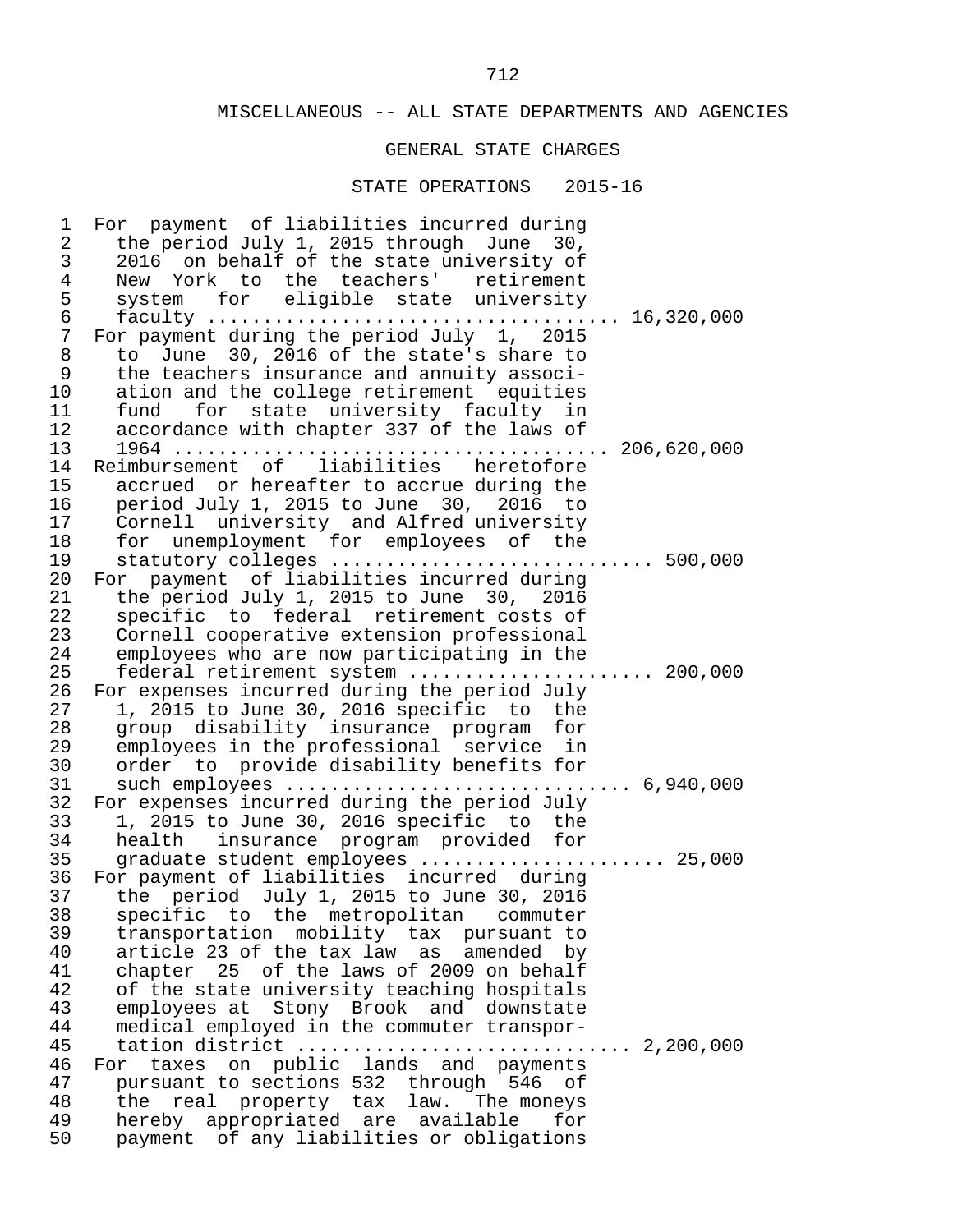MISCELLANEOUS -- ALL STATE DEPARTMENTS AND AGENCIES

GENERAL STATE CHARGES

STATE OPERATIONS 2015-16

For payment of liabilities incurred during the period July 1, 2015 through June 30, 2016 on behalf of the state university of New York to the teachers' retirement system for eligible state university faculty .................................... 16,320,000

For payment during the period July 1, 2015 to June 30, 2016 of the state's share to the teachers insurance and annuity association and the college retirement equities fund for state university faculty in accordance with chapter 337 of the laws of 1964 ...................................... 206,620,000

Reimbursement of liabilities heretofore accrued or hereafter to accrue during the period July 1, 2015 to June 30, 2016 to Cornell university and Alfred university for unemployment for employees of the statutory colleges ........................... 500,000

For payment of liabilities incurred during the period July 1, 2015 to June 30, 2016 specific to federal retirement costs of Cornell cooperative extension professional employees who are now participating in the federal retirement system ..................... 200,000

For expenses incurred during the period July 1, 2015 to June 30, 2016 specific to the group disability insurance program for employees in the professional service in order to provide disability benefits for such employees .............................. 6,940,000

For expenses incurred during the period July 1, 2015 to June 30, 2016 specific to the health insurance program provided for graduate student employees ..................... 25,000

For payment of liabilities incurred during the period July 1, 2015 to June 30, 2016 specific to the metropolitan commuter transportation mobility tax pursuant to article 23 of the tax law as amended by chapter 25 of the laws of 2009 on behalf of the state university teaching hospitals employees at Stony Brook and downstate medical employed in the commuter transportation district ............................ 2,200,000

For taxes on public lands and payments pursuant to sections 532 through 546 of the real property tax law. The moneys hereby appropriated are available for payment of any liabilities or obligations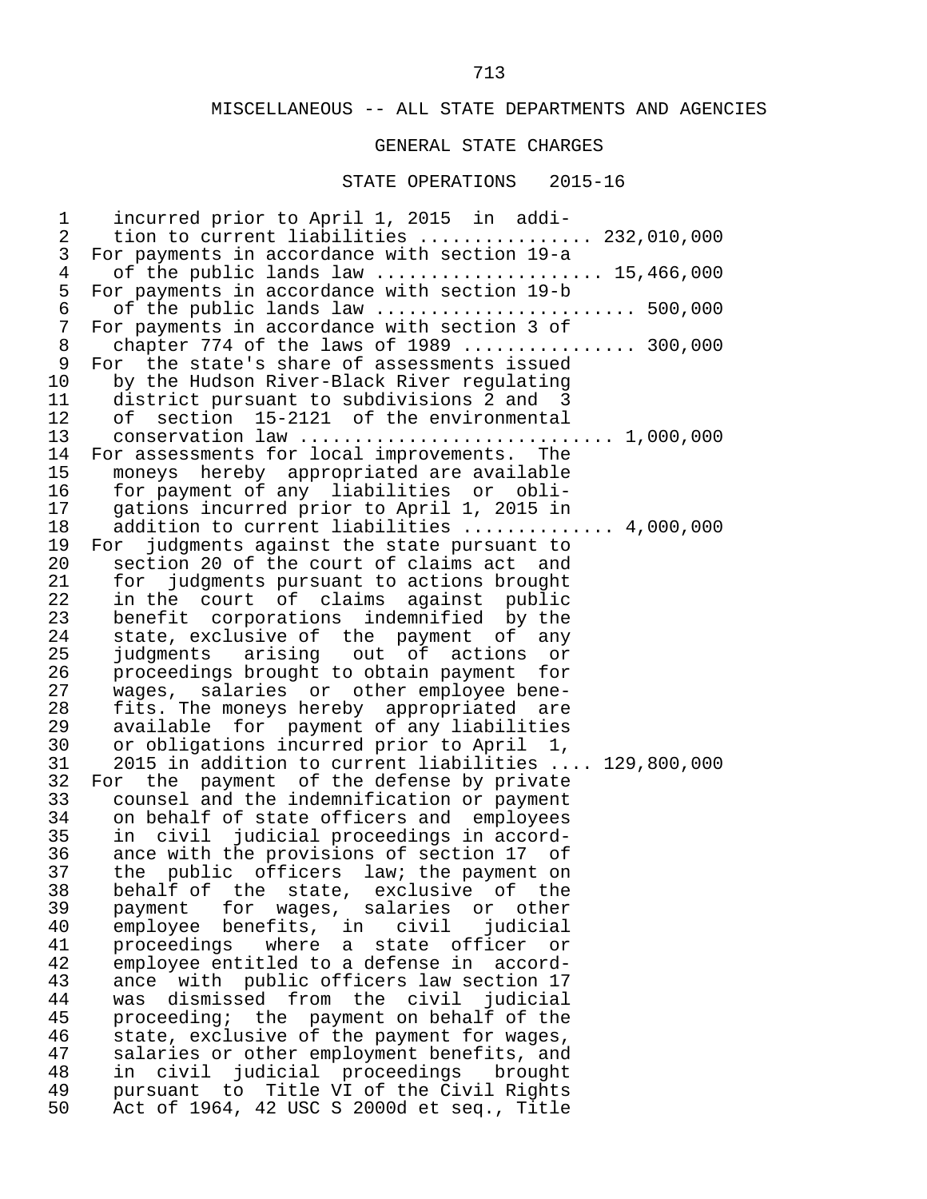MISCELLANEOUS -- ALL STATE DEPARTMENTS AND AGENCIES

GENERAL STATE CHARGES

STATE OPERATIONS 2015-16

incurred prior to April 1, 2015 in addition to current liabilities ............... 232,010,000

For payments in accordance with section 19-a of the public lands law .................... 15,466,000

For payments in accordance with section 19-b of the public lands law ...................... 500,000

For payments in accordance with section 3 of chapter 774 of the laws of 1989 ............... 300,000

For the state's share of assessments issued by the Hudson River-Black River regulating district pursuant to subdivisions 2 and 3 of section 15-2121 of the environmental conservation law ........................... 1,000,000

For assessments for local improvements. The moneys hereby appropriated are available for payment of any liabilities or obligations incurred prior to April 1, 2015 in addition to current liabilities ............. 4,000,000

For judgments against the state pursuant to section 20 of the court of claims act and for judgments pursuant to actions brought in the court of claims against public benefit corporations indemnified by the state, exclusive of the payment of any judgments arising out of actions or proceedings brought to obtain payment for wages, salaries or other employee benefits. The moneys hereby appropriated are available for payment of any liabilities or obligations incurred prior to April 1, 2015 in addition to current liabilities .... 129,800,000

For the payment of the defense by private counsel and the indemnification or payment on behalf of state officers and employees in civil judicial proceedings in accordance with the provisions of section 17 of the public officers law; the payment on behalf of the state, exclusive of the payment for wages, salaries or other employee benefits, in civil judicial proceedings where a state officer or employee entitled to a defense in accordance with public officers law section 17 was dismissed from the civil judicial proceeding; the payment on behalf of the state, exclusive of the payment for wages, salaries or other employment benefits, and in civil judicial proceedings brought pursuant to Title VI of the Civil Rights Act of 1964, 42 USC S 2000d et seq., Title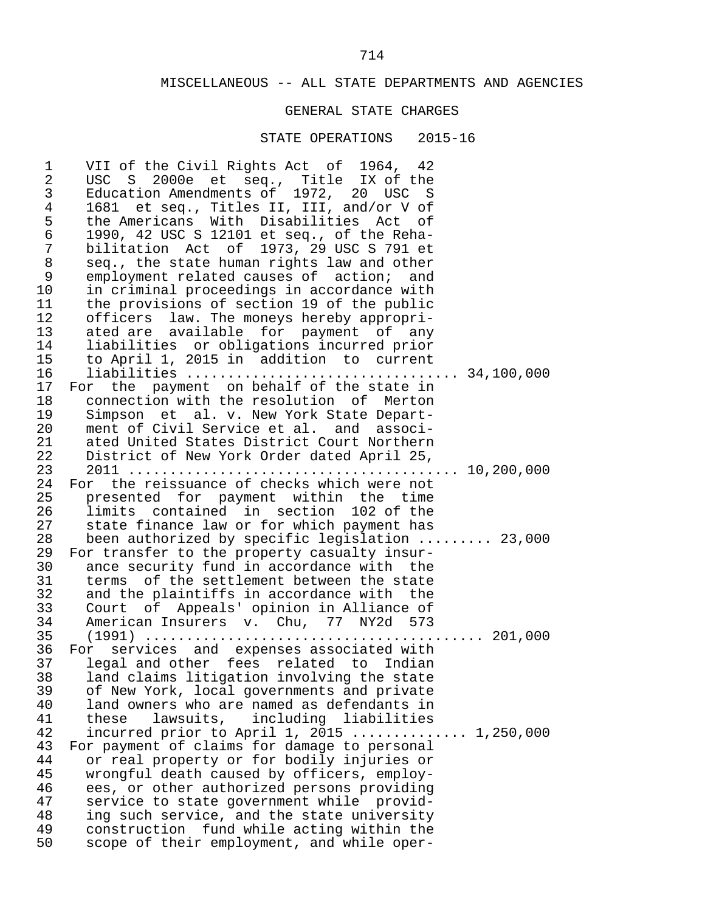MISCELLANEOUS -- ALL STATE DEPARTMENTS AND AGENCIES

GENERAL STATE CHARGES

STATE OPERATIONS 2015-16

VII of the Civil Rights Act of 1964, 42 USC S 2000e et seq., Title IX of the Education Amendments of 1972, 20 USC S 1681 et seq., Titles II, III, and/or V of the Americans With Disabilities Act of 1990, 42 USC S 12101 et seq., of the Rehabilitation Act of 1973, 29 USC S 791 et seq., the state human rights law and other employment related causes of action; and in criminal proceedings in accordance with the provisions of section 19 of the public officers law. The moneys hereby appropriated are available for payment of any liabilities or obligations incurred prior to April 1, 2015 in addition to current liabilities ............................... 34,100,000

For the payment on behalf of the state in connection with the resolution of Merton Simpson et al. v. New York State Department of Civil Service et al. and associated United States District Court Northern District of New York Order dated April 25, 2011 ...................................... 10,200,000

For the reissuance of checks which were not presented for payment within the time limits contained in section 102 of the state finance law or for which payment has been authorized by specific legislation ......... 23,000

For transfer to the property casualty insurance security fund in accordance with the terms of the settlement between the state and the plaintiffs in accordance with the Court of Appeals' opinion in Alliance of American Insurers v. Chu, 77 NY2d 573 (1991) ....................................... 201,000

For services and expenses associated with legal and other fees related to Indian land claims litigation involving the state of New York, local governments and private land owners who are named as defendants in these lawsuits, including liabilities incurred prior to April 1, 2015 ............. 1,250,000

For payment of claims for damage to personal or real property or for bodily injuries or wrongful death caused by officers, employees, or other authorized persons providing service to state government while providing such service, and the state university construction fund while acting within the scope of their employment, and while oper-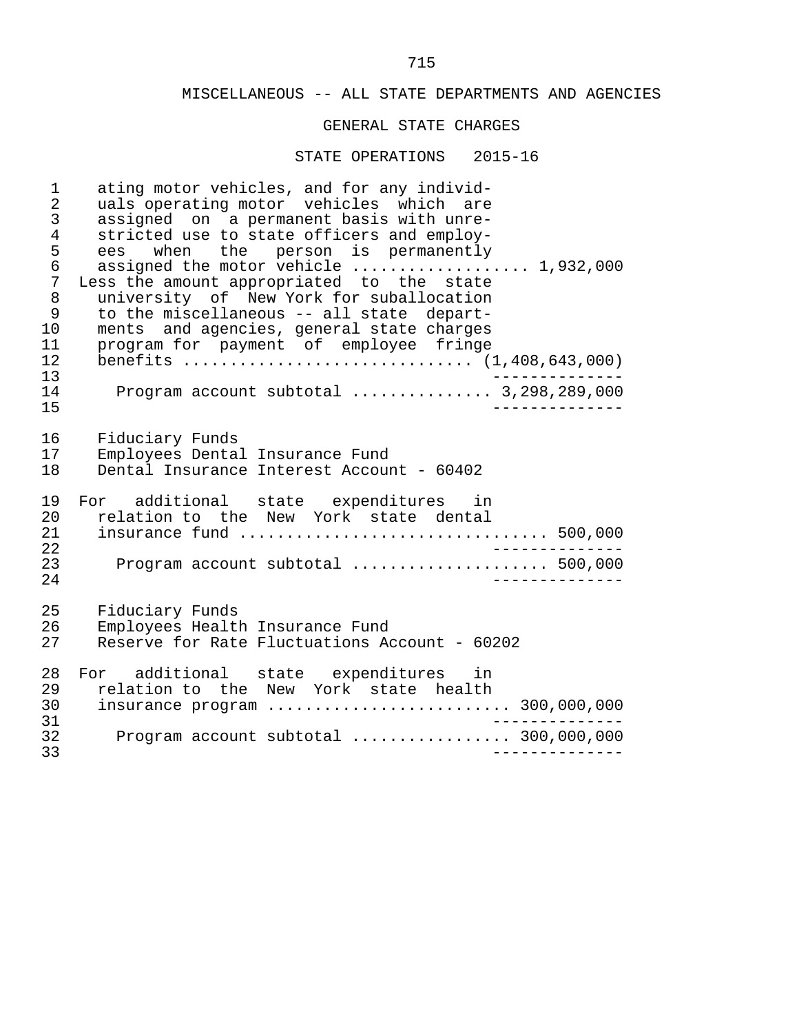MISCELLANEOUS -- ALL STATE DEPARTMENTS AND AGENCIES

GENERAL STATE CHARGES

STATE OPERATIONS 2015-16

```
 1     ating motor vehicles, and for any individ-
 2     uals operating motor  vehicles  which  are
 3     assigned  on  a permanent basis with unre-
 4     stricted use to state officers and employ-
 5     ees   when   the   person  is  permanently
 6     assigned the motor vehicle .................. 1,932,000
 7   Less the amount appropriated  to  the  state
 8     university  of  New York for suballocation
 9     to the miscellaneous -- all state  depart-
10     ments  and agencies, general state charges
11     program for  payment  of  employee  fringe
12     benefits ............................. (1,408,643,000)
13                                              --------------
14       Program account subtotal .............. 3,298,289,000
15                                              --------------

16     Fiduciary Funds
17     Employees Dental Insurance Fund
18     Dental Insurance Interest Account - 60402

19   For   additional   state   expenditures   in
20     relation to the  New  York  state  dental
21     insurance fund ................................ 500,000
22                                              --------------
23       Program account subtotal .................... 500,000
24                                              --------------

25     Fiduciary Funds
26     Employees Health Insurance Fund
27     Reserve for Rate Fluctuations Account - 60202

28   For   additional   state   expenditures   in
29     relation to the  New  York  state  health
30     insurance program ......................... 300,000,000
31                                              --------------
32       Program account subtotal ................ 300,000,000
33                                              --------------
```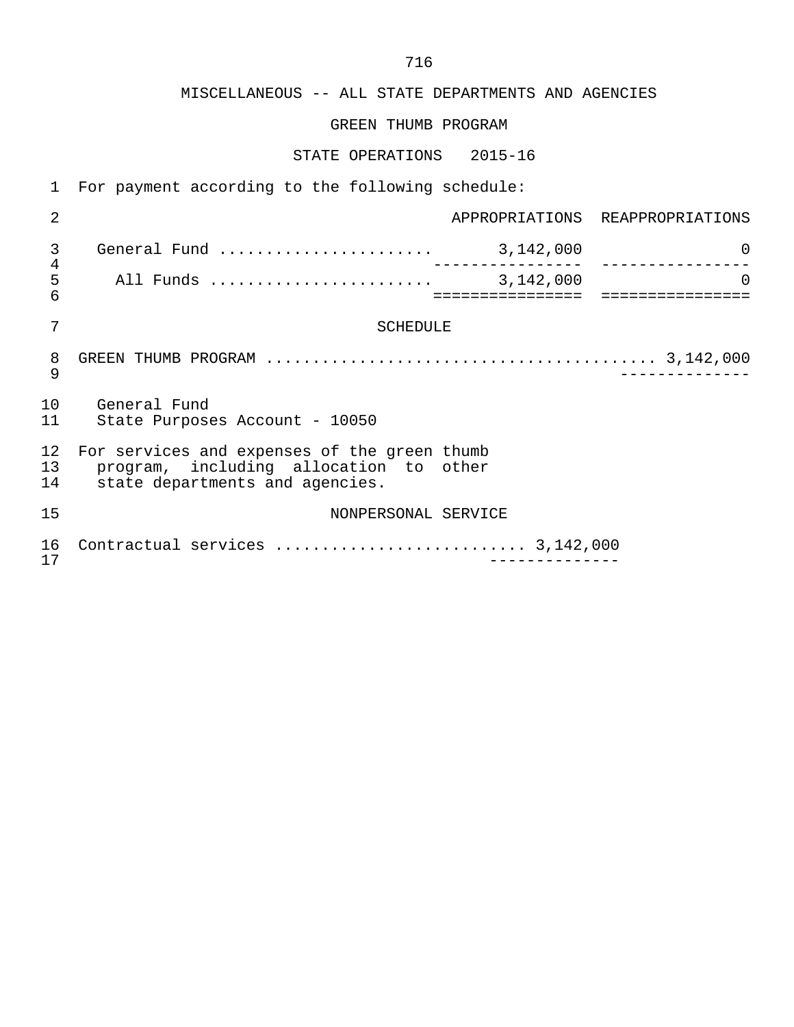MISCELLANEOUS -- ALL STATE DEPARTMENTS AND AGENCIES

GREEN THUMB PROGRAM

STATE OPERATIONS 2015-16

For payment according to the following schedule:

| | APPROPRIATIONS | REAPPROPRIATIONS |
|---|---|---|
| General Fund | 3,142,000 | 0 |
| All Funds | 3,142,000 | 0 |

SCHEDULE

GREEN THUMB PROGRAM .......................................... 3,142,000

General Fund
State Purposes Account - 10050

For services and expenses of the green thumb program, including allocation to other state departments and agencies.

NONPERSONAL SERVICE

Contractual services .......................... 3,142,000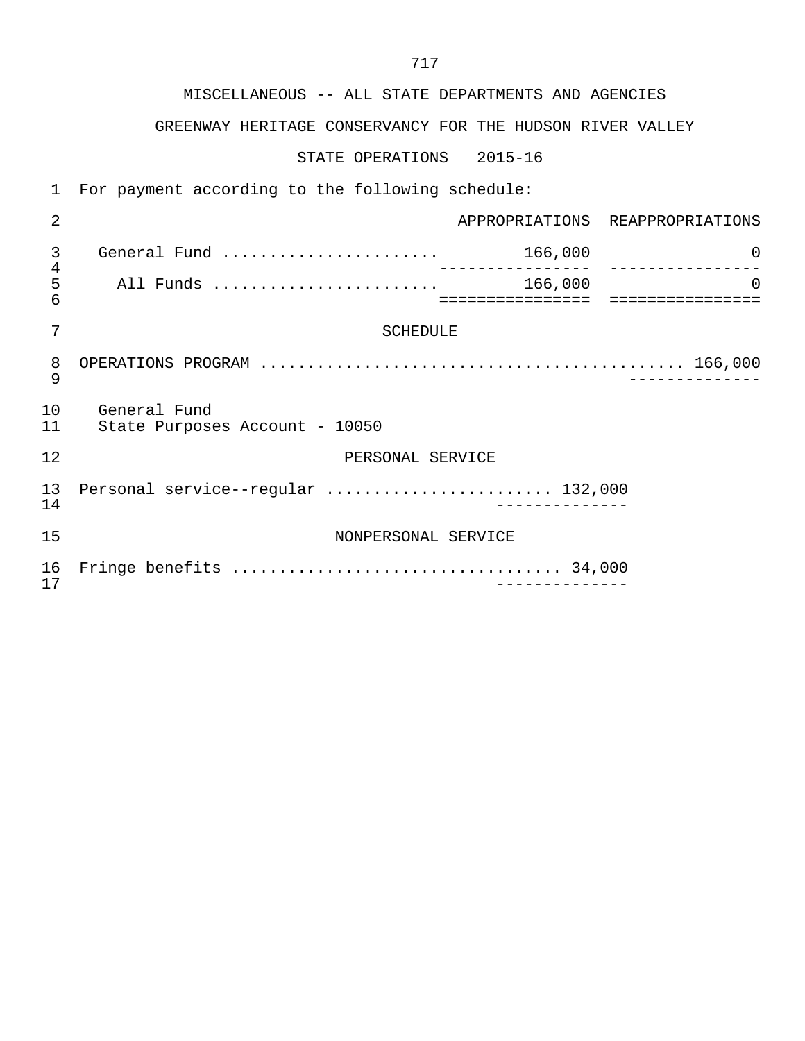MISCELLANEOUS -- ALL STATE DEPARTMENTS AND AGENCIES

GREENWAY HERITAGE CONSERVANCY FOR THE HUDSON RIVER VALLEY

STATE OPERATIONS 2015-16

For payment according to the following schedule:

| | APPROPRIATIONS | REAPPROPRIATIONS |
|---|---|---|
| General Fund ....................... | 166,000 | 0 |
| All Funds ........................ | 166,000 | 0 |

SCHEDULE

OPERATIONS PROGRAM ............................................ 166,000

General Fund
State Purposes Account - 10050

PERSONAL SERVICE

Personal service--regular ........................ 132,000

NONPERSONAL SERVICE

Fringe benefits .................................. 34,000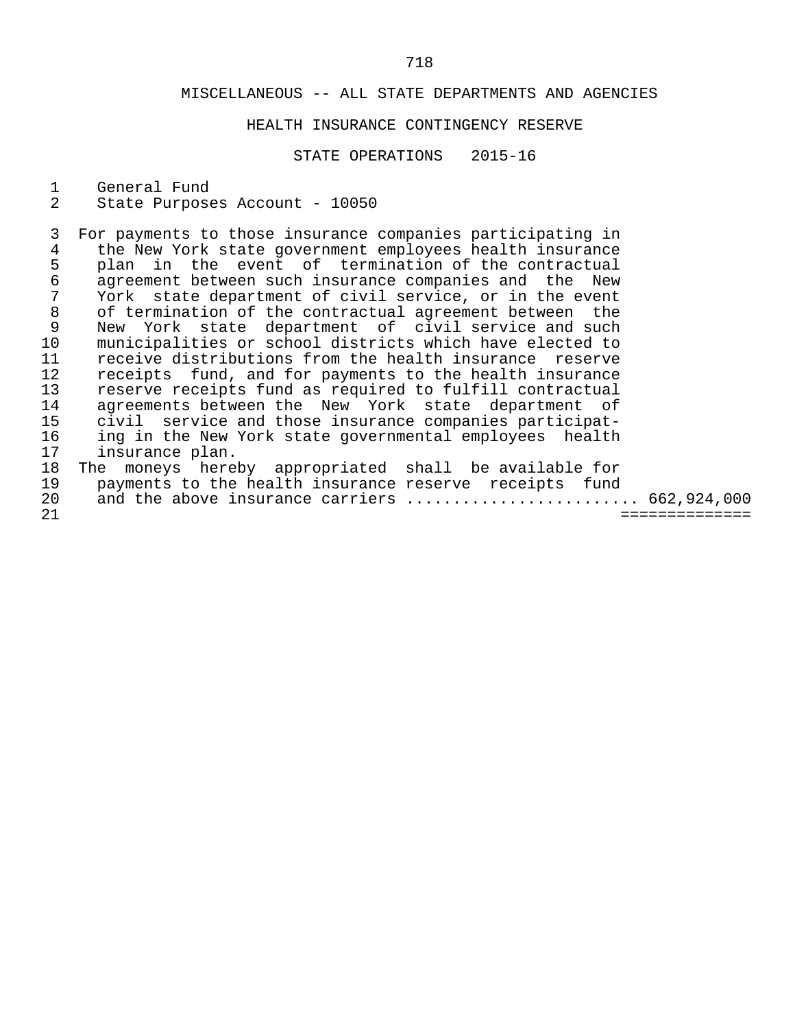## MISCELLANEOUS -- ALL STATE DEPARTMENTS AND AGENCIES

### HEALTH INSURANCE CONTINGENCY RESERVE

### STATE OPERATIONS 2015-16

General Fund
State Purposes Account - 10050

For payments to those insurance companies participating in the New York state government employees health insurance plan in the event of termination of the contractual agreement between such insurance companies and the New York state department of civil service, or in the event of termination of the contractual agreement between the New York state department of civil service and such municipalities or school districts which have elected to receive distributions from the health insurance reserve receipts fund, and for payments to the health insurance reserve receipts fund as required to fulfill contractual agreements between the New York state department of civil service and those insurance companies participating in the New York state governmental employees health insurance plan.

The moneys hereby appropriated shall be available for payments to the health insurance reserve receipts fund and the above insurance carriers ........................ 662,924,000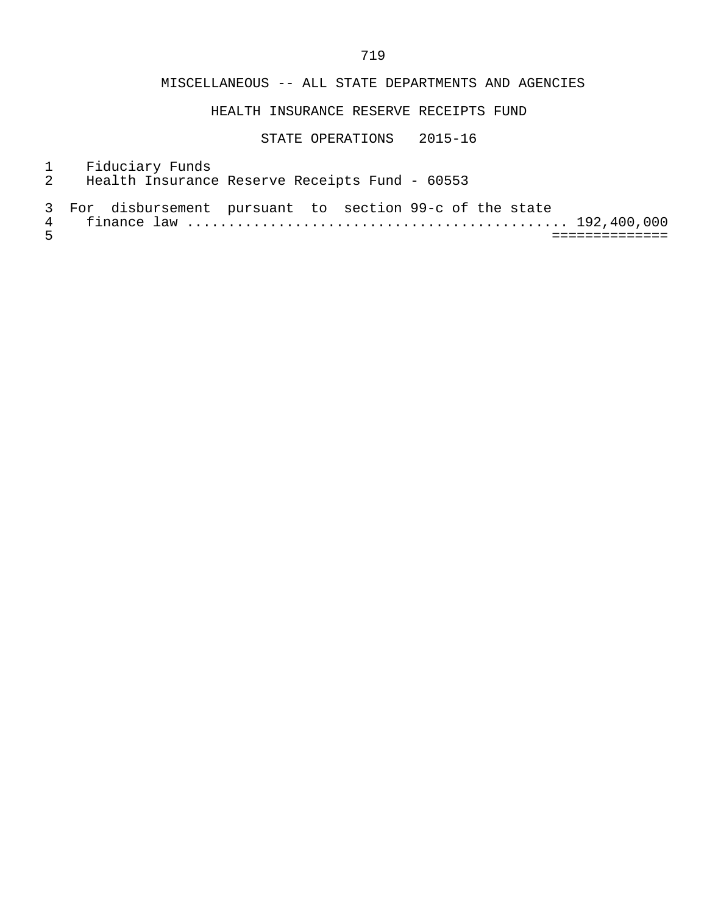MISCELLANEOUS -- ALL STATE DEPARTMENTS AND AGENCIES

HEALTH INSURANCE RESERVE RECEIPTS FUND

STATE OPERATIONS 2015-16

Fiduciary Funds
Health Insurance Reserve Receipts Fund - 60553

For disbursement pursuant to section 99-c of the state finance law ............................................ 192,400,000
==============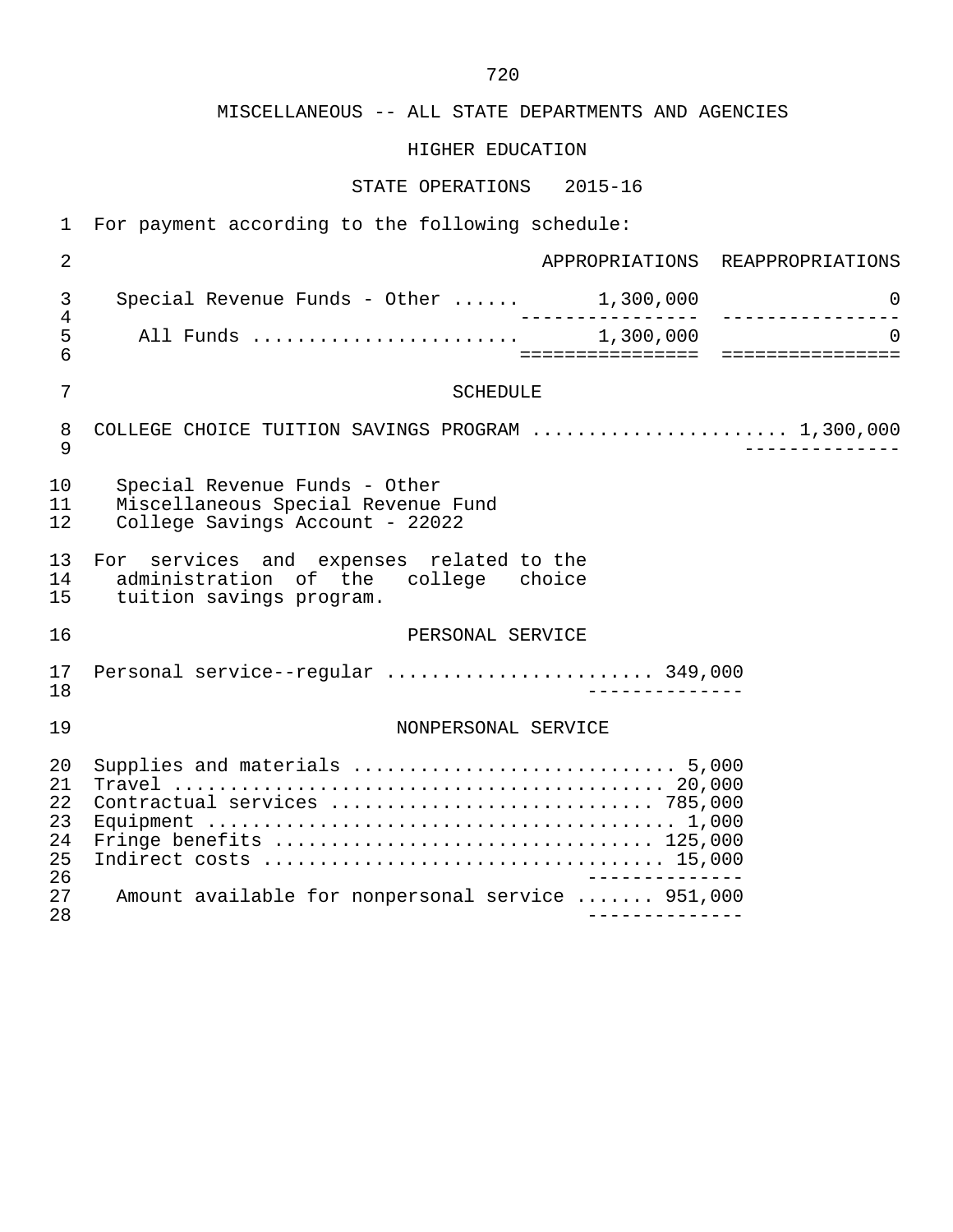# MISCELLANEOUS -- ALL STATE DEPARTMENTS AND AGENCIES

## HIGHER EDUCATION

### STATE OPERATIONS 2015-16

For payment according to the following schedule:

| | APPROPRIATIONS | REAPPROPRIATIONS |
|---|---|---|
| Special Revenue Funds - Other ...... | 1,300,000 | 0 |
| All Funds ........................ | 1,300,000 | 0 |

### SCHEDULE

COLLEGE CHOICE TUITION SAVINGS PROGRAM ...................... 1,300,000

Special Revenue Funds - Other
Miscellaneous Special Revenue Fund
College Savings Account - 22022

For services and expenses related to the administration of the college choice tuition savings program.

#### PERSONAL SERVICE

Personal service--regular ........................ 349,000

#### NONPERSONAL SERVICE

| Item | Amount |
|---|---|
| Supplies and materials | 5,000 |
| Travel | 20,000 |
| Contractual services | 785,000 |
| Equipment | 1,000 |
| Fringe benefits | 125,000 |
| Indirect costs | 15,000 |
| Amount available for nonpersonal service | 951,000 |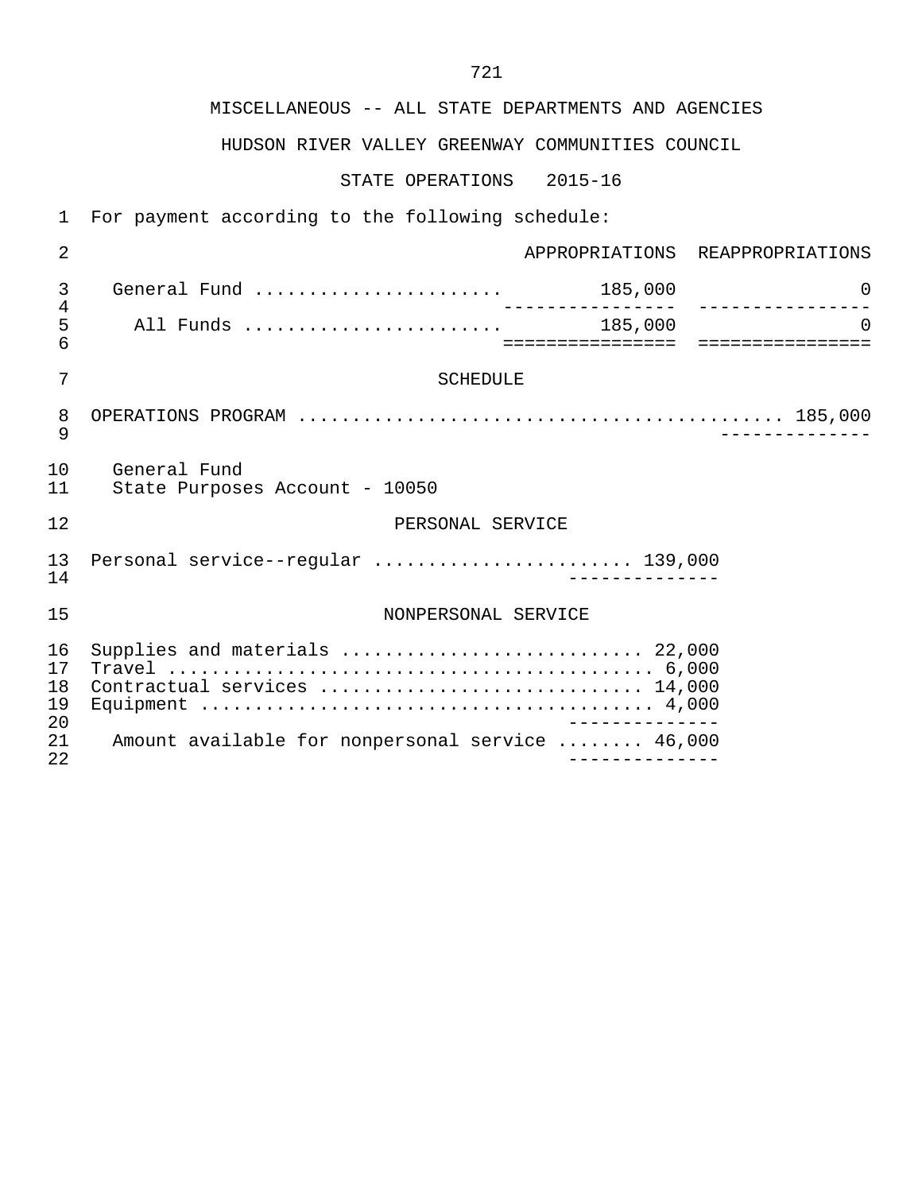MISCELLANEOUS -- ALL STATE DEPARTMENTS AND AGENCIES

HUDSON RIVER VALLEY GREENWAY COMMUNITIES COUNCIL

STATE OPERATIONS 2015-16

For payment according to the following schedule:

| | APPROPRIATIONS | REAPPROPRIATIONS |
|---|---|---|
| General Fund | 185,000 | 0 |
| All Funds | 185,000 | 0 |

SCHEDULE

OPERATIONS PROGRAM ............................................ 185,000

General Fund
State Purposes Account - 10050

PERSONAL SERVICE

Personal service--regular ........................ 139,000

NONPERSONAL SERVICE

Supplies and materials ........................... 22,000
Travel ........................................... 6,000
Contractual services ............................. 14,000
Equipment ........................................ 4,000

Amount available for nonpersonal service ........ 46,000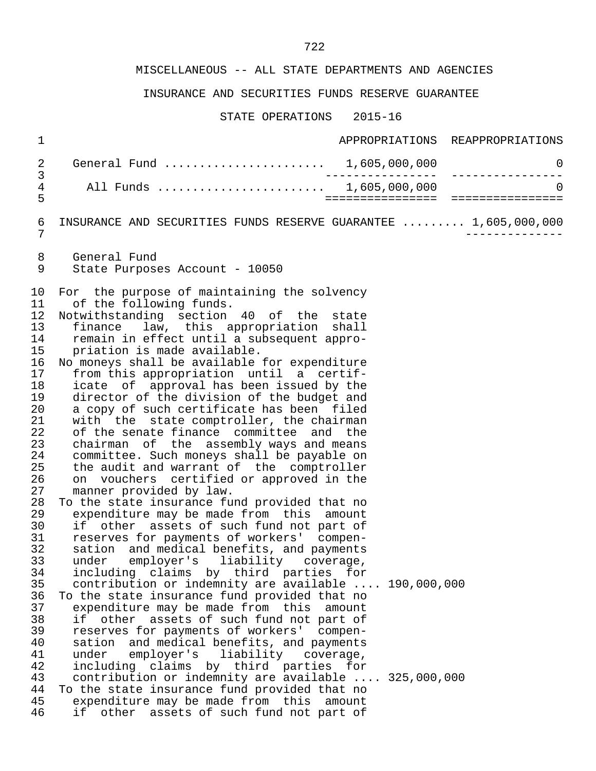MISCELLANEOUS -- ALL STATE DEPARTMENTS AND AGENCIES

INSURANCE AND SECURITIES FUNDS RESERVE GUARANTEE

STATE OPERATIONS 2015-16

| | APPROPRIATIONS | REAPPROPRIATIONS |
|---|---|---|
| General Fund | 1,605,000,000 | 0 |
| All Funds | 1,605,000,000 | 0 |

INSURANCE AND SECURITIES FUNDS RESERVE GUARANTEE ......... 1,605,000,000

General Fund
State Purposes Account - 10050

For the purpose of maintaining the solvency of the following funds.

Notwithstanding section 40 of the state finance law, this appropriation shall remain in effect until a subsequent appropriation is made available.

No moneys shall be available for expenditure from this appropriation until a certificate of approval has been issued by the director of the division of the budget and a copy of such certificate has been filed with the state comptroller, the chairman of the senate finance committee and the chairman of the assembly ways and means committee. Such moneys shall be payable on the audit and warrant of the comptroller on vouchers certified or approved in the manner provided by law.

To the state insurance fund provided that no expenditure may be made from this amount if other assets of such fund not part of reserves for payments of workers' compensation and medical benefits, and payments under employer's liability coverage, including claims by third parties for contribution or indemnity are available .... 190,000,000

To the state insurance fund provided that no expenditure may be made from this amount if other assets of such fund not part of reserves for payments of workers' compensation and medical benefits, and payments under employer's liability coverage, including claims by third parties for contribution or indemnity are available .... 325,000,000

To the state insurance fund provided that no expenditure may be made from this amount if other assets of such fund not part of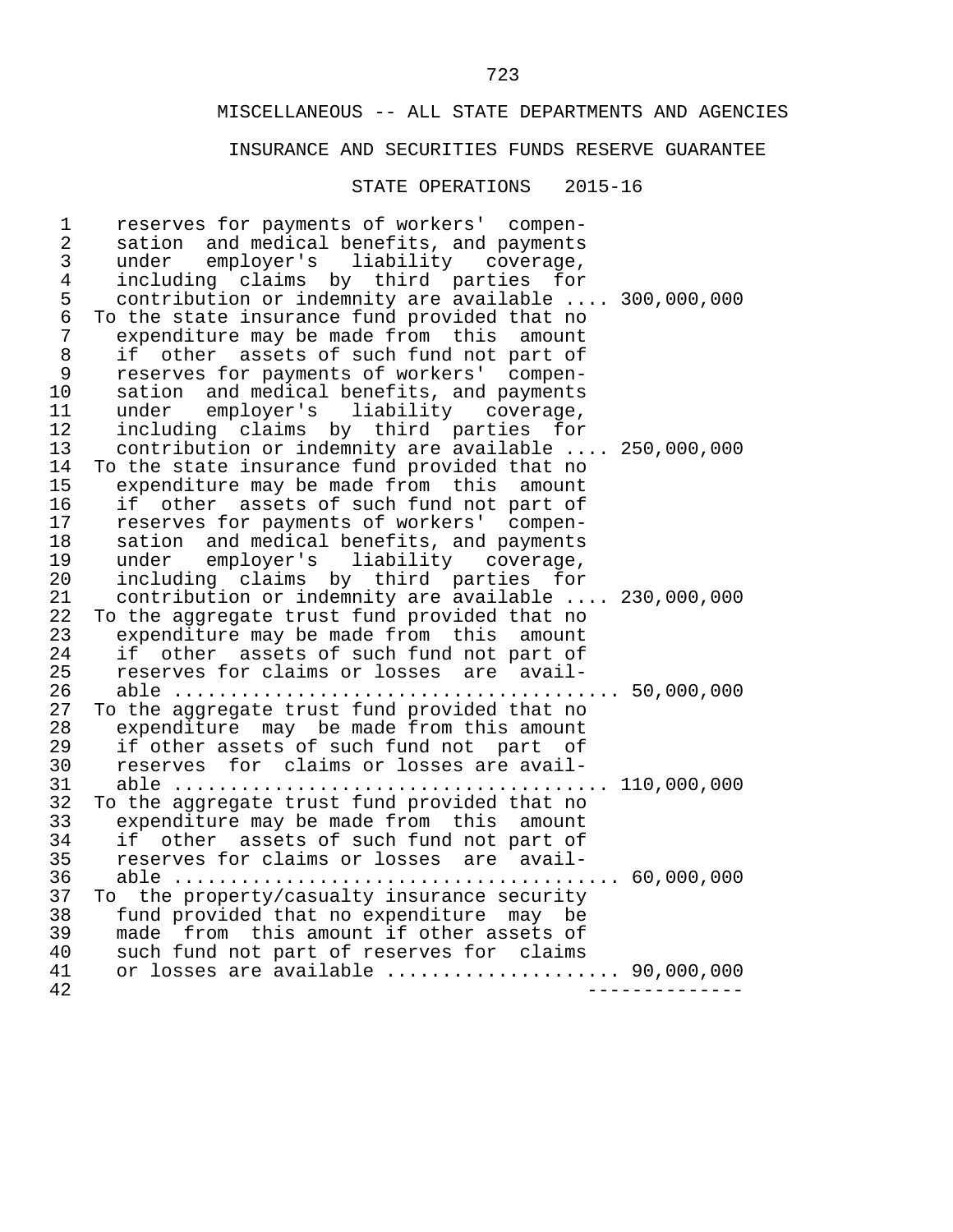MISCELLANEOUS -- ALL STATE DEPARTMENTS AND AGENCIES

INSURANCE AND SECURITIES FUNDS RESERVE GUARANTEE

STATE OPERATIONS 2015-16

reserves for payments of workers' compensation and medical benefits, and payments under employer's liability coverage, including claims by third parties for contribution or indemnity are available .... 300,000,000

To the state insurance fund provided that no expenditure may be made from this amount if other assets of such fund not part of reserves for payments of workers' compensation and medical benefits, and payments under employer's liability coverage, including claims by third parties for contribution or indemnity are available .... 250,000,000

To the state insurance fund provided that no expenditure may be made from this amount if other assets of such fund not part of reserves for payments of workers' compensation and medical benefits, and payments under employer's liability coverage, including claims by third parties for contribution or indemnity are available .... 230,000,000

To the aggregate trust fund provided that no expenditure may be made from this amount if other assets of such fund not part of reserves for claims or losses are available ........................................ 50,000,000

To the aggregate trust fund provided that no expenditure may be made from this amount if other assets of such fund not part of reserves for claims or losses are available ........................................ 110,000,000

To the aggregate trust fund provided that no expenditure may be made from this amount if other assets of such fund not part of reserves for claims or losses are available ........................................ 60,000,000

To the property/casualty insurance security fund provided that no expenditure may be made from this amount if other assets of such fund not part of reserves for claims or losses are available ..................... 90,000,000

--------------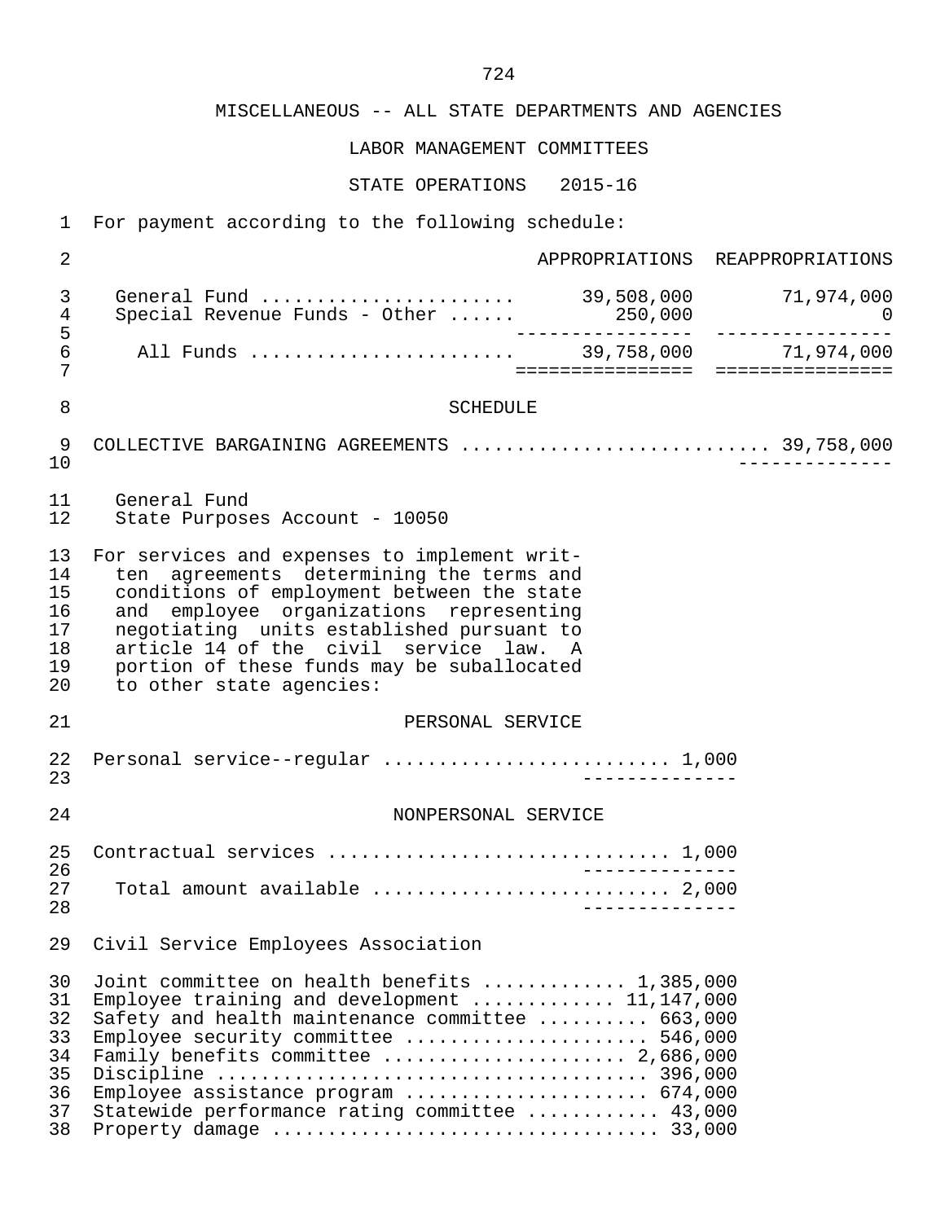MISCELLANEOUS -- ALL STATE DEPARTMENTS AND AGENCIES

LABOR MANAGEMENT COMMITTEES

STATE OPERATIONS 2015-16

For payment according to the following schedule:

| | APPROPRIATIONS | REAPPROPRIATIONS |
|---|---|---|
| General Fund | 39,508,000 | 71,974,000 |
| Special Revenue Funds - Other | 250,000 | 0 |
| All Funds | 39,758,000 | 71,974,000 |

SCHEDULE

COLLECTIVE BARGAINING AGREEMENTS ... 39,758,000

General Fund
State Purposes Account - 10050

For services and expenses to implement written agreements determining the terms and conditions of employment between the state and employee organizations representing negotiating units established pursuant to article 14 of the civil service law. A portion of these funds may be suballocated to other state agencies:

PERSONAL SERVICE

Personal service--regular ... 1,000

NONPERSONAL SERVICE

Contractual services ... 1,000

Total amount available ... 2,000

Civil Service Employees Association

Joint committee on health benefits ... 1,385,000
Employee training and development ... 11,147,000
Safety and health maintenance committee ... 663,000
Employee security committee ... 546,000
Family benefits committee ... 2,686,000
Discipline ... 396,000
Employee assistance program ... 674,000
Statewide performance rating committee ... 43,000
Property damage ... 33,000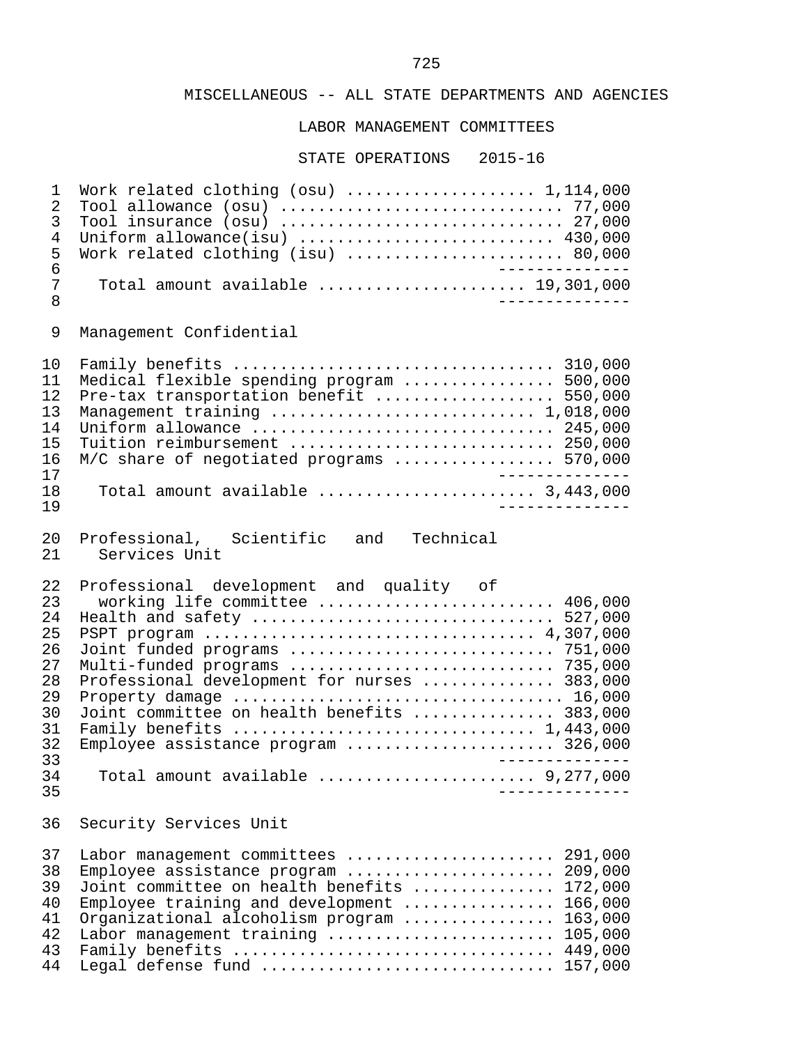MISCELLANEOUS -- ALL STATE DEPARTMENTS AND AGENCIES

LABOR MANAGEMENT COMMITTEES

STATE OPERATIONS 2015-16

| | |
|---|---|
| Work related clothing (osu) | 1,114,000 |
| Tool allowance (osu) | 77,000 |
| Tool insurance (osu) | 27,000 |
| Uniform allowance(isu) | 430,000 |
| Work related clothing (isu) | 80,000 |
| Total amount available | 19,301,000 |

Management Confidential

| | |
|---|---|
| Family benefits | 310,000 |
| Medical flexible spending program | 500,000 |
| Pre-tax transportation benefit | 550,000 |
| Management training | 1,018,000 |
| Uniform allowance | 245,000 |
| Tuition reimbursement | 250,000 |
| M/C share of negotiated programs | 570,000 |
| Total amount available | 3,443,000 |

Professional, Scientific and Technical Services Unit

| | |
|---|---|
| Professional development and quality of working life committee | 406,000 |
| Health and safety | 527,000 |
| PSPT program | 4,307,000 |
| Joint funded programs | 751,000 |
| Multi-funded programs | 735,000 |
| Professional development for nurses | 383,000 |
| Property damage | 16,000 |
| Joint committee on health benefits | 383,000 |
| Family benefits | 1,443,000 |
| Employee assistance program | 326,000 |
| Total amount available | 9,277,000 |

Security Services Unit

| | |
|---|---|
| Labor management committees | 291,000 |
| Employee assistance program | 209,000 |
| Joint committee on health benefits | 172,000 |
| Employee training and development | 166,000 |
| Organizational alcoholism program | 163,000 |
| Labor management training | 105,000 |
| Family benefits | 449,000 |
| Legal defense fund | 157,000 |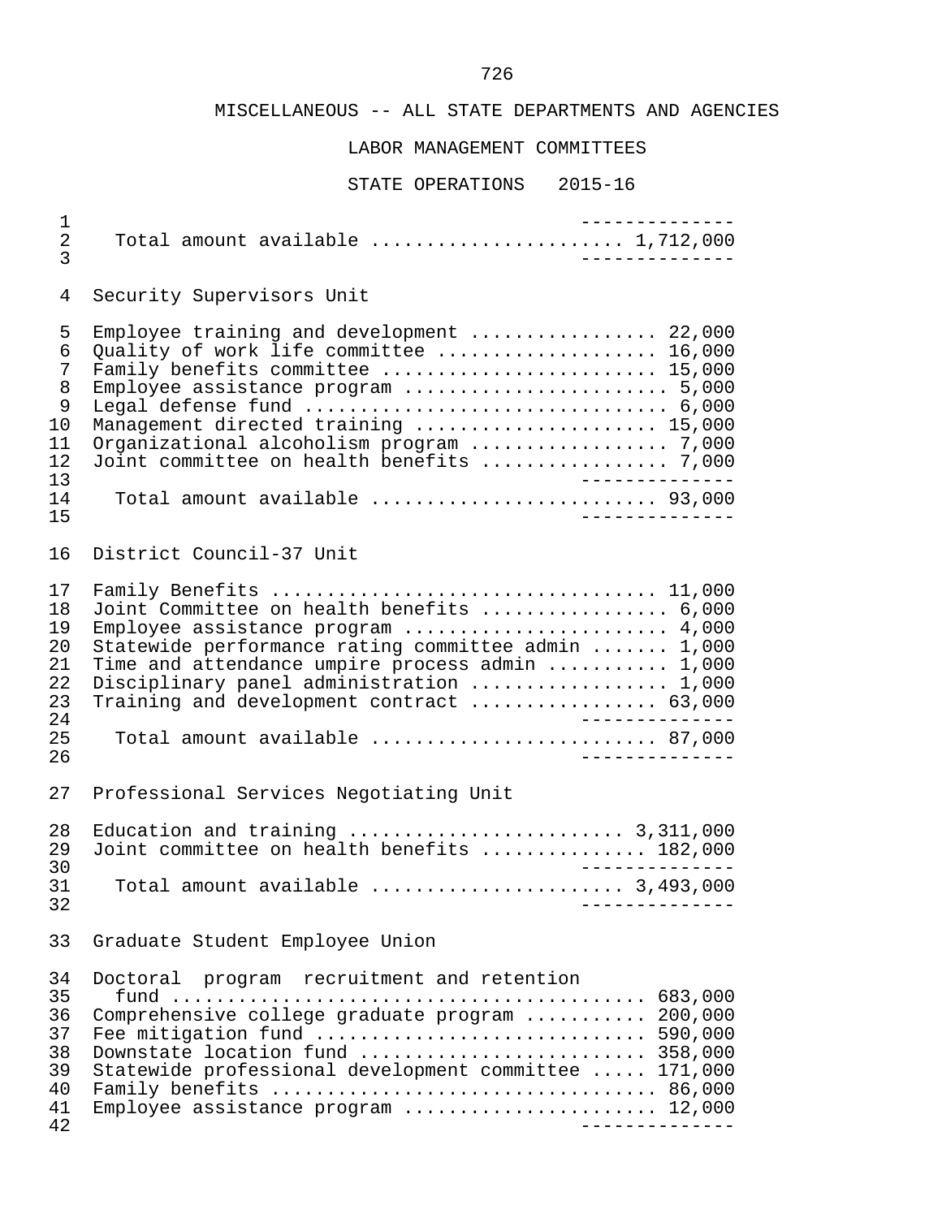MISCELLANEOUS -- ALL STATE DEPARTMENTS AND AGENCIES

LABOR MANAGEMENT COMMITTEES

STATE OPERATIONS 2015-16

| | |
|---|---|
| Total amount available | 1,712,000 |

Security Supervisors Unit

| | |
|---|---|
| Employee training and development | 22,000 |
| Quality of work life committee | 16,000 |
| Family benefits committee | 15,000 |
| Employee assistance program | 5,000 |
| Legal defense fund | 6,000 |
| Management directed training | 15,000 |
| Organizational alcoholism program | 7,000 |
| Joint committee on health benefits | 7,000 |
| Total amount available | 93,000 |

District Council-37 Unit

| | |
|---|---|
| Family Benefits | 11,000 |
| Joint Committee on health benefits | 6,000 |
| Employee assistance program | 4,000 |
| Statewide performance rating committee admin | 1,000 |
| Time and attendance umpire process admin | 1,000 |
| Disciplinary panel administration | 1,000 |
| Training and development contract | 63,000 |
| Total amount available | 87,000 |

Professional Services Negotiating Unit

| | |
|---|---|
| Education and training | 3,311,000 |
| Joint committee on health benefits | 182,000 |
| Total amount available | 3,493,000 |

Graduate Student Employee Union

| | |
|---|---|
| Doctoral program recruitment and retention fund | 683,000 |
| Comprehensive college graduate program | 200,000 |
| Fee mitigation fund | 590,000 |
| Downstate location fund | 358,000 |
| Statewide professional development committee | 171,000 |
| Family benefits | 86,000 |
| Employee assistance program | 12,000 |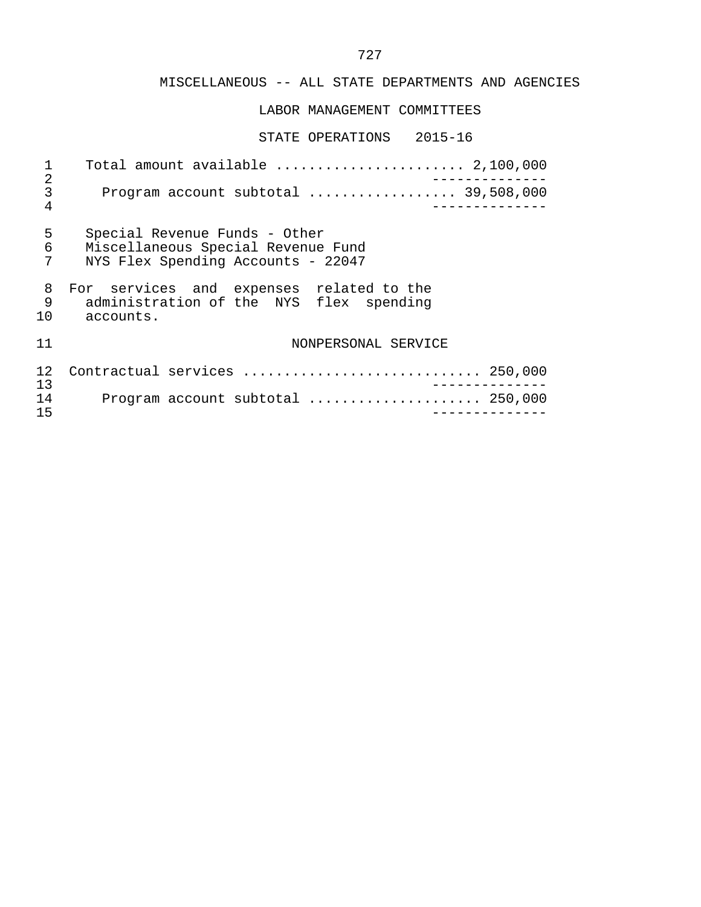MISCELLANEOUS -- ALL STATE DEPARTMENTS AND AGENCIES

LABOR MANAGEMENT COMMITTEES

STATE OPERATIONS 2015-16

Total amount available ...................... 2,100,000

Program account subtotal ................. 39,508,000

Special Revenue Funds - Other
Miscellaneous Special Revenue Fund
NYS Flex Spending Accounts - 22047

For services and expenses related to the administration of the NYS flex spending accounts.

NONPERSONAL SERVICE

Contractual services ............................ 250,000

Program account subtotal .................... 250,000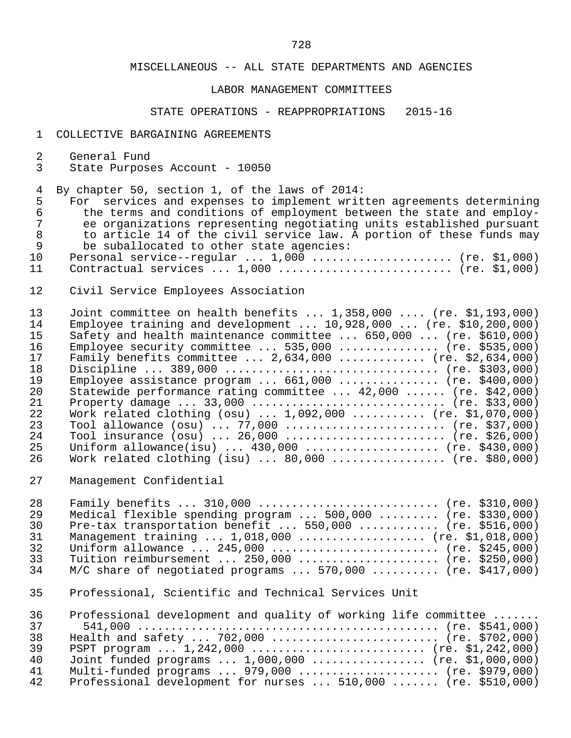MISCELLANEOUS -- ALL STATE DEPARTMENTS AND AGENCIES

LABOR MANAGEMENT COMMITTEES

STATE OPERATIONS - REAPPROPRIATIONS 2015-16

COLLECTIVE BARGAINING AGREEMENTS

General Fund
State Purposes Account - 10050

By chapter 50, section 1, of the laws of 2014:

For services and expenses to implement written agreements determining the terms and conditions of employment between the state and employee organizations representing negotiating units established pursuant to article 14 of the civil service law. A portion of these funds may be suballocated to other state agencies:

Personal service--regular ... 1,000 .................... (re. $1,000)
Contractual services ... 1,000 ......................... (re. $1,000)

Civil Service Employees Association

Joint committee on health benefits ... 1,358,000 .... (re. $1,193,000)
Employee training and development ... 10,928,000 ... (re. $10,200,000)
Safety and health maintenance committee ... 650,000 ... (re. $610,000)
Employee security committee ... 535,000 .............. (re. $535,000)
Family benefits committee ... 2,634,000 ............ (re. $2,634,000)
Discipline ... 389,000 ............................... (re. $303,000)
Employee assistance program ... 661,000 .............. (re. $400,000)
Statewide performance rating committee ... 42,000 ...... (re. $42,000)
Property damage ... 33,000 ............................ (re. $33,000)
Work related clothing (osu) ... 1,092,000 ........... (re. $1,070,000)
Tool allowance (osu) ... 77,000 ....................... (re. $37,000)
Tool insurance (osu) ... 26,000 ....................... (re. $26,000)
Uniform allowance(isu) ... 430,000 .................... (re. $430,000)
Work related clothing (isu) ... 80,000 ................. (re. $80,000)

Management Confidential

Family benefits ... 310,000 .......................... (re. $310,000)
Medical flexible spending program ... 500,000 ......... (re. $330,000)
Pre-tax transportation benefit ... 550,000 ........... (re. $516,000)
Management training ... 1,018,000 .................. (re. $1,018,000)
Uniform allowance ... 245,000 ........................ (re. $245,000)
Tuition reimbursement ... 250,000 .................... (re. $250,000)
M/C share of negotiated programs ... 570,000 .......... (re. $417,000)

Professional, Scientific and Technical Services Unit

Professional development and quality of working life committee ....... 541,000 ............................................ (re. $541,000)
Health and safety ... 702,000 ........................ (re. $702,000)
PSPT program ... 1,242,000 ......................... (re. $1,242,000)
Joint funded programs ... 1,000,000 ................ (re. $1,000,000)
Multi-funded programs ... 979,000 .................... (re. $979,000)
Professional development for nurses ... 510,000 ....... (re. $510,000)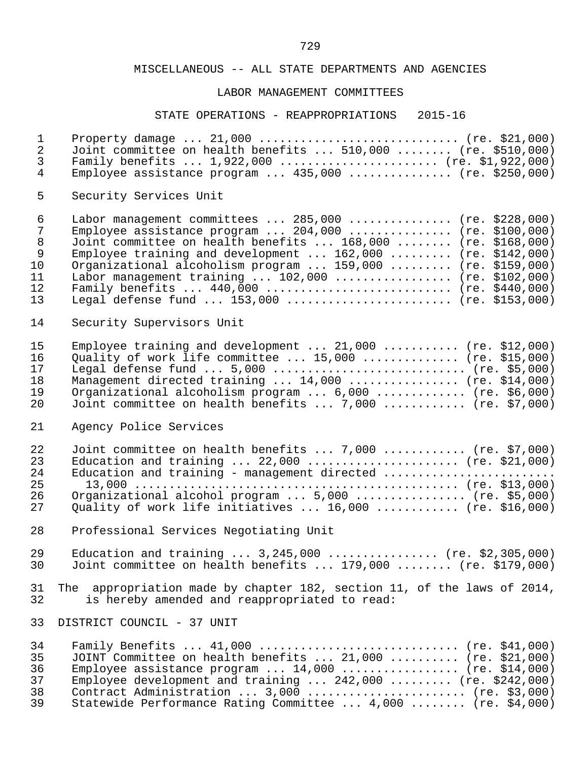MISCELLANEOUS -- ALL STATE DEPARTMENTS AND AGENCIES

LABOR MANAGEMENT COMMITTEES

STATE OPERATIONS - REAPPROPRIATIONS 2015-16

Property damage ... 21,000 ............................ (re. $21,000)
Joint committee on health benefits ... 510,000 ........ (re. $510,000)
Family benefits ... 1,922,000 ...................... (re. $1,922,000)
Employee assistance program ... 435,000 .............. (re. $250,000)

Security Services Unit

Labor management committees ... 285,000 .............. (re. $228,000)
Employee assistance program ... 204,000 .............. (re. $100,000)
Joint committee on health benefits ... 168,000 ........ (re. $168,000)
Employee training and development ... 162,000 ......... (re. $142,000)
Organizational alcoholism program ... 159,000 ......... (re. $159,000)
Labor management training ... 102,000 ................ (re. $102,000)
Family benefits ... 440,000 .......................... (re. $440,000)
Legal defense fund ... 153,000 ....................... (re. $153,000)

Security Supervisors Unit

Employee training and development ... 21,000 .......... (re. $12,000)
Quality of work life committee ... 15,000 ............. (re. $15,000)
Legal defense fund ... 5,000 ........................... (re. $5,000)
Management directed training ... 14,000 ................ (re. $14,000)
Organizational alcoholism program ... 6,000 ............ (re. $6,000)
Joint committee on health benefits ... 7,000 ........... (re. $7,000)

Agency Police Services

Joint committee on health benefits ... 7,000 ........... (re. $7,000)
Education and training ... 22,000 ..................... (re. $21,000)
Education and training - management directed ........................
13,000 ................................................ (re. $13,000)
Organizational alcohol program ... 5,000 ............... (re. $5,000)
Quality of work life initiatives ... 16,000 ........... (re. $16,000)

Professional Services Negotiating Unit

Education and training ... 3,245,000 ............... (re. $2,305,000)
Joint committee on health benefits ... 179,000 ........ (re. $179,000)

The appropriation made by chapter 182, section 11, of the laws of 2014, is hereby amended and reappropriated to read:

DISTRICT COUNCIL - 37 UNIT

Family Benefits ... 41,000 ............................ (re. $41,000)
JOINT Committee on health benefits ... 21,000 .......... (re. $21,000)
Employee assistance program ... 14,000 ................ (re. $14,000)
Employee development and training ... 242,000 ......... (re. $242,000)
Contract Administration ... 3,000 ...................... (re. $3,000)
Statewide Performance Rating Committee ... 4,000 ........ (re. $4,000)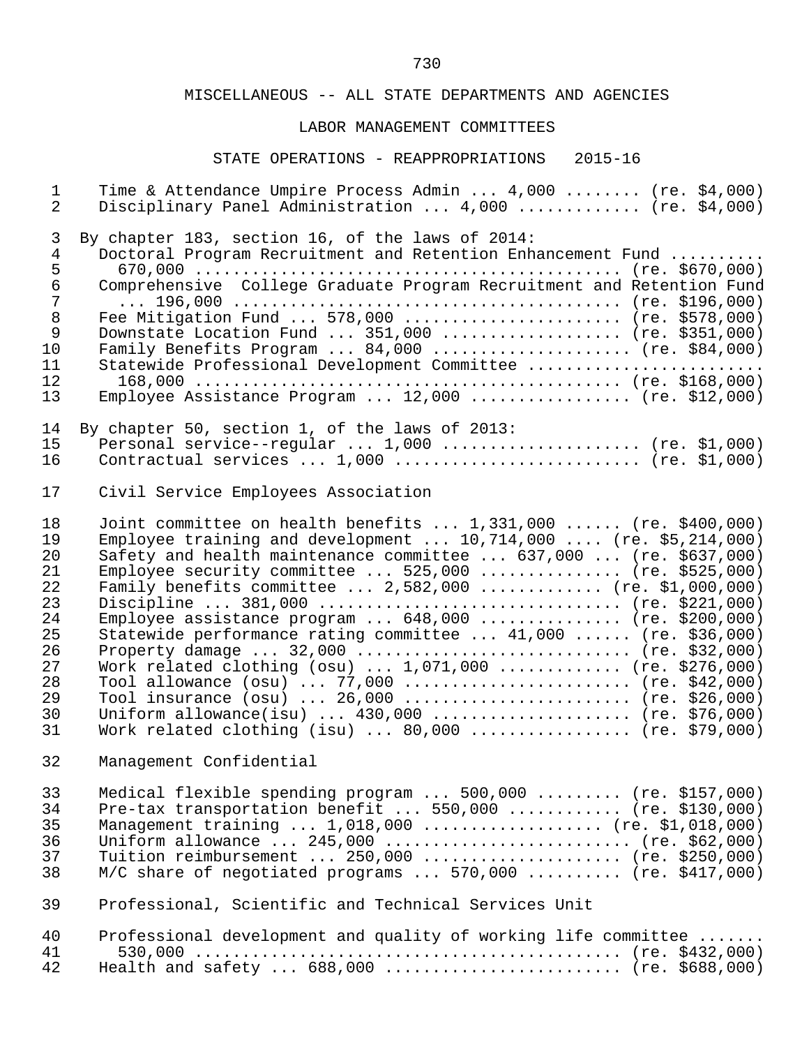MISCELLANEOUS -- ALL STATE DEPARTMENTS AND AGENCIES

LABOR MANAGEMENT COMMITTEES

STATE OPERATIONS - REAPPROPRIATIONS 2015-16

Time & Attendance Umpire Process Admin ... 4,000 ........ (re. $4,000)
Disciplinary Panel Administration ... 4,000 ............ (re. $4,000)

By chapter 183, section 16, of the laws of 2014:
Doctoral Program Recruitment and Retention Enhancement Fund .......... 670,000 ............................................. (re. $670,000)
Comprehensive College Graduate Program Recruitment and Retention Fund ... 196,000 ....................................... (re. $196,000)
Fee Mitigation Fund ... 578,000 ....................... (re. $578,000)
Downstate Location Fund ... 351,000 ................... (re. $351,000)
Family Benefits Program ... 84,000 ..................... (re. $84,000)
Statewide Professional Development Committee ........................ 168,000 ............................................. (re. $168,000)
Employee Assistance Program ... 12,000 ................. (re. $12,000)

By chapter 50, section 1, of the laws of 2013:
Personal service--regular ... 1,000 ..................... (re. $1,000)
Contractual services ... 1,000 .......................... (re. $1,000)

Civil Service Employees Association

Joint committee on health benefits ... 1,331,000 ...... (re. $400,000)
Employee training and development ... 10,714,000 .... (re. $5,214,000)
Safety and health maintenance committee ... 637,000 ... (re. $637,000)
Employee security committee ... 525,000 .............. (re. $525,000)
Family benefits committee ... 2,582,000 ............ (re. $1,000,000)
Discipline ... 381,000 ............................... (re. $221,000)
Employee assistance program ... 648,000 .............. (re. $200,000)
Statewide performance rating committee ... 41,000 ...... (re. $36,000)
Property damage ... 32,000 ............................ (re. $32,000)
Work related clothing (osu) ... 1,071,000 ............ (re. $276,000)
Tool allowance (osu) ... 77,000 ....................... (re. $42,000)
Tool insurance (osu) ... 26,000 ....................... (re. $26,000)
Uniform allowance(isu) ... 430,000 .................... (re. $76,000)
Work related clothing (isu) ... 80,000 ................. (re. $79,000)

Management Confidential

Medical flexible spending program ... 500,000 ......... (re. $157,000)
Pre-tax transportation benefit ... 550,000 ........... (re. $130,000)
Management training ... 1,018,000 .................. (re. $1,018,000)
Uniform allowance ... 245,000 ......................... (re. $62,000)
Tuition reimbursement ... 250,000 ..................... (re. $250,000)
M/C share of negotiated programs ... 570,000 .......... (re. $417,000)

Professional, Scientific and Technical Services Unit

Professional development and quality of working life committee ....... 530,000 ............................................. (re. $432,000)
Health and safety ... 688,000 ......................... (re. $688,000)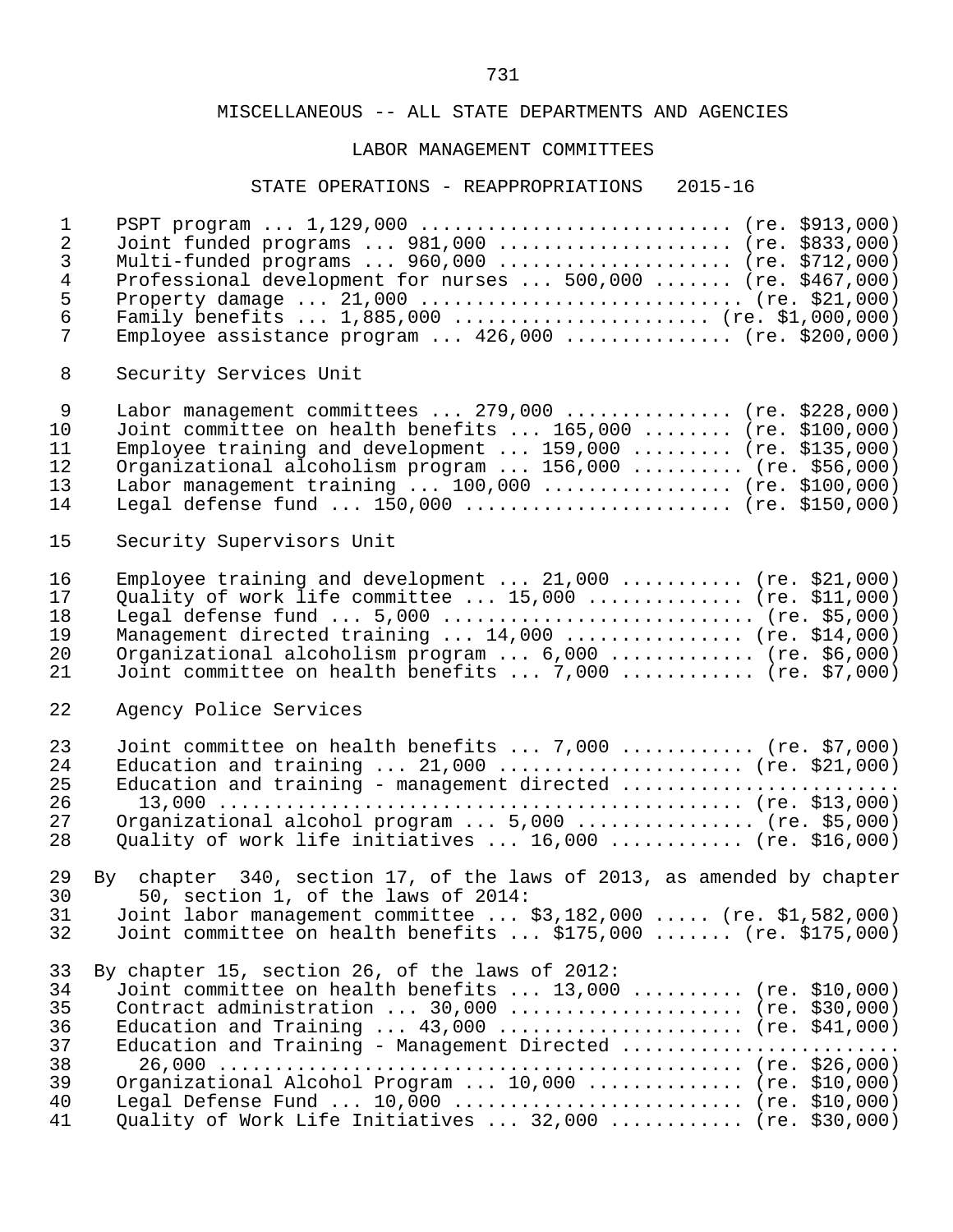MISCELLANEOUS -- ALL STATE DEPARTMENTS AND AGENCIES

LABOR MANAGEMENT COMMITTEES

STATE OPERATIONS - REAPPROPRIATIONS 2015-16

PSPT program ... 1,129,000 ............................ (re. $913,000)
Joint funded programs ... 981,000 ..................... (re. $833,000)
Multi-funded programs ... 960,000 ..................... (re. $712,000)
Professional development for nurses ... 500,000 ....... (re. $467,000)
Property damage ... 21,000 ............................. (re. $21,000)
Family benefits ... 1,885,000 ....................... (re. $1,000,000)
Employee assistance program ... 426,000 ............... (re. $200,000)

Security Services Unit

Labor management committees ... 279,000 ............... (re. $228,000)
Joint committee on health benefits ... 165,000 ........ (re. $100,000)
Employee training and development ... 159,000 ......... (re. $135,000)
Organizational alcoholism program ... 156,000 .......... (re. $56,000)
Labor management training ... 100,000 ................. (re. $100,000)
Legal defense fund ... 150,000 ........................ (re. $150,000)

Security Supervisors Unit

Employee training and development ... 21,000 ........... (re. $21,000)
Quality of work life committee ... 15,000 .............. (re. $11,000)
Legal defense fund ... 5,000 ............................ (re. $5,000)
Management directed training ... 14,000 ................ (re. $14,000)
Organizational alcoholism program ... 6,000 ............. (re. $6,000)
Joint committee on health benefits ... 7,000 ............ (re. $7,000)

Agency Police Services

Joint committee on health benefits ... 7,000 ............ (re. $7,000)
Education and training ... 21,000 ...................... (re. $21,000)
Education and training - management directed ......................... 13,000 ............................................... (re. $13,000)
Organizational alcohol program ... 5,000 ................ (re. $5,000)
Quality of work life initiatives ... 16,000 ............ (re. $16,000)

By chapter 340, section 17, of the laws of 2013, as amended by chapter 50, section 1, of the laws of 2014:
Joint labor management committee ... $3,182,000 ..... (re. $1,582,000)
Joint committee on health benefits ... $175,000 ....... (re. $175,000)

By chapter 15, section 26, of the laws of 2012:
Joint committee on health benefits ... 13,000 .......... (re. $10,000)
Contract administration ... 30,000 ..................... (re. $30,000)
Education and Training ... 43,000 ...................... (re. $41,000)
Education and Training - Management Directed ......................... 26,000 ............................................... (re. $26,000)
Organizational Alcohol Program ... 10,000 .............. (re. $10,000)
Legal Defense Fund ... 10,000 .......................... (re. $10,000)
Quality of Work Life Initiatives ... 32,000 ............ (re. $30,000)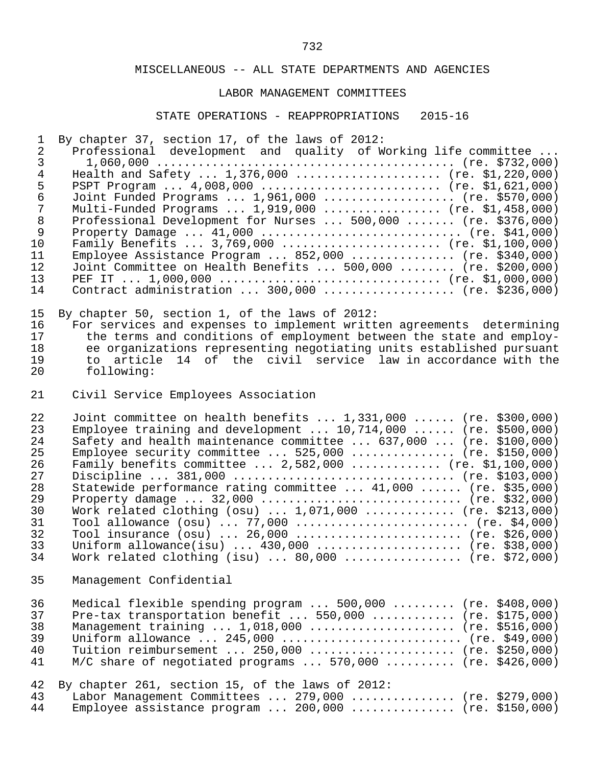## MISCELLANEOUS -- ALL STATE DEPARTMENTS AND AGENCIES

### LABOR MANAGEMENT COMMITTEES

### STATE OPERATIONS - REAPPROPRIATIONS 2015-16

By chapter 37, section 17, of the laws of 2012:
- Professional development and quality of Working life committee ... 1,060,000 ... (re. $732,000)
- Health and Safety ... 1,376,000 ... (re. $1,220,000)
- PSPT Program ... 4,008,000 ... (re. $1,621,000)
- Joint Funded Programs ... 1,961,000 ... (re. $570,000)
- Multi-Funded Programs ... 1,919,000 ... (re. $1,458,000)
- Professional Development for Nurses ... 500,000 ... (re. $376,000)
- Property Damage ... 41,000 ... (re. $41,000)
- Family Benefits ... 3,769,000 ... (re. $1,100,000)
- Employee Assistance Program ... 852,000 ... (re. $340,000)
- Joint Committee on Health Benefits ... 500,000 ... (re. $200,000)
- PEF IT ... 1,000,000 ... (re. $1,000,000)
- Contract administration ... 300,000 ... (re. $236,000)

By chapter 50, section 1, of the laws of 2012:

For services and expenses to implement written agreements determining the terms and conditions of employment between the state and employee organizations representing negotiating units established pursuant to article 14 of the civil service law in accordance with the following:

Civil Service Employees Association

- Joint committee on health benefits ... 1,331,000 ... (re. $300,000)
- Employee training and development ... 10,714,000 ... (re. $500,000)
- Safety and health maintenance committee ... 637,000 ... (re. $100,000)
- Employee security committee ... 525,000 ... (re. $150,000)
- Family benefits committee ... 2,582,000 ... (re. $1,100,000)
- Discipline ... 381,000 ... (re. $103,000)
- Statewide performance rating committee ... 41,000 ... (re. $35,000)
- Property damage ... 32,000 ... (re. $32,000)
- Work related clothing (osu) ... 1,071,000 ... (re. $213,000)
- Tool allowance (osu) ... 77,000 ... (re. $4,000)
- Tool insurance (osu) ... 26,000 ... (re. $26,000)
- Uniform allowance(isu) ... 430,000 ... (re. $38,000)
- Work related clothing (isu) ... 80,000 ... (re. $72,000)

Management Confidential

- Medical flexible spending program ... 500,000 ... (re. $408,000)
- Pre-tax transportation benefit ... 550,000 ... (re. $175,000)
- Management training ... 1,018,000 ... (re. $516,000)
- Uniform allowance ... 245,000 ... (re. $49,000)
- Tuition reimbursement ... 250,000 ... (re. $250,000)
- M/C share of negotiated programs ... 570,000 ... (re. $426,000)

By chapter 261, section 15, of the laws of 2012:
- Labor Management Committees ... 279,000 ... (re. $279,000)
- Employee assistance program ... 200,000 ... (re. $150,000)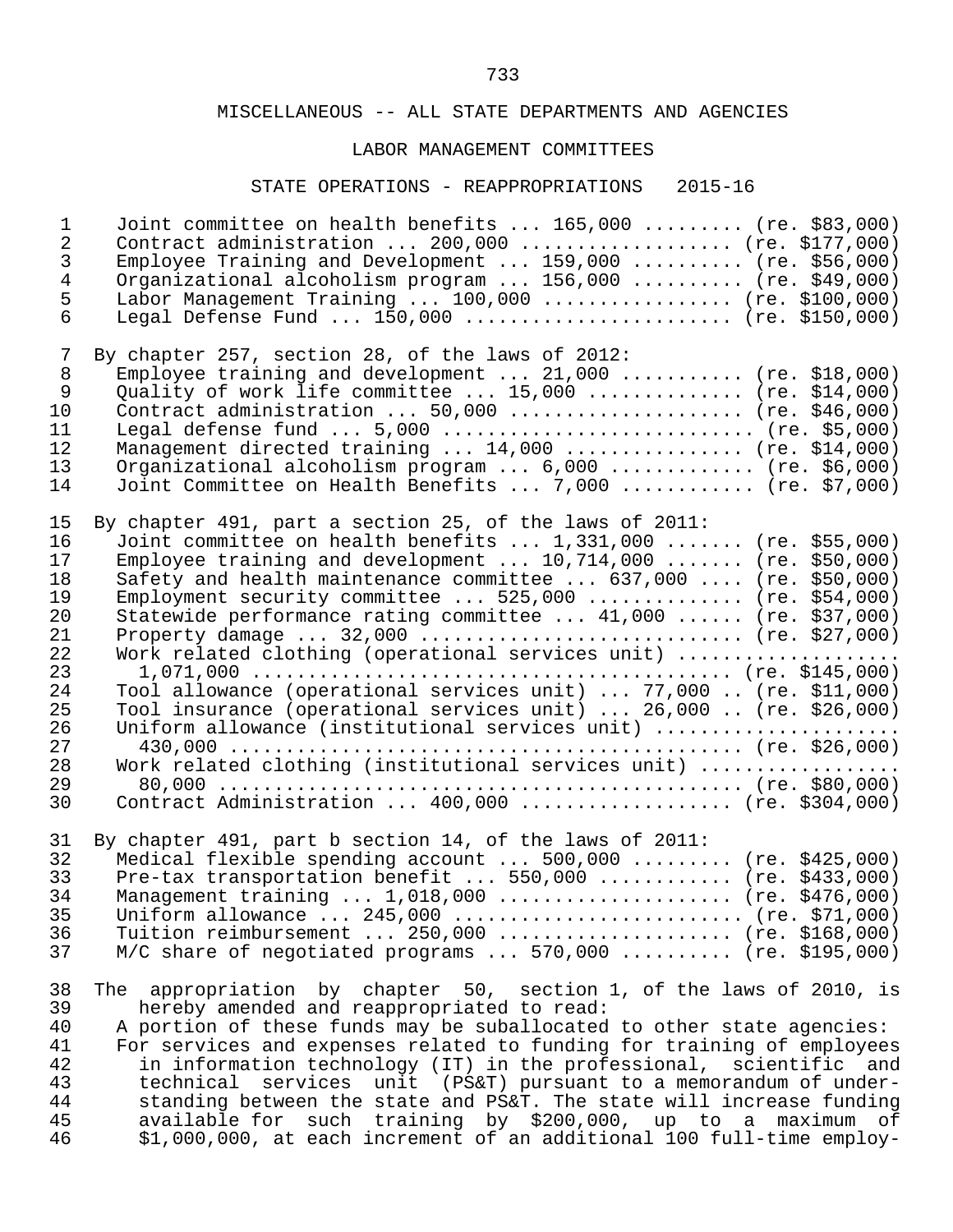MISCELLANEOUS -- ALL STATE DEPARTMENTS AND AGENCIES

LABOR MANAGEMENT COMMITTEES

STATE OPERATIONS - REAPPROPRIATIONS 2015-16

Joint committee on health benefits ... 165,000 ......... (re. $83,000)
Contract administration ... 200,000 .................. (re. $177,000)
Employee Training and Development ... 159,000 .......... (re. $56,000)
Organizational alcoholism program ... 156,000 .......... (re. $49,000)
Labor Management Training ... 100,000 ................ (re. $100,000)
Legal Defense Fund ... 150,000 ....................... (re. $150,000)

By chapter 257, section 28, of the laws of 2012:
Employee training and development ... 21,000 ........... (re. $18,000)
Quality of work life committee ... 15,000 ............. (re. $14,000)
Contract administration ... 50,000 ..................... (re. $46,000)
Legal defense fund ... 5,000 ........................... (re. $5,000)
Management directed training ... 14,000 ................ (re. $14,000)
Organizational alcoholism program ... 6,000 ............. (re. $6,000)
Joint Committee on Health Benefits ... 7,000 ............ (re. $7,000)

By chapter 491, part a section 25, of the laws of 2011:
Joint committee on health benefits ... 1,331,000 ....... (re. $55,000)
Employee training and development ... 10,714,000 ....... (re. $50,000)
Safety and health maintenance committee ... 637,000 .... (re. $50,000)
Employment security committee ... 525,000 ............. (re. $54,000)
Statewide performance rating committee ... 41,000 ...... (re. $37,000)
Property damage ... 32,000 ............................ (re. $27,000)
Work related clothing (operational services unit) ....................
1,071,000 .......................................... (re. $145,000)
Tool allowance (operational services unit) ... 77,000 .. (re. $11,000)
Tool insurance (operational services unit) ... 26,000 .. (re. $26,000)
Uniform allowance (institutional services unit) ......................
430,000 ............................................. (re. $26,000)
Work related clothing (institutional services unit) ..................
80,000 .............................................. (re. $80,000)
Contract Administration ... 400,000 ................... (re. $304,000)

By chapter 491, part b section 14, of the laws of 2011:
Medical flexible spending account ... 500,000 ......... (re. $425,000)
Pre-tax transportation benefit ... 550,000 ............ (re. $433,000)
Management training ... 1,018,000 ..................... (re. $476,000)
Uniform allowance ... 245,000 .......................... (re. $71,000)
Tuition reimbursement ... 250,000 ..................... (re. $168,000)
M/C share of negotiated programs ... 570,000 .......... (re. $195,000)

The appropriation by chapter 50, section 1, of the laws of 2010, is hereby amended and reappropriated to read:

A portion of these funds may be suballocated to other state agencies:

For services and expenses related to funding for training of employees in information technology (IT) in the professional, scientific and technical services unit (PS&T) pursuant to a memorandum of understanding between the state and PS&T. The state will increase funding available for such training by $200,000, up to a maximum of $1,000,000, at each increment of an additional 100 full-time employ-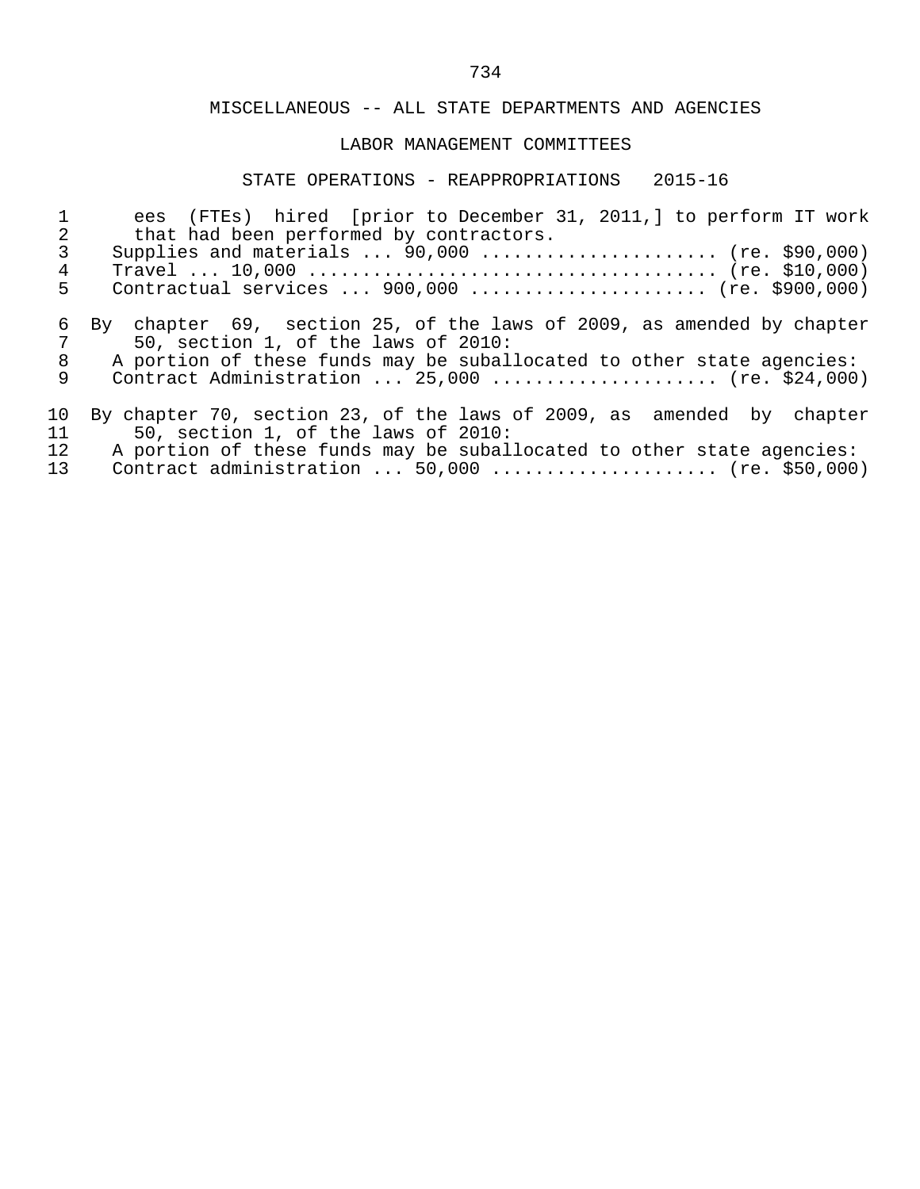# MISCELLANEOUS -- ALL STATE DEPARTMENTS AND AGENCIES

## LABOR MANAGEMENT COMMITTEES

### STATE OPERATIONS - REAPPROPRIATIONS 2015-16

ees (FTEs) hired [prior to December 31, 2011,] to perform IT work that had been performed by contractors.

Supplies and materials ... 90,000 ..................... (re. $90,000)

Travel ... 10,000 ..................................... (re. $10,000)

Contractual services ... 900,000 ...................... (re. $900,000)

By chapter 69, section 25, of the laws of 2009, as amended by chapter 50, section 1, of the laws of 2010:

A portion of these funds may be suballocated to other state agencies:

Contract Administration ... 25,000 .................... (re. $24,000)

By chapter 70, section 23, of the laws of 2009, as amended by chapter 50, section 1, of the laws of 2010:

A portion of these funds may be suballocated to other state agencies:

Contract administration ... 50,000 .................... (re. $50,000)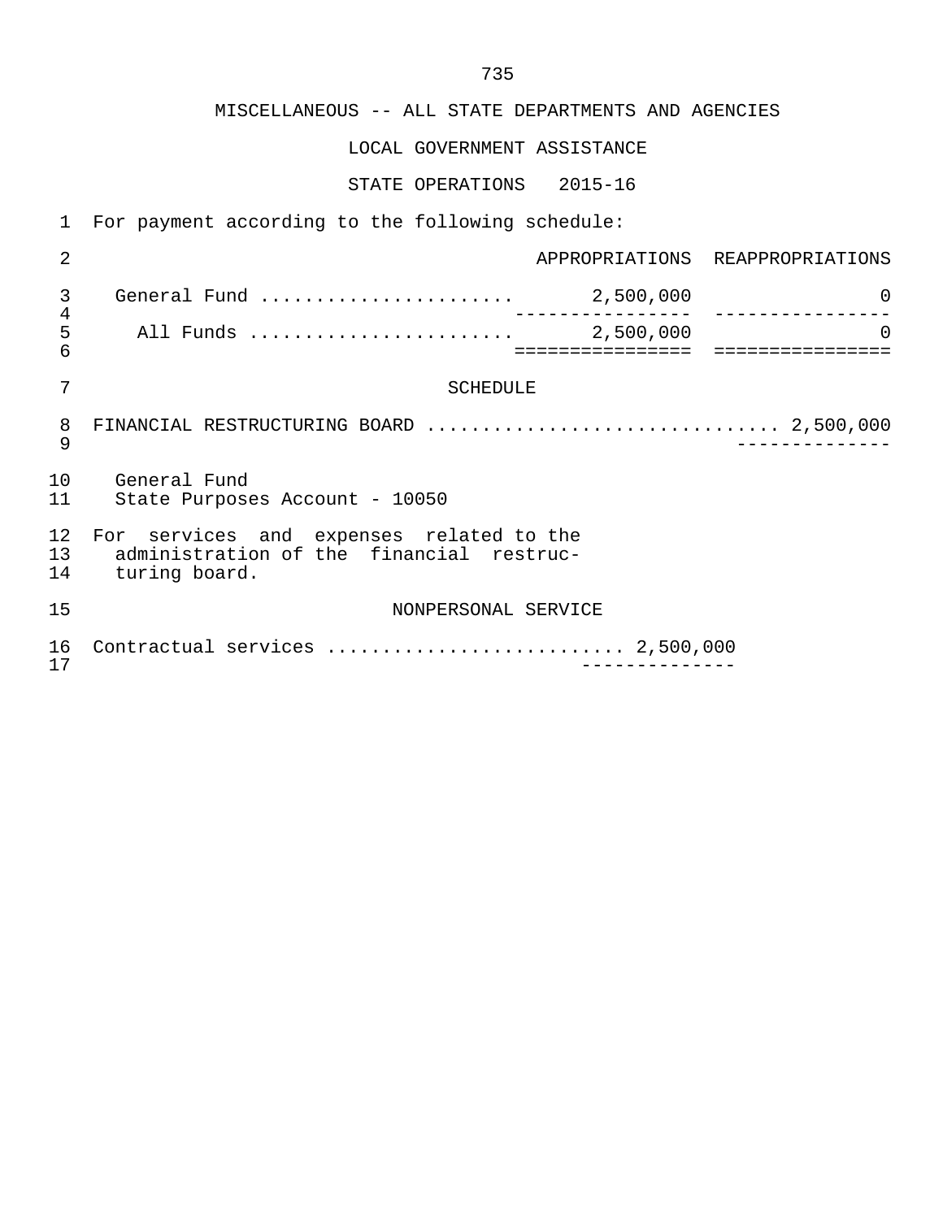# MISCELLANEOUS -- ALL STATE DEPARTMENTS AND AGENCIES

## LOCAL GOVERNMENT ASSISTANCE

### STATE OPERATIONS 2015-16

For payment according to the following schedule:

| | APPROPRIATIONS | REAPPROPRIATIONS |
|---|---|---|
| General Fund | 2,500,000 | 0 |
| All Funds | 2,500,000 | 0 |

SCHEDULE

FINANCIAL RESTRUCTURING BOARD ................................ 2,500,000

General Fund
State Purposes Account - 10050

For services and expenses related to the administration of the financial restructuring board.

NONPERSONAL SERVICE

Contractual services .......................... 2,500,000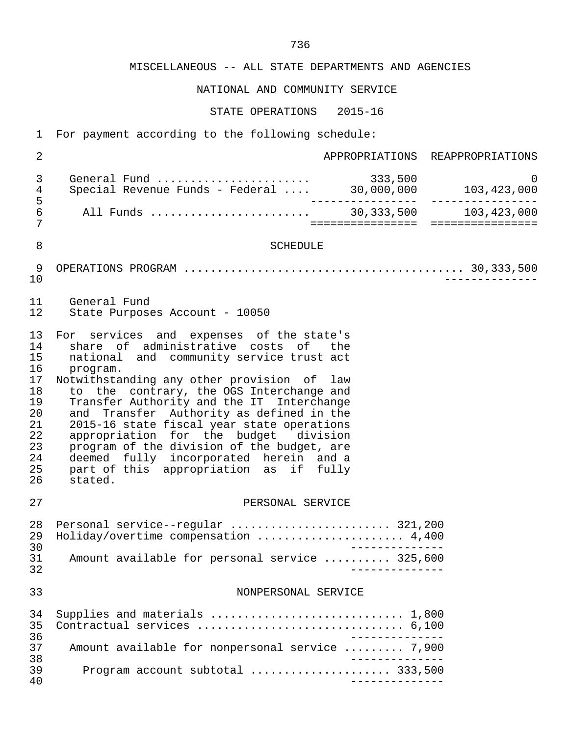# MISCELLANEOUS -- ALL STATE DEPARTMENTS AND AGENCIES

## NATIONAL AND COMMUNITY SERVICE

### STATE OPERATIONS 2015-16

For payment according to the following schedule:

| | APPROPRIATIONS | REAPPROPRIATIONS |
|---|---|---|
| General Fund | 333,500 | 0 |
| Special Revenue Funds - Federal | 30,000,000 | 103,423,000 |
| All Funds | 30,333,500 | 103,423,000 |

SCHEDULE

OPERATIONS PROGRAM .......................................... 30,333,500

General Fund
State Purposes Account - 10050

For services and expenses of the state's share of administrative costs of the national and community service trust act program.

Notwithstanding any other provision of law to the contrary, the OGS Interchange and Transfer Authority and the IT Interchange and Transfer Authority as defined in the 2015-16 state fiscal year state operations appropriation for the budget division program of the division of the budget, are deemed fully incorporated herein and a part of this appropriation as if fully stated.

PERSONAL SERVICE

| | |
|---|---|
| Personal service--regular | 321,200 |
| Holiday/overtime compensation | 4,400 |
| Amount available for personal service | 325,600 |

NONPERSONAL SERVICE

| | |
|---|---|
| Supplies and materials | 1,800 |
| Contractual services | 6,100 |
| Amount available for nonpersonal service | 7,900 |
| Program account subtotal | 333,500 |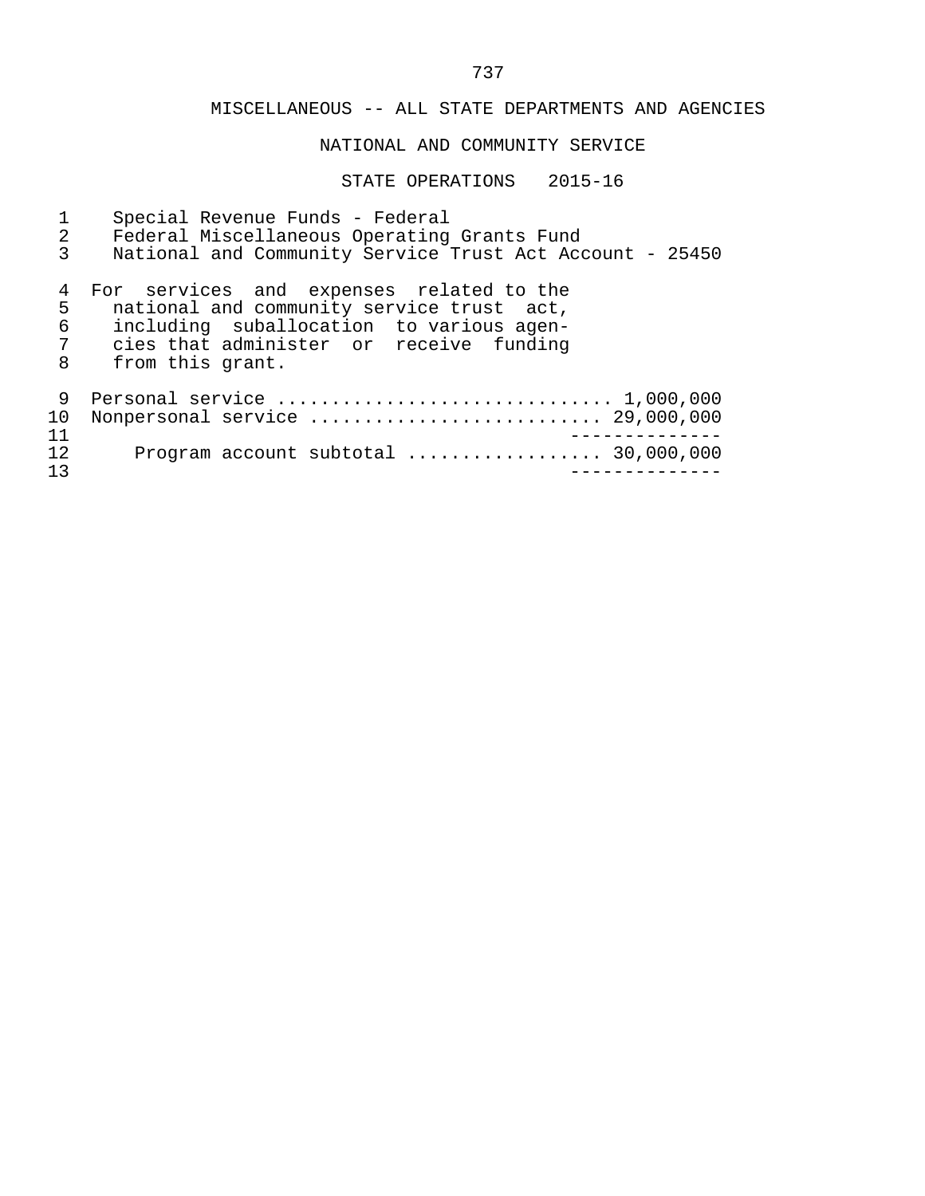MISCELLANEOUS -- ALL STATE DEPARTMENTS AND AGENCIES

NATIONAL AND COMMUNITY SERVICE

STATE OPERATIONS 2015-16

Special Revenue Funds - Federal
Federal Miscellaneous Operating Grants Fund
National and Community Service Trust Act Account - 25450

For services and expenses related to the national and community service trust act, including suballocation to various agencies that administer or receive funding from this grant.

| | |
|---|---|
| Personal service | 1,000,000 |
| Nonpersonal service | 29,000,000 |
| Program account subtotal | 30,000,000 |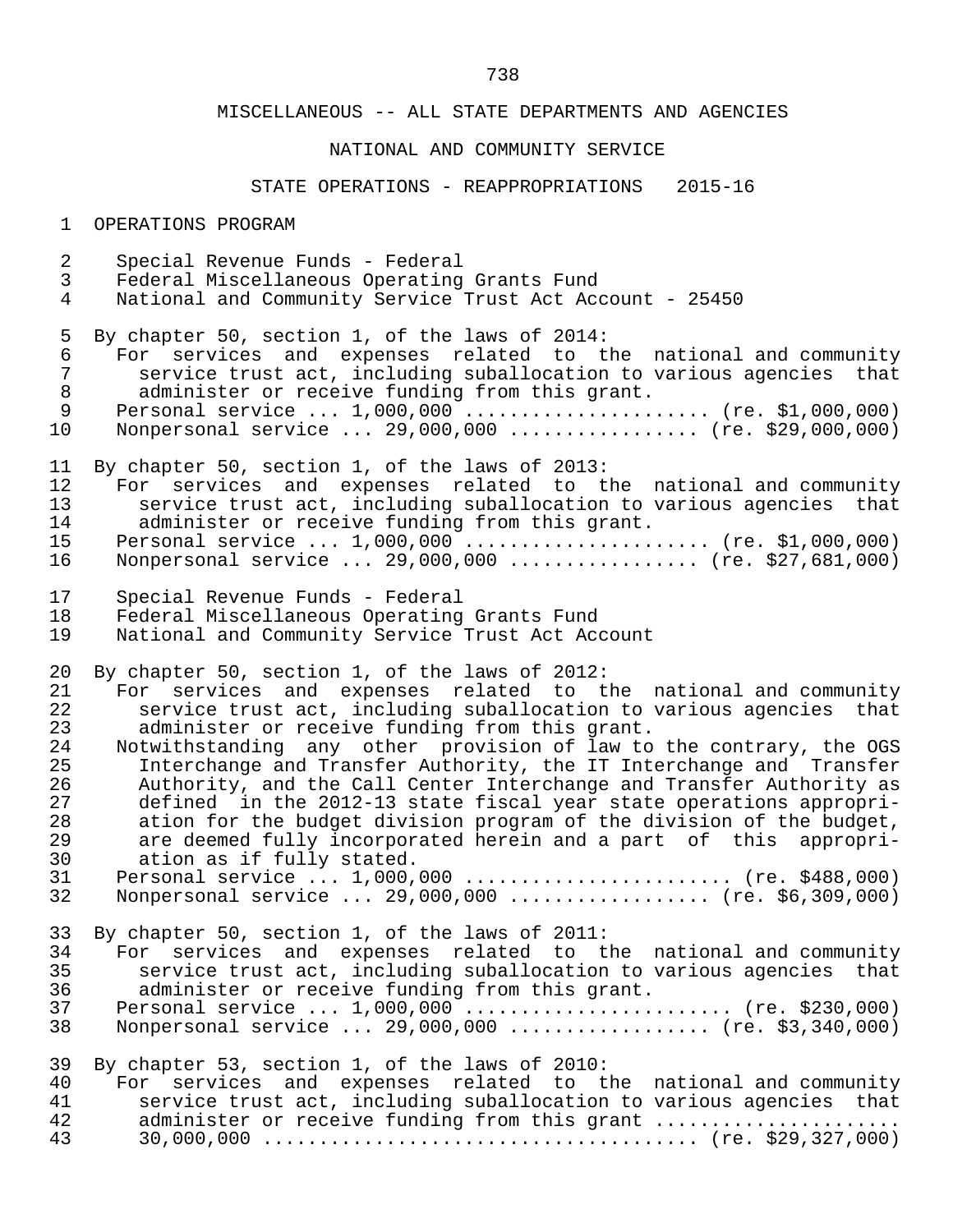MISCELLANEOUS -- ALL STATE DEPARTMENTS AND AGENCIES

NATIONAL AND COMMUNITY SERVICE

STATE OPERATIONS - REAPPROPRIATIONS 2015-16

OPERATIONS PROGRAM

Special Revenue Funds - Federal
Federal Miscellaneous Operating Grants Fund
National and Community Service Trust Act Account - 25450

By chapter 50, section 1, of the laws of 2014:
For services and expenses related to the national and community service trust act, including suballocation to various agencies that administer or receive funding from this grant.
Personal service ... 1,000,000 ..................... (re. $1,000,000)
Nonpersonal service ... 29,000,000 ................ (re. $29,000,000)

By chapter 50, section 1, of the laws of 2013:
For services and expenses related to the national and community service trust act, including suballocation to various agencies that administer or receive funding from this grant.
Personal service ... 1,000,000 ..................... (re. $1,000,000)
Nonpersonal service ... 29,000,000 ................ (re. $27,681,000)

Special Revenue Funds - Federal
Federal Miscellaneous Operating Grants Fund
National and Community Service Trust Act Account

By chapter 50, section 1, of the laws of 2012:
For services and expenses related to the national and community service trust act, including suballocation to various agencies that administer or receive funding from this grant.
Notwithstanding any other provision of law to the contrary, the OGS Interchange and Transfer Authority, the IT Interchange and Transfer Authority, and the Call Center Interchange and Transfer Authority as defined in the 2012-13 state fiscal year state operations appropriation for the budget division program of the division of the budget, are deemed fully incorporated herein and a part of this appropriation as if fully stated.
Personal service ... 1,000,000 ....................... (re. $488,000)
Nonpersonal service ... 29,000,000 ................. (re. $6,309,000)

By chapter 50, section 1, of the laws of 2011:
For services and expenses related to the national and community service trust act, including suballocation to various agencies that administer or receive funding from this grant.
Personal service ... 1,000,000 ....................... (re. $230,000)
Nonpersonal service ... 29,000,000 ................. (re. $3,340,000)

By chapter 53, section 1, of the laws of 2010:
For services and expenses related to the national and community service trust act, including suballocation to various agencies that administer or receive funding from this grant ......................
30,000,000 ..................................... (re. $29,327,000)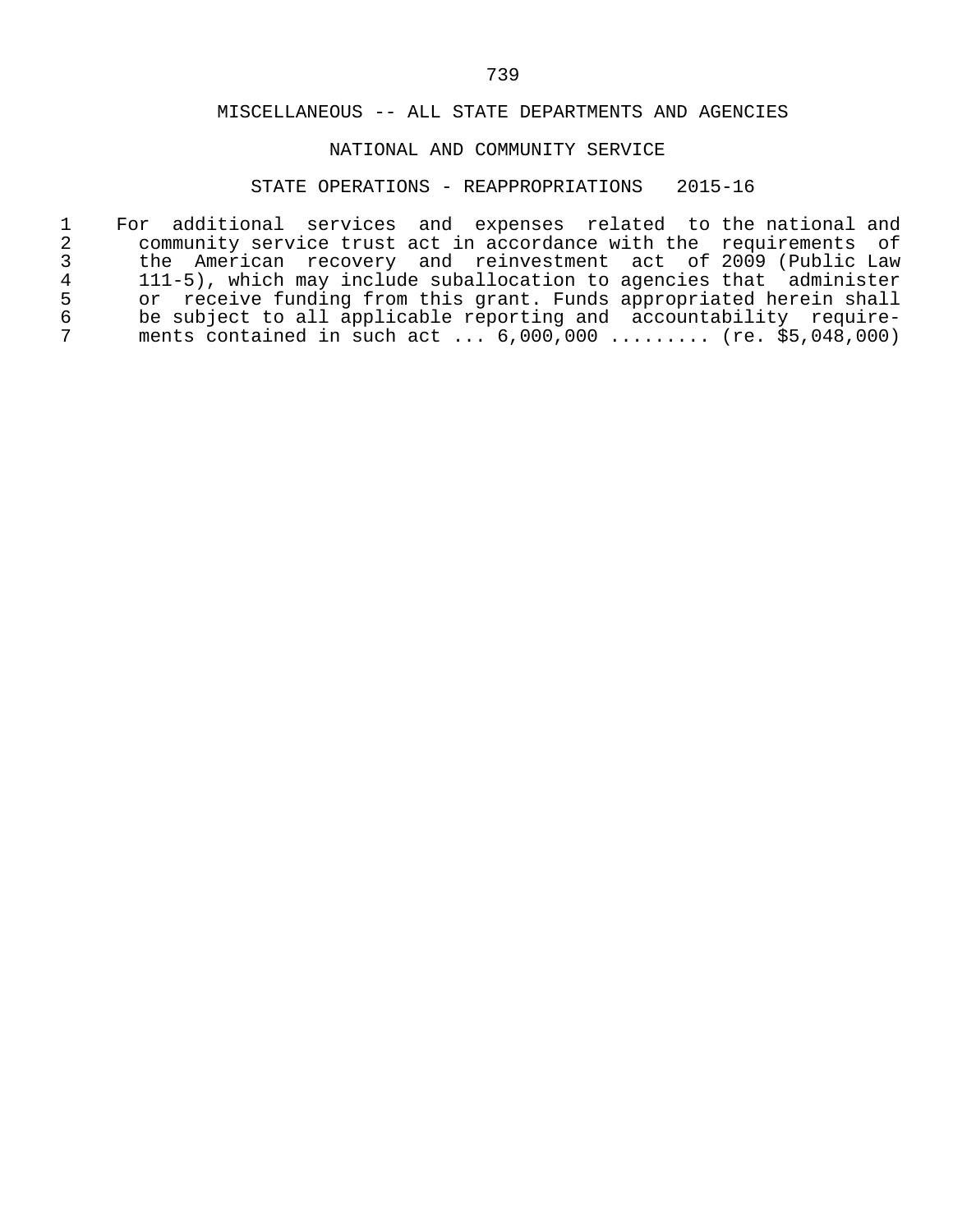MISCELLANEOUS -- ALL STATE DEPARTMENTS AND AGENCIES

NATIONAL AND COMMUNITY SERVICE

STATE OPERATIONS - REAPPROPRIATIONS 2015-16

For additional services and expenses related to the national and community service trust act in accordance with the requirements of the American recovery and reinvestment act of 2009 (Public Law 111-5), which may include suballocation to agencies that administer or receive funding from this grant. Funds appropriated herein shall be subject to all applicable reporting and accountability requirements contained in such act ... 6,000,000 ......... (re. $5,048,000)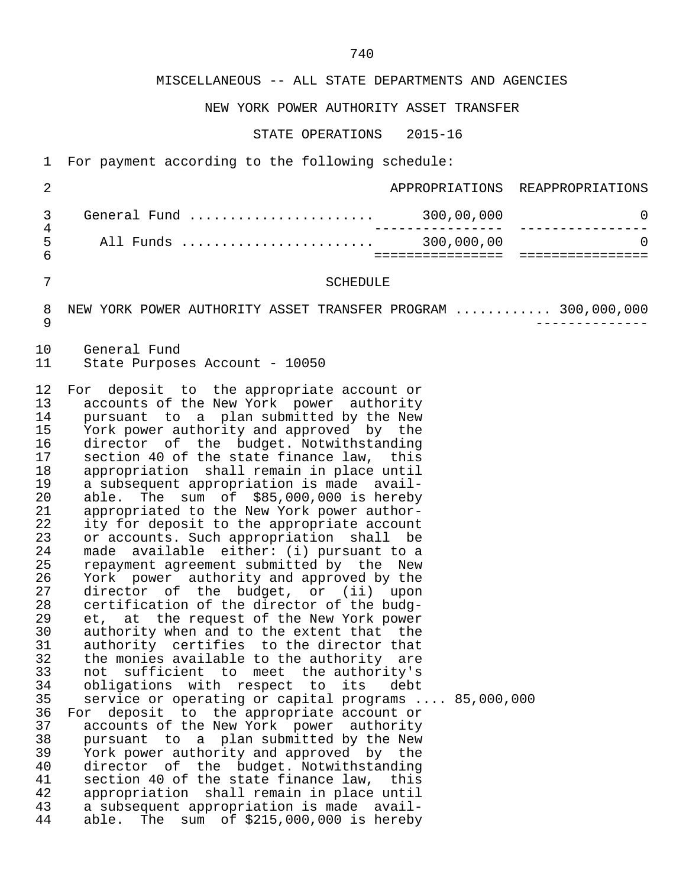# MISCELLANEOUS -- ALL STATE DEPARTMENTS AND AGENCIES

## NEW YORK POWER AUTHORITY ASSET TRANSFER

### STATE OPERATIONS 2015-16

For payment according to the following schedule:

| | APPROPRIATIONS | REAPPROPRIATIONS |
|---|---|---|
| General Fund ...................... | 300,00,000 | 0 |
| All Funds ........................ | 300,000,00 | 0 |

SCHEDULE

NEW YORK POWER AUTHORITY ASSET TRANSFER PROGRAM ........... 300,000,000

General Fund
State Purposes Account - 10050

For deposit to the appropriate account or accounts of the New York power authority pursuant to a plan submitted by the New York power authority and approved by the director of the budget. Notwithstanding section 40 of the state finance law, this appropriation shall remain in place until a subsequent appropriation is made available. The sum of $85,000,000 is hereby appropriated to the New York power authority for deposit to the appropriate account or accounts. Such appropriation shall be made available either: (i) pursuant to a repayment agreement submitted by the New York power authority and approved by the director of the budget, or (ii) upon certification of the director of the budget, at the request of the New York power authority when and to the extent that the authority certifies to the director that the monies available to the authority are not sufficient to meet the authority's obligations with respect to its debt service or operating or capital programs .... 85,000,000

For deposit to the appropriate account or accounts of the New York power authority pursuant to a plan submitted by the New York power authority and approved by the director of the budget. Notwithstanding section 40 of the state finance law, this appropriation shall remain in place until a subsequent appropriation is made available. The sum of $215,000,000 is hereby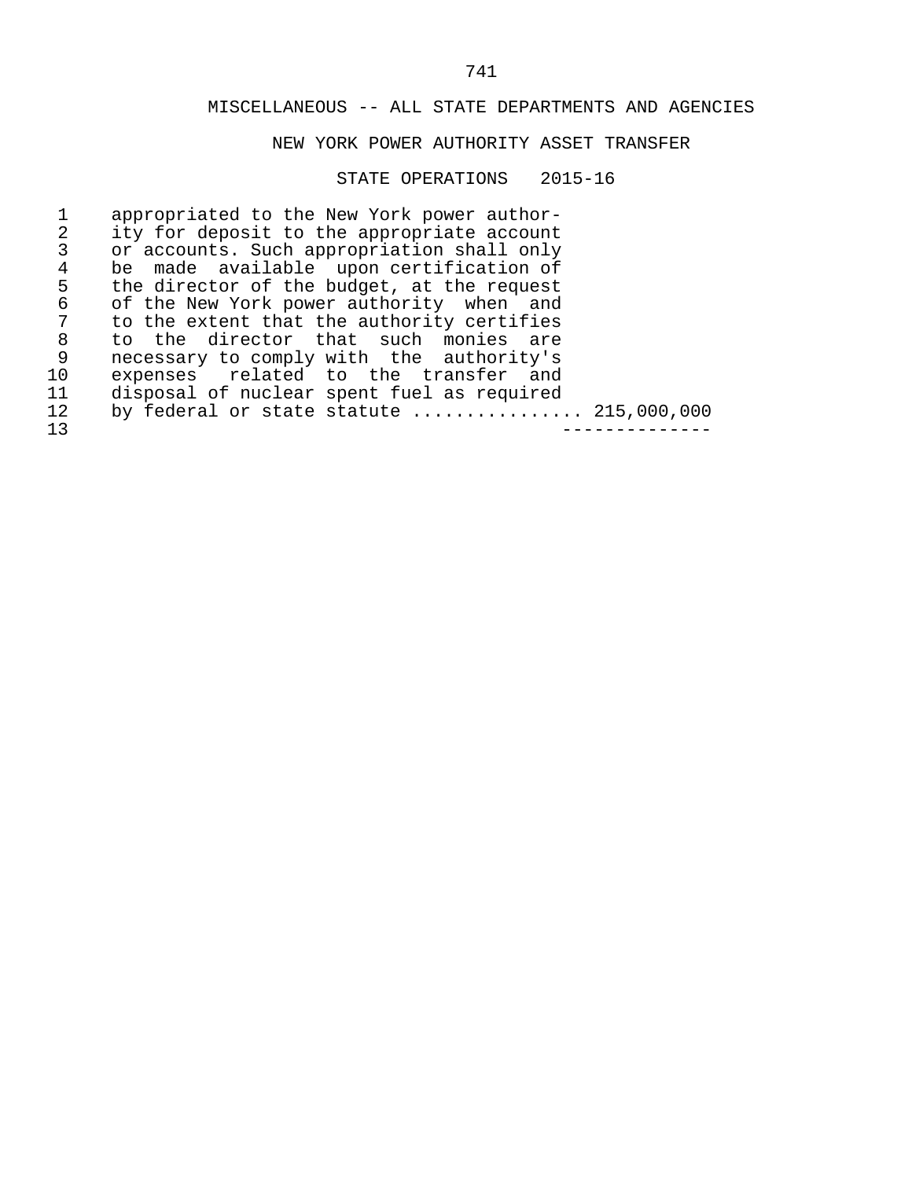MISCELLANEOUS -- ALL STATE DEPARTMENTS AND AGENCIES

NEW YORK POWER AUTHORITY ASSET TRANSFER

STATE OPERATIONS 2015-16

appropriated to the New York power authority for deposit to the appropriate account or accounts. Such appropriation shall only be made available upon certification of the director of the budget, at the request of the New York power authority when and to the extent that the authority certifies to the director that such monies are necessary to comply with the authority's expenses related to the transfer and disposal of nuclear spent fuel as required by federal or state statute ................ 215,000,000

--------------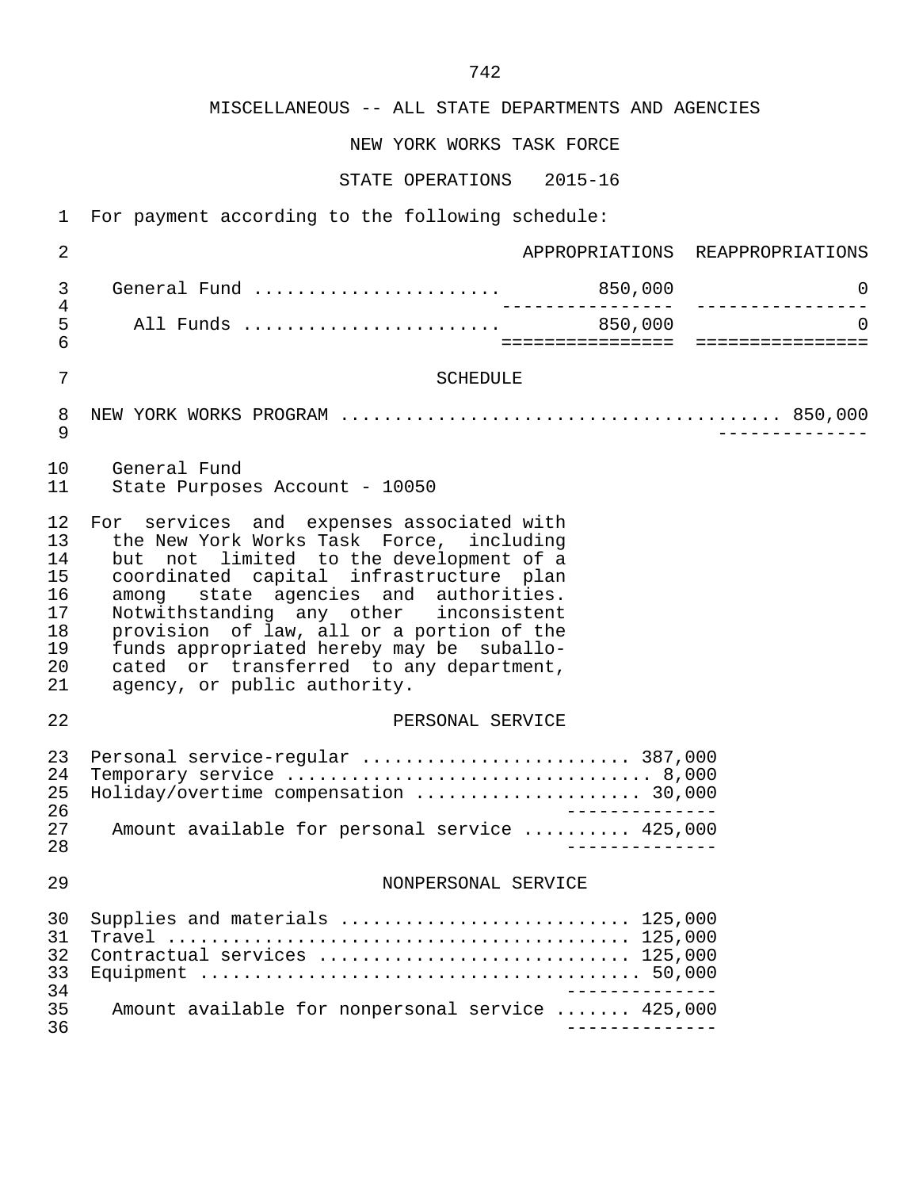MISCELLANEOUS -- ALL STATE DEPARTMENTS AND AGENCIES

NEW YORK WORKS TASK FORCE

STATE OPERATIONS 2015-16

For payment according to the following schedule:

| | APPROPRIATIONS | REAPPROPRIATIONS |
|---|---|---|
| General Fund | 850,000 | 0 |
| All Funds | 850,000 | 0 |

SCHEDULE

NEW YORK WORKS PROGRAM ........................................ 850,000

General Fund
State Purposes Account - 10050

For services and expenses associated with the New York Works Task Force, including but not limited to the development of a coordinated capital infrastructure plan among state agencies and authorities. Notwithstanding any other inconsistent provision of law, all or a portion of the funds appropriated hereby may be suballocated or transferred to any department, agency, or public authority.

PERSONAL SERVICE

| | |
|---|---|
| Personal service-regular | 387,000 |
| Temporary service | 8,000 |
| Holiday/overtime compensation | 30,000 |
| Amount available for personal service | 425,000 |

NONPERSONAL SERVICE

| | |
|---|---|
| Supplies and materials | 125,000 |
| Travel | 125,000 |
| Contractual services | 125,000 |
| Equipment | 50,000 |
| Amount available for nonpersonal service | 425,000 |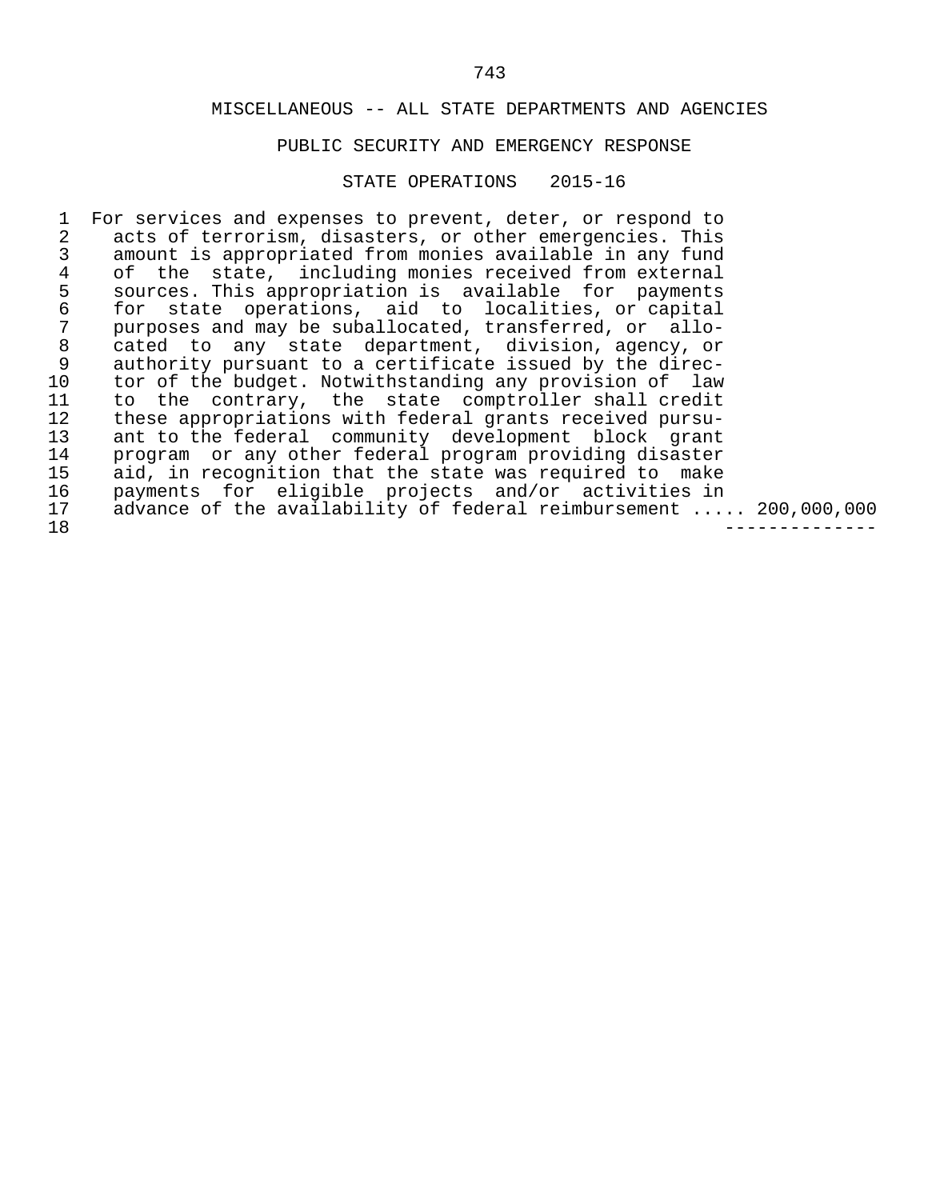MISCELLANEOUS -- ALL STATE DEPARTMENTS AND AGENCIES

PUBLIC SECURITY AND EMERGENCY RESPONSE

STATE OPERATIONS 2015-16

For services and expenses to prevent, deter, or respond to acts of terrorism, disasters, or other emergencies. This amount is appropriated from monies available in any fund of the state, including monies received from external sources. This appropriation is available for payments for state operations, aid to localities, or capital purposes and may be suballocated, transferred, or allocated to any state department, division, agency, or authority pursuant to a certificate issued by the director of the budget. Notwithstanding any provision of law to the contrary, the state comptroller shall credit these appropriations with federal grants received pursuant to the federal community development block grant program or any other federal program providing disaster aid, in recognition that the state was required to make payments for eligible projects and/or activities in advance of the availability of federal reimbursement ..... 200,000,000

--------------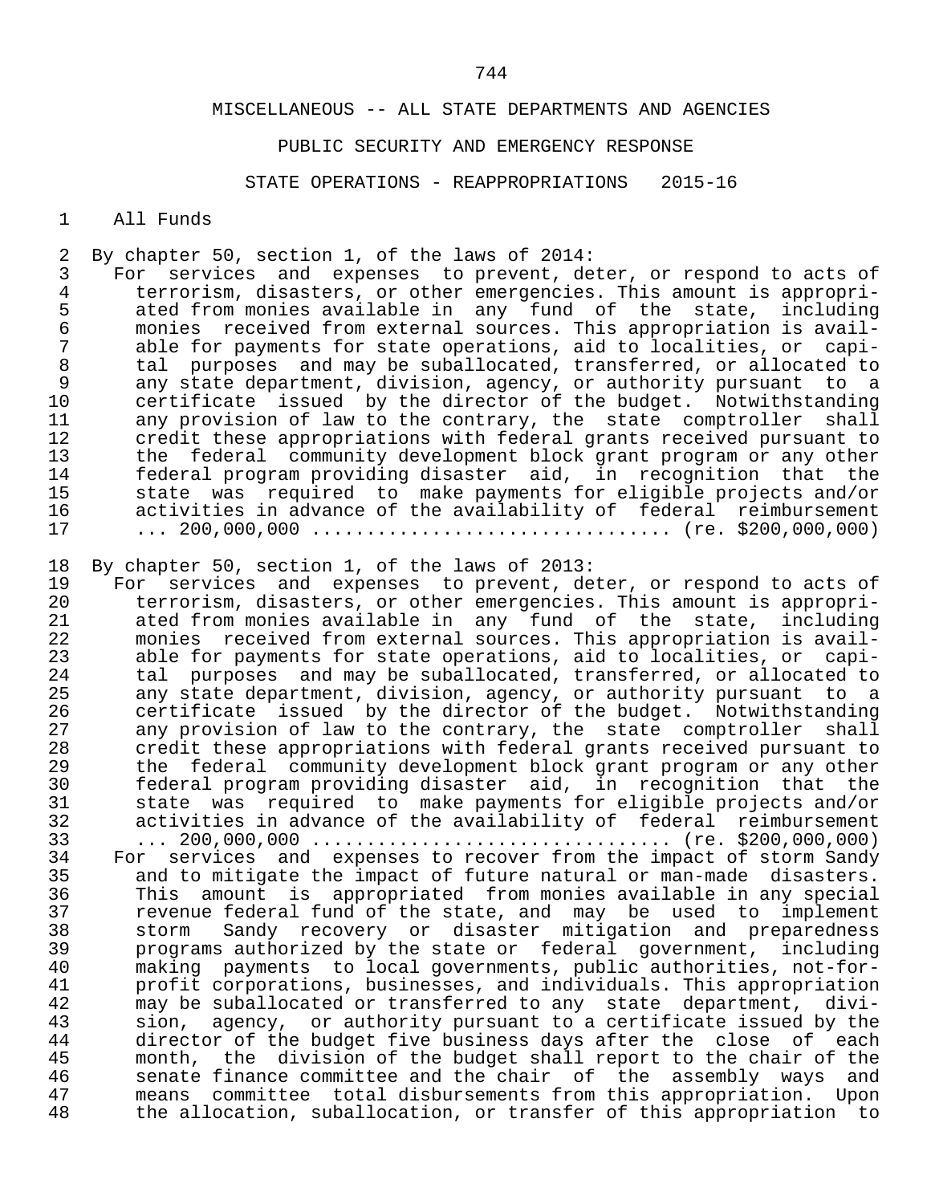MISCELLANEOUS -- ALL STATE DEPARTMENTS AND AGENCIES

PUBLIC SECURITY AND EMERGENCY RESPONSE

STATE OPERATIONS - REAPPROPRIATIONS 2015-16

All Funds

By chapter 50, section 1, of the laws of 2014:

For services and expenses to prevent, deter, or respond to acts of terrorism, disasters, or other emergencies. This amount is appropriated from monies available in any fund of the state, including monies received from external sources. This appropriation is available for payments for state operations, aid to localities, or capital purposes and may be suballocated, transferred, or allocated to any state department, division, agency, or authority pursuant to a certificate issued by the director of the budget. Notwithstanding any provision of law to the contrary, the state comptroller shall credit these appropriations with federal grants received pursuant to the federal community development block grant program or any other federal program providing disaster aid, in recognition that the state was required to make payments for eligible projects and/or activities in advance of the availability of federal reimbursement ... 200,000,000 ............................... (re. $200,000,000)

By chapter 50, section 1, of the laws of 2013:

For services and expenses to prevent, deter, or respond to acts of terrorism, disasters, or other emergencies. This amount is appropriated from monies available in any fund of the state, including monies received from external sources. This appropriation is available for payments for state operations, aid to localities, or capital purposes and may be suballocated, transferred, or allocated to any state department, division, agency, or authority pursuant to a certificate issued by the director of the budget. Notwithstanding any provision of law to the contrary, the state comptroller shall credit these appropriations with federal grants received pursuant to the federal community development block grant program or any other federal program providing disaster aid, in recognition that the state was required to make payments for eligible projects and/or activities in advance of the availability of federal reimbursement ... 200,000,000 ............................... (re. $200,000,000)

For services and expenses to recover from the impact of storm Sandy and to mitigate the impact of future natural or man-made disasters. This amount is appropriated from monies available in any special revenue federal fund of the state, and may be used to implement storm Sandy recovery or disaster mitigation and preparedness programs authorized by the state or federal government, including making payments to local governments, public authorities, not-for-profit corporations, businesses, and individuals. This appropriation may be suballocated or transferred to any state department, division, agency, or authority pursuant to a certificate issued by the director of the budget five business days after the close of each month, the division of the budget shall report to the chair of the senate finance committee and the chair of the assembly ways and means committee total disbursements from this appropriation. Upon the allocation, suballocation, or transfer of this appropriation to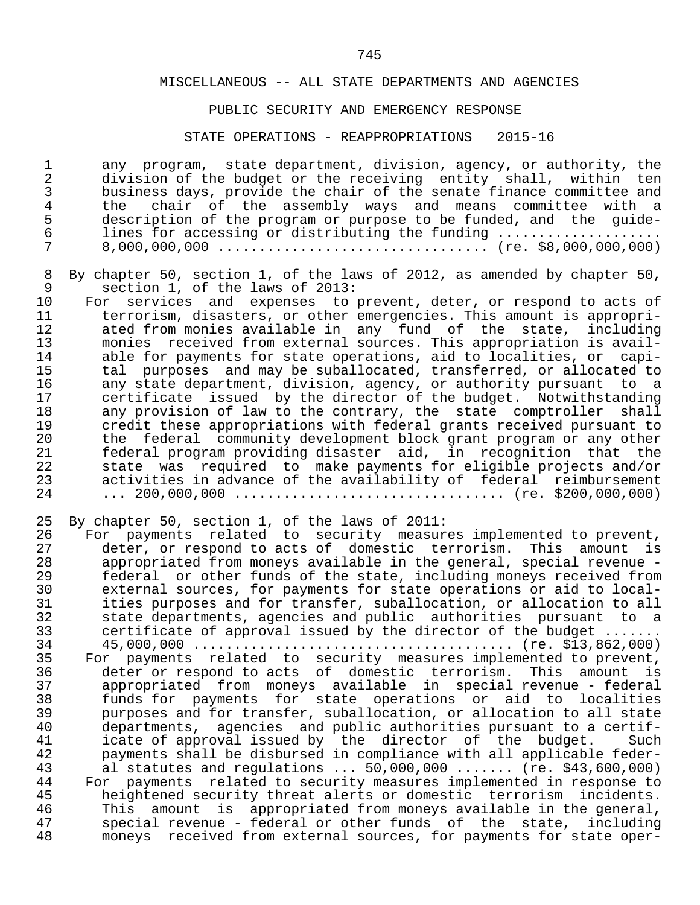MISCELLANEOUS -- ALL STATE DEPARTMENTS AND AGENCIES

PUBLIC SECURITY AND EMERGENCY RESPONSE

STATE OPERATIONS - REAPPROPRIATIONS 2015-16

any program, state department, division, agency, or authority, the division of the budget or the receiving entity shall, within ten business days, provide the chair of the senate finance committee and the chair of the assembly ways and means committee with a description of the program or purpose to be funded, and the guidelines for accessing or distributing the funding .................... 8,000,000,000 ............................... (re. $8,000,000,000)

By chapter 50, section 1, of the laws of 2012, as amended by chapter 50, section 1, of the laws of 2013:

For services and expenses to prevent, deter, or respond to acts of terrorism, disasters, or other emergencies. This amount is appropriated from monies available in any fund of the state, including monies received from external sources. This appropriation is available for payments for state operations, aid to localities, or capital purposes and may be suballocated, transferred, or allocated to any state department, division, agency, or authority pursuant to a certificate issued by the director of the budget. Notwithstanding any provision of law to the contrary, the state comptroller shall credit these appropriations with federal grants received pursuant to the federal community development block grant program or any other federal program providing disaster aid, in recognition that the state was required to make payments for eligible projects and/or activities in advance of the availability of federal reimbursement ... 200,000,000 ............................... (re. $200,000,000)

By chapter 50, section 1, of the laws of 2011:

For payments related to security measures implemented to prevent, deter, or respond to acts of domestic terrorism. This amount is appropriated from moneys available in the general, special revenue - federal or other funds of the state, including moneys received from external sources, for payments for state operations or aid to localities purposes and for transfer, suballocation, or allocation to all state departments, agencies and public authorities pursuant to a certificate of approval issued by the director of the budget ....... 45,000,000 ...................................... (re. $13,862,000)

For payments related to security measures implemented to prevent, deter or respond to acts of domestic terrorism. This amount is appropriated from moneys available in special revenue - federal funds for payments for state operations or aid to localities purposes and for transfer, suballocation, or allocation to all state departments, agencies and public authorities pursuant to a certificate of approval issued by the director of the budget. Such payments shall be disbursed in compliance with all applicable federal statutes and regulations ... 50,000,000 ....... (re. $43,600,000)

For payments related to security measures implemented in response to heightened security threat alerts or domestic terrorism incidents. This amount is appropriated from moneys available in the general, special revenue - federal or other funds of the state, including moneys received from external sources, for payments for state oper-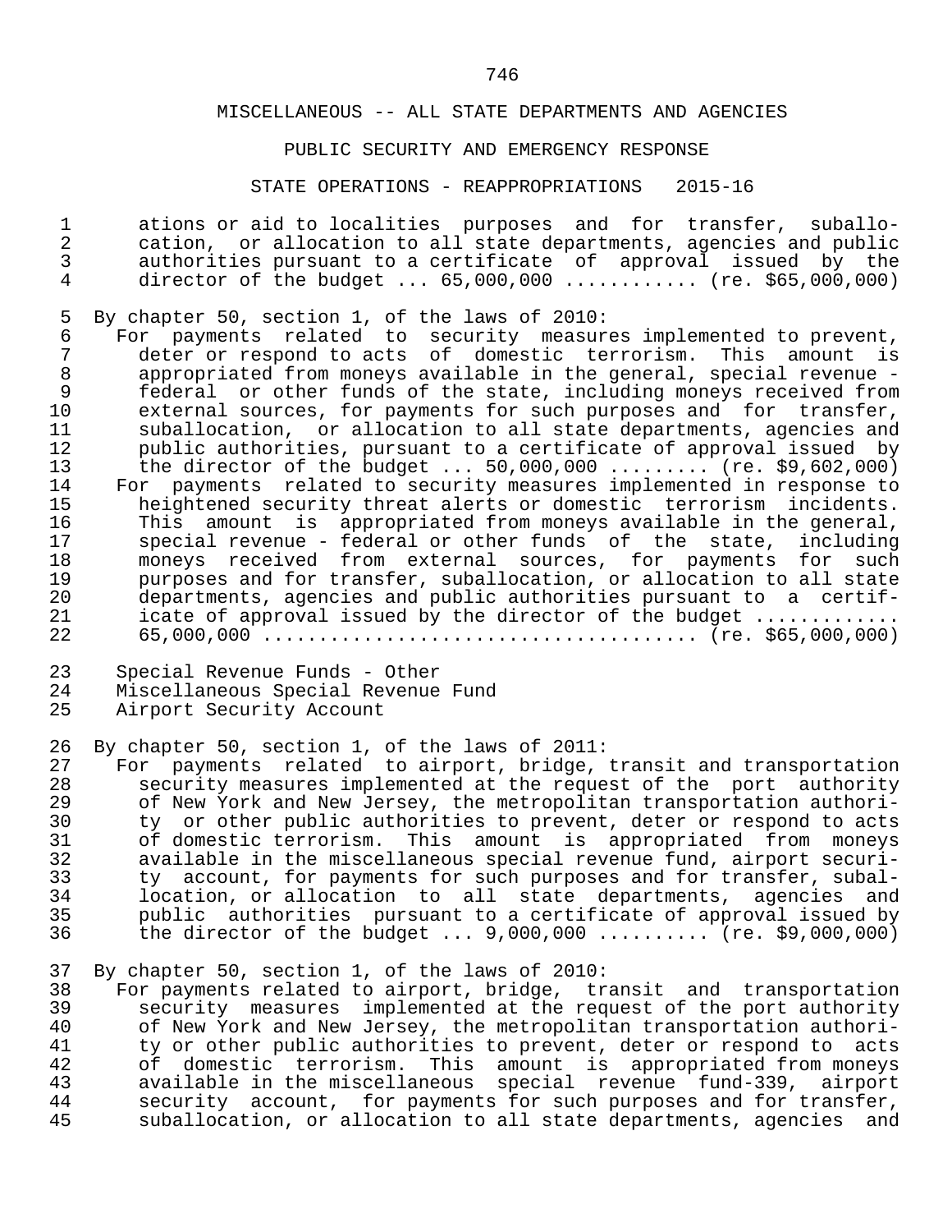MISCELLANEOUS -- ALL STATE DEPARTMENTS AND AGENCIES

PUBLIC SECURITY AND EMERGENCY RESPONSE

STATE OPERATIONS - REAPPROPRIATIONS 2015-16

ations or aid to localities purposes and for transfer, suballocation, or allocation to all state departments, agencies and public authorities pursuant to a certificate of approval issued by the director of the budget ... 65,000,000 ........... (re. $65,000,000)

By chapter 50, section 1, of the laws of 2010:

For payments related to security measures implemented to prevent, deter or respond to acts of domestic terrorism. This amount is appropriated from moneys available in the general, special revenue - federal or other funds of the state, including moneys received from external sources, for payments for such purposes and for transfer, suballocation, or allocation to all state departments, agencies and public authorities, pursuant to a certificate of approval issued by the director of the budget ... 50,000,000 ......... (re. $9,602,000)

For payments related to security measures implemented in response to heightened security threat alerts or domestic terrorism incidents. This amount is appropriated from moneys available in the general, special revenue - federal or other funds of the state, including moneys received from external sources, for payments for such purposes and for transfer, suballocation, or allocation to all state departments, agencies and public authorities pursuant to a certificate of approval issued by the director of the budget ............ 65,000,000 ...................................... (re. $65,000,000)

Special Revenue Funds - Other
Miscellaneous Special Revenue Fund
Airport Security Account

By chapter 50, section 1, of the laws of 2011:

For payments related to airport, bridge, transit and transportation security measures implemented at the request of the port authority of New York and New Jersey, the metropolitan transportation authority or other public authorities to prevent, deter or respond to acts of domestic terrorism. This amount is appropriated from moneys available in the miscellaneous special revenue fund, airport security account, for payments for such purposes and for transfer, suballocation, or allocation to all state departments, agencies and public authorities pursuant to a certificate of approval issued by the director of the budget ... 9,000,000 .......... (re. $9,000,000)

By chapter 50, section 1, of the laws of 2010:

For payments related to airport, bridge, transit and transportation security measures implemented at the request of the port authority of New York and New Jersey, the metropolitan transportation authority or other public authorities to prevent, deter or respond to acts of domestic terrorism. This amount is appropriated from moneys available in the miscellaneous special revenue fund-339, airport security account, for payments for such purposes and for transfer, suballocation, or allocation to all state departments, agencies and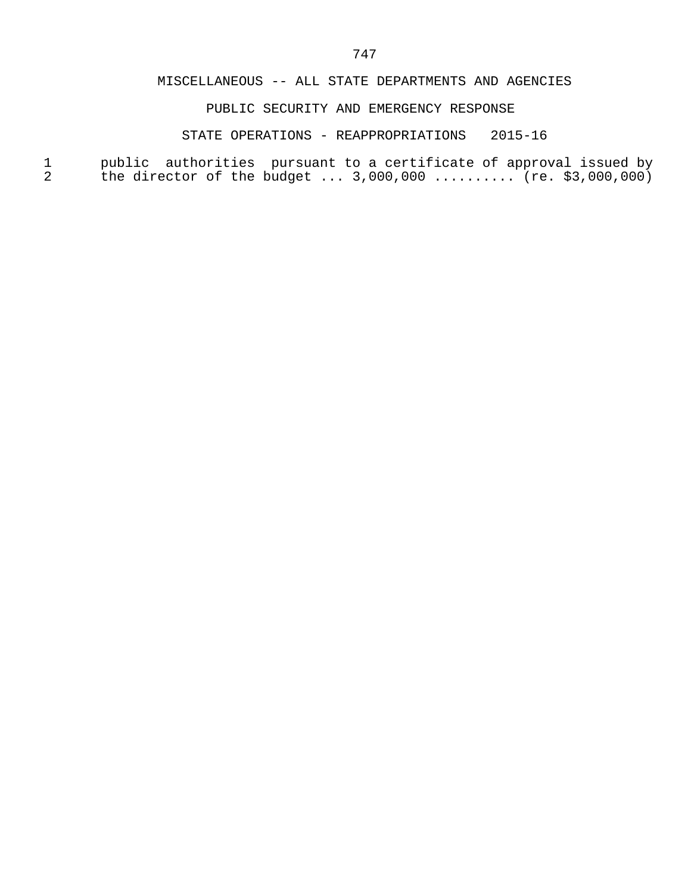MISCELLANEOUS -- ALL STATE DEPARTMENTS AND AGENCIES

PUBLIC SECURITY AND EMERGENCY RESPONSE

STATE OPERATIONS - REAPPROPRIATIONS 2015-16

public authorities pursuant to a certificate of approval issued by the director of the budget ... 3,000,000 .......... (re. $3,000,000)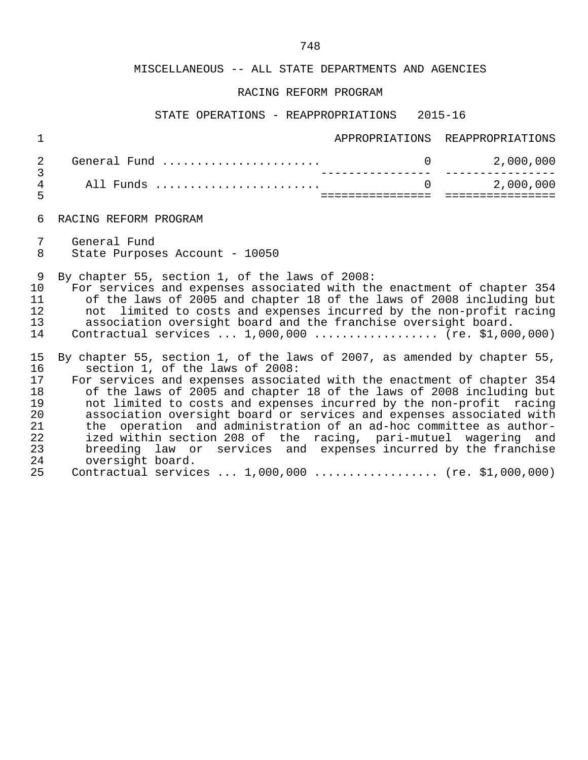MISCELLANEOUS -- ALL STATE DEPARTMENTS AND AGENCIES

RACING REFORM PROGRAM

STATE OPERATIONS - REAPPROPRIATIONS 2015-16

| | APPROPRIATIONS | REAPPROPRIATIONS |
|---|---|---|
| General Fund | 0 | 2,000,000 |
| All Funds | 0 | 2,000,000 |

RACING REFORM PROGRAM

General Fund
State Purposes Account - 10050

By chapter 55, section 1, of the laws of 2008:
For services and expenses associated with the enactment of chapter 354 of the laws of 2005 and chapter 18 of the laws of 2008 including but not limited to costs and expenses incurred by the non-profit racing association oversight board and the franchise oversight board.
Contractual services ... 1,000,000 .................. (re. $1,000,000)

By chapter 55, section 1, of the laws of 2007, as amended by chapter 55, section 1, of the laws of 2008:
For services and expenses associated with the enactment of chapter 354 of the laws of 2005 and chapter 18 of the laws of 2008 including but not limited to costs and expenses incurred by the non-profit racing association oversight board or services and expenses associated with the operation and administration of an ad-hoc committee as authorized within section 208 of the racing, pari-mutuel wagering and breeding law or services and expenses incurred by the franchise oversight board.
Contractual services ... 1,000,000 .................. (re. $1,000,000)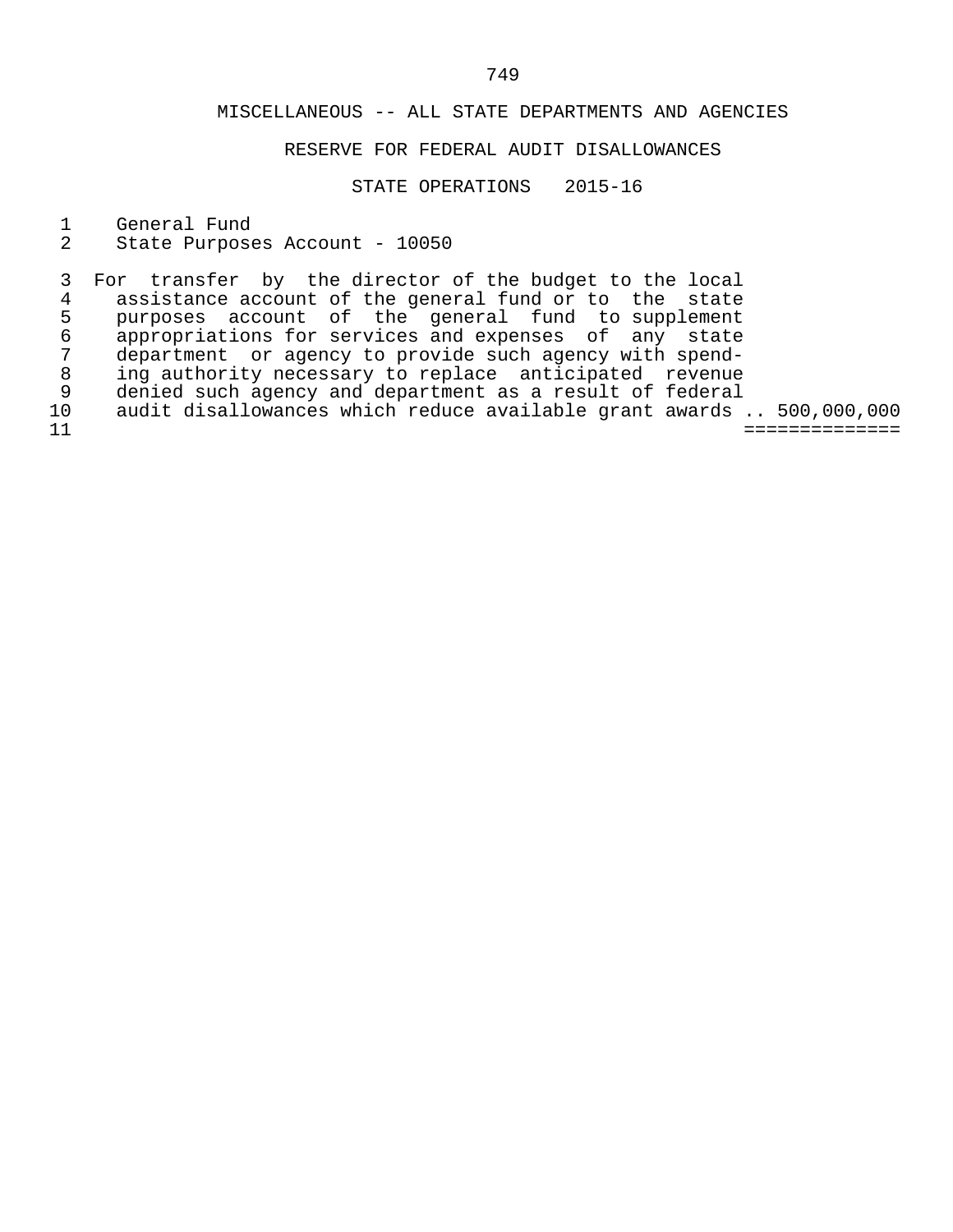MISCELLANEOUS -- ALL STATE DEPARTMENTS AND AGENCIES

RESERVE FOR FEDERAL AUDIT DISALLOWANCES

STATE OPERATIONS 2015-16

General Fund
State Purposes Account - 10050

For transfer by the director of the budget to the local assistance account of the general fund or to the state purposes account of the general fund to supplement appropriations for services and expenses of any state department or agency to provide such agency with spending authority necessary to replace anticipated revenue denied such agency and department as a result of federal audit disallowances which reduce available grant awards .. 500,000,000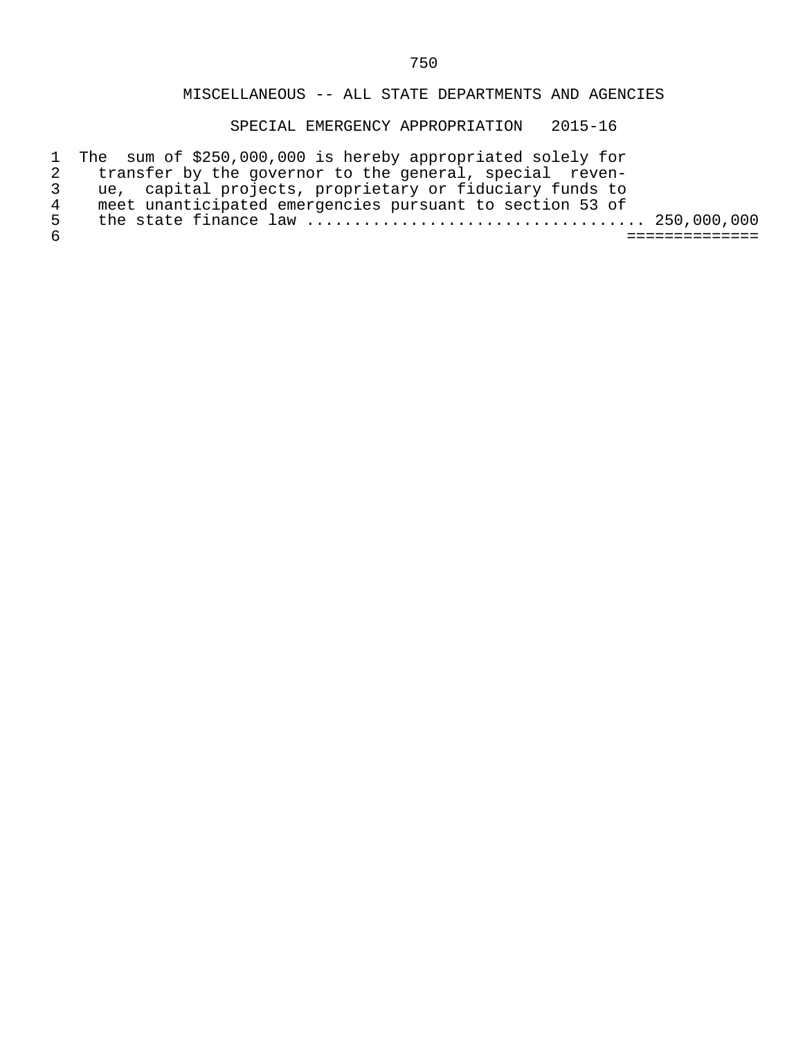## MISCELLANEOUS -- ALL STATE DEPARTMENTS AND AGENCIES

### SPECIAL EMERGENCY APPROPRIATION 2015-16

The sum of $250,000,000 is hereby appropriated solely for transfer by the governor to the general, special revenue, capital projects, proprietary or fiduciary funds to meet unanticipated emergencies pursuant to section 53 of the state finance law .................................. 250,000,000

=============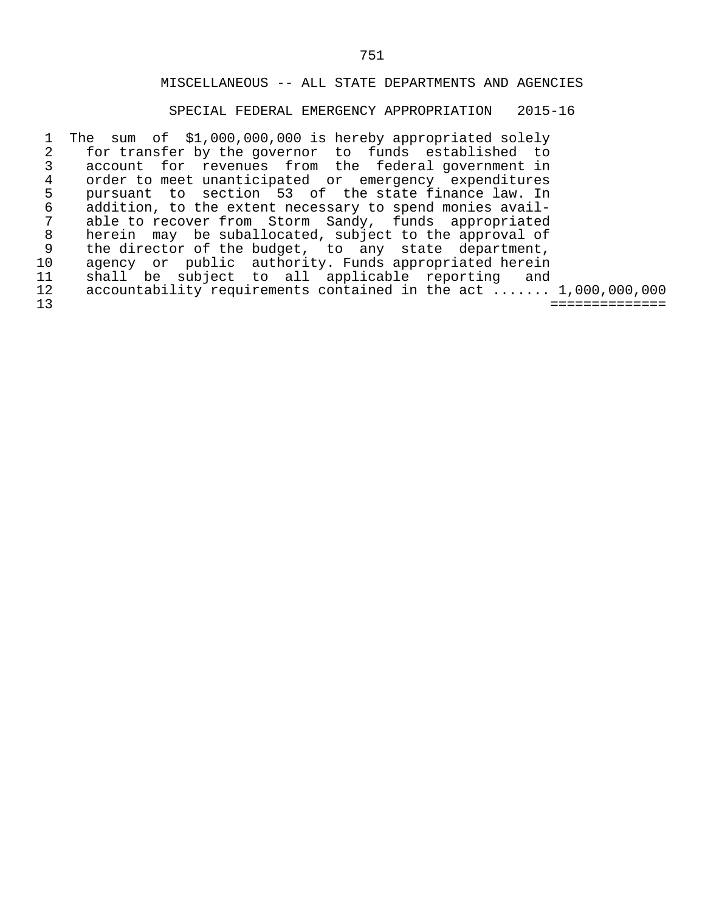## MISCELLANEOUS -- ALL STATE DEPARTMENTS AND AGENCIES

### SPECIAL FEDERAL EMERGENCY APPROPRIATION 2015-16

The sum of $1,000,000,000 is hereby appropriated solely for transfer by the governor to funds established to account for revenues from the federal government in order to meet unanticipated or emergency expenditures pursuant to section 53 of the state finance law. In addition, to the extent necessary to spend monies available to recover from Storm Sandy, funds appropriated herein may be suballocated, subject to the approval of the director of the budget, to any state department, agency or public authority. Funds appropriated herein shall be subject to all applicable reporting and accountability requirements contained in the act ....... 1,000,000,000

==============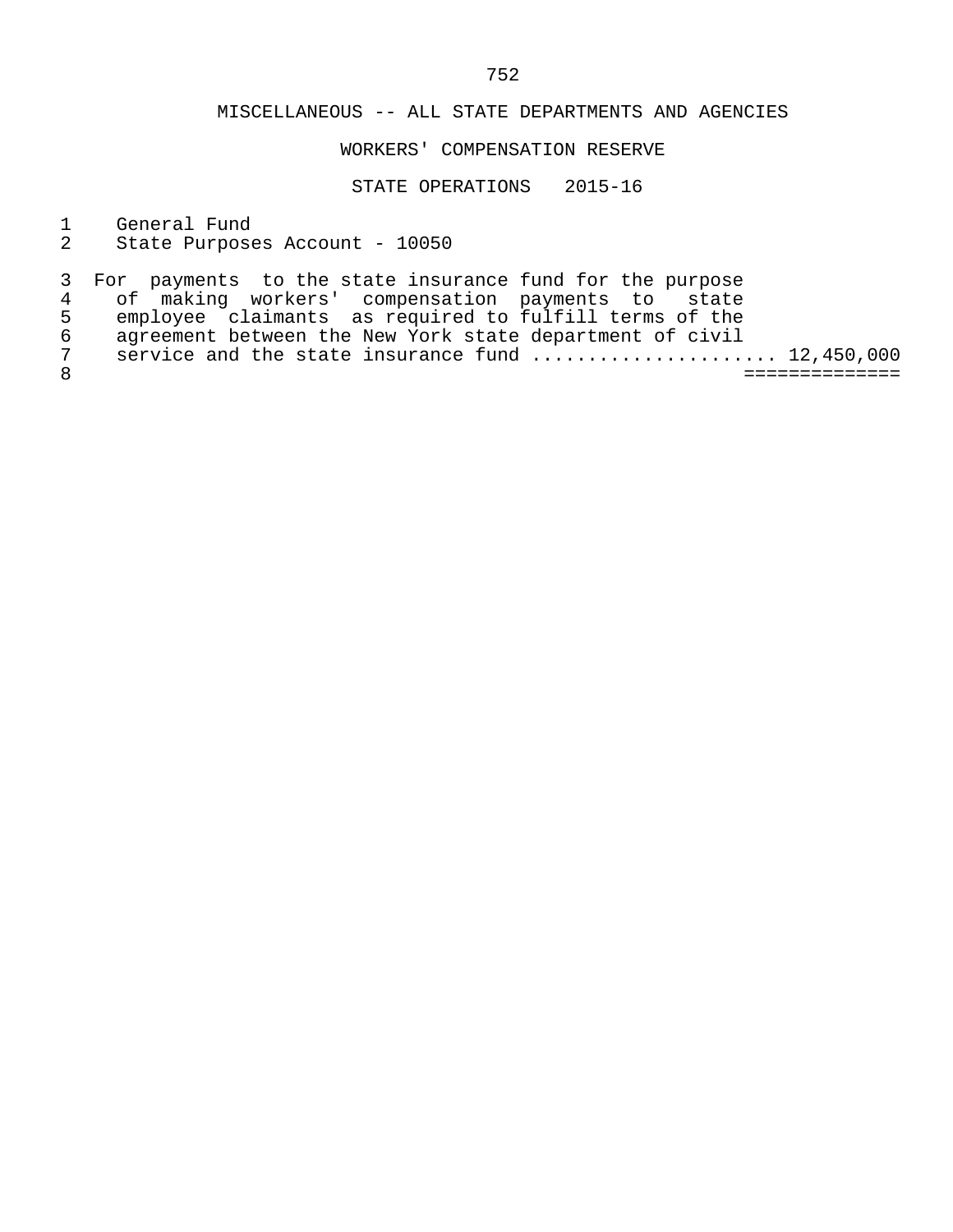## MISCELLANEOUS -- ALL STATE DEPARTMENTS AND AGENCIES

### WORKERS' COMPENSATION RESERVE

### STATE OPERATIONS 2015-16

General Fund
State Purposes Account - 10050

For payments to the state insurance fund for the purpose of making workers' compensation payments to state employee claimants as required to fulfill terms of the agreement between the New York state department of civil service and the state insurance fund ...................... 12,450,000
==============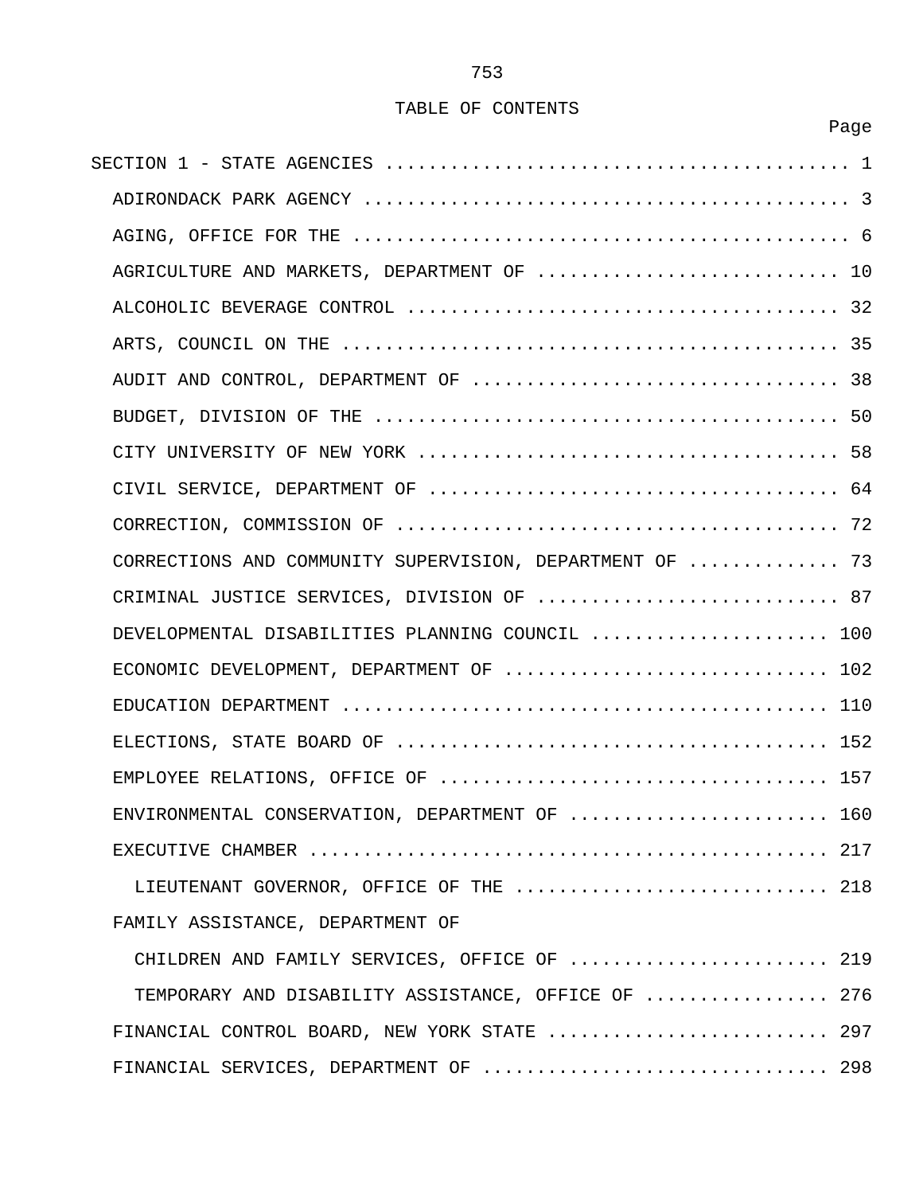# TABLE OF CONTENTS

| | Page |
|---|---|
| SECTION 1 - STATE AGENCIES | 1 |
| ADIRONDACK PARK AGENCY | 3 |
| AGING, OFFICE FOR THE | 6 |
| AGRICULTURE AND MARKETS, DEPARTMENT OF | 10 |
| ALCOHOLIC BEVERAGE CONTROL | 32 |
| ARTS, COUNCIL ON THE | 35 |
| AUDIT AND CONTROL, DEPARTMENT OF | 38 |
| BUDGET, DIVISION OF THE | 50 |
| CITY UNIVERSITY OF NEW YORK | 58 |
| CIVIL SERVICE, DEPARTMENT OF | 64 |
| CORRECTION, COMMISSION OF | 72 |
| CORRECTIONS AND COMMUNITY SUPERVISION, DEPARTMENT OF | 73 |
| CRIMINAL JUSTICE SERVICES, DIVISION OF | 87 |
| DEVELOPMENTAL DISABILITIES PLANNING COUNCIL | 100 |
| ECONOMIC DEVELOPMENT, DEPARTMENT OF | 102 |
| EDUCATION DEPARTMENT | 110 |
| ELECTIONS, STATE BOARD OF | 152 |
| EMPLOYEE RELATIONS, OFFICE OF | 157 |
| ENVIRONMENTAL CONSERVATION, DEPARTMENT OF | 160 |
| EXECUTIVE CHAMBER | 217 |
| LIEUTENANT GOVERNOR, OFFICE OF THE | 218 |
| FAMILY ASSISTANCE, DEPARTMENT OF | |
| CHILDREN AND FAMILY SERVICES, OFFICE OF | 219 |
| TEMPORARY AND DISABILITY ASSISTANCE, OFFICE OF | 276 |
| FINANCIAL CONTROL BOARD, NEW YORK STATE | 297 |
| FINANCIAL SERVICES, DEPARTMENT OF | 298 |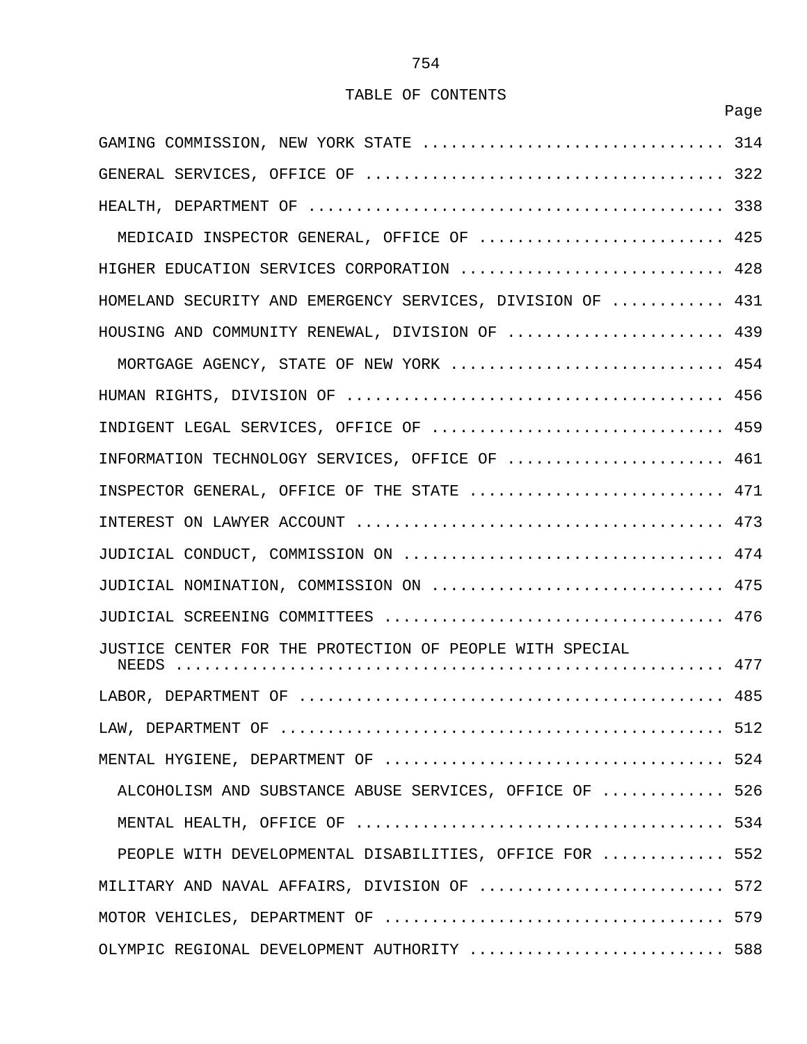# TABLE OF CONTENTS

| | Page |
|---|---|
| GAMING COMMISSION, NEW YORK STATE | 314 |
| GENERAL SERVICES, OFFICE OF | 322 |
| HEALTH, DEPARTMENT OF | 338 |
| MEDICAID INSPECTOR GENERAL, OFFICE OF | 425 |
| HIGHER EDUCATION SERVICES CORPORATION | 428 |
| HOMELAND SECURITY AND EMERGENCY SERVICES, DIVISION OF | 431 |
| HOUSING AND COMMUNITY RENEWAL, DIVISION OF | 439 |
| MORTGAGE AGENCY, STATE OF NEW YORK | 454 |
| HUMAN RIGHTS, DIVISION OF | 456 |
| INDIGENT LEGAL SERVICES, OFFICE OF | 459 |
| INFORMATION TECHNOLOGY SERVICES, OFFICE OF | 461 |
| INSPECTOR GENERAL, OFFICE OF THE STATE | 471 |
| INTEREST ON LAWYER ACCOUNT | 473 |
| JUDICIAL CONDUCT, COMMISSION ON | 474 |
| JUDICIAL NOMINATION, COMMISSION ON | 475 |
| JUDICIAL SCREENING COMMITTEES | 476 |
| JUSTICE CENTER FOR THE PROTECTION OF PEOPLE WITH SPECIAL NEEDS | 477 |
| LABOR, DEPARTMENT OF | 485 |
| LAW, DEPARTMENT OF | 512 |
| MENTAL HYGIENE, DEPARTMENT OF | 524 |
| ALCOHOLISM AND SUBSTANCE ABUSE SERVICES, OFFICE OF | 526 |
| MENTAL HEALTH, OFFICE OF | 534 |
| PEOPLE WITH DEVELOPMENTAL DISABILITIES, OFFICE FOR | 552 |
| MILITARY AND NAVAL AFFAIRS, DIVISION OF | 572 |
| MOTOR VEHICLES, DEPARTMENT OF | 579 |
| OLYMPIC REGIONAL DEVELOPMENT AUTHORITY | 588 |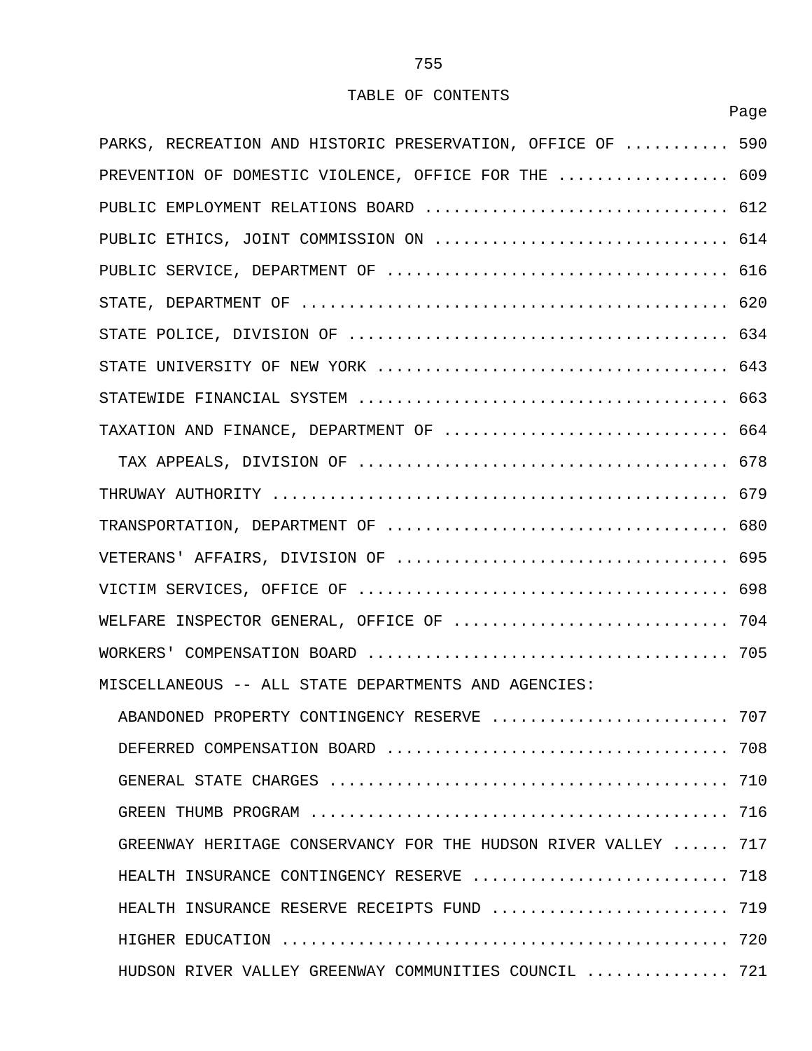TABLE OF CONTENTS

| | Page |
|---|---|
| PARKS, RECREATION AND HISTORIC PRESERVATION, OFFICE OF | 590 |
| PREVENTION OF DOMESTIC VIOLENCE, OFFICE FOR THE | 609 |
| PUBLIC EMPLOYMENT RELATIONS BOARD | 612 |
| PUBLIC ETHICS, JOINT COMMISSION ON | 614 |
| PUBLIC SERVICE, DEPARTMENT OF | 616 |
| STATE, DEPARTMENT OF | 620 |
| STATE POLICE, DIVISION OF | 634 |
| STATE UNIVERSITY OF NEW YORK | 643 |
| STATEWIDE FINANCIAL SYSTEM | 663 |
| TAXATION AND FINANCE, DEPARTMENT OF | 664 |
| TAX APPEALS, DIVISION OF | 678 |
| THRUWAY AUTHORITY | 679 |
| TRANSPORTATION, DEPARTMENT OF | 680 |
| VETERANS' AFFAIRS, DIVISION OF | 695 |
| VICTIM SERVICES, OFFICE OF | 698 |
| WELFARE INSPECTOR GENERAL, OFFICE OF | 704 |
| WORKERS' COMPENSATION BOARD | 705 |
| MISCELLANEOUS -- ALL STATE DEPARTMENTS AND AGENCIES: | |
| ABANDONED PROPERTY CONTINGENCY RESERVE | 707 |
| DEFERRED COMPENSATION BOARD | 708 |
| GENERAL STATE CHARGES | 710 |
| GREEN THUMB PROGRAM | 716 |
| GREENWAY HERITAGE CONSERVANCY FOR THE HUDSON RIVER VALLEY | 717 |
| HEALTH INSURANCE CONTINGENCY RESERVE | 718 |
| HEALTH INSURANCE RESERVE RECEIPTS FUND | 719 |
| HIGHER EDUCATION | 720 |
| HUDSON RIVER VALLEY GREENWAY COMMUNITIES COUNCIL | 721 |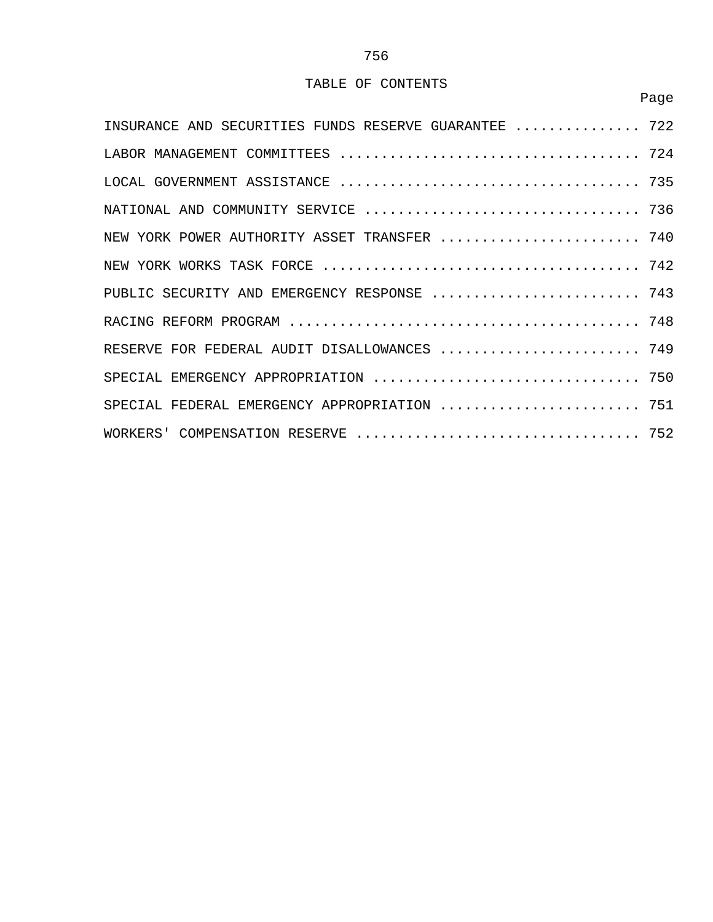## TABLE OF CONTENTS

| | Page |
|---|---|
| INSURANCE AND SECURITIES FUNDS RESERVE GUARANTEE | 722 |
| LABOR MANAGEMENT COMMITTEES | 724 |
| LOCAL GOVERNMENT ASSISTANCE | 735 |
| NATIONAL AND COMMUNITY SERVICE | 736 |
| NEW YORK POWER AUTHORITY ASSET TRANSFER | 740 |
| NEW YORK WORKS TASK FORCE | 742 |
| PUBLIC SECURITY AND EMERGENCY RESPONSE | 743 |
| RACING REFORM PROGRAM | 748 |
| RESERVE FOR FEDERAL AUDIT DISALLOWANCES | 749 |
| SPECIAL EMERGENCY APPROPRIATION | 750 |
| SPECIAL FEDERAL EMERGENCY APPROPRIATION | 751 |
| WORKERS' COMPENSATION RESERVE | 752 |